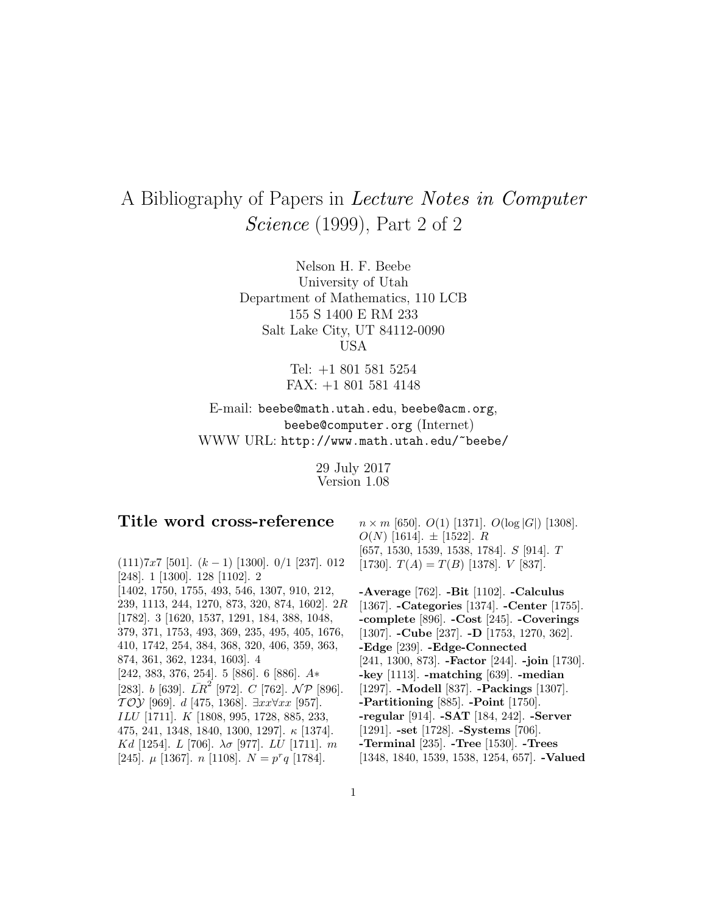# A Bibliography of Papers in *Lecture Notes in Computer Science* (1999), Part 2 of 2

Nelson H. F. Beebe
University of Utah
Department of Mathematics, 110 LCB
155 S 1400 E RM 233
Salt Lake City, UT 84112-0090
USA

Tel: +1 801 581 5254
FAX: +1 801 581 4148

E-mail: `beebe@math.utah.edu`, `beebe@acm.org`, `beebe@computer.org` (Internet)
WWW URL: `http://www.math.utah.edu/~beebe/`

29 July 2017
Version 1.08

## Title word cross-reference

(111)7$x$7 [501]. $(k-1)$ [1300]. 0/1 [237]. 012 [248]. 1 [1300]. 128 [1102]. 2 [1402, 1750, 1755, 493, 546, 1307, 910, 212, 239, 1113, 244, 1270, 873, 320, 874, 1602]. 2$R$ [1782]. 3 [1620, 1537, 1291, 184, 388, 1048, 379, 371, 1753, 493, 369, 235, 495, 405, 1676, 410, 1742, 254, 384, 368, 320, 406, 359, 363, 874, 361, 362, 1234, 1603]. 4 [242, 383, 376, 254]. 5 [886]. 6 [886]. $A*$ [283]. $b$ [639]. $\overline{LR}^2$ [972]. $C$ [762]. $\mathcal{NP}$ [896]. $\mathcal{TOY}$ [969]. $d$ [475, 1368]. $\exists xx \forall xx$ [957]. $ILU$ [1711]. $K$ [1808, 995, 1728, 885, 233, 475, 241, 1348, 1840, 1300, 1297]. $\kappa$ [1374]. $Kd$ [1254]. $L$ [706]. $\lambda\sigma$ [977]. $LU$ [1711]. $m$ [245]. $\mu$ [1367]. $n$ [1108]. $N = p^r q$ [1784]. $n \times m$ [650]. $O(1)$ [1371]. $O(\log |G|)$ [1308]. $O(N)$ [1614]. $\pm$ [1522]. $R$ [657, 1530, 1539, 1538, 1784]. $S$ [914]. $T$ [1730]. $T(A) = T(B)$ [1378]. $V$ [837].

**-Average** [762]. **-Bit** [1102]. **-Calculus** [1367]. **-Categories** [1374]. **-Center** [1755]. **-complete** [896]. **-Cost** [245]. **-Coverings** [1307]. **-Cube** [237]. **-D** [1753, 1270, 362]. **-Edge** [239]. **-Edge-Connected** [241, 1300, 873]. **-Factor** [244]. **-join** [1730]. **-key** [1113]. **-matching** [639]. **-median** [1297]. **-Modell** [837]. **-Packings** [1307]. **-Partitioning** [885]. **-Point** [1750]. **-regular** [914]. **-SAT** [184, 242]. **-Server** [1291]. **-set** [1728]. **-Systems** [706]. **-Terminal** [235]. **-Tree** [1530]. **-Trees** [1348, 1840, 1539, 1538, 1254, 657]. **-Valued**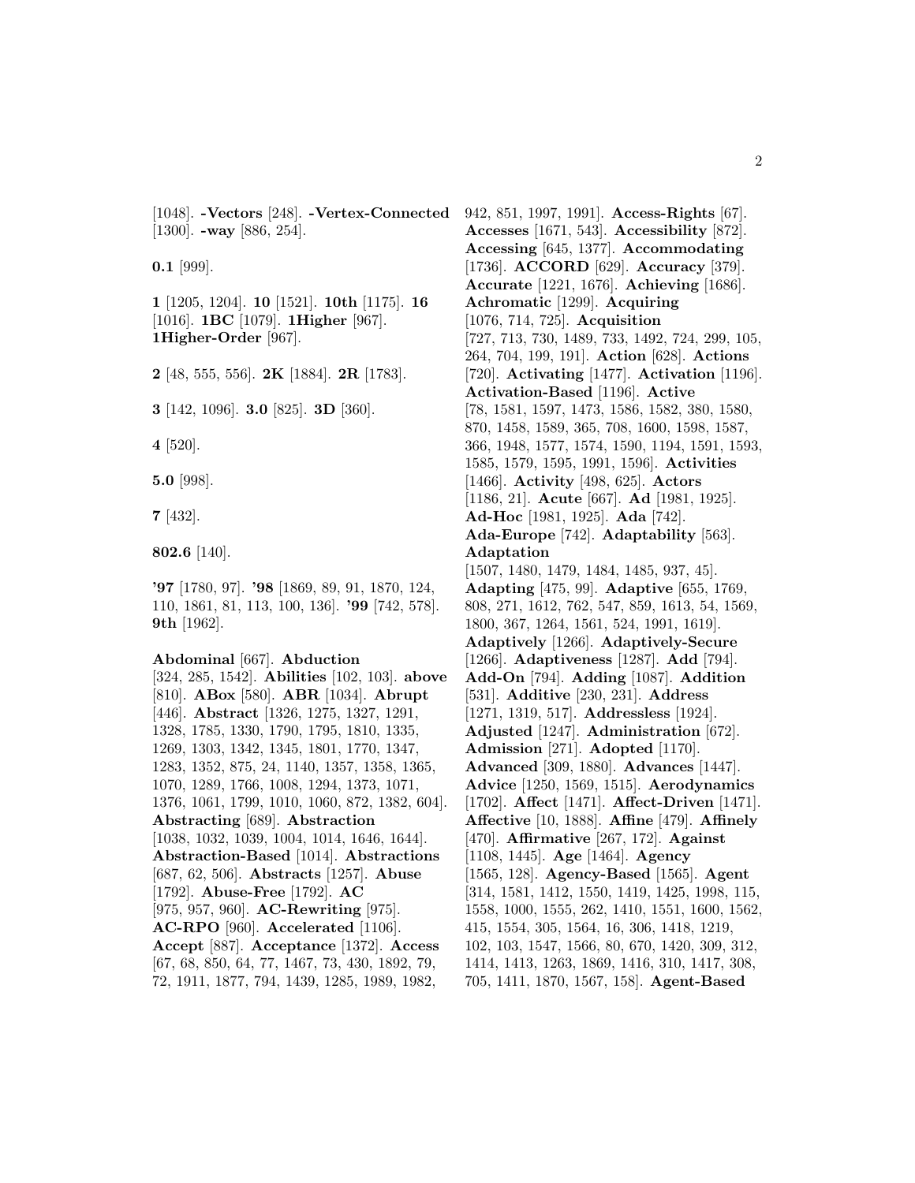[1048]. **-Vectors** [248]. **-Vertex-Connected** [1300]. **-way** [886, 254].

**0.1** [999].

**1** [1205, 1204]. **10** [1521]. **10th** [1175]. **16** [1016]. **1BC** [1079]. **1Higher** [967]. **1Higher-Order** [967].

**2** [48, 555, 556]. **2K** [1884]. **2R** [1783].

**3** [142, 1096]. **3.0** [825]. **3D** [360].

**4** [520].

**5.0** [998].

**7** [432].

**802.6** [140].

**'97** [1780, 97]. **'98** [1869, 89, 91, 1870, 124, 110, 1861, 81, 113, 100, 136]. **'99** [742, 578]. **9th** [1962].

**Abdominal** [667]. **Abduction** [324, 285, 1542]. **Abilities** [102, 103]. **above** [810]. **ABox** [580]. **ABR** [1034]. **Abrupt** [446]. **Abstract** [1326, 1275, 1327, 1291, 1328, 1785, 1330, 1790, 1795, 1810, 1335, 1269, 1303, 1342, 1345, 1801, 1770, 1347, 1283, 1352, 875, 24, 1140, 1357, 1358, 1365, 1070, 1289, 1766, 1008, 1294, 1373, 1071, 1376, 1061, 1799, 1010, 1060, 872, 1382, 604]. **Abstracting** [689]. **Abstraction** [1038, 1032, 1039, 1004, 1014, 1646, 1644]. **Abstraction-Based** [1014]. **Abstractions** [687, 62, 506]. **Abstracts** [1257]. **Abuse** [1792]. **Abuse-Free** [1792]. **AC** [975, 957, 960]. **AC-Rewriting** [975]. **AC-RPO** [960]. **Accelerated** [1106]. **Accept** [887]. **Acceptance** [1372]. **Access** [67, 68, 850, 64, 77, 1467, 73, 430, 1892, 79, 72, 1911, 1877, 794, 1439, 1285, 1989, 1982, 942, 851, 1997, 1991]. **Access-Rights** [67]. **Accesses** [1671, 543]. **Accessibility** [872]. **Accessing** [645, 1377]. **Accommodating** [1736]. **ACCORD** [629]. **Accuracy** [379]. **Accurate** [1221, 1676]. **Achieving** [1686]. **Achromatic** [1299]. **Acquiring** [1076, 714, 725]. **Acquisition** [727, 713, 730, 1489, 733, 1492, 724, 299, 105, 264, 704, 199, 191]. **Action** [628]. **Actions** [720]. **Activating** [1477]. **Activation** [1196]. **Activation-Based** [1196]. **Active** [78, 1581, 1597, 1473, 1586, 1582, 380, 1580, 870, 1458, 1589, 365, 708, 1600, 1598, 1587, 366, 1948, 1577, 1574, 1590, 1194, 1591, 1593, 1585, 1579, 1595, 1991, 1596]. **Activities** [1466]. **Activity** [498, 625]. **Actors** [1186, 21]. **Acute** [667]. **Ad** [1981, 1925]. **Ad-Hoc** [1981, 1925]. **Ada** [742]. **Ada-Europe** [742]. **Adaptability** [563]. **Adaptation** [1507, 1480, 1479, 1484, 1485, 937, 45]. **Adapting** [475, 99]. **Adaptive** [655, 1769, 808, 271, 1612, 762, 547, 859, 1613, 54, 1569, 1800, 367, 1264, 1561, 524, 1991, 1619]. **Adaptively** [1266]. **Adaptively-Secure** [1266]. **Adaptiveness** [1287]. **Add** [794]. **Add-On** [794]. **Adding** [1087]. **Addition** [531]. **Additive** [230, 231]. **Address** [1271, 1319, 517]. **Addressless** [1924]. **Adjusted** [1247]. **Administration** [672]. **Admission** [271]. **Adopted** [1170]. **Advanced** [309, 1880]. **Advances** [1447]. **Advice** [1250, 1569, 1515]. **Aerodynamics** [1702]. **Affect** [1471]. **Affect-Driven** [1471]. **Affective** [10, 1888]. **Affine** [479]. **Affinely** [470]. **Affirmative** [267, 172]. **Against** [1108, 1445]. **Age** [1464]. **Agency** [1565, 128]. **Agency-Based** [1565]. **Agent** [314, 1581, 1412, 1550, 1419, 1425, 1998, 115, 1558, 1000, 1555, 262, 1410, 1551, 1600, 1562, 415, 1554, 305, 1564, 16, 306, 1418, 1219, 102, 103, 1547, 1566, 80, 670, 1420, 309, 312, 1414, 1413, 1263, 1869, 1416, 310, 1417, 308, 705, 1411, 1870, 1567, 158]. **Agent-Based**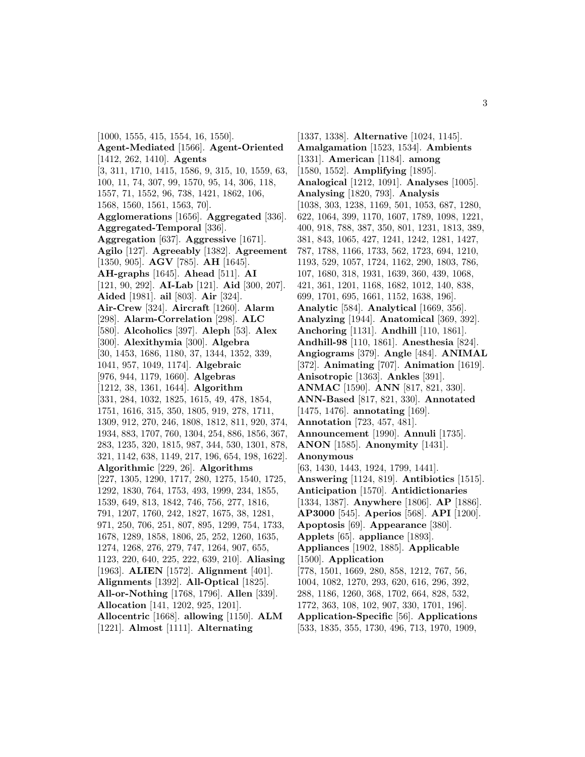[1000, 1555, 415, 1554, 16, 1550]. **Agent-Mediated** [1566]. **Agent-Oriented** [1412, 262, 1410]. **Agents** [3, 311, 1710, 1415, 1586, 9, 315, 10, 1559, 63, 100, 11, 74, 307, 99, 1570, 95, 14, 306, 118, 1557, 71, 1552, 96, 738, 1421, 1862, 106, 1568, 1560, 1561, 1563, 70]. **Agglomerations** [1656]. **Aggregated** [336]. **Aggregated-Temporal** [336]. **Aggregation** [637]. **Aggressive** [1671]. **Agilo** [127]. **Agreeably** [1382]. **Agreement** [1350, 905]. **AGV** [785]. **AH** [1645]. **AH-graphs** [1645]. **Ahead** [511]. **AI** [121, 90, 292]. **AI-Lab** [121]. **Aid** [300, 207]. **Aided** [1981]. **ail** [803]. **Air** [324]. **Air-Crew** [324]. **Aircraft** [1260]. **Alarm** [298]. **Alarm-Correlation** [298]. **ALC** [580]. **Alcoholics** [397]. **Aleph** [53]. **Alex** [300]. **Alexithymia** [300]. **Algebra** [30, 1453, 1686, 1180, 37, 1344, 1352, 339, 1041, 957, 1049, 1174]. **Algebraic** [976, 944, 1179, 1660]. **Algebras** [1212, 38, 1361, 1644]. **Algorithm** [331, 284, 1032, 1825, 1615, 49, 478, 1854, 1751, 1616, 315, 350, 1805, 919, 278, 1711, 1309, 912, 270, 246, 1808, 1812, 811, 920, 374, 1934, 883, 1707, 760, 1304, 254, 886, 1856, 367, 283, 1235, 320, 1815, 987, 344, 530, 1301, 878, 321, 1142, 638, 1149, 217, 196, 654, 198, 1622]. **Algorithmic** [229, 26]. **Algorithms** [227, 1305, 1290, 1717, 280, 1275, 1540, 1725, 1292, 1830, 764, 1753, 493, 1999, 234, 1855, 1539, 649, 813, 1842, 746, 756, 277, 1816, 791, 1207, 1760, 242, 1827, 1675, 38, 1281, 971, 250, 706, 251, 807, 895, 1299, 754, 1733, 1678, 1289, 1858, 1806, 25, 252, 1260, 1635, 1274, 1268, 276, 279, 747, 1264, 907, 655, 1123, 220, 640, 225, 222, 639, 210]. **Aliasing** [1963]. **ALIEN** [1572]. **Alignment** [401]. **Alignments** [1392]. **All-Optical** [1825]. **All-or-Nothing** [1768, 1796]. **Allen** [339]. **Allocation** [141, 1202, 925, 1201]. **Allocentric** [1668]. **allowing** [1150]. **ALM** [1221]. **Almost** [1111]. **Alternating** [1337, 1338]. **Alternative** [1024, 1145]. **Amalgamation** [1523, 1534]. **Ambients** [1331]. **American** [1184]. **among** [1580, 1552]. **Amplifying** [1895]. **Analogical** [1212, 1091]. **Analyses** [1005]. **Analysing** [1820, 793]. **Analysis** [1038, 303, 1238, 1169, 501, 1053, 687, 1280, 622, 1064, 399, 1170, 1607, 1789, 1098, 1221, 400, 918, 788, 387, 350, 801, 1231, 1813, 389, 381, 843, 1065, 427, 1241, 1242, 1281, 1427, 787, 1788, 1166, 1733, 562, 1723, 694, 1210, 1193, 529, 1057, 1724, 1162, 290, 1803, 786, 107, 1680, 318, 1931, 1639, 360, 439, 1068, 421, 361, 1201, 1168, 1682, 1012, 140, 838, 699, 1701, 695, 1661, 1152, 1638, 196]. **Analytic** [584]. **Analytical** [1669, 356]. **Analyzing** [1944]. **Anatomical** [369, 392]. **Anchoring** [1131]. **Andhill** [110, 1861]. **Andhill-98** [110, 1861]. **Anesthesia** [824]. **Angiograms** [379]. **Angle** [484]. **ANIMAL** [372]. **Animating** [707]. **Animation** [1619]. **Anisotropic** [1363]. **Ankles** [391]. **ANMAC** [1590]. **ANN** [817, 821, 330]. **ANN-Based** [817, 821, 330]. **Annotated** [1475, 1476]. **annotating** [169]. **Annotation** [723, 457, 481]. **Announcement** [1990]. **Annuli** [1735]. **ANON** [1585]. **Anonymity** [1431]. **Anonymous** [63, 1430, 1443, 1924, 1799, 1441]. **Answering** [1124, 819]. **Antibiotics** [1515]. **Anticipation** [1570]. **Antidictionaries** [1334, 1387]. **Anywhere** [1806]. **AP** [1886]. **AP3000** [545]. **Aperios** [568]. **API** [1200]. **Apoptosis** [69]. **Appearance** [380]. **Applets** [65]. **appliance** [1893]. **Appliances** [1902, 1885]. **Applicable** [1500]. **Application** [778, 1501, 1669, 280, 858, 1212, 767, 56, 1004, 1082, 1270, 293, 620, 616, 296, 392, 288, 1186, 1260, 368, 1702, 664, 828, 532, 1772, 363, 108, 102, 907, 330, 1701, 196]. **Application-Specific** [56]. **Applications** [533, 1835, 355, 1730, 496, 713, 1970, 1909,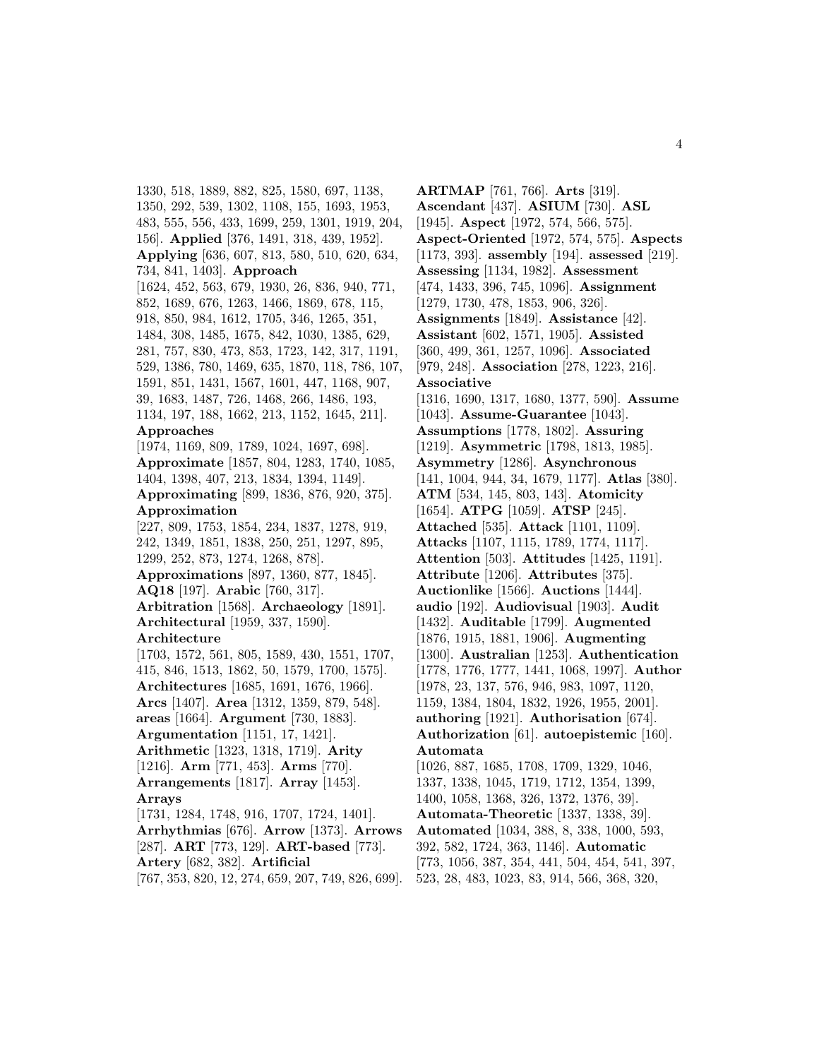1330, 518, 1889, 882, 825, 1580, 697, 1138, 1350, 292, 539, 1302, 1108, 155, 1693, 1953, 483, 555, 556, 433, 1699, 259, 1301, 1919, 204, 156]. **Applied** [376, 1491, 318, 439, 1952]. **Applying** [636, 607, 813, 580, 510, 620, 634, 734, 841, 1403]. **Approach** [1624, 452, 563, 679, 1930, 26, 836, 940, 771, 852, 1689, 676, 1263, 1466, 1869, 678, 115, 918, 850, 984, 1612, 1705, 346, 1265, 351, 1484, 308, 1485, 1675, 842, 1030, 1385, 629, 281, 757, 830, 473, 853, 1723, 142, 317, 1191, 529, 1386, 780, 1469, 635, 1870, 118, 786, 107, 1591, 851, 1431, 1567, 1601, 447, 1168, 907, 39, 1683, 1487, 726, 1468, 266, 1486, 193, 1134, 197, 188, 1662, 213, 1152, 1645, 211]. **Approaches** [1974, 1169, 809, 1789, 1024, 1697, 698]. **Approximate** [1857, 804, 1283, 1740, 1085, 1404, 1398, 407, 213, 1834, 1394, 1149]. **Approximating** [899, 1836, 876, 920, 375]. **Approximation** [227, 809, 1753, 1854, 234, 1837, 1278, 919, 242, 1349, 1851, 1838, 250, 251, 1297, 895, 1299, 252, 873, 1274, 1268, 878]. **Approximations** [897, 1360, 877, 1845]. **AQ18** [197]. **Arabic** [760, 317]. **Arbitration** [1568]. **Archaeology** [1891]. **Architectural** [1959, 337, 1590]. **Architecture** [1703, 1572, 561, 805, 1589, 430, 1551, 1707, 415, 846, 1513, 1862, 50, 1579, 1700, 1575]. **Architectures** [1685, 1691, 1676, 1966]. **Arcs** [1407]. **Area** [1312, 1359, 879, 548]. **areas** [1664]. **Argument** [730, 1883]. **Argumentation** [1151, 17, 1421]. **Arithmetic** [1323, 1318, 1719]. **Arity** [1216]. **Arm** [771, 453]. **Arms** [770]. **Arrangements** [1817]. **Array** [1453]. **Arrays** [1731, 1284, 1748, 916, 1707, 1724, 1401]. **Arrhythmias** [676]. **Arrow** [1373]. **Arrows** [287]. **ART** [773, 129]. **ART-based** [773]. **Artery** [682, 382]. **Artificial** [767, 353, 820, 12, 274, 659, 207, 749, 826, 699].

**ARTMAP** [761, 766]. **Arts** [319]. **Ascendant** [437]. **ASIUM** [730]. **ASL** [1945]. **Aspect** [1972, 574, 566, 575]. **Aspect-Oriented** [1972, 574, 575]. **Aspects** [1173, 393]. **assembly** [194]. **assessed** [219]. **Assessing** [1134, 1982]. **Assessment** [474, 1433, 396, 745, 1096]. **Assignment** [1279, 1730, 478, 1853, 906, 326]. **Assignments** [1849]. **Assistance** [42]. **Assistant** [602, 1571, 1905]. **Assisted** [360, 499, 361, 1257, 1096]. **Associated** [979, 248]. **Association** [278, 1223, 216]. **Associative** [1316, 1690, 1317, 1680, 1377, 590]. **Assume** [1043]. **Assume-Guarantee** [1043]. **Assumptions** [1778, 1802]. **Assuring** [1219]. **Asymmetric** [1798, 1813, 1985]. **Asymmetry** [1286]. **Asynchronous** [141, 1004, 944, 34, 1679, 1177]. **Atlas** [380]. **ATM** [534, 145, 803, 143]. **Atomicity** [1654]. **ATPG** [1059]. **ATSP** [245]. **Attached** [535]. **Attack** [1101, 1109]. **Attacks** [1107, 1115, 1789, 1774, 1117]. **Attention** [503]. **Attitudes** [1425, 1191]. **Attribute** [1206]. **Attributes** [375]. **Auctionlike** [1566]. **Auctions** [1444]. **audio** [192]. **Audiovisual** [1903]. **Audit** [1432]. **Auditable** [1799]. **Augmented** [1876, 1915, 1881, 1906]. **Augmenting** [1300]. **Australian** [1253]. **Authentication** [1778, 1776, 1777, 1441, 1068, 1997]. **Author** [1978, 23, 137, 576, 946, 983, 1097, 1120, 1159, 1384, 1804, 1832, 1926, 1955, 2001]. **authoring** [1921]. **Authorisation** [674]. **Authorization** [61]. **autoepistemic** [160]. **Automata** [1026, 887, 1685, 1708, 1709, 1329, 1046, 1337, 1338, 1045, 1719, 1712, 1354, 1399, 1400, 1058, 1368, 326, 1372, 1376, 39]. **Automata-Theoretic** [1337, 1338, 39]. **Automated** [1034, 388, 8, 338, 1000, 593, 392, 582, 1724, 363, 1146]. **Automatic** [773, 1056, 387, 354, 441, 504, 454, 541, 397, 523, 28, 483, 1023, 83, 914, 566, 368, 320,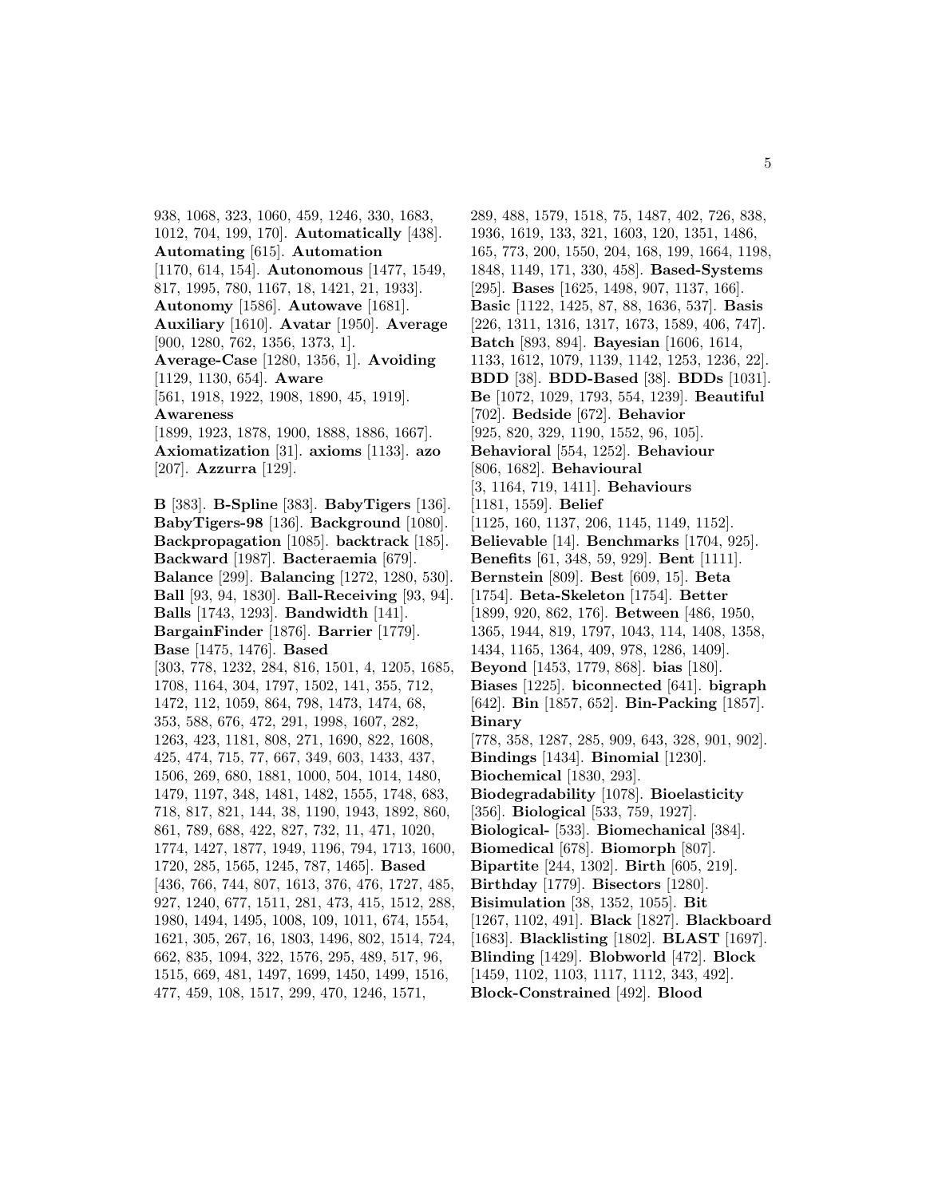938, 1068, 323, 1060, 459, 1246, 330, 1683, 1012, 704, 199, 170]. **Automatically** [438]. **Automating** [615]. **Automation** [1170, 614, 154]. **Autonomous** [1477, 1549, 817, 1995, 780, 1167, 18, 1421, 21, 1933]. **Autonomy** [1586]. **Autowave** [1681]. **Auxiliary** [1610]. **Avatar** [1950]. **Average** [900, 1280, 762, 1356, 1373, 1]. **Average-Case** [1280, 1356, 1]. **Avoiding** [1129, 1130, 654]. **Aware** [561, 1918, 1922, 1908, 1890, 45, 1919]. **Awareness** [1899, 1923, 1878, 1900, 1888, 1886, 1667]. **Axiomatization** [31]. **axioms** [1133]. **azo** [207]. **Azzurra** [129].

**B** [383]. **B-Spline** [383]. **BabyTigers** [136]. **BabyTigers-98** [136]. **Background** [1080]. **Backpropagation** [1085]. **backtrack** [185]. **Backward** [1987]. **Bacteraemia** [679]. **Balance** [299]. **Balancing** [1272, 1280, 530]. **Ball** [93, 94, 1830]. **Ball-Receiving** [93, 94]. **Balls** [1743, 1293]. **Bandwidth** [141]. **BargainFinder** [1876]. **Barrier** [1779]. **Base** [1475, 1476]. **Based** [303, 778, 1232, 284, 816, 1501, 4, 1205, 1685, 1708, 1164, 304, 1797, 1502, 141, 355, 712, 1472, 112, 1059, 864, 798, 1473, 1474, 68, 353, 588, 676, 472, 291, 1998, 1607, 282, 1263, 423, 1181, 808, 271, 1690, 822, 1608, 425, 474, 715, 77, 667, 349, 603, 1433, 437, 1506, 269, 680, 1881, 1000, 504, 1014, 1480, 1479, 1197, 348, 1481, 1482, 1555, 1748, 683, 718, 817, 821, 144, 38, 1190, 1943, 1892, 860, 861, 789, 688, 422, 827, 732, 11, 471, 1020, 1774, 1427, 1877, 1949, 1196, 794, 1713, 1600, 1720, 285, 1565, 1245, 787, 1465]. **Based** [436, 766, 744, 807, 1613, 376, 476, 1727, 485, 927, 1240, 677, 1511, 281, 473, 415, 1512, 288, 1980, 1494, 1495, 1008, 109, 1011, 674, 1554, 1621, 305, 267, 16, 1803, 1496, 802, 1514, 724, 662, 835, 1094, 322, 1576, 295, 489, 517, 96, 1515, 669, 481, 1497, 1699, 1450, 1499, 1516, 477, 459, 108, 1517, 299, 470, 1246, 1571, 289, 488, 1579, 1518, 75, 1487, 402, 726, 838, 1936, 1619, 133, 321, 1603, 120, 1351, 1486, 165, 773, 200, 1550, 204, 168, 199, 1664, 1198, 1848, 1149, 171, 330, 458]. **Based-Systems** [295]. **Bases** [1625, 1498, 907, 1137, 166]. **Basic** [1122, 1425, 87, 88, 1636, 537]. **Basis** [226, 1311, 1316, 1317, 1673, 1589, 406, 747]. **Batch** [893, 894]. **Bayesian** [1606, 1614, 1133, 1612, 1079, 1139, 1142, 1253, 1236, 22]. **BDD** [38]. **BDD-Based** [38]. **BDDs** [1031]. **Be** [1072, 1029, 1793, 554, 1239]. **Beautiful** [702]. **Bedside** [672]. **Behavior** [925, 820, 329, 1190, 1552, 96, 105]. **Behavioral** [554, 1252]. **Behaviour** [806, 1682]. **Behavioural** [3, 1164, 719, 1411]. **Behaviours** [1181, 1559]. **Belief** [1125, 160, 1137, 206, 1145, 1149, 1152]. **Believable** [14]. **Benchmarks** [1704, 925]. **Benefits** [61, 348, 59, 929]. **Bent** [1111]. **Bernstein** [809]. **Best** [609, 15]. **Beta** [1754]. **Beta-Skeleton** [1754]. **Better** [1899, 920, 862, 176]. **Between** [486, 1950, 1365, 1944, 819, 1797, 1043, 114, 1408, 1358, 1434, 1165, 1364, 409, 978, 1286, 1409]. **Beyond** [1453, 1779, 868]. **bias** [180]. **Biases** [1225]. **biconnected** [641]. **bigraph** [642]. **Bin** [1857, 652]. **Bin-Packing** [1857]. **Binary** [778, 358, 1287, 285, 909, 643, 328, 901, 902]. **Bindings** [1434]. **Binomial** [1230]. **Biochemical** [1830, 293]. **Biodegradability** [1078]. **Bioelasticity** [356]. **Biological** [533, 759, 1927]. **Biological-** [533]. **Biomechanical** [384]. **Biomedical** [678]. **Biomorph** [807]. **Bipartite** [244, 1302]. **Birth** [605, 219]. **Birthday** [1779]. **Bisectors** [1280]. **Bisimulation** [38, 1352, 1055]. **Bit** [1267, 1102, 491]. **Black** [1827]. **Blackboard** [1683]. **Blacklisting** [1802]. **BLAST** [1697]. **Blinding** [1429]. **Blobworld** [472]. **Block** [1459, 1102, 1103, 1117, 1112, 343, 492]. **Block-Constrained** [492]. **Blood**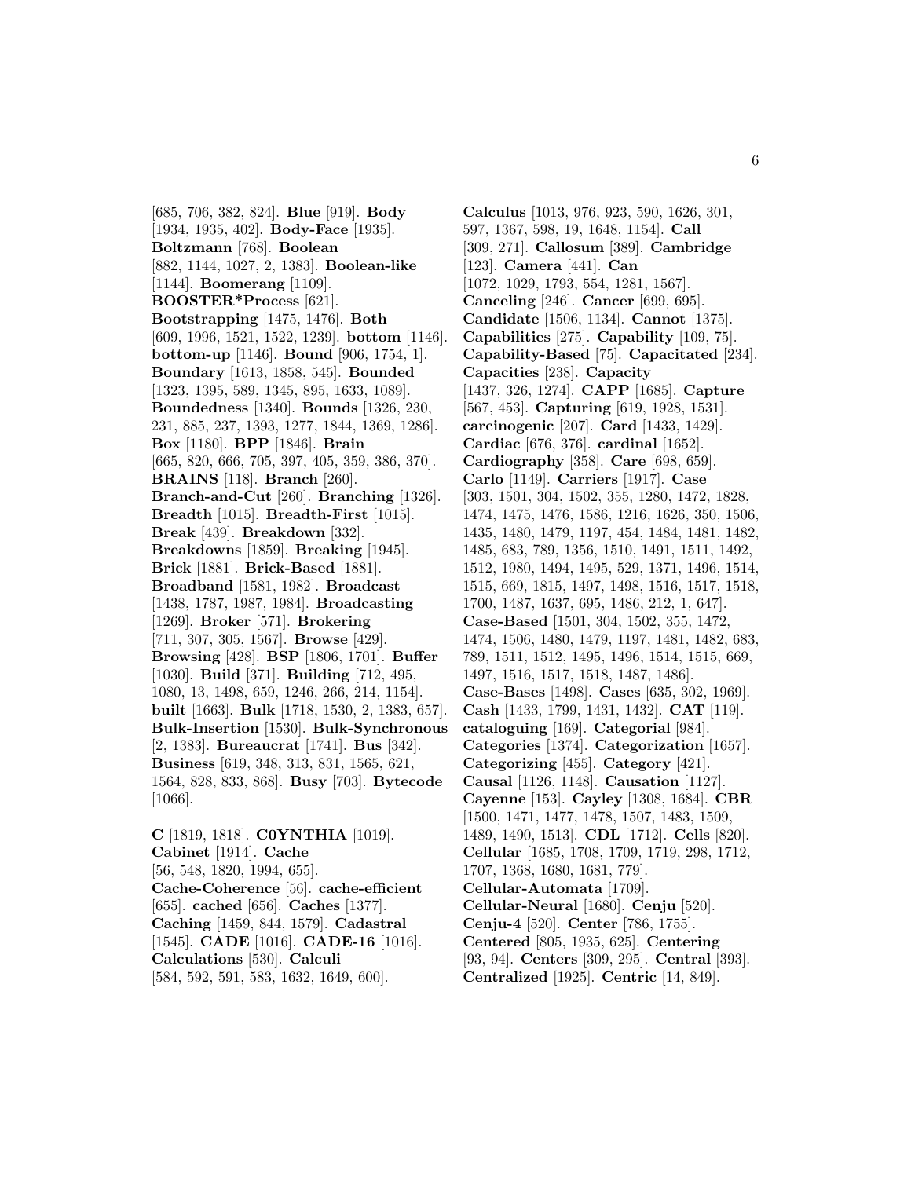[685, 706, 382, 824]. **Blue** [919]. **Body** [1934, 1935, 402]. **Body-Face** [1935]. **Boltzmann** [768]. **Boolean** [882, 1144, 1027, 2, 1383]. **Boolean-like** [1144]. **Boomerang** [1109]. **BOOSTER*Process** [621]. **Bootstrapping** [1475, 1476]. **Both** [609, 1996, 1521, 1522, 1239]. **bottom** [1146]. **bottom-up** [1146]. **Bound** [906, 1754, 1]. **Boundary** [1613, 1858, 545]. **Bounded** [1323, 1395, 589, 1345, 895, 1633, 1089]. **Boundedness** [1340]. **Bounds** [1326, 230, 231, 885, 237, 1393, 1277, 1844, 1369, 1286]. **Box** [1180]. **BPP** [1846]. **Brain** [665, 820, 666, 705, 397, 405, 359, 386, 370]. **BRAINS** [118]. **Branch** [260]. **Branch-and-Cut** [260]. **Branching** [1326]. **Breadth** [1015]. **Breadth-First** [1015]. **Break** [439]. **Breakdown** [332]. **Breakdowns** [1859]. **Breaking** [1945]. **Brick** [1881]. **Brick-Based** [1881]. **Broadband** [1581, 1982]. **Broadcast** [1438, 1787, 1987, 1984]. **Broadcasting** [1269]. **Broker** [571]. **Brokering** [711, 307, 305, 1567]. **Browse** [429]. **Browsing** [428]. **BSP** [1806, 1701]. **Buffer** [1030]. **Build** [371]. **Building** [712, 495, 1080, 13, 1498, 659, 1246, 266, 214, 1154]. **built** [1663]. **Bulk** [1718, 1530, 2, 1383, 657]. **Bulk-Insertion** [1530]. **Bulk-Synchronous** [2, 1383]. **Bureaucrat** [1741]. **Bus** [342]. **Business** [619, 348, 313, 831, 1565, 621, 1564, 828, 833, 868]. **Busy** [703]. **Bytecode** [1066].

**C** [1819, 1818]. **C0YNTHIA** [1019]. **Cabinet** [1914]. **Cache** [56, 548, 1820, 1994, 655]. **Cache-Coherence** [56]. **cache-efficient** [655]. **cached** [656]. **Caches** [1377]. **Caching** [1459, 844, 1579]. **Cadastral** [1545]. **CADE** [1016]. **CADE-16** [1016]. **Calculations** [530]. **Calculi** [584, 592, 591, 583, 1632, 1649, 600]. **Calculus** [1013, 976, 923, 590, 1626, 301, 597, 1367, 598, 19, 1648, 1154]. **Call** [309, 271]. **Callosum** [389]. **Cambridge** [123]. **Camera** [441]. **Can** [1072, 1029, 1793, 554, 1281, 1567]. **Canceling** [246]. **Cancer** [699, 695]. **Candidate** [1506, 1134]. **Cannot** [1375]. **Capabilities** [275]. **Capability** [109, 75]. **Capability-Based** [75]. **Capacitated** [234]. **Capacities** [238]. **Capacity** [1437, 326, 1274]. **CAPP** [1685]. **Capture** [567, 453]. **Capturing** [619, 1928, 1531]. **carcinogenic** [207]. **Card** [1433, 1429]. **Cardiac** [676, 376]. **cardinal** [1652]. **Cardiography** [358]. **Care** [698, 659]. **Carlo** [1149]. **Carriers** [1917]. **Case** [303, 1501, 304, 1502, 355, 1280, 1472, 1828, 1474, 1475, 1476, 1586, 1216, 1626, 350, 1506, 1435, 1480, 1479, 1197, 454, 1484, 1481, 1482, 1485, 683, 789, 1356, 1510, 1491, 1511, 1492, 1512, 1980, 1494, 1495, 529, 1371, 1496, 1514, 1515, 669, 1815, 1497, 1498, 1516, 1517, 1518, 1700, 1487, 1637, 695, 1486, 212, 1, 647]. **Case-Based** [1501, 304, 1502, 355, 1472, 1474, 1506, 1480, 1479, 1197, 1481, 1482, 683, 789, 1511, 1512, 1495, 1496, 1514, 1515, 669, 1497, 1516, 1517, 1518, 1487, 1486]. **Case-Bases** [1498]. **Cases** [635, 302, 1969]. **Cash** [1433, 1799, 1431, 1432]. **CAT** [119]. **cataloguing** [169]. **Categorial** [984]. **Categories** [1374]. **Categorization** [1657]. **Categorizing** [455]. **Category** [421]. **Causal** [1126, 1148]. **Causation** [1127]. **Cayenne** [153]. **Cayley** [1308, 1684]. **CBR** [1500, 1471, 1477, 1478, 1507, 1483, 1509, 1489, 1490, 1513]. **CDL** [1712]. **Cells** [820]. **Cellular** [1685, 1708, 1709, 1719, 298, 1712, 1707, 1368, 1680, 1681, 779]. **Cellular-Automata** [1709]. **Cellular-Neural** [1680]. **Cenju** [520]. **Cenju-4** [520]. **Center** [786, 1755]. **Centered** [805, 1935, 625]. **Centering** [93, 94]. **Centers** [309, 295]. **Central** [393]. **Centralized** [1925]. **Centric** [14, 849].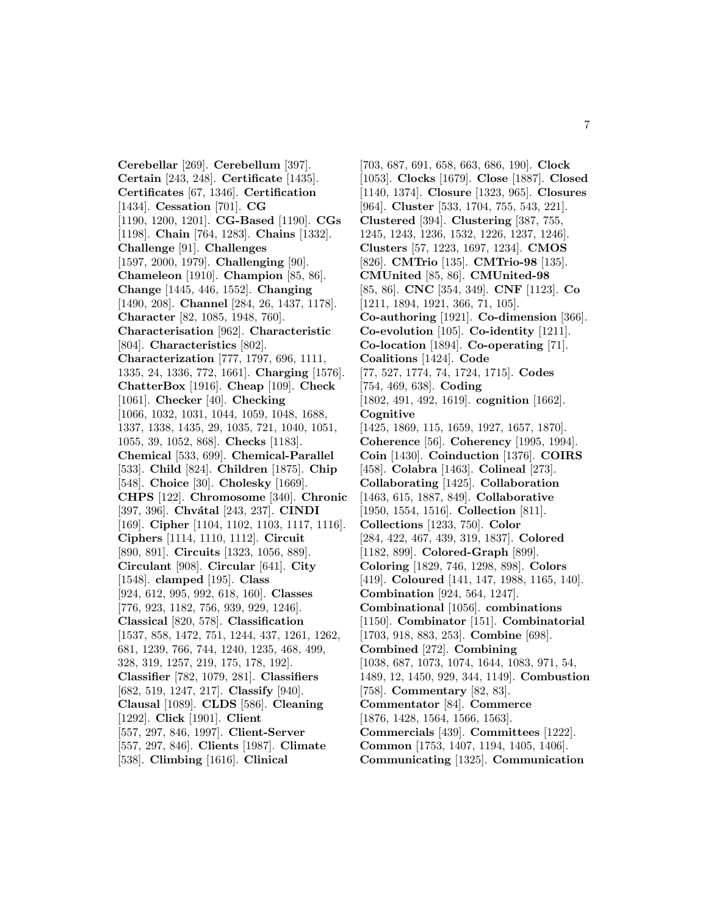**Cerebellar** [269]. **Cerebellum** [397]. **Certain** [243, 248]. **Certificate** [1435]. **Certificates** [67, 1346]. **Certification** [1434]. **Cessation** [701]. **CG** [1190, 1200, 1201]. **CG-Based** [1190]. **CGs** [1198]. **Chain** [764, 1283]. **Chains** [1332]. **Challenge** [91]. **Challenges** [1597, 2000, 1979]. **Challenging** [90]. **Chameleon** [1910]. **Champion** [85, 86]. **Change** [1445, 446, 1552]. **Changing** [1490, 208]. **Channel** [284, 26, 1437, 1178]. **Character** [82, 1085, 1948, 760]. **Characterisation** [962]. **Characteristic** [804]. **Characteristics** [802]. **Characterization** [777, 1797, 696, 1111, 1335, 24, 1336, 772, 1661]. **Charging** [1576]. **ChatterBox** [1916]. **Cheap** [109]. **Check** [1061]. **Checker** [40]. **Checking** [1066, 1032, 1031, 1044, 1059, 1048, 1688, 1337, 1338, 1435, 29, 1035, 721, 1040, 1051, 1055, 39, 1052, 868]. **Checks** [1183]. **Chemical** [533, 699]. **Chemical-Parallel** [533]. **Child** [824]. **Children** [1875]. **Chip** [548]. **Choice** [30]. **Cholesky** [1669]. **CHPS** [122]. **Chromosome** [340]. **Chronic** [397, 396]. **Chvátal** [243, 237]. **CINDI** [169]. **Cipher** [1104, 1102, 1103, 1117, 1116]. **Ciphers** [1114, 1110, 1112]. **Circuit** [890, 891]. **Circuits** [1323, 1056, 889]. **Circulant** [908]. **Circular** [641]. **City** [1548]. **clamped** [195]. **Class** [924, 612, 995, 992, 618, 160]. **Classes** [776, 923, 1182, 756, 939, 929, 1246]. **Classical** [820, 578]. **Classification** [1537, 858, 1472, 751, 1244, 437, 1261, 1262, 681, 1239, 766, 744, 1240, 1235, 468, 499, 328, 319, 1257, 219, 175, 178, 192]. **Classifier** [782, 1079, 281]. **Classifiers** [682, 519, 1247, 217]. **Classify** [940]. **Clausal** [1089]. **CLDS** [586]. **Cleaning** [1292]. **Click** [1901]. **Client** [557, 297, 846, 1997]. **Client-Server** [557, 297, 846]. **Clients** [1987]. **Climate** [538]. **Climbing** [1616]. **Clinical** [703, 687, 691, 658, 663, 686, 190]. **Clock** [1053]. **Clocks** [1679]. **Close** [1887]. **Closed** [1140, 1374]. **Closure** [1323, 965]. **Closures** [964]. **Cluster** [533, 1704, 755, 543, 221]. **Clustered** [394]. **Clustering** [387, 755, 1245, 1243, 1236, 1532, 1226, 1237, 1246]. **Clusters** [57, 1223, 1697, 1234]. **CMOS** [826]. **CMTrio** [135]. **CMTrio-98** [135]. **CMUnited** [85, 86]. **CMUnited-98** [85, 86]. **CNC** [354, 349]. **CNF** [1123]. **Co** [1211, 1894, 1921, 366, 71, 105]. **Co-authoring** [1921]. **Co-dimension** [366]. **Co-evolution** [105]. **Co-identity** [1211]. **Co-location** [1894]. **Co-operating** [71]. **Coalitions** [1424]. **Code** [77, 527, 1774, 74, 1724, 1715]. **Codes** [754, 469, 638]. **Coding** [1802, 491, 492, 1619]. **cognition** [1662]. **Cognitive** [1425, 1869, 115, 1659, 1927, 1657, 1870]. **Coherence** [56]. **Coherency** [1995, 1994]. **Coin** [1430]. **Coinduction** [1376]. **COIRS** [458]. **Colabra** [1463]. **Colineal** [273]. **Collaborating** [1425]. **Collaboration** [1463, 615, 1887, 849]. **Collaborative** [1950, 1554, 1516]. **Collection** [811]. **Collections** [1233, 750]. **Color** [284, 422, 467, 439, 319, 1837]. **Colored** [1182, 899]. **Colored-Graph** [899]. **Coloring** [1829, 746, 1298, 898]. **Colors** [419]. **Coloured** [141, 147, 1988, 1165, 140]. **Combination** [924, 564, 1247]. **Combinational** [1056]. **combinations** [1150]. **Combinator** [151]. **Combinatorial** [1703, 918, 883, 253]. **Combine** [698]. **Combined** [272]. **Combining** [1038, 687, 1073, 1074, 1644, 1083, 971, 54, 1489, 12, 1450, 929, 344, 1149]. **Combustion** [758]. **Commentary** [82, 83]. **Commentator** [84]. **Commerce** [1876, 1428, 1564, 1566, 1563]. **Commercials** [439]. **Committees** [1222]. **Common** [1753, 1407, 1194, 1405, 1406]. **Communicating** [1325]. **Communication**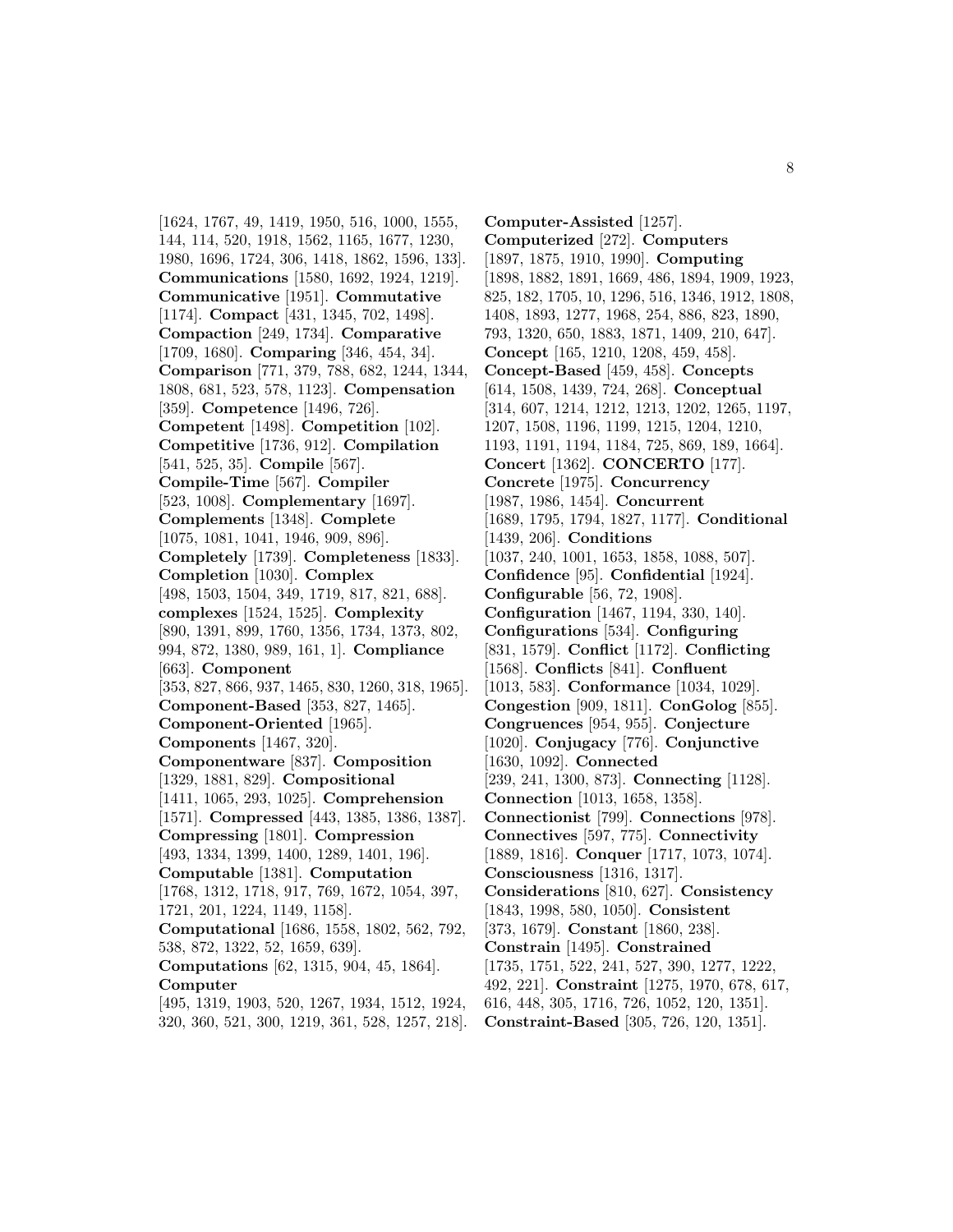[1624, 1767, 49, 1419, 1950, 516, 1000, 1555, 144, 114, 520, 1918, 1562, 1165, 1677, 1230, 1980, 1696, 1724, 306, 1418, 1862, 1596, 133]. **Communications** [1580, 1692, 1924, 1219]. **Communicative** [1951]. **Commutative** [1174]. **Compact** [431, 1345, 702, 1498]. **Compaction** [249, 1734]. **Comparative** [1709, 1680]. **Comparing** [346, 454, 34]. **Comparison** [771, 379, 788, 682, 1244, 1344, 1808, 681, 523, 578, 1123]. **Compensation** [359]. **Competence** [1496, 726]. **Competent** [1498]. **Competition** [102]. **Competitive** [1736, 912]. **Compilation** [541, 525, 35]. **Compile** [567]. **Compile-Time** [567]. **Compiler** [523, 1008]. **Complementary** [1697]. **Complements** [1348]. **Complete** [1075, 1081, 1041, 1946, 909, 896]. **Completely** [1739]. **Completeness** [1833]. **Completion** [1030]. **Complex** [498, 1503, 1504, 349, 1719, 817, 821, 688]. **complexes** [1524, 1525]. **Complexity** [890, 1391, 899, 1760, 1356, 1734, 1373, 802, 994, 872, 1380, 989, 161, 1]. **Compliance** [663]. **Component** [353, 827, 866, 937, 1465, 830, 1260, 318, 1965]. **Component-Based** [353, 827, 1465]. **Component-Oriented** [1965]. **Components** [1467, 320]. **Componentware** [837]. **Composition** [1329, 1881, 829]. **Compositional** [1411, 1065, 293, 1025]. **Comprehension** [1571]. **Compressed** [443, 1385, 1386, 1387]. **Compressing** [1801]. **Compression** [493, 1334, 1399, 1400, 1289, 1401, 196]. **Computable** [1381]. **Computation** [1768, 1312, 1718, 917, 769, 1672, 1054, 397, 1721, 201, 1224, 1149, 1158]. **Computational** [1686, 1558, 1802, 562, 792, 538, 872, 1322, 52, 1659, 639]. **Computations** [62, 1315, 904, 45, 1864]. **Computer** [495, 1319, 1903, 520, 1267, 1934, 1512, 1924, 320, 360, 521, 300, 1219, 361, 528, 1257, 218]. **Computer-Assisted** [1257]. **Computerized** [272]. **Computers** [1897, 1875, 1910, 1990]. **Computing** [1898, 1882, 1891, 1669, 486, 1894, 1909, 1923, 825, 182, 1705, 10, 1296, 516, 1346, 1912, 1808, 1408, 1893, 1277, 1968, 254, 886, 823, 1890, 793, 1320, 650, 1883, 1871, 1409, 210, 647]. **Concept** [165, 1210, 1208, 459, 458]. **Concept-Based** [459, 458]. **Concepts** [614, 1508, 1439, 724, 268]. **Conceptual** [314, 607, 1214, 1212, 1213, 1202, 1265, 1197, 1207, 1508, 1196, 1199, 1215, 1204, 1210, 1193, 1191, 1194, 1184, 725, 869, 189, 1664]. **Concert** [1362]. **CONCERTO** [177]. **Concrete** [1975]. **Concurrency** [1987, 1986, 1454]. **Concurrent** [1689, 1795, 1794, 1827, 1177]. **Conditional** [1439, 206]. **Conditions** [1037, 240, 1001, 1653, 1858, 1088, 507]. **Confidence** [95]. **Confidential** [1924]. **Configurable** [56, 72, 1908]. **Configuration** [1467, 1194, 330, 140]. **Configurations** [534]. **Configuring** [831, 1579]. **Conflict** [1172]. **Conflicting** [1568]. **Conflicts** [841]. **Confluent** [1013, 583]. **Conformance** [1034, 1029]. **Congestion** [909, 1811]. **ConGolog** [855]. **Congruences** [954, 955]. **Conjecture** [1020]. **Conjugacy** [776]. **Conjunctive** [1630, 1092]. **Connected** [239, 241, 1300, 873]. **Connecting** [1128]. **Connection** [1013, 1658, 1358]. **Connectionist** [799]. **Connections** [978]. **Connectives** [597, 775]. **Connectivity** [1889, 1816]. **Conquer** [1717, 1073, 1074]. **Consciousness** [1316, 1317]. **Considerations** [810, 627]. **Consistency** [1843, 1998, 580, 1050]. **Consistent** [373, 1679]. **Constant** [1860, 238]. **Constrain** [1495]. **Constrained** [1735, 1751, 522, 241, 527, 390, 1277, 1222, 492, 221]. **Constraint** [1275, 1970, 678, 617, 616, 448, 305, 1716, 726, 1052, 120, 1351]. **Constraint-Based** [305, 726, 120, 1351].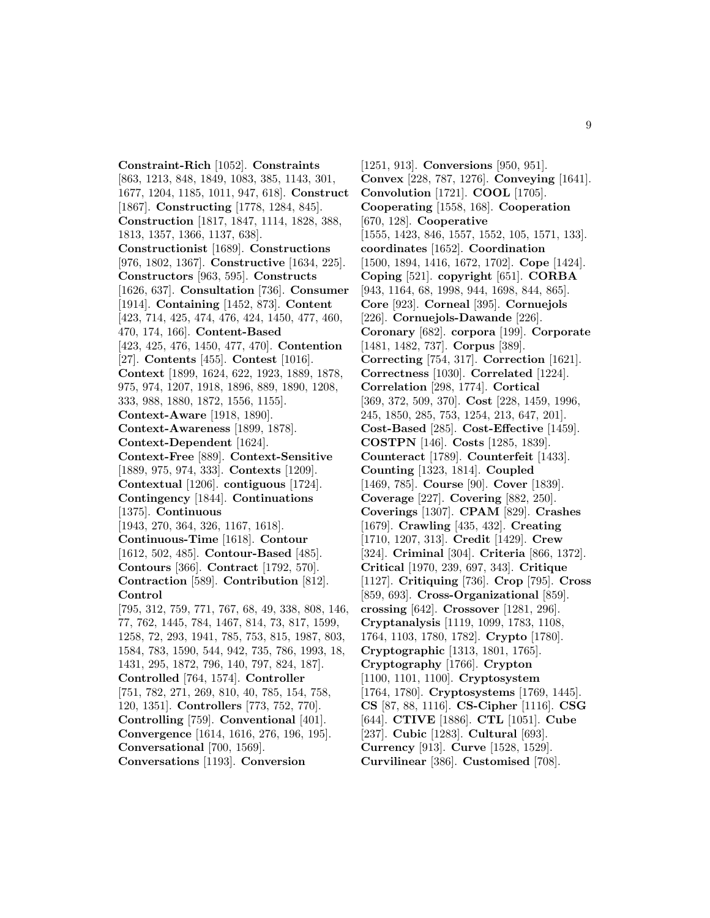**Constraint-Rich** [1052]. **Constraints** [863, 1213, 848, 1849, 1083, 385, 1143, 301, 1677, 1204, 1185, 1011, 947, 618]. **Construct** [1867]. **Constructing** [1778, 1284, 845]. **Construction** [1817, 1847, 1114, 1828, 388, 1813, 1357, 1366, 1137, 638]. **Constructionist** [1689]. **Constructions** [976, 1802, 1367]. **Constructive** [1634, 225]. **Constructors** [963, 595]. **Constructs** [1626, 637]. **Consultation** [736]. **Consumer** [1914]. **Containing** [1452, 873]. **Content** [423, 714, 425, 474, 476, 424, 1450, 477, 460, 470, 174, 166]. **Content-Based** [423, 425, 476, 1450, 477, 470]. **Contention** [27]. **Contents** [455]. **Contest** [1016]. **Context** [1899, 1624, 622, 1923, 1889, 1878, 975, 974, 1207, 1918, 1896, 889, 1890, 1208, 333, 988, 1880, 1872, 1556, 1155]. **Context-Aware** [1918, 1890]. **Context-Awareness** [1899, 1878]. **Context-Dependent** [1624]. **Context-Free** [889]. **Context-Sensitive** [1889, 975, 974, 333]. **Contexts** [1209]. **Contextual** [1206]. **contiguous** [1724]. **Contingency** [1844]. **Continuations** [1375]. **Continuous** [1943, 270, 364, 326, 1167, 1618]. **Continuous-Time** [1618]. **Contour** [1612, 502, 485]. **Contour-Based** [485]. **Contours** [366]. **Contract** [1792, 570]. **Contraction** [589]. **Contribution** [812]. **Control** [795, 312, 759, 771, 767, 68, 49, 338, 808, 146, 77, 762, 1445, 784, 1467, 814, 73, 817, 1599, 1258, 72, 293, 1941, 785, 753, 815, 1987, 803, 1584, 783, 1590, 544, 942, 735, 786, 1993, 18, 1431, 295, 1872, 796, 140, 797, 824, 187]. **Controlled** [764, 1574]. **Controller** [751, 782, 271, 269, 810, 40, 785, 154, 758, 120, 1351]. **Controllers** [773, 752, 770]. **Controlling** [759]. **Conventional** [401]. **Convergence** [1614, 1616, 276, 196, 195]. **Conversational** [700, 1569]. **Conversations** [1193]. **Conversion** [1251, 913]. **Conversions** [950, 951]. **Convex** [228, 787, 1276]. **Conveying** [1641]. **Convolution** [1721]. **COOL** [1705]. **Cooperating** [1558, 168]. **Cooperation** [670, 128]. **Cooperative** [1555, 1423, 846, 1557, 1552, 105, 1571, 133]. **coordinates** [1652]. **Coordination** [1500, 1894, 1416, 1672, 1702]. **Cope** [1424]. **Coping** [521]. **copyright** [651]. **CORBA** [943, 1164, 68, 1998, 944, 1698, 844, 865]. **Core** [923]. **Corneal** [395]. **Cornuejols** [226]. **Cornuejols-Dawande** [226]. **Coronary** [682]. **corpora** [199]. **Corporate** [1481, 1482, 737]. **Corpus** [389]. **Correcting** [754, 317]. **Correction** [1621]. **Correctness** [1030]. **Correlated** [1224]. **Correlation** [298, 1774]. **Cortical** [369, 372, 509, 370]. **Cost** [228, 1459, 1996, 245, 1850, 285, 753, 1254, 213, 647, 201]. **Cost-Based** [285]. **Cost-Effective** [1459]. **COSTPN** [146]. **Costs** [1285, 1839]. **Counteract** [1789]. **Counterfeit** [1433]. **Counting** [1323, 1814]. **Coupled** [1469, 785]. **Course** [90]. **Cover** [1839]. **Coverage** [227]. **Covering** [882, 250]. **Coverings** [1307]. **CPAM** [829]. **Crashes** [1679]. **Crawling** [435, 432]. **Creating** [1710, 1207, 313]. **Credit** [1429]. **Crew** [324]. **Criminal** [304]. **Criteria** [866, 1372]. **Critical** [1970, 239, 697, 343]. **Critique** [1127]. **Critiquing** [736]. **Crop** [795]. **Cross** [859, 693]. **Cross-Organizational** [859]. **crossing** [642]. **Crossover** [1281, 296]. **Cryptanalysis** [1119, 1099, 1783, 1108, 1764, 1103, 1780, 1782]. **Crypto** [1780]. **Cryptographic** [1313, 1801, 1765]. **Cryptography** [1766]. **Crypton** [1100, 1101, 1100]. **Cryptosystem** [1764, 1780]. **Cryptosystems** [1769, 1445]. **CS** [87, 88, 1116]. **CS-Cipher** [1116]. **CSG** [644]. **CTIVE** [1886]. **CTL** [1051]. **Cube** [237]. **Cubic** [1283]. **Cultural** [693]. **Currency** [913]. **Curve** [1528, 1529]. **Curvilinear** [386]. **Customised** [708].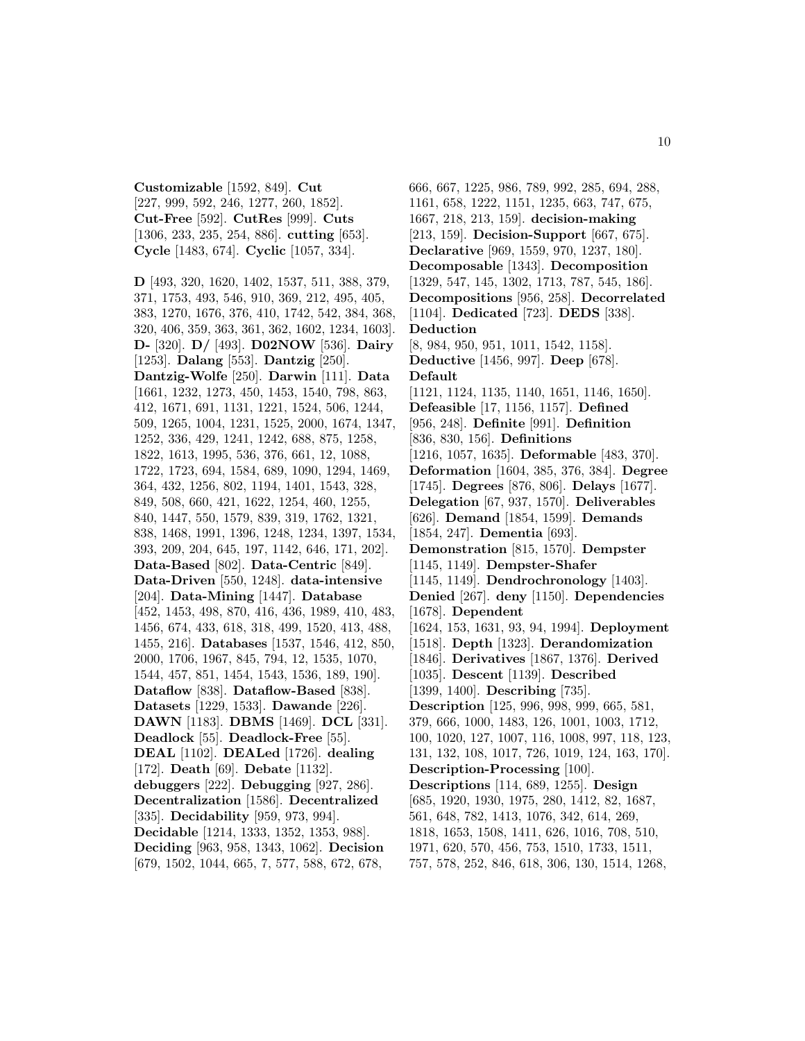**Customizable** [1592, 849]. **Cut** [227, 999, 592, 246, 1277, 260, 1852]. **Cut-Free** [592]. **CutRes** [999]. **Cuts** [1306, 233, 235, 254, 886]. **cutting** [653]. **Cycle** [1483, 674]. **Cyclic** [1057, 334].

**D** [493, 320, 1620, 1402, 1537, 511, 388, 379, 371, 1753, 493, 546, 910, 369, 212, 495, 405, 383, 1270, 1676, 376, 410, 1742, 542, 384, 368, 320, 406, 359, 363, 361, 362, 1602, 1234, 1603]. **D-** [320]. **D/** [493]. **D02NOW** [536]. **Dairy** [1253]. **Dalang** [553]. **Dantzig** [250]. **Dantzig-Wolfe** [250]. **Darwin** [111]. **Data** [1661, 1232, 1273, 450, 1453, 1540, 798, 863, 412, 1671, 691, 1131, 1221, 1524, 506, 1244, 509, 1265, 1004, 1231, 1525, 2000, 1674, 1347, 1252, 336, 429, 1241, 1242, 688, 875, 1258, 1822, 1613, 1995, 536, 376, 661, 12, 1088, 1722, 1723, 694, 1584, 689, 1090, 1294, 1469, 364, 432, 1256, 802, 1194, 1401, 1543, 328, 849, 508, 660, 421, 1622, 1254, 460, 1255, 840, 1447, 550, 1579, 839, 319, 1762, 1321, 838, 1468, 1991, 1396, 1248, 1234, 1397, 1534, 393, 209, 204, 645, 197, 1142, 646, 171, 202]. **Data-Based** [802]. **Data-Centric** [849]. **Data-Driven** [550, 1248]. **data-intensive** [204]. **Data-Mining** [1447]. **Database** [452, 1453, 498, 870, 416, 436, 1989, 410, 483, 1456, 674, 433, 618, 318, 499, 1520, 413, 488, 1455, 216]. **Databases** [1537, 1546, 412, 850, 2000, 1706, 1967, 845, 794, 12, 1535, 1070, 1544, 457, 851, 1454, 1543, 1536, 189, 190]. **Dataflow** [838]. **Dataflow-Based** [838]. **Datasets** [1229, 1533]. **Dawande** [226]. **DAWN** [1183]. **DBMS** [1469]. **DCL** [331]. **Deadlock** [55]. **Deadlock-Free** [55]. **DEAL** [1102]. **DEALed** [1726]. **dealing** [172]. **Death** [69]. **Debate** [1132]. **debuggers** [222]. **Debugging** [927, 286]. **Decentralization** [1586]. **Decentralized** [335]. **Decidability** [959, 973, 994]. **Decidable** [1214, 1333, 1352, 1353, 988]. **Deciding** [963, 958, 1343, 1062]. **Decision** [679, 1502, 1044, 665, 7, 577, 588, 672, 678, 666, 667, 1225, 986, 789, 992, 285, 694, 288, 1161, 658, 1222, 1151, 1235, 663, 747, 675, 1667, 218, 213, 159]. **decision-making** [213, 159]. **Decision-Support** [667, 675]. **Declarative** [969, 1559, 970, 1237, 180]. **Decomposable** [1343]. **Decomposition** [1329, 547, 145, 1302, 1713, 787, 545, 186]. **Decompositions** [956, 258]. **Decorrelated** [1104]. **Dedicated** [723]. **DEDS** [338]. **Deduction** [8, 984, 950, 951, 1011, 1542, 1158]. **Deductive** [1456, 997]. **Deep** [678]. **Default** [1121, 1124, 1135, 1140, 1651, 1146, 1650]. **Defeasible** [17, 1156, 1157]. **Defined** [956, 248]. **Definite** [991]. **Definition** [836, 830, 156]. **Definitions** [1216, 1057, 1635]. **Deformable** [483, 370]. **Deformation** [1604, 385, 376, 384]. **Degree** [1745]. **Degrees** [876, 806]. **Delays** [1677]. **Delegation** [67, 937, 1570]. **Deliverables** [626]. **Demand** [1854, 1599]. **Demands** [1854, 247]. **Dementia** [693]. **Demonstration** [815, 1570]. **Dempster** [1145, 1149]. **Dempster-Shafer** [1145, 1149]. **Dendrochronology** [1403]. **Denied** [267]. **deny** [1150]. **Dependencies** [1678]. **Dependent** [1624, 153, 1631, 93, 94, 1994]. **Deployment** [1518]. **Depth** [1323]. **Derandomization** [1846]. **Derivatives** [1867, 1376]. **Derived** [1035]. **Descent** [1139]. **Described** [1399, 1400]. **Describing** [735]. **Description** [125, 996, 998, 999, 665, 581, 379, 666, 1000, 1483, 126, 1001, 1003, 1712, 100, 1020, 127, 1007, 116, 1008, 997, 118, 123, 131, 132, 108, 1017, 726, 1019, 124, 163, 170]. **Description-Processing** [100]. **Descriptions** [114, 689, 1255]. **Design** [685, 1920, 1930, 1975, 280, 1412, 82, 1687, 561, 648, 782, 1413, 1076, 342, 614, 269, 1818, 1653, 1508, 1411, 626, 1016, 708, 510, 1971, 620, 570, 456, 753, 1510, 1733, 1511, 757, 578, 252, 846, 618, 306, 130, 1514, 1268,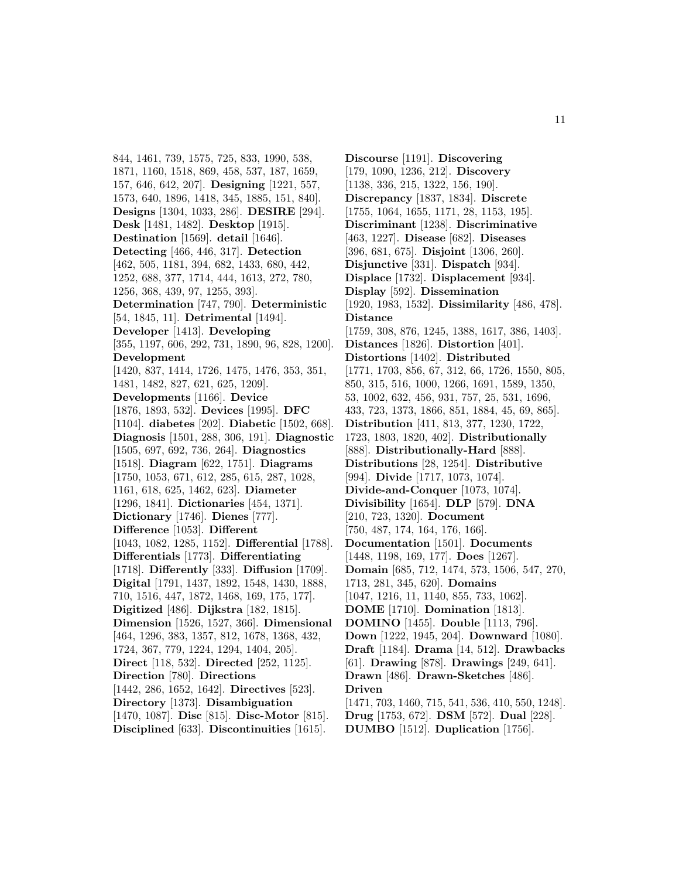844, 1461, 739, 1575, 725, 833, 1990, 538, 1871, 1160, 1518, 869, 458, 537, 187, 1659, 157, 646, 642, 207]. **Designing** [1221, 557, 1573, 640, 1896, 1418, 345, 1885, 151, 840]. **Designs** [1304, 1033, 286]. **DESIRE** [294]. **Desk** [1481, 1482]. **Desktop** [1915]. **Destination** [1569]. **detail** [1646]. **Detecting** [466, 446, 317]. **Detection** [462, 505, 1181, 394, 682, 1433, 680, 442, 1252, 688, 377, 1714, 444, 1613, 272, 780, 1256, 368, 439, 97, 1255, 393]. **Determination** [747, 790]. **Deterministic** [54, 1845, 11]. **Detrimental** [1494]. **Developer** [1413]. **Developing** [355, 1197, 606, 292, 731, 1890, 96, 828, 1200]. **Development** [1420, 837, 1414, 1726, 1475, 1476, 353, 351, 1481, 1482, 827, 621, 625, 1209]. **Developments** [1166]. **Device** [1876, 1893, 532]. **Devices** [1995]. **DFC** [1104]. **diabetes** [202]. **Diabetic** [1502, 668]. **Diagnosis** [1501, 288, 306, 191]. **Diagnostic** [1505, 697, 692, 736, 264]. **Diagnostics** [1518]. **Diagram** [622, 1751]. **Diagrams** [1750, 1053, 671, 612, 285, 615, 287, 1028, 1161, 618, 625, 1462, 623]. **Diameter** [1296, 1841]. **Dictionaries** [454, 1371]. **Dictionary** [1746]. **Dienes** [777]. **Difference** [1053]. **Different** [1043, 1082, 1285, 1152]. **Differential** [1788]. **Differentials** [1773]. **Differentiating** [1718]. **Differently** [333]. **Diffusion** [1709]. **Digital** [1791, 1437, 1892, 1548, 1430, 1888, 710, 1516, 447, 1872, 1468, 169, 175, 177]. **Digitized** [486]. **Dijkstra** [182, 1815]. **Dimension** [1526, 1527, 366]. **Dimensional** [464, 1296, 383, 1357, 812, 1678, 1368, 432, 1724, 367, 779, 1224, 1294, 1404, 205]. **Direct** [118, 532]. **Directed** [252, 1125]. **Direction** [780]. **Directions** [1442, 286, 1652, 1642]. **Directives** [523]. **Directory** [1373]. **Disambiguation** [1470, 1087]. **Disc** [815]. **Disc-Motor** [815]. **Disciplined** [633]. **Discontinuities** [1615]. **Discourse** [1191]. **Discovering** [179, 1090, 1236, 212]. **Discovery** [1138, 336, 215, 1322, 156, 190]. **Discrepancy** [1837, 1834]. **Discrete** [1755, 1064, 1655, 1171, 28, 1153, 195]. **Discriminant** [1238]. **Discriminative** [463, 1227]. **Disease** [682]. **Diseases** [396, 681, 675]. **Disjoint** [1306, 260]. **Disjunctive** [331]. **Dispatch** [934]. **Displace** [1732]. **Displacement** [934]. **Display** [592]. **Dissemination** [1920, 1983, 1532]. **Dissimilarity** [486, 478]. **Distance** [1759, 308, 876, 1245, 1388, 1617, 386, 1403]. **Distances** [1826]. **Distortion** [401]. **Distortions** [1402]. **Distributed** [1771, 1703, 856, 67, 312, 66, 1726, 1550, 805, 850, 315, 516, 1000, 1266, 1691, 1589, 1350, 53, 1002, 632, 456, 931, 757, 25, 531, 1696, 433, 723, 1373, 1866, 851, 1884, 45, 69, 865]. **Distribution** [411, 813, 377, 1230, 1722, 1723, 1803, 1820, 402]. **Distributionally** [888]. **Distributionally-Hard** [888]. **Distributions** [28, 1254]. **Distributive** [994]. **Divide** [1717, 1073, 1074]. **Divide-and-Conquer** [1073, 1074]. **Divisibility** [1654]. **DLP** [579]. **DNA** [210, 723, 1320]. **Document** [750, 487, 174, 164, 176, 166]. **Documentation** [1501]. **Documents** [1448, 1198, 169, 177]. **Does** [1267]. **Domain** [685, 712, 1474, 573, 1506, 547, 270, 1713, 281, 345, 620]. **Domains** [1047, 1216, 11, 1140, 855, 733, 1062]. **DOME** [1710]. **Domination** [1813]. **DOMINO** [1455]. **Double** [1113, 796]. **Down** [1222, 1945, 204]. **Downward** [1080]. **Draft** [1184]. **Drama** [14, 512]. **Drawbacks** [61]. **Drawing** [878]. **Drawings** [249, 641]. **Drawn** [486]. **Drawn-Sketches** [486]. **Driven** [1471, 703, 1460, 715, 541, 536, 410, 550, 1248]. **Drug** [1753, 672]. **DSM** [572]. **Dual** [228]. **DUMBO** [1512]. **Duplication** [1756].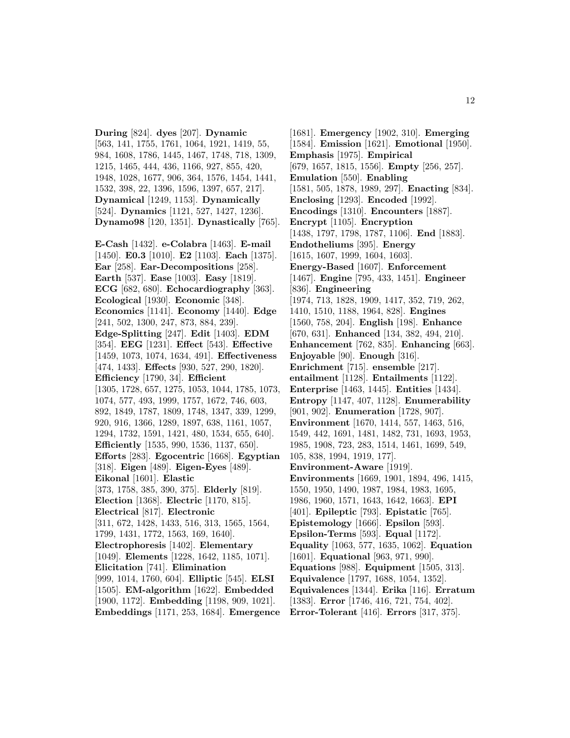**During** [824]. **dyes** [207]. **Dynamic** [563, 141, 1755, 1761, 1064, 1921, 1419, 55, 984, 1608, 1786, 1445, 1467, 1748, 718, 1309, 1215, 1465, 444, 436, 1166, 927, 855, 420, 1948, 1028, 1677, 906, 364, 1576, 1454, 1441, 1532, 398, 22, 1396, 1596, 1397, 657, 217]. **Dynamical** [1249, 1153]. **Dynamically** [524]. **Dynamics** [1121, 527, 1427, 1236]. **Dynamo98** [120, 1351]. **Dynastically** [765].

**E-Cash** [1432]. **e-Colabra** [1463]. **E-mail** [1450]. **E0.3** [1010]. **E2** [1103]. **Each** [1375]. **Ear** [258]. **Ear-Decompositions** [258]. **Earth** [537]. **Ease** [1003]. **Easy** [1819]. **ECG** [682, 680]. **Echocardiography** [363]. **Ecological** [1930]. **Economic** [348]. **Economics** [1141]. **Economy** [1440]. **Edge** [241, 502, 1300, 247, 873, 884, 239]. **Edge-Splitting** [247]. **Edit** [1403]. **EDM** [354]. **EEG** [1231]. **Effect** [543]. **Effective** [1459, 1073, 1074, 1634, 491]. **Effectiveness** [474, 1433]. **Effects** [930, 527, 290, 1820]. **Efficiency** [1790, 34]. **Efficient** [1305, 1728, 657, 1275, 1053, 1044, 1785, 1073, 1074, 577, 493, 1999, 1757, 1672, 746, 603, 892, 1849, 1787, 1809, 1748, 1347, 339, 1299, 920, 916, 1366, 1289, 1897, 638, 1161, 1057, 1294, 1732, 1591, 1421, 480, 1534, 655, 640]. **Efficiently** [1535, 990, 1536, 1137, 650]. **Efforts** [283]. **Egocentric** [1668]. **Egyptian** [318]. **Eigen** [489]. **Eigen-Eyes** [489]. **Eikonal** [1601]. **Elastic** [373, 1758, 385, 390, 375]. **Elderly** [819]. **Election** [1368]. **Electric** [1170, 815]. **Electrical** [817]. **Electronic** [311, 672, 1428, 1433, 516, 313, 1565, 1564, 1799, 1431, 1772, 1563, 169, 1640]. **Electrophoresis** [1402]. **Elementary** [1049]. **Elements** [1228, 1642, 1185, 1071]. **Elicitation** [741]. **Elimination** [999, 1014, 1760, 604]. **Elliptic** [545]. **ELSI** [1505]. **EM-algorithm** [1622]. **Embedded** [1900, 1172]. **Embedding** [1198, 909, 1021]. **Embeddings** [1171, 253, 1684]. **Emergence** [1681]. **Emergency** [1902, 310]. **Emerging** [1584]. **Emission** [1621]. **Emotional** [1950]. **Emphasis** [1975]. **Empirical** [679, 1657, 1815, 1556]. **Empty** [256, 257]. **Emulation** [550]. **Enabling** [1581, 505, 1878, 1989, 297]. **Enacting** [834]. **Enclosing** [1293]. **Encoded** [1992]. **Encodings** [1310]. **Encounters** [1887]. **Encrypt** [1105]. **Encryption** [1438, 1797, 1798, 1787, 1106]. **End** [1883]. **Endotheliums** [395]. **Energy** [1615, 1607, 1999, 1604, 1603]. **Energy-Based** [1607]. **Enforcement** [1467]. **Engine** [795, 433, 1451]. **Engineer** [836]. **Engineering** [1974, 713, 1828, 1909, 1417, 352, 719, 262, 1410, 1510, 1188, 1964, 828]. **Engines** [1560, 758, 204]. **English** [198]. **Enhance** [670, 631]. **Enhanced** [134, 382, 494, 210]. **Enhancement** [762, 835]. **Enhancing** [663]. **Enjoyable** [90]. **Enough** [316]. **Enrichment** [715]. **ensemble** [217]. **entailment** [1128]. **Entailments** [1122]. **Enterprise** [1463, 1445]. **Entities** [1434]. **Entropy** [1147, 407, 1128]. **Enumerability** [901, 902]. **Enumeration** [1728, 907]. **Environment** [1670, 1414, 557, 1463, 516, 1549, 442, 1691, 1481, 1482, 731, 1693, 1953, 1985, 1908, 723, 283, 1514, 1461, 1699, 549, 105, 838, 1994, 1919, 177]. **Environment-Aware** [1919]. **Environments** [1669, 1901, 1894, 496, 1415, 1550, 1950, 1490, 1987, 1984, 1983, 1695, 1986, 1960, 1571, 1643, 1642, 1663]. **EPI** [401]. **Epileptic** [793]. **Epistatic** [765]. **Epistemology** [1666]. **Epsilon** [593]. **Epsilon-Terms** [593]. **Equal** [1172]. **Equality** [1063, 577, 1635, 1062]. **Equation** [1601]. **Equational** [963, 971, 990]. **Equations** [988]. **Equipment** [1505, 313]. **Equivalence** [1797, 1688, 1054, 1352]. **Equivalences** [1344]. **Erika** [116]. **Erratum** [1383]. **Error** [1746, 416, 721, 754, 402]. **Error-Tolerant** [416]. **Errors** [317, 375].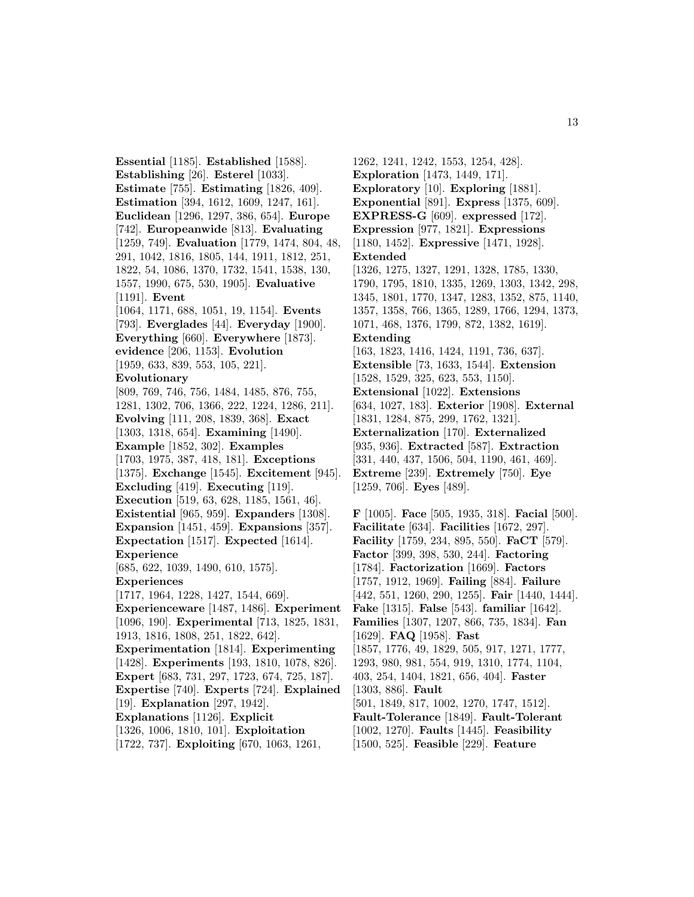**Essential** [1185]. **Established** [1588]. **Establishing** [26]. **Esterel** [1033]. **Estimate** [755]. **Estimating** [1826, 409]. **Estimation** [394, 1612, 1609, 1247, 161]. **Euclidean** [1296, 1297, 386, 654]. **Europe** [742]. **Europeanwide** [813]. **Evaluating** [1259, 749]. **Evaluation** [1779, 1474, 804, 48, 291, 1042, 1816, 1805, 144, 1911, 1812, 251, 1822, 54, 1086, 1370, 1732, 1541, 1538, 130, 1557, 1990, 675, 530, 1905]. **Evaluative** [1191]. **Event** [1064, 1171, 688, 1051, 19, 1154]. **Events** [793]. **Everglades** [44]. **Everyday** [1900]. **Everything** [660]. **Everywhere** [1873]. **evidence** [206, 1153]. **Evolution** [1959, 633, 839, 553, 105, 221]. **Evolutionary** [809, 769, 746, 756, 1484, 1485, 876, 755, 1281, 1302, 706, 1366, 222, 1224, 1286, 211]. **Evolving** [111, 208, 1839, 368]. **Exact** [1303, 1318, 654]. **Examining** [1490]. **Example** [1852, 302]. **Examples** [1703, 1975, 387, 418, 181]. **Exceptions** [1375]. **Exchange** [1545]. **Excitement** [945]. **Excluding** [419]. **Executing** [119]. **Execution** [519, 63, 628, 1185, 1561, 46]. **Existential** [965, 959]. **Expanders** [1308]. **Expansion** [1451, 459]. **Expansions** [357]. **Expectation** [1517]. **Expected** [1614]. **Experience** [685, 622, 1039, 1490, 610, 1575]. **Experiences** [1717, 1964, 1228, 1427, 1544, 669]. **Experienceware** [1487, 1486]. **Experiment** [1096, 190]. **Experimental** [713, 1825, 1831, 1913, 1816, 1808, 251, 1822, 642]. **Experimentation** [1814]. **Experimenting** [1428]. **Experiments** [193, 1810, 1078, 826]. **Expert** [683, 731, 297, 1723, 674, 725, 187]. **Expertise** [740]. **Experts** [724]. **Explained** [19]. **Explanation** [297, 1942]. **Explanations** [1126]. **Explicit** [1326, 1006, 1810, 101]. **Exploitation** [1722, 737]. **Exploiting** [670, 1063, 1261, 1262, 1241, 1242, 1553, 1254, 428]. **Exploration** [1473, 1449, 171]. **Exploratory** [10]. **Exploring** [1881]. **Exponential** [891]. **Express** [1375, 609]. **EXPRESS-G** [609]. **expressed** [172]. **Expression** [977, 1821]. **Expressions** [1180, 1452]. **Expressive** [1471, 1928]. **Extended** [1326, 1275, 1327, 1291, 1328, 1785, 1330, 1790, 1795, 1810, 1335, 1269, 1303, 1342, 298, 1345, 1801, 1770, 1347, 1283, 1352, 875, 1140, 1357, 1358, 766, 1365, 1289, 1766, 1294, 1373, 1071, 468, 1376, 1799, 872, 1382, 1619]. **Extending** [163, 1823, 1416, 1424, 1191, 736, 637]. **Extensible** [73, 1633, 1544]. **Extension** [1528, 1529, 325, 623, 553, 1150]. **Extensional** [1022]. **Extensions** [634, 1027, 183]. **Exterior** [1908]. **External** [1831, 1284, 875, 299, 1762, 1321]. **Externalization** [170]. **Externalized** [935, 936]. **Extracted** [587]. **Extraction** [331, 440, 437, 1506, 504, 1190, 461, 469]. **Extreme** [239]. **Extremely** [750]. **Eye** [1259, 706]. **Eyes** [489].

**F** [1005]. **Face** [505, 1935, 318]. **Facial** [500]. **Facilitate** [634]. **Facilities** [1672, 297]. **Facility** [1759, 234, 895, 550]. **FaCT** [579]. **Factor** [399, 398, 530, 244]. **Factoring** [1784]. **Factorization** [1669]. **Factors** [1757, 1912, 1969]. **Failing** [884]. **Failure** [442, 551, 1260, 290, 1255]. **Fair** [1440, 1444]. **Fake** [1315]. **False** [543]. **familiar** [1642]. **Families** [1307, 1207, 866, 735, 1834]. **Fan** [1629]. **FAQ** [1958]. **Fast** [1857, 1776, 49, 1829, 505, 917, 1271, 1777, 1293, 980, 981, 554, 919, 1310, 1774, 1104, 403, 254, 1404, 1821, 656, 404]. **Faster** [1303, 886]. **Fault** [501, 1849, 817, 1002, 1270, 1747, 1512]. **Fault-Tolerance** [1849]. **Fault-Tolerant** [1002, 1270]. **Faults** [1445]. **Feasibility** [1500, 525]. **Feasible** [229]. **Feature**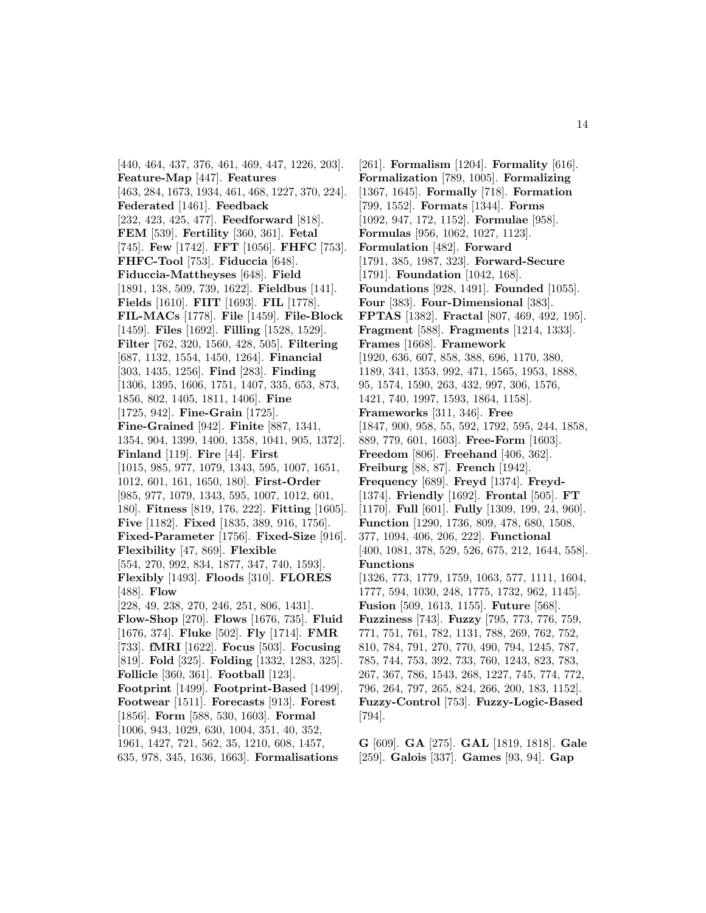[440, 464, 437, 376, 461, 469, 447, 1226, 203]. **Feature-Map** [447]. **Features** [463, 284, 1673, 1934, 461, 468, 1227, 370, 224]. **Federated** [1461]. **Feedback** [232, 423, 425, 477]. **Feedforward** [818]. **FEM** [539]. **Fertility** [360, 361]. **Fetal** [745]. **Few** [1742]. **FFT** [1056]. **FHFC** [753]. **FHFC-Tool** [753]. **Fiduccia** [648]. **Fiduccia-Mattheyses** [648]. **Field** [1891, 138, 509, 739, 1622]. **Fieldbus** [141]. **Fields** [1610]. **FIIT** [1693]. **FIL** [1778]. **FIL-MACs** [1778]. **File** [1459]. **File-Block** [1459]. **Files** [1692]. **Filling** [1528, 1529]. **Filter** [762, 320, 1560, 428, 505]. **Filtering** [687, 1132, 1554, 1450, 1264]. **Financial** [303, 1435, 1256]. **Find** [283]. **Finding** [1306, 1395, 1606, 1751, 1407, 335, 653, 873, 1856, 802, 1405, 1811, 1406]. **Fine** [1725, 942]. **Fine-Grain** [1725]. **Fine-Grained** [942]. **Finite** [887, 1341, 1354, 904, 1399, 1400, 1358, 1041, 905, 1372]. **Finland** [119]. **Fire** [44]. **First** [1015, 985, 977, 1079, 1343, 595, 1007, 1651, 1012, 601, 161, 1650, 180]. **First-Order** [985, 977, 1079, 1343, 595, 1007, 1012, 601, 180]. **Fitness** [819, 176, 222]. **Fitting** [1605]. **Five** [1182]. **Fixed** [1835, 389, 916, 1756]. **Fixed-Parameter** [1756]. **Fixed-Size** [916]. **Flexibility** [47, 869]. **Flexible** [554, 270, 992, 834, 1877, 347, 740, 1593]. **Flexibly** [1493]. **Floods** [310]. **FLORES** [488]. **Flow** [228, 49, 238, 270, 246, 251, 806, 1431]. **Flow-Shop** [270]. **Flows** [1676, 735]. **Fluid** [1676, 374]. **Fluke** [502]. **Fly** [1714]. **FMR** [733]. **fMRI** [1622]. **Focus** [503]. **Focusing** [819]. **Fold** [325]. **Folding** [1332, 1283, 325]. **Follicle** [360, 361]. **Football** [123]. **Footprint** [1499]. **Footprint-Based** [1499]. **Footwear** [1511]. **Forecasts** [913]. **Forest** [1856]. **Form** [588, 530, 1603]. **Formal** [1006, 943, 1029, 630, 1004, 351, 40, 352, 1961, 1427, 721, 562, 35, 1210, 608, 1457, 635, 978, 345, 1636, 1663]. **Formalisations** [261]. **Formalism** [1204]. **Formality** [616]. **Formalization** [789, 1005]. **Formalizing** [1367, 1645]. **Formally** [718]. **Formation** [799, 1552]. **Formats** [1344]. **Forms** [1092, 947, 172, 1152]. **Formulae** [958]. **Formulas** [956, 1062, 1027, 1123]. **Formulation** [482]. **Forward** [1791, 385, 1987, 323]. **Forward-Secure** [1791]. **Foundation** [1042, 168]. **Foundations** [928, 1491]. **Founded** [1055]. **Four** [383]. **Four-Dimensional** [383]. **FPTAS** [1382]. **Fractal** [807, 469, 492, 195]. **Fragment** [588]. **Fragments** [1214, 1333]. **Frames** [1668]. **Framework** [1920, 636, 607, 858, 388, 696, 1170, 380, 1189, 341, 1353, 992, 471, 1565, 1953, 1888, 95, 1574, 1590, 263, 432, 997, 306, 1576, 1421, 740, 1997, 1593, 1864, 1158]. **Frameworks** [311, 346]. **Free** [1847, 900, 958, 55, 592, 1792, 595, 244, 1858, 889, 779, 601, 1603]. **Free-Form** [1603]. **Freedom** [806]. **Freehand** [406, 362]. **Freiburg** [88, 87]. **French** [1942]. **Frequency** [689]. **Freyd** [1374]. **Freyd-** [1374]. **Friendly** [1692]. **Frontal** [505]. **FT** [1170]. **Full** [601]. **Fully** [1309, 199, 24, 960]. **Function** [1290, 1736, 809, 478, 680, 1508, 377, 1094, 406, 206, 222]. **Functional** [400, 1081, 378, 529, 526, 675, 212, 1644, 558]. **Functions** [1326, 773, 1779, 1759, 1063, 577, 1111, 1604, 1777, 594, 1030, 248, 1775, 1732, 962, 1145]. **Fusion** [509, 1613, 1155]. **Future** [568]. **Fuzziness** [743]. **Fuzzy** [795, 773, 776, 759, 771, 751, 761, 782, 1131, 788, 269, 762, 752, 810, 784, 791, 270, 770, 490, 794, 1245, 787, 785, 744, 753, 392, 733, 760, 1243, 823, 783, 267, 367, 786, 1543, 268, 1227, 745, 774, 772, 796, 264, 797, 265, 824, 266, 200, 183, 1152]. **Fuzzy-Control** [753]. **Fuzzy-Logic-Based** [794].

**G** [609]. **GA** [275]. **GAL** [1819, 1818]. **Gale** [259]. **Galois** [337]. **Games** [93, 94]. **Gap**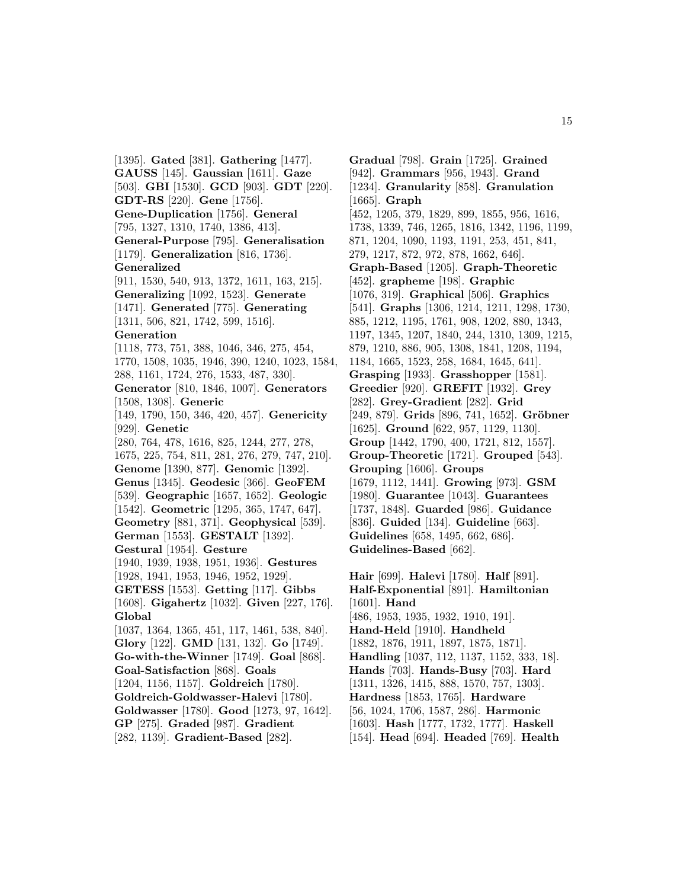[1395]. **Gated** [381]. **Gathering** [1477]. **GAUSS** [145]. **Gaussian** [1611]. **Gaze** [503]. **GBI** [1530]. **GCD** [903]. **GDT** [220]. **GDT-RS** [220]. **Gene** [1756]. **Gene-Duplication** [1756]. **General** [795, 1327, 1310, 1740, 1386, 413]. **General-Purpose** [795]. **Generalisation** [1179]. **Generalization** [816, 1736]. **Generalized** [911, 1530, 540, 913, 1372, 1611, 163, 215]. **Generalizing** [1092, 1523]. **Generate** [1471]. **Generated** [775]. **Generating** [1311, 506, 821, 1742, 599, 1516]. **Generation** [1118, 773, 751, 388, 1046, 346, 275, 454, 1770, 1508, 1035, 1946, 390, 1240, 1023, 1584, 288, 1161, 1724, 276, 1533, 487, 330]. **Generator** [810, 1846, 1007]. **Generators** [1508, 1308]. **Generic** [149, 1790, 150, 346, 420, 457]. **Genericity** [929]. **Genetic** [280, 764, 478, 1616, 825, 1244, 277, 278, 1675, 225, 754, 811, 281, 276, 279, 747, 210]. **Genome** [1390, 877]. **Genomic** [1392]. **Genus** [1345]. **Geodesic** [366]. **GeoFEM** [539]. **Geographic** [1657, 1652]. **Geologic** [1542]. **Geometric** [1295, 365, 1747, 647]. **Geometry** [881, 371]. **Geophysical** [539]. **German** [1553]. **GESTALT** [1392]. **Gestural** [1954]. **Gesture** [1940, 1939, 1938, 1951, 1936]. **Gestures** [1928, 1941, 1953, 1946, 1952, 1929]. **GETESS** [1553]. **Getting** [117]. **Gibbs** [1608]. **Gigahertz** [1032]. **Given** [227, 176]. **Global** [1037, 1364, 1365, 451, 117, 1461, 538, 840]. **Glory** [122]. **GMD** [131, 132]. **Go** [1749]. **Go-with-the-Winner** [1749]. **Goal** [868]. **Goal-Satisfaction** [868]. **Goals** [1204, 1156, 1157]. **Goldreich** [1780]. **Goldreich-Goldwasser-Halevi** [1780]. **Goldwasser** [1780]. **Good** [1273, 97, 1642]. **GP** [275]. **Graded** [987]. **Gradient** [282, 1139]. **Gradient-Based** [282].

**Gradual** [798]. **Grain** [1725]. **Grained** [942]. **Grammars** [956, 1943]. **Grand** [1234]. **Granularity** [858]. **Granulation** [1665]. **Graph** [452, 1205, 379, 1829, 899, 1855, 956, 1616, 1738, 1339, 746, 1265, 1816, 1342, 1196, 1199, 871, 1204, 1090, 1193, 1191, 253, 451, 841, 279, 1217, 872, 972, 878, 1662, 646]. **Graph-Based** [1205]. **Graph-Theoretic** [452]. **grapheme** [198]. **Graphic** [1076, 319]. **Graphical** [506]. **Graphics** [541]. **Graphs** [1306, 1214, 1211, 1298, 1730, 885, 1212, 1195, 1761, 908, 1202, 880, 1343, 1197, 1345, 1207, 1840, 244, 1310, 1309, 1215, 879, 1210, 886, 905, 1308, 1841, 1208, 1194, 1184, 1665, 1523, 258, 1684, 1645, 641]. **Grasping** [1933]. **Grasshopper** [1581]. **Greedier** [920]. **GREFIT** [1932]. **Grey** [282]. **Grey-Gradient** [282]. **Grid** [249, 879]. **Grids** [896, 741, 1652]. **Gröbner** [1625]. **Ground** [622, 957, 1129, 1130]. **Group** [1442, 1790, 400, 1721, 812, 1557]. **Group-Theoretic** [1721]. **Grouped** [543]. **Grouping** [1606]. **Groups** [1679, 1112, 1441]. **Growing** [973]. **GSM** [1980]. **Guarantee** [1043]. **Guarantees** [1737, 1848]. **Guarded** [986]. **Guidance** [836]. **Guided** [134]. **Guideline** [663]. **Guidelines** [658, 1495, 662, 686]. **Guidelines-Based** [662].

**Hair** [699]. **Halevi** [1780]. **Half** [891]. **Half-Exponential** [891]. **Hamiltonian** [1601]. **Hand** [486, 1953, 1935, 1932, 1910, 191]. **Hand-Held** [1910]. **Handheld** [1882, 1876, 1911, 1897, 1875, 1871]. **Handling** [1037, 112, 1137, 1152, 333, 18]. **Hands** [703]. **Hands-Busy** [703]. **Hard** [1311, 1326, 1415, 888, 1570, 757, 1303]. **Hardness** [1853, 1765]. **Hardware** [56, 1024, 1706, 1587, 286]. **Harmonic** [1603]. **Hash** [1777, 1732, 1777]. **Haskell** [154]. **Head** [694]. **Headed** [769]. **Health**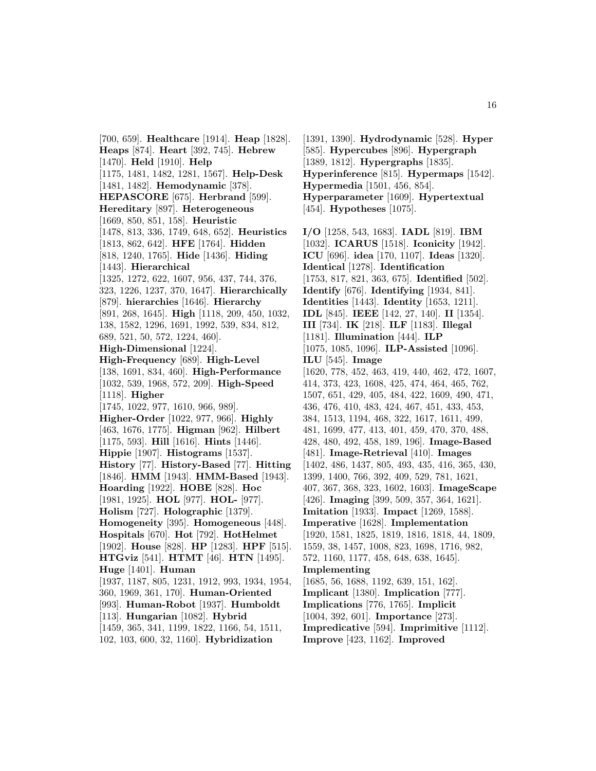[700, 659]. **Healthcare** [1914]. **Heap** [1828]. **Heaps** [874]. **Heart** [392, 745]. **Hebrew** [1470]. **Held** [1910]. **Help** [1175, 1481, 1482, 1281, 1567]. **Help-Desk** [1481, 1482]. **Hemodynamic** [378]. **HEPASCORE** [675]. **Herbrand** [599]. **Hereditary** [897]. **Heterogeneous** [1669, 850, 851, 158]. **Heuristic** [1478, 813, 336, 1749, 648, 652]. **Heuristics** [1813, 862, 642]. **HFE** [1764]. **Hidden** [818, 1240, 1765]. **Hide** [1436]. **Hiding** [1443]. **Hierarchical** [1325, 1272, 622, 1607, 956, 437, 744, 376, 323, 1226, 1237, 370, 1647]. **Hierarchically** [879]. **hierarchies** [1646]. **Hierarchy** [891, 268, 1645]. **High** [1118, 209, 450, 1032, 138, 1582, 1296, 1691, 1992, 539, 834, 812, 689, 521, 50, 572, 1224, 460]. **High-Dimensional** [1224]. **High-Frequency** [689]. **High-Level** [138, 1691, 834, 460]. **High-Performance** [1032, 539, 1968, 572, 209]. **High-Speed** [1118]. **Higher** [1745, 1022, 977, 1610, 966, 989]. **Higher-Order** [1022, 977, 966]. **Highly** [463, 1676, 1775]. **Higman** [962]. **Hilbert** [1175, 593]. **Hill** [1616]. **Hints** [1446]. **Hippie** [1907]. **Histograms** [1537]. **History** [77]. **History-Based** [77]. **Hitting** [1846]. **HMM** [1943]. **HMM-Based** [1943]. **Hoarding** [1922]. **HOBE** [828]. **Hoc** [1981, 1925]. **HOL** [977]. **HOL-** [977]. **Holism** [727]. **Holographic** [1379]. **Homogeneity** [395]. **Homogeneous** [448]. **Hospitals** [670]. **Hot** [792]. **HotHelmet** [1902]. **House** [828]. **HP** [1283]. **HPF** [515]. **HTGviz** [541]. **HTMT** [46]. **HTN** [1495]. **Huge** [1401]. **Human** [1937, 1187, 805, 1231, 1912, 993, 1934, 1954, 360, 1969, 361, 170]. **Human-Oriented** [993]. **Human-Robot** [1937]. **Humboldt** [113]. **Hungarian** [1082]. **Hybrid** [1459, 365, 341, 1199, 1822, 1166, 54, 1511, 102, 103, 600, 32, 1160]. **Hybridization** [1391, 1390]. **Hydrodynamic** [528]. **Hyper** [585]. **Hypercubes** [896]. **Hypergraph** [1389, 1812]. **Hypergraphs** [1835]. **Hyperinference** [815]. **Hypermaps** [1542]. **Hypermedia** [1501, 456, 854]. **Hyperparameter** [1609]. **Hypertextual** [454]. **Hypotheses** [1075].

**I/O** [1258, 543, 1683]. **IADL** [819]. **IBM** [1032]. **ICARUS** [1518]. **Iconicity** [1942]. **ICU** [696]. **idea** [170, 1107]. **Ideas** [1320]. **Identical** [1278]. **Identification** [1753, 817, 821, 363, 675]. **Identified** [502]. **Identify** [676]. **Identifying** [1934, 841]. **Identities** [1443]. **Identity** [1653, 1211]. **IDL** [845]. **IEEE** [142, 27, 140]. **II** [1354]. **III** [734]. **IK** [218]. **ILF** [1183]. **Illegal** [1181]. **Illumination** [444]. **ILP** [1075, 1085, 1096]. **ILP-Assisted** [1096]. **ILU** [545]. **Image** [1620, 778, 452, 463, 419, 440, 462, 472, 1607, 414, 373, 423, 1608, 425, 474, 464, 465, 762, 1507, 651, 429, 405, 484, 422, 1609, 490, 471, 436, 476, 410, 483, 424, 467, 451, 433, 453, 384, 1513, 1194, 468, 322, 1617, 1611, 499, 481, 1699, 477, 413, 401, 459, 470, 370, 488, 428, 480, 492, 458, 189, 196]. **Image-Based** [481]. **Image-Retrieval** [410]. **Images** [1402, 486, 1437, 805, 493, 435, 416, 365, 430, 1399, 1400, 766, 392, 409, 529, 781, 1621, 407, 367, 368, 323, 1602, 1603]. **ImageScape** [426]. **Imaging** [399, 509, 357, 364, 1621]. **Imitation** [1933]. **Impact** [1269, 1588]. **Imperative** [1628]. **Implementation** [1920, 1581, 1825, 1819, 1816, 1818, 44, 1809, 1559, 38, 1457, 1008, 823, 1698, 1716, 982, 572, 1160, 1177, 458, 648, 638, 1645]. **Implementing** [1685, 56, 1688, 1192, 639, 151, 162]. **Implicant** [1380]. **Implication** [777]. **Implications** [776, 1765]. **Implicit** [1004, 392, 601]. **Importance** [273]. **Impredicative** [594]. **Imprimitive** [1112]. **Improve** [423, 1162]. **Improved**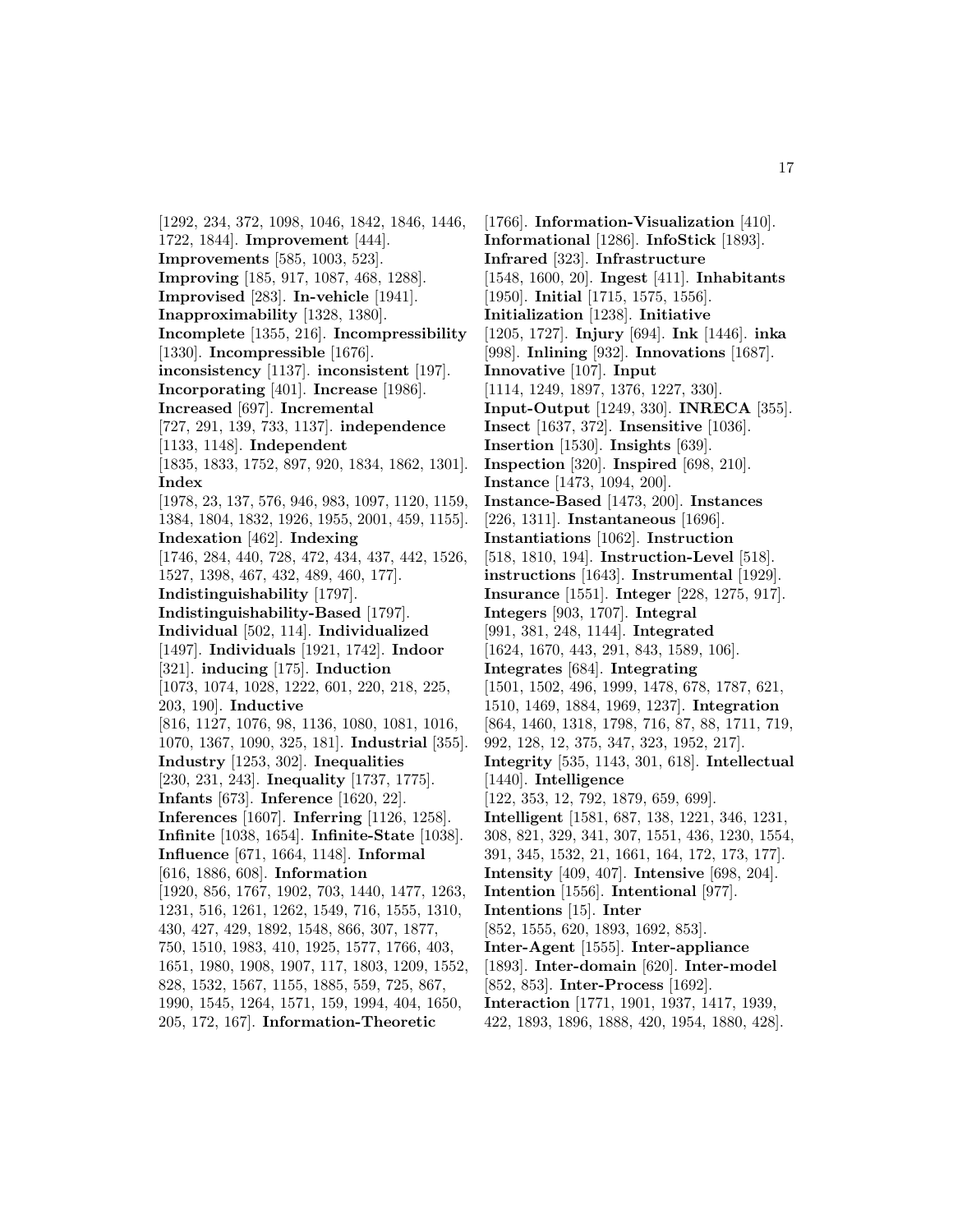[1292, 234, 372, 1098, 1046, 1842, 1846, 1446, 1722, 1844]. **Improvement** [444]. **Improvements** [585, 1003, 523]. **Improving** [185, 917, 1087, 468, 1288]. **Improvised** [283]. **In-vehicle** [1941]. **Inapproximability** [1328, 1380]. **Incomplete** [1355, 216]. **Incompressibility** [1330]. **Incompressible** [1676]. **inconsistency** [1137]. **inconsistent** [197]. **Incorporating** [401]. **Increase** [1986]. **Increased** [697]. **Incremental** [727, 291, 139, 733, 1137]. **independence** [1133, 1148]. **Independent** [1835, 1833, 1752, 897, 920, 1834, 1862, 1301]. **Index** [1978, 23, 137, 576, 946, 983, 1097, 1120, 1159, 1384, 1804, 1832, 1926, 1955, 2001, 459, 1155]. **Indexation** [462]. **Indexing** [1746, 284, 440, 728, 472, 434, 437, 442, 1526, 1527, 1398, 467, 432, 489, 460, 177]. **Indistinguishability** [1797]. **Indistinguishability-Based** [1797]. **Individual** [502, 114]. **Individualized** [1497]. **Individuals** [1921, 1742]. **Indoor** [321]. **inducing** [175]. **Induction** [1073, 1074, 1028, 1222, 601, 220, 218, 225, 203, 190]. **Inductive** [816, 1127, 1076, 98, 1136, 1080, 1081, 1016, 1070, 1367, 1090, 325, 181]. **Industrial** [355]. **Industry** [1253, 302]. **Inequalities** [230, 231, 243]. **Inequality** [1737, 1775]. **Infants** [673]. **Inference** [1620, 22]. **Inferences** [1607]. **Inferring** [1126, 1258]. **Infinite** [1038, 1654]. **Infinite-State** [1038]. **Influence** [671, 1664, 1148]. **Informal** [616, 1886, 608]. **Information** [1920, 856, 1767, 1902, 703, 1440, 1477, 1263, 1231, 516, 1261, 1262, 1549, 716, 1555, 1310, 430, 427, 429, 1892, 1548, 866, 307, 1877, 750, 1510, 1983, 410, 1925, 1577, 1766, 403, 1651, 1980, 1908, 1907, 117, 1803, 1209, 1552, 828, 1532, 1567, 1155, 1885, 559, 725, 867, 1990, 1545, 1264, 1571, 159, 1994, 404, 1650, 205, 172, 167]. **Information-Theoretic** [1766]. **Information-Visualization** [410]. **Informational** [1286]. **InfoStick** [1893]. **Infrared** [323]. **Infrastructure** [1548, 1600, 20]. **Ingest** [411]. **Inhabitants** [1950]. **Initial** [1715, 1575, 1556]. **Initialization** [1238]. **Initiative** [1205, 1727]. **Injury** [694]. **Ink** [1446]. **inka** [998]. **Inlining** [932]. **Innovations** [1687]. **Innovative** [107]. **Input** [1114, 1249, 1897, 1376, 1227, 330]. **Input-Output** [1249, 330]. **INRECA** [355]. **Insect** [1637, 372]. **Insensitive** [1036]. **Insertion** [1530]. **Insights** [639]. **Inspection** [320]. **Inspired** [698, 210]. **Instance** [1473, 1094, 200]. **Instance-Based** [1473, 200]. **Instances** [226, 1311]. **Instantaneous** [1696]. **Instantiations** [1062]. **Instruction** [518, 1810, 194]. **Instruction-Level** [518]. **instructions** [1643]. **Instrumental** [1929]. **Insurance** [1551]. **Integer** [228, 1275, 917]. **Integers** [903, 1707]. **Integral** [991, 381, 248, 1144]. **Integrated** [1624, 1670, 443, 291, 843, 1589, 106]. **Integrates** [684]. **Integrating** [1501, 1502, 496, 1999, 1478, 678, 1787, 621, 1510, 1469, 1884, 1969, 1237]. **Integration** [864, 1460, 1318, 1798, 716, 87, 88, 1711, 719, 992, 128, 12, 375, 347, 323, 1952, 217]. **Integrity** [535, 1143, 301, 618]. **Intellectual** [1440]. **Intelligence** [122, 353, 12, 792, 1879, 659, 699]. **Intelligent** [1581, 687, 138, 1221, 346, 1231, 308, 821, 329, 341, 307, 1551, 436, 1230, 1554, 391, 345, 1532, 21, 1661, 164, 172, 173, 177]. **Intensity** [409, 407]. **Intensive** [698, 204]. **Intention** [1556]. **Intentional** [977]. **Intentions** [15]. **Inter** [852, 1555, 620, 1893, 1692, 853]. **Inter-Agent** [1555]. **Inter-appliance** [1893]. **Inter-domain** [620]. **Inter-model** [852, 853]. **Inter-Process** [1692]. **Interaction** [1771, 1901, 1937, 1417, 1939, 422, 1893, 1896, 1888, 420, 1954, 1880, 428].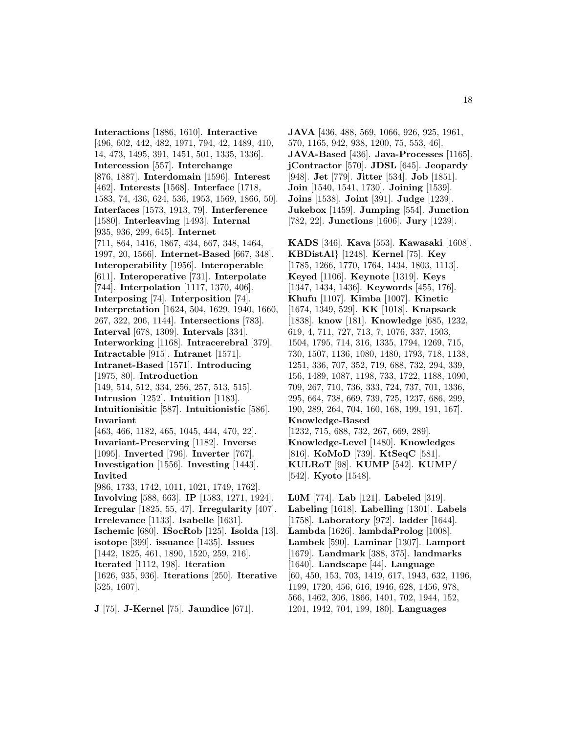**Interactions** [1886, 1610]. **Interactive** [496, 602, 442, 482, 1971, 794, 42, 1489, 410, 14, 473, 1495, 391, 1451, 501, 1335, 1336]. **Intercession** [557]. **Interchange** [876, 1887]. **Interdomain** [1596]. **Interest** [462]. **Interests** [1568]. **Interface** [1718, 1583, 74, 436, 624, 536, 1953, 1569, 1866, 50]. **Interfaces** [1573, 1913, 79]. **Interference** [1580]. **Interleaving** [1493]. **Internal** [935, 936, 299, 645]. **Internet** [711, 864, 1416, 1867, 434, 667, 348, 1464, 1997, 20, 1566]. **Internet-Based** [667, 348]. **Interoperability** [1956]. **Interoperable** [611]. **Interoperative** [731]. **Interpolate** [744]. **Interpolation** [1117, 1370, 406]. **Interposing** [74]. **Interposition** [74]. **Interpretation** [1624, 504, 1629, 1940, 1660, 267, 322, 206, 1144]. **Intersections** [783]. **Interval** [678, 1309]. **Intervals** [334]. **Interworking** [1168]. **Intracerebral** [379]. **Intractable** [915]. **Intranet** [1571]. **Intranet-Based** [1571]. **Introducing** [1975, 80]. **Introduction** [149, 514, 512, 334, 256, 257, 513, 515]. **Intrusion** [1252]. **Intuition** [1183]. **Intuitionisitic** [587]. **Intuitionistic** [586]. **Invariant** [463, 466, 1182, 465, 1045, 444, 470, 22]. **Invariant-Preserving** [1182]. **Inverse** [1095]. **Inverted** [796]. **Inverter** [767]. **Investigation** [1556]. **Investing** [1443]. **Invited** [986, 1733, 1742, 1011, 1021, 1749, 1762]. **Involving** [588, 663]. **IP** [1583, 1271, 1924]. **Irregular** [1825, 55, 47]. **Irregularity** [407]. **Irrelevance** [1133]. **Isabelle** [1631]. **Ischemic** [680]. **ISocRob** [125]. **Isolda** [13]. **isotope** [399]. **issuance** [1435]. **Issues** [1442, 1825, 461, 1890, 1520, 259, 216]. **Iterated** [1112, 198]. **Iteration** [1626, 935, 936]. **Iterations** [250]. **Iterative** [525, 1607].

**J** [75]. **J-Kernel** [75]. **Jaundice** [671]. **JAVA** [436, 488, 569, 1066, 926, 925, 1961, 570, 1165, 942, 938, 1200, 75, 553, 46]. **JAVA-Based** [436]. **Java-Processes** [1165]. **jContractor** [570]. **JDSL** [645]. **Jeopardy** [948]. **Jet** [779]. **Jitter** [534]. **Job** [1851]. **Join** [1540, 1541, 1730]. **Joining** [1539]. **Joins** [1538]. **Joint** [391]. **Judge** [1239]. **Jukebox** [1459]. **Jumping** [554]. **Junction** [782, 22]. **Junctions** [1606]. **Jury** [1239].

**KADS** [346]. **Kava** [553]. **Kawasaki** [1608]. **KBDistAl}** [1248]. **Kernel** [75]. **Key** [1785, 1266, 1770, 1764, 1434, 1803, 1113]. **Keyed** [1106]. **Keynote** [1319]. **Keys** [1347, 1434, 1436]. **Keywords** [455, 176]. **Khufu** [1107]. **Kimba** [1007]. **Kinetic** [1674, 1349, 529]. **KK** [1018]. **Knapsack** [1838]. **know** [181]. **Knowledge** [685, 1232, 619, 4, 711, 727, 713, 7, 1076, 337, 1503, 1504, 1795, 714, 316, 1335, 1794, 1269, 715, 730, 1507, 1136, 1080, 1480, 1793, 718, 1138, 1251, 336, 707, 352, 719, 688, 732, 294, 339, 156, 1489, 1087, 1198, 733, 1722, 1188, 1090, 709, 267, 710, 736, 333, 724, 737, 701, 1336, 295, 664, 738, 669, 739, 725, 1237, 686, 299, 190, 289, 264, 704, 160, 168, 199, 191, 167]. **Knowledge-Based** [1232, 715, 688, 732, 267, 669, 289]. **Knowledge-Level** [1480]. **Knowledges** [816]. **KoMoD** [739]. **KtSeqC** [581]. **KULRoT** [98]. **KUMP** [542]. **KUMP/** [542]. **Kyoto** [1548].

**L0M** [774]. **Lab** [121]. **Labeled** [319]. **Labeling** [1618]. **Labelling** [1301]. **Labels** [1758]. **Laboratory** [972]. **ladder** [1644]. **Lambda** [1626]. **lambdaProlog** [1008]. **Lambek** [590]. **Laminar** [1307]. **Lamport** [1679]. **Landmark** [388, 375]. **landmarks** [1640]. **Landscape** [44]. **Language** [60, 450, 153, 703, 1419, 617, 1943, 632, 1196, 1199, 1720, 456, 616, 1946, 628, 1456, 978, 566, 1462, 306, 1866, 1401, 702, 1944, 152, 1201, 1942, 704, 199, 180]. **Languages**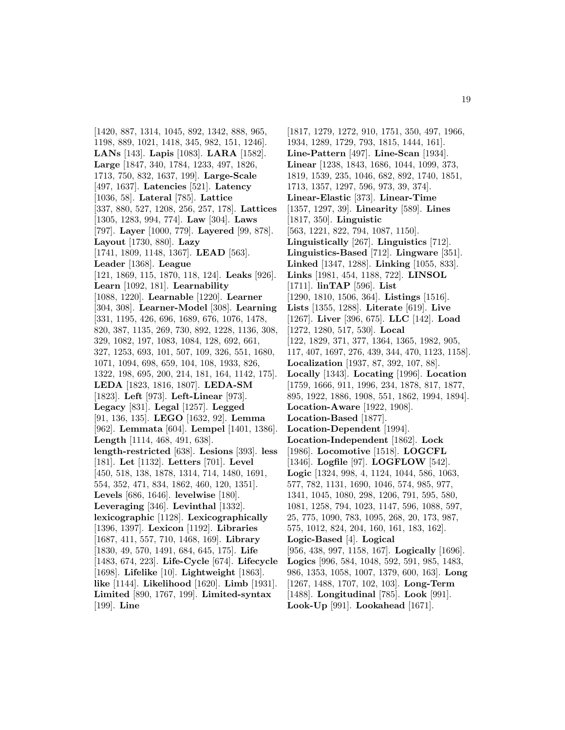[1420, 887, 1314, 1045, 892, 1342, 888, 965, 1198, 889, 1021, 1418, 345, 982, 151, 1246]. **LANs** [143]. **Lapis** [1083]. **LARA** [1582]. **Large** [1847, 340, 1784, 1233, 497, 1826, 1713, 750, 832, 1637, 199]. **Large-Scale** [497, 1637]. **Latencies** [521]. **Latency** [1036, 58]. **Lateral** [785]. **Lattice** [337, 880, 527, 1208, 256, 257, 178]. **Lattices** [1305, 1283, 994, 774]. **Law** [304]. **Laws** [797]. **Layer** [1000, 779]. **Layered** [99, 878]. **Layout** [1730, 880]. **Lazy** [1741, 1809, 1148, 1367]. **LEAD** [563]. **Leader** [1368]. **League** [121, 1869, 115, 1870, 118, 124]. **Leaks** [926]. **Learn** [1092, 181]. **Learnability** [1088, 1220]. **Learnable** [1220]. **Learner** [304, 308]. **Learner-Model** [308]. **Learning** [331, 1195, 426, 696, 1689, 676, 1076, 1478, 820, 387, 1135, 269, 730, 892, 1228, 1136, 308, 329, 1082, 197, 1083, 1084, 128, 692, 661, 327, 1253, 693, 101, 507, 109, 326, 551, 1680, 1071, 1094, 698, 659, 104, 108, 1933, 826, 1322, 198, 695, 200, 214, 181, 164, 1142, 175]. **LEDA** [1823, 1816, 1807]. **LEDA-SM** [1823]. **Left** [973]. **Left-Linear** [973]. **Legacy** [831]. **Legal** [1257]. **Legged** [91, 136, 135]. **LEGO** [1632, 92]. **Lemma** [962]. **Lemmata** [604]. **Lempel** [1401, 1386]. **Length** [1114, 468, 491, 638]. **length-restricted** [638]. **Lesions** [393]. **less** [181]. **Let** [1132]. **Letters** [701]. **Level** [450, 518, 138, 1878, 1314, 714, 1480, 1691, 554, 352, 471, 834, 1862, 460, 120, 1351]. **Levels** [686, 1646]. **levelwise** [180]. **Leveraging** [346]. **Levinthal** [1332]. **lexicographic** [1128]. **Lexicographically** [1396, 1397]. **Lexicon** [1192]. **Libraries** [1687, 411, 557, 710, 1468, 169]. **Library** [1830, 49, 570, 1491, 684, 645, 175]. **Life** [1483, 674, 223]. **Life-Cycle** [674]. **Lifecycle** [1698]. **Lifelike** [10]. **Lightweight** [1863]. **like** [1144]. **Likelihood** [1620]. **Limb** [1931]. **Limited** [890, 1767, 199]. **Limited-syntax** [199]. **Line** [1817, 1279, 1272, 910, 1751, 350, 497, 1966, 1934, 1289, 1729, 793, 1815, 1444, 161]. **Line-Pattern** [497]. **Line-Scan** [1934]. **Linear** [1238, 1843, 1686, 1044, 1099, 373, 1819, 1539, 235, 1046, 682, 892, 1740, 1851, 1713, 1357, 1297, 596, 973, 39, 374]. **Linear-Elastic** [373]. **Linear-Time** [1357, 1297, 39]. **Linearity** [589]. **Lines** [1817, 350]. **Linguistic** [563, 1221, 822, 794, 1087, 1150]. **Linguistically** [267]. **Linguistics** [712]. **Linguistics-Based** [712]. **Lingware** [351]. **Linked** [1347, 1288]. **Linking** [1055, 833]. **Links** [1981, 454, 1188, 722]. **LINSOL** [1711]. **linTAP** [596]. **List** [1290, 1810, 1506, 364]. **Listings** [1516]. **Lists** [1355, 1288]. **Literate** [619]. **Live** [1267]. **Liver** [396, 675]. **LLC** [142]. **Load** [1272, 1280, 517, 530]. **Local** [122, 1829, 371, 377, 1364, 1365, 1982, 905, 117, 407, 1697, 276, 439, 344, 470, 1123, 1158]. **Localization** [1937, 87, 392, 107, 88]. **Locally** [1343]. **Locating** [1996]. **Location** [1759, 1666, 911, 1996, 234, 1878, 817, 1877, 895, 1922, 1886, 1908, 551, 1862, 1994, 1894]. **Location-Aware** [1922, 1908]. **Location-Based** [1877]. **Location-Dependent** [1994]. **Location-Independent** [1862]. **Lock** [1986]. **Locomotive** [1518]. **LOGCFL** [1346]. **Logfile** [97]. **LOGFLOW** [542]. **Logic** [1324, 998, 4, 1124, 1044, 586, 1063, 577, 782, 1131, 1690, 1046, 574, 985, 977, 1341, 1045, 1080, 298, 1206, 791, 595, 580, 1081, 1258, 794, 1023, 1147, 596, 1088, 597, 25, 775, 1090, 783, 1095, 268, 20, 173, 987, 575, 1012, 824, 204, 160, 161, 183, 162]. **Logic-Based** [4]. **Logical** [956, 438, 997, 1158, 167]. **Logically** [1696]. **Logics** [996, 584, 1048, 592, 591, 985, 1483, 986, 1353, 1058, 1007, 1379, 600, 163]. **Long** [1267, 1488, 1707, 102, 103]. **Long-Term** [1488]. **Longitudinal** [785]. **Look** [991]. **Look-Up** [991]. **Lookahead** [1671].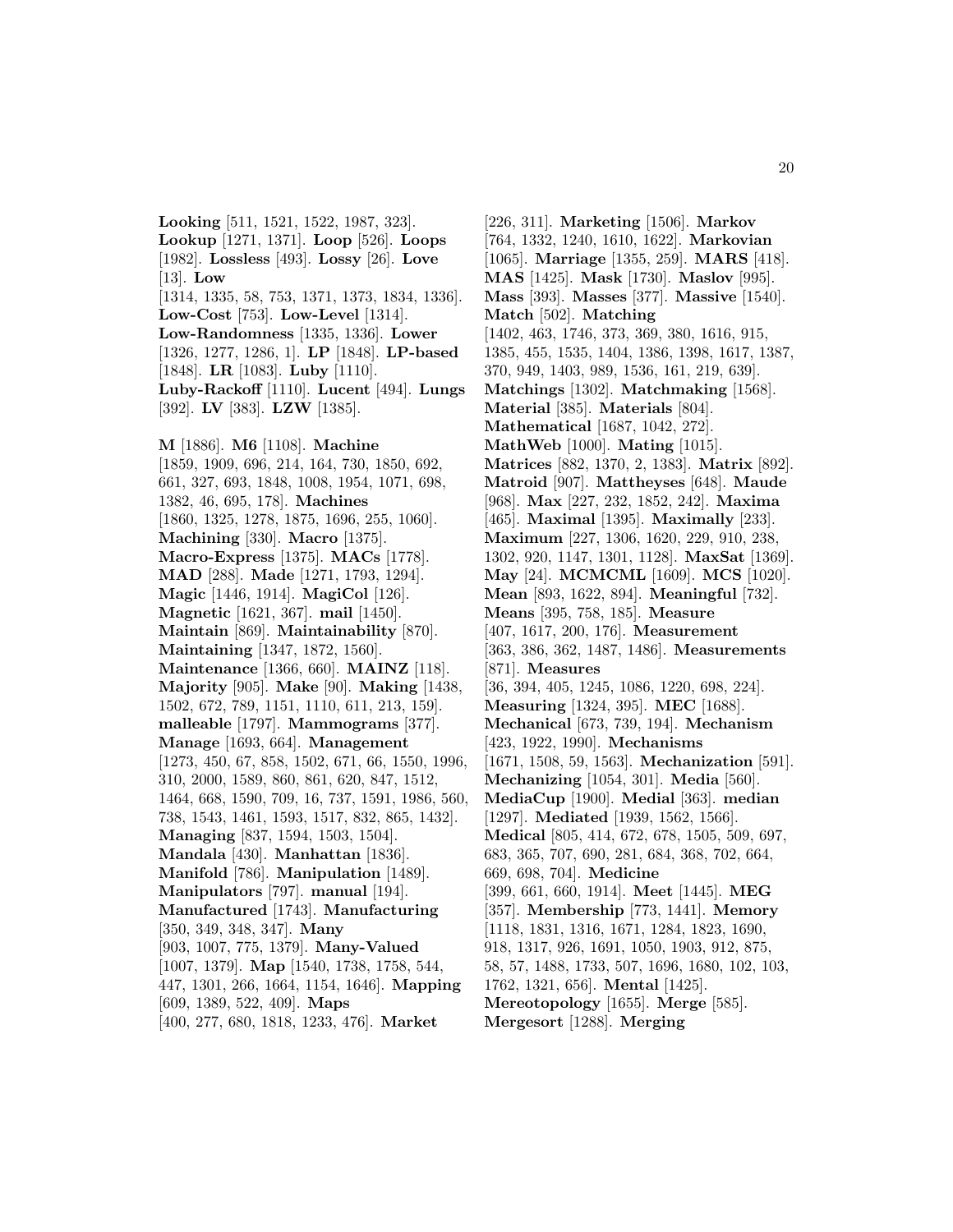**Looking** [511, 1521, 1522, 1987, 323]. **Lookup** [1271, 1371]. **Loop** [526]. **Loops** [1982]. **Lossless** [493]. **Lossy** [26]. **Love** [13]. **Low** [1314, 1335, 58, 753, 1371, 1373, 1834, 1336]. **Low-Cost** [753]. **Low-Level** [1314]. **Low-Randomness** [1335, 1336]. **Lower** [1326, 1277, 1286, 1]. **LP** [1848]. **LP-based** [1848]. **LR** [1083]. **Luby** [1110]. **Luby-Rackoff** [1110]. **Lucent** [494]. **Lungs** [392]. **LV** [383]. **LZW** [1385].

**M** [1886]. **M6** [1108]. **Machine** [1859, 1909, 696, 214, 164, 730, 1850, 692, 661, 327, 693, 1848, 1008, 1954, 1071, 698, 1382, 46, 695, 178]. **Machines** [1860, 1325, 1278, 1875, 1696, 255, 1060]. **Machining** [330]. **Macro** [1375]. **Macro-Express** [1375]. **MACs** [1778]. **MAD** [288]. **Made** [1271, 1793, 1294]. **Magic** [1446, 1914]. **MagiCol** [126]. **Magnetic** [1621, 367]. **mail** [1450]. **Maintain** [869]. **Maintainability** [870]. **Maintaining** [1347, 1872, 1560]. **Maintenance** [1366, 660]. **MAINZ** [118]. **Majority** [905]. **Make** [90]. **Making** [1438, 1502, 672, 789, 1151, 1110, 611, 213, 159]. **malleable** [1797]. **Mammograms** [377]. **Manage** [1693, 664]. **Management** [1273, 450, 67, 858, 1502, 671, 66, 1550, 1996, 310, 2000, 1589, 860, 861, 620, 847, 1512, 1464, 668, 1590, 709, 16, 737, 1591, 1986, 560, 738, 1543, 1461, 1593, 1517, 832, 865, 1432]. **Managing** [837, 1594, 1503, 1504]. **Mandala** [430]. **Manhattan** [1836]. **Manifold** [786]. **Manipulation** [1489]. **Manipulators** [797]. **manual** [194]. **Manufactured** [1743]. **Manufacturing** [350, 349, 348, 347]. **Many** [903, 1007, 775, 1379]. **Many-Valued** [1007, 1379]. **Map** [1540, 1738, 1758, 544, 447, 1301, 266, 1664, 1154, 1646]. **Mapping** [609, 1389, 522, 409]. **Maps** [400, 277, 680, 1818, 1233, 476]. **Market** [226, 311]. **Marketing** [1506]. **Markov** [764, 1332, 1240, 1610, 1622]. **Markovian** [1065]. **Marriage** [1355, 259]. **MARS** [418]. **MAS** [1425]. **Mask** [1730]. **Maslov** [995]. **Mass** [393]. **Masses** [377]. **Massive** [1540]. **Match** [502]. **Matching** [1402, 463, 1746, 373, 369, 380, 1616, 915, 1385, 455, 1535, 1404, 1386, 1398, 1617, 1387, 370, 949, 1403, 989, 1536, 161, 219, 639]. **Matchings** [1302]. **Matchmaking** [1568]. **Material** [385]. **Materials** [804]. **Mathematical** [1687, 1042, 272]. **MathWeb** [1000]. **Mating** [1015]. **Matrices** [882, 1370, 2, 1383]. **Matrix** [892]. **Matroid** [907]. **Mattheyses** [648]. **Maude** [968]. **Max** [227, 232, 1852, 242]. **Maxima** [465]. **Maximal** [1395]. **Maximally** [233]. **Maximum** [227, 1306, 1620, 229, 910, 238, 1302, 920, 1147, 1301, 1128]. **MaxSat** [1369]. **May** [24]. **MCMCML** [1609]. **MCS** [1020]. **Mean** [893, 1622, 894]. **Meaningful** [732]. **Means** [395, 758, 185]. **Measure** [407, 1617, 200, 176]. **Measurement** [363, 386, 362, 1487, 1486]. **Measurements** [871]. **Measures** [36, 394, 405, 1245, 1086, 1220, 698, 224]. **Measuring** [1324, 395]. **MEC** [1688]. **Mechanical** [673, 739, 194]. **Mechanism** [423, 1922, 1990]. **Mechanisms** [1671, 1508, 59, 1563]. **Mechanization** [591]. **Mechanizing** [1054, 301]. **Media** [560]. **MediaCup** [1900]. **Medial** [363]. **median** [1297]. **Mediated** [1939, 1562, 1566]. **Medical** [805, 414, 672, 678, 1505, 509, 697, 683, 365, 707, 690, 281, 684, 368, 702, 664, 669, 698, 704]. **Medicine** [399, 661, 660, 1914]. **Meet** [1445]. **MEG** [357]. **Membership** [773, 1441]. **Memory** [1118, 1831, 1316, 1671, 1284, 1823, 1690, 918, 1317, 926, 1691, 1050, 1903, 912, 875, 58, 57, 1488, 1733, 507, 1696, 1680, 102, 103, 1762, 1321, 656]. **Mental** [1425]. **Mereotopology** [1655]. **Merge** [585]. **Mergesort** [1288]. **Merging**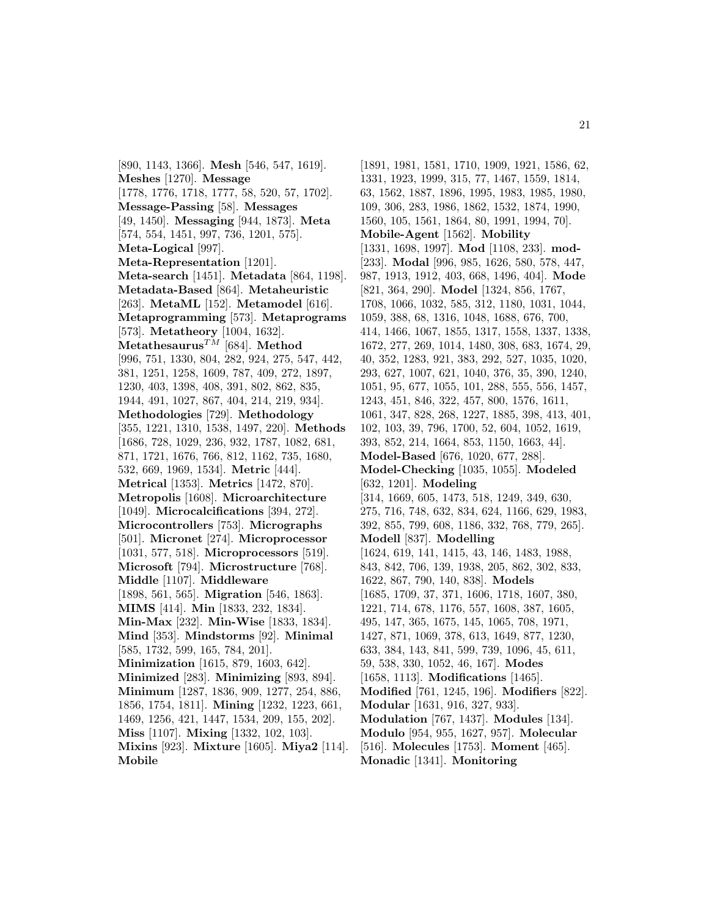[890, 1143, 1366]. **Mesh** [546, 547, 1619]. **Meshes** [1270]. **Message** [1778, 1776, 1718, 1777, 58, 520, 57, 1702]. **Message-Passing** [58]. **Messages** [49, 1450]. **Messaging** [944, 1873]. **Meta** [574, 554, 1451, 997, 736, 1201, 575]. **Meta-Logical** [997]. **Meta-Representation** [1201]. **Meta-search** [1451]. **Metadata** [864, 1198]. **Metadata-Based** [864]. **Metaheuristic** [263]. **MetaML** [152]. **Metamodel** [616]. **Metaprogramming** [573]. **Metaprograms** [573]. **Metatheory** [1004, 1632]. **Metathesaurus**$^{TM}$ [684]. **Method** [996, 751, 1330, 804, 282, 924, 275, 547, 442, 381, 1251, 1258, 1609, 787, 409, 272, 1897, 1230, 403, 1398, 408, 391, 802, 862, 835, 1944, 491, 1027, 867, 404, 214, 219, 934]. **Methodologies** [729]. **Methodology** [355, 1221, 1310, 1538, 1497, 220]. **Methods** [1686, 728, 1029, 236, 932, 1787, 1082, 681, 871, 1721, 1676, 766, 812, 1162, 735, 1680, 532, 669, 1969, 1534]. **Metric** [444]. **Metrical** [1353]. **Metrics** [1472, 870]. **Metropolis** [1608]. **Microarchitecture** [1049]. **Microcalcifications** [394, 272]. **Microcontrollers** [753]. **Micrographs** [501]. **Micronet** [274]. **Microprocessor** [1031, 577, 518]. **Microprocessors** [519]. **Microsoft** [794]. **Microstructure** [768]. **Middle** [1107]. **Middleware** [1898, 561, 565]. **Migration** [546, 1863]. **MIMS** [414]. **Min** [1833, 232, 1834]. **Min-Max** [232]. **Min-Wise** [1833, 1834]. **Mind** [353]. **Mindstorms** [92]. **Minimal** [585, 1732, 599, 165, 784, 201]. **Minimization** [1615, 879, 1603, 642]. **Minimized** [283]. **Minimizing** [893, 894]. **Minimum** [1287, 1836, 909, 1277, 254, 886, 1856, 1754, 1811]. **Mining** [1232, 1223, 661, 1469, 1256, 421, 1447, 1534, 209, 155, 202]. **Miss** [1107]. **Mixing** [1332, 102, 103]. **Mixins** [923]. **Mixture** [1605]. **Miya2** [114]. **Mobile** [1891, 1981, 1581, 1710, 1909, 1921, 1586, 62, 1331, 1923, 1999, 315, 77, 1467, 1559, 1814, 63, 1562, 1887, 1896, 1995, 1983, 1985, 1980, 109, 306, 283, 1986, 1862, 1532, 1874, 1990, 1560, 105, 1561, 1864, 80, 1991, 1994, 70]. **Mobile-Agent** [1562]. **Mobility** [1331, 1698, 1997]. **Mod** [1108, 233]. **mod-** [233]. **Modal** [996, 985, 1626, 580, 578, 447, 987, 1913, 1912, 403, 668, 1496, 404]. **Mode** [821, 364, 290]. **Model** [1324, 856, 1767, 1708, 1066, 1032, 585, 312, 1180, 1031, 1044, 1059, 388, 68, 1316, 1048, 1688, 676, 700, 414, 1466, 1067, 1855, 1317, 1558, 1337, 1338, 1672, 277, 269, 1014, 1480, 308, 683, 1674, 29, 40, 352, 1283, 921, 383, 292, 527, 1035, 1020, 293, 627, 1007, 621, 1040, 376, 35, 390, 1240, 1051, 95, 677, 1055, 101, 288, 555, 556, 1457, 1243, 451, 846, 322, 457, 800, 1576, 1611, 1061, 347, 828, 268, 1227, 1885, 398, 413, 401, 102, 103, 39, 796, 1700, 52, 604, 1052, 1619, 393, 852, 214, 1664, 853, 1150, 1663, 44]. **Model-Based** [676, 1020, 677, 288]. **Model-Checking** [1035, 1055]. **Modeled** [632, 1201]. **Modeling** [314, 1669, 605, 1473, 518, 1249, 349, 630, 275, 716, 748, 632, 834, 624, 1166, 629, 1983, 392, 855, 799, 608, 1186, 332, 768, 779, 265]. **Modell** [837]. **Modelling** [1624, 619, 141, 1415, 43, 146, 1483, 1988, 843, 842, 706, 139, 1938, 205, 862, 302, 833, 1622, 867, 790, 140, 838]. **Models** [1685, 1709, 37, 371, 1606, 1718, 1607, 380, 1221, 714, 678, 1176, 557, 1608, 387, 1605, 495, 147, 365, 1675, 145, 1065, 708, 1971, 1427, 871, 1069, 378, 613, 1649, 877, 1230, 633, 384, 143, 841, 599, 739, 1096, 45, 611, 59, 538, 330, 1052, 46, 167]. **Modes** [1658, 1113]. **Modifications** [1465]. **Modified** [761, 1245, 196]. **Modifiers** [822]. **Modular** [1631, 916, 327, 933]. **Modulation** [767, 1437]. **Modules** [134]. **Modulo** [954, 955, 1627, 957]. **Molecular** [516]. **Molecules** [1753]. **Moment** [465]. **Monadic** [1341]. **Monitoring**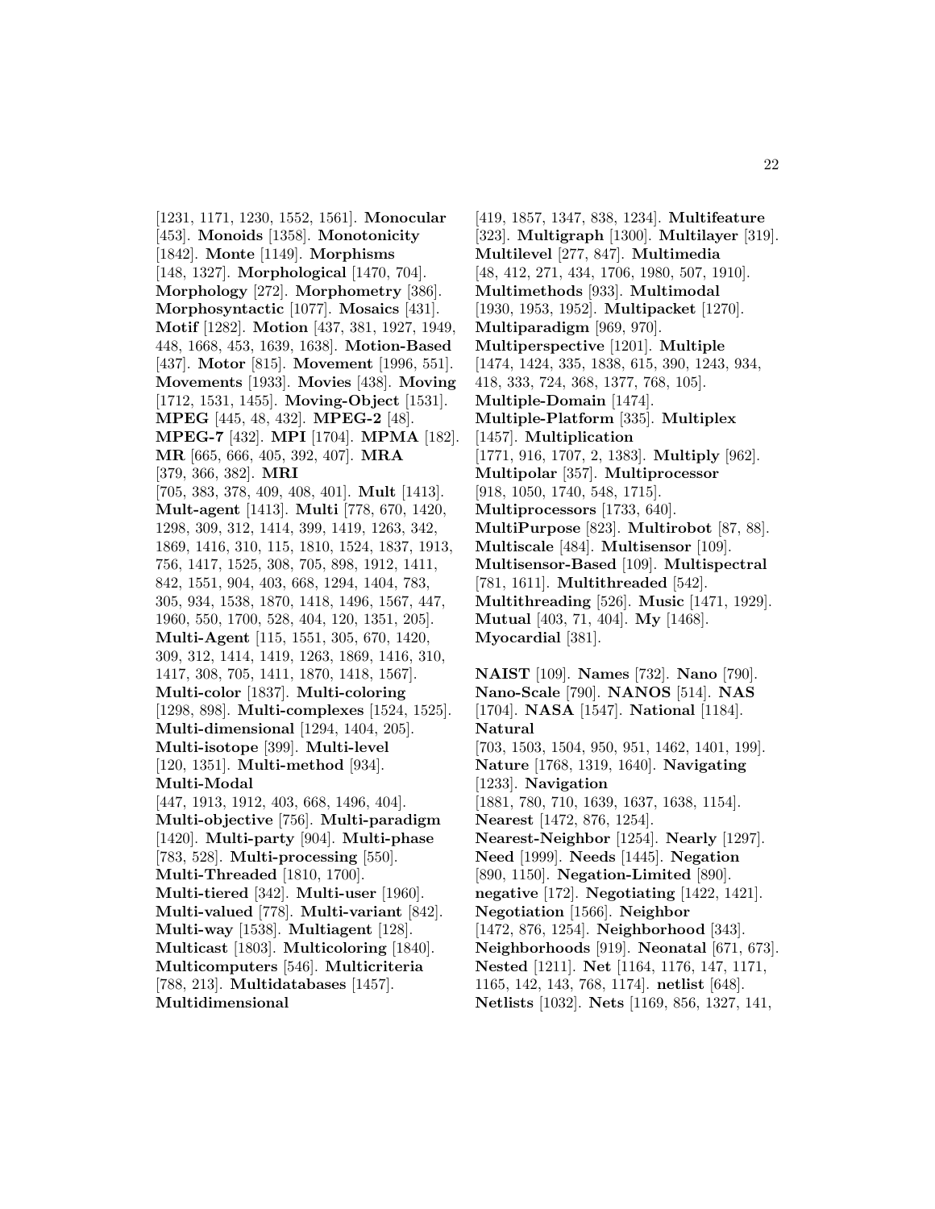[1231, 1171, 1230, 1552, 1561]. **Monocular** [453]. **Monoids** [1358]. **Monotonicity** [1842]. **Monte** [1149]. **Morphisms** [148, 1327]. **Morphological** [1470, 704]. **Morphology** [272]. **Morphometry** [386]. **Morphosyntactic** [1077]. **Mosaics** [431]. **Motif** [1282]. **Motion** [437, 381, 1927, 1949, 448, 1668, 453, 1639, 1638]. **Motion-Based** [437]. **Motor** [815]. **Movement** [1996, 551]. **Movements** [1933]. **Movies** [438]. **Moving** [1712, 1531, 1455]. **Moving-Object** [1531]. **MPEG** [445, 48, 432]. **MPEG-2** [48]. **MPEG-7** [432]. **MPI** [1704]. **MPMA** [182]. **MR** [665, 666, 405, 392, 407]. **MRA** [379, 366, 382]. **MRI** [705, 383, 378, 409, 408, 401]. **Mult** [1413]. **Mult-agent** [1413]. **Multi** [778, 670, 1420, 1298, 309, 312, 1414, 399, 1419, 1263, 342, 1869, 1416, 310, 115, 1810, 1524, 1837, 1913, 756, 1417, 1525, 308, 705, 898, 1912, 1411, 842, 1551, 904, 403, 668, 1294, 1404, 783, 305, 934, 1538, 1870, 1418, 1496, 1567, 447, 1960, 550, 1700, 528, 404, 120, 1351, 205]. **Multi-Agent** [115, 1551, 305, 670, 1420, 309, 312, 1414, 1419, 1263, 1869, 1416, 310, 1417, 308, 705, 1411, 1870, 1418, 1567]. **Multi-color** [1837]. **Multi-coloring** [1298, 898]. **Multi-complexes** [1524, 1525]. **Multi-dimensional** [1294, 1404, 205]. **Multi-isotope** [399]. **Multi-level** [120, 1351]. **Multi-method** [934]. **Multi-Modal** [447, 1913, 1912, 403, 668, 1496, 404]. **Multi-objective** [756]. **Multi-paradigm** [1420]. **Multi-party** [904]. **Multi-phase** [783, 528]. **Multi-processing** [550]. **Multi-Threaded** [1810, 1700]. **Multi-tiered** [342]. **Multi-user** [1960]. **Multi-valued** [778]. **Multi-variant** [842]. **Multi-way** [1538]. **Multiagent** [128]. **Multicast** [1803]. **Multicoloring** [1840]. **Multicomputers** [546]. **Multicriteria** [788, 213]. **Multidatabases** [1457]. **Multidimensional** [419, 1857, 1347, 838, 1234]. **Multifeature** [323]. **Multigraph** [1300]. **Multilayer** [319]. **Multilevel** [277, 847]. **Multimedia** [48, 412, 271, 434, 1706, 1980, 507, 1910]. **Multimethods** [933]. **Multimodal** [1930, 1953, 1952]. **Multipacket** [1270]. **Multiparadigm** [969, 970]. **Multiperspective** [1201]. **Multiple** [1474, 1424, 335, 1838, 615, 390, 1243, 934, 418, 333, 724, 368, 1377, 768, 105]. **Multiple-Domain** [1474]. **Multiple-Platform** [335]. **Multiplex** [1457]. **Multiplication** [1771, 916, 1707, 2, 1383]. **Multiply** [962]. **Multipolar** [357]. **Multiprocessor** [918, 1050, 1740, 548, 1715]. **Multiprocessors** [1733, 640]. **MultiPurpose** [823]. **Multirobot** [87, 88]. **Multiscale** [484]. **Multisensor** [109]. **Multisensor-Based** [109]. **Multispectral** [781, 1611]. **Multithreaded** [542]. **Multithreading** [526]. **Music** [1471, 1929]. **Mutual** [403, 71, 404]. **My** [1468]. **Myocardial** [381].

**NAIST** [109]. **Names** [732]. **Nano** [790]. **Nano-Scale** [790]. **NANOS** [514]. **NAS** [1704]. **NASA** [1547]. **National** [1184]. **Natural** [703, 1503, 1504, 950, 951, 1462, 1401, 199]. **Nature** [1768, 1319, 1640]. **Navigating** [1233]. **Navigation** [1881, 780, 710, 1639, 1637, 1638, 1154]. **Nearest** [1472, 876, 1254]. **Nearest-Neighbor** [1254]. **Nearly** [1297]. **Need** [1999]. **Needs** [1445]. **Negation** [890, 1150]. **Negation-Limited** [890]. **negative** [172]. **Negotiating** [1422, 1421]. **Negotiation** [1566]. **Neighbor** [1472, 876, 1254]. **Neighborhood** [343]. **Neighborhoods** [919]. **Neonatal** [671, 673]. **Nested** [1211]. **Net** [1164, 1176, 147, 1171, 1165, 142, 143, 768, 1174]. **netlist** [648]. **Netlists** [1032]. **Nets** [1169, 856, 1327, 141,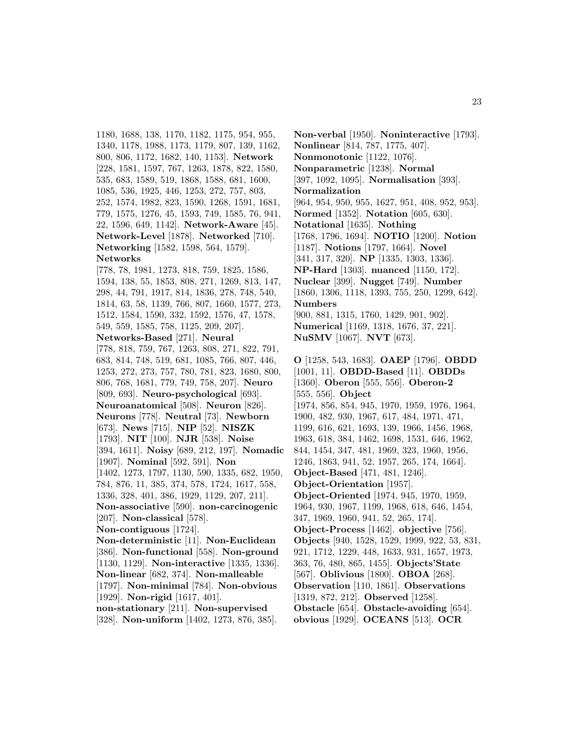1180, 1688, 138, 1170, 1182, 1175, 954, 955, 1340, 1178, 1988, 1173, 1179, 807, 139, 1162, 800, 806, 1172, 1682, 140, 1153]. **Network** [228, 1581, 1597, 767, 1263, 1878, 822, 1580, 535, 683, 1589, 519, 1868, 1588, 681, 1600, 1085, 536, 1925, 446, 1253, 272, 757, 803, 252, 1574, 1982, 823, 1590, 1268, 1591, 1681, 779, 1575, 1276, 45, 1593, 749, 1585, 76, 941, 22, 1596, 649, 1142]. **Network-Aware** [45]. **Network-Level** [1878]. **Networked** [710]. **Networking** [1582, 1598, 564, 1579]. **Networks** [778, 78, 1981, 1273, 818, 759, 1825, 1586, 1594, 138, 55, 1853, 808, 271, 1269, 813, 147, 298, 44, 791, 1917, 814, 1836, 278, 748, 540, 1814, 63, 58, 1139, 766, 807, 1660, 1577, 273, 1512, 1584, 1590, 332, 1592, 1576, 47, 1578, 549, 559, 1585, 758, 1125, 209, 207]. **Networks-Based** [271]. **Neural** [778, 818, 759, 767, 1263, 808, 271, 822, 791, 683, 814, 748, 519, 681, 1085, 766, 807, 446, 1253, 272, 273, 757, 780, 781, 823, 1680, 800, 806, 768, 1681, 779, 749, 758, 207]. **Neuro** [809, 693]. **Neuro-psychological** [693]. **Neuroanatomical** [508]. **Neuron** [826]. **Neurons** [778]. **Neutral** [73]. **Newborn** [673]. **News** [715]. **NIP** [52]. **NISZK** [1793]. **NIT** [100]. **NJR** [538]. **Noise** [394, 1611]. **Noisy** [689, 212, 197]. **Nomadic** [1907]. **Nominal** [592, 591]. **Non** [1402, 1273, 1797, 1130, 590, 1335, 682, 1950, 784, 876, 11, 385, 374, 578, 1724, 1617, 558, 1336, 328, 401, 386, 1929, 1129, 207, 211]. **Non-associative** [590]. **non-carcinogenic** [207]. **Non-classical** [578]. **Non-contiguous** [1724]. **Non-deterministic** [11]. **Non-Euclidean** [386]. **Non-functional** [558]. **Non-ground** [1130, 1129]. **Non-interactive** [1335, 1336]. **Non-linear** [682, 374]. **Non-malleable** [1797]. **Non-minimal** [784]. **Non-obvious** [1929]. **Non-rigid** [1617, 401]. **non-stationary** [211]. **Non-supervised** [328]. **Non-uniform** [1402, 1273, 876, 385].

**Non-verbal** [1950]. **Noninteractive** [1793]. **Nonlinear** [814, 787, 1775, 407]. **Nonmonotonic** [1122, 1076]. **Nonparametric** [1238]. **Normal** [397, 1092, 1095]. **Normalisation** [393]. **Normalization** [964, 954, 950, 955, 1627, 951, 408, 952, 953]. **Normed** [1352]. **Notation** [605, 630]. **Notational** [1635]. **Nothing** [1768, 1796, 1694]. **NOTIO** [1200]. **Notion** [1187]. **Notions** [1797, 1664]. **Novel** [341, 317, 320]. **NP** [1335, 1303, 1336]. **NP-Hard** [1303]. **nuanced** [1150, 172]. **Nuclear** [399]. **Nugget** [749]. **Number** [1860, 1306, 1118, 1393, 755, 250, 1299, 642]. **Numbers** [900, 881, 1315, 1760, 1429, 901, 902]. **Numerical** [1169, 1318, 1676, 37, 221]. **NuSMV** [1067]. **NVT** [673].

**O** [1258, 543, 1683]. **OAEP** [1796]. **OBDD** [1001, 11]. **OBDD-Based** [11]. **OBDDs** [1360]. **Oberon** [555, 556]. **Oberon-2** [555, 556]. **Object** [1974, 856, 854, 945, 1970, 1959, 1976, 1964, 1900, 482, 930, 1967, 617, 484, 1971, 471, 1199, 616, 621, 1693, 139, 1966, 1456, 1968, 1963, 618, 384, 1462, 1698, 1531, 646, 1962, 844, 1454, 347, 481, 1969, 323, 1960, 1956, 1246, 1863, 941, 52, 1957, 265, 174, 1664]. **Object-Based** [471, 481, 1246]. **Object-Orientation** [1957]. **Object-Oriented** [1974, 945, 1970, 1959, 1964, 930, 1967, 1199, 1968, 618, 646, 1454, 347, 1969, 1960, 941, 52, 265, 174]. **Object-Process** [1462]. **objective** [756]. **Objects** [940, 1528, 1529, 1999, 922, 53, 831, 921, 1712, 1229, 448, 1633, 931, 1657, 1973, 363, 76, 480, 865, 1455]. **Objects'State** [567]. **Oblivious** [1800]. **OBOA** [268]. **Observation** [110, 1861]. **Observations** [1319, 872, 212]. **Observed** [1258]. **Obstacle** [654]. **Obstacle-avoiding** [654]. **obvious** [1929]. **OCEANS** [513]. **OCR**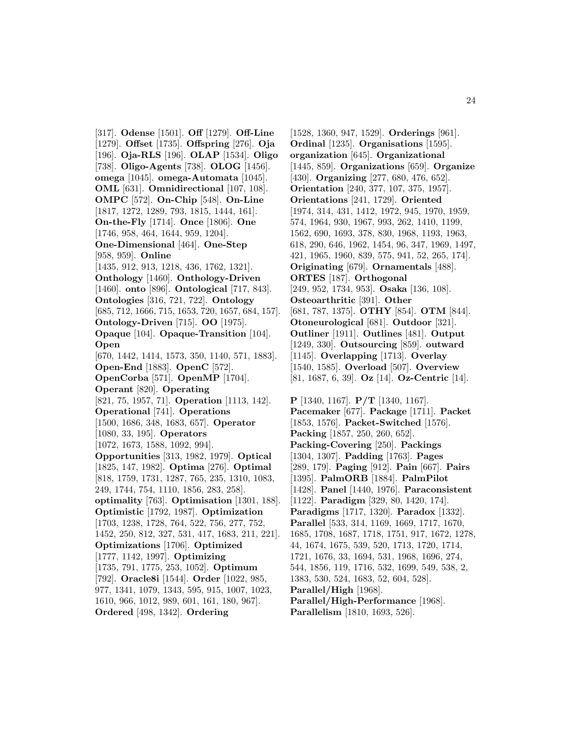[317]. **Odense** [1501]. **Off** [1279]. **Off-Line** [1279]. **Offset** [1735]. **Offspring** [276]. **Oja** [196]. **Oja-RLS** [196]. **OLAP** [1534]. **Oligo** [738]. **Oligo-Agents** [738]. **OLOG** [1456]. **omega** [1045]. **omega-Automata** [1045]. **OML** [631]. **Omnidirectional** [107, 108]. **OMPC** [572]. **On-Chip** [548]. **On-Line** [1817, 1272, 1289, 793, 1815, 1444, 161]. **On-the-Fly** [1714]. **Once** [1806]. **One** [1746, 958, 464, 1644, 959, 1204]. **One-Dimensional** [464]. **One-Step** [958, 959]. **Online** [1435, 912, 913, 1218, 436, 1762, 1321]. **Onthology** [1460]. **Onthology-Driven** [1460]. **onto** [896]. **Ontological** [717, 843]. **Ontologies** [316, 721, 722]. **Ontology** [685, 712, 1666, 715, 1653, 720, 1657, 684, 157]. **Ontology-Driven** [715]. **OO** [1975]. **Opaque** [104]. **Opaque-Transition** [104]. **Open** [670, 1442, 1414, 1573, 350, 1140, 571, 1883]. **Open-End** [1883]. **OpenC** [572]. **OpenCorba** [571]. **OpenMP** [1704]. **Operant** [820]. **Operating** [821, 75, 1957, 71]. **Operation** [1113, 142]. **Operational** [741]. **Operations** [1500, 1686, 348, 1683, 657]. **Operator** [1080, 33, 195]. **Operators** [1072, 1673, 1588, 1092, 994]. **Opportunities** [313, 1982, 1979]. **Optical** [1825, 147, 1982]. **Optima** [276]. **Optimal** [818, 1759, 1731, 1287, 765, 235, 1310, 1083, 249, 1744, 754, 1110, 1856, 283, 258]. **optimality** [763]. **Optimisation** [1301, 188]. **Optimistic** [1792, 1987]. **Optimization** [1703, 1238, 1728, 764, 522, 756, 277, 752, 1452, 250, 812, 327, 531, 417, 1683, 211, 221]. **Optimizations** [1706]. **Optimized** [1777, 1142, 1997]. **Optimizing** [1735, 791, 1775, 253, 1052]. **Optimum** [792]. **Oracle8i** [1544]. **Order** [1022, 985, 977, 1341, 1079, 1343, 595, 915, 1007, 1023, 1610, 966, 1012, 989, 601, 161, 180, 967]. **Ordered** [498, 1342]. **Ordering** [1528, 1360, 947, 1529]. **Orderings** [961]. **Ordinal** [1235]. **Organisations** [1595]. **organization** [645]. **Organizational** [1445, 859]. **Organizations** [659]. **Organize** [430]. **Organizing** [277, 680, 476, 652]. **Orientation** [240, 377, 107, 375, 1957]. **Orientations** [241, 1729]. **Oriented** [1974, 314, 431, 1412, 1972, 945, 1970, 1959, 574, 1964, 930, 1967, 993, 262, 1410, 1199, 1562, 690, 1693, 378, 830, 1968, 1193, 1963, 618, 290, 646, 1962, 1454, 96, 347, 1969, 1497, 421, 1965, 1960, 839, 575, 941, 52, 265, 174]. **Originating** [679]. **Ornamentals** [488]. **ORTES** [187]. **Orthogonal** [249, 952, 1734, 953]. **Osaka** [136, 108]. **Osteoarthritic** [391]. **Other** [681, 787, 1375]. **OTHY** [854]. **OTM** [844]. **Otoneurological** [681]. **Outdoor** [321]. **Outliner** [1911]. **Outlines** [481]. **Output** [1249, 330]. **Outsourcing** [859]. **outward** [1145]. **Overlapping** [1713]. **Overlay** [1540, 1585]. **Overload** [507]. **Overview** [81, 1687, 6, 39]. **Oz** [14]. **Oz-Centric** [14].

**P** [1340, 1167]. **P/T** [1340, 1167]. **Pacemaker** [677]. **Package** [1711]. **Packet** [1853, 1576]. **Packet-Switched** [1576]. **Packing** [1857, 250, 260, 652]. **Packing-Covering** [250]. **Packings** [1304, 1307]. **Padding** [1763]. **Pages** [289, 179]. **Paging** [912]. **Pain** [667]. **Pairs** [1395]. **PalmORB** [1884]. **PalmPilot** [1428]. **Panel** [1440, 1976]. **Paraconsistent** [1122]. **Paradigm** [329, 80, 1420, 174]. **Paradigms** [1717, 1320]. **Paradox** [1332]. **Parallel** [533, 314, 1169, 1669, 1717, 1670, 1685, 1708, 1687, 1718, 1751, 917, 1672, 1278, 44, 1674, 1675, 539, 520, 1713, 1720, 1714, 1721, 1676, 33, 1694, 531, 1968, 1696, 274, 544, 1856, 119, 1716, 532, 1699, 549, 538, 2, 1383, 530, 524, 1683, 52, 604, 528]. **Parallel/High** [1968]. **Parallel/High-Performance** [1968]. **Parallelism** [1810, 1693, 526].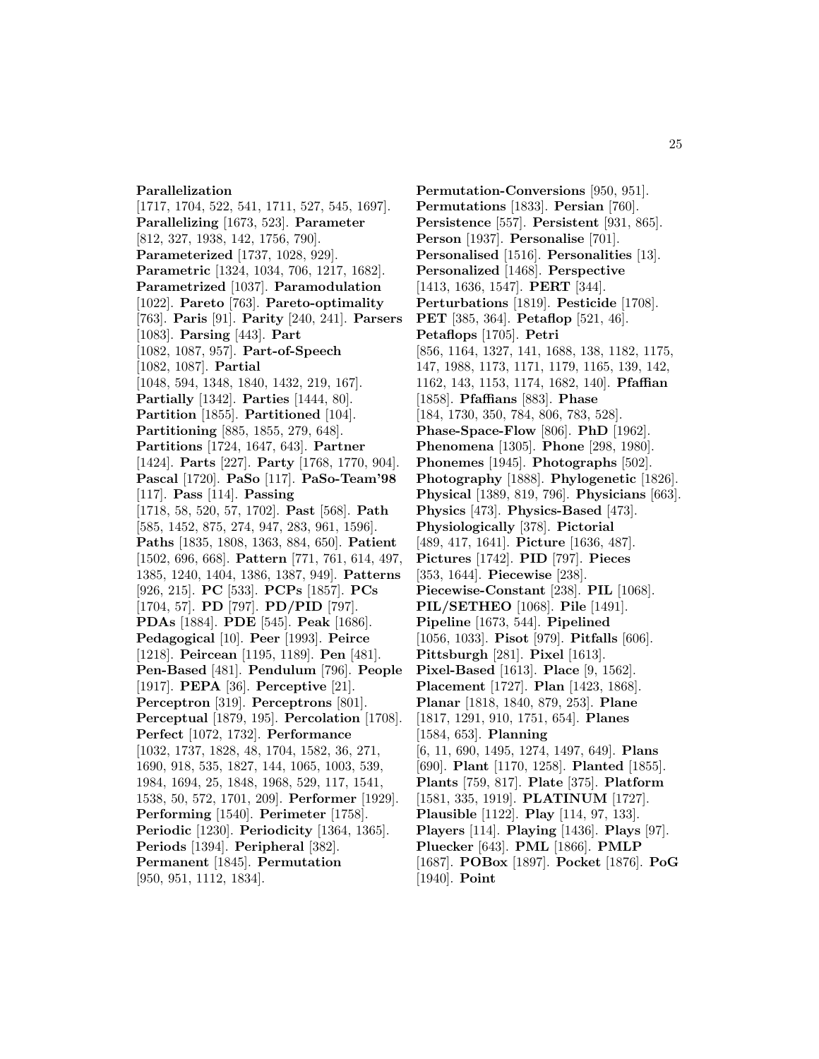**Parallelization** [1717, 1704, 522, 541, 1711, 527, 545, 1697]. **Parallelizing** [1673, 523]. **Parameter** [812, 327, 1938, 142, 1756, 790]. **Parameterized** [1737, 1028, 929]. **Parametric** [1324, 1034, 706, 1217, 1682]. **Parametrized** [1037]. **Paramodulation** [1022]. **Pareto** [763]. **Pareto-optimality** [763]. **Paris** [91]. **Parity** [240, 241]. **Parsers** [1083]. **Parsing** [443]. **Part** [1082, 1087, 957]. **Part-of-Speech** [1082, 1087]. **Partial** [1048, 594, 1348, 1840, 1432, 219, 167]. **Partially** [1342]. **Parties** [1444, 80]. **Partition** [1855]. **Partitioned** [104]. **Partitioning** [885, 1855, 279, 648]. **Partitions** [1724, 1647, 643]. **Partner** [1424]. **Parts** [227]. **Party** [1768, 1770, 904]. **Pascal** [1720]. **PaSo** [117]. **PaSo-Team'98** [117]. **Pass** [114]. **Passing** [1718, 58, 520, 57, 1702]. **Past** [568]. **Path** [585, 1452, 875, 274, 947, 283, 961, 1596]. **Paths** [1835, 1808, 1363, 884, 650]. **Patient** [1502, 696, 668]. **Pattern** [771, 761, 614, 497, 1385, 1240, 1404, 1386, 1387, 949]. **Patterns** [926, 215]. **PC** [533]. **PCPs** [1857]. **PCs** [1704, 57]. **PD** [797]. **PD/PID** [797]. **PDAs** [1884]. **PDE** [545]. **Peak** [1686]. **Pedagogical** [10]. **Peer** [1993]. **Peirce** [1218]. **Peircean** [1195, 1189]. **Pen** [481]. **Pen-Based** [481]. **Pendulum** [796]. **People** [1917]. **PEPA** [36]. **Perceptive** [21]. **Perceptron** [319]. **Perceptrons** [801]. **Perceptual** [1879, 195]. **Percolation** [1708]. **Perfect** [1072, 1732]. **Performance** [1032, 1737, 1828, 48, 1704, 1582, 36, 271, 1690, 918, 535, 1827, 144, 1065, 1003, 539, 1984, 1694, 25, 1848, 1968, 529, 117, 1541, 1538, 50, 572, 1701, 209]. **Performer** [1929]. **Performing** [1540]. **Perimeter** [1758]. **Periodic** [1230]. **Periodicity** [1364, 1365]. **Periods** [1394]. **Peripheral** [382]. **Permanent** [1845]. **Permutation** [950, 951, 1112, 1834]. **Permutation-Conversions** [950, 951]. **Permutations** [1833]. **Persian** [760]. **Persistence** [557]. **Persistent** [931, 865]. **Person** [1937]. **Personalise** [701]. **Personalised** [1516]. **Personalities** [13]. **Personalized** [1468]. **Perspective** [1413, 1636, 1547]. **PERT** [344]. **Perturbations** [1819]. **Pesticide** [1708]. **PET** [385, 364]. **Petaflop** [521, 46]. **Petaflops** [1705]. **Petri** [856, 1164, 1327, 141, 1688, 138, 1182, 1175, 147, 1988, 1173, 1171, 1179, 1165, 139, 142, 1162, 143, 1153, 1174, 1682, 140]. **Pfaffian** [1858]. **Pfaffians** [883]. **Phase** [184, 1730, 350, 784, 806, 783, 528]. **Phase-Space-Flow** [806]. **PhD** [1962]. **Phenomena** [1305]. **Phone** [298, 1980]. **Phonemes** [1945]. **Photographs** [502]. **Photography** [1888]. **Phylogenetic** [1826]. **Physical** [1389, 819, 796]. **Physicians** [663]. **Physics** [473]. **Physics-Based** [473]. **Physiologically** [378]. **Pictorial** [489, 417, 1641]. **Picture** [1636, 487]. **Pictures** [1742]. **PID** [797]. **Pieces** [353, 1644]. **Piecewise** [238]. **Piecewise-Constant** [238]. **PIL** [1068]. **PIL/SETHEO** [1068]. **Pile** [1491]. **Pipeline** [1673, 544]. **Pipelined** [1056, 1033]. **Pisot** [979]. **Pitfalls** [606]. **Pittsburgh** [281]. **Pixel** [1613]. **Pixel-Based** [1613]. **Place** [9, 1562]. **Placement** [1727]. **Plan** [1423, 1868]. **Planar** [1818, 1840, 879, 253]. **Plane** [1817, 1291, 910, 1751, 654]. **Planes** [1584, 653]. **Planning** [6, 11, 690, 1495, 1274, 1497, 649]. **Plans** [690]. **Plant** [1170, 1258]. **Planted** [1855]. **Plants** [759, 817]. **Plate** [375]. **Platform** [1581, 335, 1919]. **PLATINUM** [1727]. **Plausible** [1122]. **Play** [114, 97, 133]. **Players** [114]. **Playing** [1436]. **Plays** [97]. **Pluecker** [643]. **PML** [1866]. **PMLP** [1687]. **POBox** [1897]. **Pocket** [1876]. **PoG** [1940]. **Point**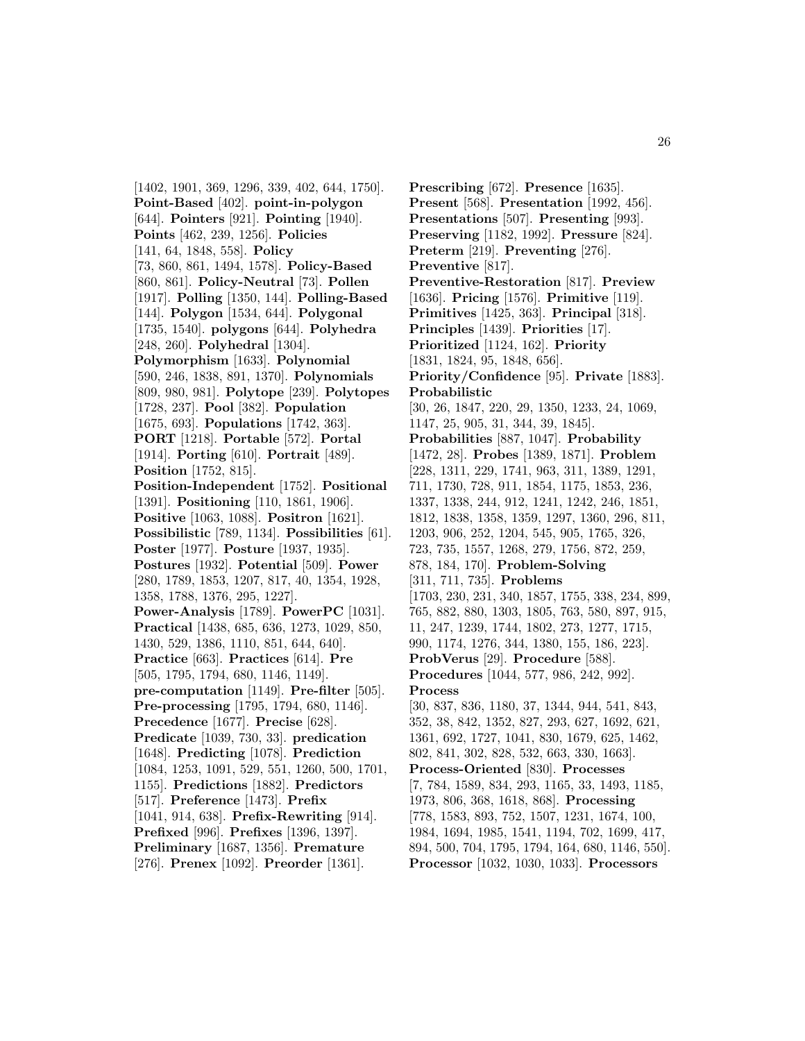[1402, 1901, 369, 1296, 339, 402, 644, 1750]. **Point-Based** [402]. **point-in-polygon** [644]. **Pointers** [921]. **Pointing** [1940]. **Points** [462, 239, 1256]. **Policies** [141, 64, 1848, 558]. **Policy** [73, 860, 861, 1494, 1578]. **Policy-Based** [860, 861]. **Policy-Neutral** [73]. **Pollen** [1917]. **Polling** [1350, 144]. **Polling-Based** [144]. **Polygon** [1534, 644]. **Polygonal** [1735, 1540]. **polygons** [644]. **Polyhedra** [248, 260]. **Polyhedral** [1304]. **Polymorphism** [1633]. **Polynomial** [590, 246, 1838, 891, 1370]. **Polynomials** [809, 980, 981]. **Polytope** [239]. **Polytopes** [1728, 237]. **Pool** [382]. **Population** [1675, 693]. **Populations** [1742, 363]. **PORT** [1218]. **Portable** [572]. **Portal** [1914]. **Porting** [610]. **Portrait** [489]. **Position** [1752, 815]. **Position-Independent** [1752]. **Positional** [1391]. **Positioning** [110, 1861, 1906]. **Positive** [1063, 1088]. **Positron** [1621]. **Possibilistic** [789, 1134]. **Possibilities** [61]. **Poster** [1977]. **Posture** [1937, 1935]. **Postures** [1932]. **Potential** [509]. **Power** [280, 1789, 1853, 1207, 817, 40, 1354, 1928, 1358, 1788, 1376, 295, 1227]. **Power-Analysis** [1789]. **PowerPC** [1031]. **Practical** [1438, 685, 636, 1273, 1029, 850, 1430, 529, 1386, 1110, 851, 644, 640]. **Practice** [663]. **Practices** [614]. **Pre** [505, 1795, 1794, 680, 1146, 1149]. **pre-computation** [1149]. **Pre-filter** [505]. **Pre-processing** [1795, 1794, 680, 1146]. **Precedence** [1677]. **Precise** [628]. **Predicate** [1039, 730, 33]. **predication** [1648]. **Predicting** [1078]. **Prediction** [1084, 1253, 1091, 529, 551, 1260, 500, 1701, 1155]. **Predictions** [1882]. **Predictors** [517]. **Preference** [1473]. **Prefix** [1041, 914, 638]. **Prefix-Rewriting** [914]. **Prefixed** [996]. **Prefixes** [1396, 1397]. **Preliminary** [1687, 1356]. **Premature** [276]. **Prenex** [1092]. **Preorder** [1361]. **Prescribing** [672]. **Presence** [1635]. **Present** [568]. **Presentation** [1992, 456]. **Presentations** [507]. **Presenting** [993]. **Preserving** [1182, 1992]. **Pressure** [824]. **Preterm** [219]. **Preventing** [276]. **Preventive** [817]. **Preventive-Restoration** [817]. **Preview** [1636]. **Pricing** [1576]. **Primitive** [119]. **Primitives** [1425, 363]. **Principal** [318]. **Principles** [1439]. **Priorities** [17]. **Prioritized** [1124, 162]. **Priority** [1831, 1824, 95, 1848, 656]. **Priority/Confidence** [95]. **Private** [1883]. **Probabilistic** [30, 26, 1847, 220, 29, 1350, 1233, 24, 1069, 1147, 25, 905, 31, 344, 39, 1845]. **Probabilities** [887, 1047]. **Probability** [1472, 28]. **Probes** [1389, 1871]. **Problem** [228, 1311, 229, 1741, 963, 311, 1389, 1291, 711, 1730, 728, 911, 1854, 1175, 1853, 236, 1337, 1338, 244, 912, 1241, 1242, 246, 1851, 1812, 1838, 1358, 1359, 1297, 1360, 296, 811, 1203, 906, 252, 1204, 545, 905, 1765, 326, 723, 735, 1557, 1268, 279, 1756, 872, 259, 878, 184, 170]. **Problem-Solving** [311, 711, 735]. **Problems** [1703, 230, 231, 340, 1857, 1755, 338, 234, 899, 765, 882, 880, 1303, 1805, 763, 580, 897, 915, 11, 247, 1239, 1744, 1802, 273, 1277, 1715, 990, 1174, 1276, 344, 1380, 155, 186, 223]. **ProbVerus** [29]. **Procedure** [588]. **Procedures** [1044, 577, 986, 242, 992]. **Process** [30, 837, 836, 1180, 37, 1344, 944, 541, 843, 352, 38, 842, 1352, 827, 293, 627, 1692, 621, 1361, 692, 1727, 1041, 830, 1679, 625, 1462, 802, 841, 302, 828, 532, 663, 330, 1663]. **Process-Oriented** [830]. **Processes** [7, 784, 1589, 834, 293, 1165, 33, 1493, 1185, 1973, 806, 368, 1618, 868]. **Processing** [778, 1583, 893, 752, 1507, 1231, 1674, 100, 1984, 1694, 1985, 1541, 1194, 702, 1699, 417, 894, 500, 704, 1795, 1794, 164, 680, 1146, 550]. **Processor** [1032, 1030, 1033]. **Processors**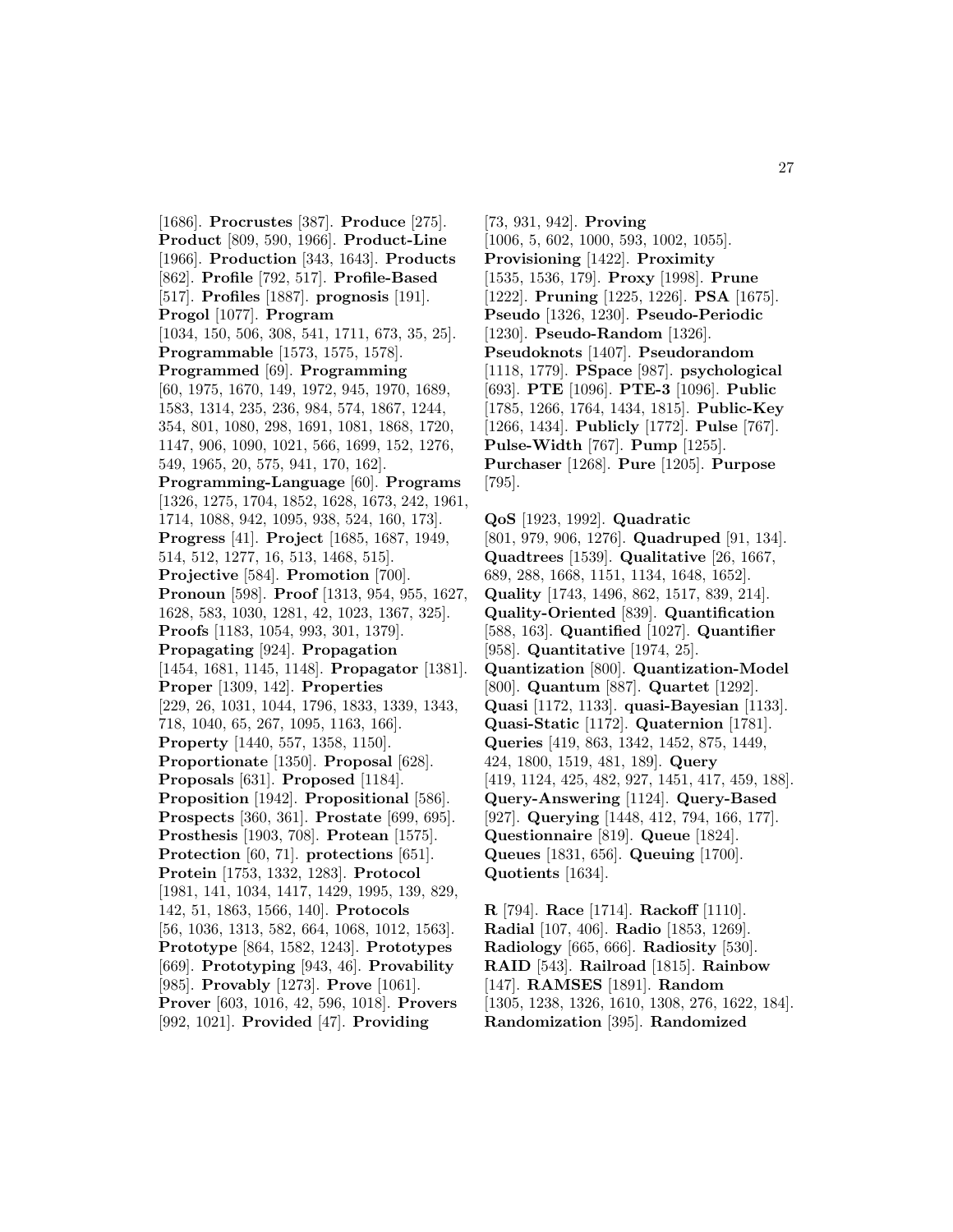[1686]. **Procrustes** [387]. **Produce** [275]. **Product** [809, 590, 1966]. **Product-Line** [1966]. **Production** [343, 1643]. **Products** [862]. **Profile** [792, 517]. **Profile-Based** [517]. **Profiles** [1887]. **prognosis** [191]. **Progol** [1077]. **Program** [1034, 150, 506, 308, 541, 1711, 673, 35, 25]. **Programmable** [1573, 1575, 1578]. **Programmed** [69]. **Programming** [60, 1975, 1670, 149, 1972, 945, 1970, 1689, 1583, 1314, 235, 236, 984, 574, 1867, 1244, 354, 801, 1080, 298, 1691, 1081, 1868, 1720, 1147, 906, 1090, 1021, 566, 1699, 152, 1276, 549, 1965, 20, 575, 941, 170, 162]. **Programming-Language** [60]. **Programs** [1326, 1275, 1704, 1852, 1628, 1673, 242, 1961, 1714, 1088, 942, 1095, 938, 524, 160, 173]. **Progress** [41]. **Project** [1685, 1687, 1949, 514, 512, 1277, 16, 513, 1468, 515]. **Projective** [584]. **Promotion** [700]. **Pronoun** [598]. **Proof** [1313, 954, 955, 1627, 1628, 583, 1030, 1281, 42, 1023, 1367, 325]. **Proofs** [1183, 1054, 993, 301, 1379]. **Propagating** [924]. **Propagation** [1454, 1681, 1145, 1148]. **Propagator** [1381]. **Proper** [1309, 142]. **Properties** [229, 26, 1031, 1044, 1796, 1833, 1339, 1343, 718, 1040, 65, 267, 1095, 1163, 166]. **Property** [1440, 557, 1358, 1150]. **Proportionate** [1350]. **Proposal** [628]. **Proposals** [631]. **Proposed** [1184]. **Proposition** [1942]. **Propositional** [586]. **Prospects** [360, 361]. **Prostate** [699, 695]. **Prosthesis** [1903, 708]. **Protean** [1575]. **Protection** [60, 71]. **protections** [651]. **Protein** [1753, 1332, 1283]. **Protocol** [1981, 141, 1034, 1417, 1429, 1995, 139, 829, 142, 51, 1863, 1566, 140]. **Protocols** [56, 1036, 1313, 582, 664, 1068, 1012, 1563]. **Prototype** [864, 1582, 1243]. **Prototypes** [669]. **Prototyping** [943, 46]. **Provability** [985]. **Provably** [1273]. **Prove** [1061]. **Prover** [603, 1016, 42, 596, 1018]. **Provers** [992, 1021]. **Provided** [47]. **Providing** [73, 931, 942]. **Proving** [1006, 5, 602, 1000, 593, 1002, 1055]. **Provisioning** [1422]. **Proximity** [1535, 1536, 179]. **Proxy** [1998]. **Prune** [1222]. **Pruning** [1225, 1226]. **PSA** [1675]. **Pseudo** [1326, 1230]. **Pseudo-Periodic** [1230]. **Pseudo-Random** [1326]. **Pseudoknots** [1407]. **Pseudorandom** [1118, 1779]. **PSpace** [987]. **psychological** [693]. **PTE** [1096]. **PTE-3** [1096]. **Public** [1785, 1266, 1764, 1434, 1815]. **Public-Key** [1266, 1434]. **Publicly** [1772]. **Pulse** [767]. **Pulse-Width** [767]. **Pump** [1255]. **Purchaser** [1268]. **Pure** [1205]. **Purpose** [795].

**QoS** [1923, 1992]. **Quadratic** [801, 979, 906, 1276]. **Quadruped** [91, 134]. **Quadtrees** [1539]. **Qualitative** [26, 1667, 689, 288, 1668, 1151, 1134, 1648, 1652]. **Quality** [1743, 1496, 862, 1517, 839, 214]. **Quality-Oriented** [839]. **Quantification** [588, 163]. **Quantified** [1027]. **Quantifier** [958]. **Quantitative** [1974, 25]. **Quantization** [800]. **Quantization-Model** [800]. **Quantum** [887]. **Quartet** [1292]. **Quasi** [1172, 1133]. **quasi-Bayesian** [1133]. **Quasi-Static** [1172]. **Quaternion** [1781]. **Queries** [419, 863, 1342, 1452, 875, 1449, 424, 1800, 1519, 481, 189]. **Query** [419, 1124, 425, 482, 927, 1451, 417, 459, 188]. **Query-Answering** [1124]. **Query-Based** [927]. **Querying** [1448, 412, 794, 166, 177]. **Questionnaire** [819]. **Queue** [1824]. **Queues** [1831, 656]. **Queuing** [1700]. **Quotients** [1634].

**R** [794]. **Race** [1714]. **Rackoff** [1110]. **Radial** [107, 406]. **Radio** [1853, 1269]. **Radiology** [665, 666]. **Radiosity** [530]. **RAID** [543]. **Railroad** [1815]. **Rainbow** [147]. **RAMSES** [1891]. **Random** [1305, 1238, 1326, 1610, 1308, 276, 1622, 184]. **Randomization** [395]. **Randomized**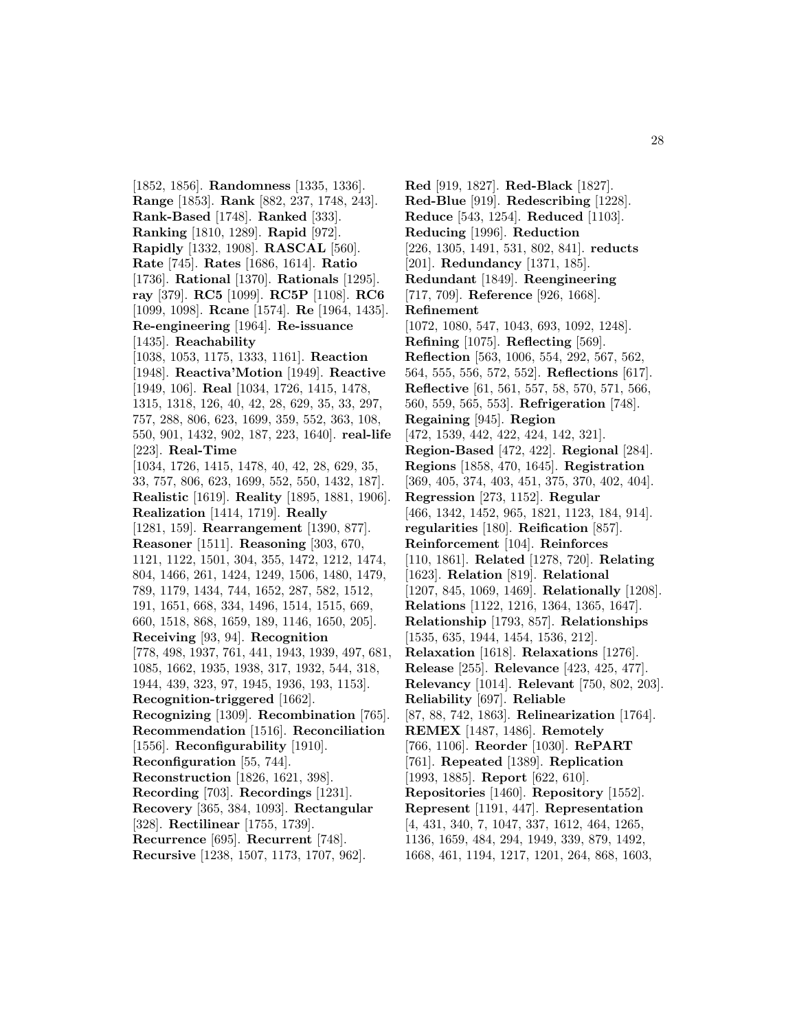[1852, 1856]. **Randomness** [1335, 1336]. **Range** [1853]. **Rank** [882, 237, 1748, 243]. **Rank-Based** [1748]. **Ranked** [333]. **Ranking** [1810, 1289]. **Rapid** [972]. **Rapidly** [1332, 1908]. **RASCAL** [560]. **Rate** [745]. **Rates** [1686, 1614]. **Ratio** [1736]. **Rational** [1370]. **Rationals** [1295]. **ray** [379]. **RC5** [1099]. **RC5P** [1108]. **RC6** [1099, 1098]. **Rcane** [1574]. **Re** [1964, 1435]. **Re-engineering** [1964]. **Re-issuance** [1435]. **Reachability** [1038, 1053, 1175, 1333, 1161]. **Reaction** [1948]. **Reactiva'Motion** [1949]. **Reactive** [1949, 106]. **Real** [1034, 1726, 1415, 1478, 1315, 1318, 126, 40, 42, 28, 629, 35, 33, 297, 757, 288, 806, 623, 1699, 359, 552, 363, 108, 550, 901, 1432, 902, 187, 223, 1640]. **real-life** [223]. **Real-Time** [1034, 1726, 1415, 1478, 40, 42, 28, 629, 35, 33, 757, 806, 623, 1699, 552, 550, 1432, 187]. **Realistic** [1619]. **Reality** [1895, 1881, 1906]. **Realization** [1414, 1719]. **Really** [1281, 159]. **Rearrangement** [1390, 877]. **Reasoner** [1511]. **Reasoning** [303, 670, 1121, 1122, 1501, 304, 355, 1472, 1212, 1474, 804, 1466, 261, 1424, 1249, 1506, 1480, 1479, 789, 1179, 1434, 744, 1652, 287, 582, 1512, 191, 1651, 668, 334, 1496, 1514, 1515, 669, 660, 1518, 868, 1659, 189, 1146, 1650, 205]. **Receiving** [93, 94]. **Recognition** [778, 498, 1937, 761, 441, 1943, 1939, 497, 681, 1085, 1662, 1935, 1938, 317, 1932, 544, 318, 1944, 439, 323, 97, 1945, 1936, 193, 1153]. **Recognition-triggered** [1662]. **Recognizing** [1309]. **Recombination** [765]. **Recommendation** [1516]. **Reconciliation** [1556]. **Reconfigurability** [1910]. **Reconfiguration** [55, 744]. **Reconstruction** [1826, 1621, 398]. **Recording** [703]. **Recordings** [1231]. **Recovery** [365, 384, 1093]. **Rectangular** [328]. **Rectilinear** [1755, 1739]. **Recurrence** [695]. **Recurrent** [748]. **Recursive** [1238, 1507, 1173, 1707, 962].

**Red** [919, 1827]. **Red-Black** [1827]. **Red-Blue** [919]. **Redescribing** [1228]. **Reduce** [543, 1254]. **Reduced** [1103]. **Reducing** [1996]. **Reduction** [226, 1305, 1491, 531, 802, 841]. **reducts** [201]. **Redundancy** [1371, 185]. **Redundant** [1849]. **Reengineering** [717, 709]. **Reference** [926, 1668]. **Refinement** [1072, 1080, 547, 1043, 693, 1092, 1248]. **Refining** [1075]. **Reflecting** [569]. **Reflection** [563, 1006, 554, 292, 567, 562, 564, 555, 556, 572, 552]. **Reflections** [617]. **Reflective** [61, 561, 557, 58, 570, 571, 566, 560, 559, 565, 553]. **Refrigeration** [748]. **Regaining** [945]. **Region** [472, 1539, 442, 422, 424, 142, 321]. **Region-Based** [472, 422]. **Regional** [284]. **Regions** [1858, 470, 1645]. **Registration** [369, 405, 374, 403, 451, 375, 370, 402, 404]. **Regression** [273, 1152]. **Regular** [466, 1342, 1452, 965, 1821, 1123, 184, 914]. **regularities** [180]. **Reification** [857]. **Reinforcement** [104]. **Reinforces** [110, 1861]. **Related** [1278, 720]. **Relating** [1623]. **Relation** [819]. **Relational** [1207, 845, 1069, 1469]. **Relationally** [1208]. **Relations** [1122, 1216, 1364, 1365, 1647]. **Relationship** [1793, 857]. **Relationships** [1535, 635, 1944, 1454, 1536, 212]. **Relaxation** [1618]. **Relaxations** [1276]. **Release** [255]. **Relevance** [423, 425, 477]. **Relevancy** [1014]. **Relevant** [750, 802, 203]. **Reliability** [697]. **Reliable** [87, 88, 742, 1863]. **Relinearization** [1764]. **REMEX** [1487, 1486]. **Remotely** [766, 1106]. **Reorder** [1030]. **RePART** [761]. **Repeated** [1389]. **Replication** [1993, 1885]. **Report** [622, 610]. **Repositories** [1460]. **Repository** [1552]. **Represent** [1191, 447]. **Representation** [4, 431, 340, 7, 1047, 337, 1612, 464, 1265, 1136, 1659, 484, 294, 1949, 339, 879, 1492, 1668, 461, 1194, 1217, 1201, 264, 868, 1603,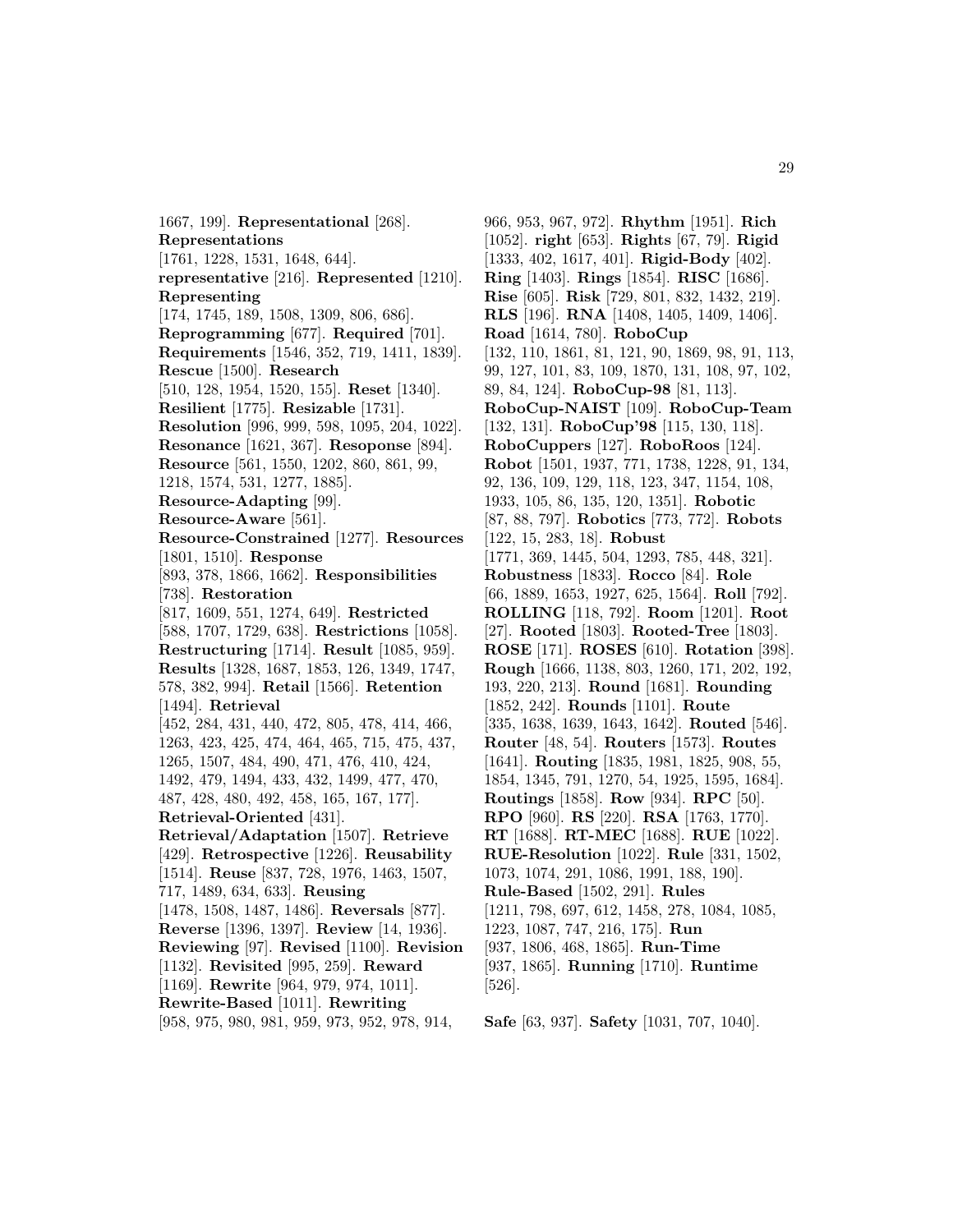1667, 199]. **Representational** [268]. **Representations** [1761, 1228, 1531, 1648, 644]. **representative** [216]. **Represented** [1210]. **Representing** [174, 1745, 189, 1508, 1309, 806, 686]. **Reprogramming** [677]. **Required** [701]. **Requirements** [1546, 352, 719, 1411, 1839]. **Rescue** [1500]. **Research** [510, 128, 1954, 1520, 155]. **Reset** [1340]. **Resilient** [1775]. **Resizable** [1731]. **Resolution** [996, 999, 598, 1095, 204, 1022]. **Resonance** [1621, 367]. **Resoponse** [894]. **Resource** [561, 1550, 1202, 860, 861, 99, 1218, 1574, 531, 1277, 1885]. **Resource-Adapting** [99]. **Resource-Aware** [561]. **Resource-Constrained** [1277]. **Resources** [1801, 1510]. **Response** [893, 378, 1866, 1662]. **Responsibilities** [738]. **Restoration** [817, 1609, 551, 1274, 649]. **Restricted** [588, 1707, 1729, 638]. **Restrictions** [1058]. **Restructuring** [1714]. **Result** [1085, 959]. **Results** [1328, 1687, 1853, 126, 1349, 1747, 578, 382, 994]. **Retail** [1566]. **Retention** [1494]. **Retrieval** [452, 284, 431, 440, 472, 805, 478, 414, 466, 1263, 423, 425, 474, 464, 465, 715, 475, 437, 1265, 1507, 484, 490, 471, 476, 410, 424, 1492, 479, 1494, 433, 432, 1499, 477, 470, 487, 428, 480, 492, 458, 165, 167, 177]. **Retrieval-Oriented** [431]. **Retrieval/Adaptation** [1507]. **Retrieve** [429]. **Retrospective** [1226]. **Reusability** [1514]. **Reuse** [837, 728, 1976, 1463, 1507, 717, 1489, 634, 633]. **Reusing** [1478, 1508, 1487, 1486]. **Reversals** [877]. **Reverse** [1396, 1397]. **Review** [14, 1936]. **Reviewing** [97]. **Revised** [1100]. **Revision** [1132]. **Revisited** [995, 259]. **Reward** [1169]. **Rewrite** [964, 979, 974, 1011]. **Rewrite-Based** [1011]. **Rewriting** [958, 975, 980, 981, 959, 973, 952, 978, 914, 966, 953, 967, 972]. **Rhythm** [1951]. **Rich** [1052]. **right** [653]. **Rights** [67, 79]. **Rigid** [1333, 402, 1617, 401]. **Rigid-Body** [402]. **Ring** [1403]. **Rings** [1854]. **RISC** [1686]. **Rise** [605]. **Risk** [729, 801, 832, 1432, 219]. **RLS** [196]. **RNA** [1408, 1405, 1409, 1406]. **Road** [1614, 780]. **RoboCup** [132, 110, 1861, 81, 121, 90, 1869, 98, 91, 113, 99, 127, 101, 83, 109, 1870, 131, 108, 97, 102, 89, 84, 124]. **RoboCup-98** [81, 113]. **RoboCup-NAIST** [109]. **RoboCup-Team** [132, 131]. **RoboCup'98** [115, 130, 118]. **RoboCuppers** [127]. **RoboRoos** [124]. **Robot** [1501, 1937, 771, 1738, 1228, 91, 134, 92, 136, 109, 129, 118, 123, 347, 1154, 108, 1933, 105, 86, 135, 120, 1351]. **Robotic** [87, 88, 797]. **Robotics** [773, 772]. **Robots** [122, 15, 283, 18]. **Robust** [1771, 369, 1445, 504, 1293, 785, 448, 321]. **Robustness** [1833]. **Rocco** [84]. **Role** [66, 1889, 1653, 1927, 625, 1564]. **Roll** [792]. **ROLLING** [118, 792]. **Room** [1201]. **Root** [27]. **Rooted** [1803]. **Rooted-Tree** [1803]. **ROSE** [171]. **ROSES** [610]. **Rotation** [398]. **Rough** [1666, 1138, 803, 1260, 171, 202, 192, 193, 220, 213]. **Round** [1681]. **Rounding** [1852, 242]. **Rounds** [1101]. **Route** [335, 1638, 1639, 1643, 1642]. **Routed** [546]. **Router** [48, 54]. **Routers** [1573]. **Routes** [1641]. **Routing** [1835, 1981, 1825, 908, 55, 1854, 1345, 791, 1270, 54, 1925, 1595, 1684]. **Routings** [1858]. **Row** [934]. **RPC** [50]. **RPO** [960]. **RS** [220]. **RSA** [1763, 1770]. **RT** [1688]. **RT-MEC** [1688]. **RUE** [1022]. **RUE-Resolution** [1022]. **Rule** [331, 1502, 1073, 1074, 291, 1086, 1991, 188, 190]. **Rule-Based** [1502, 291]. **Rules** [1211, 798, 697, 612, 1458, 278, 1084, 1085, 1223, 1087, 747, 216, 175]. **Run** [937, 1806, 468, 1865]. **Run-Time** [937, 1865]. **Running** [1710]. **Runtime** [526].

**Safe** [63, 937]. **Safety** [1031, 707, 1040].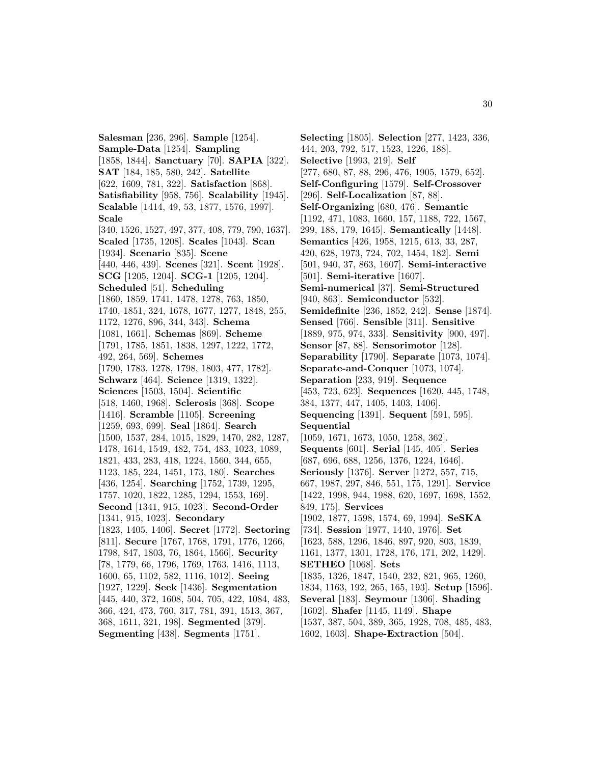**Salesman** [236, 296]. **Sample** [1254]. **Sample-Data** [1254]. **Sampling** [1858, 1844]. **Sanctuary** [70]. **SAPIA** [322]. **SAT** [184, 185, 580, 242]. **Satellite** [622, 1609, 781, 322]. **Satisfaction** [868]. **Satisfiability** [958, 756]. **Scalability** [1945]. **Scalable** [1414, 49, 53, 1877, 1576, 1997]. **Scale** [340, 1526, 1527, 497, 377, 408, 779, 790, 1637]. **Scaled** [1735, 1208]. **Scales** [1043]. **Scan** [1934]. **Scenario** [835]. **Scene** [440, 446, 439]. **Scenes** [321]. **Scent** [1928]. **SCG** [1205, 1204]. **SCG-1** [1205, 1204]. **Scheduled** [51]. **Scheduling** [1860, 1859, 1741, 1478, 1278, 763, 1850, 1740, 1851, 324, 1678, 1677, 1277, 1848, 255, 1172, 1276, 896, 344, 343]. **Schema** [1081, 1661]. **Schemas** [869]. **Scheme** [1791, 1785, 1851, 1838, 1297, 1222, 1772, 492, 264, 569]. **Schemes** [1790, 1783, 1278, 1798, 1803, 477, 1782]. **Schwarz** [464]. **Science** [1319, 1322]. **Sciences** [1503, 1504]. **Scientific** [518, 1460, 1968]. **Sclerosis** [368]. **Scope** [1416]. **Scramble** [1105]. **Screening** [1259, 693, 699]. **Seal** [1864]. **Search** [1500, 1537, 284, 1015, 1829, 1470, 282, 1287, 1478, 1614, 1549, 482, 754, 483, 1023, 1089, 1821, 433, 283, 418, 1224, 1560, 344, 655, 1123, 185, 224, 1451, 173, 180]. **Searches** [436, 1254]. **Searching** [1752, 1739, 1295, 1757, 1020, 1822, 1285, 1294, 1553, 169]. **Second** [1341, 915, 1023]. **Second-Order** [1341, 915, 1023]. **Secondary** [1823, 1405, 1406]. **Secret** [1772]. **Sectoring** [811]. **Secure** [1767, 1768, 1791, 1776, 1266, 1798, 847, 1803, 76, 1864, 1566]. **Security** [78, 1779, 66, 1796, 1769, 1763, 1416, 1113, 1600, 65, 1102, 582, 1116, 1012]. **Seeing** [1927, 1229]. **Seek** [1436]. **Segmentation** [445, 440, 372, 1608, 504, 705, 422, 1084, 483, 366, 424, 473, 760, 317, 781, 391, 1513, 367, 368, 1611, 321, 198]. **Segmented** [379]. **Segmenting** [438]. **Segments** [1751].

**Selecting** [1805]. **Selection** [277, 1423, 336, 444, 203, 792, 517, 1523, 1226, 188]. **Selective** [1993, 219]. **Self** [277, 680, 87, 88, 296, 476, 1905, 1579, 652]. **Self-Configuring** [1579]. **Self-Crossover** [296]. **Self-Localization** [87, 88]. **Self-Organizing** [680, 476]. **Semantic** [1192, 471, 1083, 1660, 157, 1188, 722, 1567, 299, 188, 179, 1645]. **Semantically** [1448]. **Semantics** [426, 1958, 1215, 613, 33, 287, 420, 628, 1973, 724, 702, 1454, 182]. **Semi** [501, 940, 37, 863, 1607]. **Semi-interactive** [501]. **Semi-iterative** [1607]. **Semi-numerical** [37]. **Semi-Structured** [940, 863]. **Semiconductor** [532]. **Semidefinite** [236, 1852, 242]. **Sense** [1874]. **Sensed** [766]. **Sensible** [311]. **Sensitive** [1889, 975, 974, 333]. **Sensitivity** [900, 497]. **Sensor** [87, 88]. **Sensorimotor** [128]. **Separability** [1790]. **Separate** [1073, 1074]. **Separate-and-Conquer** [1073, 1074]. **Separation** [233, 919]. **Sequence** [453, 723, 623]. **Sequences** [1620, 445, 1748, 384, 1377, 447, 1405, 1403, 1406]. **Sequencing** [1391]. **Sequent** [591, 595]. **Sequential** [1059, 1671, 1673, 1050, 1258, 362]. **Sequents** [601]. **Serial** [145, 405]. **Series** [687, 696, 688, 1256, 1376, 1224, 1646]. **Seriously** [1376]. **Server** [1272, 557, 715, 667, 1987, 297, 846, 551, 175, 1291]. **Service** [1422, 1998, 944, 1988, 620, 1697, 1698, 1552, 849, 175]. **Services** [1902, 1877, 1598, 1574, 69, 1994]. **SeSKA** [734]. **Session** [1977, 1440, 1976]. **Set** [1623, 588, 1296, 1846, 897, 920, 803, 1839, 1161, 1377, 1301, 1728, 176, 171, 202, 1429]. **SETHEO** [1068]. **Sets** [1835, 1326, 1847, 1540, 232, 821, 965, 1260, 1834, 1163, 192, 265, 165, 193]. **Setup** [1596]. **Several** [183]. **Seymour** [1306]. **Shading** [1602]. **Shafer** [1145, 1149]. **Shape** [1537, 387, 504, 389, 365, 1928, 708, 485, 483, 1602, 1603]. **Shape-Extraction** [504].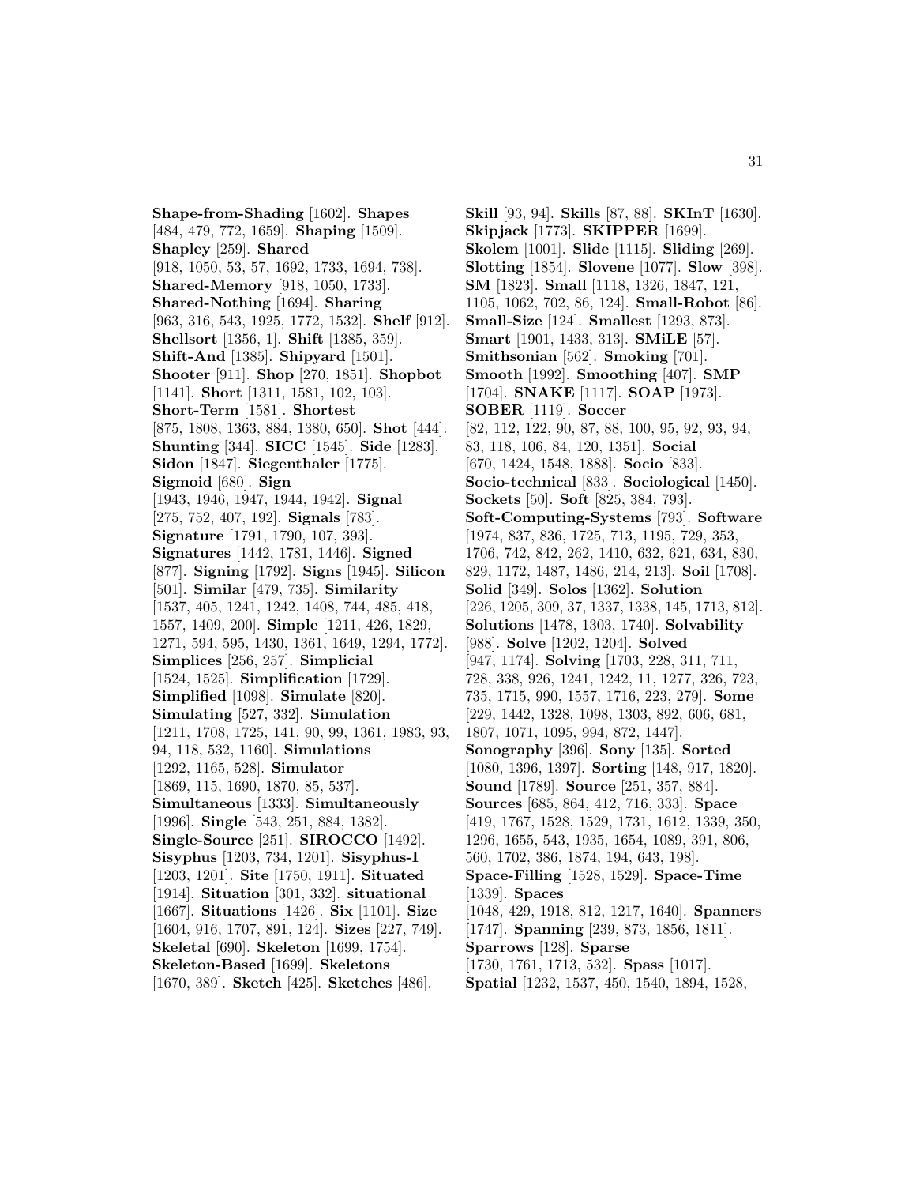**Shape-from-Shading** [1602]. **Shapes** [484, 479, 772, 1659]. **Shaping** [1509]. **Shapley** [259]. **Shared** [918, 1050, 53, 57, 1692, 1733, 1694, 738]. **Shared-Memory** [918, 1050, 1733]. **Shared-Nothing** [1694]. **Sharing** [963, 316, 543, 1925, 1772, 1532]. **Shelf** [912]. **Shellsort** [1356, 1]. **Shift** [1385, 359]. **Shift-And** [1385]. **Shipyard** [1501]. **Shooter** [911]. **Shop** [270, 1851]. **Shopbot** [1141]. **Short** [1311, 1581, 102, 103]. **Short-Term** [1581]. **Shortest** [875, 1808, 1363, 884, 1380, 650]. **Shot** [444]. **Shunting** [344]. **SICC** [1545]. **Side** [1283]. **Sidon** [1847]. **Siegenthaler** [1775]. **Sigmoid** [680]. **Sign** [1943, 1946, 1947, 1944, 1942]. **Signal** [275, 752, 407, 192]. **Signals** [783]. **Signature** [1791, 1790, 107, 393]. **Signatures** [1442, 1781, 1446]. **Signed** [877]. **Signing** [1792]. **Signs** [1945]. **Silicon** [501]. **Similar** [479, 735]. **Similarity** [1537, 405, 1241, 1242, 1408, 744, 485, 418, 1557, 1409, 200]. **Simple** [1211, 426, 1829, 1271, 594, 595, 1430, 1361, 1649, 1294, 1772]. **Simplices** [256, 257]. **Simplicial** [1524, 1525]. **Simplification** [1729]. **Simplified** [1098]. **Simulate** [820]. **Simulating** [527, 332]. **Simulation** [1211, 1708, 1725, 141, 90, 99, 1361, 1983, 93, 94, 118, 532, 1160]. **Simulations** [1292, 1165, 528]. **Simulator** [1869, 115, 1690, 1870, 85, 537]. **Simultaneous** [1333]. **Simultaneously** [1996]. **Single** [543, 251, 884, 1382]. **Single-Source** [251]. **SIROCCO** [1492]. **Sisyphus** [1203, 734, 1201]. **Sisyphus-I** [1203, 1201]. **Site** [1750, 1911]. **Situated** [1914]. **Situation** [301, 332]. **situational** [1667]. **Situations** [1426]. **Six** [1101]. **Size** [1604, 916, 1707, 891, 124]. **Sizes** [227, 749]. **Skeletal** [690]. **Skeleton** [1699, 1754]. **Skeleton-Based** [1699]. **Skeletons** [1670, 389]. **Sketch** [425]. **Sketches** [486]. **Skill** [93, 94]. **Skills** [87, 88]. **SKInT** [1630]. **Skipjack** [1773]. **SKIPPER** [1699]. **Skolem** [1001]. **Slide** [1115]. **Sliding** [269]. **Slotting** [1854]. **Slovene** [1077]. **Slow** [398]. **SM** [1823]. **Small** [1118, 1326, 1847, 121, 1105, 1062, 702, 86, 124]. **Small-Robot** [86]. **Small-Size** [124]. **Smallest** [1293, 873]. **Smart** [1901, 1433, 313]. **SMiLE** [57]. **Smithsonian** [562]. **Smoking** [701]. **Smooth** [1992]. **Smoothing** [407]. **SMP** [1704]. **SNAKE** [1117]. **SOAP** [1973]. **SOBER** [1119]. **Soccer** [82, 112, 122, 90, 87, 88, 100, 95, 92, 93, 94, 83, 118, 106, 84, 120, 1351]. **Social** [670, 1424, 1548, 1888]. **Socio** [833]. **Socio-technical** [833]. **Sociological** [1450]. **Sockets** [50]. **Soft** [825, 384, 793]. **Soft-Computing-Systems** [793]. **Software** [1974, 837, 836, 1725, 713, 1195, 729, 353, 1706, 742, 842, 262, 1410, 632, 621, 634, 830, 829, 1172, 1487, 1486, 214, 213]. **Soil** [1708]. **Solid** [349]. **Solos** [1362]. **Solution** [226, 1205, 309, 37, 1337, 1338, 145, 1713, 812]. **Solutions** [1478, 1303, 1740]. **Solvability** [988]. **Solve** [1202, 1204]. **Solved** [947, 1174]. **Solving** [1703, 228, 311, 711, 728, 338, 926, 1241, 1242, 11, 1277, 326, 723, 735, 1715, 990, 1557, 1716, 223, 279]. **Some** [229, 1442, 1328, 1098, 1303, 892, 606, 681, 1807, 1071, 1095, 994, 872, 1447]. **Sonography** [396]. **Sony** [135]. **Sorted** [1080, 1396, 1397]. **Sorting** [148, 917, 1820]. **Sound** [1789]. **Source** [251, 357, 884]. **Sources** [685, 864, 412, 716, 333]. **Space** [419, 1767, 1528, 1529, 1731, 1612, 1339, 350, 1296, 1655, 543, 1935, 1654, 1089, 391, 806, 560, 1702, 386, 1874, 194, 643, 198]. **Space-Filling** [1528, 1529]. **Space-Time** [1339]. **Spaces** [1048, 429, 1918, 812, 1217, 1640]. **Spanners** [1747]. **Spanning** [239, 873, 1856, 1811]. **Sparrows** [128]. **Sparse** [1730, 1761, 1713, 532]. **Spass** [1017]. **Spatial** [1232, 1537, 450, 1540, 1894, 1528,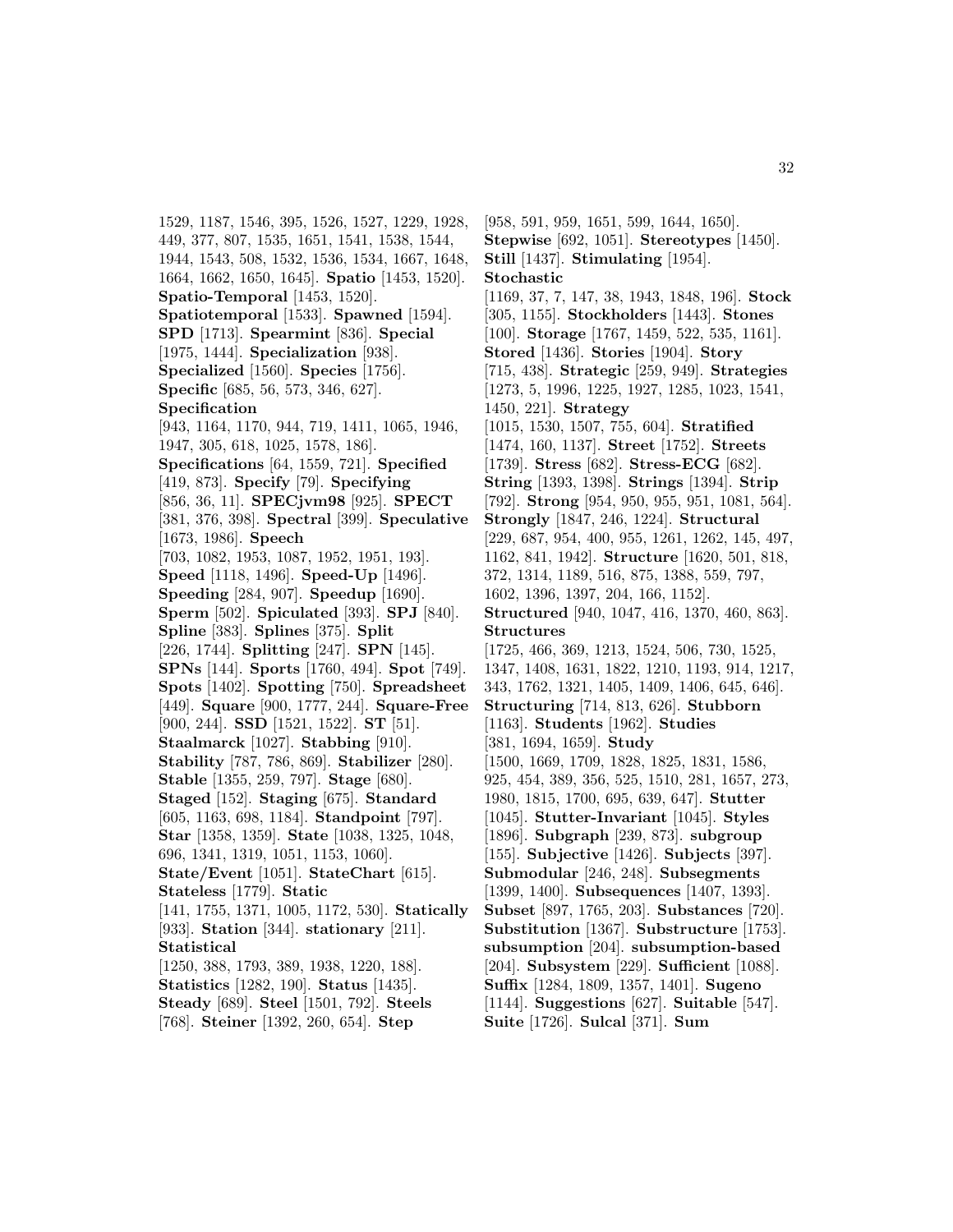1529, 1187, 1546, 395, 1526, 1527, 1229, 1928, 449, 377, 807, 1535, 1651, 1541, 1538, 1544, 1944, 1543, 508, 1532, 1536, 1534, 1667, 1648, 1664, 1662, 1650, 1645]. **Spatio** [1453, 1520]. **Spatio-Temporal** [1453, 1520]. **Spatiotemporal** [1533]. **Spawned** [1594]. **SPD** [1713]. **Spearmint** [836]. **Special** [1975, 1444]. **Specialization** [938]. **Specialized** [1560]. **Species** [1756]. **Specific** [685, 56, 573, 346, 627]. **Specification** [943, 1164, 1170, 944, 719, 1411, 1065, 1946, 1947, 305, 618, 1025, 1578, 186]. **Specifications** [64, 1559, 721]. **Specified** [419, 873]. **Specify** [79]. **Specifying** [856, 36, 11]. **SPECjvm98** [925]. **SPECT** [381, 376, 398]. **Spectral** [399]. **Speculative** [1673, 1986]. **Speech** [703, 1082, 1953, 1087, 1952, 1951, 193]. **Speed** [1118, 1496]. **Speed-Up** [1496]. **Speeding** [284, 907]. **Speedup** [1690]. **Sperm** [502]. **Spiculated** [393]. **SPJ** [840]. **Spline** [383]. **Splines** [375]. **Split** [226, 1744]. **Splitting** [247]. **SPN** [145]. **SPNs** [144]. **Sports** [1760, 494]. **Spot** [749]. **Spots** [1402]. **Spotting** [750]. **Spreadsheet** [449]. **Square** [900, 1777, 244]. **Square-Free** [900, 244]. **SSD** [1521, 1522]. **ST** [51]. **Staalmarck** [1027]. **Stabbing** [910]. **Stability** [787, 786, 869]. **Stabilizer** [280]. **Stable** [1355, 259, 797]. **Stage** [680]. **Staged** [152]. **Staging** [675]. **Standard** [605, 1163, 698, 1184]. **Standpoint** [797]. **Star** [1358, 1359]. **State** [1038, 1325, 1048, 696, 1341, 1319, 1051, 1153, 1060]. **State/Event** [1051]. **StateChart** [615]. **Stateless** [1779]. **Static** [141, 1755, 1371, 1005, 1172, 530]. **Statically** [933]. **Station** [344]. **stationary** [211]. **Statistical** [1250, 388, 1793, 389, 1938, 1220, 188]. **Statistics** [1282, 190]. **Status** [1435]. **Steady** [689]. **Steel** [1501, 792]. **Steels** [768]. **Steiner** [1392, 260, 654]. **Step** [958, 591, 959, 1651, 599, 1644, 1650]. **Stepwise** [692, 1051]. **Stereotypes** [1450]. **Still** [1437]. **Stimulating** [1954]. **Stochastic** [1169, 37, 7, 147, 38, 1943, 1848, 196]. **Stock** [305, 1155]. **Stockholders** [1443]. **Stones** [100]. **Storage** [1767, 1459, 522, 535, 1161]. **Stored** [1436]. **Stories** [1904]. **Story** [715, 438]. **Strategic** [259, 949]. **Strategies** [1273, 5, 1996, 1225, 1927, 1285, 1023, 1541, 1450, 221]. **Strategy** [1015, 1530, 1507, 755, 604]. **Stratified** [1474, 160, 1137]. **Street** [1752]. **Streets** [1739]. **Stress** [682]. **Stress-ECG** [682]. **String** [1393, 1398]. **Strings** [1394]. **Strip** [792]. **Strong** [954, 950, 955, 951, 1081, 564]. **Strongly** [1847, 246, 1224]. **Structural** [229, 687, 954, 400, 955, 1261, 1262, 145, 497, 1162, 841, 1942]. **Structure** [1620, 501, 818, 372, 1314, 1189, 516, 875, 1388, 559, 797, 1602, 1396, 1397, 204, 166, 1152]. **Structured** [940, 1047, 416, 1370, 460, 863]. **Structures** [1725, 466, 369, 1213, 1524, 506, 730, 1525, 1347, 1408, 1631, 1822, 1210, 1193, 914, 1217, 343, 1762, 1321, 1405, 1409, 1406, 645, 646]. **Structuring** [714, 813, 626]. **Stubborn** [1163]. **Students** [1962]. **Studies** [381, 1694, 1659]. **Study** [1500, 1669, 1709, 1828, 1825, 1831, 1586, 925, 454, 389, 356, 525, 1510, 281, 1657, 273, 1980, 1815, 1700, 695, 639, 647]. **Stutter** [1045]. **Stutter-Invariant** [1045]. **Styles** [1896]. **Subgraph** [239, 873]. **subgroup** [155]. **Subjective** [1426]. **Subjects** [397]. **Submodular** [246, 248]. **Subsegments** [1399, 1400]. **Subsequences** [1407, 1393]. **Subset** [897, 1765, 203]. **Substances** [720]. **Substitution** [1367]. **Substructure** [1753]. **subsumption** [204]. **subsumption-based** [204]. **Subsystem** [229]. **Sufficient** [1088]. **Suffix** [1284, 1809, 1357, 1401]. **Sugeno** [1144]. **Suggestions** [627]. **Suitable** [547]. **Suite** [1726]. **Sulcal** [371]. **Sum**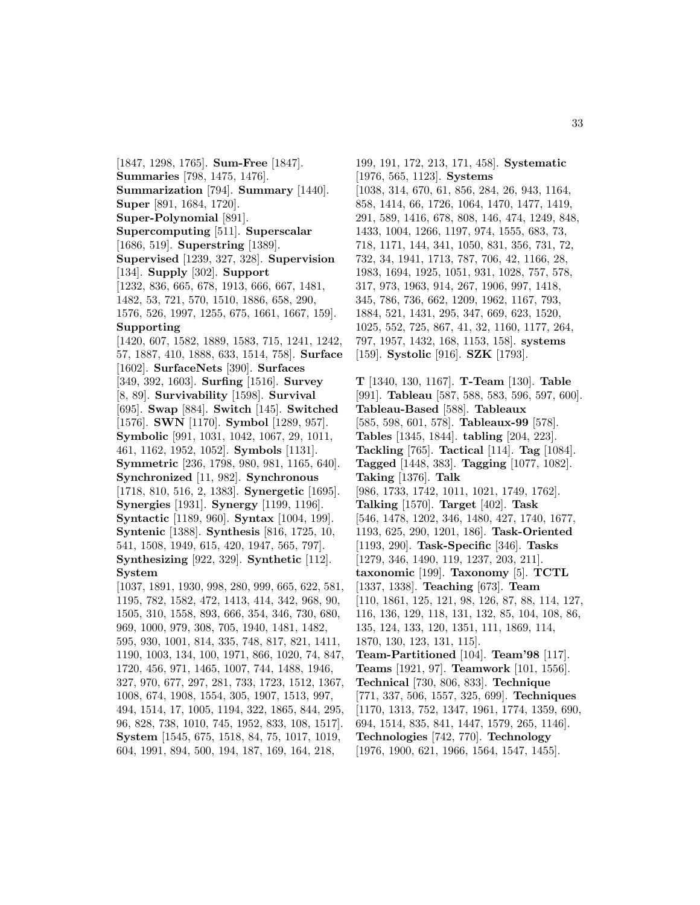[1847, 1298, 1765]. **Sum-Free** [1847]. **Summaries** [798, 1475, 1476]. **Summarization** [794]. **Summary** [1440]. **Super** [891, 1684, 1720]. **Super-Polynomial** [891]. **Supercomputing** [511]. **Superscalar** [1686, 519]. **Superstring** [1389]. **Supervised** [1239, 327, 328]. **Supervision** [134]. **Supply** [302]. **Support** [1232, 836, 665, 678, 1913, 666, 667, 1481, 1482, 53, 721, 570, 1510, 1886, 658, 290, 1576, 526, 1997, 1255, 675, 1661, 1667, 159]. **Supporting** [1420, 607, 1582, 1889, 1583, 715, 1241, 1242, 57, 1887, 410, 1888, 633, 1514, 758]. **Surface** [1602]. **SurfaceNets** [390]. **Surfaces** [349, 392, 1603]. **Surfing** [1516]. **Survey** [8, 89]. **Survivability** [1598]. **Survival** [695]. **Swap** [884]. **Switch** [145]. **Switched** [1576]. **SWN** [1170]. **Symbol** [1289, 957]. **Symbolic** [991, 1031, 1042, 1067, 29, 1011, 461, 1162, 1952, 1052]. **Symbols** [1131]. **Symmetric** [236, 1798, 980, 981, 1165, 640]. **Synchronized** [11, 982]. **Synchronous** [1718, 810, 516, 2, 1383]. **Synergetic** [1695]. **Synergies** [1931]. **Synergy** [1199, 1196]. **Syntactic** [1189, 960]. **Syntax** [1004, 199]. **Syntenic** [1388]. **Synthesis** [816, 1725, 10, 541, 1508, 1949, 615, 420, 1947, 565, 797]. **Synthesizing** [922, 329]. **Synthetic** [112]. **System** [1037, 1891, 1930, 998, 280, 999, 665, 622, 581, 1195, 782, 1582, 472, 1413, 414, 342, 968, 90, 1505, 310, 1558, 893, 666, 354, 346, 730, 680, 969, 1000, 979, 308, 705, 1940, 1481, 1482, 595, 930, 1001, 814, 335, 748, 817, 821, 1411, 1190, 1003, 134, 100, 1971, 866, 1020, 74, 847, 1720, 456, 971, 1465, 1007, 744, 1488, 1946, 327, 970, 677, 297, 281, 733, 1723, 1512, 1367, 1008, 674, 1908, 1554, 305, 1907, 1513, 997, 494, 1514, 17, 1005, 1194, 322, 1865, 844, 295, 96, 828, 738, 1010, 745, 1952, 833, 108, 1517]. **System** [1545, 675, 1518, 84, 75, 1017, 1019, 604, 1991, 894, 500, 194, 187, 169, 164, 218, 199, 191, 172, 213, 171, 458]. **Systematic** [1976, 565, 1123]. **Systems** [1038, 314, 670, 61, 856, 284, 26, 943, 1164, 858, 1414, 66, 1726, 1064, 1470, 1477, 1419, 291, 589, 1416, 678, 808, 146, 474, 1249, 848, 1433, 1004, 1266, 1197, 974, 1555, 683, 73, 718, 1171, 144, 341, 1050, 831, 356, 731, 72, 732, 34, 1941, 1713, 787, 706, 42, 1166, 28, 1983, 1694, 1925, 1051, 931, 1028, 757, 578, 317, 973, 1963, 914, 267, 1906, 997, 1418, 345, 786, 736, 662, 1209, 1962, 1167, 793, 1884, 521, 1431, 295, 347, 669, 623, 1520, 1025, 552, 725, 867, 41, 32, 1160, 1177, 264, 797, 1957, 1432, 168, 1153, 158]. **systems** [159]. **Systolic** [916]. **SZK** [1793].

**T** [1340, 130, 1167]. **T-Team** [130]. **Table** [991]. **Tableau** [587, 588, 583, 596, 597, 600]. **Tableau-Based** [588]. **Tableaux** [585, 598, 601, 578]. **Tableaux-99** [578]. **Tables** [1345, 1844]. **tabling** [204, 223]. **Tackling** [765]. **Tactical** [114]. **Tag** [1084]. **Tagged** [1448, 383]. **Tagging** [1077, 1082]. **Taking** [1376]. **Talk** [986, 1733, 1742, 1011, 1021, 1749, 1762]. **Talking** [1570]. **Target** [402]. **Task** [546, 1478, 1202, 346, 1480, 427, 1740, 1677, 1193, 625, 290, 1201, 186]. **Task-Oriented** [1193, 290]. **Task-Specific** [346]. **Tasks** [1279, 346, 1490, 119, 1237, 203, 211]. **taxonomic** [199]. **Taxonomy** [5]. **TCTL** [1337, 1338]. **Teaching** [673]. **Team** [110, 1861, 125, 121, 98, 126, 87, 88, 114, 127, 116, 136, 129, 118, 131, 132, 85, 104, 108, 86, 135, 124, 133, 120, 1351, 111, 1869, 114, 1870, 130, 123, 131, 115]. **Team-Partitioned** [104]. **Team'98** [117]. **Teams** [1921, 97]. **Teamwork** [101, 1556]. **Technical** [730, 806, 833]. **Technique** [771, 337, 506, 1557, 325, 699]. **Techniques** [1170, 1313, 752, 1347, 1961, 1774, 1359, 690, 694, 1514, 835, 841, 1447, 1579, 265, 1146]. **Technologies** [742, 770]. **Technology** [1976, 1900, 621, 1966, 1564, 1547, 1455].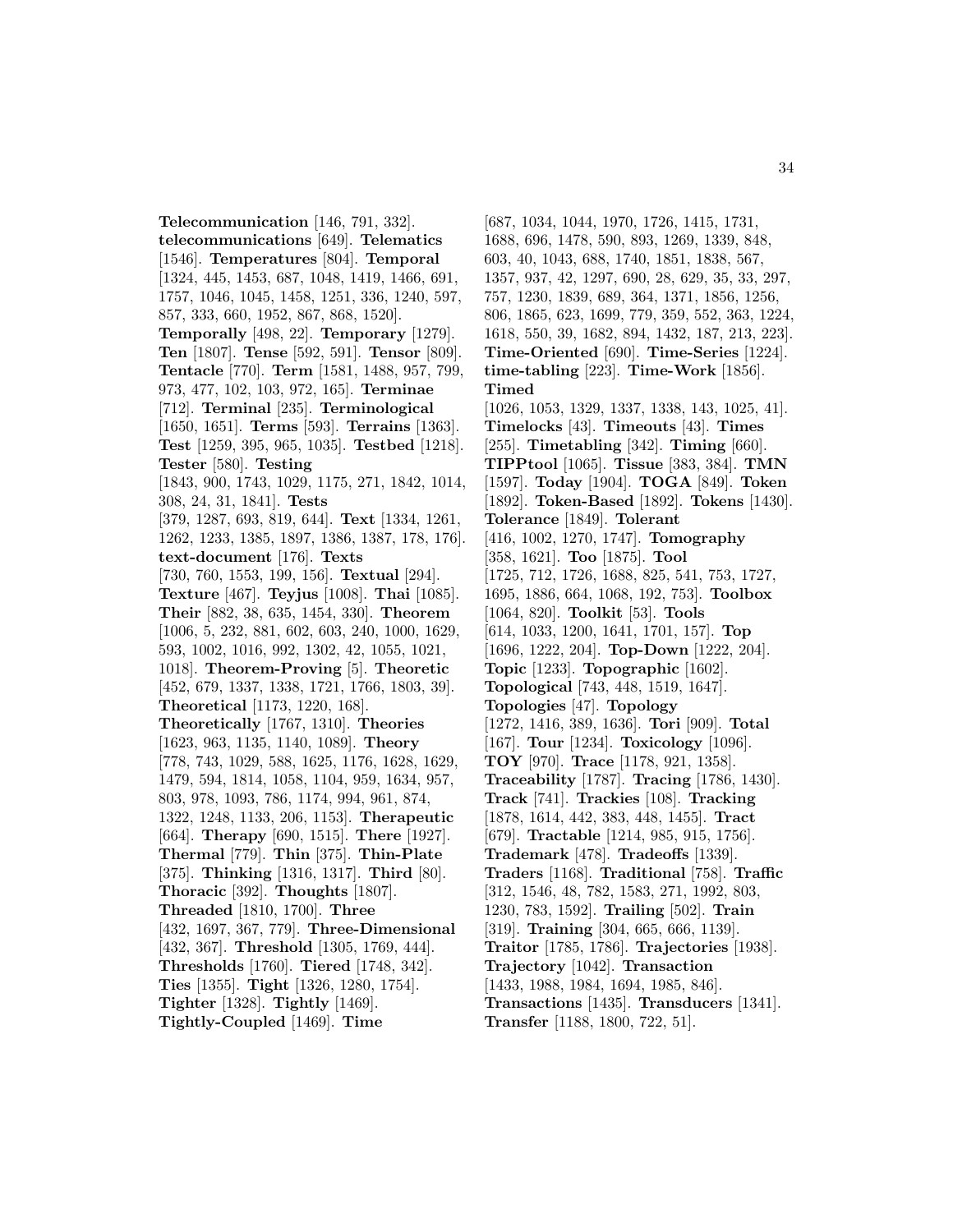**Telecommunication** [146, 791, 332]. **telecommunications** [649]. **Telematics** [1546]. **Temperatures** [804]. **Temporal** [1324, 445, 1453, 687, 1048, 1419, 1466, 691, 1757, 1046, 1045, 1458, 1251, 336, 1240, 597, 857, 333, 660, 1952, 867, 868, 1520]. **Temporally** [498, 22]. **Temporary** [1279]. **Ten** [1807]. **Tense** [592, 591]. **Tensor** [809]. **Tentacle** [770]. **Term** [1581, 1488, 957, 799, 973, 477, 102, 103, 972, 165]. **Terminae** [712]. **Terminal** [235]. **Terminological** [1650, 1651]. **Terms** [593]. **Terrains** [1363]. **Test** [1259, 395, 965, 1035]. **Testbed** [1218]. **Tester** [580]. **Testing** [1843, 900, 1743, 1029, 1175, 271, 1842, 1014, 308, 24, 31, 1841]. **Tests** [379, 1287, 693, 819, 644]. **Text** [1334, 1261, 1262, 1233, 1385, 1897, 1386, 1387, 178, 176]. **text-document** [176]. **Texts** [730, 760, 1553, 199, 156]. **Textual** [294]. **Texture** [467]. **Teyjus** [1008]. **Thai** [1085]. **Their** [882, 38, 635, 1454, 330]. **Theorem** [1006, 5, 232, 881, 602, 603, 240, 1000, 1629, 593, 1002, 1016, 992, 1302, 42, 1055, 1021, 1018]. **Theorem-Proving** [5]. **Theoretic** [452, 679, 1337, 1338, 1721, 1766, 1803, 39]. **Theoretical** [1173, 1220, 168]. **Theoretically** [1767, 1310]. **Theories** [1623, 963, 1135, 1140, 1089]. **Theory** [778, 743, 1029, 588, 1625, 1176, 1628, 1629, 1479, 594, 1814, 1058, 1104, 959, 1634, 957, 803, 978, 1093, 786, 1174, 994, 961, 874, 1322, 1248, 1133, 206, 1153]. **Therapeutic** [664]. **Therapy** [690, 1515]. **There** [1927]. **Thermal** [779]. **Thin** [375]. **Thin-Plate** [375]. **Thinking** [1316, 1317]. **Third** [80]. **Thoracic** [392]. **Thoughts** [1807]. **Threaded** [1810, 1700]. **Three** [432, 1697, 367, 779]. **Three-Dimensional** [432, 367]. **Threshold** [1305, 1769, 444]. **Thresholds** [1760]. **Tiered** [1748, 342]. **Ties** [1355]. **Tight** [1326, 1280, 1754]. **Tighter** [1328]. **Tightly** [1469]. **Tightly-Coupled** [1469]. **Time** [687, 1034, 1044, 1970, 1726, 1415, 1731, 1688, 696, 1478, 590, 893, 1269, 1339, 848, 603, 40, 1043, 688, 1740, 1851, 1838, 567, 1357, 937, 42, 1297, 690, 28, 629, 35, 33, 297, 757, 1230, 1839, 689, 364, 1371, 1856, 1256, 806, 1865, 623, 1699, 779, 359, 552, 363, 1224, 1618, 550, 39, 1682, 894, 1432, 187, 213, 223]. **Time-Oriented** [690]. **Time-Series** [1224]. **time-tabling** [223]. **Time-Work** [1856]. **Timed** [1026, 1053, 1329, 1337, 1338, 143, 1025, 41]. **Timelocks** [43]. **Timeouts** [43]. **Times** [255]. **Timetabling** [342]. **Timing** [660]. **TIPPtool** [1065]. **Tissue** [383, 384]. **TMN** [1597]. **Today** [1904]. **TOGA** [849]. **Token** [1892]. **Token-Based** [1892]. **Tokens** [1430]. **Tolerance** [1849]. **Tolerant** [416, 1002, 1270, 1747]. **Tomography** [358, 1621]. **Too** [1875]. **Tool** [1725, 712, 1726, 1688, 825, 541, 753, 1727, 1695, 1886, 664, 1068, 192, 753]. **Toolbox** [1064, 820]. **Toolkit** [53]. **Tools** [614, 1033, 1200, 1641, 1701, 157]. **Top** [1696, 1222, 204]. **Top-Down** [1222, 204]. **Topic** [1233]. **Topographic** [1602]. **Topological** [743, 448, 1519, 1647]. **Topologies** [47]. **Topology** [1272, 1416, 389, 1636]. **Tori** [909]. **Total** [167]. **Tour** [1234]. **Toxicology** [1096]. **TOY** [970]. **Trace** [1178, 921, 1358]. **Traceability** [1787]. **Tracing** [1786, 1430]. **Track** [741]. **Trackies** [108]. **Tracking** [1878, 1614, 442, 383, 448, 1455]. **Tract** [679]. **Tractable** [1214, 985, 915, 1756]. **Trademark** [478]. **Tradeoffs** [1339]. **Traders** [1168]. **Traditional** [758]. **Traffic** [312, 1546, 48, 782, 1583, 271, 1992, 803, 1230, 783, 1592]. **Trailing** [502]. **Train** [319]. **Training** [304, 665, 666, 1139]. **Traitor** [1785, 1786]. **Trajectories** [1938]. **Trajectory** [1042]. **Transaction** [1433, 1988, 1984, 1694, 1985, 846]. **Transactions** [1435]. **Transducers** [1341]. **Transfer** [1188, 1800, 722, 51].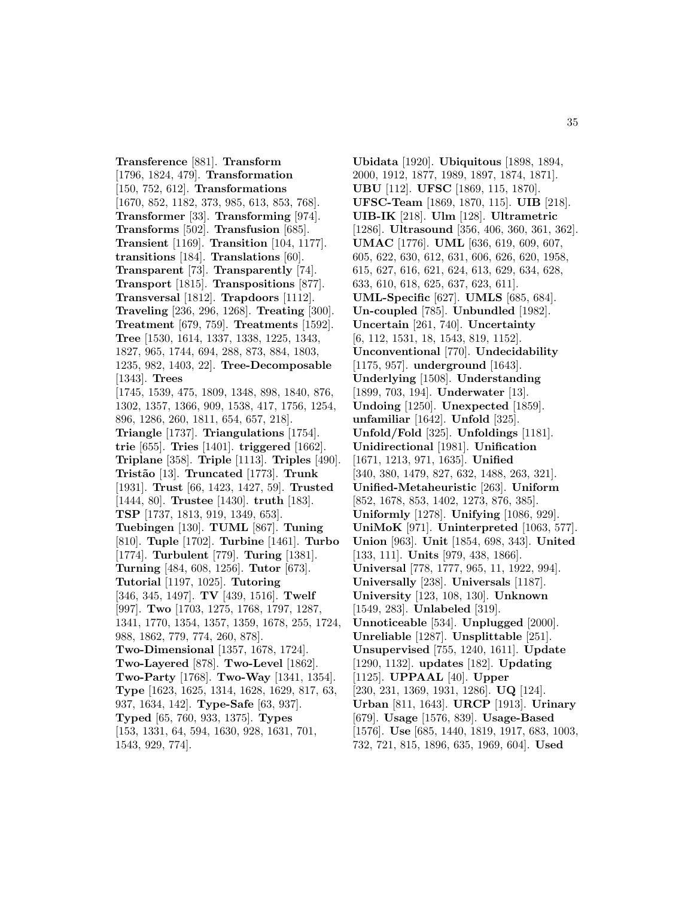**Transference** [881]. **Transform** [1796, 1824, 479]. **Transformation** [150, 752, 612]. **Transformations** [1670, 852, 1182, 373, 985, 613, 853, 768]. **Transformer** [33]. **Transforming** [974]. **Transforms** [502]. **Transfusion** [685]. **Transient** [1169]. **Transition** [104, 1177]. **transitions** [184]. **Translations** [60]. **Transparent** [73]. **Transparently** [74]. **Transport** [1815]. **Transpositions** [877]. **Transversal** [1812]. **Trapdoors** [1112]. **Traveling** [236, 296, 1268]. **Treating** [300]. **Treatment** [679, 759]. **Treatments** [1592]. **Tree** [1530, 1614, 1337, 1338, 1225, 1343, 1827, 965, 1744, 694, 288, 873, 884, 1803, 1235, 982, 1403, 22]. **Tree-Decomposable** [1343]. **Trees** [1745, 1539, 475, 1809, 1348, 898, 1840, 876, 1302, 1357, 1366, 909, 1538, 417, 1756, 1254, 896, 1286, 260, 1811, 654, 657, 218]. **Triangle** [1737]. **Triangulations** [1754]. **trie** [655]. **Tries** [1401]. **triggered** [1662]. **Triplane** [358]. **Triple** [1113]. **Triples** [490]. **Tristão** [13]. **Truncated** [1773]. **Trunk** [1931]. **Trust** [66, 1423, 1427, 59]. **Trusted** [1444, 80]. **Trustee** [1430]. **truth** [183]. **TSP** [1737, 1813, 919, 1349, 653]. **Tuebingen** [130]. **TUML** [867]. **Tuning** [810]. **Tuple** [1702]. **Turbine** [1461]. **Turbo** [1774]. **Turbulent** [779]. **Turing** [1381]. **Turning** [484, 608, 1256]. **Tutor** [673]. **Tutorial** [1197, 1025]. **Tutoring** [346, 345, 1497]. **TV** [439, 1516]. **Twelf** [997]. **Two** [1703, 1275, 1768, 1797, 1287, 1341, 1770, 1354, 1357, 1359, 1678, 255, 1724, 988, 1862, 779, 774, 260, 878]. **Two-Dimensional** [1357, 1678, 1724]. **Two-Layered** [878]. **Two-Level** [1862]. **Two-Party** [1768]. **Two-Way** [1341, 1354]. **Type** [1623, 1625, 1314, 1628, 1629, 817, 63, 937, 1634, 142]. **Type-Safe** [63, 937]. **Typed** [65, 760, 933, 1375]. **Types** [153, 1331, 64, 594, 1630, 928, 1631, 701, 1543, 929, 774].

**Ubidata** [1920]. **Ubiquitous** [1898, 1894, 2000, 1912, 1877, 1989, 1897, 1874, 1871]. **UBU** [112]. **UFSC** [1869, 115, 1870]. **UFSC-Team** [1869, 1870, 115]. **UIB** [218]. **UIB-IK** [218]. **Ulm** [128]. **Ultrametric** [1286]. **Ultrasound** [356, 406, 360, 361, 362]. **UMAC** [1776]. **UML** [636, 619, 609, 607, 605, 622, 630, 612, 631, 606, 626, 620, 1958, 615, 627, 616, 621, 624, 613, 629, 634, 628, 633, 610, 618, 625, 637, 623, 611]. **UML-Specific** [627]. **UMLS** [685, 684]. **Un-coupled** [785]. **Unbundled** [1982]. **Uncertain** [261, 740]. **Uncertainty** [6, 112, 1531, 18, 1543, 819, 1152]. **Unconventional** [770]. **Undecidability** [1175, 957]. **underground** [1643]. **Underlying** [1508]. **Understanding** [1899, 703, 194]. **Underwater** [13]. **Undoing** [1250]. **Unexpected** [1859]. **unfamiliar** [1642]. **Unfold** [325]. **Unfold/Fold** [325]. **Unfoldings** [1181]. **Unidirectional** [1981]. **Unification** [1671, 1213, 971, 1635]. **Unified** [340, 380, 1479, 827, 632, 1488, 263, 321]. **Unified-Metaheuristic** [263]. **Uniform** [852, 1678, 853, 1402, 1273, 876, 385]. **Uniformly** [1278]. **Unifying** [1086, 929]. **UniMoK** [971]. **Uninterpreted** [1063, 577]. **Union** [963]. **Unit** [1854, 698, 343]. **United** [133, 111]. **Units** [979, 438, 1866]. **Universal** [778, 1777, 965, 11, 1922, 994]. **Universally** [238]. **Universals** [1187]. **University** [123, 108, 130]. **Unknown** [1549, 283]. **Unlabeled** [319]. **Unnoticeable** [534]. **Unplugged** [2000]. **Unreliable** [1287]. **Unsplittable** [251]. **Unsupervised** [755, 1240, 1611]. **Update** [1290, 1132]. **updates** [182]. **Updating** [1125]. **UPPAAL** [40]. **Upper** [230, 231, 1369, 1931, 1286]. **UQ** [124]. **Urban** [811, 1643]. **URCP** [1913]. **Urinary** [679]. **Usage** [1576, 839]. **Usage-Based** [1576]. **Use** [685, 1440, 1819, 1917, 683, 1003, 732, 721, 815, 1896, 635, 1969, 604]. **Used**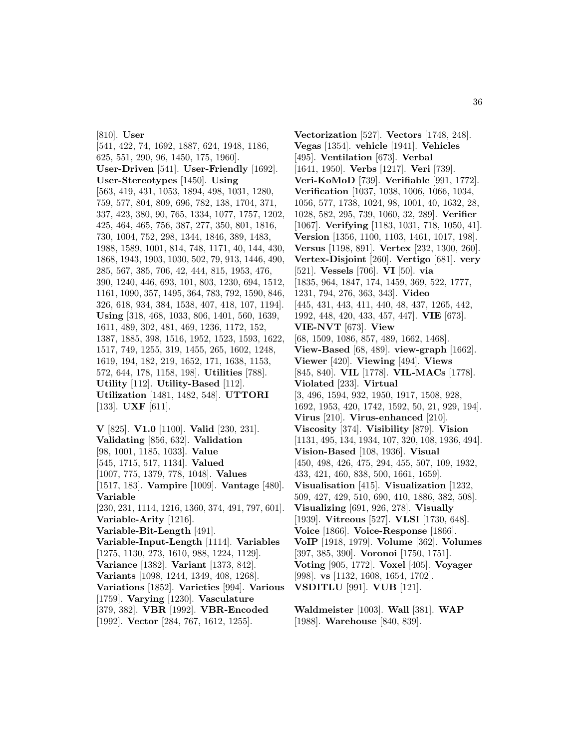[810]. **User** [541, 422, 74, 1692, 1887, 624, 1948, 1186, 625, 551, 290, 96, 1450, 175, 1960]. **User-Driven** [541]. **User-Friendly** [1692]. **User-Stereotypes** [1450]. **Using** [563, 419, 431, 1053, 1894, 498, 1031, 1280, 759, 577, 804, 809, 696, 782, 138, 1704, 371, 337, 423, 380, 90, 765, 1334, 1077, 1757, 1202, 425, 464, 465, 756, 387, 277, 350, 801, 1816, 730, 1004, 752, 298, 1344, 1846, 389, 1483, 1988, 1589, 1001, 814, 748, 1171, 40, 144, 430, 1868, 1943, 1903, 1030, 502, 79, 913, 1446, 490, 285, 567, 385, 706, 42, 444, 815, 1953, 476, 390, 1240, 446, 693, 101, 803, 1230, 694, 1512, 1161, 1090, 357, 1495, 364, 783, 792, 1590, 846, 326, 618, 934, 384, 1538, 407, 418, 107, 1194]. **Using** [318, 468, 1033, 806, 1401, 560, 1639, 1611, 489, 302, 481, 469, 1236, 1172, 152, 1387, 1885, 398, 1516, 1952, 1523, 1593, 1622, 1517, 749, 1255, 319, 1455, 265, 1602, 1248, 1619, 194, 182, 219, 1652, 171, 1638, 1153, 572, 644, 178, 1158, 198]. **Utilities** [788]. **Utility** [112]. **Utility-Based** [112]. **Utilization** [1481, 1482, 548]. **UTTORI** [133]. **UXF** [611].

**V** [825]. **V1.0** [1100]. **Valid** [230, 231]. **Validating** [856, 632]. **Validation** [98, 1001, 1185, 1033]. **Value** [545, 1715, 517, 1134]. **Valued** [1007, 775, 1379, 778, 1048]. **Values** [1517, 183]. **Vampire** [1009]. **Vantage** [480]. **Variable** [230, 231, 1114, 1216, 1360, 374, 491, 797, 601]. **Variable-Arity** [1216]. **Variable-Bit-Length** [491]. **Variable-Input-Length** [1114]. **Variables** [1275, 1130, 273, 1610, 988, 1224, 1129]. **Variance** [1382]. **Variant** [1373, 842]. **Variants** [1098, 1244, 1349, 408, 1268]. **Variations** [1852]. **Varieties** [994]. **Various** [1759]. **Varying** [1230]. **Vasculature** [379, 382]. **VBR** [1992]. **VBR-Encoded** [1992]. **Vector** [284, 767, 1612, 1255].

**Vectorization** [527]. **Vectors** [1748, 248]. **Vegas** [1354]. **vehicle** [1941]. **Vehicles** [495]. **Ventilation** [673]. **Verbal** [1641, 1950]. **Verbs** [1217]. **Veri** [739]. **Veri-KoMoD** [739]. **Verifiable** [991, 1772]. **Verification** [1037, 1038, 1006, 1066, 1034, 1056, 577, 1738, 1024, 98, 1001, 40, 1632, 28, 1028, 582, 295, 739, 1060, 32, 289]. **Verifier** [1067]. **Verifying** [1183, 1031, 718, 1050, 41]. **Version** [1356, 1100, 1103, 1461, 1017, 198]. **Versus** [1198, 891]. **Vertex** [232, 1300, 260]. **Vertex-Disjoint** [260]. **Vertigo** [681]. **very** [521]. **Vessels** [706]. **VI** [50]. **via** [1835, 964, 1847, 174, 1459, 369, 522, 1777, 1231, 794, 276, 363, 343]. **Video** [445, 431, 443, 411, 440, 48, 437, 1265, 442, 1992, 448, 420, 433, 457, 447]. **VIE** [673]. **VIE-NVT** [673]. **View** [68, 1509, 1086, 857, 489, 1662, 1468]. **View-Based** [68, 489]. **view-graph** [1662]. **Viewer** [420]. **Viewing** [494]. **Views** [845, 840]. **VIL** [1778]. **VIL-MACs** [1778]. **Violated** [233]. **Virtual** [3, 496, 1594, 932, 1950, 1917, 1508, 928, 1692, 1953, 420, 1742, 1592, 50, 21, 929, 194]. **Virus** [210]. **Virus-enhanced** [210]. **Viscosity** [374]. **Visibility** [879]. **Vision** [1131, 495, 134, 1934, 107, 320, 108, 1936, 494]. **Vision-Based** [108, 1936]. **Visual** [450, 498, 426, 475, 294, 455, 507, 109, 1932, 433, 421, 460, 838, 500, 1661, 1659]. **Visualisation** [415]. **Visualization** [1232, 509, 427, 429, 510, 690, 410, 1886, 382, 508]. **Visualizing** [691, 926, 278]. **Visually** [1939]. **Vitreous** [527]. **VLSI** [1730, 648]. **Voice** [1866]. **Voice-Response** [1866]. **VoIP** [1918, 1979]. **Volume** [362]. **Volumes** [397, 385, 390]. **Voronoi** [1750, 1751]. **Voting** [905, 1772]. **Voxel** [405]. **Voyager** [998]. **vs** [1132, 1608, 1654, 1702]. **VSDITLU** [991]. **VUB** [121].

**Waldmeister** [1003]. **Wall** [381]. **WAP** [1988]. **Warehouse** [840, 839].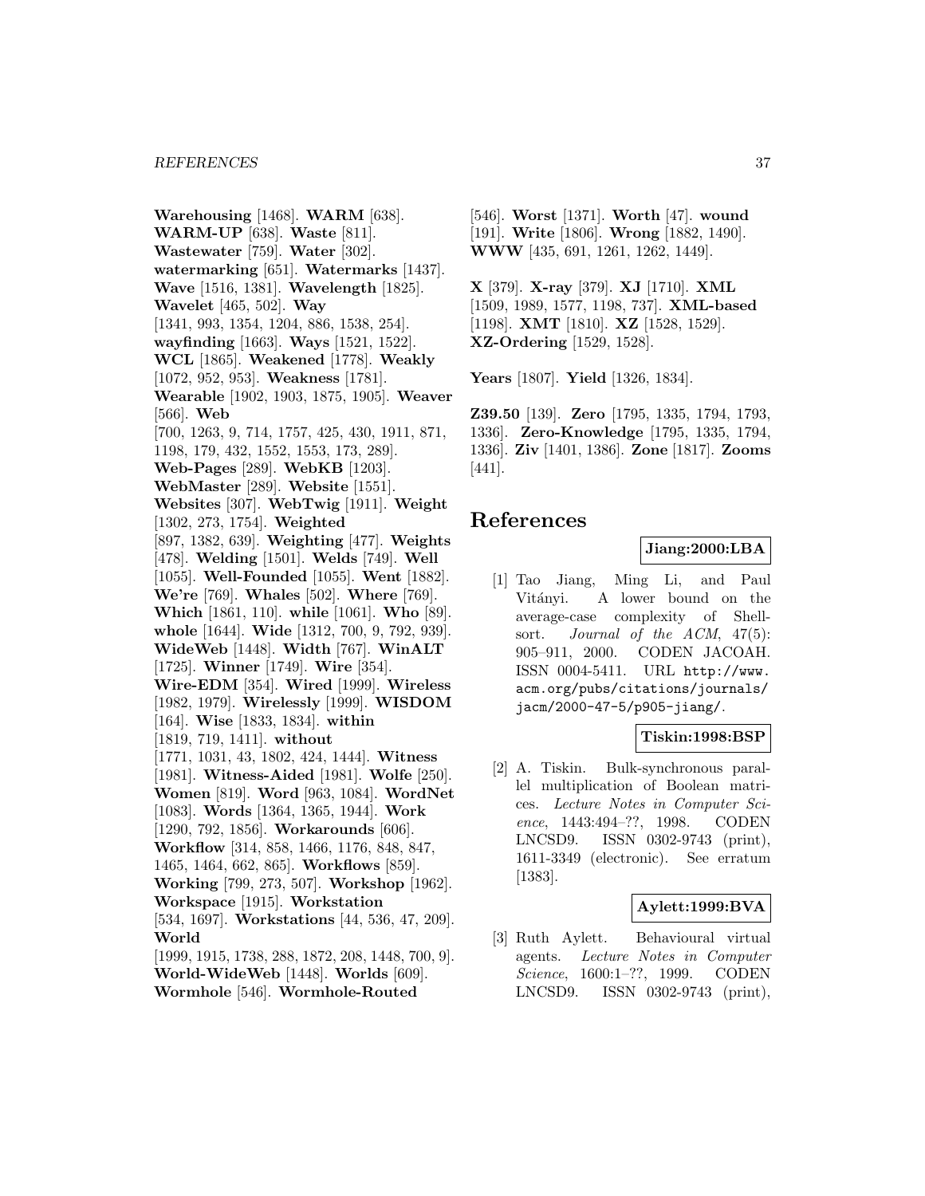**Warehousing** [1468]. **WARM** [638]. **WARM-UP** [638]. **Waste** [811]. **Wastewater** [759]. **Water** [302]. **watermarking** [651]. **Watermarks** [1437]. **Wave** [1516, 1381]. **Wavelength** [1825]. **Wavelet** [465, 502]. **Way** [1341, 993, 1354, 1204, 886, 1538, 254]. **wayfinding** [1663]. **Ways** [1521, 1522]. **WCL** [1865]. **Weakened** [1778]. **Weakly** [1072, 952, 953]. **Weakness** [1781]. **Wearable** [1902, 1903, 1875, 1905]. **Weaver** [566]. **Web** [700, 1263, 9, 714, 1757, 425, 430, 1911, 871, 1198, 179, 432, 1552, 1553, 173, 289]. **Web-Pages** [289]. **WebKB** [1203]. **WebMaster** [289]. **Website** [1551]. **Websites** [307]. **WebTwig** [1911]. **Weight** [1302, 273, 1754]. **Weighted** [897, 1382, 639]. **Weighting** [477]. **Weights** [478]. **Welding** [1501]. **Welds** [749]. **Well** [1055]. **Well-Founded** [1055]. **Went** [1882]. **We're** [769]. **Whales** [502]. **Where** [769]. **Which** [1861, 110]. **while** [1061]. **Who** [89]. **whole** [1644]. **Wide** [1312, 700, 9, 792, 939]. **WideWeb** [1448]. **Width** [767]. **WinALT** [1725]. **Winner** [1749]. **Wire** [354]. **Wire-EDM** [354]. **Wired** [1999]. **Wireless** [1982, 1979]. **Wirelessly** [1999]. **WISDOM** [164]. **Wise** [1833, 1834]. **within** [1819, 719, 1411]. **without** [1771, 1031, 43, 1802, 424, 1444]. **Witness** [1981]. **Witness-Aided** [1981]. **Wolfe** [250]. **Women** [819]. **Word** [963, 1084]. **WordNet** [1083]. **Words** [1364, 1365, 1944]. **Work** [1290, 792, 1856]. **Workarounds** [606]. **Workflow** [314, 858, 1466, 1176, 848, 847, 1465, 1464, 662, 865]. **Workflows** [859]. **Working** [799, 273, 507]. **Workshop** [1962]. **Workspace** [1915]. **Workstation** [534, 1697]. **Workstations** [44, 536, 47, 209]. **World** [1999, 1915, 1738, 288, 1872, 208, 1448, 700, 9]. **World-WideWeb** [1448]. **Worlds** [609]. **Wormhole** [546]. **Wormhole-Routed** [546]. **Worst** [1371]. **Worth** [47]. **wound** [191]. **Write** [1806]. **Wrong** [1882, 1490]. **WWW** [435, 691, 1261, 1262, 1449].

**X** [379]. **X-ray** [379]. **XJ** [1710]. **XML** [1509, 1989, 1577, 1198, 737]. **XML-based** [1198]. **XMT** [1810]. **XZ** [1528, 1529]. **XZ-Ordering** [1529, 1528].

**Years** [1807]. **Yield** [1326, 1834].

**Z39.50** [139]. **Zero** [1795, 1335, 1794, 1793, 1336]. **Zero-Knowledge** [1795, 1335, 1794, 1336]. **Ziv** [1401, 1386]. **Zone** [1817]. **Zooms** [441].

# References

**Jiang:2000:LBA**

[1] Tao Jiang, Ming Li, and Paul Vitányi. A lower bound on the average-case complexity of Shellsort. *Journal of the ACM*, 47(5): 905–911, 2000. CODEN JACOAH. ISSN 0004-5411. URL `http://www.acm.org/pubs/citations/journals/jacm/2000-47-5/p905-jiang/`.

**Tiskin:1998:BSP**

[2] A. Tiskin. Bulk-synchronous parallel multiplication of Boolean matrices. *Lecture Notes in Computer Science*, 1443:494–??, 1998. CODEN LNCSD9. ISSN 0302-9743 (print), 1611-3349 (electronic). See erratum [1383].

**Aylett:1999:BVA**

[3] Ruth Aylett. Behavioural virtual agents. *Lecture Notes in Computer Science*, 1600:1–??, 1999. CODEN LNCSD9. ISSN 0302-9743 (print),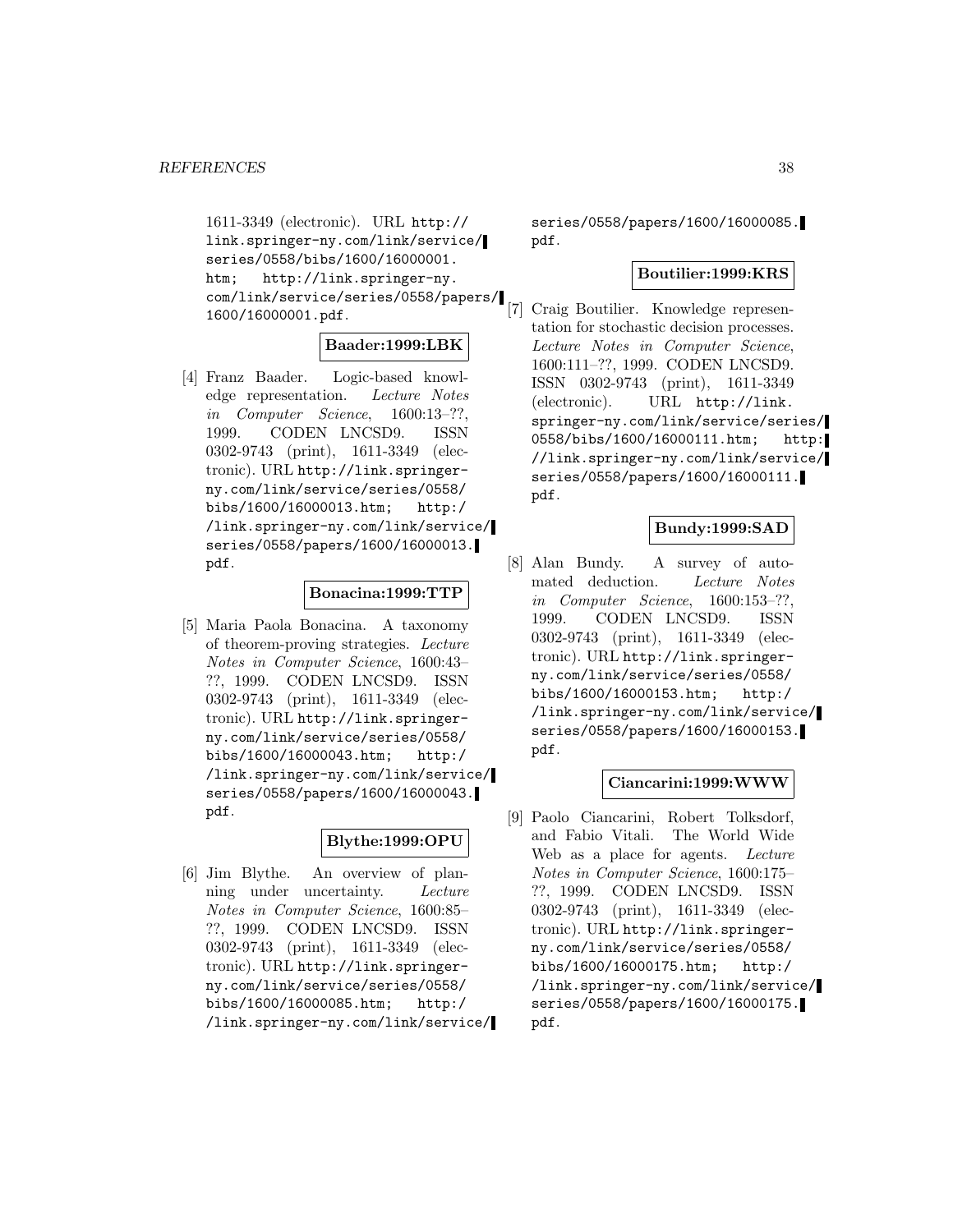1611-3349 (electronic). URL http://link.springer-ny.com/link/service/series/0558/bibs/1600/16000001.htm; http://link.springer-ny.com/link/service/series/0558/papers/1600/16000001.pdf.

**Baader:1999:LBK**

[4] Franz Baader. Logic-based knowledge representation. *Lecture Notes in Computer Science*, 1600:13–??, 1999. CODEN LNCSD9. ISSN 0302-9743 (print), 1611-3349 (electronic). URL http://link.springer-ny.com/link/service/series/0558/bibs/1600/16000013.htm; http://link.springer-ny.com/link/service/series/0558/papers/1600/16000013.pdf.

**Bonacina:1999:TTP**

[5] Maria Paola Bonacina. A taxonomy of theorem-proving strategies. *Lecture Notes in Computer Science*, 1600:43–??, 1999. CODEN LNCSD9. ISSN 0302-9743 (print), 1611-3349 (electronic). URL http://link.springer-ny.com/link/service/series/0558/bibs/1600/16000043.htm; http://link.springer-ny.com/link/service/series/0558/papers/1600/16000043.pdf.

**Blythe:1999:OPU**

[6] Jim Blythe. An overview of planning under uncertainty. *Lecture Notes in Computer Science*, 1600:85–??, 1999. CODEN LNCSD9. ISSN 0302-9743 (print), 1611-3349 (electronic). URL http://link.springer-ny.com/link/service/series/0558/bibs/1600/16000085.htm; http://link.springer-ny.com/link/service/series/0558/papers/1600/16000085.pdf.

**Boutilier:1999:KRS**

[7] Craig Boutilier. Knowledge representation for stochastic decision processes. *Lecture Notes in Computer Science*, 1600:111–??, 1999. CODEN LNCSD9. ISSN 0302-9743 (print), 1611-3349 (electronic). URL http://link.springer-ny.com/link/service/series/0558/bibs/1600/16000111.htm; http://link.springer-ny.com/link/service/series/0558/papers/1600/16000111.pdf.

**Bundy:1999:SAD**

[8] Alan Bundy. A survey of automated deduction. *Lecture Notes in Computer Science*, 1600:153–??, 1999. CODEN LNCSD9. ISSN 0302-9743 (print), 1611-3349 (electronic). URL http://link.springer-ny.com/link/service/series/0558/bibs/1600/16000153.htm; http://link.springer-ny.com/link/service/series/0558/papers/1600/16000153.pdf.

**Ciancarini:1999:WWW**

[9] Paolo Ciancarini, Robert Tolksdorf, and Fabio Vitali. The World Wide Web as a place for agents. *Lecture Notes in Computer Science*, 1600:175–??, 1999. CODEN LNCSD9. ISSN 0302-9743 (print), 1611-3349 (electronic). URL http://link.springer-ny.com/link/service/series/0558/bibs/1600/16000175.htm; http://link.springer-ny.com/link/service/series/0558/papers/1600/16000175.pdf.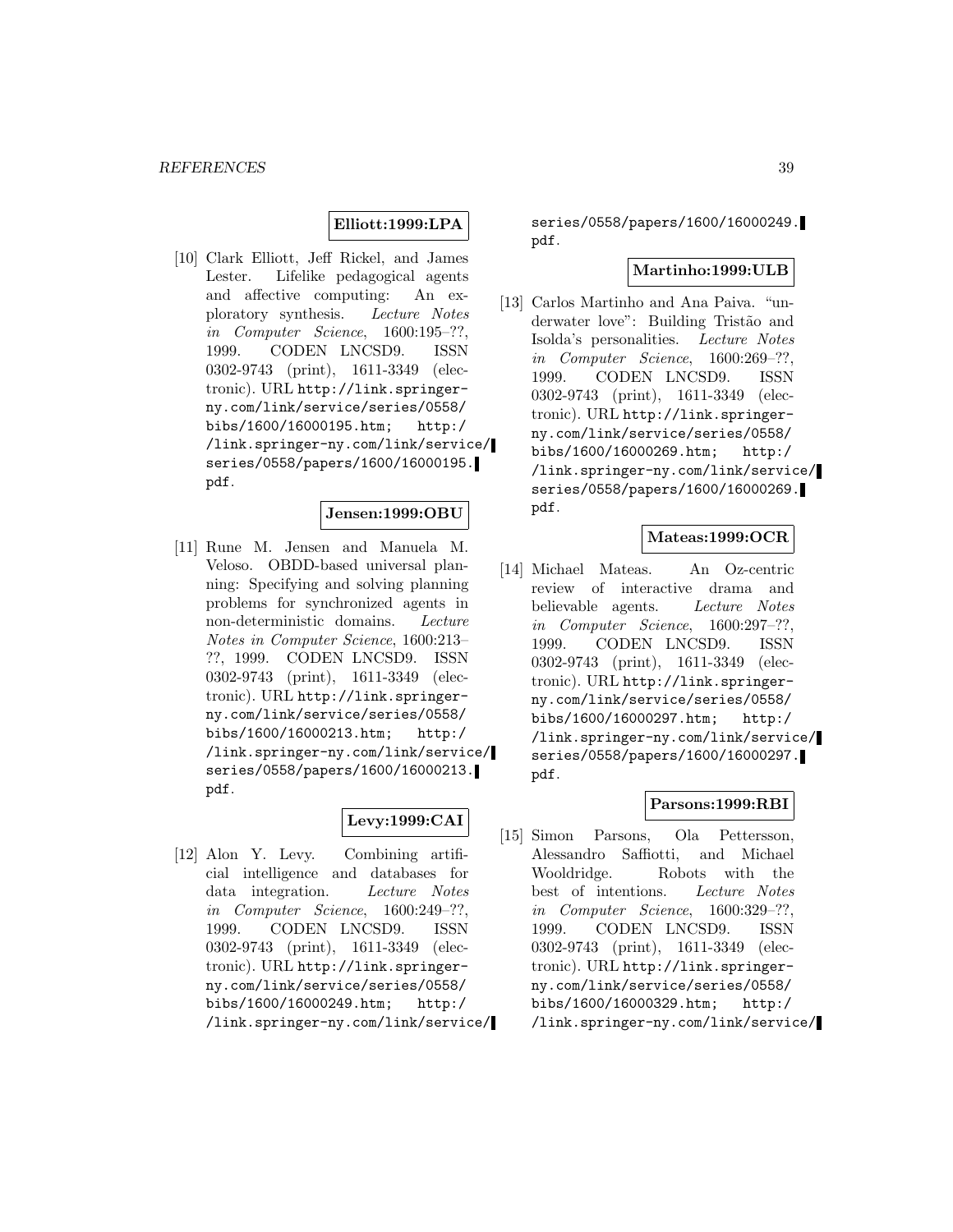**Elliott:1999:LPA**

[10] Clark Elliott, Jeff Rickel, and James Lester. Lifelike pedagogical agents and affective computing: An exploratory synthesis. *Lecture Notes in Computer Science*, 1600:195–??, 1999. CODEN LNCSD9. ISSN 0302-9743 (print), 1611-3349 (electronic). URL http://link.springer-ny.com/link/service/series/0558/bibs/1600/16000195.htm; http://link.springer-ny.com/link/service/series/0558/papers/1600/16000195.pdf.

**Jensen:1999:OBU**

[11] Rune M. Jensen and Manuela M. Veloso. OBDD-based universal planning: Specifying and solving planning problems for synchronized agents in non-deterministic domains. *Lecture Notes in Computer Science*, 1600:213–??, 1999. CODEN LNCSD9. ISSN 0302-9743 (print), 1611-3349 (electronic). URL http://link.springer-ny.com/link/service/series/0558/bibs/1600/16000213.htm; http://link.springer-ny.com/link/service/series/0558/papers/1600/16000213.pdf.

**Levy:1999:CAI**

[12] Alon Y. Levy. Combining artificial intelligence and databases for data integration. *Lecture Notes in Computer Science*, 1600:249–??, 1999. CODEN LNCSD9. ISSN 0302-9743 (print), 1611-3349 (electronic). URL http://link.springer-ny.com/link/service/series/0558/bibs/1600/16000249.htm; http://link.springer-ny.com/link/service/series/0558/papers/1600/16000249.pdf.

**Martinho:1999:ULB**

[13] Carlos Martinho and Ana Paiva. "underwater love": Building Tristão and Isolda's personalities. *Lecture Notes in Computer Science*, 1600:269–??, 1999. CODEN LNCSD9. ISSN 0302-9743 (print), 1611-3349 (electronic). URL http://link.springer-ny.com/link/service/series/0558/bibs/1600/16000269.htm; http://link.springer-ny.com/link/service/series/0558/papers/1600/16000269.pdf.

**Mateas:1999:OCR**

[14] Michael Mateas. An Oz-centric review of interactive drama and believable agents. *Lecture Notes in Computer Science*, 1600:297–??, 1999. CODEN LNCSD9. ISSN 0302-9743 (print), 1611-3349 (electronic). URL http://link.springer-ny.com/link/service/series/0558/bibs/1600/16000297.htm; http://link.springer-ny.com/link/service/series/0558/papers/1600/16000297.pdf.

**Parsons:1999:RBI**

[15] Simon Parsons, Ola Pettersson, Alessandro Saffiotti, and Michael Wooldridge. Robots with the best of intentions. *Lecture Notes in Computer Science*, 1600:329–??, 1999. CODEN LNCSD9. ISSN 0302-9743 (print), 1611-3349 (electronic). URL http://link.springer-ny.com/link/service/series/0558/bibs/1600/16000329.htm; http://link.springer-ny.com/link/service/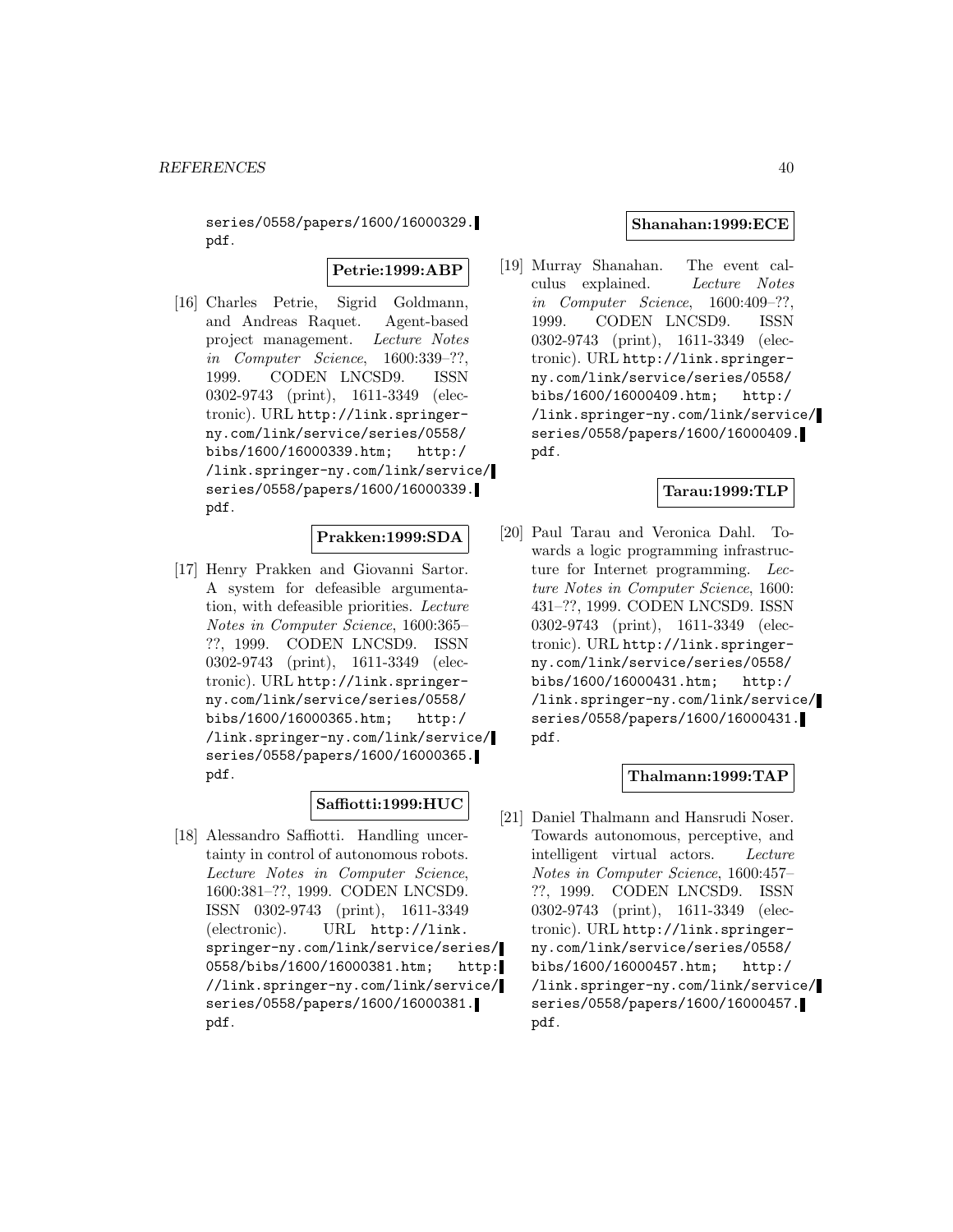series/0558/papers/1600/16000329.pdf.

**Petrie:1999:ABP**

[16] Charles Petrie, Sigrid Goldmann, and Andreas Raquet. Agent-based project management. *Lecture Notes in Computer Science*, 1600:339–??, 1999. CODEN LNCSD9. ISSN 0302-9743 (print), 1611-3349 (electronic). URL http://link.springer-ny.com/link/service/series/0558/bibs/1600/16000339.htm; http://link.springer-ny.com/link/service/series/0558/papers/1600/16000339.pdf.

**Prakken:1999:SDA**

[17] Henry Prakken and Giovanni Sartor. A system for defeasible argumentation, with defeasible priorities. *Lecture Notes in Computer Science*, 1600:365–??, 1999. CODEN LNCSD9. ISSN 0302-9743 (print), 1611-3349 (electronic). URL http://link.springer-ny.com/link/service/series/0558/bibs/1600/16000365.htm; http://link.springer-ny.com/link/service/series/0558/papers/1600/16000365.pdf.

**Saffiotti:1999:HUC**

[18] Alessandro Saffiotti. Handling uncertainty in control of autonomous robots. *Lecture Notes in Computer Science*, 1600:381–??, 1999. CODEN LNCSD9. ISSN 0302-9743 (print), 1611-3349 (electronic). URL http://link.springer-ny.com/link/service/series/0558/bibs/1600/16000381.htm; http://link.springer-ny.com/link/service/series/0558/papers/1600/16000381.pdf.

**Shanahan:1999:ECE**

[19] Murray Shanahan. The event calculus explained. *Lecture Notes in Computer Science*, 1600:409–??, 1999. CODEN LNCSD9. ISSN 0302-9743 (print), 1611-3349 (electronic). URL http://link.springer-ny.com/link/service/series/0558/bibs/1600/16000409.htm; http://link.springer-ny.com/link/service/series/0558/papers/1600/16000409.pdf.

**Tarau:1999:TLP**

[20] Paul Tarau and Veronica Dahl. Towards a logic programming infrastructure for Internet programming. *Lecture Notes in Computer Science*, 1600:431–??, 1999. CODEN LNCSD9. ISSN 0302-9743 (print), 1611-3349 (electronic). URL http://link.springer-ny.com/link/service/series/0558/bibs/1600/16000431.htm; http://link.springer-ny.com/link/service/series/0558/papers/1600/16000431.pdf.

**Thalmann:1999:TAP**

[21] Daniel Thalmann and Hansrudi Noser. Towards autonomous, perceptive, and intelligent virtual actors. *Lecture Notes in Computer Science*, 1600:457–??, 1999. CODEN LNCSD9. ISSN 0302-9743 (print), 1611-3349 (electronic). URL http://link.springer-ny.com/link/service/series/0558/bibs/1600/16000457.htm; http://link.springer-ny.com/link/service/series/0558/papers/1600/16000457.pdf.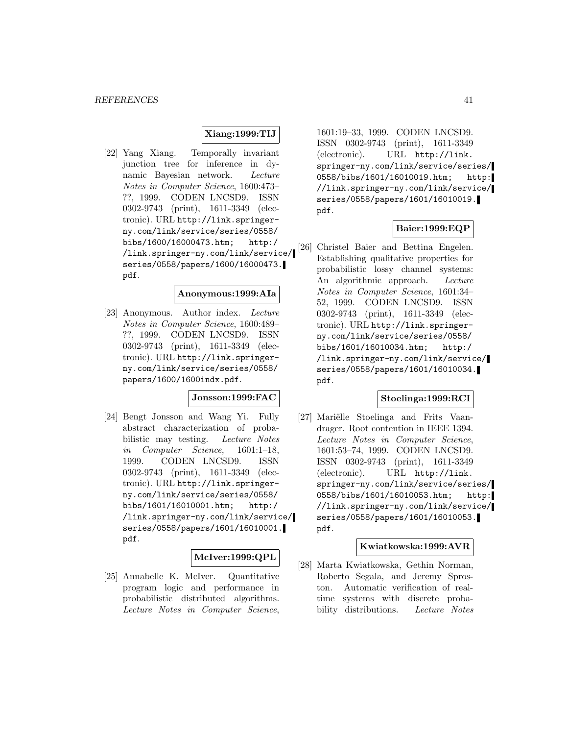**Xiang:1999:TIJ**

[22] Yang Xiang. Temporally invariant junction tree for inference in dynamic Bayesian network. *Lecture Notes in Computer Science*, 1600:473–??, 1999. CODEN LNCSD9. ISSN 0302-9743 (print), 1611-3349 (electronic). URL `http://link.springer-ny.com/link/service/series/0558/bibs/1600/16000473.htm; http://link.springer-ny.com/link/service/series/0558/papers/1600/16000473.pdf`.

**Anonymous:1999:AIa**

[23] Anonymous. Author index. *Lecture Notes in Computer Science*, 1600:489–??, 1999. CODEN LNCSD9. ISSN 0302-9743 (print), 1611-3349 (electronic). URL `http://link.springer-ny.com/link/service/series/0558/papers/1600/1600indx.pdf`.

**Jonsson:1999:FAC**

[24] Bengt Jonsson and Wang Yi. Fully abstract characterization of probabilistic may testing. *Lecture Notes in Computer Science*, 1601:1–18, 1999. CODEN LNCSD9. ISSN 0302-9743 (print), 1611-3349 (electronic). URL `http://link.springer-ny.com/link/service/series/0558/bibs/1601/16010001.htm; http://link.springer-ny.com/link/service/series/0558/papers/1601/16010001.pdf`.

**McIver:1999:QPL**

[25] Annabelle K. McIver. Quantitative program logic and performance in probabilistic distributed algorithms. *Lecture Notes in Computer Science*, 1601:19–33, 1999. CODEN LNCSD9. ISSN 0302-9743 (print), 1611-3349 (electronic). URL `http://link.springer-ny.com/link/service/series/0558/bibs/1601/16010019.htm; http://link.springer-ny.com/link/service/series/0558/papers/1601/16010019.pdf`.

**Baier:1999:EQP**

[26] Christel Baier and Bettina Engelen. Establishing qualitative properties for probabilistic lossy channel systems: An algorithmic approach. *Lecture Notes in Computer Science*, 1601:34–52, 1999. CODEN LNCSD9. ISSN 0302-9743 (print), 1611-3349 (electronic). URL `http://link.springer-ny.com/link/service/series/0558/bibs/1601/16010034.htm; http://link.springer-ny.com/link/service/series/0558/papers/1601/16010034.pdf`.

**Stoelinga:1999:RCI**

[27] Mariëlle Stoelinga and Frits Vaandrager. Root contention in IEEE 1394. *Lecture Notes in Computer Science*, 1601:53–74, 1999. CODEN LNCSD9. ISSN 0302-9743 (print), 1611-3349 (electronic). URL `http://link.springer-ny.com/link/service/series/0558/bibs/1601/16010053.htm; http://link.springer-ny.com/link/service/series/0558/papers/1601/16010053.pdf`.

**Kwiatkowska:1999:AVR**

[28] Marta Kwiatkowska, Gethin Norman, Roberto Segala, and Jeremy Sproston. Automatic verification of real-time systems with discrete probability distributions. *Lecture Notes*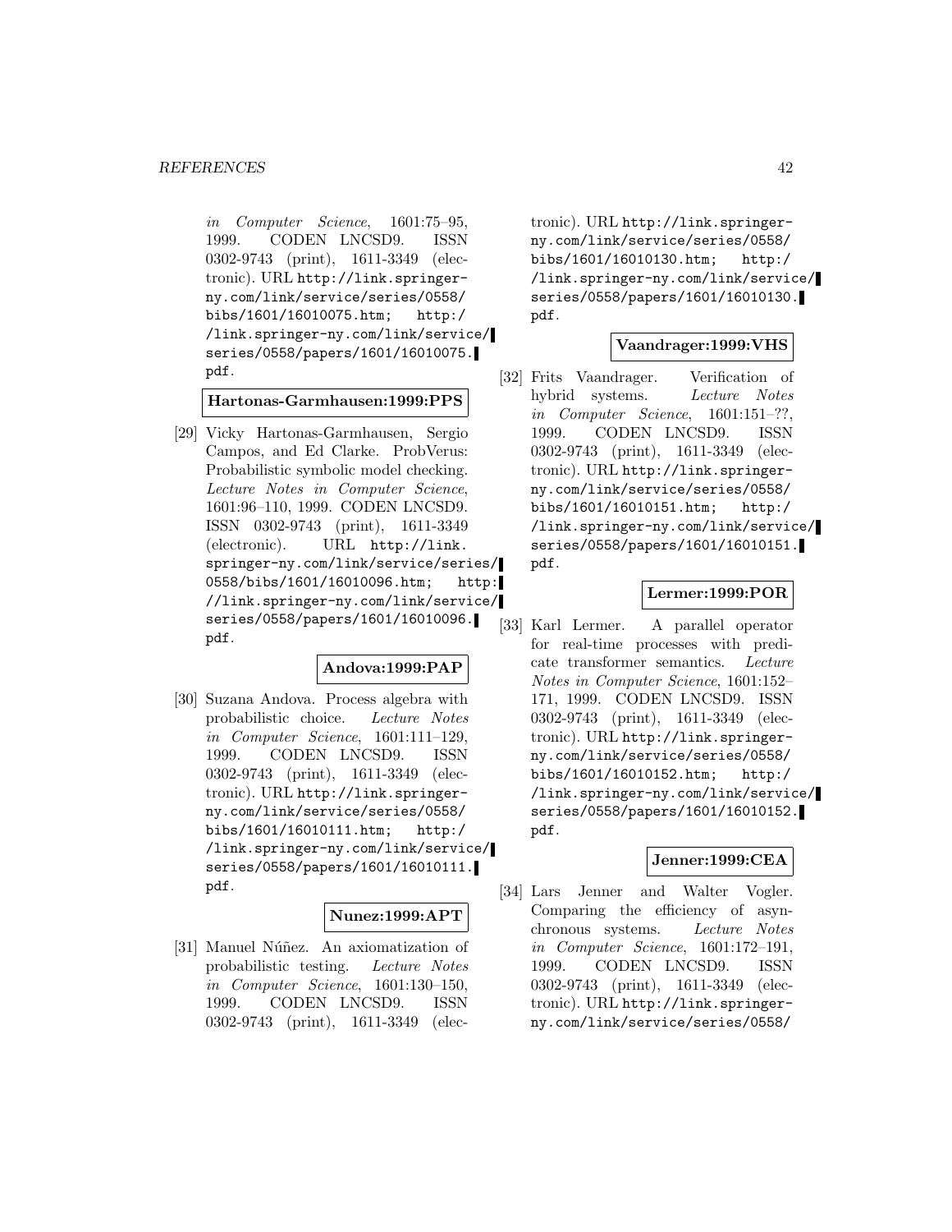in *Computer Science*, 1601:75–95, 1999. CODEN LNCSD9. ISSN 0302-9743 (print), 1611-3349 (electronic). URL http://link.springer-ny.com/link/service/series/0558/bibs/1601/16010075.htm; http://link.springer-ny.com/link/service/series/0558/papers/1601/16010075.pdf.

**Hartonas-Garmhausen:1999:PPS**

[29] Vicky Hartonas-Garmhausen, Sergio Campos, and Ed Clarke. ProbVerus: Probabilistic symbolic model checking. *Lecture Notes in Computer Science*, 1601:96–110, 1999. CODEN LNCSD9. ISSN 0302-9743 (print), 1611-3349 (electronic). URL http://link.springer-ny.com/link/service/series/0558/bibs/1601/16010096.htm; http://link.springer-ny.com/link/service/series/0558/papers/1601/16010096.pdf.

**Andova:1999:PAP**

[30] Suzana Andova. Process algebra with probabilistic choice. *Lecture Notes in Computer Science*, 1601:111–129, 1999. CODEN LNCSD9. ISSN 0302-9743 (print), 1611-3349 (electronic). URL http://link.springer-ny.com/link/service/series/0558/bibs/1601/16010111.htm; http://link.springer-ny.com/link/service/series/0558/papers/1601/16010111.pdf.

**Nunez:1999:APT**

[31] Manuel Núñez. An axiomatization of probabilistic testing. *Lecture Notes in Computer Science*, 1601:130–150, 1999. CODEN LNCSD9. ISSN 0302-9743 (print), 1611-3349 (electronic). URL http://link.springer-ny.com/link/service/series/0558/bibs/1601/16010130.htm; http://link.springer-ny.com/link/service/series/0558/papers/1601/16010130.pdf.

**Vaandrager:1999:VHS**

[32] Frits Vaandrager. Verification of hybrid systems. *Lecture Notes in Computer Science*, 1601:151–??, 1999. CODEN LNCSD9. ISSN 0302-9743 (print), 1611-3349 (electronic). URL http://link.springer-ny.com/link/service/series/0558/bibs/1601/16010151.htm; http://link.springer-ny.com/link/service/series/0558/papers/1601/16010151.pdf.

**Lermer:1999:POR**

[33] Karl Lermer. A parallel operator for real-time processes with predicate transformer semantics. *Lecture Notes in Computer Science*, 1601:152–171, 1999. CODEN LNCSD9. ISSN 0302-9743 (print), 1611-3349 (electronic). URL http://link.springer-ny.com/link/service/series/0558/bibs/1601/16010152.htm; http://link.springer-ny.com/link/service/series/0558/papers/1601/16010152.pdf.

**Jenner:1999:CEA**

[34] Lars Jenner and Walter Vogler. Comparing the efficiency of asynchronous systems. *Lecture Notes in Computer Science*, 1601:172–191, 1999. CODEN LNCSD9. ISSN 0302-9743 (print), 1611-3349 (electronic). URL http://link.springer-ny.com/link/service/series/0558/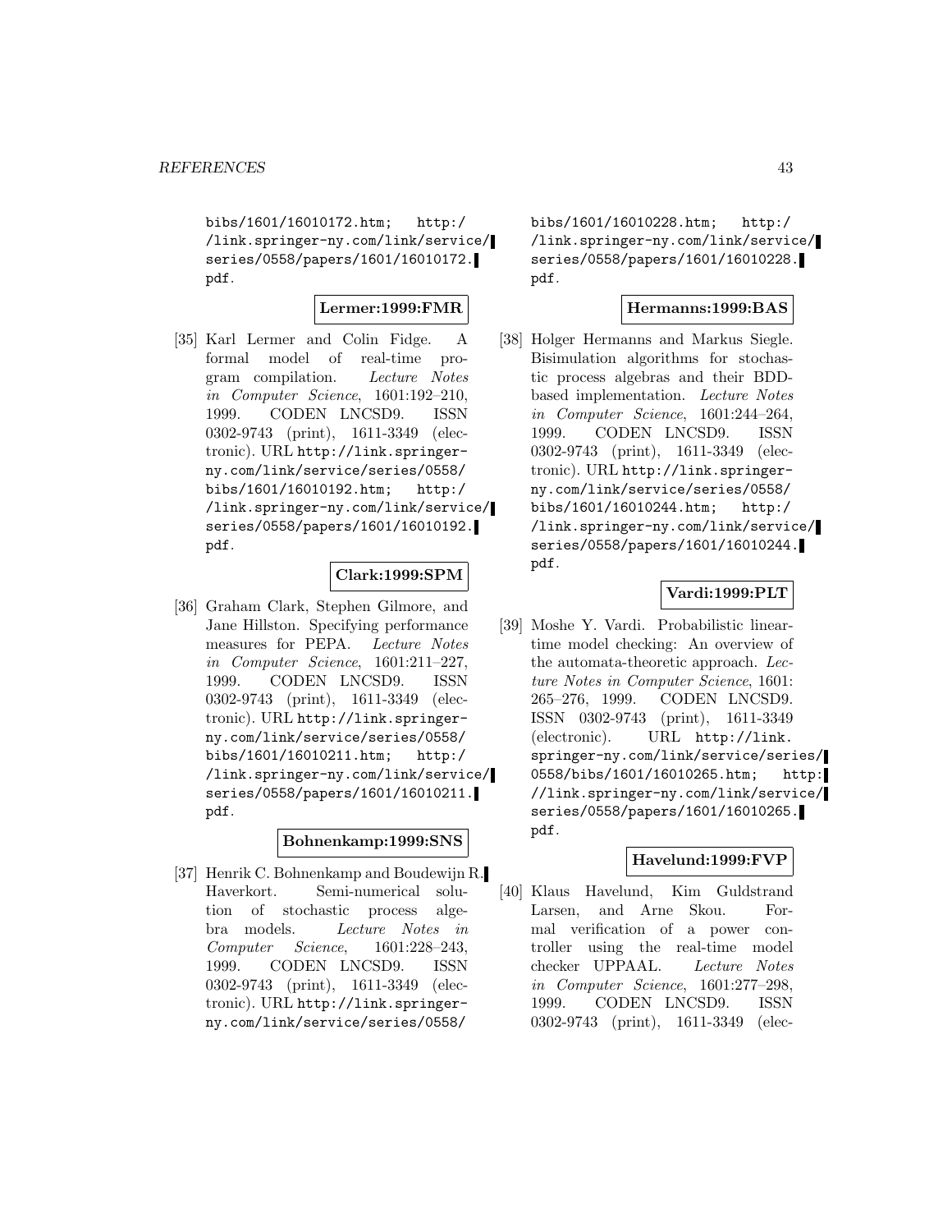bibs/1601/16010172.htm; http://link.springer-ny.com/link/service/series/0558/papers/1601/16010172.pdf.

**Lermer:1999:FMR**

[35] Karl Lermer and Colin Fidge. A formal model of real-time program compilation. *Lecture Notes in Computer Science*, 1601:192–210, 1999. CODEN LNCSD9. ISSN 0302-9743 (print), 1611-3349 (electronic). URL http://link.springer-ny.com/link/service/series/0558/bibs/1601/16010192.htm; http://link.springer-ny.com/link/service/series/0558/papers/1601/16010192.pdf.

**Clark:1999:SPM**

[36] Graham Clark, Stephen Gilmore, and Jane Hillston. Specifying performance measures for PEPA. *Lecture Notes in Computer Science*, 1601:211–227, 1999. CODEN LNCSD9. ISSN 0302-9743 (print), 1611-3349 (electronic). URL http://link.springer-ny.com/link/service/series/0558/bibs/1601/16010211.htm; http://link.springer-ny.com/link/service/series/0558/papers/1601/16010211.pdf.

**Bohnenkamp:1999:SNS**

[37] Henrik C. Bohnenkamp and Boudewijn R. Haverkort. Semi-numerical solution of stochastic process algebra models. *Lecture Notes in Computer Science*, 1601:228–243, 1999. CODEN LNCSD9. ISSN 0302-9743 (print), 1611-3349 (electronic). URL http://link.springer-ny.com/link/service/series/0558/bibs/1601/16010228.htm; http://link.springer-ny.com/link/service/series/0558/papers/1601/16010228.pdf.

**Hermanns:1999:BAS**

[38] Holger Hermanns and Markus Siegle. Bisimulation algorithms for stochastic process algebras and their BDD-based implementation. *Lecture Notes in Computer Science*, 1601:244–264, 1999. CODEN LNCSD9. ISSN 0302-9743 (print), 1611-3349 (electronic). URL http://link.springer-ny.com/link/service/series/0558/bibs/1601/16010244.htm; http://link.springer-ny.com/link/service/series/0558/papers/1601/16010244.pdf.

**Vardi:1999:PLT**

[39] Moshe Y. Vardi. Probabilistic linear-time model checking: An overview of the automata-theoretic approach. *Lecture Notes in Computer Science*, 1601: 265–276, 1999. CODEN LNCSD9. ISSN 0302-9743 (print), 1611-3349 (electronic). URL http://link.springer-ny.com/link/service/series/0558/bibs/1601/16010265.htm; http://link.springer-ny.com/link/service/series/0558/papers/1601/16010265.pdf.

**Havelund:1999:FVP**

[40] Klaus Havelund, Kim Guldstrand Larsen, and Arne Skou. Formal verification of a power controller using the real-time model checker UPPAAL. *Lecture Notes in Computer Science*, 1601:277–298, 1999. CODEN LNCSD9. ISSN 0302-9743 (print), 1611-3349 (elec-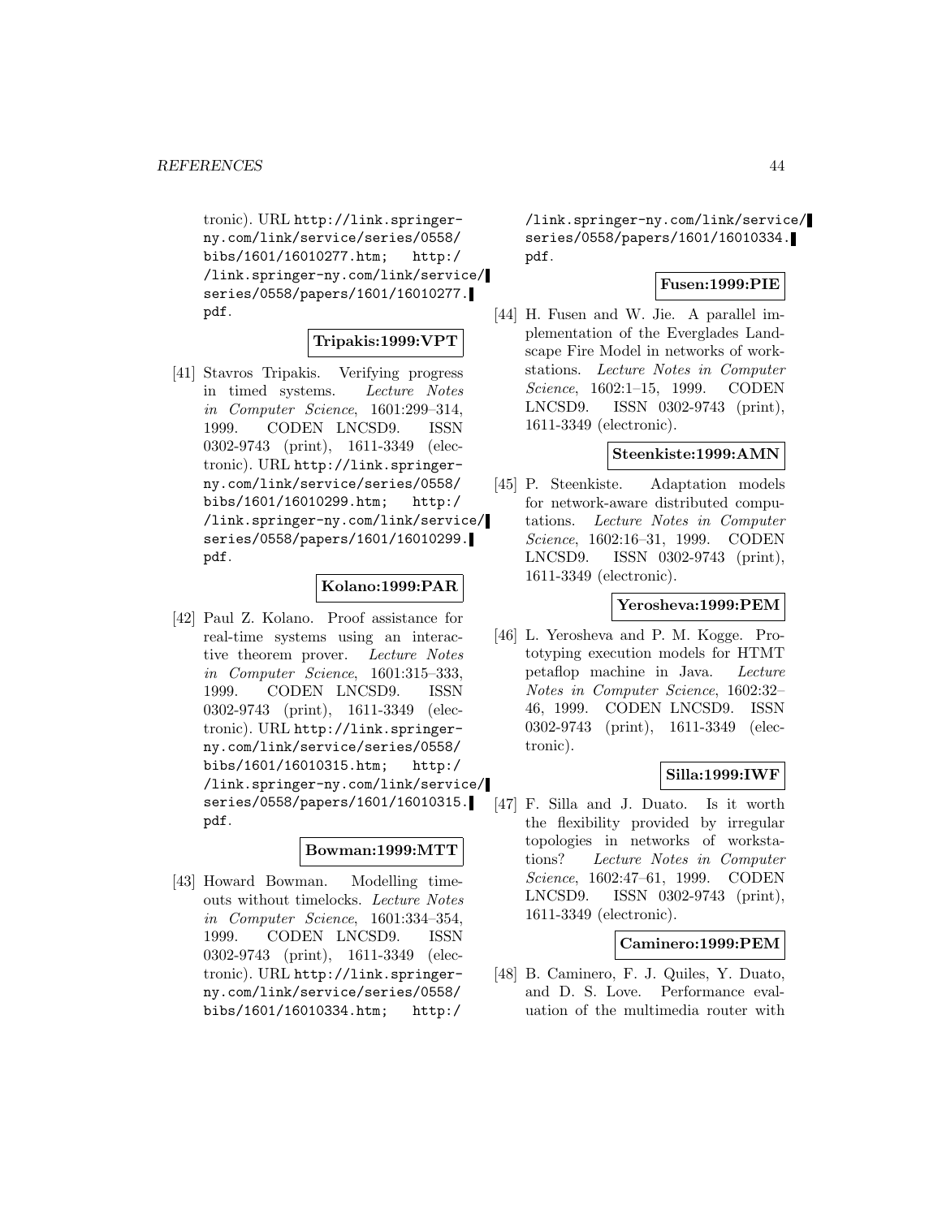tronic). URL http://link.springer-ny.com/link/service/series/0558/bibs/1601/16010277.htm; http://link.springer-ny.com/link/service/series/0558/papers/1601/16010277.pdf.

**Tripakis:1999:VPT**

[41] Stavros Tripakis. Verifying progress in timed systems. *Lecture Notes in Computer Science*, 1601:299–314, 1999. CODEN LNCSD9. ISSN 0302-9743 (print), 1611-3349 (electronic). URL http://link.springer-ny.com/link/service/series/0558/bibs/1601/16010299.htm; http://link.springer-ny.com/link/service/series/0558/papers/1601/16010299.pdf.

**Kolano:1999:PAR**

[42] Paul Z. Kolano. Proof assistance for real-time systems using an interactive theorem prover. *Lecture Notes in Computer Science*, 1601:315–333, 1999. CODEN LNCSD9. ISSN 0302-9743 (print), 1611-3349 (electronic). URL http://link.springer-ny.com/link/service/series/0558/bibs/1601/16010315.htm; http://link.springer-ny.com/link/service/series/0558/papers/1601/16010315.pdf.

**Bowman:1999:MTT**

[43] Howard Bowman. Modelling timeouts without timelocks. *Lecture Notes in Computer Science*, 1601:334–354, 1999. CODEN LNCSD9. ISSN 0302-9743 (print), 1611-3349 (electronic). URL http://link.springer-ny.com/link/service/series/0558/bibs/1601/16010334.htm; http://link.springer-ny.com/link/service/series/0558/papers/1601/16010334.pdf.

**Fusen:1999:PIE**

[44] H. Fusen and W. Jie. A parallel implementation of the Everglades Landscape Fire Model in networks of workstations. *Lecture Notes in Computer Science*, 1602:1–15, 1999. CODEN LNCSD9. ISSN 0302-9743 (print), 1611-3349 (electronic).

**Steenkiste:1999:AMN**

[45] P. Steenkiste. Adaptation models for network-aware distributed computations. *Lecture Notes in Computer Science*, 1602:16–31, 1999. CODEN LNCSD9. ISSN 0302-9743 (print), 1611-3349 (electronic).

**Yerosheva:1999:PEM**

[46] L. Yerosheva and P. M. Kogge. Prototyping execution models for HTMT petaflop machine in Java. *Lecture Notes in Computer Science*, 1602:32–46, 1999. CODEN LNCSD9. ISSN 0302-9743 (print), 1611-3349 (electronic).

**Silla:1999:IWF**

[47] F. Silla and J. Duato. Is it worth the flexibility provided by irregular topologies in networks of workstations? *Lecture Notes in Computer Science*, 1602:47–61, 1999. CODEN LNCSD9. ISSN 0302-9743 (print), 1611-3349 (electronic).

**Caminero:1999:PEM**

[48] B. Caminero, F. J. Quiles, Y. Duato, and D. S. Love. Performance evaluation of the multimedia router with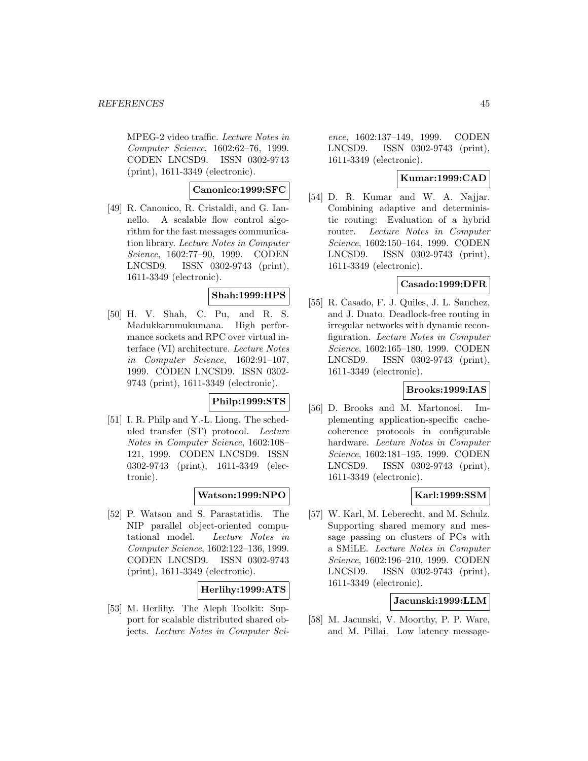MPEG-2 video traffic. *Lecture Notes in Computer Science*, 1602:62–76, 1999. CODEN LNCSD9. ISSN 0302-9743 (print), 1611-3349 (electronic).

**Canonico:1999:SFC**

[49] R. Canonico, R. Cristaldi, and G. Iannello. A scalable flow control algorithm for the fast messages communication library. *Lecture Notes in Computer Science*, 1602:77–90, 1999. CODEN LNCSD9. ISSN 0302-9743 (print), 1611-3349 (electronic).

**Shah:1999:HPS**

[50] H. V. Shah, C. Pu, and R. S. Madukkarumukumana. High performance sockets and RPC over virtual interface (VI) architecture. *Lecture Notes in Computer Science*, 1602:91–107, 1999. CODEN LNCSD9. ISSN 0302-9743 (print), 1611-3349 (electronic).

**Philp:1999:STS**

[51] I. R. Philp and Y.-L. Liong. The scheduled transfer (ST) protocol. *Lecture Notes in Computer Science*, 1602:108–121, 1999. CODEN LNCSD9. ISSN 0302-9743 (print), 1611-3349 (electronic).

**Watson:1999:NPO**

[52] P. Watson and S. Parastatidis. The NIP parallel object-oriented computational model. *Lecture Notes in Computer Science*, 1602:122–136, 1999. CODEN LNCSD9. ISSN 0302-9743 (print), 1611-3349 (electronic).

**Herlihy:1999:ATS**

[53] M. Herlihy. The Aleph Toolkit: Support for scalable distributed shared objects. *Lecture Notes in Computer Science*, 1602:137–149, 1999. CODEN LNCSD9. ISSN 0302-9743 (print), 1611-3349 (electronic).

**Kumar:1999:CAD**

[54] D. R. Kumar and W. A. Najjar. Combining adaptive and deterministic routing: Evaluation of a hybrid router. *Lecture Notes in Computer Science*, 1602:150–164, 1999. CODEN LNCSD9. ISSN 0302-9743 (print), 1611-3349 (electronic).

**Casado:1999:DFR**

[55] R. Casado, F. J. Quiles, J. L. Sanchez, and J. Duato. Deadlock-free routing in irregular networks with dynamic reconfiguration. *Lecture Notes in Computer Science*, 1602:165–180, 1999. CODEN LNCSD9. ISSN 0302-9743 (print), 1611-3349 (electronic).

**Brooks:1999:IAS**

[56] D. Brooks and M. Martonosi. Implementing application-specific cache-coherence protocols in configurable hardware. *Lecture Notes in Computer Science*, 1602:181–195, 1999. CODEN LNCSD9. ISSN 0302-9743 (print), 1611-3349 (electronic).

**Karl:1999:SSM**

[57] W. Karl, M. Leberecht, and M. Schulz. Supporting shared memory and message passing on clusters of PCs with a SMiLE. *Lecture Notes in Computer Science*, 1602:196–210, 1999. CODEN LNCSD9. ISSN 0302-9743 (print), 1611-3349 (electronic).

**Jacunski:1999:LLM**

[58] M. Jacunski, V. Moorthy, P. P. Ware, and M. Pillai. Low latency message-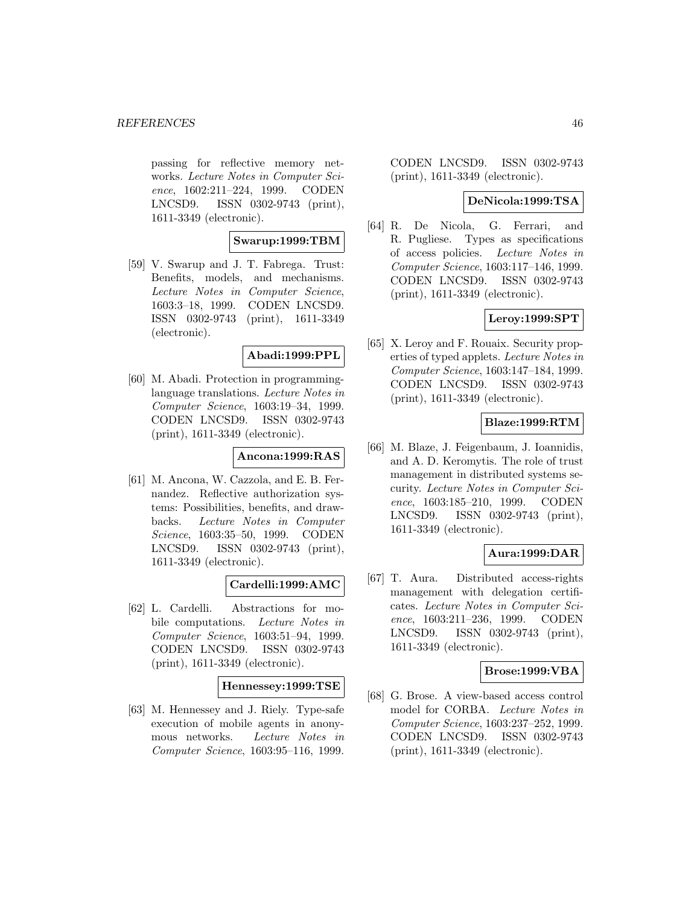passing for reflective memory networks. *Lecture Notes in Computer Science*, 1602:211–224, 1999. CODEN LNCSD9. ISSN 0302-9743 (print), 1611-3349 (electronic).

**Swarup:1999:TBM**

[59] V. Swarup and J. T. Fabrega. Trust: Benefits, models, and mechanisms. *Lecture Notes in Computer Science*, 1603:3–18, 1999. CODEN LNCSD9. ISSN 0302-9743 (print), 1611-3349 (electronic).

**Abadi:1999:PPL**

[60] M. Abadi. Protection in programming-language translations. *Lecture Notes in Computer Science*, 1603:19–34, 1999. CODEN LNCSD9. ISSN 0302-9743 (print), 1611-3349 (electronic).

**Ancona:1999:RAS**

[61] M. Ancona, W. Cazzola, and E. B. Fernandez. Reflective authorization systems: Possibilities, benefits, and drawbacks. *Lecture Notes in Computer Science*, 1603:35–50, 1999. CODEN LNCSD9. ISSN 0302-9743 (print), 1611-3349 (electronic).

**Cardelli:1999:AMC**

[62] L. Cardelli. Abstractions for mobile computations. *Lecture Notes in Computer Science*, 1603:51–94, 1999. CODEN LNCSD9. ISSN 0302-9743 (print), 1611-3349 (electronic).

**Hennessey:1999:TSE**

[63] M. Hennessey and J. Riely. Type-safe execution of mobile agents in anonymous networks. *Lecture Notes in Computer Science*, 1603:95–116, 1999. CODEN LNCSD9. ISSN 0302-9743 (print), 1611-3349 (electronic).

**DeNicola:1999:TSA**

[64] R. De Nicola, G. Ferrari, and R. Pugliese. Types as specifications of access policies. *Lecture Notes in Computer Science*, 1603:117–146, 1999. CODEN LNCSD9. ISSN 0302-9743 (print), 1611-3349 (electronic).

**Leroy:1999:SPT**

[65] X. Leroy and F. Rouaix. Security properties of typed applets. *Lecture Notes in Computer Science*, 1603:147–184, 1999. CODEN LNCSD9. ISSN 0302-9743 (print), 1611-3349 (electronic).

**Blaze:1999:RTM**

[66] M. Blaze, J. Feigenbaum, J. Ioannidis, and A. D. Keromytis. The role of trust management in distributed systems security. *Lecture Notes in Computer Science*, 1603:185–210, 1999. CODEN LNCSD9. ISSN 0302-9743 (print), 1611-3349 (electronic).

**Aura:1999:DAR**

[67] T. Aura. Distributed access-rights management with delegation certificates. *Lecture Notes in Computer Science*, 1603:211–236, 1999. CODEN LNCSD9. ISSN 0302-9743 (print), 1611-3349 (electronic).

**Brose:1999:VBA**

[68] G. Brose. A view-based access control model for CORBA. *Lecture Notes in Computer Science*, 1603:237–252, 1999. CODEN LNCSD9. ISSN 0302-9743 (print), 1611-3349 (electronic).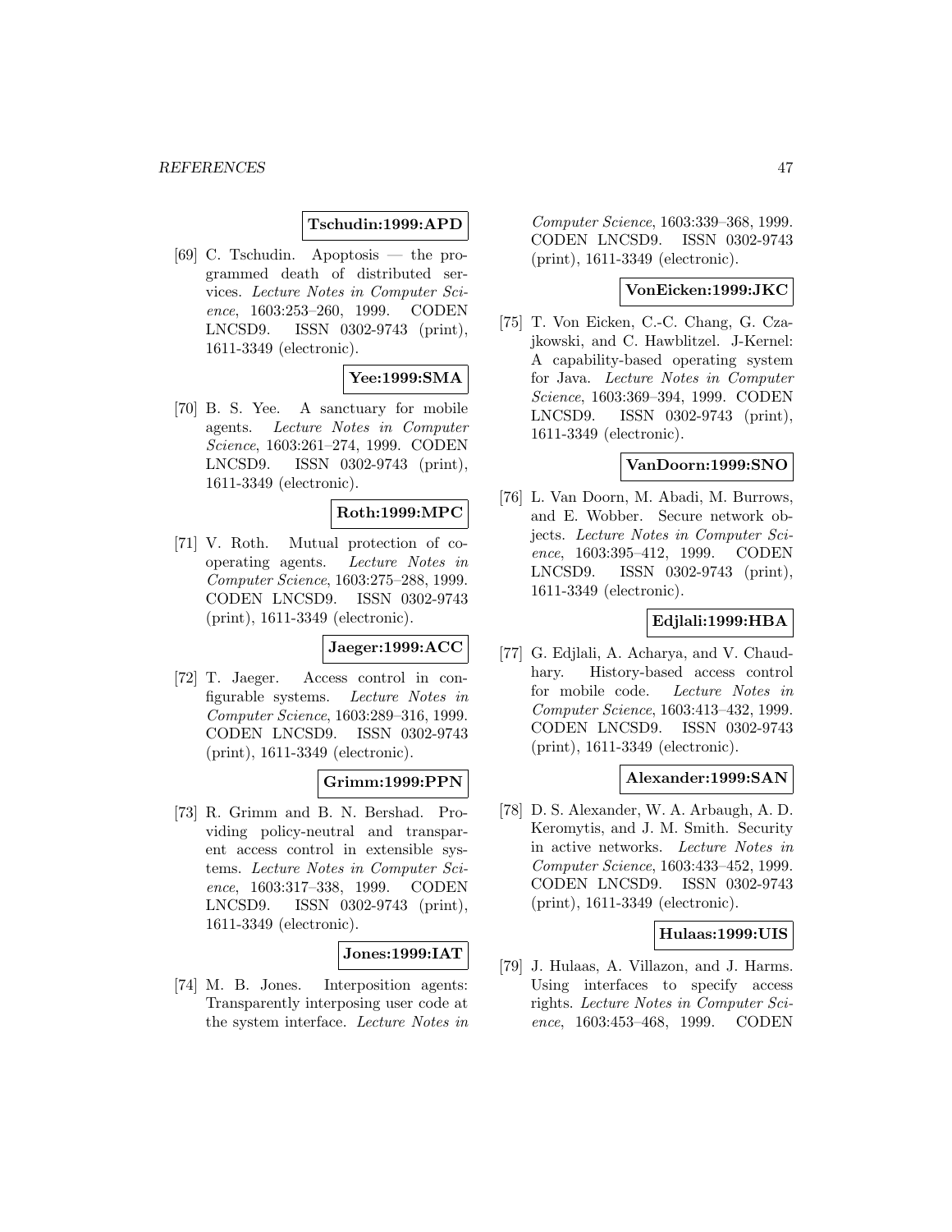**Tschudin:1999:APD**

[69] C. Tschudin. Apoptosis — the programmed death of distributed services. *Lecture Notes in Computer Science*, 1603:253–260, 1999. CODEN LNCSD9. ISSN 0302-9743 (print), 1611-3349 (electronic).

**Yee:1999:SMA**

[70] B. S. Yee. A sanctuary for mobile agents. *Lecture Notes in Computer Science*, 1603:261–274, 1999. CODEN LNCSD9. ISSN 0302-9743 (print), 1611-3349 (electronic).

**Roth:1999:MPC**

[71] V. Roth. Mutual protection of cooperating agents. *Lecture Notes in Computer Science*, 1603:275–288, 1999. CODEN LNCSD9. ISSN 0302-9743 (print), 1611-3349 (electronic).

**Jaeger:1999:ACC**

[72] T. Jaeger. Access control in configurable systems. *Lecture Notes in Computer Science*, 1603:289–316, 1999. CODEN LNCSD9. ISSN 0302-9743 (print), 1611-3349 (electronic).

**Grimm:1999:PPN**

[73] R. Grimm and B. N. Bershad. Providing policy-neutral and transparent access control in extensible systems. *Lecture Notes in Computer Science*, 1603:317–338, 1999. CODEN LNCSD9. ISSN 0302-9743 (print), 1611-3349 (electronic).

**Jones:1999:IAT**

[74] M. B. Jones. Interposition agents: Transparently interposing user code at the system interface. *Lecture Notes in Computer Science*, 1603:339–368, 1999. CODEN LNCSD9. ISSN 0302-9743 (print), 1611-3349 (electronic).

**VonEicken:1999:JKC**

[75] T. Von Eicken, C.-C. Chang, G. Czajkowski, and C. Hawblitzel. J-Kernel: A capability-based operating system for Java. *Lecture Notes in Computer Science*, 1603:369–394, 1999. CODEN LNCSD9. ISSN 0302-9743 (print), 1611-3349 (electronic).

**VanDoorn:1999:SNO**

[76] L. Van Doorn, M. Abadi, M. Burrows, and E. Wobber. Secure network objects. *Lecture Notes in Computer Science*, 1603:395–412, 1999. CODEN LNCSD9. ISSN 0302-9743 (print), 1611-3349 (electronic).

**Edjlali:1999:HBA**

[77] G. Edjlali, A. Acharya, and V. Chaudhary. History-based access control for mobile code. *Lecture Notes in Computer Science*, 1603:413–432, 1999. CODEN LNCSD9. ISSN 0302-9743 (print), 1611-3349 (electronic).

**Alexander:1999:SAN**

[78] D. S. Alexander, W. A. Arbaugh, A. D. Keromytis, and J. M. Smith. Security in active networks. *Lecture Notes in Computer Science*, 1603:433–452, 1999. CODEN LNCSD9. ISSN 0302-9743 (print), 1611-3349 (electronic).

**Hulaas:1999:UIS**

[79] J. Hulaas, A. Villazon, and J. Harms. Using interfaces to specify access rights. *Lecture Notes in Computer Science*, 1603:453–468, 1999. CODEN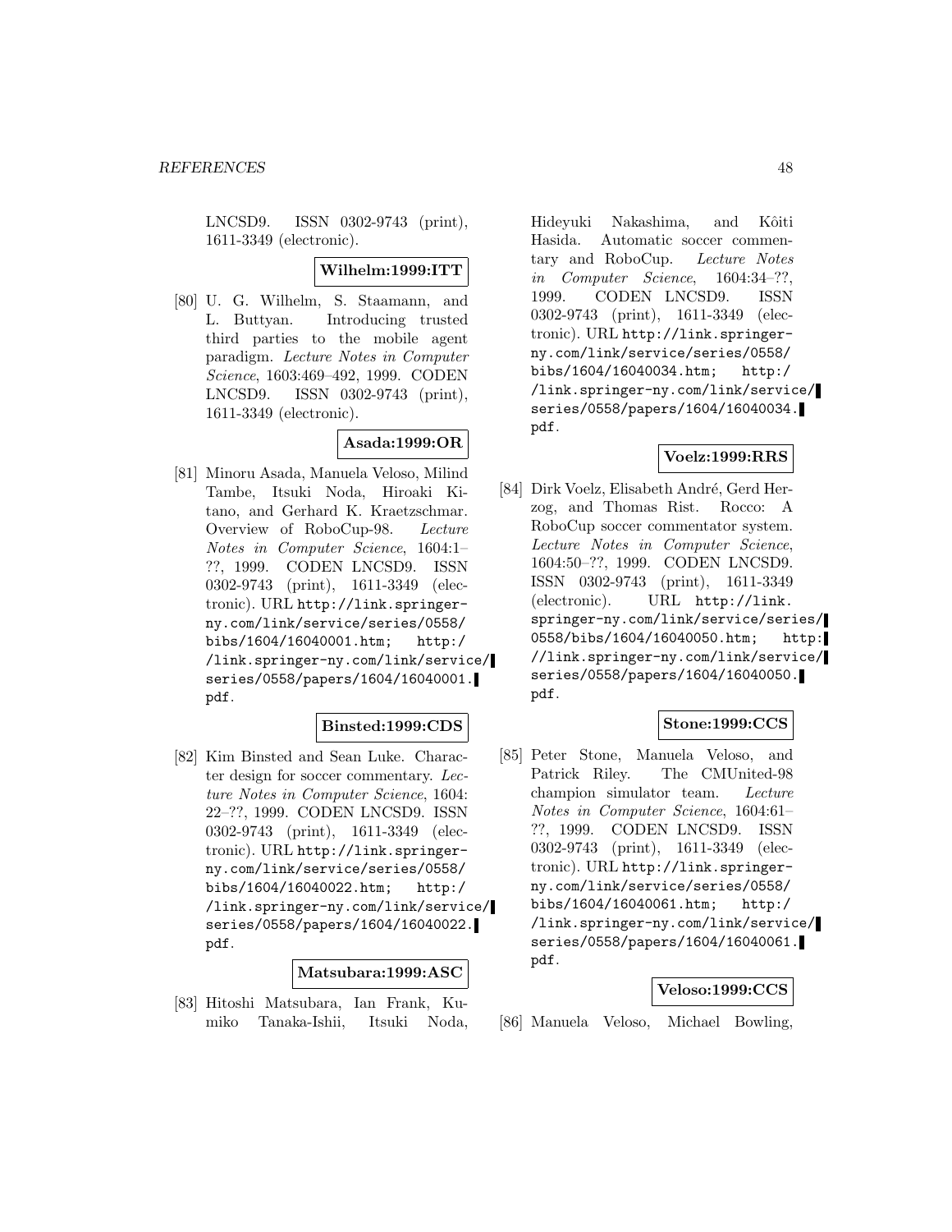LNCSD9. ISSN 0302-9743 (print), 1611-3349 (electronic).

**Wilhelm:1999:ITT**

[80] U. G. Wilhelm, S. Staamann, and L. Buttyan. Introducing trusted third parties to the mobile agent paradigm. *Lecture Notes in Computer Science*, 1603:469–492, 1999. CODEN LNCSD9. ISSN 0302-9743 (print), 1611-3349 (electronic).

**Asada:1999:OR**

[81] Minoru Asada, Manuela Veloso, Milind Tambe, Itsuki Noda, Hiroaki Kitano, and Gerhard K. Kraetzschmar. Overview of RoboCup-98. *Lecture Notes in Computer Science*, 1604:1–??, 1999. CODEN LNCSD9. ISSN 0302-9743 (print), 1611-3349 (electronic). URL `http://link.springer-ny.com/link/service/series/0558/bibs/1604/16040001.htm; http://link.springer-ny.com/link/service/series/0558/papers/1604/16040001.pdf`.

**Binsted:1999:CDS**

[82] Kim Binsted and Sean Luke. Character design for soccer commentary. *Lecture Notes in Computer Science*, 1604:22–??, 1999. CODEN LNCSD9. ISSN 0302-9743 (print), 1611-3349 (electronic). URL `http://link.springer-ny.com/link/service/series/0558/bibs/1604/16040022.htm; http://link.springer-ny.com/link/service/series/0558/papers/1604/16040022.pdf`.

**Matsubara:1999:ASC**

[83] Hitoshi Matsubara, Ian Frank, Kumiko Tanaka-Ishii, Itsuki Noda, Hideyuki Nakashima, and Kôiti Hasida. Automatic soccer commentary and RoboCup. *Lecture Notes in Computer Science*, 1604:34–??, 1999. CODEN LNCSD9. ISSN 0302-9743 (print), 1611-3349 (electronic). URL `http://link.springer-ny.com/link/service/series/0558/bibs/1604/16040034.htm; http://link.springer-ny.com/link/service/series/0558/papers/1604/16040034.pdf`.

**Voelz:1999:RRS**

[84] Dirk Voelz, Elisabeth André, Gerd Herzog, and Thomas Rist. Rocco: A RoboCup soccer commentator system. *Lecture Notes in Computer Science*, 1604:50–??, 1999. CODEN LNCSD9. ISSN 0302-9743 (print), 1611-3349 (electronic). URL `http://link.springer-ny.com/link/service/series/0558/bibs/1604/16040050.htm; http://link.springer-ny.com/link/service/series/0558/papers/1604/16040050.pdf`.

**Stone:1999:CCS**

[85] Peter Stone, Manuela Veloso, and Patrick Riley. The CMUnited-98 champion simulator team. *Lecture Notes in Computer Science*, 1604:61–??, 1999. CODEN LNCSD9. ISSN 0302-9743 (print), 1611-3349 (electronic). URL `http://link.springer-ny.com/link/service/series/0558/bibs/1604/16040061.htm; http://link.springer-ny.com/link/service/series/0558/papers/1604/16040061.pdf`.

**Veloso:1999:CCS**

[86] Manuela Veloso, Michael Bowling,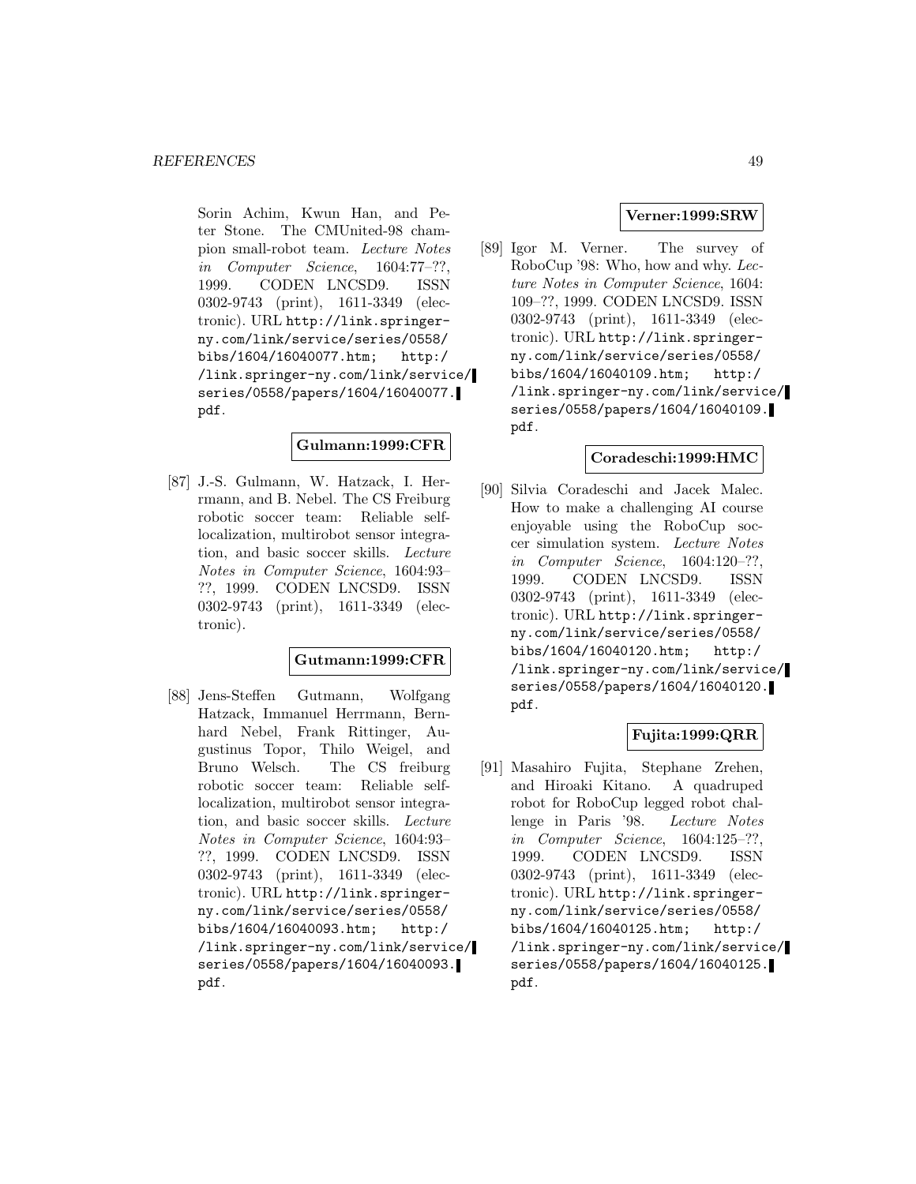Sorin Achim, Kwun Han, and Peter Stone. The CMUnited-98 champion small-robot team. *Lecture Notes in Computer Science*, 1604:77–??, 1999. CODEN LNCSD9. ISSN 0302-9743 (print), 1611-3349 (electronic). URL http://link.springer-ny.com/link/service/series/0558/bibs/1604/16040077.htm; http://link.springer-ny.com/link/service/series/0558/papers/1604/16040077.pdf.

**Gulmann:1999:CFR**

[87] J.-S. Gulmann, W. Hatzack, I. Herrmann, and B. Nebel. The CS Freiburg robotic soccer team: Reliable self-localization, multirobot sensor integration, and basic soccer skills. *Lecture Notes in Computer Science*, 1604:93–??, 1999. CODEN LNCSD9. ISSN 0302-9743 (print), 1611-3349 (electronic).

**Gutmann:1999:CFR**

[88] Jens-Steffen Gutmann, Wolfgang Hatzack, Immanuel Herrmann, Bernhard Nebel, Frank Rittinger, Augustinus Topor, Thilo Weigel, and Bruno Welsch. The CS freiburg robotic soccer team: Reliable self-localization, multirobot sensor integration, and basic soccer skills. *Lecture Notes in Computer Science*, 1604:93–??, 1999. CODEN LNCSD9. ISSN 0302-9743 (print), 1611-3349 (electronic). URL http://link.springer-ny.com/link/service/series/0558/bibs/1604/16040093.htm; http://link.springer-ny.com/link/service/series/0558/papers/1604/16040093.pdf.

**Verner:1999:SRW**

[89] Igor M. Verner. The survey of RoboCup '98: Who, how and why. *Lecture Notes in Computer Science*, 1604:109–??, 1999. CODEN LNCSD9. ISSN 0302-9743 (print), 1611-3349 (electronic). URL http://link.springer-ny.com/link/service/series/0558/bibs/1604/16040109.htm; http://link.springer-ny.com/link/service/series/0558/papers/1604/16040109.pdf.

**Coradeschi:1999:HMC**

[90] Silvia Coradeschi and Jacek Malec. How to make a challenging AI course enjoyable using the RoboCup soccer simulation system. *Lecture Notes in Computer Science*, 1604:120–??, 1999. CODEN LNCSD9. ISSN 0302-9743 (print), 1611-3349 (electronic). URL http://link.springer-ny.com/link/service/series/0558/bibs/1604/16040120.htm; http://link.springer-ny.com/link/service/series/0558/papers/1604/16040120.pdf.

**Fujita:1999:QRR**

[91] Masahiro Fujita, Stephane Zrehen, and Hiroaki Kitano. A quadruped robot for RoboCup legged robot challenge in Paris '98. *Lecture Notes in Computer Science*, 1604:125–??, 1999. CODEN LNCSD9. ISSN 0302-9743 (print), 1611-3349 (electronic). URL http://link.springer-ny.com/link/service/series/0558/bibs/1604/16040125.htm; http://link.springer-ny.com/link/service/series/0558/papers/1604/16040125.pdf.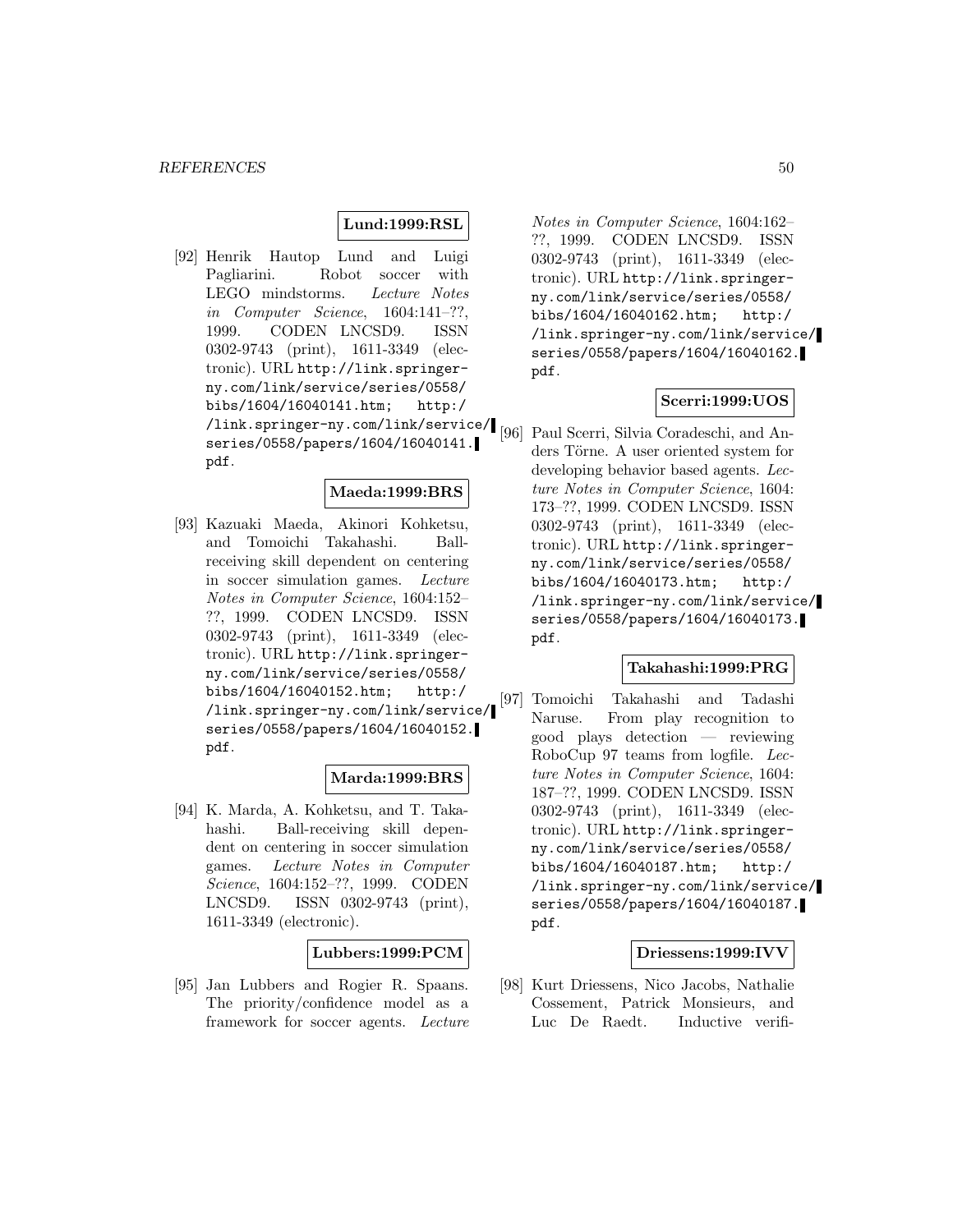**Lund:1999:RSL**

[92] Henrik Hautop Lund and Luigi Pagliarini. Robot soccer with LEGO mindstorms. *Lecture Notes in Computer Science*, 1604:141–??, 1999. CODEN LNCSD9. ISSN 0302-9743 (print), 1611-3349 (electronic). URL http://link.springer-ny.com/link/service/series/0558/bibs/1604/16040141.htm; http://link.springer-ny.com/link/service/series/0558/papers/1604/16040141.pdf.

**Maeda:1999:BRS**

[93] Kazuaki Maeda, Akinori Kohketsu, and Tomoichi Takahashi. Ball-receiving skill dependent on centering in soccer simulation games. *Lecture Notes in Computer Science*, 1604:152–??, 1999. CODEN LNCSD9. ISSN 0302-9743 (print), 1611-3349 (electronic). URL http://link.springer-ny.com/link/service/series/0558/bibs/1604/16040152.htm; http://link.springer-ny.com/link/service/series/0558/papers/1604/16040152.pdf.

**Marda:1999:BRS**

[94] K. Marda, A. Kohketsu, and T. Takahashi. Ball-receiving skill dependent on centering in soccer simulation games. *Lecture Notes in Computer Science*, 1604:152–??, 1999. CODEN LNCSD9. ISSN 0302-9743 (print), 1611-3349 (electronic).

**Lubbers:1999:PCM**

[95] Jan Lubbers and Rogier R. Spaans. The priority/confidence model as a framework for soccer agents. *Lecture Notes in Computer Science*, 1604:162–??, 1999. CODEN LNCSD9. ISSN 0302-9743 (print), 1611-3349 (electronic). URL http://link.springer-ny.com/link/service/series/0558/bibs/1604/16040162.htm; http://link.springer-ny.com/link/service/series/0558/papers/1604/16040162.pdf.

**Scerri:1999:UOS**

[96] Paul Scerri, Silvia Coradeschi, and Anders Törne. A user oriented system for developing behavior based agents. *Lecture Notes in Computer Science*, 1604:173–??, 1999. CODEN LNCSD9. ISSN 0302-9743 (print), 1611-3349 (electronic). URL http://link.springer-ny.com/link/service/series/0558/bibs/1604/16040173.htm; http://link.springer-ny.com/link/service/series/0558/papers/1604/16040173.pdf.

**Takahashi:1999:PRG**

[97] Tomoichi Takahashi and Tadashi Naruse. From play recognition to good plays detection — reviewing RoboCup 97 teams from logfile. *Lecture Notes in Computer Science*, 1604:187–??, 1999. CODEN LNCSD9. ISSN 0302-9743 (print), 1611-3349 (electronic). URL http://link.springer-ny.com/link/service/series/0558/bibs/1604/16040187.htm; http://link.springer-ny.com/link/service/series/0558/papers/1604/16040187.pdf.

**Driessens:1999:IVV**

[98] Kurt Driessens, Nico Jacobs, Nathalie Cossement, Patrick Monsieurs, and Luc De Raedt. Inductive verifi-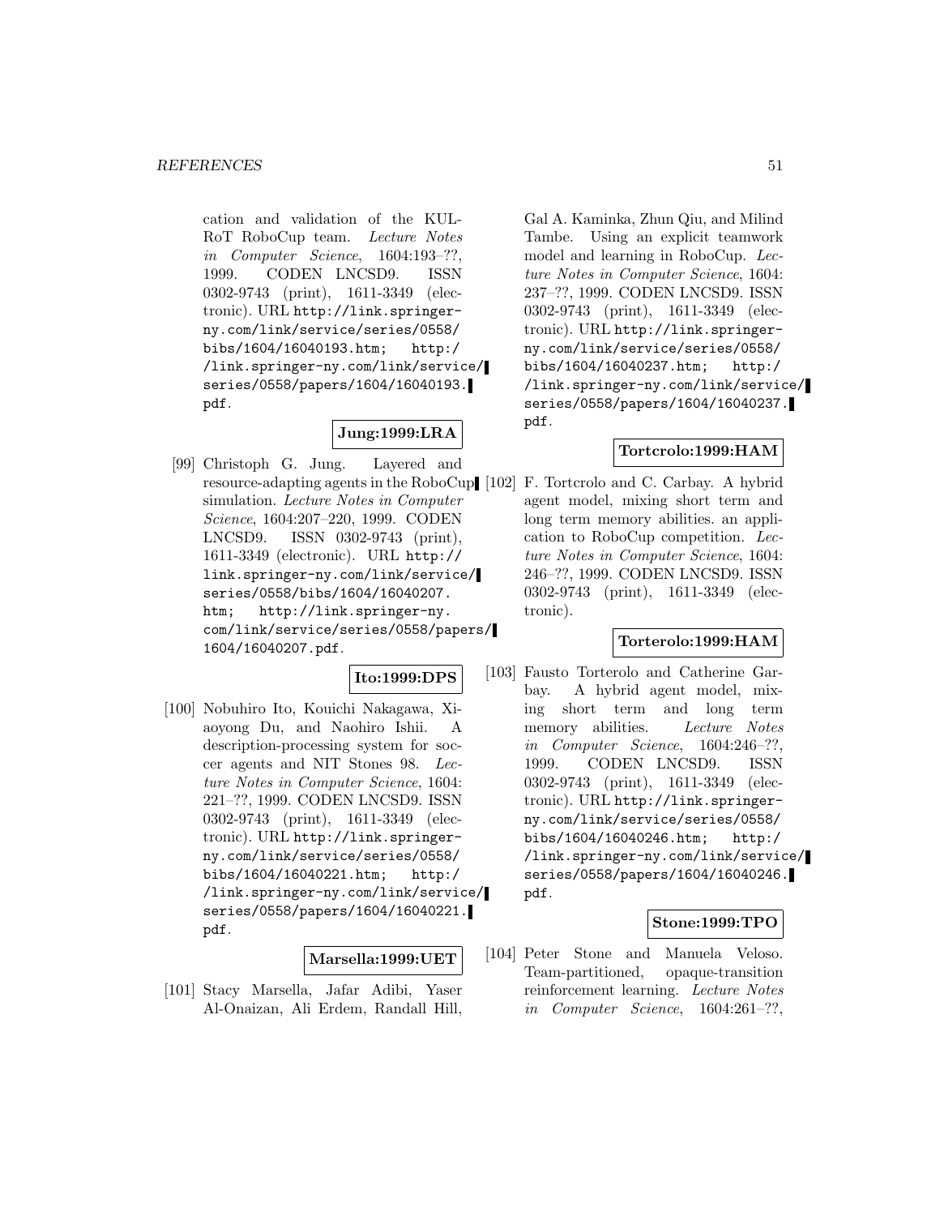cation and validation of the KUL-RoT RoboCup team. *Lecture Notes in Computer Science*, 1604:193–??, 1999. CODEN LNCSD9. ISSN 0302-9743 (print), 1611-3349 (electronic). URL http://link.springer-ny.com/link/service/series/0558/bibs/1604/16040193.htm; http://link.springer-ny.com/link/service/series/0558/papers/1604/16040193.pdf.

**Jung:1999:LRA**

[99] Christoph G. Jung. Layered and resource-adapting agents in the RoboCup simulation. *Lecture Notes in Computer Science*, 1604:207–220, 1999. CODEN LNCSD9. ISSN 0302-9743 (print), 1611-3349 (electronic). URL http://link.springer-ny.com/link/service/series/0558/bibs/1604/16040207.htm; http://link.springer-ny.com/link/service/series/0558/papers/1604/16040207.pdf.

**Ito:1999:DPS**

[100] Nobuhiro Ito, Kouichi Nakagawa, Xiaoyong Du, and Naohiro Ishii. A description-processing system for soccer agents and NIT Stones 98. *Lecture Notes in Computer Science*, 1604: 221–??, 1999. CODEN LNCSD9. ISSN 0302-9743 (print), 1611-3349 (electronic). URL http://link.springer-ny.com/link/service/series/0558/bibs/1604/16040221.htm; http://link.springer-ny.com/link/service/series/0558/papers/1604/16040221.pdf.

**Marsella:1999:UET**

[101] Stacy Marsella, Jafar Adibi, Yaser Al-Onaizan, Ali Erdem, Randall Hill, Gal A. Kaminka, Zhun Qiu, and Milind Tambe. Using an explicit teamwork model and learning in RoboCup. *Lecture Notes in Computer Science*, 1604: 237–??, 1999. CODEN LNCSD9. ISSN 0302-9743 (print), 1611-3349 (electronic). URL http://link.springer-ny.com/link/service/series/0558/bibs/1604/16040237.htm; http://link.springer-ny.com/link/service/series/0558/papers/1604/16040237.pdf.

**Tortcrolo:1999:HAM**

[102] F. Tortcrolo and C. Carbay. A hybrid agent model, mixing short term and long term memory abilities. an application to RoboCup competition. *Lecture Notes in Computer Science*, 1604: 246–??, 1999. CODEN LNCSD9. ISSN 0302-9743 (print), 1611-3349 (electronic).

**Torterolo:1999:HAM**

[103] Fausto Torterolo and Catherine Garbay. A hybrid agent model, mixing short term and long term memory abilities. *Lecture Notes in Computer Science*, 1604:246–??, 1999. CODEN LNCSD9. ISSN 0302-9743 (print), 1611-3349 (electronic). URL http://link.springer-ny.com/link/service/series/0558/bibs/1604/16040246.htm; http://link.springer-ny.com/link/service/series/0558/papers/1604/16040246.pdf.

**Stone:1999:TPO**

[104] Peter Stone and Manuela Veloso. Team-partitioned, opaque-transition reinforcement learning. *Lecture Notes in Computer Science*, 1604:261–??,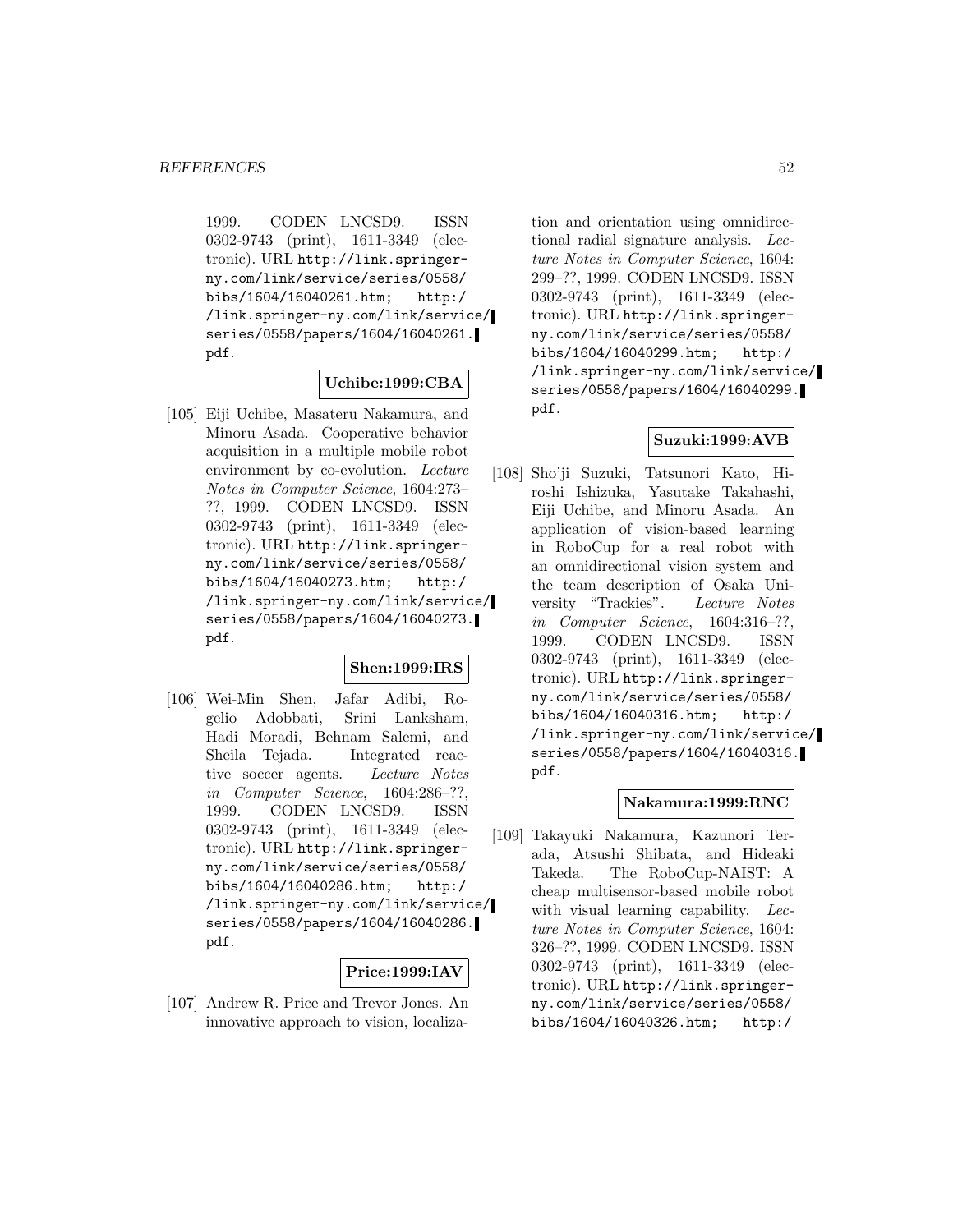1999. CODEN LNCSD9. ISSN 0302-9743 (print), 1611-3349 (electronic). URL http://link.springer-ny.com/link/service/series/0558/bibs/1604/16040261.htm; http://link.springer-ny.com/link/service/series/0558/papers/1604/16040261.pdf.

**Uchibe:1999:CBA**

[105] Eiji Uchibe, Masateru Nakamura, and Minoru Asada. Cooperative behavior acquisition in a multiple mobile robot environment by co-evolution. *Lecture Notes in Computer Science*, 1604:273–??, 1999. CODEN LNCSD9. ISSN 0302-9743 (print), 1611-3349 (electronic). URL http://link.springer-ny.com/link/service/series/0558/bibs/1604/16040273.htm; http://link.springer-ny.com/link/service/series/0558/papers/1604/16040273.pdf.

**Shen:1999:IRS**

[106] Wei-Min Shen, Jafar Adibi, Rogelio Adobbati, Srini Lanksham, Hadi Moradi, Behnam Salemi, and Sheila Tejada. Integrated reactive soccer agents. *Lecture Notes in Computer Science*, 1604:286–??, 1999. CODEN LNCSD9. ISSN 0302-9743 (print), 1611-3349 (electronic). URL http://link.springer-ny.com/link/service/series/0558/bibs/1604/16040286.htm; http://link.springer-ny.com/link/service/series/0558/papers/1604/16040286.pdf.

**Price:1999:IAV**

[107] Andrew R. Price and Trevor Jones. An innovative approach to vision, localization and orientation using omnidirectional radial signature analysis. *Lecture Notes in Computer Science*, 1604:299–??, 1999. CODEN LNCSD9. ISSN 0302-9743 (print), 1611-3349 (electronic). URL http://link.springer-ny.com/link/service/series/0558/bibs/1604/16040299.htm; http://link.springer-ny.com/link/service/series/0558/papers/1604/16040299.pdf.

**Suzuki:1999:AVB**

[108] Sho'ji Suzuki, Tatsunori Kato, Hiroshi Ishizuka, Yasutake Takahashi, Eiji Uchibe, and Minoru Asada. An application of vision-based learning in RoboCup for a real robot with an omnidirectional vision system and the team description of Osaka University "Trackies". *Lecture Notes in Computer Science*, 1604:316–??, 1999. CODEN LNCSD9. ISSN 0302-9743 (print), 1611-3349 (electronic). URL http://link.springer-ny.com/link/service/series/0558/bibs/1604/16040316.htm; http://link.springer-ny.com/link/service/series/0558/papers/1604/16040316.pdf.

**Nakamura:1999:RNC**

[109] Takayuki Nakamura, Kazunori Terada, Atsushi Shibata, and Hideaki Takeda. The RoboCup-NAIST: A cheap multisensor-based mobile robot with visual learning capability. *Lecture Notes in Computer Science*, 1604:326–??, 1999. CODEN LNCSD9. ISSN 0302-9743 (print), 1611-3349 (electronic). URL http://link.springer-ny.com/link/service/series/0558/bibs/1604/16040326.htm; http:/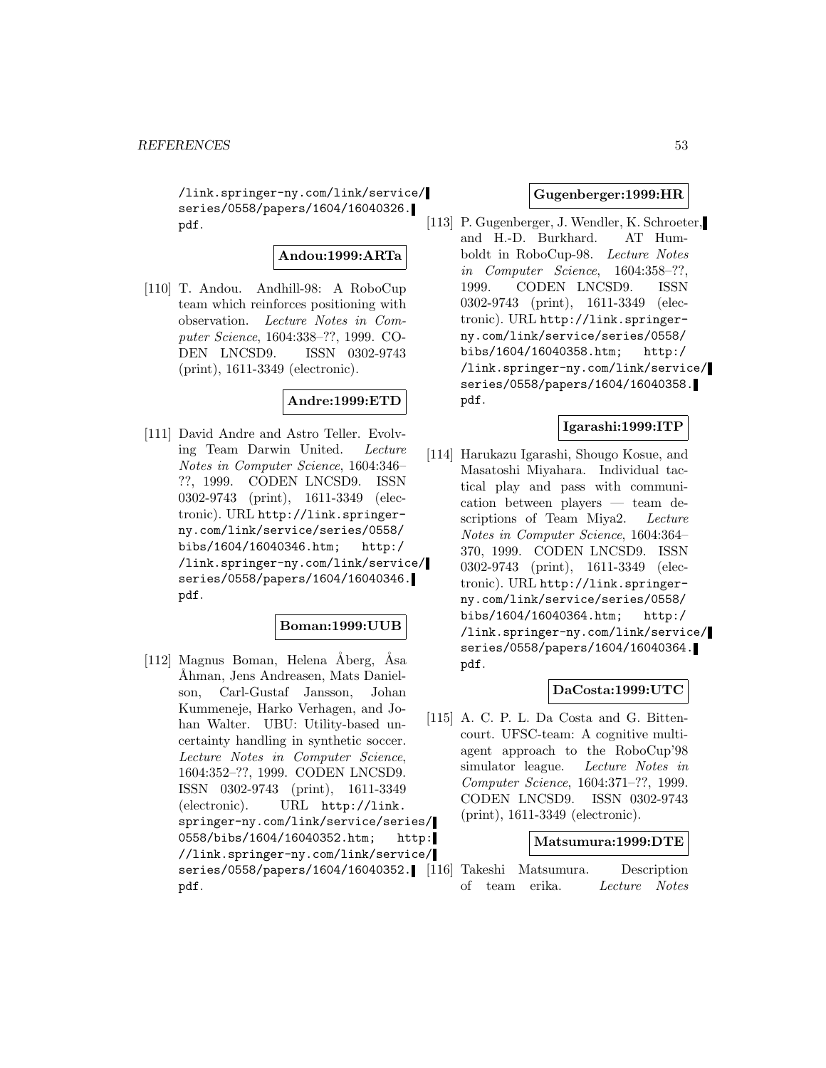/link.springer-ny.com/link/service/series/0558/papers/1604/16040326.pdf.

**Andou:1999:ARTa**

[110] T. Andou. Andhill-98: A RoboCup team which reinforces positioning with observation. *Lecture Notes in Computer Science*, 1604:338–??, 1999. CODEN LNCSD9. ISSN 0302-9743 (print), 1611-3349 (electronic).

**Andre:1999:ETD**

[111] David Andre and Astro Teller. Evolving Team Darwin United. *Lecture Notes in Computer Science*, 1604:346–??, 1999. CODEN LNCSD9. ISSN 0302-9743 (print), 1611-3349 (electronic). URL `http://link.springer-ny.com/link/service/series/0558/bibs/1604/16040346.htm`; `http://link.springer-ny.com/link/service/series/0558/papers/1604/16040346.pdf`.

**Boman:1999:UUB**

[112] Magnus Boman, Helena Åberg, Åsa Åhman, Jens Andreasen, Mats Danielson, Carl-Gustaf Jansson, Johan Kummeneje, Harko Verhagen, and Johan Walter. UBU: Utility-based uncertainty handling in synthetic soccer. *Lecture Notes in Computer Science*, 1604:352–??, 1999. CODEN LNCSD9. ISSN 0302-9743 (print), 1611-3349 (electronic). URL `http://link.springer-ny.com/link/service/series/0558/bibs/1604/16040352.htm`; `http://link.springer-ny.com/link/service/series/0558/papers/1604/16040352.pdf`.

**Gugenberger:1999:HR**

[113] P. Gugenberger, J. Wendler, K. Schroeter, and H.-D. Burkhard. AT Humboldt in RoboCup-98. *Lecture Notes in Computer Science*, 1604:358–??, 1999. CODEN LNCSD9. ISSN 0302-9743 (print), 1611-3349 (electronic). URL `http://link.springer-ny.com/link/service/series/0558/bibs/1604/16040358.htm`; `http://link.springer-ny.com/link/service/series/0558/papers/1604/16040358.pdf`.

**Igarashi:1999:ITP**

[114] Harukazu Igarashi, Shougo Kosue, and Masatoshi Miyahara. Individual tactical play and pass with communication between players — team descriptions of Team Miya2. *Lecture Notes in Computer Science*, 1604:364–370, 1999. CODEN LNCSD9. ISSN 0302-9743 (print), 1611-3349 (electronic). URL `http://link.springer-ny.com/link/service/series/0558/bibs/1604/16040364.htm`; `http://link.springer-ny.com/link/service/series/0558/papers/1604/16040364.pdf`.

**DaCosta:1999:UTC**

[115] A. C. P. L. Da Costa and G. Bittencourt. UFSC-team: A cognitive multiagent approach to the RoboCup'98 simulator league. *Lecture Notes in Computer Science*, 1604:371–??, 1999. CODEN LNCSD9. ISSN 0302-9743 (print), 1611-3349 (electronic).

**Matsumura:1999:DTE**

[116] Takeshi Matsumura. Description of team erika. *Lecture Notes*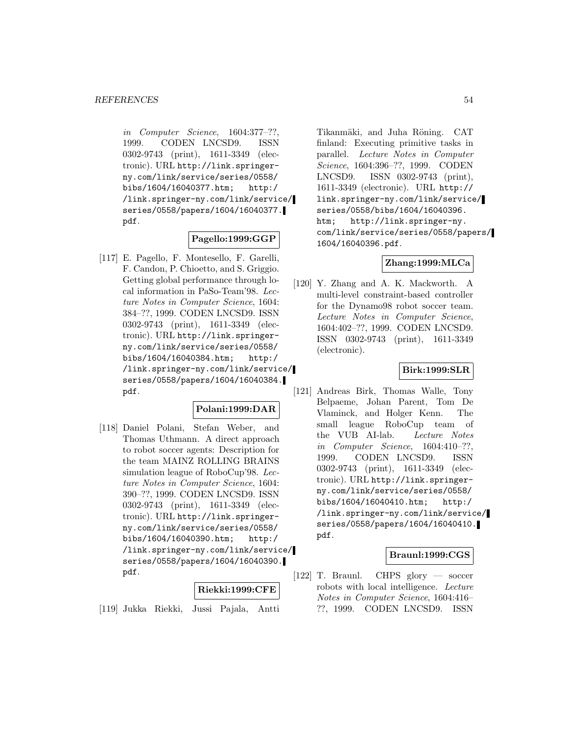*in Computer Science*, 1604:377–??, 1999. CODEN LNCSD9. ISSN 0302-9743 (print), 1611-3349 (electronic). URL http://link.springer-ny.com/link/service/series/0558/bibs/1604/16040377.htm; http://link.springer-ny.com/link/service/series/0558/papers/1604/16040377.pdf.

**Pagello:1999:GGP**

[117] E. Pagello, F. Montesello, F. Garelli, F. Candon, P. Chioetto, and S. Griggio. Getting global performance through local information in PaSo-Team'98. *Lecture Notes in Computer Science*, 1604: 384–??, 1999. CODEN LNCSD9. ISSN 0302-9743 (print), 1611-3349 (electronic). URL http://link.springer-ny.com/link/service/series/0558/bibs/1604/16040384.htm; http://link.springer-ny.com/link/service/series/0558/papers/1604/16040384.pdf.

**Polani:1999:DAR**

[118] Daniel Polani, Stefan Weber, and Thomas Uthmann. A direct approach to robot soccer agents: Description for the team MAINZ ROLLING BRAINS simulation league of RoboCup'98. *Lecture Notes in Computer Science*, 1604: 390–??, 1999. CODEN LNCSD9. ISSN 0302-9743 (print), 1611-3349 (electronic). URL http://link.springer-ny.com/link/service/series/0558/bibs/1604/16040390.htm; http://link.springer-ny.com/link/service/series/0558/papers/1604/16040390.pdf.

**Riekki:1999:CFE**

[119] Jukka Riekki, Jussi Pajala, Antti Tikanmäki, and Juha Röning. CAT finland: Executing primitive tasks in parallel. *Lecture Notes in Computer Science*, 1604:396–??, 1999. CODEN LNCSD9. ISSN 0302-9743 (print), 1611-3349 (electronic). URL http://link.springer-ny.com/link/service/series/0558/bibs/1604/16040396.htm; http://link.springer-ny.com/link/service/series/0558/papers/1604/16040396.pdf.

**Zhang:1999:MLCa**

[120] Y. Zhang and A. K. Mackworth. A multi-level constraint-based controller for the Dynamo98 robot soccer team. *Lecture Notes in Computer Science*, 1604:402–??, 1999. CODEN LNCSD9. ISSN 0302-9743 (print), 1611-3349 (electronic).

**Birk:1999:SLR**

[121] Andreas Birk, Thomas Walle, Tony Belpaeme, Johan Parent, Tom De Vlaminck, and Holger Kenn. The small league RoboCup team of the VUB AI-lab. *Lecture Notes in Computer Science*, 1604:410–??, 1999. CODEN LNCSD9. ISSN 0302-9743 (print), 1611-3349 (electronic). URL http://link.springer-ny.com/link/service/series/0558/bibs/1604/16040410.htm; http://link.springer-ny.com/link/service/series/0558/papers/1604/16040410.pdf.

**Braunl:1999:CGS**

[122] T. Braunl. CHPS glory — soccer robots with local intelligence. *Lecture Notes in Computer Science*, 1604:416–??, 1999. CODEN LNCSD9. ISSN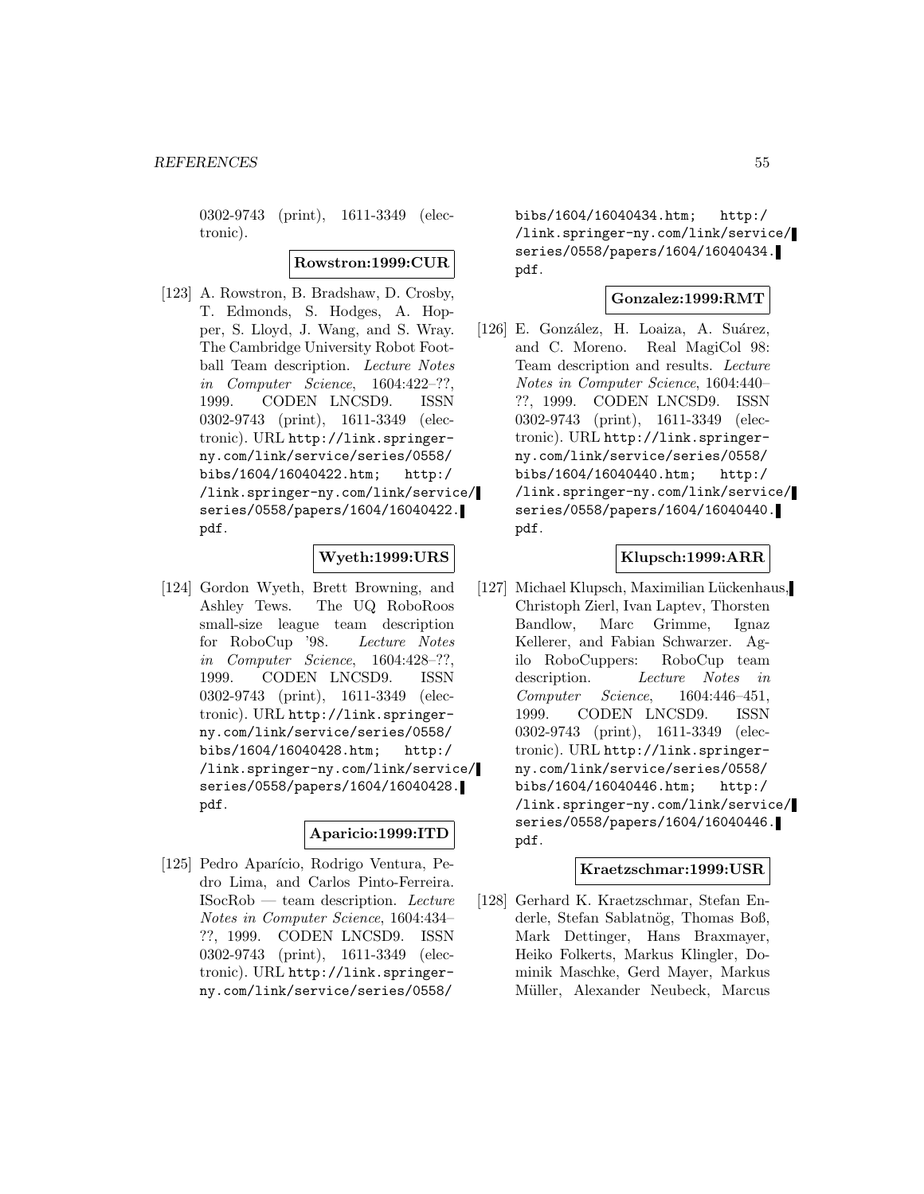0302-9743 (print), 1611-3349 (electronic).

**Rowstron:1999:CUR**

[123] A. Rowstron, B. Bradshaw, D. Crosby, T. Edmonds, S. Hodges, A. Hopper, S. Lloyd, J. Wang, and S. Wray. The Cambridge University Robot Football Team description. *Lecture Notes in Computer Science*, 1604:422–??, 1999. CODEN LNCSD9. ISSN 0302-9743 (print), 1611-3349 (electronic). URL `http://link.springer-ny.com/link/service/series/0558/bibs/1604/16040422.htm`; `http://link.springer-ny.com/link/service/series/0558/papers/1604/16040422.pdf`.

**Wyeth:1999:URS**

[124] Gordon Wyeth, Brett Browning, and Ashley Tews. The UQ RoboRoos small-size league team description for RoboCup '98. *Lecture Notes in Computer Science*, 1604:428–??, 1999. CODEN LNCSD9. ISSN 0302-9743 (print), 1611-3349 (electronic). URL `http://link.springer-ny.com/link/service/series/0558/bibs/1604/16040428.htm`; `http://link.springer-ny.com/link/service/series/0558/papers/1604/16040428.pdf`.

**Aparicio:1999:ITD**

[125] Pedro Aparício, Rodrigo Ventura, Pedro Lima, and Carlos Pinto-Ferreira. ISocRob — team description. *Lecture Notes in Computer Science*, 1604:434–??, 1999. CODEN LNCSD9. ISSN 0302-9743 (print), 1611-3349 (electronic). URL `http://link.springer-ny.com/link/service/series/0558/bibs/1604/16040434.htm`; `http://link.springer-ny.com/link/service/series/0558/papers/1604/16040434.pdf`.

**Gonzalez:1999:RMT**

[126] E. González, H. Loaiza, A. Suárez, and C. Moreno. Real MagiCol 98: Team description and results. *Lecture Notes in Computer Science*, 1604:440–??, 1999. CODEN LNCSD9. ISSN 0302-9743 (print), 1611-3349 (electronic). URL `http://link.springer-ny.com/link/service/series/0558/bibs/1604/16040440.htm`; `http://link.springer-ny.com/link/service/series/0558/papers/1604/16040440.pdf`.

**Klupsch:1999:ARR**

[127] Michael Klupsch, Maximilian Lückenhaus, Christoph Zierl, Ivan Laptev, Thorsten Bandlow, Marc Grimme, Ignaz Kellerer, and Fabian Schwarzer. Agilo RoboCuppers: RoboCup team description. *Lecture Notes in Computer Science*, 1604:446–451, 1999. CODEN LNCSD9. ISSN 0302-9743 (print), 1611-3349 (electronic). URL `http://link.springer-ny.com/link/service/series/0558/bibs/1604/16040446.htm`; `http://link.springer-ny.com/link/service/series/0558/papers/1604/16040446.pdf`.

**Kraetzschmar:1999:USR**

[128] Gerhard K. Kraetzschmar, Stefan Enderle, Stefan Sablatnög, Thomas Boß, Mark Dettinger, Hans Braxmayer, Heiko Folkerts, Markus Klingler, Dominik Maschke, Gerd Mayer, Markus Müller, Alexander Neubeck, Marcus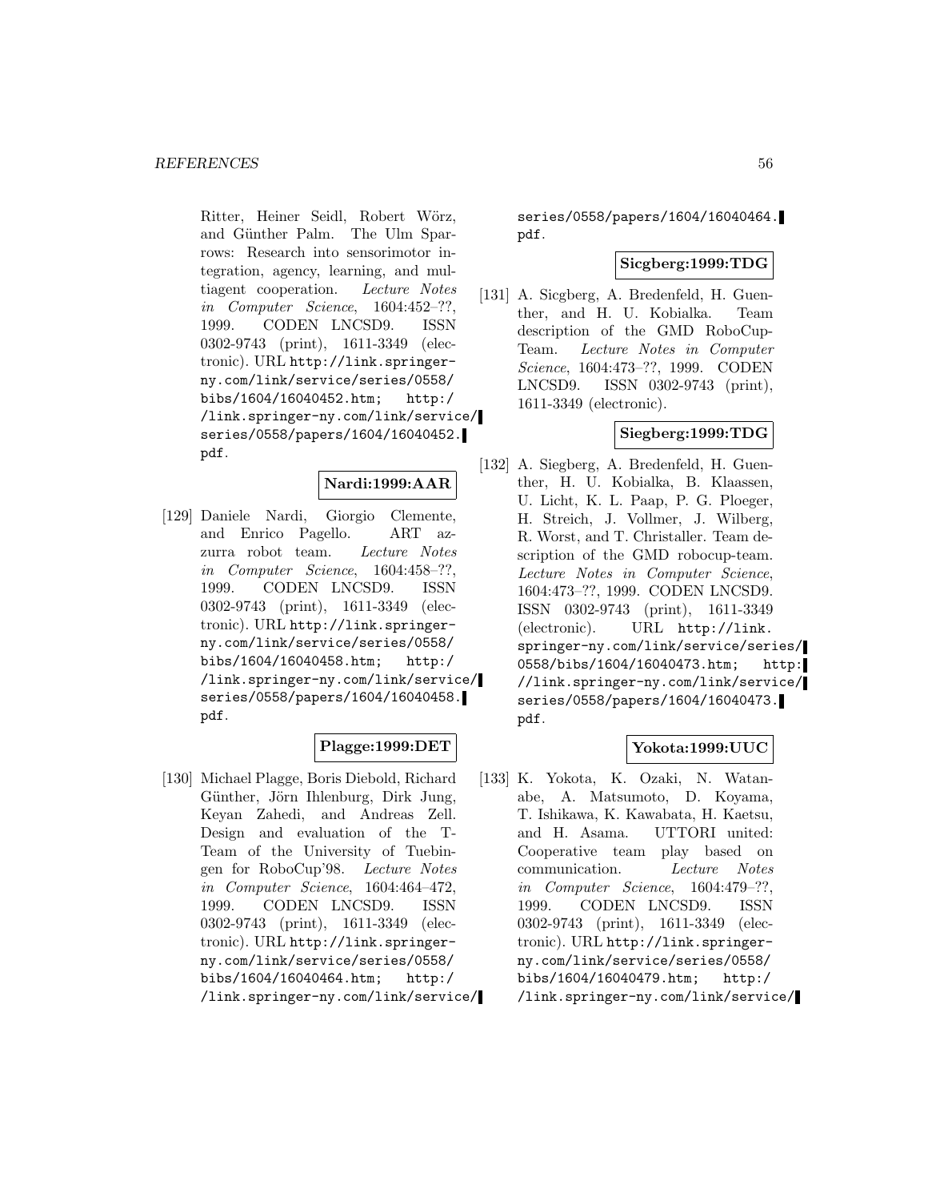Ritter, Heiner Seidl, Robert Wörz, and Günther Palm. The Ulm Sparrows: Research into sensorimotor integration, agency, learning, and multiagent cooperation. *Lecture Notes in Computer Science*, 1604:452–??, 1999. CODEN LNCSD9. ISSN 0302-9743 (print), 1611-3349 (electronic). URL http://link.springer-ny.com/link/service/series/0558/bibs/1604/16040452.htm; http://link.springer-ny.com/link/service/series/0558/papers/1604/16040452.pdf.

**Nardi:1999:AAR**

[129] Daniele Nardi, Giorgio Clemente, and Enrico Pagello. ART azzurra robot team. *Lecture Notes in Computer Science*, 1604:458–??, 1999. CODEN LNCSD9. ISSN 0302-9743 (print), 1611-3349 (electronic). URL http://link.springer-ny.com/link/service/series/0558/bibs/1604/16040458.htm; http://link.springer-ny.com/link/service/series/0558/papers/1604/16040458.pdf.

**Plagge:1999:DET**

[130] Michael Plagge, Boris Diebold, Richard Günther, Jörn Ihlenburg, Dirk Jung, Keyan Zahedi, and Andreas Zell. Design and evaluation of the T-Team of the University of Tuebingen for RoboCup'98. *Lecture Notes in Computer Science*, 1604:464–472, 1999. CODEN LNCSD9. ISSN 0302-9743 (print), 1611-3349 (electronic). URL http://link.springer-ny.com/link/service/series/0558/bibs/1604/16040464.htm; http://link.springer-ny.com/link/service/series/0558/papers/1604/16040464.pdf.

**Sicgberg:1999:TDG**

[131] A. Sicgberg, A. Bredenfeld, H. Guenther, and H. U. Kobialka. Team description of the GMD RoboCup-Team. *Lecture Notes in Computer Science*, 1604:473–??, 1999. CODEN LNCSD9. ISSN 0302-9743 (print), 1611-3349 (electronic).

**Siegberg:1999:TDG**

[132] A. Siegberg, A. Bredenfeld, H. Guenther, H. U. Kobialka, B. Klaassen, U. Licht, K. L. Paap, P. G. Ploeger, H. Streich, J. Vollmer, J. Wilberg, R. Worst, and T. Christaller. Team description of the GMD robocup-team. *Lecture Notes in Computer Science*, 1604:473–??, 1999. CODEN LNCSD9. ISSN 0302-9743 (print), 1611-3349 (electronic). URL http://link.springer-ny.com/link/service/series/0558/bibs/1604/16040473.htm; http://link.springer-ny.com/link/service/series/0558/papers/1604/16040473.pdf.

**Yokota:1999:UUC**

[133] K. Yokota, K. Ozaki, N. Watanabe, A. Matsumoto, D. Koyama, T. Ishikawa, K. Kawabata, H. Kaetsu, and H. Asama. UTTORI united: Cooperative team play based on communication. *Lecture Notes in Computer Science*, 1604:479–??, 1999. CODEN LNCSD9. ISSN 0302-9743 (print), 1611-3349 (electronic). URL http://link.springer-ny.com/link/service/series/0558/bibs/1604/16040479.htm; http://link.springer-ny.com/link/service/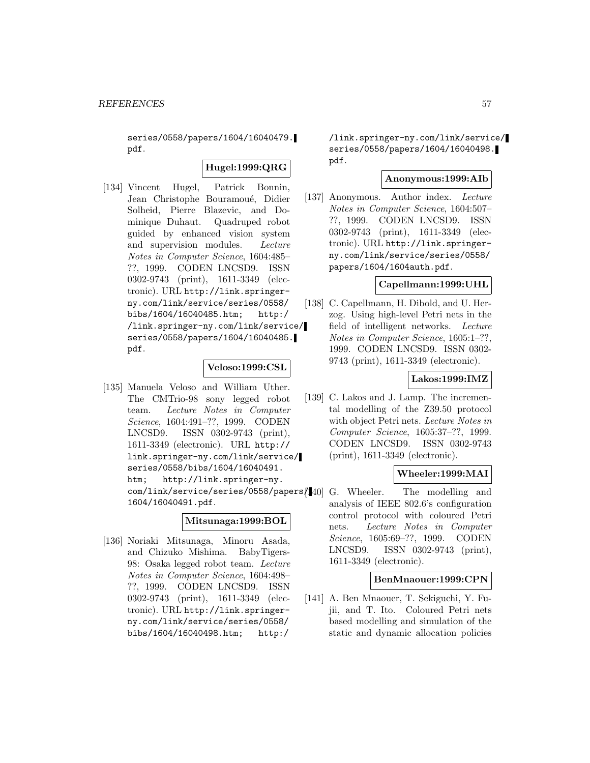series/0558/papers/1604/16040479.pdf.

**Hugel:1999:QRG**

[134] Vincent Hugel, Patrick Bonnin, Jean Christophe Bouramoué, Didier Solheid, Pierre Blazevic, and Dominique Duhaut. Quadruped robot guided by enhanced vision system and supervision modules. *Lecture Notes in Computer Science*, 1604:485–??, 1999. CODEN LNCSD9. ISSN 0302-9743 (print), 1611-3349 (electronic). URL http://link.springer-ny.com/link/service/series/0558/bibs/1604/16040485.htm; http://link.springer-ny.com/link/service/series/0558/papers/1604/16040485.pdf.

**Veloso:1999:CSL**

[135] Manuela Veloso and William Uther. The CMTrio-98 sony legged robot team. *Lecture Notes in Computer Science*, 1604:491–??, 1999. CODEN LNCSD9. ISSN 0302-9743 (print), 1611-3349 (electronic). URL http://link.springer-ny.com/link/service/series/0558/bibs/1604/16040491.htm; http://link.springer-ny.com/link/service/series/0558/papers/1604/16040491.pdf.

**Mitsunaga:1999:BOL**

[136] Noriaki Mitsunaga, Minoru Asada, and Chizuko Mishima. BabyTigers-98: Osaka legged robot team. *Lecture Notes in Computer Science*, 1604:498–??, 1999. CODEN LNCSD9. ISSN 0302-9743 (print), 1611-3349 (electronic). URL http://link.springer-ny.com/link/service/series/0558/bibs/1604/16040498.htm; http://link.springer-ny.com/link/service/series/0558/papers/1604/16040498.pdf.

**Anonymous:1999:AIb**

[137] Anonymous. Author index. *Lecture Notes in Computer Science*, 1604:507–??, 1999. CODEN LNCSD9. ISSN 0302-9743 (print), 1611-3349 (electronic). URL http://link.springer-ny.com/link/service/series/0558/papers/1604/1604auth.pdf.

**Capellmann:1999:UHL**

[138] C. Capellmann, H. Dibold, and U. Herzog. Using high-level Petri nets in the field of intelligent networks. *Lecture Notes in Computer Science*, 1605:1–??, 1999. CODEN LNCSD9. ISSN 0302-9743 (print), 1611-3349 (electronic).

**Lakos:1999:IMZ**

[139] C. Lakos and J. Lamp. The incremental modelling of the Z39.50 protocol with object Petri nets. *Lecture Notes in Computer Science*, 1605:37–??, 1999. CODEN LNCSD9. ISSN 0302-9743 (print), 1611-3349 (electronic).

**Wheeler:1999:MAI**

[140] G. Wheeler. The modelling and analysis of IEEE 802.6's configuration control protocol with coloured Petri nets. *Lecture Notes in Computer Science*, 1605:69–??, 1999. CODEN LNCSD9. ISSN 0302-9743 (print), 1611-3349 (electronic).

**BenMnaouer:1999:CPN**

[141] A. Ben Mnaouer, T. Sekiguchi, Y. Fujii, and T. Ito. Coloured Petri nets based modelling and simulation of the static and dynamic allocation policies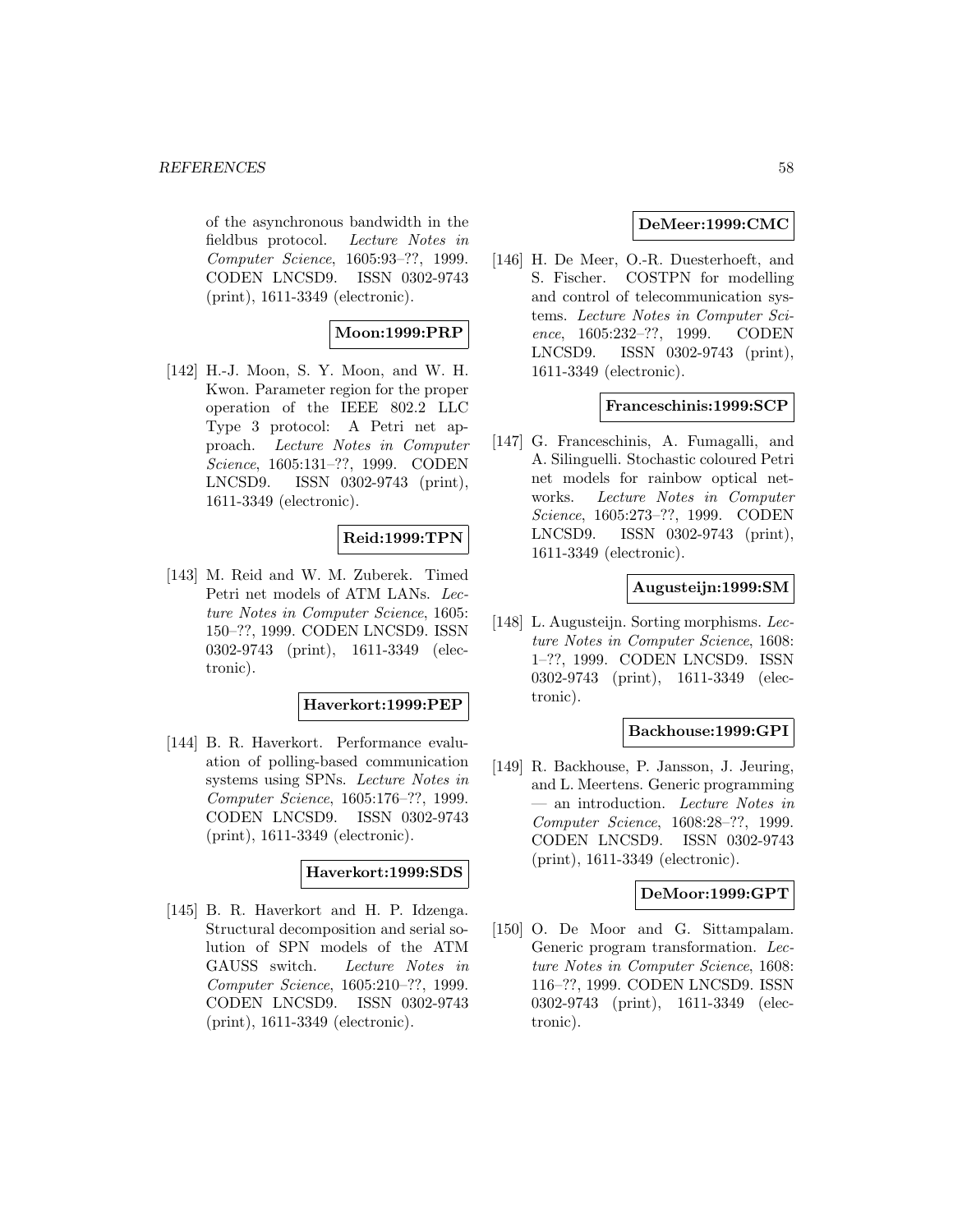of the asynchronous bandwidth in the fieldbus protocol. *Lecture Notes in Computer Science*, 1605:93–??, 1999. CODEN LNCSD9. ISSN 0302-9743 (print), 1611-3349 (electronic).

**Moon:1999:PRP**

[142] H.-J. Moon, S. Y. Moon, and W. H. Kwon. Parameter region for the proper operation of the IEEE 802.2 LLC Type 3 protocol: A Petri net approach. *Lecture Notes in Computer Science*, 1605:131–??, 1999. CODEN LNCSD9. ISSN 0302-9743 (print), 1611-3349 (electronic).

**Reid:1999:TPN**

[143] M. Reid and W. M. Zuberek. Timed Petri net models of ATM LANs. *Lecture Notes in Computer Science*, 1605: 150–??, 1999. CODEN LNCSD9. ISSN 0302-9743 (print), 1611-3349 (electronic).

**Haverkort:1999:PEP**

[144] B. R. Haverkort. Performance evaluation of polling-based communication systems using SPNs. *Lecture Notes in Computer Science*, 1605:176–??, 1999. CODEN LNCSD9. ISSN 0302-9743 (print), 1611-3349 (electronic).

**Haverkort:1999:SDS**

[145] B. R. Haverkort and H. P. Idzenga. Structural decomposition and serial solution of SPN models of the ATM GAUSS switch. *Lecture Notes in Computer Science*, 1605:210–??, 1999. CODEN LNCSD9. ISSN 0302-9743 (print), 1611-3349 (electronic).

**DeMeer:1999:CMC**

[146] H. De Meer, O.-R. Duesterhoeft, and S. Fischer. COSTPN for modelling and control of telecommunication systems. *Lecture Notes in Computer Science*, 1605:232–??, 1999. CODEN LNCSD9. ISSN 0302-9743 (print), 1611-3349 (electronic).

**Franceschinis:1999:SCP**

[147] G. Franceschinis, A. Fumagalli, and A. Silinguelli. Stochastic coloured Petri net models for rainbow optical networks. *Lecture Notes in Computer Science*, 1605:273–??, 1999. CODEN LNCSD9. ISSN 0302-9743 (print), 1611-3349 (electronic).

**Augusteijn:1999:SM**

[148] L. Augusteijn. Sorting morphisms. *Lecture Notes in Computer Science*, 1608: 1–??, 1999. CODEN LNCSD9. ISSN 0302-9743 (print), 1611-3349 (electronic).

**Backhouse:1999:GPI**

[149] R. Backhouse, P. Jansson, J. Jeuring, and L. Meertens. Generic programming — an introduction. *Lecture Notes in Computer Science*, 1608:28–??, 1999. CODEN LNCSD9. ISSN 0302-9743 (print), 1611-3349 (electronic).

**DeMoor:1999:GPT**

[150] O. De Moor and G. Sittampalam. Generic program transformation. *Lecture Notes in Computer Science*, 1608: 116–??, 1999. CODEN LNCSD9. ISSN 0302-9743 (print), 1611-3349 (electronic).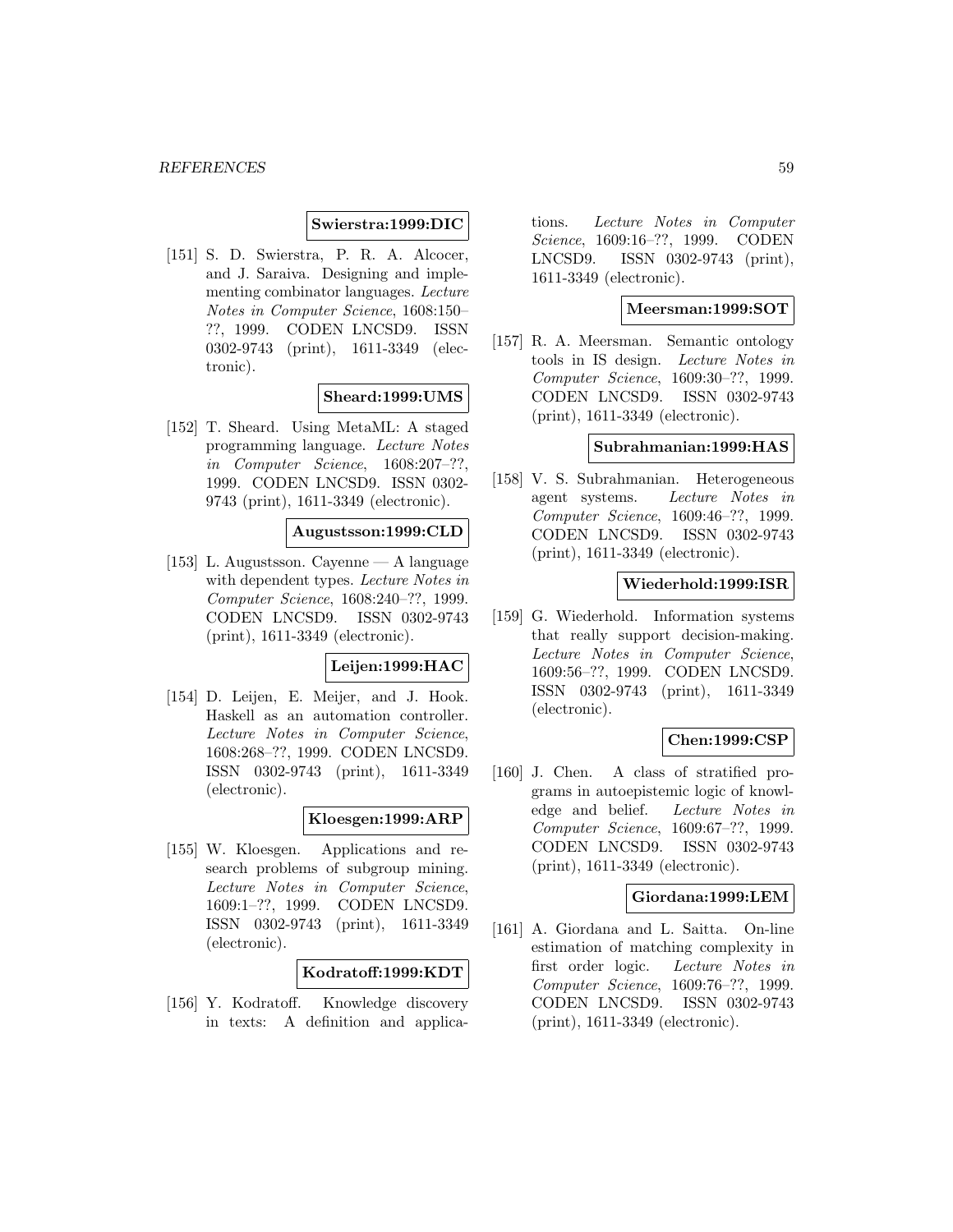**Swierstra:1999:DIC**

[151] S. D. Swierstra, P. R. A. Alcocer, and J. Saraiva. Designing and implementing combinator languages. *Lecture Notes in Computer Science*, 1608:150–??, 1999. CODEN LNCSD9. ISSN 0302-9743 (print), 1611-3349 (electronic).

**Sheard:1999:UMS**

[152] T. Sheard. Using MetaML: A staged programming language. *Lecture Notes in Computer Science*, 1608:207–??, 1999. CODEN LNCSD9. ISSN 0302-9743 (print), 1611-3349 (electronic).

**Augustsson:1999:CLD**

[153] L. Augustsson. Cayenne — A language with dependent types. *Lecture Notes in Computer Science*, 1608:240–??, 1999. CODEN LNCSD9. ISSN 0302-9743 (print), 1611-3349 (electronic).

**Leijen:1999:HAC**

[154] D. Leijen, E. Meijer, and J. Hook. Haskell as an automation controller. *Lecture Notes in Computer Science*, 1608:268–??, 1999. CODEN LNCSD9. ISSN 0302-9743 (print), 1611-3349 (electronic).

**Kloesgen:1999:ARP**

[155] W. Kloesgen. Applications and research problems of subgroup mining. *Lecture Notes in Computer Science*, 1609:1–??, 1999. CODEN LNCSD9. ISSN 0302-9743 (print), 1611-3349 (electronic).

**Kodratoff:1999:KDT**

[156] Y. Kodratoff. Knowledge discovery in texts: A definition and applications. *Lecture Notes in Computer Science*, 1609:16–??, 1999. CODEN LNCSD9. ISSN 0302-9743 (print), 1611-3349 (electronic).

**Meersman:1999:SOT**

[157] R. A. Meersman. Semantic ontology tools in IS design. *Lecture Notes in Computer Science*, 1609:30–??, 1999. CODEN LNCSD9. ISSN 0302-9743 (print), 1611-3349 (electronic).

**Subrahmanian:1999:HAS**

[158] V. S. Subrahmanian. Heterogeneous agent systems. *Lecture Notes in Computer Science*, 1609:46–??, 1999. CODEN LNCSD9. ISSN 0302-9743 (print), 1611-3349 (electronic).

**Wiederhold:1999:ISR**

[159] G. Wiederhold. Information systems that really support decision-making. *Lecture Notes in Computer Science*, 1609:56–??, 1999. CODEN LNCSD9. ISSN 0302-9743 (print), 1611-3349 (electronic).

**Chen:1999:CSP**

[160] J. Chen. A class of stratified programs in autoepistemic logic of knowledge and belief. *Lecture Notes in Computer Science*, 1609:67–??, 1999. CODEN LNCSD9. ISSN 0302-9743 (print), 1611-3349 (electronic).

**Giordana:1999:LEM**

[161] A. Giordana and L. Saitta. On-line estimation of matching complexity in first order logic. *Lecture Notes in Computer Science*, 1609:76–??, 1999. CODEN LNCSD9. ISSN 0302-9743 (print), 1611-3349 (electronic).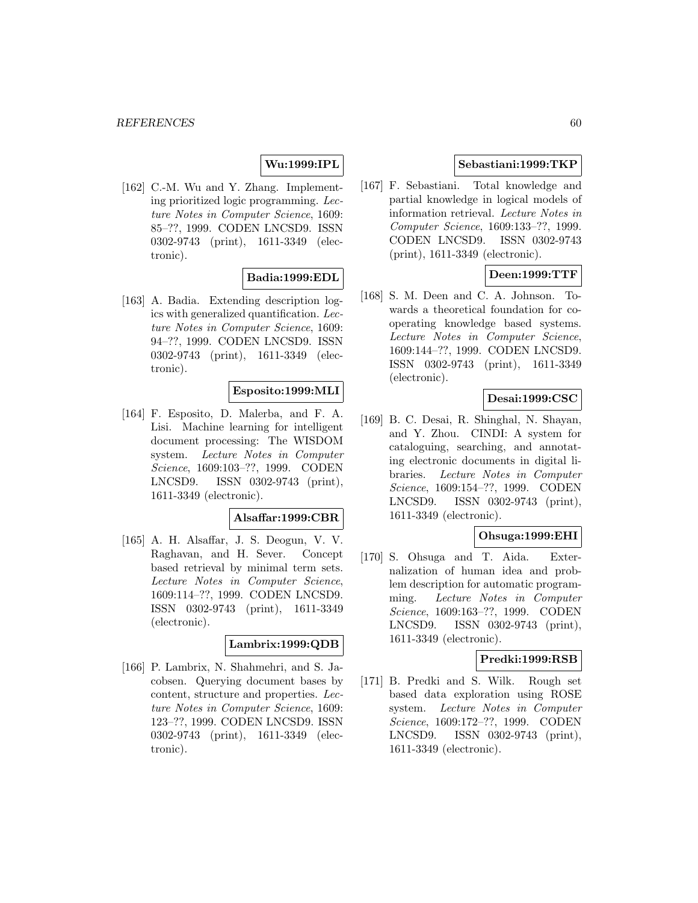**Wu:1999:IPL**

[162] C.-M. Wu and Y. Zhang. Implementing prioritized logic programming. *Lecture Notes in Computer Science*, 1609: 85–??, 1999. CODEN LNCSD9. ISSN 0302-9743 (print), 1611-3349 (electronic).

**Badia:1999:EDL**

[163] A. Badia. Extending description logics with generalized quantification. *Lecture Notes in Computer Science*, 1609: 94–??, 1999. CODEN LNCSD9. ISSN 0302-9743 (print), 1611-3349 (electronic).

**Esposito:1999:MLI**

[164] F. Esposito, D. Malerba, and F. A. Lisi. Machine learning for intelligent document processing: The WISDOM system. *Lecture Notes in Computer Science*, 1609:103–??, 1999. CODEN LNCSD9. ISSN 0302-9743 (print), 1611-3349 (electronic).

**Alsaffar:1999:CBR**

[165] A. H. Alsaffar, J. S. Deogun, V. V. Raghavan, and H. Sever. Concept based retrieval by minimal term sets. *Lecture Notes in Computer Science*, 1609:114–??, 1999. CODEN LNCSD9. ISSN 0302-9743 (print), 1611-3349 (electronic).

**Lambrix:1999:QDB**

[166] P. Lambrix, N. Shahmehri, and S. Jacobsen. Querying document bases by content, structure and properties. *Lecture Notes in Computer Science*, 1609: 123–??, 1999. CODEN LNCSD9. ISSN 0302-9743 (print), 1611-3349 (electronic).

**Sebastiani:1999:TKP**

[167] F. Sebastiani. Total knowledge and partial knowledge in logical models of information retrieval. *Lecture Notes in Computer Science*, 1609:133–??, 1999. CODEN LNCSD9. ISSN 0302-9743 (print), 1611-3349 (electronic).

**Deen:1999:TTF**

[168] S. M. Deen and C. A. Johnson. Towards a theoretical foundation for cooperating knowledge based systems. *Lecture Notes in Computer Science*, 1609:144–??, 1999. CODEN LNCSD9. ISSN 0302-9743 (print), 1611-3349 (electronic).

**Desai:1999:CSC**

[169] B. C. Desai, R. Shinghal, N. Shayan, and Y. Zhou. CINDI: A system for cataloguing, searching, and annotating electronic documents in digital libraries. *Lecture Notes in Computer Science*, 1609:154–??, 1999. CODEN LNCSD9. ISSN 0302-9743 (print), 1611-3349 (electronic).

**Ohsuga:1999:EHI**

[170] S. Ohsuga and T. Aida. Externalization of human idea and problem description for automatic programming. *Lecture Notes in Computer Science*, 1609:163–??, 1999. CODEN LNCSD9. ISSN 0302-9743 (print), 1611-3349 (electronic).

**Predki:1999:RSB**

[171] B. Predki and S. Wilk. Rough set based data exploration using ROSE system. *Lecture Notes in Computer Science*, 1609:172–??, 1999. CODEN LNCSD9. ISSN 0302-9743 (print), 1611-3349 (electronic).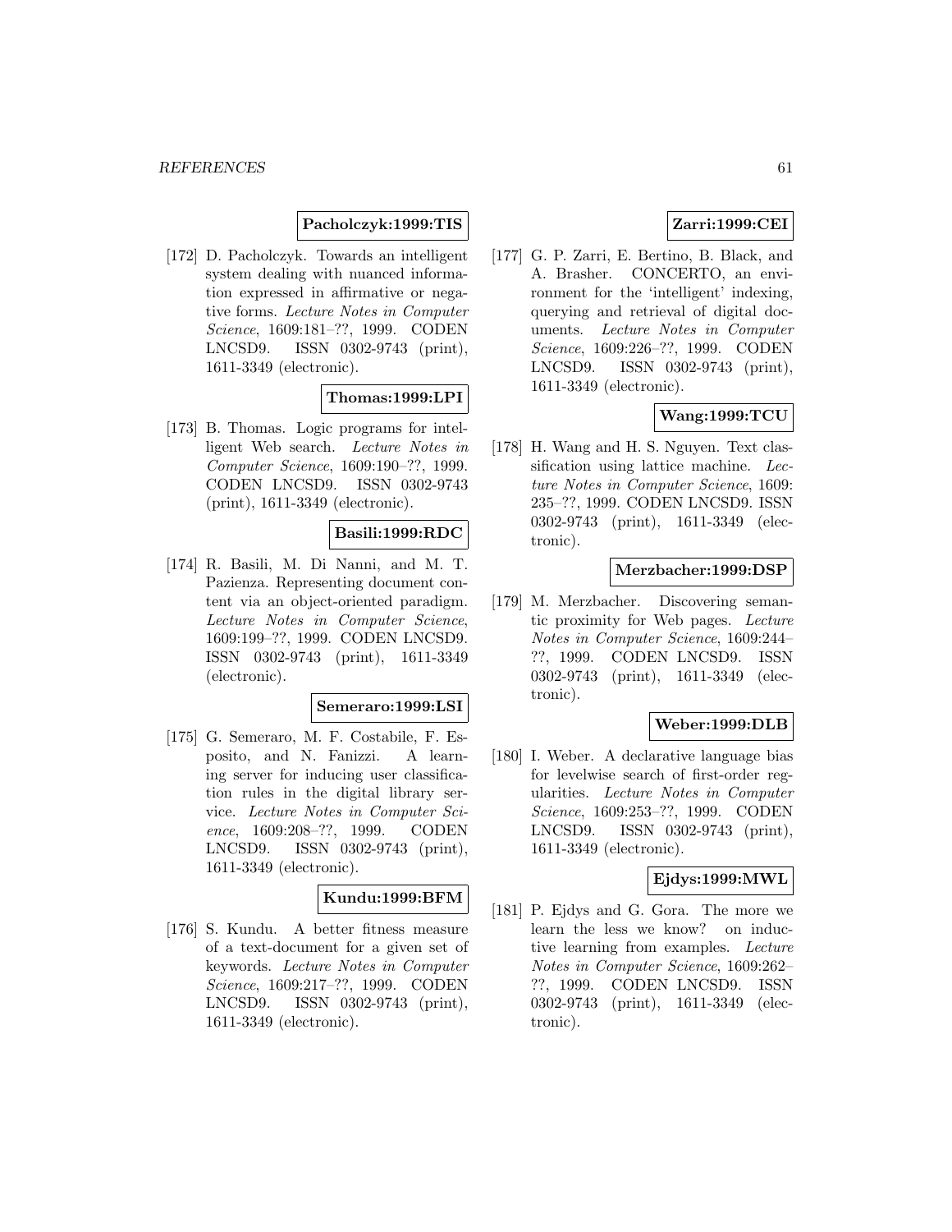**Pacholczyk:1999:TIS**

[172] D. Pacholczyk. Towards an intelligent system dealing with nuanced information expressed in affirmative or negative forms. *Lecture Notes in Computer Science*, 1609:181–??, 1999. CODEN LNCSD9. ISSN 0302-9743 (print), 1611-3349 (electronic).

**Thomas:1999:LPI**

[173] B. Thomas. Logic programs for intelligent Web search. *Lecture Notes in Computer Science*, 1609:190–??, 1999. CODEN LNCSD9. ISSN 0302-9743 (print), 1611-3349 (electronic).

**Basili:1999:RDC**

[174] R. Basili, M. Di Nanni, and M. T. Pazienza. Representing document content via an object-oriented paradigm. *Lecture Notes in Computer Science*, 1609:199–??, 1999. CODEN LNCSD9. ISSN 0302-9743 (print), 1611-3349 (electronic).

**Semeraro:1999:LSI**

[175] G. Semeraro, M. F. Costabile, F. Esposito, and N. Fanizzi. A learning server for inducing user classification rules in the digital library service. *Lecture Notes in Computer Science*, 1609:208–??, 1999. CODEN LNCSD9. ISSN 0302-9743 (print), 1611-3349 (electronic).

**Kundu:1999:BFM**

[176] S. Kundu. A better fitness measure of a text-document for a given set of keywords. *Lecture Notes in Computer Science*, 1609:217–??, 1999. CODEN LNCSD9. ISSN 0302-9743 (print), 1611-3349 (electronic).

**Zarri:1999:CEI**

[177] G. P. Zarri, E. Bertino, B. Black, and A. Brasher. CONCERTO, an environment for the 'intelligent' indexing, querying and retrieval of digital documents. *Lecture Notes in Computer Science*, 1609:226–??, 1999. CODEN LNCSD9. ISSN 0302-9743 (print), 1611-3349 (electronic).

**Wang:1999:TCU**

[178] H. Wang and H. S. Nguyen. Text classification using lattice machine. *Lecture Notes in Computer Science*, 1609: 235–??, 1999. CODEN LNCSD9. ISSN 0302-9743 (print), 1611-3349 (electronic).

**Merzbacher:1999:DSP**

[179] M. Merzbacher. Discovering semantic proximity for Web pages. *Lecture Notes in Computer Science*, 1609:244–??, 1999. CODEN LNCSD9. ISSN 0302-9743 (print), 1611-3349 (electronic).

**Weber:1999:DLB**

[180] I. Weber. A declarative language bias for levelwise search of first-order regularities. *Lecture Notes in Computer Science*, 1609:253–??, 1999. CODEN LNCSD9. ISSN 0302-9743 (print), 1611-3349 (electronic).

**Ejdys:1999:MWL**

[181] P. Ejdys and G. Gora. The more we learn the less we know? on inductive learning from examples. *Lecture Notes in Computer Science*, 1609:262–??, 1999. CODEN LNCSD9. ISSN 0302-9743 (print), 1611-3349 (electronic).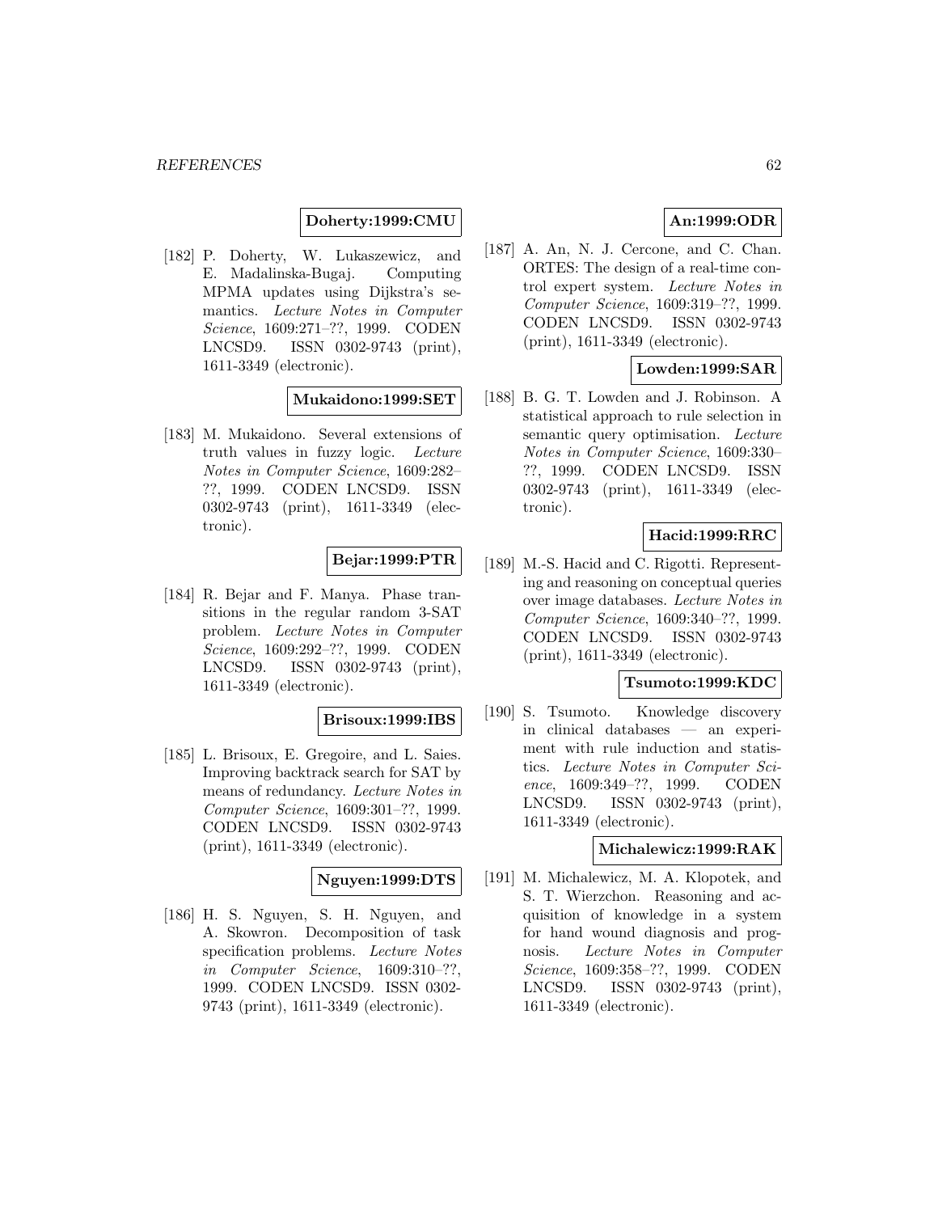**Doherty:1999:CMU**

[182] P. Doherty, W. Lukaszewicz, and E. Madalinska-Bugaj. Computing MPMA updates using Dijkstra's semantics. *Lecture Notes in Computer Science*, 1609:271–??, 1999. CODEN LNCSD9. ISSN 0302-9743 (print), 1611-3349 (electronic).

**Mukaidono:1999:SET**

[183] M. Mukaidono. Several extensions of truth values in fuzzy logic. *Lecture Notes in Computer Science*, 1609:282–??, 1999. CODEN LNCSD9. ISSN 0302-9743 (print), 1611-3349 (electronic).

**Bejar:1999:PTR**

[184] R. Bejar and F. Manya. Phase transitions in the regular random 3-SAT problem. *Lecture Notes in Computer Science*, 1609:292–??, 1999. CODEN LNCSD9. ISSN 0302-9743 (print), 1611-3349 (electronic).

**Brisoux:1999:IBS**

[185] L. Brisoux, E. Gregoire, and L. Saies. Improving backtrack search for SAT by means of redundancy. *Lecture Notes in Computer Science*, 1609:301–??, 1999. CODEN LNCSD9. ISSN 0302-9743 (print), 1611-3349 (electronic).

**Nguyen:1999:DTS**

[186] H. S. Nguyen, S. H. Nguyen, and A. Skowron. Decomposition of task specification problems. *Lecture Notes in Computer Science*, 1609:310–??, 1999. CODEN LNCSD9. ISSN 0302-9743 (print), 1611-3349 (electronic).

**An:1999:ODR**

[187] A. An, N. J. Cercone, and C. Chan. ORTES: The design of a real-time control expert system. *Lecture Notes in Computer Science*, 1609:319–??, 1999. CODEN LNCSD9. ISSN 0302-9743 (print), 1611-3349 (electronic).

**Lowden:1999:SAR**

[188] B. G. T. Lowden and J. Robinson. A statistical approach to rule selection in semantic query optimisation. *Lecture Notes in Computer Science*, 1609:330–??, 1999. CODEN LNCSD9. ISSN 0302-9743 (print), 1611-3349 (electronic).

**Hacid:1999:RRC**

[189] M.-S. Hacid and C. Rigotti. Representing and reasoning on conceptual queries over image databases. *Lecture Notes in Computer Science*, 1609:340–??, 1999. CODEN LNCSD9. ISSN 0302-9743 (print), 1611-3349 (electronic).

**Tsumoto:1999:KDC**

[190] S. Tsumoto. Knowledge discovery in clinical databases — an experiment with rule induction and statistics. *Lecture Notes in Computer Science*, 1609:349–??, 1999. CODEN LNCSD9. ISSN 0302-9743 (print), 1611-3349 (electronic).

**Michalewicz:1999:RAK**

[191] M. Michalewicz, M. A. Klopotek, and S. T. Wierzchon. Reasoning and acquisition of knowledge in a system for hand wound diagnosis and prognosis. *Lecture Notes in Computer Science*, 1609:358–??, 1999. CODEN LNCSD9. ISSN 0302-9743 (print), 1611-3349 (electronic).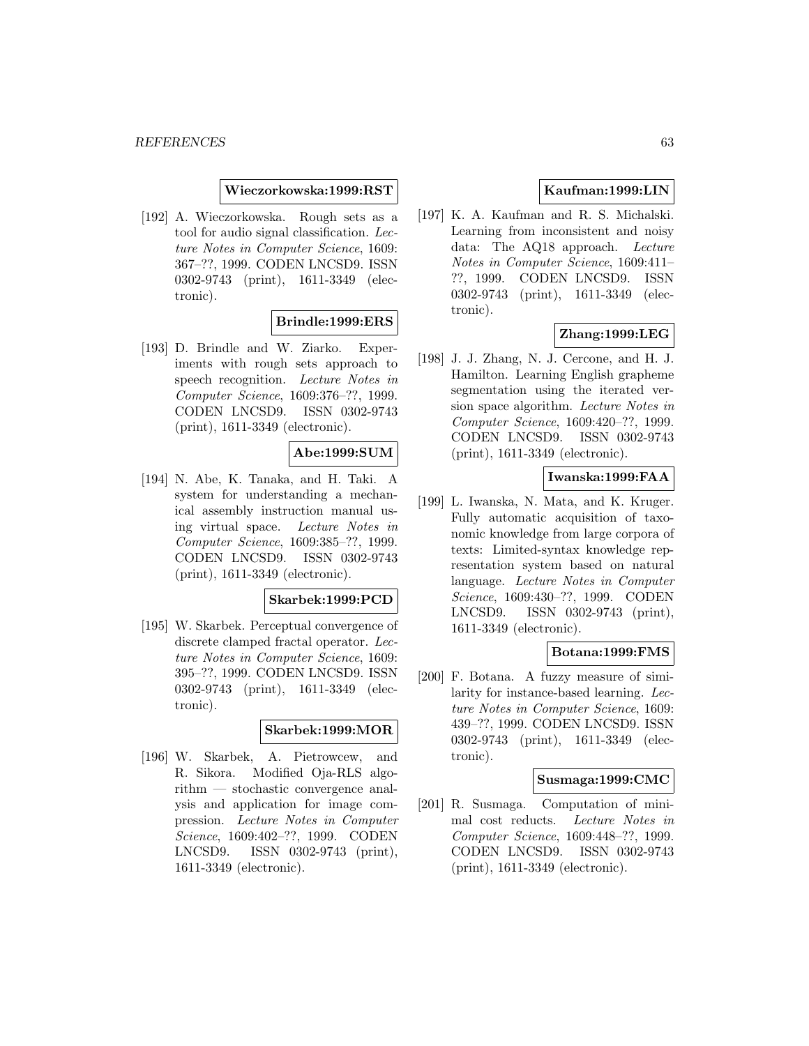**Wieczorkowska:1999:RST**

[192] A. Wieczorkowska. Rough sets as a tool for audio signal classification. *Lecture Notes in Computer Science*, 1609: 367–??, 1999. CODEN LNCSD9. ISSN 0302-9743 (print), 1611-3349 (electronic).

**Brindle:1999:ERS**

[193] D. Brindle and W. Ziarko. Experiments with rough sets approach to speech recognition. *Lecture Notes in Computer Science*, 1609:376–??, 1999. CODEN LNCSD9. ISSN 0302-9743 (print), 1611-3349 (electronic).

**Abe:1999:SUM**

[194] N. Abe, K. Tanaka, and H. Taki. A system for understanding a mechanical assembly instruction manual using virtual space. *Lecture Notes in Computer Science*, 1609:385–??, 1999. CODEN LNCSD9. ISSN 0302-9743 (print), 1611-3349 (electronic).

**Skarbek:1999:PCD**

[195] W. Skarbek. Perceptual convergence of discrete clamped fractal operator. *Lecture Notes in Computer Science*, 1609: 395–??, 1999. CODEN LNCSD9. ISSN 0302-9743 (print), 1611-3349 (electronic).

**Skarbek:1999:MOR**

[196] W. Skarbek, A. Pietrowcew, and R. Sikora. Modified Oja-RLS algorithm — stochastic convergence analysis and application for image compression. *Lecture Notes in Computer Science*, 1609:402–??, 1999. CODEN LNCSD9. ISSN 0302-9743 (print), 1611-3349 (electronic).

**Kaufman:1999:LIN**

[197] K. A. Kaufman and R. S. Michalski. Learning from inconsistent and noisy data: The AQ18 approach. *Lecture Notes in Computer Science*, 1609:411–??, 1999. CODEN LNCSD9. ISSN 0302-9743 (print), 1611-3349 (electronic).

**Zhang:1999:LEG**

[198] J. J. Zhang, N. J. Cercone, and H. J. Hamilton. Learning English grapheme segmentation using the iterated version space algorithm. *Lecture Notes in Computer Science*, 1609:420–??, 1999. CODEN LNCSD9. ISSN 0302-9743 (print), 1611-3349 (electronic).

**Iwanska:1999:FAA**

[199] L. Iwanska, N. Mata, and K. Kruger. Fully automatic acquisition of taxonomic knowledge from large corpora of texts: Limited-syntax knowledge representation system based on natural language. *Lecture Notes in Computer Science*, 1609:430–??, 1999. CODEN LNCSD9. ISSN 0302-9743 (print), 1611-3349 (electronic).

**Botana:1999:FMS**

[200] F. Botana. A fuzzy measure of similarity for instance-based learning. *Lecture Notes in Computer Science*, 1609: 439–??, 1999. CODEN LNCSD9. ISSN 0302-9743 (print), 1611-3349 (electronic).

**Susmaga:1999:CMC**

[201] R. Susmaga. Computation of minimal cost reducts. *Lecture Notes in Computer Science*, 1609:448–??, 1999. CODEN LNCSD9. ISSN 0302-9743 (print), 1611-3349 (electronic).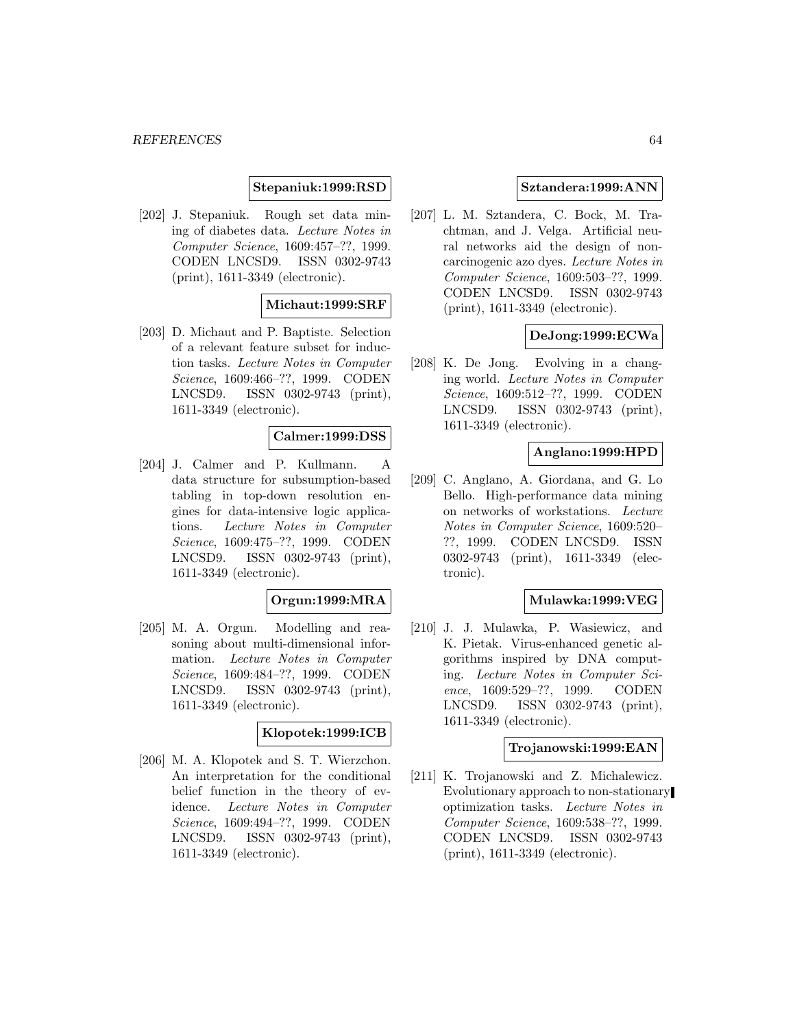**Stepaniuk:1999:RSD**

[202] J. Stepaniuk. Rough set data mining of diabetes data. *Lecture Notes in Computer Science*, 1609:457–??, 1999. CODEN LNCSD9. ISSN 0302-9743 (print), 1611-3349 (electronic).

**Michaut:1999:SRF**

[203] D. Michaut and P. Baptiste. Selection of a relevant feature subset for induction tasks. *Lecture Notes in Computer Science*, 1609:466–??, 1999. CODEN LNCSD9. ISSN 0302-9743 (print), 1611-3349 (electronic).

**Calmer:1999:DSS**

[204] J. Calmer and P. Kullmann. A data structure for subsumption-based tabling in top-down resolution engines for data-intensive logic applications. *Lecture Notes in Computer Science*, 1609:475–??, 1999. CODEN LNCSD9. ISSN 0302-9743 (print), 1611-3349 (electronic).

**Orgun:1999:MRA**

[205] M. A. Orgun. Modelling and reasoning about multi-dimensional information. *Lecture Notes in Computer Science*, 1609:484–??, 1999. CODEN LNCSD9. ISSN 0302-9743 (print), 1611-3349 (electronic).

**Klopotek:1999:ICB**

[206] M. A. Klopotek and S. T. Wierzchon. An interpretation for the conditional belief function in the theory of evidence. *Lecture Notes in Computer Science*, 1609:494–??, 1999. CODEN LNCSD9. ISSN 0302-9743 (print), 1611-3349 (electronic).

**Sztandera:1999:ANN**

[207] L. M. Sztandera, C. Bock, M. Trachtman, and J. Velga. Artificial neural networks aid the design of non-carcinogenic azo dyes. *Lecture Notes in Computer Science*, 1609:503–??, 1999. CODEN LNCSD9. ISSN 0302-9743 (print), 1611-3349 (electronic).

**DeJong:1999:ECWa**

[208] K. De Jong. Evolving in a changing world. *Lecture Notes in Computer Science*, 1609:512–??, 1999. CODEN LNCSD9. ISSN 0302-9743 (print), 1611-3349 (electronic).

**Anglano:1999:HPD**

[209] C. Anglano, A. Giordana, and G. Lo Bello. High-performance data mining on networks of workstations. *Lecture Notes in Computer Science*, 1609:520–??, 1999. CODEN LNCSD9. ISSN 0302-9743 (print), 1611-3349 (electronic).

**Mulawka:1999:VEG**

[210] J. J. Mulawka, P. Wasiewicz, and K. Pietak. Virus-enhanced genetic algorithms inspired by DNA computing. *Lecture Notes in Computer Science*, 1609:529–??, 1999. CODEN LNCSD9. ISSN 0302-9743 (print), 1611-3349 (electronic).

**Trojanowski:1999:EAN**

[211] K. Trojanowski and Z. Michalewicz. Evolutionary approach to non-stationary optimization tasks. *Lecture Notes in Computer Science*, 1609:538–??, 1999. CODEN LNCSD9. ISSN 0302-9743 (print), 1611-3349 (electronic).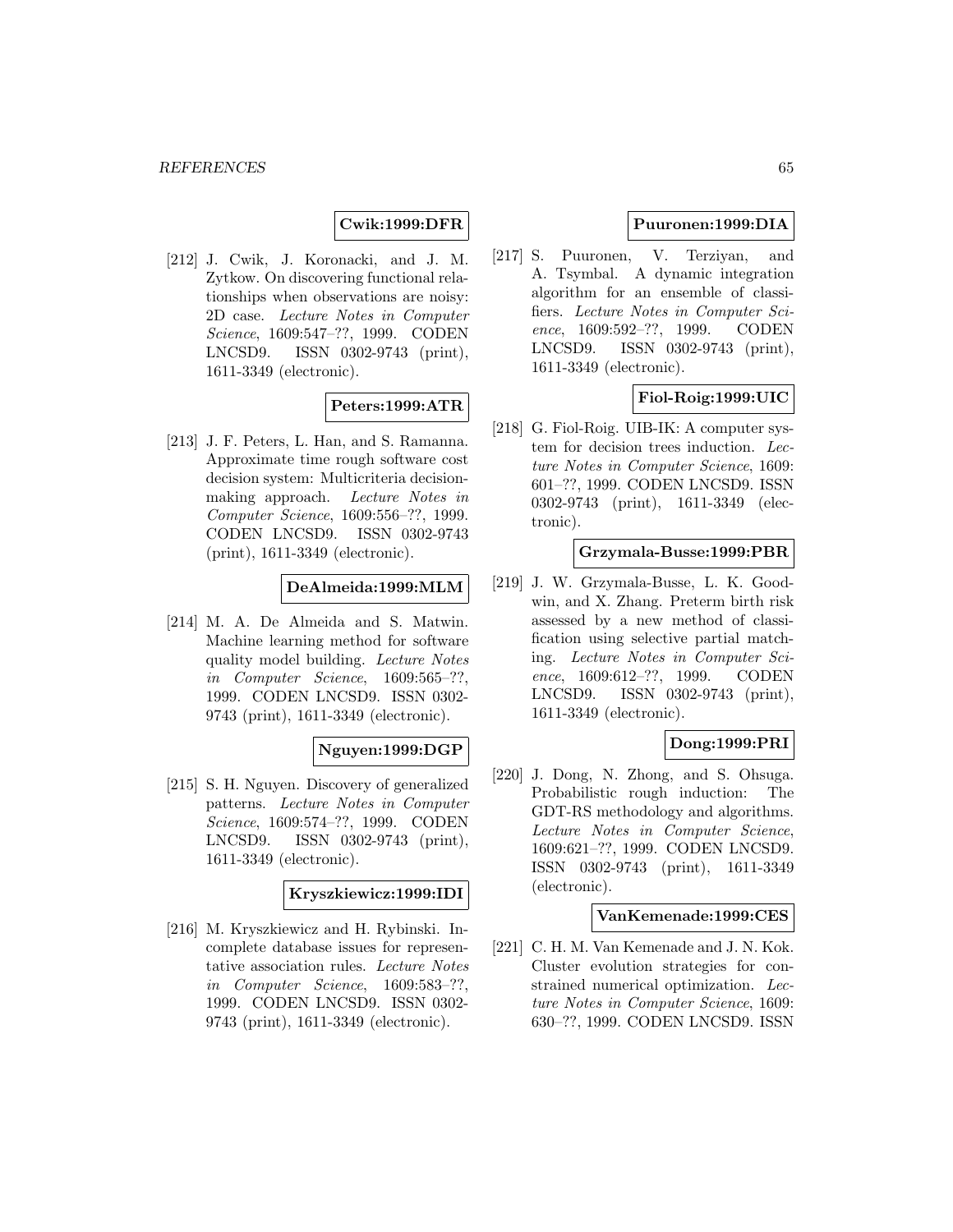**Cwik:1999:DFR**

[212] J. Cwik, J. Koronacki, and J. M. Zytkow. On discovering functional relationships when observations are noisy: 2D case. *Lecture Notes in Computer Science*, 1609:547–??, 1999. CODEN LNCSD9. ISSN 0302-9743 (print), 1611-3349 (electronic).

**Peters:1999:ATR**

[213] J. F. Peters, L. Han, and S. Ramanna. Approximate time rough software cost decision system: Multicriteria decision-making approach. *Lecture Notes in Computer Science*, 1609:556–??, 1999. CODEN LNCSD9. ISSN 0302-9743 (print), 1611-3349 (electronic).

**DeAlmeida:1999:MLM**

[214] M. A. De Almeida and S. Matwin. Machine learning method for software quality model building. *Lecture Notes in Computer Science*, 1609:565–??, 1999. CODEN LNCSD9. ISSN 0302-9743 (print), 1611-3349 (electronic).

**Nguyen:1999:DGP**

[215] S. H. Nguyen. Discovery of generalized patterns. *Lecture Notes in Computer Science*, 1609:574–??, 1999. CODEN LNCSD9. ISSN 0302-9743 (print), 1611-3349 (electronic).

**Kryszkiewicz:1999:IDI**

[216] M. Kryszkiewicz and H. Rybinski. Incomplete database issues for representative association rules. *Lecture Notes in Computer Science*, 1609:583–??, 1999. CODEN LNCSD9. ISSN 0302-9743 (print), 1611-3349 (electronic).

**Puuronen:1999:DIA**

[217] S. Puuronen, V. Terziyan, and A. Tsymbal. A dynamic integration algorithm for an ensemble of classifiers. *Lecture Notes in Computer Science*, 1609:592–??, 1999. CODEN LNCSD9. ISSN 0302-9743 (print), 1611-3349 (electronic).

**Fiol-Roig:1999:UIC**

[218] G. Fiol-Roig. UIB-IK: A computer system for decision trees induction. *Lecture Notes in Computer Science*, 1609: 601–??, 1999. CODEN LNCSD9. ISSN 0302-9743 (print), 1611-3349 (electronic).

**Grzymala-Busse:1999:PBR**

[219] J. W. Grzymala-Busse, L. K. Goodwin, and X. Zhang. Preterm birth risk assessed by a new method of classification using selective partial matching. *Lecture Notes in Computer Science*, 1609:612–??, 1999. CODEN LNCSD9. ISSN 0302-9743 (print), 1611-3349 (electronic).

**Dong:1999:PRI**

[220] J. Dong, N. Zhong, and S. Ohsuga. Probabilistic rough induction: The GDT-RS methodology and algorithms. *Lecture Notes in Computer Science*, 1609:621–??, 1999. CODEN LNCSD9. ISSN 0302-9743 (print), 1611-3349 (electronic).

**VanKemenade:1999:CES**

[221] C. H. M. Van Kemenade and J. N. Kok. Cluster evolution strategies for constrained numerical optimization. *Lecture Notes in Computer Science*, 1609: 630–??, 1999. CODEN LNCSD9. ISSN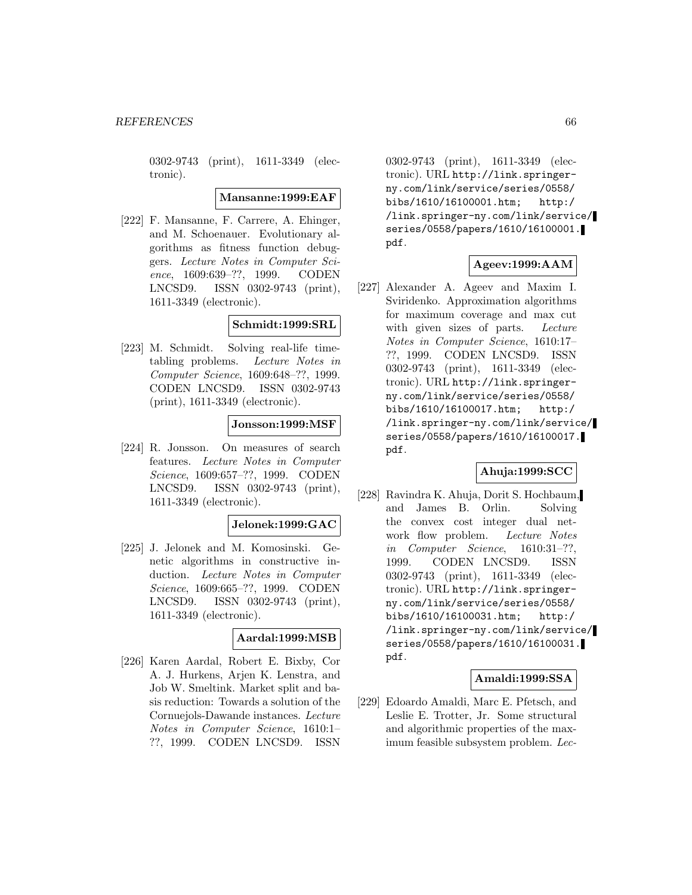0302-9743 (print), 1611-3349 (electronic).

**Mansanne:1999:EAF**

[222] F. Mansanne, F. Carrere, A. Ehinger, and M. Schoenauer. Evolutionary algorithms as fitness function debuggers. *Lecture Notes in Computer Science*, 1609:639–??, 1999. CODEN LNCSD9. ISSN 0302-9743 (print), 1611-3349 (electronic).

**Schmidt:1999:SRL**

[223] M. Schmidt. Solving real-life timetabling problems. *Lecture Notes in Computer Science*, 1609:648–??, 1999. CODEN LNCSD9. ISSN 0302-9743 (print), 1611-3349 (electronic).

**Jonsson:1999:MSF**

[224] R. Jonsson. On measures of search features. *Lecture Notes in Computer Science*, 1609:657–??, 1999. CODEN LNCSD9. ISSN 0302-9743 (print), 1611-3349 (electronic).

**Jelonek:1999:GAC**

[225] J. Jelonek and M. Komosinski. Genetic algorithms in constructive induction. *Lecture Notes in Computer Science*, 1609:665–??, 1999. CODEN LNCSD9. ISSN 0302-9743 (print), 1611-3349 (electronic).

**Aardal:1999:MSB**

[226] Karen Aardal, Robert E. Bixby, Cor A. J. Hurkens, Arjen K. Lenstra, and Job W. Smeltink. Market split and basis reduction: Towards a solution of the Cornuejols-Dawande instances. *Lecture Notes in Computer Science*, 1610:1–??, 1999. CODEN LNCSD9. ISSN 0302-9743 (print), 1611-3349 (electronic). URL http://link.springer-ny.com/link/service/series/0558/bibs/1610/16100001.htm; http://link.springer-ny.com/link/service/series/0558/papers/1610/16100001.pdf.

**Ageev:1999:AAM**

[227] Alexander A. Ageev and Maxim I. Sviridenko. Approximation algorithms for maximum coverage and max cut with given sizes of parts. *Lecture Notes in Computer Science*, 1610:17–??, 1999. CODEN LNCSD9. ISSN 0302-9743 (print), 1611-3349 (electronic). URL http://link.springer-ny.com/link/service/series/0558/bibs/1610/16100017.htm; http://link.springer-ny.com/link/service/series/0558/papers/1610/16100017.pdf.

**Ahuja:1999:SCC**

[228] Ravindra K. Ahuja, Dorit S. Hochbaum, and James B. Orlin. Solving the convex cost integer dual network flow problem. *Lecture Notes in Computer Science*, 1610:31–??, 1999. CODEN LNCSD9. ISSN 0302-9743 (print), 1611-3349 (electronic). URL http://link.springer-ny.com/link/service/series/0558/bibs/1610/16100031.htm; http://link.springer-ny.com/link/service/series/0558/papers/1610/16100031.pdf.

**Amaldi:1999:SSA**

[229] Edoardo Amaldi, Marc E. Pfetsch, and Leslie E. Trotter, Jr. Some structural and algorithmic properties of the maximum feasible subsystem problem. *Lec-*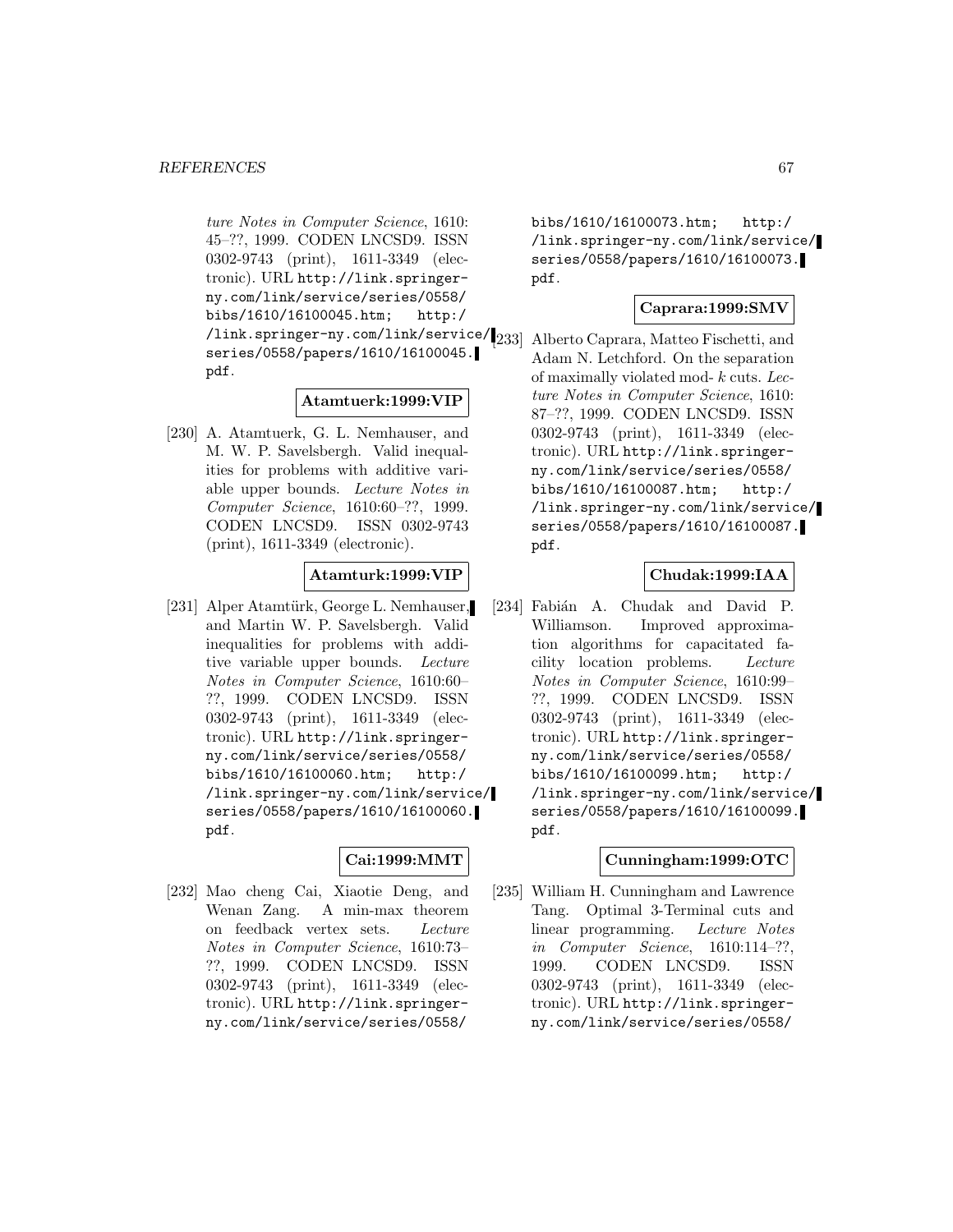ture Notes in Computer Science, 1610: 45–??, 1999. CODEN LNCSD9. ISSN 0302-9743 (print), 1611-3349 (electronic). URL http://link.springer-ny.com/link/service/series/0558/bibs/1610/16100045.htm; http://link.springer-ny.com/link/service/series/0558/papers/1610/16100045.pdf.

**Atamtuerk:1999:VIP**

[230] A. Atamtuerk, G. L. Nemhauser, and M. W. P. Savelsbergh. Valid inequalities for problems with additive variable upper bounds. *Lecture Notes in Computer Science*, 1610:60–??, 1999. CODEN LNCSD9. ISSN 0302-9743 (print), 1611-3349 (electronic).

**Atamturk:1999:VIP**

[231] Alper Atamtürk, George L. Nemhauser, and Martin W. P. Savelsbergh. Valid inequalities for problems with additive variable upper bounds. *Lecture Notes in Computer Science*, 1610:60–??, 1999. CODEN LNCSD9. ISSN 0302-9743 (print), 1611-3349 (electronic). URL http://link.springer-ny.com/link/service/series/0558/bibs/1610/16100060.htm; http://link.springer-ny.com/link/service/series/0558/papers/1610/16100060.pdf.

**Cai:1999:MMT**

[232] Mao cheng Cai, Xiaotie Deng, and Wenan Zang. A min-max theorem on feedback vertex sets. *Lecture Notes in Computer Science*, 1610:73–??, 1999. CODEN LNCSD9. ISSN 0302-9743 (print), 1611-3349 (electronic). URL http://link.springer-ny.com/link/service/series/0558/bibs/1610/16100073.htm; http://link.springer-ny.com/link/service/series/0558/papers/1610/16100073.pdf.

**Caprara:1999:SMV**

[233] Alberto Caprara, Matteo Fischetti, and Adam N. Letchford. On the separation of maximally violated mod- $k$ cuts. *Lecture Notes in Computer Science*, 1610: 87–??, 1999. CODEN LNCSD9. ISSN 0302-9743 (print), 1611-3349 (electronic). URL http://link.springer-ny.com/link/service/series/0558/bibs/1610/16100087.htm; http://link.springer-ny.com/link/service/series/0558/papers/1610/16100087.pdf.

**Chudak:1999:IAA**

[234] Fabián A. Chudak and David P. Williamson. Improved approximation algorithms for capacitated facility location problems. *Lecture Notes in Computer Science*, 1610:99–??, 1999. CODEN LNCSD9. ISSN 0302-9743 (print), 1611-3349 (electronic). URL http://link.springer-ny.com/link/service/series/0558/bibs/1610/16100099.htm; http://link.springer-ny.com/link/service/series/0558/papers/1610/16100099.pdf.

**Cunningham:1999:OTC**

[235] William H. Cunningham and Lawrence Tang. Optimal 3-Terminal cuts and linear programming. *Lecture Notes in Computer Science*, 1610:114–??, 1999. CODEN LNCSD9. ISSN 0302-9743 (print), 1611-3349 (electronic). URL http://link.springer-ny.com/link/service/series/0558/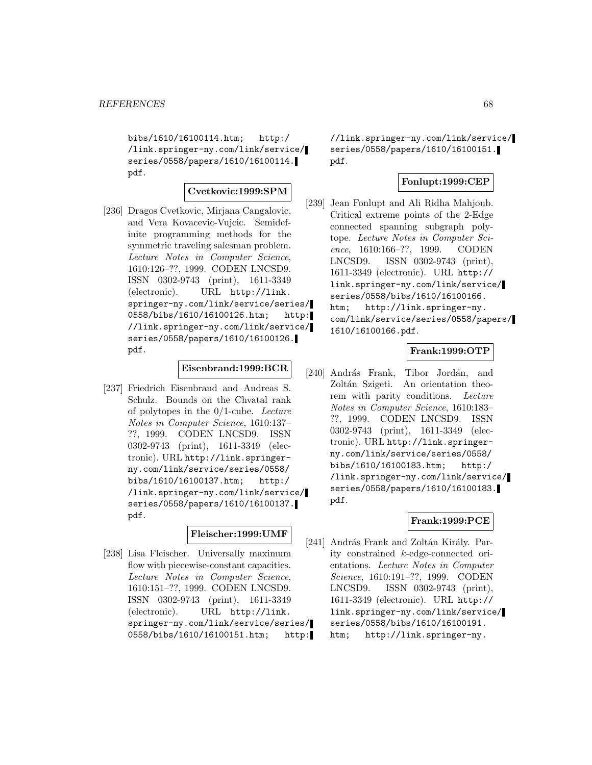bibs/1610/16100114.htm; http://link.springer-ny.com/link/service/series/0558/papers/1610/16100114.pdf.

**Cvetkovic:1999:SPM**

[236] Dragos Cvetkovic, Mirjana Cangalovic, and Vera Kovacevic-Vujcic. Semidefinite programming methods for the symmetric traveling salesman problem. *Lecture Notes in Computer Science*, 1610:126–??, 1999. CODEN LNCSD9. ISSN 0302-9743 (print), 1611-3349 (electronic). URL http://link.springer-ny.com/link/service/series/0558/bibs/1610/16100126.htm; http://link.springer-ny.com/link/service/series/0558/papers/1610/16100126.pdf.

**Eisenbrand:1999:BCR**

[237] Friedrich Eisenbrand and Andreas S. Schulz. Bounds on the Chvatal rank of polytopes in the 0/1-cube. *Lecture Notes in Computer Science*, 1610:137–??, 1999. CODEN LNCSD9. ISSN 0302-9743 (print), 1611-3349 (electronic). URL http://link.springer-ny.com/link/service/series/0558/bibs/1610/16100137.htm; http://link.springer-ny.com/link/service/series/0558/papers/1610/16100137.pdf.

**Fleischer:1999:UMF**

[238] Lisa Fleischer. Universally maximum flow with piecewise-constant capacities. *Lecture Notes in Computer Science*, 1610:151–??, 1999. CODEN LNCSD9. ISSN 0302-9743 (print), 1611-3349 (electronic). URL http://link.springer-ny.com/link/service/series/0558/bibs/1610/16100151.htm; http://link.springer-ny.com/link/service/series/0558/papers/1610/16100151.pdf.

**Fonlupt:1999:CEP**

[239] Jean Fonlupt and Ali Ridha Mahjoub. Critical extreme points of the 2-Edge connected spanning subgraph polytope. *Lecture Notes in Computer Science*, 1610:166–??, 1999. CODEN LNCSD9. ISSN 0302-9743 (print), 1611-3349 (electronic). URL http://link.springer-ny.com/link/service/series/0558/bibs/1610/16100166.htm; http://link.springer-ny.com/link/service/series/0558/papers/1610/16100166.pdf.

**Frank:1999:OTP**

[240] András Frank, Tibor Jordán, and Zoltán Szigeti. An orientation theorem with parity conditions. *Lecture Notes in Computer Science*, 1610:183–??, 1999. CODEN LNCSD9. ISSN 0302-9743 (print), 1611-3349 (electronic). URL http://link.springer-ny.com/link/service/series/0558/bibs/1610/16100183.htm; http://link.springer-ny.com/link/service/series/0558/papers/1610/16100183.pdf.

**Frank:1999:PCE**

[241] András Frank and Zoltán Király. Parity constrained $k$-edge-connected orientations. *Lecture Notes in Computer Science*, 1610:191–??, 1999. CODEN LNCSD9. ISSN 0302-9743 (print), 1611-3349 (electronic). URL http://link.springer-ny.com/link/service/series/0558/bibs/1610/16100191.htm; http://link.springer-ny.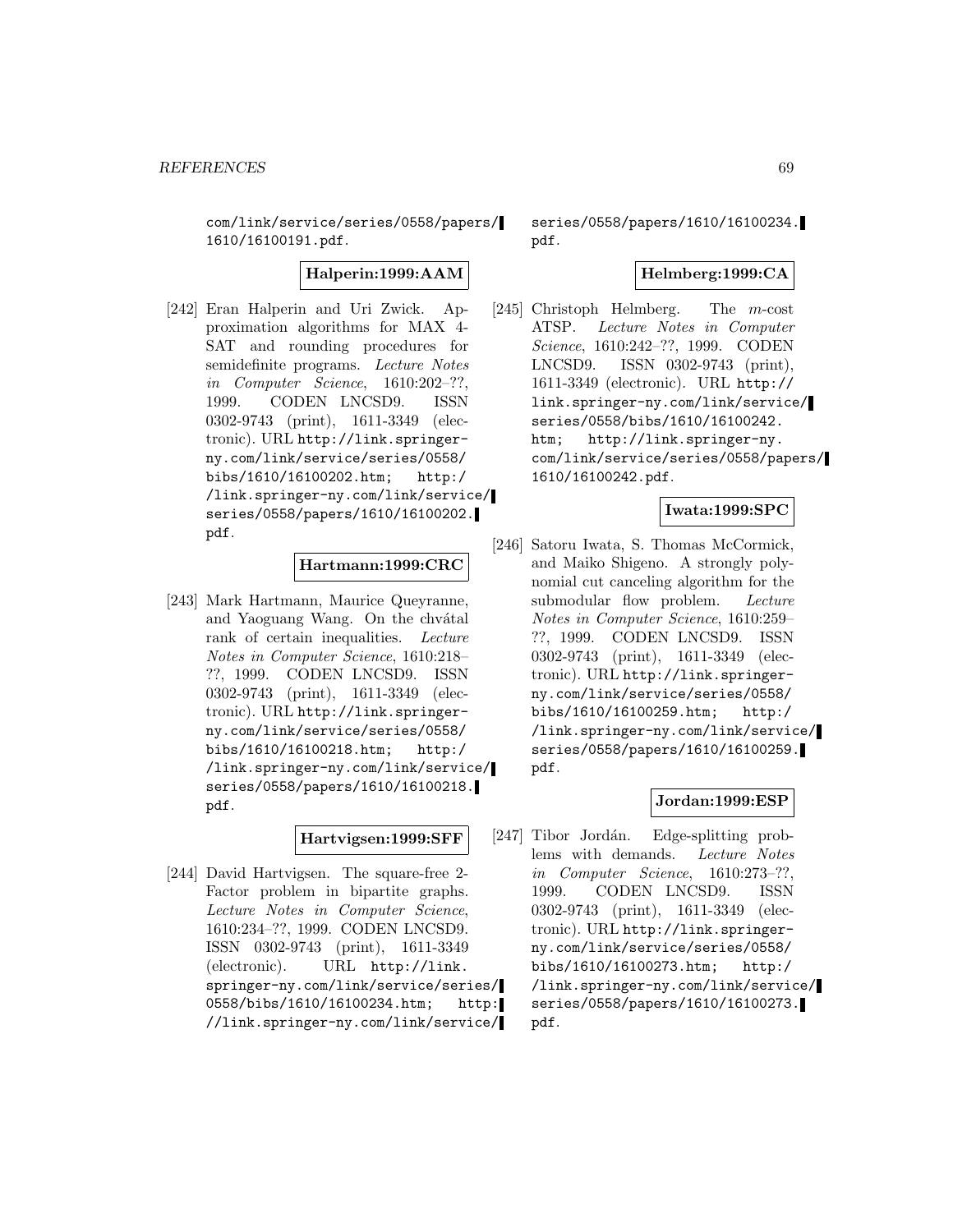com/link/service/series/0558/papers/1610/16100191.pdf.

**Halperin:1999:AAM**

[242] Eran Halperin and Uri Zwick. Approximation algorithms for MAX 4-SAT and rounding procedures for semidefinite programs. *Lecture Notes in Computer Science*, 1610:202–??, 1999. CODEN LNCSD9. ISSN 0302-9743 (print), 1611-3349 (electronic). URL http://link.springer-ny.com/link/service/series/0558/bibs/1610/16100202.htm; http://link.springer-ny.com/link/service/series/0558/papers/1610/16100202.pdf.

**Hartmann:1999:CRC**

[243] Mark Hartmann, Maurice Queyranne, and Yaoguang Wang. On the chvátal rank of certain inequalities. *Lecture Notes in Computer Science*, 1610:218–??, 1999. CODEN LNCSD9. ISSN 0302-9743 (print), 1611-3349 (electronic). URL http://link.springer-ny.com/link/service/series/0558/bibs/1610/16100218.htm; http://link.springer-ny.com/link/service/series/0558/papers/1610/16100218.pdf.

**Hartvigsen:1999:SFF**

[244] David Hartvigsen. The square-free 2-Factor problem in bipartite graphs. *Lecture Notes in Computer Science*, 1610:234–??, 1999. CODEN LNCSD9. ISSN 0302-9743 (print), 1611-3349 (electronic). URL http://link.springer-ny.com/link/service/series/0558/bibs/1610/16100234.htm; http://link.springer-ny.com/link/service/series/0558/papers/1610/16100234.pdf.

**Helmberg:1999:CA**

[245] Christoph Helmberg. The $m$-cost ATSP. *Lecture Notes in Computer Science*, 1610:242–??, 1999. CODEN LNCSD9. ISSN 0302-9743 (print), 1611-3349 (electronic). URL http://link.springer-ny.com/link/service/series/0558/bibs/1610/16100242.htm; http://link.springer-ny.com/link/service/series/0558/papers/1610/16100242.pdf.

**Iwata:1999:SPC**

[246] Satoru Iwata, S. Thomas McCormick, and Maiko Shigeno. A strongly polynomial cut canceling algorithm for the submodular flow problem. *Lecture Notes in Computer Science*, 1610:259–??, 1999. CODEN LNCSD9. ISSN 0302-9743 (print), 1611-3349 (electronic). URL http://link.springer-ny.com/link/service/series/0558/bibs/1610/16100259.htm; http://link.springer-ny.com/link/service/series/0558/papers/1610/16100259.pdf.

**Jordan:1999:ESP**

[247] Tibor Jordán. Edge-splitting problems with demands. *Lecture Notes in Computer Science*, 1610:273–??, 1999. CODEN LNCSD9. ISSN 0302-9743 (print), 1611-3349 (electronic). URL http://link.springer-ny.com/link/service/series/0558/bibs/1610/16100273.htm; http://link.springer-ny.com/link/service/series/0558/papers/1610/16100273.pdf.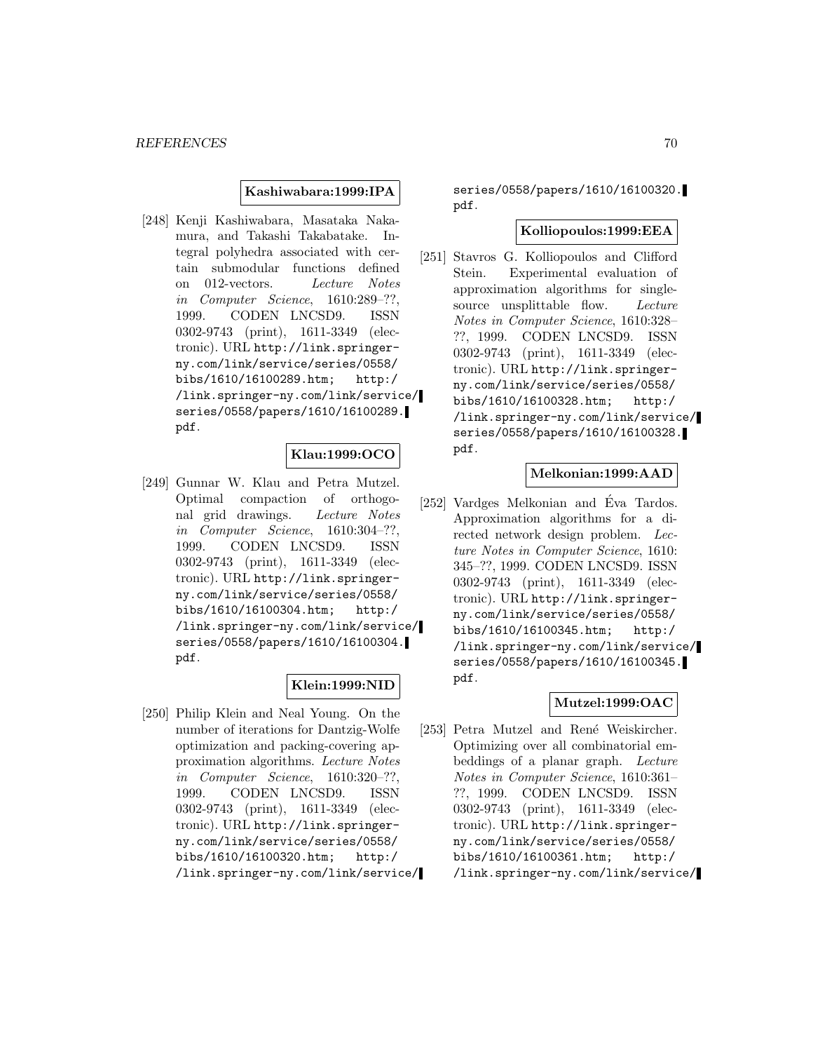**Kashiwabara:1999:IPA**

[248] Kenji Kashiwabara, Masataka Nakamura, and Takashi Takabatake. Integral polyhedra associated with certain submodular functions defined on 012-vectors. *Lecture Notes in Computer Science*, 1610:289–??, 1999. CODEN LNCSD9. ISSN 0302-9743 (print), 1611-3349 (electronic). URL `http://link.springer-ny.com/link/service/series/0558/bibs/1610/16100289.htm; http://link.springer-ny.com/link/service/series/0558/papers/1610/16100289.pdf`.

**Klau:1999:OCO**

[249] Gunnar W. Klau and Petra Mutzel. Optimal compaction of orthogonal grid drawings. *Lecture Notes in Computer Science*, 1610:304–??, 1999. CODEN LNCSD9. ISSN 0302-9743 (print), 1611-3349 (electronic). URL `http://link.springer-ny.com/link/service/series/0558/bibs/1610/16100304.htm; http://link.springer-ny.com/link/service/series/0558/papers/1610/16100304.pdf`.

**Klein:1999:NID**

[250] Philip Klein and Neal Young. On the number of iterations for Dantzig-Wolfe optimization and packing-covering approximation algorithms. *Lecture Notes in Computer Science*, 1610:320–??, 1999. CODEN LNCSD9. ISSN 0302-9743 (print), 1611-3349 (electronic). URL `http://link.springer-ny.com/link/service/series/0558/bibs/1610/16100320.htm; http://link.springer-ny.com/link/service/series/0558/papers/1610/16100320.pdf`.

**Kolliopoulos:1999:EEA**

[251] Stavros G. Kolliopoulos and Clifford Stein. Experimental evaluation of approximation algorithms for single-source unsplittable flow. *Lecture Notes in Computer Science*, 1610:328–??, 1999. CODEN LNCSD9. ISSN 0302-9743 (print), 1611-3349 (electronic). URL `http://link.springer-ny.com/link/service/series/0558/bibs/1610/16100328.htm; http://link.springer-ny.com/link/service/series/0558/papers/1610/16100328.pdf`.

**Melkonian:1999:AAD**

[252] Vardges Melkonian and Éva Tardos. Approximation algorithms for a directed network design problem. *Lecture Notes in Computer Science*, 1610:345–??, 1999. CODEN LNCSD9. ISSN 0302-9743 (print), 1611-3349 (electronic). URL `http://link.springer-ny.com/link/service/series/0558/bibs/1610/16100345.htm; http://link.springer-ny.com/link/service/series/0558/papers/1610/16100345.pdf`.

**Mutzel:1999:OAC**

[253] Petra Mutzel and René Weiskircher. Optimizing over all combinatorial embeddings of a planar graph. *Lecture Notes in Computer Science*, 1610:361–??, 1999. CODEN LNCSD9. ISSN 0302-9743 (print), 1611-3349 (electronic). URL `http://link.springer-ny.com/link/service/series/0558/bibs/1610/16100361.htm; http://link.springer-ny.com/link/service/`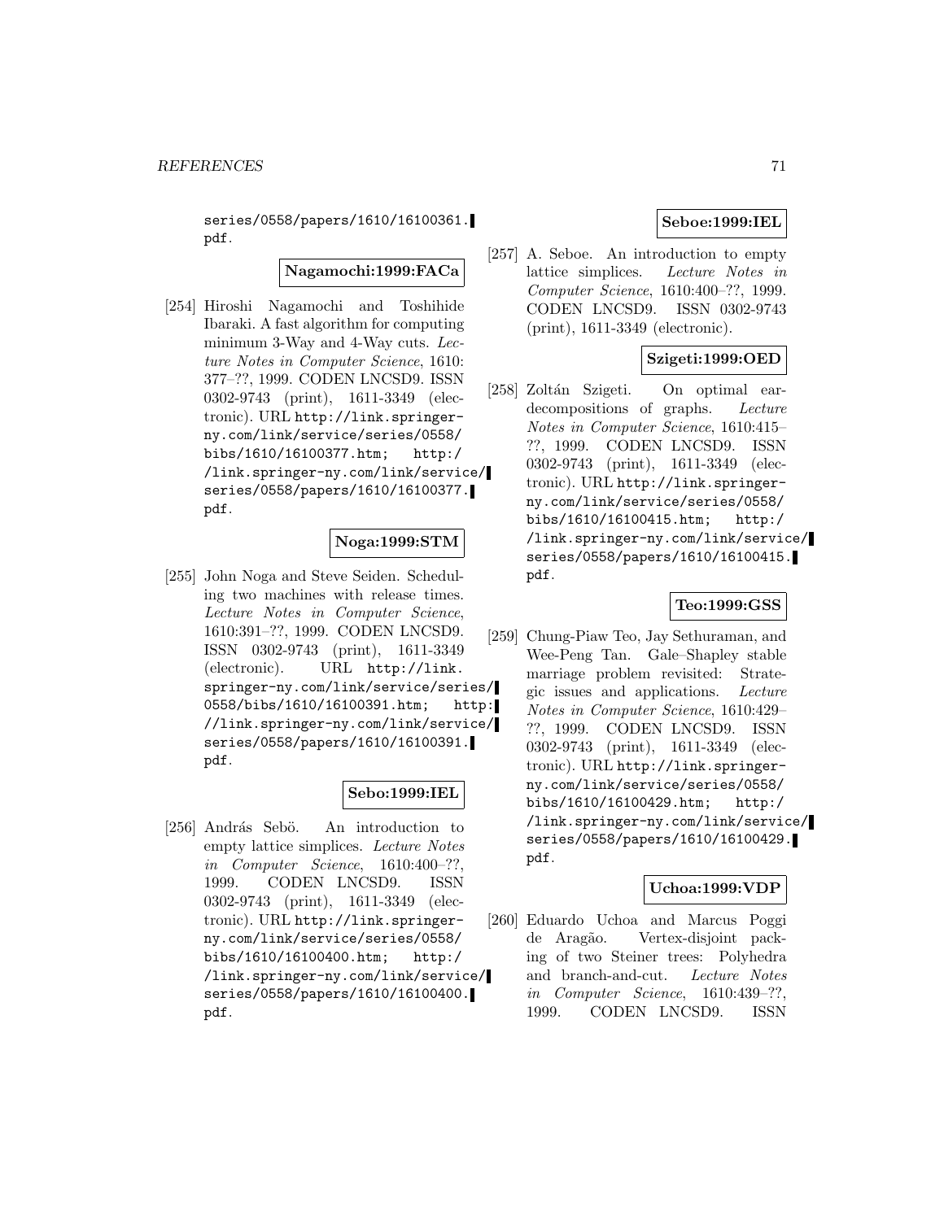series/0558/papers/1610/16100361.pdf.

**Nagamochi:1999:FACa**

[254] Hiroshi Nagamochi and Toshihide Ibaraki. A fast algorithm for computing minimum 3-Way and 4-Way cuts. *Lecture Notes in Computer Science*, 1610: 377–??, 1999. CODEN LNCSD9. ISSN 0302-9743 (print), 1611-3349 (electronic). URL `http://link.springer-ny.com/link/service/series/0558/bibs/1610/16100377.htm; http://link.springer-ny.com/link/service/series/0558/papers/1610/16100377.pdf`.

**Noga:1999:STM**

[255] John Noga and Steve Seiden. Scheduling two machines with release times. *Lecture Notes in Computer Science*, 1610:391–??, 1999. CODEN LNCSD9. ISSN 0302-9743 (print), 1611-3349 (electronic). URL `http://link.springer-ny.com/link/service/series/0558/bibs/1610/16100391.htm; http://link.springer-ny.com/link/service/series/0558/papers/1610/16100391.pdf`.

**Sebo:1999:IEL**

[256] András Sebö. An introduction to empty lattice simplices. *Lecture Notes in Computer Science*, 1610:400–??, 1999. CODEN LNCSD9. ISSN 0302-9743 (print), 1611-3349 (electronic). URL `http://link.springer-ny.com/link/service/series/0558/bibs/1610/16100400.htm; http://link.springer-ny.com/link/service/series/0558/papers/1610/16100400.pdf`.

**Seboe:1999:IEL**

[257] A. Seboe. An introduction to empty lattice simplices. *Lecture Notes in Computer Science*, 1610:400–??, 1999. CODEN LNCSD9. ISSN 0302-9743 (print), 1611-3349 (electronic).

**Szigeti:1999:OED**

[258] Zoltán Szigeti. On optimal ear-decompositions of graphs. *Lecture Notes in Computer Science*, 1610:415–??, 1999. CODEN LNCSD9. ISSN 0302-9743 (print), 1611-3349 (electronic). URL `http://link.springer-ny.com/link/service/series/0558/bibs/1610/16100415.htm; http://link.springer-ny.com/link/service/series/0558/papers/1610/16100415.pdf`.

**Teo:1999:GSS**

[259] Chung-Piaw Teo, Jay Sethuraman, and Wee-Peng Tan. Gale–Shapley stable marriage problem revisited: Strategic issues and applications. *Lecture Notes in Computer Science*, 1610:429–??, 1999. CODEN LNCSD9. ISSN 0302-9743 (print), 1611-3349 (electronic). URL `http://link.springer-ny.com/link/service/series/0558/bibs/1610/16100429.htm; http://link.springer-ny.com/link/service/series/0558/papers/1610/16100429.pdf`.

**Uchoa:1999:VDP**

[260] Eduardo Uchoa and Marcus Poggi de Aragão. Vertex-disjoint packing of two Steiner trees: Polyhedra and branch-and-cut. *Lecture Notes in Computer Science*, 1610:439–??, 1999. CODEN LNCSD9. ISSN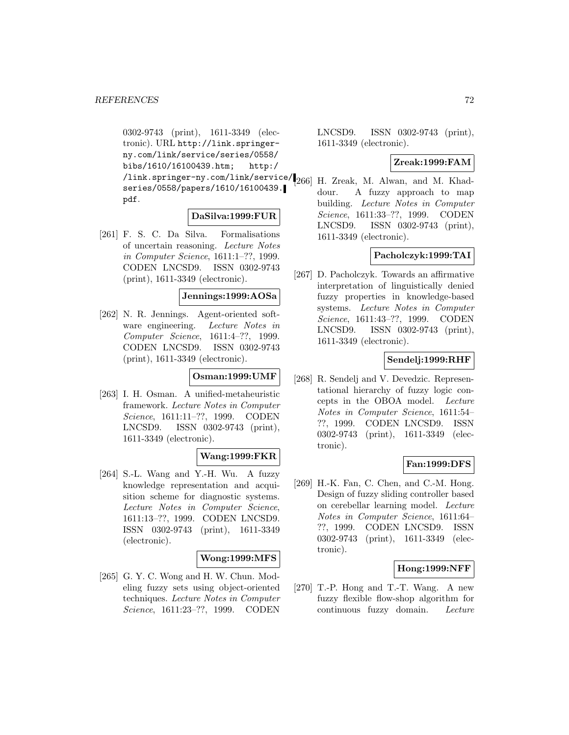0302-9743 (print), 1611-3349 (electronic). URL http://link.springer-ny.com/link/service/series/0558/bibs/1610/16100439.htm; http://link.springer-ny.com/link/service/series/0558/papers/1610/16100439.pdf.

**DaSilva:1999:FUR**

[261] F. S. C. Da Silva. Formalisations of uncertain reasoning. *Lecture Notes in Computer Science*, 1611:1–??, 1999. CODEN LNCSD9. ISSN 0302-9743 (print), 1611-3349 (electronic).

**Jennings:1999:AOSa**

[262] N. R. Jennings. Agent-oriented software engineering. *Lecture Notes in Computer Science*, 1611:4–??, 1999. CODEN LNCSD9. ISSN 0302-9743 (print), 1611-3349 (electronic).

**Osman:1999:UMF**

[263] I. H. Osman. A unified-metaheuristic framework. *Lecture Notes in Computer Science*, 1611:11–??, 1999. CODEN LNCSD9. ISSN 0302-9743 (print), 1611-3349 (electronic).

**Wang:1999:FKR**

[264] S.-L. Wang and Y.-H. Wu. A fuzzy knowledge representation and acquisition scheme for diagnostic systems. *Lecture Notes in Computer Science*, 1611:13–??, 1999. CODEN LNCSD9. ISSN 0302-9743 (print), 1611-3349 (electronic).

**Wong:1999:MFS**

[265] G. Y. C. Wong and H. W. Chun. Modeling fuzzy sets using object-oriented techniques. *Lecture Notes in Computer Science*, 1611:23–??, 1999. CODEN LNCSD9. ISSN 0302-9743 (print), 1611-3349 (electronic).

**Zreak:1999:FAM**

[266] H. Zreak, M. Alwan, and M. Khaddour. A fuzzy approach to map building. *Lecture Notes in Computer Science*, 1611:33–??, 1999. CODEN LNCSD9. ISSN 0302-9743 (print), 1611-3349 (electronic).

**Pacholczyk:1999:TAI**

[267] D. Pacholczyk. Towards an affirmative interpretation of linguistically denied fuzzy properties in knowledge-based systems. *Lecture Notes in Computer Science*, 1611:43–??, 1999. CODEN LNCSD9. ISSN 0302-9743 (print), 1611-3349 (electronic).

**Sendelj:1999:RHF**

[268] R. Sendelj and V. Devedzic. Representational hierarchy of fuzzy logic concepts in the OBOA model. *Lecture Notes in Computer Science*, 1611:54–??, 1999. CODEN LNCSD9. ISSN 0302-9743 (print), 1611-3349 (electronic).

**Fan:1999:DFS**

[269] H.-K. Fan, C. Chen, and C.-M. Hong. Design of fuzzy sliding controller based on cerebellar learning model. *Lecture Notes in Computer Science*, 1611:64–??, 1999. CODEN LNCSD9. ISSN 0302-9743 (print), 1611-3349 (electronic).

**Hong:1999:NFF**

[270] T.-P. Hong and T.-T. Wang. A new fuzzy flexible flow-shop algorithm for continuous fuzzy domain. *Lecture*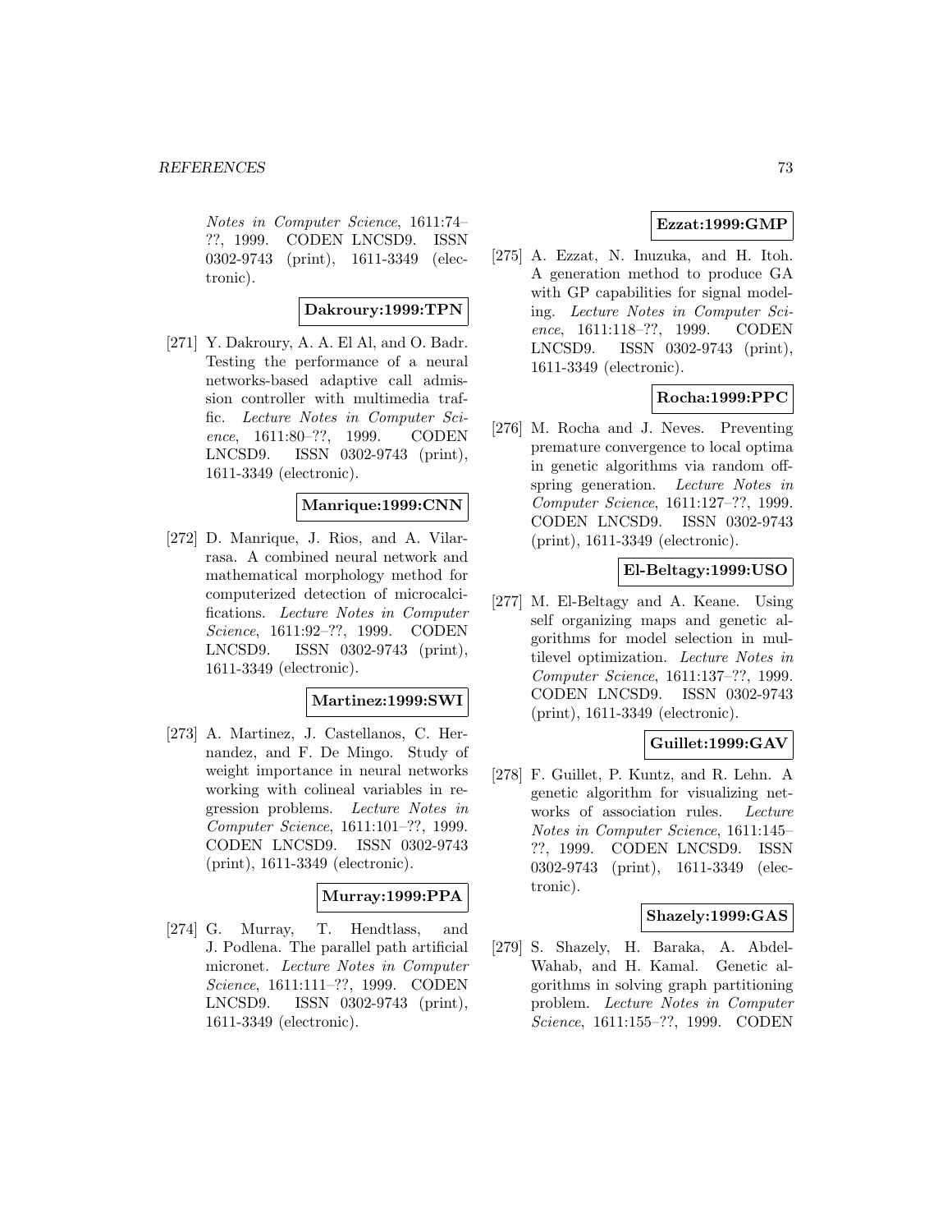*Notes in Computer Science*, 1611:74–??, 1999. CODEN LNCSD9. ISSN 0302-9743 (print), 1611-3349 (electronic).

**Dakroury:1999:TPN**

[271] Y. Dakroury, A. A. El Al, and O. Badr. Testing the performance of a neural networks-based adaptive call admission controller with multimedia traffic. *Lecture Notes in Computer Science*, 1611:80–??, 1999. CODEN LNCSD9. ISSN 0302-9743 (print), 1611-3349 (electronic).

**Manrique:1999:CNN**

[272] D. Manrique, J. Rios, and A. Vilarrasa. A combined neural network and mathematical morphology method for computerized detection of microcalcifications. *Lecture Notes in Computer Science*, 1611:92–??, 1999. CODEN LNCSD9. ISSN 0302-9743 (print), 1611-3349 (electronic).

**Martinez:1999:SWI**

[273] A. Martinez, J. Castellanos, C. Hernandez, and F. De Mingo. Study of weight importance in neural networks working with colineal variables in regression problems. *Lecture Notes in Computer Science*, 1611:101–??, 1999. CODEN LNCSD9. ISSN 0302-9743 (print), 1611-3349 (electronic).

**Murray:1999:PPA**

[274] G. Murray, T. Hendtlass, and J. Podlena. The parallel path artificial micronet. *Lecture Notes in Computer Science*, 1611:111–??, 1999. CODEN LNCSD9. ISSN 0302-9743 (print), 1611-3349 (electronic).

**Ezzat:1999:GMP**

[275] A. Ezzat, N. Inuzuka, and H. Itoh. A generation method to produce GA with GP capabilities for signal modeling. *Lecture Notes in Computer Science*, 1611:118–??, 1999. CODEN LNCSD9. ISSN 0302-9743 (print), 1611-3349 (electronic).

**Rocha:1999:PPC**

[276] M. Rocha and J. Neves. Preventing premature convergence to local optima in genetic algorithms via random offspring generation. *Lecture Notes in Computer Science*, 1611:127–??, 1999. CODEN LNCSD9. ISSN 0302-9743 (print), 1611-3349 (electronic).

**El-Beltagy:1999:USO**

[277] M. El-Beltagy and A. Keane. Using self organizing maps and genetic algorithms for model selection in multilevel optimization. *Lecture Notes in Computer Science*, 1611:137–??, 1999. CODEN LNCSD9. ISSN 0302-9743 (print), 1611-3349 (electronic).

**Guillet:1999:GAV**

[278] F. Guillet, P. Kuntz, and R. Lehn. A genetic algorithm for visualizing networks of association rules. *Lecture Notes in Computer Science*, 1611:145–??, 1999. CODEN LNCSD9. ISSN 0302-9743 (print), 1611-3349 (electronic).

**Shazely:1999:GAS**

[279] S. Shazely, H. Baraka, A. Abdel-Wahab, and H. Kamal. Genetic algorithms in solving graph partitioning problem. *Lecture Notes in Computer Science*, 1611:155–??, 1999. CODEN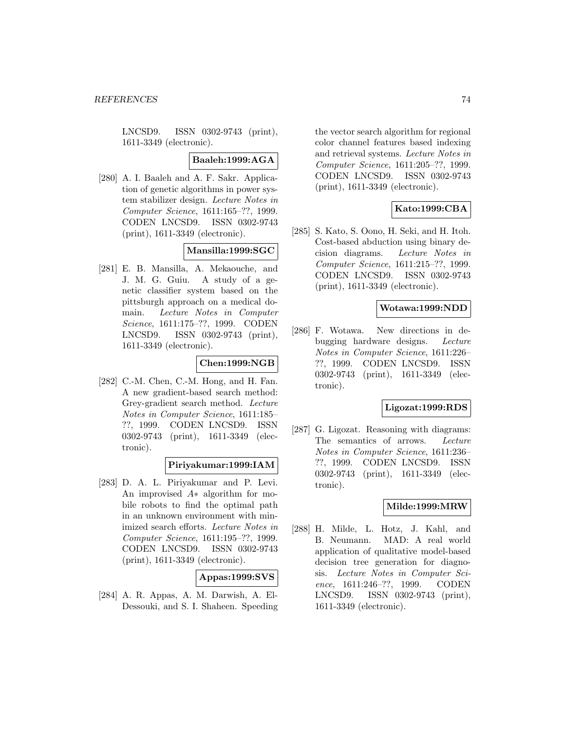LNCSD9. ISSN 0302-9743 (print), 1611-3349 (electronic).

**Baaleh:1999:AGA**

[280] A. I. Baaleh and A. F. Sakr. Application of genetic algorithms in power system stabilizer design. *Lecture Notes in Computer Science*, 1611:165–??, 1999. CODEN LNCSD9. ISSN 0302-9743 (print), 1611-3349 (electronic).

**Mansilla:1999:SGC**

[281] E. B. Mansilla, A. Mekaouche, and J. M. G. Guiu. A study of a genetic classifier system based on the pittsburgh approach on a medical domain. *Lecture Notes in Computer Science*, 1611:175–??, 1999. CODEN LNCSD9. ISSN 0302-9743 (print), 1611-3349 (electronic).

**Chen:1999:NGB**

[282] C.-M. Chen, C.-M. Hong, and H. Fan. A new gradient-based search method: Grey-gradient search method. *Lecture Notes in Computer Science*, 1611:185–??, 1999. CODEN LNCSD9. ISSN 0302-9743 (print), 1611-3349 (electronic).

**Piriyakumar:1999:IAM**

[283] D. A. L. Piriyakumar and P. Levi. An improvised $A*$ algorithm for mobile robots to find the optimal path in an unknown environment with minimized search efforts. *Lecture Notes in Computer Science*, 1611:195–??, 1999. CODEN LNCSD9. ISSN 0302-9743 (print), 1611-3349 (electronic).

**Appas:1999:SVS**

[284] A. R. Appas, A. M. Darwish, A. El-Dessouki, and S. I. Shaheen. Speeding the vector search algorithm for regional color channel features based indexing and retrieval systems. *Lecture Notes in Computer Science*, 1611:205–??, 1999. CODEN LNCSD9. ISSN 0302-9743 (print), 1611-3349 (electronic).

**Kato:1999:CBA**

[285] S. Kato, S. Oono, H. Seki, and H. Itoh. Cost-based abduction using binary decision diagrams. *Lecture Notes in Computer Science*, 1611:215–??, 1999. CODEN LNCSD9. ISSN 0302-9743 (print), 1611-3349 (electronic).

**Wotawa:1999:NDD**

[286] F. Wotawa. New directions in debugging hardware designs. *Lecture Notes in Computer Science*, 1611:226–??, 1999. CODEN LNCSD9. ISSN 0302-9743 (print), 1611-3349 (electronic).

**Ligozat:1999:RDS**

[287] G. Ligozat. Reasoning with diagrams: The semantics of arrows. *Lecture Notes in Computer Science*, 1611:236–??, 1999. CODEN LNCSD9. ISSN 0302-9743 (print), 1611-3349 (electronic).

**Milde:1999:MRW**

[288] H. Milde, L. Hotz, J. Kahl, and B. Neumann. MAD: A real world application of qualitative model-based decision tree generation for diagnosis. *Lecture Notes in Computer Science*, 1611:246–??, 1999. CODEN LNCSD9. ISSN 0302-9743 (print), 1611-3349 (electronic).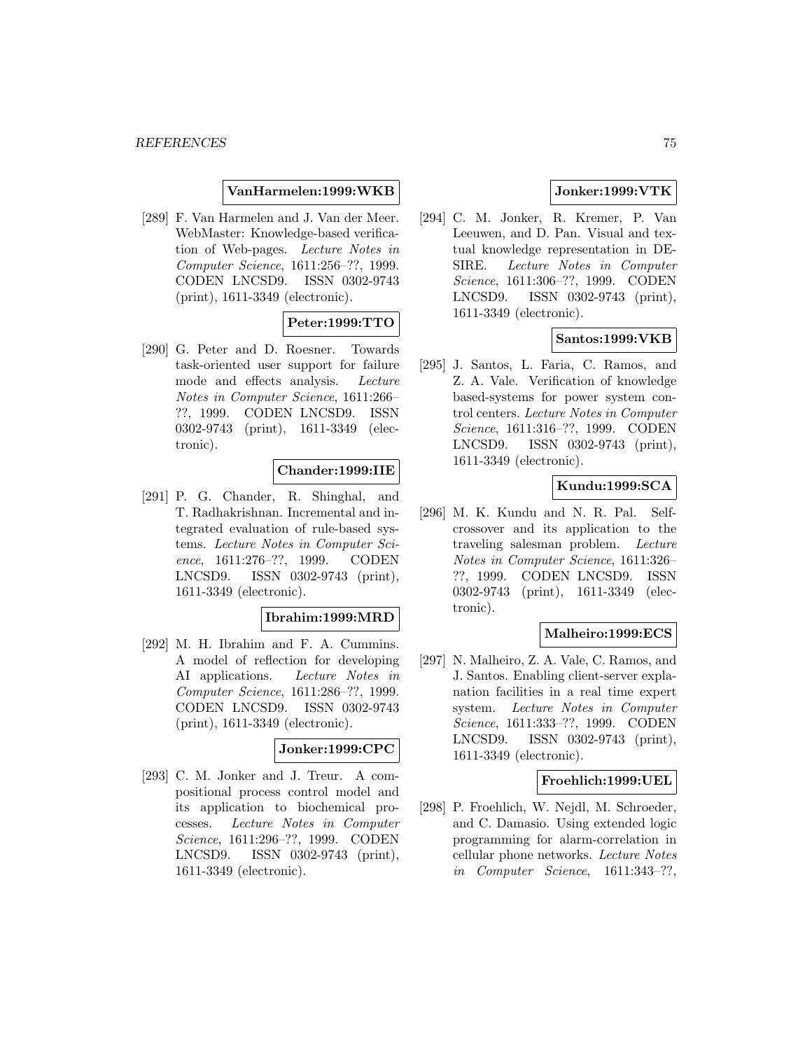**VanHarmelen:1999:WKB**

[289] F. Van Harmelen and J. Van der Meer. WebMaster: Knowledge-based verification of Web-pages. *Lecture Notes in Computer Science*, 1611:256–??, 1999. CODEN LNCSD9. ISSN 0302-9743 (print), 1611-3349 (electronic).

**Peter:1999:TTO**

[290] G. Peter and D. Roesner. Towards task-oriented user support for failure mode and effects analysis. *Lecture Notes in Computer Science*, 1611:266–??, 1999. CODEN LNCSD9. ISSN 0302-9743 (print), 1611-3349 (electronic).

**Chander:1999:IIE**

[291] P. G. Chander, R. Shinghal, and T. Radhakrishnan. Incremental and integrated evaluation of rule-based systems. *Lecture Notes in Computer Science*, 1611:276–??, 1999. CODEN LNCSD9. ISSN 0302-9743 (print), 1611-3349 (electronic).

**Ibrahim:1999:MRD**

[292] M. H. Ibrahim and F. A. Cummins. A model of reflection for developing AI applications. *Lecture Notes in Computer Science*, 1611:286–??, 1999. CODEN LNCSD9. ISSN 0302-9743 (print), 1611-3349 (electronic).

**Jonker:1999:CPC**

[293] C. M. Jonker and J. Treur. A compositional process control model and its application to biochemical processes. *Lecture Notes in Computer Science*, 1611:296–??, 1999. CODEN LNCSD9. ISSN 0302-9743 (print), 1611-3349 (electronic).

**Jonker:1999:VTK**

[294] C. M. Jonker, R. Kremer, P. Van Leeuwen, and D. Pan. Visual and textual knowledge representation in DESIRE. *Lecture Notes in Computer Science*, 1611:306–??, 1999. CODEN LNCSD9. ISSN 0302-9743 (print), 1611-3349 (electronic).

**Santos:1999:VKB**

[295] J. Santos, L. Faria, C. Ramos, and Z. A. Vale. Verification of knowledge based-systems for power system control centers. *Lecture Notes in Computer Science*, 1611:316–??, 1999. CODEN LNCSD9. ISSN 0302-9743 (print), 1611-3349 (electronic).

**Kundu:1999:SCA**

[296] M. K. Kundu and N. R. Pal. Self-crossover and its application to the traveling salesman problem. *Lecture Notes in Computer Science*, 1611:326–??, 1999. CODEN LNCSD9. ISSN 0302-9743 (print), 1611-3349 (electronic).

**Malheiro:1999:ECS**

[297] N. Malheiro, Z. A. Vale, C. Ramos, and J. Santos. Enabling client-server explanation facilities in a real time expert system. *Lecture Notes in Computer Science*, 1611:333–??, 1999. CODEN LNCSD9. ISSN 0302-9743 (print), 1611-3349 (electronic).

**Froehlich:1999:UEL**

[298] P. Froehlich, W. Nejdl, M. Schroeder, and C. Damasio. Using extended logic programming for alarm-correlation in cellular phone networks. *Lecture Notes in Computer Science*, 1611:343–??,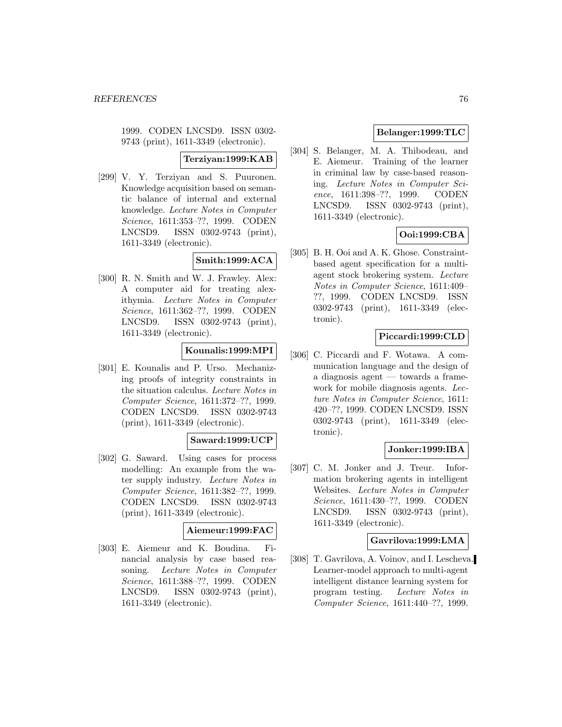1999. CODEN LNCSD9. ISSN 0302-9743 (print), 1611-3349 (electronic).

**Terziyan:1999:KAB**

[299] V. Y. Terziyan and S. Puuronen. Knowledge acquisition based on semantic balance of internal and external knowledge. *Lecture Notes in Computer Science*, 1611:353–??, 1999. CODEN LNCSD9. ISSN 0302-9743 (print), 1611-3349 (electronic).

**Smith:1999:ACA**

[300] R. N. Smith and W. J. Frawley. Alex: A computer aid for treating alexithymia. *Lecture Notes in Computer Science*, 1611:362–??, 1999. CODEN LNCSD9. ISSN 0302-9743 (print), 1611-3349 (electronic).

**Kounalis:1999:MPI**

[301] E. Kounalis and P. Urso. Mechanizing proofs of integrity constraints in the situation calculus. *Lecture Notes in Computer Science*, 1611:372–??, 1999. CODEN LNCSD9. ISSN 0302-9743 (print), 1611-3349 (electronic).

**Saward:1999:UCP**

[302] G. Saward. Using cases for process modelling: An example from the water supply industry. *Lecture Notes in Computer Science*, 1611:382–??, 1999. CODEN LNCSD9. ISSN 0302-9743 (print), 1611-3349 (electronic).

**Aiemeur:1999:FAC**

[303] E. Aiemeur and K. Boudina. Financial analysis by case based reasoning. *Lecture Notes in Computer Science*, 1611:388–??, 1999. CODEN LNCSD9. ISSN 0302-9743 (print), 1611-3349 (electronic).

**Belanger:1999:TLC**

[304] S. Belanger, M. A. Thibodeau, and E. Aiemeur. Training of the learner in criminal law by case-based reasoning. *Lecture Notes in Computer Science*, 1611:398–??, 1999. CODEN LNCSD9. ISSN 0302-9743 (print), 1611-3349 (electronic).

**Ooi:1999:CBA**

[305] B. H. Ooi and A. K. Ghose. Constraint-based agent specification for a multi-agent stock brokering system. *Lecture Notes in Computer Science*, 1611:409–??, 1999. CODEN LNCSD9. ISSN 0302-9743 (print), 1611-3349 (electronic).

**Piccardi:1999:CLD**

[306] C. Piccardi and F. Wotawa. A communication language and the design of a diagnosis agent — towards a framework for mobile diagnosis agents. *Lecture Notes in Computer Science*, 1611:420–??, 1999. CODEN LNCSD9. ISSN 0302-9743 (print), 1611-3349 (electronic).

**Jonker:1999:IBA**

[307] C. M. Jonker and J. Treur. Information brokering agents in intelligent Websites. *Lecture Notes in Computer Science*, 1611:430–??, 1999. CODEN LNCSD9. ISSN 0302-9743 (print), 1611-3349 (electronic).

**Gavrilova:1999:LMA**

[308] T. Gavrilova, A. Voinov, and I. Lescheva. Learner-model approach to multi-agent intelligent distance learning system for program testing. *Lecture Notes in Computer Science*, 1611:440–??, 1999.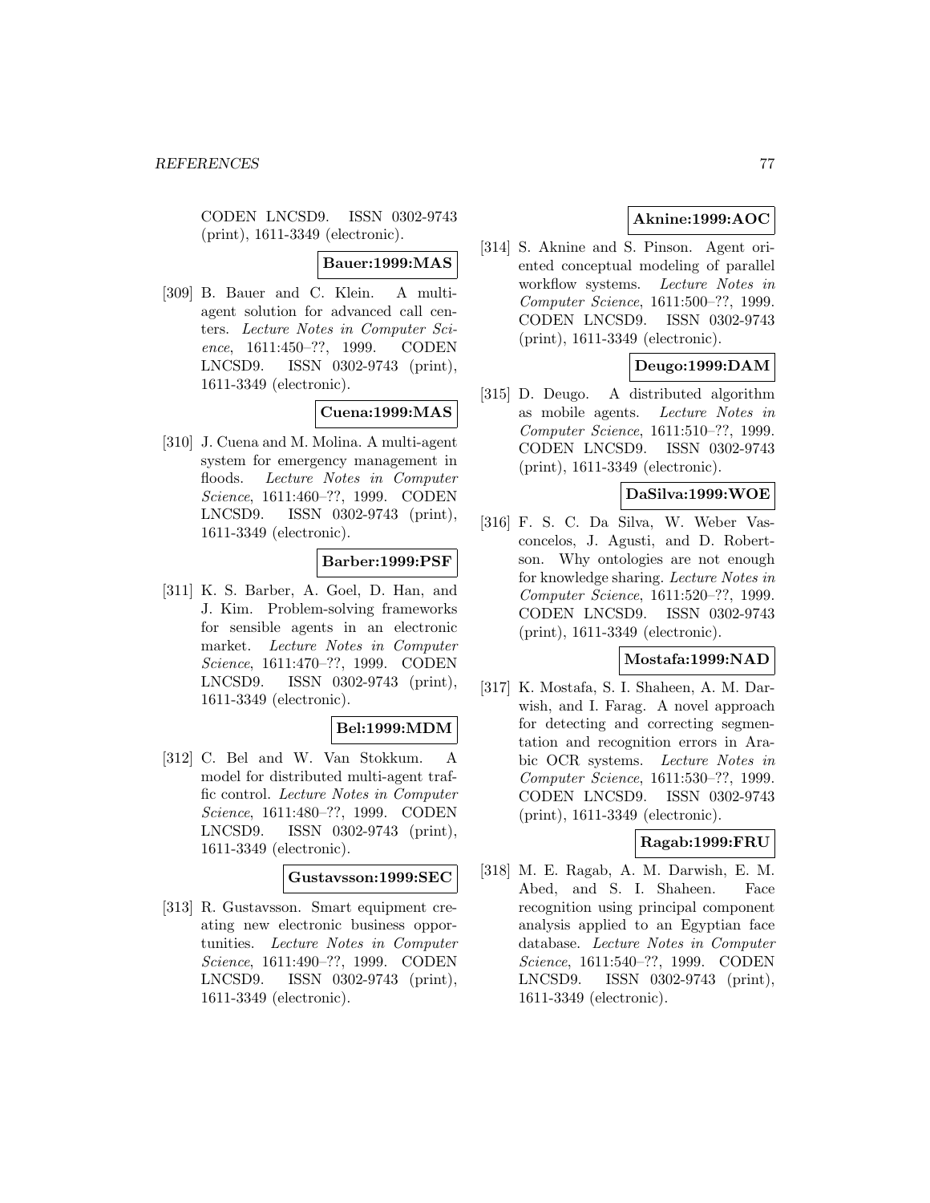CODEN LNCSD9. ISSN 0302-9743 (print), 1611-3349 (electronic).

**Bauer:1999:MAS**

[309] B. Bauer and C. Klein. A multi-agent solution for advanced call centers. *Lecture Notes in Computer Science*, 1611:450–??, 1999. CODEN LNCSD9. ISSN 0302-9743 (print), 1611-3349 (electronic).

**Cuena:1999:MAS**

[310] J. Cuena and M. Molina. A multi-agent system for emergency management in floods. *Lecture Notes in Computer Science*, 1611:460–??, 1999. CODEN LNCSD9. ISSN 0302-9743 (print), 1611-3349 (electronic).

**Barber:1999:PSF**

[311] K. S. Barber, A. Goel, D. Han, and J. Kim. Problem-solving frameworks for sensible agents in an electronic market. *Lecture Notes in Computer Science*, 1611:470–??, 1999. CODEN LNCSD9. ISSN 0302-9743 (print), 1611-3349 (electronic).

**Bel:1999:MDM**

[312] C. Bel and W. Van Stokkum. A model for distributed multi-agent traffic control. *Lecture Notes in Computer Science*, 1611:480–??, 1999. CODEN LNCSD9. ISSN 0302-9743 (print), 1611-3349 (electronic).

**Gustavsson:1999:SEC**

[313] R. Gustavsson. Smart equipment creating new electronic business opportunities. *Lecture Notes in Computer Science*, 1611:490–??, 1999. CODEN LNCSD9. ISSN 0302-9743 (print), 1611-3349 (electronic).

**Aknine:1999:AOC**

[314] S. Aknine and S. Pinson. Agent oriented conceptual modeling of parallel workflow systems. *Lecture Notes in Computer Science*, 1611:500–??, 1999. CODEN LNCSD9. ISSN 0302-9743 (print), 1611-3349 (electronic).

**Deugo:1999:DAM**

[315] D. Deugo. A distributed algorithm as mobile agents. *Lecture Notes in Computer Science*, 1611:510–??, 1999. CODEN LNCSD9. ISSN 0302-9743 (print), 1611-3349 (electronic).

**DaSilva:1999:WOE**

[316] F. S. C. Da Silva, W. Weber Vasconcelos, J. Agusti, and D. Robertson. Why ontologies are not enough for knowledge sharing. *Lecture Notes in Computer Science*, 1611:520–??, 1999. CODEN LNCSD9. ISSN 0302-9743 (print), 1611-3349 (electronic).

**Mostafa:1999:NAD**

[317] K. Mostafa, S. I. Shaheen, A. M. Darwish, and I. Farag. A novel approach for detecting and correcting segmentation and recognition errors in Arabic OCR systems. *Lecture Notes in Computer Science*, 1611:530–??, 1999. CODEN LNCSD9. ISSN 0302-9743 (print), 1611-3349 (electronic).

**Ragab:1999:FRU**

[318] M. E. Ragab, A. M. Darwish, E. M. Abed, and S. I. Shaheen. Face recognition using principal component analysis applied to an Egyptian face database. *Lecture Notes in Computer Science*, 1611:540–??, 1999. CODEN LNCSD9. ISSN 0302-9743 (print), 1611-3349 (electronic).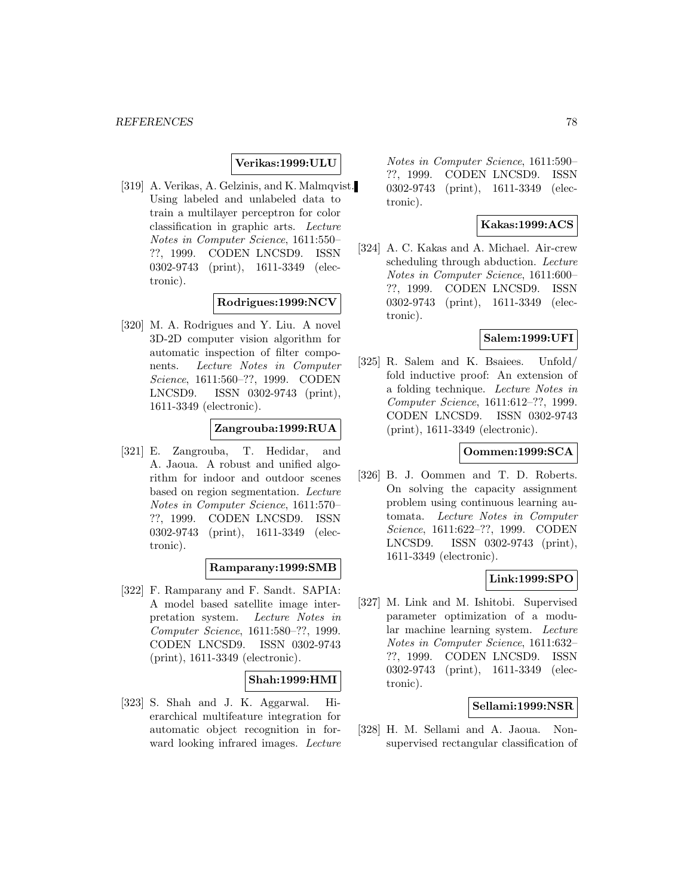**Verikas:1999:ULU**

[319] A. Verikas, A. Gelzinis, and K. Malmqvist. Using labeled and unlabeled data to train a multilayer perceptron for color classification in graphic arts. *Lecture Notes in Computer Science*, 1611:550–??, 1999. CODEN LNCSD9. ISSN 0302-9743 (print), 1611-3349 (electronic).

**Rodrigues:1999:NCV**

[320] M. A. Rodrigues and Y. Liu. A novel 3D-2D computer vision algorithm for automatic inspection of filter components. *Lecture Notes in Computer Science*, 1611:560–??, 1999. CODEN LNCSD9. ISSN 0302-9743 (print), 1611-3349 (electronic).

**Zangrouba:1999:RUA**

[321] E. Zangrouba, T. Hedidar, and A. Jaoua. A robust and unified algorithm for indoor and outdoor scenes based on region segmentation. *Lecture Notes in Computer Science*, 1611:570–??, 1999. CODEN LNCSD9. ISSN 0302-9743 (print), 1611-3349 (electronic).

**Ramparany:1999:SMB**

[322] F. Ramparany and F. Sandt. SAPIA: A model based satellite image interpretation system. *Lecture Notes in Computer Science*, 1611:580–??, 1999. CODEN LNCSD9. ISSN 0302-9743 (print), 1611-3349 (electronic).

**Shah:1999:HMI**

[323] S. Shah and J. K. Aggarwal. Hierarchical multifeature integration for automatic object recognition in forward looking infrared images. *Lecture Notes in Computer Science*, 1611:590–??, 1999. CODEN LNCSD9. ISSN 0302-9743 (print), 1611-3349 (electronic).

**Kakas:1999:ACS**

[324] A. C. Kakas and A. Michael. Air-crew scheduling through abduction. *Lecture Notes in Computer Science*, 1611:600–??, 1999. CODEN LNCSD9. ISSN 0302-9743 (print), 1611-3349 (electronic).

**Salem:1999:UFI**

[325] R. Salem and K. Bsaiees. Unfold/fold inductive proof: An extension of a folding technique. *Lecture Notes in Computer Science*, 1611:612–??, 1999. CODEN LNCSD9. ISSN 0302-9743 (print), 1611-3349 (electronic).

**Oommen:1999:SCA**

[326] B. J. Oommen and T. D. Roberts. On solving the capacity assignment problem using continuous learning automata. *Lecture Notes in Computer Science*, 1611:622–??, 1999. CODEN LNCSD9. ISSN 0302-9743 (print), 1611-3349 (electronic).

**Link:1999:SPO**

[327] M. Link and M. Ishitobi. Supervised parameter optimization of a modular machine learning system. *Lecture Notes in Computer Science*, 1611:632–??, 1999. CODEN LNCSD9. ISSN 0302-9743 (print), 1611-3349 (electronic).

**Sellami:1999:NSR**

[328] H. M. Sellami and A. Jaoua. Non-supervised rectangular classification of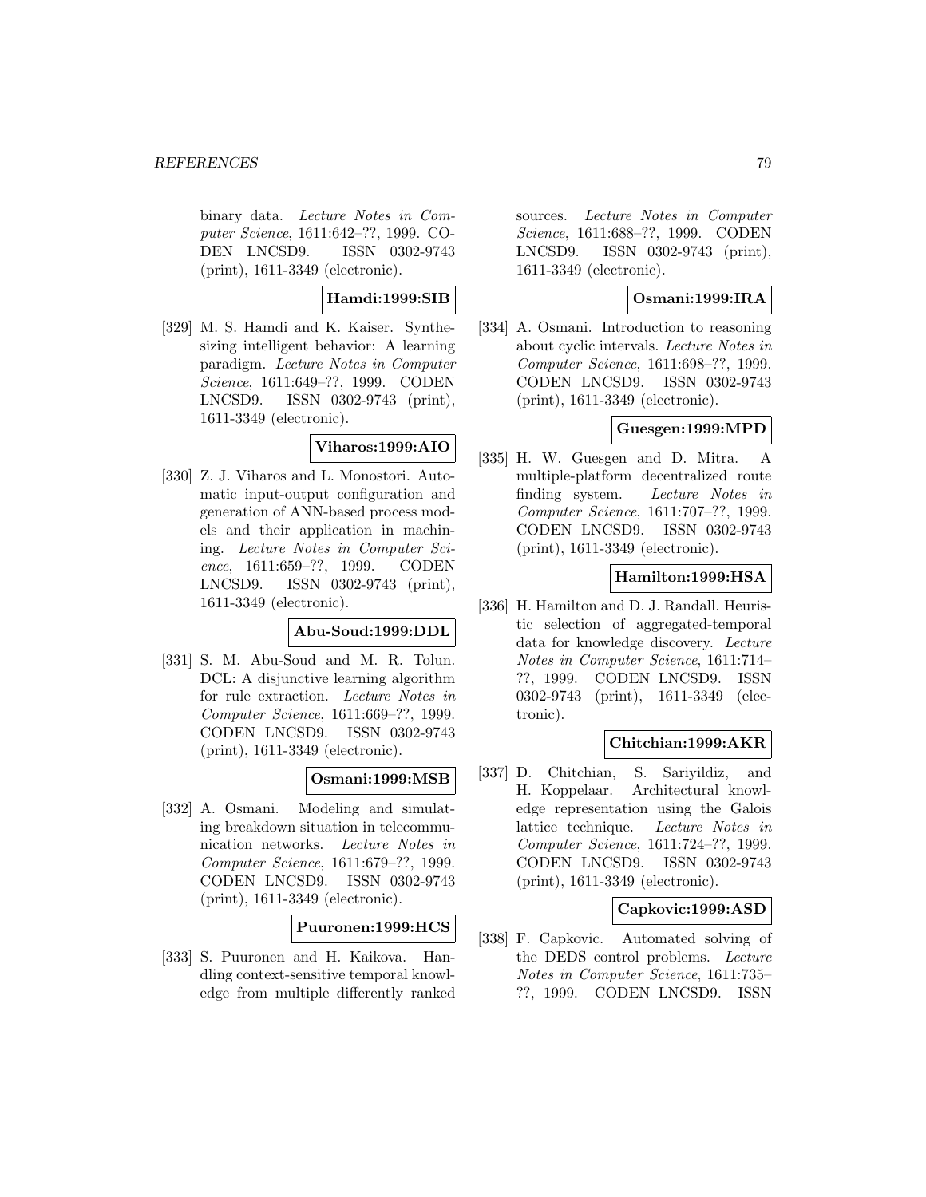binary data. *Lecture Notes in Computer Science*, 1611:642–??, 1999. CODEN LNCSD9. ISSN 0302-9743 (print), 1611-3349 (electronic).

**Hamdi:1999:SIB**

[329] M. S. Hamdi and K. Kaiser. Synthesizing intelligent behavior: A learning paradigm. *Lecture Notes in Computer Science*, 1611:649–??, 1999. CODEN LNCSD9. ISSN 0302-9743 (print), 1611-3349 (electronic).

**Viharos:1999:AIO**

[330] Z. J. Viharos and L. Monostori. Automatic input-output configuration and generation of ANN-based process models and their application in machining. *Lecture Notes in Computer Science*, 1611:659–??, 1999. CODEN LNCSD9. ISSN 0302-9743 (print), 1611-3349 (electronic).

**Abu-Soud:1999:DDL**

[331] S. M. Abu-Soud and M. R. Tolun. DCL: A disjunctive learning algorithm for rule extraction. *Lecture Notes in Computer Science*, 1611:669–??, 1999. CODEN LNCSD9. ISSN 0302-9743 (print), 1611-3349 (electronic).

**Osmani:1999:MSB**

[332] A. Osmani. Modeling and simulating breakdown situation in telecommunication networks. *Lecture Notes in Computer Science*, 1611:679–??, 1999. CODEN LNCSD9. ISSN 0302-9743 (print), 1611-3349 (electronic).

**Puuronen:1999:HCS**

[333] S. Puuronen and H. Kaikova. Handling context-sensitive temporal knowledge from multiple differently ranked sources. *Lecture Notes in Computer Science*, 1611:688–??, 1999. CODEN LNCSD9. ISSN 0302-9743 (print), 1611-3349 (electronic).

**Osmani:1999:IRA**

[334] A. Osmani. Introduction to reasoning about cyclic intervals. *Lecture Notes in Computer Science*, 1611:698–??, 1999. CODEN LNCSD9. ISSN 0302-9743 (print), 1611-3349 (electronic).

**Guesgen:1999:MPD**

[335] H. W. Guesgen and D. Mitra. A multiple-platform decentralized route finding system. *Lecture Notes in Computer Science*, 1611:707–??, 1999. CODEN LNCSD9. ISSN 0302-9743 (print), 1611-3349 (electronic).

**Hamilton:1999:HSA**

[336] H. Hamilton and D. J. Randall. Heuristic selection of aggregated-temporal data for knowledge discovery. *Lecture Notes in Computer Science*, 1611:714–??, 1999. CODEN LNCSD9. ISSN 0302-9743 (print), 1611-3349 (electronic).

**Chitchian:1999:AKR**

[337] D. Chitchian, S. Sariyildiz, and H. Koppelaar. Architectural knowledge representation using the Galois lattice technique. *Lecture Notes in Computer Science*, 1611:724–??, 1999. CODEN LNCSD9. ISSN 0302-9743 (print), 1611-3349 (electronic).

**Capkovic:1999:ASD**

[338] F. Capkovic. Automated solving of the DEDS control problems. *Lecture Notes in Computer Science*, 1611:735–??, 1999. CODEN LNCSD9. ISSN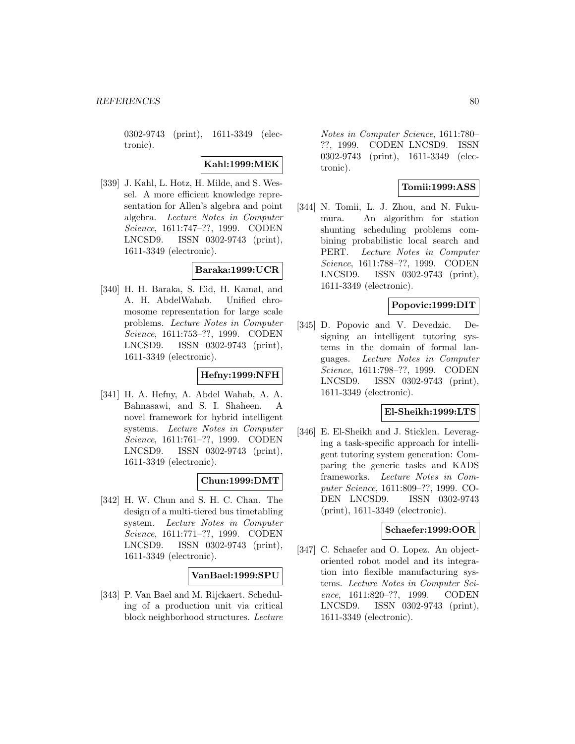0302-9743 (print), 1611-3349 (electronic).

**Kahl:1999:MEK**

[339] J. Kahl, L. Hotz, H. Milde, and S. Wessel. A more efficient knowledge representation for Allen's algebra and point algebra. *Lecture Notes in Computer Science*, 1611:747–??, 1999. CODEN LNCSD9. ISSN 0302-9743 (print), 1611-3349 (electronic).

**Baraka:1999:UCR**

[340] H. H. Baraka, S. Eid, H. Kamal, and A. H. AbdelWahab. Unified chromosome representation for large scale problems. *Lecture Notes in Computer Science*, 1611:753–??, 1999. CODEN LNCSD9. ISSN 0302-9743 (print), 1611-3349 (electronic).

**Hefny:1999:NFH**

[341] H. A. Hefny, A. Abdel Wahab, A. A. Bahnasawi, and S. I. Shaheen. A novel framework for hybrid intelligent systems. *Lecture Notes in Computer Science*, 1611:761–??, 1999. CODEN LNCSD9. ISSN 0302-9743 (print), 1611-3349 (electronic).

**Chun:1999:DMT**

[342] H. W. Chun and S. H. C. Chan. The design of a multi-tiered bus timetabling system. *Lecture Notes in Computer Science*, 1611:771–??, 1999. CODEN LNCSD9. ISSN 0302-9743 (print), 1611-3349 (electronic).

**VanBael:1999:SPU**

[343] P. Van Bael and M. Rijckaert. Scheduling of a production unit via critical block neighborhood structures. *Lecture Notes in Computer Science*, 1611:780–??, 1999. CODEN LNCSD9. ISSN 0302-9743 (print), 1611-3349 (electronic).

**Tomii:1999:ASS**

[344] N. Tomii, L. J. Zhou, and N. Fukumura. An algorithm for station shunting scheduling problems combining probabilistic local search and PERT. *Lecture Notes in Computer Science*, 1611:788–??, 1999. CODEN LNCSD9. ISSN 0302-9743 (print), 1611-3349 (electronic).

**Popovic:1999:DIT**

[345] D. Popovic and V. Devedzic. Designing an intelligent tutoring systems in the domain of formal languages. *Lecture Notes in Computer Science*, 1611:798–??, 1999. CODEN LNCSD9. ISSN 0302-9743 (print), 1611-3349 (electronic).

**El-Sheikh:1999:LTS**

[346] E. El-Sheikh and J. Sticklen. Leveraging a task-specific approach for intelligent tutoring system generation: Comparing the generic tasks and KADS frameworks. *Lecture Notes in Computer Science*, 1611:809–??, 1999. CODEN LNCSD9. ISSN 0302-9743 (print), 1611-3349 (electronic).

**Schaefer:1999:OOR**

[347] C. Schaefer and O. Lopez. An object-oriented robot model and its integration into flexible manufacturing systems. *Lecture Notes in Computer Science*, 1611:820–??, 1999. CODEN LNCSD9. ISSN 0302-9743 (print), 1611-3349 (electronic).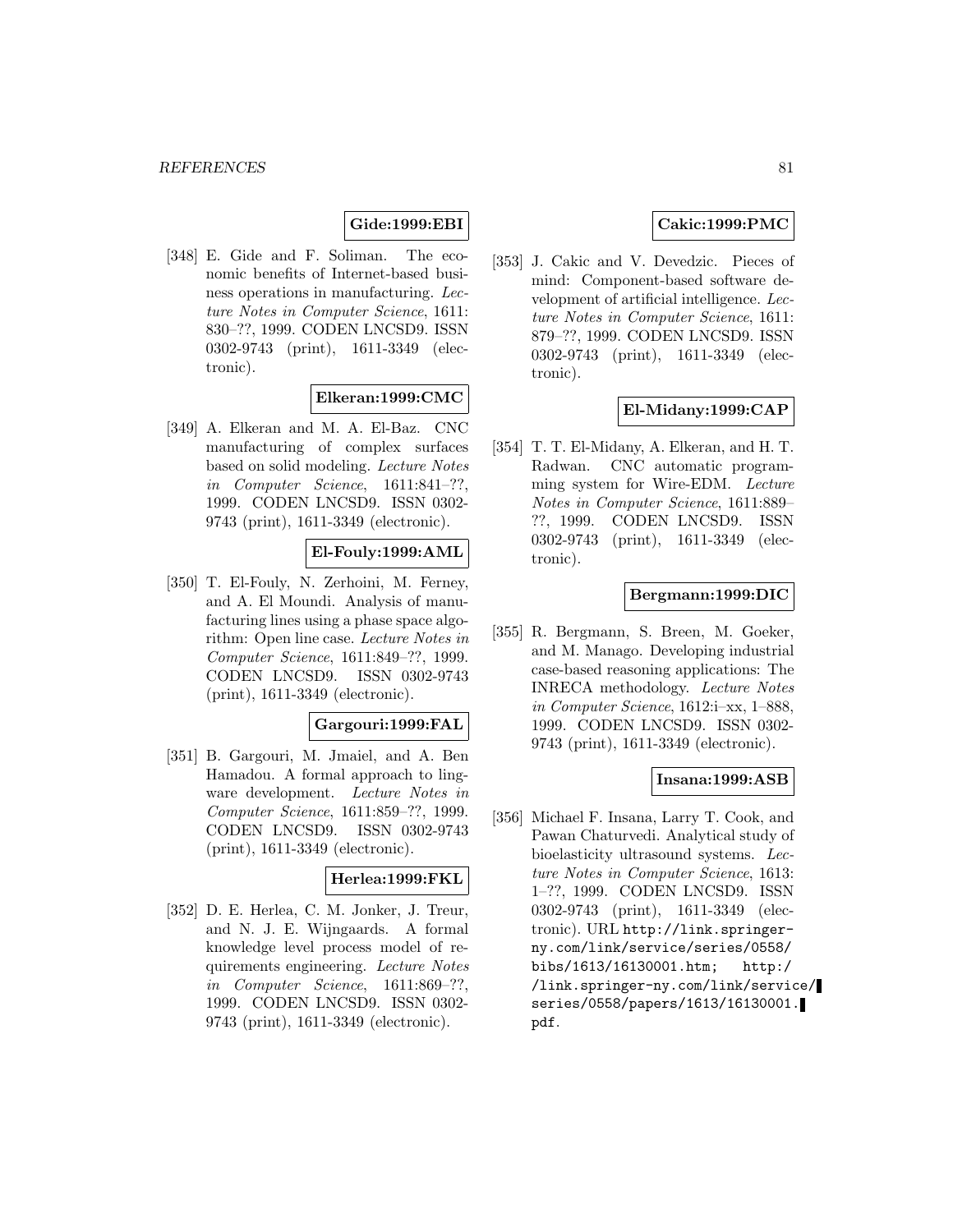**Gide:1999:EBI**

[348] E. Gide and F. Soliman. The economic benefits of Internet-based business operations in manufacturing. *Lecture Notes in Computer Science*, 1611: 830–??, 1999. CODEN LNCSD9. ISSN 0302-9743 (print), 1611-3349 (electronic).

**Elkeran:1999:CMC**

[349] A. Elkeran and M. A. El-Baz. CNC manufacturing of complex surfaces based on solid modeling. *Lecture Notes in Computer Science*, 1611:841–??, 1999. CODEN LNCSD9. ISSN 0302-9743 (print), 1611-3349 (electronic).

**El-Fouly:1999:AML**

[350] T. El-Fouly, N. Zerhoini, M. Ferney, and A. El Moundi. Analysis of manufacturing lines using a phase space algorithm: Open line case. *Lecture Notes in Computer Science*, 1611:849–??, 1999. CODEN LNCSD9. ISSN 0302-9743 (print), 1611-3349 (electronic).

**Gargouri:1999:FAL**

[351] B. Gargouri, M. Jmaiel, and A. Ben Hamadou. A formal approach to lingware development. *Lecture Notes in Computer Science*, 1611:859–??, 1999. CODEN LNCSD9. ISSN 0302-9743 (print), 1611-3349 (electronic).

**Herlea:1999:FKL**

[352] D. E. Herlea, C. M. Jonker, J. Treur, and N. J. E. Wijngaards. A formal knowledge level process model of requirements engineering. *Lecture Notes in Computer Science*, 1611:869–??, 1999. CODEN LNCSD9. ISSN 0302-9743 (print), 1611-3349 (electronic).

**Cakic:1999:PMC**

[353] J. Cakic and V. Devedzic. Pieces of mind: Component-based software development of artificial intelligence. *Lecture Notes in Computer Science*, 1611: 879–??, 1999. CODEN LNCSD9. ISSN 0302-9743 (print), 1611-3349 (electronic).

**El-Midany:1999:CAP**

[354] T. T. El-Midany, A. Elkeran, and H. T. Radwan. CNC automatic programming system for Wire-EDM. *Lecture Notes in Computer Science*, 1611:889–??, 1999. CODEN LNCSD9. ISSN 0302-9743 (print), 1611-3349 (electronic).

**Bergmann:1999:DIC**

[355] R. Bergmann, S. Breen, M. Goeker, and M. Manago. Developing industrial case-based reasoning applications: The INRECA methodology. *Lecture Notes in Computer Science*, 1612:i–xx, 1–888, 1999. CODEN LNCSD9. ISSN 0302-9743 (print), 1611-3349 (electronic).

**Insana:1999:ASB**

[356] Michael F. Insana, Larry T. Cook, and Pawan Chaturvedi. Analytical study of bioelasticity ultrasound systems. *Lecture Notes in Computer Science*, 1613: 1–??, 1999. CODEN LNCSD9. ISSN 0302-9743 (print), 1611-3349 (electronic). URL http://link.springer-ny.com/link/service/series/0558/bibs/1613/16130001.htm; http://link.springer-ny.com/link/service/series/0558/papers/1613/16130001.pdf.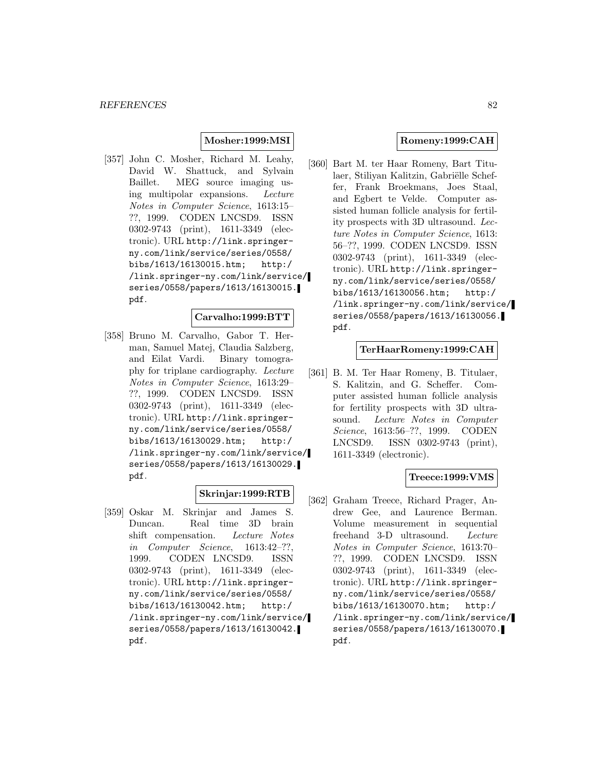**Mosher:1999:MSI**

[357] John C. Mosher, Richard M. Leahy, David W. Shattuck, and Sylvain Baillet. MEG source imaging using multipolar expansions. *Lecture Notes in Computer Science*, 1613:15–??, 1999. CODEN LNCSD9. ISSN 0302-9743 (print), 1611-3349 (electronic). URL http://link.springer-ny.com/link/service/series/0558/bibs/1613/16130015.htm; http://link.springer-ny.com/link/service/series/0558/papers/1613/16130015.pdf.

**Carvalho:1999:BTT**

[358] Bruno M. Carvalho, Gabor T. Herman, Samuel Matej, Claudia Salzberg, and Eilat Vardi. Binary tomography for triplane cardiography. *Lecture Notes in Computer Science*, 1613:29–??, 1999. CODEN LNCSD9. ISSN 0302-9743 (print), 1611-3349 (electronic). URL http://link.springer-ny.com/link/service/series/0558/bibs/1613/16130029.htm; http://link.springer-ny.com/link/service/series/0558/papers/1613/16130029.pdf.

**Skrinjar:1999:RTB**

[359] Oskar M. Skrinjar and James S. Duncan. Real time 3D brain shift compensation. *Lecture Notes in Computer Science*, 1613:42–??, 1999. CODEN LNCSD9. ISSN 0302-9743 (print), 1611-3349 (electronic). URL http://link.springer-ny.com/link/service/series/0558/bibs/1613/16130042.htm; http://link.springer-ny.com/link/service/series/0558/papers/1613/16130042.pdf.

**Romeny:1999:CAH**

[360] Bart M. ter Haar Romeny, Bart Titulaer, Stiliyan Kalitzin, Gabriëlle Scheffer, Frank Broekmans, Joes Staal, and Egbert te Velde. Computer assisted human follicle analysis for fertility prospects with 3D ultrasound. *Lecture Notes in Computer Science*, 1613: 56–??, 1999. CODEN LNCSD9. ISSN 0302-9743 (print), 1611-3349 (electronic). URL http://link.springer-ny.com/link/service/series/0558/bibs/1613/16130056.htm; http://link.springer-ny.com/link/service/series/0558/papers/1613/16130056.pdf.

**TerHaarRomeny:1999:CAH**

[361] B. M. Ter Haar Romeny, B. Titulaer, S. Kalitzin, and G. Scheffer. Computer assisted human follicle analysis for fertility prospects with 3D ultrasound. *Lecture Notes in Computer Science*, 1613:56–??, 1999. CODEN LNCSD9. ISSN 0302-9743 (print), 1611-3349 (electronic).

**Treece:1999:VMS**

[362] Graham Treece, Richard Prager, Andrew Gee, and Laurence Berman. Volume measurement in sequential freehand 3-D ultrasound. *Lecture Notes in Computer Science*, 1613:70–??, 1999. CODEN LNCSD9. ISSN 0302-9743 (print), 1611-3349 (electronic). URL http://link.springer-ny.com/link/service/series/0558/bibs/1613/16130070.htm; http://link.springer-ny.com/link/service/series/0558/papers/1613/16130070.pdf.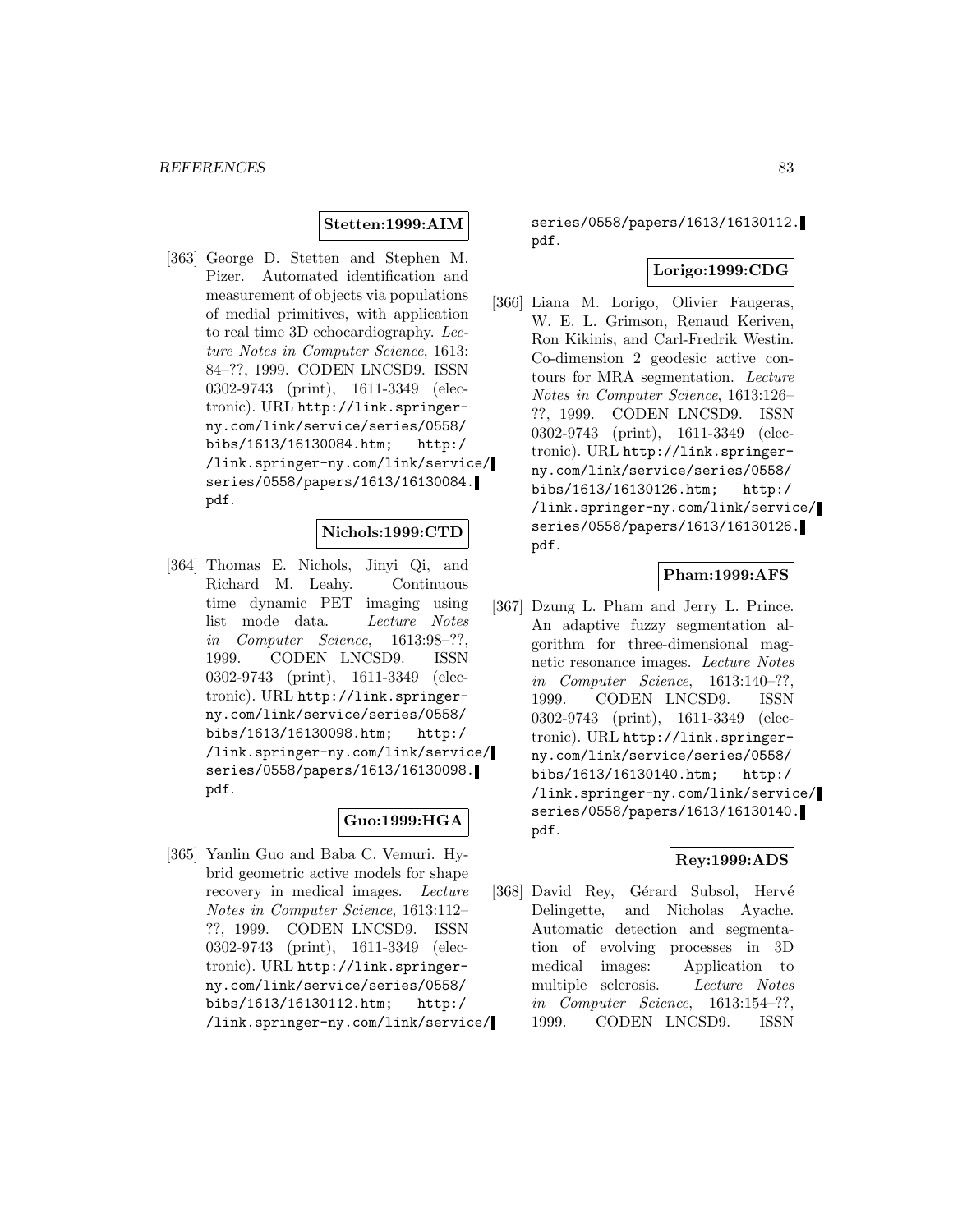**Stetten:1999:AIM**

[363] George D. Stetten and Stephen M. Pizer. Automated identification and measurement of objects via populations of medial primitives, with application to real time 3D echocardiography. *Lecture Notes in Computer Science*, 1613: 84–??, 1999. CODEN LNCSD9. ISSN 0302-9743 (print), 1611-3349 (electronic). URL `http://link.springer-ny.com/link/service/series/0558/bibs/1613/16130084.htm; http://link.springer-ny.com/link/service/series/0558/papers/1613/16130084.pdf`.

**Nichols:1999:CTD**

[364] Thomas E. Nichols, Jinyi Qi, and Richard M. Leahy. Continuous time dynamic PET imaging using list mode data. *Lecture Notes in Computer Science*, 1613:98–??, 1999. CODEN LNCSD9. ISSN 0302-9743 (print), 1611-3349 (electronic). URL `http://link.springer-ny.com/link/service/series/0558/bibs/1613/16130098.htm; http://link.springer-ny.com/link/service/series/0558/papers/1613/16130098.pdf`.

**Guo:1999:HGA**

[365] Yanlin Guo and Baba C. Vemuri. Hybrid geometric active models for shape recovery in medical images. *Lecture Notes in Computer Science*, 1613:112–??, 1999. CODEN LNCSD9. ISSN 0302-9743 (print), 1611-3349 (electronic). URL `http://link.springer-ny.com/link/service/series/0558/bibs/1613/16130112.htm; http://link.springer-ny.com/link/service/series/0558/papers/1613/16130112.pdf`.

**Lorigo:1999:CDG**

[366] Liana M. Lorigo, Olivier Faugeras, W. E. L. Grimson, Renaud Keriven, Ron Kikinis, and Carl-Fredrik Westin. Co-dimension 2 geodesic active contours for MRA segmentation. *Lecture Notes in Computer Science*, 1613:126–??, 1999. CODEN LNCSD9. ISSN 0302-9743 (print), 1611-3349 (electronic). URL `http://link.springer-ny.com/link/service/series/0558/bibs/1613/16130126.htm; http://link.springer-ny.com/link/service/series/0558/papers/1613/16130126.pdf`.

**Pham:1999:AFS**

[367] Dzung L. Pham and Jerry L. Prince. An adaptive fuzzy segmentation algorithm for three-dimensional magnetic resonance images. *Lecture Notes in Computer Science*, 1613:140–??, 1999. CODEN LNCSD9. ISSN 0302-9743 (print), 1611-3349 (electronic). URL `http://link.springer-ny.com/link/service/series/0558/bibs/1613/16130140.htm; http://link.springer-ny.com/link/service/series/0558/papers/1613/16130140.pdf`.

**Rey:1999:ADS**

[368] David Rey, Gérard Subsol, Hervé Delingette, and Nicholas Ayache. Automatic detection and segmentation of evolving processes in 3D medical images: Application to multiple sclerosis. *Lecture Notes in Computer Science*, 1613:154–??, 1999. CODEN LNCSD9. ISSN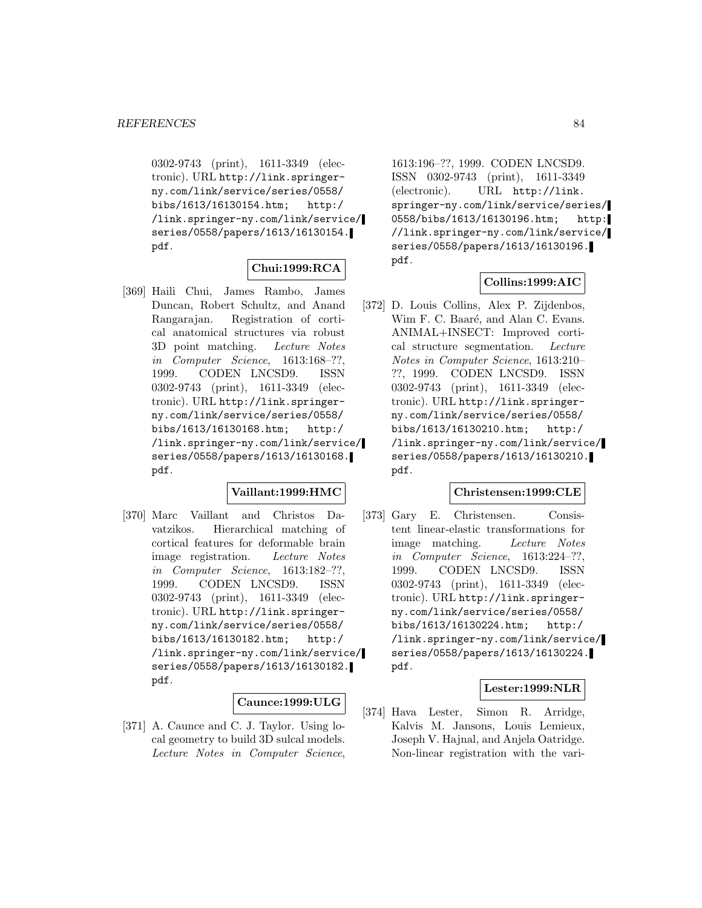0302-9743 (print), 1611-3349 (electronic). URL http://link.springer-ny.com/link/service/series/0558/bibs/1613/16130154.htm; http://link.springer-ny.com/link/service/series/0558/papers/1613/16130154.pdf.

**Chui:1999:RCA**

[369] Haili Chui, James Rambo, James Duncan, Robert Schultz, and Anand Rangarajan. Registration of cortical anatomical structures via robust 3D point matching. *Lecture Notes in Computer Science*, 1613:168–??, 1999. CODEN LNCSD9. ISSN 0302-9743 (print), 1611-3349 (electronic). URL http://link.springer-ny.com/link/service/series/0558/bibs/1613/16130168.htm; http://link.springer-ny.com/link/service/series/0558/papers/1613/16130168.pdf.

**Vaillant:1999:HMC**

[370] Marc Vaillant and Christos Davatzikos. Hierarchical matching of cortical features for deformable brain image registration. *Lecture Notes in Computer Science*, 1613:182–??, 1999. CODEN LNCSD9. ISSN 0302-9743 (print), 1611-3349 (electronic). URL http://link.springer-ny.com/link/service/series/0558/bibs/1613/16130182.htm; http://link.springer-ny.com/link/service/series/0558/papers/1613/16130182.pdf.

**Caunce:1999:ULG**

[371] A. Caunce and C. J. Taylor. Using local geometry to build 3D sulcal models. *Lecture Notes in Computer Science*, 1613:196–??, 1999. CODEN LNCSD9. ISSN 0302-9743 (print), 1611-3349 (electronic). URL http://link.springer-ny.com/link/service/series/0558/bibs/1613/16130196.htm; http://link.springer-ny.com/link/service/series/0558/papers/1613/16130196.pdf.

**Collins:1999:AIC**

[372] D. Louis Collins, Alex P. Zijdenbos, Wim F. C. Baaré, and Alan C. Evans. ANIMAL+INSECT: Improved cortical structure segmentation. *Lecture Notes in Computer Science*, 1613:210–??, 1999. CODEN LNCSD9. ISSN 0302-9743 (print), 1611-3349 (electronic). URL http://link.springer-ny.com/link/service/series/0558/bibs/1613/16130210.htm; http://link.springer-ny.com/link/service/series/0558/papers/1613/16130210.pdf.

**Christensen:1999:CLE**

[373] Gary E. Christensen. Consistent linear-elastic transformations for image matching. *Lecture Notes in Computer Science*, 1613:224–??, 1999. CODEN LNCSD9. ISSN 0302-9743 (print), 1611-3349 (electronic). URL http://link.springer-ny.com/link/service/series/0558/bibs/1613/16130224.htm; http://link.springer-ny.com/link/service/series/0558/papers/1613/16130224.pdf.

**Lester:1999:NLR**

[374] Hava Lester, Simon R. Arridge, Kalvis M. Jansons, Louis Lemieux, Joseph V. Hajnal, and Anjela Oatridge. Non-linear registration with the vari-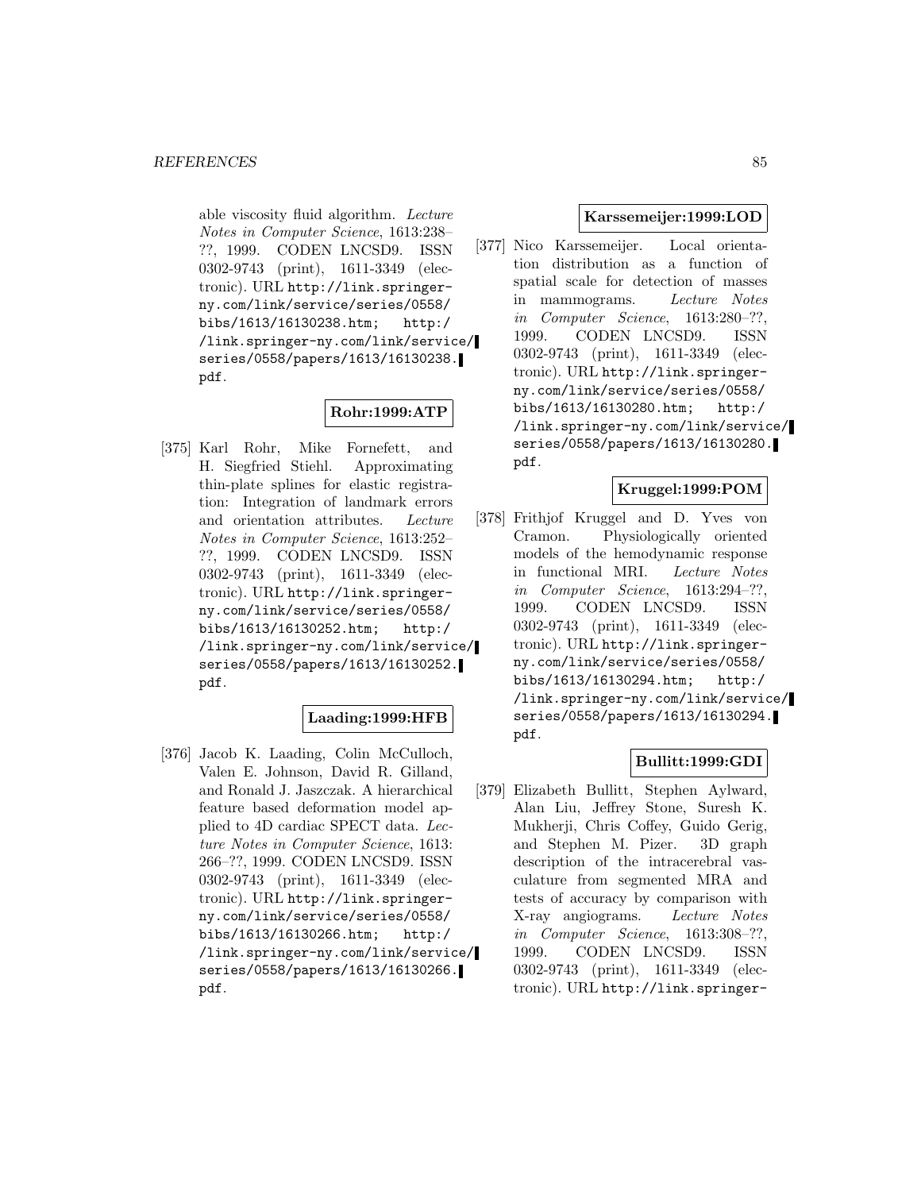able viscosity fluid algorithm. *Lecture Notes in Computer Science*, 1613:238–??, 1999. CODEN LNCSD9. ISSN 0302-9743 (print), 1611-3349 (electronic). URL http://link.springer-ny.com/link/service/series/0558/bibs/1613/16130238.htm; http://link.springer-ny.com/link/service/series/0558/papers/1613/16130238.pdf.

**Rohr:1999:ATP**

[375] Karl Rohr, Mike Fornefett, and H. Siegfried Stiehl. Approximating thin-plate splines for elastic registration: Integration of landmark errors and orientation attributes. *Lecture Notes in Computer Science*, 1613:252–??, 1999. CODEN LNCSD9. ISSN 0302-9743 (print), 1611-3349 (electronic). URL http://link.springer-ny.com/link/service/series/0558/bibs/1613/16130252.htm; http://link.springer-ny.com/link/service/series/0558/papers/1613/16130252.pdf.

**Laading:1999:HFB**

[376] Jacob K. Laading, Colin McCulloch, Valen E. Johnson, David R. Gilland, and Ronald J. Jaszczak. A hierarchical feature based deformation model applied to 4D cardiac SPECT data. *Lecture Notes in Computer Science*, 1613: 266–??, 1999. CODEN LNCSD9. ISSN 0302-9743 (print), 1611-3349 (electronic). URL http://link.springer-ny.com/link/service/series/0558/bibs/1613/16130266.htm; http://link.springer-ny.com/link/service/series/0558/papers/1613/16130266.pdf.

**Karssemeijer:1999:LOD**

[377] Nico Karssemeijer. Local orientation distribution as a function of spatial scale for detection of masses in mammograms. *Lecture Notes in Computer Science*, 1613:280–??, 1999. CODEN LNCSD9. ISSN 0302-9743 (print), 1611-3349 (electronic). URL http://link.springer-ny.com/link/service/series/0558/bibs/1613/16130280.htm; http://link.springer-ny.com/link/service/series/0558/papers/1613/16130280.pdf.

**Kruggel:1999:POM**

[378] Frithjof Kruggel and D. Yves von Cramon. Physiologically oriented models of the hemodynamic response in functional MRI. *Lecture Notes in Computer Science*, 1613:294–??, 1999. CODEN LNCSD9. ISSN 0302-9743 (print), 1611-3349 (electronic). URL http://link.springer-ny.com/link/service/series/0558/bibs/1613/16130294.htm; http://link.springer-ny.com/link/service/series/0558/papers/1613/16130294.pdf.

**Bullitt:1999:GDI**

[379] Elizabeth Bullitt, Stephen Aylward, Alan Liu, Jeffrey Stone, Suresh K. Mukherji, Chris Coffey, Guido Gerig, and Stephen M. Pizer. 3D graph description of the intracerebral vasculature from segmented MRA and tests of accuracy by comparison with X-ray angiograms. *Lecture Notes in Computer Science*, 1613:308–??, 1999. CODEN LNCSD9. ISSN 0302-9743 (print), 1611-3349 (electronic). URL http://link.springer-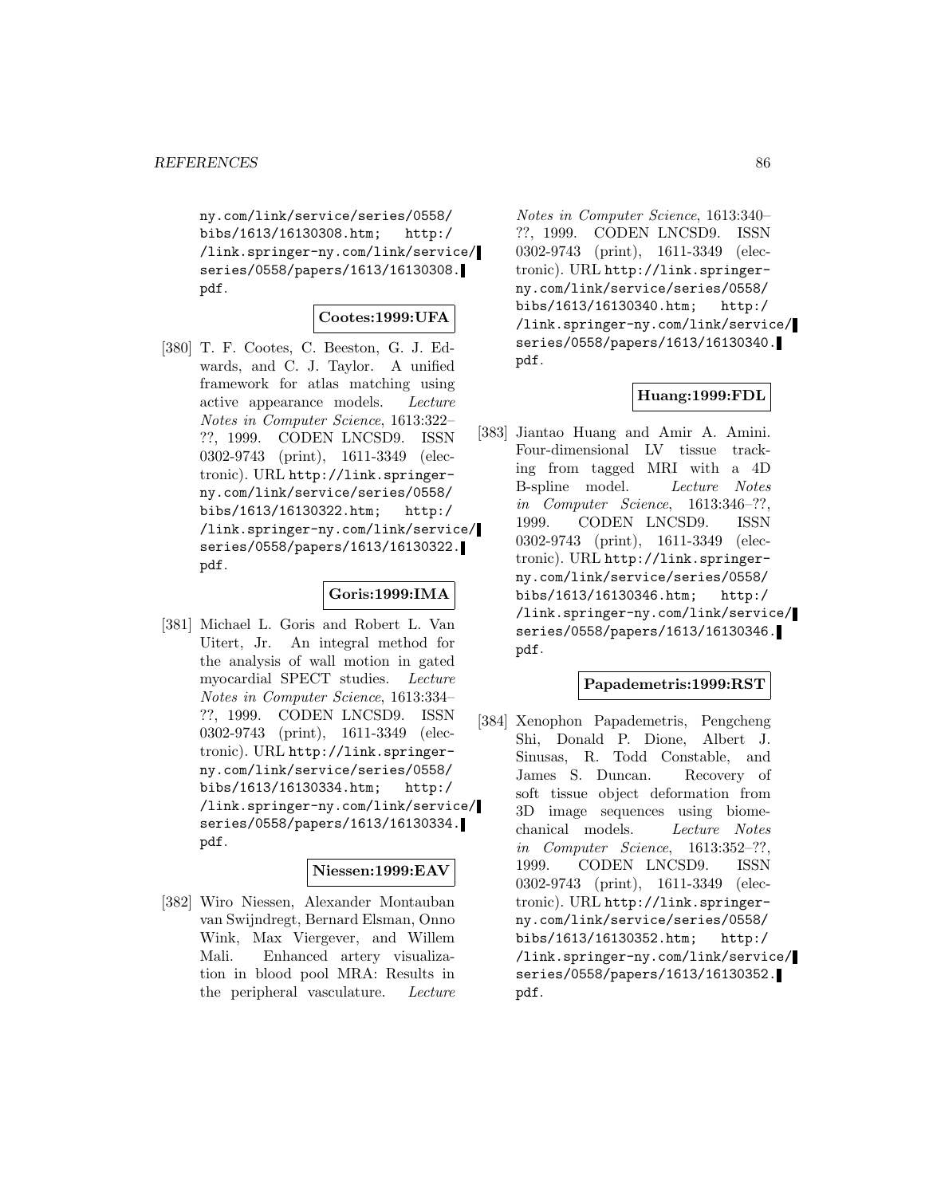ny.com/link/service/series/0558/bibs/1613/16130308.htm; http://link.springer-ny.com/link/service/series/0558/papers/1613/16130308.pdf.

**Cootes:1999:UFA**

[380] T. F. Cootes, C. Beeston, G. J. Edwards, and C. J. Taylor. A unified framework for atlas matching using active appearance models. *Lecture Notes in Computer Science*, 1613:322–??, 1999. CODEN LNCSD9. ISSN 0302-9743 (print), 1611-3349 (electronic). URL http://link.springer-ny.com/link/service/series/0558/bibs/1613/16130322.htm; http://link.springer-ny.com/link/service/series/0558/papers/1613/16130322.pdf.

**Goris:1999:IMA**

[381] Michael L. Goris and Robert L. Van Uitert, Jr. An integral method for the analysis of wall motion in gated myocardial SPECT studies. *Lecture Notes in Computer Science*, 1613:334–??, 1999. CODEN LNCSD9. ISSN 0302-9743 (print), 1611-3349 (electronic). URL http://link.springer-ny.com/link/service/series/0558/bibs/1613/16130334.htm; http://link.springer-ny.com/link/service/series/0558/papers/1613/16130334.pdf.

**Niessen:1999:EAV**

[382] Wiro Niessen, Alexander Montauban van Swijndregt, Bernard Elsman, Onno Wink, Max Viergever, and Willem Mali. Enhanced artery visualization in blood pool MRA: Results in the peripheral vasculature. *Lecture Notes in Computer Science*, 1613:340–??, 1999. CODEN LNCSD9. ISSN 0302-9743 (print), 1611-3349 (electronic). URL http://link.springer-ny.com/link/service/series/0558/bibs/1613/16130340.htm; http://link.springer-ny.com/link/service/series/0558/papers/1613/16130340.pdf.

**Huang:1999:FDL**

[383] Jiantao Huang and Amir A. Amini. Four-dimensional LV tissue tracking from tagged MRI with a 4D B-spline model. *Lecture Notes in Computer Science*, 1613:346–??, 1999. CODEN LNCSD9. ISSN 0302-9743 (print), 1611-3349 (electronic). URL http://link.springer-ny.com/link/service/series/0558/bibs/1613/16130346.htm; http://link.springer-ny.com/link/service/series/0558/papers/1613/16130346.pdf.

**Papademetris:1999:RST**

[384] Xenophon Papademetris, Pengcheng Shi, Donald P. Dione, Albert J. Sinusas, R. Todd Constable, and James S. Duncan. Recovery of soft tissue object deformation from 3D image sequences using biomechanical models. *Lecture Notes in Computer Science*, 1613:352–??, 1999. CODEN LNCSD9. ISSN 0302-9743 (print), 1611-3349 (electronic). URL http://link.springer-ny.com/link/service/series/0558/bibs/1613/16130352.htm; http://link.springer-ny.com/link/service/series/0558/papers/1613/16130352.pdf.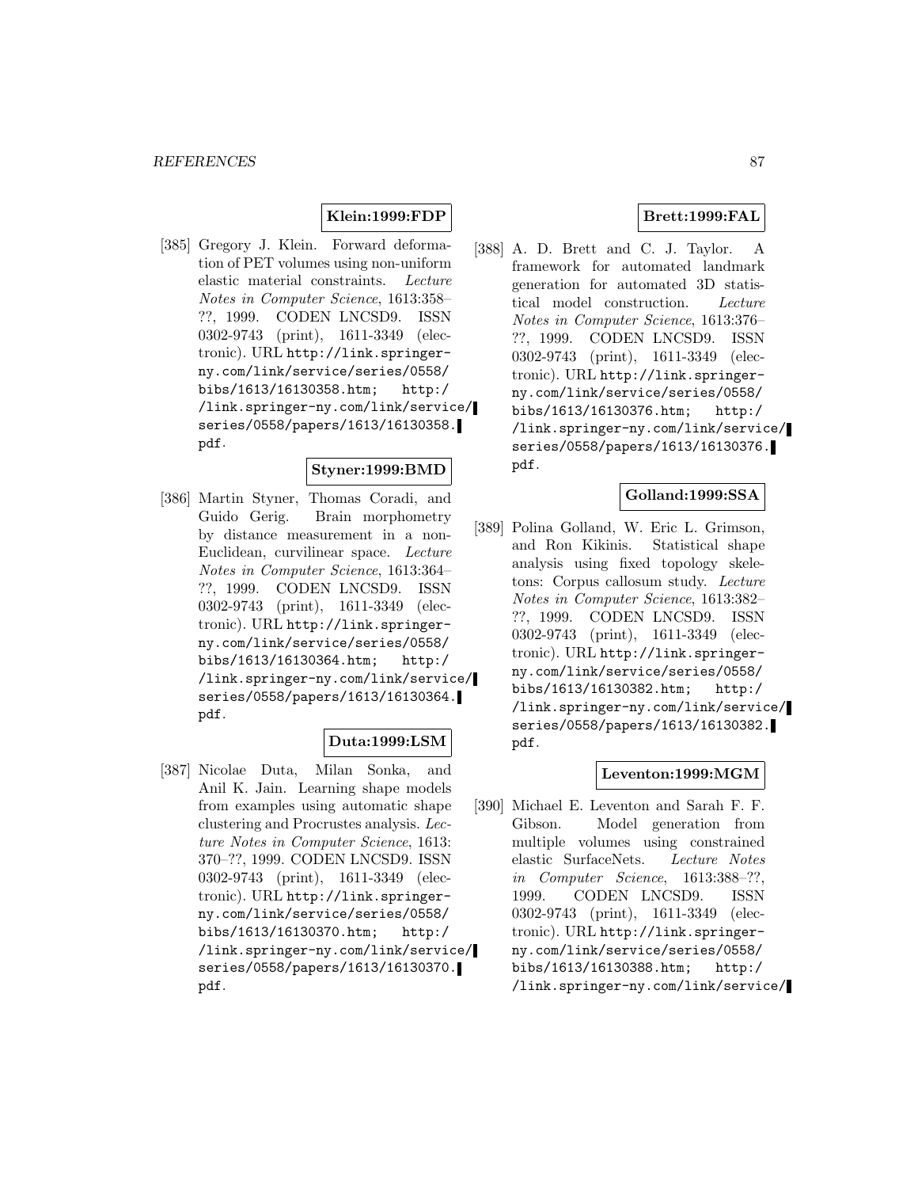**Klein:1999:FDP**

[385] Gregory J. Klein. Forward deformation of PET volumes using non-uniform elastic material constraints. *Lecture Notes in Computer Science*, 1613:358–??, 1999. CODEN LNCSD9. ISSN 0302-9743 (print), 1611-3349 (electronic). URL `http://link.springer-ny.com/link/service/series/0558/bibs/1613/16130358.htm; http://link.springer-ny.com/link/service/series/0558/papers/1613/16130358.pdf`.

**Styner:1999:BMD**

[386] Martin Styner, Thomas Coradi, and Guido Gerig. Brain morphometry by distance measurement in a non-Euclidean, curvilinear space. *Lecture Notes in Computer Science*, 1613:364–??, 1999. CODEN LNCSD9. ISSN 0302-9743 (print), 1611-3349 (electronic). URL `http://link.springer-ny.com/link/service/series/0558/bibs/1613/16130364.htm; http://link.springer-ny.com/link/service/series/0558/papers/1613/16130364.pdf`.

**Duta:1999:LSM**

[387] Nicolae Duta, Milan Sonka, and Anil K. Jain. Learning shape models from examples using automatic shape clustering and Procrustes analysis. *Lecture Notes in Computer Science*, 1613: 370–??, 1999. CODEN LNCSD9. ISSN 0302-9743 (print), 1611-3349 (electronic). URL `http://link.springer-ny.com/link/service/series/0558/bibs/1613/16130370.htm; http://link.springer-ny.com/link/service/series/0558/papers/1613/16130370.pdf`.

**Brett:1999:FAL**

[388] A. D. Brett and C. J. Taylor. A framework for automated landmark generation for automated 3D statistical model construction. *Lecture Notes in Computer Science*, 1613:376–??, 1999. CODEN LNCSD9. ISSN 0302-9743 (print), 1611-3349 (electronic). URL `http://link.springer-ny.com/link/service/series/0558/bibs/1613/16130376.htm; http://link.springer-ny.com/link/service/series/0558/papers/1613/16130376.pdf`.

**Golland:1999:SSA**

[389] Polina Golland, W. Eric L. Grimson, and Ron Kikinis. Statistical shape analysis using fixed topology skeletons: Corpus callosum study. *Lecture Notes in Computer Science*, 1613:382–??, 1999. CODEN LNCSD9. ISSN 0302-9743 (print), 1611-3349 (electronic). URL `http://link.springer-ny.com/link/service/series/0558/bibs/1613/16130382.htm; http://link.springer-ny.com/link/service/series/0558/papers/1613/16130382.pdf`.

**Leventon:1999:MGM**

[390] Michael E. Leventon and Sarah F. F. Gibson. Model generation from multiple volumes using constrained elastic SurfaceNets. *Lecture Notes in Computer Science*, 1613:388–??, 1999. CODEN LNCSD9. ISSN 0302-9743 (print), 1611-3349 (electronic). URL `http://link.springer-ny.com/link/service/series/0558/bibs/1613/16130388.htm; http://link.springer-ny.com/link/service/`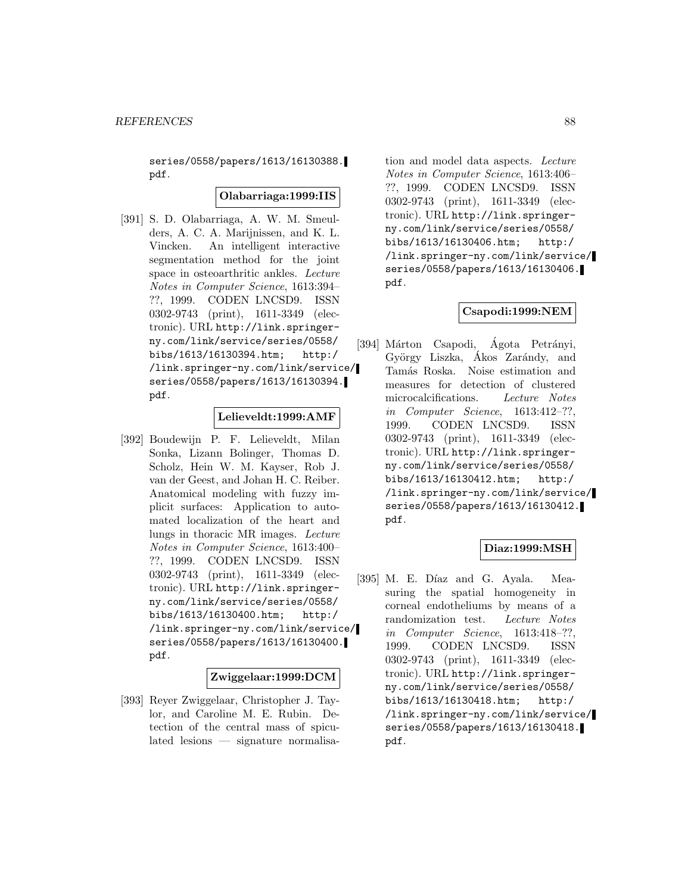series/0558/papers/1613/16130388.pdf.

**Olabarriaga:1999:IIS**

[391] S. D. Olabarriaga, A. W. M. Smeulders, A. C. A. Marijnissen, and K. L. Vincken. An intelligent interactive segmentation method for the joint space in osteoarthritic ankles. *Lecture Notes in Computer Science*, 1613:394–??, 1999. CODEN LNCSD9. ISSN 0302-9743 (print), 1611-3349 (electronic). URL http://link.springer-ny.com/link/service/series/0558/bibs/1613/16130394.htm; http://link.springer-ny.com/link/service/series/0558/papers/1613/16130394.pdf.

**Lelieveldt:1999:AMF**

[392] Boudewijn P. F. Lelieveldt, Milan Sonka, Lizann Bolinger, Thomas D. Scholz, Hein W. M. Kayser, Rob J. van der Geest, and Johan H. C. Reiber. Anatomical modeling with fuzzy implicit surfaces: Application to automated localization of the heart and lungs in thoracic MR images. *Lecture Notes in Computer Science*, 1613:400–??, 1999. CODEN LNCSD9. ISSN 0302-9743 (print), 1611-3349 (electronic). URL http://link.springer-ny.com/link/service/series/0558/bibs/1613/16130400.htm; http://link.springer-ny.com/link/service/series/0558/papers/1613/16130400.pdf.

**Zwiggelaar:1999:DCM**

[393] Reyer Zwiggelaar, Christopher J. Taylor, and Caroline M. E. Rubin. Detection of the central mass of spiculated lesions — signature normalisation and model data aspects. *Lecture Notes in Computer Science*, 1613:406–??, 1999. CODEN LNCSD9. ISSN 0302-9743 (print), 1611-3349 (electronic). URL http://link.springer-ny.com/link/service/series/0558/bibs/1613/16130406.htm; http://link.springer-ny.com/link/service/series/0558/papers/1613/16130406.pdf.

**Csapodi:1999:NEM**

[394] Márton Csapodi, Ágota Petrányi, György Liszka, Ákos Zarándy, and Tamás Roska. Noise estimation and measures for detection of clustered microcalcifications. *Lecture Notes in Computer Science*, 1613:412–??, 1999. CODEN LNCSD9. ISSN 0302-9743 (print), 1611-3349 (electronic). URL http://link.springer-ny.com/link/service/series/0558/bibs/1613/16130412.htm; http://link.springer-ny.com/link/service/series/0558/papers/1613/16130412.pdf.

**Diaz:1999:MSH**

[395] M. E. Díaz and G. Ayala. Measuring the spatial homogeneity in corneal endotheliums by means of a randomization test. *Lecture Notes in Computer Science*, 1613:418–??, 1999. CODEN LNCSD9. ISSN 0302-9743 (print), 1611-3349 (electronic). URL http://link.springer-ny.com/link/service/series/0558/bibs/1613/16130418.htm; http://link.springer-ny.com/link/service/series/0558/papers/1613/16130418.pdf.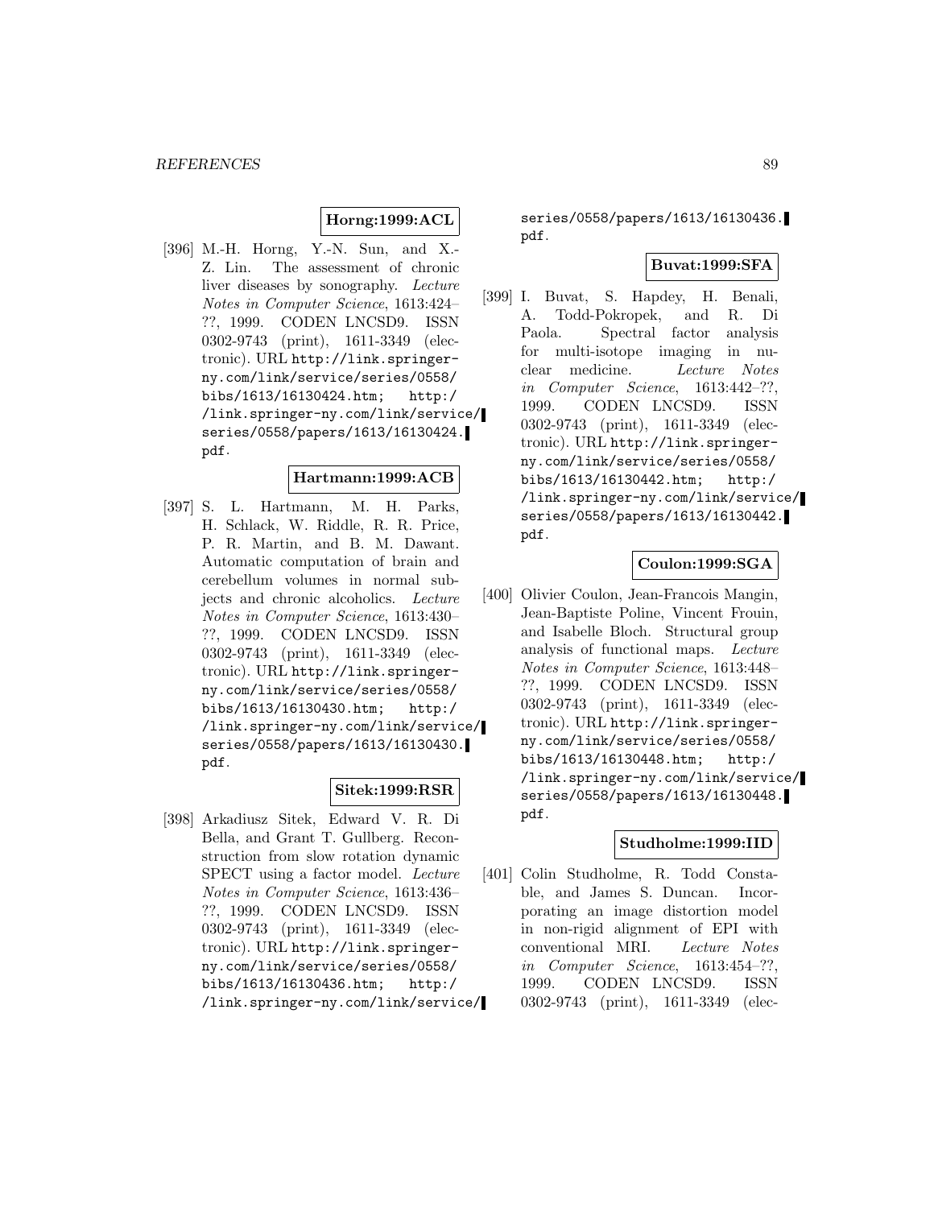**Horng:1999:ACL**

[396] M.-H. Horng, Y.-N. Sun, and X.-Z. Lin. The assessment of chronic liver diseases by sonography. *Lecture Notes in Computer Science*, 1613:424–??, 1999. CODEN LNCSD9. ISSN 0302-9743 (print), 1611-3349 (electronic). URL http://link.springer-ny.com/link/service/series/0558/bibs/1613/16130424.htm; http://link.springer-ny.com/link/service/series/0558/papers/1613/16130424.pdf.

**Hartmann:1999:ACB**

[397] S. L. Hartmann, M. H. Parks, H. Schlack, W. Riddle, R. R. Price, P. R. Martin, and B. M. Dawant. Automatic computation of brain and cerebellum volumes in normal subjects and chronic alcoholics. *Lecture Notes in Computer Science*, 1613:430–??, 1999. CODEN LNCSD9. ISSN 0302-9743 (print), 1611-3349 (electronic). URL http://link.springer-ny.com/link/service/series/0558/bibs/1613/16130430.htm; http://link.springer-ny.com/link/service/series/0558/papers/1613/16130430.pdf.

**Sitek:1999:RSR**

[398] Arkadiusz Sitek, Edward V. R. Di Bella, and Grant T. Gullberg. Reconstruction from slow rotation dynamic SPECT using a factor model. *Lecture Notes in Computer Science*, 1613:436–??, 1999. CODEN LNCSD9. ISSN 0302-9743 (print), 1611-3349 (electronic). URL http://link.springer-ny.com/link/service/series/0558/bibs/1613/16130436.htm; http://link.springer-ny.com/link/service/series/0558/papers/1613/16130436.pdf.

**Buvat:1999:SFA**

[399] I. Buvat, S. Hapdey, H. Benali, A. Todd-Pokropek, and R. Di Paola. Spectral factor analysis for multi-isotope imaging in nuclear medicine. *Lecture Notes in Computer Science*, 1613:442–??, 1999. CODEN LNCSD9. ISSN 0302-9743 (print), 1611-3349 (electronic). URL http://link.springer-ny.com/link/service/series/0558/bibs/1613/16130442.htm; http://link.springer-ny.com/link/service/series/0558/papers/1613/16130442.pdf.

**Coulon:1999:SGA**

[400] Olivier Coulon, Jean-Francois Mangin, Jean-Baptiste Poline, Vincent Frouin, and Isabelle Bloch. Structural group analysis of functional maps. *Lecture Notes in Computer Science*, 1613:448–??, 1999. CODEN LNCSD9. ISSN 0302-9743 (print), 1611-3349 (electronic). URL http://link.springer-ny.com/link/service/series/0558/bibs/1613/16130448.htm; http://link.springer-ny.com/link/service/series/0558/papers/1613/16130448.pdf.

**Studholme:1999:IID**

[401] Colin Studholme, R. Todd Constable, and James S. Duncan. Incorporating an image distortion model in non-rigid alignment of EPI with conventional MRI. *Lecture Notes in Computer Science*, 1613:454–??, 1999. CODEN LNCSD9. ISSN 0302-9743 (print), 1611-3349 (elec-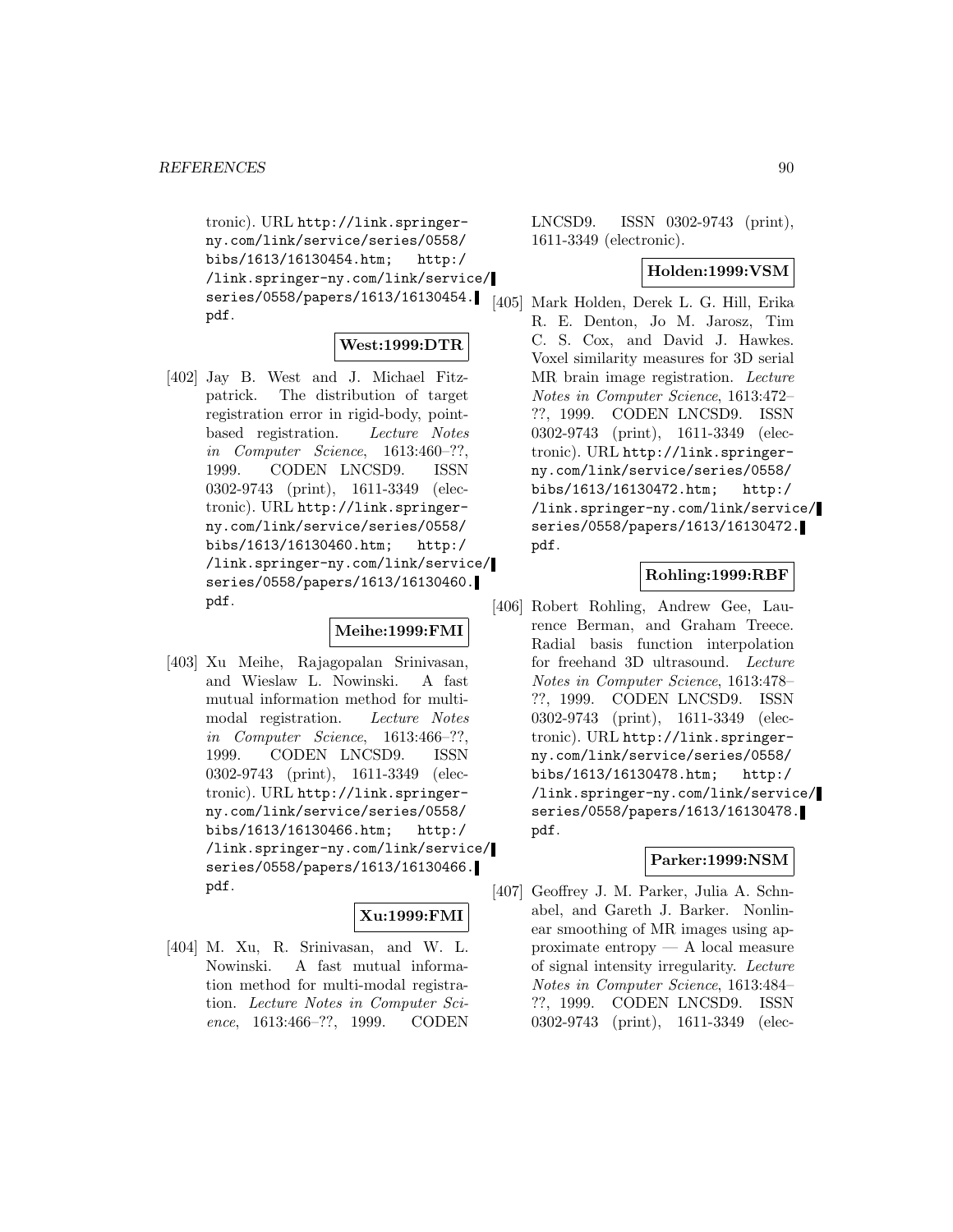tronic). URL http://link.springer-ny.com/link/service/series/0558/bibs/1613/16130454.htm; http://link.springer-ny.com/link/service/series/0558/papers/1613/16130454.pdf.

**West:1999:DTR**

[402] Jay B. West and J. Michael Fitzpatrick. The distribution of target registration error in rigid-body, point-based registration. *Lecture Notes in Computer Science*, 1613:460–??, 1999. CODEN LNCSD9. ISSN 0302-9743 (print), 1611-3349 (electronic). URL http://link.springer-ny.com/link/service/series/0558/bibs/1613/16130460.htm; http://link.springer-ny.com/link/service/series/0558/papers/1613/16130460.pdf.

**Meihe:1999:FMI**

[403] Xu Meihe, Rajagopalan Srinivasan, and Wieslaw L. Nowinski. A fast mutual information method for multi-modal registration. *Lecture Notes in Computer Science*, 1613:466–??, 1999. CODEN LNCSD9. ISSN 0302-9743 (print), 1611-3349 (electronic). URL http://link.springer-ny.com/link/service/series/0558/bibs/1613/16130466.htm; http://link.springer-ny.com/link/service/series/0558/papers/1613/16130466.pdf.

**Xu:1999:FMI**

[404] M. Xu, R. Srinivasan, and W. L. Nowinski. A fast mutual information method for multi-modal registration. *Lecture Notes in Computer Science*, 1613:466–??, 1999. CODEN LNCSD9. ISSN 0302-9743 (print), 1611-3349 (electronic).

**Holden:1999:VSM**

[405] Mark Holden, Derek L. G. Hill, Erika R. E. Denton, Jo M. Jarosz, Tim C. S. Cox, and David J. Hawkes. Voxel similarity measures for 3D serial MR brain image registration. *Lecture Notes in Computer Science*, 1613:472–??, 1999. CODEN LNCSD9. ISSN 0302-9743 (print), 1611-3349 (electronic). URL http://link.springer-ny.com/link/service/series/0558/bibs/1613/16130472.htm; http://link.springer-ny.com/link/service/series/0558/papers/1613/16130472.pdf.

**Rohling:1999:RBF**

[406] Robert Rohling, Andrew Gee, Laurence Berman, and Graham Treece. Radial basis function interpolation for freehand 3D ultrasound. *Lecture Notes in Computer Science*, 1613:478–??, 1999. CODEN LNCSD9. ISSN 0302-9743 (print), 1611-3349 (electronic). URL http://link.springer-ny.com/link/service/series/0558/bibs/1613/16130478.htm; http://link.springer-ny.com/link/service/series/0558/papers/1613/16130478.pdf.

**Parker:1999:NSM**

[407] Geoffrey J. M. Parker, Julia A. Schnabel, and Gareth J. Barker. Nonlinear smoothing of MR images using approximate entropy — A local measure of signal intensity irregularity. *Lecture Notes in Computer Science*, 1613:484–??, 1999. CODEN LNCSD9. ISSN 0302-9743 (print), 1611-3349 (elec-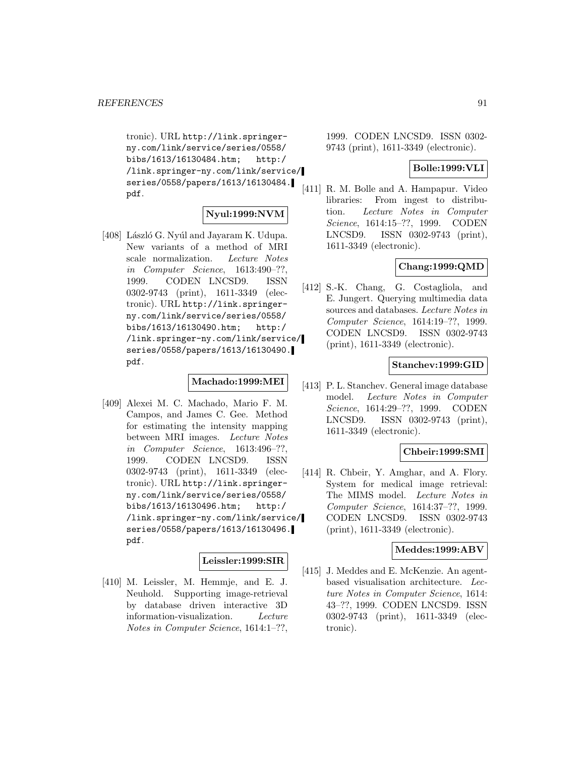tronic). URL http://link.springer-ny.com/link/service/series/0558/bibs/1613/16130484.htm; http://link.springer-ny.com/link/service/series/0558/papers/1613/16130484.pdf.

**Nyul:1999:NVM**

[408] László G. Nyúl and Jayaram K. Udupa. New variants of a method of MRI scale normalization. *Lecture Notes in Computer Science*, 1613:490–??, 1999. CODEN LNCSD9. ISSN 0302-9743 (print), 1611-3349 (electronic). URL http://link.springer-ny.com/link/service/series/0558/bibs/1613/16130490.htm; http://link.springer-ny.com/link/service/series/0558/papers/1613/16130490.pdf.

**Machado:1999:MEI**

[409] Alexei M. C. Machado, Mario F. M. Campos, and James C. Gee. Method for estimating the intensity mapping between MRI images. *Lecture Notes in Computer Science*, 1613:496–??, 1999. CODEN LNCSD9. ISSN 0302-9743 (print), 1611-3349 (electronic). URL http://link.springer-ny.com/link/service/series/0558/bibs/1613/16130496.htm; http://link.springer-ny.com/link/service/series/0558/papers/1613/16130496.pdf.

**Leissler:1999:SIR**

[410] M. Leissler, M. Hemmje, and E. J. Neuhold. Supporting image-retrieval by database driven interactive 3D information-visualization. *Lecture Notes in Computer Science*, 1614:1–??, 1999. CODEN LNCSD9. ISSN 0302-9743 (print), 1611-3349 (electronic).

**Bolle:1999:VLI**

[411] R. M. Bolle and A. Hampapur. Video libraries: From ingest to distribution. *Lecture Notes in Computer Science*, 1614:15–??, 1999. CODEN LNCSD9. ISSN 0302-9743 (print), 1611-3349 (electronic).

**Chang:1999:QMD**

[412] S.-K. Chang, G. Costagliola, and E. Jungert. Querying multimedia data sources and databases. *Lecture Notes in Computer Science*, 1614:19–??, 1999. CODEN LNCSD9. ISSN 0302-9743 (print), 1611-3349 (electronic).

**Stanchev:1999:GID**

[413] P. L. Stanchev. General image database model. *Lecture Notes in Computer Science*, 1614:29–??, 1999. CODEN LNCSD9. ISSN 0302-9743 (print), 1611-3349 (electronic).

**Chbeir:1999:SMI**

[414] R. Chbeir, Y. Amghar, and A. Flory. System for medical image retrieval: The MIMS model. *Lecture Notes in Computer Science*, 1614:37–??, 1999. CODEN LNCSD9. ISSN 0302-9743 (print), 1611-3349 (electronic).

**Meddes:1999:ABV**

[415] J. Meddes and E. McKenzie. An agent-based visualisation architecture. *Lecture Notes in Computer Science*, 1614:43–??, 1999. CODEN LNCSD9. ISSN 0302-9743 (print), 1611-3349 (electronic).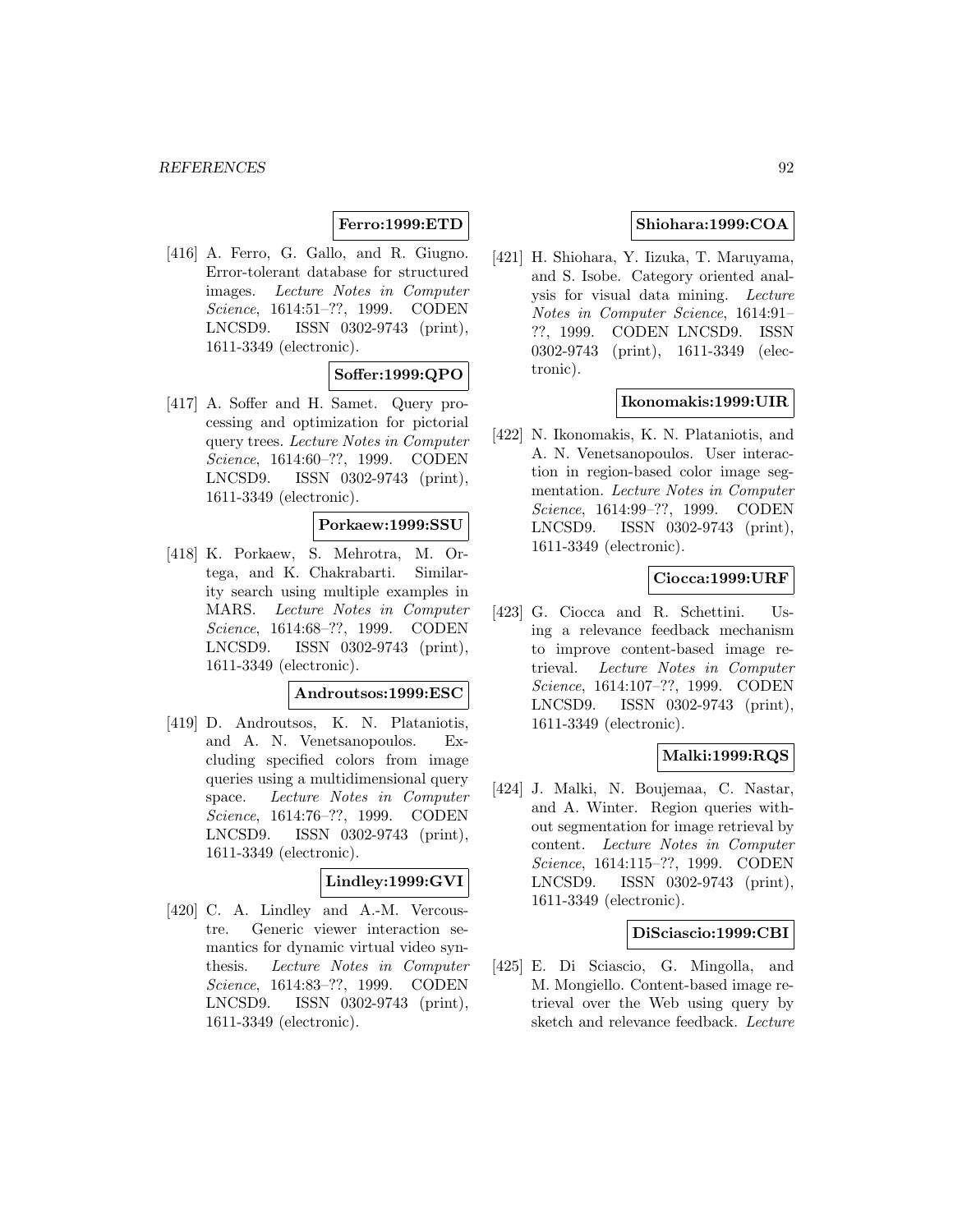**Ferro:1999:ETD**

[416] A. Ferro, G. Gallo, and R. Giugno. Error-tolerant database for structured images. *Lecture Notes in Computer Science*, 1614:51–??, 1999. CODEN LNCSD9. ISSN 0302-9743 (print), 1611-3349 (electronic).

**Soffer:1999:QPO**

[417] A. Soffer and H. Samet. Query processing and optimization for pictorial query trees. *Lecture Notes in Computer Science*, 1614:60–??, 1999. CODEN LNCSD9. ISSN 0302-9743 (print), 1611-3349 (electronic).

**Porkaew:1999:SSU**

[418] K. Porkaew, S. Mehrotra, M. Ortega, and K. Chakrabarti. Similarity search using multiple examples in MARS. *Lecture Notes in Computer Science*, 1614:68–??, 1999. CODEN LNCSD9. ISSN 0302-9743 (print), 1611-3349 (electronic).

**Androutsos:1999:ESC**

[419] D. Androutsos, K. N. Plataniotis, and A. N. Venetsanopoulos. Excluding specified colors from image queries using a multidimensional query space. *Lecture Notes in Computer Science*, 1614:76–??, 1999. CODEN LNCSD9. ISSN 0302-9743 (print), 1611-3349 (electronic).

**Lindley:1999:GVI**

[420] C. A. Lindley and A.-M. Vercoustre. Generic viewer interaction semantics for dynamic virtual video synthesis. *Lecture Notes in Computer Science*, 1614:83–??, 1999. CODEN LNCSD9. ISSN 0302-9743 (print), 1611-3349 (electronic).

**Shiohara:1999:COA**

[421] H. Shiohara, Y. Iizuka, T. Maruyama, and S. Isobe. Category oriented analysis for visual data mining. *Lecture Notes in Computer Science*, 1614:91–??, 1999. CODEN LNCSD9. ISSN 0302-9743 (print), 1611-3349 (electronic).

**Ikonomakis:1999:UIR**

[422] N. Ikonomakis, K. N. Plataniotis, and A. N. Venetsanopoulos. User interaction in region-based color image segmentation. *Lecture Notes in Computer Science*, 1614:99–??, 1999. CODEN LNCSD9. ISSN 0302-9743 (print), 1611-3349 (electronic).

**Ciocca:1999:URF**

[423] G. Ciocca and R. Schettini. Using a relevance feedback mechanism to improve content-based image retrieval. *Lecture Notes in Computer Science*, 1614:107–??, 1999. CODEN LNCSD9. ISSN 0302-9743 (print), 1611-3349 (electronic).

**Malki:1999:RQS**

[424] J. Malki, N. Boujemaa, C. Nastar, and A. Winter. Region queries without segmentation for image retrieval by content. *Lecture Notes in Computer Science*, 1614:115–??, 1999. CODEN LNCSD9. ISSN 0302-9743 (print), 1611-3349 (electronic).

**DiSciascio:1999:CBI**

[425] E. Di Sciascio, G. Mingolla, and M. Mongiello. Content-based image retrieval over the Web using query by sketch and relevance feedback. *Lecture*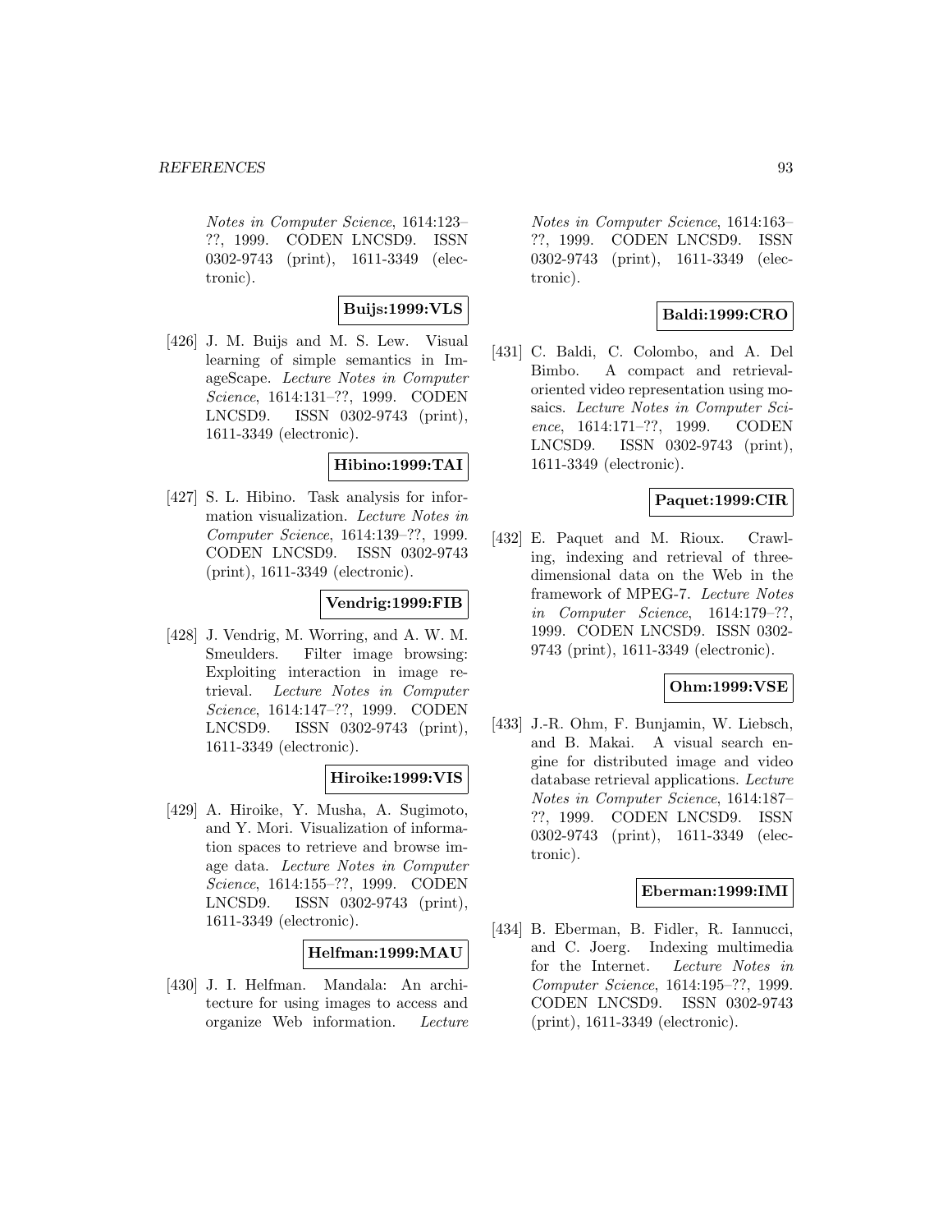*Notes in Computer Science*, 1614:123–??, 1999. CODEN LNCSD9. ISSN 0302-9743 (print), 1611-3349 (electronic).

**Buijs:1999:VLS**

[426] J. M. Buijs and M. S. Lew. Visual learning of simple semantics in ImageScape. *Lecture Notes in Computer Science*, 1614:131–??, 1999. CODEN LNCSD9. ISSN 0302-9743 (print), 1611-3349 (electronic).

**Hibino:1999:TAI**

[427] S. L. Hibino. Task analysis for information visualization. *Lecture Notes in Computer Science*, 1614:139–??, 1999. CODEN LNCSD9. ISSN 0302-9743 (print), 1611-3349 (electronic).

**Vendrig:1999:FIB**

[428] J. Vendrig, M. Worring, and A. W. M. Smeulders. Filter image browsing: Exploiting interaction in image retrieval. *Lecture Notes in Computer Science*, 1614:147–??, 1999. CODEN LNCSD9. ISSN 0302-9743 (print), 1611-3349 (electronic).

**Hiroike:1999:VIS**

[429] A. Hiroike, Y. Musha, A. Sugimoto, and Y. Mori. Visualization of information spaces to retrieve and browse image data. *Lecture Notes in Computer Science*, 1614:155–??, 1999. CODEN LNCSD9. ISSN 0302-9743 (print), 1611-3349 (electronic).

**Helfman:1999:MAU**

[430] J. I. Helfman. Mandala: An architecture for using images to access and organize Web information. *Lecture Notes in Computer Science*, 1614:163–??, 1999. CODEN LNCSD9. ISSN 0302-9743 (print), 1611-3349 (electronic).

**Baldi:1999:CRO**

[431] C. Baldi, C. Colombo, and A. Del Bimbo. A compact and retrieval-oriented video representation using mosaics. *Lecture Notes in Computer Science*, 1614:171–??, 1999. CODEN LNCSD9. ISSN 0302-9743 (print), 1611-3349 (electronic).

**Paquet:1999:CIR**

[432] E. Paquet and M. Rioux. Crawling, indexing and retrieval of three-dimensional data on the Web in the framework of MPEG-7. *Lecture Notes in Computer Science*, 1614:179–??, 1999. CODEN LNCSD9. ISSN 0302-9743 (print), 1611-3349 (electronic).

**Ohm:1999:VSE**

[433] J.-R. Ohm, F. Bunjamin, W. Liebsch, and B. Makai. A visual search engine for distributed image and video database retrieval applications. *Lecture Notes in Computer Science*, 1614:187–??, 1999. CODEN LNCSD9. ISSN 0302-9743 (print), 1611-3349 (electronic).

**Eberman:1999:IMI**

[434] B. Eberman, B. Fidler, R. Iannucci, and C. Joerg. Indexing multimedia for the Internet. *Lecture Notes in Computer Science*, 1614:195–??, 1999. CODEN LNCSD9. ISSN 0302-9743 (print), 1611-3349 (electronic).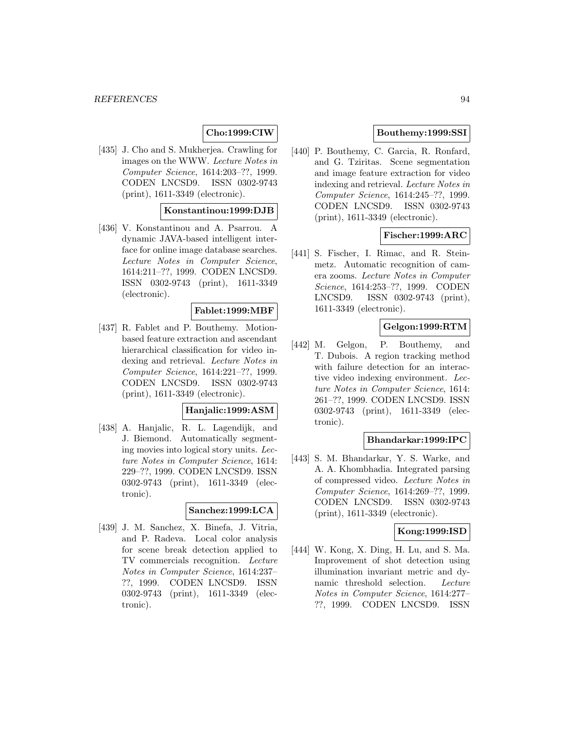**Cho:1999:CIW**

[435] J. Cho and S. Mukherjea. Crawling for images on the WWW. *Lecture Notes in Computer Science*, 1614:203–??, 1999. CODEN LNCSD9. ISSN 0302-9743 (print), 1611-3349 (electronic).

**Konstantinou:1999:DJB**

[436] V. Konstantinou and A. Psarrou. A dynamic JAVA-based intelligent interface for online image database searches. *Lecture Notes in Computer Science*, 1614:211–??, 1999. CODEN LNCSD9. ISSN 0302-9743 (print), 1611-3349 (electronic).

**Fablet:1999:MBF**

[437] R. Fablet and P. Bouthemy. Motion-based feature extraction and ascendant hierarchical classification for video indexing and retrieval. *Lecture Notes in Computer Science*, 1614:221–??, 1999. CODEN LNCSD9. ISSN 0302-9743 (print), 1611-3349 (electronic).

**Hanjalic:1999:ASM**

[438] A. Hanjalic, R. L. Lagendijk, and J. Biemond. Automatically segmenting movies into logical story units. *Lecture Notes in Computer Science*, 1614: 229–??, 1999. CODEN LNCSD9. ISSN 0302-9743 (print), 1611-3349 (electronic).

**Sanchez:1999:LCA**

[439] J. M. Sanchez, X. Binefa, J. Vitria, and P. Radeva. Local color analysis for scene break detection applied to TV commercials recognition. *Lecture Notes in Computer Science*, 1614:237–??, 1999. CODEN LNCSD9. ISSN 0302-9743 (print), 1611-3349 (electronic).

**Bouthemy:1999:SSI**

[440] P. Bouthemy, C. Garcia, R. Ronfard, and G. Tziritas. Scene segmentation and image feature extraction for video indexing and retrieval. *Lecture Notes in Computer Science*, 1614:245–??, 1999. CODEN LNCSD9. ISSN 0302-9743 (print), 1611-3349 (electronic).

**Fischer:1999:ARC**

[441] S. Fischer, I. Rimac, and R. Steinmetz. Automatic recognition of camera zooms. *Lecture Notes in Computer Science*, 1614:253–??, 1999. CODEN LNCSD9. ISSN 0302-9743 (print), 1611-3349 (electronic).

**Gelgon:1999:RTM**

[442] M. Gelgon, P. Bouthemy, and T. Dubois. A region tracking method with failure detection for an interactive video indexing environment. *Lecture Notes in Computer Science*, 1614: 261–??, 1999. CODEN LNCSD9. ISSN 0302-9743 (print), 1611-3349 (electronic).

**Bhandarkar:1999:IPC**

[443] S. M. Bhandarkar, Y. S. Warke, and A. A. Khombhadia. Integrated parsing of compressed video. *Lecture Notes in Computer Science*, 1614:269–??, 1999. CODEN LNCSD9. ISSN 0302-9743 (print), 1611-3349 (electronic).

**Kong:1999:ISD**

[444] W. Kong, X. Ding, H. Lu, and S. Ma. Improvement of shot detection using illumination invariant metric and dynamic threshold selection. *Lecture Notes in Computer Science*, 1614:277–??, 1999. CODEN LNCSD9. ISSN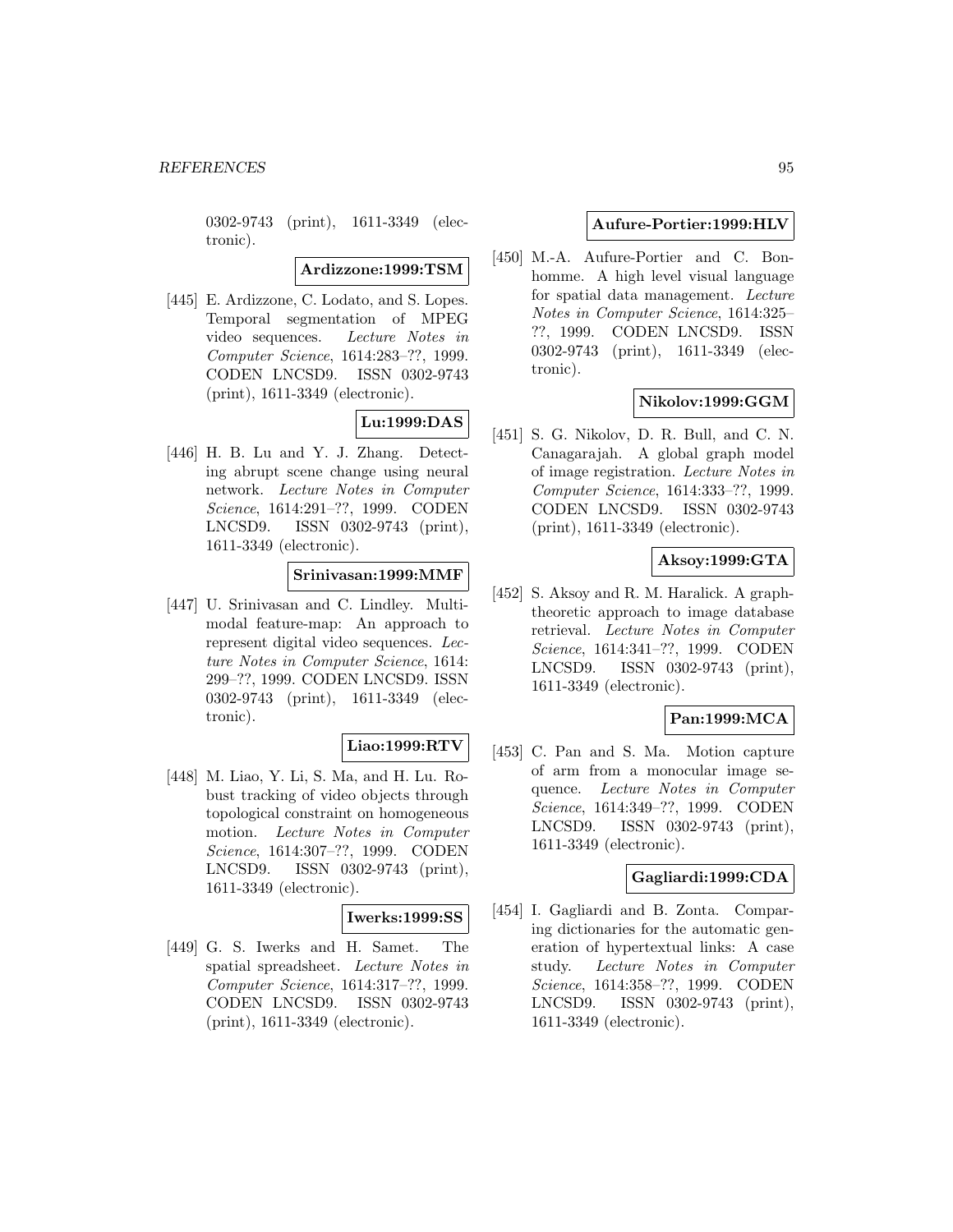0302-9743 (print), 1611-3349 (electronic).

**Ardizzone:1999:TSM**

[445] E. Ardizzone, C. Lodato, and S. Lopes. Temporal segmentation of MPEG video sequences. *Lecture Notes in Computer Science*, 1614:283–??, 1999. CODEN LNCSD9. ISSN 0302-9743 (print), 1611-3349 (electronic).

**Lu:1999:DAS**

[446] H. B. Lu and Y. J. Zhang. Detecting abrupt scene change using neural network. *Lecture Notes in Computer Science*, 1614:291–??, 1999. CODEN LNCSD9. ISSN 0302-9743 (print), 1611-3349 (electronic).

**Srinivasan:1999:MMF**

[447] U. Srinivasan and C. Lindley. Multimodal feature-map: An approach to represent digital video sequences. *Lecture Notes in Computer Science*, 1614: 299–??, 1999. CODEN LNCSD9. ISSN 0302-9743 (print), 1611-3349 (electronic).

**Liao:1999:RTV**

[448] M. Liao, Y. Li, S. Ma, and H. Lu. Robust tracking of video objects through topological constraint on homogeneous motion. *Lecture Notes in Computer Science*, 1614:307–??, 1999. CODEN LNCSD9. ISSN 0302-9743 (print), 1611-3349 (electronic).

**Iwerks:1999:SS**

[449] G. S. Iwerks and H. Samet. The spatial spreadsheet. *Lecture Notes in Computer Science*, 1614:317–??, 1999. CODEN LNCSD9. ISSN 0302-9743 (print), 1611-3349 (electronic).

**Aufure-Portier:1999:HLV**

[450] M.-A. Aufure-Portier and C. Bonhomme. A high level visual language for spatial data management. *Lecture Notes in Computer Science*, 1614:325–??, 1999. CODEN LNCSD9. ISSN 0302-9743 (print), 1611-3349 (electronic).

**Nikolov:1999:GGM**

[451] S. G. Nikolov, D. R. Bull, and C. N. Canagarajah. A global graph model of image registration. *Lecture Notes in Computer Science*, 1614:333–??, 1999. CODEN LNCSD9. ISSN 0302-9743 (print), 1611-3349 (electronic).

**Aksoy:1999:GTA**

[452] S. Aksoy and R. M. Haralick. A graph-theoretic approach to image database retrieval. *Lecture Notes in Computer Science*, 1614:341–??, 1999. CODEN LNCSD9. ISSN 0302-9743 (print), 1611-3349 (electronic).

**Pan:1999:MCA**

[453] C. Pan and S. Ma. Motion capture of arm from a monocular image sequence. *Lecture Notes in Computer Science*, 1614:349–??, 1999. CODEN LNCSD9. ISSN 0302-9743 (print), 1611-3349 (electronic).

**Gagliardi:1999:CDA**

[454] I. Gagliardi and B. Zonta. Comparing dictionaries for the automatic generation of hypertextual links: A case study. *Lecture Notes in Computer Science*, 1614:358–??, 1999. CODEN LNCSD9. ISSN 0302-9743 (print), 1611-3349 (electronic).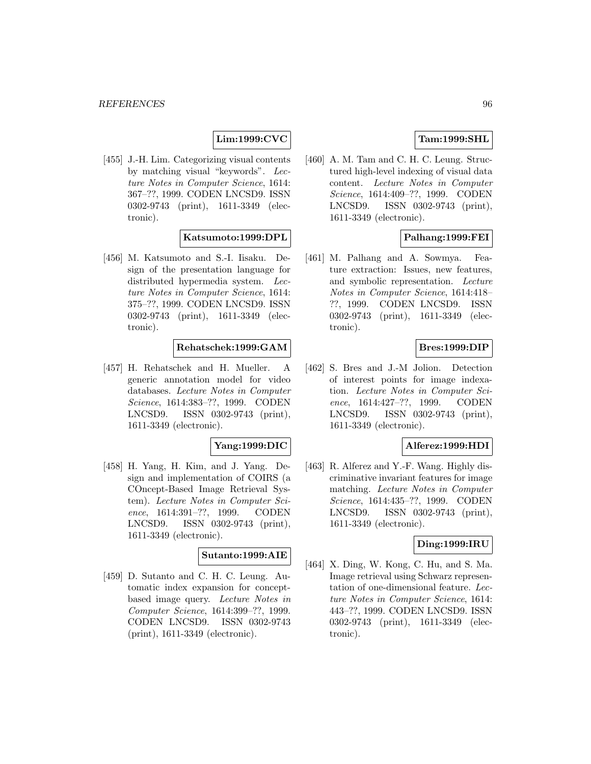**Lim:1999:CVC**

[455] J.-H. Lim. Categorizing visual contents by matching visual "keywords". *Lecture Notes in Computer Science*, 1614: 367–??, 1999. CODEN LNCSD9. ISSN 0302-9743 (print), 1611-3349 (electronic).

**Katsumoto:1999:DPL**

[456] M. Katsumoto and S.-I. Iisaku. Design of the presentation language for distributed hypermedia system. *Lecture Notes in Computer Science*, 1614: 375–??, 1999. CODEN LNCSD9. ISSN 0302-9743 (print), 1611-3349 (electronic).

**Rehatschek:1999:GAM**

[457] H. Rehatschek and H. Mueller. A generic annotation model for video databases. *Lecture Notes in Computer Science*, 1614:383–??, 1999. CODEN LNCSD9. ISSN 0302-9743 (print), 1611-3349 (electronic).

**Yang:1999:DIC**

[458] H. Yang, H. Kim, and J. Yang. Design and implementation of COIRS (a COncept-Based Image Retrieval System). *Lecture Notes in Computer Science*, 1614:391–??, 1999. CODEN LNCSD9. ISSN 0302-9743 (print), 1611-3349 (electronic).

**Sutanto:1999:AIE**

[459] D. Sutanto and C. H. C. Leung. Automatic index expansion for concept-based image query. *Lecture Notes in Computer Science*, 1614:399–??, 1999. CODEN LNCSD9. ISSN 0302-9743 (print), 1611-3349 (electronic).

**Tam:1999:SHL**

[460] A. M. Tam and C. H. C. Leung. Structured high-level indexing of visual data content. *Lecture Notes in Computer Science*, 1614:409–??, 1999. CODEN LNCSD9. ISSN 0302-9743 (print), 1611-3349 (electronic).

**Palhang:1999:FEI**

[461] M. Palhang and A. Sowmya. Feature extraction: Issues, new features, and symbolic representation. *Lecture Notes in Computer Science*, 1614:418–??, 1999. CODEN LNCSD9. ISSN 0302-9743 (print), 1611-3349 (electronic).

**Bres:1999:DIP**

[462] S. Bres and J.-M Jolion. Detection of interest points for image indexation. *Lecture Notes in Computer Science*, 1614:427–??, 1999. CODEN LNCSD9. ISSN 0302-9743 (print), 1611-3349 (electronic).

**Alferez:1999:HDI**

[463] R. Alferez and Y.-F. Wang. Highly discriminative invariant features for image matching. *Lecture Notes in Computer Science*, 1614:435–??, 1999. CODEN LNCSD9. ISSN 0302-9743 (print), 1611-3349 (electronic).

**Ding:1999:IRU**

[464] X. Ding, W. Kong, C. Hu, and S. Ma. Image retrieval using Schwarz representation of one-dimensional feature. *Lecture Notes in Computer Science*, 1614: 443–??, 1999. CODEN LNCSD9. ISSN 0302-9743 (print), 1611-3349 (electronic).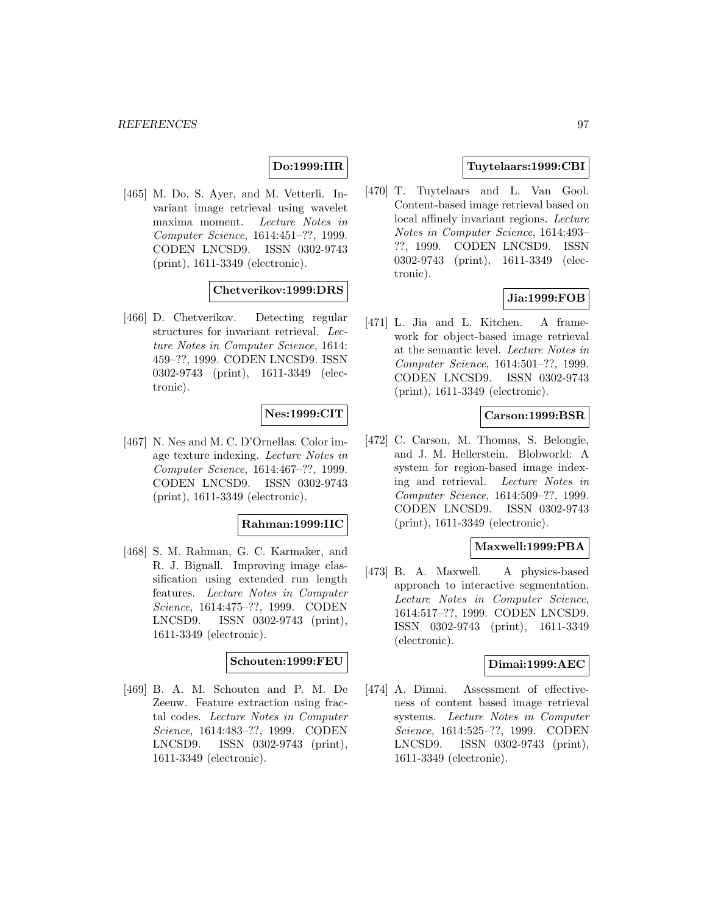**Do:1999:IIR**

[465] M. Do, S. Ayer, and M. Vetterli. Invariant image retrieval using wavelet maxima moment. *Lecture Notes in Computer Science*, 1614:451–??, 1999. CODEN LNCSD9. ISSN 0302-9743 (print), 1611-3349 (electronic).

**Chetverikov:1999:DRS**

[466] D. Chetverikov. Detecting regular structures for invariant retrieval. *Lecture Notes in Computer Science*, 1614: 459–??, 1999. CODEN LNCSD9. ISSN 0302-9743 (print), 1611-3349 (electronic).

**Nes:1999:CIT**

[467] N. Nes and M. C. D'Ornellas. Color image texture indexing. *Lecture Notes in Computer Science*, 1614:467–??, 1999. CODEN LNCSD9. ISSN 0302-9743 (print), 1611-3349 (electronic).

**Rahman:1999:IIC**

[468] S. M. Rahman, G. C. Karmaker, and R. J. Bignall. Improving image classification using extended run length features. *Lecture Notes in Computer Science*, 1614:475–??, 1999. CODEN LNCSD9. ISSN 0302-9743 (print), 1611-3349 (electronic).

**Schouten:1999:FEU**

[469] B. A. M. Schouten and P. M. De Zeeuw. Feature extraction using fractal codes. *Lecture Notes in Computer Science*, 1614:483–??, 1999. CODEN LNCSD9. ISSN 0302-9743 (print), 1611-3349 (electronic).

**Tuytelaars:1999:CBI**

[470] T. Tuytelaars and L. Van Gool. Content-based image retrieval based on local affinely invariant regions. *Lecture Notes in Computer Science*, 1614:493–??, 1999. CODEN LNCSD9. ISSN 0302-9743 (print), 1611-3349 (electronic).

**Jia:1999:FOB**

[471] L. Jia and L. Kitchen. A framework for object-based image retrieval at the semantic level. *Lecture Notes in Computer Science*, 1614:501–??, 1999. CODEN LNCSD9. ISSN 0302-9743 (print), 1611-3349 (electronic).

**Carson:1999:BSR**

[472] C. Carson, M. Thomas, S. Belongie, and J. M. Hellerstein. Blobworld: A system for region-based image indexing and retrieval. *Lecture Notes in Computer Science*, 1614:509–??, 1999. CODEN LNCSD9. ISSN 0302-9743 (print), 1611-3349 (electronic).

**Maxwell:1999:PBA**

[473] B. A. Maxwell. A physics-based approach to interactive segmentation. *Lecture Notes in Computer Science*, 1614:517–??, 1999. CODEN LNCSD9. ISSN 0302-9743 (print), 1611-3349 (electronic).

**Dimai:1999:AEC**

[474] A. Dimai. Assessment of effectiveness of content based image retrieval systems. *Lecture Notes in Computer Science*, 1614:525–??, 1999. CODEN LNCSD9. ISSN 0302-9743 (print), 1611-3349 (electronic).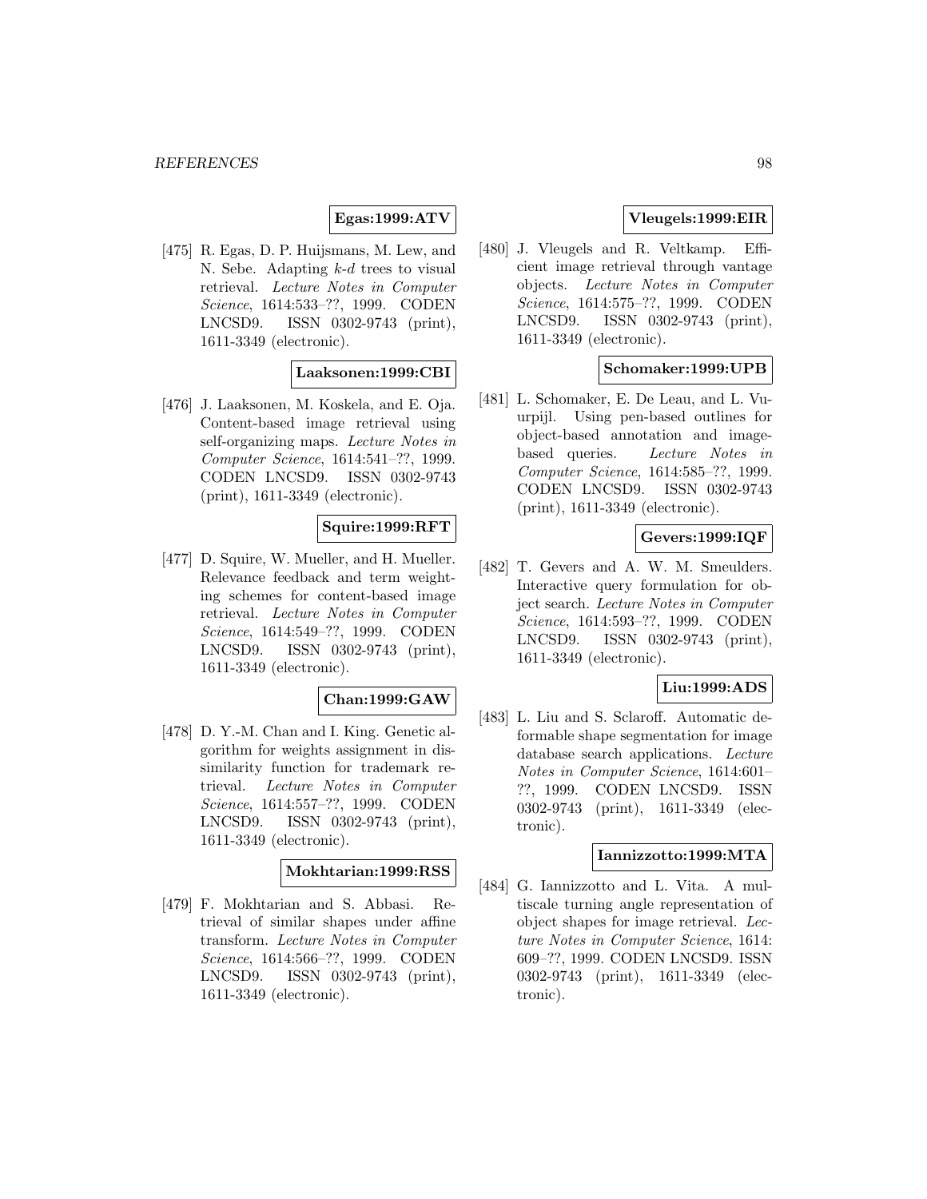**Egas:1999:ATV**

[475] R. Egas, D. P. Huijsmans, M. Lew, and N. Sebe. Adapting $k$-$d$ trees to visual retrieval. *Lecture Notes in Computer Science*, 1614:533–??, 1999. CODEN LNCSD9. ISSN 0302-9743 (print), 1611-3349 (electronic).

**Laaksonen:1999:CBI**

[476] J. Laaksonen, M. Koskela, and E. Oja. Content-based image retrieval using self-organizing maps. *Lecture Notes in Computer Science*, 1614:541–??, 1999. CODEN LNCSD9. ISSN 0302-9743 (print), 1611-3349 (electronic).

**Squire:1999:RFT**

[477] D. Squire, W. Mueller, and H. Mueller. Relevance feedback and term weighting schemes for content-based image retrieval. *Lecture Notes in Computer Science*, 1614:549–??, 1999. CODEN LNCSD9. ISSN 0302-9743 (print), 1611-3349 (electronic).

**Chan:1999:GAW**

[478] D. Y.-M. Chan and I. King. Genetic algorithm for weights assignment in dissimilarity function for trademark retrieval. *Lecture Notes in Computer Science*, 1614:557–??, 1999. CODEN LNCSD9. ISSN 0302-9743 (print), 1611-3349 (electronic).

**Mokhtarian:1999:RSS**

[479] F. Mokhtarian and S. Abbasi. Retrieval of similar shapes under affine transform. *Lecture Notes in Computer Science*, 1614:566–??, 1999. CODEN LNCSD9. ISSN 0302-9743 (print), 1611-3349 (electronic).

**Vleugels:1999:EIR**

[480] J. Vleugels and R. Veltkamp. Efficient image retrieval through vantage objects. *Lecture Notes in Computer Science*, 1614:575–??, 1999. CODEN LNCSD9. ISSN 0302-9743 (print), 1611-3349 (electronic).

**Schomaker:1999:UPB**

[481] L. Schomaker, E. De Leau, and L. Vuurpijl. Using pen-based outlines for object-based annotation and image-based queries. *Lecture Notes in Computer Science*, 1614:585–??, 1999. CODEN LNCSD9. ISSN 0302-9743 (print), 1611-3349 (electronic).

**Gevers:1999:IQF**

[482] T. Gevers and A. W. M. Smeulders. Interactive query formulation for object search. *Lecture Notes in Computer Science*, 1614:593–??, 1999. CODEN LNCSD9. ISSN 0302-9743 (print), 1611-3349 (electronic).

**Liu:1999:ADS**

[483] L. Liu and S. Sclaroff. Automatic deformable shape segmentation for image database search applications. *Lecture Notes in Computer Science*, 1614:601–??, 1999. CODEN LNCSD9. ISSN 0302-9743 (print), 1611-3349 (electronic).

**Iannizzotto:1999:MTA**

[484] G. Iannizzotto and L. Vita. A multiscale turning angle representation of object shapes for image retrieval. *Lecture Notes in Computer Science*, 1614: 609–??, 1999. CODEN LNCSD9. ISSN 0302-9743 (print), 1611-3349 (electronic).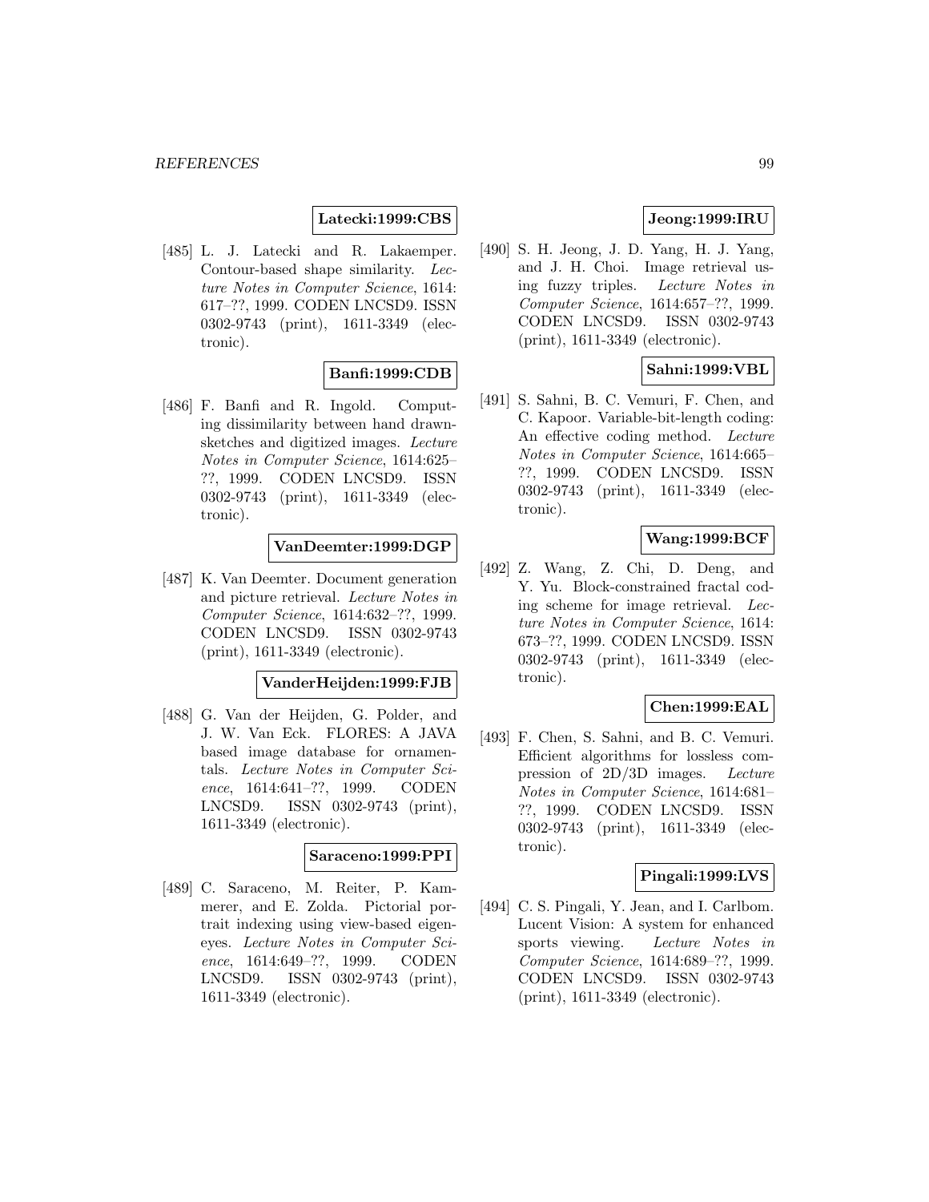**Latecki:1999:CBS**

[485] L. J. Latecki and R. Lakaemper. Contour-based shape similarity. *Lecture Notes in Computer Science*, 1614: 617–??, 1999. CODEN LNCSD9. ISSN 0302-9743 (print), 1611-3349 (electronic).

**Banfi:1999:CDB**

[486] F. Banfi and R. Ingold. Computing dissimilarity between hand drawn-sketches and digitized images. *Lecture Notes in Computer Science*, 1614:625–??, 1999. CODEN LNCSD9. ISSN 0302-9743 (print), 1611-3349 (electronic).

**VanDeemter:1999:DGP**

[487] K. Van Deemter. Document generation and picture retrieval. *Lecture Notes in Computer Science*, 1614:632–??, 1999. CODEN LNCSD9. ISSN 0302-9743 (print), 1611-3349 (electronic).

**VanderHeijden:1999:FJB**

[488] G. Van der Heijden, G. Polder, and J. W. Van Eck. FLORES: A JAVA based image database for ornamentals. *Lecture Notes in Computer Science*, 1614:641–??, 1999. CODEN LNCSD9. ISSN 0302-9743 (print), 1611-3349 (electronic).

**Saraceno:1999:PPI**

[489] C. Saraceno, M. Reiter, P. Kammerer, and E. Zolda. Pictorial portrait indexing using view-based eigeneyes. *Lecture Notes in Computer Science*, 1614:649–??, 1999. CODEN LNCSD9. ISSN 0302-9743 (print), 1611-3349 (electronic).

**Jeong:1999:IRU**

[490] S. H. Jeong, J. D. Yang, H. J. Yang, and J. H. Choi. Image retrieval using fuzzy triples. *Lecture Notes in Computer Science*, 1614:657–??, 1999. CODEN LNCSD9. ISSN 0302-9743 (print), 1611-3349 (electronic).

**Sahni:1999:VBL**

[491] S. Sahni, B. C. Vemuri, F. Chen, and C. Kapoor. Variable-bit-length coding: An effective coding method. *Lecture Notes in Computer Science*, 1614:665–??, 1999. CODEN LNCSD9. ISSN 0302-9743 (print), 1611-3349 (electronic).

**Wang:1999:BCF**

[492] Z. Wang, Z. Chi, D. Deng, and Y. Yu. Block-constrained fractal coding scheme for image retrieval. *Lecture Notes in Computer Science*, 1614: 673–??, 1999. CODEN LNCSD9. ISSN 0302-9743 (print), 1611-3349 (electronic).

**Chen:1999:EAL**

[493] F. Chen, S. Sahni, and B. C. Vemuri. Efficient algorithms for lossless compression of 2D/3D images. *Lecture Notes in Computer Science*, 1614:681–??, 1999. CODEN LNCSD9. ISSN 0302-9743 (print), 1611-3349 (electronic).

**Pingali:1999:LVS**

[494] C. S. Pingali, Y. Jean, and I. Carlbom. Lucent Vision: A system for enhanced sports viewing. *Lecture Notes in Computer Science*, 1614:689–??, 1999. CODEN LNCSD9. ISSN 0302-9743 (print), 1611-3349 (electronic).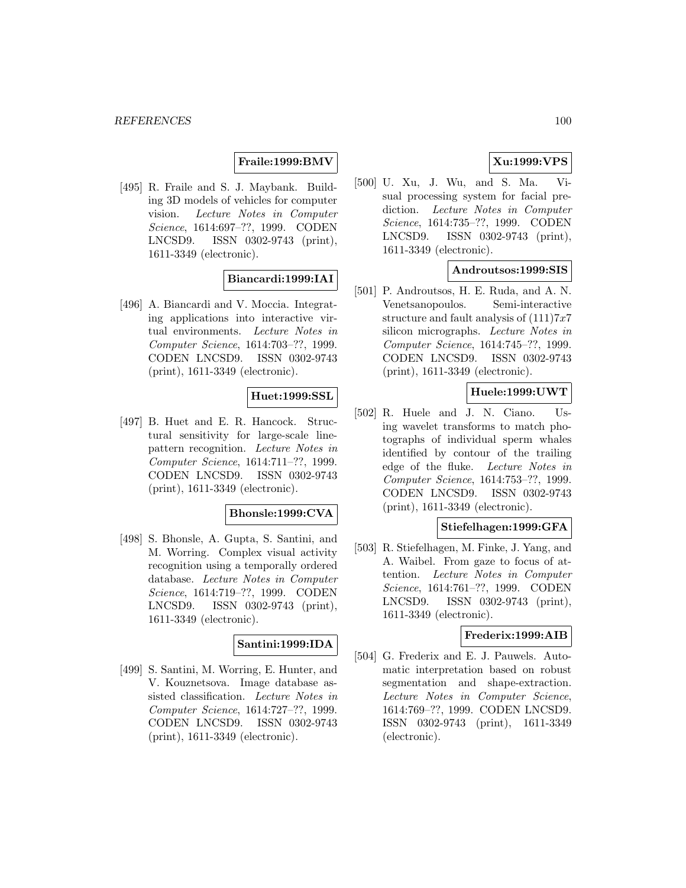**Fraile:1999:BMV**

[495] R. Fraile and S. J. Maybank. Building 3D models of vehicles for computer vision. *Lecture Notes in Computer Science*, 1614:697–??, 1999. CODEN LNCSD9. ISSN 0302-9743 (print), 1611-3349 (electronic).

**Biancardi:1999:IAI**

[496] A. Biancardi and V. Moccia. Integrating applications into interactive virtual environments. *Lecture Notes in Computer Science*, 1614:703–??, 1999. CODEN LNCSD9. ISSN 0302-9743 (print), 1611-3349 (electronic).

**Huet:1999:SSL**

[497] B. Huet and E. R. Hancock. Structural sensitivity for large-scale line-pattern recognition. *Lecture Notes in Computer Science*, 1614:711–??, 1999. CODEN LNCSD9. ISSN 0302-9743 (print), 1611-3349 (electronic).

**Bhonsle:1999:CVA**

[498] S. Bhonsle, A. Gupta, S. Santini, and M. Worring. Complex visual activity recognition using a temporally ordered database. *Lecture Notes in Computer Science*, 1614:719–??, 1999. CODEN LNCSD9. ISSN 0302-9743 (print), 1611-3349 (electronic).

**Santini:1999:IDA**

[499] S. Santini, M. Worring, E. Hunter, and V. Kouznetsova. Image database assisted classification. *Lecture Notes in Computer Science*, 1614:727–??, 1999. CODEN LNCSD9. ISSN 0302-9743 (print), 1611-3349 (electronic).

**Xu:1999:VPS**

[500] U. Xu, J. Wu, and S. Ma. Visual processing system for facial prediction. *Lecture Notes in Computer Science*, 1614:735–??, 1999. CODEN LNCSD9. ISSN 0302-9743 (print), 1611-3349 (electronic).

**Androutsos:1999:SIS**

[501] P. Androutsos, H. E. Ruda, and A. N. Venetsanopoulos. Semi-interactive structure and fault analysis of $(111)7x7$ silicon micrographs. *Lecture Notes in Computer Science*, 1614:745–??, 1999. CODEN LNCSD9. ISSN 0302-9743 (print), 1611-3349 (electronic).

**Huele:1999:UWT**

[502] R. Huele and J. N. Ciano. Using wavelet transforms to match photographs of individual sperm whales identified by contour of the trailing edge of the fluke. *Lecture Notes in Computer Science*, 1614:753–??, 1999. CODEN LNCSD9. ISSN 0302-9743 (print), 1611-3349 (electronic).

**Stiefelhagen:1999:GFA**

[503] R. Stiefelhagen, M. Finke, J. Yang, and A. Waibel. From gaze to focus of attention. *Lecture Notes in Computer Science*, 1614:761–??, 1999. CODEN LNCSD9. ISSN 0302-9743 (print), 1611-3349 (electronic).

**Frederix:1999:AIB**

[504] G. Frederix and E. J. Pauwels. Automatic interpretation based on robust segmentation and shape-extraction. *Lecture Notes in Computer Science*, 1614:769–??, 1999. CODEN LNCSD9. ISSN 0302-9743 (print), 1611-3349 (electronic).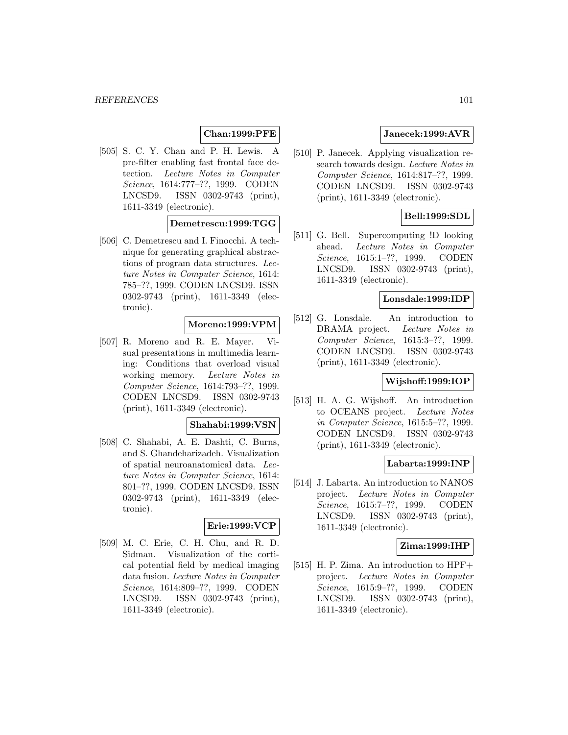**Chan:1999:PFE**

[505] S. C. Y. Chan and P. H. Lewis. A pre-filter enabling fast frontal face detection. *Lecture Notes in Computer Science*, 1614:777–??, 1999. CODEN LNCSD9. ISSN 0302-9743 (print), 1611-3349 (electronic).

**Demetrescu:1999:TGG**

[506] C. Demetrescu and I. Finocchi. A technique for generating graphical abstractions of program data structures. *Lecture Notes in Computer Science*, 1614: 785–??, 1999. CODEN LNCSD9. ISSN 0302-9743 (print), 1611-3349 (electronic).

**Moreno:1999:VPM**

[507] R. Moreno and R. E. Mayer. Visual presentations in multimedia learning: Conditions that overload visual working memory. *Lecture Notes in Computer Science*, 1614:793–??, 1999. CODEN LNCSD9. ISSN 0302-9743 (print), 1611-3349 (electronic).

**Shahabi:1999:VSN**

[508] C. Shahabi, A. E. Dashti, C. Burns, and S. Ghandeharizadeh. Visualization of spatial neuroanatomical data. *Lecture Notes in Computer Science*, 1614: 801–??, 1999. CODEN LNCSD9. ISSN 0302-9743 (print), 1611-3349 (electronic).

**Erie:1999:VCP**

[509] M. C. Erie, C. H. Chu, and R. D. Sidman. Visualization of the cortical potential field by medical imaging data fusion. *Lecture Notes in Computer Science*, 1614:809–??, 1999. CODEN LNCSD9. ISSN 0302-9743 (print), 1611-3349 (electronic).

**Janecek:1999:AVR**

[510] P. Janecek. Applying visualization research towards design. *Lecture Notes in Computer Science*, 1614:817–??, 1999. CODEN LNCSD9. ISSN 0302-9743 (print), 1611-3349 (electronic).

**Bell:1999:SDL**

[511] G. Bell. Supercomputing !D looking ahead. *Lecture Notes in Computer Science*, 1615:1–??, 1999. CODEN LNCSD9. ISSN 0302-9743 (print), 1611-3349 (electronic).

**Lonsdale:1999:IDP**

[512] G. Lonsdale. An introduction to DRAMA project. *Lecture Notes in Computer Science*, 1615:3–??, 1999. CODEN LNCSD9. ISSN 0302-9743 (print), 1611-3349 (electronic).

**Wijshoff:1999:IOP**

[513] H. A. G. Wijshoff. An introduction to OCEANS project. *Lecture Notes in Computer Science*, 1615:5–??, 1999. CODEN LNCSD9. ISSN 0302-9743 (print), 1611-3349 (electronic).

**Labarta:1999:INP**

[514] J. Labarta. An introduction to NANOS project. *Lecture Notes in Computer Science*, 1615:7–??, 1999. CODEN LNCSD9. ISSN 0302-9743 (print), 1611-3349 (electronic).

**Zima:1999:IHP**

[515] H. P. Zima. An introduction to HPF+ project. *Lecture Notes in Computer Science*, 1615:9–??, 1999. CODEN LNCSD9. ISSN 0302-9743 (print), 1611-3349 (electronic).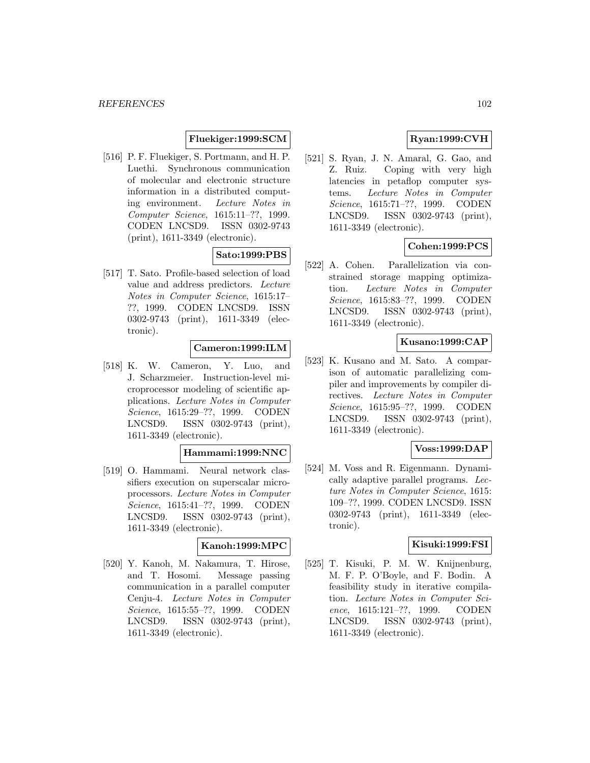**Fluekiger:1999:SCM**

[516] P. F. Fluekiger, S. Portmann, and H. P. Luethi. Synchronous communication of molecular and electronic structure information in a distributed computing environment. *Lecture Notes in Computer Science*, 1615:11–??, 1999. CODEN LNCSD9. ISSN 0302-9743 (print), 1611-3349 (electronic).

**Sato:1999:PBS**

[517] T. Sato. Profile-based selection of load value and address predictors. *Lecture Notes in Computer Science*, 1615:17–??, 1999. CODEN LNCSD9. ISSN 0302-9743 (print), 1611-3349 (electronic).

**Cameron:1999:ILM**

[518] K. W. Cameron, Y. Luo, and J. Scharzmeier. Instruction-level microprocessor modeling of scientific applications. *Lecture Notes in Computer Science*, 1615:29–??, 1999. CODEN LNCSD9. ISSN 0302-9743 (print), 1611-3349 (electronic).

**Hammami:1999:NNC**

[519] O. Hammami. Neural network classifiers execution on superscalar microprocessors. *Lecture Notes in Computer Science*, 1615:41–??, 1999. CODEN LNCSD9. ISSN 0302-9743 (print), 1611-3349 (electronic).

**Kanoh:1999:MPC**

[520] Y. Kanoh, M. Nakamura, T. Hirose, and T. Hosomi. Message passing communication in a parallel computer Cenju-4. *Lecture Notes in Computer Science*, 1615:55–??, 1999. CODEN LNCSD9. ISSN 0302-9743 (print), 1611-3349 (electronic).

**Ryan:1999:CVH**

[521] S. Ryan, J. N. Amaral, G. Gao, and Z. Ruiz. Coping with very high latencies in petaflop computer systems. *Lecture Notes in Computer Science*, 1615:71–??, 1999. CODEN LNCSD9. ISSN 0302-9743 (print), 1611-3349 (electronic).

**Cohen:1999:PCS**

[522] A. Cohen. Parallelization via constrained storage mapping optimization. *Lecture Notes in Computer Science*, 1615:83–??, 1999. CODEN LNCSD9. ISSN 0302-9743 (print), 1611-3349 (electronic).

**Kusano:1999:CAP**

[523] K. Kusano and M. Sato. A comparison of automatic parallelizing compiler and improvements by compiler directives. *Lecture Notes in Computer Science*, 1615:95–??, 1999. CODEN LNCSD9. ISSN 0302-9743 (print), 1611-3349 (electronic).

**Voss:1999:DAP**

[524] M. Voss and R. Eigenmann. Dynamically adaptive parallel programs. *Lecture Notes in Computer Science*, 1615:109–??, 1999. CODEN LNCSD9. ISSN 0302-9743 (print), 1611-3349 (electronic).

**Kisuki:1999:FSI**

[525] T. Kisuki, P. M. W. Knijnenburg, M. F. P. O'Boyle, and F. Bodin. A feasibility study in iterative compilation. *Lecture Notes in Computer Science*, 1615:121–??, 1999. CODEN LNCSD9. ISSN 0302-9743 (print), 1611-3349 (electronic).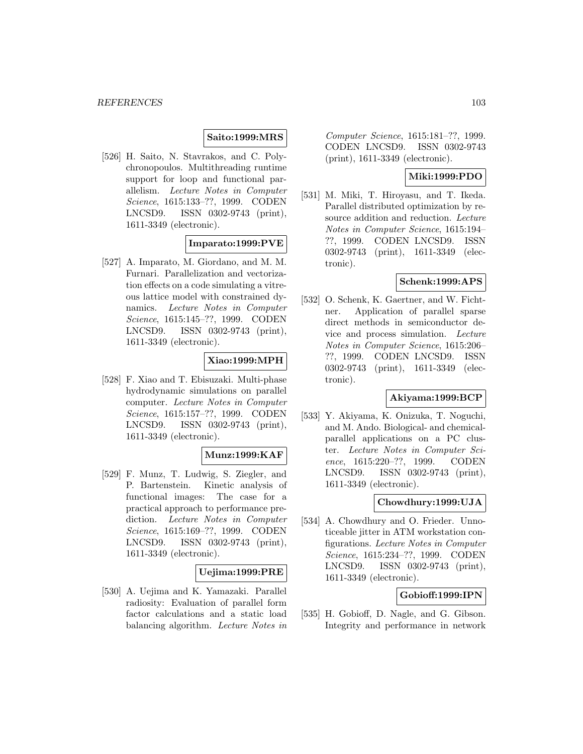**Saito:1999:MRS**

[526] H. Saito, N. Stavrakos, and C. Polychronopoulos. Multithreading runtime support for loop and functional parallelism. *Lecture Notes in Computer Science*, 1615:133–??, 1999. CODEN LNCSD9. ISSN 0302-9743 (print), 1611-3349 (electronic).

**Imparato:1999:PVE**

[527] A. Imparato, M. Giordano, and M. M. Furnari. Parallelization and vectorization effects on a code simulating a vitreous lattice model with constrained dynamics. *Lecture Notes in Computer Science*, 1615:145–??, 1999. CODEN LNCSD9. ISSN 0302-9743 (print), 1611-3349 (electronic).

**Xiao:1999:MPH**

[528] F. Xiao and T. Ebisuzaki. Multi-phase hydrodynamic simulations on parallel computer. *Lecture Notes in Computer Science*, 1615:157–??, 1999. CODEN LNCSD9. ISSN 0302-9743 (print), 1611-3349 (electronic).

**Munz:1999:KAF**

[529] F. Munz, T. Ludwig, S. Ziegler, and P. Bartenstein. Kinetic analysis of functional images: The case for a practical approach to performance prediction. *Lecture Notes in Computer Science*, 1615:169–??, 1999. CODEN LNCSD9. ISSN 0302-9743 (print), 1611-3349 (electronic).

**Uejima:1999:PRE**

[530] A. Uejima and K. Yamazaki. Parallel radiosity: Evaluation of parallel form factor calculations and a static load balancing algorithm. *Lecture Notes in Computer Science*, 1615:181–??, 1999. CODEN LNCSD9. ISSN 0302-9743 (print), 1611-3349 (electronic).

**Miki:1999:PDO**

[531] M. Miki, T. Hiroyasu, and T. Ikeda. Parallel distributed optimization by resource addition and reduction. *Lecture Notes in Computer Science*, 1615:194–??, 1999. CODEN LNCSD9. ISSN 0302-9743 (print), 1611-3349 (electronic).

**Schenk:1999:APS**

[532] O. Schenk, K. Gaertner, and W. Fichtner. Application of parallel sparse direct methods in semiconductor device and process simulation. *Lecture Notes in Computer Science*, 1615:206–??, 1999. CODEN LNCSD9. ISSN 0302-9743 (print), 1611-3349 (electronic).

**Akiyama:1999:BCP**

[533] Y. Akiyama, K. Onizuka, T. Noguchi, and M. Ando. Biological- and chemical-parallel applications on a PC cluster. *Lecture Notes in Computer Science*, 1615:220–??, 1999. CODEN LNCSD9. ISSN 0302-9743 (print), 1611-3349 (electronic).

**Chowdhury:1999:UJA**

[534] A. Chowdhury and O. Frieder. Unnoticeable jitter in ATM workstation configurations. *Lecture Notes in Computer Science*, 1615:234–??, 1999. CODEN LNCSD9. ISSN 0302-9743 (print), 1611-3349 (electronic).

**Gobioff:1999:IPN**

[535] H. Gobioff, D. Nagle, and G. Gibson. Integrity and performance in network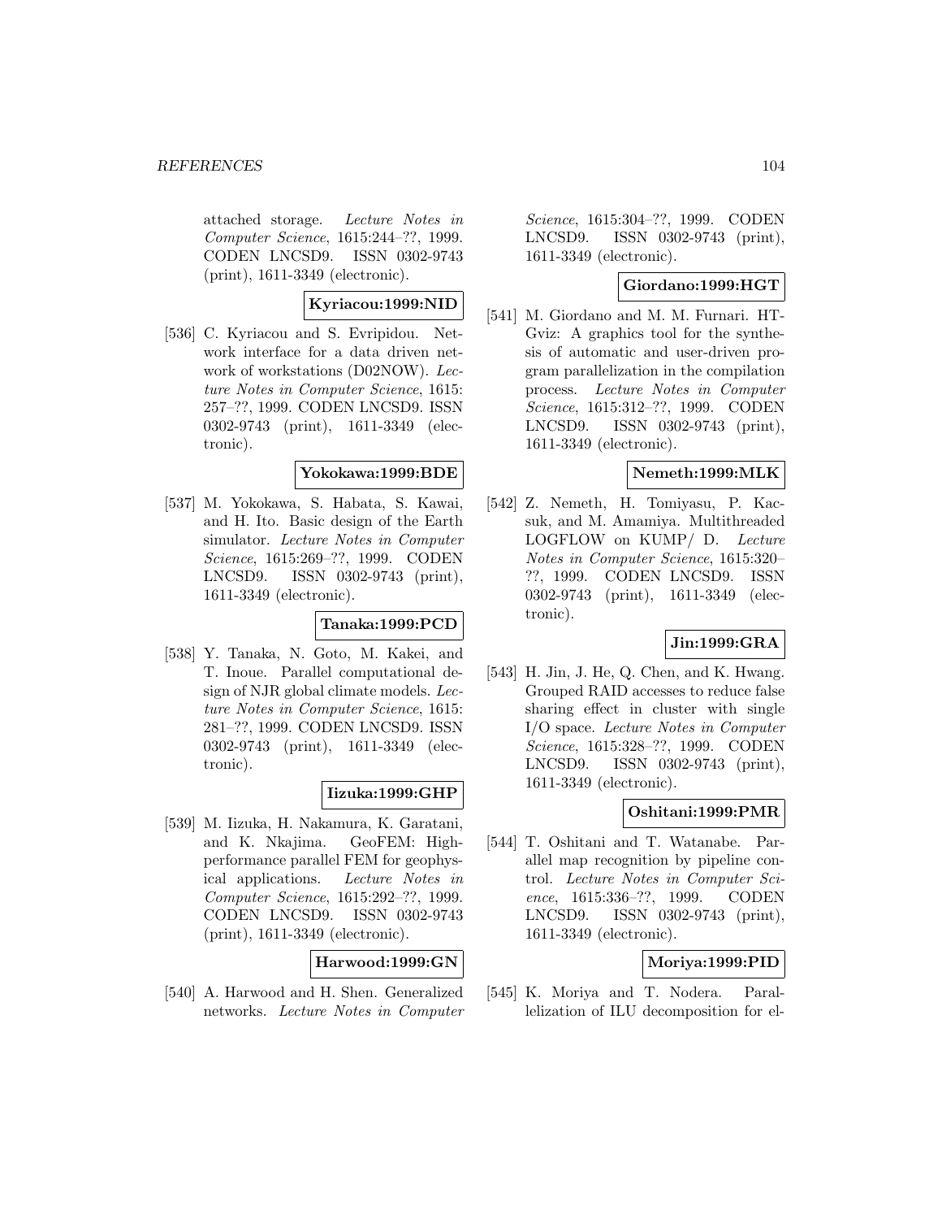attached storage. *Lecture Notes in Computer Science*, 1615:244–??, 1999. CODEN LNCSD9. ISSN 0302-9743 (print), 1611-3349 (electronic).

**Kyriacou:1999:NID**

[536] C. Kyriacou and S. Evripidou. Network interface for a data driven network of workstations (D02NOW). *Lecture Notes in Computer Science*, 1615: 257–??, 1999. CODEN LNCSD9. ISSN 0302-9743 (print), 1611-3349 (electronic).

**Yokokawa:1999:BDE**

[537] M. Yokokawa, S. Habata, S. Kawai, and H. Ito. Basic design of the Earth simulator. *Lecture Notes in Computer Science*, 1615:269–??, 1999. CODEN LNCSD9. ISSN 0302-9743 (print), 1611-3349 (electronic).

**Tanaka:1999:PCD**

[538] Y. Tanaka, N. Goto, M. Kakei, and T. Inoue. Parallel computational design of NJR global climate models. *Lecture Notes in Computer Science*, 1615: 281–??, 1999. CODEN LNCSD9. ISSN 0302-9743 (print), 1611-3349 (electronic).

**Iizuka:1999:GHP**

[539] M. Iizuka, H. Nakamura, K. Garatani, and K. Nkajima. GeoFEM: High-performance parallel FEM for geophysical applications. *Lecture Notes in Computer Science*, 1615:292–??, 1999. CODEN LNCSD9. ISSN 0302-9743 (print), 1611-3349 (electronic).

**Harwood:1999:GN**

[540] A. Harwood and H. Shen. Generalized networks. *Lecture Notes in Computer Science*, 1615:304–??, 1999. CODEN LNCSD9. ISSN 0302-9743 (print), 1611-3349 (electronic).

**Giordano:1999:HGT**

[541] M. Giordano and M. M. Furnari. HTGviz: A graphics tool for the synthesis of automatic and user-driven program parallelization in the compilation process. *Lecture Notes in Computer Science*, 1615:312–??, 1999. CODEN LNCSD9. ISSN 0302-9743 (print), 1611-3349 (electronic).

**Nemeth:1999:MLK**

[542] Z. Nemeth, H. Tomiyasu, P. Kacsuk, and M. Amamiya. Multithreaded LOGFLOW on KUMP/ D. *Lecture Notes in Computer Science*, 1615:320–??, 1999. CODEN LNCSD9. ISSN 0302-9743 (print), 1611-3349 (electronic).

**Jin:1999:GRA**

[543] H. Jin, J. He, Q. Chen, and K. Hwang. Grouped RAID accesses to reduce false sharing effect in cluster with single I/O space. *Lecture Notes in Computer Science*, 1615:328–??, 1999. CODEN LNCSD9. ISSN 0302-9743 (print), 1611-3349 (electronic).

**Oshitani:1999:PMR**

[544] T. Oshitani and T. Watanabe. Parallel map recognition by pipeline control. *Lecture Notes in Computer Science*, 1615:336–??, 1999. CODEN LNCSD9. ISSN 0302-9743 (print), 1611-3349 (electronic).

**Moriya:1999:PID**

[545] K. Moriya and T. Nodera. Parallelization of ILU decomposition for el-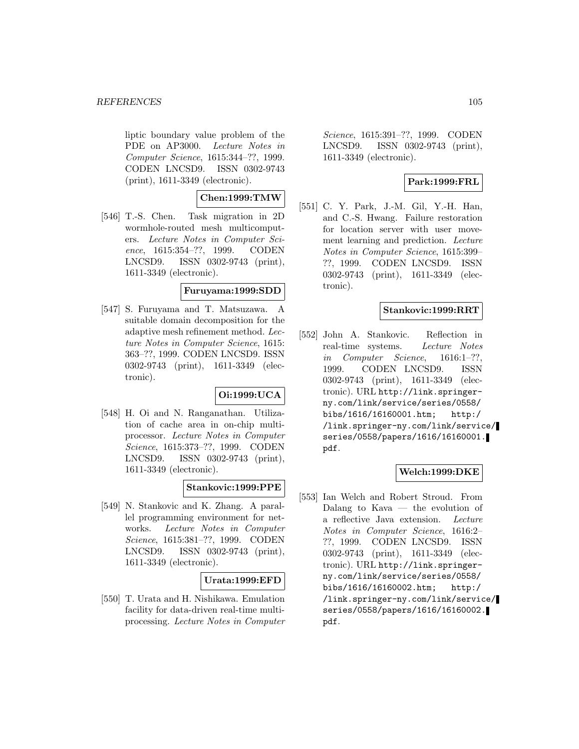liptic boundary value problem of the PDE on AP3000. *Lecture Notes in Computer Science*, 1615:344–??, 1999. CODEN LNCSD9. ISSN 0302-9743 (print), 1611-3349 (electronic).

**Chen:1999:TMW**

[546] T.-S. Chen. Task migration in 2D wormhole-routed mesh multicomputers. *Lecture Notes in Computer Science*, 1615:354–??, 1999. CODEN LNCSD9. ISSN 0302-9743 (print), 1611-3349 (electronic).

**Furuyama:1999:SDD**

[547] S. Furuyama and T. Matsuzawa. A suitable domain decomposition for the adaptive mesh refinement method. *Lecture Notes in Computer Science*, 1615: 363–??, 1999. CODEN LNCSD9. ISSN 0302-9743 (print), 1611-3349 (electronic).

**Oi:1999:UCA**

[548] H. Oi and N. Ranganathan. Utilization of cache area in on-chip multiprocessor. *Lecture Notes in Computer Science*, 1615:373–??, 1999. CODEN LNCSD9. ISSN 0302-9743 (print), 1611-3349 (electronic).

**Stankovic:1999:PPE**

[549] N. Stankovic and K. Zhang. A parallel programming environment for networks. *Lecture Notes in Computer Science*, 1615:381–??, 1999. CODEN LNCSD9. ISSN 0302-9743 (print), 1611-3349 (electronic).

**Urata:1999:EFD**

[550] T. Urata and H. Nishikawa. Emulation facility for data-driven real-time multiprocessing. *Lecture Notes in Computer Science*, 1615:391–??, 1999. CODEN LNCSD9. ISSN 0302-9743 (print), 1611-3349 (electronic).

**Park:1999:FRL**

[551] C. Y. Park, J.-M. Gil, Y.-H. Han, and C.-S. Hwang. Failure restoration for location server with user movement learning and prediction. *Lecture Notes in Computer Science*, 1615:399–??, 1999. CODEN LNCSD9. ISSN 0302-9743 (print), 1611-3349 (electronic).

**Stankovic:1999:RRT**

[552] John A. Stankovic. Reflection in real-time systems. *Lecture Notes in Computer Science*, 1616:1–??, 1999. CODEN LNCSD9. ISSN 0302-9743 (print), 1611-3349 (electronic). URL `http://link.springer-ny.com/link/service/series/0558/bibs/1616/16160001.htm`; `http://link.springer-ny.com/link/service/series/0558/papers/1616/16160001.pdf`.

**Welch:1999:DKE**

[553] Ian Welch and Robert Stroud. From Dalang to Kava — the evolution of a reflective Java extension. *Lecture Notes in Computer Science*, 1616:2–??, 1999. CODEN LNCSD9. ISSN 0302-9743 (print), 1611-3349 (electronic). URL `http://link.springer-ny.com/link/service/series/0558/bibs/1616/16160002.htm`; `http://link.springer-ny.com/link/service/series/0558/papers/1616/16160002.pdf`.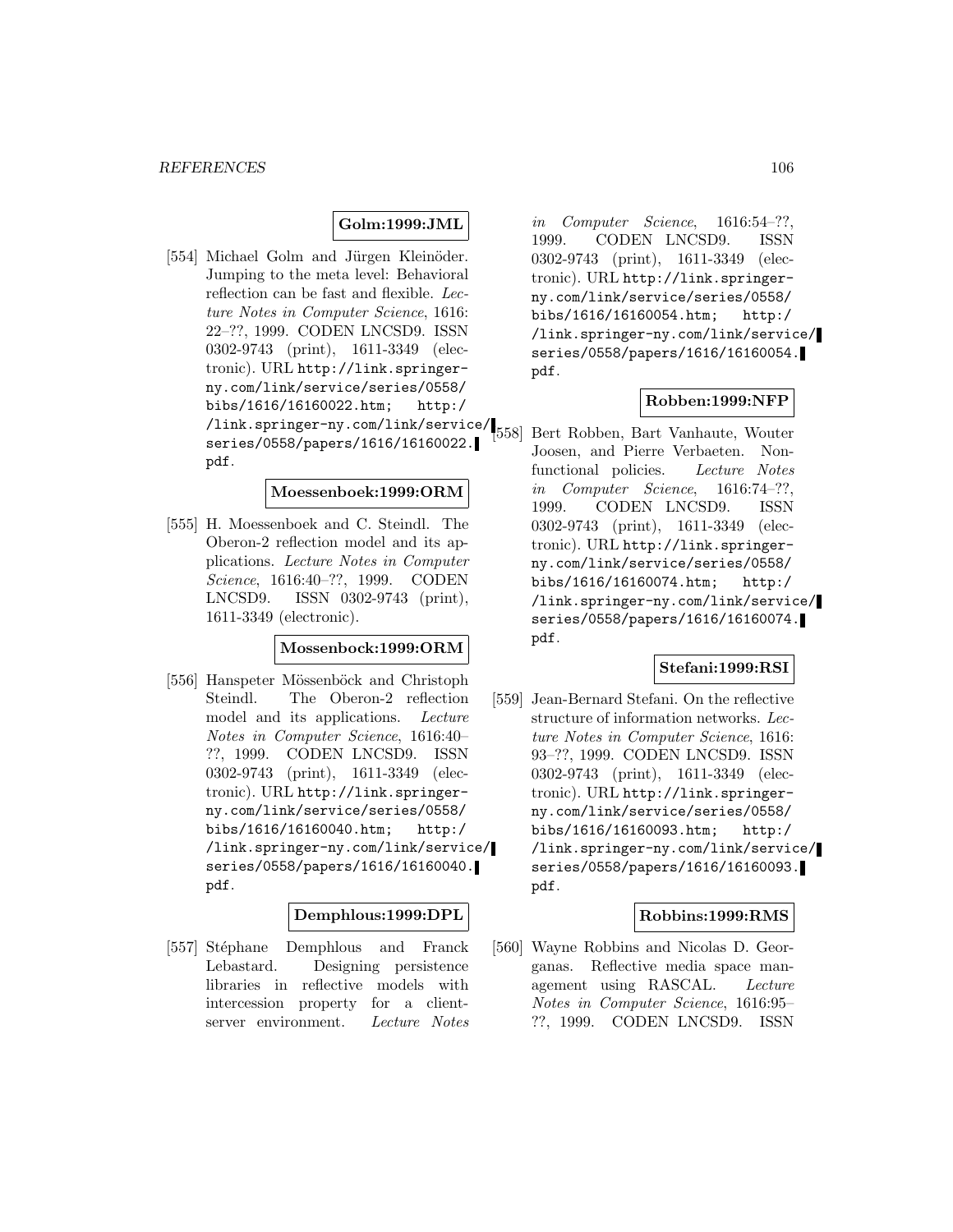**Golm:1999:JML**

[554] Michael Golm and Jürgen Kleinöder. Jumping to the meta level: Behavioral reflection can be fast and flexible. *Lecture Notes in Computer Science*, 1616: 22–??, 1999. CODEN LNCSD9. ISSN 0302-9743 (print), 1611-3349 (electronic). URL http://link.springer-ny.com/link/service/series/0558/bibs/1616/16160022.htm; http://link.springer-ny.com/link/service/series/0558/papers/1616/16160022.pdf.

**Moessenboek:1999:ORM**

[555] H. Moessenboek and C. Steindl. The Oberon-2 reflection model and its applications. *Lecture Notes in Computer Science*, 1616:40–??, 1999. CODEN LNCSD9. ISSN 0302-9743 (print), 1611-3349 (electronic).

**Mossenbock:1999:ORM**

[556] Hanspeter Mössenböck and Christoph Steindl. The Oberon-2 reflection model and its applications. *Lecture Notes in Computer Science*, 1616:40–??, 1999. CODEN LNCSD9. ISSN 0302-9743 (print), 1611-3349 (electronic). URL http://link.springer-ny.com/link/service/series/0558/bibs/1616/16160040.htm; http://link.springer-ny.com/link/service/series/0558/papers/1616/16160040.pdf.

**Demphlous:1999:DPL**

[557] Stéphane Demphlous and Franck Lebastard. Designing persistence libraries in reflective models with intercession property for a client-server environment. *Lecture Notes in Computer Science*, 1616:54–??, 1999. CODEN LNCSD9. ISSN 0302-9743 (print), 1611-3349 (electronic). URL http://link.springer-ny.com/link/service/series/0558/bibs/1616/16160054.htm; http://link.springer-ny.com/link/service/series/0558/papers/1616/16160054.pdf.

**Robben:1999:NFP**

[558] Bert Robben, Bart Vanhaute, Wouter Joosen, and Pierre Verbaeten. Non-functional policies. *Lecture Notes in Computer Science*, 1616:74–??, 1999. CODEN LNCSD9. ISSN 0302-9743 (print), 1611-3349 (electronic). URL http://link.springer-ny.com/link/service/series/0558/bibs/1616/16160074.htm; http://link.springer-ny.com/link/service/series/0558/papers/1616/16160074.pdf.

**Stefani:1999:RSI**

[559] Jean-Bernard Stefani. On the reflective structure of information networks. *Lecture Notes in Computer Science*, 1616: 93–??, 1999. CODEN LNCSD9. ISSN 0302-9743 (print), 1611-3349 (electronic). URL http://link.springer-ny.com/link/service/series/0558/bibs/1616/16160093.htm; http://link.springer-ny.com/link/service/series/0558/papers/1616/16160093.pdf.

**Robbins:1999:RMS**

[560] Wayne Robbins and Nicolas D. Georganas. Reflective media space management using RASCAL. *Lecture Notes in Computer Science*, 1616:95–??, 1999. CODEN LNCSD9. ISSN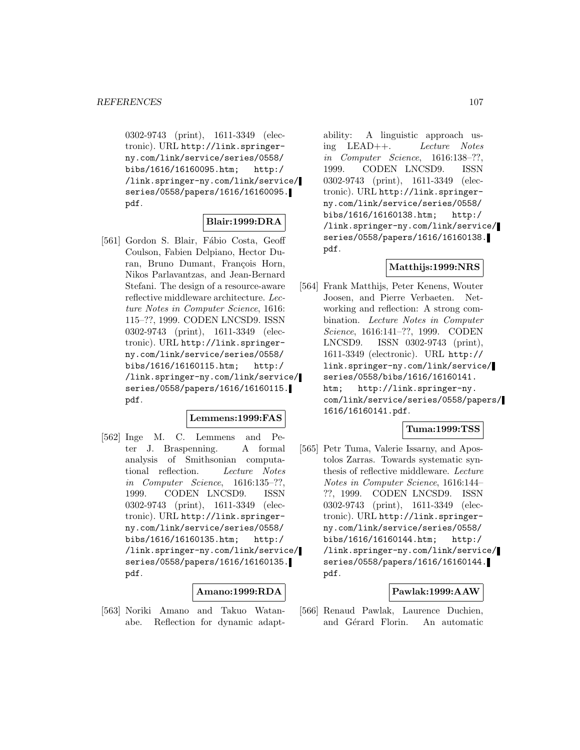0302-9743 (print), 1611-3349 (electronic). URL http://link.springer-ny.com/link/service/series/0558/bibs/1616/16160095.htm; http://link.springer-ny.com/link/service/series/0558/papers/1616/16160095.pdf.

**Blair:1999:DRA**

[561] Gordon S. Blair, Fábio Costa, Geoff Coulson, Fabien Delpiano, Hector Duran, Bruno Dumant, François Horn, Nikos Parlavantzas, and Jean-Bernard Stefani. The design of a resource-aware reflective middleware architecture. *Lecture Notes in Computer Science*, 1616: 115–??, 1999. CODEN LNCSD9. ISSN 0302-9743 (print), 1611-3349 (electronic). URL http://link.springer-ny.com/link/service/series/0558/bibs/1616/16160115.htm; http://link.springer-ny.com/link/service/series/0558/papers/1616/16160115.pdf.

**Lemmens:1999:FAS**

[562] Inge M. C. Lemmens and Peter J. Braspenning. A formal analysis of Smithsonian computational reflection. *Lecture Notes in Computer Science*, 1616:135–??, 1999. CODEN LNCSD9. ISSN 0302-9743 (print), 1611-3349 (electronic). URL http://link.springer-ny.com/link/service/series/0558/bibs/1616/16160135.htm; http://link.springer-ny.com/link/service/series/0558/papers/1616/16160135.pdf.

**Amano:1999:RDA**

[563] Noriki Amano and Takuo Watanabe. Reflection for dynamic adaptability: A linguistic approach using LEAD++. *Lecture Notes in Computer Science*, 1616:138–??, 1999. CODEN LNCSD9. ISSN 0302-9743 (print), 1611-3349 (electronic). URL http://link.springer-ny.com/link/service/series/0558/bibs/1616/16160138.htm; http://link.springer-ny.com/link/service/series/0558/papers/1616/16160138.pdf.

**Matthijs:1999:NRS**

[564] Frank Matthijs, Peter Kenens, Wouter Joosen, and Pierre Verbaeten. Networking and reflection: A strong combination. *Lecture Notes in Computer Science*, 1616:141–??, 1999. CODEN LNCSD9. ISSN 0302-9743 (print), 1611-3349 (electronic). URL http://link.springer-ny.com/link/service/series/0558/bibs/1616/16160141.htm; http://link.springer-ny.com/link/service/series/0558/papers/1616/16160141.pdf.

**Tuma:1999:TSS**

[565] Petr Tuma, Valerie Issarny, and Apostolos Zarras. Towards systematic synthesis of reflective middleware. *Lecture Notes in Computer Science*, 1616:144–??, 1999. CODEN LNCSD9. ISSN 0302-9743 (print), 1611-3349 (electronic). URL http://link.springer-ny.com/link/service/series/0558/bibs/1616/16160144.htm; http://link.springer-ny.com/link/service/series/0558/papers/1616/16160144.pdf.

**Pawlak:1999:AAW**

[566] Renaud Pawlak, Laurence Duchien, and Gérard Florin. An automatic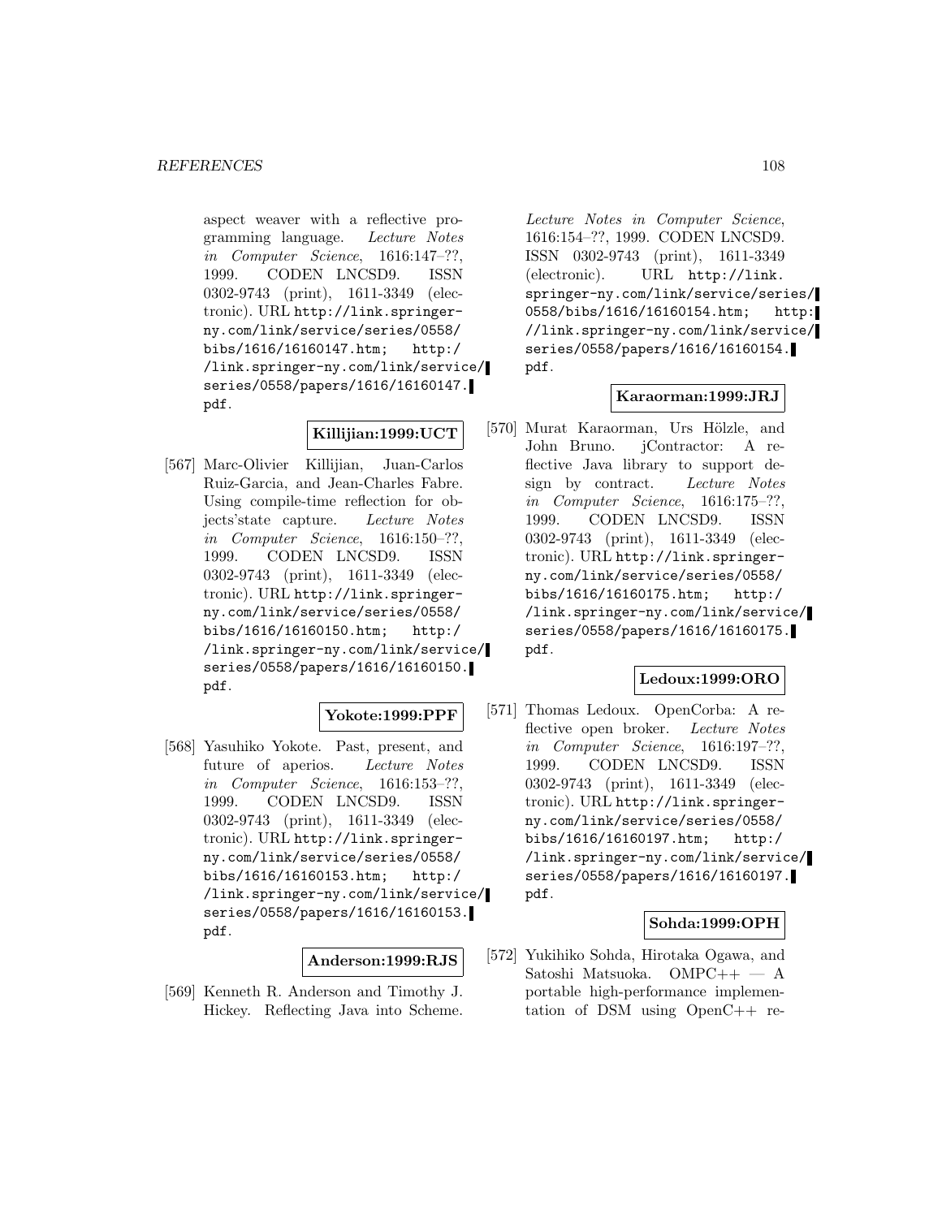aspect weaver with a reflective programming language. *Lecture Notes in Computer Science*, 1616:147–??, 1999. CODEN LNCSD9. ISSN 0302-9743 (print), 1611-3349 (electronic). URL http://link.springer-ny.com/link/service/series/0558/bibs/1616/16160147.htm; http://link.springer-ny.com/link/service/series/0558/papers/1616/16160147.pdf.

**Killijian:1999:UCT**

[567] Marc-Olivier Killijian, Juan-Carlos Ruiz-Garcia, and Jean-Charles Fabre. Using compile-time reflection for objects'state capture. *Lecture Notes in Computer Science*, 1616:150–??, 1999. CODEN LNCSD9. ISSN 0302-9743 (print), 1611-3349 (electronic). URL http://link.springer-ny.com/link/service/series/0558/bibs/1616/16160150.htm; http://link.springer-ny.com/link/service/series/0558/papers/1616/16160150.pdf.

**Yokote:1999:PPF**

[568] Yasuhiko Yokote. Past, present, and future of aperios. *Lecture Notes in Computer Science*, 1616:153–??, 1999. CODEN LNCSD9. ISSN 0302-9743 (print), 1611-3349 (electronic). URL http://link.springer-ny.com/link/service/series/0558/bibs/1616/16160153.htm; http://link.springer-ny.com/link/service/series/0558/papers/1616/16160153.pdf.

**Anderson:1999:RJS**

[569] Kenneth R. Anderson and Timothy J. Hickey. Reflecting Java into Scheme. *Lecture Notes in Computer Science*, 1616:154–??, 1999. CODEN LNCSD9. ISSN 0302-9743 (print), 1611-3349 (electronic). URL http://link.springer-ny.com/link/service/series/0558/bibs/1616/16160154.htm; http://link.springer-ny.com/link/service/series/0558/papers/1616/16160154.pdf.

**Karaorman:1999:JRJ**

[570] Murat Karaorman, Urs Hölzle, and John Bruno. jContractor: A reflective Java library to support design by contract. *Lecture Notes in Computer Science*, 1616:175–??, 1999. CODEN LNCSD9. ISSN 0302-9743 (print), 1611-3349 (electronic). URL http://link.springer-ny.com/link/service/series/0558/bibs/1616/16160175.htm; http://link.springer-ny.com/link/service/series/0558/papers/1616/16160175.pdf.

**Ledoux:1999:ORO**

[571] Thomas Ledoux. OpenCorba: A reflective open broker. *Lecture Notes in Computer Science*, 1616:197–??, 1999. CODEN LNCSD9. ISSN 0302-9743 (print), 1611-3349 (electronic). URL http://link.springer-ny.com/link/service/series/0558/bibs/1616/16160197.htm; http://link.springer-ny.com/link/service/series/0558/papers/1616/16160197.pdf.

**Sohda:1999:OPH**

[572] Yukihiko Sohda, Hirotaka Ogawa, and Satoshi Matsuoka. OMPC++ — A portable high-performance implementation of DSM using OpenC++ re-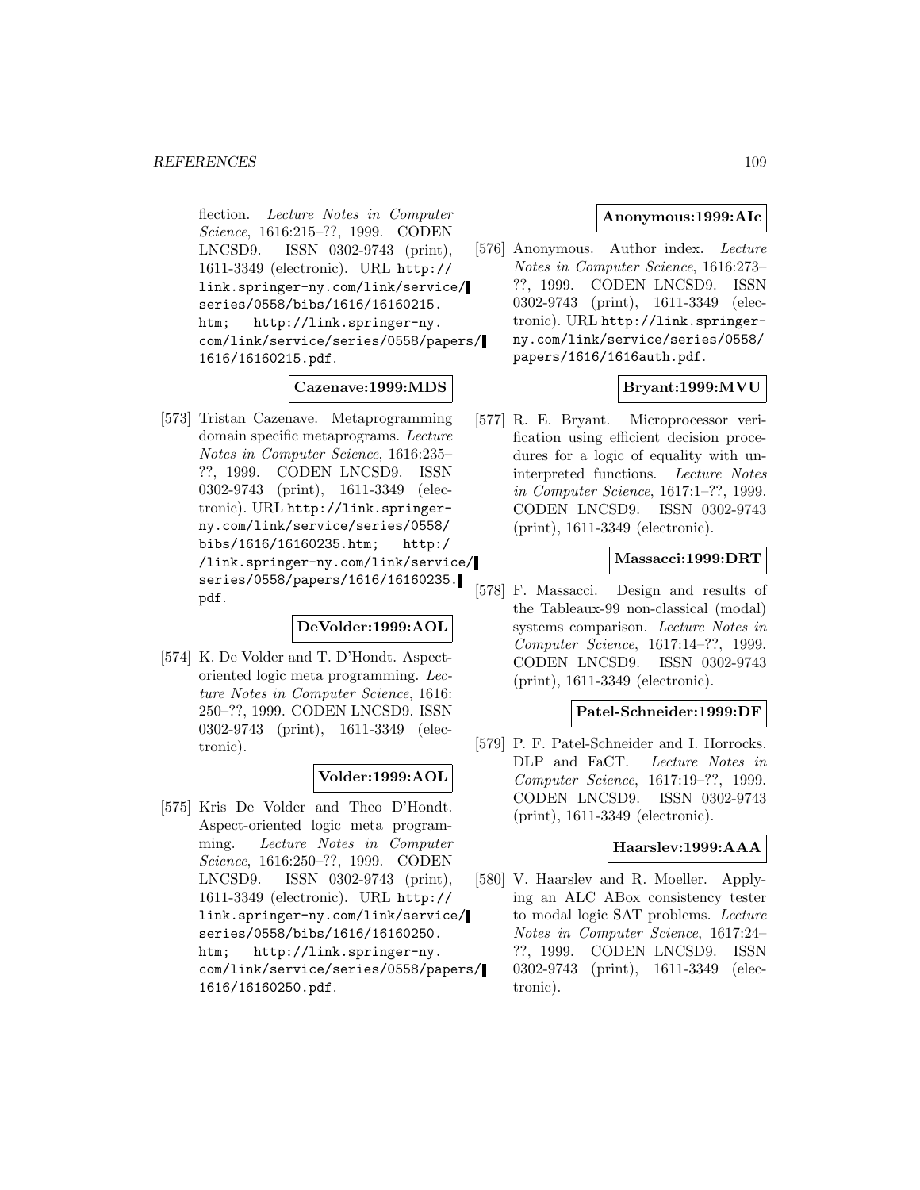flection. *Lecture Notes in Computer Science*, 1616:215–??, 1999. CODEN LNCSD9. ISSN 0302-9743 (print), 1611-3349 (electronic). URL http://link.springer-ny.com/link/service/series/0558/bibs/1616/16160215.htm; http://link.springer-ny.com/link/service/series/0558/papers/1616/16160215.pdf.

**Cazenave:1999:MDS**

[573] Tristan Cazenave. Metaprogramming domain specific metaprograms. *Lecture Notes in Computer Science*, 1616:235–??, 1999. CODEN LNCSD9. ISSN 0302-9743 (print), 1611-3349 (electronic). URL http://link.springer-ny.com/link/service/series/0558/bibs/1616/16160235.htm; http://link.springer-ny.com/link/service/series/0558/papers/1616/16160235.pdf.

**DeVolder:1999:AOL**

[574] K. De Volder and T. D'Hondt. Aspect-oriented logic meta programming. *Lecture Notes in Computer Science*, 1616:250–??, 1999. CODEN LNCSD9. ISSN 0302-9743 (print), 1611-3349 (electronic).

**Volder:1999:AOL**

[575] Kris De Volder and Theo D'Hondt. Aspect-oriented logic meta programming. *Lecture Notes in Computer Science*, 1616:250–??, 1999. CODEN LNCSD9. ISSN 0302-9743 (print), 1611-3349 (electronic). URL http://link.springer-ny.com/link/service/series/0558/bibs/1616/16160250.htm; http://link.springer-ny.com/link/service/series/0558/papers/1616/16160250.pdf.

**Anonymous:1999:AIc**

[576] Anonymous. Author index. *Lecture Notes in Computer Science*, 1616:273–??, 1999. CODEN LNCSD9. ISSN 0302-9743 (print), 1611-3349 (electronic). URL http://link.springer-ny.com/link/service/series/0558/papers/1616/1616auth.pdf.

**Bryant:1999:MVU**

[577] R. E. Bryant. Microprocessor verification using efficient decision procedures for a logic of equality with uninterpreted functions. *Lecture Notes in Computer Science*, 1617:1–??, 1999. CODEN LNCSD9. ISSN 0302-9743 (print), 1611-3349 (electronic).

**Massacci:1999:DRT**

[578] F. Massacci. Design and results of the Tableaux-99 non-classical (modal) systems comparison. *Lecture Notes in Computer Science*, 1617:14–??, 1999. CODEN LNCSD9. ISSN 0302-9743 (print), 1611-3349 (electronic).

**Patel-Schneider:1999:DF**

[579] P. F. Patel-Schneider and I. Horrocks. DLP and FaCT. *Lecture Notes in Computer Science*, 1617:19–??, 1999. CODEN LNCSD9. ISSN 0302-9743 (print), 1611-3349 (electronic).

**Haarslev:1999:AAA**

[580] V. Haarslev and R. Moeller. Applying an ALC ABox consistency tester to modal logic SAT problems. *Lecture Notes in Computer Science*, 1617:24–??, 1999. CODEN LNCSD9. ISSN 0302-9743 (print), 1611-3349 (electronic).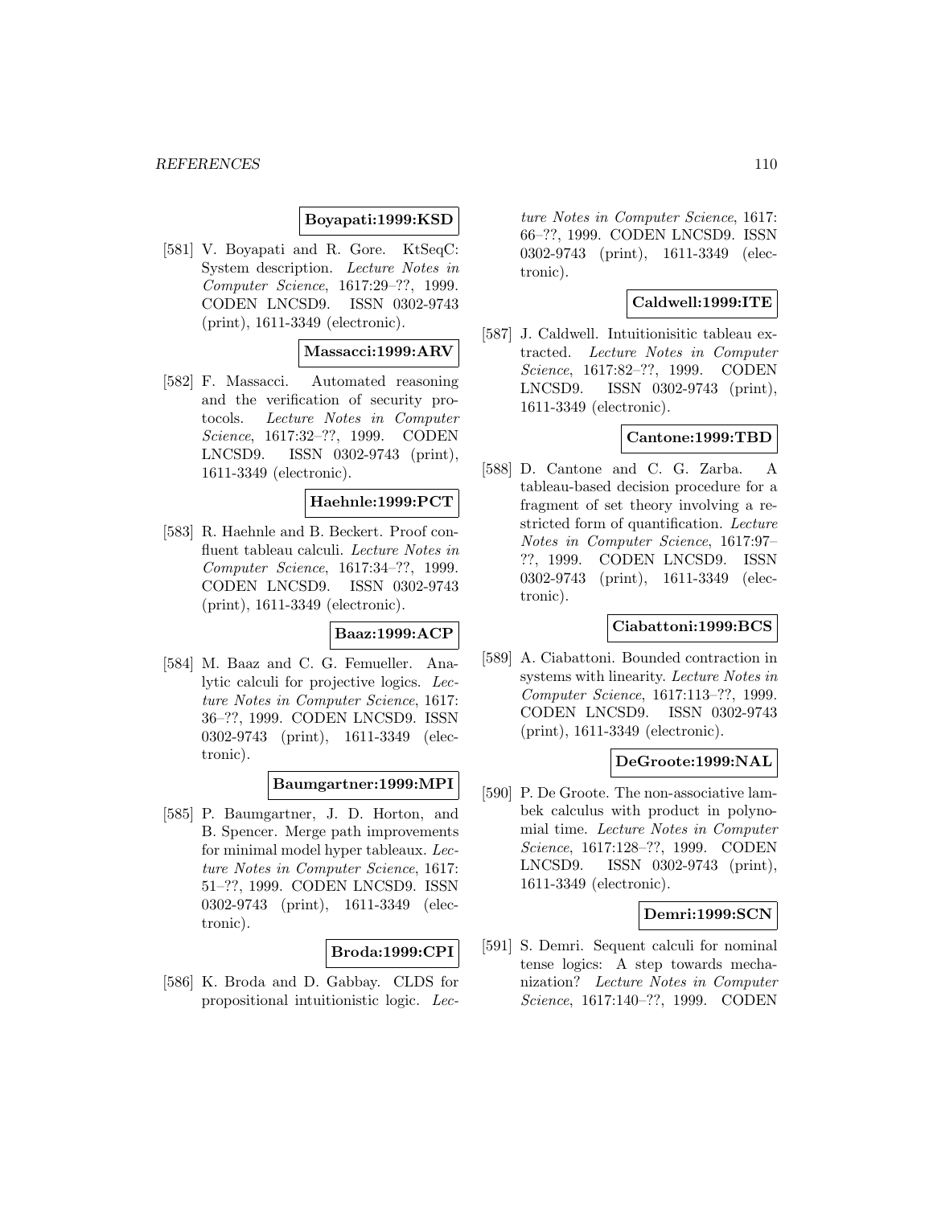**Boyapati:1999:KSD**

[581] V. Boyapati and R. Gore. KtSeqC: System description. *Lecture Notes in Computer Science*, 1617:29–??, 1999. CODEN LNCSD9. ISSN 0302-9743 (print), 1611-3349 (electronic).

**Massacci:1999:ARV**

[582] F. Massacci. Automated reasoning and the verification of security protocols. *Lecture Notes in Computer Science*, 1617:32–??, 1999. CODEN LNCSD9. ISSN 0302-9743 (print), 1611-3349 (electronic).

**Haehnle:1999:PCT**

[583] R. Haehnle and B. Beckert. Proof confluent tableau calculi. *Lecture Notes in Computer Science*, 1617:34–??, 1999. CODEN LNCSD9. ISSN 0302-9743 (print), 1611-3349 (electronic).

**Baaz:1999:ACP**

[584] M. Baaz and C. G. Femueller. Analytic calculi for projective logics. *Lecture Notes in Computer Science*, 1617: 36–??, 1999. CODEN LNCSD9. ISSN 0302-9743 (print), 1611-3349 (electronic).

**Baumgartner:1999:MPI**

[585] P. Baumgartner, J. D. Horton, and B. Spencer. Merge path improvements for minimal model hyper tableaux. *Lecture Notes in Computer Science*, 1617: 51–??, 1999. CODEN LNCSD9. ISSN 0302-9743 (print), 1611-3349 (electronic).

**Broda:1999:CPI**

[586] K. Broda and D. Gabbay. CLDS for propositional intuitionistic logic. *Lecture Notes in Computer Science*, 1617: 66–??, 1999. CODEN LNCSD9. ISSN 0302-9743 (print), 1611-3349 (electronic).

**Caldwell:1999:ITE**

[587] J. Caldwell. Intuitionisitic tableau extracted. *Lecture Notes in Computer Science*, 1617:82–??, 1999. CODEN LNCSD9. ISSN 0302-9743 (print), 1611-3349 (electronic).

**Cantone:1999:TBD**

[588] D. Cantone and C. G. Zarba. A tableau-based decision procedure for a fragment of set theory involving a restricted form of quantification. *Lecture Notes in Computer Science*, 1617:97–??, 1999. CODEN LNCSD9. ISSN 0302-9743 (print), 1611-3349 (electronic).

**Ciabattoni:1999:BCS**

[589] A. Ciabattoni. Bounded contraction in systems with linearity. *Lecture Notes in Computer Science*, 1617:113–??, 1999. CODEN LNCSD9. ISSN 0302-9743 (print), 1611-3349 (electronic).

**DeGroote:1999:NAL**

[590] P. De Groote. The non-associative lambek calculus with product in polynomial time. *Lecture Notes in Computer Science*, 1617:128–??, 1999. CODEN LNCSD9. ISSN 0302-9743 (print), 1611-3349 (electronic).

**Demri:1999:SCN**

[591] S. Demri. Sequent calculi for nominal tense logics: A step towards mechanization? *Lecture Notes in Computer Science*, 1617:140–??, 1999. CODEN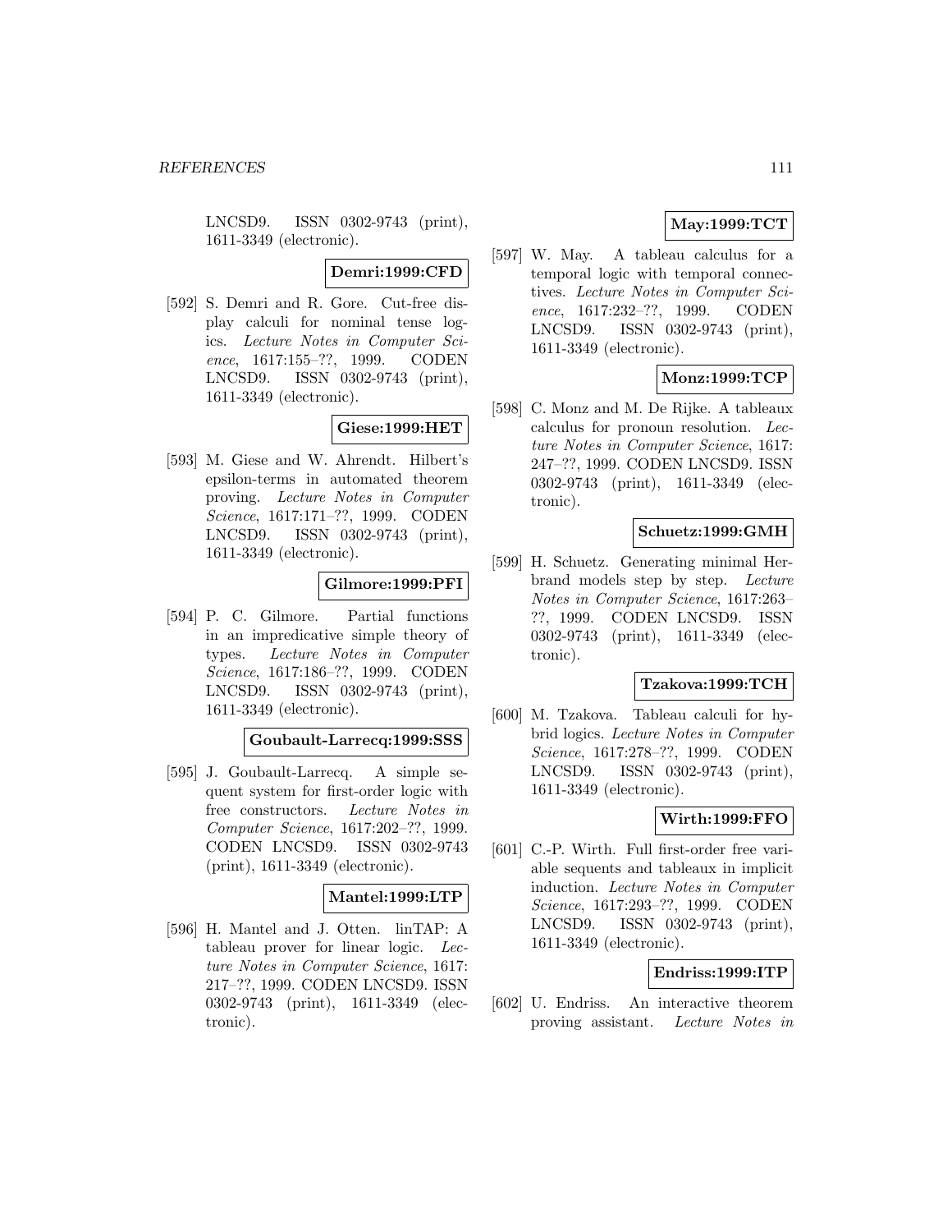LNCSD9. ISSN 0302-9743 (print), 1611-3349 (electronic).

**Demri:1999:CFD**

[592] S. Demri and R. Gore. Cut-free display calculi for nominal tense logics. *Lecture Notes in Computer Science*, 1617:155–??, 1999. CODEN LNCSD9. ISSN 0302-9743 (print), 1611-3349 (electronic).

**Giese:1999:HET**

[593] M. Giese and W. Ahrendt. Hilbert's epsilon-terms in automated theorem proving. *Lecture Notes in Computer Science*, 1617:171–??, 1999. CODEN LNCSD9. ISSN 0302-9743 (print), 1611-3349 (electronic).

**Gilmore:1999:PFI**

[594] P. C. Gilmore. Partial functions in an impredicative simple theory of types. *Lecture Notes in Computer Science*, 1617:186–??, 1999. CODEN LNCSD9. ISSN 0302-9743 (print), 1611-3349 (electronic).

**Goubault-Larrecq:1999:SSS**

[595] J. Goubault-Larrecq. A simple sequent system for first-order logic with free constructors. *Lecture Notes in Computer Science*, 1617:202–??, 1999. CODEN LNCSD9. ISSN 0302-9743 (print), 1611-3349 (electronic).

**Mantel:1999:LTP**

[596] H. Mantel and J. Otten. linTAP: A tableau prover for linear logic. *Lecture Notes in Computer Science*, 1617: 217–??, 1999. CODEN LNCSD9. ISSN 0302-9743 (print), 1611-3349 (electronic).

**May:1999:TCT**

[597] W. May. A tableau calculus for a temporal logic with temporal connectives. *Lecture Notes in Computer Science*, 1617:232–??, 1999. CODEN LNCSD9. ISSN 0302-9743 (print), 1611-3349 (electronic).

**Monz:1999:TCP**

[598] C. Monz and M. De Rijke. A tableaux calculus for pronoun resolution. *Lecture Notes in Computer Science*, 1617: 247–??, 1999. CODEN LNCSD9. ISSN 0302-9743 (print), 1611-3349 (electronic).

**Schuetz:1999:GMH**

[599] H. Schuetz. Generating minimal Herbrand models step by step. *Lecture Notes in Computer Science*, 1617:263–??, 1999. CODEN LNCSD9. ISSN 0302-9743 (print), 1611-3349 (electronic).

**Tzakova:1999:TCH**

[600] M. Tzakova. Tableau calculi for hybrid logics. *Lecture Notes in Computer Science*, 1617:278–??, 1999. CODEN LNCSD9. ISSN 0302-9743 (print), 1611-3349 (electronic).

**Wirth:1999:FFO**

[601] C.-P. Wirth. Full first-order free variable sequents and tableaux in implicit induction. *Lecture Notes in Computer Science*, 1617:293–??, 1999. CODEN LNCSD9. ISSN 0302-9743 (print), 1611-3349 (electronic).

**Endriss:1999:ITP**

[602] U. Endriss. An interactive theorem proving assistant. *Lecture Notes in*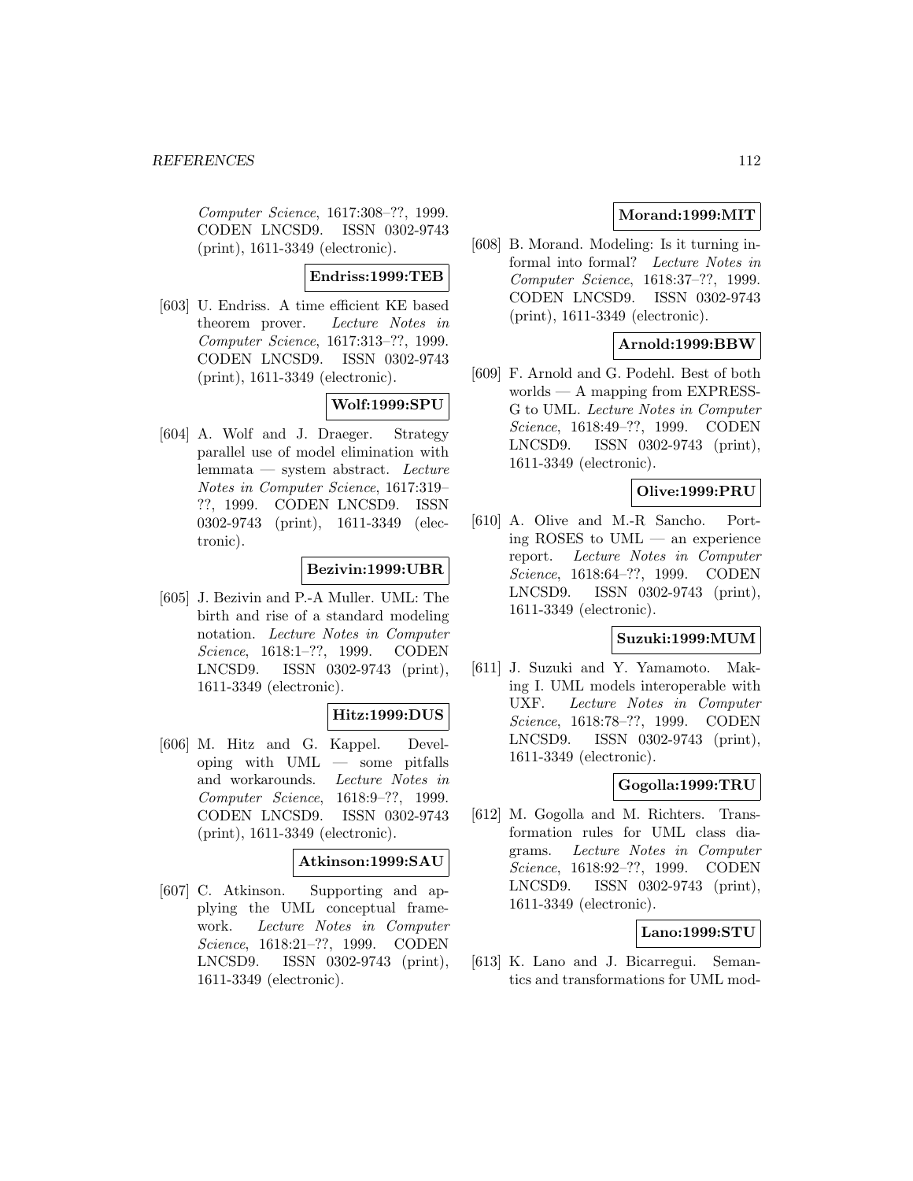Computer Science, 1617:308–??, 1999. CODEN LNCSD9. ISSN 0302-9743 (print), 1611-3349 (electronic).

**Endriss:1999:TEB**

[603] U. Endriss. A time efficient KE based theorem prover. *Lecture Notes in Computer Science*, 1617:313–??, 1999. CODEN LNCSD9. ISSN 0302-9743 (print), 1611-3349 (electronic).

**Wolf:1999:SPU**

[604] A. Wolf and J. Draeger. Strategy parallel use of model elimination with lemmata — system abstract. *Lecture Notes in Computer Science*, 1617:319–??, 1999. CODEN LNCSD9. ISSN 0302-9743 (print), 1611-3349 (electronic).

**Bezivin:1999:UBR**

[605] J. Bezivin and P.-A Muller. UML: The birth and rise of a standard modeling notation. *Lecture Notes in Computer Science*, 1618:1–??, 1999. CODEN LNCSD9. ISSN 0302-9743 (print), 1611-3349 (electronic).

**Hitz:1999:DUS**

[606] M. Hitz and G. Kappel. Developing with UML — some pitfalls and workarounds. *Lecture Notes in Computer Science*, 1618:9–??, 1999. CODEN LNCSD9. ISSN 0302-9743 (print), 1611-3349 (electronic).

**Atkinson:1999:SAU**

[607] C. Atkinson. Supporting and applying the UML conceptual framework. *Lecture Notes in Computer Science*, 1618:21–??, 1999. CODEN LNCSD9. ISSN 0302-9743 (print), 1611-3349 (electronic).

**Morand:1999:MIT**

[608] B. Morand. Modeling: Is it turning informal into formal? *Lecture Notes in Computer Science*, 1618:37–??, 1999. CODEN LNCSD9. ISSN 0302-9743 (print), 1611-3349 (electronic).

**Arnold:1999:BBW**

[609] F. Arnold and G. Podehl. Best of both worlds — A mapping from EXPRESS-G to UML. *Lecture Notes in Computer Science*, 1618:49–??, 1999. CODEN LNCSD9. ISSN 0302-9743 (print), 1611-3349 (electronic).

**Olive:1999:PRU**

[610] A. Olive and M.-R Sancho. Porting ROSES to UML — an experience report. *Lecture Notes in Computer Science*, 1618:64–??, 1999. CODEN LNCSD9. ISSN 0302-9743 (print), 1611-3349 (electronic).

**Suzuki:1999:MUM**

[611] J. Suzuki and Y. Yamamoto. Making I. UML models interoperable with UXF. *Lecture Notes in Computer Science*, 1618:78–??, 1999. CODEN LNCSD9. ISSN 0302-9743 (print), 1611-3349 (electronic).

**Gogolla:1999:TRU**

[612] M. Gogolla and M. Richters. Transformation rules for UML class diagrams. *Lecture Notes in Computer Science*, 1618:92–??, 1999. CODEN LNCSD9. ISSN 0302-9743 (print), 1611-3349 (electronic).

**Lano:1999:STU**

[613] K. Lano and J. Bicarregui. Semantics and transformations for UML mod-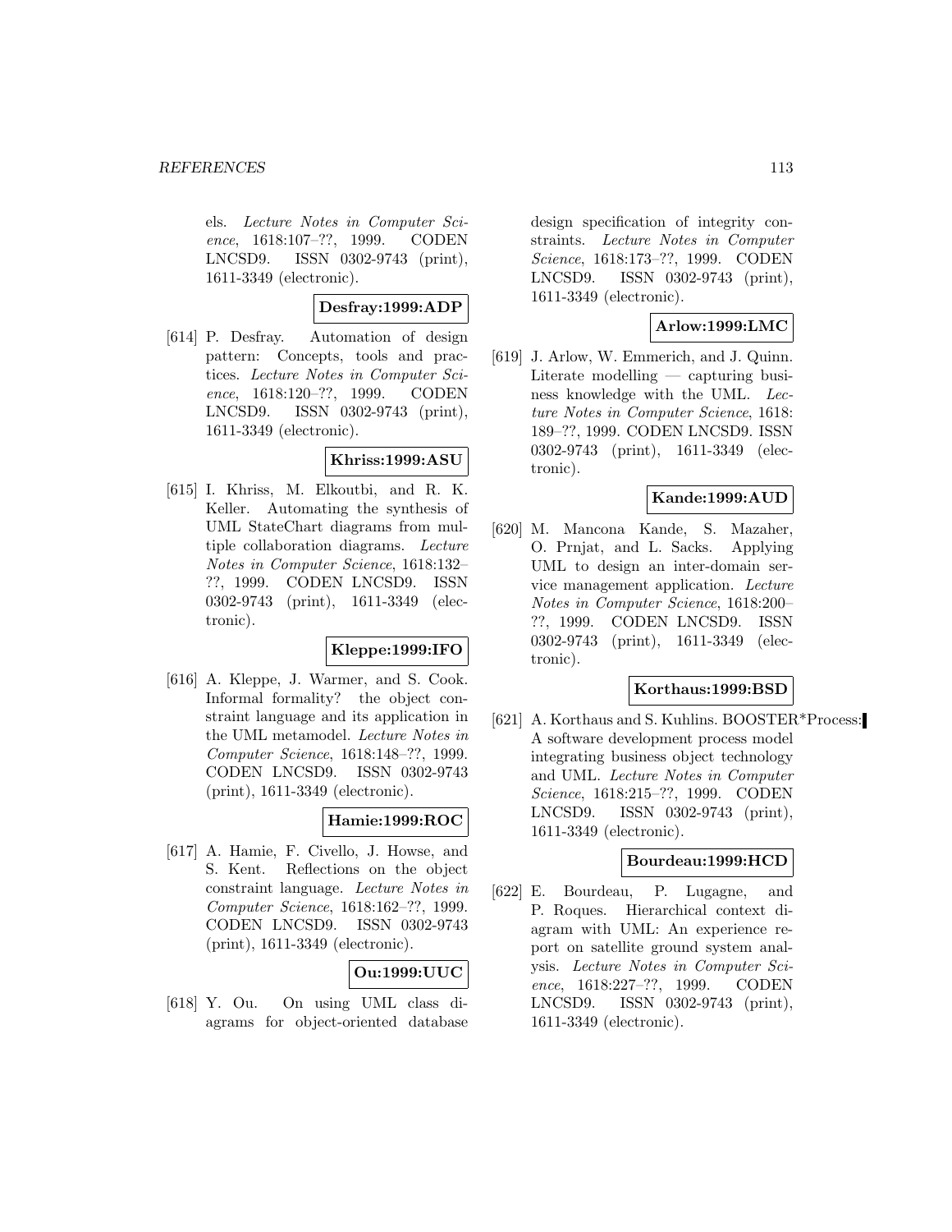els. *Lecture Notes in Computer Science*, 1618:107–??, 1999. CODEN LNCSD9. ISSN 0302-9743 (print), 1611-3349 (electronic).

**Desfray:1999:ADP**

[614] P. Desfray. Automation of design pattern: Concepts, tools and practices. *Lecture Notes in Computer Science*, 1618:120–??, 1999. CODEN LNCSD9. ISSN 0302-9743 (print), 1611-3349 (electronic).

**Khriss:1999:ASU**

[615] I. Khriss, M. Elkoutbi, and R. K. Keller. Automating the synthesis of UML StateChart diagrams from multiple collaboration diagrams. *Lecture Notes in Computer Science*, 1618:132–??, 1999. CODEN LNCSD9. ISSN 0302-9743 (print), 1611-3349 (electronic).

**Kleppe:1999:IFO**

[616] A. Kleppe, J. Warmer, and S. Cook. Informal formality? the object constraint language and its application in the UML metamodel. *Lecture Notes in Computer Science*, 1618:148–??, 1999. CODEN LNCSD9. ISSN 0302-9743 (print), 1611-3349 (electronic).

**Hamie:1999:ROC**

[617] A. Hamie, F. Civello, J. Howse, and S. Kent. Reflections on the object constraint language. *Lecture Notes in Computer Science*, 1618:162–??, 1999. CODEN LNCSD9. ISSN 0302-9743 (print), 1611-3349 (electronic).

**Ou:1999:UUC**

[618] Y. Ou. On using UML class diagrams for object-oriented database design specification of integrity constraints. *Lecture Notes in Computer Science*, 1618:173–??, 1999. CODEN LNCSD9. ISSN 0302-9743 (print), 1611-3349 (electronic).

**Arlow:1999:LMC**

[619] J. Arlow, W. Emmerich, and J. Quinn. Literate modelling — capturing business knowledge with the UML. *Lecture Notes in Computer Science*, 1618: 189–??, 1999. CODEN LNCSD9. ISSN 0302-9743 (print), 1611-3349 (electronic).

**Kande:1999:AUD**

[620] M. Mancona Kande, S. Mazaher, O. Prnjat, and L. Sacks. Applying UML to design an inter-domain service management application. *Lecture Notes in Computer Science*, 1618:200–??, 1999. CODEN LNCSD9. ISSN 0302-9743 (print), 1611-3349 (electronic).

**Korthaus:1999:BSD**

[621] A. Korthaus and S. Kuhlins. BOOSTER*Process: A software development process model integrating business object technology and UML. *Lecture Notes in Computer Science*, 1618:215–??, 1999. CODEN LNCSD9. ISSN 0302-9743 (print), 1611-3349 (electronic).

**Bourdeau:1999:HCD**

[622] E. Bourdeau, P. Lugagne, and P. Roques. Hierarchical context diagram with UML: An experience report on satellite ground system analysis. *Lecture Notes in Computer Science*, 1618:227–??, 1999. CODEN LNCSD9. ISSN 0302-9743 (print), 1611-3349 (electronic).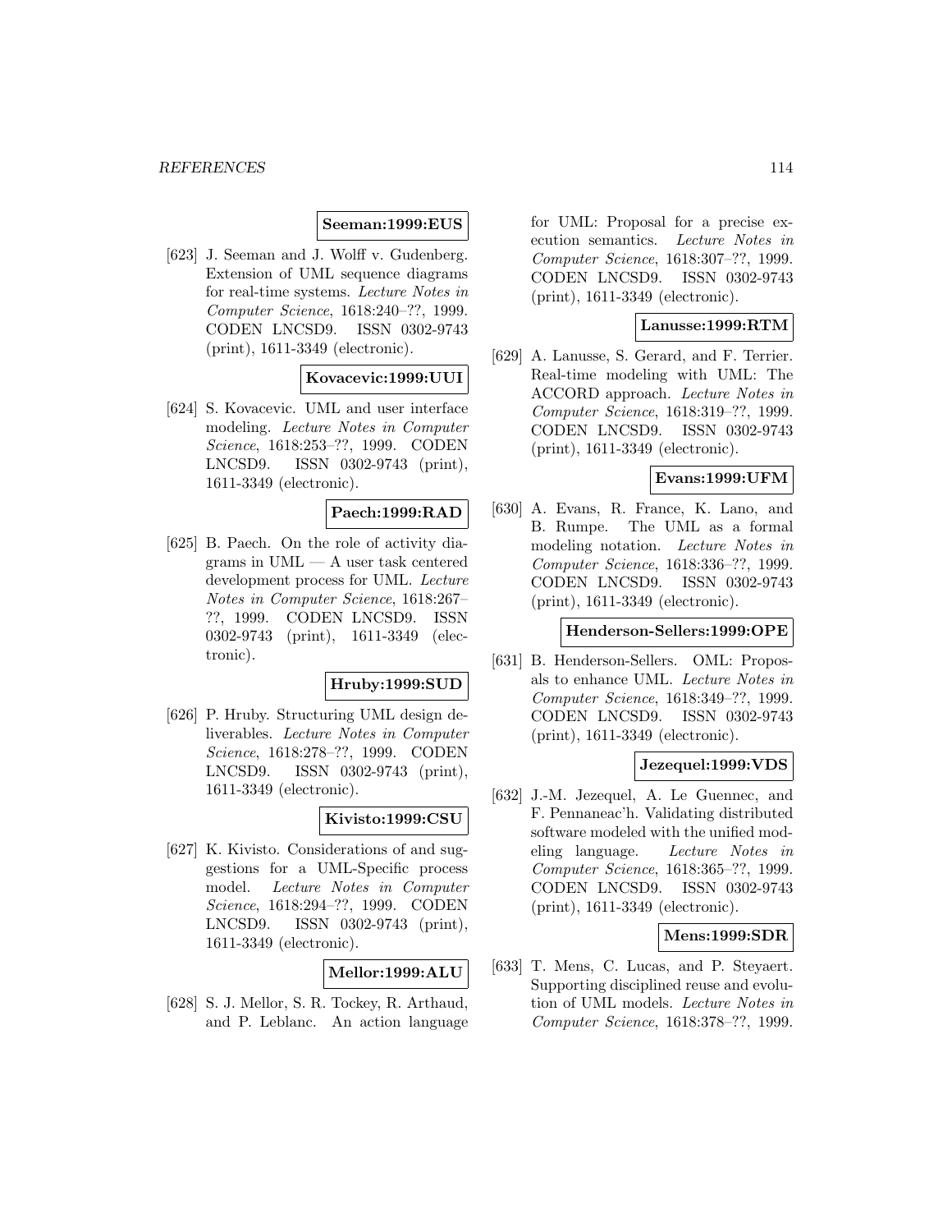**Seeman:1999:EUS**

[623] J. Seeman and J. Wolff v. Gudenberg. Extension of UML sequence diagrams for real-time systems. *Lecture Notes in Computer Science*, 1618:240–??, 1999. CODEN LNCSD9. ISSN 0302-9743 (print), 1611-3349 (electronic).

**Kovacevic:1999:UUI**

[624] S. Kovacevic. UML and user interface modeling. *Lecture Notes in Computer Science*, 1618:253–??, 1999. CODEN LNCSD9. ISSN 0302-9743 (print), 1611-3349 (electronic).

**Paech:1999:RAD**

[625] B. Paech. On the role of activity diagrams in UML — A user task centered development process for UML. *Lecture Notes in Computer Science*, 1618:267–??, 1999. CODEN LNCSD9. ISSN 0302-9743 (print), 1611-3349 (electronic).

**Hruby:1999:SUD**

[626] P. Hruby. Structuring UML design deliverables. *Lecture Notes in Computer Science*, 1618:278–??, 1999. CODEN LNCSD9. ISSN 0302-9743 (print), 1611-3349 (electronic).

**Kivisto:1999:CSU**

[627] K. Kivisto. Considerations of and suggestions for a UML-Specific process model. *Lecture Notes in Computer Science*, 1618:294–??, 1999. CODEN LNCSD9. ISSN 0302-9743 (print), 1611-3349 (electronic).

**Mellor:1999:ALU**

[628] S. J. Mellor, S. R. Tockey, R. Arthaud, and P. Leblanc. An action language for UML: Proposal for a precise execution semantics. *Lecture Notes in Computer Science*, 1618:307–??, 1999. CODEN LNCSD9. ISSN 0302-9743 (print), 1611-3349 (electronic).

**Lanusse:1999:RTM**

[629] A. Lanusse, S. Gerard, and F. Terrier. Real-time modeling with UML: The ACCORD approach. *Lecture Notes in Computer Science*, 1618:319–??, 1999. CODEN LNCSD9. ISSN 0302-9743 (print), 1611-3349 (electronic).

**Evans:1999:UFM**

[630] A. Evans, R. France, K. Lano, and B. Rumpe. The UML as a formal modeling notation. *Lecture Notes in Computer Science*, 1618:336–??, 1999. CODEN LNCSD9. ISSN 0302-9743 (print), 1611-3349 (electronic).

**Henderson-Sellers:1999:OPE**

[631] B. Henderson-Sellers. OML: Proposals to enhance UML. *Lecture Notes in Computer Science*, 1618:349–??, 1999. CODEN LNCSD9. ISSN 0302-9743 (print), 1611-3349 (electronic).

**Jezequel:1999:VDS**

[632] J.-M. Jezequel, A. Le Guennec, and F. Pennaneac'h. Validating distributed software modeled with the unified modeling language. *Lecture Notes in Computer Science*, 1618:365–??, 1999. CODEN LNCSD9. ISSN 0302-9743 (print), 1611-3349 (electronic).

**Mens:1999:SDR**

[633] T. Mens, C. Lucas, and P. Steyaert. Supporting disciplined reuse and evolution of UML models. *Lecture Notes in Computer Science*, 1618:378–??, 1999.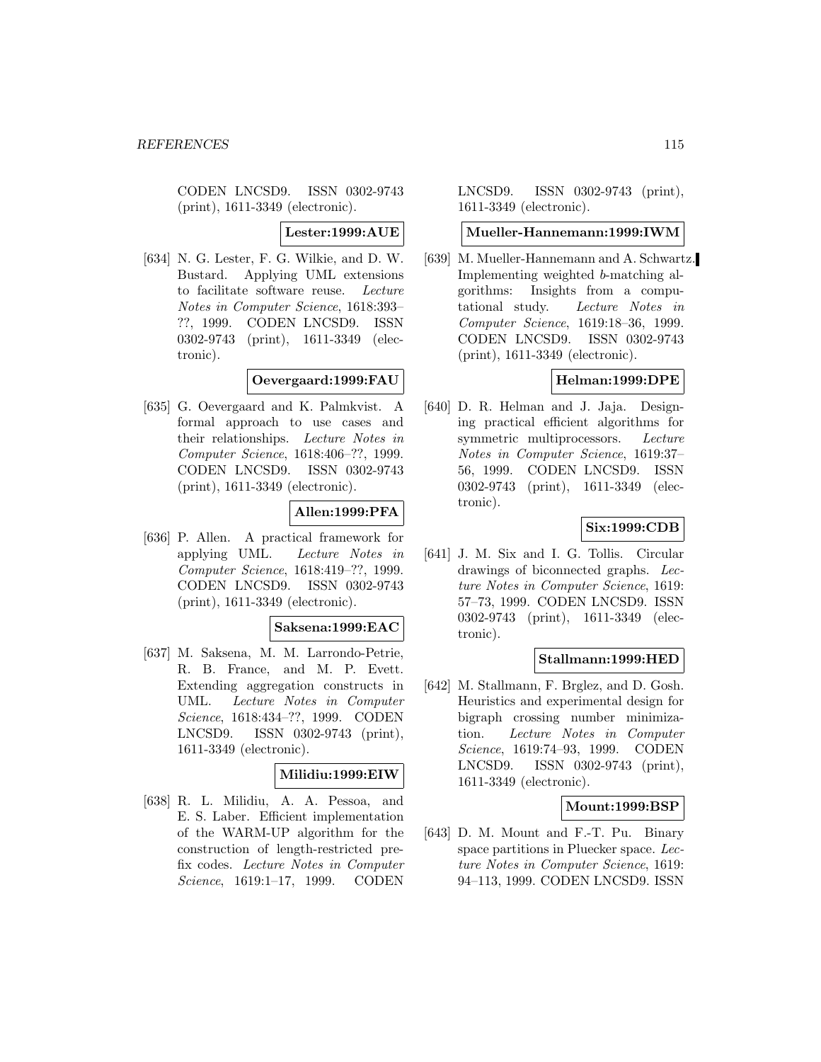CODEN LNCSD9. ISSN 0302-9743 (print), 1611-3349 (electronic).

**Lester:1999:AUE**

[634] N. G. Lester, F. G. Wilkie, and D. W. Bustard. Applying UML extensions to facilitate software reuse. *Lecture Notes in Computer Science*, 1618:393–??, 1999. CODEN LNCSD9. ISSN 0302-9743 (print), 1611-3349 (electronic).

**Oevergaard:1999:FAU**

[635] G. Oevergaard and K. Palmkvist. A formal approach to use cases and their relationships. *Lecture Notes in Computer Science*, 1618:406–??, 1999. CODEN LNCSD9. ISSN 0302-9743 (print), 1611-3349 (electronic).

**Allen:1999:PFA**

[636] P. Allen. A practical framework for applying UML. *Lecture Notes in Computer Science*, 1618:419–??, 1999. CODEN LNCSD9. ISSN 0302-9743 (print), 1611-3349 (electronic).

**Saksena:1999:EAC**

[637] M. Saksena, M. M. Larrondo-Petrie, R. B. France, and M. P. Evett. Extending aggregation constructs in UML. *Lecture Notes in Computer Science*, 1618:434–??, 1999. CODEN LNCSD9. ISSN 0302-9743 (print), 1611-3349 (electronic).

**Milidiu:1999:EIW**

[638] R. L. Milidiu, A. A. Pessoa, and E. S. Laber. Efficient implementation of the WARM-UP algorithm for the construction of length-restricted prefix codes. *Lecture Notes in Computer Science*, 1619:1–17, 1999. CODEN LNCSD9. ISSN 0302-9743 (print), 1611-3349 (electronic).

**Mueller-Hannemann:1999:IWM**

[639] M. Mueller-Hannemann and A. Schwartz. Implementing weighted $b$-matching algorithms: Insights from a computational study. *Lecture Notes in Computer Science*, 1619:18–36, 1999. CODEN LNCSD9. ISSN 0302-9743 (print), 1611-3349 (electronic).

**Helman:1999:DPE**

[640] D. R. Helman and J. Jaja. Designing practical efficient algorithms for symmetric multiprocessors. *Lecture Notes in Computer Science*, 1619:37–56, 1999. CODEN LNCSD9. ISSN 0302-9743 (print), 1611-3349 (electronic).

**Six:1999:CDB**

[641] J. M. Six and I. G. Tollis. Circular drawings of biconnected graphs. *Lecture Notes in Computer Science*, 1619:57–73, 1999. CODEN LNCSD9. ISSN 0302-9743 (print), 1611-3349 (electronic).

**Stallmann:1999:HED**

[642] M. Stallmann, F. Brglez, and D. Gosh. Heuristics and experimental design for bigraph crossing number minimization. *Lecture Notes in Computer Science*, 1619:74–93, 1999. CODEN LNCSD9. ISSN 0302-9743 (print), 1611-3349 (electronic).

**Mount:1999:BSP**

[643] D. M. Mount and F.-T. Pu. Binary space partitions in Pluecker space. *Lecture Notes in Computer Science*, 1619:94–113, 1999. CODEN LNCSD9. ISSN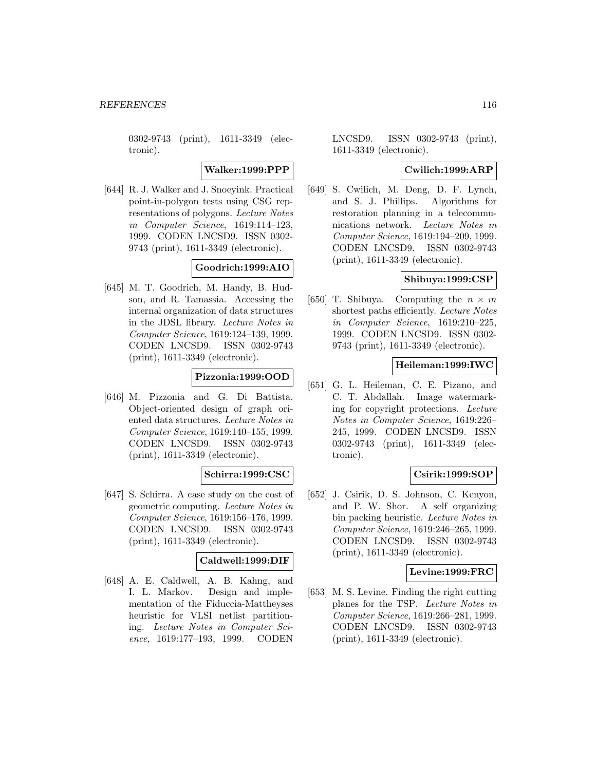0302-9743 (print), 1611-3349 (electronic).

**Walker:1999:PPP**

[644] R. J. Walker and J. Snoeyink. Practical point-in-polygon tests using CSG representations of polygons. *Lecture Notes in Computer Science*, 1619:114–123, 1999. CODEN LNCSD9. ISSN 0302-9743 (print), 1611-3349 (electronic).

**Goodrich:1999:AIO**

[645] M. T. Goodrich, M. Handy, B. Hudson, and R. Tamassia. Accessing the internal organization of data structures in the JDSL library. *Lecture Notes in Computer Science*, 1619:124–139, 1999. CODEN LNCSD9. ISSN 0302-9743 (print), 1611-3349 (electronic).

**Pizzonia:1999:OOD**

[646] M. Pizzonia and G. Di Battista. Object-oriented design of graph oriented data structures. *Lecture Notes in Computer Science*, 1619:140–155, 1999. CODEN LNCSD9. ISSN 0302-9743 (print), 1611-3349 (electronic).

**Schirra:1999:CSC**

[647] S. Schirra. A case study on the cost of geometric computing. *Lecture Notes in Computer Science*, 1619:156–176, 1999. CODEN LNCSD9. ISSN 0302-9743 (print), 1611-3349 (electronic).

**Caldwell:1999:DIF**

[648] A. E. Caldwell, A. B. Kahng, and I. L. Markov. Design and implementation of the Fiduccia-Mattheyses heuristic for VLSI netlist partitioning. *Lecture Notes in Computer Science*, 1619:177–193, 1999. CODEN LNCSD9. ISSN 0302-9743 (print), 1611-3349 (electronic).

**Cwilich:1999:ARP**

[649] S. Cwilich, M. Deng, D. F. Lynch, and S. J. Phillips. Algorithms for restoration planning in a telecommunications network. *Lecture Notes in Computer Science*, 1619:194–209, 1999. CODEN LNCSD9. ISSN 0302-9743 (print), 1611-3349 (electronic).

**Shibuya:1999:CSP**

[650] T. Shibuya. Computing the $n \times m$ shortest paths efficiently. *Lecture Notes in Computer Science*, 1619:210–225, 1999. CODEN LNCSD9. ISSN 0302-9743 (print), 1611-3349 (electronic).

**Heileman:1999:IWC**

[651] G. L. Heileman, C. E. Pizano, and C. T. Abdallah. Image watermarking for copyright protections. *Lecture Notes in Computer Science*, 1619:226–245, 1999. CODEN LNCSD9. ISSN 0302-9743 (print), 1611-3349 (electronic).

**Csirik:1999:SOP**

[652] J. Csirik, D. S. Johnson, C. Kenyon, and P. W. Shor. A self organizing bin packing heuristic. *Lecture Notes in Computer Science*, 1619:246–265, 1999. CODEN LNCSD9. ISSN 0302-9743 (print), 1611-3349 (electronic).

**Levine:1999:FRC**

[653] M. S. Levine. Finding the right cutting planes for the TSP. *Lecture Notes in Computer Science*, 1619:266–281, 1999. CODEN LNCSD9. ISSN 0302-9743 (print), 1611-3349 (electronic).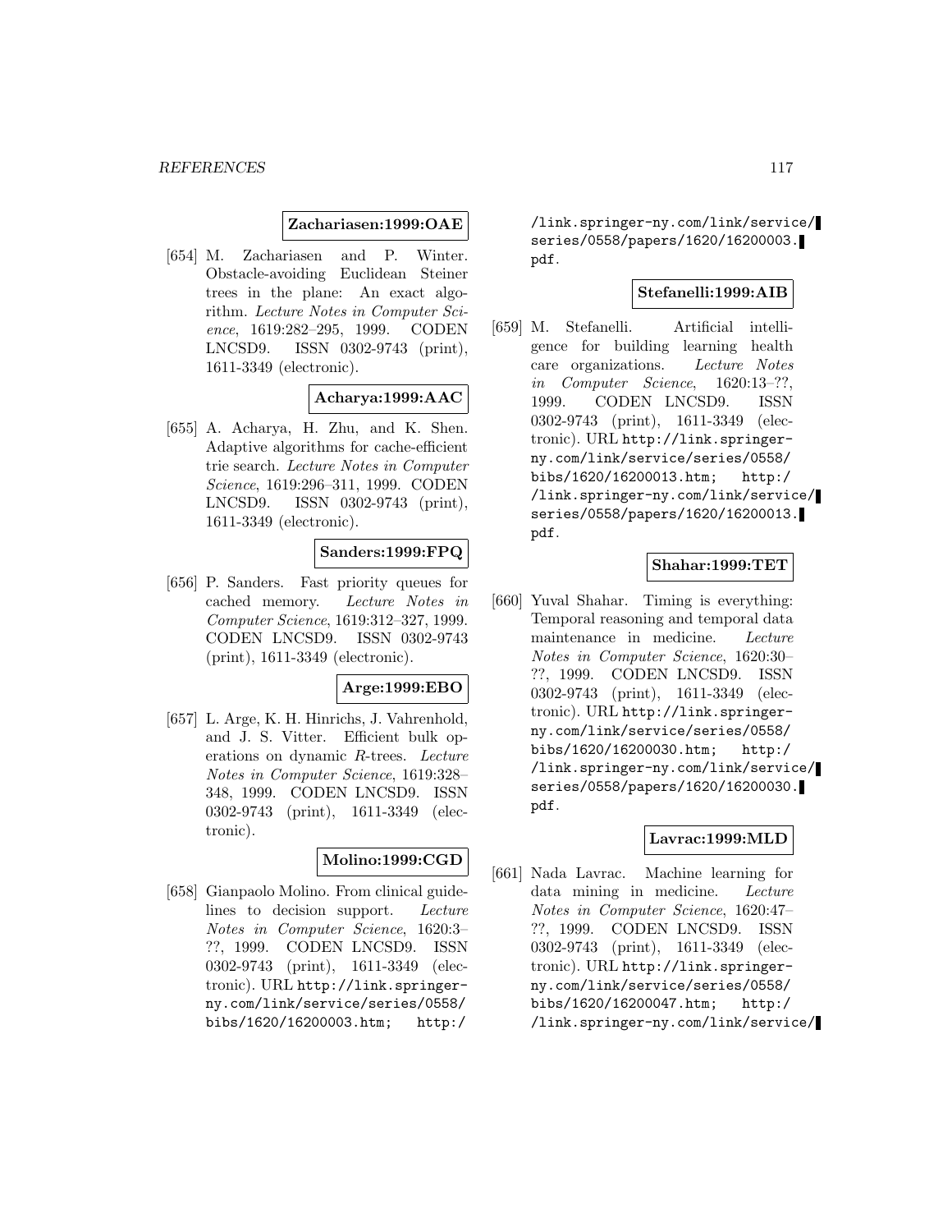**Zachariasen:1999:OAE**

[654] M. Zachariasen and P. Winter. Obstacle-avoiding Euclidean Steiner trees in the plane: An exact algorithm. *Lecture Notes in Computer Science*, 1619:282–295, 1999. CODEN LNCSD9. ISSN 0302-9743 (print), 1611-3349 (electronic).

**Acharya:1999:AAC**

[655] A. Acharya, H. Zhu, and K. Shen. Adaptive algorithms for cache-efficient trie search. *Lecture Notes in Computer Science*, 1619:296–311, 1999. CODEN LNCSD9. ISSN 0302-9743 (print), 1611-3349 (electronic).

**Sanders:1999:FPQ**

[656] P. Sanders. Fast priority queues for cached memory. *Lecture Notes in Computer Science*, 1619:312–327, 1999. CODEN LNCSD9. ISSN 0302-9743 (print), 1611-3349 (electronic).

**Arge:1999:EBO**

[657] L. Arge, K. H. Hinrichs, J. Vahrenhold, and J. S. Vitter. Efficient bulk operations on dynamic *R*-trees. *Lecture Notes in Computer Science*, 1619:328–348, 1999. CODEN LNCSD9. ISSN 0302-9743 (print), 1611-3349 (electronic).

**Molino:1999:CGD**

[658] Gianpaolo Molino. From clinical guidelines to decision support. *Lecture Notes in Computer Science*, 1620:3–??, 1999. CODEN LNCSD9. ISSN 0302-9743 (print), 1611-3349 (electronic). URL http://link.springer-ny.com/link/service/series/0558/bibs/1620/16200003.htm; http://link.springer-ny.com/link/service/series/0558/papers/1620/16200003.pdf.

**Stefanelli:1999:AIB**

[659] M. Stefanelli. Artificial intelligence for building learning health care organizations. *Lecture Notes in Computer Science*, 1620:13–??, 1999. CODEN LNCSD9. ISSN 0302-9743 (print), 1611-3349 (electronic). URL http://link.springer-ny.com/link/service/series/0558/bibs/1620/16200013.htm; http://link.springer-ny.com/link/service/series/0558/papers/1620/16200013.pdf.

**Shahar:1999:TET**

[660] Yuval Shahar. Timing is everything: Temporal reasoning and temporal data maintenance in medicine. *Lecture Notes in Computer Science*, 1620:30–??, 1999. CODEN LNCSD9. ISSN 0302-9743 (print), 1611-3349 (electronic). URL http://link.springer-ny.com/link/service/series/0558/bibs/1620/16200030.htm; http://link.springer-ny.com/link/service/series/0558/papers/1620/16200030.pdf.

**Lavrac:1999:MLD**

[661] Nada Lavrac. Machine learning for data mining in medicine. *Lecture Notes in Computer Science*, 1620:47–??, 1999. CODEN LNCSD9. ISSN 0302-9743 (print), 1611-3349 (electronic). URL http://link.springer-ny.com/link/service/series/0558/bibs/1620/16200047.htm; http://link.springer-ny.com/link/service/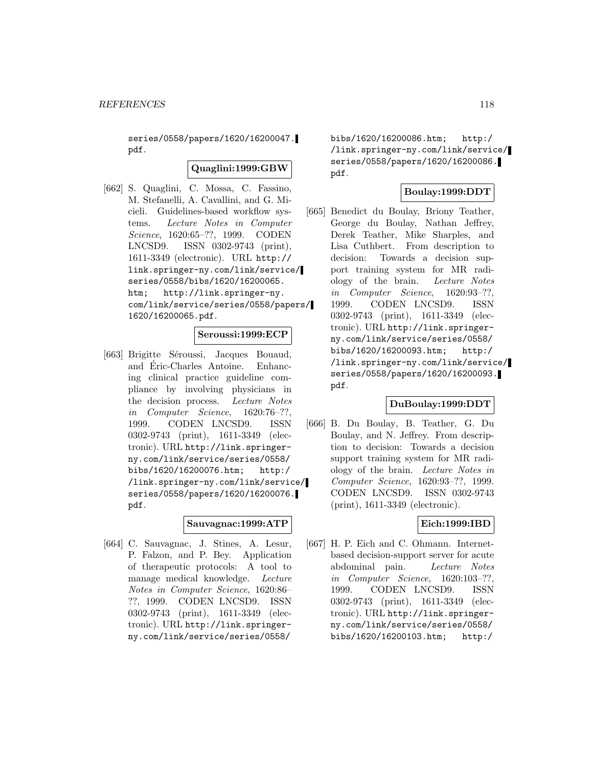series/0558/papers/1620/16200047.pdf.

**Quaglini:1999:GBW**

[662] S. Quaglini, C. Mossa, C. Fassino, M. Stefanelli, A. Cavallini, and G. Micieli. Guidelines-based workflow systems. *Lecture Notes in Computer Science*, 1620:65–??, 1999. CODEN LNCSD9. ISSN 0302-9743 (print), 1611-3349 (electronic). URL http://link.springer-ny.com/link/service/series/0558/bibs/1620/16200065.htm; http://link.springer-ny.com/link/service/series/0558/papers/1620/16200065.pdf.

**Seroussi:1999:ECP**

[663] Brigitte Séroussi, Jacques Bouaud, and Éric-Charles Antoine. Enhancing clinical practice guideline compliance by involving physicians in the decision process. *Lecture Notes in Computer Science*, 1620:76–??, 1999. CODEN LNCSD9. ISSN 0302-9743 (print), 1611-3349 (electronic). URL http://link.springer-ny.com/link/service/series/0558/bibs/1620/16200076.htm; http://link.springer-ny.com/link/service/series/0558/papers/1620/16200076.pdf.

**Sauvagnac:1999:ATP**

[664] C. Sauvagnac, J. Stines, A. Lesur, P. Falzon, and P. Bey. Application of therapeutic protocols: A tool to manage medical knowledge. *Lecture Notes in Computer Science*, 1620:86–??, 1999. CODEN LNCSD9. ISSN 0302-9743 (print), 1611-3349 (electronic). URL http://link.springer-ny.com/link/service/series/0558/bibs/1620/16200086.htm; http://link.springer-ny.com/link/service/series/0558/papers/1620/16200086.pdf.

**Boulay:1999:DDT**

[665] Benedict du Boulay, Briony Teather, George du Boulay, Nathan Jeffrey, Derek Teather, Mike Sharples, and Lisa Cuthbert. From description to decision: Towards a decision support training system for MR radiology of the brain. *Lecture Notes in Computer Science*, 1620:93–??, 1999. CODEN LNCSD9. ISSN 0302-9743 (print), 1611-3349 (electronic). URL http://link.springer-ny.com/link/service/series/0558/bibs/1620/16200093.htm; http://link.springer-ny.com/link/service/series/0558/papers/1620/16200093.pdf.

**DuBoulay:1999:DDT**

[666] B. Du Boulay, B. Teather, G. Du Boulay, and N. Jeffrey. From description to decision: Towards a decision support training system for MR radiology of the brain. *Lecture Notes in Computer Science*, 1620:93–??, 1999. CODEN LNCSD9. ISSN 0302-9743 (print), 1611-3349 (electronic).

**Eich:1999:IBD**

[667] H. P. Eich and C. Ohmann. Internet-based decision-support server for acute abdominal pain. *Lecture Notes in Computer Science*, 1620:103–??, 1999. CODEN LNCSD9. ISSN 0302-9743 (print), 1611-3349 (electronic). URL http://link.springer-ny.com/link/service/series/0558/bibs/1620/16200103.htm; http:/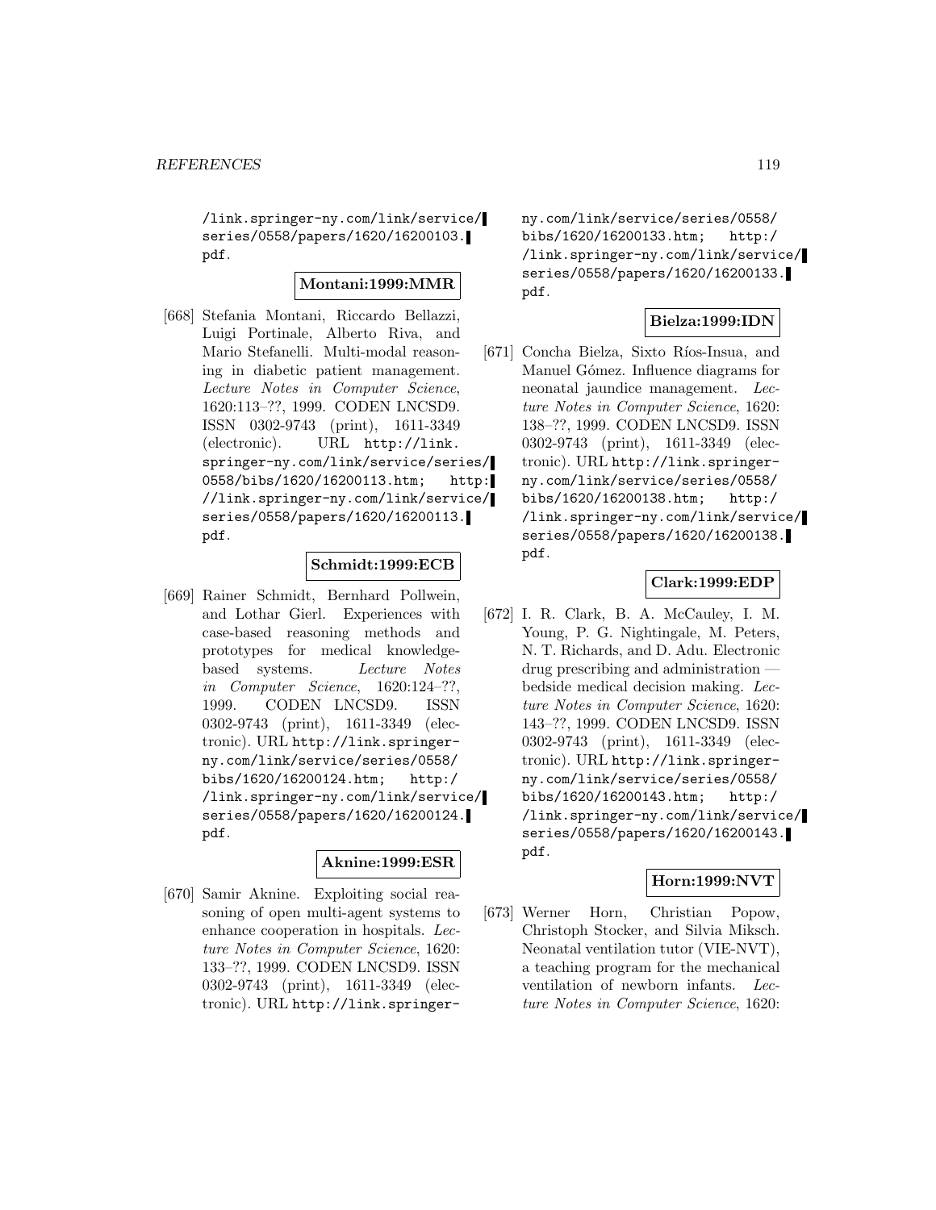/link.springer-ny.com/link/service/series/0558/papers/1620/16200103.pdf.

**Montani:1999:MMR**

[668] Stefania Montani, Riccardo Bellazzi, Luigi Portinale, Alberto Riva, and Mario Stefanelli. Multi-modal reasoning in diabetic patient management. *Lecture Notes in Computer Science*, 1620:113–??, 1999. CODEN LNCSD9. ISSN 0302-9743 (print), 1611-3349 (electronic). URL http://link.springer-ny.com/link/service/series/0558/bibs/1620/16200113.htm; http://link.springer-ny.com/link/service/series/0558/papers/1620/16200113.pdf.

**Schmidt:1999:ECB**

[669] Rainer Schmidt, Bernhard Pollwein, and Lothar Gierl. Experiences with case-based reasoning methods and prototypes for medical knowledge-based systems. *Lecture Notes in Computer Science*, 1620:124–??, 1999. CODEN LNCSD9. ISSN 0302-9743 (print), 1611-3349 (electronic). URL http://link.springer-ny.com/link/service/series/0558/bibs/1620/16200124.htm; http://link.springer-ny.com/link/service/series/0558/papers/1620/16200124.pdf.

**Aknine:1999:ESR**

[670] Samir Aknine. Exploiting social reasoning of open multi-agent systems to enhance cooperation in hospitals. *Lecture Notes in Computer Science*, 1620:133–??, 1999. CODEN LNCSD9. ISSN 0302-9743 (print), 1611-3349 (electronic). URL http://link.springer-ny.com/link/service/series/0558/bibs/1620/16200133.htm; http://link.springer-ny.com/link/service/series/0558/papers/1620/16200133.pdf.

**Bielza:1999:IDN**

[671] Concha Bielza, Sixto Ríos-Insua, and Manuel Gómez. Influence diagrams for neonatal jaundice management. *Lecture Notes in Computer Science*, 1620:138–??, 1999. CODEN LNCSD9. ISSN 0302-9743 (print), 1611-3349 (electronic). URL http://link.springer-ny.com/link/service/series/0558/bibs/1620/16200138.htm; http://link.springer-ny.com/link/service/series/0558/papers/1620/16200138.pdf.

**Clark:1999:EDP**

[672] I. R. Clark, B. A. McCauley, I. M. Young, P. G. Nightingale, M. Peters, N. T. Richards, and D. Adu. Electronic drug prescribing and administration — bedside medical decision making. *Lecture Notes in Computer Science*, 1620:143–??, 1999. CODEN LNCSD9. ISSN 0302-9743 (print), 1611-3349 (electronic). URL http://link.springer-ny.com/link/service/series/0558/bibs/1620/16200143.htm; http://link.springer-ny.com/link/service/series/0558/papers/1620/16200143.pdf.

**Horn:1999:NVT**

[673] Werner Horn, Christian Popow, Christoph Stocker, and Silvia Miksch. Neonatal ventilation tutor (VIE-NVT), a teaching program for the mechanical ventilation of newborn infants. *Lecture Notes in Computer Science*, 1620: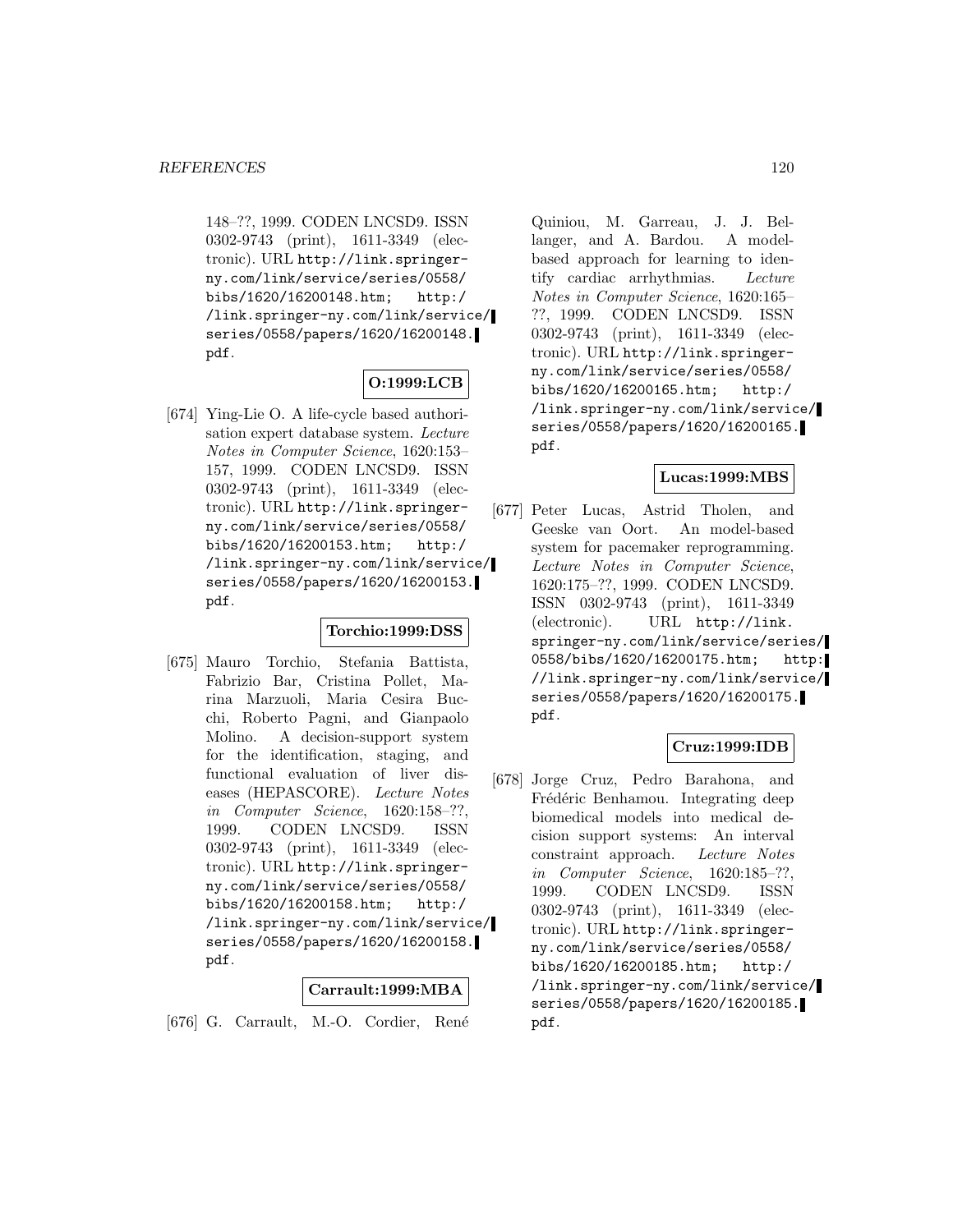148–??, 1999. CODEN LNCSD9. ISSN 0302-9743 (print), 1611-3349 (electronic). URL http://link.springer-ny.com/link/service/series/0558/bibs/1620/16200148.htm; http://link.springer-ny.com/link/service/series/0558/papers/1620/16200148.pdf.

**O:1999:LCB**

[674] Ying-Lie O. A life-cycle based authorisation expert database system. *Lecture Notes in Computer Science*, 1620:153–157, 1999. CODEN LNCSD9. ISSN 0302-9743 (print), 1611-3349 (electronic). URL http://link.springer-ny.com/link/service/series/0558/bibs/1620/16200153.htm; http://link.springer-ny.com/link/service/series/0558/papers/1620/16200153.pdf.

**Torchio:1999:DSS**

[675] Mauro Torchio, Stefania Battista, Fabrizio Bar, Cristina Pollet, Marina Marzuoli, Maria Cesira Bucchi, Roberto Pagni, and Gianpaolo Molino. A decision-support system for the identification, staging, and functional evaluation of liver diseases (HEPASCORE). *Lecture Notes in Computer Science*, 1620:158–??, 1999. CODEN LNCSD9. ISSN 0302-9743 (print), 1611-3349 (electronic). URL http://link.springer-ny.com/link/service/series/0558/bibs/1620/16200158.htm; http://link.springer-ny.com/link/service/series/0558/papers/1620/16200158.pdf.

**Carrault:1999:MBA**

[676] G. Carrault, M.-O. Cordier, René Quiniou, M. Garreau, J. J. Bellanger, and A. Bardou. A model-based approach for learning to identify cardiac arrhythmias. *Lecture Notes in Computer Science*, 1620:165–??, 1999. CODEN LNCSD9. ISSN 0302-9743 (print), 1611-3349 (electronic). URL http://link.springer-ny.com/link/service/series/0558/bibs/1620/16200165.htm; http://link.springer-ny.com/link/service/series/0558/papers/1620/16200165.pdf.

**Lucas:1999:MBS**

[677] Peter Lucas, Astrid Tholen, and Geeske van Oort. An model-based system for pacemaker reprogramming. *Lecture Notes in Computer Science*, 1620:175–??, 1999. CODEN LNCSD9. ISSN 0302-9743 (print), 1611-3349 (electronic). URL http://link.springer-ny.com/link/service/series/0558/bibs/1620/16200175.htm; http://link.springer-ny.com/link/service/series/0558/papers/1620/16200175.pdf.

**Cruz:1999:IDB**

[678] Jorge Cruz, Pedro Barahona, and Frédéric Benhamou. Integrating deep biomedical models into medical decision support systems: An interval constraint approach. *Lecture Notes in Computer Science*, 1620:185–??, 1999. CODEN LNCSD9. ISSN 0302-9743 (print), 1611-3349 (electronic). URL http://link.springer-ny.com/link/service/series/0558/bibs/1620/16200185.htm; http://link.springer-ny.com/link/service/series/0558/papers/1620/16200185.pdf.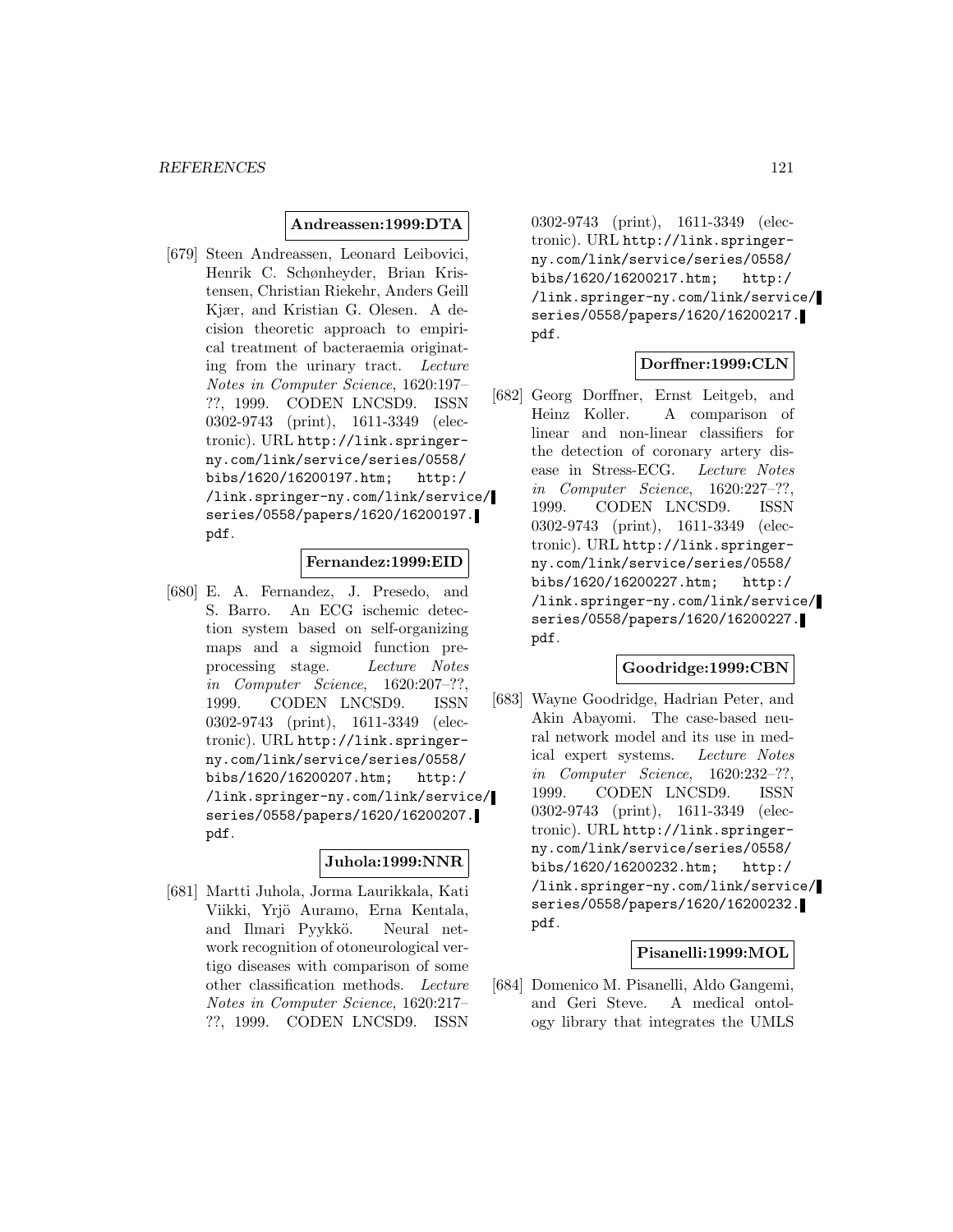**Andreassen:1999:DTA**

[679] Steen Andreassen, Leonard Leibovici, Henrik C. Schønheyder, Brian Kristensen, Christian Riekehr, Anders Geill Kjær, and Kristian G. Olesen. A decision theoretic approach to empirical treatment of bacteraemia originating from the urinary tract. *Lecture Notes in Computer Science*, 1620:197–??, 1999. CODEN LNCSD9. ISSN 0302-9743 (print), 1611-3349 (electronic). URL http://link.springer-ny.com/link/service/series/0558/bibs/1620/16200197.htm; http://link.springer-ny.com/link/service/series/0558/papers/1620/16200197.pdf.

**Fernandez:1999:EID**

[680] E. A. Fernandez, J. Presedo, and S. Barro. An ECG ischemic detection system based on self-organizing maps and a sigmoid function preprocessing stage. *Lecture Notes in Computer Science*, 1620:207–??, 1999. CODEN LNCSD9. ISSN 0302-9743 (print), 1611-3349 (electronic). URL http://link.springer-ny.com/link/service/series/0558/bibs/1620/16200207.htm; http://link.springer-ny.com/link/service/series/0558/papers/1620/16200207.pdf.

**Juhola:1999:NNR**

[681] Martti Juhola, Jorma Laurikkala, Kati Viikki, Yrjö Auramo, Erna Kentala, and Ilmari Pyykkö. Neural network recognition of otoneurological vertigo diseases with comparison of some other classification methods. *Lecture Notes in Computer Science*, 1620:217–??, 1999. CODEN LNCSD9. ISSN 0302-9743 (print), 1611-3349 (electronic). URL http://link.springer-ny.com/link/service/series/0558/bibs/1620/16200217.htm; http://link.springer-ny.com/link/service/series/0558/papers/1620/16200217.pdf.

**Dorffner:1999:CLN**

[682] Georg Dorffner, Ernst Leitgeb, and Heinz Koller. A comparison of linear and non-linear classifiers for the detection of coronary artery disease in Stress-ECG. *Lecture Notes in Computer Science*, 1620:227–??, 1999. CODEN LNCSD9. ISSN 0302-9743 (print), 1611-3349 (electronic). URL http://link.springer-ny.com/link/service/series/0558/bibs/1620/16200227.htm; http://link.springer-ny.com/link/service/series/0558/papers/1620/16200227.pdf.

**Goodridge:1999:CBN**

[683] Wayne Goodridge, Hadrian Peter, and Akin Abayomi. The case-based neural network model and its use in medical expert systems. *Lecture Notes in Computer Science*, 1620:232–??, 1999. CODEN LNCSD9. ISSN 0302-9743 (print), 1611-3349 (electronic). URL http://link.springer-ny.com/link/service/series/0558/bibs/1620/16200232.htm; http://link.springer-ny.com/link/service/series/0558/papers/1620/16200232.pdf.

**Pisanelli:1999:MOL**

[684] Domenico M. Pisanelli, Aldo Gangemi, and Geri Steve. A medical ontology library that integrates the UMLS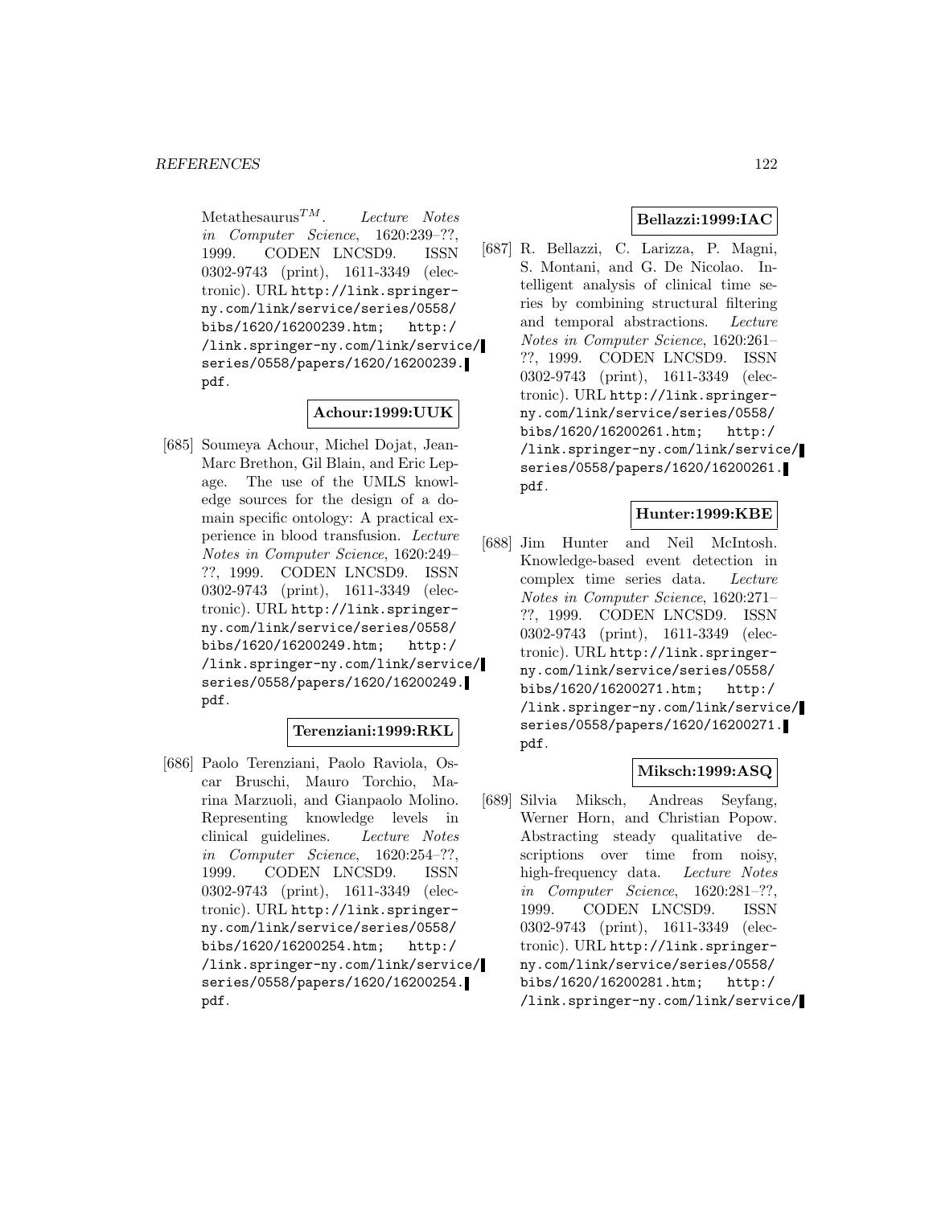Metathesaurus$^{TM}$. *Lecture Notes in Computer Science*, 1620:239–??, 1999. CODEN LNCSD9. ISSN 0302-9743 (print), 1611-3349 (electronic). URL http://link.springer-ny.com/link/service/series/0558/bibs/1620/16200239.htm; http://link.springer-ny.com/link/service/series/0558/papers/1620/16200239.pdf.

**Achour:1999:UUK**

[685] Soumeya Achour, Michel Dojat, Jean-Marc Brethon, Gil Blain, and Eric Lepage. The use of the UMLS knowledge sources for the design of a domain specific ontology: A practical experience in blood transfusion. *Lecture Notes in Computer Science*, 1620:249–??, 1999. CODEN LNCSD9. ISSN 0302-9743 (print), 1611-3349 (electronic). URL http://link.springer-ny.com/link/service/series/0558/bibs/1620/16200249.htm; http://link.springer-ny.com/link/service/series/0558/papers/1620/16200249.pdf.

**Terenziani:1999:RKL**

[686] Paolo Terenziani, Paolo Raviola, Oscar Bruschi, Mauro Torchio, Marina Marzuoli, and Gianpaolo Molino. Representing knowledge levels in clinical guidelines. *Lecture Notes in Computer Science*, 1620:254–??, 1999. CODEN LNCSD9. ISSN 0302-9743 (print), 1611-3349 (electronic). URL http://link.springer-ny.com/link/service/series/0558/bibs/1620/16200254.htm; http://link.springer-ny.com/link/service/series/0558/papers/1620/16200254.pdf.

**Bellazzi:1999:IAC**

[687] R. Bellazzi, C. Larizza, P. Magni, S. Montani, and G. De Nicolao. Intelligent analysis of clinical time series by combining structural filtering and temporal abstractions. *Lecture Notes in Computer Science*, 1620:261–??, 1999. CODEN LNCSD9. ISSN 0302-9743 (print), 1611-3349 (electronic). URL http://link.springer-ny.com/link/service/series/0558/bibs/1620/16200261.htm; http://link.springer-ny.com/link/service/series/0558/papers/1620/16200261.pdf.

**Hunter:1999:KBE**

[688] Jim Hunter and Neil McIntosh. Knowledge-based event detection in complex time series data. *Lecture Notes in Computer Science*, 1620:271–??, 1999. CODEN LNCSD9. ISSN 0302-9743 (print), 1611-3349 (electronic). URL http://link.springer-ny.com/link/service/series/0558/bibs/1620/16200271.htm; http://link.springer-ny.com/link/service/series/0558/papers/1620/16200271.pdf.

**Miksch:1999:ASQ**

[689] Silvia Miksch, Andreas Seyfang, Werner Horn, and Christian Popow. Abstracting steady qualitative descriptions over time from noisy, high-frequency data. *Lecture Notes in Computer Science*, 1620:281–??, 1999. CODEN LNCSD9. ISSN 0302-9743 (print), 1611-3349 (electronic). URL http://link.springer-ny.com/link/service/series/0558/bibs/1620/16200281.htm; http://link.springer-ny.com/link/service/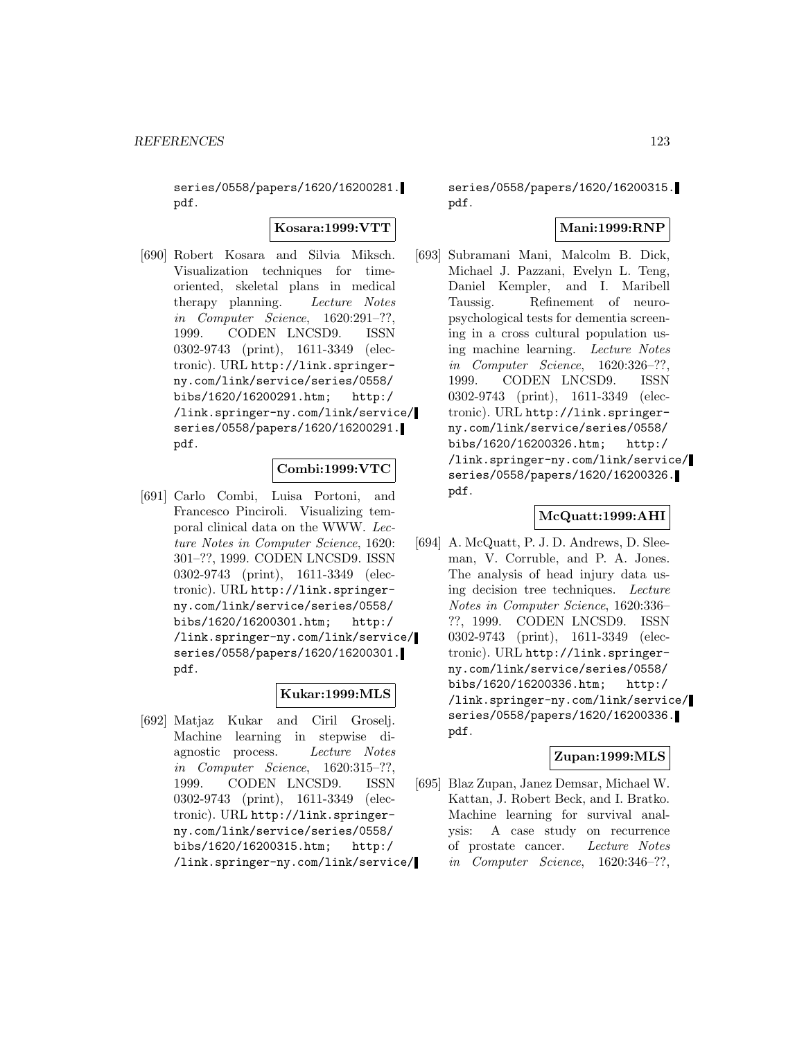series/0558/papers/1620/16200281.pdf.

**Kosara:1999:VTT**

[690] Robert Kosara and Silvia Miksch. Visualization techniques for time-oriented, skeletal plans in medical therapy planning. *Lecture Notes in Computer Science*, 1620:291–??, 1999. CODEN LNCSD9. ISSN 0302-9743 (print), 1611-3349 (electronic). URL http://link.springer-ny.com/link/service/series/0558/bibs/1620/16200291.htm; http://link.springer-ny.com/link/service/series/0558/papers/1620/16200291.pdf.

**Combi:1999:VTC**

[691] Carlo Combi, Luisa Portoni, and Francesco Pinciroli. Visualizing temporal clinical data on the WWW. *Lecture Notes in Computer Science*, 1620:301–??, 1999. CODEN LNCSD9. ISSN 0302-9743 (print), 1611-3349 (electronic). URL http://link.springer-ny.com/link/service/series/0558/bibs/1620/16200301.htm; http://link.springer-ny.com/link/service/series/0558/papers/1620/16200301.pdf.

**Kukar:1999:MLS**

[692] Matjaz Kukar and Ciril Groselj. Machine learning in stepwise diagnostic process. *Lecture Notes in Computer Science*, 1620:315–??, 1999. CODEN LNCSD9. ISSN 0302-9743 (print), 1611-3349 (electronic). URL http://link.springer-ny.com/link/service/series/0558/bibs/1620/16200315.htm; http://link.springer-ny.com/link/service/series/0558/papers/1620/16200315.pdf.

**Mani:1999:RNP**

[693] Subramani Mani, Malcolm B. Dick, Michael J. Pazzani, Evelyn L. Teng, Daniel Kempler, and I. Maribell Taussig. Refinement of neuropsychological tests for dementia screening in a cross cultural population using machine learning. *Lecture Notes in Computer Science*, 1620:326–??, 1999. CODEN LNCSD9. ISSN 0302-9743 (print), 1611-3349 (electronic). URL http://link.springer-ny.com/link/service/series/0558/bibs/1620/16200326.htm; http://link.springer-ny.com/link/service/series/0558/papers/1620/16200326.pdf.

**McQuatt:1999:AHI**

[694] A. McQuatt, P. J. D. Andrews, D. Sleeman, V. Corruble, and P. A. Jones. The analysis of head injury data using decision tree techniques. *Lecture Notes in Computer Science*, 1620:336–??, 1999. CODEN LNCSD9. ISSN 0302-9743 (print), 1611-3349 (electronic). URL http://link.springer-ny.com/link/service/series/0558/bibs/1620/16200336.htm; http://link.springer-ny.com/link/service/series/0558/papers/1620/16200336.pdf.

**Zupan:1999:MLS**

[695] Blaz Zupan, Janez Demsar, Michael W. Kattan, J. Robert Beck, and I. Bratko. Machine learning for survival analysis: A case study on recurrence of prostate cancer. *Lecture Notes in Computer Science*, 1620:346–??,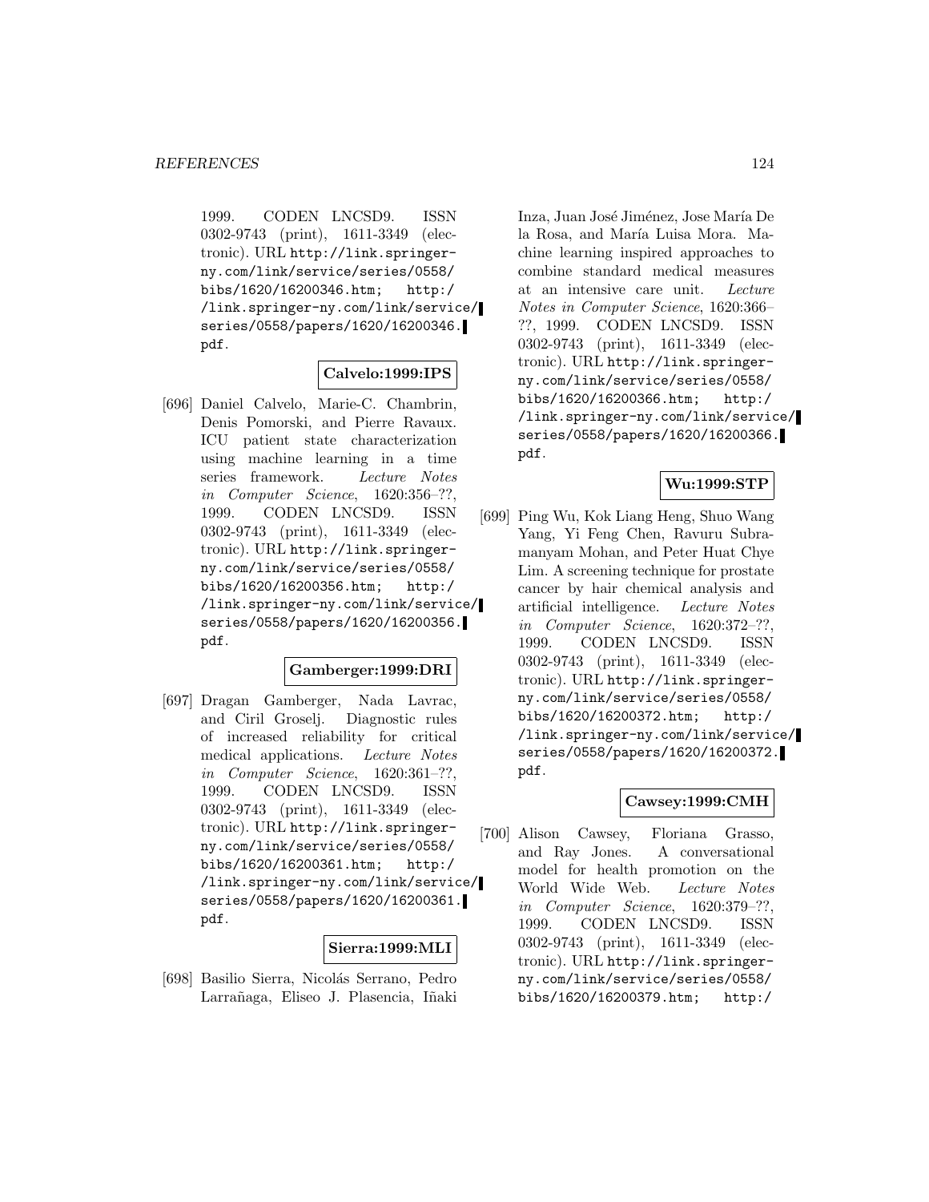1999. CODEN LNCSD9. ISSN 0302-9743 (print), 1611-3349 (electronic). URL http://link.springer-ny.com/link/service/series/0558/bibs/1620/16200346.htm; http://link.springer-ny.com/link/service/series/0558/papers/1620/16200346.pdf.

**Calvelo:1999:IPS**

[696] Daniel Calvelo, Marie-C. Chambrin, Denis Pomorski, and Pierre Ravaux. ICU patient state characterization using machine learning in a time series framework. *Lecture Notes in Computer Science*, 1620:356–??, 1999. CODEN LNCSD9. ISSN 0302-9743 (print), 1611-3349 (electronic). URL http://link.springer-ny.com/link/service/series/0558/bibs/1620/16200356.htm; http://link.springer-ny.com/link/service/series/0558/papers/1620/16200356.pdf.

**Gamberger:1999:DRI**

[697] Dragan Gamberger, Nada Lavrac, and Ciril Groselj. Diagnostic rules of increased reliability for critical medical applications. *Lecture Notes in Computer Science*, 1620:361–??, 1999. CODEN LNCSD9. ISSN 0302-9743 (print), 1611-3349 (electronic). URL http://link.springer-ny.com/link/service/series/0558/bibs/1620/16200361.htm; http://link.springer-ny.com/link/service/series/0558/papers/1620/16200361.pdf.

**Sierra:1999:MLI**

[698] Basilio Sierra, Nicolás Serrano, Pedro Larrañaga, Eliseo J. Plasencia, Iñaki Inza, Juan José Jiménez, Jose María De la Rosa, and María Luisa Mora. Machine learning inspired approaches to combine standard medical measures at an intensive care unit. *Lecture Notes in Computer Science*, 1620:366–??, 1999. CODEN LNCSD9. ISSN 0302-9743 (print), 1611-3349 (electronic). URL http://link.springer-ny.com/link/service/series/0558/bibs/1620/16200366.htm; http://link.springer-ny.com/link/service/series/0558/papers/1620/16200366.pdf.

**Wu:1999:STP**

[699] Ping Wu, Kok Liang Heng, Shuo Wang Yang, Yi Feng Chen, Ravuru Subramanyam Mohan, and Peter Huat Chye Lim. A screening technique for prostate cancer by hair chemical analysis and artificial intelligence. *Lecture Notes in Computer Science*, 1620:372–??, 1999. CODEN LNCSD9. ISSN 0302-9743 (print), 1611-3349 (electronic). URL http://link.springer-ny.com/link/service/series/0558/bibs/1620/16200372.htm; http://link.springer-ny.com/link/service/series/0558/papers/1620/16200372.pdf.

**Cawsey:1999:CMH**

[700] Alison Cawsey, Floriana Grasso, and Ray Jones. A conversational model for health promotion on the World Wide Web. *Lecture Notes in Computer Science*, 1620:379–??, 1999. CODEN LNCSD9. ISSN 0302-9743 (print), 1611-3349 (electronic). URL http://link.springer-ny.com/link/service/series/0558/bibs/1620/16200379.htm; http:/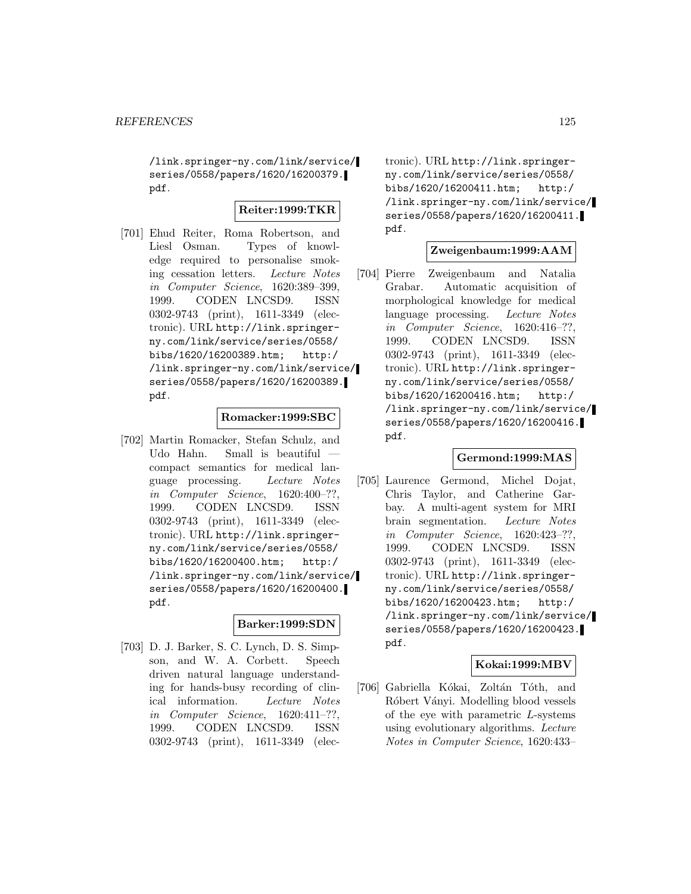/link.springer-ny.com/link/service/series/0558/papers/1620/16200379.pdf.

**Reiter:1999:TKR**

[701] Ehud Reiter, Roma Robertson, and Liesl Osman. Types of knowledge required to personalise smoking cessation letters. *Lecture Notes in Computer Science*, 1620:389–399, 1999. CODEN LNCSD9. ISSN 0302-9743 (print), 1611-3349 (electronic). URL http://link.springer-ny.com/link/service/series/0558/bibs/1620/16200389.htm; http://link.springer-ny.com/link/service/series/0558/papers/1620/16200389.pdf.

**Romacker:1999:SBC**

[702] Martin Romacker, Stefan Schulz, and Udo Hahn. Small is beautiful — compact semantics for medical language processing. *Lecture Notes in Computer Science*, 1620:400–??, 1999. CODEN LNCSD9. ISSN 0302-9743 (print), 1611-3349 (electronic). URL http://link.springer-ny.com/link/service/series/0558/bibs/1620/16200400.htm; http://link.springer-ny.com/link/service/series/0558/papers/1620/16200400.pdf.

**Barker:1999:SDN**

[703] D. J. Barker, S. C. Lynch, D. S. Simpson, and W. A. Corbett. Speech driven natural language understanding for hands-busy recording of clinical information. *Lecture Notes in Computer Science*, 1620:411–??, 1999. CODEN LNCSD9. ISSN 0302-9743 (print), 1611-3349 (electronic). URL http://link.springer-ny.com/link/service/series/0558/bibs/1620/16200411.htm; http://link.springer-ny.com/link/service/series/0558/papers/1620/16200411.pdf.

**Zweigenbaum:1999:AAM**

[704] Pierre Zweigenbaum and Natalia Grabar. Automatic acquisition of morphological knowledge for medical language processing. *Lecture Notes in Computer Science*, 1620:416–??, 1999. CODEN LNCSD9. ISSN 0302-9743 (print), 1611-3349 (electronic). URL http://link.springer-ny.com/link/service/series/0558/bibs/1620/16200416.htm; http://link.springer-ny.com/link/service/series/0558/papers/1620/16200416.pdf.

**Germond:1999:MAS**

[705] Laurence Germond, Michel Dojat, Chris Taylor, and Catherine Garbay. A multi-agent system for MRI brain segmentation. *Lecture Notes in Computer Science*, 1620:423–??, 1999. CODEN LNCSD9. ISSN 0302-9743 (print), 1611-3349 (electronic). URL http://link.springer-ny.com/link/service/series/0558/bibs/1620/16200423.htm; http://link.springer-ny.com/link/service/series/0558/papers/1620/16200423.pdf.

**Kokai:1999:MBV**

[706] Gabriella Kókai, Zoltán Tóth, and Róbert Ványi. Modelling blood vessels of the eye with parametric $L$-systems using evolutionary algorithms. *Lecture Notes in Computer Science*, 1620:433–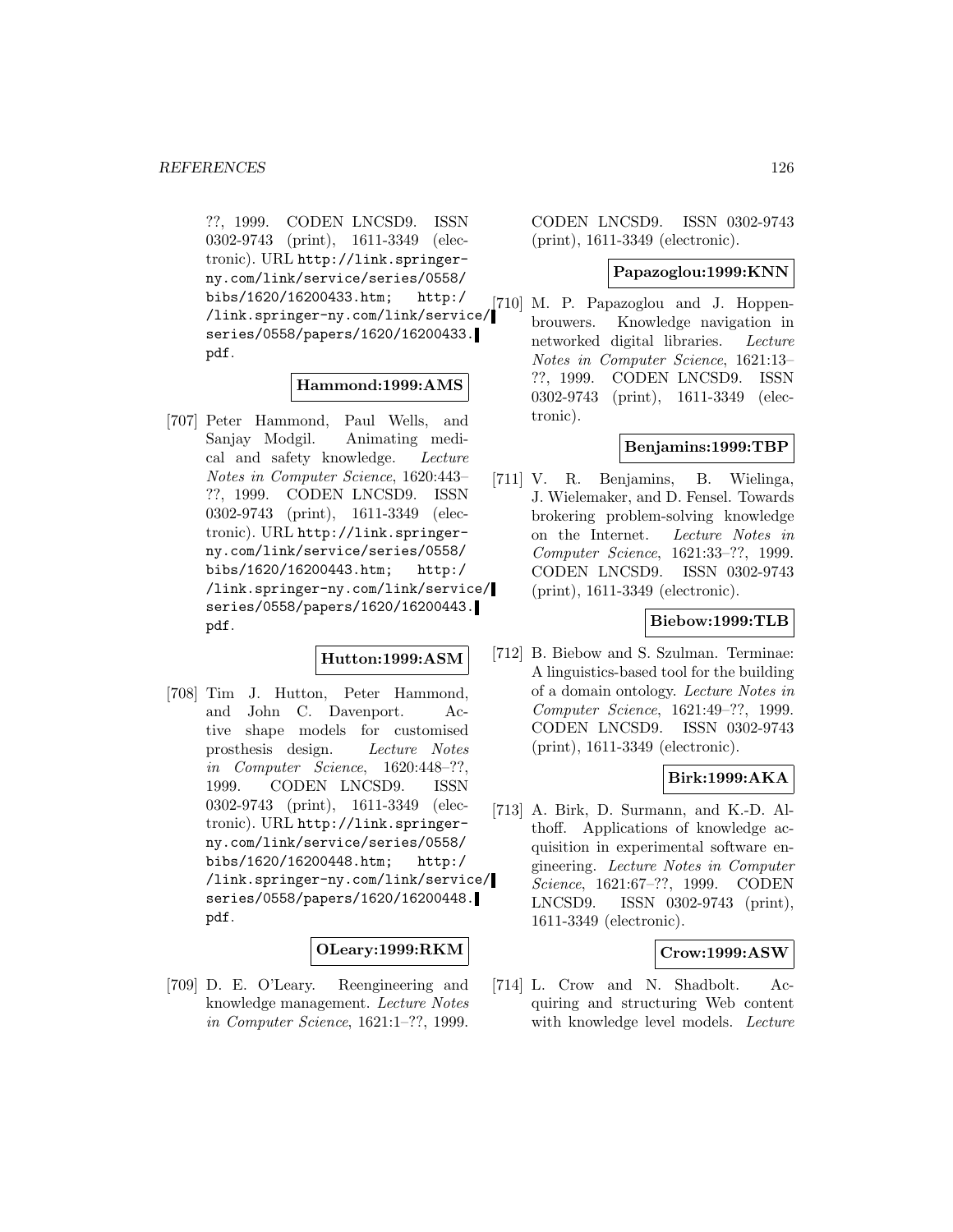??, 1999. CODEN LNCSD9. ISSN 0302-9743 (print), 1611-3349 (electronic). URL http://link.springer-ny.com/link/service/series/0558/bibs/1620/16200433.htm; http://link.springer-ny.com/link/service/series/0558/papers/1620/16200433.pdf.

**Hammond:1999:AMS**

[707] Peter Hammond, Paul Wells, and Sanjay Modgil. Animating medical and safety knowledge. *Lecture Notes in Computer Science*, 1620:443–??, 1999. CODEN LNCSD9. ISSN 0302-9743 (print), 1611-3349 (electronic). URL http://link.springer-ny.com/link/service/series/0558/bibs/1620/16200443.htm; http://link.springer-ny.com/link/service/series/0558/papers/1620/16200443.pdf.

**Hutton:1999:ASM**

[708] Tim J. Hutton, Peter Hammond, and John C. Davenport. Active shape models for customised prosthesis design. *Lecture Notes in Computer Science*, 1620:448–??, 1999. CODEN LNCSD9. ISSN 0302-9743 (print), 1611-3349 (electronic). URL http://link.springer-ny.com/link/service/series/0558/bibs/1620/16200448.htm; http://link.springer-ny.com/link/service/series/0558/papers/1620/16200448.pdf.

**OLeary:1999:RKM**

[709] D. E. O'Leary. Reengineering and knowledge management. *Lecture Notes in Computer Science*, 1621:1–??, 1999. CODEN LNCSD9. ISSN 0302-9743 (print), 1611-3349 (electronic).

**Papazoglou:1999:KNN**

[710] M. P. Papazoglou and J. Hoppenbrouwers. Knowledge navigation in networked digital libraries. *Lecture Notes in Computer Science*, 1621:13–??, 1999. CODEN LNCSD9. ISSN 0302-9743 (print), 1611-3349 (electronic).

**Benjamins:1999:TBP**

[711] V. R. Benjamins, B. Wielinga, J. Wielemaker, and D. Fensel. Towards brokering problem-solving knowledge on the Internet. *Lecture Notes in Computer Science*, 1621:33–??, 1999. CODEN LNCSD9. ISSN 0302-9743 (print), 1611-3349 (electronic).

**Biebow:1999:TLB**

[712] B. Biebow and S. Szulman. Terminae: A linguistics-based tool for the building of a domain ontology. *Lecture Notes in Computer Science*, 1621:49–??, 1999. CODEN LNCSD9. ISSN 0302-9743 (print), 1611-3349 (electronic).

**Birk:1999:AKA**

[713] A. Birk, D. Surmann, and K.-D. Althoff. Applications of knowledge acquisition in experimental software engineering. *Lecture Notes in Computer Science*, 1621:67–??, 1999. CODEN LNCSD9. ISSN 0302-9743 (print), 1611-3349 (electronic).

**Crow:1999:ASW**

[714] L. Crow and N. Shadbolt. Acquiring and structuring Web content with knowledge level models. *Lecture*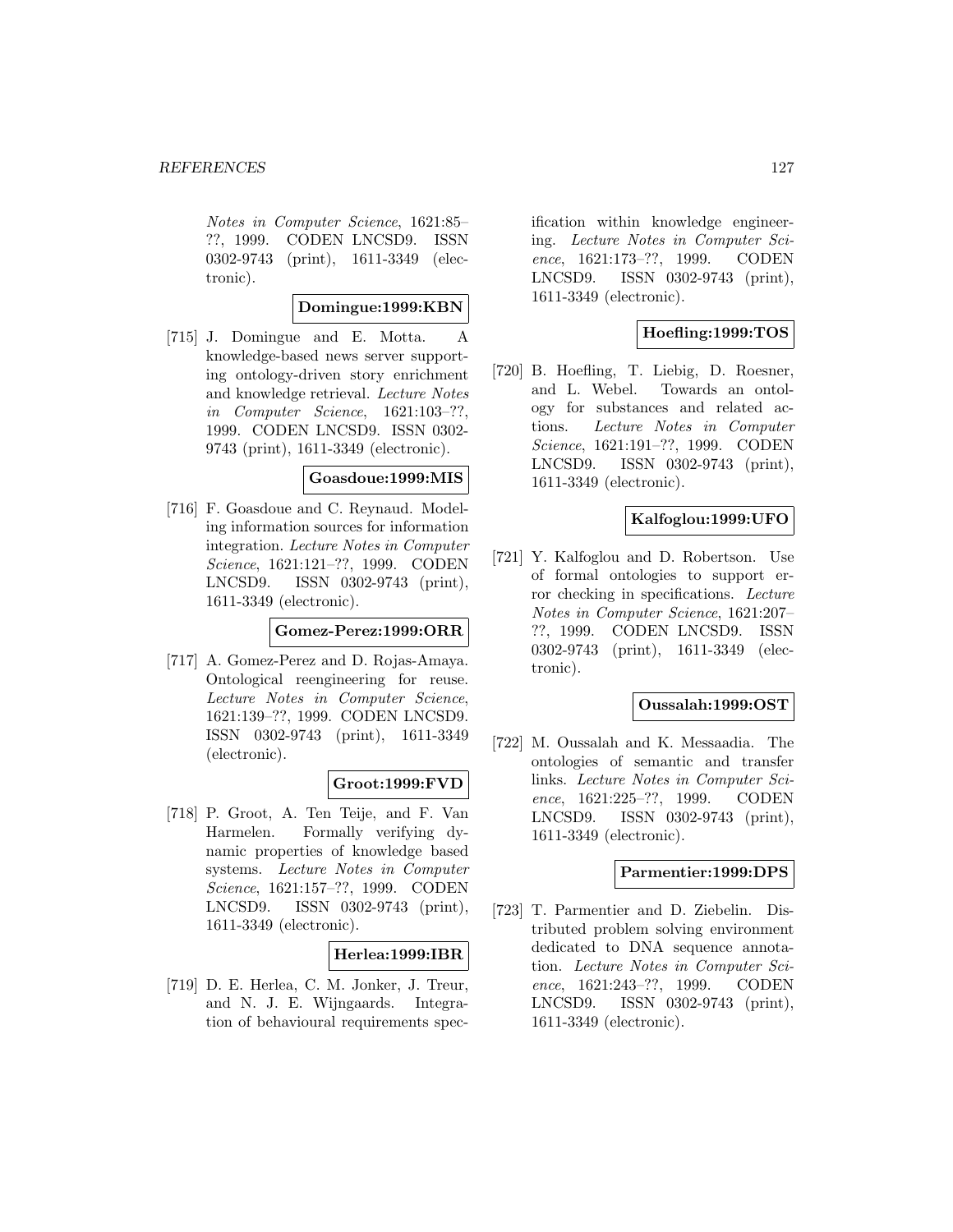Notes in Computer Science*, 1621:85–??, 1999. CODEN LNCSD9. ISSN 0302-9743 (print), 1611-3349 (electronic).

**Domingue:1999:KBN**

[715] J. Domingue and E. Motta. A knowledge-based news server supporting ontology-driven story enrichment and knowledge retrieval. *Lecture Notes in Computer Science*, 1621:103–??, 1999. CODEN LNCSD9. ISSN 0302-9743 (print), 1611-3349 (electronic).

**Goasdoue:1999:MIS**

[716] F. Goasdoue and C. Reynaud. Modeling information sources for information integration. *Lecture Notes in Computer Science*, 1621:121–??, 1999. CODEN LNCSD9. ISSN 0302-9743 (print), 1611-3349 (electronic).

**Gomez-Perez:1999:ORR**

[717] A. Gomez-Perez and D. Rojas-Amaya. Ontological reengineering for reuse. *Lecture Notes in Computer Science*, 1621:139–??, 1999. CODEN LNCSD9. ISSN 0302-9743 (print), 1611-3349 (electronic).

**Groot:1999:FVD**

[718] P. Groot, A. Ten Teije, and F. Van Harmelen. Formally verifying dynamic properties of knowledge based systems. *Lecture Notes in Computer Science*, 1621:157–??, 1999. CODEN LNCSD9. ISSN 0302-9743 (print), 1611-3349 (electronic).

**Herlea:1999:IBR**

[719] D. E. Herlea, C. M. Jonker, J. Treur, and N. J. E. Wijngaards. Integration of behavioural requirements specification within knowledge engineering. *Lecture Notes in Computer Science*, 1621:173–??, 1999. CODEN LNCSD9. ISSN 0302-9743 (print), 1611-3349 (electronic).

**Hoefling:1999:TOS**

[720] B. Hoefling, T. Liebig, D. Roesner, and L. Webel. Towards an ontology for substances and related actions. *Lecture Notes in Computer Science*, 1621:191–??, 1999. CODEN LNCSD9. ISSN 0302-9743 (print), 1611-3349 (electronic).

**Kalfoglou:1999:UFO**

[721] Y. Kalfoglou and D. Robertson. Use of formal ontologies to support error checking in specifications. *Lecture Notes in Computer Science*, 1621:207–??, 1999. CODEN LNCSD9. ISSN 0302-9743 (print), 1611-3349 (electronic).

**Oussalah:1999:OST**

[722] M. Oussalah and K. Messaadia. The ontologies of semantic and transfer links. *Lecture Notes in Computer Science*, 1621:225–??, 1999. CODEN LNCSD9. ISSN 0302-9743 (print), 1611-3349 (electronic).

**Parmentier:1999:DPS**

[723] T. Parmentier and D. Ziebelin. Distributed problem solving environment dedicated to DNA sequence annotation. *Lecture Notes in Computer Science*, 1621:243–??, 1999. CODEN LNCSD9. ISSN 0302-9743 (print), 1611-3349 (electronic).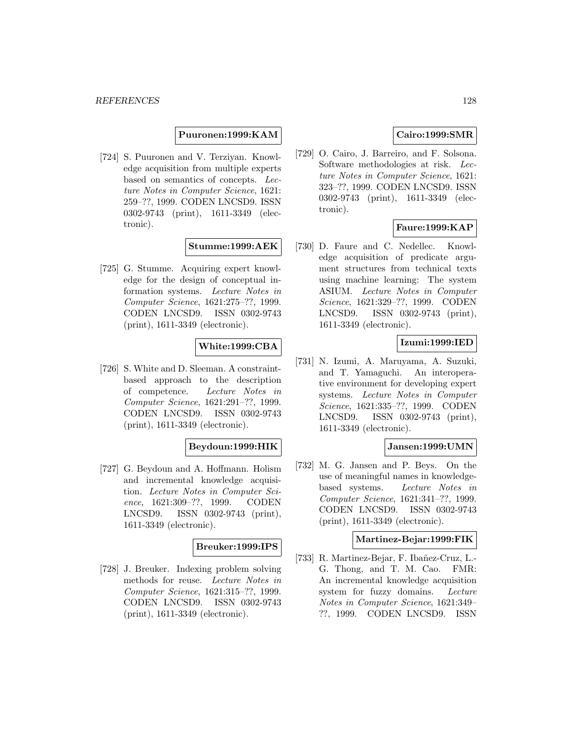**Puuronen:1999:KAM**

[724] S. Puuronen and V. Terziyan. Knowledge acquisition from multiple experts based on semantics of concepts. *Lecture Notes in Computer Science*, 1621: 259–??, 1999. CODEN LNCSD9. ISSN 0302-9743 (print), 1611-3349 (electronic).

**Stumme:1999:AEK**

[725] G. Stumme. Acquiring expert knowledge for the design of conceptual information systems. *Lecture Notes in Computer Science*, 1621:275–??, 1999. CODEN LNCSD9. ISSN 0302-9743 (print), 1611-3349 (electronic).

**White:1999:CBA**

[726] S. White and D. Sleeman. A constraint-based approach to the description of competence. *Lecture Notes in Computer Science*, 1621:291–??, 1999. CODEN LNCSD9. ISSN 0302-9743 (print), 1611-3349 (electronic).

**Beydoun:1999:HIK**

[727] G. Beydoun and A. Hoffmann. Holism and incremental knowledge acquisition. *Lecture Notes in Computer Science*, 1621:309–??, 1999. CODEN LNCSD9. ISSN 0302-9743 (print), 1611-3349 (electronic).

**Breuker:1999:IPS**

[728] J. Breuker. Indexing problem solving methods for reuse. *Lecture Notes in Computer Science*, 1621:315–??, 1999. CODEN LNCSD9. ISSN 0302-9743 (print), 1611-3349 (electronic).

**Cairo:1999:SMR**

[729] O. Cairo, J. Barreiro, and F. Solsona. Software methodologies at risk. *Lecture Notes in Computer Science*, 1621: 323–??, 1999. CODEN LNCSD9. ISSN 0302-9743 (print), 1611-3349 (electronic).

**Faure:1999:KAP**

[730] D. Faure and C. Nedellec. Knowledge acquisition of predicate argument structures from technical texts using machine learning: The system ASIUM. *Lecture Notes in Computer Science*, 1621:329–??, 1999. CODEN LNCSD9. ISSN 0302-9743 (print), 1611-3349 (electronic).

**Izumi:1999:IED**

[731] N. Izumi, A. Maruyama, A. Suzuki, and T. Yamaguchi. An interoperative environment for developing expert systems. *Lecture Notes in Computer Science*, 1621:335–??, 1999. CODEN LNCSD9. ISSN 0302-9743 (print), 1611-3349 (electronic).

**Jansen:1999:UMN**

[732] M. G. Jansen and P. Beys. On the use of meaningful names in knowledge-based systems. *Lecture Notes in Computer Science*, 1621:341–??, 1999. CODEN LNCSD9. ISSN 0302-9743 (print), 1611-3349 (electronic).

**Martinez-Bejar:1999:FIK**

[733] R. Martinez-Bejar, F. Ibañez-Cruz, L.-G. Thong, and T. M. Cao. FMR: An incremental knowledge acquisition system for fuzzy domains. *Lecture Notes in Computer Science*, 1621:349–??, 1999. CODEN LNCSD9. ISSN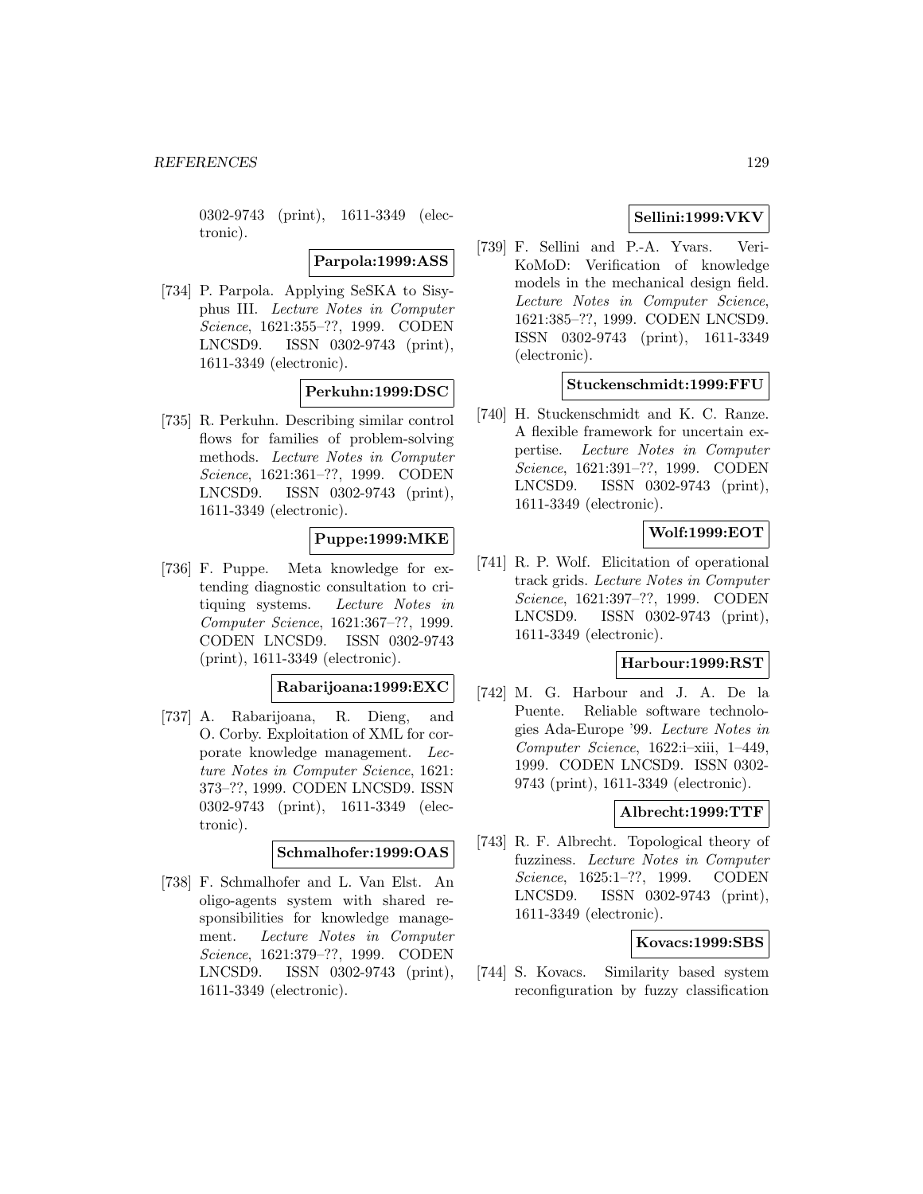0302-9743 (print), 1611-3349 (electronic).

**Parpola:1999:ASS**

[734] P. Parpola. Applying SeSKA to Sisyphus III. *Lecture Notes in Computer Science*, 1621:355–??, 1999. CODEN LNCSD9. ISSN 0302-9743 (print), 1611-3349 (electronic).

**Perkuhn:1999:DSC**

[735] R. Perkuhn. Describing similar control flows for families of problem-solving methods. *Lecture Notes in Computer Science*, 1621:361–??, 1999. CODEN LNCSD9. ISSN 0302-9743 (print), 1611-3349 (electronic).

**Puppe:1999:MKE**

[736] F. Puppe. Meta knowledge for extending diagnostic consultation to critiquing systems. *Lecture Notes in Computer Science*, 1621:367–??, 1999. CODEN LNCSD9. ISSN 0302-9743 (print), 1611-3349 (electronic).

**Rabarijoana:1999:EXC**

[737] A. Rabarijoana, R. Dieng, and O. Corby. Exploitation of XML for corporate knowledge management. *Lecture Notes in Computer Science*, 1621: 373–??, 1999. CODEN LNCSD9. ISSN 0302-9743 (print), 1611-3349 (electronic).

**Schmalhofer:1999:OAS**

[738] F. Schmalhofer and L. Van Elst. An oligo-agents system with shared responsibilities for knowledge management. *Lecture Notes in Computer Science*, 1621:379–??, 1999. CODEN LNCSD9. ISSN 0302-9743 (print), 1611-3349 (electronic).

**Sellini:1999:VKV**

[739] F. Sellini and P.-A. Yvars. VeriKoMoD: Verification of knowledge models in the mechanical design field. *Lecture Notes in Computer Science*, 1621:385–??, 1999. CODEN LNCSD9. ISSN 0302-9743 (print), 1611-3349 (electronic).

**Stuckenschmidt:1999:FFU**

[740] H. Stuckenschmidt and K. C. Ranze. A flexible framework for uncertain expertise. *Lecture Notes in Computer Science*, 1621:391–??, 1999. CODEN LNCSD9. ISSN 0302-9743 (print), 1611-3349 (electronic).

**Wolf:1999:EOT**

[741] R. P. Wolf. Elicitation of operational track grids. *Lecture Notes in Computer Science*, 1621:397–??, 1999. CODEN LNCSD9. ISSN 0302-9743 (print), 1611-3349 (electronic).

**Harbour:1999:RST**

[742] M. G. Harbour and J. A. De la Puente. Reliable software technologies Ada-Europe '99. *Lecture Notes in Computer Science*, 1622:i–xiii, 1–449, 1999. CODEN LNCSD9. ISSN 0302-9743 (print), 1611-3349 (electronic).

**Albrecht:1999:TTF**

[743] R. F. Albrecht. Topological theory of fuzziness. *Lecture Notes in Computer Science*, 1625:1–??, 1999. CODEN LNCSD9. ISSN 0302-9743 (print), 1611-3349 (electronic).

**Kovacs:1999:SBS**

[744] S. Kovacs. Similarity based system reconfiguration by fuzzy classification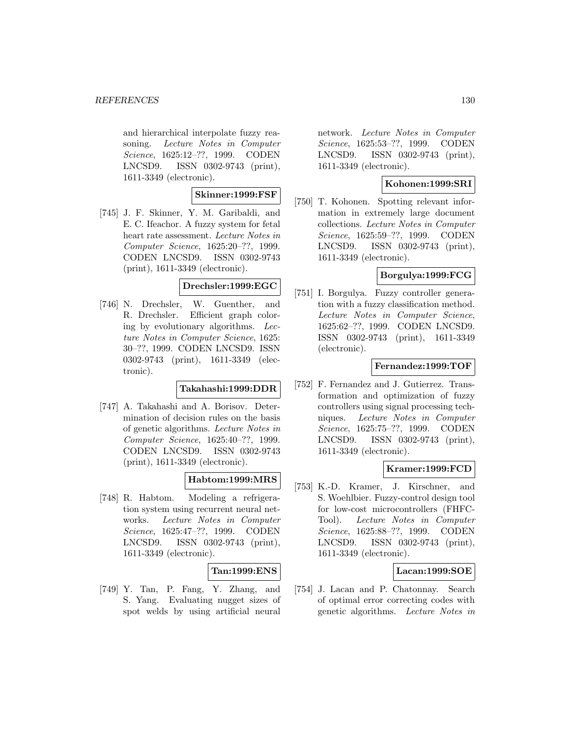and hierarchical interpolate fuzzy reasoning. *Lecture Notes in Computer Science*, 1625:12–??, 1999. CODEN LNCSD9. ISSN 0302-9743 (print), 1611-3349 (electronic).

**Skinner:1999:FSF**

[745] J. F. Skinner, Y. M. Garibaldi, and E. C. Ifeachor. A fuzzy system for fetal heart rate assessment. *Lecture Notes in Computer Science*, 1625:20–??, 1999. CODEN LNCSD9. ISSN 0302-9743 (print), 1611-3349 (electronic).

**Drechsler:1999:EGC**

[746] N. Drechsler, W. Guenther, and R. Drechsler. Efficient graph coloring by evolutionary algorithms. *Lecture Notes in Computer Science*, 1625: 30–??, 1999. CODEN LNCSD9. ISSN 0302-9743 (print), 1611-3349 (electronic).

**Takahashi:1999:DDR**

[747] A. Takahashi and A. Borisov. Determination of decision rules on the basis of genetic algorithms. *Lecture Notes in Computer Science*, 1625:40–??, 1999. CODEN LNCSD9. ISSN 0302-9743 (print), 1611-3349 (electronic).

**Habtom:1999:MRS**

[748] R. Habtom. Modeling a refrigeration system using recurrent neural networks. *Lecture Notes in Computer Science*, 1625:47–??, 1999. CODEN LNCSD9. ISSN 0302-9743 (print), 1611-3349 (electronic).

**Tan:1999:ENS**

[749] Y. Tan, P. Fang, Y. Zhang, and S. Yang. Evaluating nugget sizes of spot welds by using artificial neural network. *Lecture Notes in Computer Science*, 1625:53–??, 1999. CODEN LNCSD9. ISSN 0302-9743 (print), 1611-3349 (electronic).

**Kohonen:1999:SRI**

[750] T. Kohonen. Spotting relevant information in extremely large document collections. *Lecture Notes in Computer Science*, 1625:59–??, 1999. CODEN LNCSD9. ISSN 0302-9743 (print), 1611-3349 (electronic).

**Borgulya:1999:FCG**

[751] I. Borgulya. Fuzzy controller generation with a fuzzy classification method. *Lecture Notes in Computer Science*, 1625:62–??, 1999. CODEN LNCSD9. ISSN 0302-9743 (print), 1611-3349 (electronic).

**Fernandez:1999:TOF**

[752] F. Fernandez and J. Gutierrez. Transformation and optimization of fuzzy controllers using signal processing techniques. *Lecture Notes in Computer Science*, 1625:75–??, 1999. CODEN LNCSD9. ISSN 0302-9743 (print), 1611-3349 (electronic).

**Kramer:1999:FCD**

[753] K.-D. Kramer, J. Kirschner, and S. Woehlbier. Fuzzy-control design tool for low-cost microcontrollers (FHFC-Tool). *Lecture Notes in Computer Science*, 1625:88–??, 1999. CODEN LNCSD9. ISSN 0302-9743 (print), 1611-3349 (electronic).

**Lacan:1999:SOE**

[754] J. Lacan and P. Chatonnay. Search of optimal error correcting codes with genetic algorithms. *Lecture Notes in*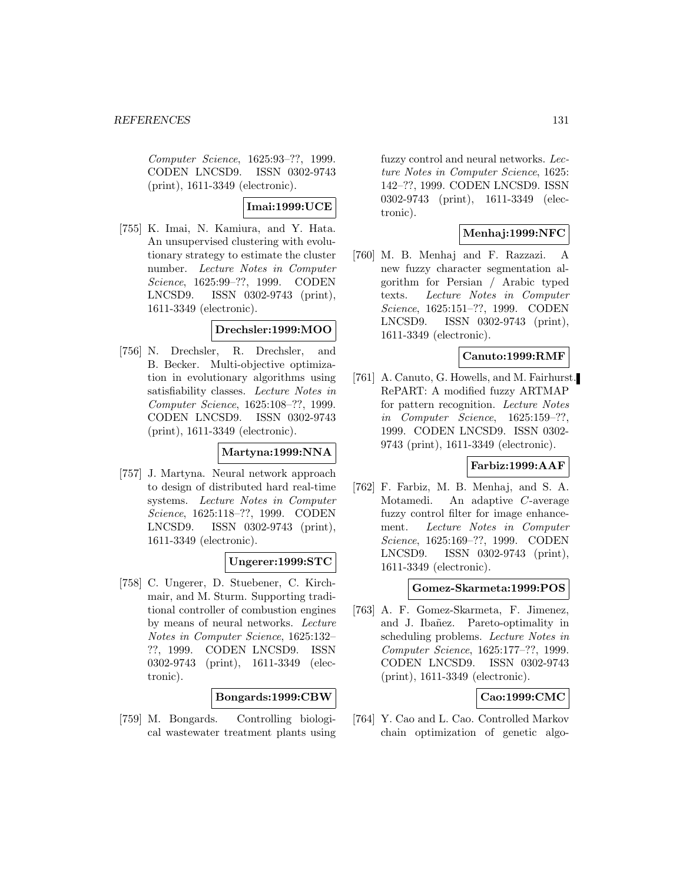*Computer Science*, 1625:93–??, 1999. CODEN LNCSD9. ISSN 0302-9743 (print), 1611-3349 (electronic).

**Imai:1999:UCE**

[755] K. Imai, N. Kamiura, and Y. Hata. An unsupervised clustering with evolutionary strategy to estimate the cluster number. *Lecture Notes in Computer Science*, 1625:99–??, 1999. CODEN LNCSD9. ISSN 0302-9743 (print), 1611-3349 (electronic).

**Drechsler:1999:MOO**

[756] N. Drechsler, R. Drechsler, and B. Becker. Multi-objective optimization in evolutionary algorithms using satisfiability classes. *Lecture Notes in Computer Science*, 1625:108–??, 1999. CODEN LNCSD9. ISSN 0302-9743 (print), 1611-3349 (electronic).

**Martyna:1999:NNA**

[757] J. Martyna. Neural network approach to design of distributed hard real-time systems. *Lecture Notes in Computer Science*, 1625:118–??, 1999. CODEN LNCSD9. ISSN 0302-9743 (print), 1611-3349 (electronic).

**Ungerer:1999:STC**

[758] C. Ungerer, D. Stuebener, C. Kirchmair, and M. Sturm. Supporting traditional controller of combustion engines by means of neural networks. *Lecture Notes in Computer Science*, 1625:132–??, 1999. CODEN LNCSD9. ISSN 0302-9743 (print), 1611-3349 (electronic).

**Bongards:1999:CBW**

[759] M. Bongards. Controlling biological wastewater treatment plants using fuzzy control and neural networks. *Lecture Notes in Computer Science*, 1625: 142–??, 1999. CODEN LNCSD9. ISSN 0302-9743 (print), 1611-3349 (electronic).

**Menhaj:1999:NFC**

[760] M. B. Menhaj and F. Razzazi. A new fuzzy character segmentation algorithm for Persian / Arabic typed texts. *Lecture Notes in Computer Science*, 1625:151–??, 1999. CODEN LNCSD9. ISSN 0302-9743 (print), 1611-3349 (electronic).

**Canuto:1999:RMF**

[761] A. Canuto, G. Howells, and M. Fairhurst. RePART: A modified fuzzy ARTMAP for pattern recognition. *Lecture Notes in Computer Science*, 1625:159–??, 1999. CODEN LNCSD9. ISSN 0302-9743 (print), 1611-3349 (electronic).

**Farbiz:1999:AAF**

[762] F. Farbiz, M. B. Menhaj, and S. A. Motamedi. An adaptive $C$-average fuzzy control filter for image enhancement. *Lecture Notes in Computer Science*, 1625:169–??, 1999. CODEN LNCSD9. ISSN 0302-9743 (print), 1611-3349 (electronic).

**Gomez-Skarmeta:1999:POS**

[763] A. F. Gomez-Skarmeta, F. Jimenez, and J. Ibañez. Pareto-optimality in scheduling problems. *Lecture Notes in Computer Science*, 1625:177–??, 1999. CODEN LNCSD9. ISSN 0302-9743 (print), 1611-3349 (electronic).

**Cao:1999:CMC**

[764] Y. Cao and L. Cao. Controlled Markov chain optimization of genetic algo-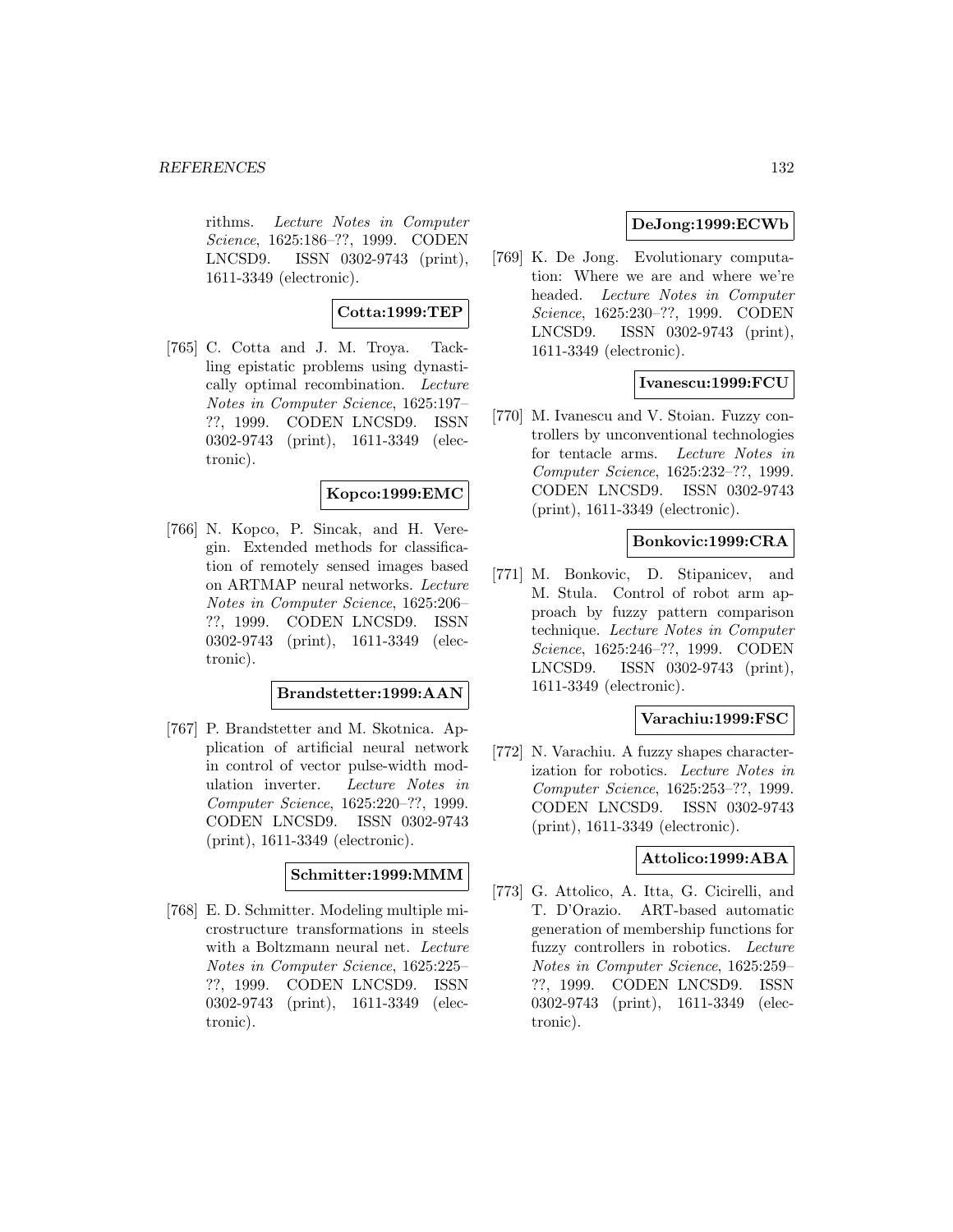rithms. *Lecture Notes in Computer Science*, 1625:186–??, 1999. CODEN LNCSD9. ISSN 0302-9743 (print), 1611-3349 (electronic).

**Cotta:1999:TEP**

[765] C. Cotta and J. M. Troya. Tackling epistatic problems using dynastically optimal recombination. *Lecture Notes in Computer Science*, 1625:197–??, 1999. CODEN LNCSD9. ISSN 0302-9743 (print), 1611-3349 (electronic).

**Kopco:1999:EMC**

[766] N. Kopco, P. Sincak, and H. Veregin. Extended methods for classification of remotely sensed images based on ARTMAP neural networks. *Lecture Notes in Computer Science*, 1625:206–??, 1999. CODEN LNCSD9. ISSN 0302-9743 (print), 1611-3349 (electronic).

**Brandstetter:1999:AAN**

[767] P. Brandstetter and M. Skotnica. Application of artificial neural network in control of vector pulse-width modulation inverter. *Lecture Notes in Computer Science*, 1625:220–??, 1999. CODEN LNCSD9. ISSN 0302-9743 (print), 1611-3349 (electronic).

**Schmitter:1999:MMM**

[768] E. D. Schmitter. Modeling multiple microstructure transformations in steels with a Boltzmann neural net. *Lecture Notes in Computer Science*, 1625:225–??, 1999. CODEN LNCSD9. ISSN 0302-9743 (print), 1611-3349 (electronic).

**DeJong:1999:ECWb**

[769] K. De Jong. Evolutionary computation: Where we are and where we're headed. *Lecture Notes in Computer Science*, 1625:230–??, 1999. CODEN LNCSD9. ISSN 0302-9743 (print), 1611-3349 (electronic).

**Ivanescu:1999:FCU**

[770] M. Ivanescu and V. Stoian. Fuzzy controllers by unconventional technologies for tentacle arms. *Lecture Notes in Computer Science*, 1625:232–??, 1999. CODEN LNCSD9. ISSN 0302-9743 (print), 1611-3349 (electronic).

**Bonkovic:1999:CRA**

[771] M. Bonkovic, D. Stipanicev, and M. Stula. Control of robot arm approach by fuzzy pattern comparison technique. *Lecture Notes in Computer Science*, 1625:246–??, 1999. CODEN LNCSD9. ISSN 0302-9743 (print), 1611-3349 (electronic).

**Varachiu:1999:FSC**

[772] N. Varachiu. A fuzzy shapes characterization for robotics. *Lecture Notes in Computer Science*, 1625:253–??, 1999. CODEN LNCSD9. ISSN 0302-9743 (print), 1611-3349 (electronic).

**Attolico:1999:ABA**

[773] G. Attolico, A. Itta, G. Cicirelli, and T. D'Orazio. ART-based automatic generation of membership functions for fuzzy controllers in robotics. *Lecture Notes in Computer Science*, 1625:259–??, 1999. CODEN LNCSD9. ISSN 0302-9743 (print), 1611-3349 (electronic).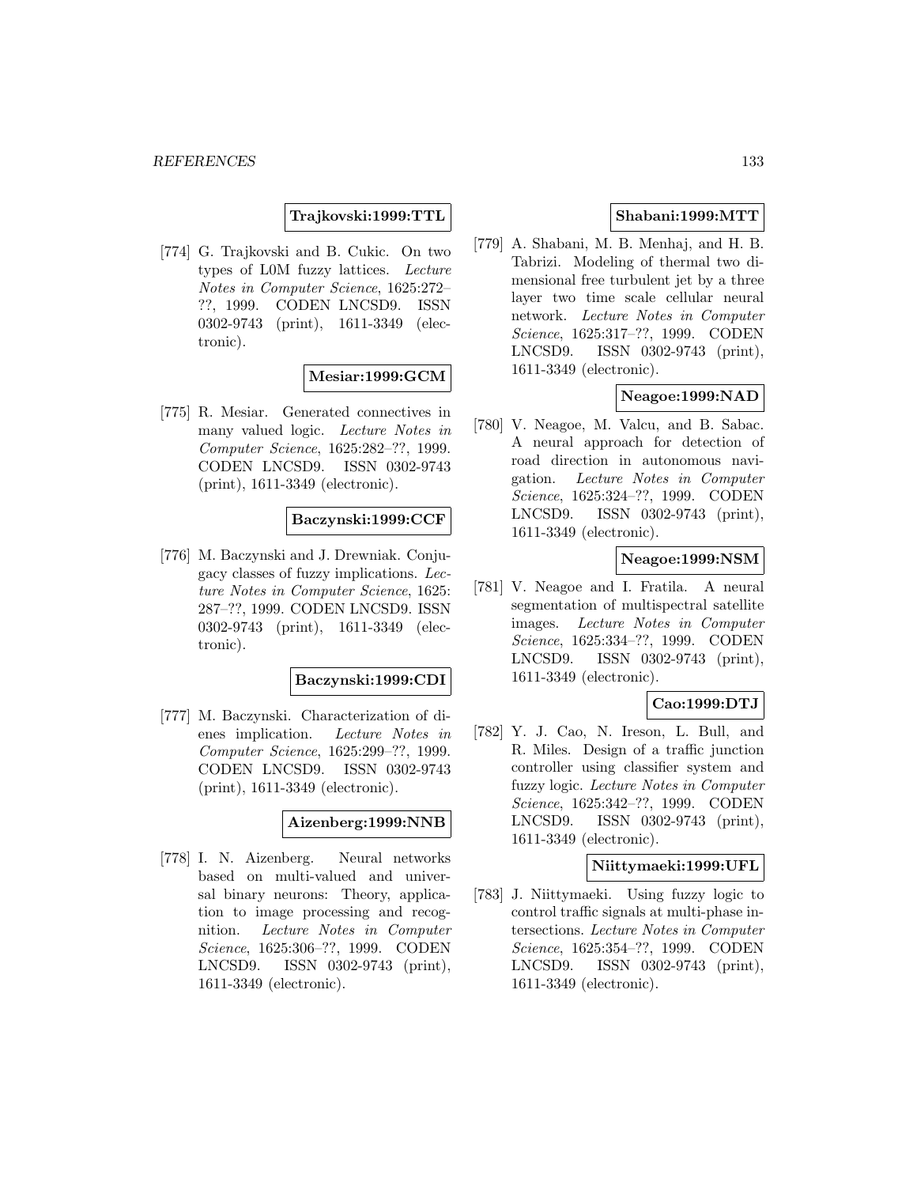**Trajkovski:1999:TTL**

[774] G. Trajkovski and B. Cukic. On two types of L0M fuzzy lattices. *Lecture Notes in Computer Science*, 1625:272–??, 1999. CODEN LNCSD9. ISSN 0302-9743 (print), 1611-3349 (electronic).

**Mesiar:1999:GCM**

[775] R. Mesiar. Generated connectives in many valued logic. *Lecture Notes in Computer Science*, 1625:282–??, 1999. CODEN LNCSD9. ISSN 0302-9743 (print), 1611-3349 (electronic).

**Baczynski:1999:CCF**

[776] M. Baczynski and J. Drewniak. Conjugacy classes of fuzzy implications. *Lecture Notes in Computer Science*, 1625: 287–??, 1999. CODEN LNCSD9. ISSN 0302-9743 (print), 1611-3349 (electronic).

**Baczynski:1999:CDI**

[777] M. Baczynski. Characterization of dienes implication. *Lecture Notes in Computer Science*, 1625:299–??, 1999. CODEN LNCSD9. ISSN 0302-9743 (print), 1611-3349 (electronic).

**Aizenberg:1999:NNB**

[778] I. N. Aizenberg. Neural networks based on multi-valued and universal binary neurons: Theory, application to image processing and recognition. *Lecture Notes in Computer Science*, 1625:306–??, 1999. CODEN LNCSD9. ISSN 0302-9743 (print), 1611-3349 (electronic).

**Shabani:1999:MTT**

[779] A. Shabani, M. B. Menhaj, and H. B. Tabrizi. Modeling of thermal two dimensional free turbulent jet by a three layer two time scale cellular neural network. *Lecture Notes in Computer Science*, 1625:317–??, 1999. CODEN LNCSD9. ISSN 0302-9743 (print), 1611-3349 (electronic).

**Neagoe:1999:NAD**

[780] V. Neagoe, M. Valcu, and B. Sabac. A neural approach for detection of road direction in autonomous navigation. *Lecture Notes in Computer Science*, 1625:324–??, 1999. CODEN LNCSD9. ISSN 0302-9743 (print), 1611-3349 (electronic).

**Neagoe:1999:NSM**

[781] V. Neagoe and I. Fratila. A neural segmentation of multispectral satellite images. *Lecture Notes in Computer Science*, 1625:334–??, 1999. CODEN LNCSD9. ISSN 0302-9743 (print), 1611-3349 (electronic).

**Cao:1999:DTJ**

[782] Y. J. Cao, N. Ireson, L. Bull, and R. Miles. Design of a traffic junction controller using classifier system and fuzzy logic. *Lecture Notes in Computer Science*, 1625:342–??, 1999. CODEN LNCSD9. ISSN 0302-9743 (print), 1611-3349 (electronic).

**Niittymaeki:1999:UFL**

[783] J. Niittymaeki. Using fuzzy logic to control traffic signals at multi-phase intersections. *Lecture Notes in Computer Science*, 1625:354–??, 1999. CODEN LNCSD9. ISSN 0302-9743 (print), 1611-3349 (electronic).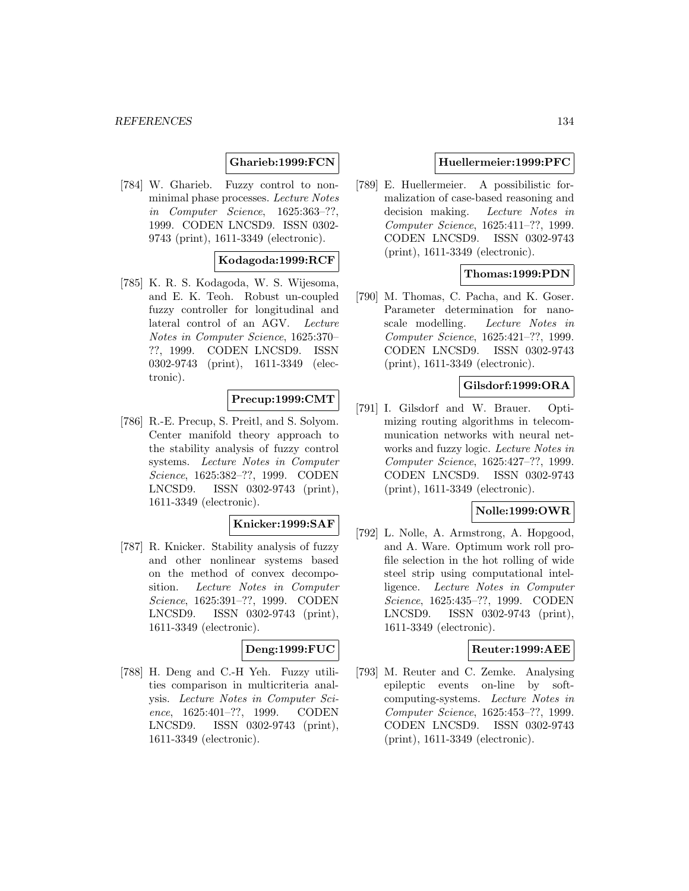**Gharieb:1999:FCN**

[784] W. Gharieb. Fuzzy control to nonminimal phase processes. *Lecture Notes in Computer Science*, 1625:363–??, 1999. CODEN LNCSD9. ISSN 0302-9743 (print), 1611-3349 (electronic).

**Kodagoda:1999:RCF**

[785] K. R. S. Kodagoda, W. S. Wijesoma, and E. K. Teoh. Robust un-coupled fuzzy controller for longitudinal and lateral control of an AGV. *Lecture Notes in Computer Science*, 1625:370–??, 1999. CODEN LNCSD9. ISSN 0302-9743 (print), 1611-3349 (electronic).

**Precup:1999:CMT**

[786] R.-E. Precup, S. Preitl, and S. Solyom. Center manifold theory approach to the stability analysis of fuzzy control systems. *Lecture Notes in Computer Science*, 1625:382–??, 1999. CODEN LNCSD9. ISSN 0302-9743 (print), 1611-3349 (electronic).

**Knicker:1999:SAF**

[787] R. Knicker. Stability analysis of fuzzy and other nonlinear systems based on the method of convex decomposition. *Lecture Notes in Computer Science*, 1625:391–??, 1999. CODEN LNCSD9. ISSN 0302-9743 (print), 1611-3349 (electronic).

**Deng:1999:FUC**

[788] H. Deng and C.-H Yeh. Fuzzy utilities comparison in multicriteria analysis. *Lecture Notes in Computer Science*, 1625:401–??, 1999. CODEN LNCSD9. ISSN 0302-9743 (print), 1611-3349 (electronic).

**Huellermeier:1999:PFC**

[789] E. Huellermeier. A possibilistic formalization of case-based reasoning and decision making. *Lecture Notes in Computer Science*, 1625:411–??, 1999. CODEN LNCSD9. ISSN 0302-9743 (print), 1611-3349 (electronic).

**Thomas:1999:PDN**

[790] M. Thomas, C. Pacha, and K. Goser. Parameter determination for nano-scale modelling. *Lecture Notes in Computer Science*, 1625:421–??, 1999. CODEN LNCSD9. ISSN 0302-9743 (print), 1611-3349 (electronic).

**Gilsdorf:1999:ORA**

[791] I. Gilsdorf and W. Brauer. Optimizing routing algorithms in telecommunication networks with neural networks and fuzzy logic. *Lecture Notes in Computer Science*, 1625:427–??, 1999. CODEN LNCSD9. ISSN 0302-9743 (print), 1611-3349 (electronic).

**Nolle:1999:OWR**

[792] L. Nolle, A. Armstrong, A. Hopgood, and A. Ware. Optimum work roll profile selection in the hot rolling of wide steel strip using computational intelligence. *Lecture Notes in Computer Science*, 1625:435–??, 1999. CODEN LNCSD9. ISSN 0302-9743 (print), 1611-3349 (electronic).

**Reuter:1999:AEE**

[793] M. Reuter and C. Zemke. Analysing epileptic events on-line by soft-computing-systems. *Lecture Notes in Computer Science*, 1625:453–??, 1999. CODEN LNCSD9. ISSN 0302-9743 (print), 1611-3349 (electronic).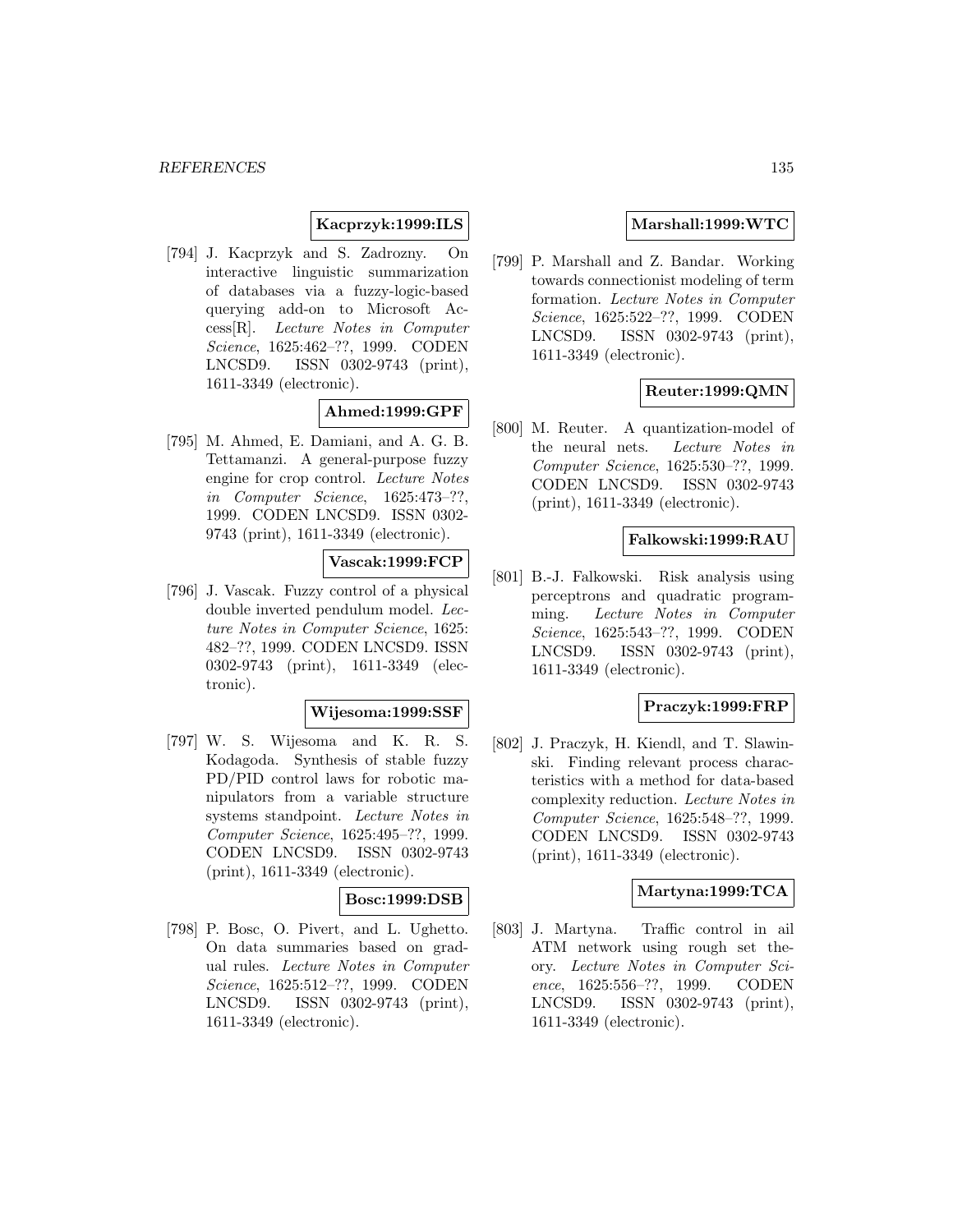**Kacprzyk:1999:ILS**

[794] J. Kacprzyk and S. Zadrozny. On interactive linguistic summarization of databases via a fuzzy-logic-based querying add-on to Microsoft Access[R]. *Lecture Notes in Computer Science*, 1625:462–??, 1999. CODEN LNCSD9. ISSN 0302-9743 (print), 1611-3349 (electronic).

**Ahmed:1999:GPF**

[795] M. Ahmed, E. Damiani, and A. G. B. Tettamanzi. A general-purpose fuzzy engine for crop control. *Lecture Notes in Computer Science*, 1625:473–??, 1999. CODEN LNCSD9. ISSN 0302-9743 (print), 1611-3349 (electronic).

**Vascak:1999:FCP**

[796] J. Vascak. Fuzzy control of a physical double inverted pendulum model. *Lecture Notes in Computer Science*, 1625: 482–??, 1999. CODEN LNCSD9. ISSN 0302-9743 (print), 1611-3349 (electronic).

**Wijesoma:1999:SSF**

[797] W. S. Wijesoma and K. R. S. Kodagoda. Synthesis of stable fuzzy PD/PID control laws for robotic manipulators from a variable structure systems standpoint. *Lecture Notes in Computer Science*, 1625:495–??, 1999. CODEN LNCSD9. ISSN 0302-9743 (print), 1611-3349 (electronic).

**Bosc:1999:DSB**

[798] P. Bosc, O. Pivert, and L. Ughetto. On data summaries based on gradual rules. *Lecture Notes in Computer Science*, 1625:512–??, 1999. CODEN LNCSD9. ISSN 0302-9743 (print), 1611-3349 (electronic).

**Marshall:1999:WTC**

[799] P. Marshall and Z. Bandar. Working towards connectionist modeling of term formation. *Lecture Notes in Computer Science*, 1625:522–??, 1999. CODEN LNCSD9. ISSN 0302-9743 (print), 1611-3349 (electronic).

**Reuter:1999:QMN**

[800] M. Reuter. A quantization-model of the neural nets. *Lecture Notes in Computer Science*, 1625:530–??, 1999. CODEN LNCSD9. ISSN 0302-9743 (print), 1611-3349 (electronic).

**Falkowski:1999:RAU**

[801] B.-J. Falkowski. Risk analysis using perceptrons and quadratic programming. *Lecture Notes in Computer Science*, 1625:543–??, 1999. CODEN LNCSD9. ISSN 0302-9743 (print), 1611-3349 (electronic).

**Praczyk:1999:FRP**

[802] J. Praczyk, H. Kiendl, and T. Slawinski. Finding relevant process characteristics with a method for data-based complexity reduction. *Lecture Notes in Computer Science*, 1625:548–??, 1999. CODEN LNCSD9. ISSN 0302-9743 (print), 1611-3349 (electronic).

**Martyna:1999:TCA**

[803] J. Martyna. Traffic control in ail ATM network using rough set theory. *Lecture Notes in Computer Science*, 1625:556–??, 1999. CODEN LNCSD9. ISSN 0302-9743 (print), 1611-3349 (electronic).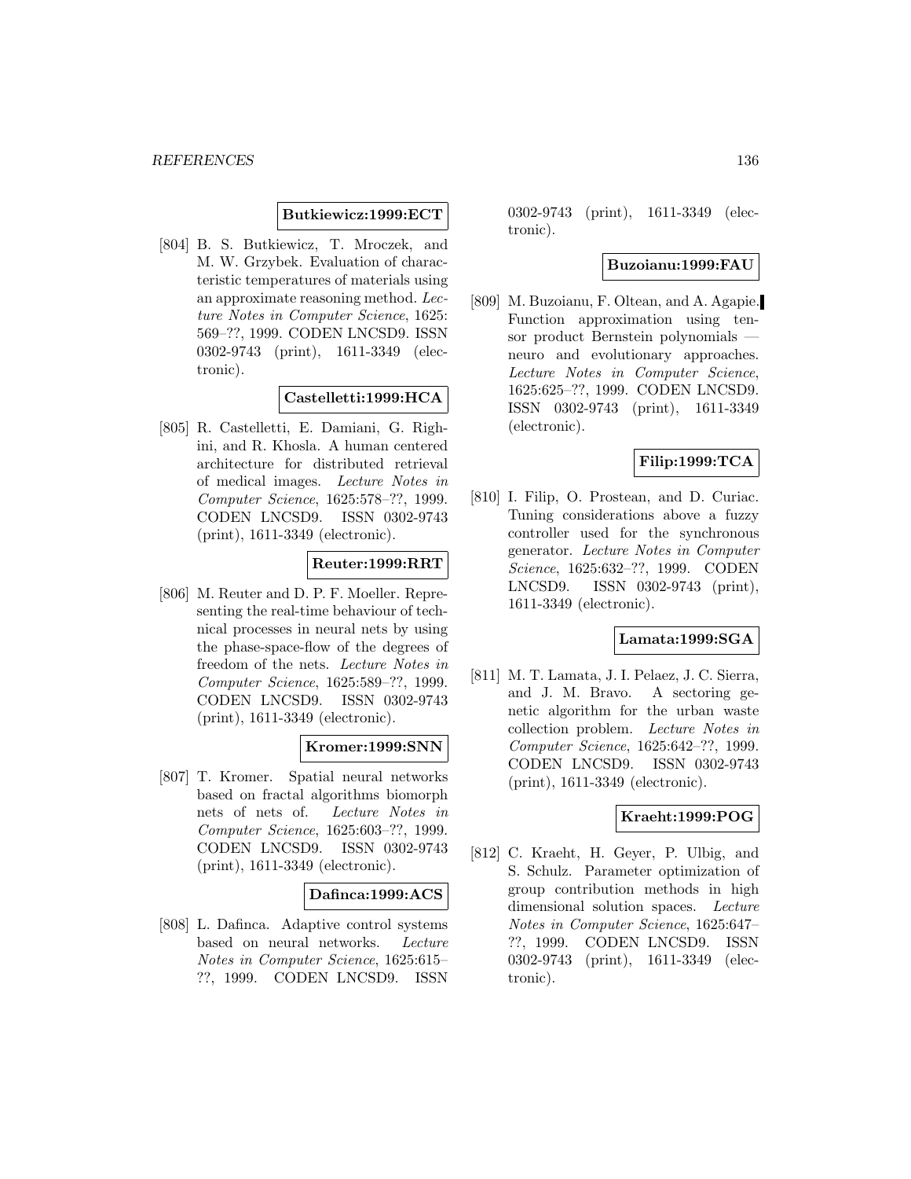**Butkiewicz:1999:ECT**

[804] B. S. Butkiewicz, T. Mroczek, and M. W. Grzybek. Evaluation of characteristic temperatures of materials using an approximate reasoning method. *Lecture Notes in Computer Science*, 1625: 569–??, 1999. CODEN LNCSD9. ISSN 0302-9743 (print), 1611-3349 (electronic).

**Castelletti:1999:HCA**

[805] R. Castelletti, E. Damiani, G. Righini, and R. Khosla. A human centered architecture for distributed retrieval of medical images. *Lecture Notes in Computer Science*, 1625:578–??, 1999. CODEN LNCSD9. ISSN 0302-9743 (print), 1611-3349 (electronic).

**Reuter:1999:RRT**

[806] M. Reuter and D. P. F. Moeller. Representing the real-time behaviour of technical processes in neural nets by using the phase-space-flow of the degrees of freedom of the nets. *Lecture Notes in Computer Science*, 1625:589–??, 1999. CODEN LNCSD9. ISSN 0302-9743 (print), 1611-3349 (electronic).

**Kromer:1999:SNN**

[807] T. Kromer. Spatial neural networks based on fractal algorithms biomorph nets of nets of. *Lecture Notes in Computer Science*, 1625:603–??, 1999. CODEN LNCSD9. ISSN 0302-9743 (print), 1611-3349 (electronic).

**Dafinca:1999:ACS**

[808] L. Dafinca. Adaptive control systems based on neural networks. *Lecture Notes in Computer Science*, 1625:615–??, 1999. CODEN LNCSD9. ISSN 0302-9743 (print), 1611-3349 (electronic).

**Buzoianu:1999:FAU**

[809] M. Buzoianu, F. Oltean, and A. Agapie. Function approximation using tensor product Bernstein polynomials — neuro and evolutionary approaches. *Lecture Notes in Computer Science*, 1625:625–??, 1999. CODEN LNCSD9. ISSN 0302-9743 (print), 1611-3349 (electronic).

**Filip:1999:TCA**

[810] I. Filip, O. Prostean, and D. Curiac. Tuning considerations above a fuzzy controller used for the synchronous generator. *Lecture Notes in Computer Science*, 1625:632–??, 1999. CODEN LNCSD9. ISSN 0302-9743 (print), 1611-3349 (electronic).

**Lamata:1999:SGA**

[811] M. T. Lamata, J. I. Pelaez, J. C. Sierra, and J. M. Bravo. A sectoring genetic algorithm for the urban waste collection problem. *Lecture Notes in Computer Science*, 1625:642–??, 1999. CODEN LNCSD9. ISSN 0302-9743 (print), 1611-3349 (electronic).

**Kraeht:1999:POG**

[812] C. Kraeht, H. Geyer, P. Ulbig, and S. Schulz. Parameter optimization of group contribution methods in high dimensional solution spaces. *Lecture Notes in Computer Science*, 1625:647–??, 1999. CODEN LNCSD9. ISSN 0302-9743 (print), 1611-3349 (electronic).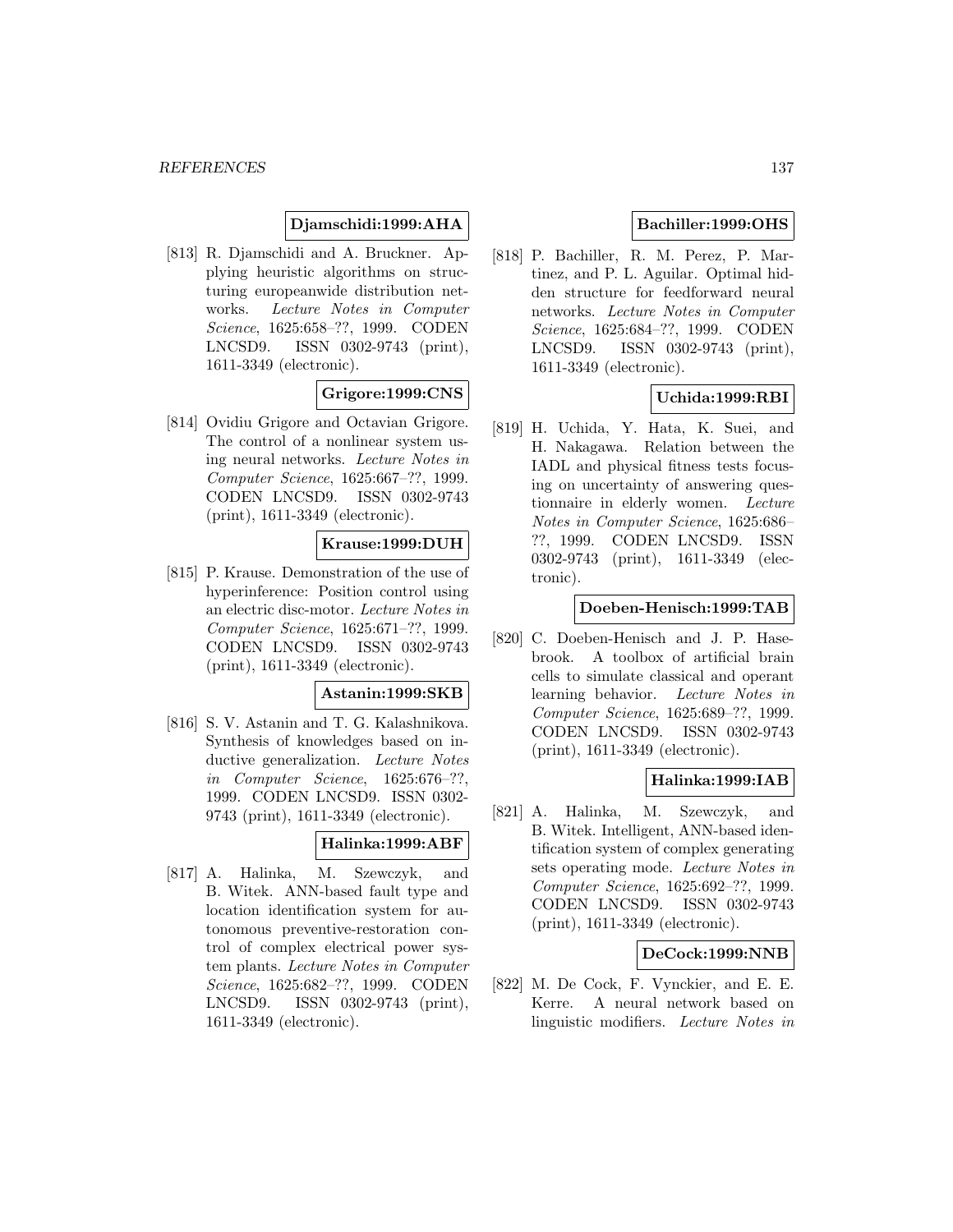**Djamschidi:1999:AHA**

[813] R. Djamschidi and A. Bruckner. Applying heuristic algorithms on structuring europeanwide distribution networks. *Lecture Notes in Computer Science*, 1625:658–??, 1999. CODEN LNCSD9. ISSN 0302-9743 (print), 1611-3349 (electronic).

**Grigore:1999:CNS**

[814] Ovidiu Grigore and Octavian Grigore. The control of a nonlinear system using neural networks. *Lecture Notes in Computer Science*, 1625:667–??, 1999. CODEN LNCSD9. ISSN 0302-9743 (print), 1611-3349 (electronic).

**Krause:1999:DUH**

[815] P. Krause. Demonstration of the use of hyperinference: Position control using an electric disc-motor. *Lecture Notes in Computer Science*, 1625:671–??, 1999. CODEN LNCSD9. ISSN 0302-9743 (print), 1611-3349 (electronic).

**Astanin:1999:SKB**

[816] S. V. Astanin and T. G. Kalashnikova. Synthesis of knowledges based on inductive generalization. *Lecture Notes in Computer Science*, 1625:676–??, 1999. CODEN LNCSD9. ISSN 0302-9743 (print), 1611-3349 (electronic).

**Halinka:1999:ABF**

[817] A. Halinka, M. Szewczyk, and B. Witek. ANN-based fault type and location identification system for autonomous preventive-restoration control of complex electrical power system plants. *Lecture Notes in Computer Science*, 1625:682–??, 1999. CODEN LNCSD9. ISSN 0302-9743 (print), 1611-3349 (electronic).

**Bachiller:1999:OHS**

[818] P. Bachiller, R. M. Perez, P. Martinez, and P. L. Aguilar. Optimal hidden structure for feedforward neural networks. *Lecture Notes in Computer Science*, 1625:684–??, 1999. CODEN LNCSD9. ISSN 0302-9743 (print), 1611-3349 (electronic).

**Uchida:1999:RBI**

[819] H. Uchida, Y. Hata, K. Suei, and H. Nakagawa. Relation between the IADL and physical fitness tests focusing on uncertainty of answering questionnaire in elderly women. *Lecture Notes in Computer Science*, 1625:686–??, 1999. CODEN LNCSD9. ISSN 0302-9743 (print), 1611-3349 (electronic).

**Doeben-Henisch:1999:TAB**

[820] C. Doeben-Henisch and J. P. Hasebrook. A toolbox of artificial brain cells to simulate classical and operant learning behavior. *Lecture Notes in Computer Science*, 1625:689–??, 1999. CODEN LNCSD9. ISSN 0302-9743 (print), 1611-3349 (electronic).

**Halinka:1999:IAB**

[821] A. Halinka, M. Szewczyk, and B. Witek. Intelligent, ANN-based identification system of complex generating sets operating mode. *Lecture Notes in Computer Science*, 1625:692–??, 1999. CODEN LNCSD9. ISSN 0302-9743 (print), 1611-3349 (electronic).

**DeCock:1999:NNB**

[822] M. De Cock, F. Vynckier, and E. E. Kerre. A neural network based on linguistic modifiers. *Lecture Notes in*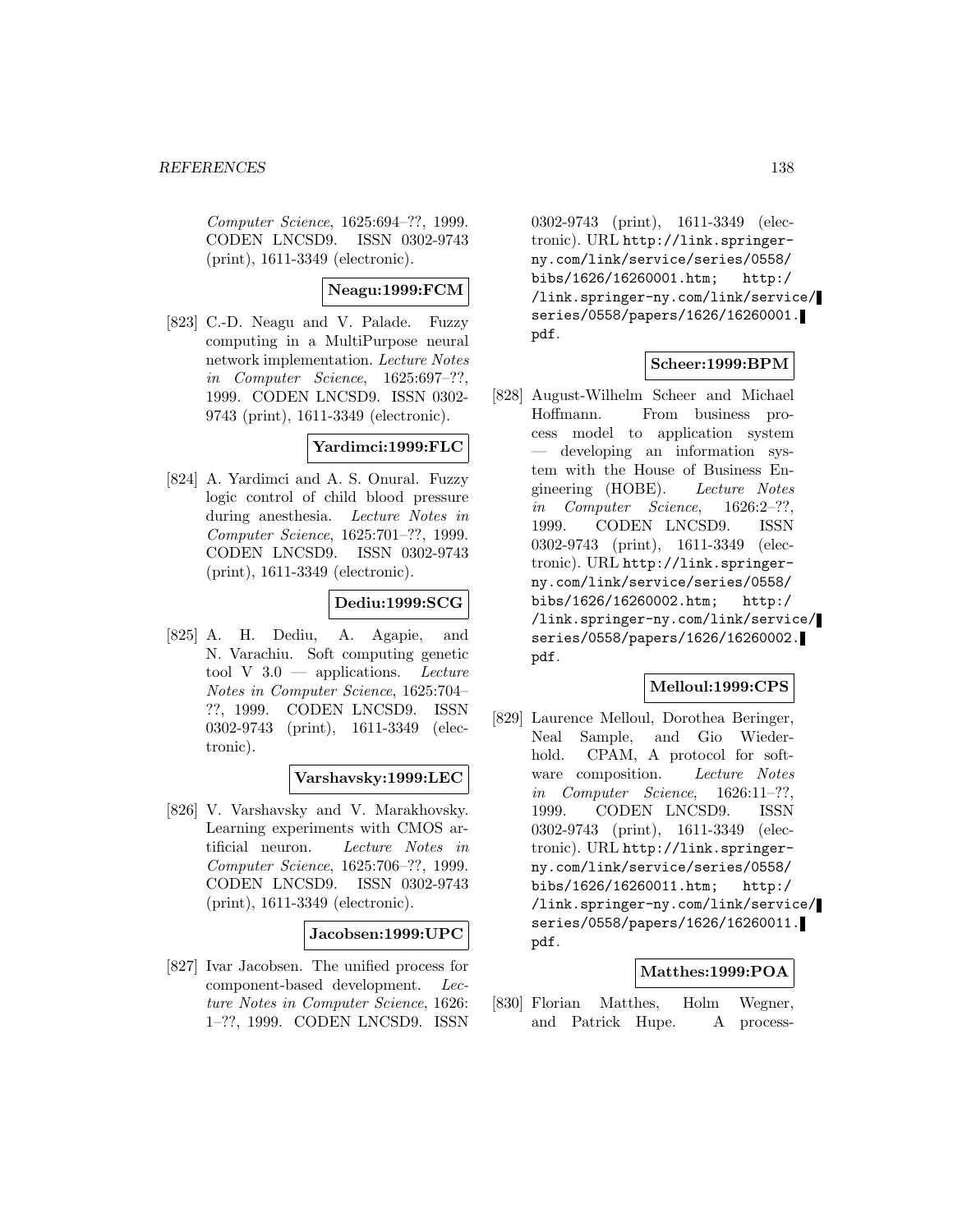*Computer Science*, 1625:694–??, 1999. CODEN LNCSD9. ISSN 0302-9743 (print), 1611-3349 (electronic).

**Neagu:1999:FCM**

[823] C.-D. Neagu and V. Palade. Fuzzy computing in a MultiPurpose neural network implementation. *Lecture Notes in Computer Science*, 1625:697–??, 1999. CODEN LNCSD9. ISSN 0302-9743 (print), 1611-3349 (electronic).

**Yardimci:1999:FLC**

[824] A. Yardimci and A. S. Onural. Fuzzy logic control of child blood pressure during anesthesia. *Lecture Notes in Computer Science*, 1625:701–??, 1999. CODEN LNCSD9. ISSN 0302-9743 (print), 1611-3349 (electronic).

**Dediu:1999:SCG**

[825] A. H. Dediu, A. Agapie, and N. Varachiu. Soft computing genetic tool V 3.0 — applications. *Lecture Notes in Computer Science*, 1625:704–??, 1999. CODEN LNCSD9. ISSN 0302-9743 (print), 1611-3349 (electronic).

**Varshavsky:1999:LEC**

[826] V. Varshavsky and V. Marakhovsky. Learning experiments with CMOS artificial neuron. *Lecture Notes in Computer Science*, 1625:706–??, 1999. CODEN LNCSD9. ISSN 0302-9743 (print), 1611-3349 (electronic).

**Jacobsen:1999:UPC**

[827] Ivar Jacobsen. The unified process for component-based development. *Lecture Notes in Computer Science*, 1626: 1–??, 1999. CODEN LNCSD9. ISSN 0302-9743 (print), 1611-3349 (electronic). URL http://link.springer-ny.com/link/service/series/0558/bibs/1626/16260001.htm; http://link.springer-ny.com/link/service/series/0558/papers/1626/16260001.pdf.

**Scheer:1999:BPM**

[828] August-Wilhelm Scheer and Michael Hoffmann. From business process model to application system — developing an information system with the House of Business Engineering (HOBE). *Lecture Notes in Computer Science*, 1626:2–??, 1999. CODEN LNCSD9. ISSN 0302-9743 (print), 1611-3349 (electronic). URL http://link.springer-ny.com/link/service/series/0558/bibs/1626/16260002.htm; http://link.springer-ny.com/link/service/series/0558/papers/1626/16260002.pdf.

**Melloul:1999:CPS**

[829] Laurence Melloul, Dorothea Beringer, Neal Sample, and Gio Wiederhold. CPAM, A protocol for software composition. *Lecture Notes in Computer Science*, 1626:11–??, 1999. CODEN LNCSD9. ISSN 0302-9743 (print), 1611-3349 (electronic). URL http://link.springer-ny.com/link/service/series/0558/bibs/1626/16260011.htm; http://link.springer-ny.com/link/service/series/0558/papers/1626/16260011.pdf.

**Matthes:1999:POA**

[830] Florian Matthes, Holm Wegner, and Patrick Hupe. A process-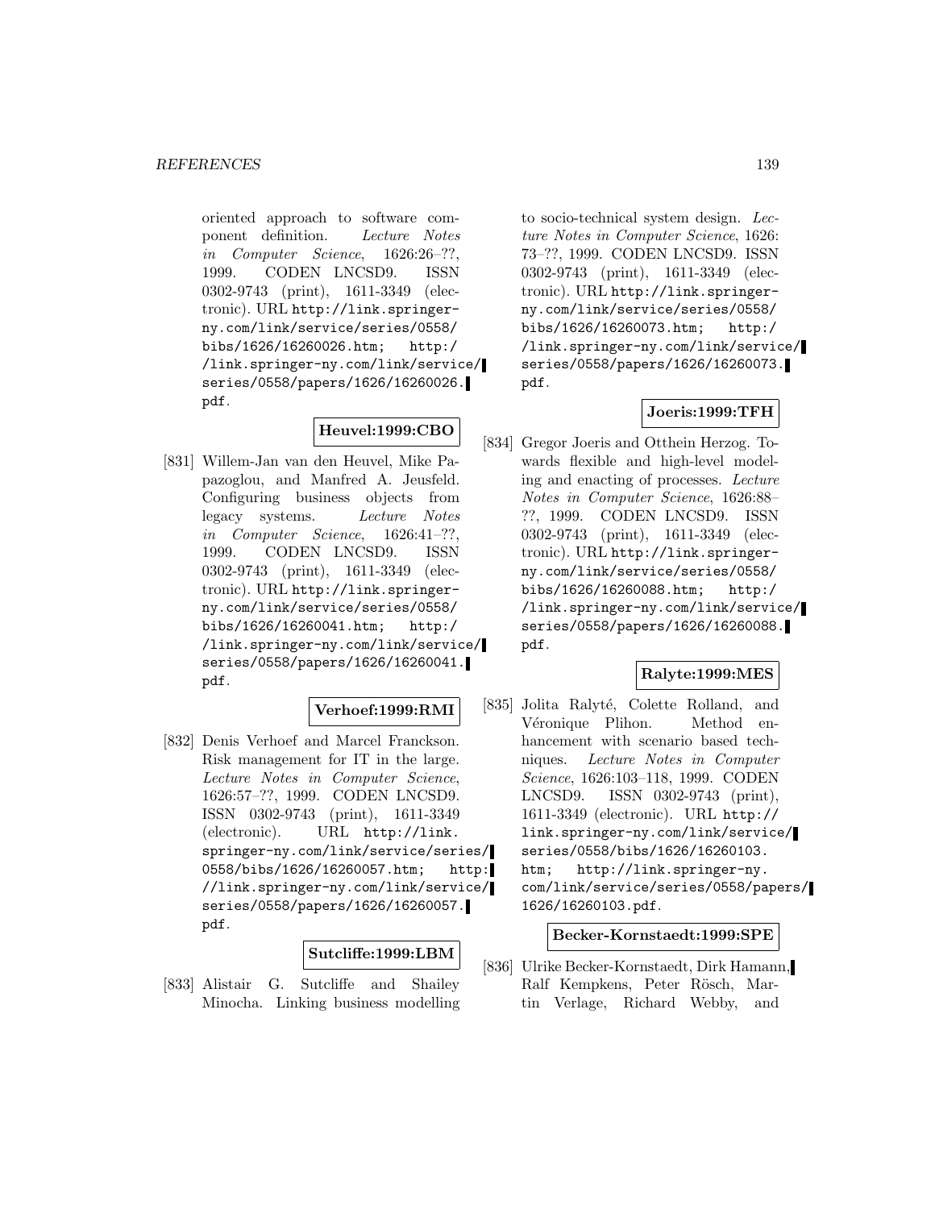oriented approach to software component definition. *Lecture Notes in Computer Science*, 1626:26–??, 1999. CODEN LNCSD9. ISSN 0302-9743 (print), 1611-3349 (electronic). URL http://link.springer-ny.com/link/service/series/0558/bibs/1626/16260026.htm; http://link.springer-ny.com/link/service/series/0558/papers/1626/16260026.pdf.

**Heuvel:1999:CBO**

[831] Willem-Jan van den Heuvel, Mike Papazoglou, and Manfred A. Jeusfeld. Configuring business objects from legacy systems. *Lecture Notes in Computer Science*, 1626:41–??, 1999. CODEN LNCSD9. ISSN 0302-9743 (print), 1611-3349 (electronic). URL http://link.springer-ny.com/link/service/series/0558/bibs/1626/16260041.htm; http://link.springer-ny.com/link/service/series/0558/papers/1626/16260041.pdf.

**Verhoef:1999:RMI**

[832] Denis Verhoef and Marcel Franckson. Risk management for IT in the large. *Lecture Notes in Computer Science*, 1626:57–??, 1999. CODEN LNCSD9. ISSN 0302-9743 (print), 1611-3349 (electronic). URL http://link.springer-ny.com/link/service/series/0558/bibs/1626/16260057.htm; http://link.springer-ny.com/link/service/series/0558/papers/1626/16260057.pdf.

**Sutcliffe:1999:LBM**

[833] Alistair G. Sutcliffe and Shailey Minocha. Linking business modelling to socio-technical system design. *Lecture Notes in Computer Science*, 1626:73–??, 1999. CODEN LNCSD9. ISSN 0302-9743 (print), 1611-3349 (electronic). URL http://link.springer-ny.com/link/service/series/0558/bibs/1626/16260073.htm; http://link.springer-ny.com/link/service/series/0558/papers/1626/16260073.pdf.

**Joeris:1999:TFH**

[834] Gregor Joeris and Otthein Herzog. Towards flexible and high-level modeling and enacting of processes. *Lecture Notes in Computer Science*, 1626:88–??, 1999. CODEN LNCSD9. ISSN 0302-9743 (print), 1611-3349 (electronic). URL http://link.springer-ny.com/link/service/series/0558/bibs/1626/16260088.htm; http://link.springer-ny.com/link/service/series/0558/papers/1626/16260088.pdf.

**Ralyte:1999:MES**

[835] Jolita Ralyté, Colette Rolland, and Véronique Plihon. Method enhancement with scenario based techniques. *Lecture Notes in Computer Science*, 1626:103–118, 1999. CODEN LNCSD9. ISSN 0302-9743 (print), 1611-3349 (electronic). URL http://link.springer-ny.com/link/service/series/0558/bibs/1626/16260103.htm; http://link.springer-ny.com/link/service/series/0558/papers/1626/16260103.pdf.

**Becker-Kornstaedt:1999:SPE**

[836] Ulrike Becker-Kornstaedt, Dirk Hamann, Ralf Kempkens, Peter Rösch, Martin Verlage, Richard Webby, and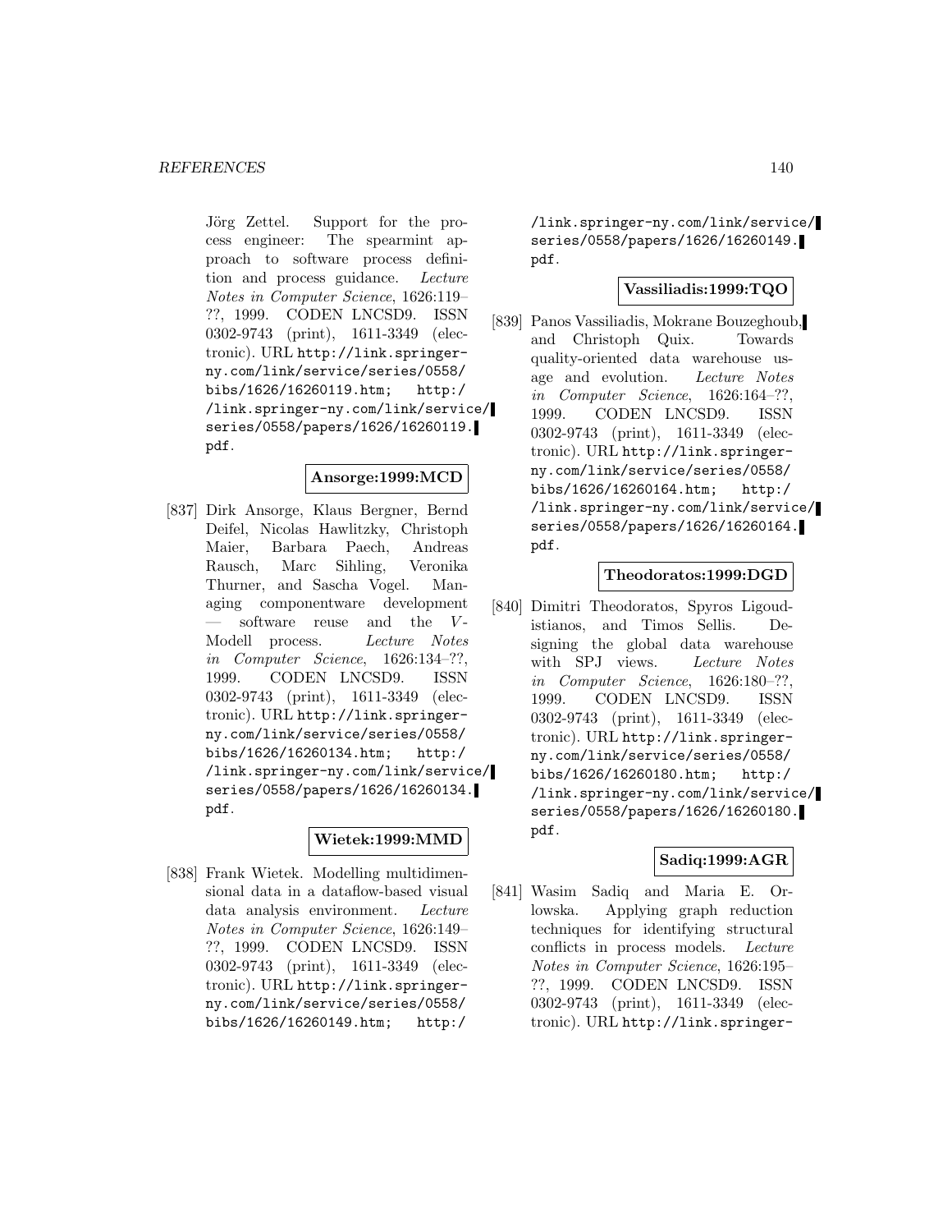Jörg Zettel. Support for the process engineer: The spearmint approach to software process definition and process guidance. *Lecture Notes in Computer Science*, 1626:119–??, 1999. CODEN LNCSD9. ISSN 0302-9743 (print), 1611-3349 (electronic). URL `http://link.springer-ny.com/link/service/series/0558/bibs/1626/16260119.htm; http://link.springer-ny.com/link/service/series/0558/papers/1626/16260119.pdf`.

**Ansorge:1999:MCD**

[837] Dirk Ansorge, Klaus Bergner, Bernd Deifel, Nicolas Hawlitzky, Christoph Maier, Barbara Paech, Andreas Rausch, Marc Sihling, Veronika Thurner, and Sascha Vogel. Managing componentware development — software reuse and the *V*-Modell process. *Lecture Notes in Computer Science*, 1626:134–??, 1999. CODEN LNCSD9. ISSN 0302-9743 (print), 1611-3349 (electronic). URL `http://link.springer-ny.com/link/service/series/0558/bibs/1626/16260134.htm; http://link.springer-ny.com/link/service/series/0558/papers/1626/16260134.pdf`.

**Wietek:1999:MMD**

[838] Frank Wietek. Modelling multidimensional data in a dataflow-based visual data analysis environment. *Lecture Notes in Computer Science*, 1626:149–??, 1999. CODEN LNCSD9. ISSN 0302-9743 (print), 1611-3349 (electronic). URL `http://link.springer-ny.com/link/service/series/0558/bibs/1626/16260149.htm; http://link.springer-ny.com/link/service/series/0558/papers/1626/16260149.pdf`.

**Vassiliadis:1999:TQO**

[839] Panos Vassiliadis, Mokrane Bouzeghoub, and Christoph Quix. Towards quality-oriented data warehouse usage and evolution. *Lecture Notes in Computer Science*, 1626:164–??, 1999. CODEN LNCSD9. ISSN 0302-9743 (print), 1611-3349 (electronic). URL `http://link.springer-ny.com/link/service/series/0558/bibs/1626/16260164.htm; http://link.springer-ny.com/link/service/series/0558/papers/1626/16260164.pdf`.

**Theodoratos:1999:DGD**

[840] Dimitri Theodoratos, Spyros Ligoudistianos, and Timos Sellis. Designing the global data warehouse with SPJ views. *Lecture Notes in Computer Science*, 1626:180–??, 1999. CODEN LNCSD9. ISSN 0302-9743 (print), 1611-3349 (electronic). URL `http://link.springer-ny.com/link/service/series/0558/bibs/1626/16260180.htm; http://link.springer-ny.com/link/service/series/0558/papers/1626/16260180.pdf`.

**Sadiq:1999:AGR**

[841] Wasim Sadiq and Maria E. Orlowska. Applying graph reduction techniques for identifying structural conflicts in process models. *Lecture Notes in Computer Science*, 1626:195–??, 1999. CODEN LNCSD9. ISSN 0302-9743 (print), 1611-3349 (electronic). URL `http://link.springer-`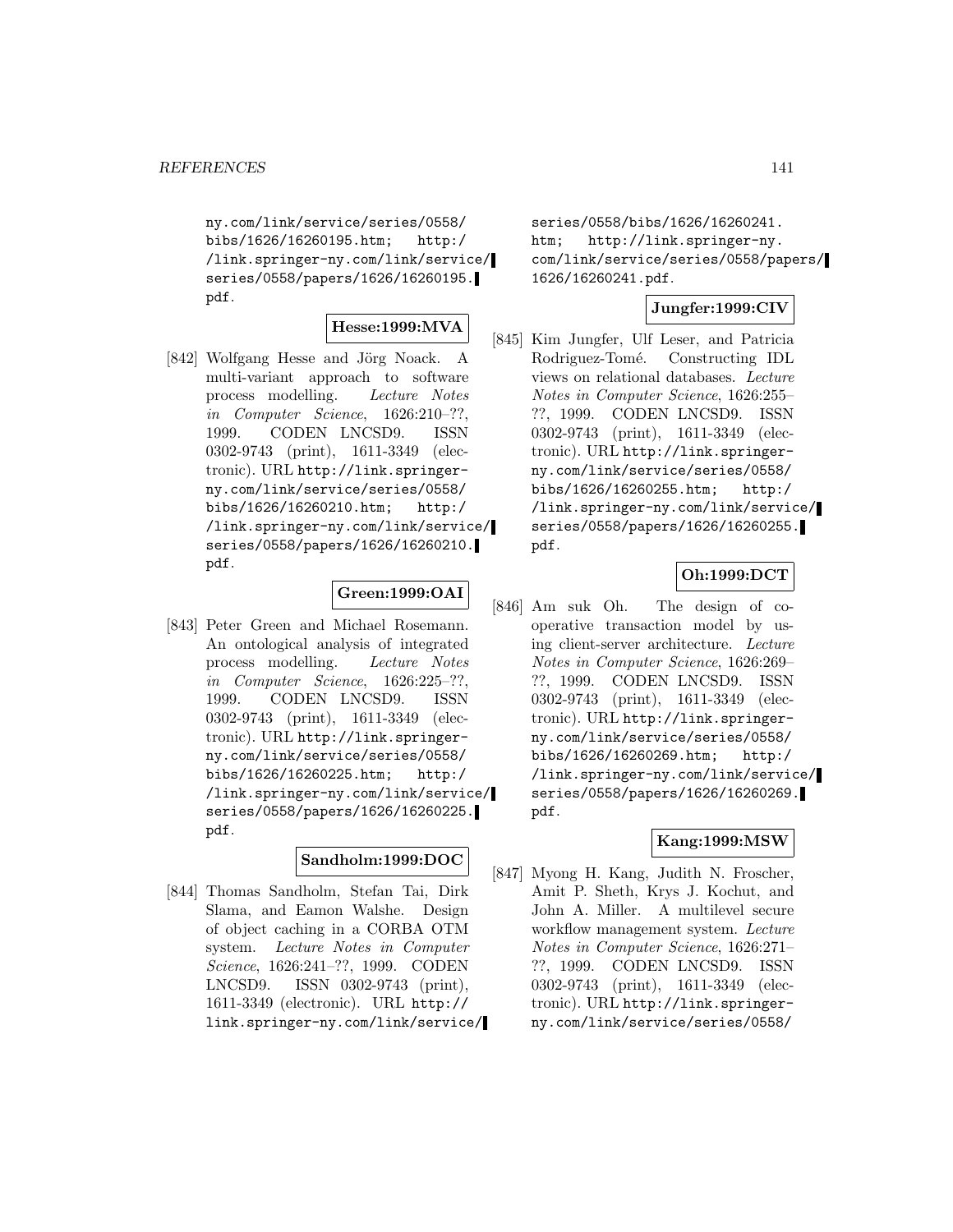ny.com/link/service/series/0558/bibs/1626/16260195.htm; http://link.springer-ny.com/link/service/series/0558/papers/1626/16260195.pdf.

**Hesse:1999:MVA**

[842] Wolfgang Hesse and Jörg Noack. A multi-variant approach to software process modelling. *Lecture Notes in Computer Science*, 1626:210–??, 1999. CODEN LNCSD9. ISSN 0302-9743 (print), 1611-3349 (electronic). URL http://link.springer-ny.com/link/service/series/0558/bibs/1626/16260210.htm; http://link.springer-ny.com/link/service/series/0558/papers/1626/16260210.pdf.

**Green:1999:OAI**

[843] Peter Green and Michael Rosemann. An ontological analysis of integrated process modelling. *Lecture Notes in Computer Science*, 1626:225–??, 1999. CODEN LNCSD9. ISSN 0302-9743 (print), 1611-3349 (electronic). URL http://link.springer-ny.com/link/service/series/0558/bibs/1626/16260225.htm; http://link.springer-ny.com/link/service/series/0558/papers/1626/16260225.pdf.

**Sandholm:1999:DOC**

[844] Thomas Sandholm, Stefan Tai, Dirk Slama, and Eamon Walshe. Design of object caching in a CORBA OTM system. *Lecture Notes in Computer Science*, 1626:241–??, 1999. CODEN LNCSD9. ISSN 0302-9743 (print), 1611-3349 (electronic). URL http://link.springer-ny.com/link/service/series/0558/bibs/1626/16260241.htm; http://link.springer-ny.com/link/service/series/0558/papers/1626/16260241.pdf.

**Jungfer:1999:CIV**

[845] Kim Jungfer, Ulf Leser, and Patricia Rodriguez-Tomé. Constructing IDL views on relational databases. *Lecture Notes in Computer Science*, 1626:255–??, 1999. CODEN LNCSD9. ISSN 0302-9743 (print), 1611-3349 (electronic). URL http://link.springer-ny.com/link/service/series/0558/bibs/1626/16260255.htm; http://link.springer-ny.com/link/service/series/0558/papers/1626/16260255.pdf.

**Oh:1999:DCT**

[846] Am suk Oh. The design of cooperative transaction model by using client-server architecture. *Lecture Notes in Computer Science*, 1626:269–??, 1999. CODEN LNCSD9. ISSN 0302-9743 (print), 1611-3349 (electronic). URL http://link.springer-ny.com/link/service/series/0558/bibs/1626/16260269.htm; http://link.springer-ny.com/link/service/series/0558/papers/1626/16260269.pdf.

**Kang:1999:MSW**

[847] Myong H. Kang, Judith N. Froscher, Amit P. Sheth, Krys J. Kochut, and John A. Miller. A multilevel secure workflow management system. *Lecture Notes in Computer Science*, 1626:271–??, 1999. CODEN LNCSD9. ISSN 0302-9743 (print), 1611-3349 (electronic). URL http://link.springer-ny.com/link/service/series/0558/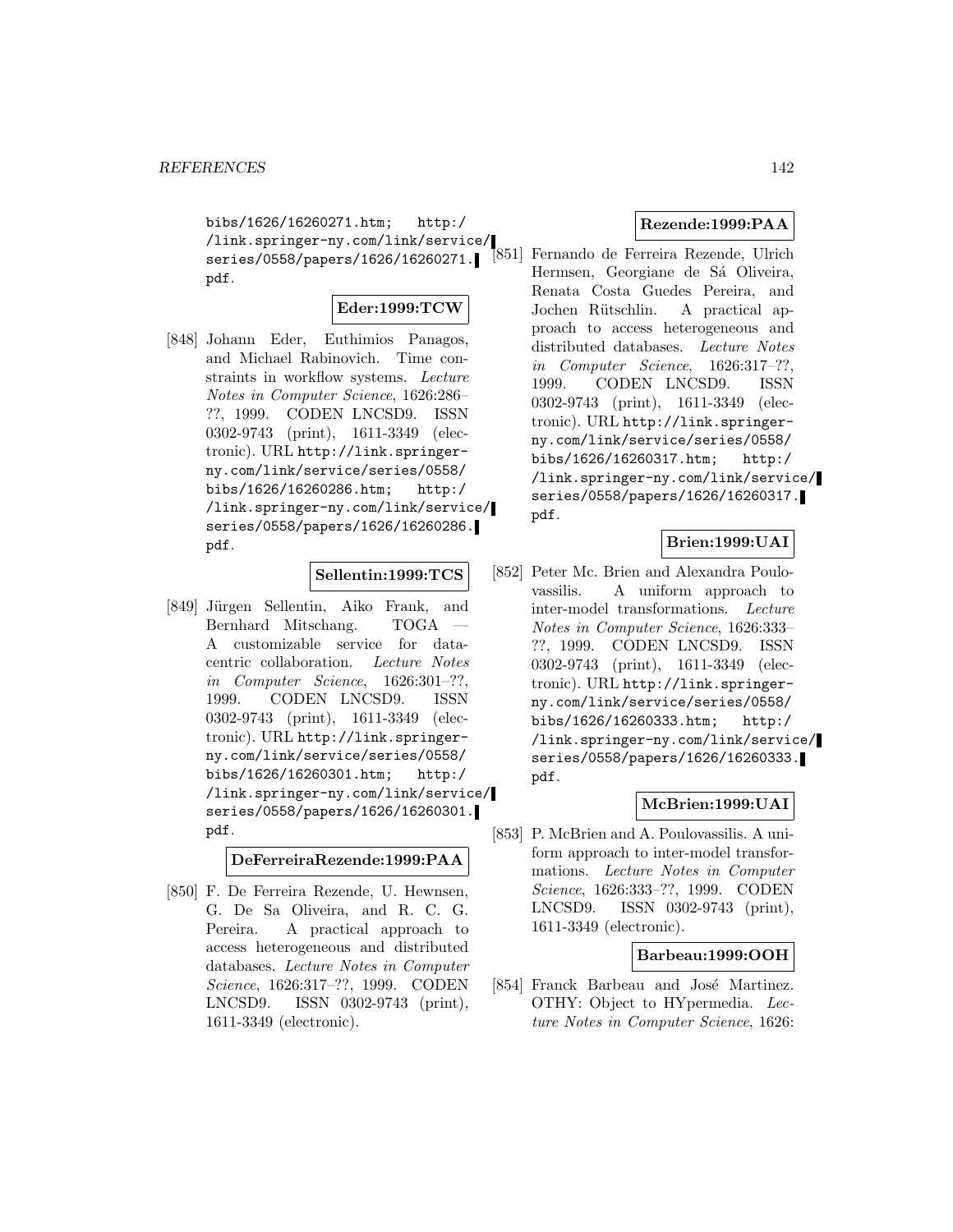bibs/1626/16260271.htm; http://link.springer-ny.com/link/service/series/0558/papers/1626/16260271.pdf.

**Eder:1999:TCW**

[848] Johann Eder, Euthimios Panagos, and Michael Rabinovich. Time constraints in workflow systems. *Lecture Notes in Computer Science*, 1626:286–??, 1999. CODEN LNCSD9. ISSN 0302-9743 (print), 1611-3349 (electronic). URL http://link.springer-ny.com/link/service/series/0558/bibs/1626/16260286.htm; http://link.springer-ny.com/link/service/series/0558/papers/1626/16260286.pdf.

**Sellentin:1999:TCS**

[849] Jürgen Sellentin, Aiko Frank, and Bernhard Mitschang. TOGA — A customizable service for data-centric collaboration. *Lecture Notes in Computer Science*, 1626:301–??, 1999. CODEN LNCSD9. ISSN 0302-9743 (print), 1611-3349 (electronic). URL http://link.springer-ny.com/link/service/series/0558/bibs/1626/16260301.htm; http://link.springer-ny.com/link/service/series/0558/papers/1626/16260301.pdf.

**DeFerreiraRezende:1999:PAA**

[850] F. De Ferreira Rezende, U. Hewnsen, G. De Sa Oliveira, and R. C. G. Pereira. A practical approach to access heterogeneous and distributed databases. *Lecture Notes in Computer Science*, 1626:317–??, 1999. CODEN LNCSD9. ISSN 0302-9743 (print), 1611-3349 (electronic).

**Rezende:1999:PAA**

[851] Fernando de Ferreira Rezende, Ulrich Hermsen, Georgiane de Sá Oliveira, Renata Costa Guedes Pereira, and Jochen Rütschlin. A practical approach to access heterogeneous and distributed databases. *Lecture Notes in Computer Science*, 1626:317–??, 1999. CODEN LNCSD9. ISSN 0302-9743 (print), 1611-3349 (electronic). URL http://link.springer-ny.com/link/service/series/0558/bibs/1626/16260317.htm; http://link.springer-ny.com/link/service/series/0558/papers/1626/16260317.pdf.

**Brien:1999:UAI**

[852] Peter Mc. Brien and Alexandra Poulovassilis. A uniform approach to inter-model transformations. *Lecture Notes in Computer Science*, 1626:333–??, 1999. CODEN LNCSD9. ISSN 0302-9743 (print), 1611-3349 (electronic). URL http://link.springer-ny.com/link/service/series/0558/bibs/1626/16260333.htm; http://link.springer-ny.com/link/service/series/0558/papers/1626/16260333.pdf.

**McBrien:1999:UAI**

[853] P. McBrien and A. Poulovassilis. A uniform approach to inter-model transformations. *Lecture Notes in Computer Science*, 1626:333–??, 1999. CODEN LNCSD9. ISSN 0302-9743 (print), 1611-3349 (electronic).

**Barbeau:1999:OOH**

[854] Franck Barbeau and José Martinez. OTHY: Object to HYpermedia. *Lecture Notes in Computer Science*, 1626: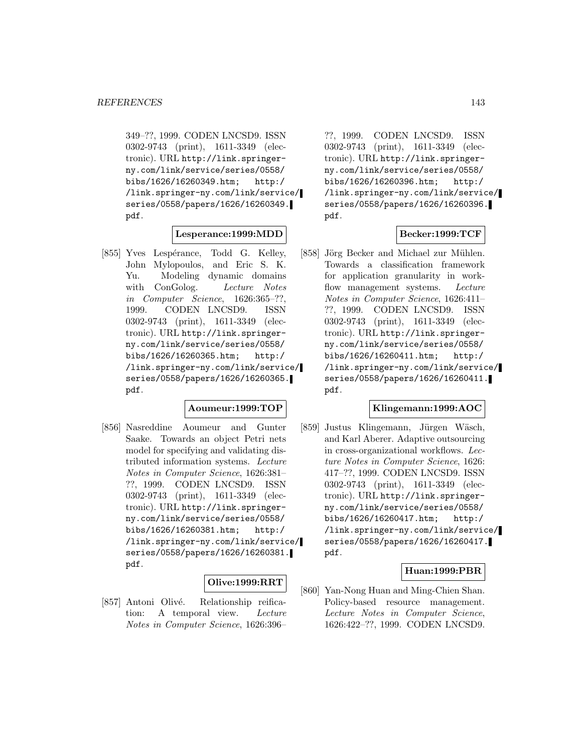349–??, 1999. CODEN LNCSD9. ISSN 0302-9743 (print), 1611-3349 (electronic). URL http://link.springer-ny.com/link/service/series/0558/bibs/1626/16260349.htm; http://link.springer-ny.com/link/service/series/0558/papers/1626/16260349.pdf.

**Lesperance:1999:MDD**

[855] Yves Lespérance, Todd G. Kelley, John Mylopoulos, and Eric S. K. Yu. Modeling dynamic domains with ConGolog. *Lecture Notes in Computer Science*, 1626:365–??, 1999. CODEN LNCSD9. ISSN 0302-9743 (print), 1611-3349 (electronic). URL http://link.springer-ny.com/link/service/series/0558/bibs/1626/16260365.htm; http://link.springer-ny.com/link/service/series/0558/papers/1626/16260365.pdf.

**Aoumeur:1999:TOP**

[856] Nasreddine Aoumeur and Gunter Saake. Towards an object Petri nets model for specifying and validating distributed information systems. *Lecture Notes in Computer Science*, 1626:381–??, 1999. CODEN LNCSD9. ISSN 0302-9743 (print), 1611-3349 (electronic). URL http://link.springer-ny.com/link/service/series/0558/bibs/1626/16260381.htm; http://link.springer-ny.com/link/service/series/0558/papers/1626/16260381.pdf.

**Olive:1999:RRT**

[857] Antoni Olivé. Relationship reification: A temporal view. *Lecture Notes in Computer Science*, 1626:396–??, 1999. CODEN LNCSD9. ISSN 0302-9743 (print), 1611-3349 (electronic). URL http://link.springer-ny.com/link/service/series/0558/bibs/1626/16260396.htm; http://link.springer-ny.com/link/service/series/0558/papers/1626/16260396.pdf.

**Becker:1999:TCF**

[858] Jörg Becker and Michael zur Mühlen. Towards a classification framework for application granularity in workflow management systems. *Lecture Notes in Computer Science*, 1626:411–??, 1999. CODEN LNCSD9. ISSN 0302-9743 (print), 1611-3349 (electronic). URL http://link.springer-ny.com/link/service/series/0558/bibs/1626/16260411.htm; http://link.springer-ny.com/link/service/series/0558/papers/1626/16260411.pdf.

**Klingemann:1999:AOC**

[859] Justus Klingemann, Jürgen Wäsch, and Karl Aberer. Adaptive outsourcing in cross-organizational workflows. *Lecture Notes in Computer Science*, 1626:417–??, 1999. CODEN LNCSD9. ISSN 0302-9743 (print), 1611-3349 (electronic). URL http://link.springer-ny.com/link/service/series/0558/bibs/1626/16260417.htm; http://link.springer-ny.com/link/service/series/0558/papers/1626/16260417.pdf.

**Huan:1999:PBR**

[860] Yan-Nong Huan and Ming-Chien Shan. Policy-based resource management. *Lecture Notes in Computer Science*, 1626:422–??, 1999. CODEN LNCSD9.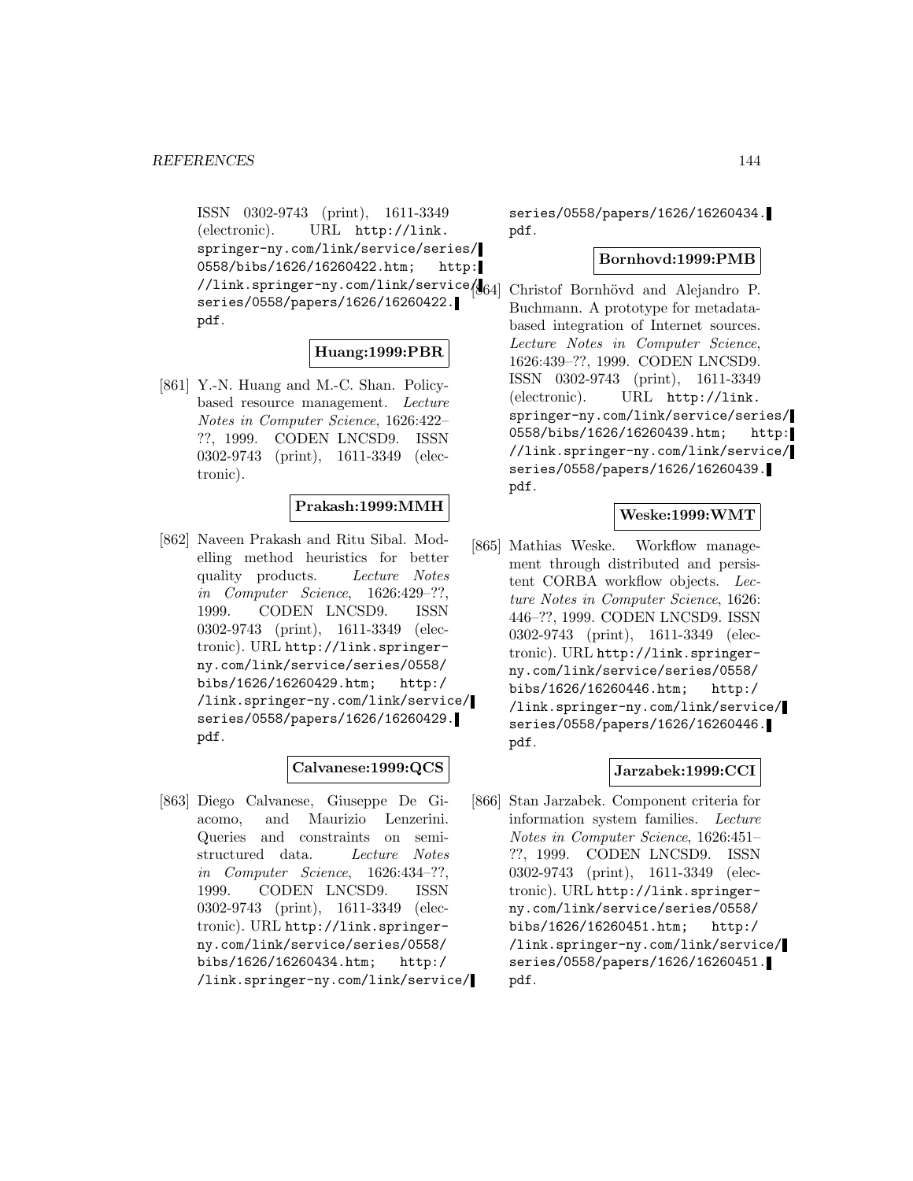ISSN 0302-9743 (print), 1611-3349 (electronic). URL http://link.springer-ny.com/link/service/series/0558/bibs/1626/16260422.htm; http://link.springer-ny.com/link/service/series/0558/papers/1626/16260422.pdf.

**Huang:1999:PBR**

[861] Y.-N. Huang and M.-C. Shan. Policy-based resource management. *Lecture Notes in Computer Science*, 1626:422–??, 1999. CODEN LNCSD9. ISSN 0302-9743 (print), 1611-3349 (electronic).

**Prakash:1999:MMH**

[862] Naveen Prakash and Ritu Sibal. Modelling method heuristics for better quality products. *Lecture Notes in Computer Science*, 1626:429–??, 1999. CODEN LNCSD9. ISSN 0302-9743 (print), 1611-3349 (electronic). URL http://link.springer-ny.com/link/service/series/0558/bibs/1626/16260429.htm; http://link.springer-ny.com/link/service/series/0558/papers/1626/16260429.pdf.

**Calvanese:1999:QCS**

[863] Diego Calvanese, Giuseppe De Giacomo, and Maurizio Lenzerini. Queries and constraints on semi-structured data. *Lecture Notes in Computer Science*, 1626:434–??, 1999. CODEN LNCSD9. ISSN 0302-9743 (print), 1611-3349 (electronic). URL http://link.springer-ny.com/link/service/series/0558/bibs/1626/16260434.htm; http://link.springer-ny.com/link/service/series/0558/papers/1626/16260434.pdf.

**Bornhovd:1999:PMB**

[864] Christof Bornhövd and Alejandro P. Buchmann. A prototype for metadata-based integration of Internet sources. *Lecture Notes in Computer Science*, 1626:439–??, 1999. CODEN LNCSD9. ISSN 0302-9743 (print), 1611-3349 (electronic). URL http://link.springer-ny.com/link/service/series/0558/bibs/1626/16260439.htm; http://link.springer-ny.com/link/service/series/0558/papers/1626/16260439.pdf.

**Weske:1999:WMT**

[865] Mathias Weske. Workflow management through distributed and persistent CORBA workflow objects. *Lecture Notes in Computer Science*, 1626:446–??, 1999. CODEN LNCSD9. ISSN 0302-9743 (print), 1611-3349 (electronic). URL http://link.springer-ny.com/link/service/series/0558/bibs/1626/16260446.htm; http://link.springer-ny.com/link/service/series/0558/papers/1626/16260446.pdf.

**Jarzabek:1999:CCI**

[866] Stan Jarzabek. Component criteria for information system families. *Lecture Notes in Computer Science*, 1626:451–??, 1999. CODEN LNCSD9. ISSN 0302-9743 (print), 1611-3349 (electronic). URL http://link.springer-ny.com/link/service/series/0558/bibs/1626/16260451.htm; http://link.springer-ny.com/link/service/series/0558/papers/1626/16260451.pdf.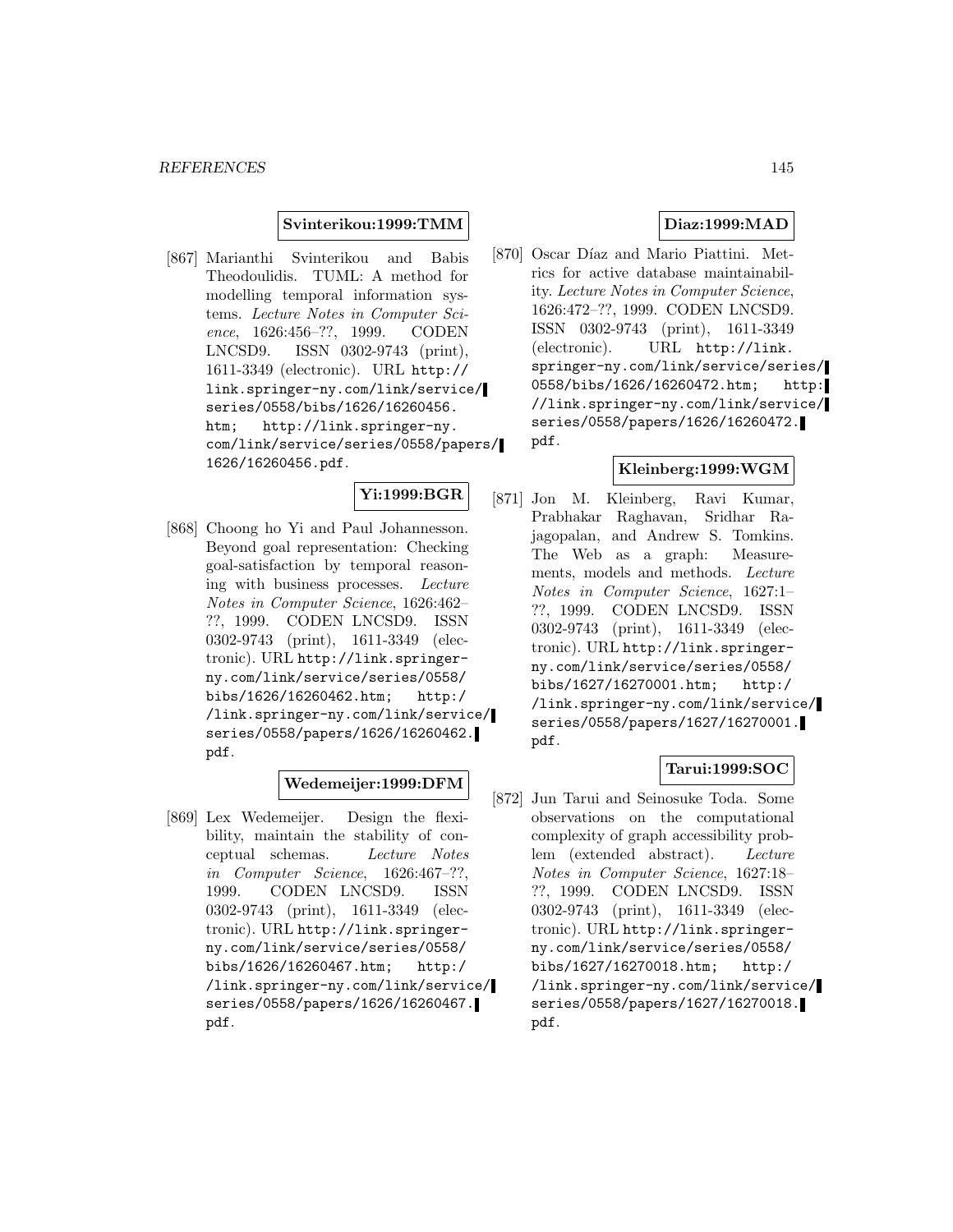**Svinterikou:1999:TMM**

[867] Marianthi Svinterikou and Babis Theodoulidis. TUML: A method for modelling temporal information systems. *Lecture Notes in Computer Science*, 1626:456–??, 1999. CODEN LNCSD9. ISSN 0302-9743 (print), 1611-3349 (electronic). URL http://link.springer-ny.com/link/service/series/0558/bibs/1626/16260456.htm; http://link.springer-ny.com/link/service/series/0558/papers/1626/16260456.pdf.

**Yi:1999:BGR**

[868] Choong ho Yi and Paul Johannesson. Beyond goal representation: Checking goal-satisfaction by temporal reasoning with business processes. *Lecture Notes in Computer Science*, 1626:462–??, 1999. CODEN LNCSD9. ISSN 0302-9743 (print), 1611-3349 (electronic). URL http://link.springer-ny.com/link/service/series/0558/bibs/1626/16260462.htm; http://link.springer-ny.com/link/service/series/0558/papers/1626/16260462.pdf.

**Wedemeijer:1999:DFM**

[869] Lex Wedemeijer. Design the flexibility, maintain the stability of conceptual schemas. *Lecture Notes in Computer Science*, 1626:467–??, 1999. CODEN LNCSD9. ISSN 0302-9743 (print), 1611-3349 (electronic). URL http://link.springer-ny.com/link/service/series/0558/bibs/1626/16260467.htm; http://link.springer-ny.com/link/service/series/0558/papers/1626/16260467.pdf.

**Diaz:1999:MAD**

[870] Oscar Díaz and Mario Piattini. Metrics for active database maintainability. *Lecture Notes in Computer Science*, 1626:472–??, 1999. CODEN LNCSD9. ISSN 0302-9743 (print), 1611-3349 (electronic). URL http://link.springer-ny.com/link/service/series/0558/bibs/1626/16260472.htm; http://link.springer-ny.com/link/service/series/0558/papers/1626/16260472.pdf.

**Kleinberg:1999:WGM**

[871] Jon M. Kleinberg, Ravi Kumar, Prabhakar Raghavan, Sridhar Rajagopalan, and Andrew S. Tomkins. The Web as a graph: Measurements, models and methods. *Lecture Notes in Computer Science*, 1627:1–??, 1999. CODEN LNCSD9. ISSN 0302-9743 (print), 1611-3349 (electronic). URL http://link.springer-ny.com/link/service/series/0558/bibs/1627/16270001.htm; http://link.springer-ny.com/link/service/series/0558/papers/1627/16270001.pdf.

**Tarui:1999:SOC**

[872] Jun Tarui and Seinosuke Toda. Some observations on the computational complexity of graph accessibility problem (extended abstract). *Lecture Notes in Computer Science*, 1627:18–??, 1999. CODEN LNCSD9. ISSN 0302-9743 (print), 1611-3349 (electronic). URL http://link.springer-ny.com/link/service/series/0558/bibs/1627/16270018.htm; http://link.springer-ny.com/link/service/series/0558/papers/1627/16270018.pdf.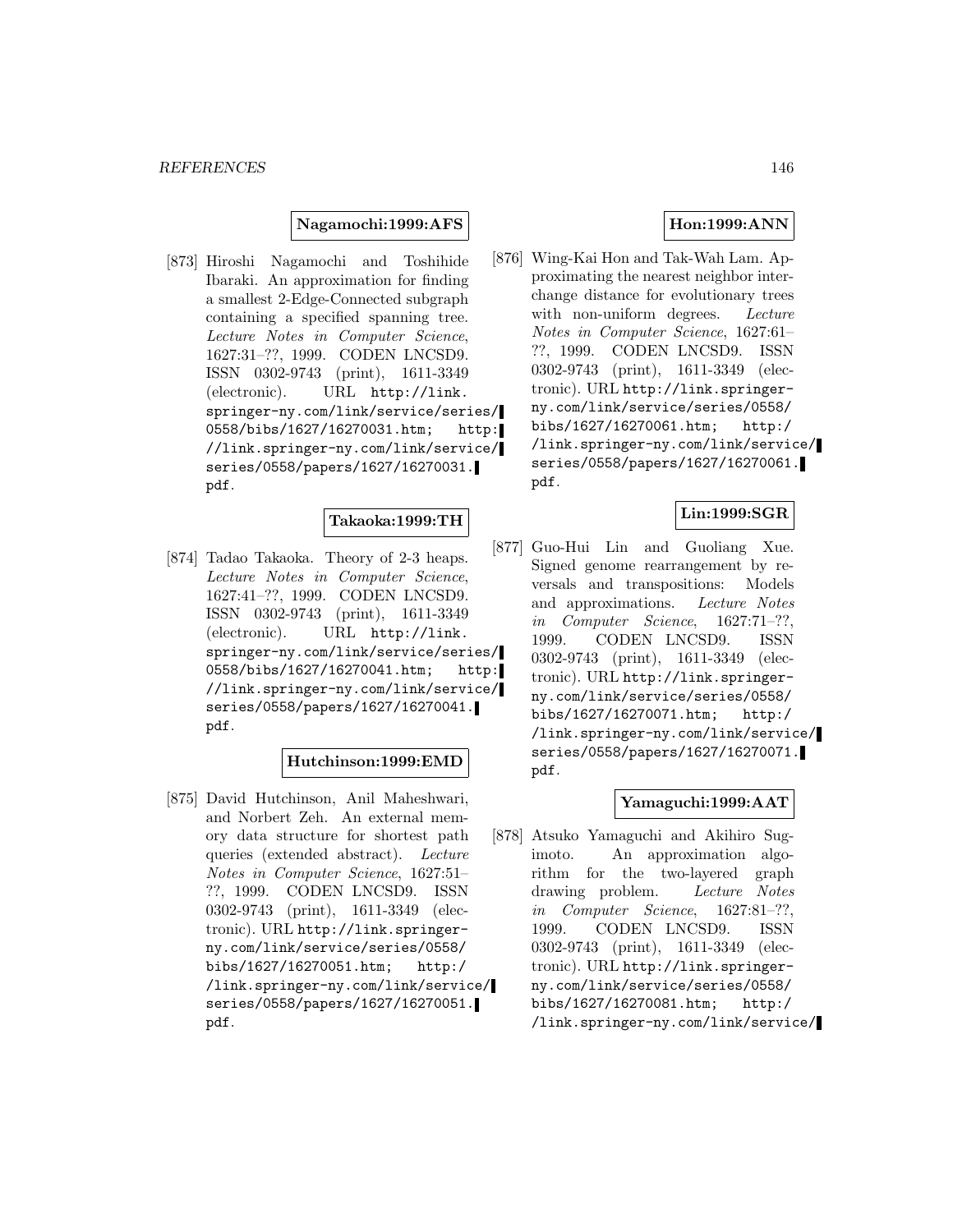**Nagamochi:1999:AFS**

[873] Hiroshi Nagamochi and Toshihide Ibaraki. An approximation for finding a smallest 2-Edge-Connected subgraph containing a specified spanning tree. *Lecture Notes in Computer Science*, 1627:31–??, 1999. CODEN LNCSD9. ISSN 0302-9743 (print), 1611-3349 (electronic). URL http://link.springer-ny.com/link/service/series/0558/bibs/1627/16270031.htm; http://link.springer-ny.com/link/service/series/0558/papers/1627/16270031.pdf.

**Takaoka:1999:TH**

[874] Tadao Takaoka. Theory of 2-3 heaps. *Lecture Notes in Computer Science*, 1627:41–??, 1999. CODEN LNCSD9. ISSN 0302-9743 (print), 1611-3349 (electronic). URL http://link.springer-ny.com/link/service/series/0558/bibs/1627/16270041.htm; http://link.springer-ny.com/link/service/series/0558/papers/1627/16270041.pdf.

**Hutchinson:1999:EMD**

[875] David Hutchinson, Anil Maheshwari, and Norbert Zeh. An external memory data structure for shortest path queries (extended abstract). *Lecture Notes in Computer Science*, 1627:51–??, 1999. CODEN LNCSD9. ISSN 0302-9743 (print), 1611-3349 (electronic). URL http://link.springer-ny.com/link/service/series/0558/bibs/1627/16270051.htm; http://link.springer-ny.com/link/service/series/0558/papers/1627/16270051.pdf.

**Hon:1999:ANN**

[876] Wing-Kai Hon and Tak-Wah Lam. Approximating the nearest neighbor interchange distance for evolutionary trees with non-uniform degrees. *Lecture Notes in Computer Science*, 1627:61–??, 1999. CODEN LNCSD9. ISSN 0302-9743 (print), 1611-3349 (electronic). URL http://link.springer-ny.com/link/service/series/0558/bibs/1627/16270061.htm; http://link.springer-ny.com/link/service/series/0558/papers/1627/16270061.pdf.

**Lin:1999:SGR**

[877] Guo-Hui Lin and Guoliang Xue. Signed genome rearrangement by reversals and transpositions: Models and approximations. *Lecture Notes in Computer Science*, 1627:71–??, 1999. CODEN LNCSD9. ISSN 0302-9743 (print), 1611-3349 (electronic). URL http://link.springer-ny.com/link/service/series/0558/bibs/1627/16270071.htm; http://link.springer-ny.com/link/service/series/0558/papers/1627/16270071.pdf.

**Yamaguchi:1999:AAT**

[878] Atsuko Yamaguchi and Akihiro Sugimoto. An approximation algorithm for the two-layered graph drawing problem. *Lecture Notes in Computer Science*, 1627:81–??, 1999. CODEN LNCSD9. ISSN 0302-9743 (print), 1611-3349 (electronic). URL http://link.springer-ny.com/link/service/series/0558/bibs/1627/16270081.htm; http://link.springer-ny.com/link/service/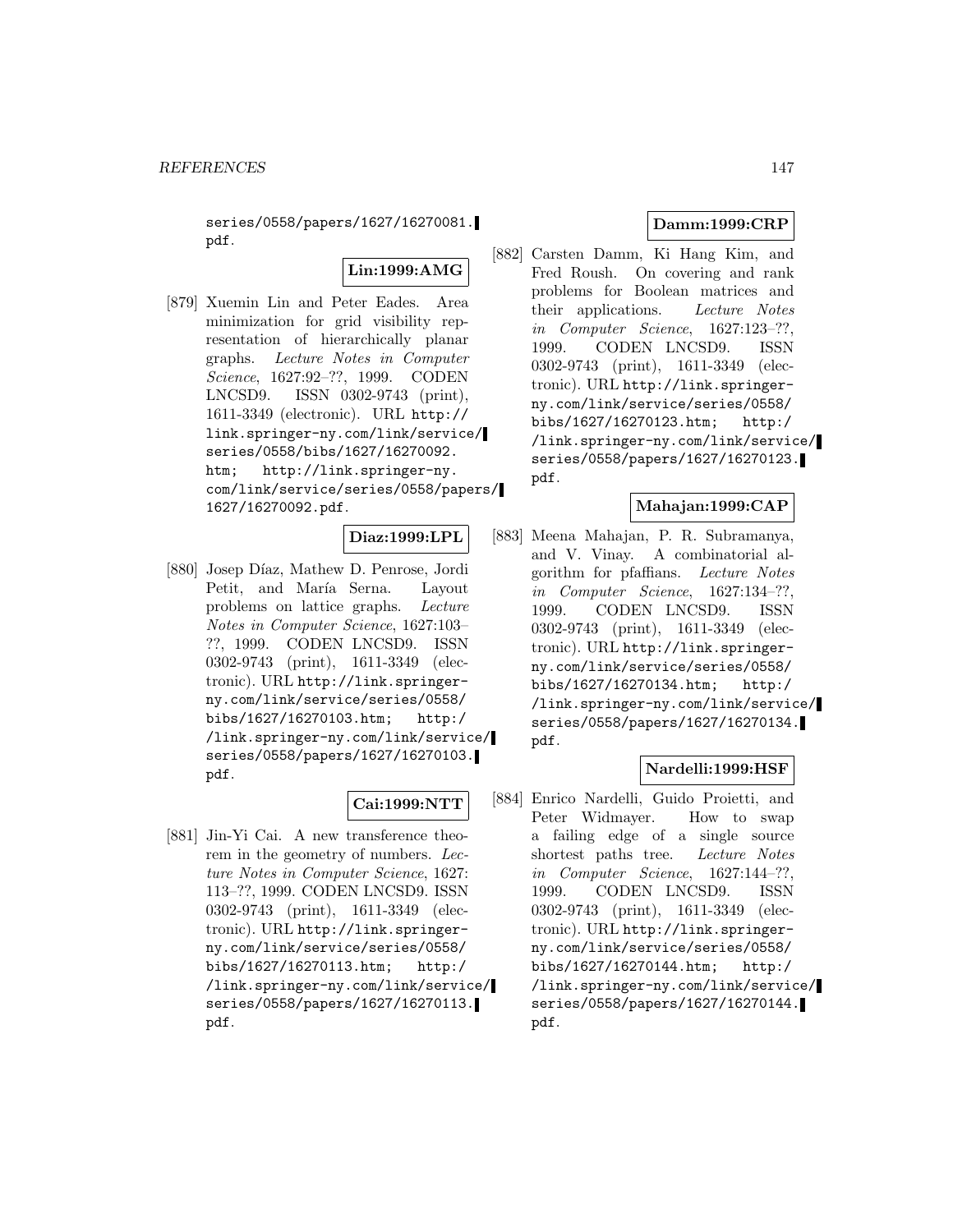series/0558/papers/1627/16270081.pdf.

**Lin:1999:AMG**

[879] Xuemin Lin and Peter Eades. Area minimization for grid visibility representation of hierarchically planar graphs. *Lecture Notes in Computer Science*, 1627:92–??, 1999. CODEN LNCSD9. ISSN 0302-9743 (print), 1611-3349 (electronic). URL http://link.springer-ny.com/link/service/series/0558/bibs/1627/16270092.htm; http://link.springer-ny.com/link/service/series/0558/papers/1627/16270092.pdf.

**Diaz:1999:LPL**

[880] Josep Díaz, Mathew D. Penrose, Jordi Petit, and María Serna. Layout problems on lattice graphs. *Lecture Notes in Computer Science*, 1627:103–??, 1999. CODEN LNCSD9. ISSN 0302-9743 (print), 1611-3349 (electronic). URL http://link.springer-ny.com/link/service/series/0558/bibs/1627/16270103.htm; http://link.springer-ny.com/link/service/series/0558/papers/1627/16270103.pdf.

**Cai:1999:NTT**

[881] Jin-Yi Cai. A new transference theorem in the geometry of numbers. *Lecture Notes in Computer Science*, 1627:113–??, 1999. CODEN LNCSD9. ISSN 0302-9743 (print), 1611-3349 (electronic). URL http://link.springer-ny.com/link/service/series/0558/bibs/1627/16270113.htm; http://link.springer-ny.com/link/service/series/0558/papers/1627/16270113.pdf.

**Damm:1999:CRP**

[882] Carsten Damm, Ki Hang Kim, and Fred Roush. On covering and rank problems for Boolean matrices and their applications. *Lecture Notes in Computer Science*, 1627:123–??, 1999. CODEN LNCSD9. ISSN 0302-9743 (print), 1611-3349 (electronic). URL http://link.springer-ny.com/link/service/series/0558/bibs/1627/16270123.htm; http://link.springer-ny.com/link/service/series/0558/papers/1627/16270123.pdf.

**Mahajan:1999:CAP**

[883] Meena Mahajan, P. R. Subramanya, and V. Vinay. A combinatorial algorithm for pfaffians. *Lecture Notes in Computer Science*, 1627:134–??, 1999. CODEN LNCSD9. ISSN 0302-9743 (print), 1611-3349 (electronic). URL http://link.springer-ny.com/link/service/series/0558/bibs/1627/16270134.htm; http://link.springer-ny.com/link/service/series/0558/papers/1627/16270134.pdf.

**Nardelli:1999:HSF**

[884] Enrico Nardelli, Guido Proietti, and Peter Widmayer. How to swap a failing edge of a single source shortest paths tree. *Lecture Notes in Computer Science*, 1627:144–??, 1999. CODEN LNCSD9. ISSN 0302-9743 (print), 1611-3349 (electronic). URL http://link.springer-ny.com/link/service/series/0558/bibs/1627/16270144.htm; http://link.springer-ny.com/link/service/series/0558/papers/1627/16270144.pdf.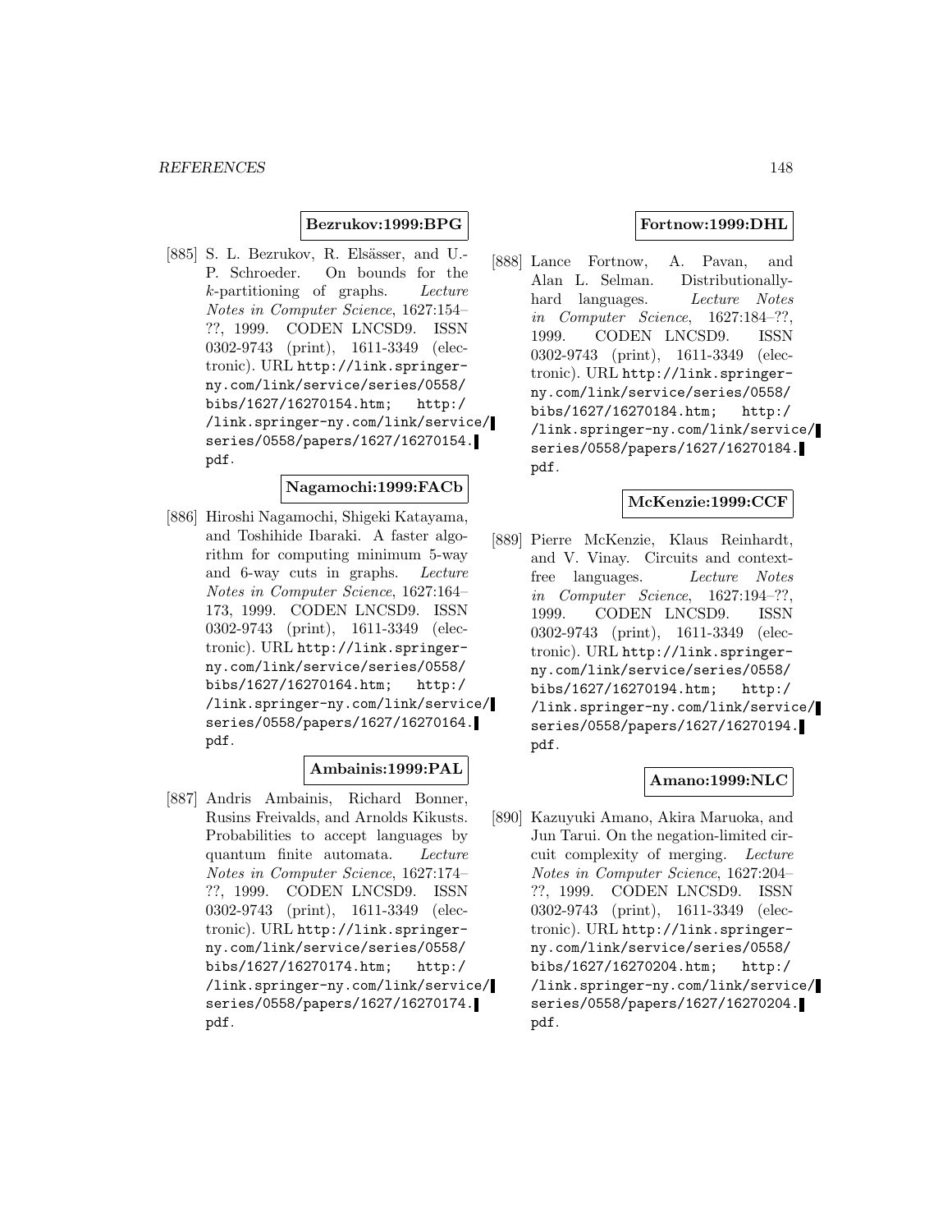**Bezrukov:1999:BPG**

[885] S. L. Bezrukov, R. Elsässer, and U.-P. Schroeder. On bounds for the $k$-partitioning of graphs. *Lecture Notes in Computer Science*, 1627:154–??, 1999. CODEN LNCSD9. ISSN 0302-9743 (print), 1611-3349 (electronic). URL `http://link.springer-ny.com/link/service/series/0558/bibs/1627/16270154.htm; http://link.springer-ny.com/link/service/series/0558/papers/1627/16270154.pdf`.

**Nagamochi:1999:FACb**

[886] Hiroshi Nagamochi, Shigeki Katayama, and Toshihide Ibaraki. A faster algorithm for computing minimum 5-way and 6-way cuts in graphs. *Lecture Notes in Computer Science*, 1627:164–173, 1999. CODEN LNCSD9. ISSN 0302-9743 (print), 1611-3349 (electronic). URL `http://link.springer-ny.com/link/service/series/0558/bibs/1627/16270164.htm; http://link.springer-ny.com/link/service/series/0558/papers/1627/16270164.pdf`.

**Ambainis:1999:PAL**

[887] Andris Ambainis, Richard Bonner, Rusins Freivalds, and Arnolds Kikusts. Probabilities to accept languages by quantum finite automata. *Lecture Notes in Computer Science*, 1627:174–??, 1999. CODEN LNCSD9. ISSN 0302-9743 (print), 1611-3349 (electronic). URL `http://link.springer-ny.com/link/service/series/0558/bibs/1627/16270174.htm; http://link.springer-ny.com/link/service/series/0558/papers/1627/16270174.pdf`.

**Fortnow:1999:DHL**

[888] Lance Fortnow, A. Pavan, and Alan L. Selman. Distributionally-hard languages. *Lecture Notes in Computer Science*, 1627:184–??, 1999. CODEN LNCSD9. ISSN 0302-9743 (print), 1611-3349 (electronic). URL `http://link.springer-ny.com/link/service/series/0558/bibs/1627/16270184.htm; http://link.springer-ny.com/link/service/series/0558/papers/1627/16270184.pdf`.

**McKenzie:1999:CCF**

[889] Pierre McKenzie, Klaus Reinhardt, and V. Vinay. Circuits and context-free languages. *Lecture Notes in Computer Science*, 1627:194–??, 1999. CODEN LNCSD9. ISSN 0302-9743 (print), 1611-3349 (electronic). URL `http://link.springer-ny.com/link/service/series/0558/bibs/1627/16270194.htm; http://link.springer-ny.com/link/service/series/0558/papers/1627/16270194.pdf`.

**Amano:1999:NLC**

[890] Kazuyuki Amano, Akira Maruoka, and Jun Tarui. On the negation-limited circuit complexity of merging. *Lecture Notes in Computer Science*, 1627:204–??, 1999. CODEN LNCSD9. ISSN 0302-9743 (print), 1611-3349 (electronic). URL `http://link.springer-ny.com/link/service/series/0558/bibs/1627/16270204.htm; http://link.springer-ny.com/link/service/series/0558/papers/1627/16270204.pdf`.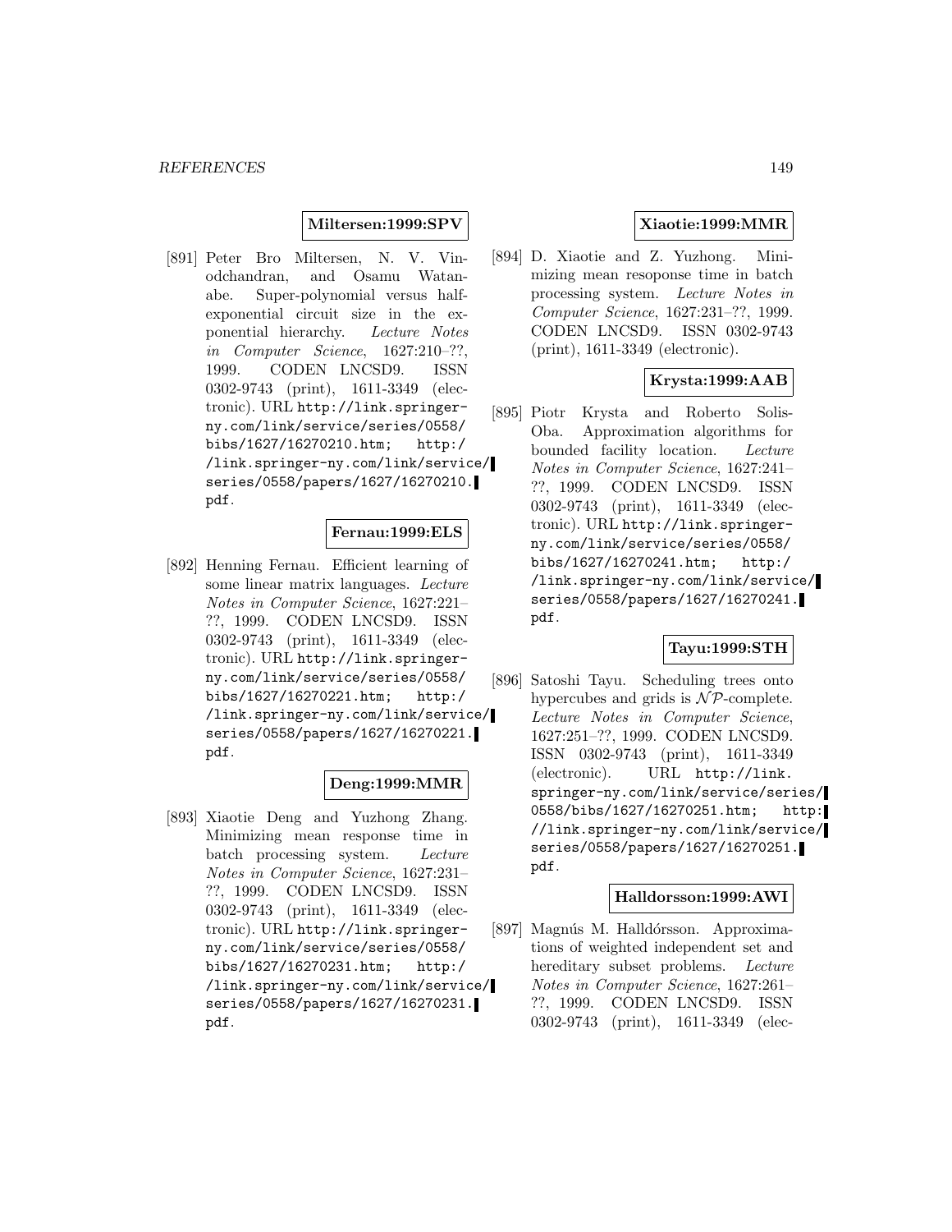**Miltersen:1999:SPV**

[891] Peter Bro Miltersen, N. V. Vinodchandran, and Osamu Watanabe. Super-polynomial versus half-exponential circuit size in the exponential hierarchy. *Lecture Notes in Computer Science*, 1627:210–??, 1999. CODEN LNCSD9. ISSN 0302-9743 (print), 1611-3349 (electronic). URL http://link.springer-ny.com/link/service/series/0558/bibs/1627/16270210.htm; http://link.springer-ny.com/link/service/series/0558/papers/1627/16270210.pdf.

**Fernau:1999:ELS**

[892] Henning Fernau. Efficient learning of some linear matrix languages. *Lecture Notes in Computer Science*, 1627:221–??, 1999. CODEN LNCSD9. ISSN 0302-9743 (print), 1611-3349 (electronic). URL http://link.springer-ny.com/link/service/series/0558/bibs/1627/16270221.htm; http://link.springer-ny.com/link/service/series/0558/papers/1627/16270221.pdf.

**Deng:1999:MMR**

[893] Xiaotie Deng and Yuzhong Zhang. Minimizing mean response time in batch processing system. *Lecture Notes in Computer Science*, 1627:231–??, 1999. CODEN LNCSD9. ISSN 0302-9743 (print), 1611-3349 (electronic). URL http://link.springer-ny.com/link/service/series/0558/bibs/1627/16270231.htm; http://link.springer-ny.com/link/service/series/0558/papers/1627/16270231.pdf.

**Xiaotie:1999:MMR**

[894] D. Xiaotie and Z. Yuzhong. Minimizing mean resoponse time in batch processing system. *Lecture Notes in Computer Science*, 1627:231–??, 1999. CODEN LNCSD9. ISSN 0302-9743 (print), 1611-3349 (electronic).

**Krysta:1999:AAB**

[895] Piotr Krysta and Roberto Solis-Oba. Approximation algorithms for bounded facility location. *Lecture Notes in Computer Science*, 1627:241–??, 1999. CODEN LNCSD9. ISSN 0302-9743 (print), 1611-3349 (electronic). URL http://link.springer-ny.com/link/service/series/0558/bibs/1627/16270241.htm; http://link.springer-ny.com/link/service/series/0558/papers/1627/16270241.pdf.

**Tayu:1999:STH**

[896] Satoshi Tayu. Scheduling trees onto hypercubes and grids is $\mathcal{NP}$-complete. *Lecture Notes in Computer Science*, 1627:251–??, 1999. CODEN LNCSD9. ISSN 0302-9743 (print), 1611-3349 (electronic). URL http://link.springer-ny.com/link/service/series/0558/bibs/1627/16270251.htm; http://link.springer-ny.com/link/service/series/0558/papers/1627/16270251.pdf.

**Halldorsson:1999:AWI**

[897] Magnús M. Halldórsson. Approximations of weighted independent set and hereditary subset problems. *Lecture Notes in Computer Science*, 1627:261–??, 1999. CODEN LNCSD9. ISSN 0302-9743 (print), 1611-3349 (elec-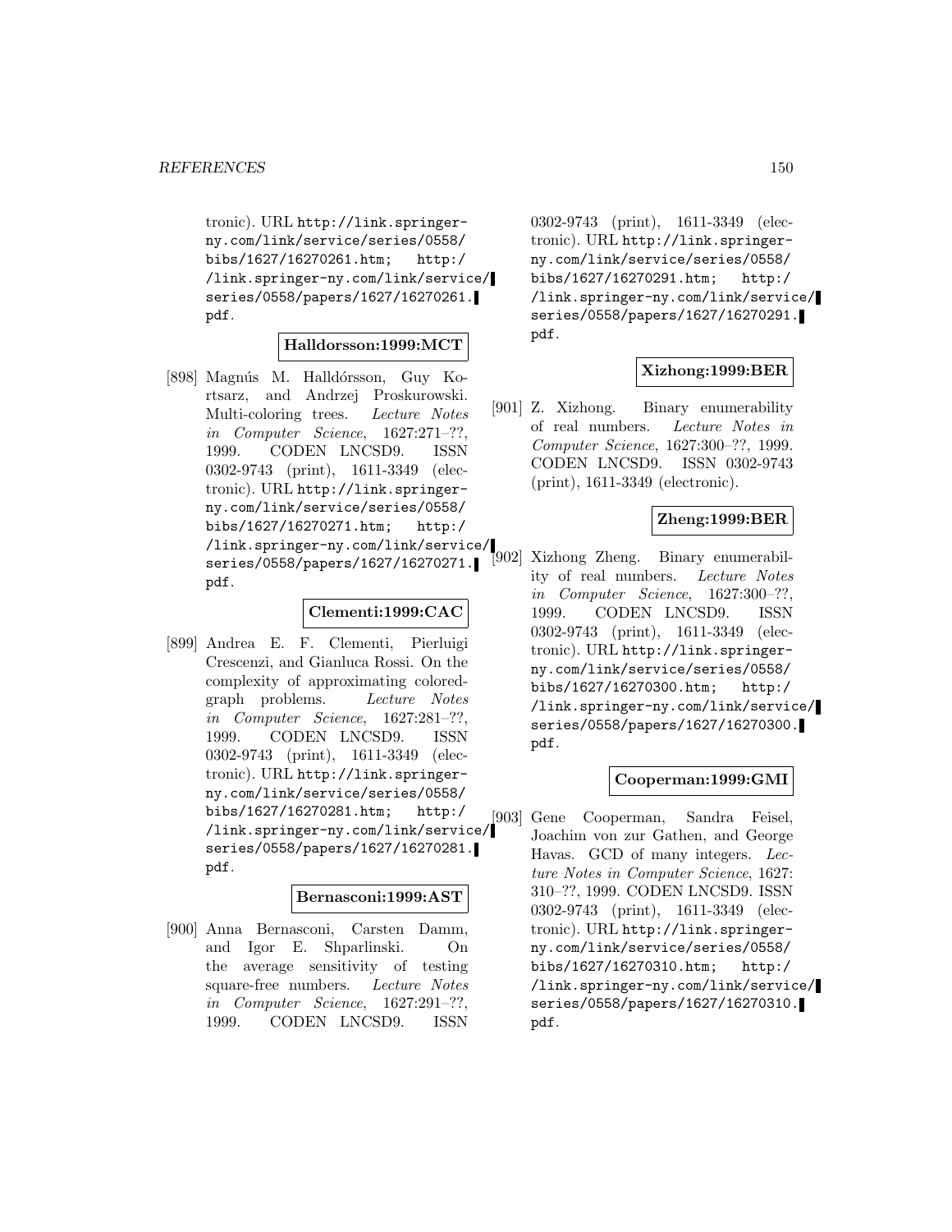tronic). URL http://link.springer-ny.com/link/service/series/0558/bibs/1627/16270261.htm; http://link.springer-ny.com/link/service/series/0558/papers/1627/16270261.pdf.

**Halldorsson:1999:MCT**

[898] Magnús M. Halldórsson, Guy Kortsarz, and Andrzej Proskurowski. Multi-coloring trees. *Lecture Notes in Computer Science*, 1627:271–??, 1999. CODEN LNCSD9. ISSN 0302-9743 (print), 1611-3349 (electronic). URL http://link.springer-ny.com/link/service/series/0558/bibs/1627/16270271.htm; http://link.springer-ny.com/link/service/series/0558/papers/1627/16270271.pdf.

**Clementi:1999:CAC**

[899] Andrea E. F. Clementi, Pierluigi Crescenzi, and Gianluca Rossi. On the complexity of approximating colored-graph problems. *Lecture Notes in Computer Science*, 1627:281–??, 1999. CODEN LNCSD9. ISSN 0302-9743 (print), 1611-3349 (electronic). URL http://link.springer-ny.com/link/service/series/0558/bibs/1627/16270281.htm; http://link.springer-ny.com/link/service/series/0558/papers/1627/16270281.pdf.

**Bernasconi:1999:AST**

[900] Anna Bernasconi, Carsten Damm, and Igor E. Shparlinski. On the average sensitivity of testing square-free numbers. *Lecture Notes in Computer Science*, 1627:291–??, 1999. CODEN LNCSD9. ISSN 0302-9743 (print), 1611-3349 (electronic). URL http://link.springer-ny.com/link/service/series/0558/bibs/1627/16270291.htm; http://link.springer-ny.com/link/service/series/0558/papers/1627/16270291.pdf.

**Xizhong:1999:BER**

[901] Z. Xizhong. Binary enumerability of real numbers. *Lecture Notes in Computer Science*, 1627:300–??, 1999. CODEN LNCSD9. ISSN 0302-9743 (print), 1611-3349 (electronic).

**Zheng:1999:BER**

[902] Xizhong Zheng. Binary enumerability of real numbers. *Lecture Notes in Computer Science*, 1627:300–??, 1999. CODEN LNCSD9. ISSN 0302-9743 (print), 1611-3349 (electronic). URL http://link.springer-ny.com/link/service/series/0558/bibs/1627/16270300.htm; http://link.springer-ny.com/link/service/series/0558/papers/1627/16270300.pdf.

**Cooperman:1999:GMI**

[903] Gene Cooperman, Sandra Feisel, Joachim von zur Gathen, and George Havas. GCD of many integers. *Lecture Notes in Computer Science*, 1627:310–??, 1999. CODEN LNCSD9. ISSN 0302-9743 (print), 1611-3349 (electronic). URL http://link.springer-ny.com/link/service/series/0558/bibs/1627/16270310.htm; http://link.springer-ny.com/link/service/series/0558/papers/1627/16270310.pdf.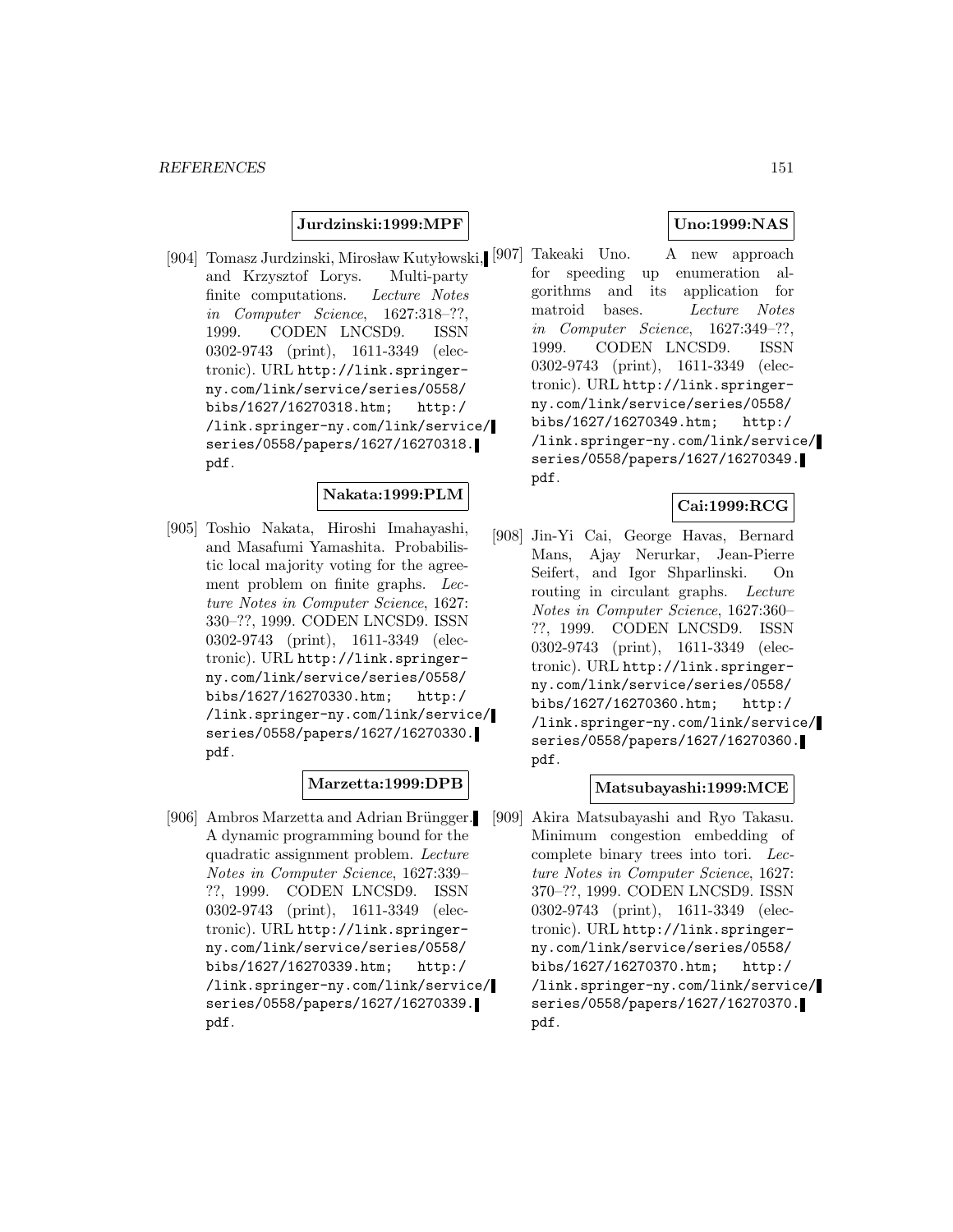**Jurdzinski:1999:MPF**

[904] Tomasz Jurdzinski, Mirosław Kutyłowski, and Krzysztof Lorys. Multi-party finite computations. *Lecture Notes in Computer Science*, 1627:318–??, 1999. CODEN LNCSD9. ISSN 0302-9743 (print), 1611-3349 (electronic). URL http://link.springer-ny.com/link/service/series/0558/bibs/1627/16270318.htm; http://link.springer-ny.com/link/service/series/0558/papers/1627/16270318.pdf.

**Nakata:1999:PLM**

[905] Toshio Nakata, Hiroshi Imahayashi, and Masafumi Yamashita. Probabilistic local majority voting for the agreement problem on finite graphs. *Lecture Notes in Computer Science*, 1627:330–??, 1999. CODEN LNCSD9. ISSN 0302-9743 (print), 1611-3349 (electronic). URL http://link.springer-ny.com/link/service/series/0558/bibs/1627/16270330.htm; http://link.springer-ny.com/link/service/series/0558/papers/1627/16270330.pdf.

**Marzetta:1999:DPB**

[906] Ambros Marzetta and Adrian Brüngger. A dynamic programming bound for the quadratic assignment problem. *Lecture Notes in Computer Science*, 1627:339–??, 1999. CODEN LNCSD9. ISSN 0302-9743 (print), 1611-3349 (electronic). URL http://link.springer-ny.com/link/service/series/0558/bibs/1627/16270339.htm; http://link.springer-ny.com/link/service/series/0558/papers/1627/16270339.pdf.

**Uno:1999:NAS**

[907] Takeaki Uno. A new approach for speeding up enumeration algorithms and its application for matroid bases. *Lecture Notes in Computer Science*, 1627:349–??, 1999. CODEN LNCSD9. ISSN 0302-9743 (print), 1611-3349 (electronic). URL http://link.springer-ny.com/link/service/series/0558/bibs/1627/16270349.htm; http://link.springer-ny.com/link/service/series/0558/papers/1627/16270349.pdf.

**Cai:1999:RCG**

[908] Jin-Yi Cai, George Havas, Bernard Mans, Ajay Nerurkar, Jean-Pierre Seifert, and Igor Shparlinski. On routing in circulant graphs. *Lecture Notes in Computer Science*, 1627:360–??, 1999. CODEN LNCSD9. ISSN 0302-9743 (print), 1611-3349 (electronic). URL http://link.springer-ny.com/link/service/series/0558/bibs/1627/16270360.htm; http://link.springer-ny.com/link/service/series/0558/papers/1627/16270360.pdf.

**Matsubayashi:1999:MCE**

[909] Akira Matsubayashi and Ryo Takasu. Minimum congestion embedding of complete binary trees into tori. *Lecture Notes in Computer Science*, 1627:370–??, 1999. CODEN LNCSD9. ISSN 0302-9743 (print), 1611-3349 (electronic). URL http://link.springer-ny.com/link/service/series/0558/bibs/1627/16270370.htm; http://link.springer-ny.com/link/service/series/0558/papers/1627/16270370.pdf.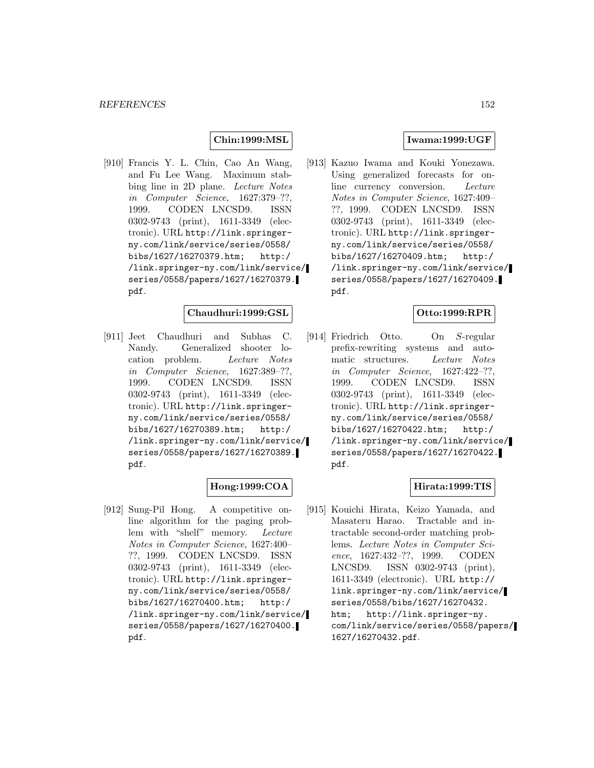**Chin:1999:MSL**

[910] Francis Y. L. Chin, Cao An Wang, and Fu Lee Wang. Maximum stabbing line in 2D plane. *Lecture Notes in Computer Science*, 1627:379–??, 1999. CODEN LNCSD9. ISSN 0302-9743 (print), 1611-3349 (electronic). URL http://link.springer-ny.com/link/service/series/0558/bibs/1627/16270379.htm; http://link.springer-ny.com/link/service/series/0558/papers/1627/16270379.pdf.

**Chaudhuri:1999:GSL**

[911] Jeet Chaudhuri and Subhas C. Nandy. Generalized shooter location problem. *Lecture Notes in Computer Science*, 1627:389–??, 1999. CODEN LNCSD9. ISSN 0302-9743 (print), 1611-3349 (electronic). URL http://link.springer-ny.com/link/service/series/0558/bibs/1627/16270389.htm; http://link.springer-ny.com/link/service/series/0558/papers/1627/16270389.pdf.

**Hong:1999:COA**

[912] Sung-Pil Hong. A competitive online algorithm for the paging problem with "shelf" memory. *Lecture Notes in Computer Science*, 1627:400–??, 1999. CODEN LNCSD9. ISSN 0302-9743 (print), 1611-3349 (electronic). URL http://link.springer-ny.com/link/service/series/0558/bibs/1627/16270400.htm; http://link.springer-ny.com/link/service/series/0558/papers/1627/16270400.pdf.

**Iwama:1999:UGF**

[913] Kazuo Iwama and Kouki Yonezawa. Using generalized forecasts for online currency conversion. *Lecture Notes in Computer Science*, 1627:409–??, 1999. CODEN LNCSD9. ISSN 0302-9743 (print), 1611-3349 (electronic). URL http://link.springer-ny.com/link/service/series/0558/bibs/1627/16270409.htm; http://link.springer-ny.com/link/service/series/0558/papers/1627/16270409.pdf.

**Otto:1999:RPR**

[914] Friedrich Otto. On *S*-regular prefix-rewriting systems and automatic structures. *Lecture Notes in Computer Science*, 1627:422–??, 1999. CODEN LNCSD9. ISSN 0302-9743 (print), 1611-3349 (electronic). URL http://link.springer-ny.com/link/service/series/0558/bibs/1627/16270422.htm; http://link.springer-ny.com/link/service/series/0558/papers/1627/16270422.pdf.

**Hirata:1999:TIS**

[915] Kouichi Hirata, Keizo Yamada, and Masateru Harao. Tractable and intractable second-order matching problems. *Lecture Notes in Computer Science*, 1627:432–??, 1999. CODEN LNCSD9. ISSN 0302-9743 (print), 1611-3349 (electronic). URL http://link.springer-ny.com/link/service/series/0558/bibs/1627/16270432.htm; http://link.springer-ny.com/link/service/series/0558/papers/1627/16270432.pdf.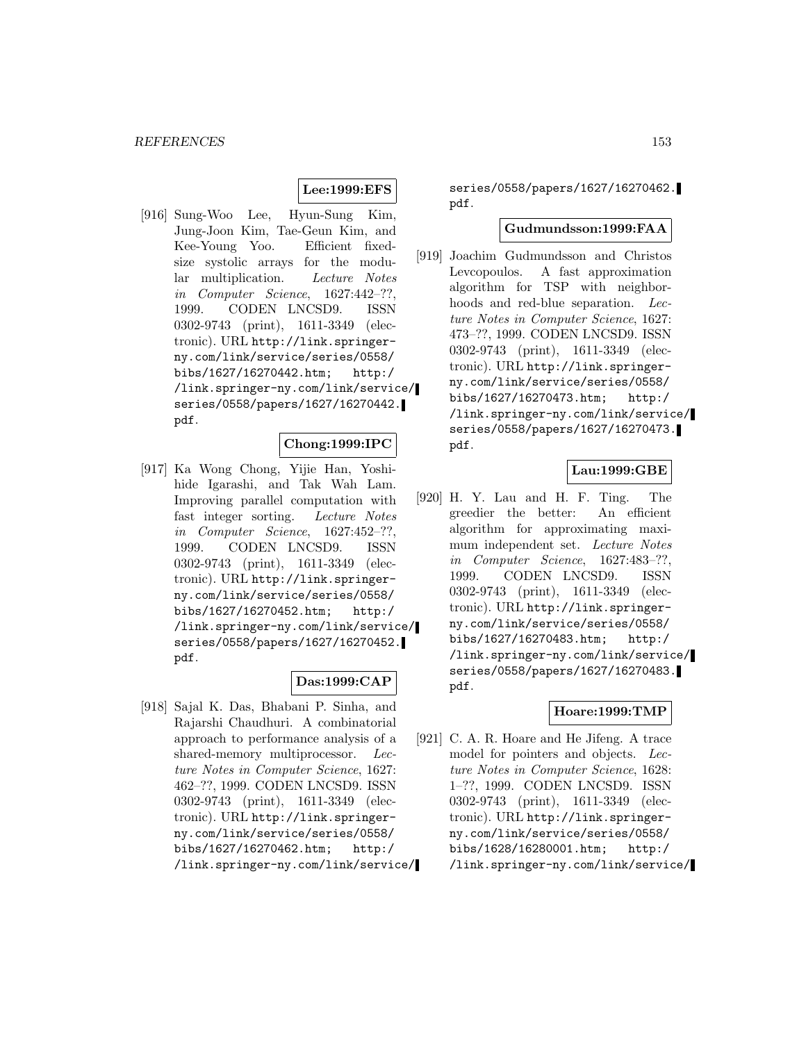**Lee:1999:EFS**

[916] Sung-Woo Lee, Hyun-Sung Kim, Jung-Joon Kim, Tae-Geun Kim, and Kee-Young Yoo. Efficient fixed-size systolic arrays for the modular multiplication. *Lecture Notes in Computer Science*, 1627:442–??, 1999. CODEN LNCSD9. ISSN 0302-9743 (print), 1611-3349 (electronic). URL http://link.springer-ny.com/link/service/series/0558/bibs/1627/16270442.htm; http://link.springer-ny.com/link/service/series/0558/papers/1627/16270442.pdf.

**Chong:1999:IPC**

[917] Ka Wong Chong, Yijie Han, Yoshihide Igarashi, and Tak Wah Lam. Improving parallel computation with fast integer sorting. *Lecture Notes in Computer Science*, 1627:452–??, 1999. CODEN LNCSD9. ISSN 0302-9743 (print), 1611-3349 (electronic). URL http://link.springer-ny.com/link/service/series/0558/bibs/1627/16270452.htm; http://link.springer-ny.com/link/service/series/0558/papers/1627/16270452.pdf.

**Das:1999:CAP**

[918] Sajal K. Das, Bhabani P. Sinha, and Rajarshi Chaudhuri. A combinatorial approach to performance analysis of a shared-memory multiprocessor. *Lecture Notes in Computer Science*, 1627:462–??, 1999. CODEN LNCSD9. ISSN 0302-9743 (print), 1611-3349 (electronic). URL http://link.springer-ny.com/link/service/series/0558/bibs/1627/16270462.htm; http://link.springer-ny.com/link/service/series/0558/papers/1627/16270462.pdf.

**Gudmundsson:1999:FAA**

[919] Joachim Gudmundsson and Christos Levcopoulos. A fast approximation algorithm for TSP with neighborhoods and red-blue separation. *Lecture Notes in Computer Science*, 1627:473–??, 1999. CODEN LNCSD9. ISSN 0302-9743 (print), 1611-3349 (electronic). URL http://link.springer-ny.com/link/service/series/0558/bibs/1627/16270473.htm; http://link.springer-ny.com/link/service/series/0558/papers/1627/16270473.pdf.

**Lau:1999:GBE**

[920] H. Y. Lau and H. F. Ting. The greedier the better: An efficient algorithm for approximating maximum independent set. *Lecture Notes in Computer Science*, 1627:483–??, 1999. CODEN LNCSD9. ISSN 0302-9743 (print), 1611-3349 (electronic). URL http://link.springer-ny.com/link/service/series/0558/bibs/1627/16270483.htm; http://link.springer-ny.com/link/service/series/0558/papers/1627/16270483.pdf.

**Hoare:1999:TMP**

[921] C. A. R. Hoare and He Jifeng. A trace model for pointers and objects. *Lecture Notes in Computer Science*, 1628:1–??, 1999. CODEN LNCSD9. ISSN 0302-9743 (print), 1611-3349 (electronic). URL http://link.springer-ny.com/link/service/series/0558/bibs/1628/16280001.htm; http://link.springer-ny.com/link/service/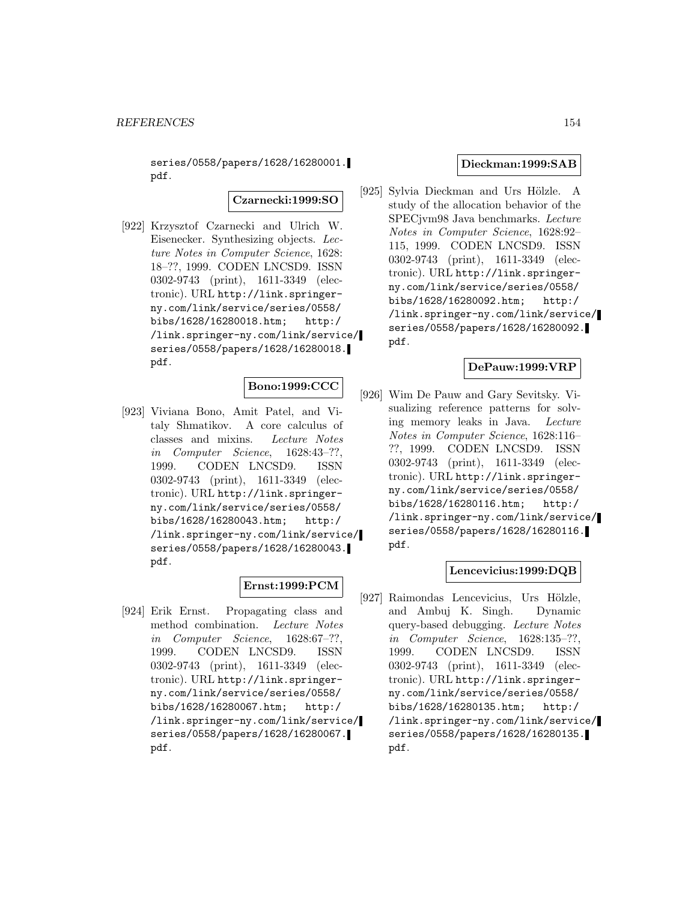series/0558/papers/1628/16280001.pdf.

**Czarnecki:1999:SO**

[922] Krzysztof Czarnecki and Ulrich W. Eisenecker. Synthesizing objects. *Lecture Notes in Computer Science*, 1628: 18–??, 1999. CODEN LNCSD9. ISSN 0302-9743 (print), 1611-3349 (electronic). URL http://link.springer-ny.com/link/service/series/0558/bibs/1628/16280018.htm; http://link.springer-ny.com/link/service/series/0558/papers/1628/16280018.pdf.

**Bono:1999:CCC**

[923] Viviana Bono, Amit Patel, and Vitaly Shmatikov. A core calculus of classes and mixins. *Lecture Notes in Computer Science*, 1628:43–??, 1999. CODEN LNCSD9. ISSN 0302-9743 (print), 1611-3349 (electronic). URL http://link.springer-ny.com/link/service/series/0558/bibs/1628/16280043.htm; http://link.springer-ny.com/link/service/series/0558/papers/1628/16280043.pdf.

**Ernst:1999:PCM**

[924] Erik Ernst. Propagating class and method combination. *Lecture Notes in Computer Science*, 1628:67–??, 1999. CODEN LNCSD9. ISSN 0302-9743 (print), 1611-3349 (electronic). URL http://link.springer-ny.com/link/service/series/0558/bibs/1628/16280067.htm; http://link.springer-ny.com/link/service/series/0558/papers/1628/16280067.pdf.

**Dieckman:1999:SAB**

[925] Sylvia Dieckman and Urs Hölzle. A study of the allocation behavior of the SPECjvm98 Java benchmarks. *Lecture Notes in Computer Science*, 1628:92–115, 1999. CODEN LNCSD9. ISSN 0302-9743 (print), 1611-3349 (electronic). URL http://link.springer-ny.com/link/service/series/0558/bibs/1628/16280092.htm; http://link.springer-ny.com/link/service/series/0558/papers/1628/16280092.pdf.

**DePauw:1999:VRP**

[926] Wim De Pauw and Gary Sevitsky. Visualizing reference patterns for solving memory leaks in Java. *Lecture Notes in Computer Science*, 1628:116–??, 1999. CODEN LNCSD9. ISSN 0302-9743 (print), 1611-3349 (electronic). URL http://link.springer-ny.com/link/service/series/0558/bibs/1628/16280116.htm; http://link.springer-ny.com/link/service/series/0558/papers/1628/16280116.pdf.

**Lencevicius:1999:DQB**

[927] Raimondas Lencevicius, Urs Hölzle, and Ambuj K. Singh. Dynamic query-based debugging. *Lecture Notes in Computer Science*, 1628:135–??, 1999. CODEN LNCSD9. ISSN 0302-9743 (print), 1611-3349 (electronic). URL http://link.springer-ny.com/link/service/series/0558/bibs/1628/16280135.htm; http://link.springer-ny.com/link/service/series/0558/papers/1628/16280135.pdf.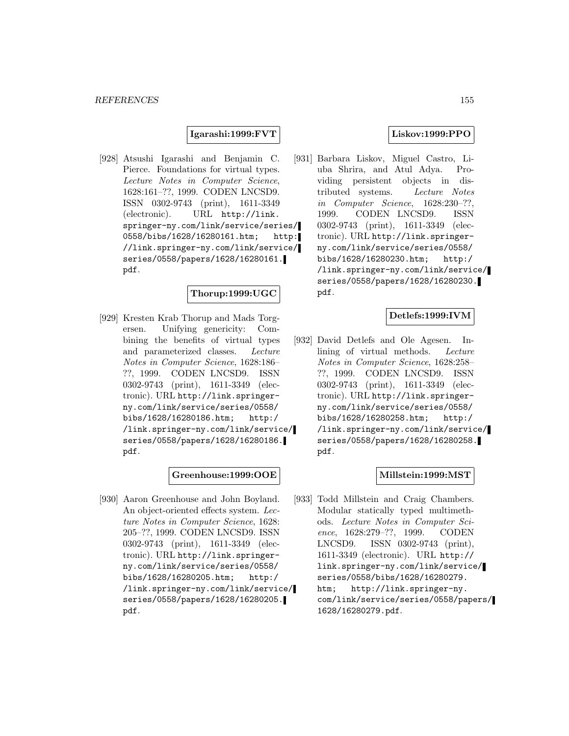**Igarashi:1999:FVT**

[928] Atsushi Igarashi and Benjamin C. Pierce. Foundations for virtual types. *Lecture Notes in Computer Science*, 1628:161–??, 1999. CODEN LNCSD9. ISSN 0302-9743 (print), 1611-3349 (electronic). URL http://link.springer-ny.com/link/service/series/0558/bibs/1628/16280161.htm; http://link.springer-ny.com/link/service/series/0558/papers/1628/16280161.pdf.

**Thorup:1999:UGC**

[929] Kresten Krab Thorup and Mads Torgersen. Unifying genericity: Combining the benefits of virtual types and parameterized classes. *Lecture Notes in Computer Science*, 1628:186–??, 1999. CODEN LNCSD9. ISSN 0302-9743 (print), 1611-3349 (electronic). URL http://link.springer-ny.com/link/service/series/0558/bibs/1628/16280186.htm; http://link.springer-ny.com/link/service/series/0558/papers/1628/16280186.pdf.

**Greenhouse:1999:OOE**

[930] Aaron Greenhouse and John Boyland. An object-oriented effects system. *Lecture Notes in Computer Science*, 1628:205–??, 1999. CODEN LNCSD9. ISSN 0302-9743 (print), 1611-3349 (electronic). URL http://link.springer-ny.com/link/service/series/0558/bibs/1628/16280205.htm; http://link.springer-ny.com/link/service/series/0558/papers/1628/16280205.pdf.

**Liskov:1999:PPO**

[931] Barbara Liskov, Miguel Castro, Liuba Shrira, and Atul Adya. Providing persistent objects in distributed systems. *Lecture Notes in Computer Science*, 1628:230–??, 1999. CODEN LNCSD9. ISSN 0302-9743 (print), 1611-3349 (electronic). URL http://link.springer-ny.com/link/service/series/0558/bibs/1628/16280230.htm; http://link.springer-ny.com/link/service/series/0558/papers/1628/16280230.pdf.

**Detlefs:1999:IVM**

[932] David Detlefs and Ole Agesen. Inlining of virtual methods. *Lecture Notes in Computer Science*, 1628:258–??, 1999. CODEN LNCSD9. ISSN 0302-9743 (print), 1611-3349 (electronic). URL http://link.springer-ny.com/link/service/series/0558/bibs/1628/16280258.htm; http://link.springer-ny.com/link/service/series/0558/papers/1628/16280258.pdf.

**Millstein:1999:MST**

[933] Todd Millstein and Craig Chambers. Modular statically typed multimethods. *Lecture Notes in Computer Science*, 1628:279–??, 1999. CODEN LNCSD9. ISSN 0302-9743 (print), 1611-3349 (electronic). URL http://link.springer-ny.com/link/service/series/0558/bibs/1628/16280279.htm; http://link.springer-ny.com/link/service/series/0558/papers/1628/16280279.pdf.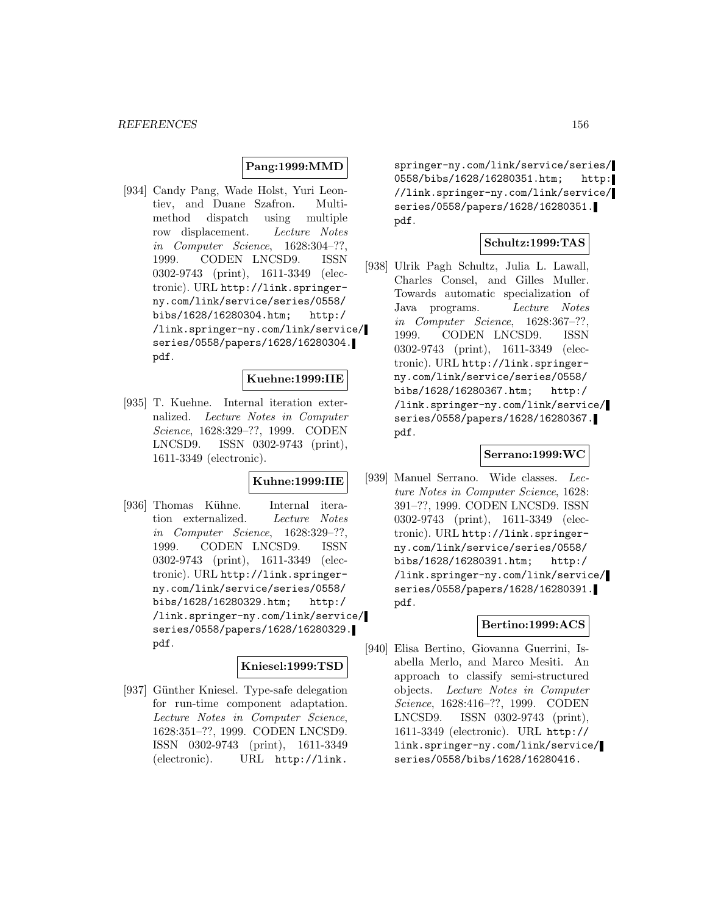**Pang:1999:MMD**

[934] Candy Pang, Wade Holst, Yuri Leontiev, and Duane Szafron. Multi-method dispatch using multiple row displacement. *Lecture Notes in Computer Science*, 1628:304–??, 1999. CODEN LNCSD9. ISSN 0302-9743 (print), 1611-3349 (electronic). URL http://link.springer-ny.com/link/service/series/0558/bibs/1628/16280304.htm; http://link.springer-ny.com/link/service/series/0558/papers/1628/16280304.pdf.

**Kuehne:1999:IIE**

[935] T. Kuehne. Internal iteration externalized. *Lecture Notes in Computer Science*, 1628:329–??, 1999. CODEN LNCSD9. ISSN 0302-9743 (print), 1611-3349 (electronic).

**Kuhne:1999:IIE**

[936] Thomas Kühne. Internal iteration externalized. *Lecture Notes in Computer Science*, 1628:329–??, 1999. CODEN LNCSD9. ISSN 0302-9743 (print), 1611-3349 (electronic). URL http://link.springer-ny.com/link/service/series/0558/bibs/1628/16280329.htm; http://link.springer-ny.com/link/service/series/0558/papers/1628/16280329.pdf.

**Kniesel:1999:TSD**

[937] Günther Kniesel. Type-safe delegation for run-time component adaptation. *Lecture Notes in Computer Science*, 1628:351–??, 1999. CODEN LNCSD9. ISSN 0302-9743 (print), 1611-3349 (electronic). URL http://link.springer-ny.com/link/service/series/0558/bibs/1628/16280351.htm; http://link.springer-ny.com/link/service/series/0558/papers/1628/16280351.pdf.

**Schultz:1999:TAS**

[938] Ulrik Pagh Schultz, Julia L. Lawall, Charles Consel, and Gilles Muller. Towards automatic specialization of Java programs. *Lecture Notes in Computer Science*, 1628:367–??, 1999. CODEN LNCSD9. ISSN 0302-9743 (print), 1611-3349 (electronic). URL http://link.springer-ny.com/link/service/series/0558/bibs/1628/16280367.htm; http://link.springer-ny.com/link/service/series/0558/papers/1628/16280367.pdf.

**Serrano:1999:WC**

[939] Manuel Serrano. Wide classes. *Lecture Notes in Computer Science*, 1628: 391–??, 1999. CODEN LNCSD9. ISSN 0302-9743 (print), 1611-3349 (electronic). URL http://link.springer-ny.com/link/service/series/0558/bibs/1628/16280391.htm; http://link.springer-ny.com/link/service/series/0558/papers/1628/16280391.pdf.

**Bertino:1999:ACS**

[940] Elisa Bertino, Giovanna Guerrini, Isabella Merlo, and Marco Mesiti. An approach to classify semi-structured objects. *Lecture Notes in Computer Science*, 1628:416–??, 1999. CODEN LNCSD9. ISSN 0302-9743 (print), 1611-3349 (electronic). URL http://link.springer-ny.com/link/service/series/0558/bibs/1628/16280416.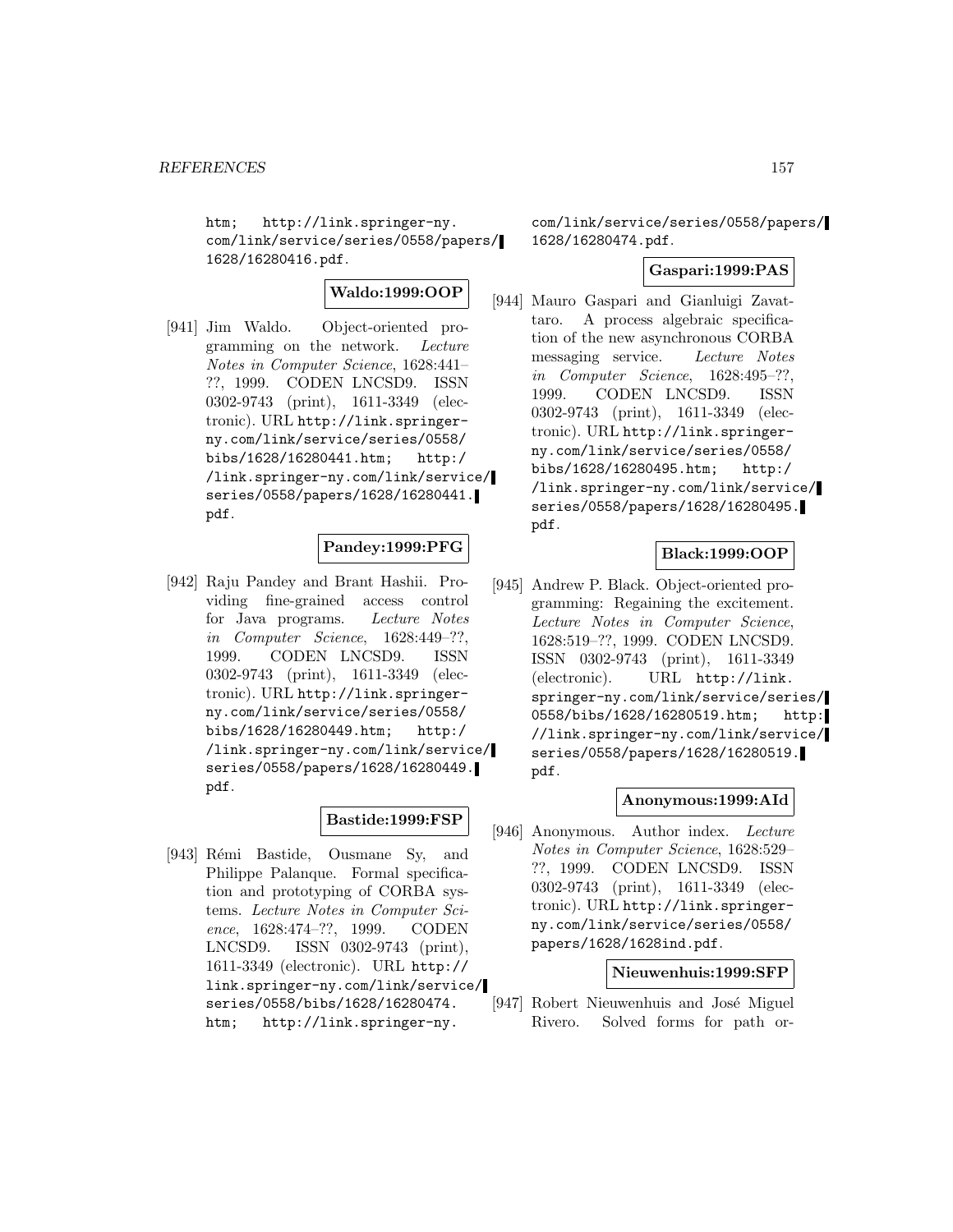htm; http://link.springer-ny.com/link/service/series/0558/papers/1628/16280416.pdf.

**Waldo:1999:OOP**

[941] Jim Waldo. Object-oriented programming on the network. *Lecture Notes in Computer Science*, 1628:441–??, 1999. CODEN LNCSD9. ISSN 0302-9743 (print), 1611-3349 (electronic). URL http://link.springer-ny.com/link/service/series/0558/bibs/1628/16280441.htm; http://link.springer-ny.com/link/service/series/0558/papers/1628/16280441.pdf.

**Pandey:1999:PFG**

[942] Raju Pandey and Brant Hashii. Providing fine-grained access control for Java programs. *Lecture Notes in Computer Science*, 1628:449–??, 1999. CODEN LNCSD9. ISSN 0302-9743 (print), 1611-3349 (electronic). URL http://link.springer-ny.com/link/service/series/0558/bibs/1628/16280449.htm; http://link.springer-ny.com/link/service/series/0558/papers/1628/16280449.pdf.

**Bastide:1999:FSP**

[943] Rémi Bastide, Ousmane Sy, and Philippe Palanque. Formal specification and prototyping of CORBA systems. *Lecture Notes in Computer Science*, 1628:474–??, 1999. CODEN LNCSD9. ISSN 0302-9743 (print), 1611-3349 (electronic). URL http://link.springer-ny.com/link/service/series/0558/bibs/1628/16280474.htm; http://link.springer-ny.com/link/service/series/0558/papers/1628/16280474.pdf.

**Gaspari:1999:PAS**

[944] Mauro Gaspari and Gianluigi Zavattaro. A process algebraic specification of the new asynchronous CORBA messaging service. *Lecture Notes in Computer Science*, 1628:495–??, 1999. CODEN LNCSD9. ISSN 0302-9743 (print), 1611-3349 (electronic). URL http://link.springer-ny.com/link/service/series/0558/bibs/1628/16280495.htm; http://link.springer-ny.com/link/service/series/0558/papers/1628/16280495.pdf.

**Black:1999:OOP**

[945] Andrew P. Black. Object-oriented programming: Regaining the excitement. *Lecture Notes in Computer Science*, 1628:519–??, 1999. CODEN LNCSD9. ISSN 0302-9743 (print), 1611-3349 (electronic). URL http://link.springer-ny.com/link/service/series/0558/bibs/1628/16280519.htm; http://link.springer-ny.com/link/service/series/0558/papers/1628/16280519.pdf.

**Anonymous:1999:AId**

[946] Anonymous. Author index. *Lecture Notes in Computer Science*, 1628:529–??, 1999. CODEN LNCSD9. ISSN 0302-9743 (print), 1611-3349 (electronic). URL http://link.springer-ny.com/link/service/series/0558/papers/1628/1628ind.pdf.

**Nieuwenhuis:1999:SFP**

[947] Robert Nieuwenhuis and José Miguel Rivero. Solved forms for path or-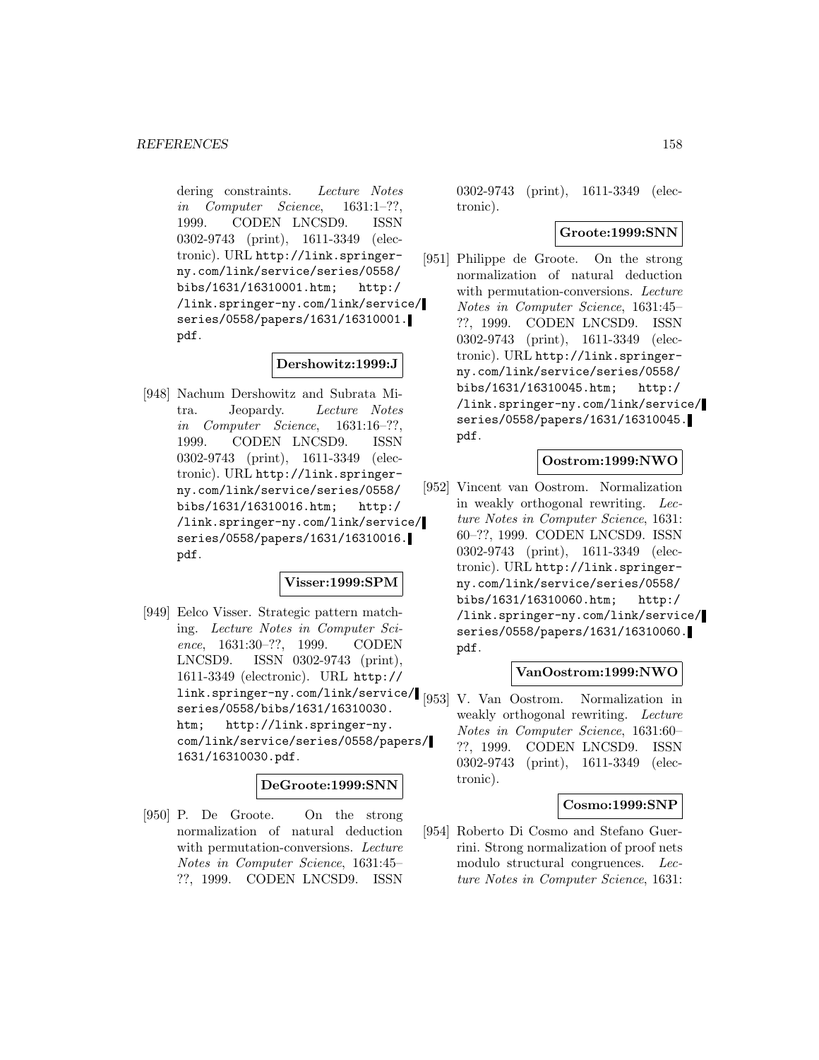dering constraints. *Lecture Notes in Computer Science*, 1631:1–??, 1999. CODEN LNCSD9. ISSN 0302-9743 (print), 1611-3349 (electronic). URL `http://link.springer-ny.com/link/service/series/0558/bibs/1631/16310001.htm; http://link.springer-ny.com/link/service/series/0558/papers/1631/16310001.pdf`.

**Dershowitz:1999:J**

[948] Nachum Dershowitz and Subrata Mitra. Jeopardy. *Lecture Notes in Computer Science*, 1631:16–??, 1999. CODEN LNCSD9. ISSN 0302-9743 (print), 1611-3349 (electronic). URL `http://link.springer-ny.com/link/service/series/0558/bibs/1631/16310016.htm; http://link.springer-ny.com/link/service/series/0558/papers/1631/16310016.pdf`.

**Visser:1999:SPM**

[949] Eelco Visser. Strategic pattern matching. *Lecture Notes in Computer Science*, 1631:30–??, 1999. CODEN LNCSD9. ISSN 0302-9743 (print), 1611-3349 (electronic). URL `http://link.springer-ny.com/link/service/series/0558/bibs/1631/16310030.htm; http://link.springer-ny.com/link/service/series/0558/papers/1631/16310030.pdf`.

**DeGroote:1999:SNN**

[950] P. De Groote. On the strong normalization of natural deduction with permutation-conversions. *Lecture Notes in Computer Science*, 1631:45–??, 1999. CODEN LNCSD9. ISSN 0302-9743 (print), 1611-3349 (electronic).

**Groote:1999:SNN**

[951] Philippe de Groote. On the strong normalization of natural deduction with permutation-conversions. *Lecture Notes in Computer Science*, 1631:45–??, 1999. CODEN LNCSD9. ISSN 0302-9743 (print), 1611-3349 (electronic). URL `http://link.springer-ny.com/link/service/series/0558/bibs/1631/16310045.htm; http://link.springer-ny.com/link/service/series/0558/papers/1631/16310045.pdf`.

**Oostrom:1999:NWO**

[952] Vincent van Oostrom. Normalization in weakly orthogonal rewriting. *Lecture Notes in Computer Science*, 1631:60–??, 1999. CODEN LNCSD9. ISSN 0302-9743 (print), 1611-3349 (electronic). URL `http://link.springer-ny.com/link/service/series/0558/bibs/1631/16310060.htm; http://link.springer-ny.com/link/service/series/0558/papers/1631/16310060.pdf`.

**VanOostrom:1999:NWO**

[953] V. Van Oostrom. Normalization in weakly orthogonal rewriting. *Lecture Notes in Computer Science*, 1631:60–??, 1999. CODEN LNCSD9. ISSN 0302-9743 (print), 1611-3349 (electronic).

**Cosmo:1999:SNP**

[954] Roberto Di Cosmo and Stefano Guerrini. Strong normalization of proof nets modulo structural congruences. *Lecture Notes in Computer Science*, 1631: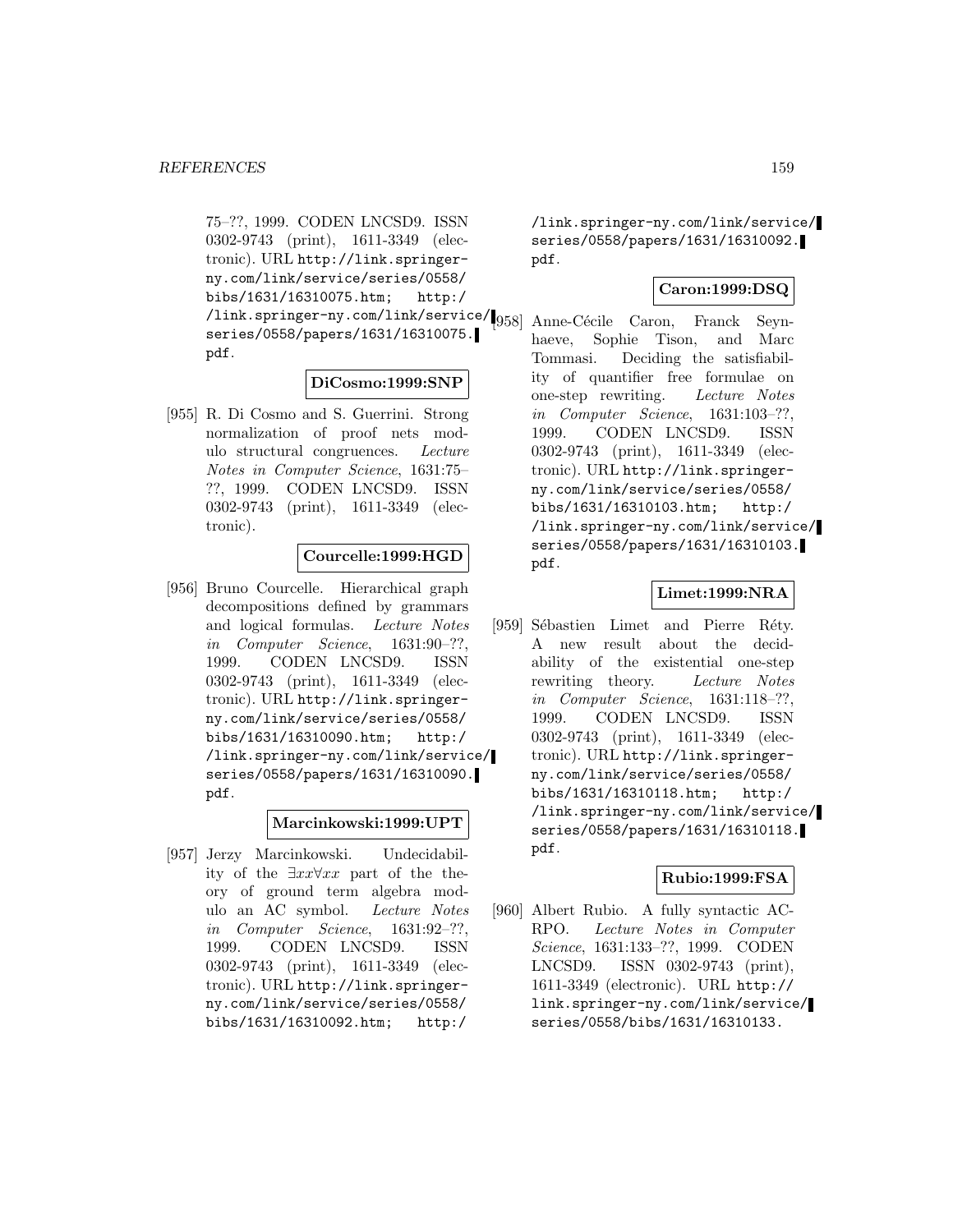75–??, 1999. CODEN LNCSD9. ISSN 0302-9743 (print), 1611-3349 (electronic). URL http://link.springer-ny.com/link/service/series/0558/bibs/1631/16310075.htm; http://link.springer-ny.com/link/service/series/0558/papers/1631/16310075.pdf.

**DiCosmo:1999:SNP**

[955] R. Di Cosmo and S. Guerrini. Strong normalization of proof nets modulo structural congruences. *Lecture Notes in Computer Science*, 1631:75–??, 1999. CODEN LNCSD9. ISSN 0302-9743 (print), 1611-3349 (electronic).

**Courcelle:1999:HGD**

[956] Bruno Courcelle. Hierarchical graph decompositions defined by grammars and logical formulas. *Lecture Notes in Computer Science*, 1631:90–??, 1999. CODEN LNCSD9. ISSN 0302-9743 (print), 1611-3349 (electronic). URL http://link.springer-ny.com/link/service/series/0558/bibs/1631/16310090.htm; http://link.springer-ny.com/link/service/series/0558/papers/1631/16310090.pdf.

**Marcinkowski:1999:UPT**

[957] Jerzy Marcinkowski. Undecidability of the $\exists xx \forall xx$ part of the theory of ground term algebra modulo an AC symbol. *Lecture Notes in Computer Science*, 1631:92–??, 1999. CODEN LNCSD9. ISSN 0302-9743 (print), 1611-3349 (electronic). URL http://link.springer-ny.com/link/service/series/0558/bibs/1631/16310092.htm; http://link.springer-ny.com/link/service/series/0558/papers/1631/16310092.pdf.

**Caron:1999:DSQ**

[958] Anne-Cécile Caron, Franck Seynhaeve, Sophie Tison, and Marc Tommasi. Deciding the satisfiability of quantifier free formulae on one-step rewriting. *Lecture Notes in Computer Science*, 1631:103–??, 1999. CODEN LNCSD9. ISSN 0302-9743 (print), 1611-3349 (electronic). URL http://link.springer-ny.com/link/service/series/0558/bibs/1631/16310103.htm; http://link.springer-ny.com/link/service/series/0558/papers/1631/16310103.pdf.

**Limet:1999:NRA**

[959] Sébastien Limet and Pierre Réty. A new result about the decidability of the existential one-step rewriting theory. *Lecture Notes in Computer Science*, 1631:118–??, 1999. CODEN LNCSD9. ISSN 0302-9743 (print), 1611-3349 (electronic). URL http://link.springer-ny.com/link/service/series/0558/bibs/1631/16310118.htm; http://link.springer-ny.com/link/service/series/0558/papers/1631/16310118.pdf.

**Rubio:1999:FSA**

[960] Albert Rubio. A fully syntactic AC-RPO. *Lecture Notes in Computer Science*, 1631:133–??, 1999. CODEN LNCSD9. ISSN 0302-9743 (print), 1611-3349 (electronic). URL http://link.springer-ny.com/link/service/series/0558/bibs/1631/16310133.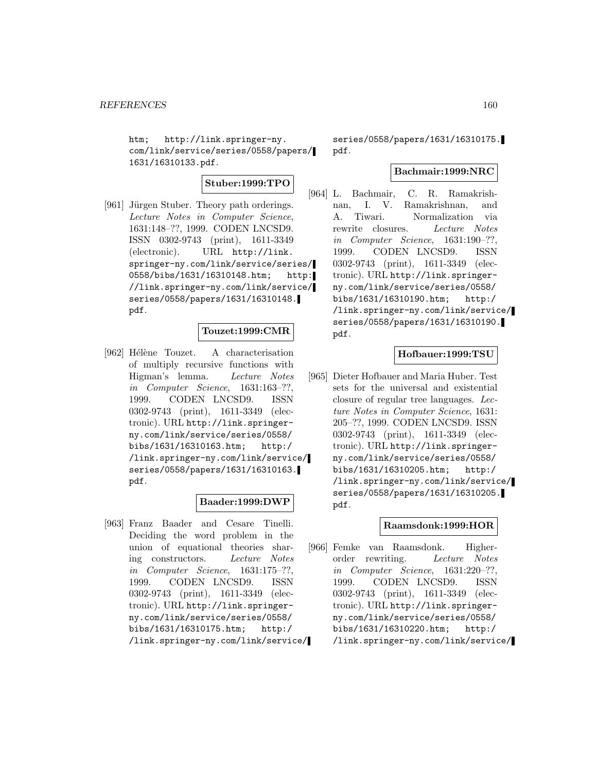htm; http://link.springer-ny.com/link/service/series/0558/papers/1631/16310133.pdf.

**Stuber:1999:TPO**

[961] Jürgen Stuber. Theory path orderings. *Lecture Notes in Computer Science*, 1631:148–??, 1999. CODEN LNCSD9. ISSN 0302-9743 (print), 1611-3349 (electronic). URL http://link.springer-ny.com/link/service/series/0558/bibs/1631/16310148.htm; http://link.springer-ny.com/link/service/series/0558/papers/1631/16310148.pdf.

**Touzet:1999:CMR**

[962] Hélène Touzet. A characterisation of multiply recursive functions with Higman's lemma. *Lecture Notes in Computer Science*, 1631:163–??, 1999. CODEN LNCSD9. ISSN 0302-9743 (print), 1611-3349 (electronic). URL http://link.springer-ny.com/link/service/series/0558/bibs/1631/16310163.htm; http://link.springer-ny.com/link/service/series/0558/papers/1631/16310163.pdf.

**Baader:1999:DWP**

[963] Franz Baader and Cesare Tinelli. Deciding the word problem in the union of equational theories sharing constructors. *Lecture Notes in Computer Science*, 1631:175–??, 1999. CODEN LNCSD9. ISSN 0302-9743 (print), 1611-3349 (electronic). URL http://link.springer-ny.com/link/service/series/0558/bibs/1631/16310175.htm; http://link.springer-ny.com/link/service/series/0558/papers/1631/16310175.pdf.

**Bachmair:1999:NRC**

[964] L. Bachmair, C. R. Ramakrishnan, I. V. Ramakrishnan, and A. Tiwari. Normalization via rewrite closures. *Lecture Notes in Computer Science*, 1631:190–??, 1999. CODEN LNCSD9. ISSN 0302-9743 (print), 1611-3349 (electronic). URL http://link.springer-ny.com/link/service/series/0558/bibs/1631/16310190.htm; http://link.springer-ny.com/link/service/series/0558/papers/1631/16310190.pdf.

**Hofbauer:1999:TSU**

[965] Dieter Hofbauer and Maria Huber. Test sets for the universal and existential closure of regular tree languages. *Lecture Notes in Computer Science*, 1631:205–??, 1999. CODEN LNCSD9. ISSN 0302-9743 (print), 1611-3349 (electronic). URL http://link.springer-ny.com/link/service/series/0558/bibs/1631/16310205.htm; http://link.springer-ny.com/link/service/series/0558/papers/1631/16310205.pdf.

**Raamsdonk:1999:HOR**

[966] Femke van Raamsdonk. Higher-order rewriting. *Lecture Notes in Computer Science*, 1631:220–??, 1999. CODEN LNCSD9. ISSN 0302-9743 (print), 1611-3349 (electronic). URL http://link.springer-ny.com/link/service/series/0558/bibs/1631/16310220.htm; http://link.springer-ny.com/link/service/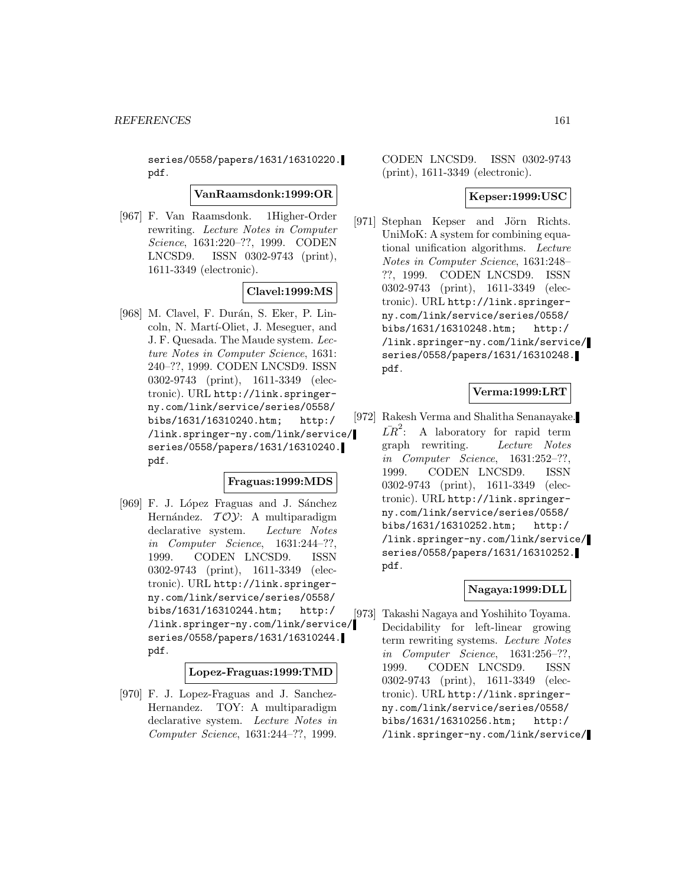series/0558/papers/1631/16310220.pdf.

**VanRaamsdonk:1999:OR**

[967] F. Van Raamsdonk. 1Higher-Order rewriting. *Lecture Notes in Computer Science*, 1631:220–??, 1999. CODEN LNCSD9. ISSN 0302-9743 (print), 1611-3349 (electronic).

**Clavel:1999:MS**

[968] M. Clavel, F. Durán, S. Eker, P. Lincoln, N. Martí-Oliet, J. Meseguer, and J. F. Quesada. The Maude system. *Lecture Notes in Computer Science*, 1631: 240–??, 1999. CODEN LNCSD9. ISSN 0302-9743 (print), 1611-3349 (electronic). URL http://link.springer-ny.com/link/service/series/0558/bibs/1631/16310240.htm; http://link.springer-ny.com/link/service/series/0558/papers/1631/16310240.pdf.

**Fraguas:1999:MDS**

[969] F. J. López Fraguas and J. Sánchez Hernández. $\mathcal{TOY}$: A multiparadigm declarative system. *Lecture Notes in Computer Science*, 1631:244–??, 1999. CODEN LNCSD9. ISSN 0302-9743 (print), 1611-3349 (electronic). URL http://link.springer-ny.com/link/service/series/0558/bibs/1631/16310244.htm; http://link.springer-ny.com/link/service/series/0558/papers/1631/16310244.pdf.

**Lopez-Fraguas:1999:TMD**

[970] F. J. Lopez-Fraguas and J. Sanchez-Hernandez. TOY: A multiparadigm declarative system. *Lecture Notes in Computer Science*, 1631:244–??, 1999. CODEN LNCSD9. ISSN 0302-9743 (print), 1611-3349 (electronic).

**Kepser:1999:USC**

[971] Stephan Kepser and Jörn Richts. UniMoK: A system for combining equational unification algorithms. *Lecture Notes in Computer Science*, 1631:248–??, 1999. CODEN LNCSD9. ISSN 0302-9743 (print), 1611-3349 (electronic). URL http://link.springer-ny.com/link/service/series/0558/bibs/1631/16310248.htm; http://link.springer-ny.com/link/service/series/0558/papers/1631/16310248.pdf.

**Verma:1999:LRT**

[972] Rakesh Verma and Shalitha Senanayake. $\bar{LR}^2$: A laboratory for rapid term graph rewriting. *Lecture Notes in Computer Science*, 1631:252–??, 1999. CODEN LNCSD9. ISSN 0302-9743 (print), 1611-3349 (electronic). URL http://link.springer-ny.com/link/service/series/0558/bibs/1631/16310252.htm; http://link.springer-ny.com/link/service/series/0558/papers/1631/16310252.pdf.

**Nagaya:1999:DLL**

[973] Takashi Nagaya and Yoshihito Toyama. Decidability for left-linear growing term rewriting systems. *Lecture Notes in Computer Science*, 1631:256–??, 1999. CODEN LNCSD9. ISSN 0302-9743 (print), 1611-3349 (electronic). URL http://link.springer-ny.com/link/service/series/0558/bibs/1631/16310256.htm; http://link.springer-ny.com/link/service/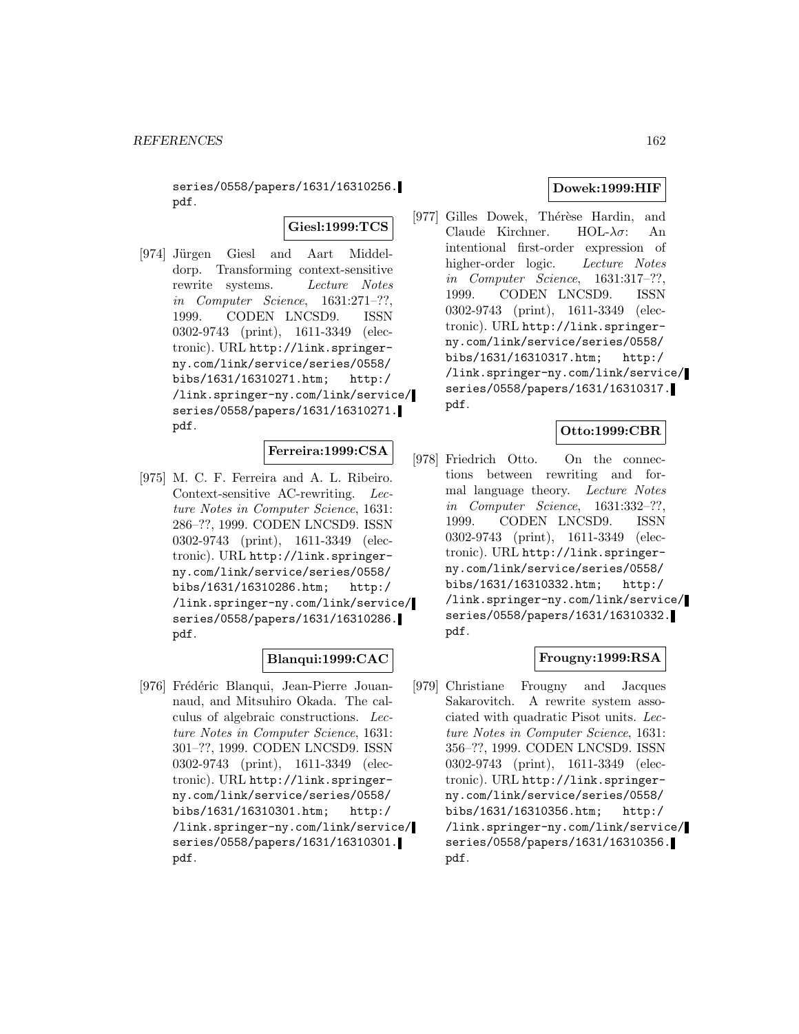series/0558/papers/1631/16310256.pdf.

**Giesl:1999:TCS**

[974] Jürgen Giesl and Aart Middeldorp. Transforming context-sensitive rewrite systems. *Lecture Notes in Computer Science*, 1631:271–??, 1999. CODEN LNCSD9. ISSN 0302-9743 (print), 1611-3349 (electronic). URL http://link.springer-ny.com/link/service/series/0558/bibs/1631/16310271.htm; http://link.springer-ny.com/link/service/series/0558/papers/1631/16310271.pdf.

**Ferreira:1999:CSA**

[975] M. C. F. Ferreira and A. L. Ribeiro. Context-sensitive AC-rewriting. *Lecture Notes in Computer Science*, 1631:286–??, 1999. CODEN LNCSD9. ISSN 0302-9743 (print), 1611-3349 (electronic). URL http://link.springer-ny.com/link/service/series/0558/bibs/1631/16310286.htm; http://link.springer-ny.com/link/service/series/0558/papers/1631/16310286.pdf.

**Blanqui:1999:CAC**

[976] Frédéric Blanqui, Jean-Pierre Jouannaud, and Mitsuhiro Okada. The calculus of algebraic constructions. *Lecture Notes in Computer Science*, 1631:301–??, 1999. CODEN LNCSD9. ISSN 0302-9743 (print), 1611-3349 (electronic). URL http://link.springer-ny.com/link/service/series/0558/bibs/1631/16310301.htm; http://link.springer-ny.com/link/service/series/0558/papers/1631/16310301.pdf.

**Dowek:1999:HIF**

[977] Gilles Dowek, Thérèse Hardin, and Claude Kirchner. HOL-$\lambda\sigma$: An intentional first-order expression of higher-order logic. *Lecture Notes in Computer Science*, 1631:317–??, 1999. CODEN LNCSD9. ISSN 0302-9743 (print), 1611-3349 (electronic). URL http://link.springer-ny.com/link/service/series/0558/bibs/1631/16310317.htm; http://link.springer-ny.com/link/service/series/0558/papers/1631/16310317.pdf.

**Otto:1999:CBR**

[978] Friedrich Otto. On the connections between rewriting and formal language theory. *Lecture Notes in Computer Science*, 1631:332–??, 1999. CODEN LNCSD9. ISSN 0302-9743 (print), 1611-3349 (electronic). URL http://link.springer-ny.com/link/service/series/0558/bibs/1631/16310332.htm; http://link.springer-ny.com/link/service/series/0558/papers/1631/16310332.pdf.

**Frougny:1999:RSA**

[979] Christiane Frougny and Jacques Sakarovitch. A rewrite system associated with quadratic Pisot units. *Lecture Notes in Computer Science*, 1631:356–??, 1999. CODEN LNCSD9. ISSN 0302-9743 (print), 1611-3349 (electronic). URL http://link.springer-ny.com/link/service/series/0558/bibs/1631/16310356.htm; http://link.springer-ny.com/link/service/series/0558/papers/1631/16310356.pdf.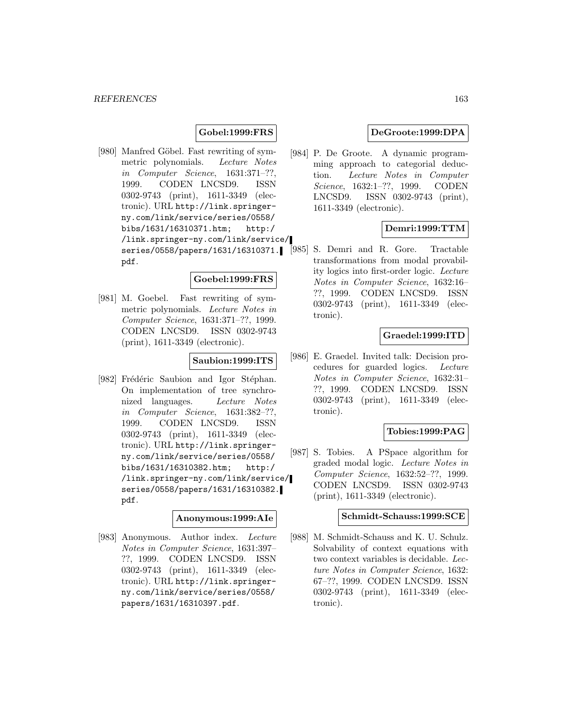**Gobel:1999:FRS**

[980] Manfred Göbel. Fast rewriting of symmetric polynomials. *Lecture Notes in Computer Science*, 1631:371–??, 1999. CODEN LNCSD9. ISSN 0302-9743 (print), 1611-3349 (electronic). URL http://link.springer-ny.com/link/service/series/0558/bibs/1631/16310371.htm; http://link.springer-ny.com/link/service/series/0558/papers/1631/16310371.pdf.

**Goebel:1999:FRS**

[981] M. Goebel. Fast rewriting of symmetric polynomials. *Lecture Notes in Computer Science*, 1631:371–??, 1999. CODEN LNCSD9. ISSN 0302-9743 (print), 1611-3349 (electronic).

**Saubion:1999:ITS**

[982] Frédéric Saubion and Igor Stéphan. On implementation of tree synchronized languages. *Lecture Notes in Computer Science*, 1631:382–??, 1999. CODEN LNCSD9. ISSN 0302-9743 (print), 1611-3349 (electronic). URL http://link.springer-ny.com/link/service/series/0558/bibs/1631/16310382.htm; http://link.springer-ny.com/link/service/series/0558/papers/1631/16310382.pdf.

**Anonymous:1999:AIe**

[983] Anonymous. Author index. *Lecture Notes in Computer Science*, 1631:397–??, 1999. CODEN LNCSD9. ISSN 0302-9743 (print), 1611-3349 (electronic). URL http://link.springer-ny.com/link/service/series/0558/papers/1631/16310397.pdf.

**DeGroote:1999:DPA**

[984] P. De Groote. A dynamic programming approach to categorial deduction. *Lecture Notes in Computer Science*, 1632:1–??, 1999. CODEN LNCSD9. ISSN 0302-9743 (print), 1611-3349 (electronic).

**Demri:1999:TTM**

[985] S. Demri and R. Gore. Tractable transformations from modal provability logics into first-order logic. *Lecture Notes in Computer Science*, 1632:16–??, 1999. CODEN LNCSD9. ISSN 0302-9743 (print), 1611-3349 (electronic).

**Graedel:1999:ITD**

[986] E. Graedel. Invited talk: Decision procedures for guarded logics. *Lecture Notes in Computer Science*, 1632:31–??, 1999. CODEN LNCSD9. ISSN 0302-9743 (print), 1611-3349 (electronic).

**Tobies:1999:PAG**

[987] S. Tobies. A PSpace algorithm for graded modal logic. *Lecture Notes in Computer Science*, 1632:52–??, 1999. CODEN LNCSD9. ISSN 0302-9743 (print), 1611-3349 (electronic).

**Schmidt-Schauss:1999:SCE**

[988] M. Schmidt-Schauss and K. U. Schulz. Solvability of context equations with two context variables is decidable. *Lecture Notes in Computer Science*, 1632: 67–??, 1999. CODEN LNCSD9. ISSN 0302-9743 (print), 1611-3349 (electronic).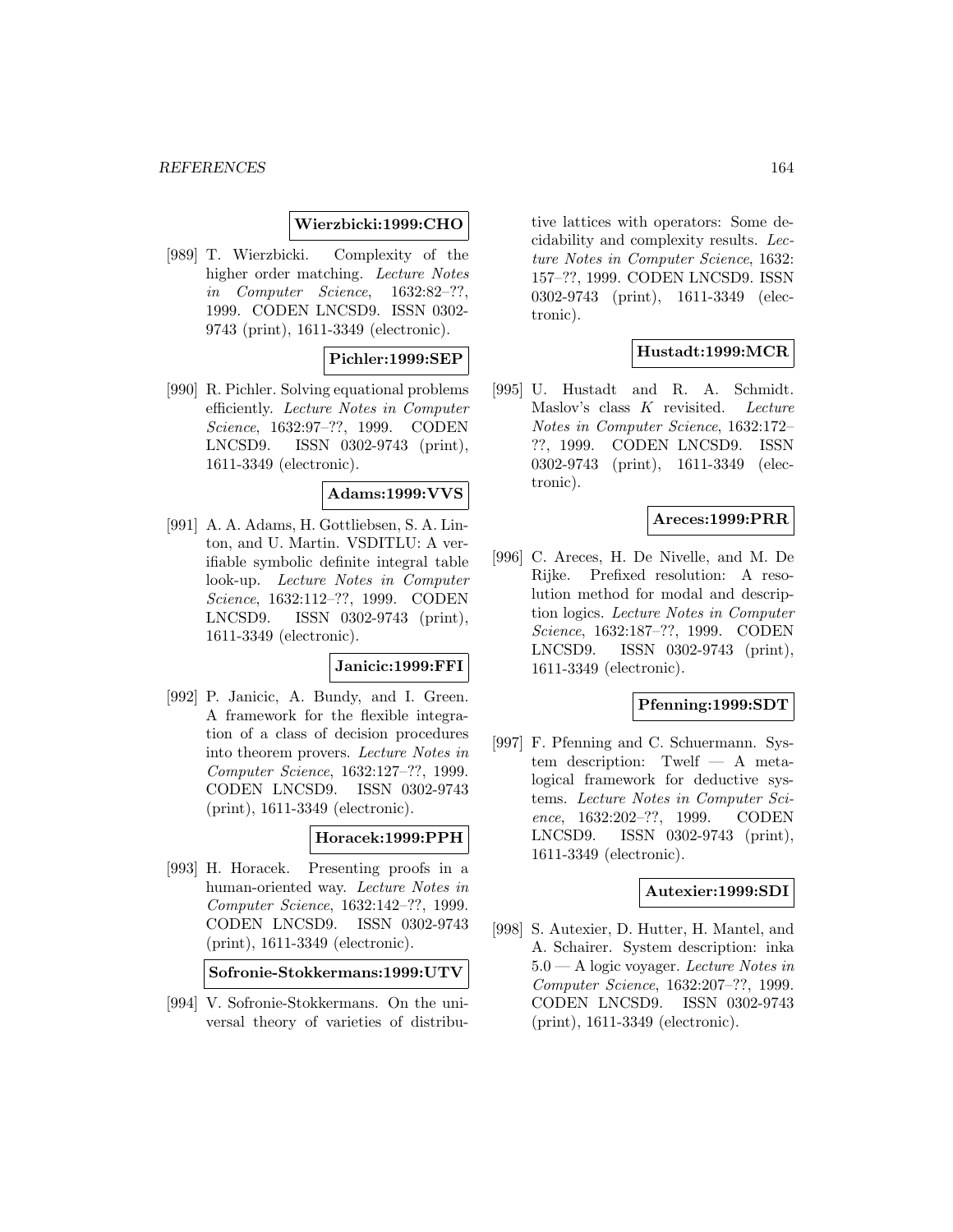**Wierzbicki:1999:CHO**

[989] T. Wierzbicki. Complexity of the higher order matching. *Lecture Notes in Computer Science*, 1632:82–??, 1999. CODEN LNCSD9. ISSN 0302-9743 (print), 1611-3349 (electronic).

**Pichler:1999:SEP**

[990] R. Pichler. Solving equational problems efficiently. *Lecture Notes in Computer Science*, 1632:97–??, 1999. CODEN LNCSD9. ISSN 0302-9743 (print), 1611-3349 (electronic).

**Adams:1999:VVS**

[991] A. A. Adams, H. Gottliebsen, S. A. Linton, and U. Martin. VSDITLU: A verifiable symbolic definite integral table look-up. *Lecture Notes in Computer Science*, 1632:112–??, 1999. CODEN LNCSD9. ISSN 0302-9743 (print), 1611-3349 (electronic).

**Janicic:1999:FFI**

[992] P. Janicic, A. Bundy, and I. Green. A framework for the flexible integration of a class of decision procedures into theorem provers. *Lecture Notes in Computer Science*, 1632:127–??, 1999. CODEN LNCSD9. ISSN 0302-9743 (print), 1611-3349 (electronic).

**Horacek:1999:PPH**

[993] H. Horacek. Presenting proofs in a human-oriented way. *Lecture Notes in Computer Science*, 1632:142–??, 1999. CODEN LNCSD9. ISSN 0302-9743 (print), 1611-3349 (electronic).

**Sofronie-Stokkermans:1999:UTV**

[994] V. Sofronie-Stokkermans. On the universal theory of varieties of distributive lattices with operators: Some decidability and complexity results. *Lecture Notes in Computer Science*, 1632: 157–??, 1999. CODEN LNCSD9. ISSN 0302-9743 (print), 1611-3349 (electronic).

**Hustadt:1999:MCR**

[995] U. Hustadt and R. A. Schmidt. Maslov's class $K$ revisited. *Lecture Notes in Computer Science*, 1632:172–??, 1999. CODEN LNCSD9. ISSN 0302-9743 (print), 1611-3349 (electronic).

**Areces:1999:PRR**

[996] C. Areces, H. De Nivelle, and M. De Rijke. Prefixed resolution: A resolution method for modal and description logics. *Lecture Notes in Computer Science*, 1632:187–??, 1999. CODEN LNCSD9. ISSN 0302-9743 (print), 1611-3349 (electronic).

**Pfenning:1999:SDT**

[997] F. Pfenning and C. Schuermann. System description: Twelf — A metalogical framework for deductive systems. *Lecture Notes in Computer Science*, 1632:202–??, 1999. CODEN LNCSD9. ISSN 0302-9743 (print), 1611-3349 (electronic).

**Autexier:1999:SDI**

[998] S. Autexier, D. Hutter, H. Mantel, and A. Schairer. System description: inka 5.0 — A logic voyager. *Lecture Notes in Computer Science*, 1632:207–??, 1999. CODEN LNCSD9. ISSN 0302-9743 (print), 1611-3349 (electronic).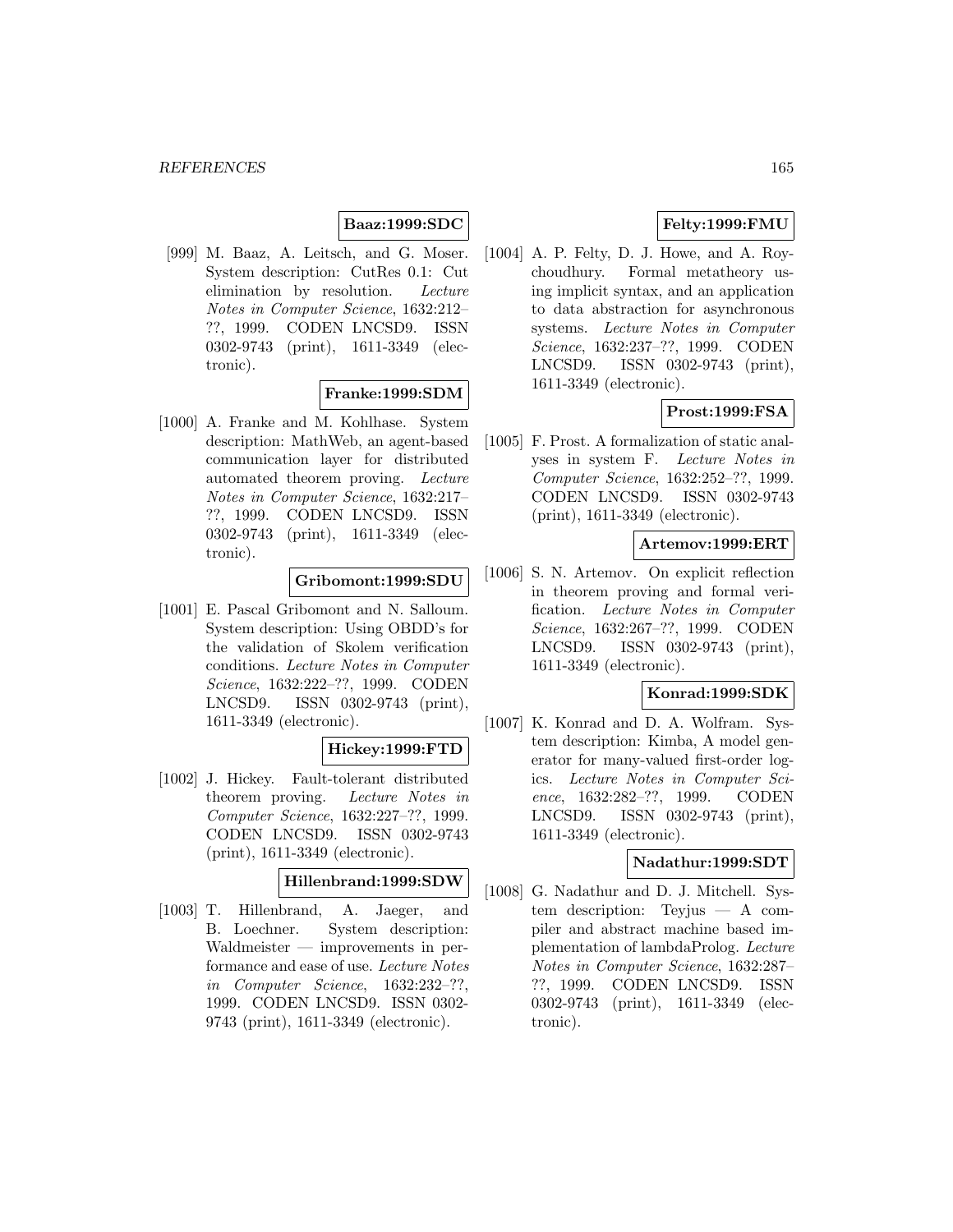**Baaz:1999:SDC**

[999] M. Baaz, A. Leitsch, and G. Moser. System description: CutRes 0.1: Cut elimination by resolution. *Lecture Notes in Computer Science*, 1632:212–??, 1999. CODEN LNCSD9. ISSN 0302-9743 (print), 1611-3349 (electronic).

**Franke:1999:SDM**

[1000] A. Franke and M. Kohlhase. System description: MathWeb, an agent-based communication layer for distributed automated theorem proving. *Lecture Notes in Computer Science*, 1632:217–??, 1999. CODEN LNCSD9. ISSN 0302-9743 (print), 1611-3349 (electronic).

**Gribomont:1999:SDU**

[1001] E. Pascal Gribomont and N. Salloum. System description: Using OBDD's for the validation of Skolem verification conditions. *Lecture Notes in Computer Science*, 1632:222–??, 1999. CODEN LNCSD9. ISSN 0302-9743 (print), 1611-3349 (electronic).

**Hickey:1999:FTD**

[1002] J. Hickey. Fault-tolerant distributed theorem proving. *Lecture Notes in Computer Science*, 1632:227–??, 1999. CODEN LNCSD9. ISSN 0302-9743 (print), 1611-3349 (electronic).

**Hillenbrand:1999:SDW**

[1003] T. Hillenbrand, A. Jaeger, and B. Loechner. System description: Waldmeister — improvements in performance and ease of use. *Lecture Notes in Computer Science*, 1632:232–??, 1999. CODEN LNCSD9. ISSN 0302-9743 (print), 1611-3349 (electronic).

**Felty:1999:FMU**

[1004] A. P. Felty, D. J. Howe, and A. Roychoudhury. Formal metatheory using implicit syntax, and an application to data abstraction for asynchronous systems. *Lecture Notes in Computer Science*, 1632:237–??, 1999. CODEN LNCSD9. ISSN 0302-9743 (print), 1611-3349 (electronic).

**Prost:1999:FSA**

[1005] F. Prost. A formalization of static analyses in system F. *Lecture Notes in Computer Science*, 1632:252–??, 1999. CODEN LNCSD9. ISSN 0302-9743 (print), 1611-3349 (electronic).

**Artemov:1999:ERT**

[1006] S. N. Artemov. On explicit reflection in theorem proving and formal verification. *Lecture Notes in Computer Science*, 1632:267–??, 1999. CODEN LNCSD9. ISSN 0302-9743 (print), 1611-3349 (electronic).

**Konrad:1999:SDK**

[1007] K. Konrad and D. A. Wolfram. System description: Kimba, A model generator for many-valued first-order logics. *Lecture Notes in Computer Science*, 1632:282–??, 1999. CODEN LNCSD9. ISSN 0302-9743 (print), 1611-3349 (electronic).

**Nadathur:1999:SDT**

[1008] G. Nadathur and D. J. Mitchell. System description: Teyjus — A compiler and abstract machine based implementation of lambdaProlog. *Lecture Notes in Computer Science*, 1632:287–??, 1999. CODEN LNCSD9. ISSN 0302-9743 (print), 1611-3349 (electronic).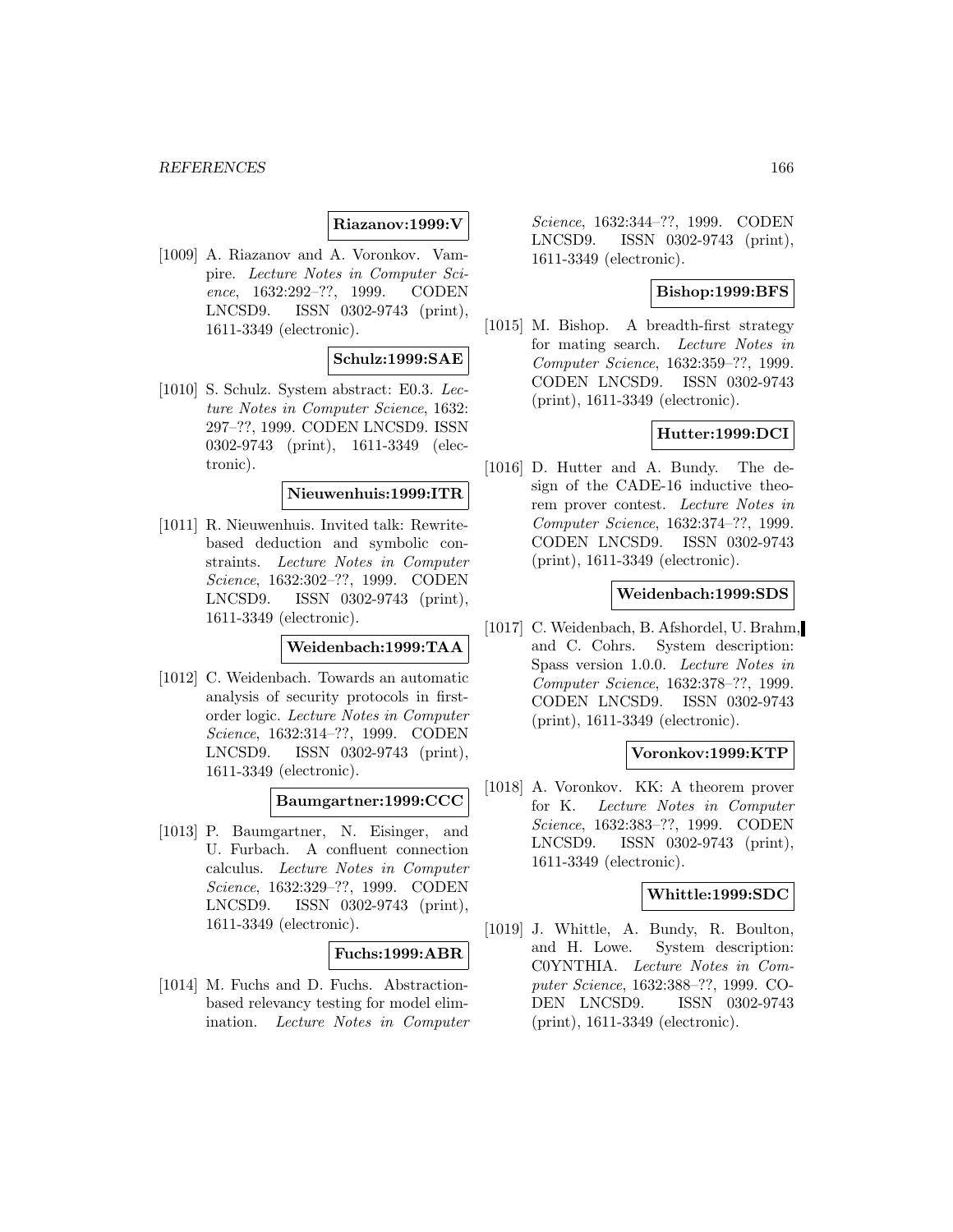**Riazanov:1999:V**

[1009] A. Riazanov and A. Voronkov. Vampire. *Lecture Notes in Computer Science*, 1632:292–??, 1999. CODEN LNCSD9. ISSN 0302-9743 (print), 1611-3349 (electronic).

**Schulz:1999:SAE**

[1010] S. Schulz. System abstract: E0.3. *Lecture Notes in Computer Science*, 1632: 297–??, 1999. CODEN LNCSD9. ISSN 0302-9743 (print), 1611-3349 (electronic).

**Nieuwenhuis:1999:ITR**

[1011] R. Nieuwenhuis. Invited talk: Rewrite-based deduction and symbolic constraints. *Lecture Notes in Computer Science*, 1632:302–??, 1999. CODEN LNCSD9. ISSN 0302-9743 (print), 1611-3349 (electronic).

**Weidenbach:1999:TAA**

[1012] C. Weidenbach. Towards an automatic analysis of security protocols in first-order logic. *Lecture Notes in Computer Science*, 1632:314–??, 1999. CODEN LNCSD9. ISSN 0302-9743 (print), 1611-3349 (electronic).

**Baumgartner:1999:CCC**

[1013] P. Baumgartner, N. Eisinger, and U. Furbach. A confluent connection calculus. *Lecture Notes in Computer Science*, 1632:329–??, 1999. CODEN LNCSD9. ISSN 0302-9743 (print), 1611-3349 (electronic).

**Fuchs:1999:ABR**

[1014] M. Fuchs and D. Fuchs. Abstraction-based relevancy testing for model elimination. *Lecture Notes in Computer Science*, 1632:344–??, 1999. CODEN LNCSD9. ISSN 0302-9743 (print), 1611-3349 (electronic).

**Bishop:1999:BFS**

[1015] M. Bishop. A breadth-first strategy for mating search. *Lecture Notes in Computer Science*, 1632:359–??, 1999. CODEN LNCSD9. ISSN 0302-9743 (print), 1611-3349 (electronic).

**Hutter:1999:DCI**

[1016] D. Hutter and A. Bundy. The design of the CADE-16 inductive theorem prover contest. *Lecture Notes in Computer Science*, 1632:374–??, 1999. CODEN LNCSD9. ISSN 0302-9743 (print), 1611-3349 (electronic).

**Weidenbach:1999:SDS**

[1017] C. Weidenbach, B. Afshordel, U. Brahm, and C. Cohrs. System description: Spass version 1.0.0. *Lecture Notes in Computer Science*, 1632:378–??, 1999. CODEN LNCSD9. ISSN 0302-9743 (print), 1611-3349 (electronic).

**Voronkov:1999:KTP**

[1018] A. Voronkov. KK: A theorem prover for K. *Lecture Notes in Computer Science*, 1632:383–??, 1999. CODEN LNCSD9. ISSN 0302-9743 (print), 1611-3349 (electronic).

**Whittle:1999:SDC**

[1019] J. Whittle, A. Bundy, R. Boulton, and H. Lowe. System description: C0YNTHIA. *Lecture Notes in Computer Science*, 1632:388–??, 1999. CODEN LNCSD9. ISSN 0302-9743 (print), 1611-3349 (electronic).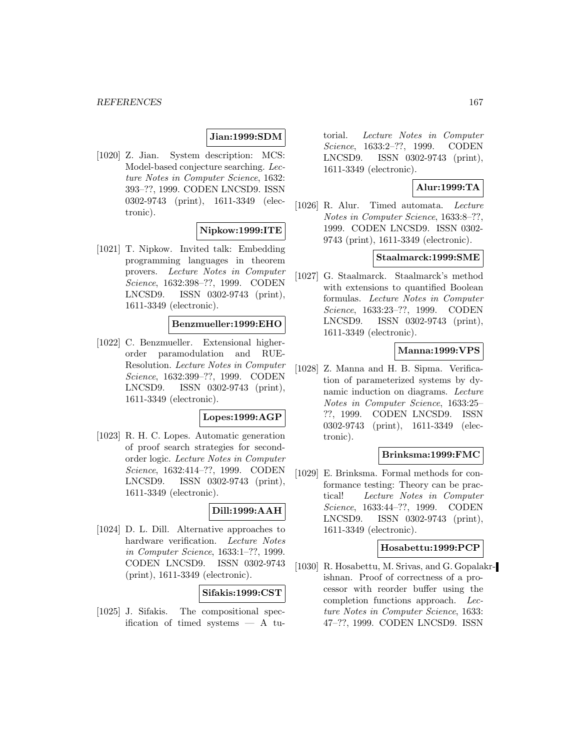**Jian:1999:SDM**

[1020] Z. Jian. System description: MCS: Model-based conjecture searching. *Lecture Notes in Computer Science*, 1632: 393–??, 1999. CODEN LNCSD9. ISSN 0302-9743 (print), 1611-3349 (electronic).

**Nipkow:1999:ITE**

[1021] T. Nipkow. Invited talk: Embedding programming languages in theorem provers. *Lecture Notes in Computer Science*, 1632:398–??, 1999. CODEN LNCSD9. ISSN 0302-9743 (print), 1611-3349 (electronic).

**Benzmueller:1999:EHO**

[1022] C. Benzmueller. Extensional higher-order paramodulation and RUE-Resolution. *Lecture Notes in Computer Science*, 1632:399–??, 1999. CODEN LNCSD9. ISSN 0302-9743 (print), 1611-3349 (electronic).

**Lopes:1999:AGP**

[1023] R. H. C. Lopes. Automatic generation of proof search strategies for second-order logic. *Lecture Notes in Computer Science*, 1632:414–??, 1999. CODEN LNCSD9. ISSN 0302-9743 (print), 1611-3349 (electronic).

**Dill:1999:AAH**

[1024] D. L. Dill. Alternative approaches to hardware verification. *Lecture Notes in Computer Science*, 1633:1–??, 1999. CODEN LNCSD9. ISSN 0302-9743 (print), 1611-3349 (electronic).

**Sifakis:1999:CST**

[1025] J. Sifakis. The compositional specification of timed systems — A tutorial. *Lecture Notes in Computer Science*, 1633:2–??, 1999. CODEN LNCSD9. ISSN 0302-9743 (print), 1611-3349 (electronic).

**Alur:1999:TA**

[1026] R. Alur. Timed automata. *Lecture Notes in Computer Science*, 1633:8–??, 1999. CODEN LNCSD9. ISSN 0302-9743 (print), 1611-3349 (electronic).

**Staalmarck:1999:SME**

[1027] G. Staalmarck. Staalmarck's method with extensions to quantified Boolean formulas. *Lecture Notes in Computer Science*, 1633:23–??, 1999. CODEN LNCSD9. ISSN 0302-9743 (print), 1611-3349 (electronic).

**Manna:1999:VPS**

[1028] Z. Manna and H. B. Sipma. Verification of parameterized systems by dynamic induction on diagrams. *Lecture Notes in Computer Science*, 1633:25–??, 1999. CODEN LNCSD9. ISSN 0302-9743 (print), 1611-3349 (electronic).

**Brinksma:1999:FMC**

[1029] E. Brinksma. Formal methods for conformance testing: Theory can be practical! *Lecture Notes in Computer Science*, 1633:44–??, 1999. CODEN LNCSD9. ISSN 0302-9743 (print), 1611-3349 (electronic).

**Hosabettu:1999:PCP**

[1030] R. Hosabettu, M. Srivas, and G. Gopalakrishnan. Proof of correctness of a processor with reorder buffer using the completion functions approach. *Lecture Notes in Computer Science*, 1633: 47–??, 1999. CODEN LNCSD9. ISSN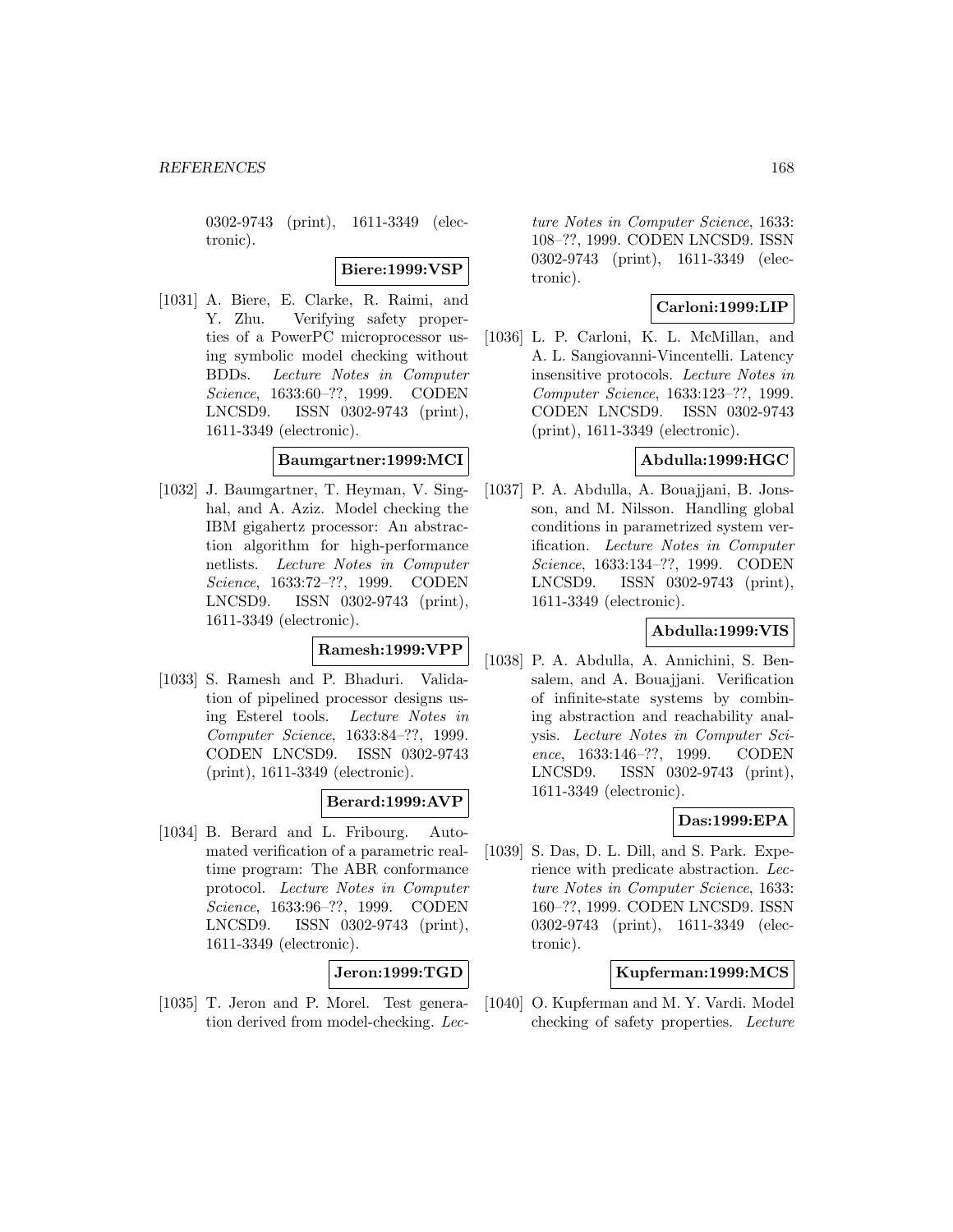0302-9743 (print), 1611-3349 (electronic).

**Biere:1999:VSP**

[1031] A. Biere, E. Clarke, R. Raimi, and Y. Zhu. Verifying safety properties of a PowerPC microprocessor using symbolic model checking without BDDs. *Lecture Notes in Computer Science*, 1633:60–??, 1999. CODEN LNCSD9. ISSN 0302-9743 (print), 1611-3349 (electronic).

**Baumgartner:1999:MCI**

[1032] J. Baumgartner, T. Heyman, V. Singhal, and A. Aziz. Model checking the IBM gigahertz processor: An abstraction algorithm for high-performance netlists. *Lecture Notes in Computer Science*, 1633:72–??, 1999. CODEN LNCSD9. ISSN 0302-9743 (print), 1611-3349 (electronic).

**Ramesh:1999:VPP**

[1033] S. Ramesh and P. Bhaduri. Validation of pipelined processor designs using Esterel tools. *Lecture Notes in Computer Science*, 1633:84–??, 1999. CODEN LNCSD9. ISSN 0302-9743 (print), 1611-3349 (electronic).

**Berard:1999:AVP**

[1034] B. Berard and L. Fribourg. Automated verification of a parametric real-time program: The ABR conformance protocol. *Lecture Notes in Computer Science*, 1633:96–??, 1999. CODEN LNCSD9. ISSN 0302-9743 (print), 1611-3349 (electronic).

**Jeron:1999:TGD**

[1035] T. Jeron and P. Morel. Test generation derived from model-checking. *Lecture Notes in Computer Science*, 1633: 108–??, 1999. CODEN LNCSD9. ISSN 0302-9743 (print), 1611-3349 (electronic).

**Carloni:1999:LIP**

[1036] L. P. Carloni, K. L. McMillan, and A. L. Sangiovanni-Vincentelli. Latency insensitive protocols. *Lecture Notes in Computer Science*, 1633:123–??, 1999. CODEN LNCSD9. ISSN 0302-9743 (print), 1611-3349 (electronic).

**Abdulla:1999:HGC**

[1037] P. A. Abdulla, A. Bouajjani, B. Jonsson, and M. Nilsson. Handling global conditions in parametrized system verification. *Lecture Notes in Computer Science*, 1633:134–??, 1999. CODEN LNCSD9. ISSN 0302-9743 (print), 1611-3349 (electronic).

**Abdulla:1999:VIS**

[1038] P. A. Abdulla, A. Annichini, S. Bensalem, and A. Bouajjani. Verification of infinite-state systems by combining abstraction and reachability analysis. *Lecture Notes in Computer Science*, 1633:146–??, 1999. CODEN LNCSD9. ISSN 0302-9743 (print), 1611-3349 (electronic).

**Das:1999:EPA**

[1039] S. Das, D. L. Dill, and S. Park. Experience with predicate abstraction. *Lecture Notes in Computer Science*, 1633: 160–??, 1999. CODEN LNCSD9. ISSN 0302-9743 (print), 1611-3349 (electronic).

**Kupferman:1999:MCS**

[1040] O. Kupferman and M. Y. Vardi. Model checking of safety properties. *Lecture*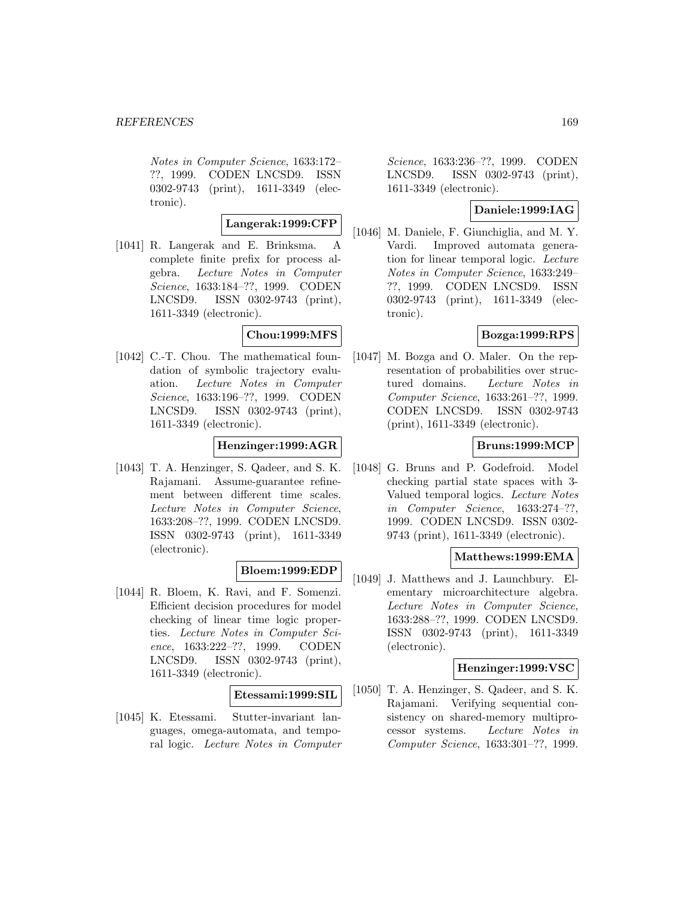*Notes in Computer Science*, 1633:172–??, 1999. CODEN LNCSD9. ISSN 0302-9743 (print), 1611-3349 (electronic).

**Langerak:1999:CFP**

[1041] R. Langerak and E. Brinksma. A complete finite prefix for process algebra. *Lecture Notes in Computer Science*, 1633:184–??, 1999. CODEN LNCSD9. ISSN 0302-9743 (print), 1611-3349 (electronic).

**Chou:1999:MFS**

[1042] C.-T. Chou. The mathematical foundation of symbolic trajectory evaluation. *Lecture Notes in Computer Science*, 1633:196–??, 1999. CODEN LNCSD9. ISSN 0302-9743 (print), 1611-3349 (electronic).

**Henzinger:1999:AGR**

[1043] T. A. Henzinger, S. Qadeer, and S. K. Rajamani. Assume-guarantee refinement between different time scales. *Lecture Notes in Computer Science*, 1633:208–??, 1999. CODEN LNCSD9. ISSN 0302-9743 (print), 1611-3349 (electronic).

**Bloem:1999:EDP**

[1044] R. Bloem, K. Ravi, and F. Somenzi. Efficient decision procedures for model checking of linear time logic properties. *Lecture Notes in Computer Science*, 1633:222–??, 1999. CODEN LNCSD9. ISSN 0302-9743 (print), 1611-3349 (electronic).

**Etessami:1999:SIL**

[1045] K. Etessami. Stutter-invariant languages, omega-automata, and temporal logic. *Lecture Notes in Computer Science*, 1633:236–??, 1999. CODEN LNCSD9. ISSN 0302-9743 (print), 1611-3349 (electronic).

**Daniele:1999:IAG**

[1046] M. Daniele, F. Giunchiglia, and M. Y. Vardi. Improved automata generation for linear temporal logic. *Lecture Notes in Computer Science*, 1633:249–??, 1999. CODEN LNCSD9. ISSN 0302-9743 (print), 1611-3349 (electronic).

**Bozga:1999:RPS**

[1047] M. Bozga and O. Maler. On the representation of probabilities over structured domains. *Lecture Notes in Computer Science*, 1633:261–??, 1999. CODEN LNCSD9. ISSN 0302-9743 (print), 1611-3349 (electronic).

**Bruns:1999:MCP**

[1048] G. Bruns and P. Godefroid. Model checking partial state spaces with 3-Valued temporal logics. *Lecture Notes in Computer Science*, 1633:274–??, 1999. CODEN LNCSD9. ISSN 0302-9743 (print), 1611-3349 (electronic).

**Matthews:1999:EMA**

[1049] J. Matthews and J. Launchbury. Elementary microarchitecture algebra. *Lecture Notes in Computer Science*, 1633:288–??, 1999. CODEN LNCSD9. ISSN 0302-9743 (print), 1611-3349 (electronic).

**Henzinger:1999:VSC**

[1050] T. A. Henzinger, S. Qadeer, and S. K. Rajamani. Verifying sequential consistency on shared-memory multiprocessor systems. *Lecture Notes in Computer Science*, 1633:301–??, 1999.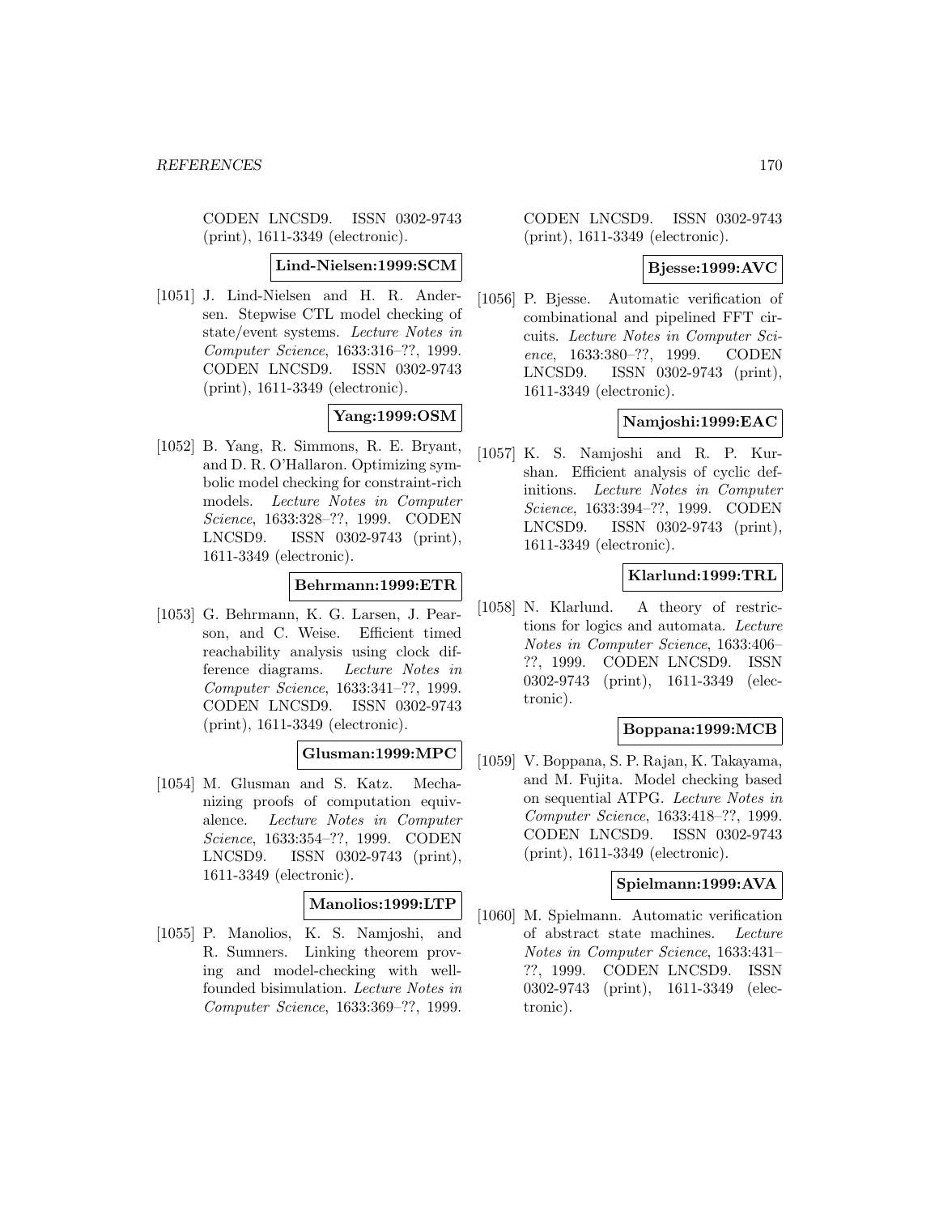CODEN LNCSD9. ISSN 0302-9743 (print), 1611-3349 (electronic).

**Lind-Nielsen:1999:SCM**

[1051] J. Lind-Nielsen and H. R. Andersen. Stepwise CTL model checking of state/event systems. *Lecture Notes in Computer Science*, 1633:316–??, 1999. CODEN LNCSD9. ISSN 0302-9743 (print), 1611-3349 (electronic).

**Yang:1999:OSM**

[1052] B. Yang, R. Simmons, R. E. Bryant, and D. R. O'Hallaron. Optimizing symbolic model checking for constraint-rich models. *Lecture Notes in Computer Science*, 1633:328–??, 1999. CODEN LNCSD9. ISSN 0302-9743 (print), 1611-3349 (electronic).

**Behrmann:1999:ETR**

[1053] G. Behrmann, K. G. Larsen, J. Pearson, and C. Weise. Efficient timed reachability analysis using clock difference diagrams. *Lecture Notes in Computer Science*, 1633:341–??, 1999. CODEN LNCSD9. ISSN 0302-9743 (print), 1611-3349 (electronic).

**Glusman:1999:MPC**

[1054] M. Glusman and S. Katz. Mechanizing proofs of computation equivalence. *Lecture Notes in Computer Science*, 1633:354–??, 1999. CODEN LNCSD9. ISSN 0302-9743 (print), 1611-3349 (electronic).

**Manolios:1999:LTP**

[1055] P. Manolios, K. S. Namjoshi, and R. Sumners. Linking theorem proving and model-checking with well-founded bisimulation. *Lecture Notes in Computer Science*, 1633:369–??, 1999. CODEN LNCSD9. ISSN 0302-9743 (print), 1611-3349 (electronic).

**Bjesse:1999:AVC**

[1056] P. Bjesse. Automatic verification of combinational and pipelined FFT circuits. *Lecture Notes in Computer Science*, 1633:380–??, 1999. CODEN LNCSD9. ISSN 0302-9743 (print), 1611-3349 (electronic).

**Namjoshi:1999:EAC**

[1057] K. S. Namjoshi and R. P. Kurshan. Efficient analysis of cyclic definitions. *Lecture Notes in Computer Science*, 1633:394–??, 1999. CODEN LNCSD9. ISSN 0302-9743 (print), 1611-3349 (electronic).

**Klarlund:1999:TRL**

[1058] N. Klarlund. A theory of restrictions for logics and automata. *Lecture Notes in Computer Science*, 1633:406–??, 1999. CODEN LNCSD9. ISSN 0302-9743 (print), 1611-3349 (electronic).

**Boppana:1999:MCB**

[1059] V. Boppana, S. P. Rajan, K. Takayama, and M. Fujita. Model checking based on sequential ATPG. *Lecture Notes in Computer Science*, 1633:418–??, 1999. CODEN LNCSD9. ISSN 0302-9743 (print), 1611-3349 (electronic).

**Spielmann:1999:AVA**

[1060] M. Spielmann. Automatic verification of abstract state machines. *Lecture Notes in Computer Science*, 1633:431–??, 1999. CODEN LNCSD9. ISSN 0302-9743 (print), 1611-3349 (electronic).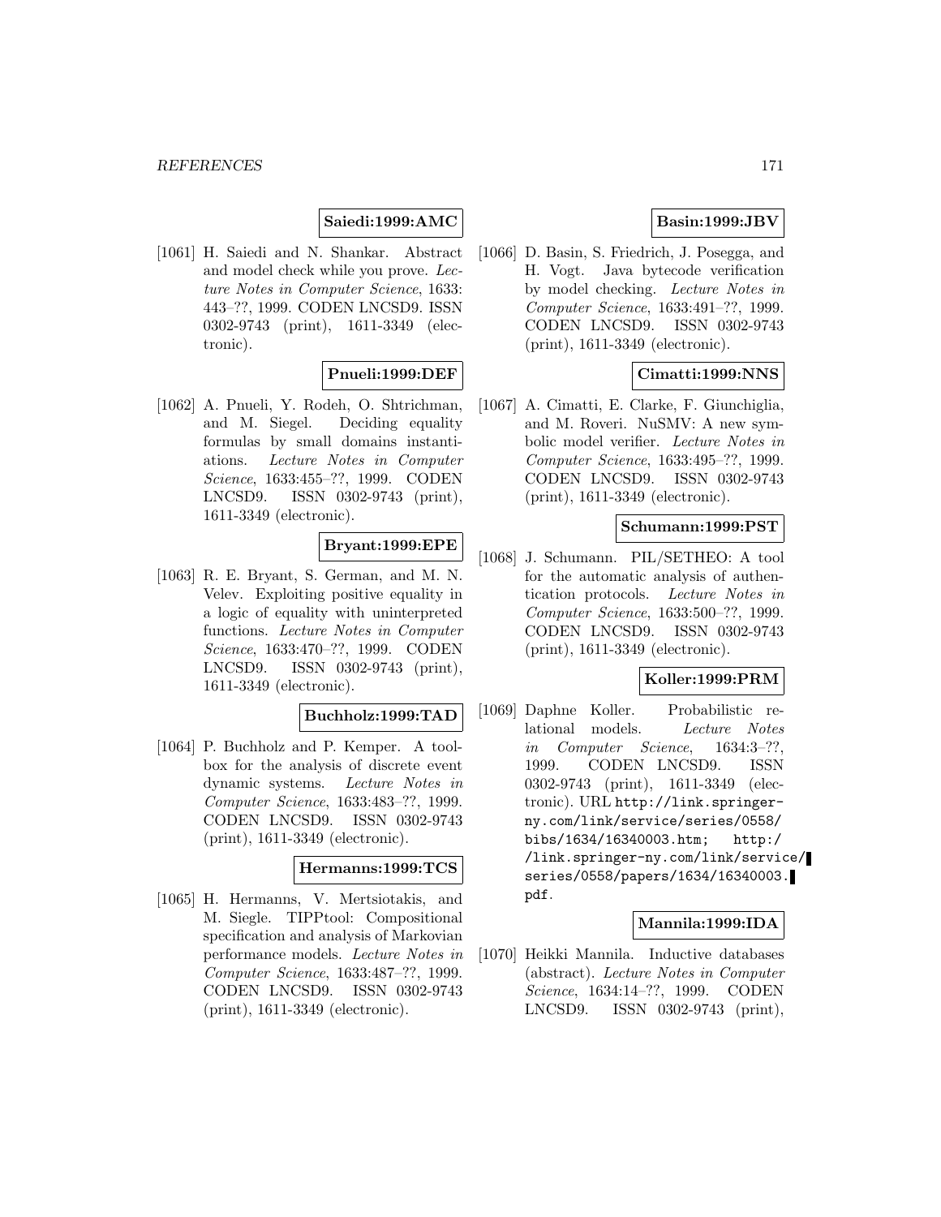**Saiedi:1999:AMC**

[1061] H. Saiedi and N. Shankar. Abstract and model check while you prove. *Lecture Notes in Computer Science*, 1633: 443–??, 1999. CODEN LNCSD9. ISSN 0302-9743 (print), 1611-3349 (electronic).

**Pnueli:1999:DEF**

[1062] A. Pnueli, Y. Rodeh, O. Shtrichman, and M. Siegel. Deciding equality formulas by small domains instantiations. *Lecture Notes in Computer Science*, 1633:455–??, 1999. CODEN LNCSD9. ISSN 0302-9743 (print), 1611-3349 (electronic).

**Bryant:1999:EPE**

[1063] R. E. Bryant, S. German, and M. N. Velev. Exploiting positive equality in a logic of equality with uninterpreted functions. *Lecture Notes in Computer Science*, 1633:470–??, 1999. CODEN LNCSD9. ISSN 0302-9743 (print), 1611-3349 (electronic).

**Buchholz:1999:TAD**

[1064] P. Buchholz and P. Kemper. A toolbox for the analysis of discrete event dynamic systems. *Lecture Notes in Computer Science*, 1633:483–??, 1999. CODEN LNCSD9. ISSN 0302-9743 (print), 1611-3349 (electronic).

**Hermanns:1999:TCS**

[1065] H. Hermanns, V. Mertsiotakis, and M. Siegle. TIPPtool: Compositional specification and analysis of Markovian performance models. *Lecture Notes in Computer Science*, 1633:487–??, 1999. CODEN LNCSD9. ISSN 0302-9743 (print), 1611-3349 (electronic).

**Basin:1999:JBV**

[1066] D. Basin, S. Friedrich, J. Posegga, and H. Vogt. Java bytecode verification by model checking. *Lecture Notes in Computer Science*, 1633:491–??, 1999. CODEN LNCSD9. ISSN 0302-9743 (print), 1611-3349 (electronic).

**Cimatti:1999:NNS**

[1067] A. Cimatti, E. Clarke, F. Giunchiglia, and M. Roveri. NuSMV: A new symbolic model verifier. *Lecture Notes in Computer Science*, 1633:495–??, 1999. CODEN LNCSD9. ISSN 0302-9743 (print), 1611-3349 (electronic).

**Schumann:1999:PST**

[1068] J. Schumann. PIL/SETHEO: A tool for the automatic analysis of authentication protocols. *Lecture Notes in Computer Science*, 1633:500–??, 1999. CODEN LNCSD9. ISSN 0302-9743 (print), 1611-3349 (electronic).

**Koller:1999:PRM**

[1069] Daphne Koller. Probabilistic relational models. *Lecture Notes in Computer Science*, 1634:3–??, 1999. CODEN LNCSD9. ISSN 0302-9743 (print), 1611-3349 (electronic). URL http://link.springer-ny.com/link/service/series/0558/bibs/1634/16340003.htm; http://link.springer-ny.com/link/service/series/0558/papers/1634/16340003.pdf.

**Mannila:1999:IDA**

[1070] Heikki Mannila. Inductive databases (abstract). *Lecture Notes in Computer Science*, 1634:14–??, 1999. CODEN LNCSD9. ISSN 0302-9743 (print),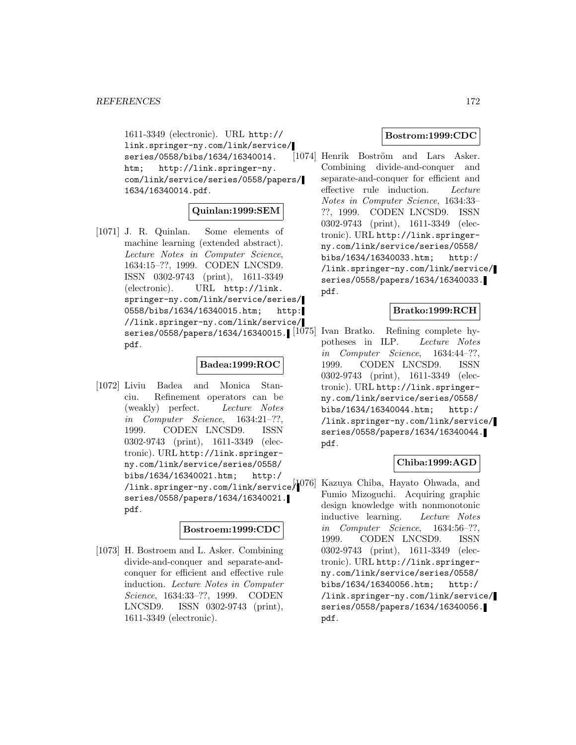1611-3349 (electronic). URL http://link.springer-ny.com/link/service/series/0558/bibs/1634/16340014.htm; http://link.springer-ny.com/link/service/series/0558/papers/1634/16340014.pdf.

**Quinlan:1999:SEM**

[1071] J. R. Quinlan. Some elements of machine learning (extended abstract). *Lecture Notes in Computer Science*, 1634:15–??, 1999. CODEN LNCSD9. ISSN 0302-9743 (print), 1611-3349 (electronic). URL http://link.springer-ny.com/link/service/series/0558/bibs/1634/16340015.htm; http://link.springer-ny.com/link/service/series/0558/papers/1634/16340015.pdf.

**Badea:1999:ROC**

[1072] Liviu Badea and Monica Stanciu. Refinement operators can be (weakly) perfect. *Lecture Notes in Computer Science*, 1634:21–??, 1999. CODEN LNCSD9. ISSN 0302-9743 (print), 1611-3349 (electronic). URL http://link.springer-ny.com/link/service/series/0558/bibs/1634/16340021.htm; http://link.springer-ny.com/link/service/series/0558/papers/1634/16340021.pdf.

**Bostroem:1999:CDC**

[1073] H. Bostroem and L. Asker. Combining divide-and-conquer and separate-and-conquer for efficient and effective rule induction. *Lecture Notes in Computer Science*, 1634:33–??, 1999. CODEN LNCSD9. ISSN 0302-9743 (print), 1611-3349 (electronic).

**Bostrom:1999:CDC**

[1074] Henrik Boström and Lars Asker. Combining divide-and-conquer and separate-and-conquer for efficient and effective rule induction. *Lecture Notes in Computer Science*, 1634:33–??, 1999. CODEN LNCSD9. ISSN 0302-9743 (print), 1611-3349 (electronic). URL http://link.springer-ny.com/link/service/series/0558/bibs/1634/16340033.htm; http://link.springer-ny.com/link/service/series/0558/papers/1634/16340033.pdf.

**Bratko:1999:RCH**

[1075] Ivan Bratko. Refining complete hypotheses in ILP. *Lecture Notes in Computer Science*, 1634:44–??, 1999. CODEN LNCSD9. ISSN 0302-9743 (print), 1611-3349 (electronic). URL http://link.springer-ny.com/link/service/series/0558/bibs/1634/16340044.htm; http://link.springer-ny.com/link/service/series/0558/papers/1634/16340044.pdf.

**Chiba:1999:AGD**

[1076] Kazuya Chiba, Hayato Ohwada, and Fumio Mizoguchi. Acquiring graphic design knowledge with nonmonotonic inductive learning. *Lecture Notes in Computer Science*, 1634:56–??, 1999. CODEN LNCSD9. ISSN 0302-9743 (print), 1611-3349 (electronic). URL http://link.springer-ny.com/link/service/series/0558/bibs/1634/16340056.htm; http://link.springer-ny.com/link/service/series/0558/papers/1634/16340056.pdf.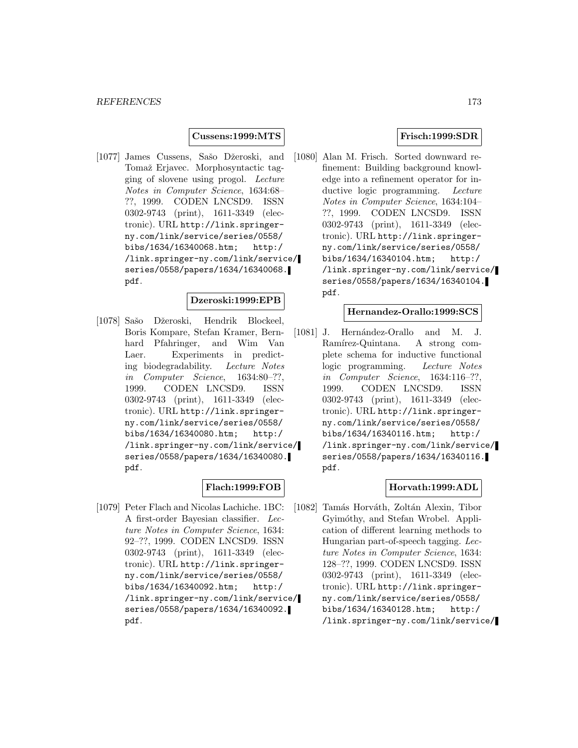**Cussens:1999:MTS**

[1077] James Cussens, Sašo Džeroski, and Tomaž Erjavec. Morphosyntactic tagging of slovene using progol. *Lecture Notes in Computer Science*, 1634:68–??, 1999. CODEN LNCSD9. ISSN 0302-9743 (print), 1611-3349 (electronic). URL http://link.springer-ny.com/link/service/series/0558/bibs/1634/16340068.htm; http://link.springer-ny.com/link/service/series/0558/papers/1634/16340068.pdf.

**Dzeroski:1999:EPB**

[1078] Sašo Džeroski, Hendrik Blockeel, Boris Kompare, Stefan Kramer, Bernhard Pfahringer, and Wim Van Laer. Experiments in predicting biodegradability. *Lecture Notes in Computer Science*, 1634:80–??, 1999. CODEN LNCSD9. ISSN 0302-9743 (print), 1611-3349 (electronic). URL http://link.springer-ny.com/link/service/series/0558/bibs/1634/16340080.htm; http://link.springer-ny.com/link/service/series/0558/papers/1634/16340080.pdf.

**Flach:1999:FOB**

[1079] Peter Flach and Nicolas Lachiche. 1BC: A first-order Bayesian classifier. *Lecture Notes in Computer Science*, 1634:92–??, 1999. CODEN LNCSD9. ISSN 0302-9743 (print), 1611-3349 (electronic). URL http://link.springer-ny.com/link/service/series/0558/bibs/1634/16340092.htm; http://link.springer-ny.com/link/service/series/0558/papers/1634/16340092.pdf.

**Frisch:1999:SDR**

[1080] Alan M. Frisch. Sorted downward refinement: Building background knowledge into a refinement operator for inductive logic programming. *Lecture Notes in Computer Science*, 1634:104–??, 1999. CODEN LNCSD9. ISSN 0302-9743 (print), 1611-3349 (electronic). URL http://link.springer-ny.com/link/service/series/0558/bibs/1634/16340104.htm; http://link.springer-ny.com/link/service/series/0558/papers/1634/16340104.pdf.

**Hernandez-Orallo:1999:SCS**

[1081] J. Hernández-Orallo and M. J. Ramírez-Quintana. A strong complete schema for inductive functional logic programming. *Lecture Notes in Computer Science*, 1634:116–??, 1999. CODEN LNCSD9. ISSN 0302-9743 (print), 1611-3349 (electronic). URL http://link.springer-ny.com/link/service/series/0558/bibs/1634/16340116.htm; http://link.springer-ny.com/link/service/series/0558/papers/1634/16340116.pdf.

**Horvath:1999:ADL**

[1082] Tamás Horváth, Zoltán Alexin, Tibor Gyimóthy, and Stefan Wrobel. Application of different learning methods to Hungarian part-of-speech tagging. *Lecture Notes in Computer Science*, 1634:128–??, 1999. CODEN LNCSD9. ISSN 0302-9743 (print), 1611-3349 (electronic). URL http://link.springer-ny.com/link/service/series/0558/bibs/1634/16340128.htm; http://link.springer-ny.com/link/service/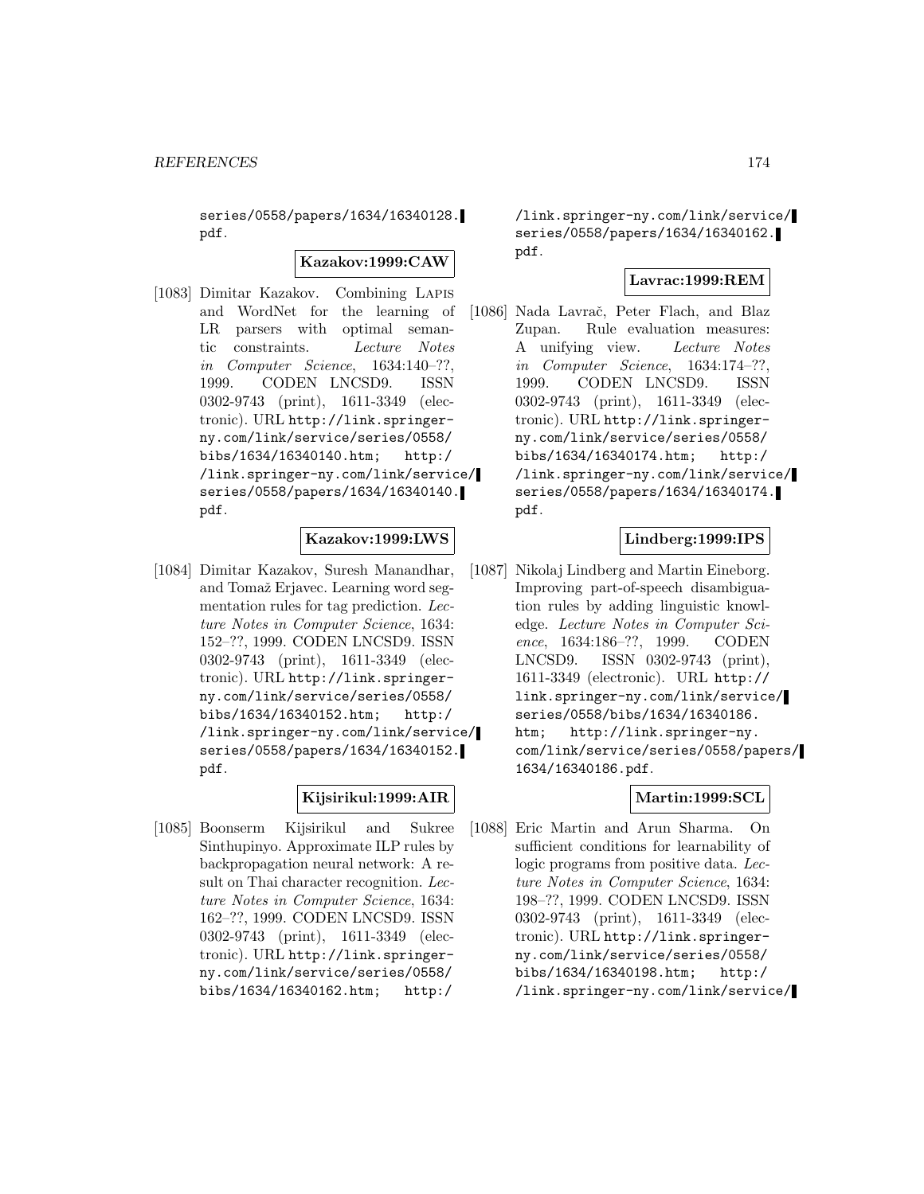series/0558/papers/1634/16340128.pdf.

**Kazakov:1999:CAW**

[1083] Dimitar Kazakov. Combining LAPIS and WordNet for the learning of LR parsers with optimal semantic constraints. *Lecture Notes in Computer Science*, 1634:140–??, 1999. CODEN LNCSD9. ISSN 0302-9743 (print), 1611-3349 (electronic). URL http://link.springer-ny.com/link/service/series/0558/bibs/1634/16340140.htm; http://link.springer-ny.com/link/service/series/0558/papers/1634/16340140.pdf.

**Kazakov:1999:LWS**

[1084] Dimitar Kazakov, Suresh Manandhar, and Tomaž Erjavec. Learning word segmentation rules for tag prediction. *Lecture Notes in Computer Science*, 1634: 152–??, 1999. CODEN LNCSD9. ISSN 0302-9743 (print), 1611-3349 (electronic). URL http://link.springer-ny.com/link/service/series/0558/bibs/1634/16340152.htm; http://link.springer-ny.com/link/service/series/0558/papers/1634/16340152.pdf.

**Kijsirikul:1999:AIR**

[1085] Boonserm Kijsirikul and Sukree Sinthupinyo. Approximate ILP rules by backpropagation neural network: A result on Thai character recognition. *Lecture Notes in Computer Science*, 1634: 162–??, 1999. CODEN LNCSD9. ISSN 0302-9743 (print), 1611-3349 (electronic). URL http://link.springer-ny.com/link/service/series/0558/bibs/1634/16340162.htm; http://link.springer-ny.com/link/service/series/0558/papers/1634/16340162.pdf.

**Lavrac:1999:REM**

[1086] Nada Lavrač, Peter Flach, and Blaz Zupan. Rule evaluation measures: A unifying view. *Lecture Notes in Computer Science*, 1634:174–??, 1999. CODEN LNCSD9. ISSN 0302-9743 (print), 1611-3349 (electronic). URL http://link.springer-ny.com/link/service/series/0558/bibs/1634/16340174.htm; http://link.springer-ny.com/link/service/series/0558/papers/1634/16340174.pdf.

**Lindberg:1999:IPS**

[1087] Nikolaj Lindberg and Martin Eineborg. Improving part-of-speech disambiguation rules by adding linguistic knowledge. *Lecture Notes in Computer Science*, 1634:186–??, 1999. CODEN LNCSD9. ISSN 0302-9743 (print), 1611-3349 (electronic). URL http://link.springer-ny.com/link/service/series/0558/bibs/1634/16340186.htm; http://link.springer-ny.com/link/service/series/0558/papers/1634/16340186.pdf.

**Martin:1999:SCL**

[1088] Eric Martin and Arun Sharma. On sufficient conditions for learnability of logic programs from positive data. *Lecture Notes in Computer Science*, 1634: 198–??, 1999. CODEN LNCSD9. ISSN 0302-9743 (print), 1611-3349 (electronic). URL http://link.springer-ny.com/link/service/series/0558/bibs/1634/16340198.htm; http://link.springer-ny.com/link/service/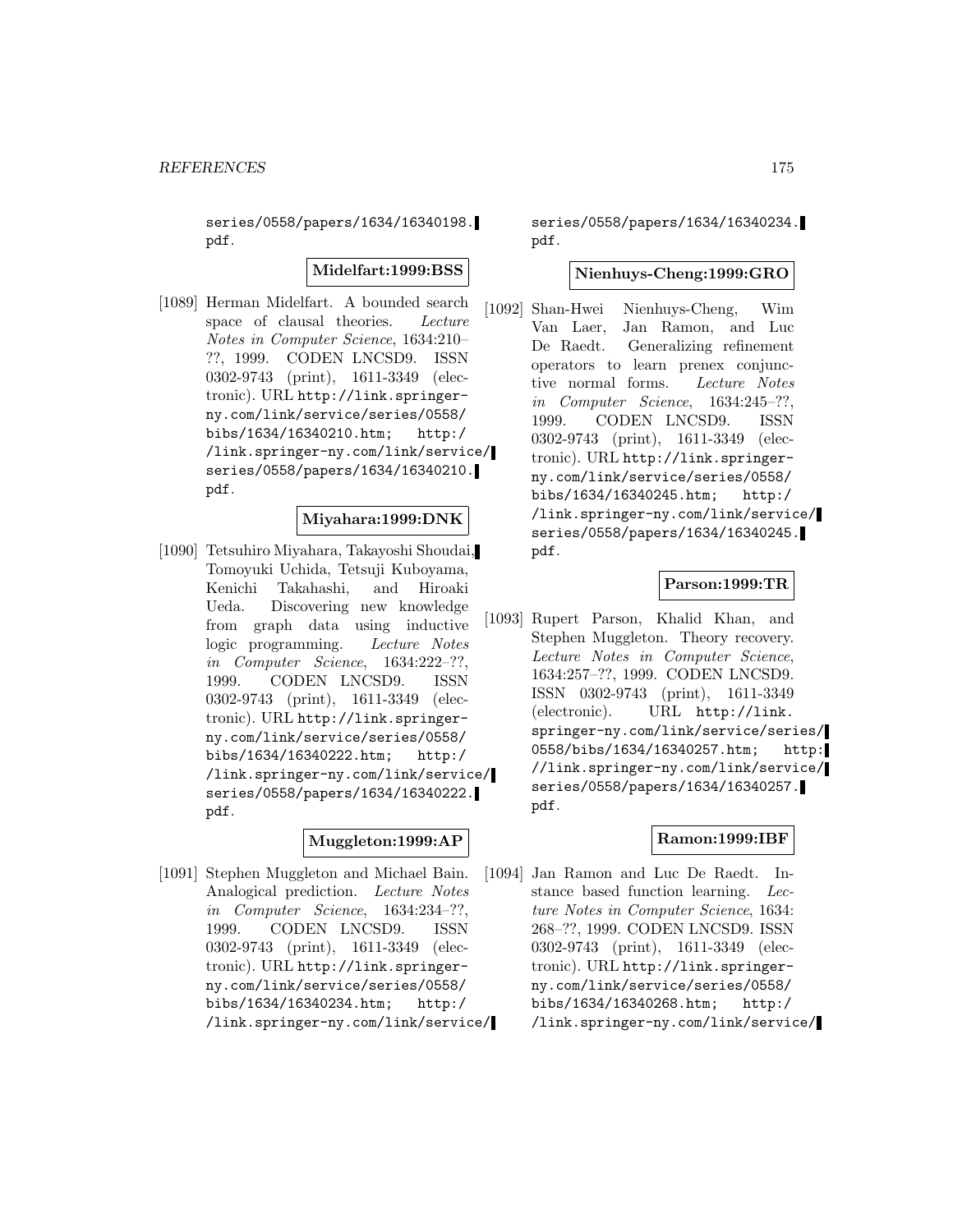series/0558/papers/1634/16340198.pdf.

**Midelfart:1999:BSS**

[1089] Herman Midelfart. A bounded search space of clausal theories. *Lecture Notes in Computer Science*, 1634:210–??, 1999. CODEN LNCSD9. ISSN 0302-9743 (print), 1611-3349 (electronic). URL http://link.springer-ny.com/link/service/series/0558/bibs/1634/16340210.htm; http://link.springer-ny.com/link/service/series/0558/papers/1634/16340210.pdf.

**Miyahara:1999:DNK**

[1090] Tetsuhiro Miyahara, Takayoshi Shoudai, Tomoyuki Uchida, Tetsuji Kuboyama, Kenichi Takahashi, and Hiroaki Ueda. Discovering new knowledge from graph data using inductive logic programming. *Lecture Notes in Computer Science*, 1634:222–??, 1999. CODEN LNCSD9. ISSN 0302-9743 (print), 1611-3349 (electronic). URL http://link.springer-ny.com/link/service/series/0558/bibs/1634/16340222.htm; http://link.springer-ny.com/link/service/series/0558/papers/1634/16340222.pdf.

**Muggleton:1999:AP**

[1091] Stephen Muggleton and Michael Bain. Analogical prediction. *Lecture Notes in Computer Science*, 1634:234–??, 1999. CODEN LNCSD9. ISSN 0302-9743 (print), 1611-3349 (electronic). URL http://link.springer-ny.com/link/service/series/0558/bibs/1634/16340234.htm; http://link.springer-ny.com/link/service/series/0558/papers/1634/16340234.pdf.

**Nienhuys-Cheng:1999:GRO**

[1092] Shan-Hwei Nienhuys-Cheng, Wim Van Laer, Jan Ramon, and Luc De Raedt. Generalizing refinement operators to learn prenex conjunctive normal forms. *Lecture Notes in Computer Science*, 1634:245–??, 1999. CODEN LNCSD9. ISSN 0302-9743 (print), 1611-3349 (electronic). URL http://link.springer-ny.com/link/service/series/0558/bibs/1634/16340245.htm; http://link.springer-ny.com/link/service/series/0558/papers/1634/16340245.pdf.

**Parson:1999:TR**

[1093] Rupert Parson, Khalid Khan, and Stephen Muggleton. Theory recovery. *Lecture Notes in Computer Science*, 1634:257–??, 1999. CODEN LNCSD9. ISSN 0302-9743 (print), 1611-3349 (electronic). URL http://link.springer-ny.com/link/service/series/0558/bibs/1634/16340257.htm; http://link.springer-ny.com/link/service/series/0558/papers/1634/16340257.pdf.

**Ramon:1999:IBF**

[1094] Jan Ramon and Luc De Raedt. Instance based function learning. *Lecture Notes in Computer Science*, 1634:268–??, 1999. CODEN LNCSD9. ISSN 0302-9743 (print), 1611-3349 (electronic). URL http://link.springer-ny.com/link/service/series/0558/bibs/1634/16340268.htm; http://link.springer-ny.com/link/service/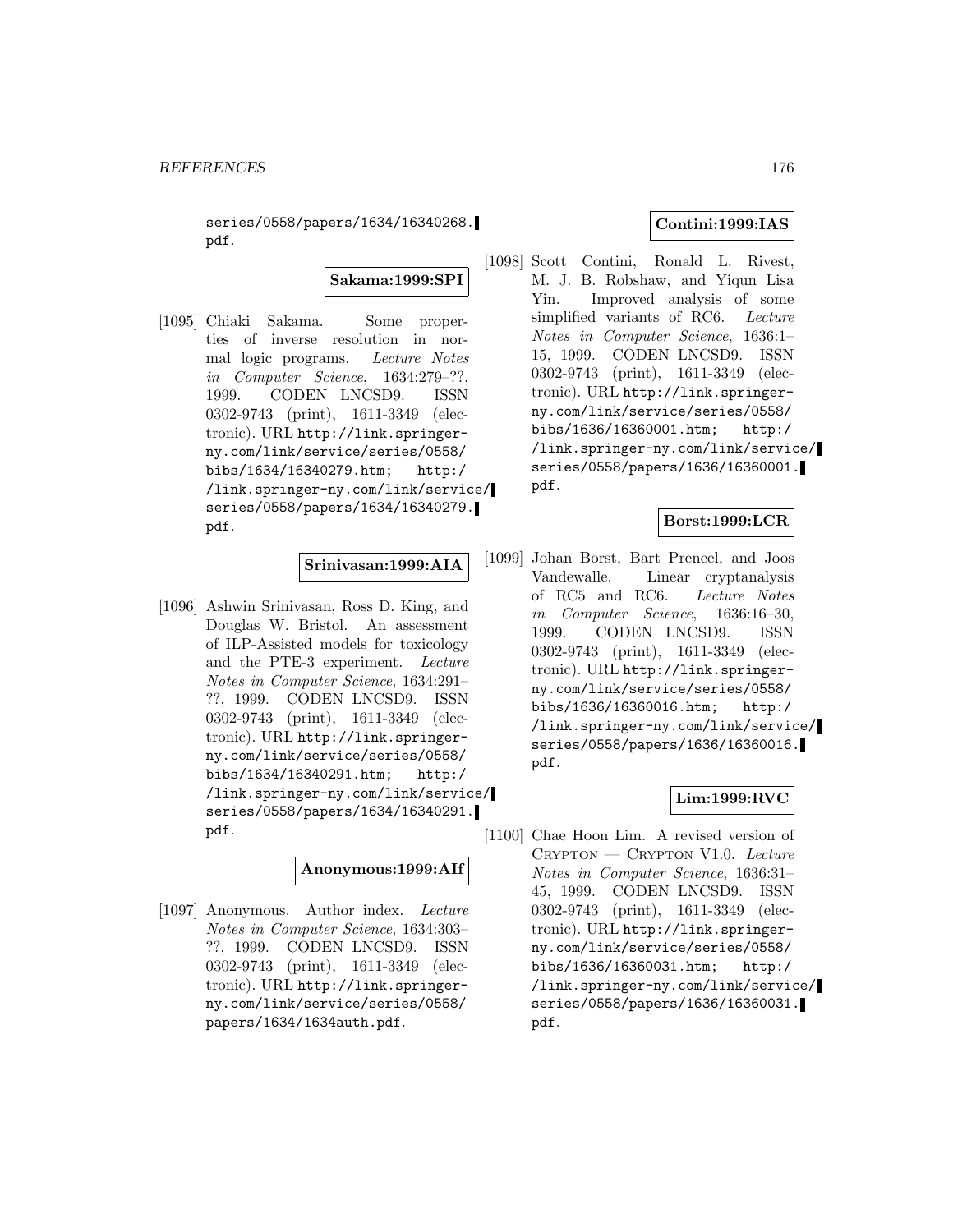series/0558/papers/1634/16340268.pdf.

**Sakama:1999:SPI**

[1095] Chiaki Sakama. Some properties of inverse resolution in normal logic programs. *Lecture Notes in Computer Science*, 1634:279–??, 1999. CODEN LNCSD9. ISSN 0302-9743 (print), 1611-3349 (electronic). URL http://link.springer-ny.com/link/service/series/0558/bibs/1634/16340279.htm; http://link.springer-ny.com/link/service/series/0558/papers/1634/16340279.pdf.

**Srinivasan:1999:AIA**

[1096] Ashwin Srinivasan, Ross D. King, and Douglas W. Bristol. An assessment of ILP-Assisted models for toxicology and the PTE-3 experiment. *Lecture Notes in Computer Science*, 1634:291–??, 1999. CODEN LNCSD9. ISSN 0302-9743 (print), 1611-3349 (electronic). URL http://link.springer-ny.com/link/service/series/0558/bibs/1634/16340291.htm; http://link.springer-ny.com/link/service/series/0558/papers/1634/16340291.pdf.

**Anonymous:1999:AIf**

[1097] Anonymous. Author index. *Lecture Notes in Computer Science*, 1634:303–??, 1999. CODEN LNCSD9. ISSN 0302-9743 (print), 1611-3349 (electronic). URL http://link.springer-ny.com/link/service/series/0558/papers/1634/1634auth.pdf.

**Contini:1999:IAS**

[1098] Scott Contini, Ronald L. Rivest, M. J. B. Robshaw, and Yiqun Lisa Yin. Improved analysis of some simplified variants of RC6. *Lecture Notes in Computer Science*, 1636:1–15, 1999. CODEN LNCSD9. ISSN 0302-9743 (print), 1611-3349 (electronic). URL http://link.springer-ny.com/link/service/series/0558/bibs/1636/16360001.htm; http://link.springer-ny.com/link/service/series/0558/papers/1636/16360001.pdf.

**Borst:1999:LCR**

[1099] Johan Borst, Bart Preneel, and Joos Vandewalle. Linear cryptanalysis of RC5 and RC6. *Lecture Notes in Computer Science*, 1636:16–30, 1999. CODEN LNCSD9. ISSN 0302-9743 (print), 1611-3349 (electronic). URL http://link.springer-ny.com/link/service/series/0558/bibs/1636/16360016.htm; http://link.springer-ny.com/link/service/series/0558/papers/1636/16360016.pdf.

**Lim:1999:RVC**

[1100] Chae Hoon Lim. A revised version of CRYPTON — CRYPTON V1.0. *Lecture Notes in Computer Science*, 1636:31–45, 1999. CODEN LNCSD9. ISSN 0302-9743 (print), 1611-3349 (electronic). URL http://link.springer-ny.com/link/service/series/0558/bibs/1636/16360031.htm; http://link.springer-ny.com/link/service/series/0558/papers/1636/16360031.pdf.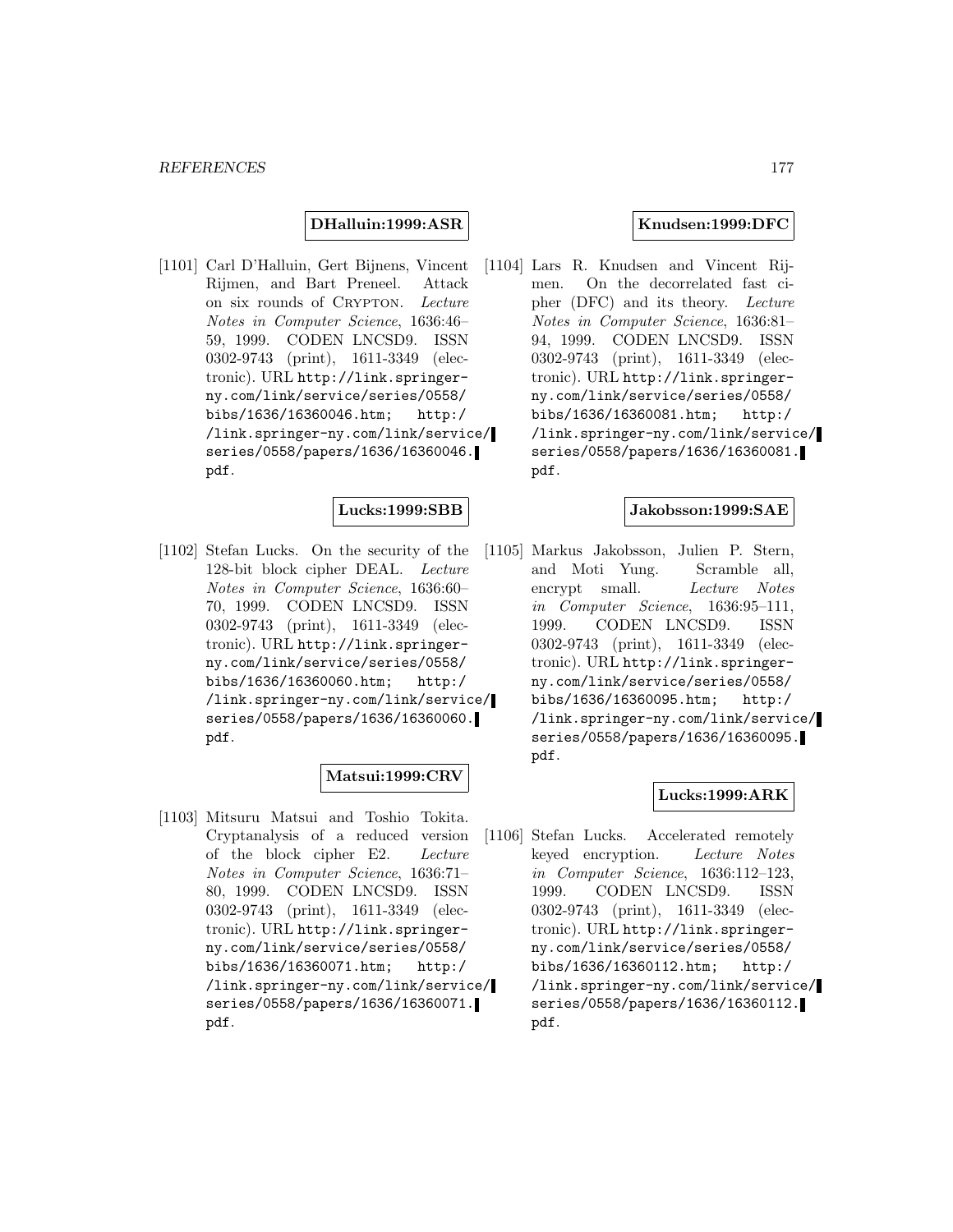**DHalluin:1999:ASR**

[1101] Carl D'Halluin, Gert Bijnens, Vincent Rijmen, and Bart Preneel. Attack on six rounds of CRYPTON. *Lecture Notes in Computer Science*, 1636:46–59, 1999. CODEN LNCSD9. ISSN 0302-9743 (print), 1611-3349 (electronic). URL http://link.springer-ny.com/link/service/series/0558/bibs/1636/16360046.htm; http://link.springer-ny.com/link/service/series/0558/papers/1636/16360046.pdf.

**Lucks:1999:SBB**

[1102] Stefan Lucks. On the security of the 128-bit block cipher DEAL. *Lecture Notes in Computer Science*, 1636:60–70, 1999. CODEN LNCSD9. ISSN 0302-9743 (print), 1611-3349 (electronic). URL http://link.springer-ny.com/link/service/series/0558/bibs/1636/16360060.htm; http://link.springer-ny.com/link/service/series/0558/papers/1636/16360060.pdf.

**Matsui:1999:CRV**

[1103] Mitsuru Matsui and Toshio Tokita. Cryptanalysis of a reduced version of the block cipher E2. *Lecture Notes in Computer Science*, 1636:71–80, 1999. CODEN LNCSD9. ISSN 0302-9743 (print), 1611-3349 (electronic). URL http://link.springer-ny.com/link/service/series/0558/bibs/1636/16360071.htm; http://link.springer-ny.com/link/service/series/0558/papers/1636/16360071.pdf.

**Knudsen:1999:DFC**

[1104] Lars R. Knudsen and Vincent Rijmen. On the decorrelated fast cipher (DFC) and its theory. *Lecture Notes in Computer Science*, 1636:81–94, 1999. CODEN LNCSD9. ISSN 0302-9743 (print), 1611-3349 (electronic). URL http://link.springer-ny.com/link/service/series/0558/bibs/1636/16360081.htm; http://link.springer-ny.com/link/service/series/0558/papers/1636/16360081.pdf.

**Jakobsson:1999:SAE**

[1105] Markus Jakobsson, Julien P. Stern, and Moti Yung. Scramble all, encrypt small. *Lecture Notes in Computer Science*, 1636:95–111, 1999. CODEN LNCSD9. ISSN 0302-9743 (print), 1611-3349 (electronic). URL http://link.springer-ny.com/link/service/series/0558/bibs/1636/16360095.htm; http://link.springer-ny.com/link/service/series/0558/papers/1636/16360095.pdf.

**Lucks:1999:ARK**

[1106] Stefan Lucks. Accelerated remotely keyed encryption. *Lecture Notes in Computer Science*, 1636:112–123, 1999. CODEN LNCSD9. ISSN 0302-9743 (print), 1611-3349 (electronic). URL http://link.springer-ny.com/link/service/series/0558/bibs/1636/16360112.htm; http://link.springer-ny.com/link/service/series/0558/papers/1636/16360112.pdf.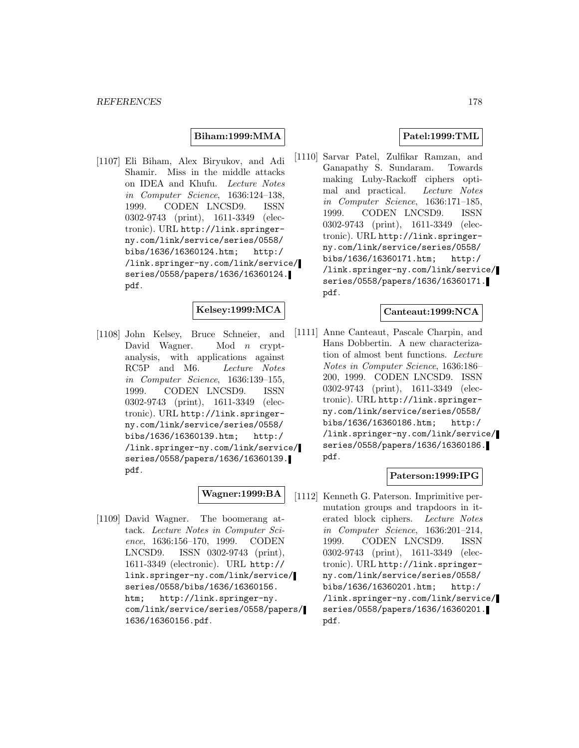**Biham:1999:MMA**

[1107] Eli Biham, Alex Biryukov, and Adi Shamir. Miss in the middle attacks on IDEA and Khufu. *Lecture Notes in Computer Science*, 1636:124–138, 1999. CODEN LNCSD9. ISSN 0302-9743 (print), 1611-3349 (electronic). URL `http://link.springer-ny.com/link/service/series/0558/bibs/1636/16360124.htm; http://link.springer-ny.com/link/service/series/0558/papers/1636/16360124.pdf`.

**Kelsey:1999:MCA**

[1108] John Kelsey, Bruce Schneier, and David Wagner. Mod $n$ cryptanalysis, with applications against RC5P and M6. *Lecture Notes in Computer Science*, 1636:139–155, 1999. CODEN LNCSD9. ISSN 0302-9743 (print), 1611-3349 (electronic). URL `http://link.springer-ny.com/link/service/series/0558/bibs/1636/16360139.htm; http://link.springer-ny.com/link/service/series/0558/papers/1636/16360139.pdf`.

**Wagner:1999:BA**

[1109] David Wagner. The boomerang attack. *Lecture Notes in Computer Science*, 1636:156–170, 1999. CODEN LNCSD9. ISSN 0302-9743 (print), 1611-3349 (electronic). URL `http://link.springer-ny.com/link/service/series/0558/bibs/1636/16360156.htm; http://link.springer-ny.com/link/service/series/0558/papers/1636/16360156.pdf`.

**Patel:1999:TML**

[1110] Sarvar Patel, Zulfikar Ramzan, and Ganapathy S. Sundaram. Towards making Luby-Rackoff ciphers optimal and practical. *Lecture Notes in Computer Science*, 1636:171–185, 1999. CODEN LNCSD9. ISSN 0302-9743 (print), 1611-3349 (electronic). URL `http://link.springer-ny.com/link/service/series/0558/bibs/1636/16360171.htm; http://link.springer-ny.com/link/service/series/0558/papers/1636/16360171.pdf`.

**Canteaut:1999:NCA**

[1111] Anne Canteaut, Pascale Charpin, and Hans Dobbertin. A new characterization of almost bent functions. *Lecture Notes in Computer Science*, 1636:186–200, 1999. CODEN LNCSD9. ISSN 0302-9743 (print), 1611-3349 (electronic). URL `http://link.springer-ny.com/link/service/series/0558/bibs/1636/16360186.htm; http://link.springer-ny.com/link/service/series/0558/papers/1636/16360186.pdf`.

**Paterson:1999:IPG**

[1112] Kenneth G. Paterson. Imprimitive permutation groups and trapdoors in iterated block ciphers. *Lecture Notes in Computer Science*, 1636:201–214, 1999. CODEN LNCSD9. ISSN 0302-9743 (print), 1611-3349 (electronic). URL `http://link.springer-ny.com/link/service/series/0558/bibs/1636/16360201.htm; http://link.springer-ny.com/link/service/series/0558/papers/1636/16360201.pdf`.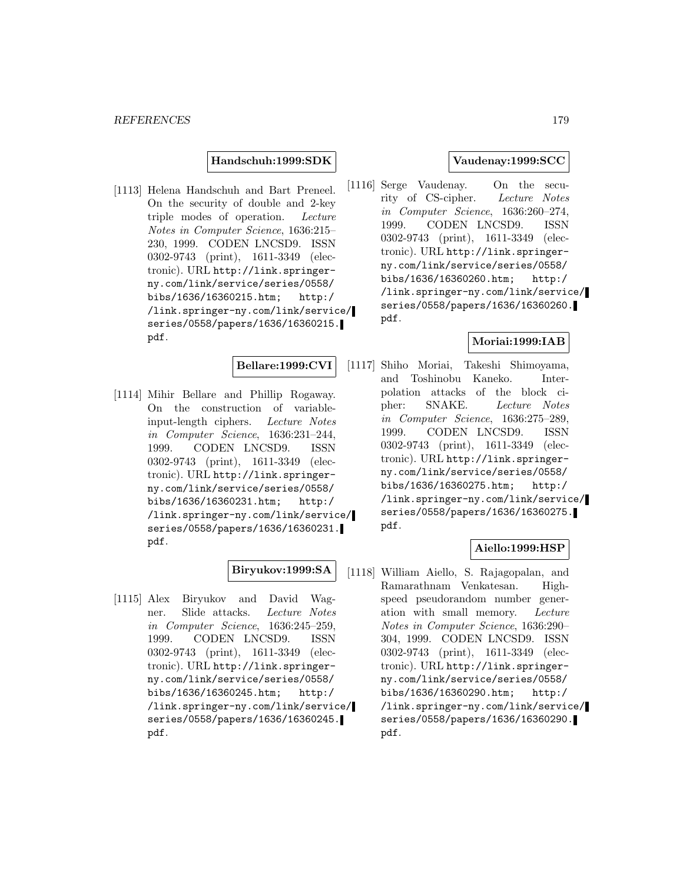**Handschuh:1999:SDK**

[1113] Helena Handschuh and Bart Preneel. On the security of double and 2-key triple modes of operation. *Lecture Notes in Computer Science*, 1636:215–230, 1999. CODEN LNCSD9. ISSN 0302-9743 (print), 1611-3349 (electronic). URL http://link.springer-ny.com/link/service/series/0558/bibs/1636/16360215.htm; http://link.springer-ny.com/link/service/series/0558/papers/1636/16360215.pdf.

**Bellare:1999:CVI**

[1114] Mihir Bellare and Phillip Rogaway. On the construction of variable-input-length ciphers. *Lecture Notes in Computer Science*, 1636:231–244, 1999. CODEN LNCSD9. ISSN 0302-9743 (print), 1611-3349 (electronic). URL http://link.springer-ny.com/link/service/series/0558/bibs/1636/16360231.htm; http://link.springer-ny.com/link/service/series/0558/papers/1636/16360231.pdf.

**Biryukov:1999:SA**

[1115] Alex Biryukov and David Wagner. Slide attacks. *Lecture Notes in Computer Science*, 1636:245–259, 1999. CODEN LNCSD9. ISSN 0302-9743 (print), 1611-3349 (electronic). URL http://link.springer-ny.com/link/service/series/0558/bibs/1636/16360245.htm; http://link.springer-ny.com/link/service/series/0558/papers/1636/16360245.pdf.

**Vaudenay:1999:SCC**

[1116] Serge Vaudenay. On the security of CS-cipher. *Lecture Notes in Computer Science*, 1636:260–274, 1999. CODEN LNCSD9. ISSN 0302-9743 (print), 1611-3349 (electronic). URL http://link.springer-ny.com/link/service/series/0558/bibs/1636/16360260.htm; http://link.springer-ny.com/link/service/series/0558/papers/1636/16360260.pdf.

**Moriai:1999:IAB**

[1117] Shiho Moriai, Takeshi Shimoyama, and Toshinobu Kaneko. Interpolation attacks of the block cipher: SNAKE. *Lecture Notes in Computer Science*, 1636:275–289, 1999. CODEN LNCSD9. ISSN 0302-9743 (print), 1611-3349 (electronic). URL http://link.springer-ny.com/link/service/series/0558/bibs/1636/16360275.htm; http://link.springer-ny.com/link/service/series/0558/papers/1636/16360275.pdf.

**Aiello:1999:HSP**

[1118] William Aiello, S. Rajagopalan, and Ramarathnam Venkatesan. High-speed pseudorandom number generation with small memory. *Lecture Notes in Computer Science*, 1636:290–304, 1999. CODEN LNCSD9. ISSN 0302-9743 (print), 1611-3349 (electronic). URL http://link.springer-ny.com/link/service/series/0558/bibs/1636/16360290.htm; http://link.springer-ny.com/link/service/series/0558/papers/1636/16360290.pdf.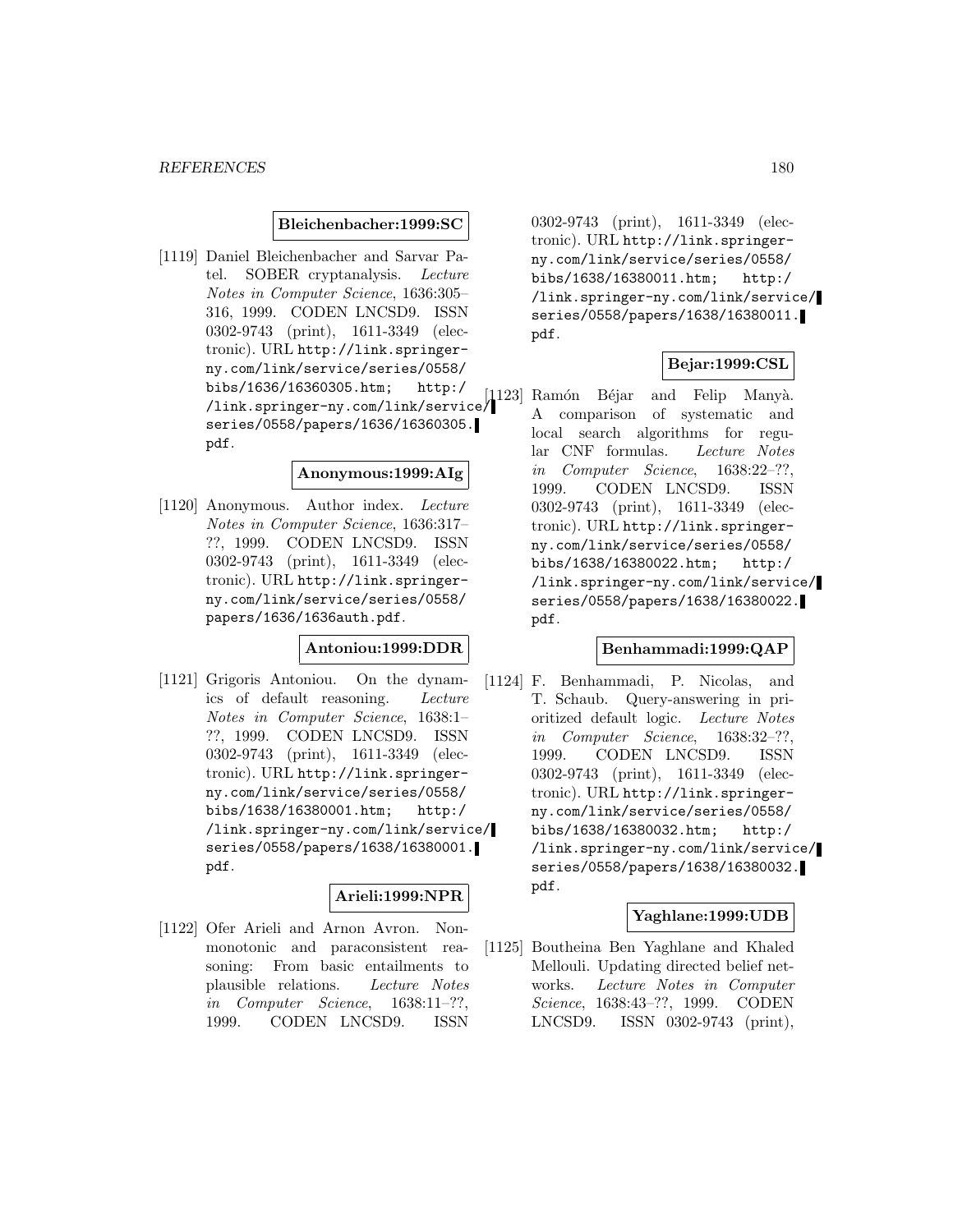**Bleichenbacher:1999:SC**

[1119] Daniel Bleichenbacher and Sarvar Patel. SOBER cryptanalysis. *Lecture Notes in Computer Science*, 1636:305–316, 1999. CODEN LNCSD9. ISSN 0302-9743 (print), 1611-3349 (electronic). URL `http://link.springer-ny.com/link/service/series/0558/bibs/1636/16360305.htm; http://link.springer-ny.com/link/service/series/0558/papers/1636/16360305.pdf`.

**Anonymous:1999:AIg**

[1120] Anonymous. Author index. *Lecture Notes in Computer Science*, 1636:317–??, 1999. CODEN LNCSD9. ISSN 0302-9743 (print), 1611-3349 (electronic). URL `http://link.springer-ny.com/link/service/series/0558/papers/1636/1636auth.pdf`.

**Antoniou:1999:DDR**

[1121] Grigoris Antoniou. On the dynamics of default reasoning. *Lecture Notes in Computer Science*, 1638:1–??, 1999. CODEN LNCSD9. ISSN 0302-9743 (print), 1611-3349 (electronic). URL `http://link.springer-ny.com/link/service/series/0558/bibs/1638/16380001.htm; http://link.springer-ny.com/link/service/series/0558/papers/1638/16380001.pdf`.

**Arieli:1999:NPR**

[1122] Ofer Arieli and Arnon Avron. Nonmonotonic and paraconsistent reasoning: From basic entailments to plausible relations. *Lecture Notes in Computer Science*, 1638:11–??, 1999. CODEN LNCSD9. ISSN 0302-9743 (print), 1611-3349 (electronic). URL `http://link.springer-ny.com/link/service/series/0558/bibs/1638/16380011.htm; http://link.springer-ny.com/link/service/series/0558/papers/1638/16380011.pdf`.

**Bejar:1999:CSL**

[1123] Ramón Béjar and Felip Manyà. A comparison of systematic and local search algorithms for regular CNF formulas. *Lecture Notes in Computer Science*, 1638:22–??, 1999. CODEN LNCSD9. ISSN 0302-9743 (print), 1611-3349 (electronic). URL `http://link.springer-ny.com/link/service/series/0558/bibs/1638/16380022.htm; http://link.springer-ny.com/link/service/series/0558/papers/1638/16380022.pdf`.

**Benhammadi:1999:QAP**

[1124] F. Benhammadi, P. Nicolas, and T. Schaub. Query-answering in prioritized default logic. *Lecture Notes in Computer Science*, 1638:32–??, 1999. CODEN LNCSD9. ISSN 0302-9743 (print), 1611-3349 (electronic). URL `http://link.springer-ny.com/link/service/series/0558/bibs/1638/16380032.htm; http://link.springer-ny.com/link/service/series/0558/papers/1638/16380032.pdf`.

**Yaghlane:1999:UDB**

[1125] Boutheina Ben Yaghlane and Khaled Mellouli. Updating directed belief networks. *Lecture Notes in Computer Science*, 1638:43–??, 1999. CODEN LNCSD9. ISSN 0302-9743 (print),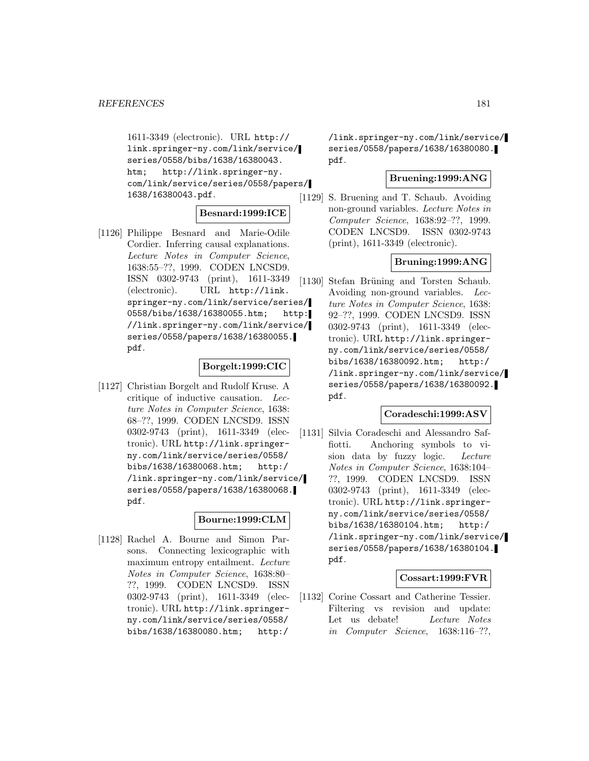1611-3349 (electronic). URL http://link.springer-ny.com/link/service/series/0558/bibs/1638/16380043.htm; http://link.springer-ny.com/link/service/series/0558/papers/1638/16380043.pdf.

**Besnard:1999:ICE**

[1126] Philippe Besnard and Marie-Odile Cordier. Inferring causal explanations. *Lecture Notes in Computer Science*, 1638:55–??, 1999. CODEN LNCSD9. ISSN 0302-9743 (print), 1611-3349 (electronic). URL http://link.springer-ny.com/link/service/series/0558/bibs/1638/16380055.htm; http://link.springer-ny.com/link/service/series/0558/papers/1638/16380055.pdf.

**Borgelt:1999:CIC**

[1127] Christian Borgelt and Rudolf Kruse. A critique of inductive causation. *Lecture Notes in Computer Science*, 1638:68–??, 1999. CODEN LNCSD9. ISSN 0302-9743 (print), 1611-3349 (electronic). URL http://link.springer-ny.com/link/service/series/0558/bibs/1638/16380068.htm; http://link.springer-ny.com/link/service/series/0558/papers/1638/16380068.pdf.

**Bourne:1999:CLM**

[1128] Rachel A. Bourne and Simon Parsons. Connecting lexicographic with maximum entropy entailment. *Lecture Notes in Computer Science*, 1638:80–??, 1999. CODEN LNCSD9. ISSN 0302-9743 (print), 1611-3349 (electronic). URL http://link.springer-ny.com/link/service/series/0558/bibs/1638/16380080.htm; http://link.springer-ny.com/link/service/series/0558/papers/1638/16380080.pdf.

**Bruening:1999:ANG**

[1129] S. Bruening and T. Schaub. Avoiding non-ground variables. *Lecture Notes in Computer Science*, 1638:92–??, 1999. CODEN LNCSD9. ISSN 0302-9743 (print), 1611-3349 (electronic).

**Bruning:1999:ANG**

[1130] Stefan Brüning and Torsten Schaub. Avoiding non-ground variables. *Lecture Notes in Computer Science*, 1638:92–??, 1999. CODEN LNCSD9. ISSN 0302-9743 (print), 1611-3349 (electronic). URL http://link.springer-ny.com/link/service/series/0558/bibs/1638/16380092.htm; http://link.springer-ny.com/link/service/series/0558/papers/1638/16380092.pdf.

**Coradeschi:1999:ASV**

[1131] Silvia Coradeschi and Alessandro Saffiotti. Anchoring symbols to vision data by fuzzy logic. *Lecture Notes in Computer Science*, 1638:104–??, 1999. CODEN LNCSD9. ISSN 0302-9743 (print), 1611-3349 (electronic). URL http://link.springer-ny.com/link/service/series/0558/bibs/1638/16380104.htm; http://link.springer-ny.com/link/service/series/0558/papers/1638/16380104.pdf.

**Cossart:1999:FVR**

[1132] Corine Cossart and Catherine Tessier. Filtering vs revision and update: Let us debate! *Lecture Notes in Computer Science*, 1638:116–??,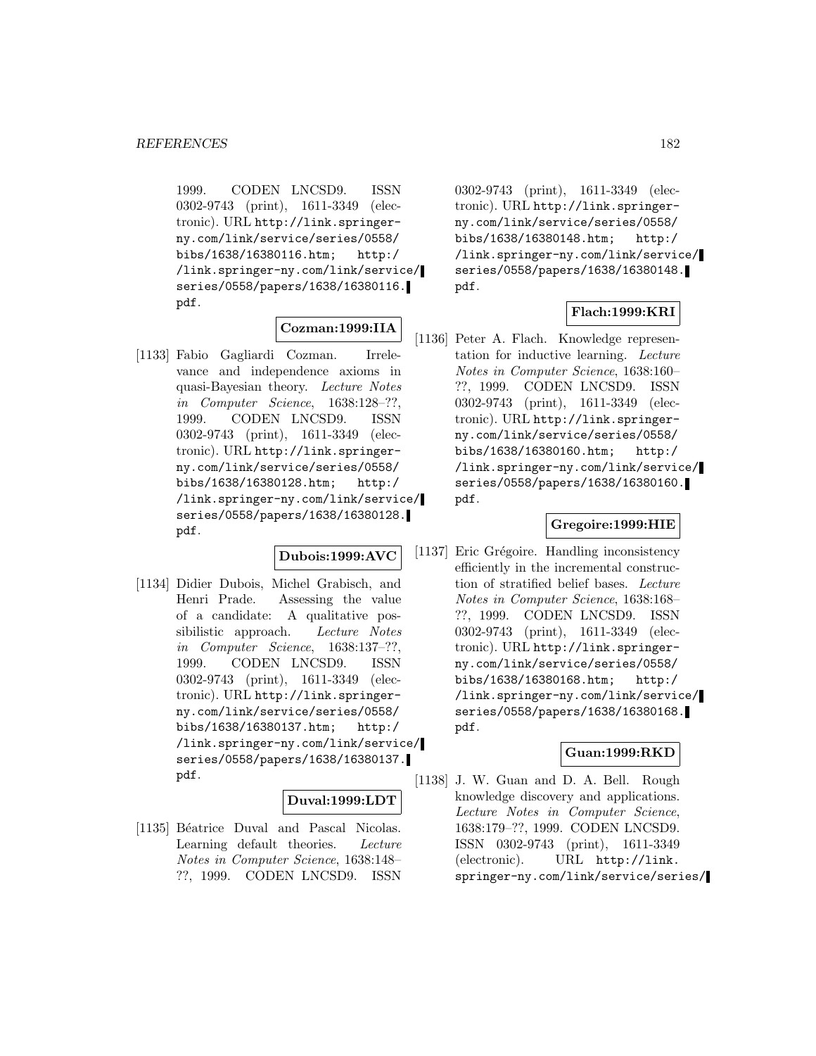1999. CODEN LNCSD9. ISSN 0302-9743 (print), 1611-3349 (electronic). URL http://link.springer-ny.com/link/service/series/0558/bibs/1638/16380116.htm; http://link.springer-ny.com/link/service/series/0558/papers/1638/16380116.pdf.

**Cozman:1999:IIA**

[1133] Fabio Gagliardi Cozman. Irrelevance and independence axioms in quasi-Bayesian theory. *Lecture Notes in Computer Science*, 1638:128–??, 1999. CODEN LNCSD9. ISSN 0302-9743 (print), 1611-3349 (electronic). URL http://link.springer-ny.com/link/service/series/0558/bibs/1638/16380128.htm; http://link.springer-ny.com/link/service/series/0558/papers/1638/16380128.pdf.

**Dubois:1999:AVC**

[1134] Didier Dubois, Michel Grabisch, and Henri Prade. Assessing the value of a candidate: A qualitative possibilistic approach. *Lecture Notes in Computer Science*, 1638:137–??, 1999. CODEN LNCSD9. ISSN 0302-9743 (print), 1611-3349 (electronic). URL http://link.springer-ny.com/link/service/series/0558/bibs/1638/16380137.htm; http://link.springer-ny.com/link/service/series/0558/papers/1638/16380137.pdf.

**Duval:1999:LDT**

[1135] Béatrice Duval and Pascal Nicolas. Learning default theories. *Lecture Notes in Computer Science*, 1638:148–??, 1999. CODEN LNCSD9. ISSN 0302-9743 (print), 1611-3349 (electronic). URL http://link.springer-ny.com/link/service/series/0558/bibs/1638/16380148.htm; http://link.springer-ny.com/link/service/series/0558/papers/1638/16380148.pdf.

**Flach:1999:KRI**

[1136] Peter A. Flach. Knowledge representation for inductive learning. *Lecture Notes in Computer Science*, 1638:160–??, 1999. CODEN LNCSD9. ISSN 0302-9743 (print), 1611-3349 (electronic). URL http://link.springer-ny.com/link/service/series/0558/bibs/1638/16380160.htm; http://link.springer-ny.com/link/service/series/0558/papers/1638/16380160.pdf.

**Gregoire:1999:HIE**

[1137] Eric Grégoire. Handling inconsistency efficiently in the incremental construction of stratified belief bases. *Lecture Notes in Computer Science*, 1638:168–??, 1999. CODEN LNCSD9. ISSN 0302-9743 (print), 1611-3349 (electronic). URL http://link.springer-ny.com/link/service/series/0558/bibs/1638/16380168.htm; http://link.springer-ny.com/link/service/series/0558/papers/1638/16380168.pdf.

**Guan:1999:RKD**

[1138] J. W. Guan and D. A. Bell. Rough knowledge discovery and applications. *Lecture Notes in Computer Science*, 1638:179–??, 1999. CODEN LNCSD9. ISSN 0302-9743 (print), 1611-3349 (electronic). URL http://link.springer-ny.com/link/service/series/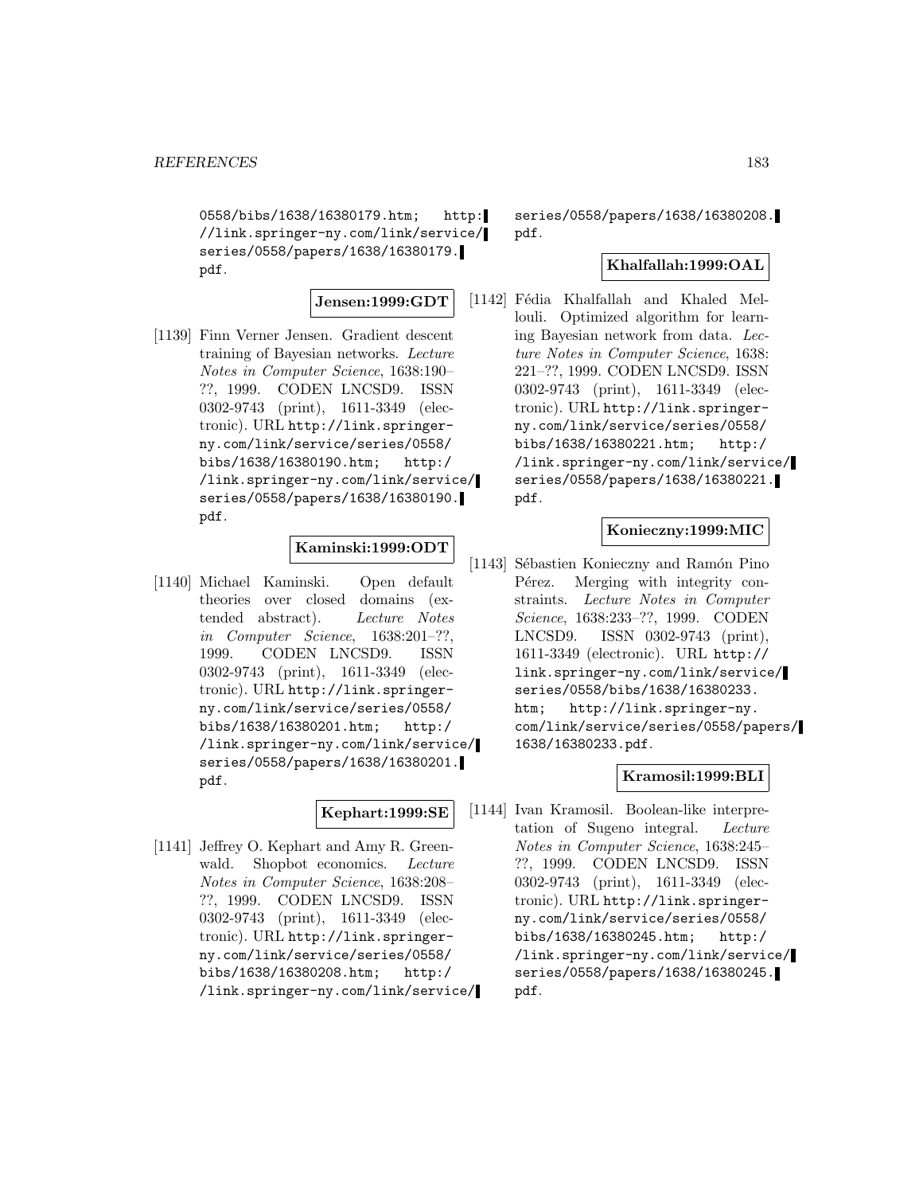0558/bibs/1638/16380179.htm; http://link.springer-ny.com/link/service/series/0558/papers/1638/16380179.pdf.

**Jensen:1999:GDT**

[1139] Finn Verner Jensen. Gradient descent training of Bayesian networks. *Lecture Notes in Computer Science*, 1638:190–??, 1999. CODEN LNCSD9. ISSN 0302-9743 (print), 1611-3349 (electronic). URL http://link.springer-ny.com/link/service/series/0558/bibs/1638/16380190.htm; http://link.springer-ny.com/link/service/series/0558/papers/1638/16380190.pdf.

**Kaminski:1999:ODT**

[1140] Michael Kaminski. Open default theories over closed domains (extended abstract). *Lecture Notes in Computer Science*, 1638:201–??, 1999. CODEN LNCSD9. ISSN 0302-9743 (print), 1611-3349 (electronic). URL http://link.springer-ny.com/link/service/series/0558/bibs/1638/16380201.htm; http://link.springer-ny.com/link/service/series/0558/papers/1638/16380201.pdf.

**Kephart:1999:SE**

[1141] Jeffrey O. Kephart and Amy R. Greenwald. Shopbot economics. *Lecture Notes in Computer Science*, 1638:208–??, 1999. CODEN LNCSD9. ISSN 0302-9743 (print), 1611-3349 (electronic). URL http://link.springer-ny.com/link/service/series/0558/bibs/1638/16380208.htm; http://link.springer-ny.com/link/service/series/0558/papers/1638/16380208.pdf.

**Khalfallah:1999:OAL**

[1142] Fédia Khalfallah and Khaled Mellouli. Optimized algorithm for learning Bayesian network from data. *Lecture Notes in Computer Science*, 1638:221–??, 1999. CODEN LNCSD9. ISSN 0302-9743 (print), 1611-3349 (electronic). URL http://link.springer-ny.com/link/service/series/0558/bibs/1638/16380221.htm; http://link.springer-ny.com/link/service/series/0558/papers/1638/16380221.pdf.

**Konieczny:1999:MIC**

[1143] Sébastien Konieczny and Ramón Pino Pérez. Merging with integrity constraints. *Lecture Notes in Computer Science*, 1638:233–??, 1999. CODEN LNCSD9. ISSN 0302-9743 (print), 1611-3349 (electronic). URL http://link.springer-ny.com/link/service/series/0558/bibs/1638/16380233.htm; http://link.springer-ny.com/link/service/series/0558/papers/1638/16380233.pdf.

**Kramosil:1999:BLI**

[1144] Ivan Kramosil. Boolean-like interpretation of Sugeno integral. *Lecture Notes in Computer Science*, 1638:245–??, 1999. CODEN LNCSD9. ISSN 0302-9743 (print), 1611-3349 (electronic). URL http://link.springer-ny.com/link/service/series/0558/bibs/1638/16380245.htm; http://link.springer-ny.com/link/service/series/0558/papers/1638/16380245.pdf.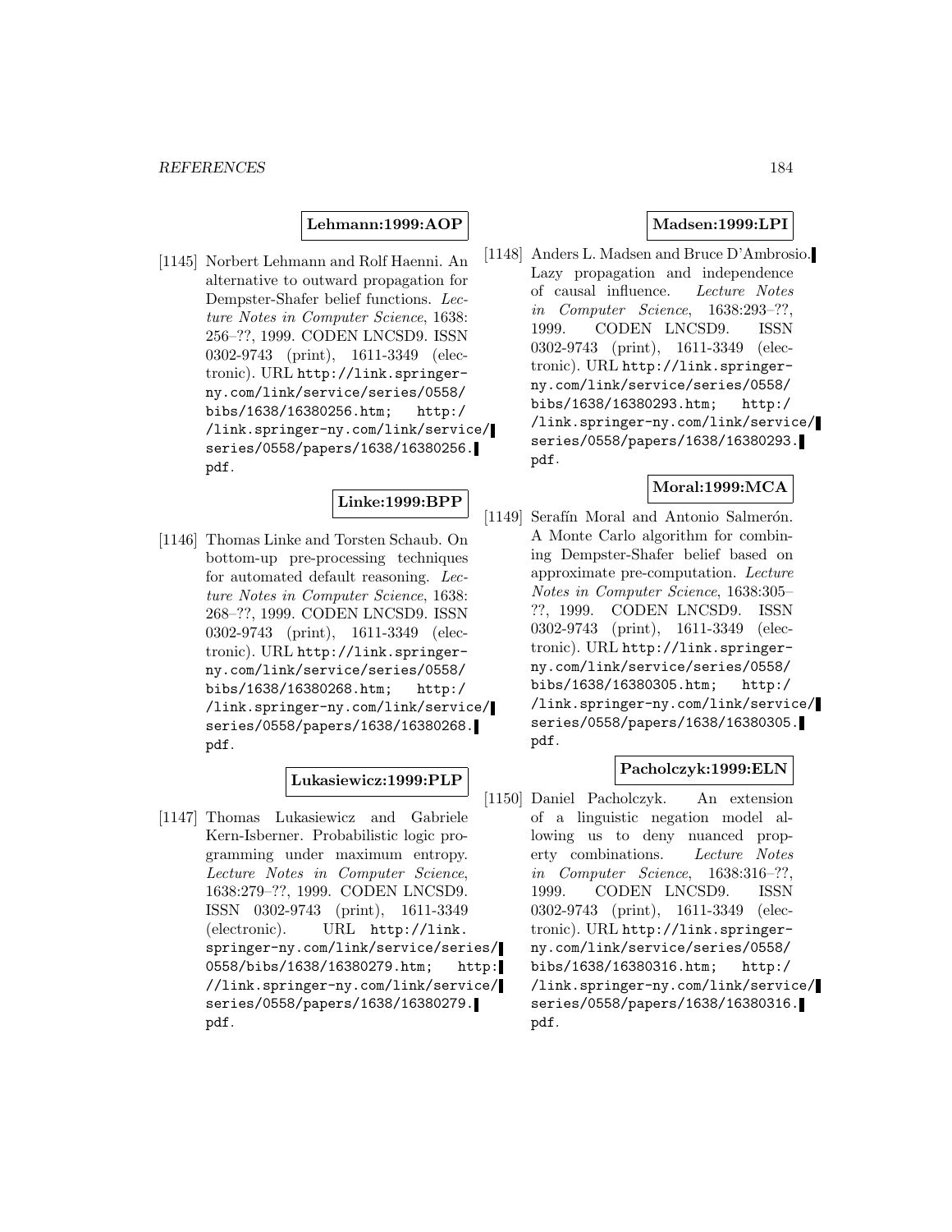**Lehmann:1999:AOP**

[1145] Norbert Lehmann and Rolf Haenni. An alternative to outward propagation for Dempster-Shafer belief functions. *Lecture Notes in Computer Science*, 1638: 256–??, 1999. CODEN LNCSD9. ISSN 0302-9743 (print), 1611-3349 (electronic). URL http://link.springer-ny.com/link/service/series/0558/bibs/1638/16380256.htm; http://link.springer-ny.com/link/service/series/0558/papers/1638/16380256.pdf.

**Linke:1999:BPP**

[1146] Thomas Linke and Torsten Schaub. On bottom-up pre-processing techniques for automated default reasoning. *Lecture Notes in Computer Science*, 1638: 268–??, 1999. CODEN LNCSD9. ISSN 0302-9743 (print), 1611-3349 (electronic). URL http://link.springer-ny.com/link/service/series/0558/bibs/1638/16380268.htm; http://link.springer-ny.com/link/service/series/0558/papers/1638/16380268.pdf.

**Lukasiewicz:1999:PLP**

[1147] Thomas Lukasiewicz and Gabriele Kern-Isberner. Probabilistic logic programming under maximum entropy. *Lecture Notes in Computer Science*, 1638:279–??, 1999. CODEN LNCSD9. ISSN 0302-9743 (print), 1611-3349 (electronic). URL http://link.springer-ny.com/link/service/series/0558/bibs/1638/16380279.htm; http://link.springer-ny.com/link/service/series/0558/papers/1638/16380279.pdf.

**Madsen:1999:LPI**

[1148] Anders L. Madsen and Bruce D'Ambrosio. Lazy propagation and independence of causal influence. *Lecture Notes in Computer Science*, 1638:293–??, 1999. CODEN LNCSD9. ISSN 0302-9743 (print), 1611-3349 (electronic). URL http://link.springer-ny.com/link/service/series/0558/bibs/1638/16380293.htm; http://link.springer-ny.com/link/service/series/0558/papers/1638/16380293.pdf.

**Moral:1999:MCA**

[1149] Serafín Moral and Antonio Salmerón. A Monte Carlo algorithm for combining Dempster-Shafer belief based on approximate pre-computation. *Lecture Notes in Computer Science*, 1638:305–??, 1999. CODEN LNCSD9. ISSN 0302-9743 (print), 1611-3349 (electronic). URL http://link.springer-ny.com/link/service/series/0558/bibs/1638/16380305.htm; http://link.springer-ny.com/link/service/series/0558/papers/1638/16380305.pdf.

**Pacholczyk:1999:ELN**

[1150] Daniel Pacholczyk. An extension of a linguistic negation model allowing us to deny nuanced property combinations. *Lecture Notes in Computer Science*, 1638:316–??, 1999. CODEN LNCSD9. ISSN 0302-9743 (print), 1611-3349 (electronic). URL http://link.springer-ny.com/link/service/series/0558/bibs/1638/16380316.htm; http://link.springer-ny.com/link/service/series/0558/papers/1638/16380316.pdf.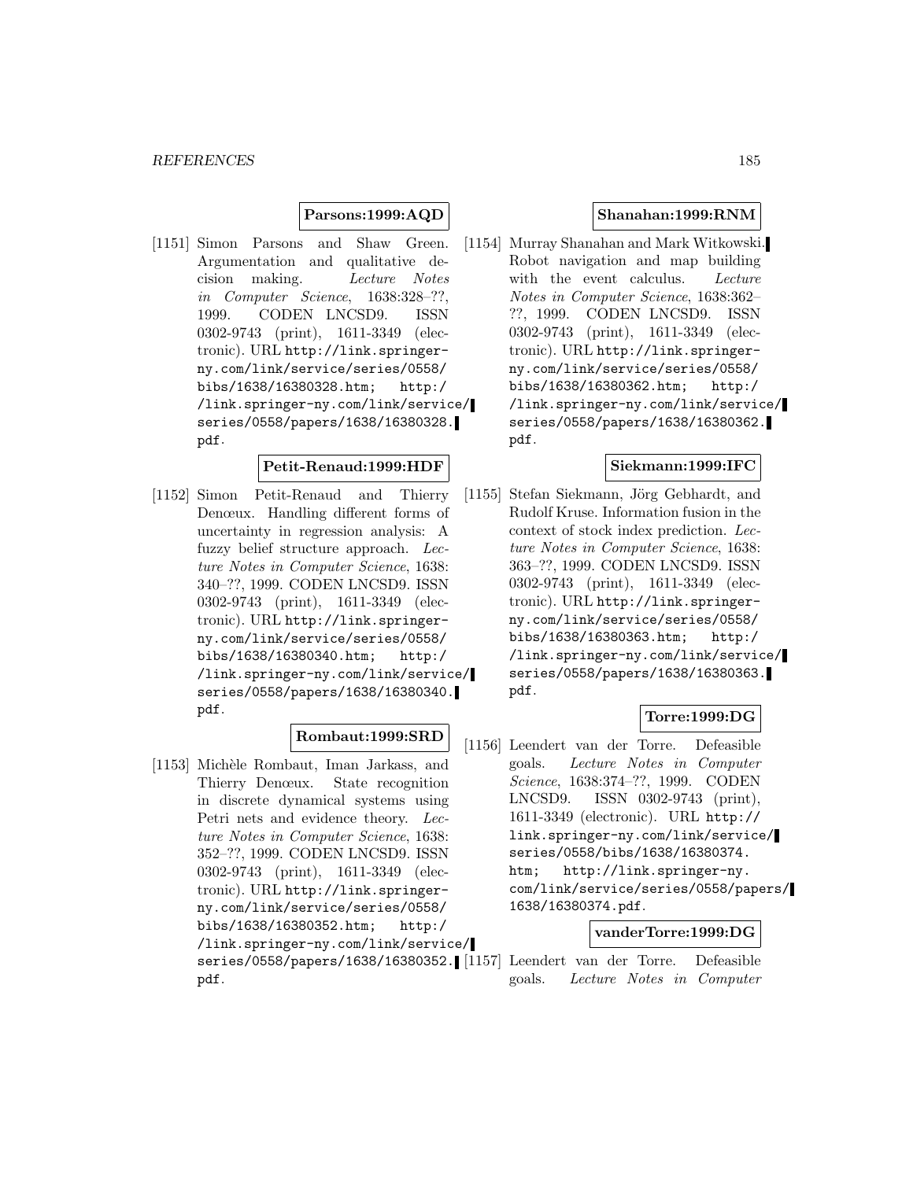**Parsons:1999:AQD**

[1151] Simon Parsons and Shaw Green. Argumentation and qualitative decision making. *Lecture Notes in Computer Science*, 1638:328–??, 1999. CODEN LNCSD9. ISSN 0302-9743 (print), 1611-3349 (electronic). URL http://link.springer-ny.com/link/service/series/0558/bibs/1638/16380328.htm; http://link.springer-ny.com/link/service/series/0558/papers/1638/16380328.pdf.

**Petit-Renaud:1999:HDF**

[1152] Simon Petit-Renaud and Thierry Denœux. Handling different forms of uncertainty in regression analysis: A fuzzy belief structure approach. *Lecture Notes in Computer Science*, 1638:340–??, 1999. CODEN LNCSD9. ISSN 0302-9743 (print), 1611-3349 (electronic). URL http://link.springer-ny.com/link/service/series/0558/bibs/1638/16380340.htm; http://link.springer-ny.com/link/service/series/0558/papers/1638/16380340.pdf.

**Rombaut:1999:SRD**

[1153] Michèle Rombaut, Iman Jarkass, and Thierry Denœux. State recognition in discrete dynamical systems using Petri nets and evidence theory. *Lecture Notes in Computer Science*, 1638:352–??, 1999. CODEN LNCSD9. ISSN 0302-9743 (print), 1611-3349 (electronic). URL http://link.springer-ny.com/link/service/series/0558/bibs/1638/16380352.htm; http://link.springer-ny.com/link/service/series/0558/papers/1638/16380352.pdf.

**Shanahan:1999:RNM**

[1154] Murray Shanahan and Mark Witkowski. Robot navigation and map building with the event calculus. *Lecture Notes in Computer Science*, 1638:362–??, 1999. CODEN LNCSD9. ISSN 0302-9743 (print), 1611-3349 (electronic). URL http://link.springer-ny.com/link/service/series/0558/bibs/1638/16380362.htm; http://link.springer-ny.com/link/service/series/0558/papers/1638/16380362.pdf.

**Siekmann:1999:IFC**

[1155] Stefan Siekmann, Jörg Gebhardt, and Rudolf Kruse. Information fusion in the context of stock index prediction. *Lecture Notes in Computer Science*, 1638:363–??, 1999. CODEN LNCSD9. ISSN 0302-9743 (print), 1611-3349 (electronic). URL http://link.springer-ny.com/link/service/series/0558/bibs/1638/16380363.htm; http://link.springer-ny.com/link/service/series/0558/papers/1638/16380363.pdf.

**Torre:1999:DG**

[1156] Leendert van der Torre. Defeasible goals. *Lecture Notes in Computer Science*, 1638:374–??, 1999. CODEN LNCSD9. ISSN 0302-9743 (print), 1611-3349 (electronic). URL http://link.springer-ny.com/link/service/series/0558/bibs/1638/16380374.htm; http://link.springer-ny.com/link/service/series/0558/papers/1638/16380374.pdf.

**vanderTorre:1999:DG**

[1157] Leendert van der Torre. Defeasible goals. *Lecture Notes in Computer*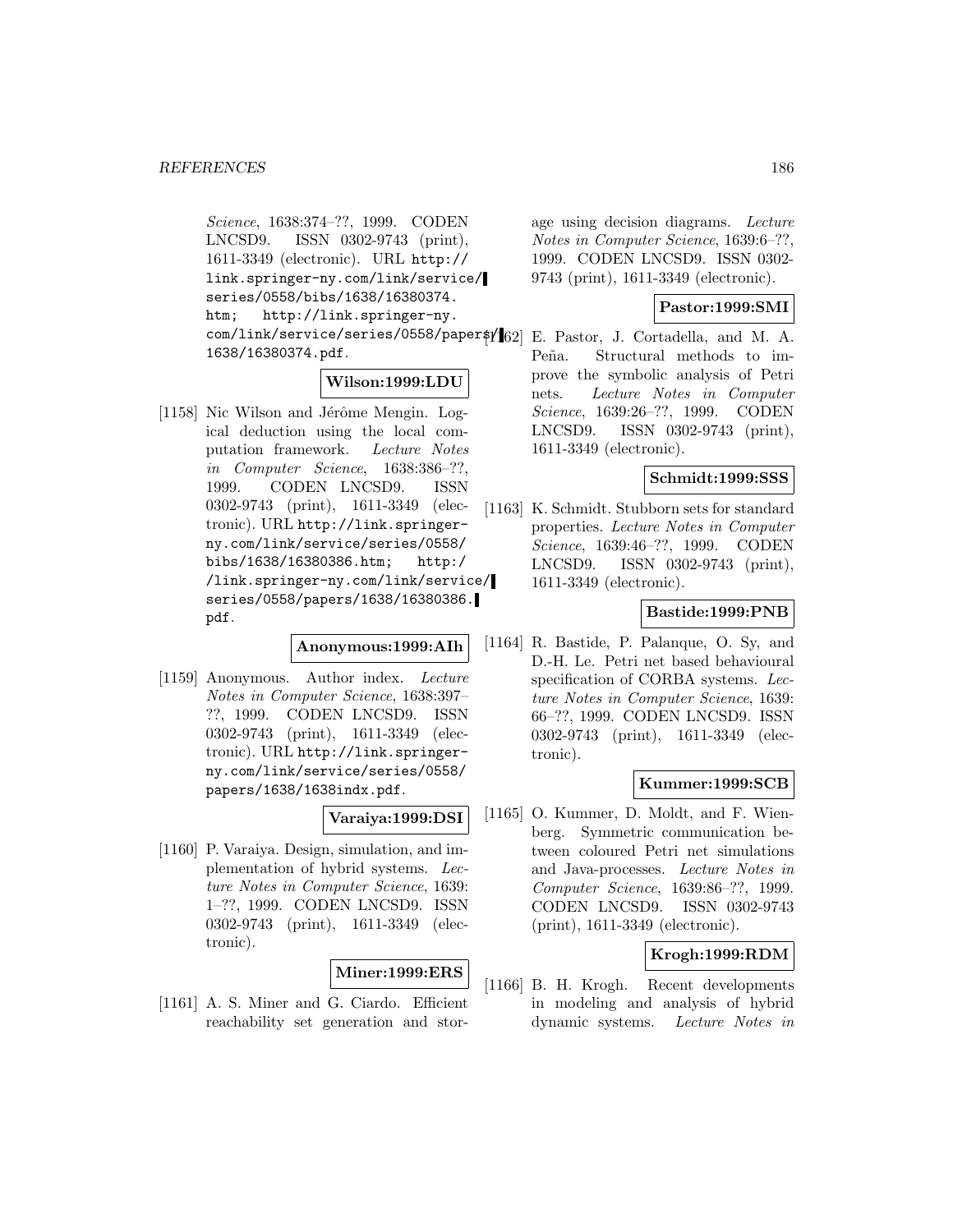*Science*, 1638:374–??, 1999. CODEN LNCSD9. ISSN 0302-9743 (print), 1611-3349 (electronic). URL http://link.springer-ny.com/link/service/series/0558/bibs/1638/16380374.htm; http://link.springer-ny.com/link/service/series/0558/papers/1638/16380374.pdf.

**Wilson:1999:LDU**

[1158] Nic Wilson and Jérôme Mengin. Logical deduction using the local computation framework. *Lecture Notes in Computer Science*, 1638:386–??, 1999. CODEN LNCSD9. ISSN 0302-9743 (print), 1611-3349 (electronic). URL http://link.springer-ny.com/link/service/series/0558/bibs/1638/16380386.htm; http://link.springer-ny.com/link/service/series/0558/papers/1638/16380386.pdf.

**Anonymous:1999:AIh**

[1159] Anonymous. Author index. *Lecture Notes in Computer Science*, 1638:397–??, 1999. CODEN LNCSD9. ISSN 0302-9743 (print), 1611-3349 (electronic). URL http://link.springer-ny.com/link/service/series/0558/papers/1638/1638indx.pdf.

**Varaiya:1999:DSI**

[1160] P. Varaiya. Design, simulation, and implementation of hybrid systems. *Lecture Notes in Computer Science*, 1639: 1–??, 1999. CODEN LNCSD9. ISSN 0302-9743 (print), 1611-3349 (electronic).

**Miner:1999:ERS**

[1161] A. S. Miner and G. Ciardo. Efficient reachability set generation and storage using decision diagrams. *Lecture Notes in Computer Science*, 1639:6–??, 1999. CODEN LNCSD9. ISSN 0302-9743 (print), 1611-3349 (electronic).

**Pastor:1999:SMI**

[1162] E. Pastor, J. Cortadella, and M. A. Peña. Structural methods to improve the symbolic analysis of Petri nets. *Lecture Notes in Computer Science*, 1639:26–??, 1999. CODEN LNCSD9. ISSN 0302-9743 (print), 1611-3349 (electronic).

**Schmidt:1999:SSS**

[1163] K. Schmidt. Stubborn sets for standard properties. *Lecture Notes in Computer Science*, 1639:46–??, 1999. CODEN LNCSD9. ISSN 0302-9743 (print), 1611-3349 (electronic).

**Bastide:1999:PNB**

[1164] R. Bastide, P. Palanque, O. Sy, and D.-H. Le. Petri net based behavioural specification of CORBA systems. *Lecture Notes in Computer Science*, 1639: 66–??, 1999. CODEN LNCSD9. ISSN 0302-9743 (print), 1611-3349 (electronic).

**Kummer:1999:SCB**

[1165] O. Kummer, D. Moldt, and F. Wienberg. Symmetric communication between coloured Petri net simulations and Java-processes. *Lecture Notes in Computer Science*, 1639:86–??, 1999. CODEN LNCSD9. ISSN 0302-9743 (print), 1611-3349 (electronic).

**Krogh:1999:RDM**

[1166] B. H. Krogh. Recent developments in modeling and analysis of hybrid dynamic systems. *Lecture Notes in*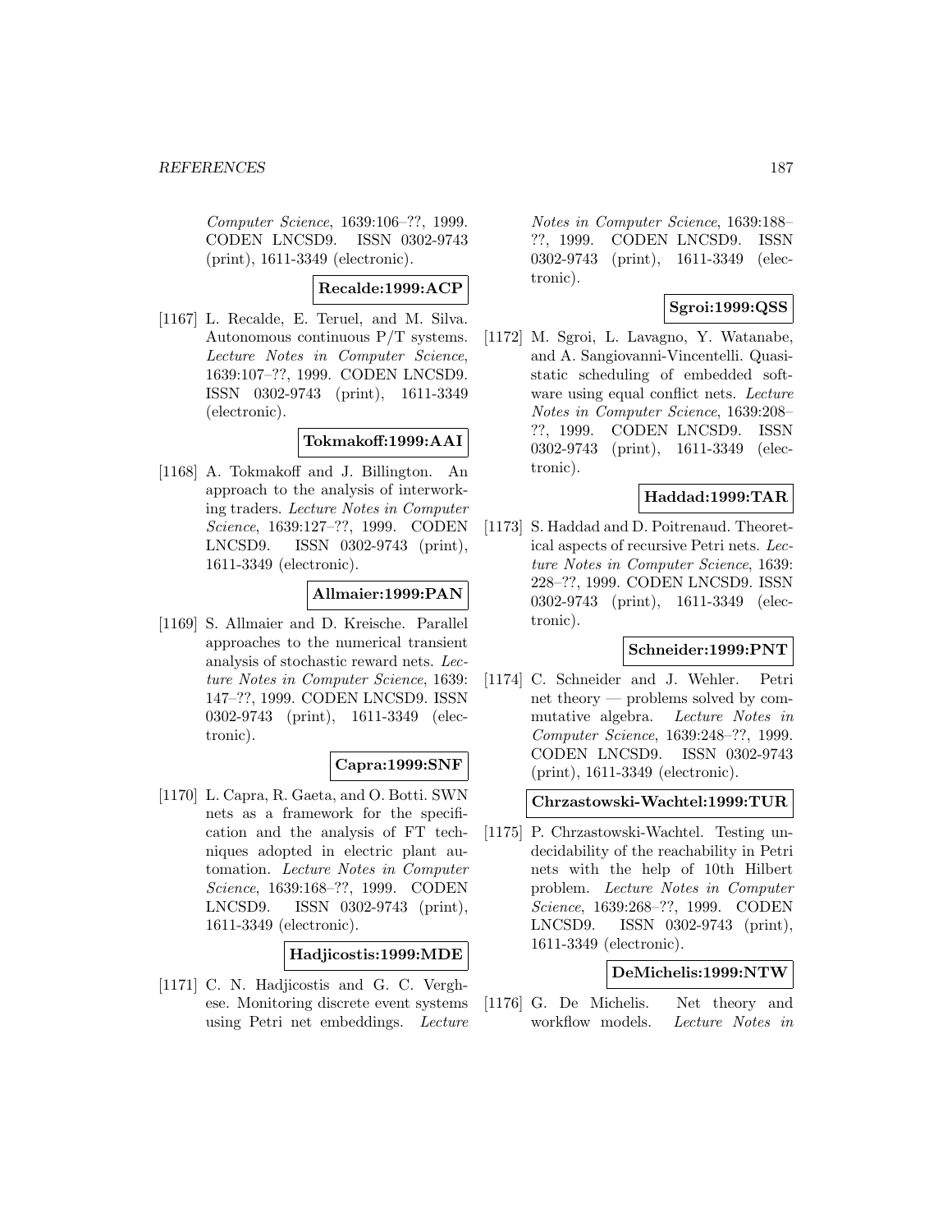*Computer Science*, 1639:106–??, 1999. CODEN LNCSD9. ISSN 0302-9743 (print), 1611-3349 (electronic).

**Recalde:1999:ACP**

[1167] L. Recalde, E. Teruel, and M. Silva. Autonomous continuous P/T systems. *Lecture Notes in Computer Science*, 1639:107–??, 1999. CODEN LNCSD9. ISSN 0302-9743 (print), 1611-3349 (electronic).

**Tokmakoff:1999:AAI**

[1168] A. Tokmakoff and J. Billington. An approach to the analysis of interworking traders. *Lecture Notes in Computer Science*, 1639:127–??, 1999. CODEN LNCSD9. ISSN 0302-9743 (print), 1611-3349 (electronic).

**Allmaier:1999:PAN**

[1169] S. Allmaier and D. Kreische. Parallel approaches to the numerical transient analysis of stochastic reward nets. *Lecture Notes in Computer Science*, 1639: 147–??, 1999. CODEN LNCSD9. ISSN 0302-9743 (print), 1611-3349 (electronic).

**Capra:1999:SNF**

[1170] L. Capra, R. Gaeta, and O. Botti. SWN nets as a framework for the specification and the analysis of FT techniques adopted in electric plant automation. *Lecture Notes in Computer Science*, 1639:168–??, 1999. CODEN LNCSD9. ISSN 0302-9743 (print), 1611-3349 (electronic).

**Hadjicostis:1999:MDE**

[1171] C. N. Hadjicostis and G. C. Verghese. Monitoring discrete event systems using Petri net embeddings. *Lecture Notes in Computer Science*, 1639:188–??, 1999. CODEN LNCSD9. ISSN 0302-9743 (print), 1611-3349 (electronic).

**Sgroi:1999:QSS**

[1172] M. Sgroi, L. Lavagno, Y. Watanabe, and A. Sangiovanni-Vincentelli. Quasi-static scheduling of embedded software using equal conflict nets. *Lecture Notes in Computer Science*, 1639:208–??, 1999. CODEN LNCSD9. ISSN 0302-9743 (print), 1611-3349 (electronic).

**Haddad:1999:TAR**

[1173] S. Haddad and D. Poitrenaud. Theoretical aspects of recursive Petri nets. *Lecture Notes in Computer Science*, 1639: 228–??, 1999. CODEN LNCSD9. ISSN 0302-9743 (print), 1611-3349 (electronic).

**Schneider:1999:PNT**

[1174] C. Schneider and J. Wehler. Petri net theory — problems solved by commutative algebra. *Lecture Notes in Computer Science*, 1639:248–??, 1999. CODEN LNCSD9. ISSN 0302-9743 (print), 1611-3349 (electronic).

**Chrzastowski-Wachtel:1999:TUR**

[1175] P. Chrzastowski-Wachtel. Testing undecidability of the reachability in Petri nets with the help of 10th Hilbert problem. *Lecture Notes in Computer Science*, 1639:268–??, 1999. CODEN LNCSD9. ISSN 0302-9743 (print), 1611-3349 (electronic).

**DeMichelis:1999:NTW**

[1176] G. De Michelis. Net theory and workflow models. *Lecture Notes in*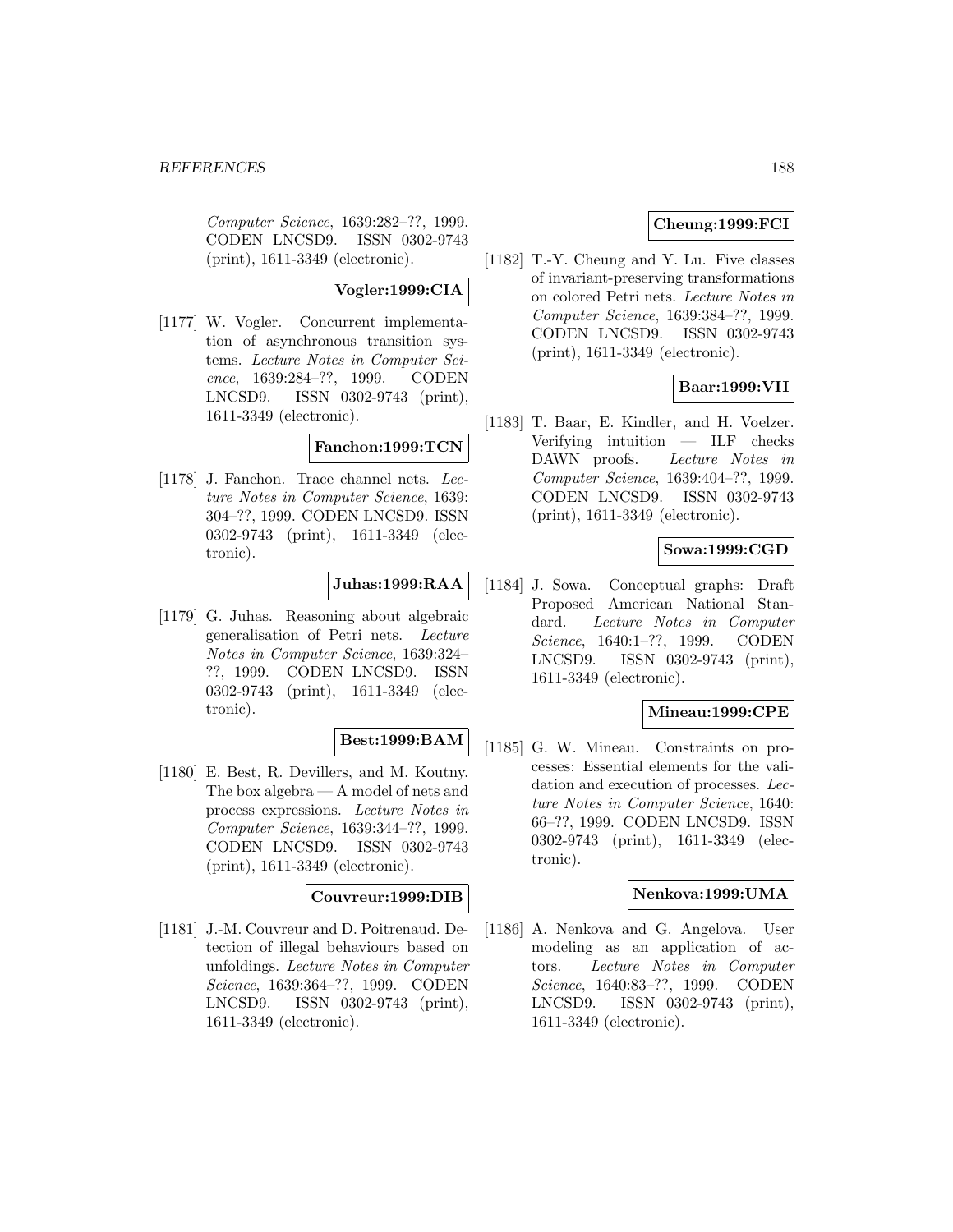*Computer Science*, 1639:282–??, 1999. CODEN LNCSD9. ISSN 0302-9743 (print), 1611-3349 (electronic).

**Vogler:1999:CIA**

[1177] W. Vogler. Concurrent implementation of asynchronous transition systems. *Lecture Notes in Computer Science*, 1639:284–??, 1999. CODEN LNCSD9. ISSN 0302-9743 (print), 1611-3349 (electronic).

**Fanchon:1999:TCN**

[1178] J. Fanchon. Trace channel nets. *Lecture Notes in Computer Science*, 1639: 304–??, 1999. CODEN LNCSD9. ISSN 0302-9743 (print), 1611-3349 (electronic).

**Juhas:1999:RAA**

[1179] G. Juhas. Reasoning about algebraic generalisation of Petri nets. *Lecture Notes in Computer Science*, 1639:324–??, 1999. CODEN LNCSD9. ISSN 0302-9743 (print), 1611-3349 (electronic).

**Best:1999:BAM**

[1180] E. Best, R. Devillers, and M. Koutny. The box algebra — A model of nets and process expressions. *Lecture Notes in Computer Science*, 1639:344–??, 1999. CODEN LNCSD9. ISSN 0302-9743 (print), 1611-3349 (electronic).

**Couvreur:1999:DIB**

[1181] J.-M. Couvreur and D. Poitrenaud. Detection of illegal behaviours based on unfoldings. *Lecture Notes in Computer Science*, 1639:364–??, 1999. CODEN LNCSD9. ISSN 0302-9743 (print), 1611-3349 (electronic).

**Cheung:1999:FCI**

[1182] T.-Y. Cheung and Y. Lu. Five classes of invariant-preserving transformations on colored Petri nets. *Lecture Notes in Computer Science*, 1639:384–??, 1999. CODEN LNCSD9. ISSN 0302-9743 (print), 1611-3349 (electronic).

**Baar:1999:VII**

[1183] T. Baar, E. Kindler, and H. Voelzer. Verifying intuition — ILF checks DAWN proofs. *Lecture Notes in Computer Science*, 1639:404–??, 1999. CODEN LNCSD9. ISSN 0302-9743 (print), 1611-3349 (electronic).

**Sowa:1999:CGD**

[1184] J. Sowa. Conceptual graphs: Draft Proposed American National Standard. *Lecture Notes in Computer Science*, 1640:1–??, 1999. CODEN LNCSD9. ISSN 0302-9743 (print), 1611-3349 (electronic).

**Mineau:1999:CPE**

[1185] G. W. Mineau. Constraints on processes: Essential elements for the validation and execution of processes. *Lecture Notes in Computer Science*, 1640: 66–??, 1999. CODEN LNCSD9. ISSN 0302-9743 (print), 1611-3349 (electronic).

**Nenkova:1999:UMA**

[1186] A. Nenkova and G. Angelova. User modeling as an application of actors. *Lecture Notes in Computer Science*, 1640:83–??, 1999. CODEN LNCSD9. ISSN 0302-9743 (print), 1611-3349 (electronic).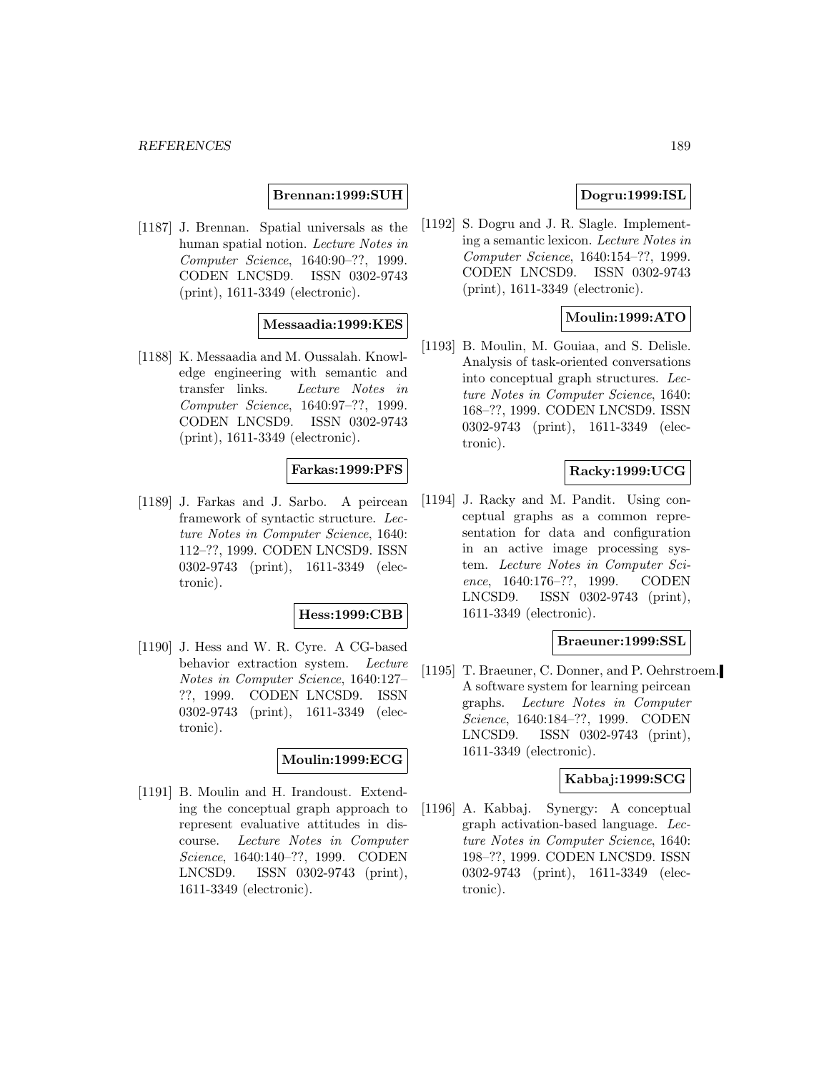**Brennan:1999:SUH**

[1187] J. Brennan. Spatial universals as the human spatial notion. *Lecture Notes in Computer Science*, 1640:90–??, 1999. CODEN LNCSD9. ISSN 0302-9743 (print), 1611-3349 (electronic).

**Messaadia:1999:KES**

[1188] K. Messaadia and M. Oussalah. Knowledge engineering with semantic and transfer links. *Lecture Notes in Computer Science*, 1640:97–??, 1999. CODEN LNCSD9. ISSN 0302-9743 (print), 1611-3349 (electronic).

**Farkas:1999:PFS**

[1189] J. Farkas and J. Sarbo. A peircean framework of syntactic structure. *Lecture Notes in Computer Science*, 1640: 112–??, 1999. CODEN LNCSD9. ISSN 0302-9743 (print), 1611-3349 (electronic).

**Hess:1999:CBB**

[1190] J. Hess and W. R. Cyre. A CG-based behavior extraction system. *Lecture Notes in Computer Science*, 1640:127–??, 1999. CODEN LNCSD9. ISSN 0302-9743 (print), 1611-3349 (electronic).

**Moulin:1999:ECG**

[1191] B. Moulin and H. Irandoust. Extending the conceptual graph approach to represent evaluative attitudes in discourse. *Lecture Notes in Computer Science*, 1640:140–??, 1999. CODEN LNCSD9. ISSN 0302-9743 (print), 1611-3349 (electronic).

**Dogru:1999:ISL**

[1192] S. Dogru and J. R. Slagle. Implementing a semantic lexicon. *Lecture Notes in Computer Science*, 1640:154–??, 1999. CODEN LNCSD9. ISSN 0302-9743 (print), 1611-3349 (electronic).

**Moulin:1999:ATO**

[1193] B. Moulin, M. Gouiaa, and S. Delisle. Analysis of task-oriented conversations into conceptual graph structures. *Lecture Notes in Computer Science*, 1640: 168–??, 1999. CODEN LNCSD9. ISSN 0302-9743 (print), 1611-3349 (electronic).

**Racky:1999:UCG**

[1194] J. Racky and M. Pandit. Using conceptual graphs as a common representation for data and configuration in an active image processing system. *Lecture Notes in Computer Science*, 1640:176–??, 1999. CODEN LNCSD9. ISSN 0302-9743 (print), 1611-3349 (electronic).

**Braeuner:1999:SSL**

[1195] T. Braeuner, C. Donner, and P. Oehrstroem. A software system for learning peircean graphs. *Lecture Notes in Computer Science*, 1640:184–??, 1999. CODEN LNCSD9. ISSN 0302-9743 (print), 1611-3349 (electronic).

**Kabbaj:1999:SCG**

[1196] A. Kabbaj. Synergy: A conceptual graph activation-based language. *Lecture Notes in Computer Science*, 1640: 198–??, 1999. CODEN LNCSD9. ISSN 0302-9743 (print), 1611-3349 (electronic).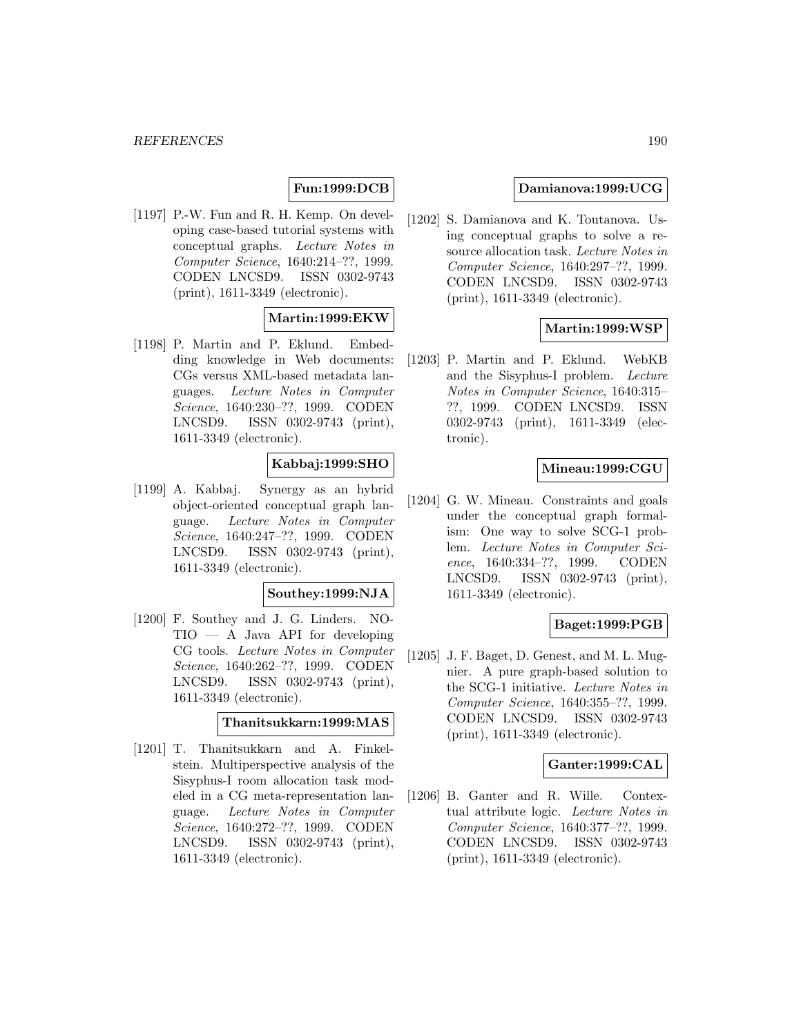**Fun:1999:DCB**

[1197] P.-W. Fun and R. H. Kemp. On developing case-based tutorial systems with conceptual graphs. *Lecture Notes in Computer Science*, 1640:214–??, 1999. CODEN LNCSD9. ISSN 0302-9743 (print), 1611-3349 (electronic).

**Martin:1999:EKW**

[1198] P. Martin and P. Eklund. Embedding knowledge in Web documents: CGs versus XML-based metadata languages. *Lecture Notes in Computer Science*, 1640:230–??, 1999. CODEN LNCSD9. ISSN 0302-9743 (print), 1611-3349 (electronic).

**Kabbaj:1999:SHO**

[1199] A. Kabbaj. Synergy as an hybrid object-oriented conceptual graph language. *Lecture Notes in Computer Science*, 1640:247–??, 1999. CODEN LNCSD9. ISSN 0302-9743 (print), 1611-3349 (electronic).

**Southey:1999:NJA**

[1200] F. Southey and J. G. Linders. NOTIO — A Java API for developing CG tools. *Lecture Notes in Computer Science*, 1640:262–??, 1999. CODEN LNCSD9. ISSN 0302-9743 (print), 1611-3349 (electronic).

**Thanitsukkarn:1999:MAS**

[1201] T. Thanitsukkarn and A. Finkelstein. Multiperspective analysis of the Sisyphus-I room allocation task modeled in a CG meta-representation language. *Lecture Notes in Computer Science*, 1640:272–??, 1999. CODEN LNCSD9. ISSN 0302-9743 (print), 1611-3349 (electronic).

**Damianova:1999:UCG**

[1202] S. Damianova and K. Toutanova. Using conceptual graphs to solve a resource allocation task. *Lecture Notes in Computer Science*, 1640:297–??, 1999. CODEN LNCSD9. ISSN 0302-9743 (print), 1611-3349 (electronic).

**Martin:1999:WSP**

[1203] P. Martin and P. Eklund. WebKB and the Sisyphus-I problem. *Lecture Notes in Computer Science*, 1640:315–??, 1999. CODEN LNCSD9. ISSN 0302-9743 (print), 1611-3349 (electronic).

**Mineau:1999:CGU**

[1204] G. W. Mineau. Constraints and goals under the conceptual graph formalism: One way to solve SCG-1 problem. *Lecture Notes in Computer Science*, 1640:334–??, 1999. CODEN LNCSD9. ISSN 0302-9743 (print), 1611-3349 (electronic).

**Baget:1999:PGB**

[1205] J. F. Baget, D. Genest, and M. L. Mugnier. A pure graph-based solution to the SCG-1 initiative. *Lecture Notes in Computer Science*, 1640:355–??, 1999. CODEN LNCSD9. ISSN 0302-9743 (print), 1611-3349 (electronic).

**Ganter:1999:CAL**

[1206] B. Ganter and R. Wille. Contextual attribute logic. *Lecture Notes in Computer Science*, 1640:377–??, 1999. CODEN LNCSD9. ISSN 0302-9743 (print), 1611-3349 (electronic).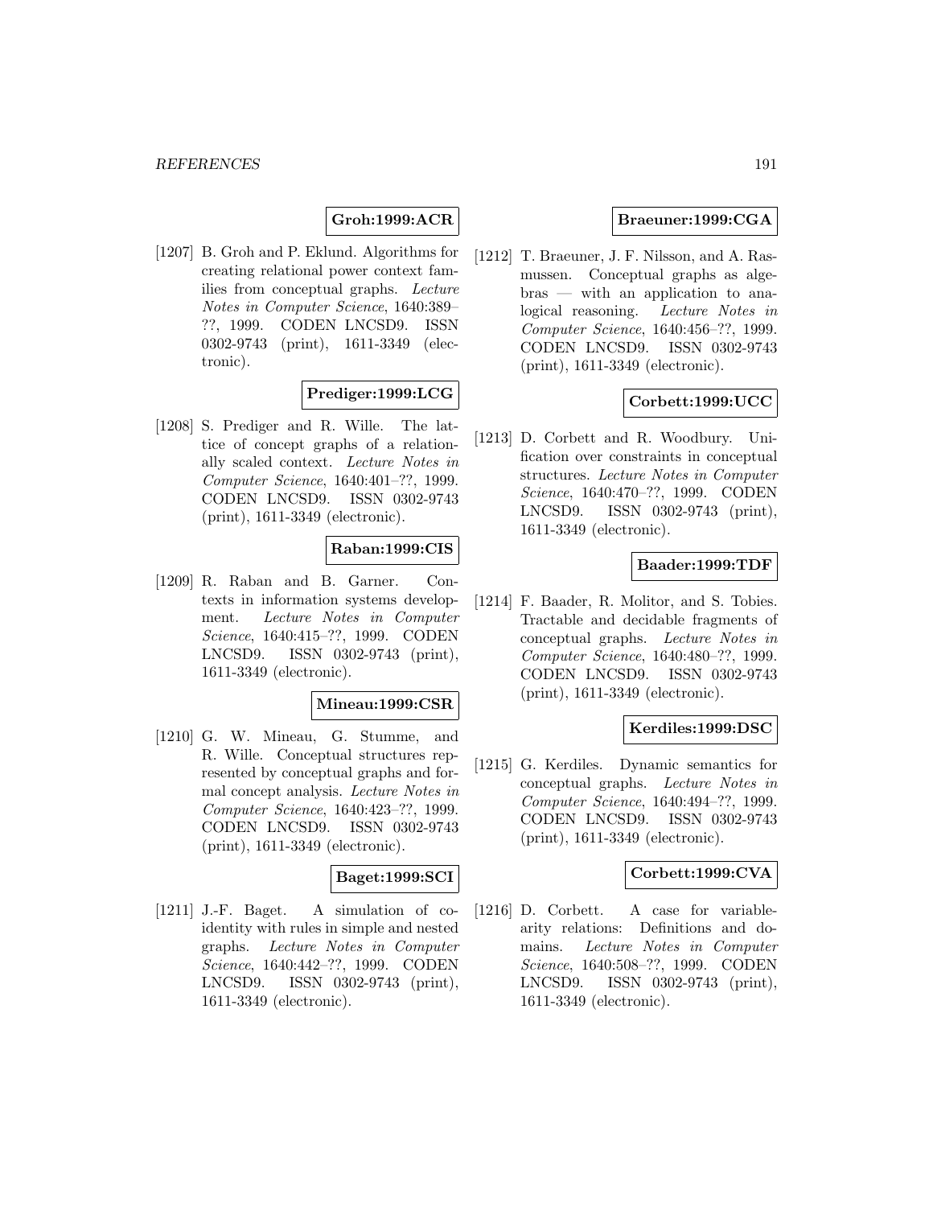**Groh:1999:ACR**

[1207] B. Groh and P. Eklund. Algorithms for creating relational power context families from conceptual graphs. *Lecture Notes in Computer Science*, 1640:389–??, 1999. CODEN LNCSD9. ISSN 0302-9743 (print), 1611-3349 (electronic).

**Prediger:1999:LCG**

[1208] S. Prediger and R. Wille. The lattice of concept graphs of a relationally scaled context. *Lecture Notes in Computer Science*, 1640:401–??, 1999. CODEN LNCSD9. ISSN 0302-9743 (print), 1611-3349 (electronic).

**Raban:1999:CIS**

[1209] R. Raban and B. Garner. Contexts in information systems development. *Lecture Notes in Computer Science*, 1640:415–??, 1999. CODEN LNCSD9. ISSN 0302-9743 (print), 1611-3349 (electronic).

**Mineau:1999:CSR**

[1210] G. W. Mineau, G. Stumme, and R. Wille. Conceptual structures represented by conceptual graphs and formal concept analysis. *Lecture Notes in Computer Science*, 1640:423–??, 1999. CODEN LNCSD9. ISSN 0302-9743 (print), 1611-3349 (electronic).

**Baget:1999:SCI**

[1211] J.-F. Baget. A simulation of coidentity with rules in simple and nested graphs. *Lecture Notes in Computer Science*, 1640:442–??, 1999. CODEN LNCSD9. ISSN 0302-9743 (print), 1611-3349 (electronic).

**Braeuner:1999:CGA**

[1212] T. Braeuner, J. F. Nilsson, and A. Rasmussen. Conceptual graphs as algebras — with an application to analogical reasoning. *Lecture Notes in Computer Science*, 1640:456–??, 1999. CODEN LNCSD9. ISSN 0302-9743 (print), 1611-3349 (electronic).

**Corbett:1999:UCC**

[1213] D. Corbett and R. Woodbury. Unification over constraints in conceptual structures. *Lecture Notes in Computer Science*, 1640:470–??, 1999. CODEN LNCSD9. ISSN 0302-9743 (print), 1611-3349 (electronic).

**Baader:1999:TDF**

[1214] F. Baader, R. Molitor, and S. Tobies. Tractable and decidable fragments of conceptual graphs. *Lecture Notes in Computer Science*, 1640:480–??, 1999. CODEN LNCSD9. ISSN 0302-9743 (print), 1611-3349 (electronic).

**Kerdiles:1999:DSC**

[1215] G. Kerdiles. Dynamic semantics for conceptual graphs. *Lecture Notes in Computer Science*, 1640:494–??, 1999. CODEN LNCSD9. ISSN 0302-9743 (print), 1611-3349 (electronic).

**Corbett:1999:CVA**

[1216] D. Corbett. A case for variable-arity relations: Definitions and domains. *Lecture Notes in Computer Science*, 1640:508–??, 1999. CODEN LNCSD9. ISSN 0302-9743 (print), 1611-3349 (electronic).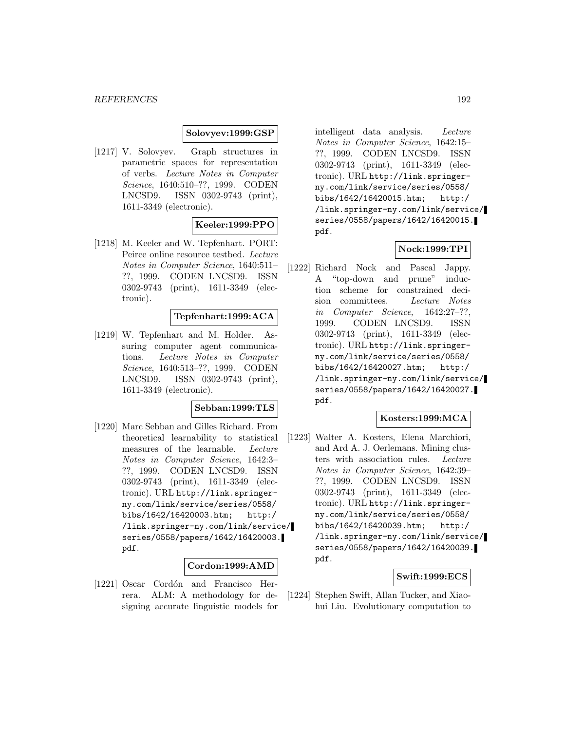**Solovyev:1999:GSP**

[1217] V. Solovyev. Graph structures in parametric spaces for representation of verbs. *Lecture Notes in Computer Science*, 1640:510–??, 1999. CODEN LNCSD9. ISSN 0302-9743 (print), 1611-3349 (electronic).

**Keeler:1999:PPO**

[1218] M. Keeler and W. Tepfenhart. PORT: Peirce online resource testbed. *Lecture Notes in Computer Science*, 1640:511–??, 1999. CODEN LNCSD9. ISSN 0302-9743 (print), 1611-3349 (electronic).

**Tepfenhart:1999:ACA**

[1219] W. Tepfenhart and M. Holder. Assuring computer agent communications. *Lecture Notes in Computer Science*, 1640:513–??, 1999. CODEN LNCSD9. ISSN 0302-9743 (print), 1611-3349 (electronic).

**Sebban:1999:TLS**

[1220] Marc Sebban and Gilles Richard. From theoretical learnability to statistical measures of the learnable. *Lecture Notes in Computer Science*, 1642:3–??, 1999. CODEN LNCSD9. ISSN 0302-9743 (print), 1611-3349 (electronic). URL `http://link.springer-ny.com/link/service/series/0558/bibs/1642/16420003.htm; http://link.springer-ny.com/link/service/series/0558/papers/1642/16420003.pdf`.

**Cordon:1999:AMD**

[1221] Oscar Cordón and Francisco Herrera. ALM: A methodology for designing accurate linguistic models for intelligent data analysis. *Lecture Notes in Computer Science*, 1642:15–??, 1999. CODEN LNCSD9. ISSN 0302-9743 (print), 1611-3349 (electronic). URL `http://link.springer-ny.com/link/service/series/0558/bibs/1642/16420015.htm; http://link.springer-ny.com/link/service/series/0558/papers/1642/16420015.pdf`.

**Nock:1999:TPI**

[1222] Richard Nock and Pascal Jappy. A "top-down and prune" induction scheme for constrained decision committees. *Lecture Notes in Computer Science*, 1642:27–??, 1999. CODEN LNCSD9. ISSN 0302-9743 (print), 1611-3349 (electronic). URL `http://link.springer-ny.com/link/service/series/0558/bibs/1642/16420027.htm; http://link.springer-ny.com/link/service/series/0558/papers/1642/16420027.pdf`.

**Kosters:1999:MCA**

[1223] Walter A. Kosters, Elena Marchiori, and Ard A. J. Oerlemans. Mining clusters with association rules. *Lecture Notes in Computer Science*, 1642:39–??, 1999. CODEN LNCSD9. ISSN 0302-9743 (print), 1611-3349 (electronic). URL `http://link.springer-ny.com/link/service/series/0558/bibs/1642/16420039.htm; http://link.springer-ny.com/link/service/series/0558/papers/1642/16420039.pdf`.

**Swift:1999:ECS**

[1224] Stephen Swift, Allan Tucker, and Xiaohui Liu. Evolutionary computation to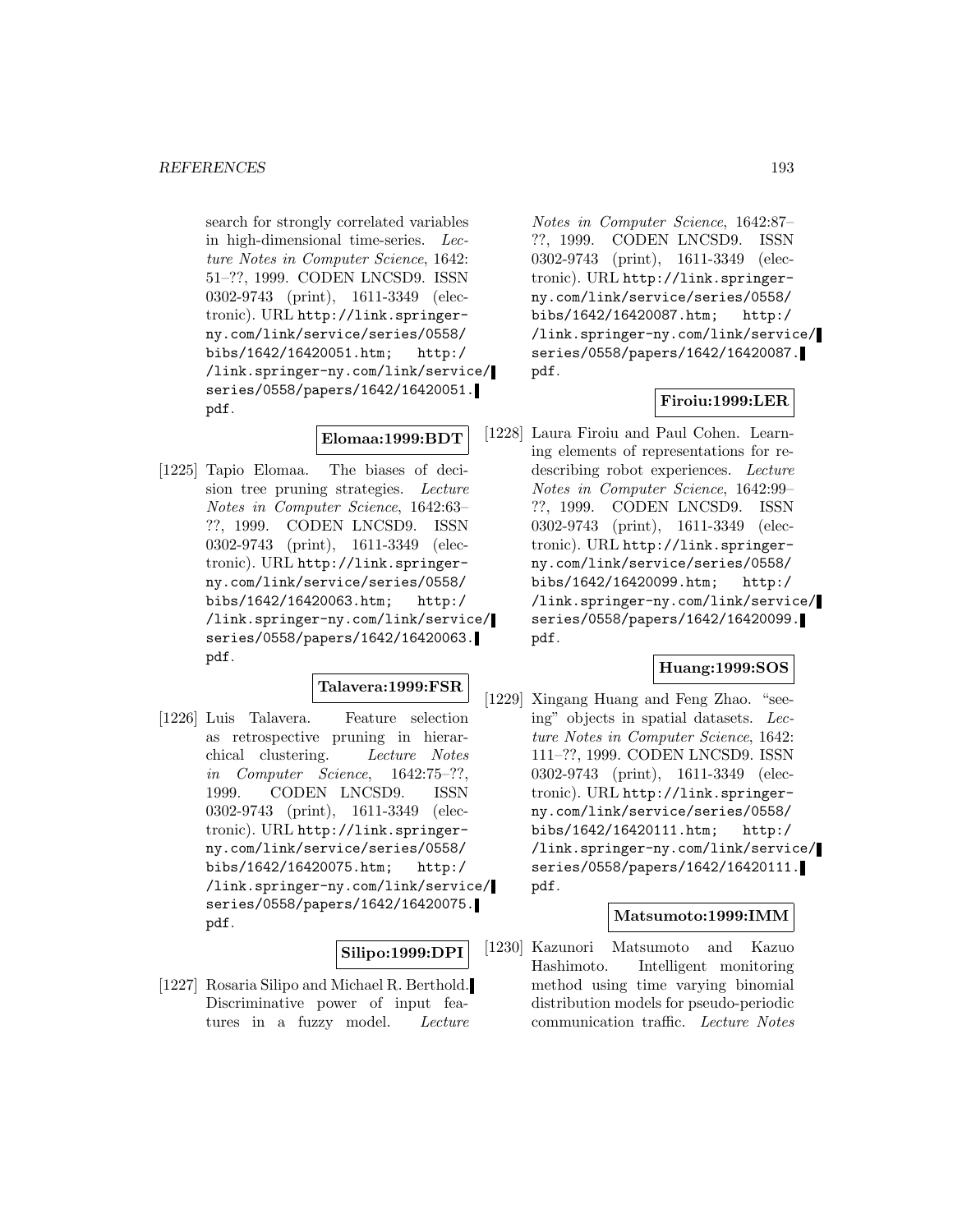search for strongly correlated variables in high-dimensional time-series. *Lecture Notes in Computer Science*, 1642: 51–??, 1999. CODEN LNCSD9. ISSN 0302-9743 (print), 1611-3349 (electronic). URL http://link.springer-ny.com/link/service/series/0558/bibs/1642/16420051.htm; http://link.springer-ny.com/link/service/series/0558/papers/1642/16420051.pdf.

**Elomaa:1999:BDT**

[1225] Tapio Elomaa. The biases of decision tree pruning strategies. *Lecture Notes in Computer Science*, 1642:63–??, 1999. CODEN LNCSD9. ISSN 0302-9743 (print), 1611-3349 (electronic). URL http://link.springer-ny.com/link/service/series/0558/bibs/1642/16420063.htm; http://link.springer-ny.com/link/service/series/0558/papers/1642/16420063.pdf.

**Talavera:1999:FSR**

[1226] Luis Talavera. Feature selection as retrospective pruning in hierarchical clustering. *Lecture Notes in Computer Science*, 1642:75–??, 1999. CODEN LNCSD9. ISSN 0302-9743 (print), 1611-3349 (electronic). URL http://link.springer-ny.com/link/service/series/0558/bibs/1642/16420075.htm; http://link.springer-ny.com/link/service/series/0558/papers/1642/16420075.pdf.

**Silipo:1999:DPI**

[1227] Rosaria Silipo and Michael R. Berthold. Discriminative power of input features in a fuzzy model. *Lecture Notes in Computer Science*, 1642:87–??, 1999. CODEN LNCSD9. ISSN 0302-9743 (print), 1611-3349 (electronic). URL http://link.springer-ny.com/link/service/series/0558/bibs/1642/16420087.htm; http://link.springer-ny.com/link/service/series/0558/papers/1642/16420087.pdf.

**Firoiu:1999:LER**

[1228] Laura Firoiu and Paul Cohen. Learning elements of representations for redescribing robot experiences. *Lecture Notes in Computer Science*, 1642:99–??, 1999. CODEN LNCSD9. ISSN 0302-9743 (print), 1611-3349 (electronic). URL http://link.springer-ny.com/link/service/series/0558/bibs/1642/16420099.htm; http://link.springer-ny.com/link/service/series/0558/papers/1642/16420099.pdf.

**Huang:1999:SOS**

[1229] Xingang Huang and Feng Zhao. "seeing" objects in spatial datasets. *Lecture Notes in Computer Science*, 1642: 111–??, 1999. CODEN LNCSD9. ISSN 0302-9743 (print), 1611-3349 (electronic). URL http://link.springer-ny.com/link/service/series/0558/bibs/1642/16420111.htm; http://link.springer-ny.com/link/service/series/0558/papers/1642/16420111.pdf.

**Matsumoto:1999:IMM**

[1230] Kazunori Matsumoto and Kazuo Hashimoto. Intelligent monitoring method using time varying binomial distribution models for pseudo-periodic communication traffic. *Lecture Notes*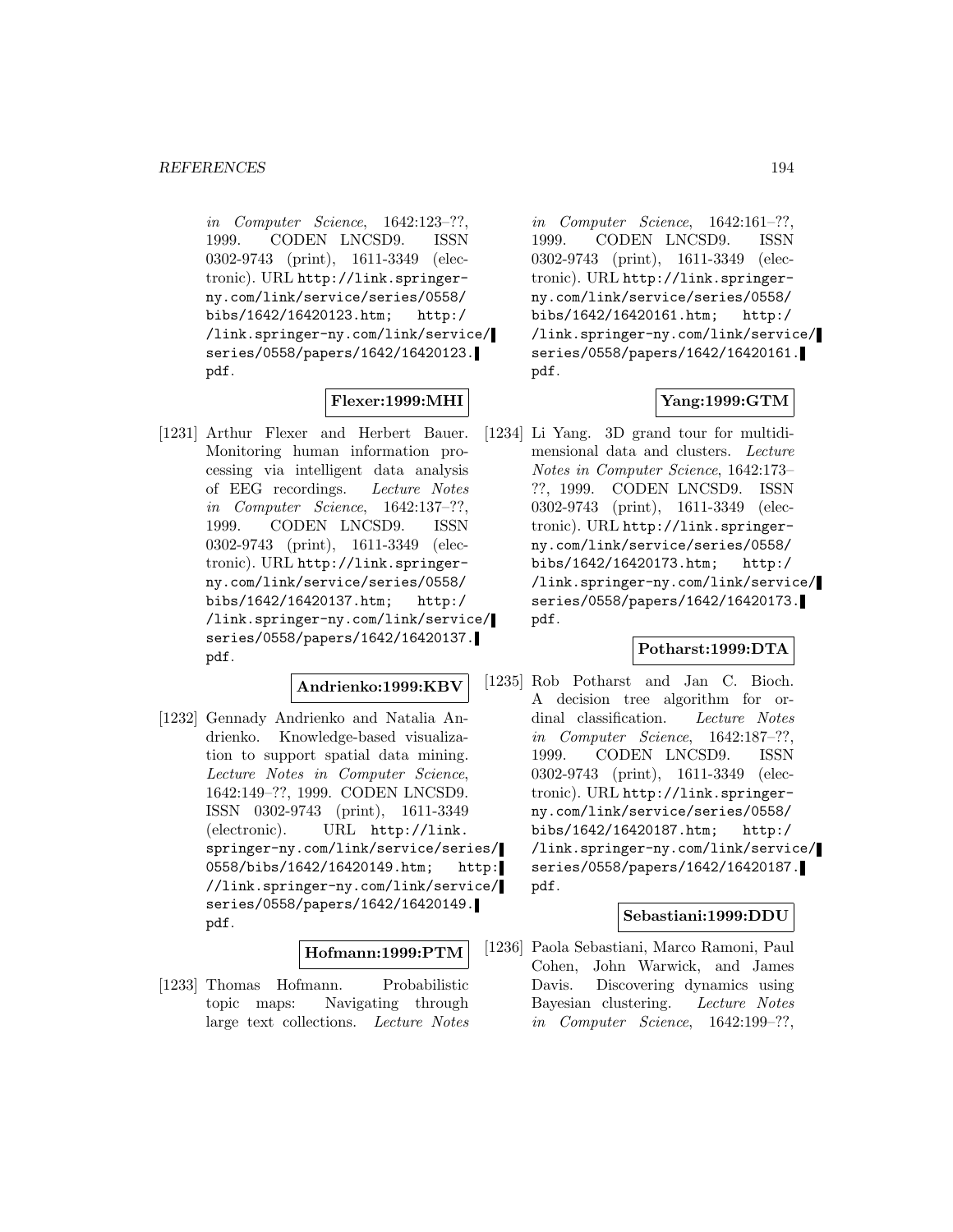*in Computer Science*, 1642:123–??, 1999. CODEN LNCSD9. ISSN 0302-9743 (print), 1611-3349 (electronic). URL http://link.springer-ny.com/link/service/series/0558/bibs/1642/16420123.htm; http://link.springer-ny.com/link/service/series/0558/papers/1642/16420123.pdf.

**Flexer:1999:MHI**

[1231] Arthur Flexer and Herbert Bauer. Monitoring human information processing via intelligent data analysis of EEG recordings. *Lecture Notes in Computer Science*, 1642:137–??, 1999. CODEN LNCSD9. ISSN 0302-9743 (print), 1611-3349 (electronic). URL http://link.springer-ny.com/link/service/series/0558/bibs/1642/16420137.htm; http://link.springer-ny.com/link/service/series/0558/papers/1642/16420137.pdf.

**Andrienko:1999:KBV**

[1232] Gennady Andrienko and Natalia Andrienko. Knowledge-based visualization to support spatial data mining. *Lecture Notes in Computer Science*, 1642:149–??, 1999. CODEN LNCSD9. ISSN 0302-9743 (print), 1611-3349 (electronic). URL http://link.springer-ny.com/link/service/series/0558/bibs/1642/16420149.htm; http://link.springer-ny.com/link/service/series/0558/papers/1642/16420149.pdf.

**Hofmann:1999:PTM**

[1233] Thomas Hofmann. Probabilistic topic maps: Navigating through large text collections. *Lecture Notes in Computer Science*, 1642:161–??, 1999. CODEN LNCSD9. ISSN 0302-9743 (print), 1611-3349 (electronic). URL http://link.springer-ny.com/link/service/series/0558/bibs/1642/16420161.htm; http://link.springer-ny.com/link/service/series/0558/papers/1642/16420161.pdf.

**Yang:1999:GTM**

[1234] Li Yang. 3D grand tour for multidimensional data and clusters. *Lecture Notes in Computer Science*, 1642:173–??, 1999. CODEN LNCSD9. ISSN 0302-9743 (print), 1611-3349 (electronic). URL http://link.springer-ny.com/link/service/series/0558/bibs/1642/16420173.htm; http://link.springer-ny.com/link/service/series/0558/papers/1642/16420173.pdf.

**Potharst:1999:DTA**

[1235] Rob Potharst and Jan C. Bioch. A decision tree algorithm for ordinal classification. *Lecture Notes in Computer Science*, 1642:187–??, 1999. CODEN LNCSD9. ISSN 0302-9743 (print), 1611-3349 (electronic). URL http://link.springer-ny.com/link/service/series/0558/bibs/1642/16420187.htm; http://link.springer-ny.com/link/service/series/0558/papers/1642/16420187.pdf.

**Sebastiani:1999:DDU**

[1236] Paola Sebastiani, Marco Ramoni, Paul Cohen, John Warwick, and James Davis. Discovering dynamics using Bayesian clustering. *Lecture Notes in Computer Science*, 1642:199–??,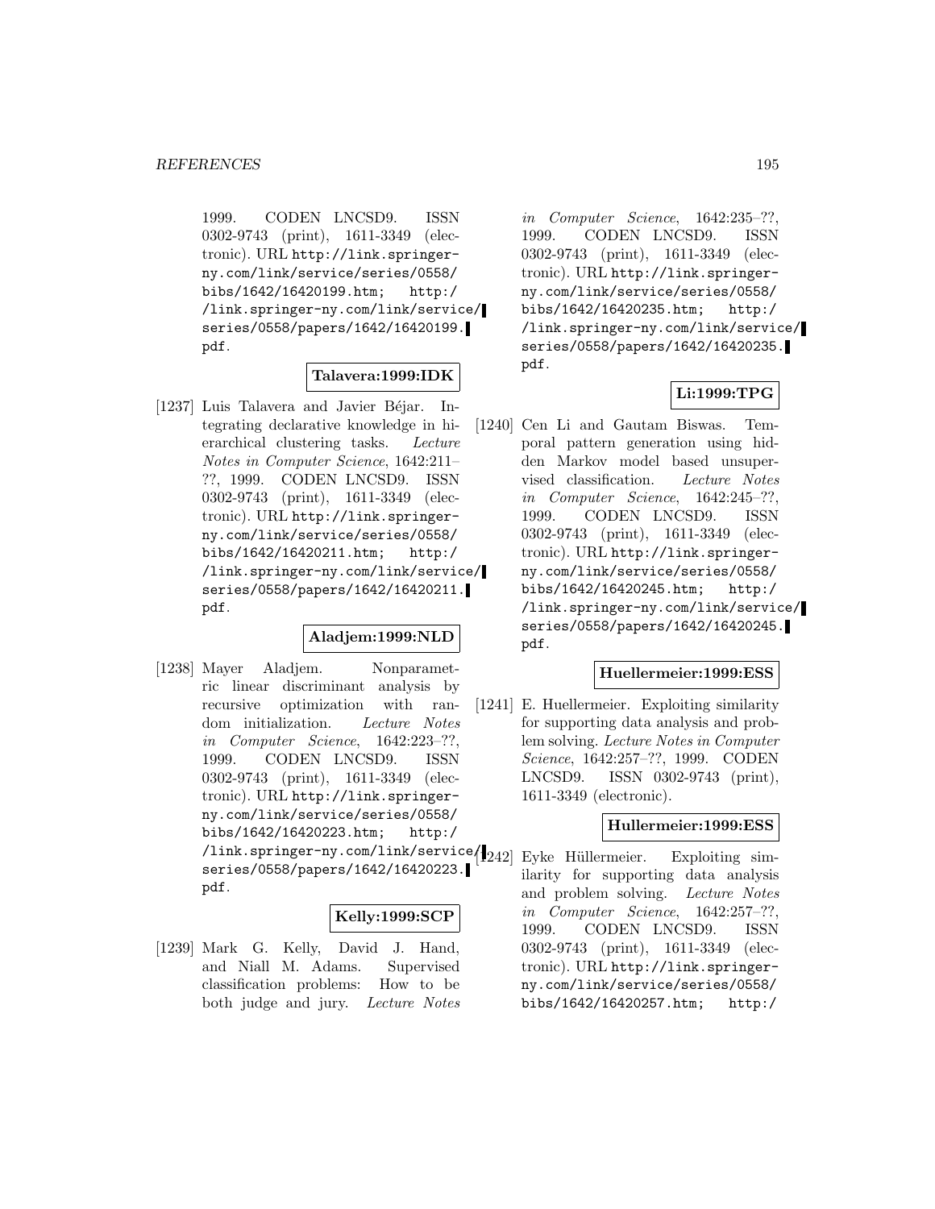1999. CODEN LNCSD9. ISSN 0302-9743 (print), 1611-3349 (electronic). URL http://link.springer-ny.com/link/service/series/0558/bibs/1642/16420199.htm; http://link.springer-ny.com/link/service/series/0558/papers/1642/16420199.pdf.

**Talavera:1999:IDK**

[1237] Luis Talavera and Javier Béjar. Integrating declarative knowledge in hierarchical clustering tasks. *Lecture Notes in Computer Science*, 1642:211–??, 1999. CODEN LNCSD9. ISSN 0302-9743 (print), 1611-3349 (electronic). URL http://link.springer-ny.com/link/service/series/0558/bibs/1642/16420211.htm; http://link.springer-ny.com/link/service/series/0558/papers/1642/16420211.pdf.

**Aladjem:1999:NLD**

[1238] Mayer Aladjem. Nonparametric linear discriminant analysis by recursive optimization with random initialization. *Lecture Notes in Computer Science*, 1642:223–??, 1999. CODEN LNCSD9. ISSN 0302-9743 (print), 1611-3349 (electronic). URL http://link.springer-ny.com/link/service/series/0558/bibs/1642/16420223.htm; http://link.springer-ny.com/link/service/series/0558/papers/1642/16420223.pdf.

**Kelly:1999:SCP**

[1239] Mark G. Kelly, David J. Hand, and Niall M. Adams. Supervised classification problems: How to be both judge and jury. *Lecture Notes in Computer Science*, 1642:235–??, 1999. CODEN LNCSD9. ISSN 0302-9743 (print), 1611-3349 (electronic). URL http://link.springer-ny.com/link/service/series/0558/bibs/1642/16420235.htm; http://link.springer-ny.com/link/service/series/0558/papers/1642/16420235.pdf.

**Li:1999:TPG**

[1240] Cen Li and Gautam Biswas. Temporal pattern generation using hidden Markov model based unsupervised classification. *Lecture Notes in Computer Science*, 1642:245–??, 1999. CODEN LNCSD9. ISSN 0302-9743 (print), 1611-3349 (electronic). URL http://link.springer-ny.com/link/service/series/0558/bibs/1642/16420245.htm; http://link.springer-ny.com/link/service/series/0558/papers/1642/16420245.pdf.

**Huellermeier:1999:ESS**

[1241] E. Huellermeier. Exploiting similarity for supporting data analysis and problem solving. *Lecture Notes in Computer Science*, 1642:257–??, 1999. CODEN LNCSD9. ISSN 0302-9743 (print), 1611-3349 (electronic).

**Hullermeier:1999:ESS**

[1242] Eyke Hüllermeier. Exploiting similarity for supporting data analysis and problem solving. *Lecture Notes in Computer Science*, 1642:257–??, 1999. CODEN LNCSD9. ISSN 0302-9743 (print), 1611-3349 (electronic). URL http://link.springer-ny.com/link/service/series/0558/bibs/1642/16420257.htm; http:/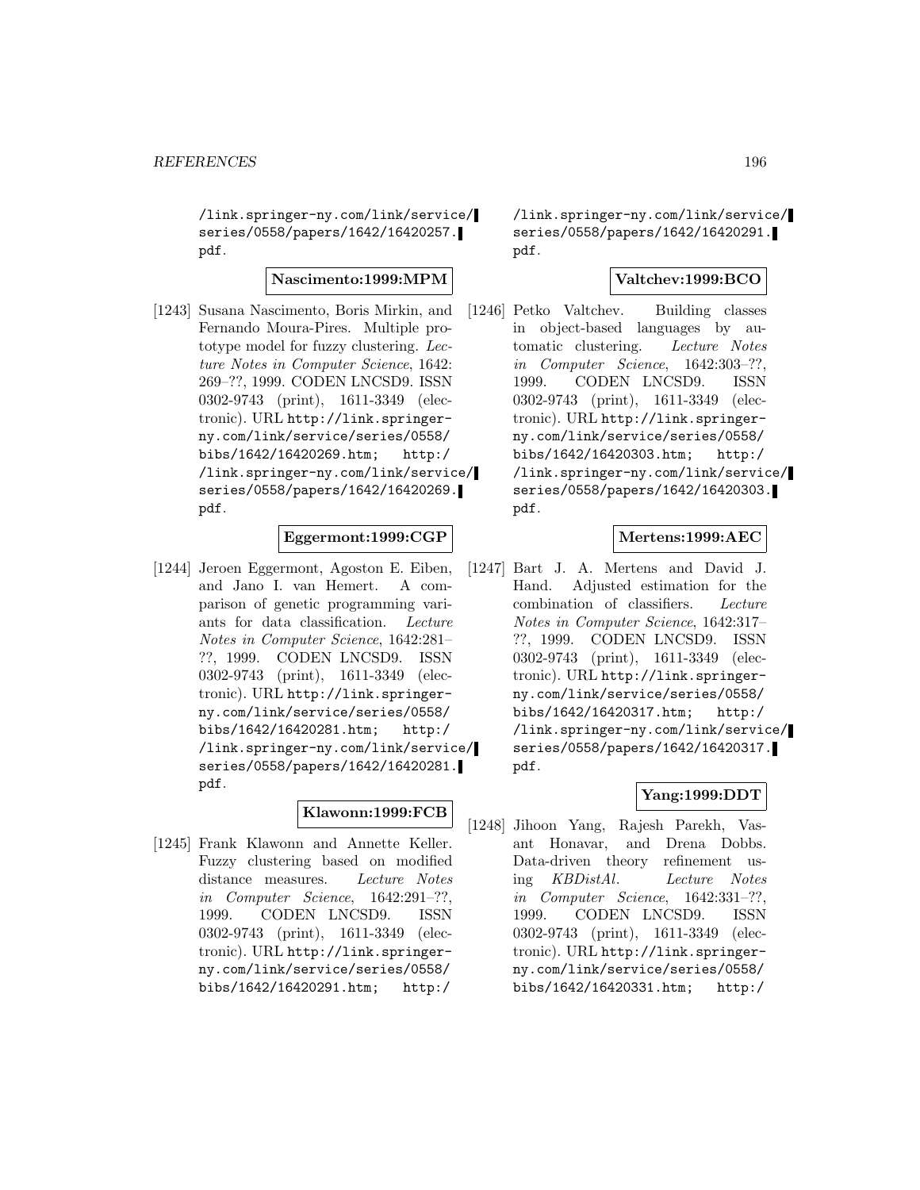/link.springer-ny.com/link/service/series/0558/papers/1642/16420257.pdf.

**Nascimento:1999:MPM**

[1243] Susana Nascimento, Boris Mirkin, and Fernando Moura-Pires. Multiple prototype model for fuzzy clustering. *Lecture Notes in Computer Science*, 1642: 269–??, 1999. CODEN LNCSD9. ISSN 0302-9743 (print), 1611-3349 (electronic). URL http://link.springer-ny.com/link/service/series/0558/bibs/1642/16420269.htm; http://link.springer-ny.com/link/service/series/0558/papers/1642/16420269.pdf.

**Eggermont:1999:CGP**

[1244] Jeroen Eggermont, Agoston E. Eiben, and Jano I. van Hemert. A comparison of genetic programming variants for data classification. *Lecture Notes in Computer Science*, 1642:281–??, 1999. CODEN LNCSD9. ISSN 0302-9743 (print), 1611-3349 (electronic). URL http://link.springer-ny.com/link/service/series/0558/bibs/1642/16420281.htm; http://link.springer-ny.com/link/service/series/0558/papers/1642/16420281.pdf.

**Klawonn:1999:FCB**

[1245] Frank Klawonn and Annette Keller. Fuzzy clustering based on modified distance measures. *Lecture Notes in Computer Science*, 1642:291–??, 1999. CODEN LNCSD9. ISSN 0302-9743 (print), 1611-3349 (electronic). URL http://link.springer-ny.com/link/service/series/0558/bibs/1642/16420291.htm; http://link.springer-ny.com/link/service/series/0558/papers/1642/16420291.pdf.

**Valtchev:1999:BCO**

[1246] Petko Valtchev. Building classes in object-based languages by automatic clustering. *Lecture Notes in Computer Science*, 1642:303–??, 1999. CODEN LNCSD9. ISSN 0302-9743 (print), 1611-3349 (electronic). URL http://link.springer-ny.com/link/service/series/0558/bibs/1642/16420303.htm; http://link.springer-ny.com/link/service/series/0558/papers/1642/16420303.pdf.

**Mertens:1999:AEC**

[1247] Bart J. A. Mertens and David J. Hand. Adjusted estimation for the combination of classifiers. *Lecture Notes in Computer Science*, 1642:317–??, 1999. CODEN LNCSD9. ISSN 0302-9743 (print), 1611-3349 (electronic). URL http://link.springer-ny.com/link/service/series/0558/bibs/1642/16420317.htm; http://link.springer-ny.com/link/service/series/0558/papers/1642/16420317.pdf.

**Yang:1999:DDT**

[1248] Jihoon Yang, Rajesh Parekh, Vasant Honavar, and Drena Dobbs. Data-driven theory refinement using *KBDistAl*. *Lecture Notes in Computer Science*, 1642:331–??, 1999. CODEN LNCSD9. ISSN 0302-9743 (print), 1611-3349 (electronic). URL http://link.springer-ny.com/link/service/series/0558/bibs/1642/16420331.htm; http:/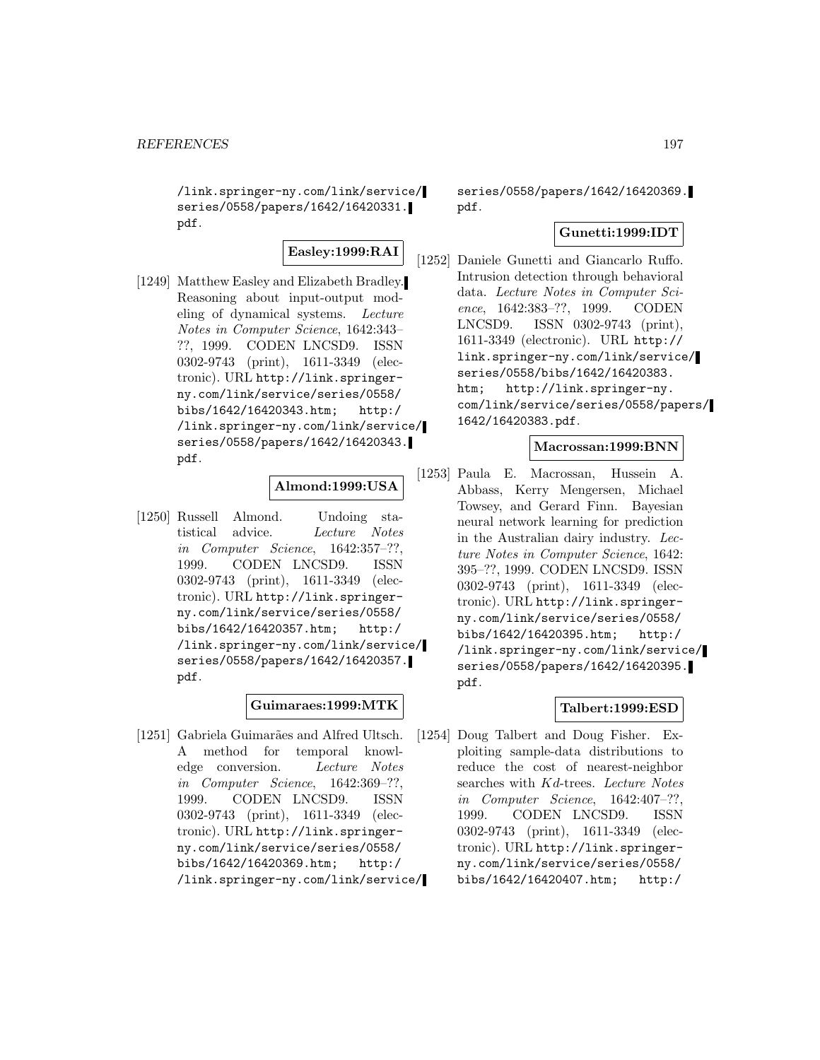/link.springer-ny.com/link/service/series/0558/papers/1642/16420331.pdf.

**Easley:1999:RAI**

[1249] Matthew Easley and Elizabeth Bradley. Reasoning about input-output modeling of dynamical systems. *Lecture Notes in Computer Science*, 1642:343–??, 1999. CODEN LNCSD9. ISSN 0302-9743 (print), 1611-3349 (electronic). URL http://link.springer-ny.com/link/service/series/0558/bibs/1642/16420343.htm; http://link.springer-ny.com/link/service/series/0558/papers/1642/16420343.pdf.

**Almond:1999:USA**

[1250] Russell Almond. Undoing statistical advice. *Lecture Notes in Computer Science*, 1642:357–??, 1999. CODEN LNCSD9. ISSN 0302-9743 (print), 1611-3349 (electronic). URL http://link.springer-ny.com/link/service/series/0558/bibs/1642/16420357.htm; http://link.springer-ny.com/link/service/series/0558/papers/1642/16420357.pdf.

**Guimaraes:1999:MTK**

[1251] Gabriela Guimarães and Alfred Ultsch. A method for temporal knowledge conversion. *Lecture Notes in Computer Science*, 1642:369–??, 1999. CODEN LNCSD9. ISSN 0302-9743 (print), 1611-3349 (electronic). URL http://link.springer-ny.com/link/service/series/0558/bibs/1642/16420369.htm; http://link.springer-ny.com/link/service/series/0558/papers/1642/16420369.pdf.

**Gunetti:1999:IDT**

[1252] Daniele Gunetti and Giancarlo Ruffo. Intrusion detection through behavioral data. *Lecture Notes in Computer Science*, 1642:383–??, 1999. CODEN LNCSD9. ISSN 0302-9743 (print), 1611-3349 (electronic). URL http://link.springer-ny.com/link/service/series/0558/bibs/1642/16420383.htm; http://link.springer-ny.com/link/service/series/0558/papers/1642/16420383.pdf.

**Macrossan:1999:BNN**

[1253] Paula E. Macrossan, Hussein A. Abbass, Kerry Mengersen, Michael Towsey, and Gerard Finn. Bayesian neural network learning for prediction in the Australian dairy industry. *Lecture Notes in Computer Science*, 1642:395–??, 1999. CODEN LNCSD9. ISSN 0302-9743 (print), 1611-3349 (electronic). URL http://link.springer-ny.com/link/service/series/0558/bibs/1642/16420395.htm; http://link.springer-ny.com/link/service/series/0558/papers/1642/16420395.pdf.

**Talbert:1999:ESD**

[1254] Doug Talbert and Doug Fisher. Exploiting sample-data distributions to reduce the cost of nearest-neighbor searches with $Kd$-trees. *Lecture Notes in Computer Science*, 1642:407–??, 1999. CODEN LNCSD9. ISSN 0302-9743 (print), 1611-3349 (electronic). URL http://link.springer-ny.com/link/service/series/0558/bibs/1642/16420407.htm; http:/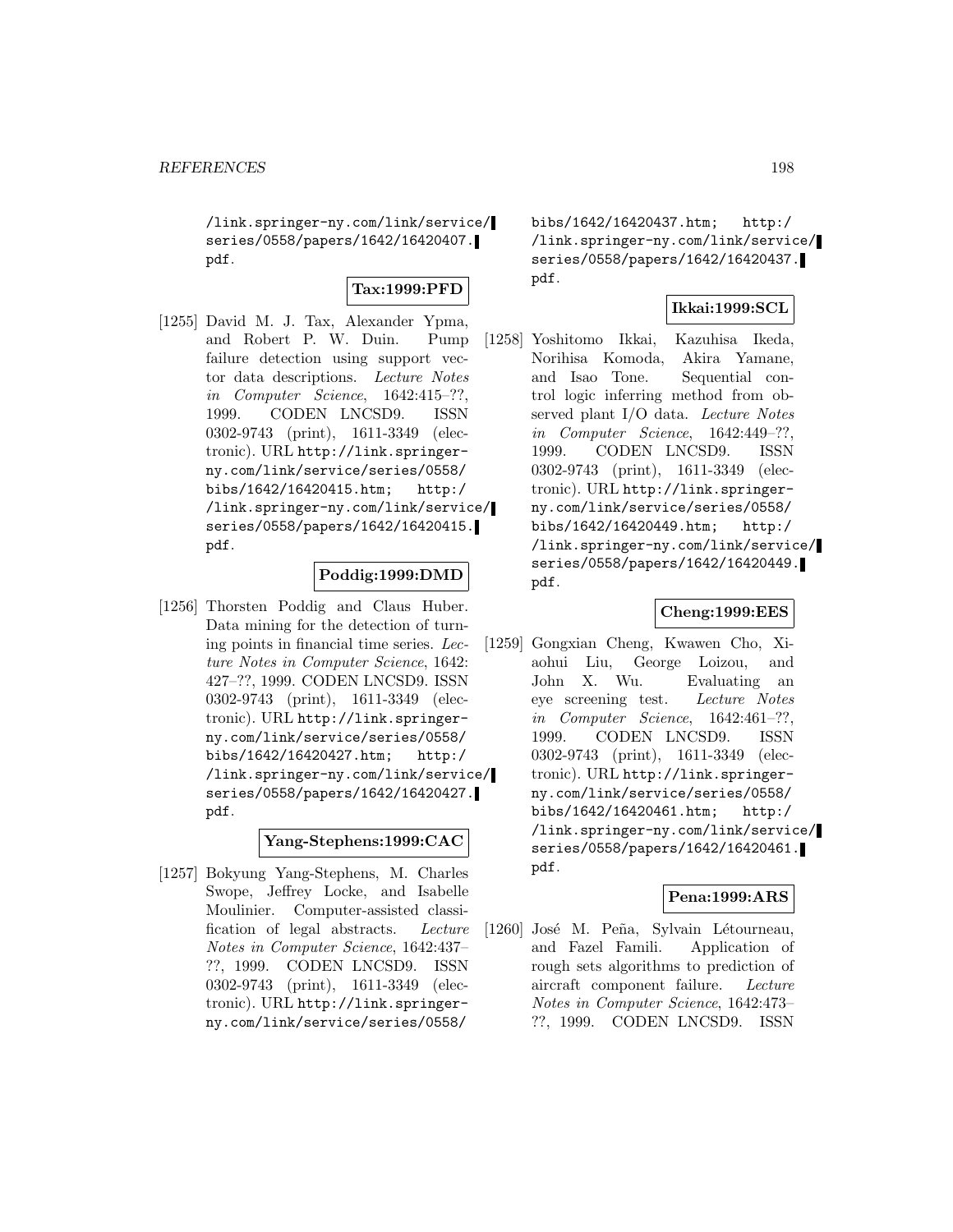/link.springer-ny.com/link/service/series/0558/papers/1642/16420407.pdf.

**Tax:1999:PFD**

[1255] David M. J. Tax, Alexander Ypma, and Robert P. W. Duin. Pump failure detection using support vector data descriptions. *Lecture Notes in Computer Science*, 1642:415–??, 1999. CODEN LNCSD9. ISSN 0302-9743 (print), 1611-3349 (electronic). URL http://link.springer-ny.com/link/service/series/0558/bibs/1642/16420415.htm; http://link.springer-ny.com/link/service/series/0558/papers/1642/16420415.pdf.

**Poddig:1999:DMD**

[1256] Thorsten Poddig and Claus Huber. Data mining for the detection of turning points in financial time series. *Lecture Notes in Computer Science*, 1642:427–??, 1999. CODEN LNCSD9. ISSN 0302-9743 (print), 1611-3349 (electronic). URL http://link.springer-ny.com/link/service/series/0558/bibs/1642/16420427.htm; http://link.springer-ny.com/link/service/series/0558/papers/1642/16420427.pdf.

**Yang-Stephens:1999:CAC**

[1257] Bokyung Yang-Stephens, M. Charles Swope, Jeffrey Locke, and Isabelle Moulinier. Computer-assisted classification of legal abstracts. *Lecture Notes in Computer Science*, 1642:437–??, 1999. CODEN LNCSD9. ISSN 0302-9743 (print), 1611-3349 (electronic). URL http://link.springer-ny.com/link/service/series/0558/bibs/1642/16420437.htm; http://link.springer-ny.com/link/service/series/0558/papers/1642/16420437.pdf.

**Ikkai:1999:SCL**

[1258] Yoshitomo Ikkai, Kazuhisa Ikeda, Norihisa Komoda, Akira Yamane, and Isao Tone. Sequential control logic inferring method from observed plant I/O data. *Lecture Notes in Computer Science*, 1642:449–??, 1999. CODEN LNCSD9. ISSN 0302-9743 (print), 1611-3349 (electronic). URL http://link.springer-ny.com/link/service/series/0558/bibs/1642/16420449.htm; http://link.springer-ny.com/link/service/series/0558/papers/1642/16420449.pdf.

**Cheng:1999:EES**

[1259] Gongxian Cheng, Kwawen Cho, Xiaohui Liu, George Loizou, and John X. Wu. Evaluating an eye screening test. *Lecture Notes in Computer Science*, 1642:461–??, 1999. CODEN LNCSD9. ISSN 0302-9743 (print), 1611-3349 (electronic). URL http://link.springer-ny.com/link/service/series/0558/bibs/1642/16420461.htm; http://link.springer-ny.com/link/service/series/0558/papers/1642/16420461.pdf.

**Pena:1999:ARS**

[1260] José M. Peña, Sylvain Létourneau, and Fazel Famili. Application of rough sets algorithms to prediction of aircraft component failure. *Lecture Notes in Computer Science*, 1642:473–??, 1999. CODEN LNCSD9. ISSN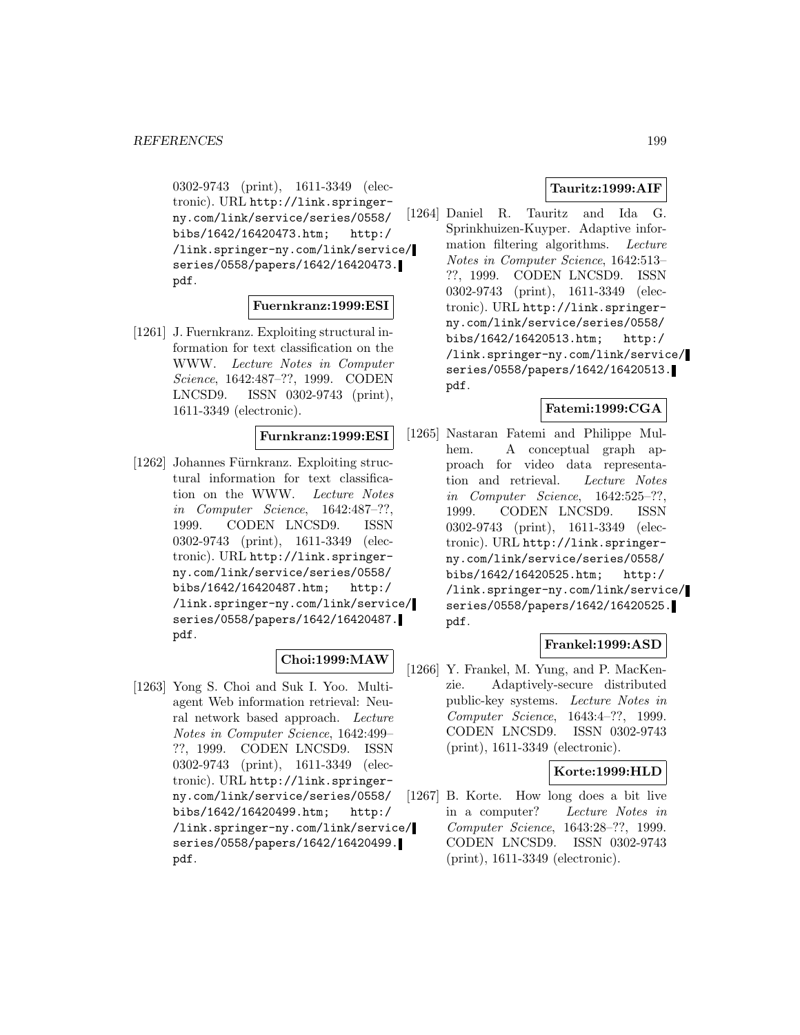0302-9743 (print), 1611-3349 (electronic). URL http://link.springer-ny.com/link/service/series/0558/bibs/1642/16420473.htm; http://link.springer-ny.com/link/service/series/0558/papers/1642/16420473.pdf.

**Fuernkranz:1999:ESI**

[1261] J. Fuernkranz. Exploiting structural information for text classification on the WWW. *Lecture Notes in Computer Science*, 1642:487–??, 1999. CODEN LNCSD9. ISSN 0302-9743 (print), 1611-3349 (electronic).

**Furnkranz:1999:ESI**

[1262] Johannes Fürnkranz. Exploiting structural information for text classification on the WWW. *Lecture Notes in Computer Science*, 1642:487–??, 1999. CODEN LNCSD9. ISSN 0302-9743 (print), 1611-3349 (electronic). URL http://link.springer-ny.com/link/service/series/0558/bibs/1642/16420487.htm; http://link.springer-ny.com/link/service/series/0558/papers/1642/16420487.pdf.

**Choi:1999:MAW**

[1263] Yong S. Choi and Suk I. Yoo. Multi-agent Web information retrieval: Neural network based approach. *Lecture Notes in Computer Science*, 1642:499–??, 1999. CODEN LNCSD9. ISSN 0302-9743 (print), 1611-3349 (electronic). URL http://link.springer-ny.com/link/service/series/0558/bibs/1642/16420499.htm; http://link.springer-ny.com/link/service/series/0558/papers/1642/16420499.pdf.

**Tauritz:1999:AIF**

[1264] Daniel R. Tauritz and Ida G. Sprinkhuizen-Kuyper. Adaptive information filtering algorithms. *Lecture Notes in Computer Science*, 1642:513–??, 1999. CODEN LNCSD9. ISSN 0302-9743 (print), 1611-3349 (electronic). URL http://link.springer-ny.com/link/service/series/0558/bibs/1642/16420513.htm; http://link.springer-ny.com/link/service/series/0558/papers/1642/16420513.pdf.

**Fatemi:1999:CGA**

[1265] Nastaran Fatemi and Philippe Mulhem. A conceptual graph approach for video data representation and retrieval. *Lecture Notes in Computer Science*, 1642:525–??, 1999. CODEN LNCSD9. ISSN 0302-9743 (print), 1611-3349 (electronic). URL http://link.springer-ny.com/link/service/series/0558/bibs/1642/16420525.htm; http://link.springer-ny.com/link/service/series/0558/papers/1642/16420525.pdf.

**Frankel:1999:ASD**

[1266] Y. Frankel, M. Yung, and P. MacKenzie. Adaptively-secure distributed public-key systems. *Lecture Notes in Computer Science*, 1643:4–??, 1999. CODEN LNCSD9. ISSN 0302-9743 (print), 1611-3349 (electronic).

**Korte:1999:HLD**

[1267] B. Korte. How long does a bit live in a computer? *Lecture Notes in Computer Science*, 1643:28–??, 1999. CODEN LNCSD9. ISSN 0302-9743 (print), 1611-3349 (electronic).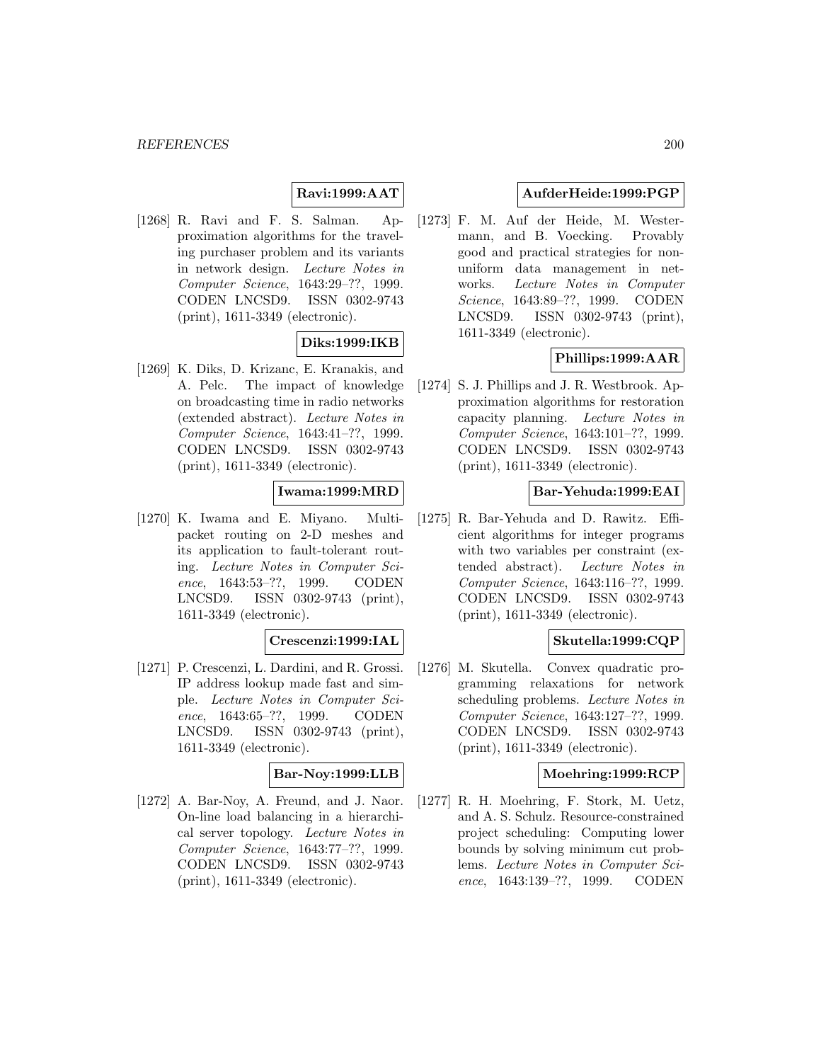**Ravi:1999:AAT**

[1268] R. Ravi and F. S. Salman. Approximation algorithms for the traveling purchaser problem and its variants in network design. *Lecture Notes in Computer Science*, 1643:29–??, 1999. CODEN LNCSD9. ISSN 0302-9743 (print), 1611-3349 (electronic).

**Diks:1999:IKB**

[1269] K. Diks, D. Krizanc, E. Kranakis, and A. Pelc. The impact of knowledge on broadcasting time in radio networks (extended abstract). *Lecture Notes in Computer Science*, 1643:41–??, 1999. CODEN LNCSD9. ISSN 0302-9743 (print), 1611-3349 (electronic).

**Iwama:1999:MRD**

[1270] K. Iwama and E. Miyano. Multipacket routing on 2-D meshes and its application to fault-tolerant routing. *Lecture Notes in Computer Science*, 1643:53–??, 1999. CODEN LNCSD9. ISSN 0302-9743 (print), 1611-3349 (electronic).

**Crescenzi:1999:IAL**

[1271] P. Crescenzi, L. Dardini, and R. Grossi. IP address lookup made fast and simple. *Lecture Notes in Computer Science*, 1643:65–??, 1999. CODEN LNCSD9. ISSN 0302-9743 (print), 1611-3349 (electronic).

**Bar-Noy:1999:LLB**

[1272] A. Bar-Noy, A. Freund, and J. Naor. On-line load balancing in a hierarchical server topology. *Lecture Notes in Computer Science*, 1643:77–??, 1999. CODEN LNCSD9. ISSN 0302-9743 (print), 1611-3349 (electronic).

**AufderHeide:1999:PGP**

[1273] F. M. Auf der Heide, M. Westermann, and B. Voecking. Provably good and practical strategies for non-uniform data management in networks. *Lecture Notes in Computer Science*, 1643:89–??, 1999. CODEN LNCSD9. ISSN 0302-9743 (print), 1611-3349 (electronic).

**Phillips:1999:AAR**

[1274] S. J. Phillips and J. R. Westbrook. Approximation algorithms for restoration capacity planning. *Lecture Notes in Computer Science*, 1643:101–??, 1999. CODEN LNCSD9. ISSN 0302-9743 (print), 1611-3349 (electronic).

**Bar-Yehuda:1999:EAI**

[1275] R. Bar-Yehuda and D. Rawitz. Efficient algorithms for integer programs with two variables per constraint (extended abstract). *Lecture Notes in Computer Science*, 1643:116–??, 1999. CODEN LNCSD9. ISSN 0302-9743 (print), 1611-3349 (electronic).

**Skutella:1999:CQP**

[1276] M. Skutella. Convex quadratic programming relaxations for network scheduling problems. *Lecture Notes in Computer Science*, 1643:127–??, 1999. CODEN LNCSD9. ISSN 0302-9743 (print), 1611-3349 (electronic).

**Moehring:1999:RCP**

[1277] R. H. Moehring, F. Stork, M. Uetz, and A. S. Schulz. Resource-constrained project scheduling: Computing lower bounds by solving minimum cut problems. *Lecture Notes in Computer Science*, 1643:139–??, 1999. CODEN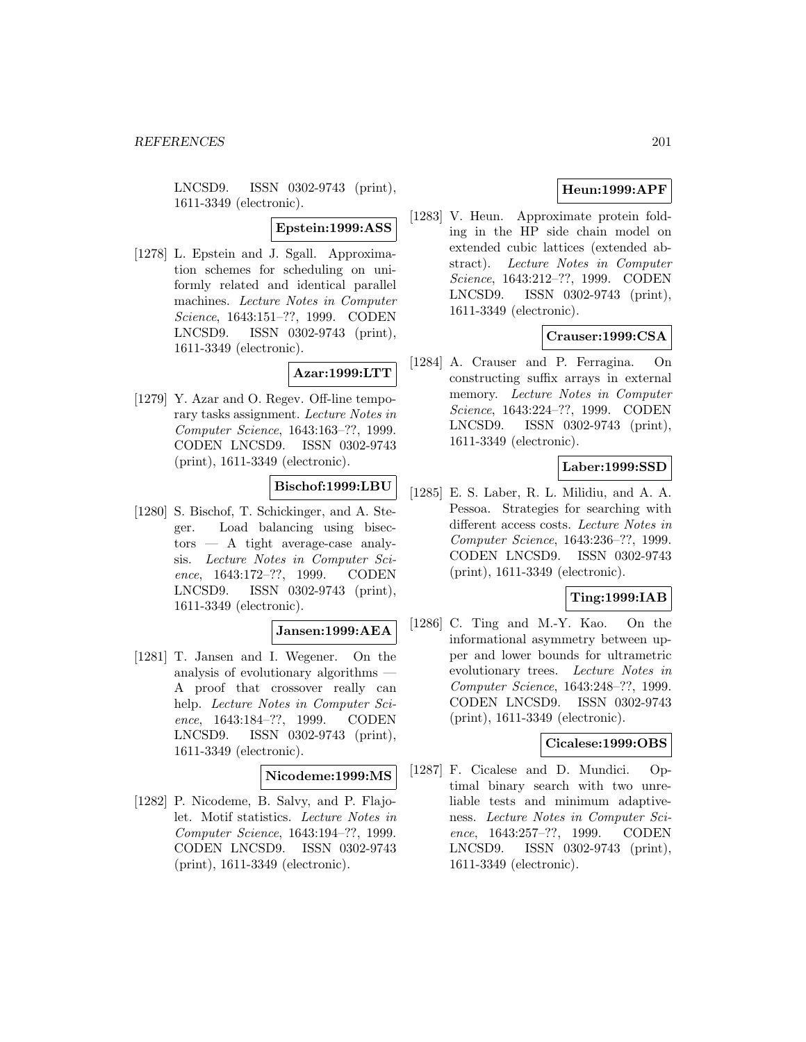LNCSD9. ISSN 0302-9743 (print), 1611-3349 (electronic).

**Epstein:1999:ASS**

[1278] L. Epstein and J. Sgall. Approximation schemes for scheduling on uniformly related and identical parallel machines. *Lecture Notes in Computer Science*, 1643:151–??, 1999. CODEN LNCSD9. ISSN 0302-9743 (print), 1611-3349 (electronic).

**Azar:1999:LTT**

[1279] Y. Azar and O. Regev. Off-line temporary tasks assignment. *Lecture Notes in Computer Science*, 1643:163–??, 1999. CODEN LNCSD9. ISSN 0302-9743 (print), 1611-3349 (electronic).

**Bischof:1999:LBU**

[1280] S. Bischof, T. Schickinger, and A. Steger. Load balancing using bisectors — A tight average-case analysis. *Lecture Notes in Computer Science*, 1643:172–??, 1999. CODEN LNCSD9. ISSN 0302-9743 (print), 1611-3349 (electronic).

**Jansen:1999:AEA**

[1281] T. Jansen and I. Wegener. On the analysis of evolutionary algorithms — A proof that crossover really can help. *Lecture Notes in Computer Science*, 1643:184–??, 1999. CODEN LNCSD9. ISSN 0302-9743 (print), 1611-3349 (electronic).

**Nicodeme:1999:MS**

[1282] P. Nicodeme, B. Salvy, and P. Flajolet. Motif statistics. *Lecture Notes in Computer Science*, 1643:194–??, 1999. CODEN LNCSD9. ISSN 0302-9743 (print), 1611-3349 (electronic).

**Heun:1999:APF**

[1283] V. Heun. Approximate protein folding in the HP side chain model on extended cubic lattices (extended abstract). *Lecture Notes in Computer Science*, 1643:212–??, 1999. CODEN LNCSD9. ISSN 0302-9743 (print), 1611-3349 (electronic).

**Crauser:1999:CSA**

[1284] A. Crauser and P. Ferragina. On constructing suffix arrays in external memory. *Lecture Notes in Computer Science*, 1643:224–??, 1999. CODEN LNCSD9. ISSN 0302-9743 (print), 1611-3349 (electronic).

**Laber:1999:SSD**

[1285] E. S. Laber, R. L. Milidiu, and A. A. Pessoa. Strategies for searching with different access costs. *Lecture Notes in Computer Science*, 1643:236–??, 1999. CODEN LNCSD9. ISSN 0302-9743 (print), 1611-3349 (electronic).

**Ting:1999:IAB**

[1286] C. Ting and M.-Y. Kao. On the informational asymmetry between upper and lower bounds for ultrametric evolutionary trees. *Lecture Notes in Computer Science*, 1643:248–??, 1999. CODEN LNCSD9. ISSN 0302-9743 (print), 1611-3349 (electronic).

**Cicalese:1999:OBS**

[1287] F. Cicalese and D. Mundici. Optimal binary search with two unreliable tests and minimum adaptiveness. *Lecture Notes in Computer Science*, 1643:257–??, 1999. CODEN LNCSD9. ISSN 0302-9743 (print), 1611-3349 (electronic).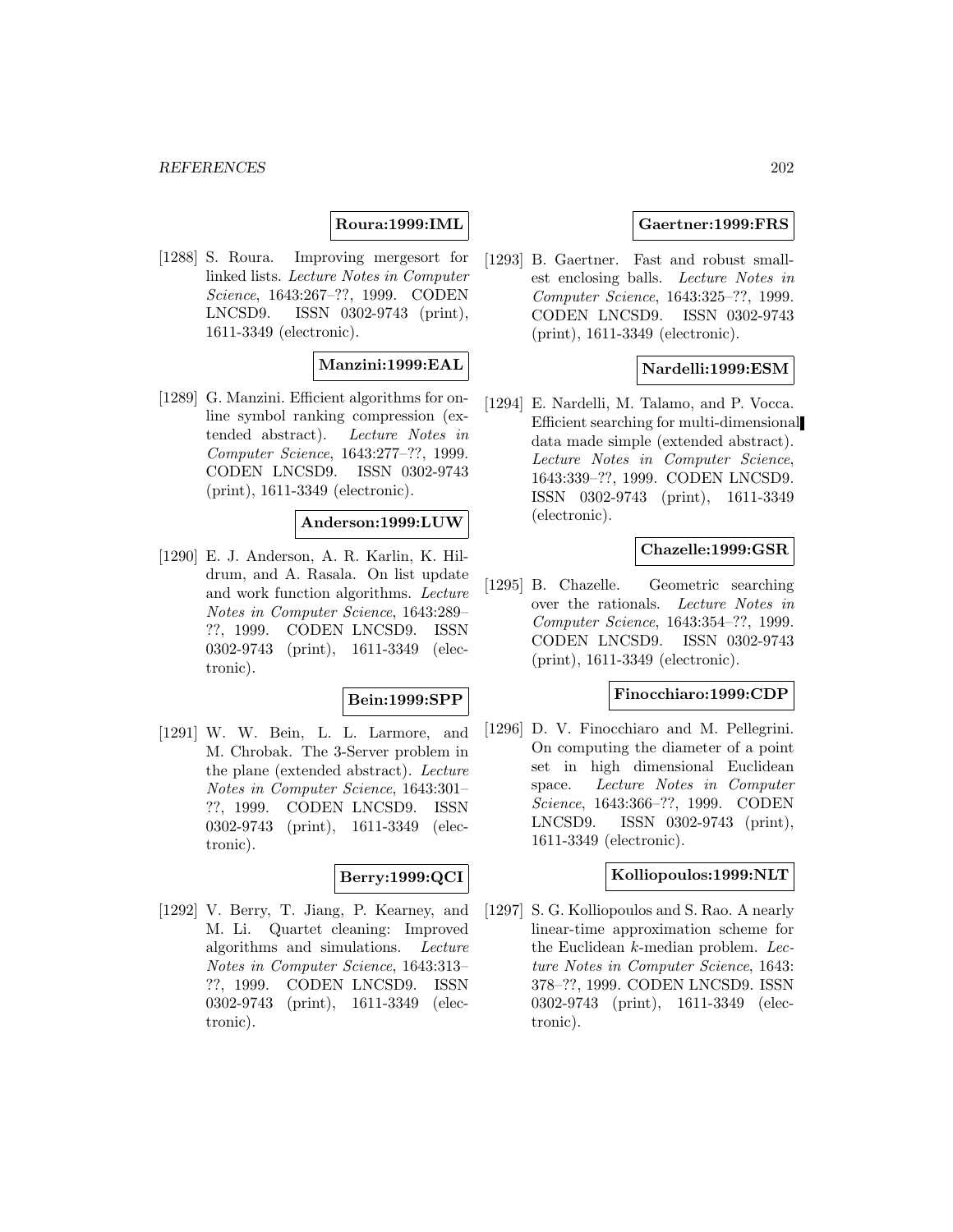**Roura:1999:IML**

[1288] S. Roura. Improving mergesort for linked lists. *Lecture Notes in Computer Science*, 1643:267–??, 1999. CODEN LNCSD9. ISSN 0302-9743 (print), 1611-3349 (electronic).

**Manzini:1999:EAL**

[1289] G. Manzini. Efficient algorithms for online symbol ranking compression (extended abstract). *Lecture Notes in Computer Science*, 1643:277–??, 1999. CODEN LNCSD9. ISSN 0302-9743 (print), 1611-3349 (electronic).

**Anderson:1999:LUW**

[1290] E. J. Anderson, A. R. Karlin, K. Hildrum, and A. Rasala. On list update and work function algorithms. *Lecture Notes in Computer Science*, 1643:289–??, 1999. CODEN LNCSD9. ISSN 0302-9743 (print), 1611-3349 (electronic).

**Bein:1999:SPP**

[1291] W. W. Bein, L. L. Larmore, and M. Chrobak. The 3-Server problem in the plane (extended abstract). *Lecture Notes in Computer Science*, 1643:301–??, 1999. CODEN LNCSD9. ISSN 0302-9743 (print), 1611-3349 (electronic).

**Berry:1999:QCI**

[1292] V. Berry, T. Jiang, P. Kearney, and M. Li. Quartet cleaning: Improved algorithms and simulations. *Lecture Notes in Computer Science*, 1643:313–??, 1999. CODEN LNCSD9. ISSN 0302-9743 (print), 1611-3349 (electronic).

**Gaertner:1999:FRS**

[1293] B. Gaertner. Fast and robust smallest enclosing balls. *Lecture Notes in Computer Science*, 1643:325–??, 1999. CODEN LNCSD9. ISSN 0302-9743 (print), 1611-3349 (electronic).

**Nardelli:1999:ESM**

[1294] E. Nardelli, M. Talamo, and P. Vocca. Efficient searching for multi-dimensional data made simple (extended abstract). *Lecture Notes in Computer Science*, 1643:339–??, 1999. CODEN LNCSD9. ISSN 0302-9743 (print), 1611-3349 (electronic).

**Chazelle:1999:GSR**

[1295] B. Chazelle. Geometric searching over the rationals. *Lecture Notes in Computer Science*, 1643:354–??, 1999. CODEN LNCSD9. ISSN 0302-9743 (print), 1611-3349 (electronic).

**Finocchiaro:1999:CDP**

[1296] D. V. Finocchiaro and M. Pellegrini. On computing the diameter of a point set in high dimensional Euclidean space. *Lecture Notes in Computer Science*, 1643:366–??, 1999. CODEN LNCSD9. ISSN 0302-9743 (print), 1611-3349 (electronic).

**Kolliopoulos:1999:NLT**

[1297] S. G. Kolliopoulos and S. Rao. A nearly linear-time approximation scheme for the Euclidean $k$-median problem. *Lecture Notes in Computer Science*, 1643: 378–??, 1999. CODEN LNCSD9. ISSN 0302-9743 (print), 1611-3349 (electronic).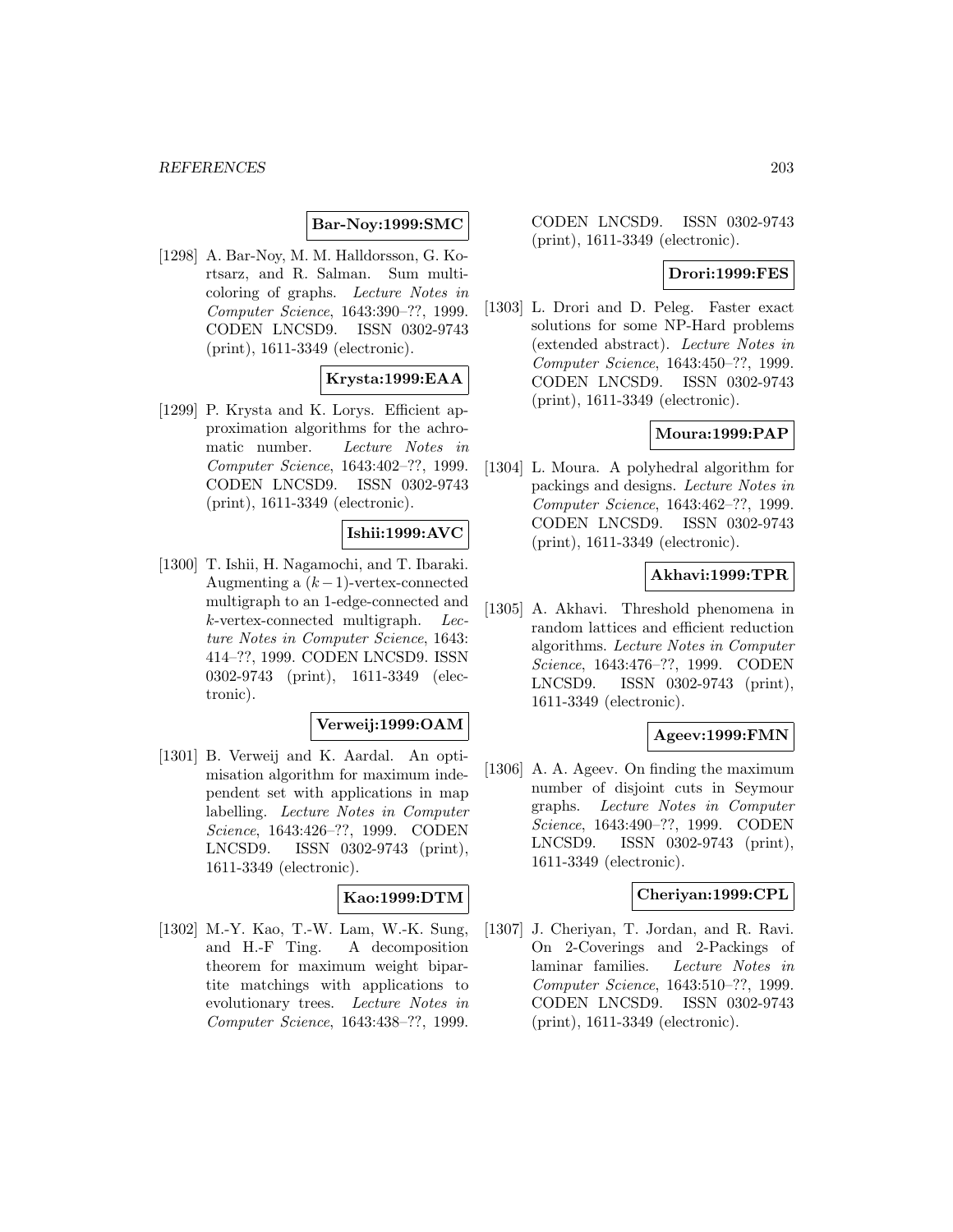**Bar-Noy:1999:SMC**

[1298] A. Bar-Noy, M. M. Halldorsson, G. Kortsarz, and R. Salman. Sum multicoloring of graphs. *Lecture Notes in Computer Science*, 1643:390–??, 1999. CODEN LNCSD9. ISSN 0302-9743 (print), 1611-3349 (electronic).

**Krysta:1999:EAA**

[1299] P. Krysta and K. Lorys. Efficient approximation algorithms for the achromatic number. *Lecture Notes in Computer Science*, 1643:402–??, 1999. CODEN LNCSD9. ISSN 0302-9743 (print), 1611-3349 (electronic).

**Ishii:1999:AVC**

[1300] T. Ishii, H. Nagamochi, and T. Ibaraki. Augmenting a $(k-1)$-vertex-connected multigraph to an 1-edge-connected and $k$-vertex-connected multigraph. *Lecture Notes in Computer Science*, 1643: 414–??, 1999. CODEN LNCSD9. ISSN 0302-9743 (print), 1611-3349 (electronic).

**Verweij:1999:OAM**

[1301] B. Verweij and K. Aardal. An optimisation algorithm for maximum independent set with applications in map labelling. *Lecture Notes in Computer Science*, 1643:426–??, 1999. CODEN LNCSD9. ISSN 0302-9743 (print), 1611-3349 (electronic).

**Kao:1999:DTM**

[1302] M.-Y. Kao, T.-W. Lam, W.-K. Sung, and H.-F Ting. A decomposition theorem for maximum weight bipartite matchings with applications to evolutionary trees. *Lecture Notes in Computer Science*, 1643:438–??, 1999. CODEN LNCSD9. ISSN 0302-9743 (print), 1611-3349 (electronic).

**Drori:1999:FES**

[1303] L. Drori and D. Peleg. Faster exact solutions for some NP-Hard problems (extended abstract). *Lecture Notes in Computer Science*, 1643:450–??, 1999. CODEN LNCSD9. ISSN 0302-9743 (print), 1611-3349 (electronic).

**Moura:1999:PAP**

[1304] L. Moura. A polyhedral algorithm for packings and designs. *Lecture Notes in Computer Science*, 1643:462–??, 1999. CODEN LNCSD9. ISSN 0302-9743 (print), 1611-3349 (electronic).

**Akhavi:1999:TPR**

[1305] A. Akhavi. Threshold phenomena in random lattices and efficient reduction algorithms. *Lecture Notes in Computer Science*, 1643:476–??, 1999. CODEN LNCSD9. ISSN 0302-9743 (print), 1611-3349 (electronic).

**Ageev:1999:FMN**

[1306] A. A. Ageev. On finding the maximum number of disjoint cuts in Seymour graphs. *Lecture Notes in Computer Science*, 1643:490–??, 1999. CODEN LNCSD9. ISSN 0302-9743 (print), 1611-3349 (electronic).

**Cheriyan:1999:CPL**

[1307] J. Cheriyan, T. Jordan, and R. Ravi. On 2-Coverings and 2-Packings of laminar families. *Lecture Notes in Computer Science*, 1643:510–??, 1999. CODEN LNCSD9. ISSN 0302-9743 (print), 1611-3349 (electronic).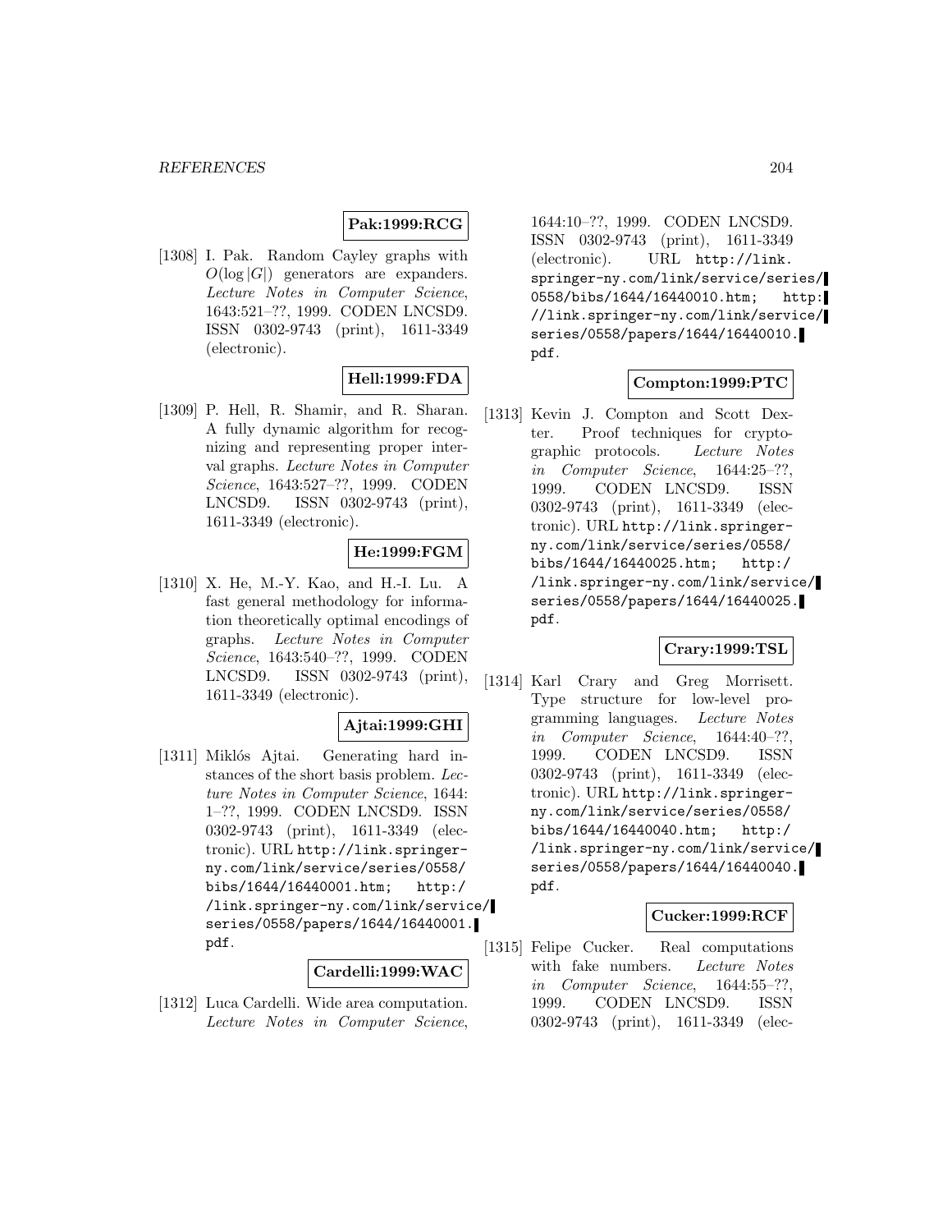**Pak:1999:RCG**

[1308] I. Pak. Random Cayley graphs with $O(\log |G|)$ generators are expanders. *Lecture Notes in Computer Science*, 1643:521–??, 1999. CODEN LNCSD9. ISSN 0302-9743 (print), 1611-3349 (electronic).

**Hell:1999:FDA**

[1309] P. Hell, R. Shamir, and R. Sharan. A fully dynamic algorithm for recognizing and representing proper interval graphs. *Lecture Notes in Computer Science*, 1643:527–??, 1999. CODEN LNCSD9. ISSN 0302-9743 (print), 1611-3349 (electronic).

**He:1999:FGM**

[1310] X. He, M.-Y. Kao, and H.-I. Lu. A fast general methodology for information theoretically optimal encodings of graphs. *Lecture Notes in Computer Science*, 1643:540–??, 1999. CODEN LNCSD9. ISSN 0302-9743 (print), 1611-3349 (electronic).

**Ajtai:1999:GHI**

[1311] Miklós Ajtai. Generating hard instances of the short basis problem. *Lecture Notes in Computer Science*, 1644: 1–??, 1999. CODEN LNCSD9. ISSN 0302-9743 (print), 1611-3349 (electronic). URL http://link.springer-ny.com/link/service/series/0558/bibs/1644/16440001.htm; http://link.springer-ny.com/link/service/series/0558/papers/1644/16440001.pdf.

**Cardelli:1999:WAC**

[1312] Luca Cardelli. Wide area computation. *Lecture Notes in Computer Science*, 1644:10–??, 1999. CODEN LNCSD9. ISSN 0302-9743 (print), 1611-3349 (electronic). URL http://link.springer-ny.com/link/service/series/0558/bibs/1644/16440010.htm; http://link.springer-ny.com/link/service/series/0558/papers/1644/16440010.pdf.

**Compton:1999:PTC**

[1313] Kevin J. Compton and Scott Dexter. Proof techniques for cryptographic protocols. *Lecture Notes in Computer Science*, 1644:25–??, 1999. CODEN LNCSD9. ISSN 0302-9743 (print), 1611-3349 (electronic). URL http://link.springer-ny.com/link/service/series/0558/bibs/1644/16440025.htm; http://link.springer-ny.com/link/service/series/0558/papers/1644/16440025.pdf.

**Crary:1999:TSL**

[1314] Karl Crary and Greg Morrisett. Type structure for low-level programming languages. *Lecture Notes in Computer Science*, 1644:40–??, 1999. CODEN LNCSD9. ISSN 0302-9743 (print), 1611-3349 (electronic). URL http://link.springer-ny.com/link/service/series/0558/bibs/1644/16440040.htm; http://link.springer-ny.com/link/service/series/0558/papers/1644/16440040.pdf.

**Cucker:1999:RCF**

[1315] Felipe Cucker. Real computations with fake numbers. *Lecture Notes in Computer Science*, 1644:55–??, 1999. CODEN LNCSD9. ISSN 0302-9743 (print), 1611-3349 (elec-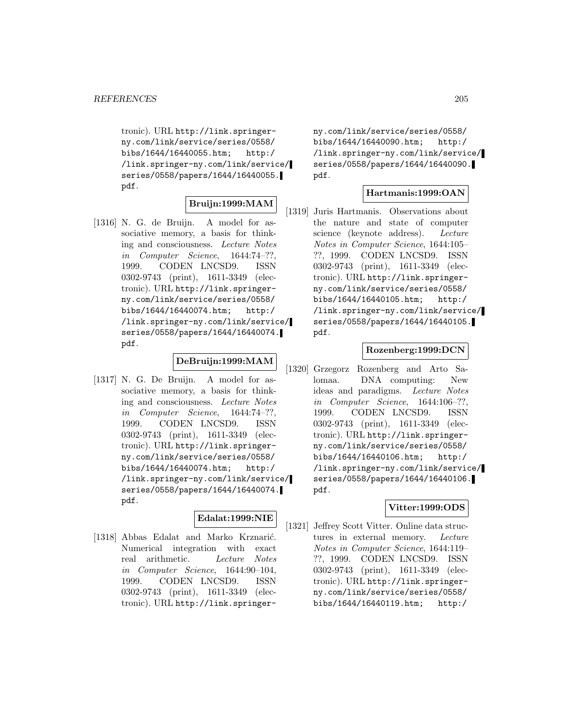tronic). URL http://link.springer-ny.com/link/service/series/0558/bibs/1644/16440055.htm; http://link.springer-ny.com/link/service/series/0558/papers/1644/16440055.pdf.

**Bruijn:1999:MAM**

[1316] N. G. de Bruijn. A model for associative memory, a basis for thinking and consciousness. *Lecture Notes in Computer Science*, 1644:74–??, 1999. CODEN LNCSD9. ISSN 0302-9743 (print), 1611-3349 (electronic). URL http://link.springer-ny.com/link/service/series/0558/bibs/1644/16440074.htm; http://link.springer-ny.com/link/service/series/0558/papers/1644/16440074.pdf.

**DeBruijn:1999:MAM**

[1317] N. G. De Bruijn. A model for associative memory, a basis for thinking and consciousness. *Lecture Notes in Computer Science*, 1644:74–??, 1999. CODEN LNCSD9. ISSN 0302-9743 (print), 1611-3349 (electronic). URL http://link.springer-ny.com/link/service/series/0558/bibs/1644/16440074.htm; http://link.springer-ny.com/link/service/series/0558/papers/1644/16440074.pdf.

**Edalat:1999:NIE**

[1318] Abbas Edalat and Marko Krznarić. Numerical integration with exact real arithmetic. *Lecture Notes in Computer Science*, 1644:90–104, 1999. CODEN LNCSD9. ISSN 0302-9743 (print), 1611-3349 (electronic). URL http://link.springer-ny.com/link/service/series/0558/bibs/1644/16440090.htm; http://link.springer-ny.com/link/service/series/0558/papers/1644/16440090.pdf.

**Hartmanis:1999:OAN**

[1319] Juris Hartmanis. Observations about the nature and state of computer science (keynote address). *Lecture Notes in Computer Science*, 1644:105–??, 1999. CODEN LNCSD9. ISSN 0302-9743 (print), 1611-3349 (electronic). URL http://link.springer-ny.com/link/service/series/0558/bibs/1644/16440105.htm; http://link.springer-ny.com/link/service/series/0558/papers/1644/16440105.pdf.

**Rozenberg:1999:DCN**

[1320] Grzegorz Rozenberg and Arto Salomaa. DNA computing: New ideas and paradigms. *Lecture Notes in Computer Science*, 1644:106–??, 1999. CODEN LNCSD9. ISSN 0302-9743 (print), 1611-3349 (electronic). URL http://link.springer-ny.com/link/service/series/0558/bibs/1644/16440106.htm; http://link.springer-ny.com/link/service/series/0558/papers/1644/16440106.pdf.

**Vitter:1999:ODS**

[1321] Jeffrey Scott Vitter. Online data structures in external memory. *Lecture Notes in Computer Science*, 1644:119–??, 1999. CODEN LNCSD9. ISSN 0302-9743 (print), 1611-3349 (electronic). URL http://link.springer-ny.com/link/service/series/0558/bibs/1644/16440119.htm; http:/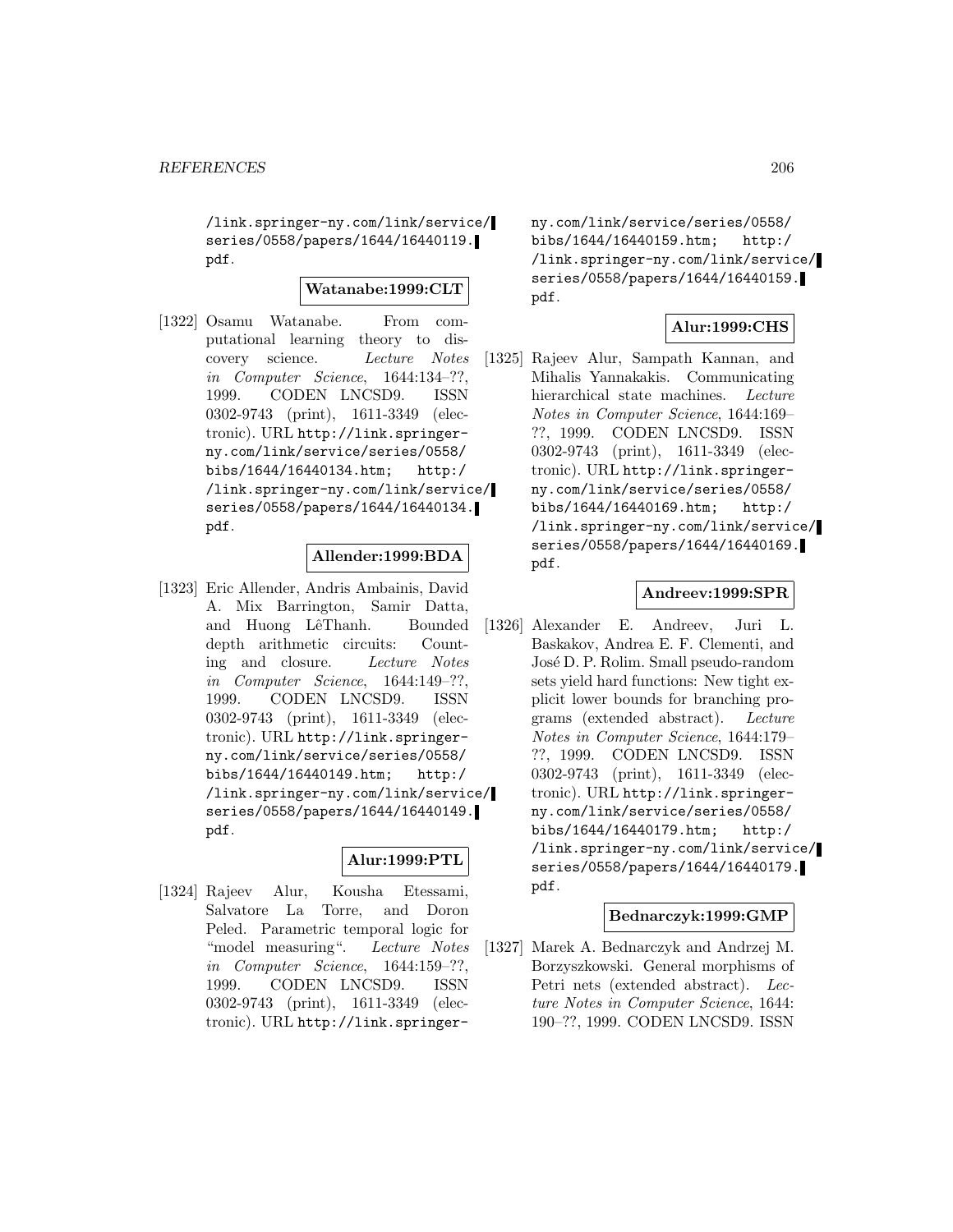/link.springer-ny.com/link/service/series/0558/papers/1644/16440119.pdf.

**Watanabe:1999:CLT**

[1322] Osamu Watanabe. From computational learning theory to discovery science. *Lecture Notes in Computer Science*, 1644:134–??, 1999. CODEN LNCSD9. ISSN 0302-9743 (print), 1611-3349 (electronic). URL http://link.springer-ny.com/link/service/series/0558/bibs/1644/16440134.htm; http://link.springer-ny.com/link/service/series/0558/papers/1644/16440134.pdf.

**Allender:1999:BDA**

[1323] Eric Allender, Andris Ambainis, David A. Mix Barrington, Samir Datta, and Huong LêThanh. Bounded depth arithmetic circuits: Counting and closure. *Lecture Notes in Computer Science*, 1644:149–??, 1999. CODEN LNCSD9. ISSN 0302-9743 (print), 1611-3349 (electronic). URL http://link.springer-ny.com/link/service/series/0558/bibs/1644/16440149.htm; http://link.springer-ny.com/link/service/series/0558/papers/1644/16440149.pdf.

**Alur:1999:PTL**

[1324] Rajeev Alur, Kousha Etessami, Salvatore La Torre, and Doron Peled. Parametric temporal logic for "model measuring". *Lecture Notes in Computer Science*, 1644:159–??, 1999. CODEN LNCSD9. ISSN 0302-9743 (print), 1611-3349 (electronic). URL http://link.springer-ny.com/link/service/series/0558/bibs/1644/16440159.htm; http://link.springer-ny.com/link/service/series/0558/papers/1644/16440159.pdf.

**Alur:1999:CHS**

[1325] Rajeev Alur, Sampath Kannan, and Mihalis Yannakakis. Communicating hierarchical state machines. *Lecture Notes in Computer Science*, 1644:169–??, 1999. CODEN LNCSD9. ISSN 0302-9743 (print), 1611-3349 (electronic). URL http://link.springer-ny.com/link/service/series/0558/bibs/1644/16440169.htm; http://link.springer-ny.com/link/service/series/0558/papers/1644/16440169.pdf.

**Andreev:1999:SPR**

[1326] Alexander E. Andreev, Juri L. Baskakov, Andrea E. F. Clementi, and José D. P. Rolim. Small pseudo-random sets yield hard functions: New tight explicit lower bounds for branching programs (extended abstract). *Lecture Notes in Computer Science*, 1644:179–??, 1999. CODEN LNCSD9. ISSN 0302-9743 (print), 1611-3349 (electronic). URL http://link.springer-ny.com/link/service/series/0558/bibs/1644/16440179.htm; http://link.springer-ny.com/link/service/series/0558/papers/1644/16440179.pdf.

**Bednarczyk:1999:GMP**

[1327] Marek A. Bednarczyk and Andrzej M. Borzyszkowski. General morphisms of Petri nets (extended abstract). *Lecture Notes in Computer Science*, 1644:190–??, 1999. CODEN LNCSD9. ISSN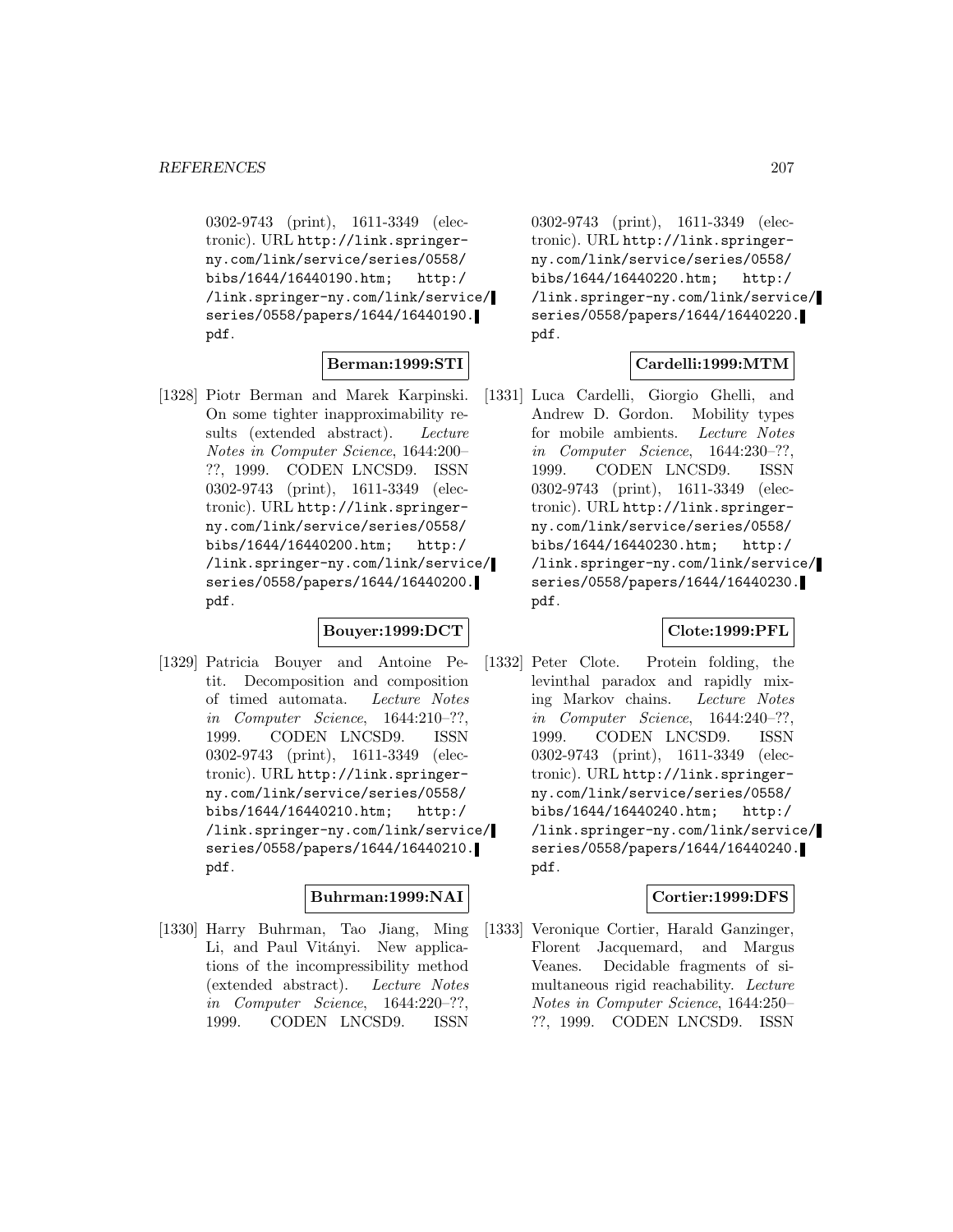0302-9743 (print), 1611-3349 (electronic). URL http://link.springer-ny.com/link/service/series/0558/bibs/1644/16440190.htm; http://link.springer-ny.com/link/service/series/0558/papers/1644/16440190.pdf.

**Berman:1999:STI**

[1328] Piotr Berman and Marek Karpinski. On some tighter inapproximability results (extended abstract). *Lecture Notes in Computer Science*, 1644:200–??, 1999. CODEN LNCSD9. ISSN 0302-9743 (print), 1611-3349 (electronic). URL http://link.springer-ny.com/link/service/series/0558/bibs/1644/16440200.htm; http://link.springer-ny.com/link/service/series/0558/papers/1644/16440200.pdf.

**Bouyer:1999:DCT**

[1329] Patricia Bouyer and Antoine Petit. Decomposition and composition of timed automata. *Lecture Notes in Computer Science*, 1644:210–??, 1999. CODEN LNCSD9. ISSN 0302-9743 (print), 1611-3349 (electronic). URL http://link.springer-ny.com/link/service/series/0558/bibs/1644/16440210.htm; http://link.springer-ny.com/link/service/series/0558/papers/1644/16440210.pdf.

**Buhrman:1999:NAI**

[1330] Harry Buhrman, Tao Jiang, Ming Li, and Paul Vitányi. New applications of the incompressibility method (extended abstract). *Lecture Notes in Computer Science*, 1644:220–??, 1999. CODEN LNCSD9. ISSN 0302-9743 (print), 1611-3349 (electronic). URL http://link.springer-ny.com/link/service/series/0558/bibs/1644/16440220.htm; http://link.springer-ny.com/link/service/series/0558/papers/1644/16440220.pdf.

**Cardelli:1999:MTM**

[1331] Luca Cardelli, Giorgio Ghelli, and Andrew D. Gordon. Mobility types for mobile ambients. *Lecture Notes in Computer Science*, 1644:230–??, 1999. CODEN LNCSD9. ISSN 0302-9743 (print), 1611-3349 (electronic). URL http://link.springer-ny.com/link/service/series/0558/bibs/1644/16440230.htm; http://link.springer-ny.com/link/service/series/0558/papers/1644/16440230.pdf.

**Clote:1999:PFL**

[1332] Peter Clote. Protein folding, the levinthal paradox and rapidly mixing Markov chains. *Lecture Notes in Computer Science*, 1644:240–??, 1999. CODEN LNCSD9. ISSN 0302-9743 (print), 1611-3349 (electronic). URL http://link.springer-ny.com/link/service/series/0558/bibs/1644/16440240.htm; http://link.springer-ny.com/link/service/series/0558/papers/1644/16440240.pdf.

**Cortier:1999:DFS**

[1333] Veronique Cortier, Harald Ganzinger, Florent Jacquemard, and Margus Veanes. Decidable fragments of simultaneous rigid reachability. *Lecture Notes in Computer Science*, 1644:250–??, 1999. CODEN LNCSD9. ISSN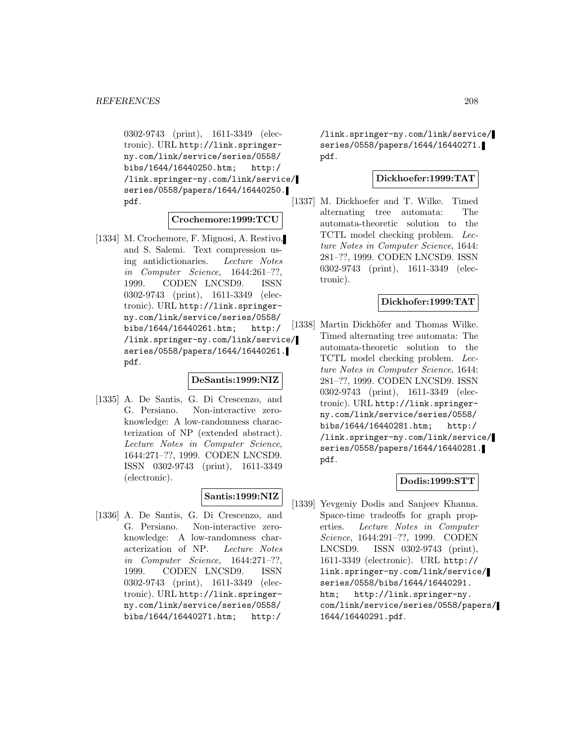0302-9743 (print), 1611-3349 (electronic). URL http://link.springer-ny.com/link/service/series/0558/bibs/1644/16440250.htm; http://link.springer-ny.com/link/service/series/0558/papers/1644/16440250.pdf.

**Crochemore:1999:TCU**

[1334] M. Crochemore, F. Mignosi, A. Restivo, and S. Salemi. Text compression using antidictionaries. *Lecture Notes in Computer Science*, 1644:261–??, 1999. CODEN LNCSD9. ISSN 0302-9743 (print), 1611-3349 (electronic). URL http://link.springer-ny.com/link/service/series/0558/bibs/1644/16440261.htm; http://link.springer-ny.com/link/service/series/0558/papers/1644/16440261.pdf.

**DeSantis:1999:NIZ**

[1335] A. De Santis, G. Di Crescenzo, and G. Persiano. Non-interactive zero-knowledge: A low-randomness characterization of NP (extended abstract). *Lecture Notes in Computer Science*, 1644:271–??, 1999. CODEN LNCSD9. ISSN 0302-9743 (print), 1611-3349 (electronic).

**Santis:1999:NIZ**

[1336] A. De Santis, G. Di Crescenzo, and G. Persiano. Non-interactive zero-knowledge: A low-randomness characterization of NP. *Lecture Notes in Computer Science*, 1644:271–??, 1999. CODEN LNCSD9. ISSN 0302-9743 (print), 1611-3349 (electronic). URL http://link.springer-ny.com/link/service/series/0558/bibs/1644/16440271.htm; http://link.springer-ny.com/link/service/series/0558/papers/1644/16440271.pdf.

**Dickhoefer:1999:TAT**

[1337] M. Dickhoefer and T. Wilke. Timed alternating tree automata: The automata-theoretic solution to the TCTL model checking problem. *Lecture Notes in Computer Science*, 1644: 281–??, 1999. CODEN LNCSD9. ISSN 0302-9743 (print), 1611-3349 (electronic).

**Dickhofer:1999:TAT**

[1338] Martin Dickhöfer and Thomas Wilke. Timed alternating tree automata: The automata-theoretic solution to the TCTL model checking problem. *Lecture Notes in Computer Science*, 1644: 281–??, 1999. CODEN LNCSD9. ISSN 0302-9743 (print), 1611-3349 (electronic). URL http://link.springer-ny.com/link/service/series/0558/bibs/1644/16440281.htm; http://link.springer-ny.com/link/service/series/0558/papers/1644/16440281.pdf.

**Dodis:1999:STT**

[1339] Yevgeniy Dodis and Sanjeev Khanna. Space-time tradeoffs for graph properties. *Lecture Notes in Computer Science*, 1644:291–??, 1999. CODEN LNCSD9. ISSN 0302-9743 (print), 1611-3349 (electronic). URL http://link.springer-ny.com/link/service/series/0558/bibs/1644/16440291.htm; http://link.springer-ny.com/link/service/series/0558/papers/1644/16440291.pdf.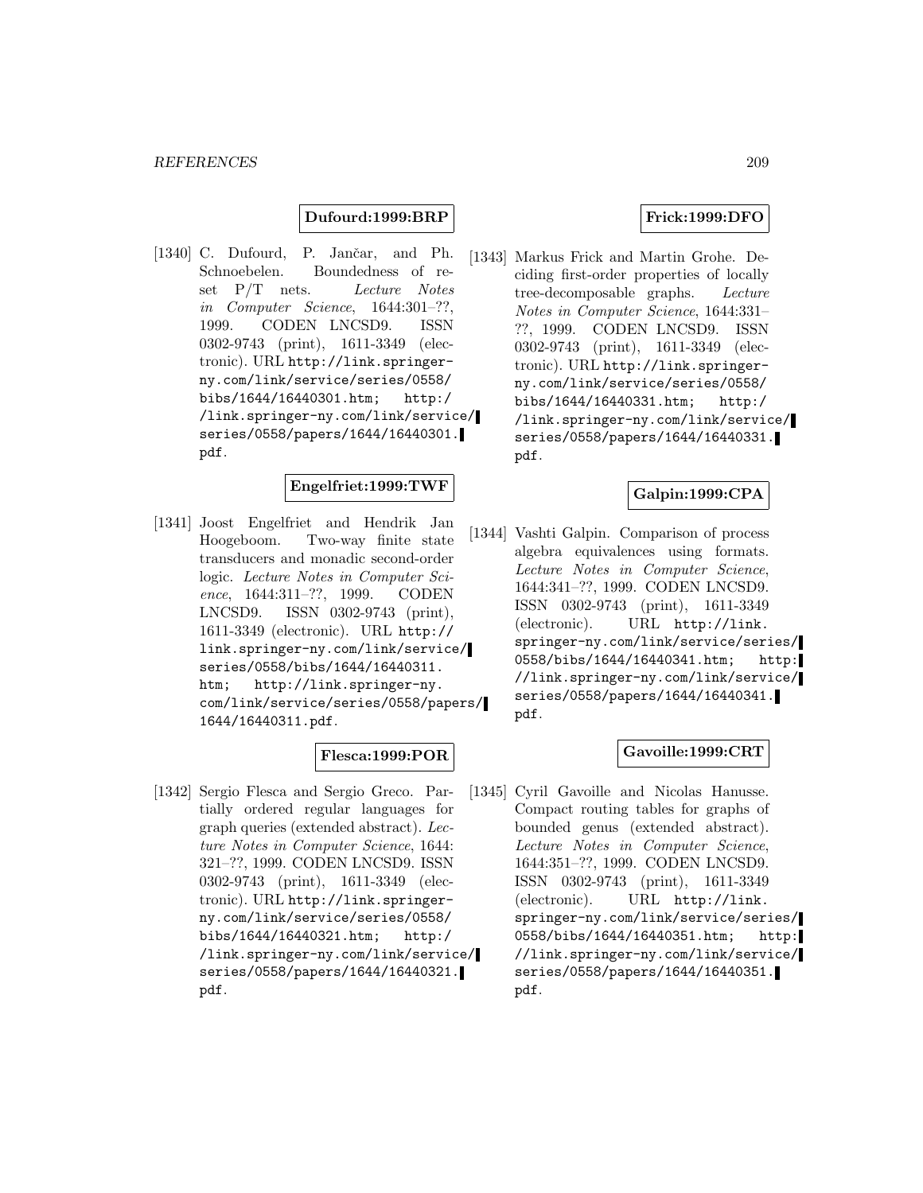**Dufourd:1999:BRP**

[1340] C. Dufourd, P. Jančar, and Ph. Schnoebelen. Boundedness of reset P/T nets. *Lecture Notes in Computer Science*, 1644:301–??, 1999. CODEN LNCSD9. ISSN 0302-9743 (print), 1611-3349 (electronic). URL http://link.springer-ny.com/link/service/series/0558/bibs/1644/16440301.htm; http://link.springer-ny.com/link/service/series/0558/papers/1644/16440301.pdf.

**Engelfriet:1999:TWF**

[1341] Joost Engelfriet and Hendrik Jan Hoogeboom. Two-way finite state transducers and monadic second-order logic. *Lecture Notes in Computer Science*, 1644:311–??, 1999. CODEN LNCSD9. ISSN 0302-9743 (print), 1611-3349 (electronic). URL http://link.springer-ny.com/link/service/series/0558/bibs/1644/16440311.htm; http://link.springer-ny.com/link/service/series/0558/papers/1644/16440311.pdf.

**Flesca:1999:POR**

[1342] Sergio Flesca and Sergio Greco. Partially ordered regular languages for graph queries (extended abstract). *Lecture Notes in Computer Science*, 1644:321–??, 1999. CODEN LNCSD9. ISSN 0302-9743 (print), 1611-3349 (electronic). URL http://link.springer-ny.com/link/service/series/0558/bibs/1644/16440321.htm; http://link.springer-ny.com/link/service/series/0558/papers/1644/16440321.pdf.

**Frick:1999:DFO**

[1343] Markus Frick and Martin Grohe. Deciding first-order properties of locally tree-decomposable graphs. *Lecture Notes in Computer Science*, 1644:331–??, 1999. CODEN LNCSD9. ISSN 0302-9743 (print), 1611-3349 (electronic). URL http://link.springer-ny.com/link/service/series/0558/bibs/1644/16440331.htm; http://link.springer-ny.com/link/service/series/0558/papers/1644/16440331.pdf.

**Galpin:1999:CPA**

[1344] Vashti Galpin. Comparison of process algebra equivalences using formats. *Lecture Notes in Computer Science*, 1644:341–??, 1999. CODEN LNCSD9. ISSN 0302-9743 (print), 1611-3349 (electronic). URL http://link.springer-ny.com/link/service/series/0558/bibs/1644/16440341.htm; http://link.springer-ny.com/link/service/series/0558/papers/1644/16440341.pdf.

**Gavoille:1999:CRT**

[1345] Cyril Gavoille and Nicolas Hanusse. Compact routing tables for graphs of bounded genus (extended abstract). *Lecture Notes in Computer Science*, 1644:351–??, 1999. CODEN LNCSD9. ISSN 0302-9743 (print), 1611-3349 (electronic). URL http://link.springer-ny.com/link/service/series/0558/bibs/1644/16440351.htm; http://link.springer-ny.com/link/service/series/0558/papers/1644/16440351.pdf.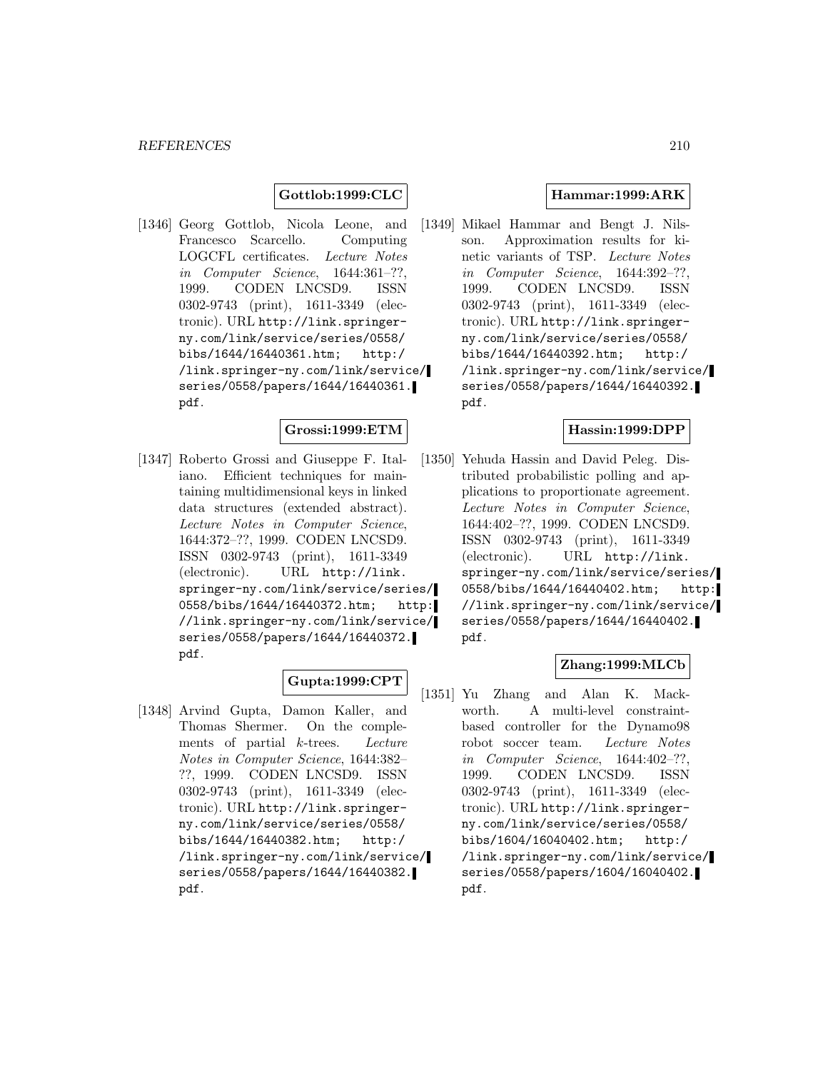**Gottlob:1999:CLC**

[1346] Georg Gottlob, Nicola Leone, and Francesco Scarcello. Computing LOGCFL certificates. *Lecture Notes in Computer Science*, 1644:361–??, 1999. CODEN LNCSD9. ISSN 0302-9743 (print), 1611-3349 (electronic). URL http://link.springer-ny.com/link/service/series/0558/bibs/1644/16440361.htm; http://link.springer-ny.com/link/service/series/0558/papers/1644/16440361.pdf.

**Grossi:1999:ETM**

[1347] Roberto Grossi and Giuseppe F. Italiano. Efficient techniques for maintaining multidimensional keys in linked data structures (extended abstract). *Lecture Notes in Computer Science*, 1644:372–??, 1999. CODEN LNCSD9. ISSN 0302-9743 (print), 1611-3349 (electronic). URL http://link.springer-ny.com/link/service/series/0558/bibs/1644/16440372.htm; http://link.springer-ny.com/link/service/series/0558/papers/1644/16440372.pdf.

**Gupta:1999:CPT**

[1348] Arvind Gupta, Damon Kaller, and Thomas Shermer. On the complements of partial $k$-trees. *Lecture Notes in Computer Science*, 1644:382–??, 1999. CODEN LNCSD9. ISSN 0302-9743 (print), 1611-3349 (electronic). URL http://link.springer-ny.com/link/service/series/0558/bibs/1644/16440382.htm; http://link.springer-ny.com/link/service/series/0558/papers/1644/16440382.pdf.

**Hammar:1999:ARK**

[1349] Mikael Hammar and Bengt J. Nilsson. Approximation results for kinetic variants of TSP. *Lecture Notes in Computer Science*, 1644:392–??, 1999. CODEN LNCSD9. ISSN 0302-9743 (print), 1611-3349 (electronic). URL http://link.springer-ny.com/link/service/series/0558/bibs/1644/16440392.htm; http://link.springer-ny.com/link/service/series/0558/papers/1644/16440392.pdf.

**Hassin:1999:DPP**

[1350] Yehuda Hassin and David Peleg. Distributed probabilistic polling and applications to proportionate agreement. *Lecture Notes in Computer Science*, 1644:402–??, 1999. CODEN LNCSD9. ISSN 0302-9743 (print), 1611-3349 (electronic). URL http://link.springer-ny.com/link/service/series/0558/bibs/1644/16440402.htm; http://link.springer-ny.com/link/service/series/0558/papers/1644/16440402.pdf.

**Zhang:1999:MLCb**

[1351] Yu Zhang and Alan K. Mackworth. A multi-level constraint-based controller for the Dynamo98 robot soccer team. *Lecture Notes in Computer Science*, 1644:402–??, 1999. CODEN LNCSD9. ISSN 0302-9743 (print), 1611-3349 (electronic). URL http://link.springer-ny.com/link/service/series/0558/bibs/1604/16040402.htm; http://link.springer-ny.com/link/service/series/0558/papers/1604/16040402.pdf.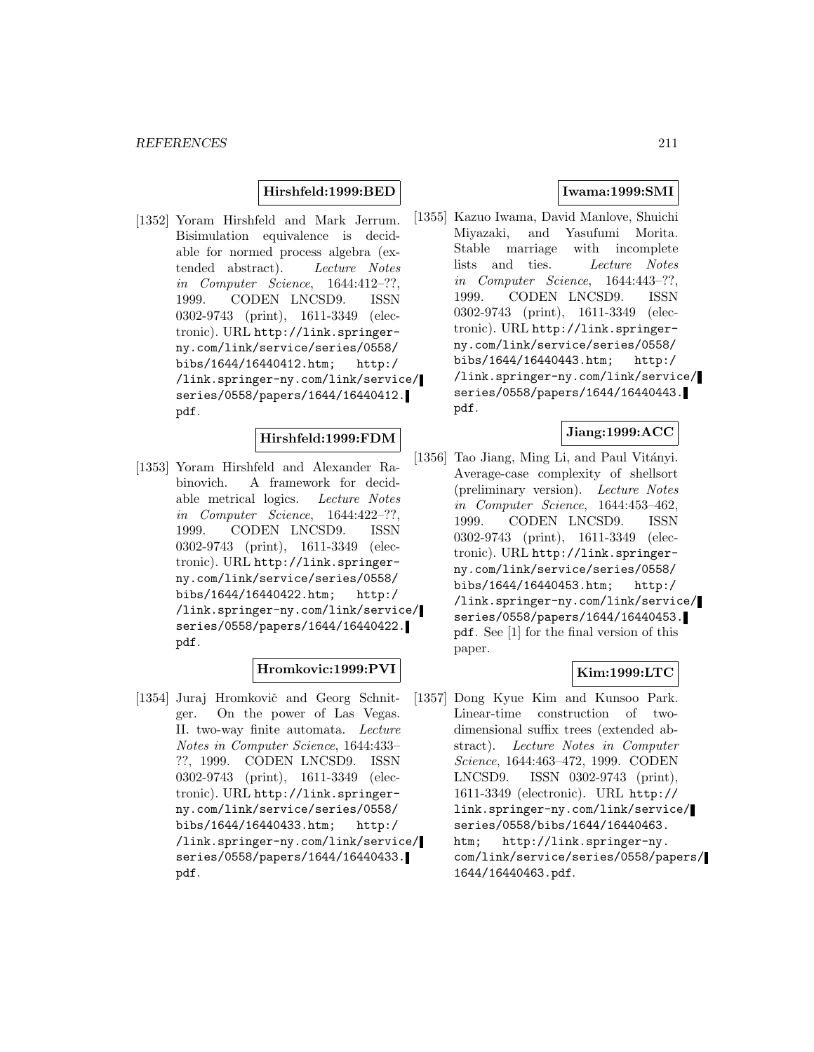**Hirshfeld:1999:BED**

[1352] Yoram Hirshfeld and Mark Jerrum. Bisimulation equivalence is decidable for normed process algebra (extended abstract). *Lecture Notes in Computer Science*, 1644:412–??, 1999. CODEN LNCSD9. ISSN 0302-9743 (print), 1611-3349 (electronic). URL http://link.springer-ny.com/link/service/series/0558/bibs/1644/16440412.htm; http://link.springer-ny.com/link/service/series/0558/papers/1644/16440412.pdf.

**Hirshfeld:1999:FDM**

[1353] Yoram Hirshfeld and Alexander Rabinovich. A framework for decidable metrical logics. *Lecture Notes in Computer Science*, 1644:422–??, 1999. CODEN LNCSD9. ISSN 0302-9743 (print), 1611-3349 (electronic). URL http://link.springer-ny.com/link/service/series/0558/bibs/1644/16440422.htm; http://link.springer-ny.com/link/service/series/0558/papers/1644/16440422.pdf.

**Hromkovic:1999:PVI**

[1354] Juraj Hromkovič and Georg Schnitger. On the power of Las Vegas. II. two-way finite automata. *Lecture Notes in Computer Science*, 1644:433–??, 1999. CODEN LNCSD9. ISSN 0302-9743 (print), 1611-3349 (electronic). URL http://link.springer-ny.com/link/service/series/0558/bibs/1644/16440433.htm; http://link.springer-ny.com/link/service/series/0558/papers/1644/16440433.pdf.

**Iwama:1999:SMI**

[1355] Kazuo Iwama, David Manlove, Shuichi Miyazaki, and Yasufumi Morita. Stable marriage with incomplete lists and ties. *Lecture Notes in Computer Science*, 1644:443–??, 1999. CODEN LNCSD9. ISSN 0302-9743 (print), 1611-3349 (electronic). URL http://link.springer-ny.com/link/service/series/0558/bibs/1644/16440443.htm; http://link.springer-ny.com/link/service/series/0558/papers/1644/16440443.pdf.

**Jiang:1999:ACC**

[1356] Tao Jiang, Ming Li, and Paul Vitányi. Average-case complexity of shellsort (preliminary version). *Lecture Notes in Computer Science*, 1644:453–462, 1999. CODEN LNCSD9. ISSN 0302-9743 (print), 1611-3349 (electronic). URL http://link.springer-ny.com/link/service/series/0558/bibs/1644/16440453.htm; http://link.springer-ny.com/link/service/series/0558/papers/1644/16440453.pdf. See [1] for the final version of this paper.

**Kim:1999:LTC**

[1357] Dong Kyue Kim and Kunsoo Park. Linear-time construction of two-dimensional suffix trees (extended abstract). *Lecture Notes in Computer Science*, 1644:463–472, 1999. CODEN LNCSD9. ISSN 0302-9743 (print), 1611-3349 (electronic). URL http://link.springer-ny.com/link/service/series/0558/bibs/1644/16440463.htm; http://link.springer-ny.com/link/service/series/0558/papers/1644/16440463.pdf.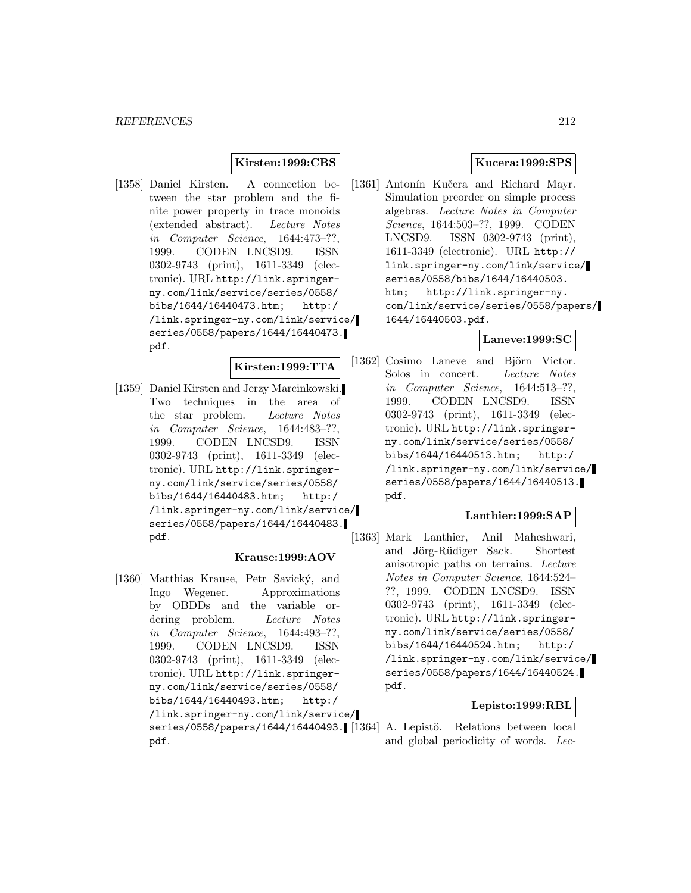**Kirsten:1999:CBS**

[1358] Daniel Kirsten. A connection between the star problem and the finite power property in trace monoids (extended abstract). *Lecture Notes in Computer Science*, 1644:473–??, 1999. CODEN LNCSD9. ISSN 0302-9743 (print), 1611-3349 (electronic). URL http://link.springer-ny.com/link/service/series/0558/bibs/1644/16440473.htm; http://link.springer-ny.com/link/service/series/0558/papers/1644/16440473.pdf.

**Kirsten:1999:TTA**

[1359] Daniel Kirsten and Jerzy Marcinkowski. Two techniques in the area of the star problem. *Lecture Notes in Computer Science*, 1644:483–??, 1999. CODEN LNCSD9. ISSN 0302-9743 (print), 1611-3349 (electronic). URL http://link.springer-ny.com/link/service/series/0558/bibs/1644/16440483.htm; http://link.springer-ny.com/link/service/series/0558/papers/1644/16440483.pdf.

**Krause:1999:AOV**

[1360] Matthias Krause, Petr Savický, and Ingo Wegener. Approximations by OBDDs and the variable ordering problem. *Lecture Notes in Computer Science*, 1644:493–??, 1999. CODEN LNCSD9. ISSN 0302-9743 (print), 1611-3349 (electronic). URL http://link.springer-ny.com/link/service/series/0558/bibs/1644/16440493.htm; http://link.springer-ny.com/link/service/series/0558/papers/1644/16440493.pdf.

**Kucera:1999:SPS**

[1361] Antonín Kučera and Richard Mayr. Simulation preorder on simple process algebras. *Lecture Notes in Computer Science*, 1644:503–??, 1999. CODEN LNCSD9. ISSN 0302-9743 (print), 1611-3349 (electronic). URL http://link.springer-ny.com/link/service/series/0558/bibs/1644/16440503.htm; http://link.springer-ny.com/link/service/series/0558/papers/1644/16440503.pdf.

**Laneve:1999:SC**

[1362] Cosimo Laneve and Björn Victor. Solos in concert. *Lecture Notes in Computer Science*, 1644:513–??, 1999. CODEN LNCSD9. ISSN 0302-9743 (print), 1611-3349 (electronic). URL http://link.springer-ny.com/link/service/series/0558/bibs/1644/16440513.htm; http://link.springer-ny.com/link/service/series/0558/papers/1644/16440513.pdf.

**Lanthier:1999:SAP**

[1363] Mark Lanthier, Anil Maheshwari, and Jörg-Rüdiger Sack. Shortest anisotropic paths on terrains. *Lecture Notes in Computer Science*, 1644:524–??, 1999. CODEN LNCSD9. ISSN 0302-9743 (print), 1611-3349 (electronic). URL http://link.springer-ny.com/link/service/series/0558/bibs/1644/16440524.htm; http://link.springer-ny.com/link/service/series/0558/papers/1644/16440524.pdf.

**Lepisto:1999:RBL**

[1364] A. Lepistö. Relations between local and global periodicity of words. *Lec-*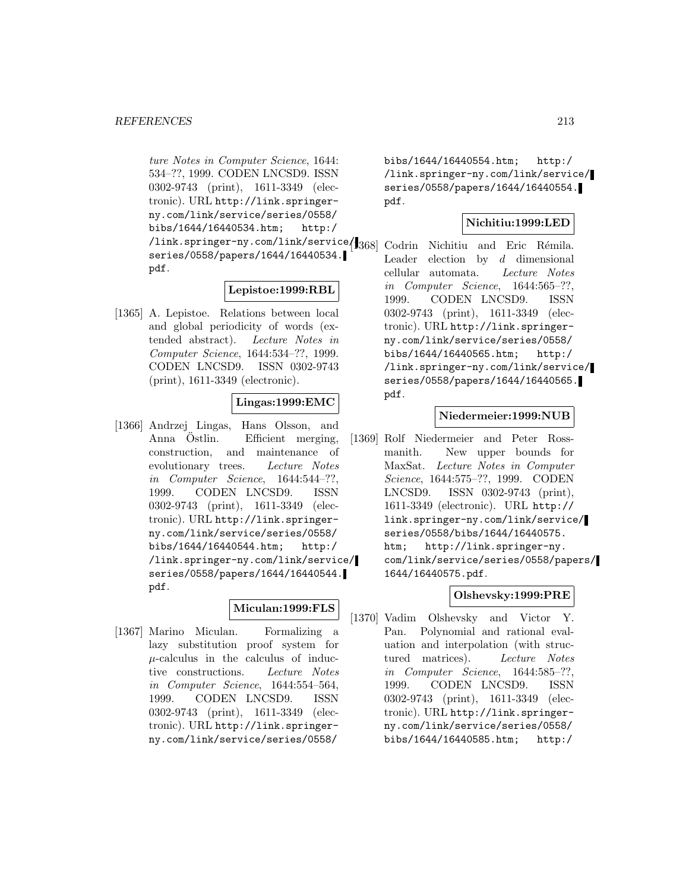ture Notes in Computer Science*, 1644: 534–??, 1999. CODEN LNCSD9. ISSN 0302-9743 (print), 1611-3349 (electronic). URL http://link.springer-ny.com/link/service/series/0558/bibs/1644/16440534.htm; http://link.springer-ny.com/link/service/series/0558/papers/1644/16440534.pdf.

**Lepistoe:1999:RBL**

[1365] A. Lepistoe. Relations between local and global periodicity of words (extended abstract). *Lecture Notes in Computer Science*, 1644:534–??, 1999. CODEN LNCSD9. ISSN 0302-9743 (print), 1611-3349 (electronic).

**Lingas:1999:EMC**

[1366] Andrzej Lingas, Hans Olsson, and Anna Östlin. Efficient merging, construction, and maintenance of evolutionary trees. *Lecture Notes in Computer Science*, 1644:544–??, 1999. CODEN LNCSD9. ISSN 0302-9743 (print), 1611-3349 (electronic). URL http://link.springer-ny.com/link/service/series/0558/bibs/1644/16440544.htm; http://link.springer-ny.com/link/service/series/0558/papers/1644/16440544.pdf.

**Miculan:1999:FLS**

[1367] Marino Miculan. Formalizing a lazy substitution proof system for $\mu$-calculus in the calculus of inductive constructions. *Lecture Notes in Computer Science*, 1644:554–564, 1999. CODEN LNCSD9. ISSN 0302-9743 (print), 1611-3349 (electronic). URL http://link.springer-ny.com/link/service/series/0558/bibs/1644/16440554.htm; http://link.springer-ny.com/link/service/series/0558/papers/1644/16440554.pdf.

**Nichitiu:1999:LED**

[1368] Codrin Nichitiu and Eric Rémila. Leader election by $d$ dimensional cellular automata. *Lecture Notes in Computer Science*, 1644:565–??, 1999. CODEN LNCSD9. ISSN 0302-9743 (print), 1611-3349 (electronic). URL http://link.springer-ny.com/link/service/series/0558/bibs/1644/16440565.htm; http://link.springer-ny.com/link/service/series/0558/papers/1644/16440565.pdf.

**Niedermeier:1999:NUB**

[1369] Rolf Niedermeier and Peter Rossmanith. New upper bounds for MaxSat. *Lecture Notes in Computer Science*, 1644:575–??, 1999. CODEN LNCSD9. ISSN 0302-9743 (print), 1611-3349 (electronic). URL http://link.springer-ny.com/link/service/series/0558/bibs/1644/16440575.htm; http://link.springer-ny.com/link/service/series/0558/papers/1644/16440575.pdf.

**Olshevsky:1999:PRE**

[1370] Vadim Olshevsky and Victor Y. Pan. Polynomial and rational evaluation and interpolation (with structured matrices). *Lecture Notes in Computer Science*, 1644:585–??, 1999. CODEN LNCSD9. ISSN 0302-9743 (print), 1611-3349 (electronic). URL http://link.springer-ny.com/link/service/series/0558/bibs/1644/16440585.htm; http:/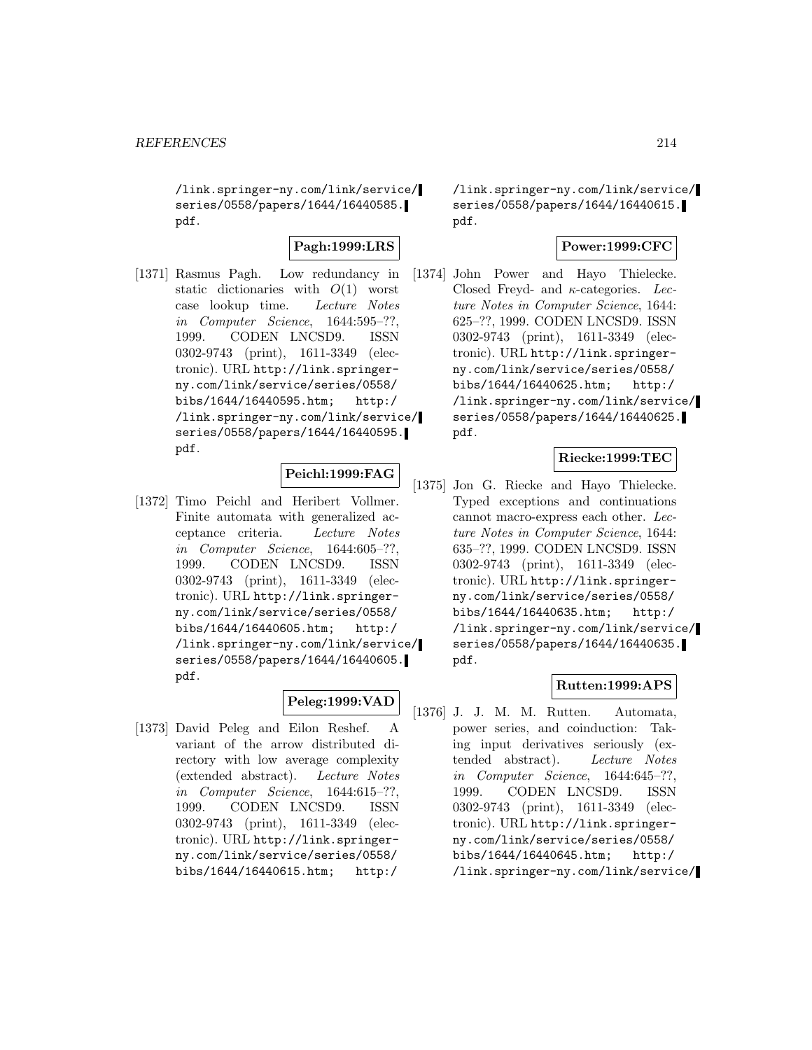/link.springer-ny.com/link/service/series/0558/papers/1644/16440585.pdf.

**Pagh:1999:LRS**

[1371] Rasmus Pagh. Low redundancy in static dictionaries with $O(1)$ worst case lookup time. *Lecture Notes in Computer Science*, 1644:595–??, 1999. CODEN LNCSD9. ISSN 0302-9743 (print), 1611-3349 (electronic). URL http://link.springer-ny.com/link/service/series/0558/bibs/1644/16440595.htm; http://link.springer-ny.com/link/service/series/0558/papers/1644/16440595.pdf.

**Peichl:1999:FAG**

[1372] Timo Peichl and Heribert Vollmer. Finite automata with generalized acceptance criteria. *Lecture Notes in Computer Science*, 1644:605–??, 1999. CODEN LNCSD9. ISSN 0302-9743 (print), 1611-3349 (electronic). URL http://link.springer-ny.com/link/service/series/0558/bibs/1644/16440605.htm; http://link.springer-ny.com/link/service/series/0558/papers/1644/16440605.pdf.

**Peleg:1999:VAD**

[1373] David Peleg and Eilon Reshef. A variant of the arrow distributed directory with low average complexity (extended abstract). *Lecture Notes in Computer Science*, 1644:615–??, 1999. CODEN LNCSD9. ISSN 0302-9743 (print), 1611-3349 (electronic). URL http://link.springer-ny.com/link/service/series/0558/bibs/1644/16440615.htm; http://link.springer-ny.com/link/service/series/0558/papers/1644/16440615.pdf.

**Power:1999:CFC**

[1374] John Power and Hayo Thielecke. Closed Freyd- and $\kappa$-categories. *Lecture Notes in Computer Science*, 1644:625–??, 1999. CODEN LNCSD9. ISSN 0302-9743 (print), 1611-3349 (electronic). URL http://link.springer-ny.com/link/service/series/0558/bibs/1644/16440625.htm; http://link.springer-ny.com/link/service/series/0558/papers/1644/16440625.pdf.

**Riecke:1999:TEC**

[1375] Jon G. Riecke and Hayo Thielecke. Typed exceptions and continuations cannot macro-express each other. *Lecture Notes in Computer Science*, 1644:635–??, 1999. CODEN LNCSD9. ISSN 0302-9743 (print), 1611-3349 (electronic). URL http://link.springer-ny.com/link/service/series/0558/bibs/1644/16440635.htm; http://link.springer-ny.com/link/service/series/0558/papers/1644/16440635.pdf.

**Rutten:1999:APS**

[1376] J. J. M. M. Rutten. Automata, power series, and coinduction: Taking input derivatives seriously (extended abstract). *Lecture Notes in Computer Science*, 1644:645–??, 1999. CODEN LNCSD9. ISSN 0302-9743 (print), 1611-3349 (electronic). URL http://link.springer-ny.com/link/service/series/0558/bibs/1644/16440645.htm; http://link.springer-ny.com/link/service/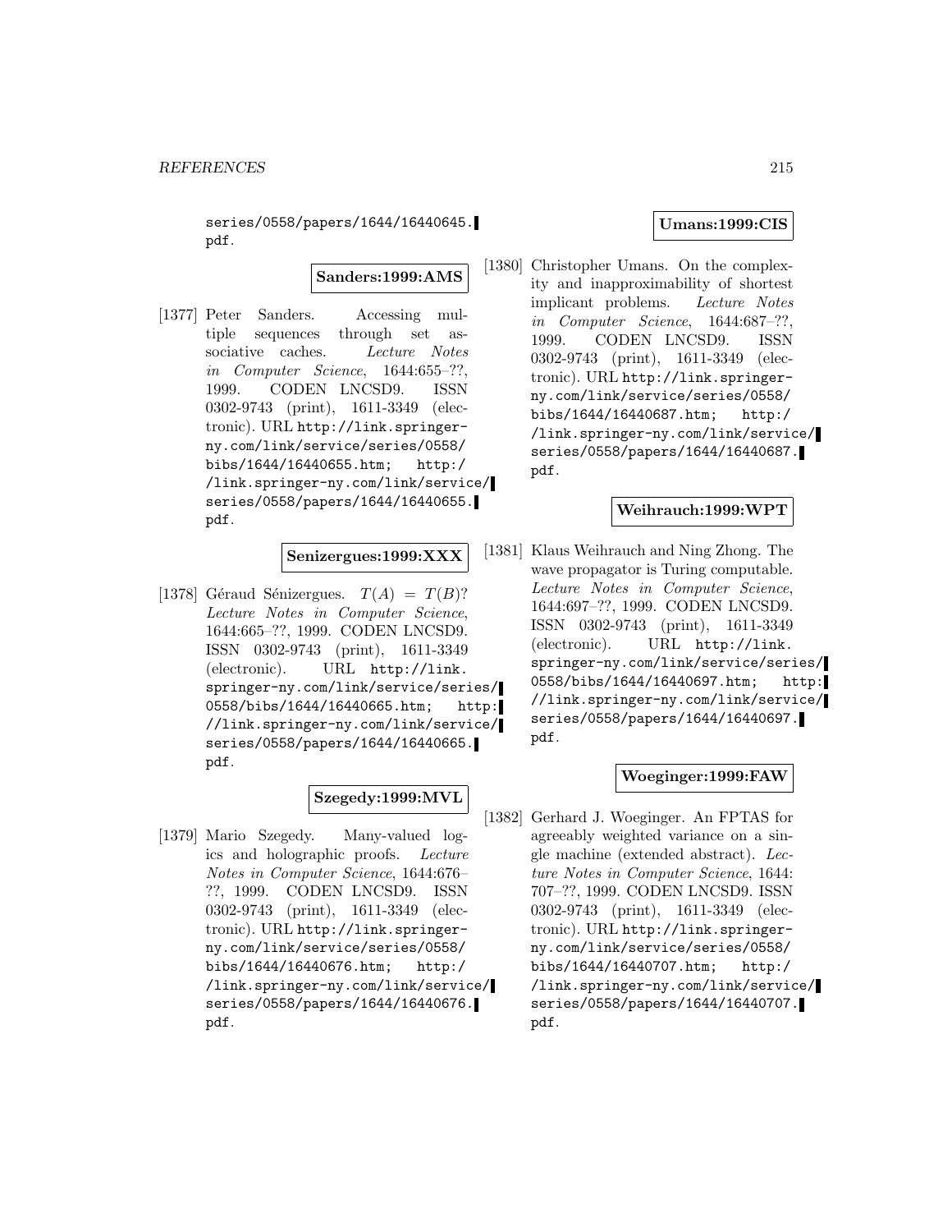series/0558/papers/1644/16440645.pdf.

**Sanders:1999:AMS**

[1377] Peter Sanders. Accessing multiple sequences through set associative caches. *Lecture Notes in Computer Science*, 1644:655–??, 1999. CODEN LNCSD9. ISSN 0302-9743 (print), 1611-3349 (electronic). URL http://link.springer-ny.com/link/service/series/0558/bibs/1644/16440655.htm; http://link.springer-ny.com/link/service/series/0558/papers/1644/16440655.pdf.

**Senizergues:1999:XXX**

[1378] Géraud Sénizergues. $T(A) = T(B)$? *Lecture Notes in Computer Science*, 1644:665–??, 1999. CODEN LNCSD9. ISSN 0302-9743 (print), 1611-3349 (electronic). URL http://link.springer-ny.com/link/service/series/0558/bibs/1644/16440665.htm; http://link.springer-ny.com/link/service/series/0558/papers/1644/16440665.pdf.

**Szegedy:1999:MVL**

[1379] Mario Szegedy. Many-valued logics and holographic proofs. *Lecture Notes in Computer Science*, 1644:676–??, 1999. CODEN LNCSD9. ISSN 0302-9743 (print), 1611-3349 (electronic). URL http://link.springer-ny.com/link/service/series/0558/bibs/1644/16440676.htm; http://link.springer-ny.com/link/service/series/0558/papers/1644/16440676.pdf.

**Umans:1999:CIS**

[1380] Christopher Umans. On the complexity and inapproximability of shortest implicant problems. *Lecture Notes in Computer Science*, 1644:687–??, 1999. CODEN LNCSD9. ISSN 0302-9743 (print), 1611-3349 (electronic). URL http://link.springer-ny.com/link/service/series/0558/bibs/1644/16440687.htm; http://link.springer-ny.com/link/service/series/0558/papers/1644/16440687.pdf.

**Weihrauch:1999:WPT**

[1381] Klaus Weihrauch and Ning Zhong. The wave propagator is Turing computable. *Lecture Notes in Computer Science*, 1644:697–??, 1999. CODEN LNCSD9. ISSN 0302-9743 (print), 1611-3349 (electronic). URL http://link.springer-ny.com/link/service/series/0558/bibs/1644/16440697.htm; http://link.springer-ny.com/link/service/series/0558/papers/1644/16440697.pdf.

**Woeginger:1999:FAW**

[1382] Gerhard J. Woeginger. An FPTAS for agreeably weighted variance on a single machine (extended abstract). *Lecture Notes in Computer Science*, 1644:707–??, 1999. CODEN LNCSD9. ISSN 0302-9743 (print), 1611-3349 (electronic). URL http://link.springer-ny.com/link/service/series/0558/bibs/1644/16440707.htm; http://link.springer-ny.com/link/service/series/0558/papers/1644/16440707.pdf.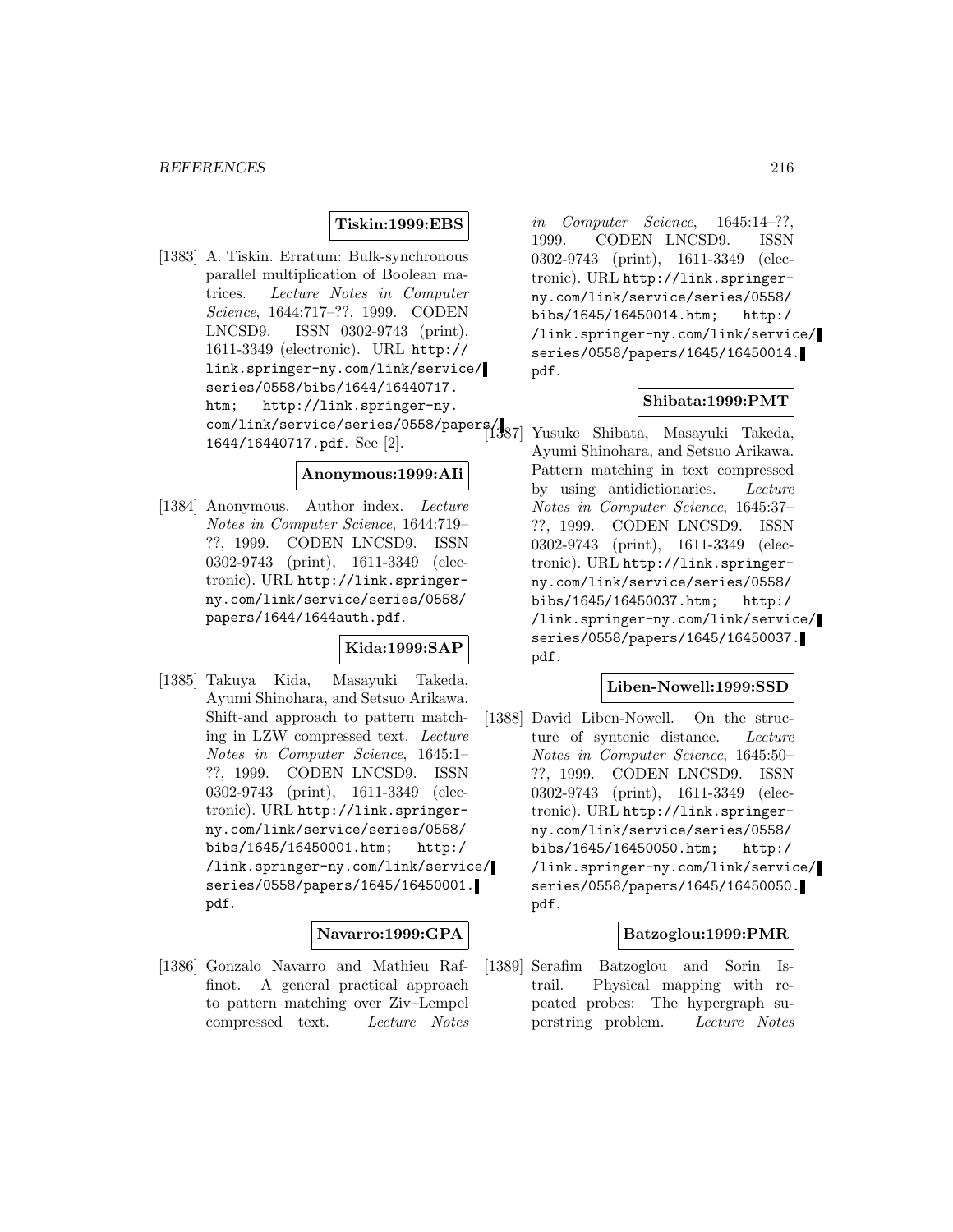**Tiskin:1999:EBS**

[1383] A. Tiskin. Erratum: Bulk-synchronous parallel multiplication of Boolean matrices. *Lecture Notes in Computer Science*, 1644:717–??, 1999. CODEN LNCSD9. ISSN 0302-9743 (print), 1611-3349 (electronic). URL http://link.springer-ny.com/link/service/series/0558/bibs/1644/16440717.htm; http://link.springer-ny.com/link/service/series/0558/papers/1644/16440717.pdf. See [2].

**Anonymous:1999:AIi**

[1384] Anonymous. Author index. *Lecture Notes in Computer Science*, 1644:719–??, 1999. CODEN LNCSD9. ISSN 0302-9743 (print), 1611-3349 (electronic). URL http://link.springer-ny.com/link/service/series/0558/papers/1644/1644auth.pdf.

**Kida:1999:SAP**

[1385] Takuya Kida, Masayuki Takeda, Ayumi Shinohara, and Setsuo Arikawa. Shift-and approach to pattern matching in LZW compressed text. *Lecture Notes in Computer Science*, 1645:1–??, 1999. CODEN LNCSD9. ISSN 0302-9743 (print), 1611-3349 (electronic). URL http://link.springer-ny.com/link/service/series/0558/bibs/1645/16450001.htm; http://link.springer-ny.com/link/service/series/0558/papers/1645/16450001.pdf.

**Navarro:1999:GPA**

[1386] Gonzalo Navarro and Mathieu Raffinot. A general practical approach to pattern matching over Ziv–Lempel compressed text. *Lecture Notes in Computer Science*, 1645:14–??, 1999. CODEN LNCSD9. ISSN 0302-9743 (print), 1611-3349 (electronic). URL http://link.springer-ny.com/link/service/series/0558/bibs/1645/16450014.htm; http://link.springer-ny.com/link/service/series/0558/papers/1645/16450014.pdf.

**Shibata:1999:PMT**

[1387] Yusuke Shibata, Masayuki Takeda, Ayumi Shinohara, and Setsuo Arikawa. Pattern matching in text compressed by using antidictionaries. *Lecture Notes in Computer Science*, 1645:37–??, 1999. CODEN LNCSD9. ISSN 0302-9743 (print), 1611-3349 (electronic). URL http://link.springer-ny.com/link/service/series/0558/bibs/1645/16450037.htm; http://link.springer-ny.com/link/service/series/0558/papers/1645/16450037.pdf.

**Liben-Nowell:1999:SSD**

[1388] David Liben-Nowell. On the structure of syntenic distance. *Lecture Notes in Computer Science*, 1645:50–??, 1999. CODEN LNCSD9. ISSN 0302-9743 (print), 1611-3349 (electronic). URL http://link.springer-ny.com/link/service/series/0558/bibs/1645/16450050.htm; http://link.springer-ny.com/link/service/series/0558/papers/1645/16450050.pdf.

**Batzoglou:1999:PMR**

[1389] Serafim Batzoglou and Sorin Istrail. Physical mapping with repeated probes: The hypergraph superstring problem. *Lecture Notes*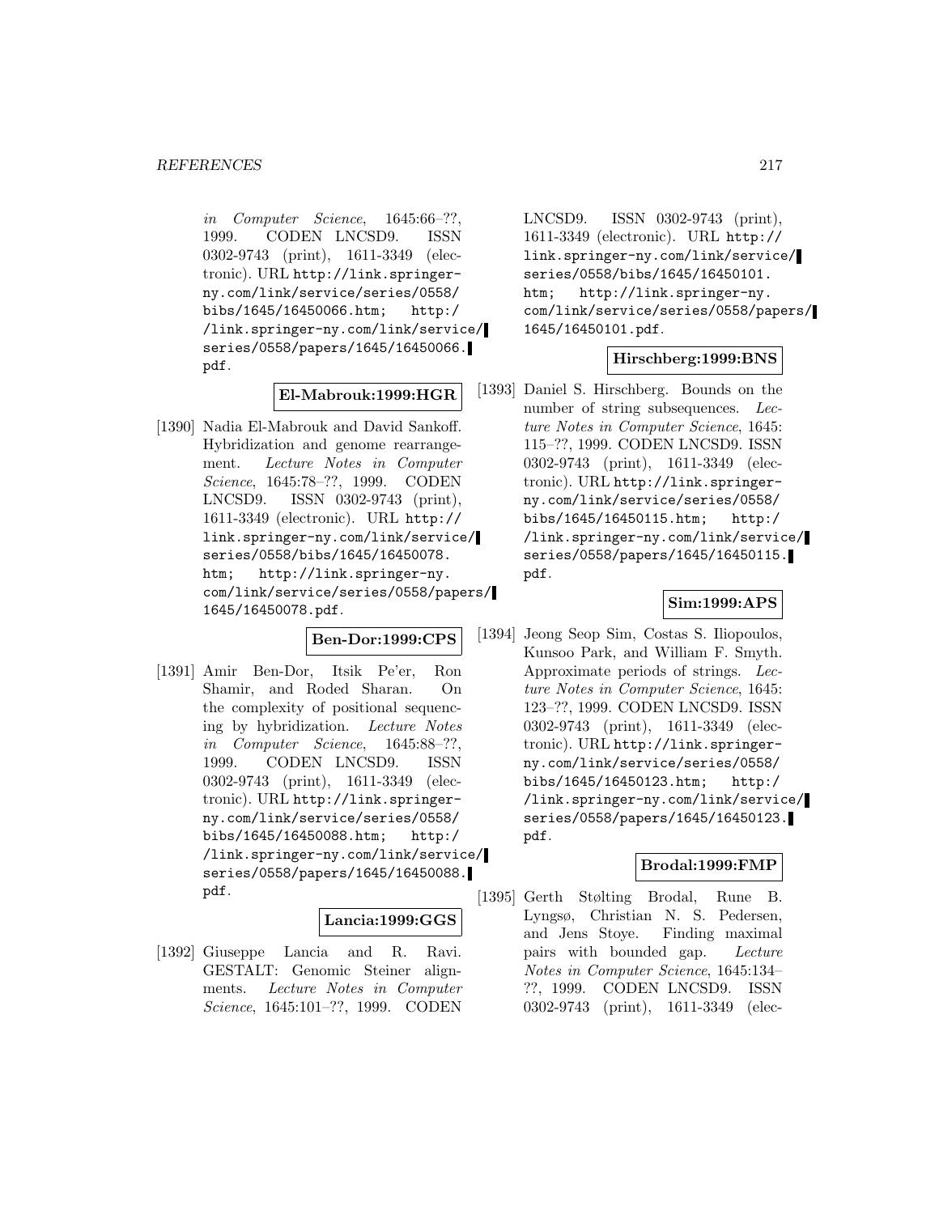in Computer Science, 1645:66–??, 1999. CODEN LNCSD9. ISSN 0302-9743 (print), 1611-3349 (electronic). URL http://link.springer-ny.com/link/service/series/0558/bibs/1645/16450066.htm; http://link.springer-ny.com/link/service/series/0558/papers/1645/16450066.pdf.

**El-Mabrouk:1999:HGR**

[1390] Nadia El-Mabrouk and David Sankoff. Hybridization and genome rearrangement. *Lecture Notes in Computer Science*, 1645:78–??, 1999. CODEN LNCSD9. ISSN 0302-9743 (print), 1611-3349 (electronic). URL http://link.springer-ny.com/link/service/series/0558/bibs/1645/16450078.htm; http://link.springer-ny.com/link/service/series/0558/papers/1645/16450078.pdf.

**Ben-Dor:1999:CPS**

[1391] Amir Ben-Dor, Itsik Pe'er, Ron Shamir, and Roded Sharan. On the complexity of positional sequencing by hybridization. *Lecture Notes in Computer Science*, 1645:88–??, 1999. CODEN LNCSD9. ISSN 0302-9743 (print), 1611-3349 (electronic). URL http://link.springer-ny.com/link/service/series/0558/bibs/1645/16450088.htm; http://link.springer-ny.com/link/service/series/0558/papers/1645/16450088.pdf.

**Lancia:1999:GGS**

[1392] Giuseppe Lancia and R. Ravi. GESTALT: Genomic Steiner alignments. *Lecture Notes in Computer Science*, 1645:101–??, 1999. CODEN LNCSD9. ISSN 0302-9743 (print), 1611-3349 (electronic). URL http://link.springer-ny.com/link/service/series/0558/bibs/1645/16450101.htm; http://link.springer-ny.com/link/service/series/0558/papers/1645/16450101.pdf.

**Hirschberg:1999:BNS**

[1393] Daniel S. Hirschberg. Bounds on the number of string subsequences. *Lecture Notes in Computer Science*, 1645:115–??, 1999. CODEN LNCSD9. ISSN 0302-9743 (print), 1611-3349 (electronic). URL http://link.springer-ny.com/link/service/series/0558/bibs/1645/16450115.htm; http://link.springer-ny.com/link/service/series/0558/papers/1645/16450115.pdf.

**Sim:1999:APS**

[1394] Jeong Seop Sim, Costas S. Iliopoulos, Kunsoo Park, and William F. Smyth. Approximate periods of strings. *Lecture Notes in Computer Science*, 1645:123–??, 1999. CODEN LNCSD9. ISSN 0302-9743 (print), 1611-3349 (electronic). URL http://link.springer-ny.com/link/service/series/0558/bibs/1645/16450123.htm; http://link.springer-ny.com/link/service/series/0558/papers/1645/16450123.pdf.

**Brodal:1999:FMP**

[1395] Gerth Stølting Brodal, Rune B. Lyngsø, Christian N. S. Pedersen, and Jens Stoye. Finding maximal pairs with bounded gap. *Lecture Notes in Computer Science*, 1645:134–??, 1999. CODEN LNCSD9. ISSN 0302-9743 (print), 1611-3349 (elec-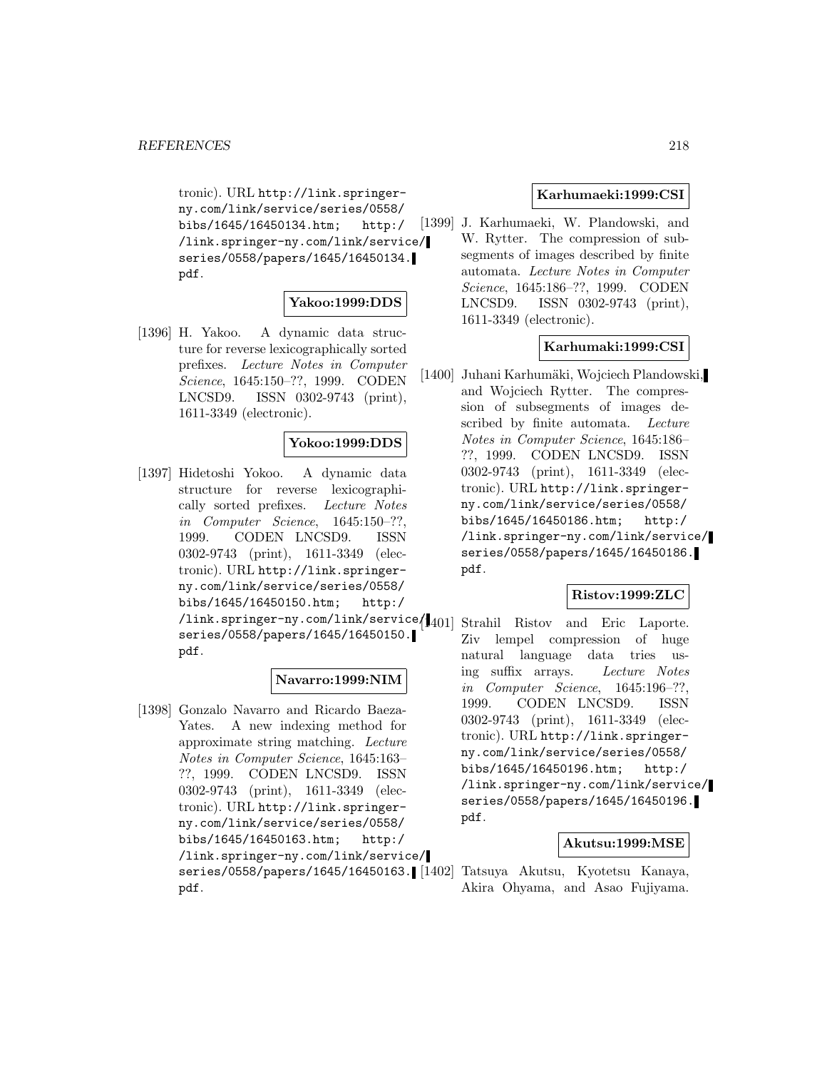tronic). URL http://link.springer-ny.com/link/service/series/0558/bibs/1645/16450134.htm; http://link.springer-ny.com/link/service/series/0558/papers/1645/16450134.pdf.

**Yakoo:1999:DDS**

[1396] H. Yakoo. A dynamic data structure for reverse lexicographically sorted prefixes. *Lecture Notes in Computer Science*, 1645:150–??, 1999. CODEN LNCSD9. ISSN 0302-9743 (print), 1611-3349 (electronic).

**Yokoo:1999:DDS**

[1397] Hidetoshi Yokoo. A dynamic data structure for reverse lexicographically sorted prefixes. *Lecture Notes in Computer Science*, 1645:150–??, 1999. CODEN LNCSD9. ISSN 0302-9743 (print), 1611-3349 (electronic). URL http://link.springer-ny.com/link/service/series/0558/bibs/1645/16450150.htm; http://link.springer-ny.com/link/service/series/0558/papers/1645/16450150.pdf.

**Navarro:1999:NIM**

[1398] Gonzalo Navarro and Ricardo Baeza-Yates. A new indexing method for approximate string matching. *Lecture Notes in Computer Science*, 1645:163–??, 1999. CODEN LNCSD9. ISSN 0302-9743 (print), 1611-3349 (electronic). URL http://link.springer-ny.com/link/service/series/0558/bibs/1645/16450163.htm; http://link.springer-ny.com/link/service/series/0558/papers/1645/16450163.pdf.

**Karhumaeki:1999:CSI**

[1399] J. Karhumaeki, W. Plandowski, and W. Rytter. The compression of subsegments of images described by finite automata. *Lecture Notes in Computer Science*, 1645:186–??, 1999. CODEN LNCSD9. ISSN 0302-9743 (print), 1611-3349 (electronic).

**Karhumaki:1999:CSI**

[1400] Juhani Karhumäki, Wojciech Plandowski, and Wojciech Rytter. The compression of subsegments of images described by finite automata. *Lecture Notes in Computer Science*, 1645:186–??, 1999. CODEN LNCSD9. ISSN 0302-9743 (print), 1611-3349 (electronic). URL http://link.springer-ny.com/link/service/series/0558/bibs/1645/16450186.htm; http://link.springer-ny.com/link/service/series/0558/papers/1645/16450186.pdf.

**Ristov:1999:ZLC**

[1401] Strahil Ristov and Eric Laporte. Ziv lempel compression of huge natural language data tries using suffix arrays. *Lecture Notes in Computer Science*, 1645:196–??, 1999. CODEN LNCSD9. ISSN 0302-9743 (print), 1611-3349 (electronic). URL http://link.springer-ny.com/link/service/series/0558/bibs/1645/16450196.htm; http://link.springer-ny.com/link/service/series/0558/papers/1645/16450196.pdf.

**Akutsu:1999:MSE**

[1402] Tatsuya Akutsu, Kyotetsu Kanaya, Akira Ohyama, and Asao Fujiyama.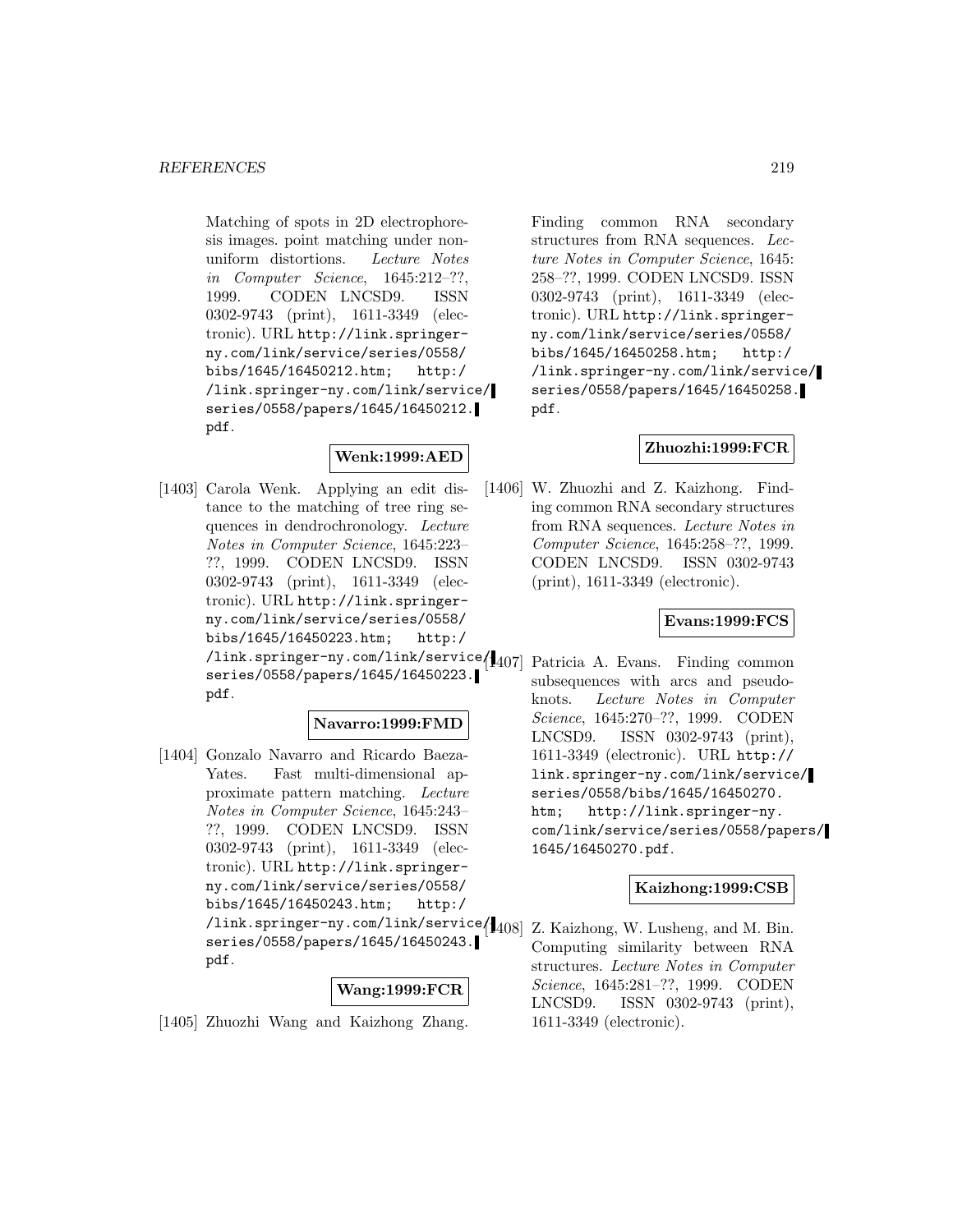Matching of spots in 2D electrophoresis images. point matching under nonuniform distortions. *Lecture Notes in Computer Science*, 1645:212–??, 1999. CODEN LNCSD9. ISSN 0302-9743 (print), 1611-3349 (electronic). URL http://link.springer-ny.com/link/service/series/0558/bibs/1645/16450212.htm; http://link.springer-ny.com/link/service/series/0558/papers/1645/16450212.pdf.

**Wenk:1999:AED**

[1403] Carola Wenk. Applying an edit distance to the matching of tree ring sequences in dendrochronology. *Lecture Notes in Computer Science*, 1645:223–??, 1999. CODEN LNCSD9. ISSN 0302-9743 (print), 1611-3349 (electronic). URL http://link.springer-ny.com/link/service/series/0558/bibs/1645/16450223.htm; http://link.springer-ny.com/link/service/series/0558/papers/1645/16450223.pdf.

**Navarro:1999:FMD**

[1404] Gonzalo Navarro and Ricardo Baeza-Yates. Fast multi-dimensional approximate pattern matching. *Lecture Notes in Computer Science*, 1645:243–??, 1999. CODEN LNCSD9. ISSN 0302-9743 (print), 1611-3349 (electronic). URL http://link.springer-ny.com/link/service/series/0558/bibs/1645/16450243.htm; http://link.springer-ny.com/link/service/series/0558/papers/1645/16450243.pdf.

**Wang:1999:FCR**

[1405] Zhuozhi Wang and Kaizhong Zhang. Finding common RNA secondary structures from RNA sequences. *Lecture Notes in Computer Science*, 1645:258–??, 1999. CODEN LNCSD9. ISSN 0302-9743 (print), 1611-3349 (electronic). URL http://link.springer-ny.com/link/service/series/0558/bibs/1645/16450258.htm; http://link.springer-ny.com/link/service/series/0558/papers/1645/16450258.pdf.

**Zhuozhi:1999:FCR**

[1406] W. Zhuozhi and Z. Kaizhong. Finding common RNA secondary structures from RNA sequences. *Lecture Notes in Computer Science*, 1645:258–??, 1999. CODEN LNCSD9. ISSN 0302-9743 (print), 1611-3349 (electronic).

**Evans:1999:FCS**

[1407] Patricia A. Evans. Finding common subsequences with arcs and pseudoknots. *Lecture Notes in Computer Science*, 1645:270–??, 1999. CODEN LNCSD9. ISSN 0302-9743 (print), 1611-3349 (electronic). URL http://link.springer-ny.com/link/service/series/0558/bibs/1645/16450270.htm; http://link.springer-ny.com/link/service/series/0558/papers/1645/16450270.pdf.

**Kaizhong:1999:CSB**

[1408] Z. Kaizhong, W. Lusheng, and M. Bin. Computing similarity between RNA structures. *Lecture Notes in Computer Science*, 1645:281–??, 1999. CODEN LNCSD9. ISSN 0302-9743 (print), 1611-3349 (electronic).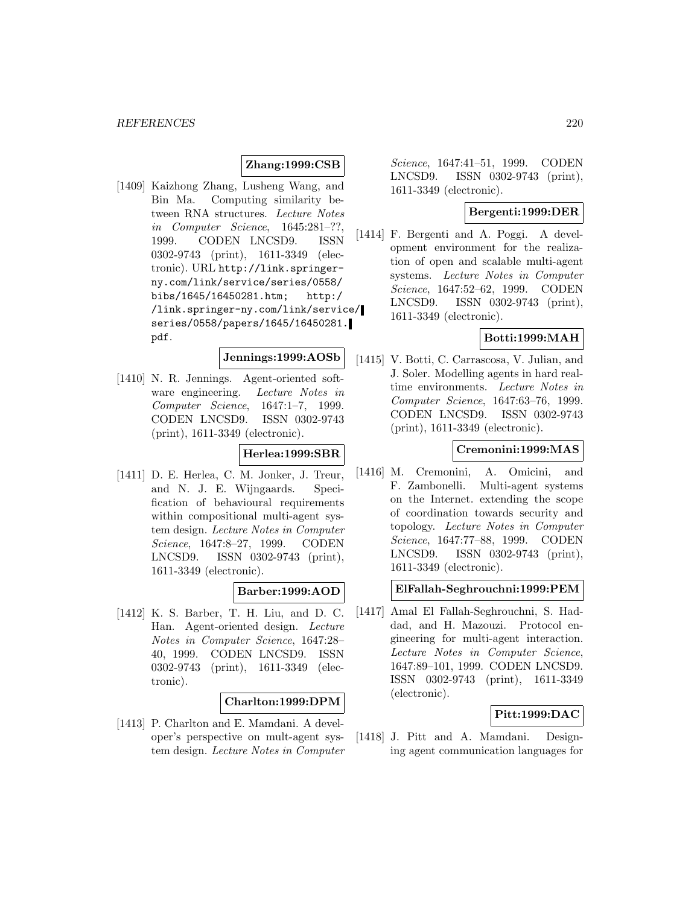**Zhang:1999:CSB**

[1409] Kaizhong Zhang, Lusheng Wang, and Bin Ma. Computing similarity between RNA structures. *Lecture Notes in Computer Science*, 1645:281–??, 1999. CODEN LNCSD9. ISSN 0302-9743 (print), 1611-3349 (electronic). URL http://link.springer-ny.com/link/service/series/0558/bibs/1645/16450281.htm; http://link.springer-ny.com/link/service/series/0558/papers/1645/16450281.pdf.

**Jennings:1999:AOSb**

[1410] N. R. Jennings. Agent-oriented software engineering. *Lecture Notes in Computer Science*, 1647:1–7, 1999. CODEN LNCSD9. ISSN 0302-9743 (print), 1611-3349 (electronic).

**Herlea:1999:SBR**

[1411] D. E. Herlea, C. M. Jonker, J. Treur, and N. J. E. Wijngaards. Specification of behavioural requirements within compositional multi-agent system design. *Lecture Notes in Computer Science*, 1647:8–27, 1999. CODEN LNCSD9. ISSN 0302-9743 (print), 1611-3349 (electronic).

**Barber:1999:AOD**

[1412] K. S. Barber, T. H. Liu, and D. C. Han. Agent-oriented design. *Lecture Notes in Computer Science*, 1647:28–40, 1999. CODEN LNCSD9. ISSN 0302-9743 (print), 1611-3349 (electronic).

**Charlton:1999:DPM**

[1413] P. Charlton and E. Mamdani. A developer's perspective on mult-agent system design. *Lecture Notes in Computer Science*, 1647:41–51, 1999. CODEN LNCSD9. ISSN 0302-9743 (print), 1611-3349 (electronic).

**Bergenti:1999:DER**

[1414] F. Bergenti and A. Poggi. A development environment for the realization of open and scalable multi-agent systems. *Lecture Notes in Computer Science*, 1647:52–62, 1999. CODEN LNCSD9. ISSN 0302-9743 (print), 1611-3349 (electronic).

**Botti:1999:MAH**

[1415] V. Botti, C. Carrascosa, V. Julian, and J. Soler. Modelling agents in hard real-time environments. *Lecture Notes in Computer Science*, 1647:63–76, 1999. CODEN LNCSD9. ISSN 0302-9743 (print), 1611-3349 (electronic).

**Cremonini:1999:MAS**

[1416] M. Cremonini, A. Omicini, and F. Zambonelli. Multi-agent systems on the Internet. extending the scope of coordination towards security and topology. *Lecture Notes in Computer Science*, 1647:77–88, 1999. CODEN LNCSD9. ISSN 0302-9743 (print), 1611-3349 (electronic).

**ElFallah-Seghrouchni:1999:PEM**

[1417] Amal El Fallah-Seghrouchni, S. Haddad, and H. Mazouzi. Protocol engineering for multi-agent interaction. *Lecture Notes in Computer Science*, 1647:89–101, 1999. CODEN LNCSD9. ISSN 0302-9743 (print), 1611-3349 (electronic).

**Pitt:1999:DAC**

[1418] J. Pitt and A. Mamdani. Designing agent communication languages for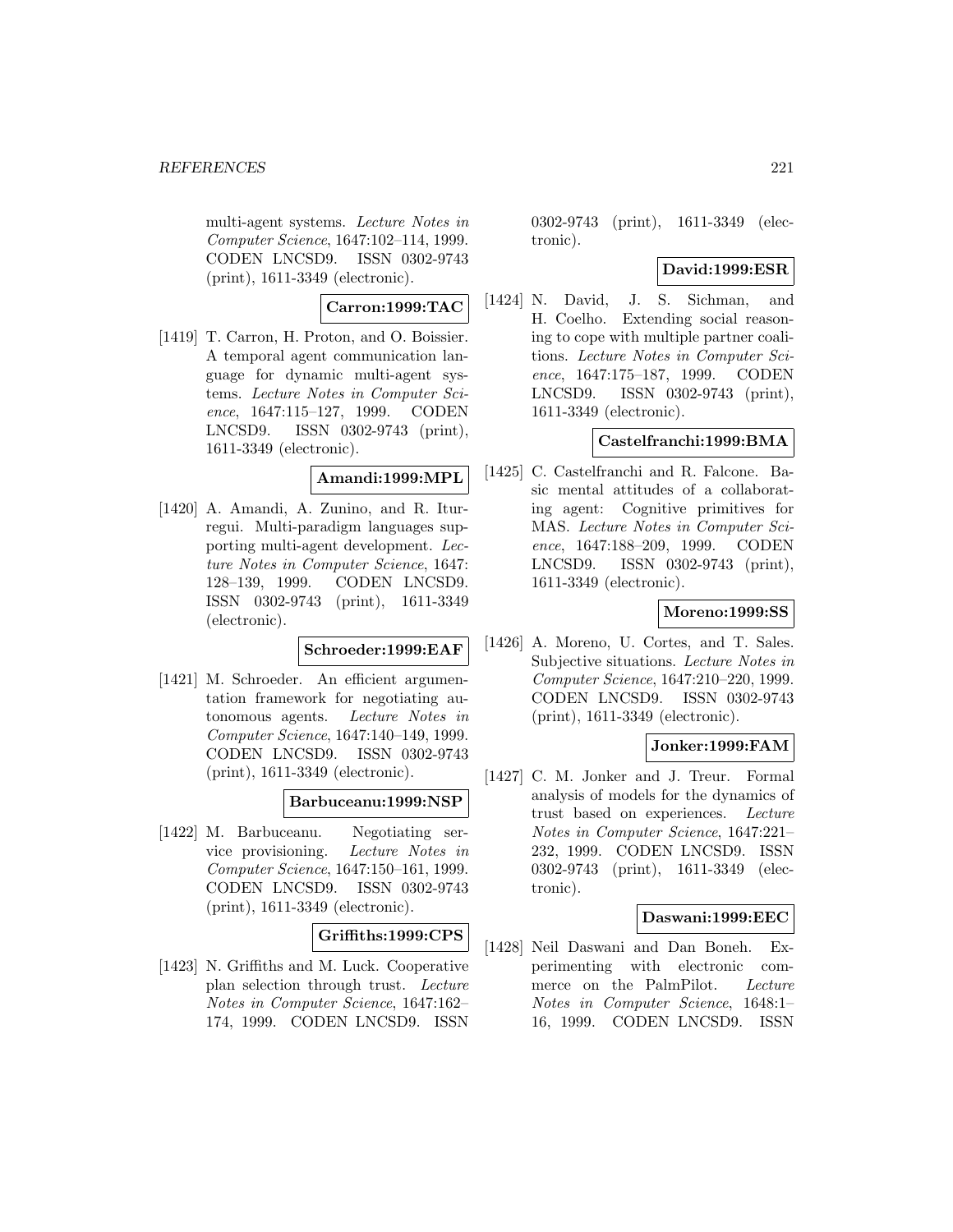multi-agent systems. *Lecture Notes in Computer Science*, 1647:102–114, 1999. CODEN LNCSD9. ISSN 0302-9743 (print), 1611-3349 (electronic).

**Carron:1999:TAC**

[1419] T. Carron, H. Proton, and O. Boissier. A temporal agent communication language for dynamic multi-agent systems. *Lecture Notes in Computer Science*, 1647:115–127, 1999. CODEN LNCSD9. ISSN 0302-9743 (print), 1611-3349 (electronic).

**Amandi:1999:MPL**

[1420] A. Amandi, A. Zunino, and R. Iturregui. Multi-paradigm languages supporting multi-agent development. *Lecture Notes in Computer Science*, 1647: 128–139, 1999. CODEN LNCSD9. ISSN 0302-9743 (print), 1611-3349 (electronic).

**Schroeder:1999:EAF**

[1421] M. Schroeder. An efficient argumentation framework for negotiating autonomous agents. *Lecture Notes in Computer Science*, 1647:140–149, 1999. CODEN LNCSD9. ISSN 0302-9743 (print), 1611-3349 (electronic).

**Barbuceanu:1999:NSP**

[1422] M. Barbuceanu. Negotiating service provisioning. *Lecture Notes in Computer Science*, 1647:150–161, 1999. CODEN LNCSD9. ISSN 0302-9743 (print), 1611-3349 (electronic).

**Griffiths:1999:CPS**

[1423] N. Griffiths and M. Luck. Cooperative plan selection through trust. *Lecture Notes in Computer Science*, 1647:162–174, 1999. CODEN LNCSD9. ISSN 0302-9743 (print), 1611-3349 (electronic).

**David:1999:ESR**

[1424] N. David, J. S. Sichman, and H. Coelho. Extending social reasoning to cope with multiple partner coalitions. *Lecture Notes in Computer Science*, 1647:175–187, 1999. CODEN LNCSD9. ISSN 0302-9743 (print), 1611-3349 (electronic).

**Castelfranchi:1999:BMA**

[1425] C. Castelfranchi and R. Falcone. Basic mental attitudes of a collaborating agent: Cognitive primitives for MAS. *Lecture Notes in Computer Science*, 1647:188–209, 1999. CODEN LNCSD9. ISSN 0302-9743 (print), 1611-3349 (electronic).

**Moreno:1999:SS**

[1426] A. Moreno, U. Cortes, and T. Sales. Subjective situations. *Lecture Notes in Computer Science*, 1647:210–220, 1999. CODEN LNCSD9. ISSN 0302-9743 (print), 1611-3349 (electronic).

**Jonker:1999:FAM**

[1427] C. M. Jonker and J. Treur. Formal analysis of models for the dynamics of trust based on experiences. *Lecture Notes in Computer Science*, 1647:221–232, 1999. CODEN LNCSD9. ISSN 0302-9743 (print), 1611-3349 (electronic).

**Daswani:1999:EEC**

[1428] Neil Daswani and Dan Boneh. Experimenting with electronic commerce on the PalmPilot. *Lecture Notes in Computer Science*, 1648:1–16, 1999. CODEN LNCSD9. ISSN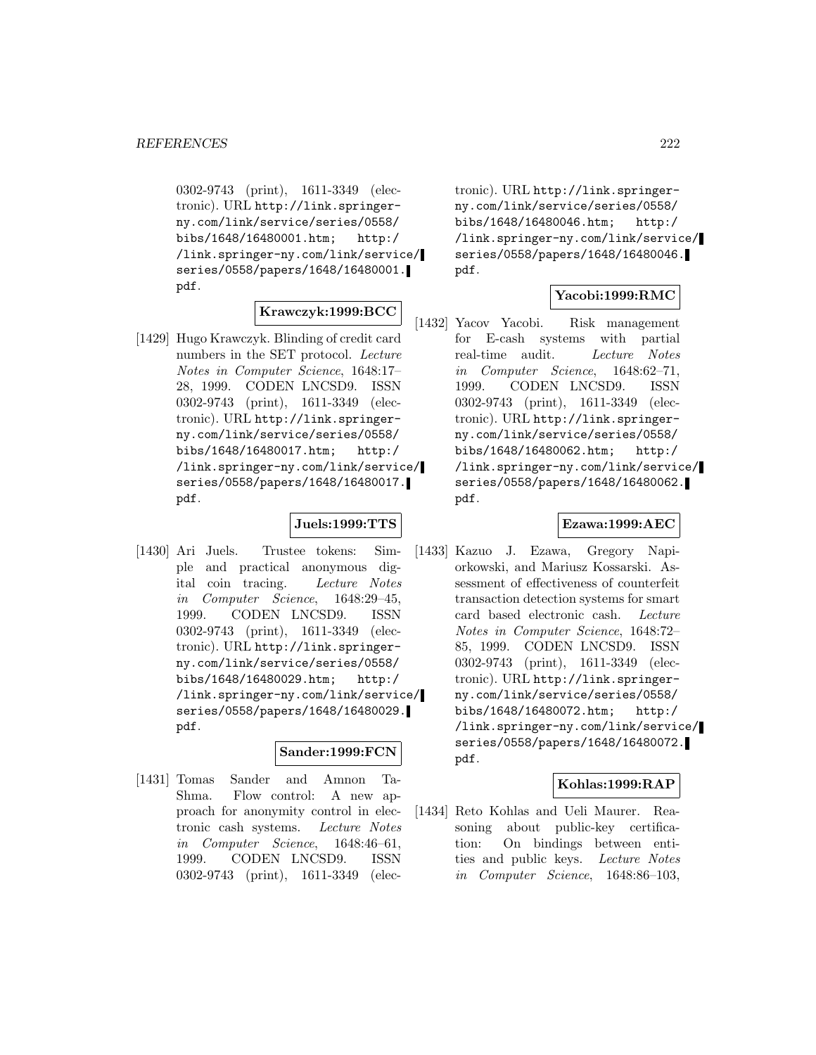0302-9743 (print), 1611-3349 (electronic). URL http://link.springer-ny.com/link/service/series/0558/bibs/1648/16480001.htm; http://link.springer-ny.com/link/service/series/0558/papers/1648/16480001.pdf.

**Krawczyk:1999:BCC**

[1429] Hugo Krawczyk. Blinding of credit card numbers in the SET protocol. *Lecture Notes in Computer Science*, 1648:17–28, 1999. CODEN LNCSD9. ISSN 0302-9743 (print), 1611-3349 (electronic). URL http://link.springer-ny.com/link/service/series/0558/bibs/1648/16480017.htm; http://link.springer-ny.com/link/service/series/0558/papers/1648/16480017.pdf.

**Juels:1999:TTS**

[1430] Ari Juels. Trustee tokens: Simple and practical anonymous digital coin tracing. *Lecture Notes in Computer Science*, 1648:29–45, 1999. CODEN LNCSD9. ISSN 0302-9743 (print), 1611-3349 (electronic). URL http://link.springer-ny.com/link/service/series/0558/bibs/1648/16480029.htm; http://link.springer-ny.com/link/service/series/0558/papers/1648/16480029.pdf.

**Sander:1999:FCN**

[1431] Tomas Sander and Amnon Ta-Shma. Flow control: A new approach for anonymity control in electronic cash systems. *Lecture Notes in Computer Science*, 1648:46–61, 1999. CODEN LNCSD9. ISSN 0302-9743 (print), 1611-3349 (electronic). URL http://link.springer-ny.com/link/service/series/0558/bibs/1648/16480046.htm; http://link.springer-ny.com/link/service/series/0558/papers/1648/16480046.pdf.

**Yacobi:1999:RMC**

[1432] Yacov Yacobi. Risk management for E-cash systems with partial real-time audit. *Lecture Notes in Computer Science*, 1648:62–71, 1999. CODEN LNCSD9. ISSN 0302-9743 (print), 1611-3349 (electronic). URL http://link.springer-ny.com/link/service/series/0558/bibs/1648/16480062.htm; http://link.springer-ny.com/link/service/series/0558/papers/1648/16480062.pdf.

**Ezawa:1999:AEC**

[1433] Kazuo J. Ezawa, Gregory Napiorkowski, and Mariusz Kossarski. Assessment of effectiveness of counterfeit transaction detection systems for smart card based electronic cash. *Lecture Notes in Computer Science*, 1648:72–85, 1999. CODEN LNCSD9. ISSN 0302-9743 (print), 1611-3349 (electronic). URL http://link.springer-ny.com/link/service/series/0558/bibs/1648/16480072.htm; http://link.springer-ny.com/link/service/series/0558/papers/1648/16480072.pdf.

**Kohlas:1999:RAP**

[1434] Reto Kohlas and Ueli Maurer. Reasoning about public-key certification: On bindings between entities and public keys. *Lecture Notes in Computer Science*, 1648:86–103,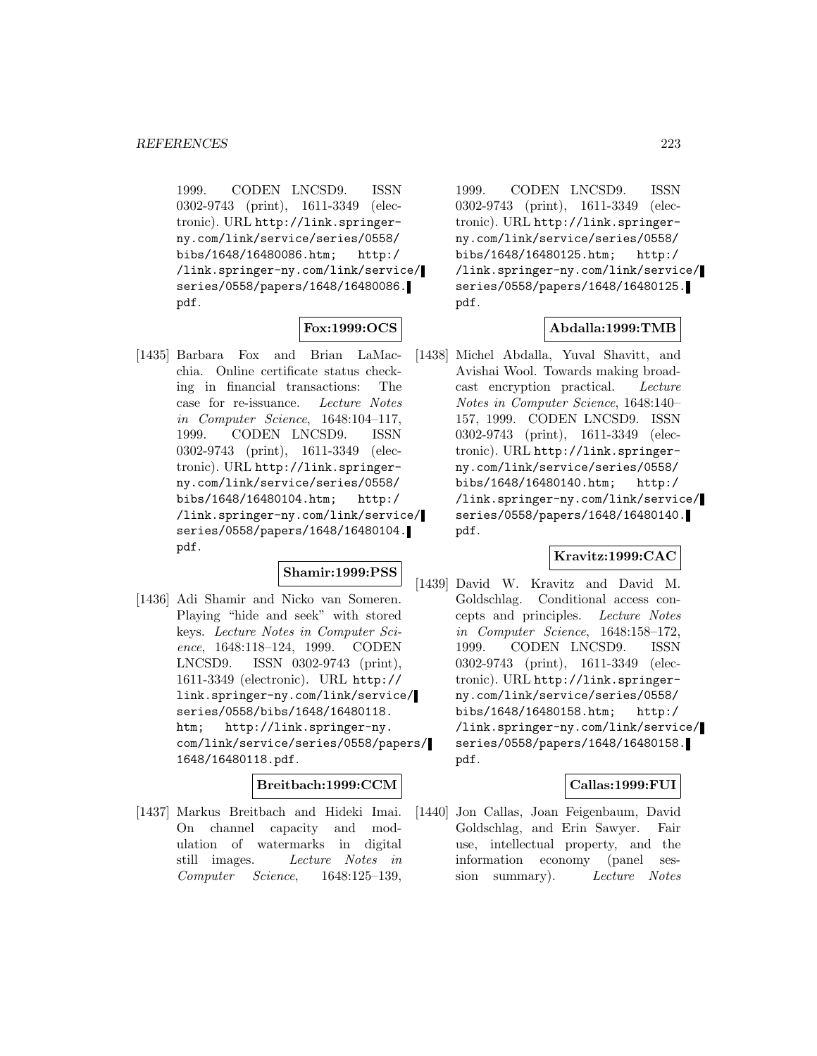1999. CODEN LNCSD9. ISSN 0302-9743 (print), 1611-3349 (electronic). URL http://link.springer-ny.com/link/service/series/0558/bibs/1648/16480086.htm; http://link.springer-ny.com/link/service/series/0558/papers/1648/16480086.pdf.

**Fox:1999:OCS**

[1435] Barbara Fox and Brian LaMacchia. Online certificate status checking in financial transactions: The case for re-issuance. *Lecture Notes in Computer Science*, 1648:104–117, 1999. CODEN LNCSD9. ISSN 0302-9743 (print), 1611-3349 (electronic). URL http://link.springer-ny.com/link/service/series/0558/bibs/1648/16480104.htm; http://link.springer-ny.com/link/service/series/0558/papers/1648/16480104.pdf.

**Shamir:1999:PSS**

[1436] Adi Shamir and Nicko van Someren. Playing "hide and seek" with stored keys. *Lecture Notes in Computer Science*, 1648:118–124, 1999. CODEN LNCSD9. ISSN 0302-9743 (print), 1611-3349 (electronic). URL http://link.springer-ny.com/link/service/series/0558/bibs/1648/16480118.htm; http://link.springer-ny.com/link/service/series/0558/papers/1648/16480118.pdf.

**Breitbach:1999:CCM**

[1437] Markus Breitbach and Hideki Imai. On channel capacity and modulation of watermarks in digital still images. *Lecture Notes in Computer Science*, 1648:125–139, 1999. CODEN LNCSD9. ISSN 0302-9743 (print), 1611-3349 (electronic). URL http://link.springer-ny.com/link/service/series/0558/bibs/1648/16480125.htm; http://link.springer-ny.com/link/service/series/0558/papers/1648/16480125.pdf.

**Abdalla:1999:TMB**

[1438] Michel Abdalla, Yuval Shavitt, and Avishai Wool. Towards making broadcast encryption practical. *Lecture Notes in Computer Science*, 1648:140–157, 1999. CODEN LNCSD9. ISSN 0302-9743 (print), 1611-3349 (electronic). URL http://link.springer-ny.com/link/service/series/0558/bibs/1648/16480140.htm; http://link.springer-ny.com/link/service/series/0558/papers/1648/16480140.pdf.

**Kravitz:1999:CAC**

[1439] David W. Kravitz and David M. Goldschlag. Conditional access concepts and principles. *Lecture Notes in Computer Science*, 1648:158–172, 1999. CODEN LNCSD9. ISSN 0302-9743 (print), 1611-3349 (electronic). URL http://link.springer-ny.com/link/service/series/0558/bibs/1648/16480158.htm; http://link.springer-ny.com/link/service/series/0558/papers/1648/16480158.pdf.

**Callas:1999:FUI**

[1440] Jon Callas, Joan Feigenbaum, David Goldschlag, and Erin Sawyer. Fair use, intellectual property, and the information economy (panel session summary). *Lecture Notes*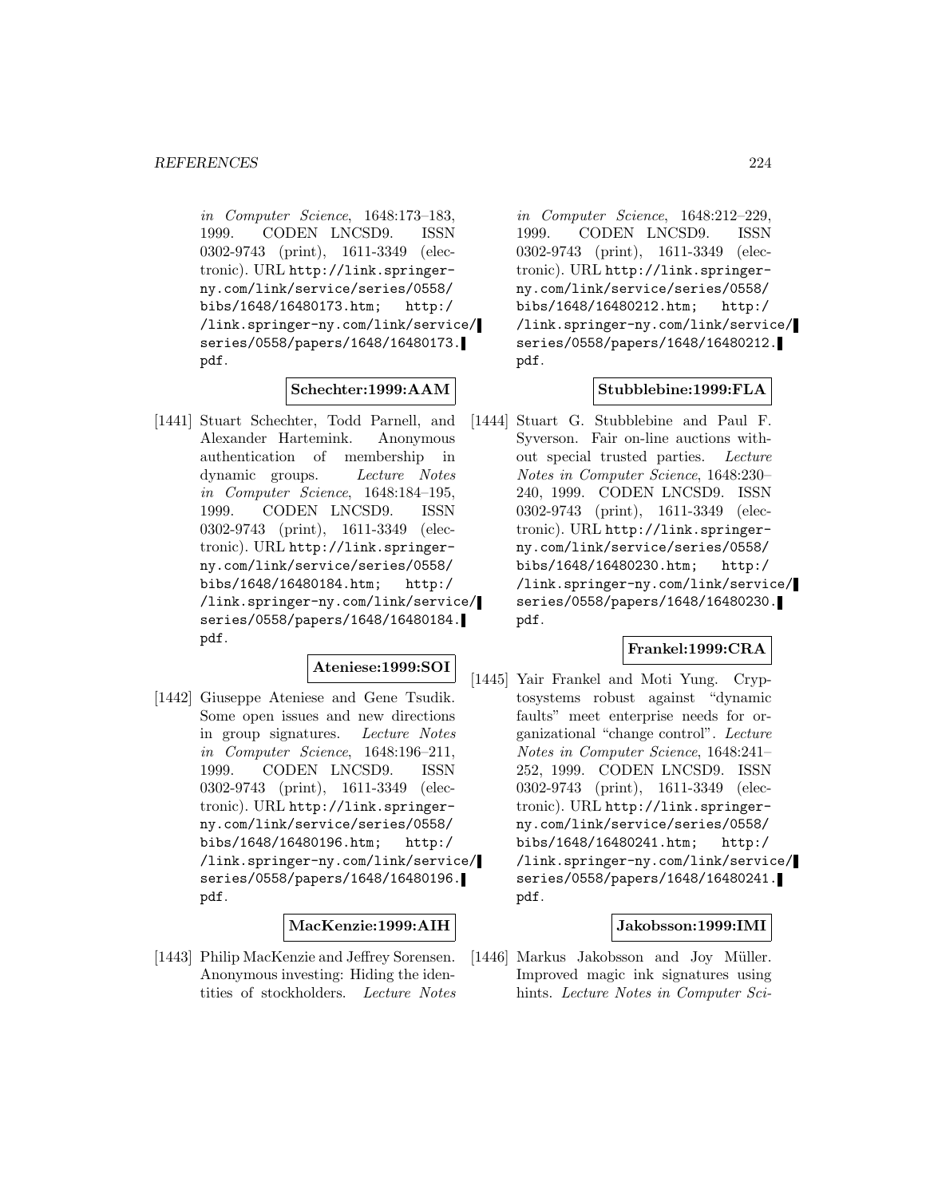*in Computer Science*, 1648:173–183, 1999. CODEN LNCSD9. ISSN 0302-9743 (print), 1611-3349 (electronic). URL http://link.springer-ny.com/link/service/series/0558/bibs/1648/16480173.htm; http://link.springer-ny.com/link/service/series/0558/papers/1648/16480173.pdf.

**Schechter:1999:AAM**

[1441] Stuart Schechter, Todd Parnell, and Alexander Hartemink. Anonymous authentication of membership in dynamic groups. *Lecture Notes in Computer Science*, 1648:184–195, 1999. CODEN LNCSD9. ISSN 0302-9743 (print), 1611-3349 (electronic). URL http://link.springer-ny.com/link/service/series/0558/bibs/1648/16480184.htm; http://link.springer-ny.com/link/service/series/0558/papers/1648/16480184.pdf.

**Ateniese:1999:SOI**

[1442] Giuseppe Ateniese and Gene Tsudik. Some open issues and new directions in group signatures. *Lecture Notes in Computer Science*, 1648:196–211, 1999. CODEN LNCSD9. ISSN 0302-9743 (print), 1611-3349 (electronic). URL http://link.springer-ny.com/link/service/series/0558/bibs/1648/16480196.htm; http://link.springer-ny.com/link/service/series/0558/papers/1648/16480196.pdf.

**MacKenzie:1999:AIH**

[1443] Philip MacKenzie and Jeffrey Sorensen. Anonymous investing: Hiding the identities of stockholders. *Lecture Notes in Computer Science*, 1648:212–229, 1999. CODEN LNCSD9. ISSN 0302-9743 (print), 1611-3349 (electronic). URL http://link.springer-ny.com/link/service/series/0558/bibs/1648/16480212.htm; http://link.springer-ny.com/link/service/series/0558/papers/1648/16480212.pdf.

**Stubblebine:1999:FLA**

[1444] Stuart G. Stubblebine and Paul F. Syverson. Fair on-line auctions without special trusted parties. *Lecture Notes in Computer Science*, 1648:230–240, 1999. CODEN LNCSD9. ISSN 0302-9743 (print), 1611-3349 (electronic). URL http://link.springer-ny.com/link/service/series/0558/bibs/1648/16480230.htm; http://link.springer-ny.com/link/service/series/0558/papers/1648/16480230.pdf.

**Frankel:1999:CRA**

[1445] Yair Frankel and Moti Yung. Cryptosystems robust against "dynamic faults" meet enterprise needs for organizational "change control". *Lecture Notes in Computer Science*, 1648:241–252, 1999. CODEN LNCSD9. ISSN 0302-9743 (print), 1611-3349 (electronic). URL http://link.springer-ny.com/link/service/series/0558/bibs/1648/16480241.htm; http://link.springer-ny.com/link/service/series/0558/papers/1648/16480241.pdf.

**Jakobsson:1999:IMI**

[1446] Markus Jakobsson and Joy Müller. Improved magic ink signatures using hints. *Lecture Notes in Computer Sci-*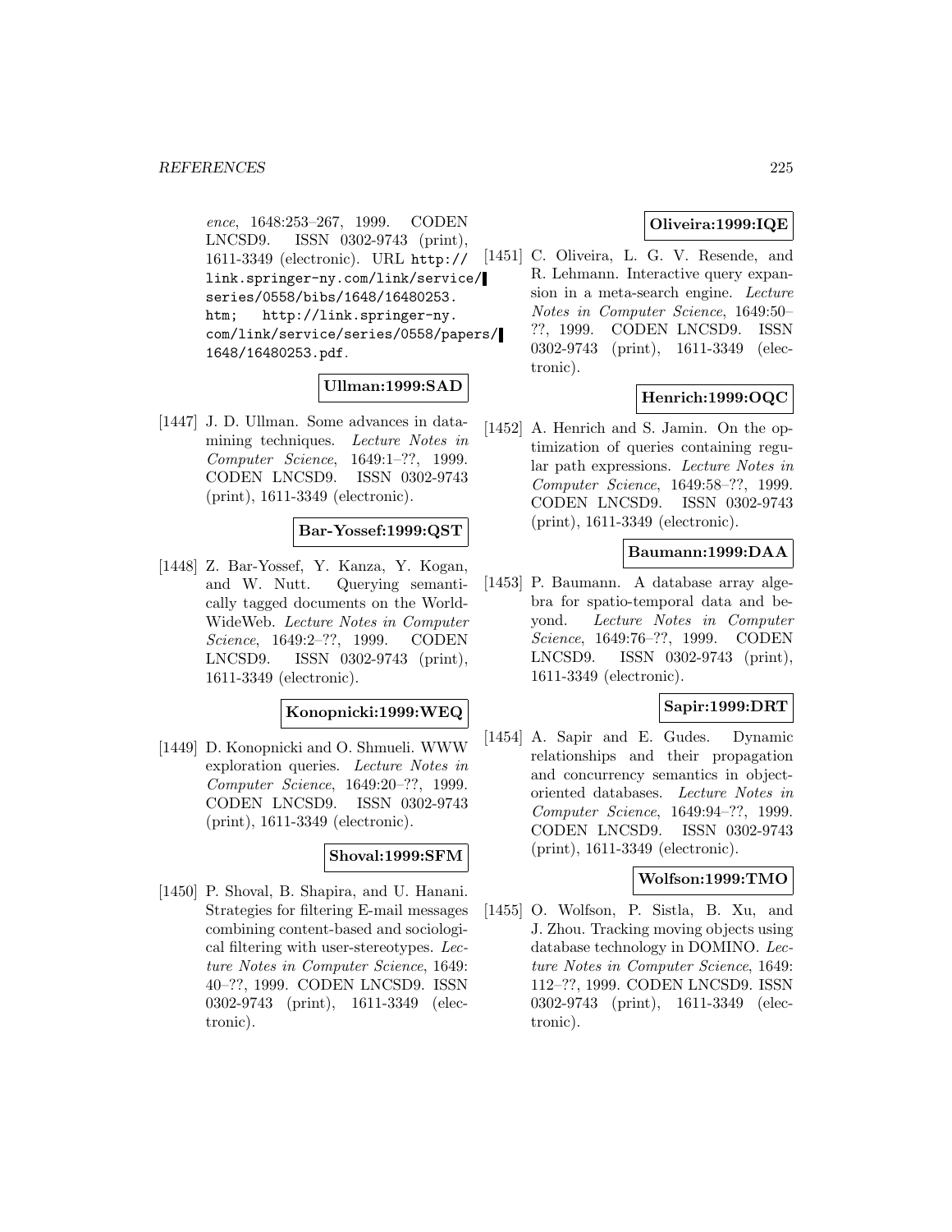*ence*, 1648:253–267, 1999. CODEN LNCSD9. ISSN 0302-9743 (print), 1611-3349 (electronic). URL http://link.springer-ny.com/link/service/series/0558/bibs/1648/16480253.htm; http://link.springer-ny.com/link/service/series/0558/papers/1648/16480253.pdf.

**Ullman:1999:SAD**

[1447] J. D. Ullman. Some advances in data-mining techniques. *Lecture Notes in Computer Science*, 1649:1–??, 1999. CODEN LNCSD9. ISSN 0302-9743 (print), 1611-3349 (electronic).

**Bar-Yossef:1999:QST**

[1448] Z. Bar-Yossef, Y. Kanza, Y. Kogan, and W. Nutt. Querying semantically tagged documents on the World-WideWeb. *Lecture Notes in Computer Science*, 1649:2–??, 1999. CODEN LNCSD9. ISSN 0302-9743 (print), 1611-3349 (electronic).

**Konopnicki:1999:WEQ**

[1449] D. Konopnicki and O. Shmueli. WWW exploration queries. *Lecture Notes in Computer Science*, 1649:20–??, 1999. CODEN LNCSD9. ISSN 0302-9743 (print), 1611-3349 (electronic).

**Shoval:1999:SFM**

[1450] P. Shoval, B. Shapira, and U. Hanani. Strategies for filtering E-mail messages combining content-based and sociological filtering with user-stereotypes. *Lecture Notes in Computer Science*, 1649: 40–??, 1999. CODEN LNCSD9. ISSN 0302-9743 (print), 1611-3349 (electronic).

**Oliveira:1999:IQE**

[1451] C. Oliveira, L. G. V. Resende, and R. Lehmann. Interactive query expansion in a meta-search engine. *Lecture Notes in Computer Science*, 1649:50–??, 1999. CODEN LNCSD9. ISSN 0302-9743 (print), 1611-3349 (electronic).

**Henrich:1999:OQC**

[1452] A. Henrich and S. Jamin. On the optimization of queries containing regular path expressions. *Lecture Notes in Computer Science*, 1649:58–??, 1999. CODEN LNCSD9. ISSN 0302-9743 (print), 1611-3349 (electronic).

**Baumann:1999:DAA**

[1453] P. Baumann. A database array algebra for spatio-temporal data and beyond. *Lecture Notes in Computer Science*, 1649:76–??, 1999. CODEN LNCSD9. ISSN 0302-9743 (print), 1611-3349 (electronic).

**Sapir:1999:DRT**

[1454] A. Sapir and E. Gudes. Dynamic relationships and their propagation and concurrency semantics in object-oriented databases. *Lecture Notes in Computer Science*, 1649:94–??, 1999. CODEN LNCSD9. ISSN 0302-9743 (print), 1611-3349 (electronic).

**Wolfson:1999:TMO**

[1455] O. Wolfson, P. Sistla, B. Xu, and J. Zhou. Tracking moving objects using database technology in DOMINO. *Lecture Notes in Computer Science*, 1649: 112–??, 1999. CODEN LNCSD9. ISSN 0302-9743 (print), 1611-3349 (electronic).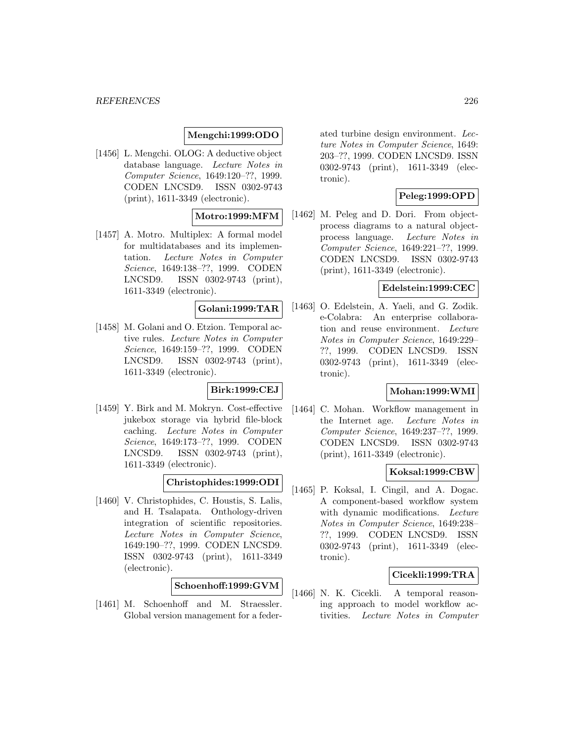**Mengchi:1999:ODO**

[1456] L. Mengchi. OLOG: A deductive object database language. *Lecture Notes in Computer Science*, 1649:120–??, 1999. CODEN LNCSD9. ISSN 0302-9743 (print), 1611-3349 (electronic).

**Motro:1999:MFM**

[1457] A. Motro. Multiplex: A formal model for multidatabases and its implementation. *Lecture Notes in Computer Science*, 1649:138–??, 1999. CODEN LNCSD9. ISSN 0302-9743 (print), 1611-3349 (electronic).

**Golani:1999:TAR**

[1458] M. Golani and O. Etzion. Temporal active rules. *Lecture Notes in Computer Science*, 1649:159–??, 1999. CODEN LNCSD9. ISSN 0302-9743 (print), 1611-3349 (electronic).

**Birk:1999:CEJ**

[1459] Y. Birk and M. Mokryn. Cost-effective jukebox storage via hybrid file-block caching. *Lecture Notes in Computer Science*, 1649:173–??, 1999. CODEN LNCSD9. ISSN 0302-9743 (print), 1611-3349 (electronic).

**Christophides:1999:ODI**

[1460] V. Christophides, C. Houstis, S. Lalis, and H. Tsalapata. Onthology-driven integration of scientific repositories. *Lecture Notes in Computer Science*, 1649:190–??, 1999. CODEN LNCSD9. ISSN 0302-9743 (print), 1611-3349 (electronic).

**Schoenhoff:1999:GVM**

[1461] M. Schoenhoff and M. Straessler. Global version management for a federated turbine design environment. *Lecture Notes in Computer Science*, 1649: 203–??, 1999. CODEN LNCSD9. ISSN 0302-9743 (print), 1611-3349 (electronic).

**Peleg:1999:OPD**

[1462] M. Peleg and D. Dori. From object-process diagrams to a natural object-process language. *Lecture Notes in Computer Science*, 1649:221–??, 1999. CODEN LNCSD9. ISSN 0302-9743 (print), 1611-3349 (electronic).

**Edelstein:1999:CEC**

[1463] O. Edelstein, A. Yaeli, and G. Zodik. e-Colabra: An enterprise collaboration and reuse environment. *Lecture Notes in Computer Science*, 1649:229–??, 1999. CODEN LNCSD9. ISSN 0302-9743 (print), 1611-3349 (electronic).

**Mohan:1999:WMI**

[1464] C. Mohan. Workflow management in the Internet age. *Lecture Notes in Computer Science*, 1649:237–??, 1999. CODEN LNCSD9. ISSN 0302-9743 (print), 1611-3349 (electronic).

**Koksal:1999:CBW**

[1465] P. Koksal, I. Cingil, and A. Dogac. A component-based workflow system with dynamic modifications. *Lecture Notes in Computer Science*, 1649:238–??, 1999. CODEN LNCSD9. ISSN 0302-9743 (print), 1611-3349 (electronic).

**Cicekli:1999:TRA**

[1466] N. K. Cicekli. A temporal reasoning approach to model workflow activities. *Lecture Notes in Computer*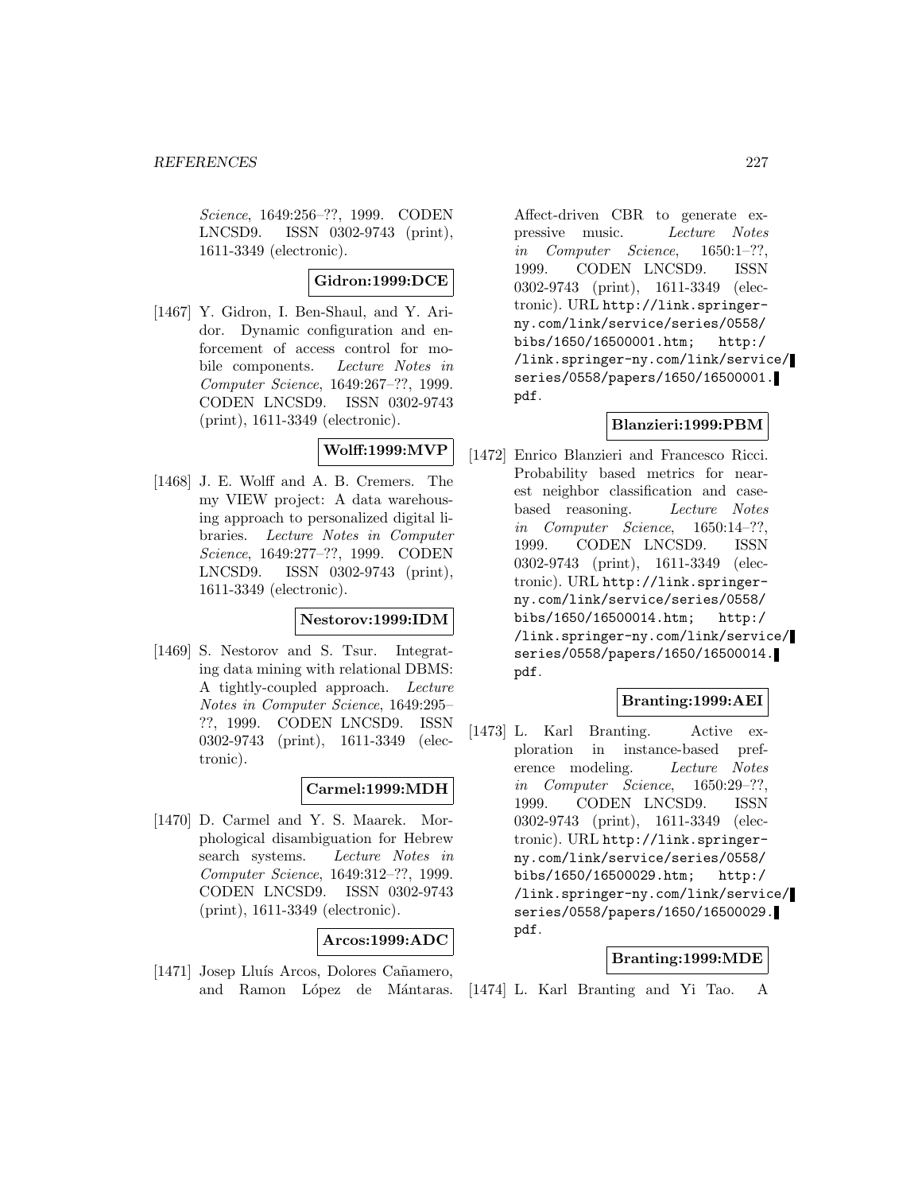Science, 1649:256–??, 1999. CODEN LNCSD9. ISSN 0302-9743 (print), 1611-3349 (electronic).

**Gidron:1999:DCE**

[1467] Y. Gidron, I. Ben-Shaul, and Y. Aridor. Dynamic configuration and enforcement of access control for mobile components. *Lecture Notes in Computer Science*, 1649:267–??, 1999. CODEN LNCSD9. ISSN 0302-9743 (print), 1611-3349 (electronic).

**Wolff:1999:MVP**

[1468] J. E. Wolff and A. B. Cremers. The my VIEW project: A data warehousing approach to personalized digital libraries. *Lecture Notes in Computer Science*, 1649:277–??, 1999. CODEN LNCSD9. ISSN 0302-9743 (print), 1611-3349 (electronic).

**Nestorov:1999:IDM**

[1469] S. Nestorov and S. Tsur. Integrating data mining with relational DBMS: A tightly-coupled approach. *Lecture Notes in Computer Science*, 1649:295–??, 1999. CODEN LNCSD9. ISSN 0302-9743 (print), 1611-3349 (electronic).

**Carmel:1999:MDH**

[1470] D. Carmel and Y. S. Maarek. Morphological disambiguation for Hebrew search systems. *Lecture Notes in Computer Science*, 1649:312–??, 1999. CODEN LNCSD9. ISSN 0302-9743 (print), 1611-3349 (electronic).

**Arcos:1999:ADC**

[1471] Josep Lluís Arcos, Dolores Cañamero, and Ramon López de Mántaras. Affect-driven CBR to generate expressive music. *Lecture Notes in Computer Science*, 1650:1–??, 1999. CODEN LNCSD9. ISSN 0302-9743 (print), 1611-3349 (electronic). URL http://link.springer-ny.com/link/service/series/0558/bibs/1650/16500001.htm; http://link.springer-ny.com/link/service/series/0558/papers/1650/16500001.pdf.

**Blanzieri:1999:PBM**

[1472] Enrico Blanzieri and Francesco Ricci. Probability based metrics for nearest neighbor classification and case-based reasoning. *Lecture Notes in Computer Science*, 1650:14–??, 1999. CODEN LNCSD9. ISSN 0302-9743 (print), 1611-3349 (electronic). URL http://link.springer-ny.com/link/service/series/0558/bibs/1650/16500014.htm; http://link.springer-ny.com/link/service/series/0558/papers/1650/16500014.pdf.

**Branting:1999:AEI**

[1473] L. Karl Branting. Active exploration in instance-based preference modeling. *Lecture Notes in Computer Science*, 1650:29–??, 1999. CODEN LNCSD9. ISSN 0302-9743 (print), 1611-3349 (electronic). URL http://link.springer-ny.com/link/service/series/0558/bibs/1650/16500029.htm; http://link.springer-ny.com/link/service/series/0558/papers/1650/16500029.pdf.

**Branting:1999:MDE**

[1474] L. Karl Branting and Yi Tao. A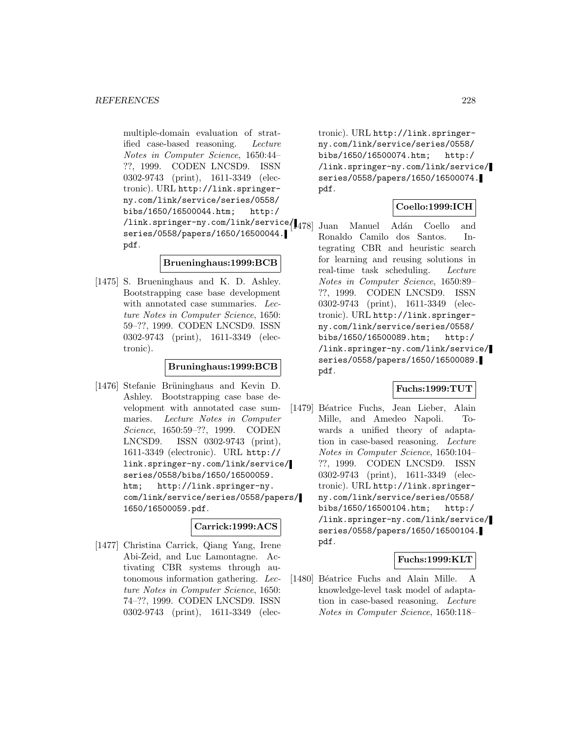multiple-domain evaluation of stratified case-based reasoning. *Lecture Notes in Computer Science*, 1650:44–??, 1999. CODEN LNCSD9. ISSN 0302-9743 (print), 1611-3349 (electronic). URL http://link.springer-ny.com/link/service/series/0558/bibs/1650/16500044.htm; http://link.springer-ny.com/link/service/series/0558/papers/1650/16500044.pdf.

**Brueninghaus:1999:BCB**

[1475] S. Brueninghaus and K. D. Ashley. Bootstrapping case base development with annotated case summaries. *Lecture Notes in Computer Science*, 1650:59–??, 1999. CODEN LNCSD9. ISSN 0302-9743 (print), 1611-3349 (electronic).

**Bruninghaus:1999:BCB**

[1476] Stefanie Brüninghaus and Kevin D. Ashley. Bootstrapping case base development with annotated case summaries. *Lecture Notes in Computer Science*, 1650:59–??, 1999. CODEN LNCSD9. ISSN 0302-9743 (print), 1611-3349 (electronic). URL http://link.springer-ny.com/link/service/series/0558/bibs/1650/16500059.htm; http://link.springer-ny.com/link/service/series/0558/papers/1650/16500059.pdf.

**Carrick:1999:ACS**

[1477] Christina Carrick, Qiang Yang, Irene Abi-Zeid, and Luc Lamontagne. Activating CBR systems through autonomous information gathering. *Lecture Notes in Computer Science*, 1650:74–??, 1999. CODEN LNCSD9. ISSN 0302-9743 (print), 1611-3349 (electronic). URL http://link.springer-ny.com/link/service/series/0558/bibs/1650/16500074.htm; http://link.springer-ny.com/link/service/series/0558/papers/1650/16500074.pdf.

**Coello:1999:ICH**

[1478] Juan Manuel Adán Coello and Ronaldo Camilo dos Santos. Integrating CBR and heuristic search for learning and reusing solutions in real-time task scheduling. *Lecture Notes in Computer Science*, 1650:89–??, 1999. CODEN LNCSD9. ISSN 0302-9743 (print), 1611-3349 (electronic). URL http://link.springer-ny.com/link/service/series/0558/bibs/1650/16500089.htm; http://link.springer-ny.com/link/service/series/0558/papers/1650/16500089.pdf.

**Fuchs:1999:TUT**

[1479] Béatrice Fuchs, Jean Lieber, Alain Mille, and Amedeo Napoli. Towards a unified theory of adaptation in case-based reasoning. *Lecture Notes in Computer Science*, 1650:104–??, 1999. CODEN LNCSD9. ISSN 0302-9743 (print), 1611-3349 (electronic). URL http://link.springer-ny.com/link/service/series/0558/bibs/1650/16500104.htm; http://link.springer-ny.com/link/service/series/0558/papers/1650/16500104.pdf.

**Fuchs:1999:KLT**

[1480] Béatrice Fuchs and Alain Mille. A knowledge-level task model of adaptation in case-based reasoning. *Lecture Notes in Computer Science*, 1650:118–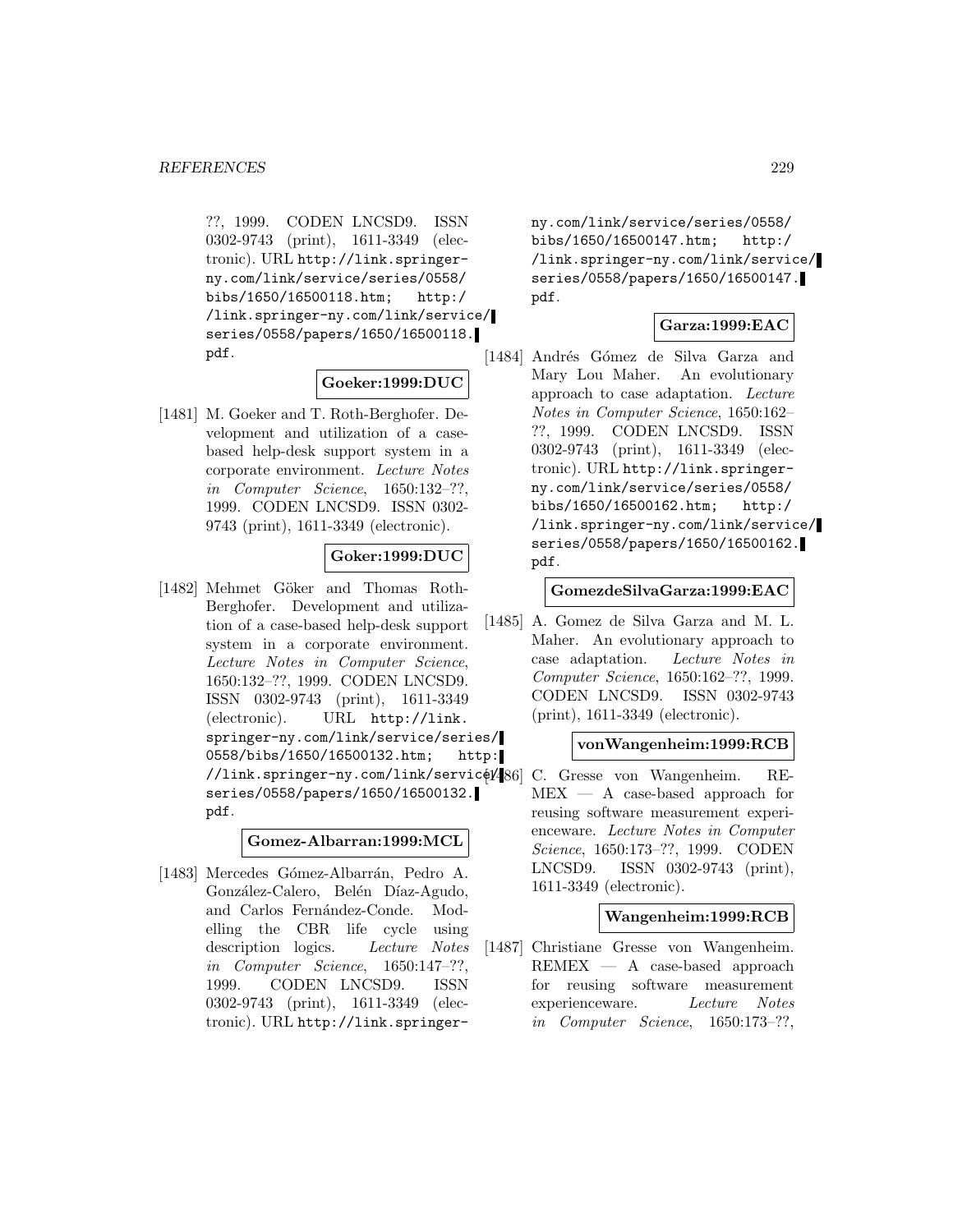??, 1999. CODEN LNCSD9. ISSN 0302-9743 (print), 1611-3349 (electronic). URL http://link.springer-ny.com/link/service/series/0558/bibs/1650/16500118.htm; http://link.springer-ny.com/link/service/series/0558/papers/1650/16500118.pdf.

**Goeker:1999:DUC**

[1481] M. Goeker and T. Roth-Berghofer. Development and utilization of a case-based help-desk support system in a corporate environment. *Lecture Notes in Computer Science*, 1650:132–??, 1999. CODEN LNCSD9. ISSN 0302-9743 (print), 1611-3349 (electronic).

**Goker:1999:DUC**

[1482] Mehmet Göker and Thomas Roth-Berghofer. Development and utilization of a case-based help-desk support system in a corporate environment. *Lecture Notes in Computer Science*, 1650:132–??, 1999. CODEN LNCSD9. ISSN 0302-9743 (print), 1611-3349 (electronic). URL http://link.springer-ny.com/link/service/series/0558/bibs/1650/16500132.htm; http://link.springer-ny.com/link/service/series/0558/papers/1650/16500132.pdf.

**Gomez-Albarran:1999:MCL**

[1483] Mercedes Gómez-Albarrán, Pedro A. González-Calero, Belén Díaz-Agudo, and Carlos Fernández-Conde. Modelling the CBR life cycle using description logics. *Lecture Notes in Computer Science*, 1650:147–??, 1999. CODEN LNCSD9. ISSN 0302-9743 (print), 1611-3349 (electronic). URL http://link.springer-ny.com/link/service/series/0558/bibs/1650/16500147.htm; http://link.springer-ny.com/link/service/series/0558/papers/1650/16500147.pdf.

**Garza:1999:EAC**

[1484] Andrés Gómez de Silva Garza and Mary Lou Maher. An evolutionary approach to case adaptation. *Lecture Notes in Computer Science*, 1650:162–??, 1999. CODEN LNCSD9. ISSN 0302-9743 (print), 1611-3349 (electronic). URL http://link.springer-ny.com/link/service/series/0558/bibs/1650/16500162.htm; http://link.springer-ny.com/link/service/series/0558/papers/1650/16500162.pdf.

**GomezdeSilvaGarza:1999:EAC**

[1485] A. Gomez de Silva Garza and M. L. Maher. An evolutionary approach to case adaptation. *Lecture Notes in Computer Science*, 1650:162–??, 1999. CODEN LNCSD9. ISSN 0302-9743 (print), 1611-3349 (electronic).

**vonWangenheim:1999:RCB**

[1486] C. Gresse von Wangenheim. REMEX — A case-based approach for reusing software measurement experienceware. *Lecture Notes in Computer Science*, 1650:173–??, 1999. CODEN LNCSD9. ISSN 0302-9743 (print), 1611-3349 (electronic).

**Wangenheim:1999:RCB**

[1487] Christiane Gresse von Wangenheim. REMEX — A case-based approach for reusing software measurement experienceware. *Lecture Notes in Computer Science*, 1650:173–??,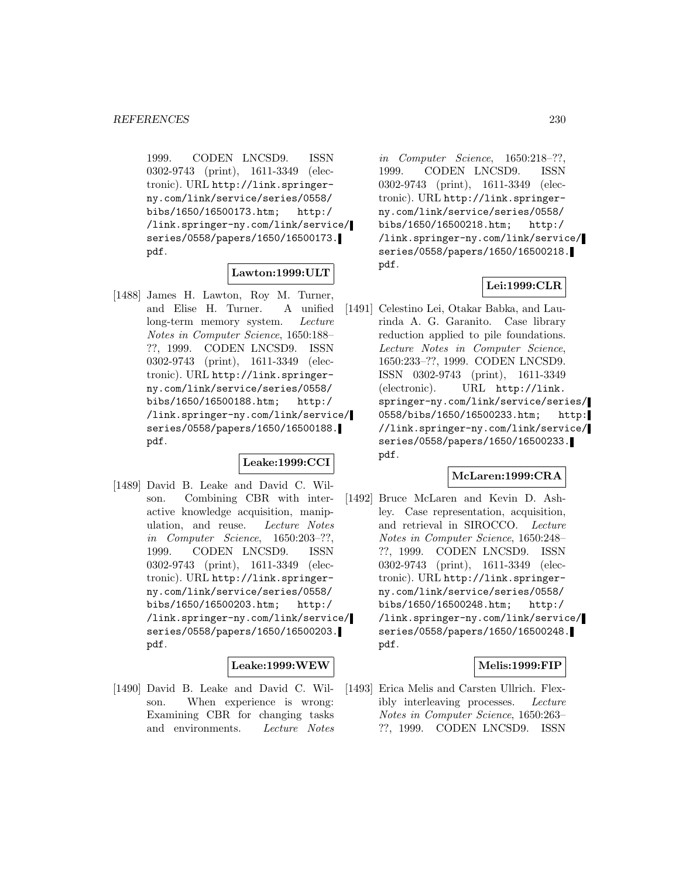1999. CODEN LNCSD9. ISSN 0302-9743 (print), 1611-3349 (electronic). URL http://link.springer-ny.com/link/service/series/0558/bibs/1650/16500173.htm; http://link.springer-ny.com/link/service/series/0558/papers/1650/16500173.pdf.

**Lawton:1999:ULT**

[1488] James H. Lawton, Roy M. Turner, and Elise H. Turner. A unified long-term memory system. *Lecture Notes in Computer Science*, 1650:188–??, 1999. CODEN LNCSD9. ISSN 0302-9743 (print), 1611-3349 (electronic). URL http://link.springer-ny.com/link/service/series/0558/bibs/1650/16500188.htm; http://link.springer-ny.com/link/service/series/0558/papers/1650/16500188.pdf.

**Leake:1999:CCI**

[1489] David B. Leake and David C. Wilson. Combining CBR with interactive knowledge acquisition, manipulation, and reuse. *Lecture Notes in Computer Science*, 1650:203–??, 1999. CODEN LNCSD9. ISSN 0302-9743 (print), 1611-3349 (electronic). URL http://link.springer-ny.com/link/service/series/0558/bibs/1650/16500203.htm; http://link.springer-ny.com/link/service/series/0558/papers/1650/16500203.pdf.

**Leake:1999:WEW**

[1490] David B. Leake and David C. Wilson. When experience is wrong: Examining CBR for changing tasks and environments. *Lecture Notes in Computer Science*, 1650:218–??, 1999. CODEN LNCSD9. ISSN 0302-9743 (print), 1611-3349 (electronic). URL http://link.springer-ny.com/link/service/series/0558/bibs/1650/16500218.htm; http://link.springer-ny.com/link/service/series/0558/papers/1650/16500218.pdf.

**Lei:1999:CLR**

[1491] Celestino Lei, Otakar Babka, and Laurinda A. G. Garanito. Case library reduction applied to pile foundations. *Lecture Notes in Computer Science*, 1650:233–??, 1999. CODEN LNCSD9. ISSN 0302-9743 (print), 1611-3349 (electronic). URL http://link.springer-ny.com/link/service/series/0558/bibs/1650/16500233.htm; http://link.springer-ny.com/link/service/series/0558/papers/1650/16500233.pdf.

**McLaren:1999:CRA**

[1492] Bruce McLaren and Kevin D. Ashley. Case representation, acquisition, and retrieval in SIROCCO. *Lecture Notes in Computer Science*, 1650:248–??, 1999. CODEN LNCSD9. ISSN 0302-9743 (print), 1611-3349 (electronic). URL http://link.springer-ny.com/link/service/series/0558/bibs/1650/16500248.htm; http://link.springer-ny.com/link/service/series/0558/papers/1650/16500248.pdf.

**Melis:1999:FIP**

[1493] Erica Melis and Carsten Ullrich. Flexibly interleaving processes. *Lecture Notes in Computer Science*, 1650:263–??, 1999. CODEN LNCSD9. ISSN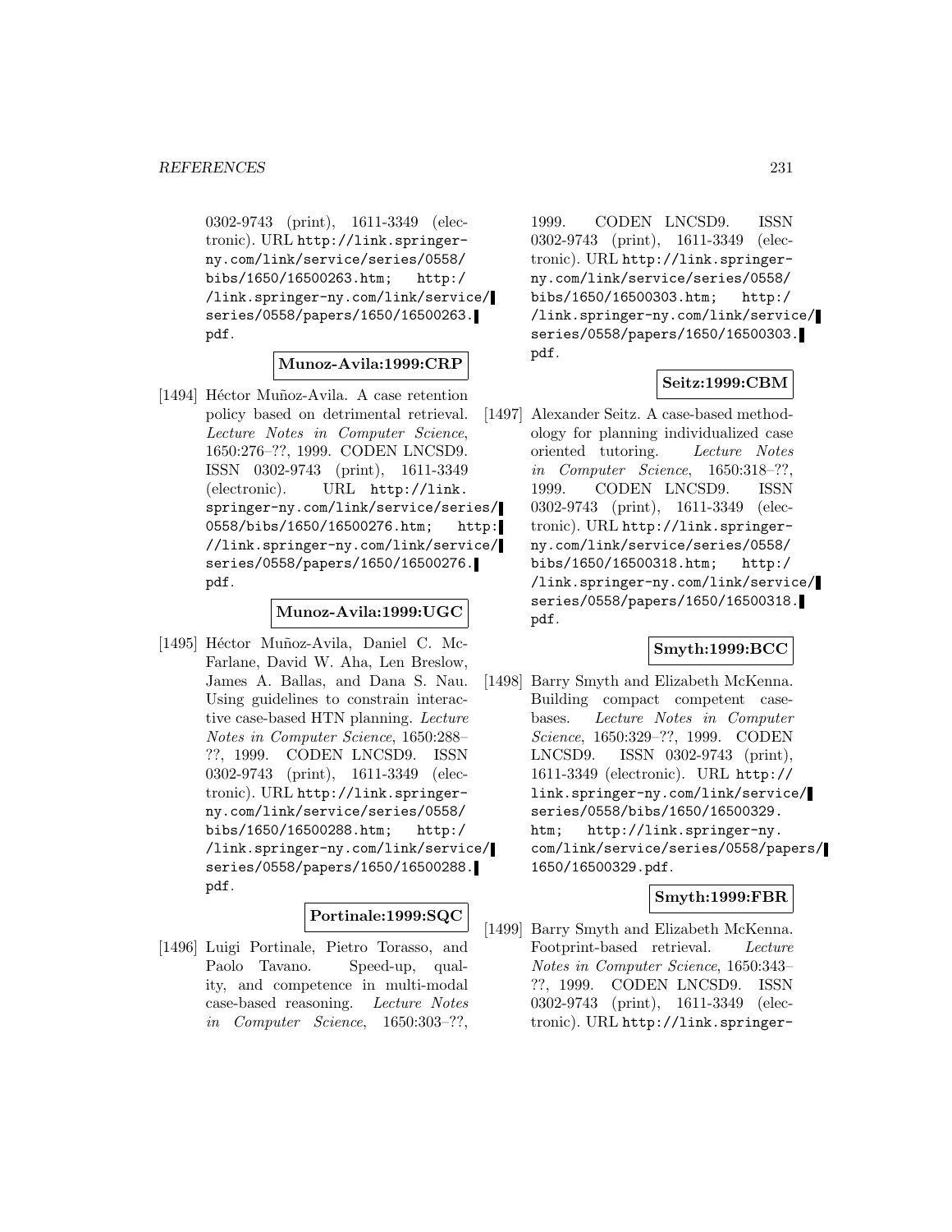0302-9743 (print), 1611-3349 (electronic). URL http://link.springer-ny.com/link/service/series/0558/bibs/1650/16500263.htm; http://link.springer-ny.com/link/service/series/0558/papers/1650/16500263.pdf.

**Munoz-Avila:1999:CRP**

[1494] Héctor Muñoz-Avila. A case retention policy based on detrimental retrieval. *Lecture Notes in Computer Science*, 1650:276–??, 1999. CODEN LNCSD9. ISSN 0302-9743 (print), 1611-3349 (electronic). URL http://link.springer-ny.com/link/service/series/0558/bibs/1650/16500276.htm; http://link.springer-ny.com/link/service/series/0558/papers/1650/16500276.pdf.

**Munoz-Avila:1999:UGC**

[1495] Héctor Muñoz-Avila, Daniel C. McFarlane, David W. Aha, Len Breslow, James A. Ballas, and Dana S. Nau. Using guidelines to constrain interactive case-based HTN planning. *Lecture Notes in Computer Science*, 1650:288–??, 1999. CODEN LNCSD9. ISSN 0302-9743 (print), 1611-3349 (electronic). URL http://link.springer-ny.com/link/service/series/0558/bibs/1650/16500288.htm; http://link.springer-ny.com/link/service/series/0558/papers/1650/16500288.pdf.

**Portinale:1999:SQC**

[1496] Luigi Portinale, Pietro Torasso, and Paolo Tavano. Speed-up, quality, and competence in multi-modal case-based reasoning. *Lecture Notes in Computer Science*, 1650:303–??, 1999. CODEN LNCSD9. ISSN 0302-9743 (print), 1611-3349 (electronic). URL http://link.springer-ny.com/link/service/series/0558/bibs/1650/16500303.htm; http://link.springer-ny.com/link/service/series/0558/papers/1650/16500303.pdf.

**Seitz:1999:CBM**

[1497] Alexander Seitz. A case-based methodology for planning individualized case oriented tutoring. *Lecture Notes in Computer Science*, 1650:318–??, 1999. CODEN LNCSD9. ISSN 0302-9743 (print), 1611-3349 (electronic). URL http://link.springer-ny.com/link/service/series/0558/bibs/1650/16500318.htm; http://link.springer-ny.com/link/service/series/0558/papers/1650/16500318.pdf.

**Smyth:1999:BCC**

[1498] Barry Smyth and Elizabeth McKenna. Building compact competent casebases. *Lecture Notes in Computer Science*, 1650:329–??, 1999. CODEN LNCSD9. ISSN 0302-9743 (print), 1611-3349 (electronic). URL http://link.springer-ny.com/link/service/series/0558/bibs/1650/16500329.htm; http://link.springer-ny.com/link/service/series/0558/papers/1650/16500329.pdf.

**Smyth:1999:FBR**

[1499] Barry Smyth and Elizabeth McKenna. Footprint-based retrieval. *Lecture Notes in Computer Science*, 1650:343–??, 1999. CODEN LNCSD9. ISSN 0302-9743 (print), 1611-3349 (electronic). URL http://link.springer-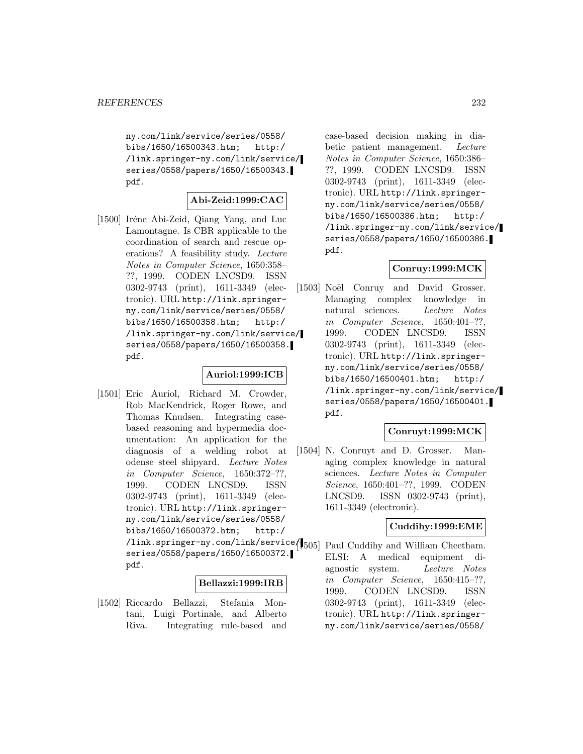ny.com/link/service/series/0558/bibs/1650/16500343.htm; http://link.springer-ny.com/link/service/series/0558/papers/1650/16500343.pdf.

**Abi-Zeid:1999:CAC**

[1500] Iréne Abi-Zeid, Qiang Yang, and Luc Lamontagne. Is CBR applicable to the coordination of search and rescue operations? A feasibility study. *Lecture Notes in Computer Science*, 1650:358–??, 1999. CODEN LNCSD9. ISSN 0302-9743 (print), 1611-3349 (electronic). URL http://link.springer-ny.com/link/service/series/0558/bibs/1650/16500358.htm; http://link.springer-ny.com/link/service/series/0558/papers/1650/16500358.pdf.

**Auriol:1999:ICB**

[1501] Eric Auriol, Richard M. Crowder, Rob MacKendrick, Roger Rowe, and Thomas Knudsen. Integrating case-based reasoning and hypermedia documentation: An application for the diagnosis of a welding robot at odense steel shipyard. *Lecture Notes in Computer Science*, 1650:372–??, 1999. CODEN LNCSD9. ISSN 0302-9743 (print), 1611-3349 (electronic). URL http://link.springer-ny.com/link/service/series/0558/bibs/1650/16500372.htm; http://link.springer-ny.com/link/service/series/0558/papers/1650/16500372.pdf.

**Bellazzi:1999:IRB**

[1502] Riccardo Bellazzi, Stefania Montani, Luigi Portinale, and Alberto Riva. Integrating rule-based and case-based decision making in diabetic patient management. *Lecture Notes in Computer Science*, 1650:386–??, 1999. CODEN LNCSD9. ISSN 0302-9743 (print), 1611-3349 (electronic). URL http://link.springer-ny.com/link/service/series/0558/bibs/1650/16500386.htm; http://link.springer-ny.com/link/service/series/0558/papers/1650/16500386.pdf.

**Conruy:1999:MCK**

[1503] Noël Conruy and David Grosser. Managing complex knowledge in natural sciences. *Lecture Notes in Computer Science*, 1650:401–??, 1999. CODEN LNCSD9. ISSN 0302-9743 (print), 1611-3349 (electronic). URL http://link.springer-ny.com/link/service/series/0558/bibs/1650/16500401.htm; http://link.springer-ny.com/link/service/series/0558/papers/1650/16500401.pdf.

**Conruyt:1999:MCK**

[1504] N. Conruyt and D. Grosser. Managing complex knowledge in natural sciences. *Lecture Notes in Computer Science*, 1650:401–??, 1999. CODEN LNCSD9. ISSN 0302-9743 (print), 1611-3349 (electronic).

**Cuddihy:1999:EME**

[1505] Paul Cuddihy and William Cheetham. ELSI: A medical equipment diagnostic system. *Lecture Notes in Computer Science*, 1650:415–??, 1999. CODEN LNCSD9. ISSN 0302-9743 (print), 1611-3349 (electronic). URL http://link.springer-ny.com/link/service/series/0558/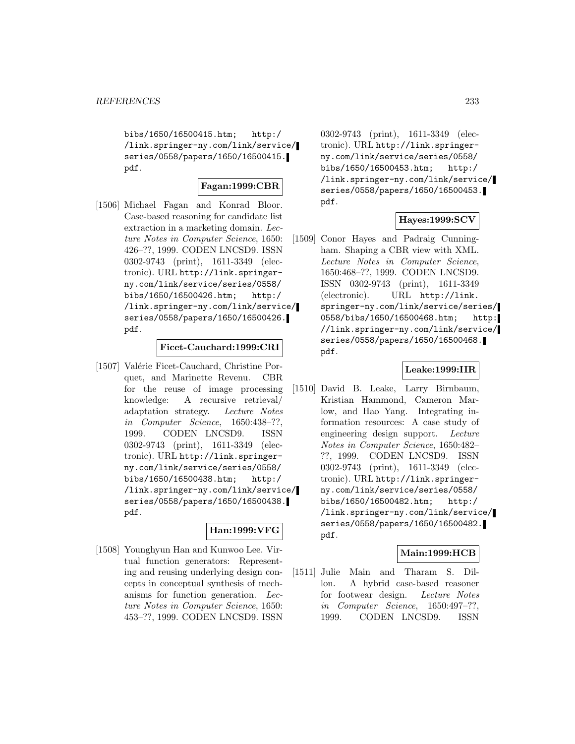bibs/1650/16500415.htm; http://link.springer-ny.com/link/service/series/0558/papers/1650/16500415.pdf.

**Fagan:1999:CBR**

[1506] Michael Fagan and Konrad Bloor. Case-based reasoning for candidate list extraction in a marketing domain. *Lecture Notes in Computer Science*, 1650: 426–??, 1999. CODEN LNCSD9. ISSN 0302-9743 (print), 1611-3349 (electronic). URL http://link.springer-ny.com/link/service/series/0558/bibs/1650/16500426.htm; http://link.springer-ny.com/link/service/series/0558/papers/1650/16500426.pdf.

**Ficet-Cauchard:1999:CRI**

[1507] Valérie Ficet-Cauchard, Christine Porquet, and Marinette Revenu. CBR for the reuse of image processing knowledge: A recursive retrieval/adaptation strategy. *Lecture Notes in Computer Science*, 1650:438–??, 1999. CODEN LNCSD9. ISSN 0302-9743 (print), 1611-3349 (electronic). URL http://link.springer-ny.com/link/service/series/0558/bibs/1650/16500438.htm; http://link.springer-ny.com/link/service/series/0558/papers/1650/16500438.pdf.

**Han:1999:VFG**

[1508] Younghyun Han and Kunwoo Lee. Virtual function generators: Representing and reusing underlying design concepts in conceptual synthesis of mechanisms for function generation. *Lecture Notes in Computer Science*, 1650: 453–??, 1999. CODEN LNCSD9. ISSN 0302-9743 (print), 1611-3349 (electronic). URL http://link.springer-ny.com/link/service/series/0558/bibs/1650/16500453.htm; http://link.springer-ny.com/link/service/series/0558/papers/1650/16500453.pdf.

**Hayes:1999:SCV**

[1509] Conor Hayes and Padraig Cunningham. Shaping a CBR view with XML. *Lecture Notes in Computer Science*, 1650:468–??, 1999. CODEN LNCSD9. ISSN 0302-9743 (print), 1611-3349 (electronic). URL http://link.springer-ny.com/link/service/series/0558/bibs/1650/16500468.htm; http://link.springer-ny.com/link/service/series/0558/papers/1650/16500468.pdf.

**Leake:1999:IIR**

[1510] David B. Leake, Larry Birnbaum, Kristian Hammond, Cameron Marlow, and Hao Yang. Integrating information resources: A case study of engineering design support. *Lecture Notes in Computer Science*, 1650:482–??, 1999. CODEN LNCSD9. ISSN 0302-9743 (print), 1611-3349 (electronic). URL http://link.springer-ny.com/link/service/series/0558/bibs/1650/16500482.htm; http://link.springer-ny.com/link/service/series/0558/papers/1650/16500482.pdf.

**Main:1999:HCB**

[1511] Julie Main and Tharam S. Dillon. A hybrid case-based reasoner for footwear design. *Lecture Notes in Computer Science*, 1650:497–??, 1999. CODEN LNCSD9. ISSN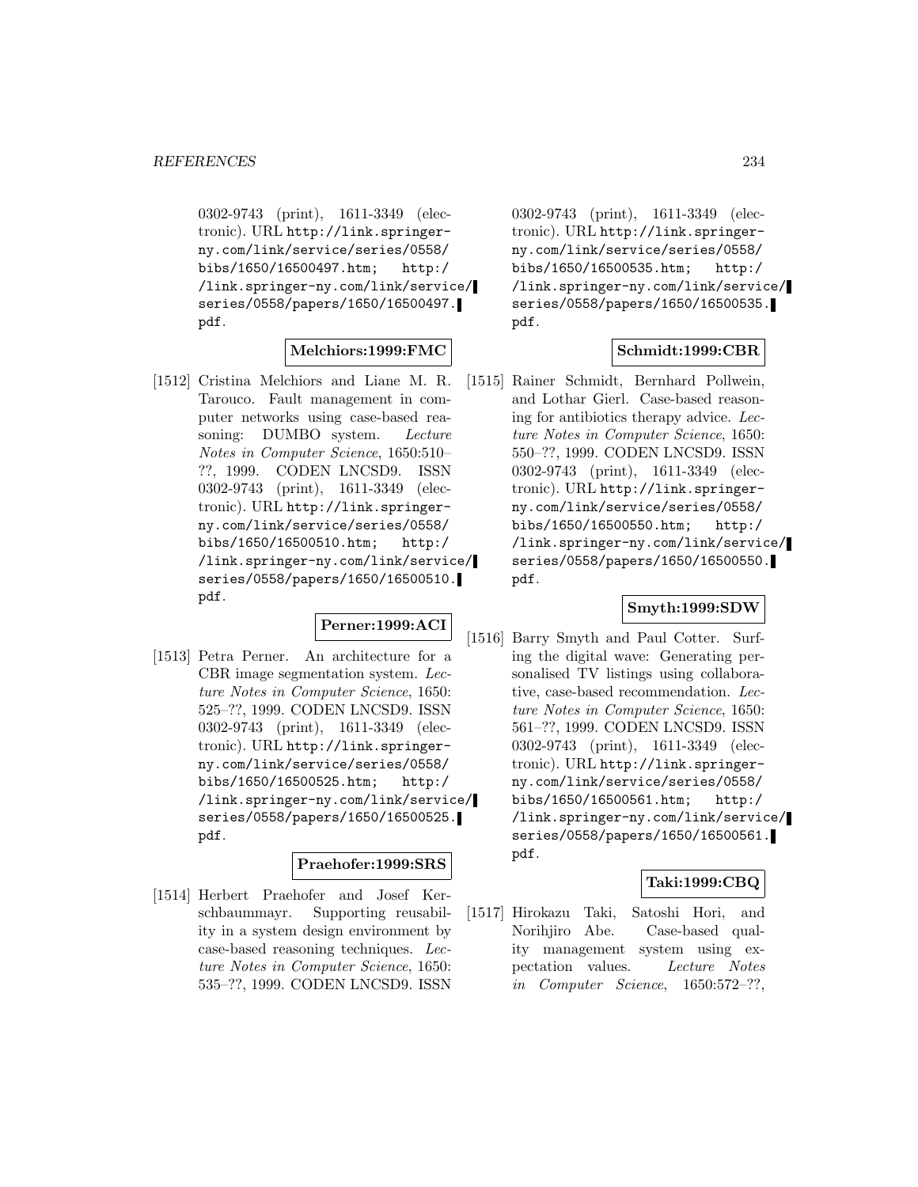0302-9743 (print), 1611-3349 (electronic). URL http://link.springer-ny.com/link/service/series/0558/bibs/1650/16500497.htm; http://link.springer-ny.com/link/service/series/0558/papers/1650/16500497.pdf.

**Melchiors:1999:FMC**

[1512] Cristina Melchiors and Liane M. R. Tarouco. Fault management in computer networks using case-based reasoning: DUMBO system. *Lecture Notes in Computer Science*, 1650:510–??, 1999. CODEN LNCSD9. ISSN 0302-9743 (print), 1611-3349 (electronic). URL http://link.springer-ny.com/link/service/series/0558/bibs/1650/16500510.htm; http://link.springer-ny.com/link/service/series/0558/papers/1650/16500510.pdf.

**Perner:1999:ACI**

[1513] Petra Perner. An architecture for a CBR image segmentation system. *Lecture Notes in Computer Science*, 1650:525–??, 1999. CODEN LNCSD9. ISSN 0302-9743 (print), 1611-3349 (electronic). URL http://link.springer-ny.com/link/service/series/0558/bibs/1650/16500525.htm; http://link.springer-ny.com/link/service/series/0558/papers/1650/16500525.pdf.

**Praehofer:1999:SRS**

[1514] Herbert Praehofer and Josef Kerschbaummayr. Supporting reusability in a system design environment by case-based reasoning techniques. *Lecture Notes in Computer Science*, 1650:535–??, 1999. CODEN LNCSD9. ISSN 0302-9743 (print), 1611-3349 (electronic). URL http://link.springer-ny.com/link/service/series/0558/bibs/1650/16500535.htm; http://link.springer-ny.com/link/service/series/0558/papers/1650/16500535.pdf.

**Schmidt:1999:CBR**

[1515] Rainer Schmidt, Bernhard Pollwein, and Lothar Gierl. Case-based reasoning for antibiotics therapy advice. *Lecture Notes in Computer Science*, 1650:550–??, 1999. CODEN LNCSD9. ISSN 0302-9743 (print), 1611-3349 (electronic). URL http://link.springer-ny.com/link/service/series/0558/bibs/1650/16500550.htm; http://link.springer-ny.com/link/service/series/0558/papers/1650/16500550.pdf.

**Smyth:1999:SDW**

[1516] Barry Smyth and Paul Cotter. Surfing the digital wave: Generating personalised TV listings using collaborative, case-based recommendation. *Lecture Notes in Computer Science*, 1650:561–??, 1999. CODEN LNCSD9. ISSN 0302-9743 (print), 1611-3349 (electronic). URL http://link.springer-ny.com/link/service/series/0558/bibs/1650/16500561.htm; http://link.springer-ny.com/link/service/series/0558/papers/1650/16500561.pdf.

**Taki:1999:CBQ**

[1517] Hirokazu Taki, Satoshi Hori, and Norihjiro Abe. Case-based quality management system using expectation values. *Lecture Notes in Computer Science*, 1650:572–??,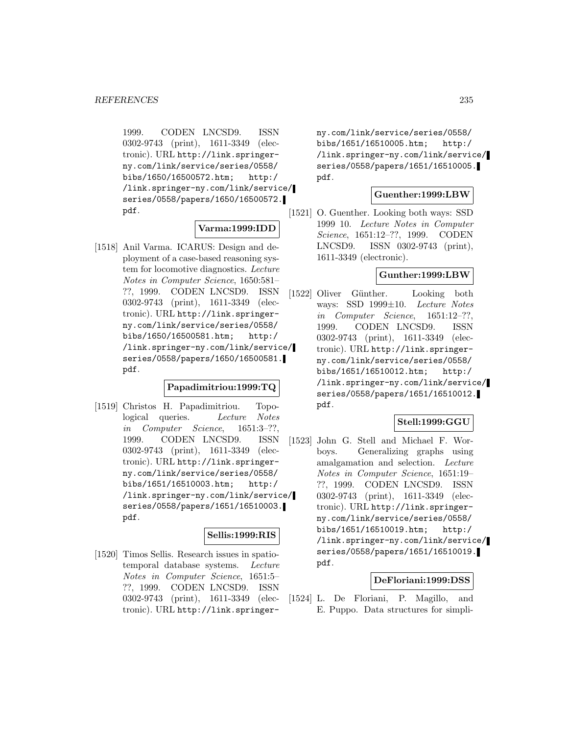1999. CODEN LNCSD9. ISSN 0302-9743 (print), 1611-3349 (electronic). URL http://link.springer-ny.com/link/service/series/0558/bibs/1650/16500572.htm; http://link.springer-ny.com/link/service/series/0558/papers/1650/16500572.pdf.

**Varma:1999:IDD**

[1518] Anil Varma. ICARUS: Design and deployment of a case-based reasoning system for locomotive diagnostics. *Lecture Notes in Computer Science*, 1650:581–??, 1999. CODEN LNCSD9. ISSN 0302-9743 (print), 1611-3349 (electronic). URL http://link.springer-ny.com/link/service/series/0558/bibs/1650/16500581.htm; http://link.springer-ny.com/link/service/series/0558/papers/1650/16500581.pdf.

**Papadimitriou:1999:TQ**

[1519] Christos H. Papadimitriou. Topological queries. *Lecture Notes in Computer Science*, 1651:3–??, 1999. CODEN LNCSD9. ISSN 0302-9743 (print), 1611-3349 (electronic). URL http://link.springer-ny.com/link/service/series/0558/bibs/1651/16510003.htm; http://link.springer-ny.com/link/service/series/0558/papers/1651/16510003.pdf.

**Sellis:1999:RIS**

[1520] Timos Sellis. Research issues in spatio-temporal database systems. *Lecture Notes in Computer Science*, 1651:5–??, 1999. CODEN LNCSD9. ISSN 0302-9743 (print), 1611-3349 (electronic). URL http://link.springer-ny.com/link/service/series/0558/bibs/1651/16510005.htm; http://link.springer-ny.com/link/service/series/0558/papers/1651/16510005.pdf.

**Guenther:1999:LBW**

[1521] O. Guenther. Looking both ways: SSD 1999 10. *Lecture Notes in Computer Science*, 1651:12–??, 1999. CODEN LNCSD9. ISSN 0302-9743 (print), 1611-3349 (electronic).

**Gunther:1999:LBW**

[1522] Oliver Günther. Looking both ways: SSD 1999±10. *Lecture Notes in Computer Science*, 1651:12–??, 1999. CODEN LNCSD9. ISSN 0302-9743 (print), 1611-3349 (electronic). URL http://link.springer-ny.com/link/service/series/0558/bibs/1651/16510012.htm; http://link.springer-ny.com/link/service/series/0558/papers/1651/16510012.pdf.

**Stell:1999:GGU**

[1523] John G. Stell and Michael F. Worboys. Generalizing graphs using amalgamation and selection. *Lecture Notes in Computer Science*, 1651:19–??, 1999. CODEN LNCSD9. ISSN 0302-9743 (print), 1611-3349 (electronic). URL http://link.springer-ny.com/link/service/series/0558/bibs/1651/16510019.htm; http://link.springer-ny.com/link/service/series/0558/papers/1651/16510019.pdf.

**DeFloriani:1999:DSS**

[1524] L. De Floriani, P. Magillo, and E. Puppo. Data structures for simpli-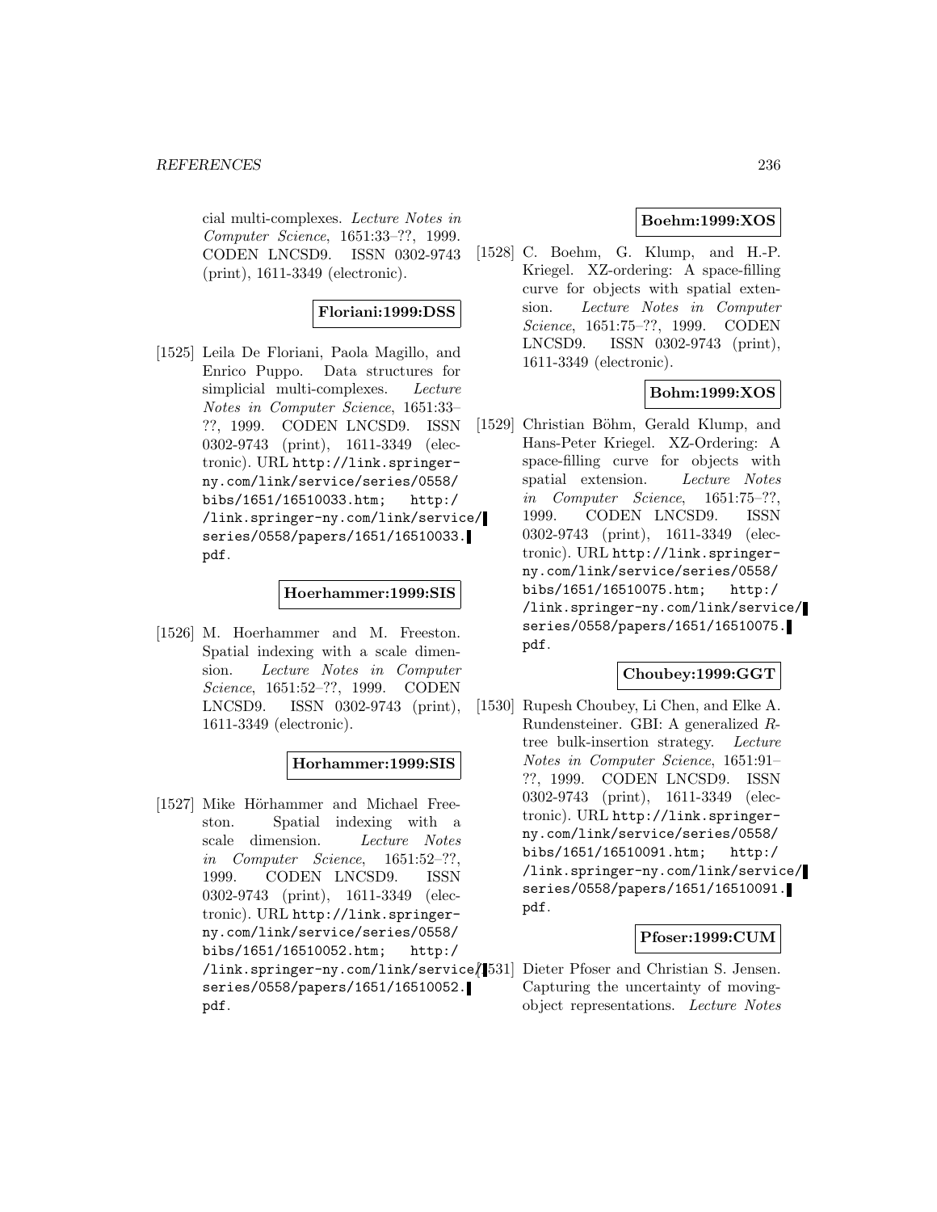cial multi-complexes. *Lecture Notes in Computer Science*, 1651:33–??, 1999. CODEN LNCSD9. ISSN 0302-9743 (print), 1611-3349 (electronic).

**Floriani:1999:DSS**

[1525] Leila De Floriani, Paola Magillo, and Enrico Puppo. Data structures for simplicial multi-complexes. *Lecture Notes in Computer Science*, 1651:33–??, 1999. CODEN LNCSD9. ISSN 0302-9743 (print), 1611-3349 (electronic). URL http://link.springer-ny.com/link/service/series/0558/bibs/1651/16510033.htm; http://link.springer-ny.com/link/service/series/0558/papers/1651/16510033.pdf.

**Hoerhammer:1999:SIS**

[1526] M. Hoerhammer and M. Freeston. Spatial indexing with a scale dimension. *Lecture Notes in Computer Science*, 1651:52–??, 1999. CODEN LNCSD9. ISSN 0302-9743 (print), 1611-3349 (electronic).

**Horhammer:1999:SIS**

[1527] Mike Hörhammer and Michael Freeston. Spatial indexing with a scale dimension. *Lecture Notes in Computer Science*, 1651:52–??, 1999. CODEN LNCSD9. ISSN 0302-9743 (print), 1611-3349 (electronic). URL http://link.springer-ny.com/link/service/series/0558/bibs/1651/16510052.htm; http://link.springer-ny.com/link/service/series/0558/papers/1651/16510052.pdf.

**Boehm:1999:XOS**

[1528] C. Boehm, G. Klump, and H.-P. Kriegel. XZ-ordering: A space-filling curve for objects with spatial extension. *Lecture Notes in Computer Science*, 1651:75–??, 1999. CODEN LNCSD9. ISSN 0302-9743 (print), 1611-3349 (electronic).

**Bohm:1999:XOS**

[1529] Christian Böhm, Gerald Klump, and Hans-Peter Kriegel. XZ-Ordering: A space-filling curve for objects with spatial extension. *Lecture Notes in Computer Science*, 1651:75–??, 1999. CODEN LNCSD9. ISSN 0302-9743 (print), 1611-3349 (electronic). URL http://link.springer-ny.com/link/service/series/0558/bibs/1651/16510075.htm; http://link.springer-ny.com/link/service/series/0558/papers/1651/16510075.pdf.

**Choubey:1999:GGT**

[1530] Rupesh Choubey, Li Chen, and Elke A. Rundensteiner. GBI: A generalized *R*-tree bulk-insertion strategy. *Lecture Notes in Computer Science*, 1651:91–??, 1999. CODEN LNCSD9. ISSN 0302-9743 (print), 1611-3349 (electronic). URL http://link.springer-ny.com/link/service/series/0558/bibs/1651/16510091.htm; http://link.springer-ny.com/link/service/series/0558/papers/1651/16510091.pdf.

**Pfoser:1999:CUM**

[1531] Dieter Pfoser and Christian S. Jensen. Capturing the uncertainty of moving-object representations. *Lecture Notes*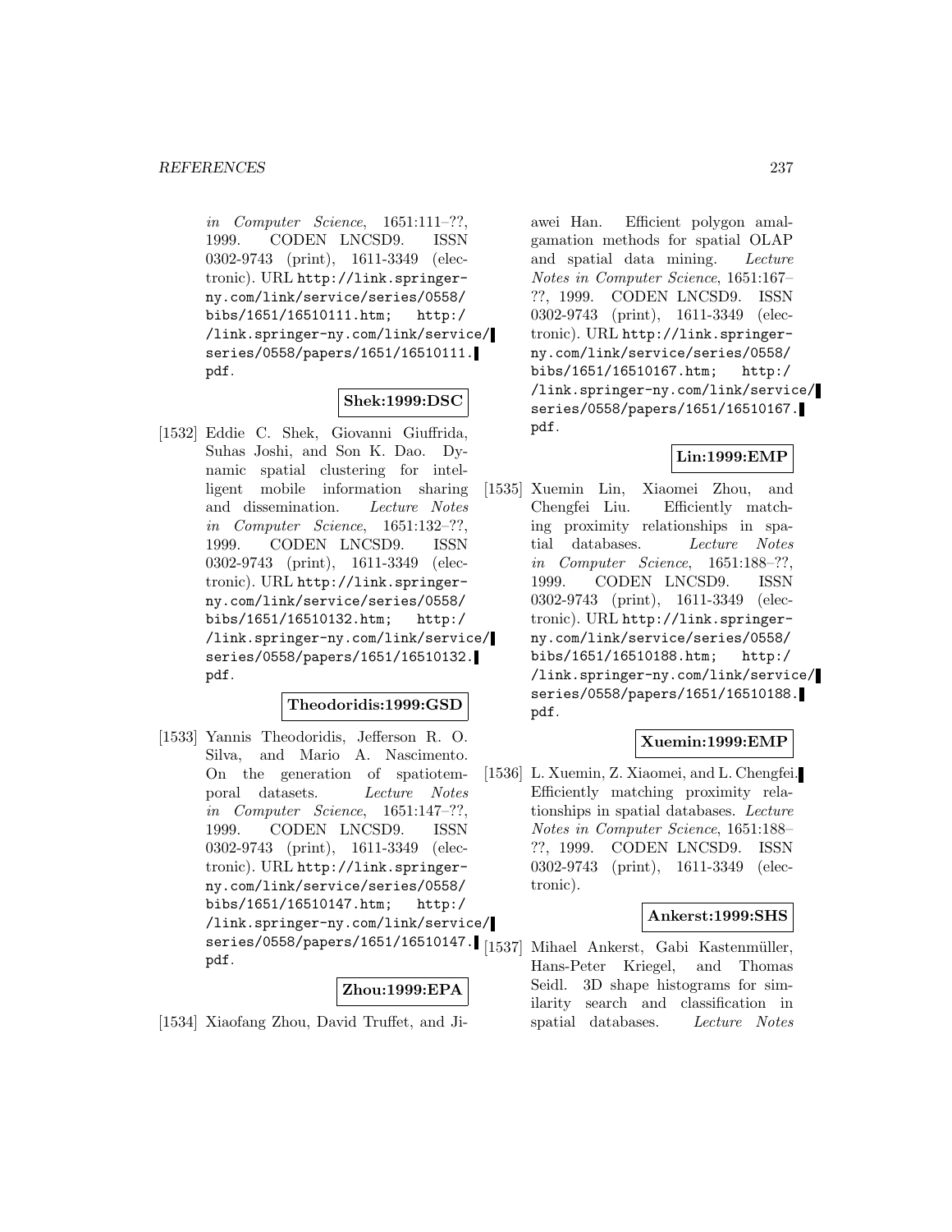*in Computer Science*, 1651:111–??, 1999. CODEN LNCSD9. ISSN 0302-9743 (print), 1611-3349 (electronic). URL http://link.springer-ny.com/link/service/series/0558/bibs/1651/16510111.htm; http://link.springer-ny.com/link/service/series/0558/papers/1651/16510111.pdf.

**Shek:1999:DSC**

[1532] Eddie C. Shek, Giovanni Giuffrida, Suhas Joshi, and Son K. Dao. Dynamic spatial clustering for intelligent mobile information sharing and dissemination. *Lecture Notes in Computer Science*, 1651:132–??, 1999. CODEN LNCSD9. ISSN 0302-9743 (print), 1611-3349 (electronic). URL http://link.springer-ny.com/link/service/series/0558/bibs/1651/16510132.htm; http://link.springer-ny.com/link/service/series/0558/papers/1651/16510132.pdf.

**Theodoridis:1999:GSD**

[1533] Yannis Theodoridis, Jefferson R. O. Silva, and Mario A. Nascimento. On the generation of spatiotemporal datasets. *Lecture Notes in Computer Science*, 1651:147–??, 1999. CODEN LNCSD9. ISSN 0302-9743 (print), 1611-3349 (electronic). URL http://link.springer-ny.com/link/service/series/0558/bibs/1651/16510147.htm; http://link.springer-ny.com/link/service/series/0558/papers/1651/16510147.pdf.

**Zhou:1999:EPA**

[1534] Xiaofang Zhou, David Truffet, and Jiawei Han. Efficient polygon amalgamation methods for spatial OLAP and spatial data mining. *Lecture Notes in Computer Science*, 1651:167–??, 1999. CODEN LNCSD9. ISSN 0302-9743 (print), 1611-3349 (electronic). URL http://link.springer-ny.com/link/service/series/0558/bibs/1651/16510167.htm; http://link.springer-ny.com/link/service/series/0558/papers/1651/16510167.pdf.

**Lin:1999:EMP**

[1535] Xuemin Lin, Xiaomei Zhou, and Chengfei Liu. Efficiently matching proximity relationships in spatial databases. *Lecture Notes in Computer Science*, 1651:188–??, 1999. CODEN LNCSD9. ISSN 0302-9743 (print), 1611-3349 (electronic). URL http://link.springer-ny.com/link/service/series/0558/bibs/1651/16510188.htm; http://link.springer-ny.com/link/service/series/0558/papers/1651/16510188.pdf.

**Xuemin:1999:EMP**

[1536] L. Xuemin, Z. Xiaomei, and L. Chengfei. Efficiently matching proximity relationships in spatial databases. *Lecture Notes in Computer Science*, 1651:188–??, 1999. CODEN LNCSD9. ISSN 0302-9743 (print), 1611-3349 (electronic).

**Ankerst:1999:SHS**

[1537] Mihael Ankerst, Gabi Kastenmüller, Hans-Peter Kriegel, and Thomas Seidl. 3D shape histograms for similarity search and classification in spatial databases. *Lecture Notes*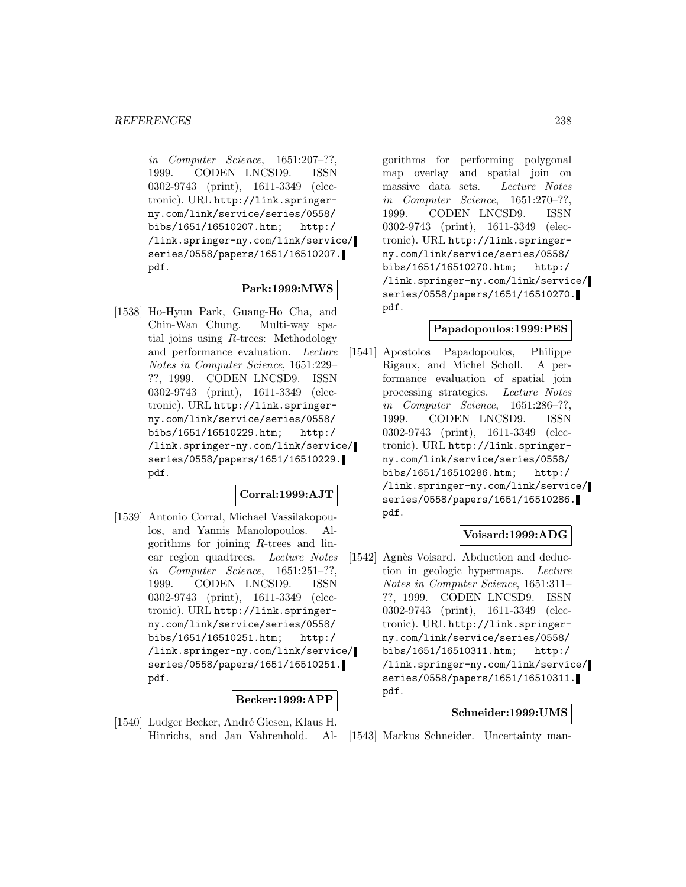*in Computer Science*, 1651:207–??, 1999. CODEN LNCSD9. ISSN 0302-9743 (print), 1611-3349 (electronic). URL http://link.springer-ny.com/link/service/series/0558/bibs/1651/16510207.htm; http://link.springer-ny.com/link/service/series/0558/papers/1651/16510207.pdf.

**Park:1999:MWS**

[1538] Ho-Hyun Park, Guang-Ho Cha, and Chin-Wan Chung. Multi-way spatial joins using $R$-trees: Methodology and performance evaluation. *Lecture Notes in Computer Science*, 1651:229–??, 1999. CODEN LNCSD9. ISSN 0302-9743 (print), 1611-3349 (electronic). URL http://link.springer-ny.com/link/service/series/0558/bibs/1651/16510229.htm; http://link.springer-ny.com/link/service/series/0558/papers/1651/16510229.pdf.

**Corral:1999:AJT**

[1539] Antonio Corral, Michael Vassilakopoulos, and Yannis Manolopoulos. Algorithms for joining $R$-trees and linear region quadtrees. *Lecture Notes in Computer Science*, 1651:251–??, 1999. CODEN LNCSD9. ISSN 0302-9743 (print), 1611-3349 (electronic). URL http://link.springer-ny.com/link/service/series/0558/bibs/1651/16510251.htm; http://link.springer-ny.com/link/service/series/0558/papers/1651/16510251.pdf.

**Becker:1999:APP**

[1540] Ludger Becker, André Giesen, Klaus H. Hinrichs, and Jan Vahrenhold. Algorithms for performing polygonal map overlay and spatial join on massive data sets. *Lecture Notes in Computer Science*, 1651:270–??, 1999. CODEN LNCSD9. ISSN 0302-9743 (print), 1611-3349 (electronic). URL http://link.springer-ny.com/link/service/series/0558/bibs/1651/16510270.htm; http://link.springer-ny.com/link/service/series/0558/papers/1651/16510270.pdf.

**Papadopoulos:1999:PES**

[1541] Apostolos Papadopoulos, Philippe Rigaux, and Michel Scholl. A performance evaluation of spatial join processing strategies. *Lecture Notes in Computer Science*, 1651:286–??, 1999. CODEN LNCSD9. ISSN 0302-9743 (print), 1611-3349 (electronic). URL http://link.springer-ny.com/link/service/series/0558/bibs/1651/16510286.htm; http://link.springer-ny.com/link/service/series/0558/papers/1651/16510286.pdf.

**Voisard:1999:ADG**

[1542] Agnès Voisard. Abduction and deduction in geologic hypermaps. *Lecture Notes in Computer Science*, 1651:311–??, 1999. CODEN LNCSD9. ISSN 0302-9743 (print), 1611-3349 (electronic). URL http://link.springer-ny.com/link/service/series/0558/bibs/1651/16510311.htm; http://link.springer-ny.com/link/service/series/0558/papers/1651/16510311.pdf.

**Schneider:1999:UMS**

[1543] Markus Schneider. Uncertainty man-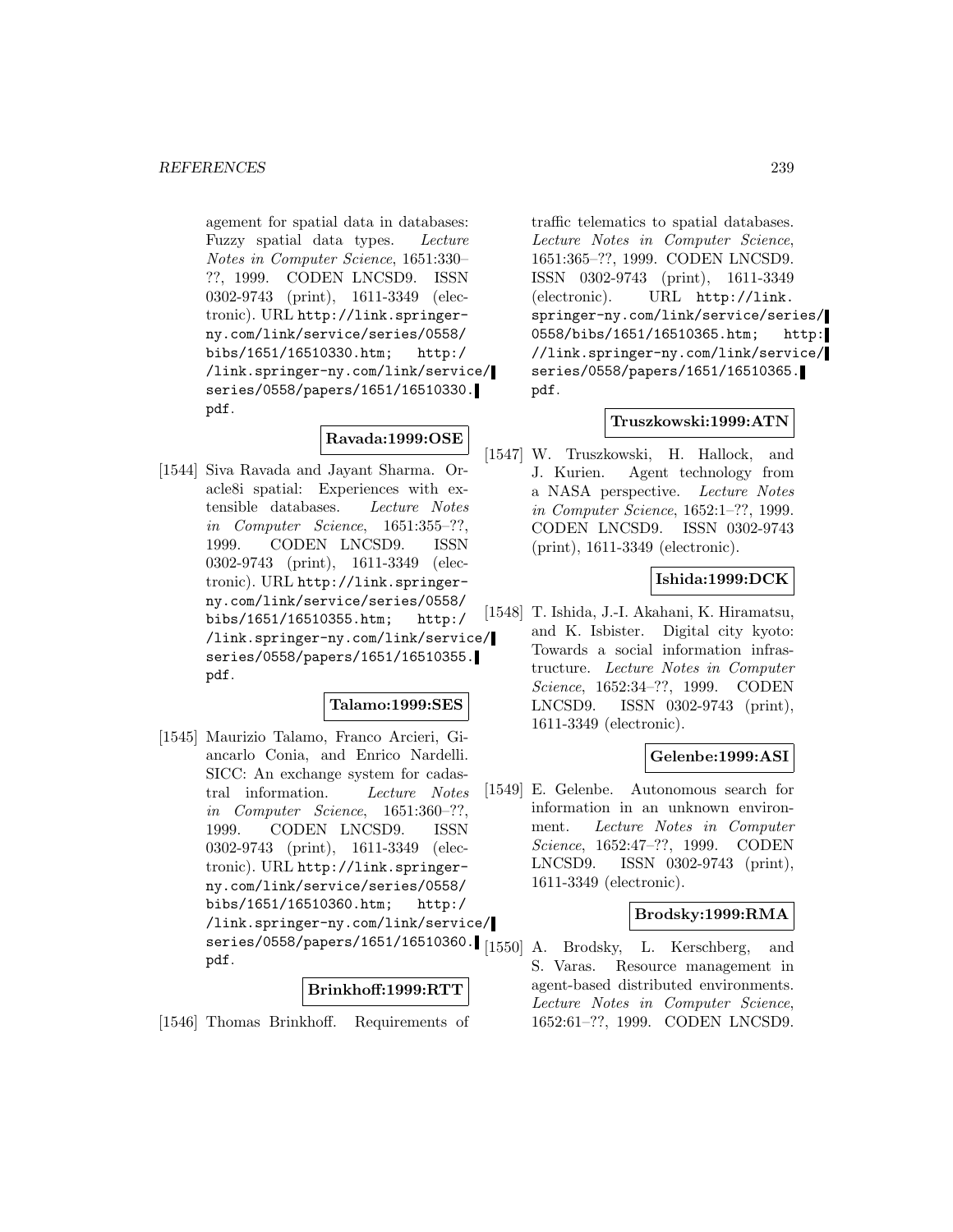agement for spatial data in databases: Fuzzy spatial data types. *Lecture Notes in Computer Science*, 1651:330–??, 1999. CODEN LNCSD9. ISSN 0302-9743 (print), 1611-3349 (electronic). URL http://link.springer-ny.com/link/service/series/0558/bibs/1651/16510330.htm; http://link.springer-ny.com/link/service/series/0558/papers/1651/16510330.pdf.

**Ravada:1999:OSE**

[1544] Siva Ravada and Jayant Sharma. Oracle8i spatial: Experiences with extensible databases. *Lecture Notes in Computer Science*, 1651:355–??, 1999. CODEN LNCSD9. ISSN 0302-9743 (print), 1611-3349 (electronic). URL http://link.springer-ny.com/link/service/series/0558/bibs/1651/16510355.htm; http://link.springer-ny.com/link/service/series/0558/papers/1651/16510355.pdf.

**Talamo:1999:SES**

[1545] Maurizio Talamo, Franco Arcieri, Giancarlo Conia, and Enrico Nardelli. SICC: An exchange system for cadastral information. *Lecture Notes in Computer Science*, 1651:360–??, 1999. CODEN LNCSD9. ISSN 0302-9743 (print), 1611-3349 (electronic). URL http://link.springer-ny.com/link/service/series/0558/bibs/1651/16510360.htm; http://link.springer-ny.com/link/service/series/0558/papers/1651/16510360.pdf.

**Brinkhoff:1999:RTT**

[1546] Thomas Brinkhoff. Requirements of traffic telematics to spatial databases. *Lecture Notes in Computer Science*, 1651:365–??, 1999. CODEN LNCSD9. ISSN 0302-9743 (print), 1611-3349 (electronic). URL http://link.springer-ny.com/link/service/series/0558/bibs/1651/16510365.htm; http://link.springer-ny.com/link/service/series/0558/papers/1651/16510365.pdf.

**Truszkowski:1999:ATN**

[1547] W. Truszkowski, H. Hallock, and J. Kurien. Agent technology from a NASA perspective. *Lecture Notes in Computer Science*, 1652:1–??, 1999. CODEN LNCSD9. ISSN 0302-9743 (print), 1611-3349 (electronic).

**Ishida:1999:DCK**

[1548] T. Ishida, J.-I. Akahani, K. Hiramatsu, and K. Isbister. Digital city kyoto: Towards a social information infrastructure. *Lecture Notes in Computer Science*, 1652:34–??, 1999. CODEN LNCSD9. ISSN 0302-9743 (print), 1611-3349 (electronic).

**Gelenbe:1999:ASI**

[1549] E. Gelenbe. Autonomous search for information in an unknown environment. *Lecture Notes in Computer Science*, 1652:47–??, 1999. CODEN LNCSD9. ISSN 0302-9743 (print), 1611-3349 (electronic).

**Brodsky:1999:RMA**

[1550] A. Brodsky, L. Kerschberg, and S. Varas. Resource management in agent-based distributed environments. *Lecture Notes in Computer Science*, 1652:61–??, 1999. CODEN LNCSD9.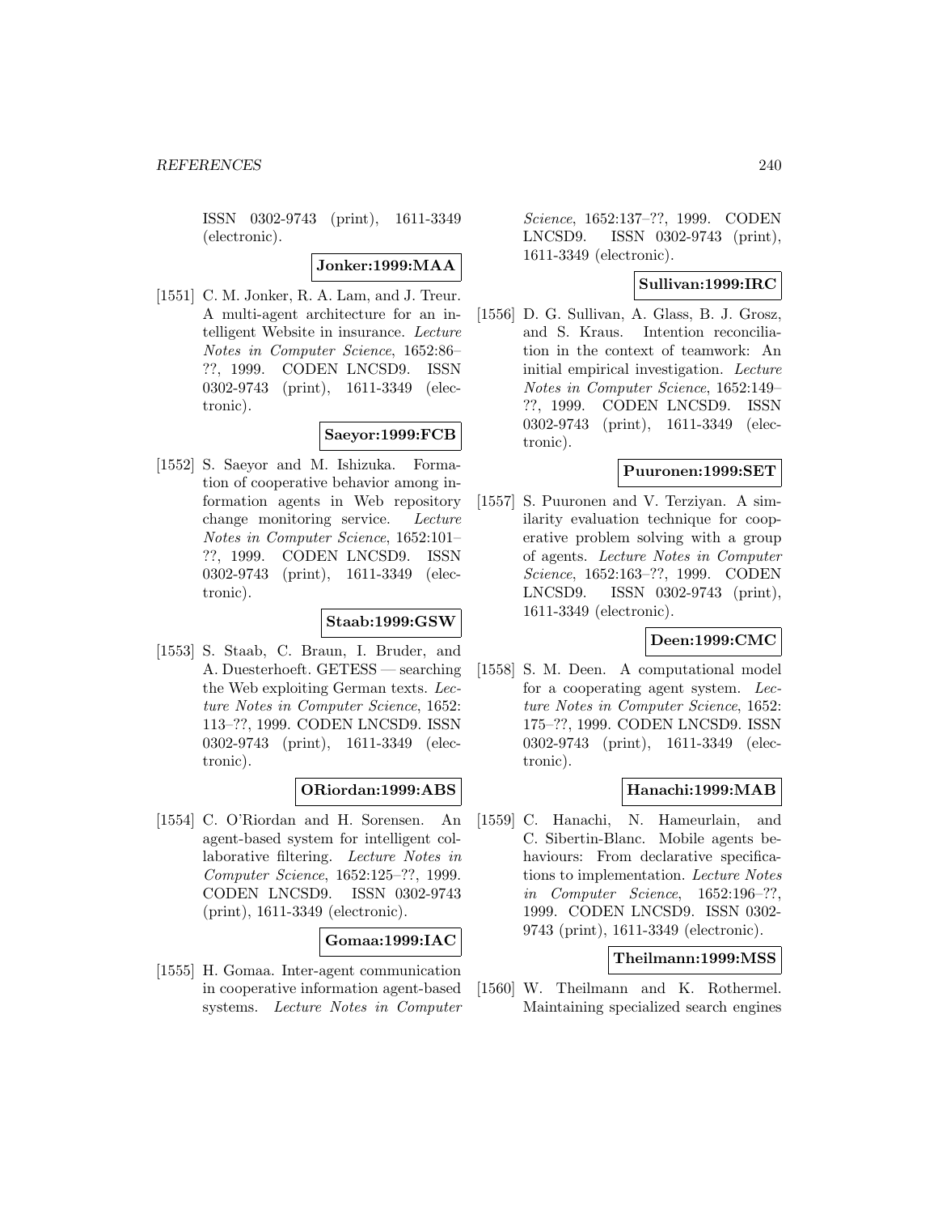ISSN 0302-9743 (print), 1611-3349 (electronic).

**Jonker:1999:MAA**

[1551] C. M. Jonker, R. A. Lam, and J. Treur. A multi-agent architecture for an intelligent Website in insurance. *Lecture Notes in Computer Science*, 1652:86–??, 1999. CODEN LNCSD9. ISSN 0302-9743 (print), 1611-3349 (electronic).

**Saeyor:1999:FCB**

[1552] S. Saeyor and M. Ishizuka. Formation of cooperative behavior among information agents in Web repository change monitoring service. *Lecture Notes in Computer Science*, 1652:101–??, 1999. CODEN LNCSD9. ISSN 0302-9743 (print), 1611-3349 (electronic).

**Staab:1999:GSW**

[1553] S. Staab, C. Braun, I. Bruder, and A. Duesterhoeft. GETESS — searching the Web exploiting German texts. *Lecture Notes in Computer Science*, 1652: 113–??, 1999. CODEN LNCSD9. ISSN 0302-9743 (print), 1611-3349 (electronic).

**ORiordan:1999:ABS**

[1554] C. O'Riordan and H. Sorensen. An agent-based system for intelligent collaborative filtering. *Lecture Notes in Computer Science*, 1652:125–??, 1999. CODEN LNCSD9. ISSN 0302-9743 (print), 1611-3349 (electronic).

**Gomaa:1999:IAC**

[1555] H. Gomaa. Inter-agent communication in cooperative information agent-based systems. *Lecture Notes in Computer Science*, 1652:137–??, 1999. CODEN LNCSD9. ISSN 0302-9743 (print), 1611-3349 (electronic).

**Sullivan:1999:IRC**

[1556] D. G. Sullivan, A. Glass, B. J. Grosz, and S. Kraus. Intention reconciliation in the context of teamwork: An initial empirical investigation. *Lecture Notes in Computer Science*, 1652:149–??, 1999. CODEN LNCSD9. ISSN 0302-9743 (print), 1611-3349 (electronic).

**Puuronen:1999:SET**

[1557] S. Puuronen and V. Terziyan. A similarity evaluation technique for cooperative problem solving with a group of agents. *Lecture Notes in Computer Science*, 1652:163–??, 1999. CODEN LNCSD9. ISSN 0302-9743 (print), 1611-3349 (electronic).

**Deen:1999:CMC**

[1558] S. M. Deen. A computational model for a cooperating agent system. *Lecture Notes in Computer Science*, 1652: 175–??, 1999. CODEN LNCSD9. ISSN 0302-9743 (print), 1611-3349 (electronic).

**Hanachi:1999:MAB**

[1559] C. Hanachi, N. Hameurlain, and C. Sibertin-Blanc. Mobile agents behaviours: From declarative specifications to implementation. *Lecture Notes in Computer Science*, 1652:196–??, 1999. CODEN LNCSD9. ISSN 0302-9743 (print), 1611-3349 (electronic).

**Theilmann:1999:MSS**

[1560] W. Theilmann and K. Rothermel. Maintaining specialized search engines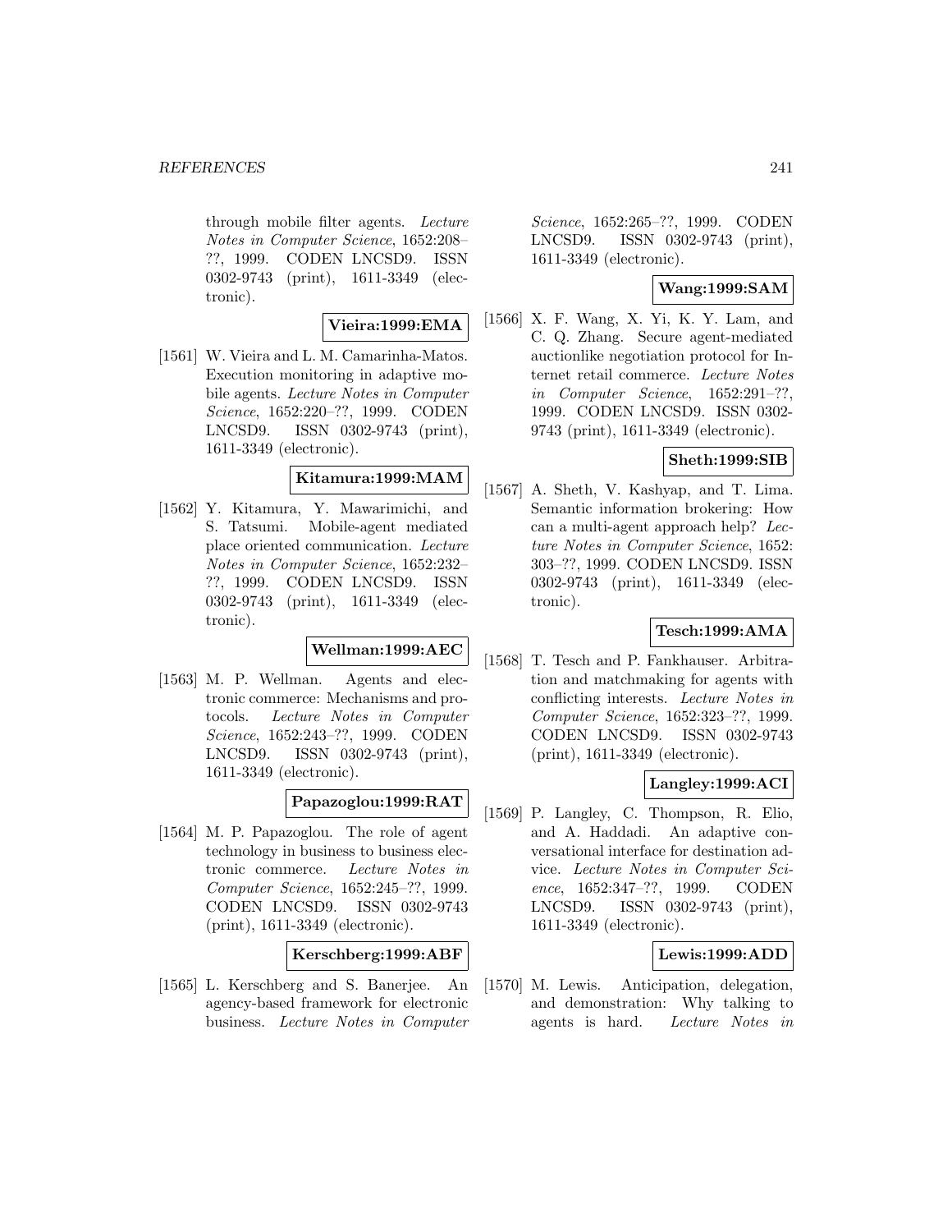through mobile filter agents. *Lecture Notes in Computer Science*, 1652:208–??, 1999. CODEN LNCSD9. ISSN 0302-9743 (print), 1611-3349 (electronic).

**Vieira:1999:EMA**

[1561] W. Vieira and L. M. Camarinha-Matos. Execution monitoring in adaptive mobile agents. *Lecture Notes in Computer Science*, 1652:220–??, 1999. CODEN LNCSD9. ISSN 0302-9743 (print), 1611-3349 (electronic).

**Kitamura:1999:MAM**

[1562] Y. Kitamura, Y. Mawarimichi, and S. Tatsumi. Mobile-agent mediated place oriented communication. *Lecture Notes in Computer Science*, 1652:232–??, 1999. CODEN LNCSD9. ISSN 0302-9743 (print), 1611-3349 (electronic).

**Wellman:1999:AEC**

[1563] M. P. Wellman. Agents and electronic commerce: Mechanisms and protocols. *Lecture Notes in Computer Science*, 1652:243–??, 1999. CODEN LNCSD9. ISSN 0302-9743 (print), 1611-3349 (electronic).

**Papazoglou:1999:RAT**

[1564] M. P. Papazoglou. The role of agent technology in business to business electronic commerce. *Lecture Notes in Computer Science*, 1652:245–??, 1999. CODEN LNCSD9. ISSN 0302-9743 (print), 1611-3349 (electronic).

**Kerschberg:1999:ABF**

[1565] L. Kerschberg and S. Banerjee. An agency-based framework for electronic business. *Lecture Notes in Computer Science*, 1652:265–??, 1999. CODEN LNCSD9. ISSN 0302-9743 (print), 1611-3349 (electronic).

**Wang:1999:SAM**

[1566] X. F. Wang, X. Yi, K. Y. Lam, and C. Q. Zhang. Secure agent-mediated auctionlike negotiation protocol for Internet retail commerce. *Lecture Notes in Computer Science*, 1652:291–??, 1999. CODEN LNCSD9. ISSN 0302-9743 (print), 1611-3349 (electronic).

**Sheth:1999:SIB**

[1567] A. Sheth, V. Kashyap, and T. Lima. Semantic information brokering: How can a multi-agent approach help? *Lecture Notes in Computer Science*, 1652: 303–??, 1999. CODEN LNCSD9. ISSN 0302-9743 (print), 1611-3349 (electronic).

**Tesch:1999:AMA**

[1568] T. Tesch and P. Fankhauser. Arbitration and matchmaking for agents with conflicting interests. *Lecture Notes in Computer Science*, 1652:323–??, 1999. CODEN LNCSD9. ISSN 0302-9743 (print), 1611-3349 (electronic).

**Langley:1999:ACI**

[1569] P. Langley, C. Thompson, R. Elio, and A. Haddadi. An adaptive conversational interface for destination advice. *Lecture Notes in Computer Science*, 1652:347–??, 1999. CODEN LNCSD9. ISSN 0302-9743 (print), 1611-3349 (electronic).

**Lewis:1999:ADD**

[1570] M. Lewis. Anticipation, delegation, and demonstration: Why talking to agents is hard. *Lecture Notes in*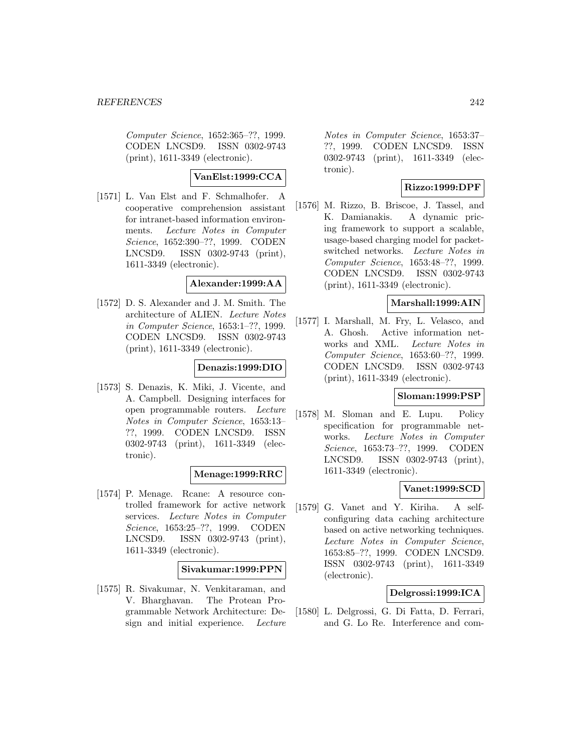Computer Science, 1652:365–??, 1999. CODEN LNCSD9. ISSN 0302-9743 (print), 1611-3349 (electronic).

**VanElst:1999:CCA**

[1571] L. Van Elst and F. Schmalhofer. A cooperative comprehension assistant for intranet-based information environments. *Lecture Notes in Computer Science*, 1652:390–??, 1999. CODEN LNCSD9. ISSN 0302-9743 (print), 1611-3349 (electronic).

**Alexander:1999:AA**

[1572] D. S. Alexander and J. M. Smith. The architecture of ALIEN. *Lecture Notes in Computer Science*, 1653:1–??, 1999. CODEN LNCSD9. ISSN 0302-9743 (print), 1611-3349 (electronic).

**Denazis:1999:DIO**

[1573] S. Denazis, K. Miki, J. Vicente, and A. Campbell. Designing interfaces for open programmable routers. *Lecture Notes in Computer Science*, 1653:13–??, 1999. CODEN LNCSD9. ISSN 0302-9743 (print), 1611-3349 (electronic).

**Menage:1999:RRC**

[1574] P. Menage. Rcane: A resource controlled framework for active network services. *Lecture Notes in Computer Science*, 1653:25–??, 1999. CODEN LNCSD9. ISSN 0302-9743 (print), 1611-3349 (electronic).

**Sivakumar:1999:PPN**

[1575] R. Sivakumar, N. Venkitaraman, and V. Bharghavan. The Protean Programmable Network Architecture: Design and initial experience. *Lecture Notes in Computer Science*, 1653:37–??, 1999. CODEN LNCSD9. ISSN 0302-9743 (print), 1611-3349 (electronic).

**Rizzo:1999:DPF**

[1576] M. Rizzo, B. Briscoe, J. Tassel, and K. Damianakis. A dynamic pricing framework to support a scalable, usage-based charging model for packet-switched networks. *Lecture Notes in Computer Science*, 1653:48–??, 1999. CODEN LNCSD9. ISSN 0302-9743 (print), 1611-3349 (electronic).

**Marshall:1999:AIN**

[1577] I. Marshall, M. Fry, L. Velasco, and A. Ghosh. Active information networks and XML. *Lecture Notes in Computer Science*, 1653:60–??, 1999. CODEN LNCSD9. ISSN 0302-9743 (print), 1611-3349 (electronic).

**Sloman:1999:PSP**

[1578] M. Sloman and E. Lupu. Policy specification for programmable networks. *Lecture Notes in Computer Science*, 1653:73–??, 1999. CODEN LNCSD9. ISSN 0302-9743 (print), 1611-3349 (electronic).

**Vanet:1999:SCD**

[1579] G. Vanet and Y. Kiriha. A self-configuring data caching architecture based on active networking techniques. *Lecture Notes in Computer Science*, 1653:85–??, 1999. CODEN LNCSD9. ISSN 0302-9743 (print), 1611-3349 (electronic).

**Delgrossi:1999:ICA**

[1580] L. Delgrossi, G. Di Fatta, D. Ferrari, and G. Lo Re. Interference and com-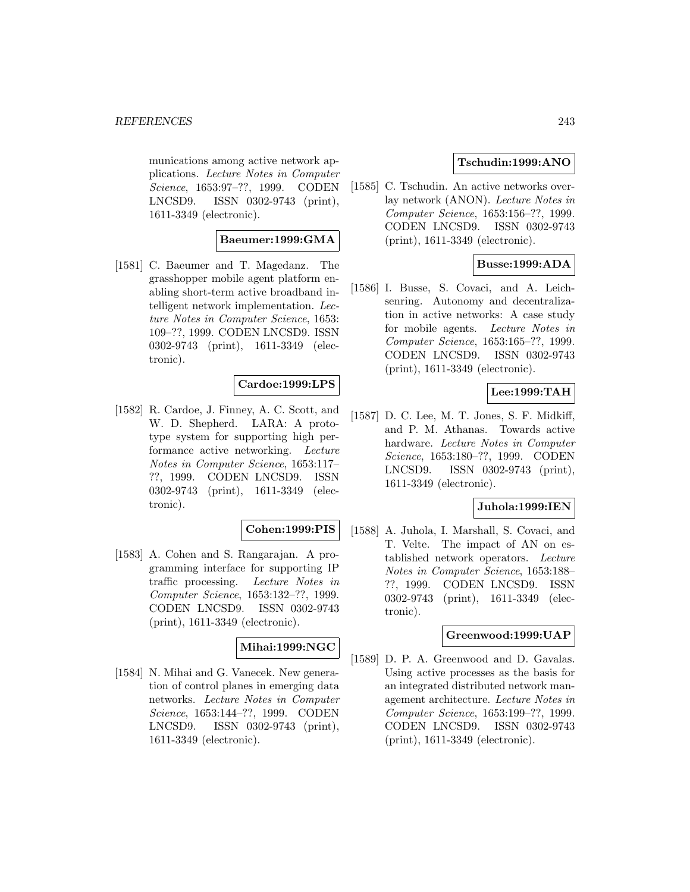munications among active network applications. *Lecture Notes in Computer Science*, 1653:97–??, 1999. CODEN LNCSD9. ISSN 0302-9743 (print), 1611-3349 (electronic).

**Baeumer:1999:GMA**

[1581] C. Baeumer and T. Magedanz. The grasshopper mobile agent platform enabling short-term active broadband intelligent network implementation. *Lecture Notes in Computer Science*, 1653: 109–??, 1999. CODEN LNCSD9. ISSN 0302-9743 (print), 1611-3349 (electronic).

**Cardoe:1999:LPS**

[1582] R. Cardoe, J. Finney, A. C. Scott, and W. D. Shepherd. LARA: A prototype system for supporting high performance active networking. *Lecture Notes in Computer Science*, 1653:117–??, 1999. CODEN LNCSD9. ISSN 0302-9743 (print), 1611-3349 (electronic).

**Cohen:1999:PIS**

[1583] A. Cohen and S. Rangarajan. A programming interface for supporting IP traffic processing. *Lecture Notes in Computer Science*, 1653:132–??, 1999. CODEN LNCSD9. ISSN 0302-9743 (print), 1611-3349 (electronic).

**Mihai:1999:NGC**

[1584] N. Mihai and G. Vanecek. New generation of control planes in emerging data networks. *Lecture Notes in Computer Science*, 1653:144–??, 1999. CODEN LNCSD9. ISSN 0302-9743 (print), 1611-3349 (electronic).

**Tschudin:1999:ANO**

[1585] C. Tschudin. An active networks overlay network (ANON). *Lecture Notes in Computer Science*, 1653:156–??, 1999. CODEN LNCSD9. ISSN 0302-9743 (print), 1611-3349 (electronic).

**Busse:1999:ADA**

[1586] I. Busse, S. Covaci, and A. Leichsenring. Autonomy and decentralization in active networks: A case study for mobile agents. *Lecture Notes in Computer Science*, 1653:165–??, 1999. CODEN LNCSD9. ISSN 0302-9743 (print), 1611-3349 (electronic).

**Lee:1999:TAH**

[1587] D. C. Lee, M. T. Jones, S. F. Midkiff, and P. M. Athanas. Towards active hardware. *Lecture Notes in Computer Science*, 1653:180–??, 1999. CODEN LNCSD9. ISSN 0302-9743 (print), 1611-3349 (electronic).

**Juhola:1999:IEN**

[1588] A. Juhola, I. Marshall, S. Covaci, and T. Velte. The impact of AN on established network operators. *Lecture Notes in Computer Science*, 1653:188–??, 1999. CODEN LNCSD9. ISSN 0302-9743 (print), 1611-3349 (electronic).

**Greenwood:1999:UAP**

[1589] D. P. A. Greenwood and D. Gavalas. Using active processes as the basis for an integrated distributed network management architecture. *Lecture Notes in Computer Science*, 1653:199–??, 1999. CODEN LNCSD9. ISSN 0302-9743 (print), 1611-3349 (electronic).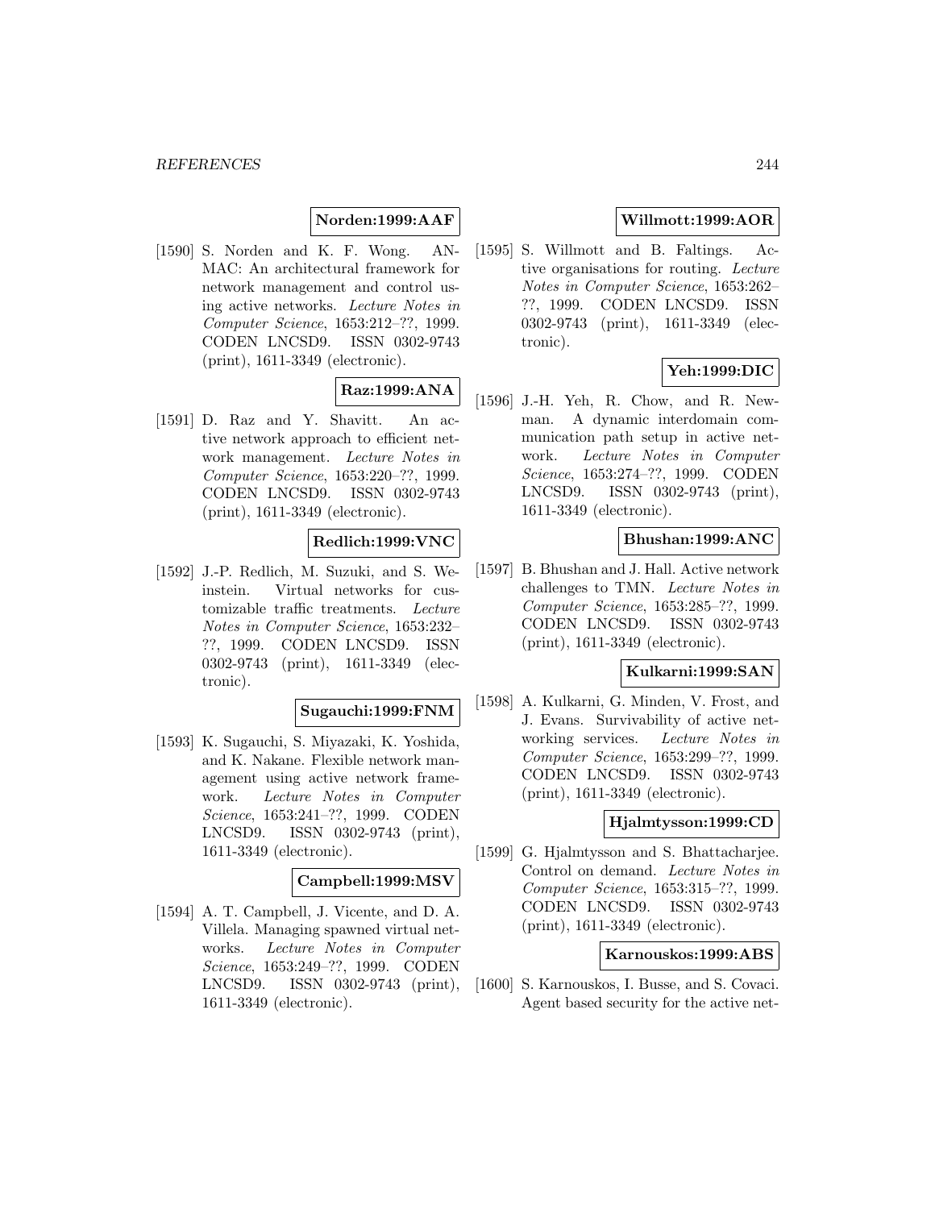**Norden:1999:AAF**

[1590] S. Norden and K. F. Wong. ANMAC: An architectural framework for network management and control using active networks. *Lecture Notes in Computer Science*, 1653:212–??, 1999. CODEN LNCSD9. ISSN 0302-9743 (print), 1611-3349 (electronic).

**Raz:1999:ANA**

[1591] D. Raz and Y. Shavitt. An active network approach to efficient network management. *Lecture Notes in Computer Science*, 1653:220–??, 1999. CODEN LNCSD9. ISSN 0302-9743 (print), 1611-3349 (electronic).

**Redlich:1999:VNC**

[1592] J.-P. Redlich, M. Suzuki, and S. Weinstein. Virtual networks for customizable traffic treatments. *Lecture Notes in Computer Science*, 1653:232–??, 1999. CODEN LNCSD9. ISSN 0302-9743 (print), 1611-3349 (electronic).

**Sugauchi:1999:FNM**

[1593] K. Sugauchi, S. Miyazaki, K. Yoshida, and K. Nakane. Flexible network management using active network framework. *Lecture Notes in Computer Science*, 1653:241–??, 1999. CODEN LNCSD9. ISSN 0302-9743 (print), 1611-3349 (electronic).

**Campbell:1999:MSV**

[1594] A. T. Campbell, J. Vicente, and D. A. Villela. Managing spawned virtual networks. *Lecture Notes in Computer Science*, 1653:249–??, 1999. CODEN LNCSD9. ISSN 0302-9743 (print), 1611-3349 (electronic).

**Willmott:1999:AOR**

[1595] S. Willmott and B. Faltings. Active organisations for routing. *Lecture Notes in Computer Science*, 1653:262–??, 1999. CODEN LNCSD9. ISSN 0302-9743 (print), 1611-3349 (electronic).

**Yeh:1999:DIC**

[1596] J.-H. Yeh, R. Chow, and R. Newman. A dynamic interdomain communication path setup in active network. *Lecture Notes in Computer Science*, 1653:274–??, 1999. CODEN LNCSD9. ISSN 0302-9743 (print), 1611-3349 (electronic).

**Bhushan:1999:ANC**

[1597] B. Bhushan and J. Hall. Active network challenges to TMN. *Lecture Notes in Computer Science*, 1653:285–??, 1999. CODEN LNCSD9. ISSN 0302-9743 (print), 1611-3349 (electronic).

**Kulkarni:1999:SAN**

[1598] A. Kulkarni, G. Minden, V. Frost, and J. Evans. Survivability of active networking services. *Lecture Notes in Computer Science*, 1653:299–??, 1999. CODEN LNCSD9. ISSN 0302-9743 (print), 1611-3349 (electronic).

**Hjalmtysson:1999:CD**

[1599] G. Hjalmtysson and S. Bhattacharjee. Control on demand. *Lecture Notes in Computer Science*, 1653:315–??, 1999. CODEN LNCSD9. ISSN 0302-9743 (print), 1611-3349 (electronic).

**Karnouskos:1999:ABS**

[1600] S. Karnouskos, I. Busse, and S. Covaci. Agent based security for the active net-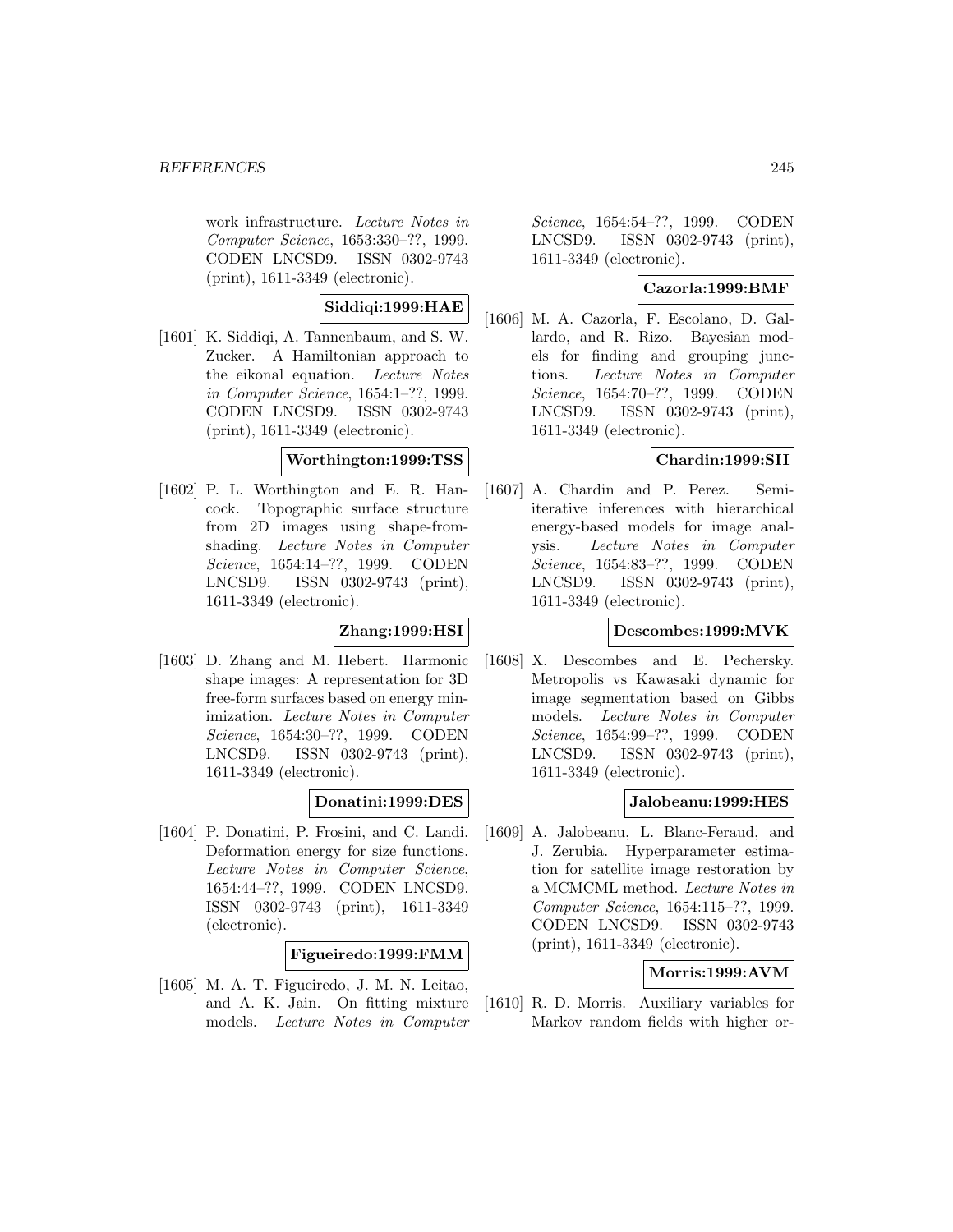work infrastructure. *Lecture Notes in Computer Science*, 1653:330–??, 1999. CODEN LNCSD9. ISSN 0302-9743 (print), 1611-3349 (electronic).

**Siddiqi:1999:HAE**

[1601] K. Siddiqi, A. Tannenbaum, and S. W. Zucker. A Hamiltonian approach to the eikonal equation. *Lecture Notes in Computer Science*, 1654:1–??, 1999. CODEN LNCSD9. ISSN 0302-9743 (print), 1611-3349 (electronic).

**Worthington:1999:TSS**

[1602] P. L. Worthington and E. R. Hancock. Topographic surface structure from 2D images using shape-from-shading. *Lecture Notes in Computer Science*, 1654:14–??, 1999. CODEN LNCSD9. ISSN 0302-9743 (print), 1611-3349 (electronic).

**Zhang:1999:HSI**

[1603] D. Zhang and M. Hebert. Harmonic shape images: A representation for 3D free-form surfaces based on energy minimization. *Lecture Notes in Computer Science*, 1654:30–??, 1999. CODEN LNCSD9. ISSN 0302-9743 (print), 1611-3349 (electronic).

**Donatini:1999:DES**

[1604] P. Donatini, P. Frosini, and C. Landi. Deformation energy for size functions. *Lecture Notes in Computer Science*, 1654:44–??, 1999. CODEN LNCSD9. ISSN 0302-9743 (print), 1611-3349 (electronic).

**Figueiredo:1999:FMM**

[1605] M. A. T. Figueiredo, J. M. N. Leitao, and A. K. Jain. On fitting mixture models. *Lecture Notes in Computer Science*, 1654:54–??, 1999. CODEN LNCSD9. ISSN 0302-9743 (print), 1611-3349 (electronic).

**Cazorla:1999:BMF**

[1606] M. A. Cazorla, F. Escolano, D. Gallardo, and R. Rizo. Bayesian models for finding and grouping junctions. *Lecture Notes in Computer Science*, 1654:70–??, 1999. CODEN LNCSD9. ISSN 0302-9743 (print), 1611-3349 (electronic).

**Chardin:1999:SII**

[1607] A. Chardin and P. Perez. Semi-iterative inferences with hierarchical energy-based models for image analysis. *Lecture Notes in Computer Science*, 1654:83–??, 1999. CODEN LNCSD9. ISSN 0302-9743 (print), 1611-3349 (electronic).

**Descombes:1999:MVK**

[1608] X. Descombes and E. Pechersky. Metropolis vs Kawasaki dynamic for image segmentation based on Gibbs models. *Lecture Notes in Computer Science*, 1654:99–??, 1999. CODEN LNCSD9. ISSN 0302-9743 (print), 1611-3349 (electronic).

**Jalobeanu:1999:HES**

[1609] A. Jalobeanu, L. Blanc-Feraud, and J. Zerubia. Hyperparameter estimation for satellite image restoration by a MCMCML method. *Lecture Notes in Computer Science*, 1654:115–??, 1999. CODEN LNCSD9. ISSN 0302-9743 (print), 1611-3349 (electronic).

**Morris:1999:AVM**

[1610] R. D. Morris. Auxiliary variables for Markov random fields with higher or-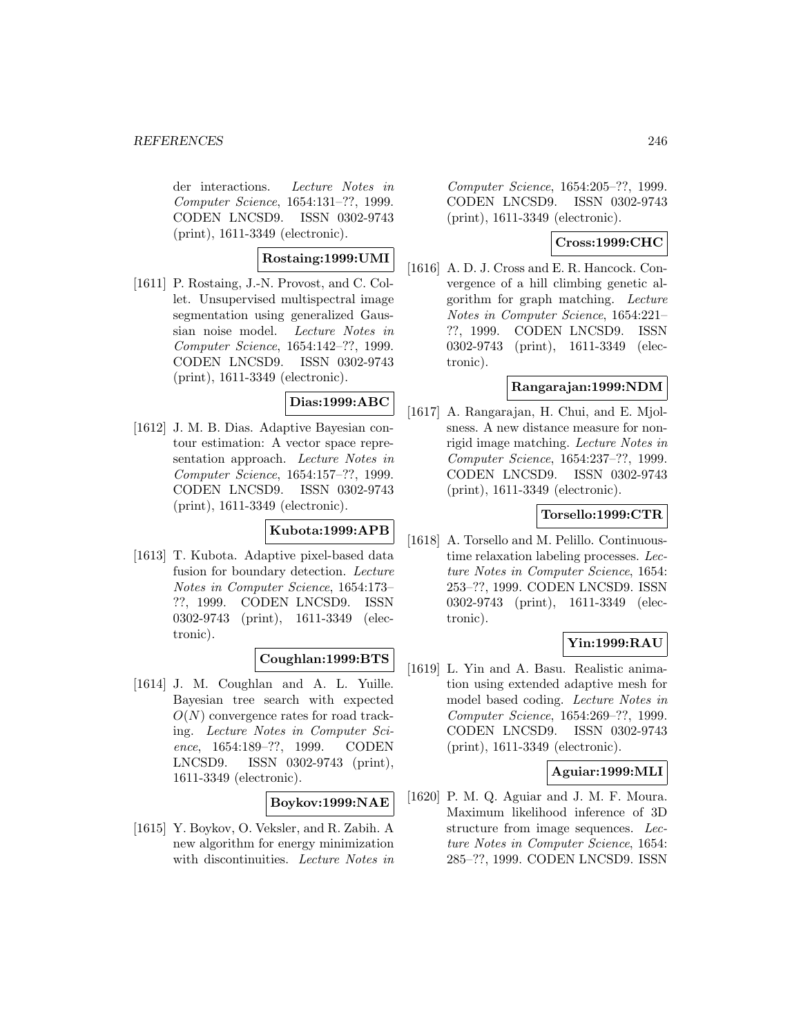der interactions. *Lecture Notes in Computer Science*, 1654:131–??, 1999. CODEN LNCSD9. ISSN 0302-9743 (print), 1611-3349 (electronic).

**Rostaing:1999:UMI**

[1611] P. Rostaing, J.-N. Provost, and C. Collet. Unsupervised multispectral image segmentation using generalized Gaussian noise model. *Lecture Notes in Computer Science*, 1654:142–??, 1999. CODEN LNCSD9. ISSN 0302-9743 (print), 1611-3349 (electronic).

**Dias:1999:ABC**

[1612] J. M. B. Dias. Adaptive Bayesian contour estimation: A vector space representation approach. *Lecture Notes in Computer Science*, 1654:157–??, 1999. CODEN LNCSD9. ISSN 0302-9743 (print), 1611-3349 (electronic).

**Kubota:1999:APB**

[1613] T. Kubota. Adaptive pixel-based data fusion for boundary detection. *Lecture Notes in Computer Science*, 1654:173–??, 1999. CODEN LNCSD9. ISSN 0302-9743 (print), 1611-3349 (electronic).

**Coughlan:1999:BTS**

[1614] J. M. Coughlan and A. L. Yuille. Bayesian tree search with expected $O(N)$ convergence rates for road tracking. *Lecture Notes in Computer Science*, 1654:189–??, 1999. CODEN LNCSD9. ISSN 0302-9743 (print), 1611-3349 (electronic).

**Boykov:1999:NAE**

[1615] Y. Boykov, O. Veksler, and R. Zabih. A new algorithm for energy minimization with discontinuities. *Lecture Notes in Computer Science*, 1654:205–??, 1999. CODEN LNCSD9. ISSN 0302-9743 (print), 1611-3349 (electronic).

**Cross:1999:CHC**

[1616] A. D. J. Cross and E. R. Hancock. Convergence of a hill climbing genetic algorithm for graph matching. *Lecture Notes in Computer Science*, 1654:221–??, 1999. CODEN LNCSD9. ISSN 0302-9743 (print), 1611-3349 (electronic).

**Rangarajan:1999:NDM**

[1617] A. Rangarajan, H. Chui, and E. Mjolsness. A new distance measure for non-rigid image matching. *Lecture Notes in Computer Science*, 1654:237–??, 1999. CODEN LNCSD9. ISSN 0302-9743 (print), 1611-3349 (electronic).

**Torsello:1999:CTR**

[1618] A. Torsello and M. Pelillo. Continuous-time relaxation labeling processes. *Lecture Notes in Computer Science*, 1654: 253–??, 1999. CODEN LNCSD9. ISSN 0302-9743 (print), 1611-3349 (electronic).

**Yin:1999:RAU**

[1619] L. Yin and A. Basu. Realistic animation using extended adaptive mesh for model based coding. *Lecture Notes in Computer Science*, 1654:269–??, 1999. CODEN LNCSD9. ISSN 0302-9743 (print), 1611-3349 (electronic).

**Aguiar:1999:MLI**

[1620] P. M. Q. Aguiar and J. M. F. Moura. Maximum likelihood inference of 3D structure from image sequences. *Lecture Notes in Computer Science*, 1654: 285–??, 1999. CODEN LNCSD9. ISSN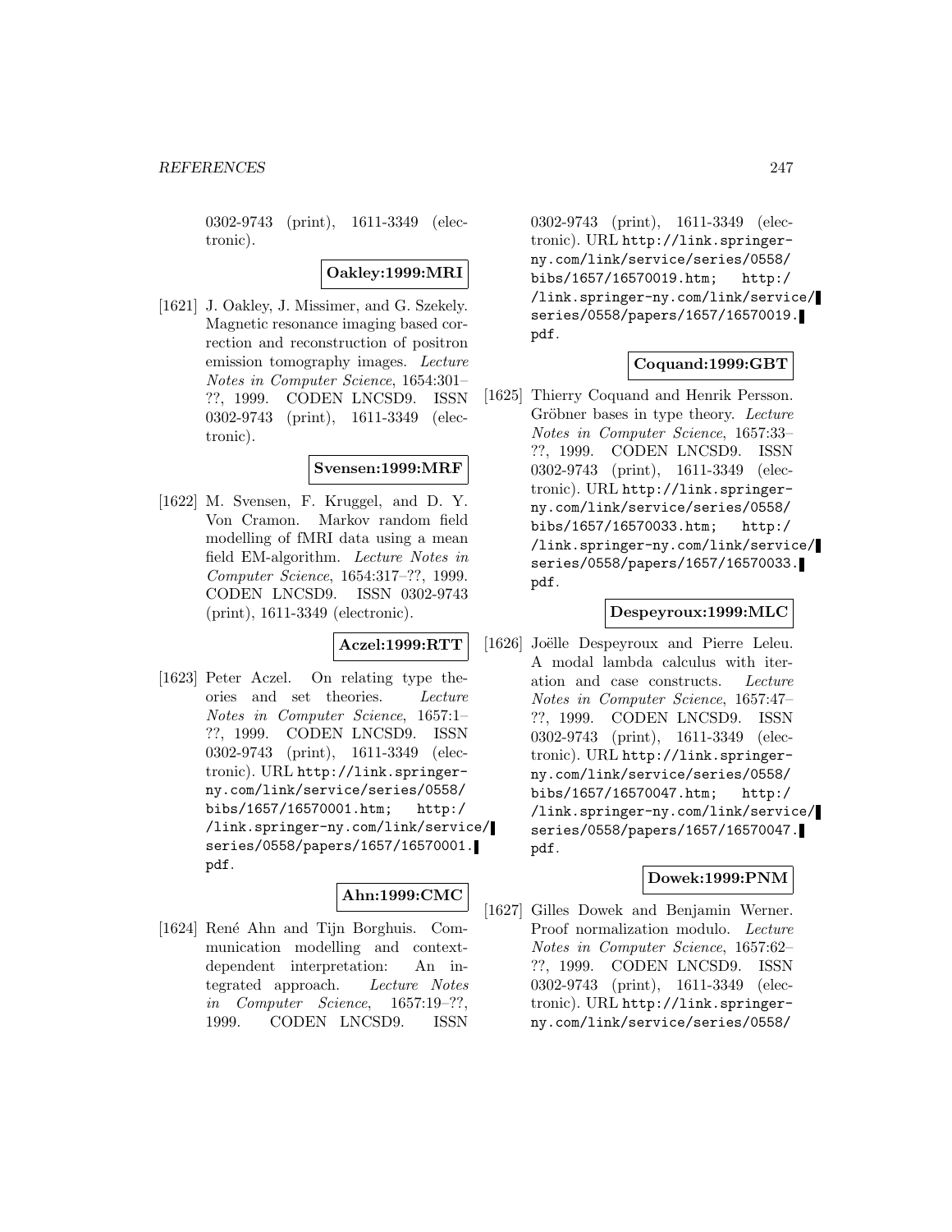0302-9743 (print), 1611-3349 (electronic).

**Oakley:1999:MRI**

[1621] J. Oakley, J. Missimer, and G. Szekely. Magnetic resonance imaging based correction and reconstruction of positron emission tomography images. *Lecture Notes in Computer Science*, 1654:301–??, 1999. CODEN LNCSD9. ISSN 0302-9743 (print), 1611-3349 (electronic).

**Svensen:1999:MRF**

[1622] M. Svensen, F. Kruggel, and D. Y. Von Cramon. Markov random field modelling of fMRI data using a mean field EM-algorithm. *Lecture Notes in Computer Science*, 1654:317–??, 1999. CODEN LNCSD9. ISSN 0302-9743 (print), 1611-3349 (electronic).

**Aczel:1999:RTT**

[1623] Peter Aczel. On relating type theories and set theories. *Lecture Notes in Computer Science*, 1657:1–??, 1999. CODEN LNCSD9. ISSN 0302-9743 (print), 1611-3349 (electronic). URL `http://link.springer-ny.com/link/service/series/0558/bibs/1657/16570001.htm`; `http://link.springer-ny.com/link/service/series/0558/papers/1657/16570001.pdf`.

**Ahn:1999:CMC**

[1624] René Ahn and Tijn Borghuis. Communication modelling and context-dependent interpretation: An integrated approach. *Lecture Notes in Computer Science*, 1657:19–??, 1999. CODEN LNCSD9. ISSN 0302-9743 (print), 1611-3349 (electronic). URL `http://link.springer-ny.com/link/service/series/0558/bibs/1657/16570019.htm`; `http://link.springer-ny.com/link/service/series/0558/papers/1657/16570019.pdf`.

**Coquand:1999:GBT**

[1625] Thierry Coquand and Henrik Persson. Gröbner bases in type theory. *Lecture Notes in Computer Science*, 1657:33–??, 1999. CODEN LNCSD9. ISSN 0302-9743 (print), 1611-3349 (electronic). URL `http://link.springer-ny.com/link/service/series/0558/bibs/1657/16570033.htm`; `http://link.springer-ny.com/link/service/series/0558/papers/1657/16570033.pdf`.

**Despeyroux:1999:MLC**

[1626] Joëlle Despeyroux and Pierre Leleu. A modal lambda calculus with iteration and case constructs. *Lecture Notes in Computer Science*, 1657:47–??, 1999. CODEN LNCSD9. ISSN 0302-9743 (print), 1611-3349 (electronic). URL `http://link.springer-ny.com/link/service/series/0558/bibs/1657/16570047.htm`; `http://link.springer-ny.com/link/service/series/0558/papers/1657/16570047.pdf`.

**Dowek:1999:PNM**

[1627] Gilles Dowek and Benjamin Werner. Proof normalization modulo. *Lecture Notes in Computer Science*, 1657:62–??, 1999. CODEN LNCSD9. ISSN 0302-9743 (print), 1611-3349 (electronic). URL `http://link.springer-ny.com/link/service/series/0558/`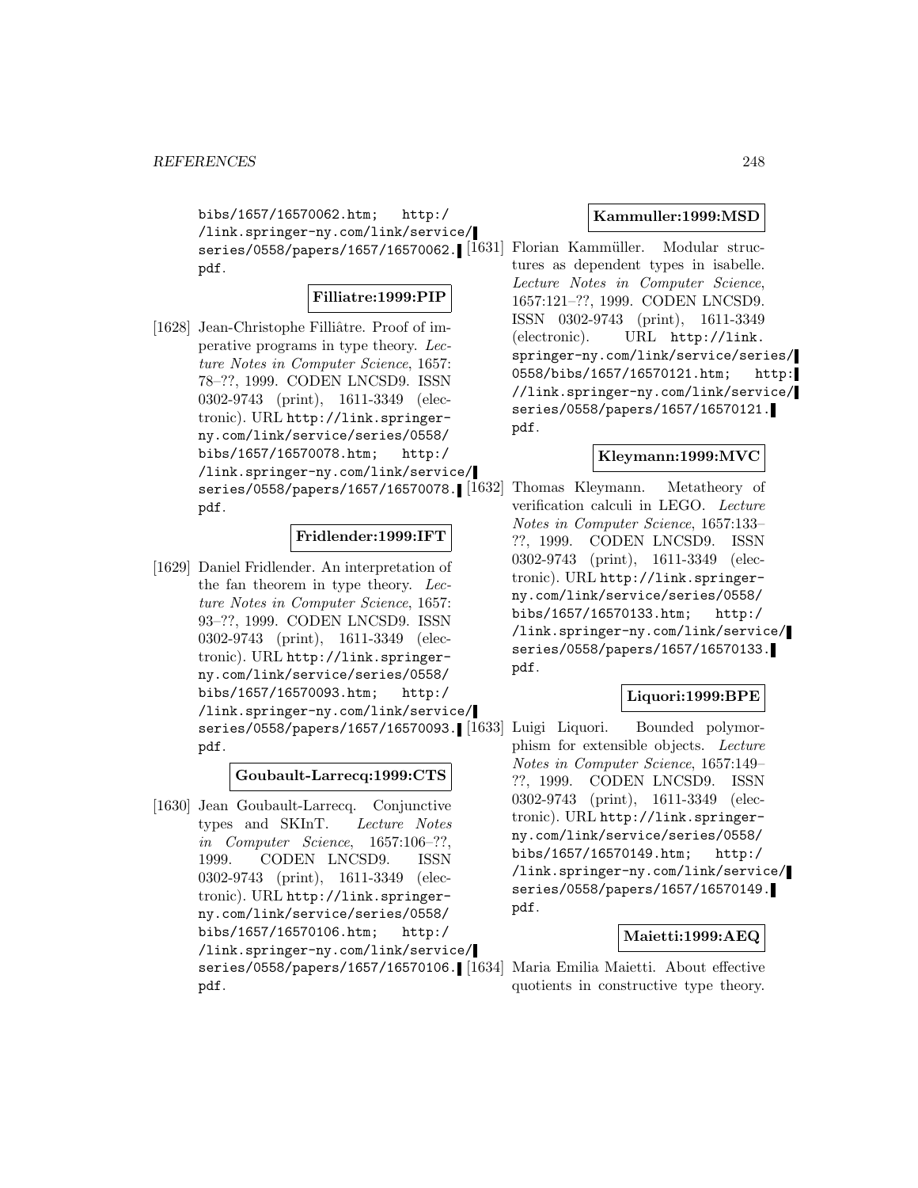bibs/1657/16570062.htm; http://link.springer-ny.com/link/service/series/0558/papers/1657/16570062.pdf.

**Filliatre:1999:PIP**

[1628] Jean-Christophe Filliâtre. Proof of imperative programs in type theory. *Lecture Notes in Computer Science*, 1657: 78–??, 1999. CODEN LNCSD9. ISSN 0302-9743 (print), 1611-3349 (electronic). URL http://link.springer-ny.com/link/service/series/0558/bibs/1657/16570078.htm; http://link.springer-ny.com/link/service/series/0558/papers/1657/16570078.pdf.

**Fridlender:1999:IFT**

[1629] Daniel Fridlender. An interpretation of the fan theorem in type theory. *Lecture Notes in Computer Science*, 1657: 93–??, 1999. CODEN LNCSD9. ISSN 0302-9743 (print), 1611-3349 (electronic). URL http://link.springer-ny.com/link/service/series/0558/bibs/1657/16570093.htm; http://link.springer-ny.com/link/service/series/0558/papers/1657/16570093.pdf.

**Goubault-Larrecq:1999:CTS**

[1630] Jean Goubault-Larrecq. Conjunctive types and SKInT. *Lecture Notes in Computer Science*, 1657:106–??, 1999. CODEN LNCSD9. ISSN 0302-9743 (print), 1611-3349 (electronic). URL http://link.springer-ny.com/link/service/series/0558/bibs/1657/16570106.htm; http://link.springer-ny.com/link/service/series/0558/papers/1657/16570106.pdf.

**Kammuller:1999:MSD**

[1631] Florian Kammüller. Modular structures as dependent types in isabelle. *Lecture Notes in Computer Science*, 1657:121–??, 1999. CODEN LNCSD9. ISSN 0302-9743 (print), 1611-3349 (electronic). URL http://link.springer-ny.com/link/service/series/0558/bibs/1657/16570121.htm; http://link.springer-ny.com/link/service/series/0558/papers/1657/16570121.pdf.

**Kleymann:1999:MVC**

[1632] Thomas Kleymann. Metatheory of verification calculi in LEGO. *Lecture Notes in Computer Science*, 1657:133–??, 1999. CODEN LNCSD9. ISSN 0302-9743 (print), 1611-3349 (electronic). URL http://link.springer-ny.com/link/service/series/0558/bibs/1657/16570133.htm; http://link.springer-ny.com/link/service/series/0558/papers/1657/16570133.pdf.

**Liquori:1999:BPE**

[1633] Luigi Liquori. Bounded polymorphism for extensible objects. *Lecture Notes in Computer Science*, 1657:149–??, 1999. CODEN LNCSD9. ISSN 0302-9743 (print), 1611-3349 (electronic). URL http://link.springer-ny.com/link/service/series/0558/bibs/1657/16570149.htm; http://link.springer-ny.com/link/service/series/0558/papers/1657/16570149.pdf.

**Maietti:1999:AEQ**

[1634] Maria Emilia Maietti. About effective quotients in constructive type theory.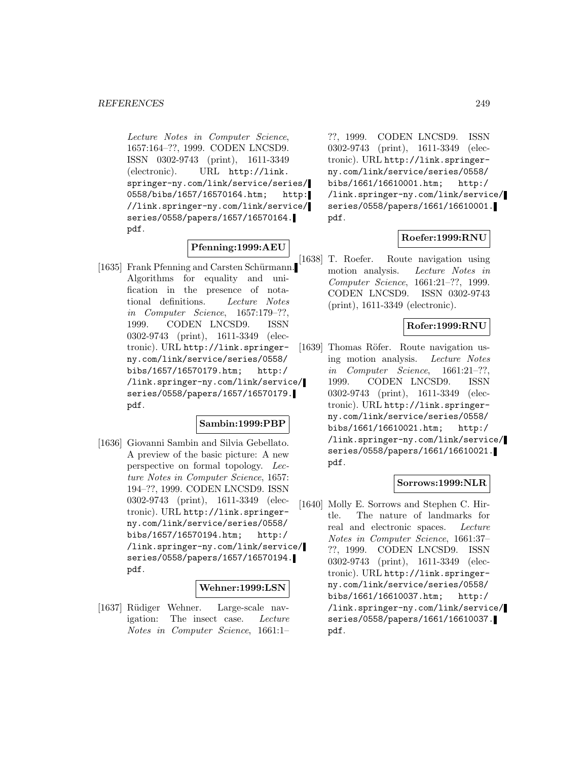Lecture Notes in Computer Science, 1657:164–??, 1999. CODEN LNCSD9. ISSN 0302-9743 (print), 1611-3349 (electronic). URL http://link.springer-ny.com/link/service/series/0558/bibs/1657/16570164.htm; http://link.springer-ny.com/link/service/series/0558/papers/1657/16570164.pdf.

**Pfenning:1999:AEU**

[1635] Frank Pfenning and Carsten Schürmann. Algorithms for equality and unification in the presence of notational definitions. *Lecture Notes in Computer Science*, 1657:179–??, 1999. CODEN LNCSD9. ISSN 0302-9743 (print), 1611-3349 (electronic). URL http://link.springer-ny.com/link/service/series/0558/bibs/1657/16570179.htm; http://link.springer-ny.com/link/service/series/0558/papers/1657/16570179.pdf.

**Sambin:1999:PBP**

[1636] Giovanni Sambin and Silvia Gebellato. A preview of the basic picture: A new perspective on formal topology. *Lecture Notes in Computer Science*, 1657: 194–??, 1999. CODEN LNCSD9. ISSN 0302-9743 (print), 1611-3349 (electronic). URL http://link.springer-ny.com/link/service/series/0558/bibs/1657/16570194.htm; http://link.springer-ny.com/link/service/series/0558/papers/1657/16570194.pdf.

**Wehner:1999:LSN**

[1637] Rüdiger Wehner. Large-scale navigation: The insect case. *Lecture Notes in Computer Science*, 1661:1–??, 1999. CODEN LNCSD9. ISSN 0302-9743 (print), 1611-3349 (electronic). URL http://link.springer-ny.com/link/service/series/0558/bibs/1661/16610001.htm; http://link.springer-ny.com/link/service/series/0558/papers/1661/16610001.pdf.

**Roefer:1999:RNU**

[1638] T. Roefer. Route navigation using motion analysis. *Lecture Notes in Computer Science*, 1661:21–??, 1999. CODEN LNCSD9. ISSN 0302-9743 (print), 1611-3349 (electronic).

**Rofer:1999:RNU**

[1639] Thomas Röfer. Route navigation using motion analysis. *Lecture Notes in Computer Science*, 1661:21–??, 1999. CODEN LNCSD9. ISSN 0302-9743 (print), 1611-3349 (electronic). URL http://link.springer-ny.com/link/service/series/0558/bibs/1661/16610021.htm; http://link.springer-ny.com/link/service/series/0558/papers/1661/16610021.pdf.

**Sorrows:1999:NLR**

[1640] Molly E. Sorrows and Stephen C. Hirtle. The nature of landmarks for real and electronic spaces. *Lecture Notes in Computer Science*, 1661:37–??, 1999. CODEN LNCSD9. ISSN 0302-9743 (print), 1611-3349 (electronic). URL http://link.springer-ny.com/link/service/series/0558/bibs/1661/16610037.htm; http://link.springer-ny.com/link/service/series/0558/papers/1661/16610037.pdf.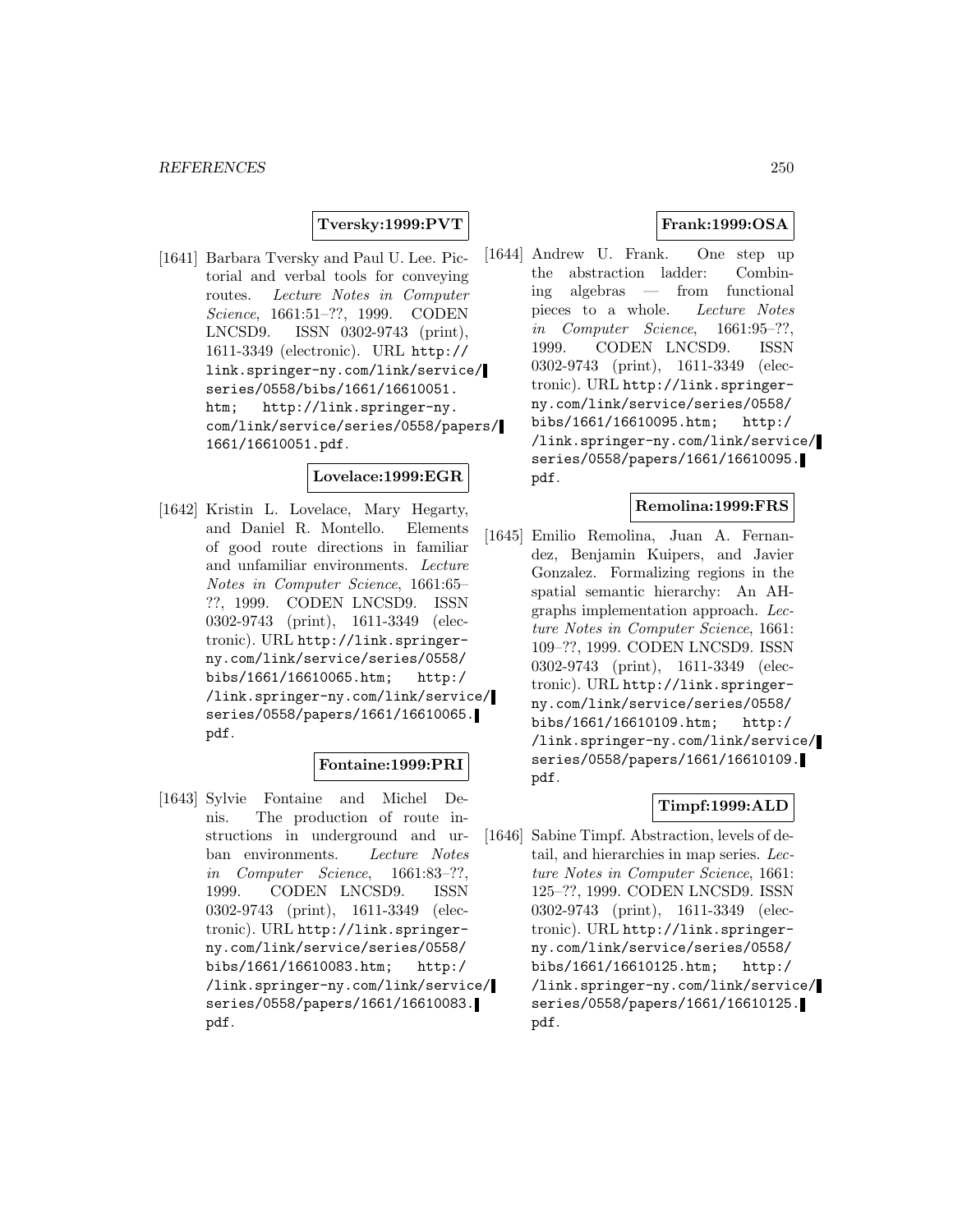**Tversky:1999:PVT**

[1641] Barbara Tversky and Paul U. Lee. Pictorial and verbal tools for conveying routes. *Lecture Notes in Computer Science*, 1661:51–??, 1999. CODEN LNCSD9. ISSN 0302-9743 (print), 1611-3349 (electronic). URL http://link.springer-ny.com/link/service/series/0558/bibs/1661/16610051.htm; http://link.springer-ny.com/link/service/series/0558/papers/1661/16610051.pdf.

**Lovelace:1999:EGR**

[1642] Kristin L. Lovelace, Mary Hegarty, and Daniel R. Montello. Elements of good route directions in familiar and unfamiliar environments. *Lecture Notes in Computer Science*, 1661:65–??, 1999. CODEN LNCSD9. ISSN 0302-9743 (print), 1611-3349 (electronic). URL http://link.springer-ny.com/link/service/series/0558/bibs/1661/16610065.htm; http://link.springer-ny.com/link/service/series/0558/papers/1661/16610065.pdf.

**Fontaine:1999:PRI**

[1643] Sylvie Fontaine and Michel Denis. The production of route instructions in underground and urban environments. *Lecture Notes in Computer Science*, 1661:83–??, 1999. CODEN LNCSD9. ISSN 0302-9743 (print), 1611-3349 (electronic). URL http://link.springer-ny.com/link/service/series/0558/bibs/1661/16610083.htm; http://link.springer-ny.com/link/service/series/0558/papers/1661/16610083.pdf.

**Frank:1999:OSA**

[1644] Andrew U. Frank. One step up the abstraction ladder: Combining algebras — from functional pieces to a whole. *Lecture Notes in Computer Science*, 1661:95–??, 1999. CODEN LNCSD9. ISSN 0302-9743 (print), 1611-3349 (electronic). URL http://link.springer-ny.com/link/service/series/0558/bibs/1661/16610095.htm; http://link.springer-ny.com/link/service/series/0558/papers/1661/16610095.pdf.

**Remolina:1999:FRS**

[1645] Emilio Remolina, Juan A. Fernandez, Benjamin Kuipers, and Javier Gonzalez. Formalizing regions in the spatial semantic hierarchy: An AH-graphs implementation approach. *Lecture Notes in Computer Science*, 1661:109–??, 1999. CODEN LNCSD9. ISSN 0302-9743 (print), 1611-3349 (electronic). URL http://link.springer-ny.com/link/service/series/0558/bibs/1661/16610109.htm; http://link.springer-ny.com/link/service/series/0558/papers/1661/16610109.pdf.

**Timpf:1999:ALD**

[1646] Sabine Timpf. Abstraction, levels of detail, and hierarchies in map series. *Lecture Notes in Computer Science*, 1661:125–??, 1999. CODEN LNCSD9. ISSN 0302-9743 (print), 1611-3349 (electronic). URL http://link.springer-ny.com/link/service/series/0558/bibs/1661/16610125.htm; http://link.springer-ny.com/link/service/series/0558/papers/1661/16610125.pdf.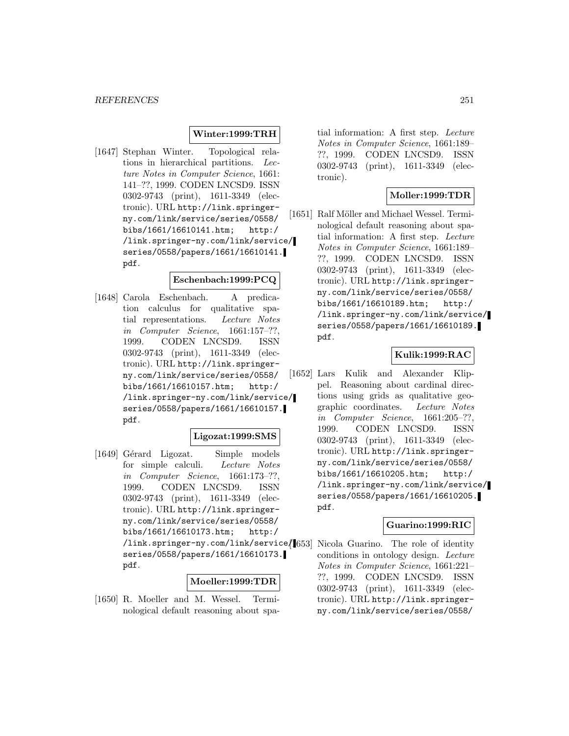**Winter:1999:TRH**

[1647] Stephan Winter. Topological relations in hierarchical partitions. *Lecture Notes in Computer Science*, 1661: 141–??, 1999. CODEN LNCSD9. ISSN 0302-9743 (print), 1611-3349 (electronic). URL http://link.springer-ny.com/link/service/series/0558/bibs/1661/16610141.htm; http://link.springer-ny.com/link/service/series/0558/papers/1661/16610141.pdf.

**Eschenbach:1999:PCQ**

[1648] Carola Eschenbach. A predication calculus for qualitative spatial representations. *Lecture Notes in Computer Science*, 1661:157–??, 1999. CODEN LNCSD9. ISSN 0302-9743 (print), 1611-3349 (electronic). URL http://link.springer-ny.com/link/service/series/0558/bibs/1661/16610157.htm; http://link.springer-ny.com/link/service/series/0558/papers/1661/16610157.pdf.

**Ligozat:1999:SMS**

[1649] Gérard Ligozat. Simple models for simple calculi. *Lecture Notes in Computer Science*, 1661:173–??, 1999. CODEN LNCSD9. ISSN 0302-9743 (print), 1611-3349 (electronic). URL http://link.springer-ny.com/link/service/series/0558/bibs/1661/16610173.htm; http://link.springer-ny.com/link/service/series/0558/papers/1661/16610173.pdf.

**Moeller:1999:TDR**

[1650] R. Moeller and M. Wessel. Terminological default reasoning about spatial information: A first step. *Lecture Notes in Computer Science*, 1661:189–??, 1999. CODEN LNCSD9. ISSN 0302-9743 (print), 1611-3349 (electronic).

**Moller:1999:TDR**

[1651] Ralf Möller and Michael Wessel. Terminological default reasoning about spatial information: A first step. *Lecture Notes in Computer Science*, 1661:189–??, 1999. CODEN LNCSD9. ISSN 0302-9743 (print), 1611-3349 (electronic). URL http://link.springer-ny.com/link/service/series/0558/bibs/1661/16610189.htm; http://link.springer-ny.com/link/service/series/0558/papers/1661/16610189.pdf.

**Kulik:1999:RAC**

[1652] Lars Kulik and Alexander Klippel. Reasoning about cardinal directions using grids as qualitative geographic coordinates. *Lecture Notes in Computer Science*, 1661:205–??, 1999. CODEN LNCSD9. ISSN 0302-9743 (print), 1611-3349 (electronic). URL http://link.springer-ny.com/link/service/series/0558/bibs/1661/16610205.htm; http://link.springer-ny.com/link/service/series/0558/papers/1661/16610205.pdf.

**Guarino:1999:RIC**

[1653] Nicola Guarino. The role of identity conditions in ontology design. *Lecture Notes in Computer Science*, 1661:221–??, 1999. CODEN LNCSD9. ISSN 0302-9743 (print), 1611-3349 (electronic). URL http://link.springer-ny.com/link/service/series/0558/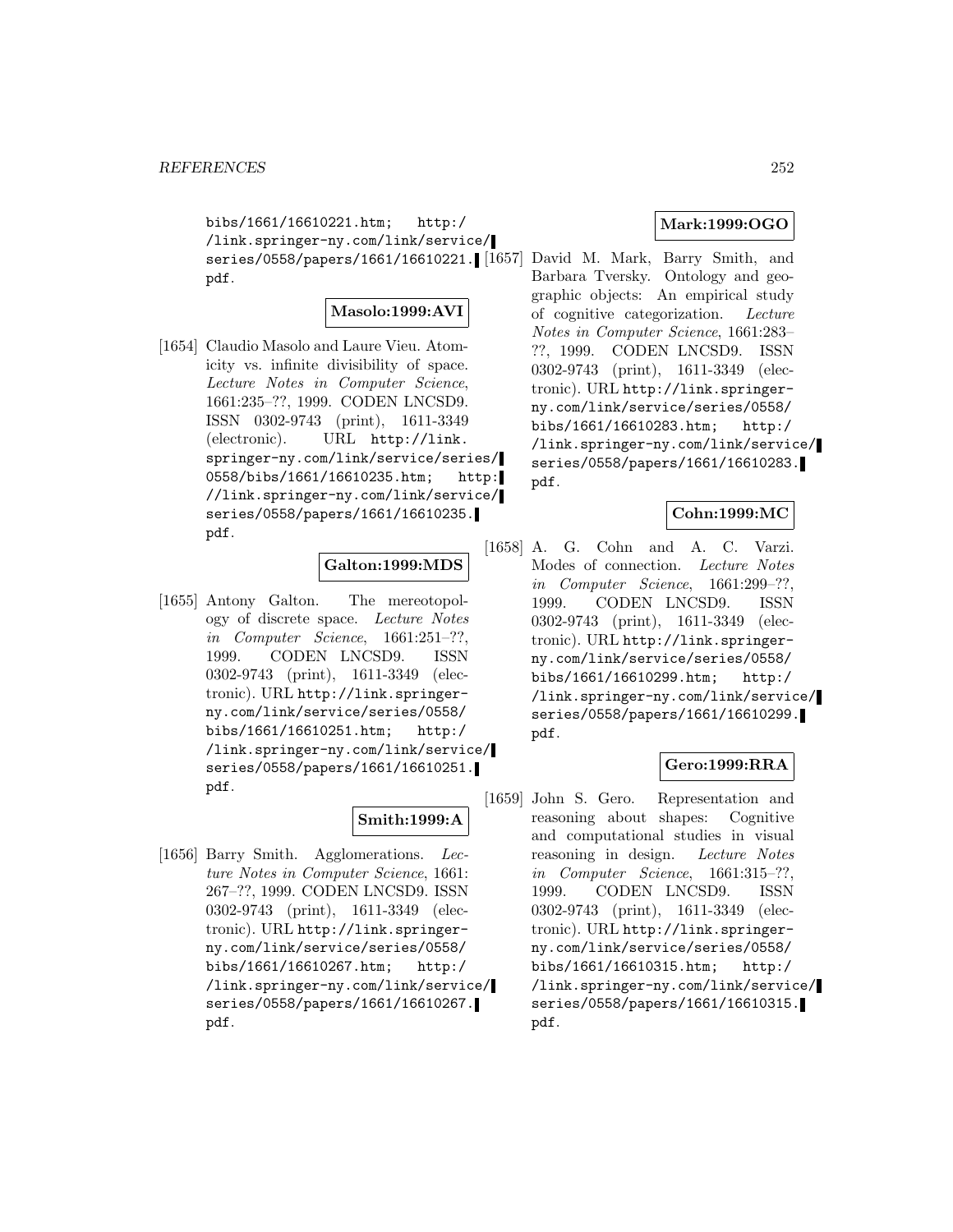bibs/1661/16610221.htm; http://link.springer-ny.com/link/service/series/0558/papers/1661/16610221.pdf.

**Masolo:1999:AVI**

[1654] Claudio Masolo and Laure Vieu. Atomicity vs. infinite divisibility of space. *Lecture Notes in Computer Science*, 1661:235–??, 1999. CODEN LNCSD9. ISSN 0302-9743 (print), 1611-3349 (electronic). URL http://link.springer-ny.com/link/service/series/0558/bibs/1661/16610235.htm; http://link.springer-ny.com/link/service/series/0558/papers/1661/16610235.pdf.

**Galton:1999:MDS**

[1655] Antony Galton. The mereotopology of discrete space. *Lecture Notes in Computer Science*, 1661:251–??, 1999. CODEN LNCSD9. ISSN 0302-9743 (print), 1611-3349 (electronic). URL http://link.springer-ny.com/link/service/series/0558/bibs/1661/16610251.htm; http://link.springer-ny.com/link/service/series/0558/papers/1661/16610251.pdf.

**Smith:1999:A**

[1656] Barry Smith. Agglomerations. *Lecture Notes in Computer Science*, 1661:267–??, 1999. CODEN LNCSD9. ISSN 0302-9743 (print), 1611-3349 (electronic). URL http://link.springer-ny.com/link/service/series/0558/bibs/1661/16610267.htm; http://link.springer-ny.com/link/service/series/0558/papers/1661/16610267.pdf.

**Mark:1999:OGO**

[1657] David M. Mark, Barry Smith, and Barbara Tversky. Ontology and geographic objects: An empirical study of cognitive categorization. *Lecture Notes in Computer Science*, 1661:283–??, 1999. CODEN LNCSD9. ISSN 0302-9743 (print), 1611-3349 (electronic). URL http://link.springer-ny.com/link/service/series/0558/bibs/1661/16610283.htm; http://link.springer-ny.com/link/service/series/0558/papers/1661/16610283.pdf.

**Cohn:1999:MC**

[1658] A. G. Cohn and A. C. Varzi. Modes of connection. *Lecture Notes in Computer Science*, 1661:299–??, 1999. CODEN LNCSD9. ISSN 0302-9743 (print), 1611-3349 (electronic). URL http://link.springer-ny.com/link/service/series/0558/bibs/1661/16610299.htm; http://link.springer-ny.com/link/service/series/0558/papers/1661/16610299.pdf.

**Gero:1999:RRA**

[1659] John S. Gero. Representation and reasoning about shapes: Cognitive and computational studies in visual reasoning in design. *Lecture Notes in Computer Science*, 1661:315–??, 1999. CODEN LNCSD9. ISSN 0302-9743 (print), 1611-3349 (electronic). URL http://link.springer-ny.com/link/service/series/0558/bibs/1661/16610315.htm; http://link.springer-ny.com/link/service/series/0558/papers/1661/16610315.pdf.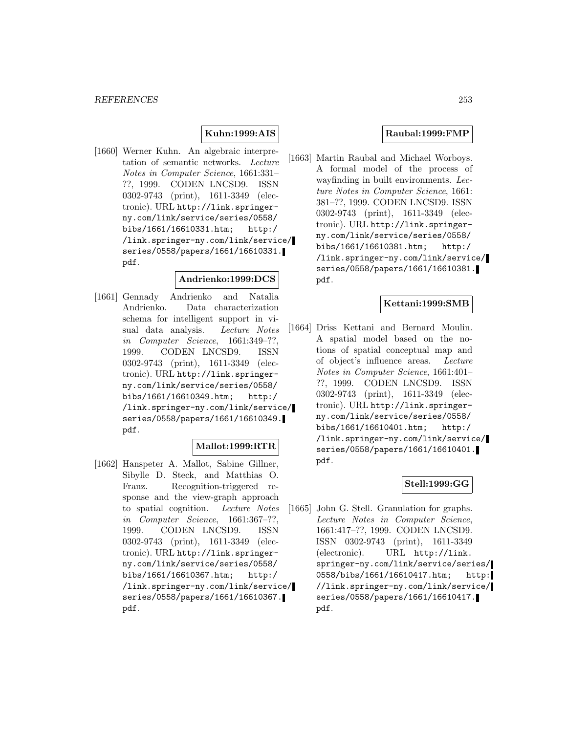**Kuhn:1999:AIS**

[1660] Werner Kuhn. An algebraic interpretation of semantic networks. *Lecture Notes in Computer Science*, 1661:331–??, 1999. CODEN LNCSD9. ISSN 0302-9743 (print), 1611-3349 (electronic). URL http://link.springer-ny.com/link/service/series/0558/bibs/1661/16610331.htm; http://link.springer-ny.com/link/service/series/0558/papers/1661/16610331.pdf.

**Andrienko:1999:DCS**

[1661] Gennady Andrienko and Natalia Andrienko. Data characterization schema for intelligent support in visual data analysis. *Lecture Notes in Computer Science*, 1661:349–??, 1999. CODEN LNCSD9. ISSN 0302-9743 (print), 1611-3349 (electronic). URL http://link.springer-ny.com/link/service/series/0558/bibs/1661/16610349.htm; http://link.springer-ny.com/link/service/series/0558/papers/1661/16610349.pdf.

**Mallot:1999:RTR**

[1662] Hanspeter A. Mallot, Sabine Gillner, Sibylle D. Steck, and Matthias O. Franz. Recognition-triggered response and the view-graph approach to spatial cognition. *Lecture Notes in Computer Science*, 1661:367–??, 1999. CODEN LNCSD9. ISSN 0302-9743 (print), 1611-3349 (electronic). URL http://link.springer-ny.com/link/service/series/0558/bibs/1661/16610367.htm; http://link.springer-ny.com/link/service/series/0558/papers/1661/16610367.pdf.

**Raubal:1999:FMP**

[1663] Martin Raubal and Michael Worboys. A formal model of the process of wayfinding in built environments. *Lecture Notes in Computer Science*, 1661:381–??, 1999. CODEN LNCSD9. ISSN 0302-9743 (print), 1611-3349 (electronic). URL http://link.springer-ny.com/link/service/series/0558/bibs/1661/16610381.htm; http://link.springer-ny.com/link/service/series/0558/papers/1661/16610381.pdf.

**Kettani:1999:SMB**

[1664] Driss Kettani and Bernard Moulin. A spatial model based on the notions of spatial conceptual map and of object's influence areas. *Lecture Notes in Computer Science*, 1661:401–??, 1999. CODEN LNCSD9. ISSN 0302-9743 (print), 1611-3349 (electronic). URL http://link.springer-ny.com/link/service/series/0558/bibs/1661/16610401.htm; http://link.springer-ny.com/link/service/series/0558/papers/1661/16610401.pdf.

**Stell:1999:GG**

[1665] John G. Stell. Granulation for graphs. *Lecture Notes in Computer Science*, 1661:417–??, 1999. CODEN LNCSD9. ISSN 0302-9743 (print), 1611-3349 (electronic). URL http://link.springer-ny.com/link/service/series/0558/bibs/1661/16610417.htm; http://link.springer-ny.com/link/service/series/0558/papers/1661/16610417.pdf.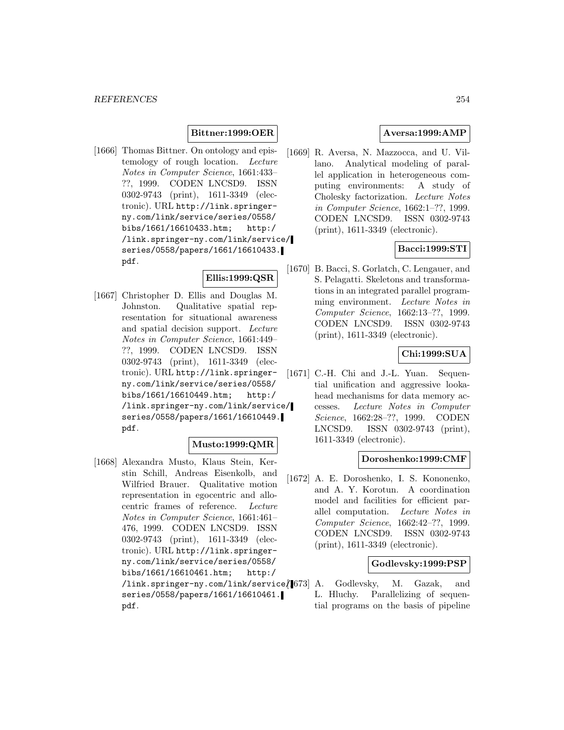**Bittner:1999:OER**

[1666] Thomas Bittner. On ontology and epistemology of rough location. *Lecture Notes in Computer Science*, 1661:433–??, 1999. CODEN LNCSD9. ISSN 0302-9743 (print), 1611-3349 (electronic). URL `http://link.springer-ny.com/link/service/series/0558/bibs/1661/16610433.htm; http://link.springer-ny.com/link/service/series/0558/papers/1661/16610433.pdf`.

**Ellis:1999:QSR**

[1667] Christopher D. Ellis and Douglas M. Johnston. Qualitative spatial representation for situational awareness and spatial decision support. *Lecture Notes in Computer Science*, 1661:449–??, 1999. CODEN LNCSD9. ISSN 0302-9743 (print), 1611-3349 (electronic). URL `http://link.springer-ny.com/link/service/series/0558/bibs/1661/16610449.htm; http://link.springer-ny.com/link/service/series/0558/papers/1661/16610449.pdf`.

**Musto:1999:QMR**

[1668] Alexandra Musto, Klaus Stein, Kerstin Schill, Andreas Eisenkolb, and Wilfried Brauer. Qualitative motion representation in egocentric and allocentric frames of reference. *Lecture Notes in Computer Science*, 1661:461–476, 1999. CODEN LNCSD9. ISSN 0302-9743 (print), 1611-3349 (electronic). URL `http://link.springer-ny.com/link/service/series/0558/bibs/1661/16610461.htm; http://link.springer-ny.com/link/service/series/0558/papers/1661/16610461.pdf`.

**Aversa:1999:AMP**

[1669] R. Aversa, N. Mazzocca, and U. Villano. Analytical modeling of parallel application in heterogeneous computing environments: A study of Cholesky factorization. *Lecture Notes in Computer Science*, 1662:1–??, 1999. CODEN LNCSD9. ISSN 0302-9743 (print), 1611-3349 (electronic).

**Bacci:1999:STI**

[1670] B. Bacci, S. Gorlatch, C. Lengauer, and S. Pelagatti. Skeletons and transformations in an integrated parallel programming environment. *Lecture Notes in Computer Science*, 1662:13–??, 1999. CODEN LNCSD9. ISSN 0302-9743 (print), 1611-3349 (electronic).

**Chi:1999:SUA**

[1671] C.-H. Chi and J.-L. Yuan. Sequential unification and aggressive lookahead mechanisms for data memory accesses. *Lecture Notes in Computer Science*, 1662:28–??, 1999. CODEN LNCSD9. ISSN 0302-9743 (print), 1611-3349 (electronic).

**Doroshenko:1999:CMF**

[1672] A. E. Doroshenko, I. S. Kononenko, and A. Y. Korotun. A coordination model and facilities for efficient parallel computation. *Lecture Notes in Computer Science*, 1662:42–??, 1999. CODEN LNCSD9. ISSN 0302-9743 (print), 1611-3349 (electronic).

**Godlevsky:1999:PSP**

[1673] A. Godlevsky, M. Gazak, and L. Hluchy. Parallelizing of sequential programs on the basis of pipeline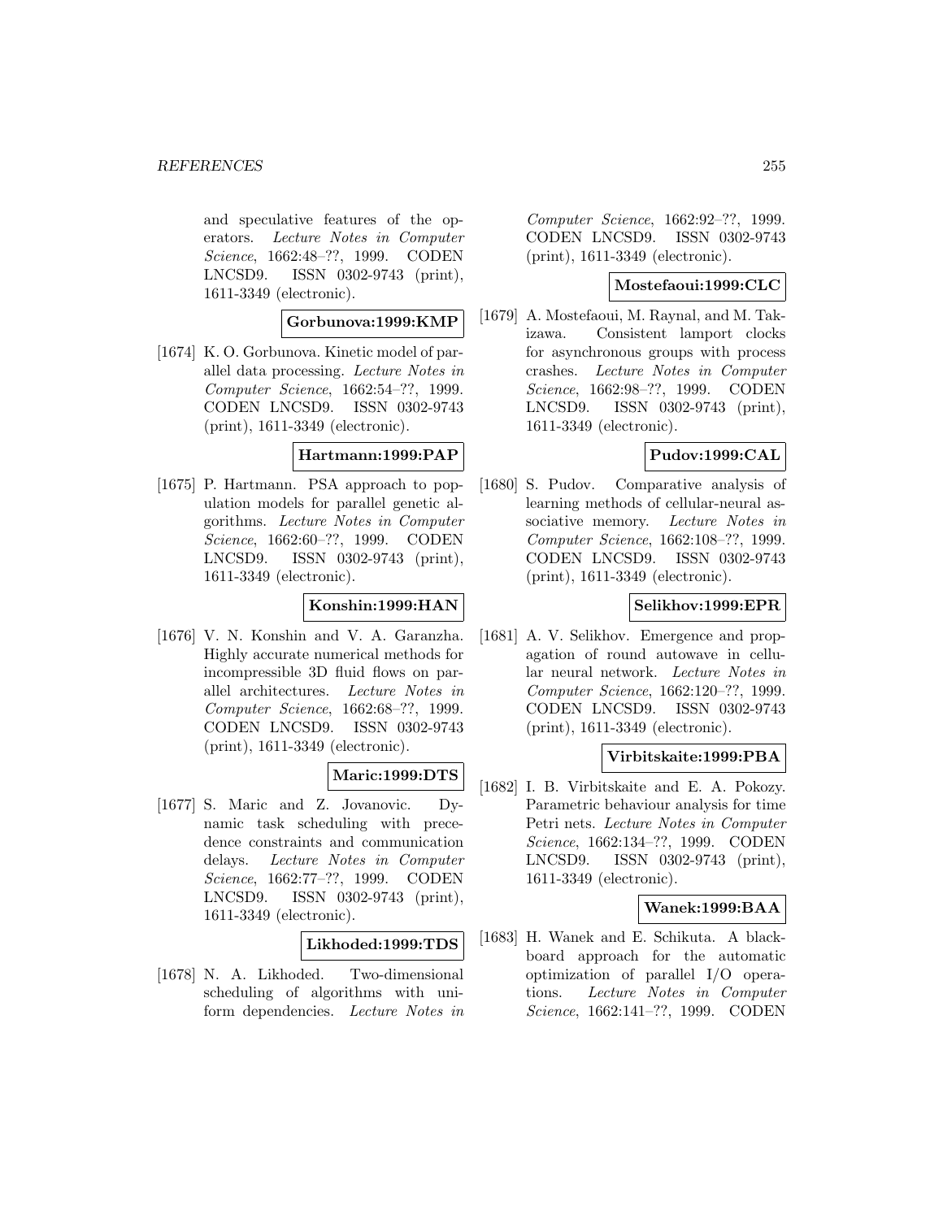and speculative features of the operators. *Lecture Notes in Computer Science*, 1662:48–??, 1999. CODEN LNCSD9. ISSN 0302-9743 (print), 1611-3349 (electronic).

**Gorbunova:1999:KMP**

[1674] K. O. Gorbunova. Kinetic model of parallel data processing. *Lecture Notes in Computer Science*, 1662:54–??, 1999. CODEN LNCSD9. ISSN 0302-9743 (print), 1611-3349 (electronic).

**Hartmann:1999:PAP**

[1675] P. Hartmann. PSA approach to population models for parallel genetic algorithms. *Lecture Notes in Computer Science*, 1662:60–??, 1999. CODEN LNCSD9. ISSN 0302-9743 (print), 1611-3349 (electronic).

**Konshin:1999:HAN**

[1676] V. N. Konshin and V. A. Garanzha. Highly accurate numerical methods for incompressible 3D fluid flows on parallel architectures. *Lecture Notes in Computer Science*, 1662:68–??, 1999. CODEN LNCSD9. ISSN 0302-9743 (print), 1611-3349 (electronic).

**Maric:1999:DTS**

[1677] S. Maric and Z. Jovanovic. Dynamic task scheduling with precedence constraints and communication delays. *Lecture Notes in Computer Science*, 1662:77–??, 1999. CODEN LNCSD9. ISSN 0302-9743 (print), 1611-3349 (electronic).

**Likhoded:1999:TDS**

[1678] N. A. Likhoded. Two-dimensional scheduling of algorithms with uniform dependencies. *Lecture Notes in Computer Science*, 1662:92–??, 1999. CODEN LNCSD9. ISSN 0302-9743 (print), 1611-3349 (electronic).

**Mostefaoui:1999:CLC**

[1679] A. Mostefaoui, M. Raynal, and M. Takizawa. Consistent lamport clocks for asynchronous groups with process crashes. *Lecture Notes in Computer Science*, 1662:98–??, 1999. CODEN LNCSD9. ISSN 0302-9743 (print), 1611-3349 (electronic).

**Pudov:1999:CAL**

[1680] S. Pudov. Comparative analysis of learning methods of cellular-neural associative memory. *Lecture Notes in Computer Science*, 1662:108–??, 1999. CODEN LNCSD9. ISSN 0302-9743 (print), 1611-3349 (electronic).

**Selikhov:1999:EPR**

[1681] A. V. Selikhov. Emergence and propagation of round autowave in cellular neural network. *Lecture Notes in Computer Science*, 1662:120–??, 1999. CODEN LNCSD9. ISSN 0302-9743 (print), 1611-3349 (electronic).

**Virbitskaite:1999:PBA**

[1682] I. B. Virbitskaite and E. A. Pokozy. Parametric behaviour analysis for time Petri nets. *Lecture Notes in Computer Science*, 1662:134–??, 1999. CODEN LNCSD9. ISSN 0302-9743 (print), 1611-3349 (electronic).

**Wanek:1999:BAA**

[1683] H. Wanek and E. Schikuta. A blackboard approach for the automatic optimization of parallel I/O operations. *Lecture Notes in Computer Science*, 1662:141–??, 1999. CODEN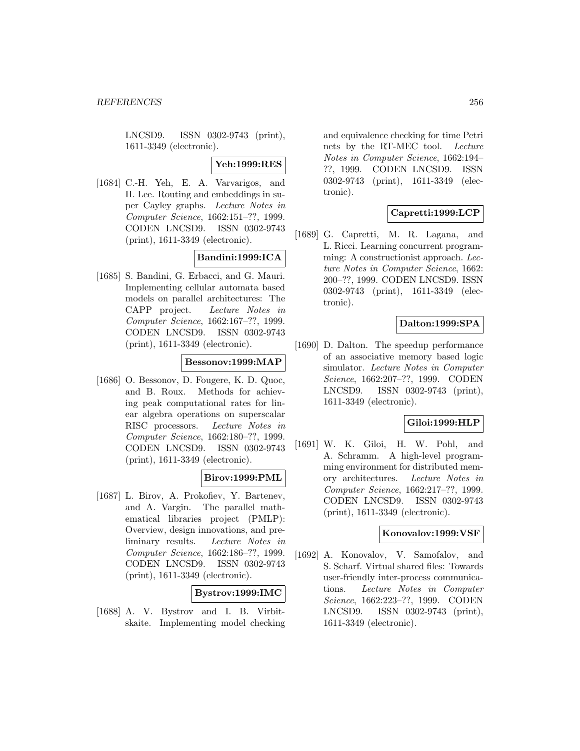LNCSD9. ISSN 0302-9743 (print), 1611-3349 (electronic).

**Yeh:1999:RES**

[1684] C.-H. Yeh, E. A. Varvarigos, and H. Lee. Routing and embeddings in super Cayley graphs. *Lecture Notes in Computer Science*, 1662:151–??, 1999. CODEN LNCSD9. ISSN 0302-9743 (print), 1611-3349 (electronic).

**Bandini:1999:ICA**

[1685] S. Bandini, G. Erbacci, and G. Mauri. Implementing cellular automata based models on parallel architectures: The CAPP project. *Lecture Notes in Computer Science*, 1662:167–??, 1999. CODEN LNCSD9. ISSN 0302-9743 (print), 1611-3349 (electronic).

**Bessonov:1999:MAP**

[1686] O. Bessonov, D. Fougere, K. D. Quoc, and B. Roux. Methods for achieving peak computational rates for linear algebra operations on superscalar RISC processors. *Lecture Notes in Computer Science*, 1662:180–??, 1999. CODEN LNCSD9. ISSN 0302-9743 (print), 1611-3349 (electronic).

**Birov:1999:PML**

[1687] L. Birov, A. Prokofiev, Y. Bartenev, and A. Vargin. The parallel mathematical libraries project (PMLP): Overview, design innovations, and preliminary results. *Lecture Notes in Computer Science*, 1662:186–??, 1999. CODEN LNCSD9. ISSN 0302-9743 (print), 1611-3349 (electronic).

**Bystrov:1999:IMC**

[1688] A. V. Bystrov and I. B. Virbitskaite. Implementing model checking and equivalence checking for time Petri nets by the RT-MEC tool. *Lecture Notes in Computer Science*, 1662:194–??, 1999. CODEN LNCSD9. ISSN 0302-9743 (print), 1611-3349 (electronic).

**Capretti:1999:LCP**

[1689] G. Capretti, M. R. Lagana, and L. Ricci. Learning concurrent programming: A constructionist approach. *Lecture Notes in Computer Science*, 1662: 200–??, 1999. CODEN LNCSD9. ISSN 0302-9743 (print), 1611-3349 (electronic).

**Dalton:1999:SPA**

[1690] D. Dalton. The speedup performance of an associative memory based logic simulator. *Lecture Notes in Computer Science*, 1662:207–??, 1999. CODEN LNCSD9. ISSN 0302-9743 (print), 1611-3349 (electronic).

**Giloi:1999:HLP**

[1691] W. K. Giloi, H. W. Pohl, and A. Schramm. A high-level programming environment for distributed memory architectures. *Lecture Notes in Computer Science*, 1662:217–??, 1999. CODEN LNCSD9. ISSN 0302-9743 (print), 1611-3349 (electronic).

**Konovalov:1999:VSF**

[1692] A. Konovalov, V. Samofalov, and S. Scharf. Virtual shared files: Towards user-friendly inter-process communications. *Lecture Notes in Computer Science*, 1662:223–??, 1999. CODEN LNCSD9. ISSN 0302-9743 (print), 1611-3349 (electronic).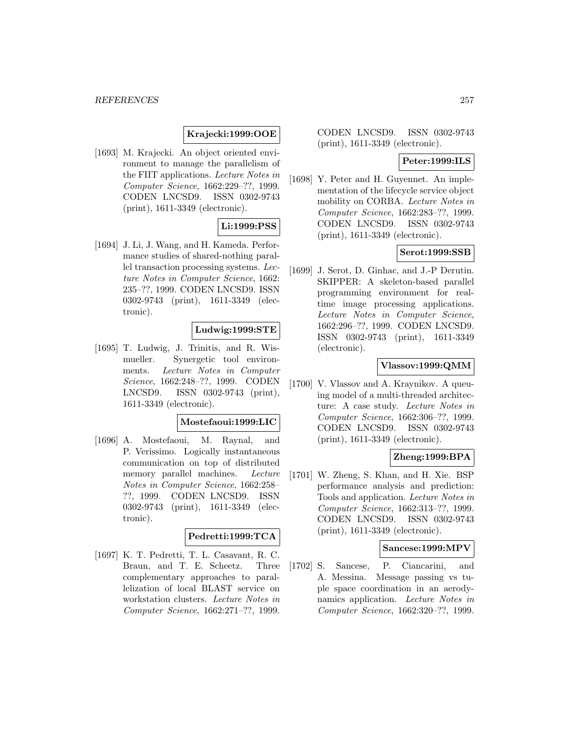**Krajecki:1999:OOE**

[1693] M. Krajecki. An object oriented environment to manage the parallelism of the FIIT applications. *Lecture Notes in Computer Science*, 1662:229–??, 1999. CODEN LNCSD9. ISSN 0302-9743 (print), 1611-3349 (electronic).

**Li:1999:PSS**

[1694] J. Li, J. Wang, and H. Kameda. Performance studies of shared-nothing parallel transaction processing systems. *Lecture Notes in Computer Science*, 1662: 235–??, 1999. CODEN LNCSD9. ISSN 0302-9743 (print), 1611-3349 (electronic).

**Ludwig:1999:STE**

[1695] T. Ludwig, J. Trinitis, and R. Wismueller. Synergetic tool environments. *Lecture Notes in Computer Science*, 1662:248–??, 1999. CODEN LNCSD9. ISSN 0302-9743 (print), 1611-3349 (electronic).

**Mostefaoui:1999:LIC**

[1696] A. Mostefaoui, M. Raynal, and P. Verissimo. Logically instantaneous communication on top of distributed memory parallel machines. *Lecture Notes in Computer Science*, 1662:258–??, 1999. CODEN LNCSD9. ISSN 0302-9743 (print), 1611-3349 (electronic).

**Pedretti:1999:TCA**

[1697] K. T. Pedretti, T. L. Casavant, R. C. Braun, and T. E. Scheetz. Three complementary approaches to parallelization of local BLAST service on workstation clusters. *Lecture Notes in Computer Science*, 1662:271–??, 1999. CODEN LNCSD9. ISSN 0302-9743 (print), 1611-3349 (electronic).

**Peter:1999:ILS**

[1698] Y. Peter and H. Guyennet. An implementation of the lifecycle service object mobility on CORBA. *Lecture Notes in Computer Science*, 1662:283–??, 1999. CODEN LNCSD9. ISSN 0302-9743 (print), 1611-3349 (electronic).

**Serot:1999:SSB**

[1699] J. Serot, D. Ginhac, and J.-P Derutin. SKIPPER: A skeleton-based parallel programming environment for real-time image processing applications. *Lecture Notes in Computer Science*, 1662:296–??, 1999. CODEN LNCSD9. ISSN 0302-9743 (print), 1611-3349 (electronic).

**Vlassov:1999:QMM**

[1700] V. Vlassov and A. Kraynikov. A queuing model of a multi-threaded architecture: A case study. *Lecture Notes in Computer Science*, 1662:306–??, 1999. CODEN LNCSD9. ISSN 0302-9743 (print), 1611-3349 (electronic).

**Zheng:1999:BPA**

[1701] W. Zheng, S. Khan, and H. Xie. BSP performance analysis and prediction: Tools and application. *Lecture Notes in Computer Science*, 1662:313–??, 1999. CODEN LNCSD9. ISSN 0302-9743 (print), 1611-3349 (electronic).

**Sancese:1999:MPV**

[1702] S. Sancese, P. Ciancarini, and A. Messina. Message passing vs tuple space coordination in an aerodynamics application. *Lecture Notes in Computer Science*, 1662:320–??, 1999.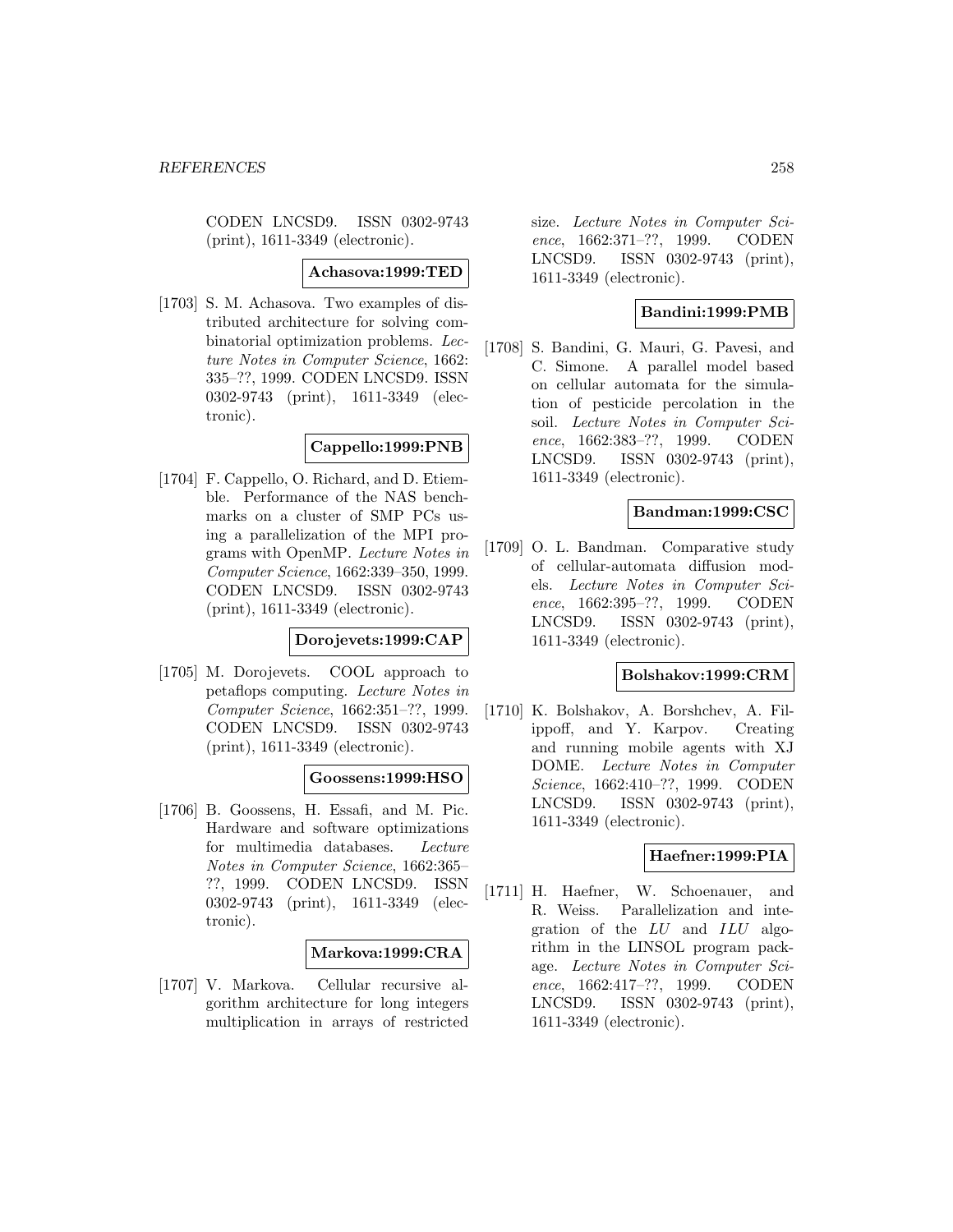CODEN LNCSD9. ISSN 0302-9743 (print), 1611-3349 (electronic).

**Achasova:1999:TED**

[1703] S. M. Achasova. Two examples of distributed architecture for solving combinatorial optimization problems. *Lecture Notes in Computer Science*, 1662: 335–??, 1999. CODEN LNCSD9. ISSN 0302-9743 (print), 1611-3349 (electronic).

**Cappello:1999:PNB**

[1704] F. Cappello, O. Richard, and D. Etiemble. Performance of the NAS benchmarks on a cluster of SMP PCs using a parallelization of the MPI programs with OpenMP. *Lecture Notes in Computer Science*, 1662:339–350, 1999. CODEN LNCSD9. ISSN 0302-9743 (print), 1611-3349 (electronic).

**Dorojevets:1999:CAP**

[1705] M. Dorojevets. COOL approach to petaflops computing. *Lecture Notes in Computer Science*, 1662:351–??, 1999. CODEN LNCSD9. ISSN 0302-9743 (print), 1611-3349 (electronic).

**Goossens:1999:HSO**

[1706] B. Goossens, H. Essafi, and M. Pic. Hardware and software optimizations for multimedia databases. *Lecture Notes in Computer Science*, 1662:365–??, 1999. CODEN LNCSD9. ISSN 0302-9743 (print), 1611-3349 (electronic).

**Markova:1999:CRA**

[1707] V. Markova. Cellular recursive algorithm architecture for long integers multiplication in arrays of restricted size. *Lecture Notes in Computer Science*, 1662:371–??, 1999. CODEN LNCSD9. ISSN 0302-9743 (print), 1611-3349 (electronic).

**Bandini:1999:PMB**

[1708] S. Bandini, G. Mauri, G. Pavesi, and C. Simone. A parallel model based on cellular automata for the simulation of pesticide percolation in the soil. *Lecture Notes in Computer Science*, 1662:383–??, 1999. CODEN LNCSD9. ISSN 0302-9743 (print), 1611-3349 (electronic).

**Bandman:1999:CSC**

[1709] O. L. Bandman. Comparative study of cellular-automata diffusion models. *Lecture Notes in Computer Science*, 1662:395–??, 1999. CODEN LNCSD9. ISSN 0302-9743 (print), 1611-3349 (electronic).

**Bolshakov:1999:CRM**

[1710] K. Bolshakov, A. Borshchev, A. Filippoff, and Y. Karpov. Creating and running mobile agents with XJ DOME. *Lecture Notes in Computer Science*, 1662:410–??, 1999. CODEN LNCSD9. ISSN 0302-9743 (print), 1611-3349 (electronic).

**Haefner:1999:PIA**

[1711] H. Haefner, W. Schoenauer, and R. Weiss. Parallelization and integration of the $LU$ and $ILU$ algorithm in the LINSOL program package. *Lecture Notes in Computer Science*, 1662:417–??, 1999. CODEN LNCSD9. ISSN 0302-9743 (print), 1611-3349 (electronic).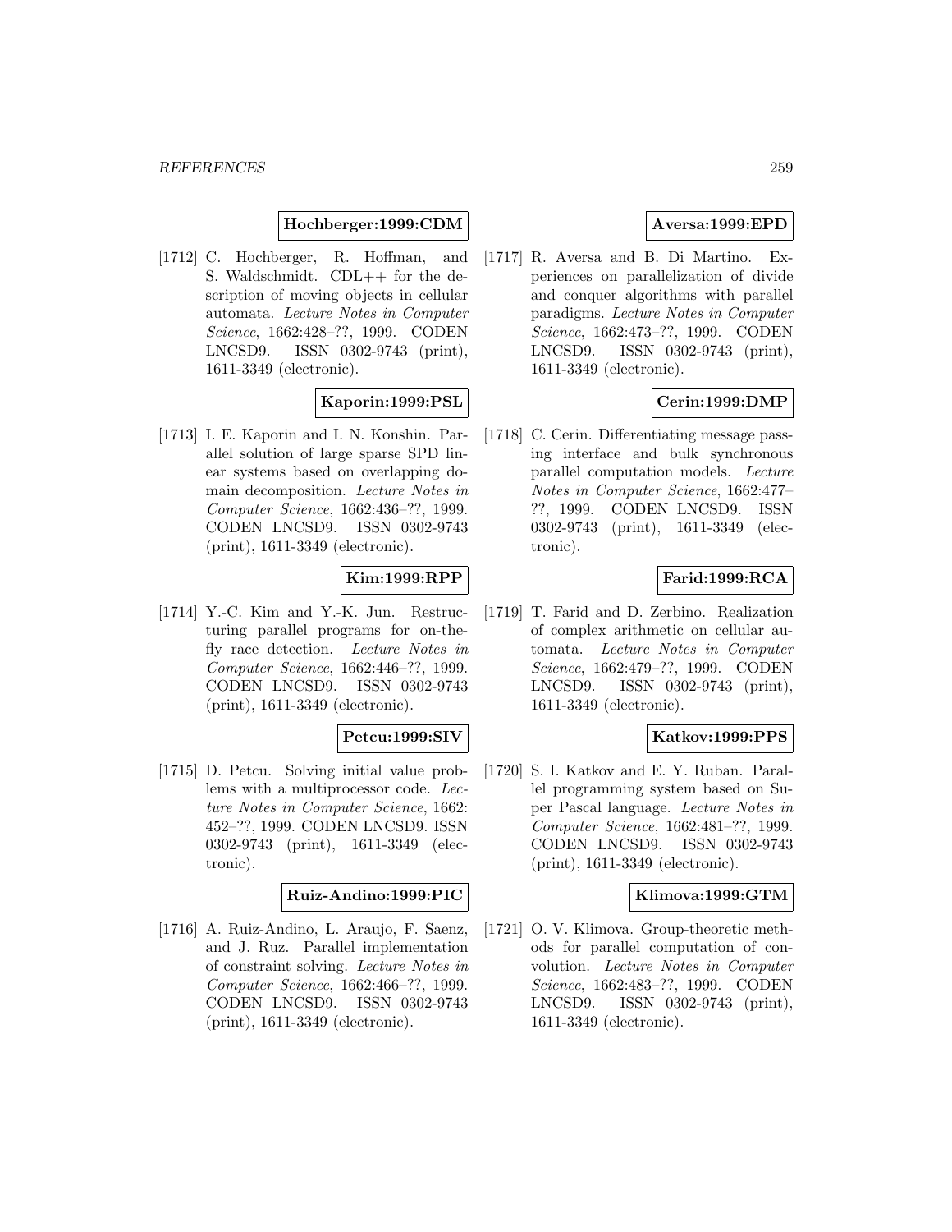**Hochberger:1999:CDM**

[1712] C. Hochberger, R. Hoffman, and S. Waldschmidt. CDL++ for the description of moving objects in cellular automata. *Lecture Notes in Computer Science*, 1662:428–??, 1999. CODEN LNCSD9. ISSN 0302-9743 (print), 1611-3349 (electronic).

**Kaporin:1999:PSL**

[1713] I. E. Kaporin and I. N. Konshin. Parallel solution of large sparse SPD linear systems based on overlapping domain decomposition. *Lecture Notes in Computer Science*, 1662:436–??, 1999. CODEN LNCSD9. ISSN 0302-9743 (print), 1611-3349 (electronic).

**Kim:1999:RPP**

[1714] Y.-C. Kim and Y.-K. Jun. Restructuring parallel programs for on-the-fly race detection. *Lecture Notes in Computer Science*, 1662:446–??, 1999. CODEN LNCSD9. ISSN 0302-9743 (print), 1611-3349 (electronic).

**Petcu:1999:SIV**

[1715] D. Petcu. Solving initial value problems with a multiprocessor code. *Lecture Notes in Computer Science*, 1662: 452–??, 1999. CODEN LNCSD9. ISSN 0302-9743 (print), 1611-3349 (electronic).

**Ruiz-Andino:1999:PIC**

[1716] A. Ruiz-Andino, L. Araujo, F. Saenz, and J. Ruz. Parallel implementation of constraint solving. *Lecture Notes in Computer Science*, 1662:466–??, 1999. CODEN LNCSD9. ISSN 0302-9743 (print), 1611-3349 (electronic).

**Aversa:1999:EPD**

[1717] R. Aversa and B. Di Martino. Experiences on parallelization of divide and conquer algorithms with parallel paradigms. *Lecture Notes in Computer Science*, 1662:473–??, 1999. CODEN LNCSD9. ISSN 0302-9743 (print), 1611-3349 (electronic).

**Cerin:1999:DMP**

[1718] C. Cerin. Differentiating message passing interface and bulk synchronous parallel computation models. *Lecture Notes in Computer Science*, 1662:477–??, 1999. CODEN LNCSD9. ISSN 0302-9743 (print), 1611-3349 (electronic).

**Farid:1999:RCA**

[1719] T. Farid and D. Zerbino. Realization of complex arithmetic on cellular automata. *Lecture Notes in Computer Science*, 1662:479–??, 1999. CODEN LNCSD9. ISSN 0302-9743 (print), 1611-3349 (electronic).

**Katkov:1999:PPS**

[1720] S. I. Katkov and E. Y. Ruban. Parallel programming system based on Super Pascal language. *Lecture Notes in Computer Science*, 1662:481–??, 1999. CODEN LNCSD9. ISSN 0302-9743 (print), 1611-3349 (electronic).

**Klimova:1999:GTM**

[1721] O. V. Klimova. Group-theoretic methods for parallel computation of convolution. *Lecture Notes in Computer Science*, 1662:483–??, 1999. CODEN LNCSD9. ISSN 0302-9743 (print), 1611-3349 (electronic).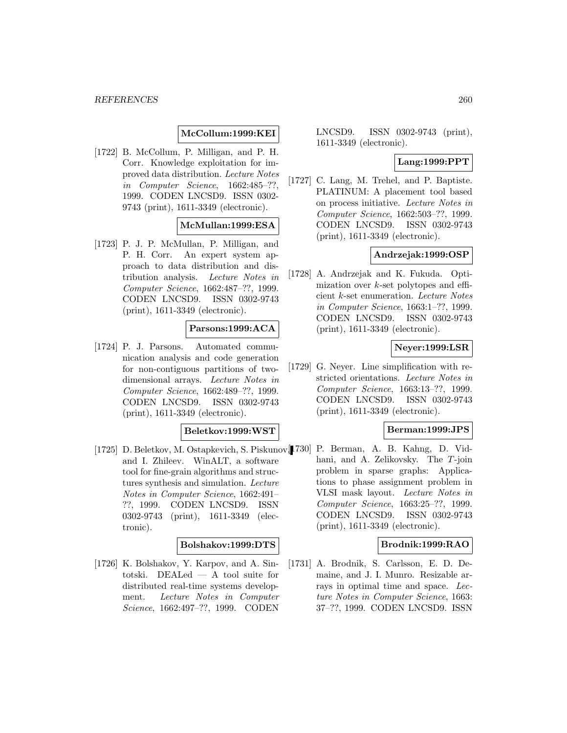**McCollum:1999:KEI**

[1722] B. McCollum, P. Milligan, and P. H. Corr. Knowledge exploitation for improved data distribution. *Lecture Notes in Computer Science*, 1662:485–??, 1999. CODEN LNCSD9. ISSN 0302-9743 (print), 1611-3349 (electronic).

**McMullan:1999:ESA**

[1723] P. J. P. McMullan, P. Milligan, and P. H. Corr. An expert system approach to data distribution and distribution analysis. *Lecture Notes in Computer Science*, 1662:487–??, 1999. CODEN LNCSD9. ISSN 0302-9743 (print), 1611-3349 (electronic).

**Parsons:1999:ACA**

[1724] P. J. Parsons. Automated communication analysis and code generation for non-contiguous partitions of two-dimensional arrays. *Lecture Notes in Computer Science*, 1662:489–??, 1999. CODEN LNCSD9. ISSN 0302-9743 (print), 1611-3349 (electronic).

**Beletkov:1999:WST**

[1725] D. Beletkov, M. Ostapkevich, S. Piskunov, and I. Zhileev. WinALT, a software tool for fine-grain algorithms and structures synthesis and simulation. *Lecture Notes in Computer Science*, 1662:491–??, 1999. CODEN LNCSD9. ISSN 0302-9743 (print), 1611-3349 (electronic).

**Bolshakov:1999:DTS**

[1726] K. Bolshakov, Y. Karpov, and A. Sintotski. DEALed — A tool suite for distributed real-time systems development. *Lecture Notes in Computer Science*, 1662:497–??, 1999. CODEN LNCSD9. ISSN 0302-9743 (print), 1611-3349 (electronic).

**Lang:1999:PPT**

[1727] C. Lang, M. Trehel, and P. Baptiste. PLATINUM: A placement tool based on process initiative. *Lecture Notes in Computer Science*, 1662:503–??, 1999. CODEN LNCSD9. ISSN 0302-9743 (print), 1611-3349 (electronic).

**Andrzejak:1999:OSP**

[1728] A. Andrzejak and K. Fukuda. Optimization over $k$-set polytopes and efficient $k$-set enumeration. *Lecture Notes in Computer Science*, 1663:1–??, 1999. CODEN LNCSD9. ISSN 0302-9743 (print), 1611-3349 (electronic).

**Neyer:1999:LSR**

[1729] G. Neyer. Line simplification with restricted orientations. *Lecture Notes in Computer Science*, 1663:13–??, 1999. CODEN LNCSD9. ISSN 0302-9743 (print), 1611-3349 (electronic).

**Berman:1999:JPS**

[1730] P. Berman, A. B. Kahng, D. Vidhani, and A. Zelikovsky. The $T$-join problem in sparse graphs: Applications to phase assignment problem in VLSI mask layout. *Lecture Notes in Computer Science*, 1663:25–??, 1999. CODEN LNCSD9. ISSN 0302-9743 (print), 1611-3349 (electronic).

**Brodnik:1999:RAO**

[1731] A. Brodnik, S. Carlsson, E. D. Demaine, and J. I. Munro. Resizable arrays in optimal time and space. *Lecture Notes in Computer Science*, 1663: 37–??, 1999. CODEN LNCSD9. ISSN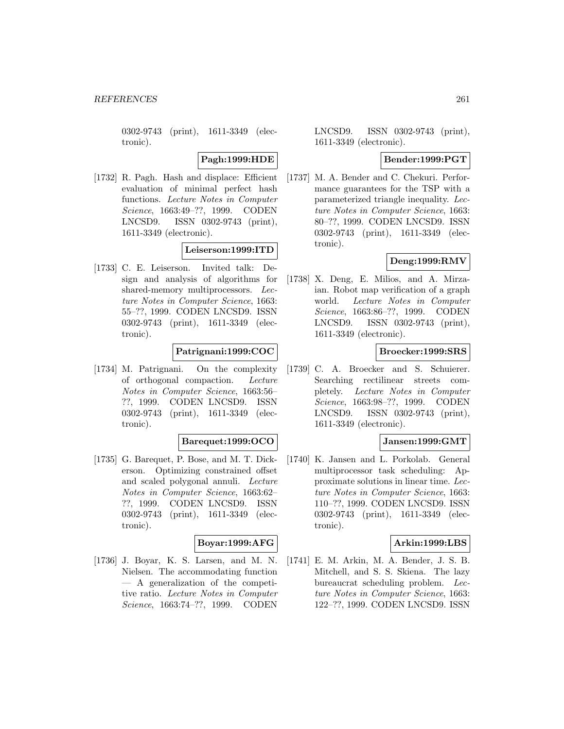0302-9743 (print), 1611-3349 (electronic).

**Pagh:1999:HDE**

[1732] R. Pagh. Hash and displace: Efficient evaluation of minimal perfect hash functions. *Lecture Notes in Computer Science*, 1663:49–??, 1999. CODEN LNCSD9. ISSN 0302-9743 (print), 1611-3349 (electronic).

**Leiserson:1999:ITD**

[1733] C. E. Leiserson. Invited talk: Design and analysis of algorithms for shared-memory multiprocessors. *Lecture Notes in Computer Science*, 1663: 55–??, 1999. CODEN LNCSD9. ISSN 0302-9743 (print), 1611-3349 (electronic).

**Patrignani:1999:COC**

[1734] M. Patrignani. On the complexity of orthogonal compaction. *Lecture Notes in Computer Science*, 1663:56–??, 1999. CODEN LNCSD9. ISSN 0302-9743 (print), 1611-3349 (electronic).

**Barequet:1999:OCO**

[1735] G. Barequet, P. Bose, and M. T. Dickerson. Optimizing constrained offset and scaled polygonal annuli. *Lecture Notes in Computer Science*, 1663:62–??, 1999. CODEN LNCSD9. ISSN 0302-9743 (print), 1611-3349 (electronic).

**Boyar:1999:AFG**

[1736] J. Boyar, K. S. Larsen, and M. N. Nielsen. The accommodating function — A generalization of the competitive ratio. *Lecture Notes in Computer Science*, 1663:74–??, 1999. CODEN LNCSD9. ISSN 0302-9743 (print), 1611-3349 (electronic).

**Bender:1999:PGT**

[1737] M. A. Bender and C. Chekuri. Performance guarantees for the TSP with a parameterized triangle inequality. *Lecture Notes in Computer Science*, 1663: 80–??, 1999. CODEN LNCSD9. ISSN 0302-9743 (print), 1611-3349 (electronic).

**Deng:1999:RMV**

[1738] X. Deng, E. Milios, and A. Mirzaian. Robot map verification of a graph world. *Lecture Notes in Computer Science*, 1663:86–??, 1999. CODEN LNCSD9. ISSN 0302-9743 (print), 1611-3349 (electronic).

**Broecker:1999:SRS**

[1739] C. A. Broecker and S. Schuierer. Searching rectilinear streets completely. *Lecture Notes in Computer Science*, 1663:98–??, 1999. CODEN LNCSD9. ISSN 0302-9743 (print), 1611-3349 (electronic).

**Jansen:1999:GMT**

[1740] K. Jansen and L. Porkolab. General multiprocessor task scheduling: Approximate solutions in linear time. *Lecture Notes in Computer Science*, 1663: 110–??, 1999. CODEN LNCSD9. ISSN 0302-9743 (print), 1611-3349 (electronic).

**Arkin:1999:LBS**

[1741] E. M. Arkin, M. A. Bender, J. S. B. Mitchell, and S. S. Skiena. The lazy bureaucrat scheduling problem. *Lecture Notes in Computer Science*, 1663: 122–??, 1999. CODEN LNCSD9. ISSN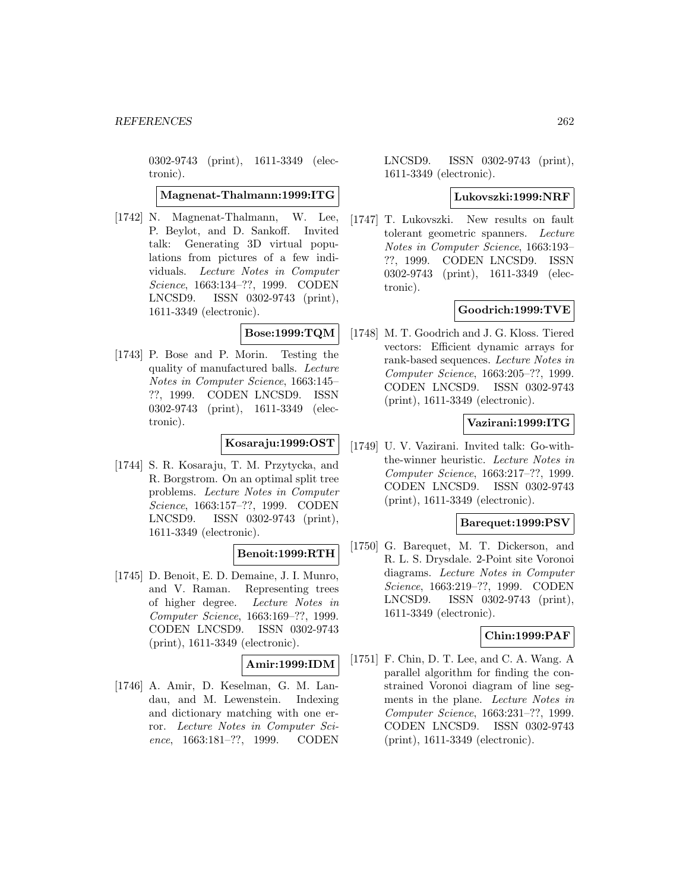0302-9743 (print), 1611-3349 (electronic).

**Magnenat-Thalmann:1999:ITG**

[1742] N. Magnenat-Thalmann, W. Lee, P. Beylot, and D. Sankoff. Invited talk: Generating 3D virtual populations from pictures of a few individuals. *Lecture Notes in Computer Science*, 1663:134–??, 1999. CODEN LNCSD9. ISSN 0302-9743 (print), 1611-3349 (electronic).

**Bose:1999:TQM**

[1743] P. Bose and P. Morin. Testing the quality of manufactured balls. *Lecture Notes in Computer Science*, 1663:145–??, 1999. CODEN LNCSD9. ISSN 0302-9743 (print), 1611-3349 (electronic).

**Kosaraju:1999:OST**

[1744] S. R. Kosaraju, T. M. Przytycka, and R. Borgstrom. On an optimal split tree problems. *Lecture Notes in Computer Science*, 1663:157–??, 1999. CODEN LNCSD9. ISSN 0302-9743 (print), 1611-3349 (electronic).

**Benoit:1999:RTH**

[1745] D. Benoit, E. D. Demaine, J. I. Munro, and V. Raman. Representing trees of higher degree. *Lecture Notes in Computer Science*, 1663:169–??, 1999. CODEN LNCSD9. ISSN 0302-9743 (print), 1611-3349 (electronic).

**Amir:1999:IDM**

[1746] A. Amir, D. Keselman, G. M. Landau, and M. Lewenstein. Indexing and dictionary matching with one error. *Lecture Notes in Computer Science*, 1663:181–??, 1999. CODEN LNCSD9. ISSN 0302-9743 (print), 1611-3349 (electronic).

**Lukovszki:1999:NRF**

[1747] T. Lukovszki. New results on fault tolerant geometric spanners. *Lecture Notes in Computer Science*, 1663:193–??, 1999. CODEN LNCSD9. ISSN 0302-9743 (print), 1611-3349 (electronic).

**Goodrich:1999:TVE**

[1748] M. T. Goodrich and J. G. Kloss. Tiered vectors: Efficient dynamic arrays for rank-based sequences. *Lecture Notes in Computer Science*, 1663:205–??, 1999. CODEN LNCSD9. ISSN 0302-9743 (print), 1611-3349 (electronic).

**Vazirani:1999:ITG**

[1749] U. V. Vazirani. Invited talk: Go-with-the-winner heuristic. *Lecture Notes in Computer Science*, 1663:217–??, 1999. CODEN LNCSD9. ISSN 0302-9743 (print), 1611-3349 (electronic).

**Barequet:1999:PSV**

[1750] G. Barequet, M. T. Dickerson, and R. L. S. Drysdale. 2-Point site Voronoi diagrams. *Lecture Notes in Computer Science*, 1663:219–??, 1999. CODEN LNCSD9. ISSN 0302-9743 (print), 1611-3349 (electronic).

**Chin:1999:PAF**

[1751] F. Chin, D. T. Lee, and C. A. Wang. A parallel algorithm for finding the constrained Voronoi diagram of line segments in the plane. *Lecture Notes in Computer Science*, 1663:231–??, 1999. CODEN LNCSD9. ISSN 0302-9743 (print), 1611-3349 (electronic).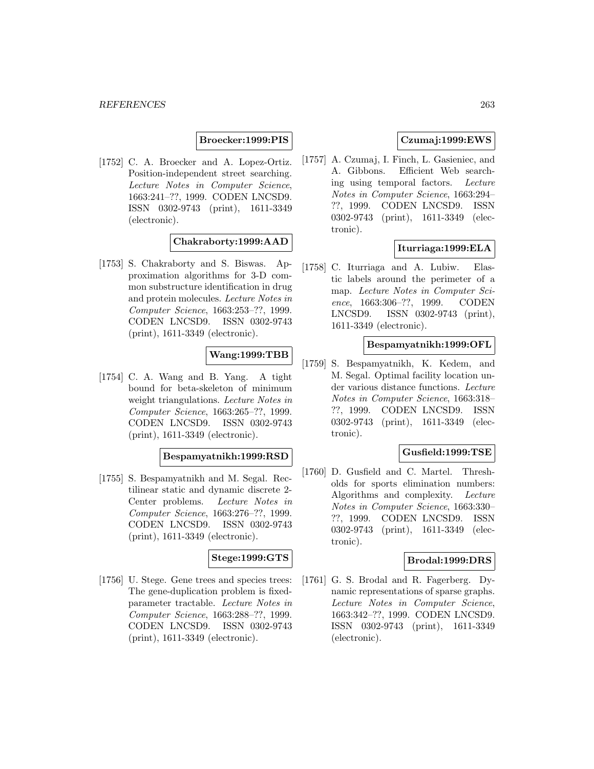**Broecker:1999:PIS**

[1752] C. A. Broecker and A. Lopez-Ortiz. Position-independent street searching. *Lecture Notes in Computer Science*, 1663:241–??, 1999. CODEN LNCSD9. ISSN 0302-9743 (print), 1611-3349 (electronic).

**Chakraborty:1999:AAD**

[1753] S. Chakraborty and S. Biswas. Approximation algorithms for 3-D common substructure identification in drug and protein molecules. *Lecture Notes in Computer Science*, 1663:253–??, 1999. CODEN LNCSD9. ISSN 0302-9743 (print), 1611-3349 (electronic).

**Wang:1999:TBB**

[1754] C. A. Wang and B. Yang. A tight bound for beta-skeleton of minimum weight triangulations. *Lecture Notes in Computer Science*, 1663:265–??, 1999. CODEN LNCSD9. ISSN 0302-9743 (print), 1611-3349 (electronic).

**Bespamyatnikh:1999:RSD**

[1755] S. Bespamyatnikh and M. Segal. Rectilinear static and dynamic discrete 2-Center problems. *Lecture Notes in Computer Science*, 1663:276–??, 1999. CODEN LNCSD9. ISSN 0302-9743 (print), 1611-3349 (electronic).

**Stege:1999:GTS**

[1756] U. Stege. Gene trees and species trees: The gene-duplication problem is fixed-parameter tractable. *Lecture Notes in Computer Science*, 1663:288–??, 1999. CODEN LNCSD9. ISSN 0302-9743 (print), 1611-3349 (electronic).

**Czumaj:1999:EWS**

[1757] A. Czumaj, I. Finch, L. Gasieniec, and A. Gibbons. Efficient Web searching using temporal factors. *Lecture Notes in Computer Science*, 1663:294–??, 1999. CODEN LNCSD9. ISSN 0302-9743 (print), 1611-3349 (electronic).

**Iturriaga:1999:ELA**

[1758] C. Iturriaga and A. Lubiw. Elastic labels around the perimeter of a map. *Lecture Notes in Computer Science*, 1663:306–??, 1999. CODEN LNCSD9. ISSN 0302-9743 (print), 1611-3349 (electronic).

**Bespamyatnikh:1999:OFL**

[1759] S. Bespamyatnikh, K. Kedem, and M. Segal. Optimal facility location under various distance functions. *Lecture Notes in Computer Science*, 1663:318–??, 1999. CODEN LNCSD9. ISSN 0302-9743 (print), 1611-3349 (electronic).

**Gusfield:1999:TSE**

[1760] D. Gusfield and C. Martel. Thresholds for sports elimination numbers: Algorithms and complexity. *Lecture Notes in Computer Science*, 1663:330–??, 1999. CODEN LNCSD9. ISSN 0302-9743 (print), 1611-3349 (electronic).

**Brodal:1999:DRS**

[1761] G. S. Brodal and R. Fagerberg. Dynamic representations of sparse graphs. *Lecture Notes in Computer Science*, 1663:342–??, 1999. CODEN LNCSD9. ISSN 0302-9743 (print), 1611-3349 (electronic).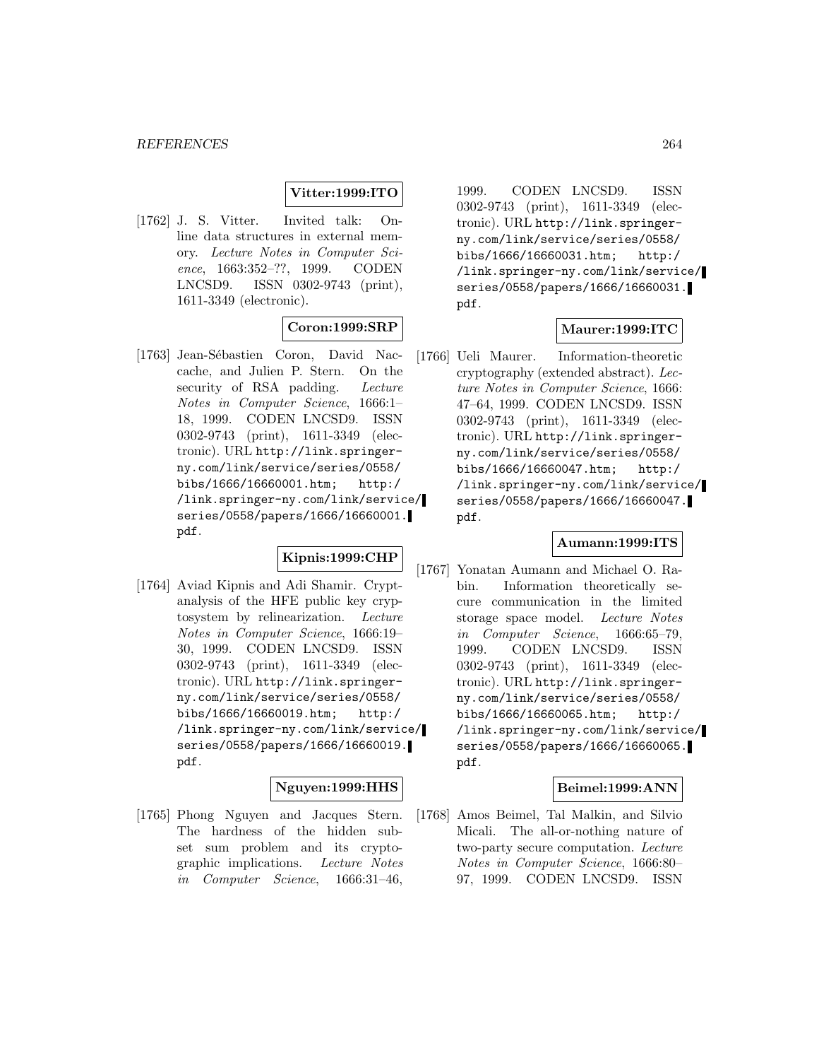**Vitter:1999:ITO**

[1762] J. S. Vitter. Invited talk: Online data structures in external memory. *Lecture Notes in Computer Science*, 1663:352–??, 1999. CODEN LNCSD9. ISSN 0302-9743 (print), 1611-3349 (electronic).

**Coron:1999:SRP**

[1763] Jean-Sébastien Coron, David Naccache, and Julien P. Stern. On the security of RSA padding. *Lecture Notes in Computer Science*, 1666:1–18, 1999. CODEN LNCSD9. ISSN 0302-9743 (print), 1611-3349 (electronic). URL http://link.springer-ny.com/link/service/series/0558/bibs/1666/16660001.htm; http://link.springer-ny.com/link/service/series/0558/papers/1666/16660001.pdf.

**Kipnis:1999:CHP**

[1764] Aviad Kipnis and Adi Shamir. Cryptanalysis of the HFE public key cryptosystem by relinearization. *Lecture Notes in Computer Science*, 1666:19–30, 1999. CODEN LNCSD9. ISSN 0302-9743 (print), 1611-3349 (electronic). URL http://link.springer-ny.com/link/service/series/0558/bibs/1666/16660019.htm; http://link.springer-ny.com/link/service/series/0558/papers/1666/16660019.pdf.

**Nguyen:1999:HHS**

[1765] Phong Nguyen and Jacques Stern. The hardness of the hidden subset sum problem and its cryptographic implications. *Lecture Notes in Computer Science*, 1666:31–46, 1999. CODEN LNCSD9. ISSN 0302-9743 (print), 1611-3349 (electronic). URL http://link.springer-ny.com/link/service/series/0558/bibs/1666/16660031.htm; http://link.springer-ny.com/link/service/series/0558/papers/1666/16660031.pdf.

**Maurer:1999:ITC**

[1766] Ueli Maurer. Information-theoretic cryptography (extended abstract). *Lecture Notes in Computer Science*, 1666:47–64, 1999. CODEN LNCSD9. ISSN 0302-9743 (print), 1611-3349 (electronic). URL http://link.springer-ny.com/link/service/series/0558/bibs/1666/16660047.htm; http://link.springer-ny.com/link/service/series/0558/papers/1666/16660047.pdf.

**Aumann:1999:ITS**

[1767] Yonatan Aumann and Michael O. Rabin. Information theoretically secure communication in the limited storage space model. *Lecture Notes in Computer Science*, 1666:65–79, 1999. CODEN LNCSD9. ISSN 0302-9743 (print), 1611-3349 (electronic). URL http://link.springer-ny.com/link/service/series/0558/bibs/1666/16660065.htm; http://link.springer-ny.com/link/service/series/0558/papers/1666/16660065.pdf.

**Beimel:1999:ANN**

[1768] Amos Beimel, Tal Malkin, and Silvio Micali. The all-or-nothing nature of two-party secure computation. *Lecture Notes in Computer Science*, 1666:80–97, 1999. CODEN LNCSD9. ISSN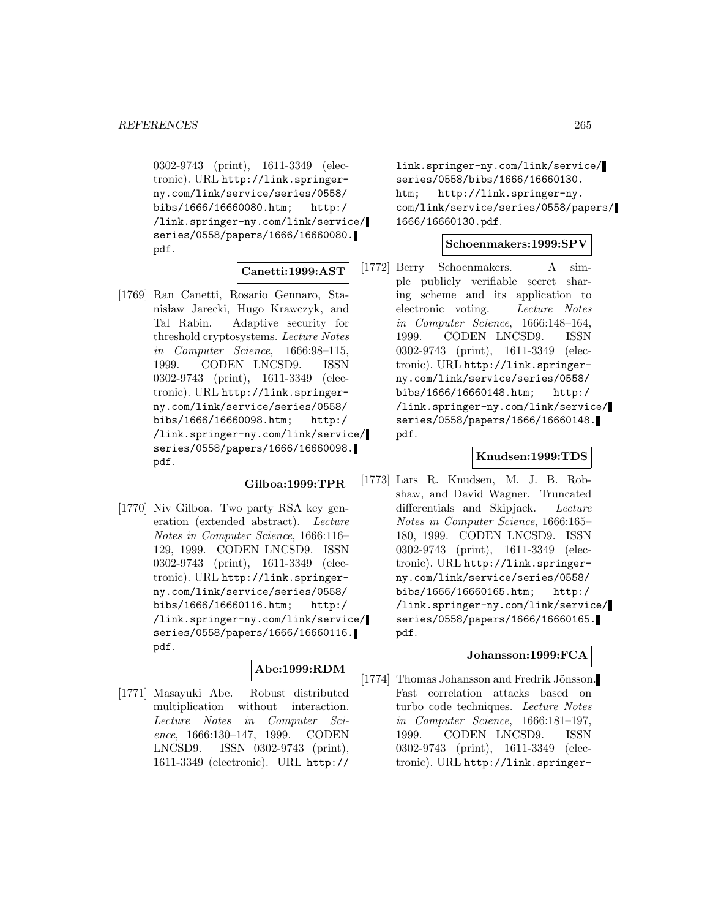0302-9743 (print), 1611-3349 (electronic). URL http://link.springer-ny.com/link/service/series/0558/bibs/1666/16660080.htm; http://link.springer-ny.com/link/service/series/0558/papers/1666/16660080.pdf.

**Canetti:1999:AST**

[1769] Ran Canetti, Rosario Gennaro, Stanisław Jarecki, Hugo Krawczyk, and Tal Rabin. Adaptive security for threshold cryptosystems. *Lecture Notes in Computer Science*, 1666:98–115, 1999. CODEN LNCSD9. ISSN 0302-9743 (print), 1611-3349 (electronic). URL http://link.springer-ny.com/link/service/series/0558/bibs/1666/16660098.htm; http://link.springer-ny.com/link/service/series/0558/papers/1666/16660098.pdf.

**Gilboa:1999:TPR**

[1770] Niv Gilboa. Two party RSA key generation (extended abstract). *Lecture Notes in Computer Science*, 1666:116–129, 1999. CODEN LNCSD9. ISSN 0302-9743 (print), 1611-3349 (electronic). URL http://link.springer-ny.com/link/service/series/0558/bibs/1666/16660116.htm; http://link.springer-ny.com/link/service/series/0558/papers/1666/16660116.pdf.

**Abe:1999:RDM**

[1771] Masayuki Abe. Robust distributed multiplication without interaction. *Lecture Notes in Computer Science*, 1666:130–147, 1999. CODEN LNCSD9. ISSN 0302-9743 (print), 1611-3349 (electronic). URL http://link.springer-ny.com/link/service/series/0558/bibs/1666/16660130.htm; http://link.springer-ny.com/link/service/series/0558/papers/1666/16660130.pdf.

**Schoenmakers:1999:SPV**

[1772] Berry Schoenmakers. A simple publicly verifiable secret sharing scheme and its application to electronic voting. *Lecture Notes in Computer Science*, 1666:148–164, 1999. CODEN LNCSD9. ISSN 0302-9743 (print), 1611-3349 (electronic). URL http://link.springer-ny.com/link/service/series/0558/bibs/1666/16660148.htm; http://link.springer-ny.com/link/service/series/0558/papers/1666/16660148.pdf.

**Knudsen:1999:TDS**

[1773] Lars R. Knudsen, M. J. B. Robshaw, and David Wagner. Truncated differentials and Skipjack. *Lecture Notes in Computer Science*, 1666:165–180, 1999. CODEN LNCSD9. ISSN 0302-9743 (print), 1611-3349 (electronic). URL http://link.springer-ny.com/link/service/series/0558/bibs/1666/16660165.htm; http://link.springer-ny.com/link/service/series/0558/papers/1666/16660165.pdf.

**Johansson:1999:FCA**

[1774] Thomas Johansson and Fredrik Jönsson. Fast correlation attacks based on turbo code techniques. *Lecture Notes in Computer Science*, 1666:181–197, 1999. CODEN LNCSD9. ISSN 0302-9743 (print), 1611-3349 (electronic). URL http://link.springer-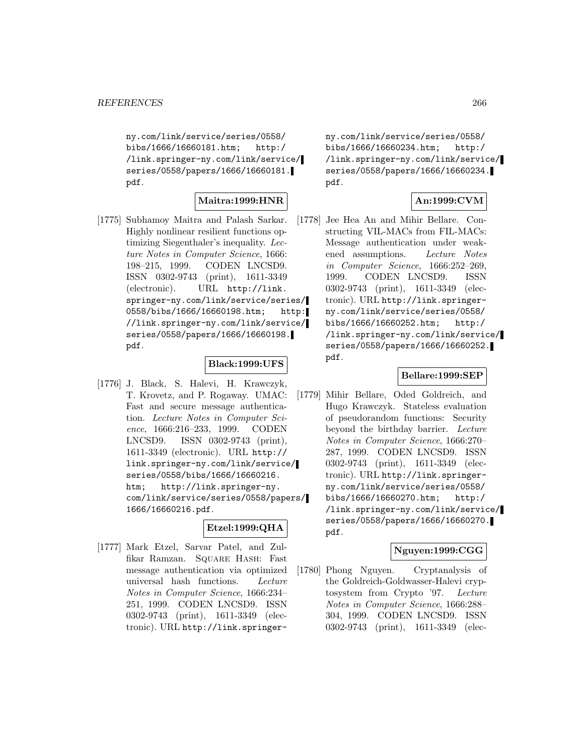ny.com/link/service/series/0558/bibs/1666/16660181.htm; http://link.springer-ny.com/link/service/series/0558/papers/1666/16660181.pdf.

**Maitra:1999:HNR**

[1775] Subhamoy Maitra and Palash Sarkar. Highly nonlinear resilient functions optimizing Siegenthaler's inequality. *Lecture Notes in Computer Science*, 1666: 198–215, 1999. CODEN LNCSD9. ISSN 0302-9743 (print), 1611-3349 (electronic). URL http://link.springer-ny.com/link/service/series/0558/bibs/1666/16660198.htm; http://link.springer-ny.com/link/service/series/0558/papers/1666/16660198.pdf.

**Black:1999:UFS**

[1776] J. Black, S. Halevi, H. Krawczyk, T. Krovetz, and P. Rogaway. UMAC: Fast and secure message authentication. *Lecture Notes in Computer Science*, 1666:216–233, 1999. CODEN LNCSD9. ISSN 0302-9743 (print), 1611-3349 (electronic). URL http://link.springer-ny.com/link/service/series/0558/bibs/1666/16660216.htm; http://link.springer-ny.com/link/service/series/0558/papers/1666/16660216.pdf.

**Etzel:1999:QHA**

[1777] Mark Etzel, Sarvar Patel, and Zulfikar Ramzan. Square Hash: Fast message authentication via optimized universal hash functions. *Lecture Notes in Computer Science*, 1666:234–251, 1999. CODEN LNCSD9. ISSN 0302-9743 (print), 1611-3349 (electronic). URL http://link.springer-ny.com/link/service/series/0558/bibs/1666/16660234.htm; http://link.springer-ny.com/link/service/series/0558/papers/1666/16660234.pdf.

**An:1999:CVM**

[1778] Jee Hea An and Mihir Bellare. Constructing VIL-MACs from FIL-MACs: Message authentication under weakened assumptions. *Lecture Notes in Computer Science*, 1666:252–269, 1999. CODEN LNCSD9. ISSN 0302-9743 (print), 1611-3349 (electronic). URL http://link.springer-ny.com/link/service/series/0558/bibs/1666/16660252.htm; http://link.springer-ny.com/link/service/series/0558/papers/1666/16660252.pdf.

**Bellare:1999:SEP**

[1779] Mihir Bellare, Oded Goldreich, and Hugo Krawczyk. Stateless evaluation of pseudorandom functions: Security beyond the birthday barrier. *Lecture Notes in Computer Science*, 1666:270–287, 1999. CODEN LNCSD9. ISSN 0302-9743 (print), 1611-3349 (electronic). URL http://link.springer-ny.com/link/service/series/0558/bibs/1666/16660270.htm; http://link.springer-ny.com/link/service/series/0558/papers/1666/16660270.pdf.

**Nguyen:1999:CGG**

[1780] Phong Nguyen. Cryptanalysis of the Goldreich-Goldwasser-Halevi cryptosystem from Crypto '97. *Lecture Notes in Computer Science*, 1666:288–304, 1999. CODEN LNCSD9. ISSN 0302-9743 (print), 1611-3349 (elec-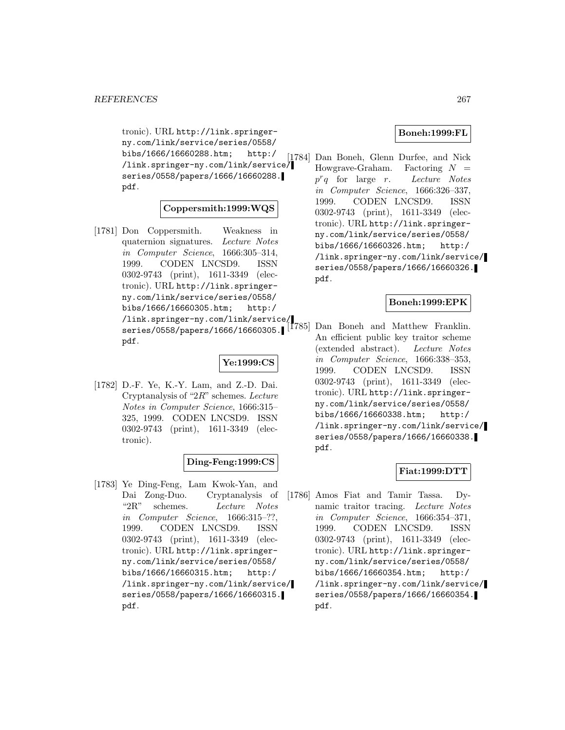tronic). URL http://link.springer-ny.com/link/service/series/0558/bibs/1666/16660288.htm; http://link.springer-ny.com/link/service/series/0558/papers/1666/16660288.pdf.

**Coppersmith:1999:WQS**

[1781] Don Coppersmith. Weakness in quaternion signatures. *Lecture Notes in Computer Science*, 1666:305–314, 1999. CODEN LNCSD9. ISSN 0302-9743 (print), 1611-3349 (electronic). URL http://link.springer-ny.com/link/service/series/0558/bibs/1666/16660305.htm; http://link.springer-ny.com/link/service/series/0558/papers/1666/16660305.pdf.

**Ye:1999:CS**

[1782] D.-F. Ye, K.-Y. Lam, and Z.-D. Dai. Cryptanalysis of "2$R$" schemes. *Lecture Notes in Computer Science*, 1666:315–325, 1999. CODEN LNCSD9. ISSN 0302-9743 (print), 1611-3349 (electronic).

**Ding-Feng:1999:CS**

[1783] Ye Ding-Feng, Lam Kwok-Yan, and Dai Zong-Duo. Cryptanalysis of "2R" schemes. *Lecture Notes in Computer Science*, 1666:315–??, 1999. CODEN LNCSD9. ISSN 0302-9743 (print), 1611-3349 (electronic). URL http://link.springer-ny.com/link/service/series/0558/bibs/1666/16660315.htm; http://link.springer-ny.com/link/service/series/0558/papers/1666/16660315.pdf.

**Boneh:1999:FL**

[1784] Dan Boneh, Glenn Durfee, and Nick Howgrave-Graham. Factoring $N = p^r q$ for large $r$. *Lecture Notes in Computer Science*, 1666:326–337, 1999. CODEN LNCSD9. ISSN 0302-9743 (print), 1611-3349 (electronic). URL http://link.springer-ny.com/link/service/series/0558/bibs/1666/16660326.htm; http://link.springer-ny.com/link/service/series/0558/papers/1666/16660326.pdf.

**Boneh:1999:EPK**

[1785] Dan Boneh and Matthew Franklin. An efficient public key traitor scheme (extended abstract). *Lecture Notes in Computer Science*, 1666:338–353, 1999. CODEN LNCSD9. ISSN 0302-9743 (print), 1611-3349 (electronic). URL http://link.springer-ny.com/link/service/series/0558/bibs/1666/16660338.htm; http://link.springer-ny.com/link/service/series/0558/papers/1666/16660338.pdf.

**Fiat:1999:DTT**

[1786] Amos Fiat and Tamir Tassa. Dynamic traitor tracing. *Lecture Notes in Computer Science*, 1666:354–371, 1999. CODEN LNCSD9. ISSN 0302-9743 (print), 1611-3349 (electronic). URL http://link.springer-ny.com/link/service/series/0558/bibs/1666/16660354.htm; http://link.springer-ny.com/link/service/series/0558/papers/1666/16660354.pdf.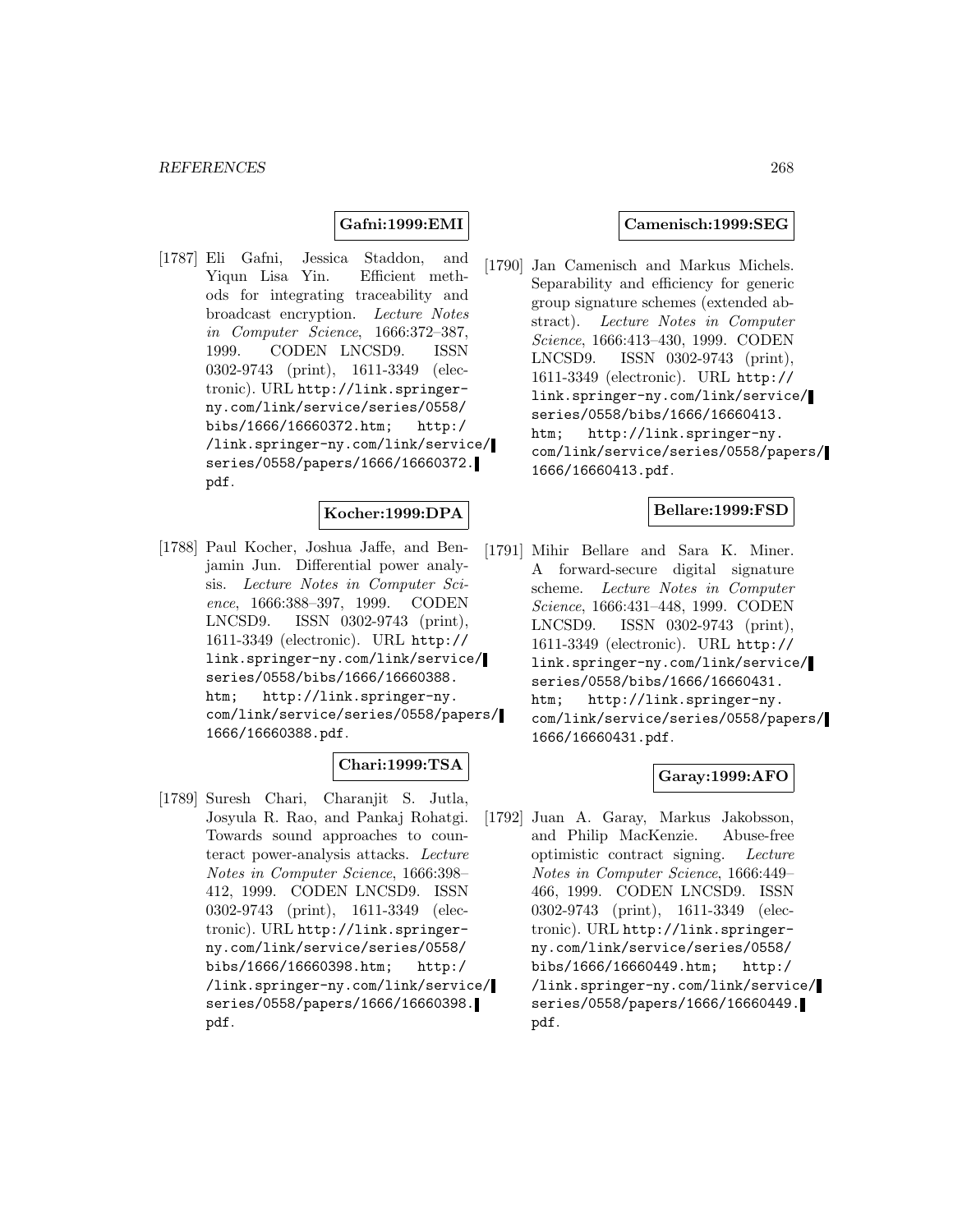**Gafni:1999:EMI**

[1787] Eli Gafni, Jessica Staddon, and Yiqun Lisa Yin. Efficient methods for integrating traceability and broadcast encryption. *Lecture Notes in Computer Science*, 1666:372–387, 1999. CODEN LNCSD9. ISSN 0302-9743 (print), 1611-3349 (electronic). URL http://link.springer-ny.com/link/service/series/0558/bibs/1666/16660372.htm; http://link.springer-ny.com/link/service/series/0558/papers/1666/16660372.pdf.

**Kocher:1999:DPA**

[1788] Paul Kocher, Joshua Jaffe, and Benjamin Jun. Differential power analysis. *Lecture Notes in Computer Science*, 1666:388–397, 1999. CODEN LNCSD9. ISSN 0302-9743 (print), 1611-3349 (electronic). URL http://link.springer-ny.com/link/service/series/0558/bibs/1666/16660388.htm; http://link.springer-ny.com/link/service/series/0558/papers/1666/16660388.pdf.

**Chari:1999:TSA**

[1789] Suresh Chari, Charanjit S. Jutla, Josyula R. Rao, and Pankaj Rohatgi. Towards sound approaches to counteract power-analysis attacks. *Lecture Notes in Computer Science*, 1666:398–412, 1999. CODEN LNCSD9. ISSN 0302-9743 (print), 1611-3349 (electronic). URL http://link.springer-ny.com/link/service/series/0558/bibs/1666/16660398.htm; http://link.springer-ny.com/link/service/series/0558/papers/1666/16660398.pdf.

**Camenisch:1999:SEG**

[1790] Jan Camenisch and Markus Michels. Separability and efficiency for generic group signature schemes (extended abstract). *Lecture Notes in Computer Science*, 1666:413–430, 1999. CODEN LNCSD9. ISSN 0302-9743 (print), 1611-3349 (electronic). URL http://link.springer-ny.com/link/service/series/0558/bibs/1666/16660413.htm; http://link.springer-ny.com/link/service/series/0558/papers/1666/16660413.pdf.

**Bellare:1999:FSD**

[1791] Mihir Bellare and Sara K. Miner. A forward-secure digital signature scheme. *Lecture Notes in Computer Science*, 1666:431–448, 1999. CODEN LNCSD9. ISSN 0302-9743 (print), 1611-3349 (electronic). URL http://link.springer-ny.com/link/service/series/0558/bibs/1666/16660431.htm; http://link.springer-ny.com/link/service/series/0558/papers/1666/16660431.pdf.

**Garay:1999:AFO**

[1792] Juan A. Garay, Markus Jakobsson, and Philip MacKenzie. Abuse-free optimistic contract signing. *Lecture Notes in Computer Science*, 1666:449–466, 1999. CODEN LNCSD9. ISSN 0302-9743 (print), 1611-3349 (electronic). URL http://link.springer-ny.com/link/service/series/0558/bibs/1666/16660449.htm; http://link.springer-ny.com/link/service/series/0558/papers/1666/16660449.pdf.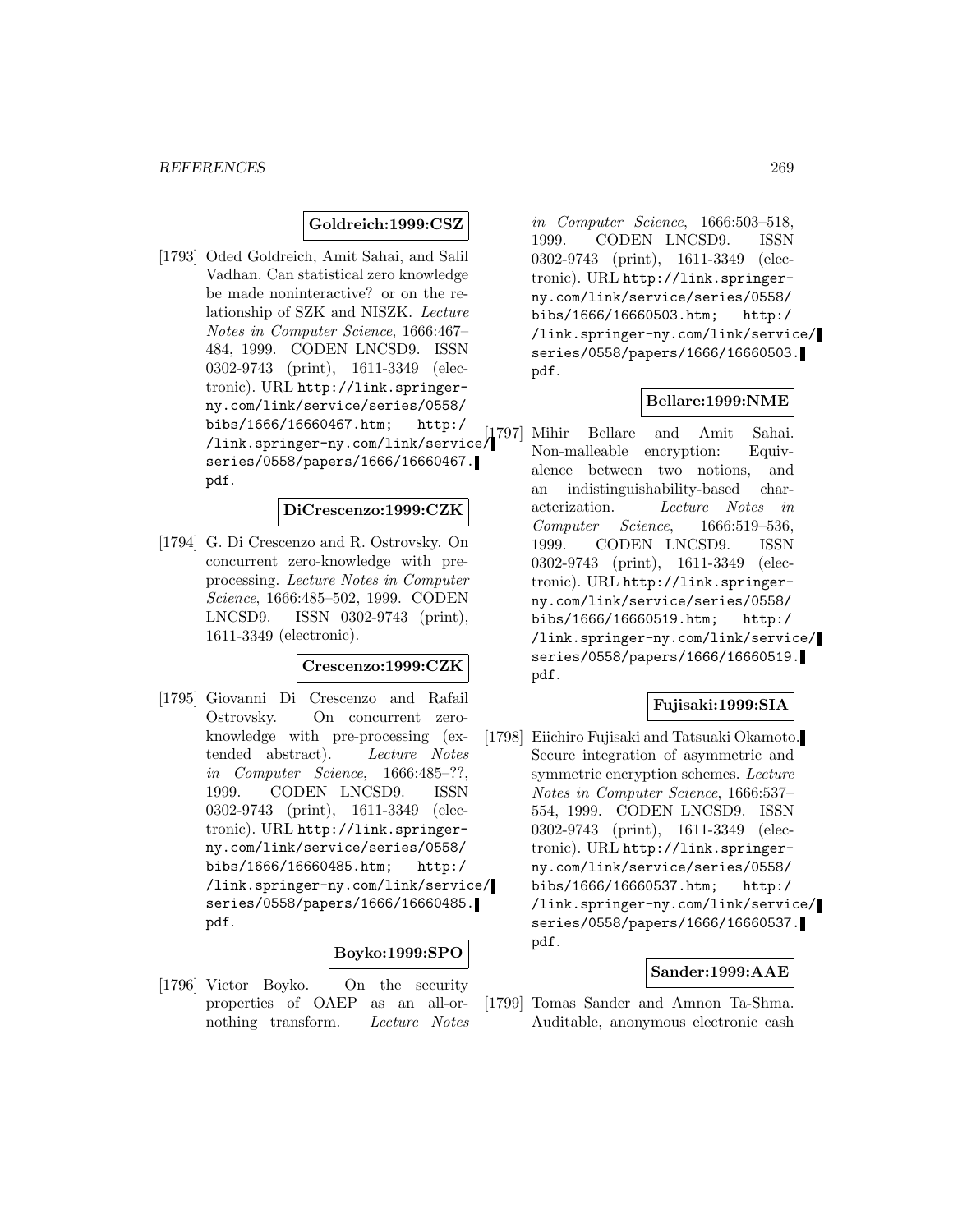**Goldreich:1999:CSZ**

[1793] Oded Goldreich, Amit Sahai, and Salil Vadhan. Can statistical zero knowledge be made noninteractive? or on the relationship of SZK and NISZK. *Lecture Notes in Computer Science*, 1666:467–484, 1999. CODEN LNCSD9. ISSN 0302-9743 (print), 1611-3349 (electronic). URL http://link.springer-ny.com/link/service/series/0558/bibs/1666/16660467.htm; http://link.springer-ny.com/link/service/series/0558/papers/1666/16660467.pdf.

**DiCrescenzo:1999:CZK**

[1794] G. Di Crescenzo and R. Ostrovsky. On concurrent zero-knowledge with preprocessing. *Lecture Notes in Computer Science*, 1666:485–502, 1999. CODEN LNCSD9. ISSN 0302-9743 (print), 1611-3349 (electronic).

**Crescenzo:1999:CZK**

[1795] Giovanni Di Crescenzo and Rafail Ostrovsky. On concurrent zero-knowledge with pre-processing (extended abstract). *Lecture Notes in Computer Science*, 1666:485–??, 1999. CODEN LNCSD9. ISSN 0302-9743 (print), 1611-3349 (electronic). URL http://link.springer-ny.com/link/service/series/0558/bibs/1666/16660485.htm; http://link.springer-ny.com/link/service/series/0558/papers/1666/16660485.pdf.

**Boyko:1999:SPO**

[1796] Victor Boyko. On the security properties of OAEP as an all-or-nothing transform. *Lecture Notes in Computer Science*, 1666:503–518, 1999. CODEN LNCSD9. ISSN 0302-9743 (print), 1611-3349 (electronic). URL http://link.springer-ny.com/link/service/series/0558/bibs/1666/16660503.htm; http://link.springer-ny.com/link/service/series/0558/papers/1666/16660503.pdf.

**Bellare:1999:NME**

[1797] Mihir Bellare and Amit Sahai. Non-malleable encryption: Equivalence between two notions, and an indistinguishability-based characterization. *Lecture Notes in Computer Science*, 1666:519–536, 1999. CODEN LNCSD9. ISSN 0302-9743 (print), 1611-3349 (electronic). URL http://link.springer-ny.com/link/service/series/0558/bibs/1666/16660519.htm; http://link.springer-ny.com/link/service/series/0558/papers/1666/16660519.pdf.

**Fujisaki:1999:SIA**

[1798] Eiichiro Fujisaki and Tatsuaki Okamoto. Secure integration of asymmetric and symmetric encryption schemes. *Lecture Notes in Computer Science*, 1666:537–554, 1999. CODEN LNCSD9. ISSN 0302-9743 (print), 1611-3349 (electronic). URL http://link.springer-ny.com/link/service/series/0558/bibs/1666/16660537.htm; http://link.springer-ny.com/link/service/series/0558/papers/1666/16660537.pdf.

**Sander:1999:AAE**

[1799] Tomas Sander and Amnon Ta-Shma. Auditable, anonymous electronic cash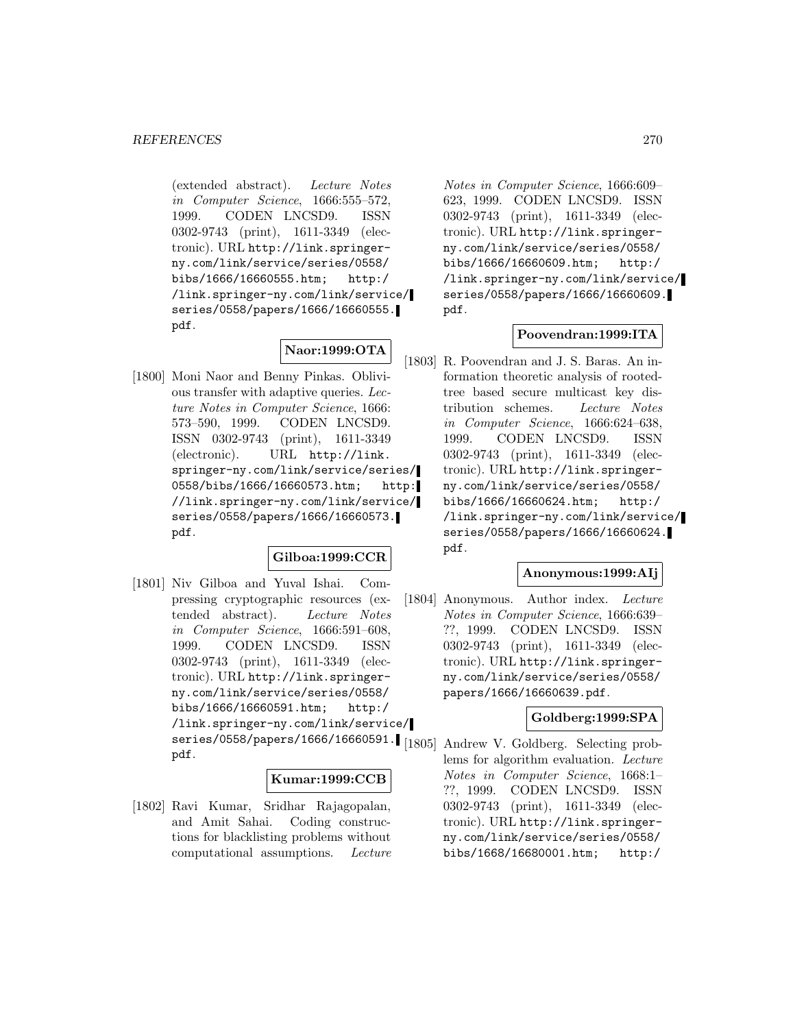(extended abstract). *Lecture Notes in Computer Science*, 1666:555–572, 1999. CODEN LNCSD9. ISSN 0302-9743 (print), 1611-3349 (electronic). URL http://link.springer-ny.com/link/service/series/0558/bibs/1666/16660555.htm; http://link.springer-ny.com/link/service/series/0558/papers/1666/16660555.pdf.

**Naor:1999:OTA**

[1800] Moni Naor and Benny Pinkas. Oblivious transfer with adaptive queries. *Lecture Notes in Computer Science*, 1666:573–590, 1999. CODEN LNCSD9. ISSN 0302-9743 (print), 1611-3349 (electronic). URL http://link.springer-ny.com/link/service/series/0558/bibs/1666/16660573.htm; http://link.springer-ny.com/link/service/series/0558/papers/1666/16660573.pdf.

**Gilboa:1999:CCR**

[1801] Niv Gilboa and Yuval Ishai. Compressing cryptographic resources (extended abstract). *Lecture Notes in Computer Science*, 1666:591–608, 1999. CODEN LNCSD9. ISSN 0302-9743 (print), 1611-3349 (electronic). URL http://link.springer-ny.com/link/service/series/0558/bibs/1666/16660591.htm; http://link.springer-ny.com/link/service/series/0558/papers/1666/16660591.pdf.

**Kumar:1999:CCB**

[1802] Ravi Kumar, Sridhar Rajagopalan, and Amit Sahai. Coding constructions for blacklisting problems without computational assumptions. *Lecture Notes in Computer Science*, 1666:609–623, 1999. CODEN LNCSD9. ISSN 0302-9743 (print), 1611-3349 (electronic). URL http://link.springer-ny.com/link/service/series/0558/bibs/1666/16660609.htm; http://link.springer-ny.com/link/service/series/0558/papers/1666/16660609.pdf.

**Poovendran:1999:ITA**

[1803] R. Poovendran and J. S. Baras. An information theoretic analysis of rooted-tree based secure multicast key distribution schemes. *Lecture Notes in Computer Science*, 1666:624–638, 1999. CODEN LNCSD9. ISSN 0302-9743 (print), 1611-3349 (electronic). URL http://link.springer-ny.com/link/service/series/0558/bibs/1666/16660624.htm; http://link.springer-ny.com/link/service/series/0558/papers/1666/16660624.pdf.

**Anonymous:1999:AIj**

[1804] Anonymous. Author index. *Lecture Notes in Computer Science*, 1666:639–??, 1999. CODEN LNCSD9. ISSN 0302-9743 (print), 1611-3349 (electronic). URL http://link.springer-ny.com/link/service/series/0558/papers/1666/16660639.pdf.

**Goldberg:1999:SPA**

[1805] Andrew V. Goldberg. Selecting problems for algorithm evaluation. *Lecture Notes in Computer Science*, 1668:1–??, 1999. CODEN LNCSD9. ISSN 0302-9743 (print), 1611-3349 (electronic). URL http://link.springer-ny.com/link/service/series/0558/bibs/1668/16680001.htm; http:/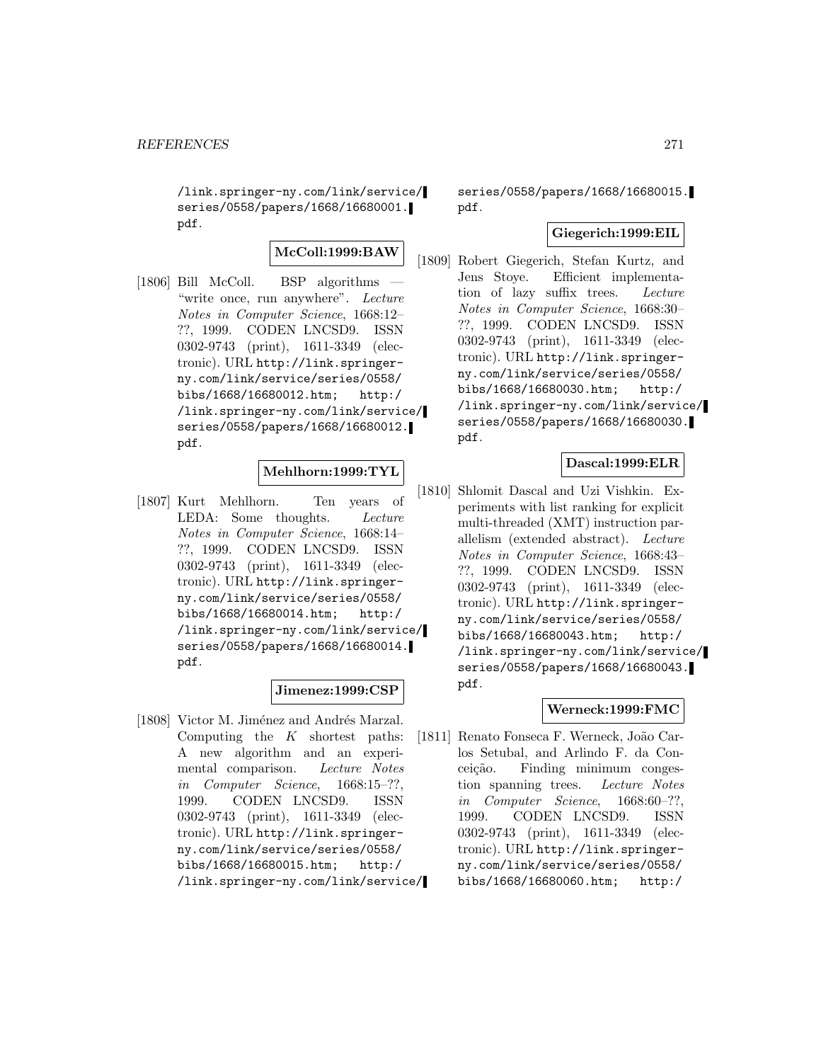/link.springer-ny.com/link/service/series/0558/papers/1668/16680001.pdf.

**McColl:1999:BAW**

[1806] Bill McColl. BSP algorithms — "write once, run anywhere". *Lecture Notes in Computer Science*, 1668:12–??, 1999. CODEN LNCSD9. ISSN 0302-9743 (print), 1611-3349 (electronic). URL http://link.springer-ny.com/link/service/series/0558/bibs/1668/16680012.htm; http://link.springer-ny.com/link/service/series/0558/papers/1668/16680012.pdf.

**Mehlhorn:1999:TYL**

[1807] Kurt Mehlhorn. Ten years of LEDA: Some thoughts. *Lecture Notes in Computer Science*, 1668:14–??, 1999. CODEN LNCSD9. ISSN 0302-9743 (print), 1611-3349 (electronic). URL http://link.springer-ny.com/link/service/series/0558/bibs/1668/16680014.htm; http://link.springer-ny.com/link/service/series/0558/papers/1668/16680014.pdf.

**Jimenez:1999:CSP**

[1808] Victor M. Jiménez and Andrés Marzal. Computing the $K$ shortest paths: A new algorithm and an experimental comparison. *Lecture Notes in Computer Science*, 1668:15–??, 1999. CODEN LNCSD9. ISSN 0302-9743 (print), 1611-3349 (electronic). URL http://link.springer-ny.com/link/service/series/0558/bibs/1668/16680015.htm; http://link.springer-ny.com/link/service/series/0558/papers/1668/16680015.pdf.

**Giegerich:1999:EIL**

[1809] Robert Giegerich, Stefan Kurtz, and Jens Stoye. Efficient implementation of lazy suffix trees. *Lecture Notes in Computer Science*, 1668:30–??, 1999. CODEN LNCSD9. ISSN 0302-9743 (print), 1611-3349 (electronic). URL http://link.springer-ny.com/link/service/series/0558/bibs/1668/16680030.htm; http://link.springer-ny.com/link/service/series/0558/papers/1668/16680030.pdf.

**Dascal:1999:ELR**

[1810] Shlomit Dascal and Uzi Vishkin. Experiments with list ranking for explicit multi-threaded (XMT) instruction parallelism (extended abstract). *Lecture Notes in Computer Science*, 1668:43–??, 1999. CODEN LNCSD9. ISSN 0302-9743 (print), 1611-3349 (electronic). URL http://link.springer-ny.com/link/service/series/0558/bibs/1668/16680043.htm; http://link.springer-ny.com/link/service/series/0558/papers/1668/16680043.pdf.

**Werneck:1999:FMC**

[1811] Renato Fonseca F. Werneck, João Carlos Setubal, and Arlindo F. da Conceição. Finding minimum congestion spanning trees. *Lecture Notes in Computer Science*, 1668:60–??, 1999. CODEN LNCSD9. ISSN 0302-9743 (print), 1611-3349 (electronic). URL http://link.springer-ny.com/link/service/series/0558/bibs/1668/16680060.htm; http:/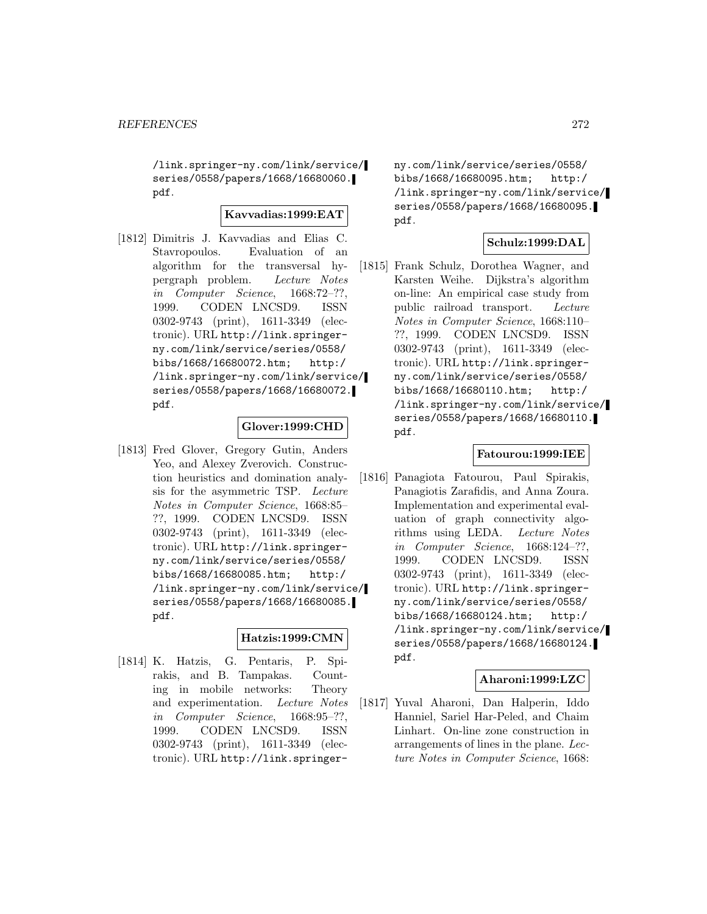/link.springer-ny.com/link/service/series/0558/papers/1668/16680060.pdf.

**Kavvadias:1999:EAT**

[1812] Dimitris J. Kavvadias and Elias C. Stavropoulos. Evaluation of an algorithm for the transversal hypergraph problem. *Lecture Notes in Computer Science*, 1668:72–??, 1999. CODEN LNCSD9. ISSN 0302-9743 (print), 1611-3349 (electronic). URL http://link.springer-ny.com/link/service/series/0558/bibs/1668/16680072.htm; http://link.springer-ny.com/link/service/series/0558/papers/1668/16680072.pdf.

**Glover:1999:CHD**

[1813] Fred Glover, Gregory Gutin, Anders Yeo, and Alexey Zverovich. Construction heuristics and domination analysis for the asymmetric TSP. *Lecture Notes in Computer Science*, 1668:85–??, 1999. CODEN LNCSD9. ISSN 0302-9743 (print), 1611-3349 (electronic). URL http://link.springer-ny.com/link/service/series/0558/bibs/1668/16680085.htm; http://link.springer-ny.com/link/service/series/0558/papers/1668/16680085.pdf.

**Hatzis:1999:CMN**

[1814] K. Hatzis, G. Pentaris, P. Spirakis, and B. Tampakas. Counting in mobile networks: Theory and experimentation. *Lecture Notes in Computer Science*, 1668:95–??, 1999. CODEN LNCSD9. ISSN 0302-9743 (print), 1611-3349 (electronic). URL http://link.springer-ny.com/link/service/series/0558/bibs/1668/16680095.htm; http://link.springer-ny.com/link/service/series/0558/papers/1668/16680095.pdf.

**Schulz:1999:DAL**

[1815] Frank Schulz, Dorothea Wagner, and Karsten Weihe. Dijkstra's algorithm on-line: An empirical case study from public railroad transport. *Lecture Notes in Computer Science*, 1668:110–??, 1999. CODEN LNCSD9. ISSN 0302-9743 (print), 1611-3349 (electronic). URL http://link.springer-ny.com/link/service/series/0558/bibs/1668/16680110.htm; http://link.springer-ny.com/link/service/series/0558/papers/1668/16680110.pdf.

**Fatourou:1999:IEE**

[1816] Panagiota Fatourou, Paul Spirakis, Panagiotis Zarafidis, and Anna Zoura. Implementation and experimental evaluation of graph connectivity algorithms using LEDA. *Lecture Notes in Computer Science*, 1668:124–??, 1999. CODEN LNCSD9. ISSN 0302-9743 (print), 1611-3349 (electronic). URL http://link.springer-ny.com/link/service/series/0558/bibs/1668/16680124.htm; http://link.springer-ny.com/link/service/series/0558/papers/1668/16680124.pdf.

**Aharoni:1999:LZC**

[1817] Yuval Aharoni, Dan Halperin, Iddo Hanniel, Sariel Har-Peled, and Chaim Linhart. On-line zone construction in arrangements of lines in the plane. *Lecture Notes in Computer Science*, 1668: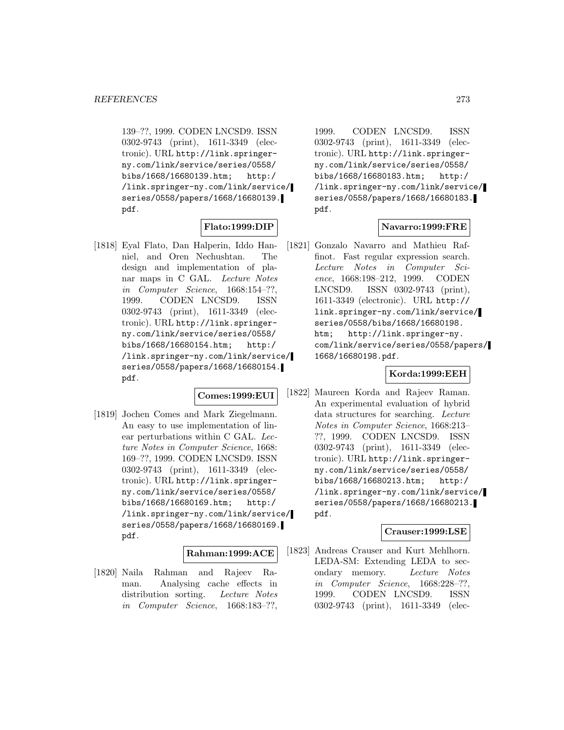139–??, 1999. CODEN LNCSD9. ISSN 0302-9743 (print), 1611-3349 (electronic). URL http://link.springer-ny.com/link/service/series/0558/bibs/1668/16680139.htm; http://link.springer-ny.com/link/service/series/0558/papers/1668/16680139.pdf.

**Flato:1999:DIP**

[1818] Eyal Flato, Dan Halperin, Iddo Hanniel, and Oren Nechushtan. The design and implementation of planar maps in C GAL. *Lecture Notes in Computer Science*, 1668:154–??, 1999. CODEN LNCSD9. ISSN 0302-9743 (print), 1611-3349 (electronic). URL http://link.springer-ny.com/link/service/series/0558/bibs/1668/16680154.htm; http://link.springer-ny.com/link/service/series/0558/papers/1668/16680154.pdf.

**Comes:1999:EUI**

[1819] Jochen Comes and Mark Ziegelmann. An easy to use implementation of linear perturbations within C GAL. *Lecture Notes in Computer Science*, 1668: 169–??, 1999. CODEN LNCSD9. ISSN 0302-9743 (print), 1611-3349 (electronic). URL http://link.springer-ny.com/link/service/series/0558/bibs/1668/16680169.htm; http://link.springer-ny.com/link/service/series/0558/papers/1668/16680169.pdf.

**Rahman:1999:ACE**

[1820] Naila Rahman and Rajeev Raman. Analysing cache effects in distribution sorting. *Lecture Notes in Computer Science*, 1668:183–??, 1999. CODEN LNCSD9. ISSN 0302-9743 (print), 1611-3349 (electronic). URL http://link.springer-ny.com/link/service/series/0558/bibs/1668/16680183.htm; http://link.springer-ny.com/link/service/series/0558/papers/1668/16680183.pdf.

**Navarro:1999:FRE**

[1821] Gonzalo Navarro and Mathieu Raffinot. Fast regular expression search. *Lecture Notes in Computer Science*, 1668:198–212, 1999. CODEN LNCSD9. ISSN 0302-9743 (print), 1611-3349 (electronic). URL http://link.springer-ny.com/link/service/series/0558/bibs/1668/16680198.htm; http://link.springer-ny.com/link/service/series/0558/papers/1668/16680198.pdf.

**Korda:1999:EEH**

[1822] Maureen Korda and Rajeev Raman. An experimental evaluation of hybrid data structures for searching. *Lecture Notes in Computer Science*, 1668:213–??, 1999. CODEN LNCSD9. ISSN 0302-9743 (print), 1611-3349 (electronic). URL http://link.springer-ny.com/link/service/series/0558/bibs/1668/16680213.htm; http://link.springer-ny.com/link/service/series/0558/papers/1668/16680213.pdf.

**Crauser:1999:LSE**

[1823] Andreas Crauser and Kurt Mehlhorn. LEDA-SM: Extending LEDA to secondary memory. *Lecture Notes in Computer Science*, 1668:228–??, 1999. CODEN LNCSD9. ISSN 0302-9743 (print), 1611-3349 (elec-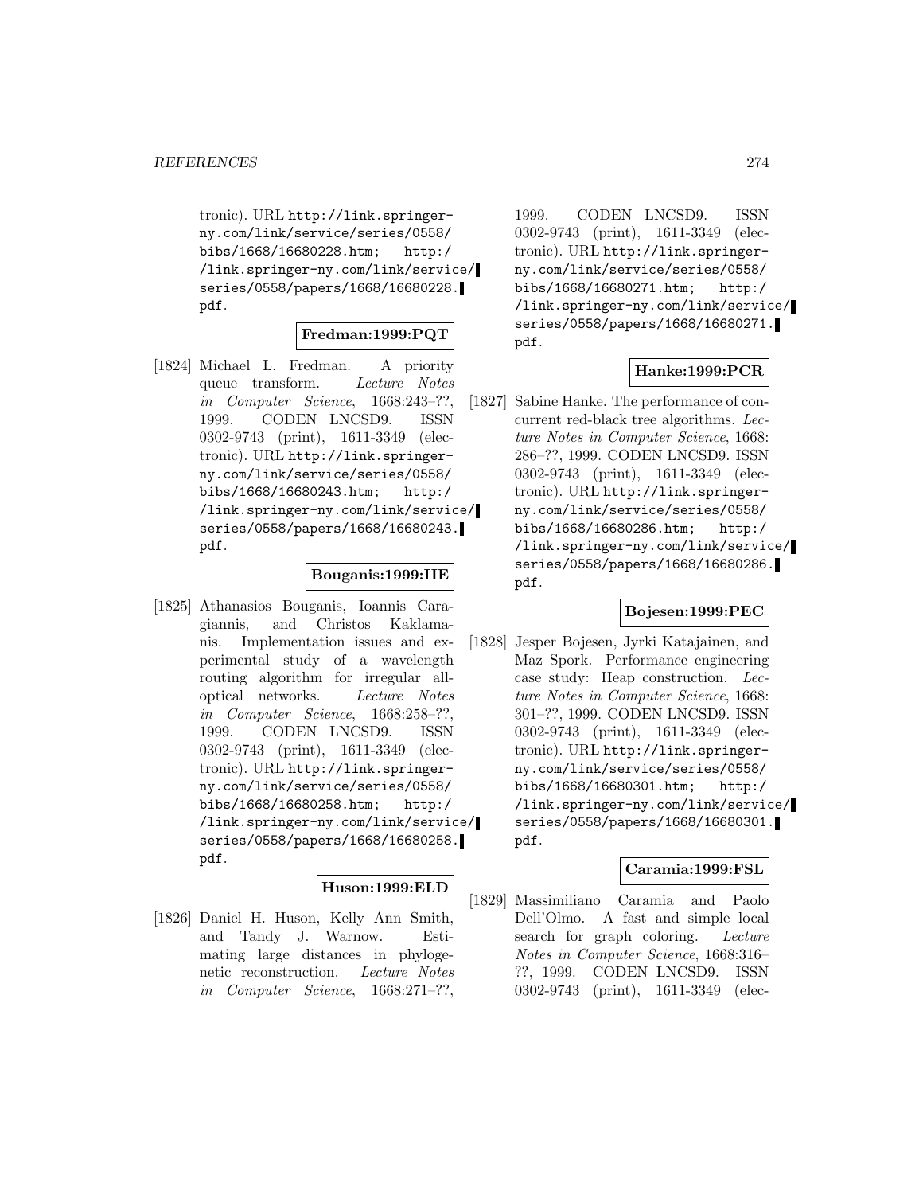tronic). URL http://link.springer-ny.com/link/service/series/0558/bibs/1668/16680228.htm; http://link.springer-ny.com/link/service/series/0558/papers/1668/16680228.pdf.

**Fredman:1999:PQT**

[1824] Michael L. Fredman. A priority queue transform. *Lecture Notes in Computer Science*, 1668:243–??, 1999. CODEN LNCSD9. ISSN 0302-9743 (print), 1611-3349 (electronic). URL http://link.springer-ny.com/link/service/series/0558/bibs/1668/16680243.htm; http://link.springer-ny.com/link/service/series/0558/papers/1668/16680243.pdf.

**Bouganis:1999:IIE**

[1825] Athanasios Bouganis, Ioannis Caragiannis, and Christos Kaklamanis. Implementation issues and experimental study of a wavelength routing algorithm for irregular all-optical networks. *Lecture Notes in Computer Science*, 1668:258–??, 1999. CODEN LNCSD9. ISSN 0302-9743 (print), 1611-3349 (electronic). URL http://link.springer-ny.com/link/service/series/0558/bibs/1668/16680258.htm; http://link.springer-ny.com/link/service/series/0558/papers/1668/16680258.pdf.

**Huson:1999:ELD**

[1826] Daniel H. Huson, Kelly Ann Smith, and Tandy J. Warnow. Estimating large distances in phylogenetic reconstruction. *Lecture Notes in Computer Science*, 1668:271–??, 1999. CODEN LNCSD9. ISSN 0302-9743 (print), 1611-3349 (electronic). URL http://link.springer-ny.com/link/service/series/0558/bibs/1668/16680271.htm; http://link.springer-ny.com/link/service/series/0558/papers/1668/16680271.pdf.

**Hanke:1999:PCR**

[1827] Sabine Hanke. The performance of concurrent red-black tree algorithms. *Lecture Notes in Computer Science*, 1668:286–??, 1999. CODEN LNCSD9. ISSN 0302-9743 (print), 1611-3349 (electronic). URL http://link.springer-ny.com/link/service/series/0558/bibs/1668/16680286.htm; http://link.springer-ny.com/link/service/series/0558/papers/1668/16680286.pdf.

**Bojesen:1999:PEC**

[1828] Jesper Bojesen, Jyrki Katajainen, and Maz Spork. Performance engineering case study: Heap construction. *Lecture Notes in Computer Science*, 1668:301–??, 1999. CODEN LNCSD9. ISSN 0302-9743 (print), 1611-3349 (electronic). URL http://link.springer-ny.com/link/service/series/0558/bibs/1668/16680301.htm; http://link.springer-ny.com/link/service/series/0558/papers/1668/16680301.pdf.

**Caramia:1999:FSL**

[1829] Massimiliano Caramia and Paolo Dell'Olmo. A fast and simple local search for graph coloring. *Lecture Notes in Computer Science*, 1668:316–??, 1999. CODEN LNCSD9. ISSN 0302-9743 (print), 1611-3349 (elec-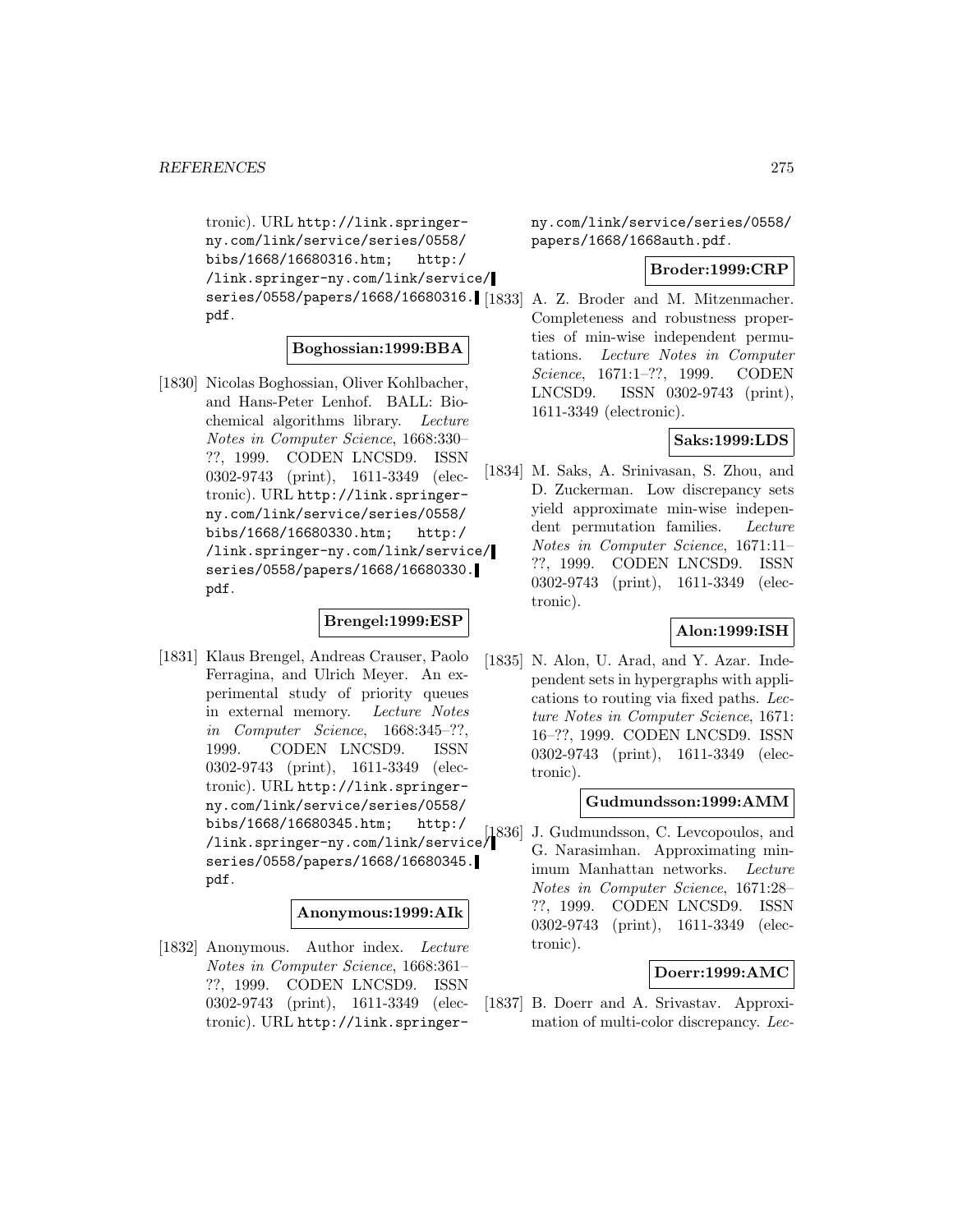tronic). URL http://link.springer-ny.com/link/service/series/0558/bibs/1668/16680316.htm; http://link.springer-ny.com/link/service/series/0558/papers/1668/16680316.pdf.

**Boghossian:1999:BBA**

[1830] Nicolas Boghossian, Oliver Kohlbacher, and Hans-Peter Lenhof. BALL: Biochemical algorithms library. *Lecture Notes in Computer Science*, 1668:330–??, 1999. CODEN LNCSD9. ISSN 0302-9743 (print), 1611-3349 (electronic). URL http://link.springer-ny.com/link/service/series/0558/bibs/1668/16680330.htm; http://link.springer-ny.com/link/service/series/0558/papers/1668/16680330.pdf.

**Brengel:1999:ESP**

[1831] Klaus Brengel, Andreas Crauser, Paolo Ferragina, and Ulrich Meyer. An experimental study of priority queues in external memory. *Lecture Notes in Computer Science*, 1668:345–??, 1999. CODEN LNCSD9. ISSN 0302-9743 (print), 1611-3349 (electronic). URL http://link.springer-ny.com/link/service/series/0558/bibs/1668/16680345.htm; http://link.springer-ny.com/link/service/series/0558/papers/1668/16680345.pdf.

**Anonymous:1999:AIk**

[1832] Anonymous. Author index. *Lecture Notes in Computer Science*, 1668:361–??, 1999. CODEN LNCSD9. ISSN 0302-9743 (print), 1611-3349 (electronic). URL http://link.springer-ny.com/link/service/series/0558/papers/1668/1668auth.pdf.

**Broder:1999:CRP**

[1833] A. Z. Broder and M. Mitzenmacher. Completeness and robustness properties of min-wise independent permutations. *Lecture Notes in Computer Science*, 1671:1–??, 1999. CODEN LNCSD9. ISSN 0302-9743 (print), 1611-3349 (electronic).

**Saks:1999:LDS**

[1834] M. Saks, A. Srinivasan, S. Zhou, and D. Zuckerman. Low discrepancy sets yield approximate min-wise independent permutation families. *Lecture Notes in Computer Science*, 1671:11–??, 1999. CODEN LNCSD9. ISSN 0302-9743 (print), 1611-3349 (electronic).

**Alon:1999:ISH**

[1835] N. Alon, U. Arad, and Y. Azar. Independent sets in hypergraphs with applications to routing via fixed paths. *Lecture Notes in Computer Science*, 1671:16–??, 1999. CODEN LNCSD9. ISSN 0302-9743 (print), 1611-3349 (electronic).

**Gudmundsson:1999:AMM**

[1836] J. Gudmundsson, C. Levcopoulos, and G. Narasimhan. Approximating minimum Manhattan networks. *Lecture Notes in Computer Science*, 1671:28–??, 1999. CODEN LNCSD9. ISSN 0302-9743 (print), 1611-3349 (electronic).

**Doerr:1999:AMC**

[1837] B. Doerr and A. Srivastav. Approximation of multi-color discrepancy. *Lec-*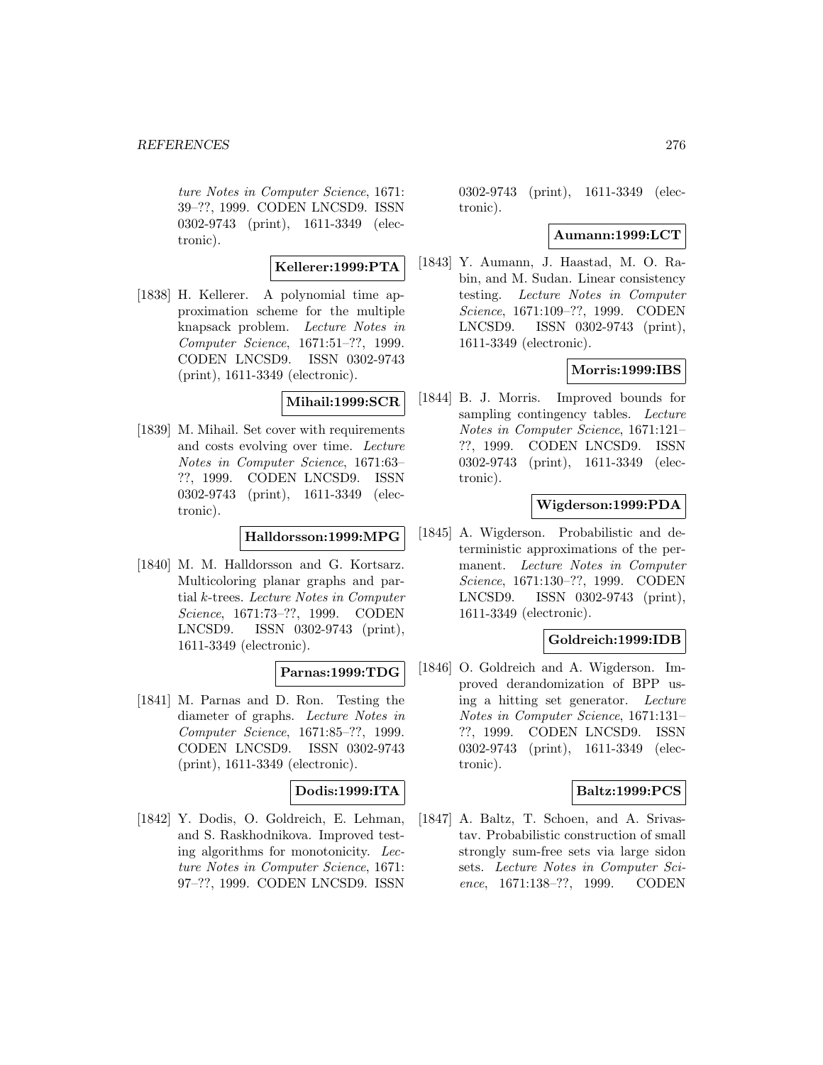ture Notes in Computer Science, 1671: 39–??, 1999. CODEN LNCSD9. ISSN 0302-9743 (print), 1611-3349 (electronic).

**Kellerer:1999:PTA**

[1838] H. Kellerer. A polynomial time approximation scheme for the multiple knapsack problem. *Lecture Notes in Computer Science*, 1671:51–??, 1999. CODEN LNCSD9. ISSN 0302-9743 (print), 1611-3349 (electronic).

**Mihail:1999:SCR**

[1839] M. Mihail. Set cover with requirements and costs evolving over time. *Lecture Notes in Computer Science*, 1671:63–??, 1999. CODEN LNCSD9. ISSN 0302-9743 (print), 1611-3349 (electronic).

**Halldorsson:1999:MPG**

[1840] M. M. Halldorsson and G. Kortsarz. Multicoloring planar graphs and partial $k$-trees. *Lecture Notes in Computer Science*, 1671:73–??, 1999. CODEN LNCSD9. ISSN 0302-9743 (print), 1611-3349 (electronic).

**Parnas:1999:TDG**

[1841] M. Parnas and D. Ron. Testing the diameter of graphs. *Lecture Notes in Computer Science*, 1671:85–??, 1999. CODEN LNCSD9. ISSN 0302-9743 (print), 1611-3349 (electronic).

**Dodis:1999:ITA**

[1842] Y. Dodis, O. Goldreich, E. Lehman, and S. Raskhodnikova. Improved testing algorithms for monotonicity. *Lecture Notes in Computer Science*, 1671: 97–??, 1999. CODEN LNCSD9. ISSN 0302-9743 (print), 1611-3349 (electronic).

**Aumann:1999:LCT**

[1843] Y. Aumann, J. Haastad, M. O. Rabin, and M. Sudan. Linear consistency testing. *Lecture Notes in Computer Science*, 1671:109–??, 1999. CODEN LNCSD9. ISSN 0302-9743 (print), 1611-3349 (electronic).

**Morris:1999:IBS**

[1844] B. J. Morris. Improved bounds for sampling contingency tables. *Lecture Notes in Computer Science*, 1671:121–??, 1999. CODEN LNCSD9. ISSN 0302-9743 (print), 1611-3349 (electronic).

**Wigderson:1999:PDA**

[1845] A. Wigderson. Probabilistic and deterministic approximations of the permanent. *Lecture Notes in Computer Science*, 1671:130–??, 1999. CODEN LNCSD9. ISSN 0302-9743 (print), 1611-3349 (electronic).

**Goldreich:1999:IDB**

[1846] O. Goldreich and A. Wigderson. Improved derandomization of BPP using a hitting set generator. *Lecture Notes in Computer Science*, 1671:131–??, 1999. CODEN LNCSD9. ISSN 0302-9743 (print), 1611-3349 (electronic).

**Baltz:1999:PCS**

[1847] A. Baltz, T. Schoen, and A. Srivastav. Probabilistic construction of small strongly sum-free sets via large sidon sets. *Lecture Notes in Computer Science*, 1671:138–??, 1999. CODEN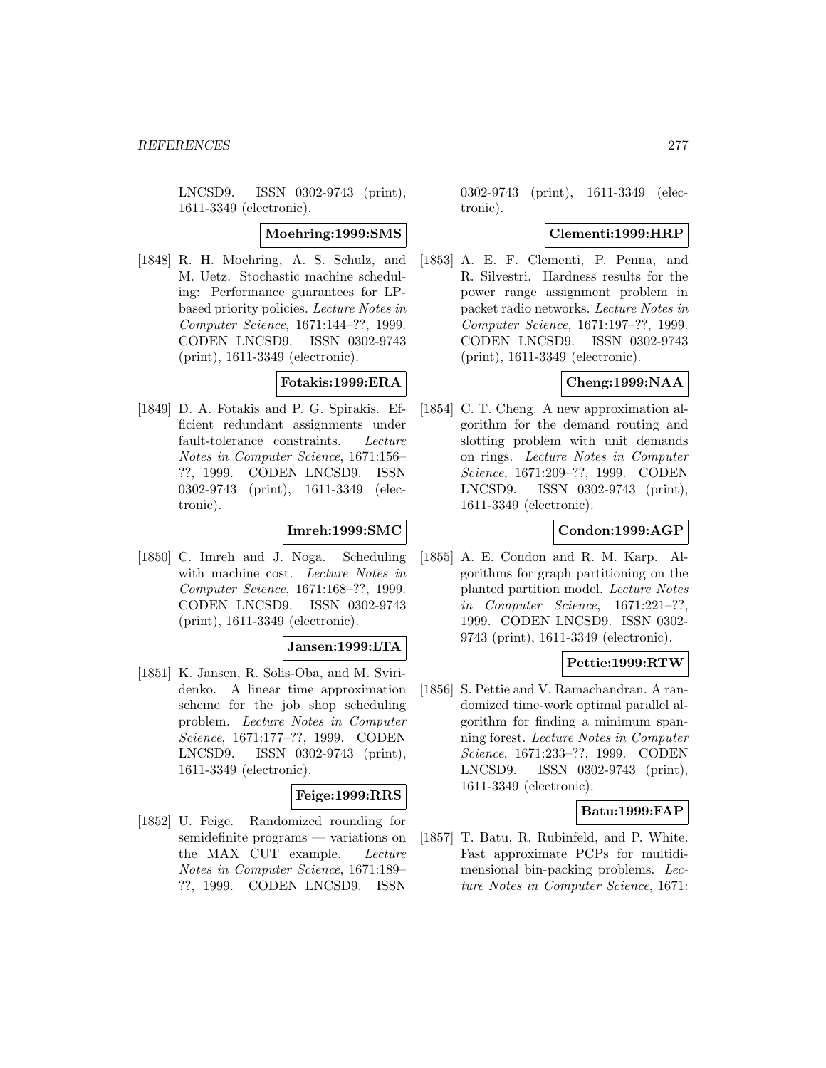LNCSD9. ISSN 0302-9743 (print), 1611-3349 (electronic).

**Moehring:1999:SMS**

[1848] R. H. Moehring, A. S. Schulz, and M. Uetz. Stochastic machine scheduling: Performance guarantees for LP-based priority policies. *Lecture Notes in Computer Science*, 1671:144–??, 1999. CODEN LNCSD9. ISSN 0302-9743 (print), 1611-3349 (electronic).

**Fotakis:1999:ERA**

[1849] D. A. Fotakis and P. G. Spirakis. Efficient redundant assignments under fault-tolerance constraints. *Lecture Notes in Computer Science*, 1671:156–??, 1999. CODEN LNCSD9. ISSN 0302-9743 (print), 1611-3349 (electronic).

**Imreh:1999:SMC**

[1850] C. Imreh and J. Noga. Scheduling with machine cost. *Lecture Notes in Computer Science*, 1671:168–??, 1999. CODEN LNCSD9. ISSN 0302-9743 (print), 1611-3349 (electronic).

**Jansen:1999:LTA**

[1851] K. Jansen, R. Solis-Oba, and M. Sviridenko. A linear time approximation scheme for the job shop scheduling problem. *Lecture Notes in Computer Science*, 1671:177–??, 1999. CODEN LNCSD9. ISSN 0302-9743 (print), 1611-3349 (electronic).

**Feige:1999:RRS**

[1852] U. Feige. Randomized rounding for semidefinite programs — variations on the MAX CUT example. *Lecture Notes in Computer Science*, 1671:189–??, 1999. CODEN LNCSD9. ISSN 0302-9743 (print), 1611-3349 (electronic).

**Clementi:1999:HRP**

[1853] A. E. F. Clementi, P. Penna, and R. Silvestri. Hardness results for the power range assignment problem in packet radio networks. *Lecture Notes in Computer Science*, 1671:197–??, 1999. CODEN LNCSD9. ISSN 0302-9743 (print), 1611-3349 (electronic).

**Cheng:1999:NAA**

[1854] C. T. Cheng. A new approximation algorithm for the demand routing and slotting problem with unit demands on rings. *Lecture Notes in Computer Science*, 1671:209–??, 1999. CODEN LNCSD9. ISSN 0302-9743 (print), 1611-3349 (electronic).

**Condon:1999:AGP**

[1855] A. E. Condon and R. M. Karp. Algorithms for graph partitioning on the planted partition model. *Lecture Notes in Computer Science*, 1671:221–??, 1999. CODEN LNCSD9. ISSN 0302-9743 (print), 1611-3349 (electronic).

**Pettie:1999:RTW**

[1856] S. Pettie and V. Ramachandran. A randomized time-work optimal parallel algorithm for finding a minimum spanning forest. *Lecture Notes in Computer Science*, 1671:233–??, 1999. CODEN LNCSD9. ISSN 0302-9743 (print), 1611-3349 (electronic).

**Batu:1999:FAP**

[1857] T. Batu, R. Rubinfeld, and P. White. Fast approximate PCPs for multidimensional bin-packing problems. *Lecture Notes in Computer Science*, 1671: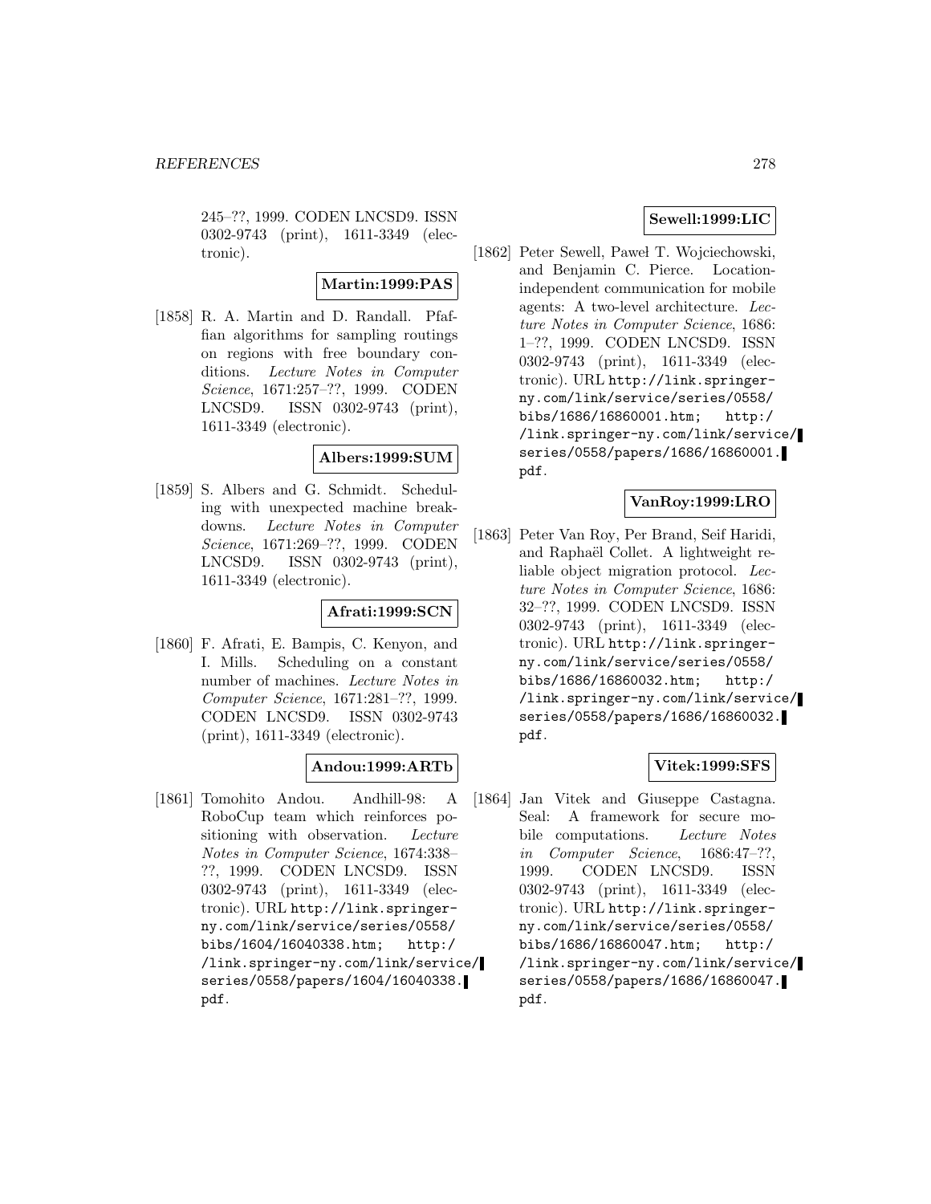245–??, 1999. CODEN LNCSD9. ISSN 0302-9743 (print), 1611-3349 (electronic).

**Martin:1999:PAS**

[1858] R. A. Martin and D. Randall. Pfaffian algorithms for sampling routings on regions with free boundary conditions. *Lecture Notes in Computer Science*, 1671:257–??, 1999. CODEN LNCSD9. ISSN 0302-9743 (print), 1611-3349 (electronic).

**Albers:1999:SUM**

[1859] S. Albers and G. Schmidt. Scheduling with unexpected machine breakdowns. *Lecture Notes in Computer Science*, 1671:269–??, 1999. CODEN LNCSD9. ISSN 0302-9743 (print), 1611-3349 (electronic).

**Afrati:1999:SCN**

[1860] F. Afrati, E. Bampis, C. Kenyon, and I. Mills. Scheduling on a constant number of machines. *Lecture Notes in Computer Science*, 1671:281–??, 1999. CODEN LNCSD9. ISSN 0302-9743 (print), 1611-3349 (electronic).

**Andou:1999:ARTb**

[1861] Tomohito Andou. Andhill-98: A RoboCup team which reinforces positioning with observation. *Lecture Notes in Computer Science*, 1674:338–??, 1999. CODEN LNCSD9. ISSN 0302-9743 (print), 1611-3349 (electronic). URL http://link.springer-ny.com/link/service/series/0558/bibs/1604/16040338.htm; http://link.springer-ny.com/link/service/series/0558/papers/1604/16040338.pdf.

**Sewell:1999:LIC**

[1862] Peter Sewell, Paweł T. Wojciechowski, and Benjamin C. Pierce. Location-independent communication for mobile agents: A two-level architecture. *Lecture Notes in Computer Science*, 1686:1–??, 1999. CODEN LNCSD9. ISSN 0302-9743 (print), 1611-3349 (electronic). URL http://link.springer-ny.com/link/service/series/0558/bibs/1686/16860001.htm; http://link.springer-ny.com/link/service/series/0558/papers/1686/16860001.pdf.

**VanRoy:1999:LRO**

[1863] Peter Van Roy, Per Brand, Seif Haridi, and Raphaël Collet. A lightweight reliable object migration protocol. *Lecture Notes in Computer Science*, 1686:32–??, 1999. CODEN LNCSD9. ISSN 0302-9743 (print), 1611-3349 (electronic). URL http://link.springer-ny.com/link/service/series/0558/bibs/1686/16860032.htm; http://link.springer-ny.com/link/service/series/0558/papers/1686/16860032.pdf.

**Vitek:1999:SFS**

[1864] Jan Vitek and Giuseppe Castagna. Seal: A framework for secure mobile computations. *Lecture Notes in Computer Science*, 1686:47–??, 1999. CODEN LNCSD9. ISSN 0302-9743 (print), 1611-3349 (electronic). URL http://link.springer-ny.com/link/service/series/0558/bibs/1686/16860047.htm; http://link.springer-ny.com/link/service/series/0558/papers/1686/16860047.pdf.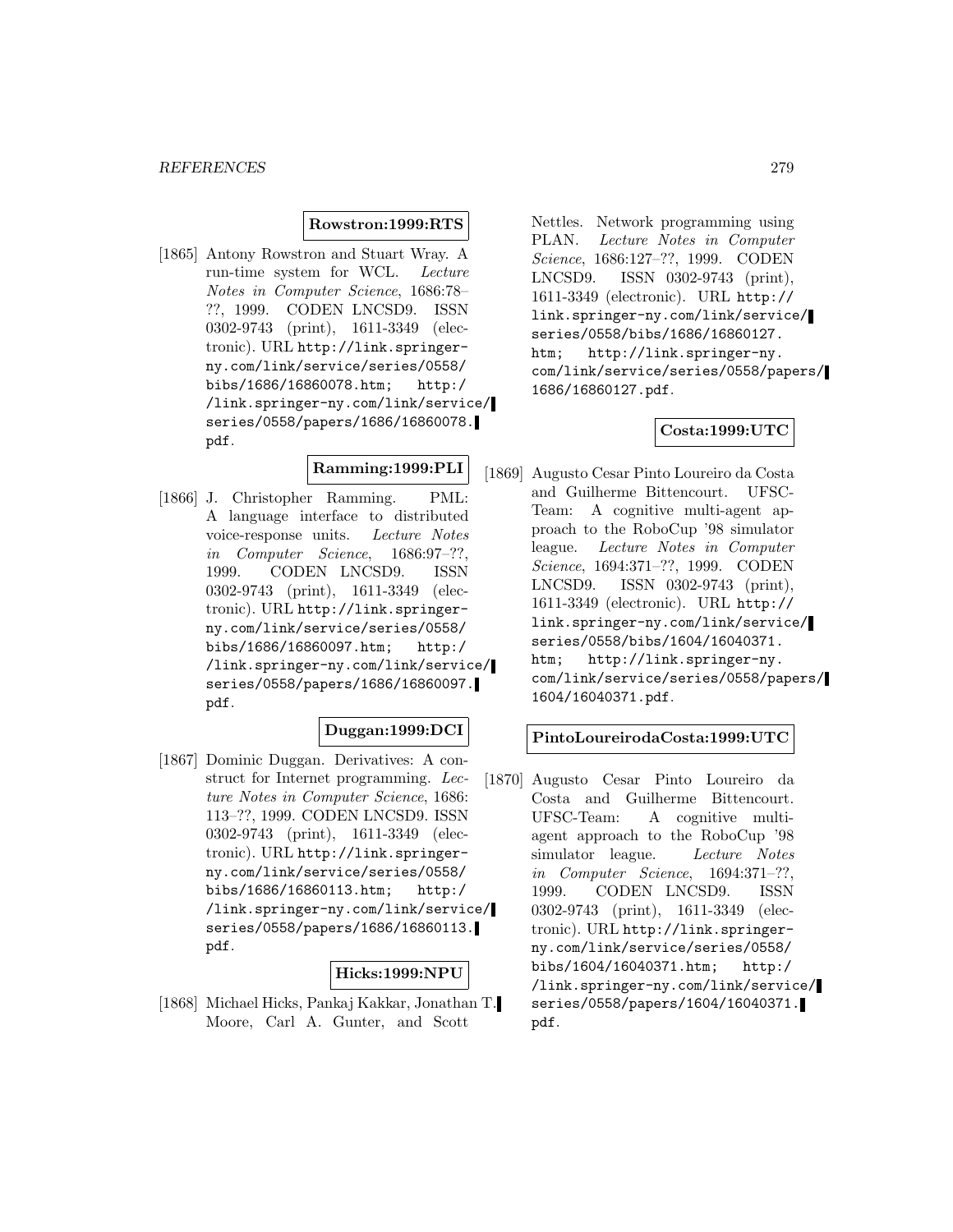**Rowstron:1999:RTS**

[1865] Antony Rowstron and Stuart Wray. A run-time system for WCL. *Lecture Notes in Computer Science*, 1686:78–??, 1999. CODEN LNCSD9. ISSN 0302-9743 (print), 1611-3349 (electronic). URL `http://link.springer-ny.com/link/service/series/0558/bibs/1686/16860078.htm; http://link.springer-ny.com/link/service/series/0558/papers/1686/16860078.pdf`.

**Ramming:1999:PLI**

[1866] J. Christopher Ramming. PML: A language interface to distributed voice-response units. *Lecture Notes in Computer Science*, 1686:97–??, 1999. CODEN LNCSD9. ISSN 0302-9743 (print), 1611-3349 (electronic). URL `http://link.springer-ny.com/link/service/series/0558/bibs/1686/16860097.htm; http://link.springer-ny.com/link/service/series/0558/papers/1686/16860097.pdf`.

**Duggan:1999:DCI**

[1867] Dominic Duggan. Derivatives: A construct for Internet programming. *Lecture Notes in Computer Science*, 1686:113–??, 1999. CODEN LNCSD9. ISSN 0302-9743 (print), 1611-3349 (electronic). URL `http://link.springer-ny.com/link/service/series/0558/bibs/1686/16860113.htm; http://link.springer-ny.com/link/service/series/0558/papers/1686/16860113.pdf`.

**Hicks:1999:NPU**

[1868] Michael Hicks, Pankaj Kakkar, Jonathan T. Moore, Carl A. Gunter, and Scott Nettles. Network programming using PLAN. *Lecture Notes in Computer Science*, 1686:127–??, 1999. CODEN LNCSD9. ISSN 0302-9743 (print), 1611-3349 (electronic). URL `http://link.springer-ny.com/link/service/series/0558/bibs/1686/16860127.htm; http://link.springer-ny.com/link/service/series/0558/papers/1686/16860127.pdf`.

**Costa:1999:UTC**

[1869] Augusto Cesar Pinto Loureiro da Costa and Guilherme Bittencourt. UFSC-Team: A cognitive multi-agent approach to the RoboCup '98 simulator league. *Lecture Notes in Computer Science*, 1694:371–??, 1999. CODEN LNCSD9. ISSN 0302-9743 (print), 1611-3349 (electronic). URL `http://link.springer-ny.com/link/service/series/0558/bibs/1604/16040371.htm; http://link.springer-ny.com/link/service/series/0558/papers/1604/16040371.pdf`.

**PintoLoureirodaCosta:1999:UTC**

[1870] Augusto Cesar Pinto Loureiro da Costa and Guilherme Bittencourt. UFSC-Team: A cognitive multi-agent approach to the RoboCup '98 simulator league. *Lecture Notes in Computer Science*, 1694:371–??, 1999. CODEN LNCSD9. ISSN 0302-9743 (print), 1611-3349 (electronic). URL `http://link.springer-ny.com/link/service/series/0558/bibs/1604/16040371.htm; http://link.springer-ny.com/link/service/series/0558/papers/1604/16040371.pdf`.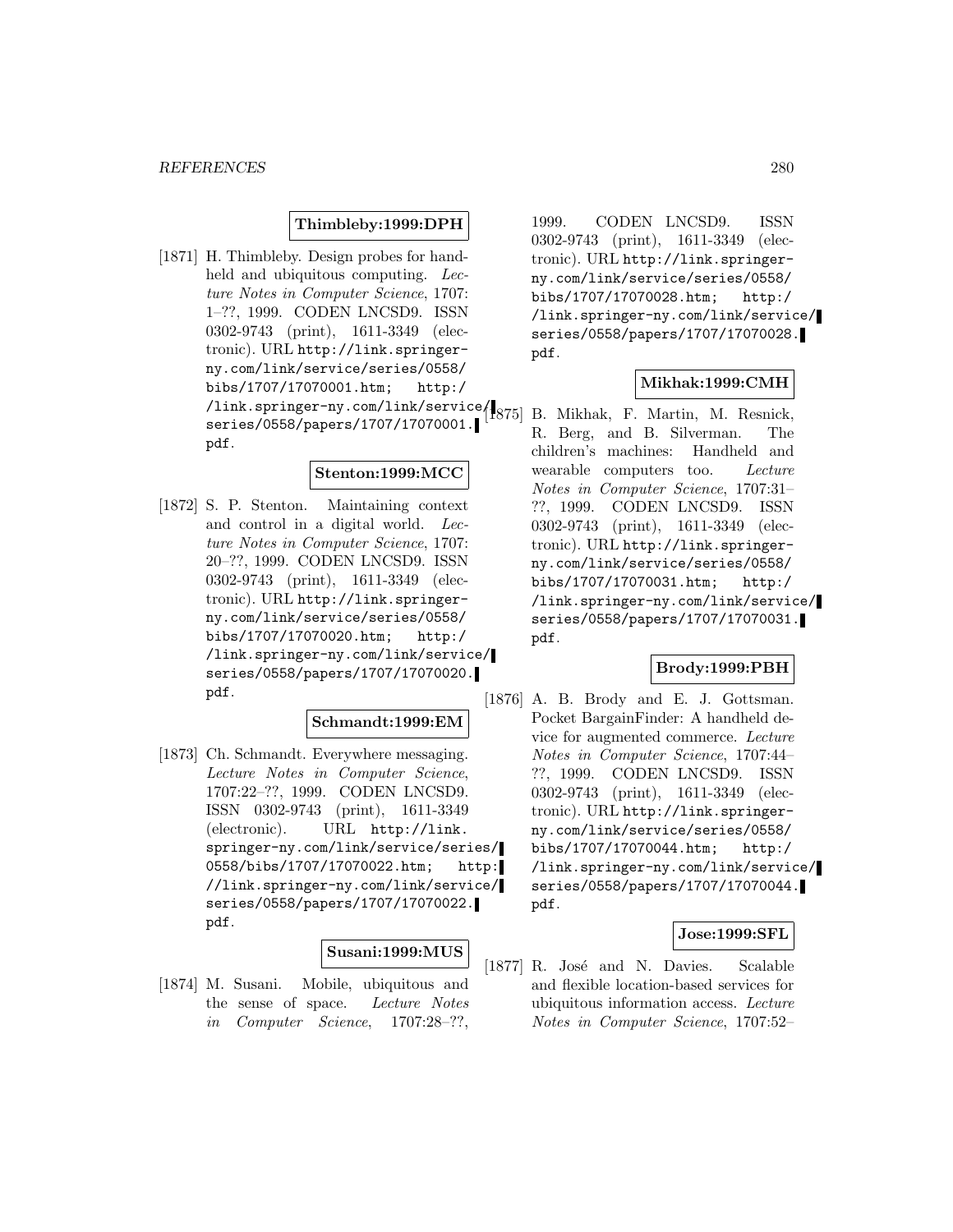**Thimbleby:1999:DPH**

[1871] H. Thimbleby. Design probes for handheld and ubiquitous computing. *Lecture Notes in Computer Science*, 1707: 1–??, 1999. CODEN LNCSD9. ISSN 0302-9743 (print), 1611-3349 (electronic). URL `http://link.springer-ny.com/link/service/series/0558/bibs/1707/17070001.htm`; `http://link.springer-ny.com/link/service/series/0558/papers/1707/17070001.pdf`.

**Stenton:1999:MCC**

[1872] S. P. Stenton. Maintaining context and control in a digital world. *Lecture Notes in Computer Science*, 1707: 20–??, 1999. CODEN LNCSD9. ISSN 0302-9743 (print), 1611-3349 (electronic). URL `http://link.springer-ny.com/link/service/series/0558/bibs/1707/17070020.htm`; `http://link.springer-ny.com/link/service/series/0558/papers/1707/17070020.pdf`.

**Schmandt:1999:EM**

[1873] Ch. Schmandt. Everywhere messaging. *Lecture Notes in Computer Science*, 1707:22–??, 1999. CODEN LNCSD9. ISSN 0302-9743 (print), 1611-3349 (electronic). URL `http://link.springer-ny.com/link/service/series/0558/bibs/1707/17070022.htm`; `http://link.springer-ny.com/link/service/series/0558/papers/1707/17070022.pdf`.

**Susani:1999:MUS**

[1874] M. Susani. Mobile, ubiquitous and the sense of space. *Lecture Notes in Computer Science*, 1707:28–??, 1999. CODEN LNCSD9. ISSN 0302-9743 (print), 1611-3349 (electronic). URL `http://link.springer-ny.com/link/service/series/0558/bibs/1707/17070028.htm`; `http://link.springer-ny.com/link/service/series/0558/papers/1707/17070028.pdf`.

**Mikhak:1999:CMH**

[1875] B. Mikhak, F. Martin, M. Resnick, R. Berg, and B. Silverman. The children's machines: Handheld and wearable computers too. *Lecture Notes in Computer Science*, 1707:31–??, 1999. CODEN LNCSD9. ISSN 0302-9743 (print), 1611-3349 (electronic). URL `http://link.springer-ny.com/link/service/series/0558/bibs/1707/17070031.htm`; `http://link.springer-ny.com/link/service/series/0558/papers/1707/17070031.pdf`.

**Brody:1999:PBH**

[1876] A. B. Brody and E. J. Gottsman. Pocket BargainFinder: A handheld device for augmented commerce. *Lecture Notes in Computer Science*, 1707:44–??, 1999. CODEN LNCSD9. ISSN 0302-9743 (print), 1611-3349 (electronic). URL `http://link.springer-ny.com/link/service/series/0558/bibs/1707/17070044.htm`; `http://link.springer-ny.com/link/service/series/0558/papers/1707/17070044.pdf`.

**Jose:1999:SFL**

[1877] R. José and N. Davies. Scalable and flexible location-based services for ubiquitous information access. *Lecture Notes in Computer Science*, 1707:52–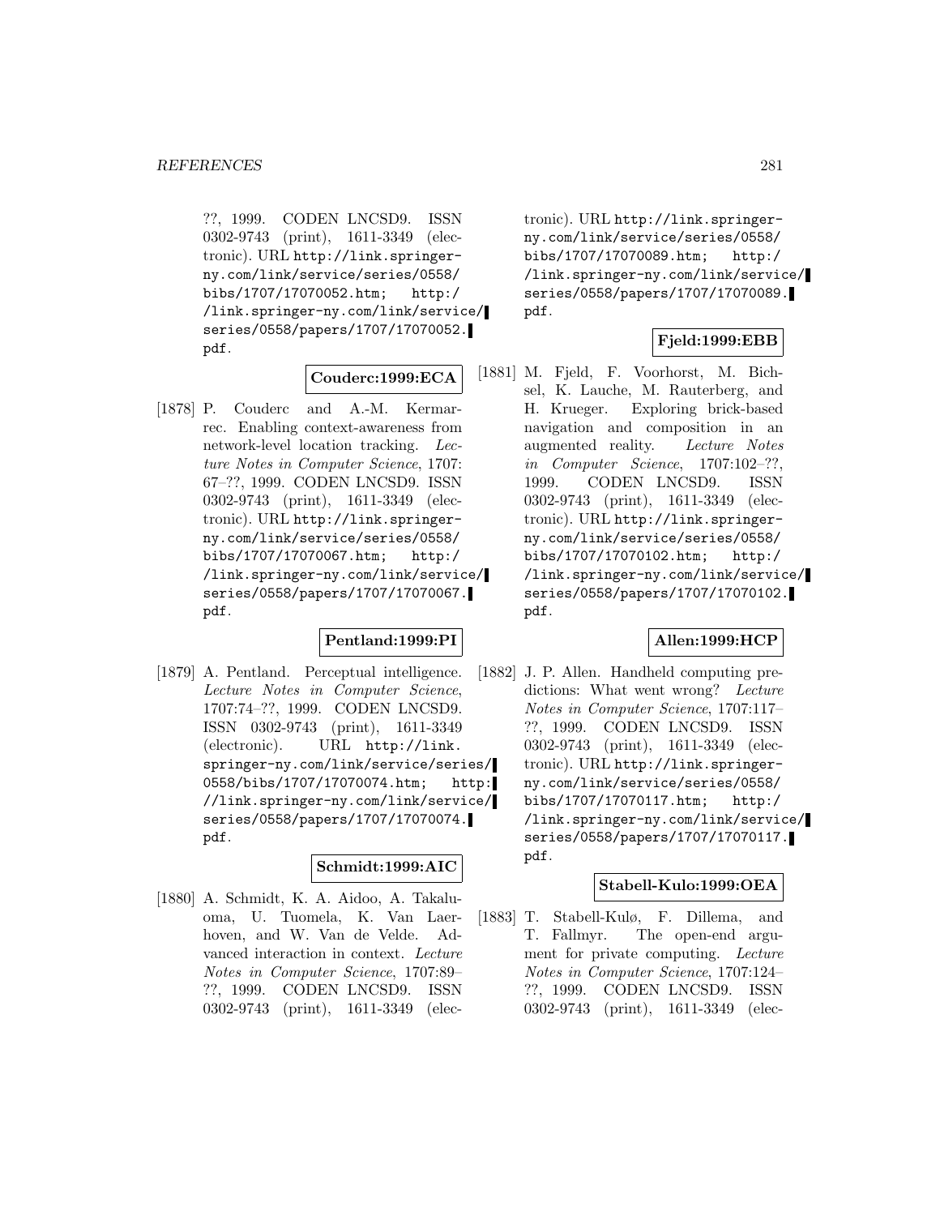??, 1999. CODEN LNCSD9. ISSN 0302-9743 (print), 1611-3349 (electronic). URL http://link.springer-ny.com/link/service/series/0558/bibs/1707/17070052.htm; http://link.springer-ny.com/link/service/series/0558/papers/1707/17070052.pdf.

**Couderc:1999:ECA**

[1878] P. Couderc and A.-M. Kermarrec. Enabling context-awareness from network-level location tracking. *Lecture Notes in Computer Science*, 1707: 67–??, 1999. CODEN LNCSD9. ISSN 0302-9743 (print), 1611-3349 (electronic). URL http://link.springer-ny.com/link/service/series/0558/bibs/1707/17070067.htm; http://link.springer-ny.com/link/service/series/0558/papers/1707/17070067.pdf.

**Pentland:1999:PI**

[1879] A. Pentland. Perceptual intelligence. *Lecture Notes in Computer Science*, 1707:74–??, 1999. CODEN LNCSD9. ISSN 0302-9743 (print), 1611-3349 (electronic). URL http://link.springer-ny.com/link/service/series/0558/bibs/1707/17070074.htm; http://link.springer-ny.com/link/service/series/0558/papers/1707/17070074.pdf.

**Schmidt:1999:AIC**

[1880] A. Schmidt, K. A. Aidoo, A. Takaluoma, U. Tuomela, K. Van Laerhoven, and W. Van de Velde. Advanced interaction in context. *Lecture Notes in Computer Science*, 1707:89–??, 1999. CODEN LNCSD9. ISSN 0302-9743 (print), 1611-3349 (electronic). URL http://link.springer-ny.com/link/service/series/0558/bibs/1707/17070089.htm; http://link.springer-ny.com/link/service/series/0558/papers/1707/17070089.pdf.

**Fjeld:1999:EBB**

[1881] M. Fjeld, F. Voorhorst, M. Bichsel, K. Lauche, M. Rauterberg, and H. Krueger. Exploring brick-based navigation and composition in an augmented reality. *Lecture Notes in Computer Science*, 1707:102–??, 1999. CODEN LNCSD9. ISSN 0302-9743 (print), 1611-3349 (electronic). URL http://link.springer-ny.com/link/service/series/0558/bibs/1707/17070102.htm; http://link.springer-ny.com/link/service/series/0558/papers/1707/17070102.pdf.

**Allen:1999:HCP**

[1882] J. P. Allen. Handheld computing predictions: What went wrong? *Lecture Notes in Computer Science*, 1707:117–??, 1999. CODEN LNCSD9. ISSN 0302-9743 (print), 1611-3349 (electronic). URL http://link.springer-ny.com/link/service/series/0558/bibs/1707/17070117.htm; http://link.springer-ny.com/link/service/series/0558/papers/1707/17070117.pdf.

**Stabell-Kulo:1999:OEA**

[1883] T. Stabell-Kulø, F. Dillema, and T. Fallmyr. The open-end argument for private computing. *Lecture Notes in Computer Science*, 1707:124–??, 1999. CODEN LNCSD9. ISSN 0302-9743 (print), 1611-3349 (elec-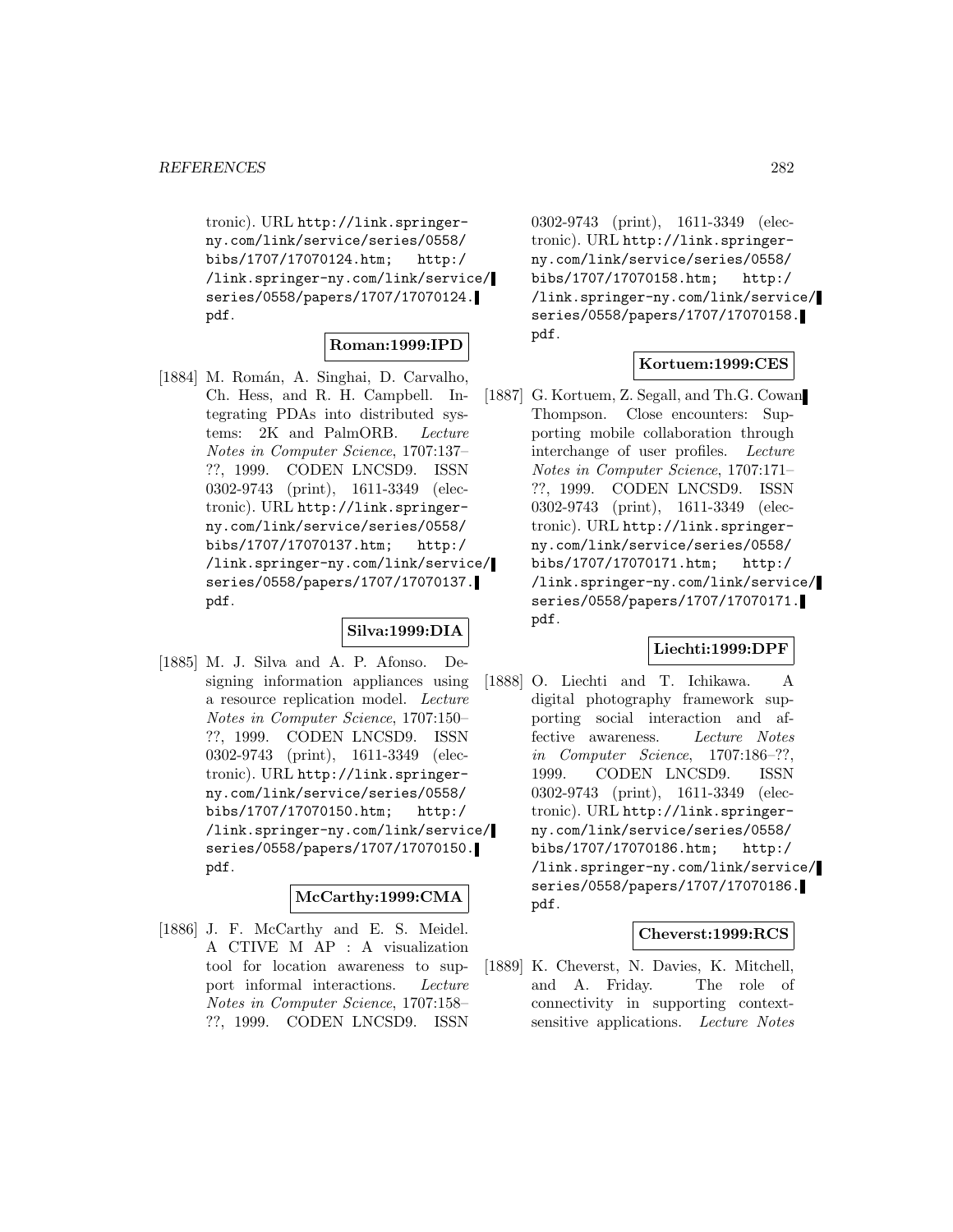tronic). URL http://link.springer-ny.com/link/service/series/0558/bibs/1707/17070124.htm; http://link.springer-ny.com/link/service/series/0558/papers/1707/17070124.pdf.

**Roman:1999:IPD**

[1884] M. Román, A. Singhai, D. Carvalho, Ch. Hess, and R. H. Campbell. Integrating PDAs into distributed systems: 2K and PalmORB. *Lecture Notes in Computer Science*, 1707:137–??, 1999. CODEN LNCSD9. ISSN 0302-9743 (print), 1611-3349 (electronic). URL http://link.springer-ny.com/link/service/series/0558/bibs/1707/17070137.htm; http://link.springer-ny.com/link/service/series/0558/papers/1707/17070137.pdf.

**Silva:1999:DIA**

[1885] M. J. Silva and A. P. Afonso. Designing information appliances using a resource replication model. *Lecture Notes in Computer Science*, 1707:150–??, 1999. CODEN LNCSD9. ISSN 0302-9743 (print), 1611-3349 (electronic). URL http://link.springer-ny.com/link/service/series/0558/bibs/1707/17070150.htm; http://link.springer-ny.com/link/service/series/0558/papers/1707/17070150.pdf.

**McCarthy:1999:CMA**

[1886] J. F. McCarthy and E. S. Meidel. A CTIVE M AP : A visualization tool for location awareness to support informal interactions. *Lecture Notes in Computer Science*, 1707:158–??, 1999. CODEN LNCSD9. ISSN 0302-9743 (print), 1611-3349 (electronic). URL http://link.springer-ny.com/link/service/series/0558/bibs/1707/17070158.htm; http://link.springer-ny.com/link/service/series/0558/papers/1707/17070158.pdf.

**Kortuem:1999:CES**

[1887] G. Kortuem, Z. Segall, and Th.G. Cowan Thompson. Close encounters: Supporting mobile collaboration through interchange of user profiles. *Lecture Notes in Computer Science*, 1707:171–??, 1999. CODEN LNCSD9. ISSN 0302-9743 (print), 1611-3349 (electronic). URL http://link.springer-ny.com/link/service/series/0558/bibs/1707/17070171.htm; http://link.springer-ny.com/link/service/series/0558/papers/1707/17070171.pdf.

**Liechti:1999:DPF**

[1888] O. Liechti and T. Ichikawa. A digital photography framework supporting social interaction and affective awareness. *Lecture Notes in Computer Science*, 1707:186–??, 1999. CODEN LNCSD9. ISSN 0302-9743 (print), 1611-3349 (electronic). URL http://link.springer-ny.com/link/service/series/0558/bibs/1707/17070186.htm; http://link.springer-ny.com/link/service/series/0558/papers/1707/17070186.pdf.

**Cheverst:1999:RCS**

[1889] K. Cheverst, N. Davies, K. Mitchell, and A. Friday. The role of connectivity in supporting context-sensitive applications. *Lecture Notes*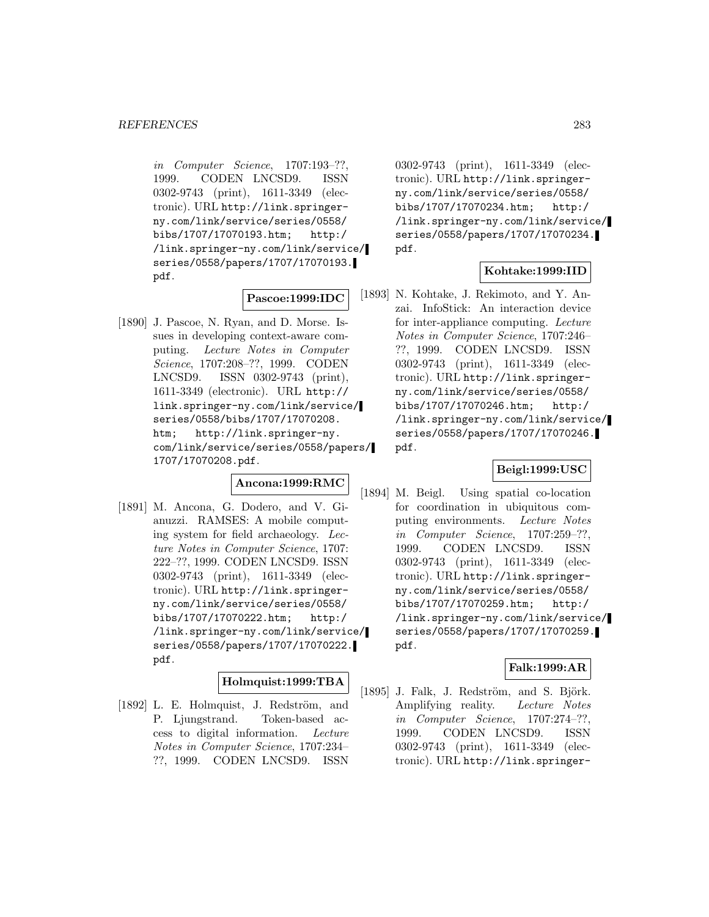in Computer Science, 1707:193–??, 1999. CODEN LNCSD9. ISSN 0302-9743 (print), 1611-3349 (electronic). URL http://link.springer-ny.com/link/service/series/0558/bibs/1707/17070193.htm; http://link.springer-ny.com/link/service/series/0558/papers/1707/17070193.pdf.

**Pascoe:1999:IDC**

[1890] J. Pascoe, N. Ryan, and D. Morse. Issues in developing context-aware computing. *Lecture Notes in Computer Science*, 1707:208–??, 1999. CODEN LNCSD9. ISSN 0302-9743 (print), 1611-3349 (electronic). URL http://link.springer-ny.com/link/service/series/0558/bibs/1707/17070208.htm; http://link.springer-ny.com/link/service/series/0558/papers/1707/17070208.pdf.

**Ancona:1999:RMC**

[1891] M. Ancona, G. Dodero, and V. Gianuzzi. RAMSES: A mobile computing system for field archaeology. *Lecture Notes in Computer Science*, 1707:222–??, 1999. CODEN LNCSD9. ISSN 0302-9743 (print), 1611-3349 (electronic). URL http://link.springer-ny.com/link/service/series/0558/bibs/1707/17070222.htm; http://link.springer-ny.com/link/service/series/0558/papers/1707/17070222.pdf.

**Holmquist:1999:TBA**

[1892] L. E. Holmquist, J. Redström, and P. Ljungstrand. Token-based access to digital information. *Lecture Notes in Computer Science*, 1707:234–??, 1999. CODEN LNCSD9. ISSN 0302-9743 (print), 1611-3349 (electronic). URL http://link.springer-ny.com/link/service/series/0558/bibs/1707/17070234.htm; http://link.springer-ny.com/link/service/series/0558/papers/1707/17070234.pdf.

**Kohtake:1999:IID**

[1893] N. Kohtake, J. Rekimoto, and Y. Anzai. InfoStick: An interaction device for inter-appliance computing. *Lecture Notes in Computer Science*, 1707:246–??, 1999. CODEN LNCSD9. ISSN 0302-9743 (print), 1611-3349 (electronic). URL http://link.springer-ny.com/link/service/series/0558/bibs/1707/17070246.htm; http://link.springer-ny.com/link/service/series/0558/papers/1707/17070246.pdf.

**Beigl:1999:USC**

[1894] M. Beigl. Using spatial co-location for coordination in ubiquitous computing environments. *Lecture Notes in Computer Science*, 1707:259–??, 1999. CODEN LNCSD9. ISSN 0302-9743 (print), 1611-3349 (electronic). URL http://link.springer-ny.com/link/service/series/0558/bibs/1707/17070259.htm; http://link.springer-ny.com/link/service/series/0558/papers/1707/17070259.pdf.

**Falk:1999:AR**

[1895] J. Falk, J. Redström, and S. Björk. Amplifying reality. *Lecture Notes in Computer Science*, 1707:274–??, 1999. CODEN LNCSD9. ISSN 0302-9743 (print), 1611-3349 (electronic). URL http://link.springer-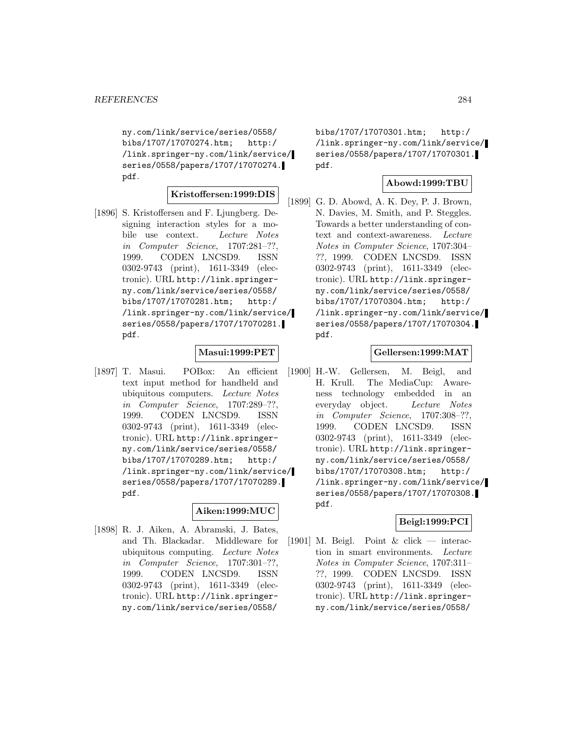ny.com/link/service/series/0558/ bibs/1707/17070274.htm; http://link.springer-ny.com/link/service/series/0558/papers/1707/17070274.pdf.

**Kristoffersen:1999:DIS**

[1896] S. Kristoffersen and F. Ljungberg. Designing interaction styles for a mobile use context. *Lecture Notes in Computer Science*, 1707:281–??, 1999. CODEN LNCSD9. ISSN 0302-9743 (print), 1611-3349 (electronic). URL http://link.springer-ny.com/link/service/series/0558/bibs/1707/17070281.htm; http://link.springer-ny.com/link/service/series/0558/papers/1707/17070281.pdf.

**Masui:1999:PET**

[1897] T. Masui. POBox: An efficient text input method for handheld and ubiquitous computers. *Lecture Notes in Computer Science*, 1707:289–??, 1999. CODEN LNCSD9. ISSN 0302-9743 (print), 1611-3349 (electronic). URL http://link.springer-ny.com/link/service/series/0558/bibs/1707/17070289.htm; http://link.springer-ny.com/link/service/series/0558/papers/1707/17070289.pdf.

**Aiken:1999:MUC**

[1898] R. J. Aiken, A. Abramski, J. Bates, and Th. Blackadar. Middleware for ubiquitous computing. *Lecture Notes in Computer Science*, 1707:301–??, 1999. CODEN LNCSD9. ISSN 0302-9743 (print), 1611-3349 (electronic). URL http://link.springer-ny.com/link/service/series/0558/bibs/1707/17070301.htm; http://link.springer-ny.com/link/service/series/0558/papers/1707/17070301.pdf.

**Abowd:1999:TBU**

[1899] G. D. Abowd, A. K. Dey, P. J. Brown, N. Davies, M. Smith, and P. Steggles. Towards a better understanding of context and context-awareness. *Lecture Notes in Computer Science*, 1707:304–??, 1999. CODEN LNCSD9. ISSN 0302-9743 (print), 1611-3349 (electronic). URL http://link.springer-ny.com/link/service/series/0558/bibs/1707/17070304.htm; http://link.springer-ny.com/link/service/series/0558/papers/1707/17070304.pdf.

**Gellersen:1999:MAT**

[1900] H.-W. Gellersen, M. Beigl, and H. Krull. The MediaCup: Awareness technology embedded in an everyday object. *Lecture Notes in Computer Science*, 1707:308–??, 1999. CODEN LNCSD9. ISSN 0302-9743 (print), 1611-3349 (electronic). URL http://link.springer-ny.com/link/service/series/0558/bibs/1707/17070308.htm; http://link.springer-ny.com/link/service/series/0558/papers/1707/17070308.pdf.

**Beigl:1999:PCI**

[1901] M. Beigl. Point & click — interaction in smart environments. *Lecture Notes in Computer Science*, 1707:311–??, 1999. CODEN LNCSD9. ISSN 0302-9743 (print), 1611-3349 (electronic). URL http://link.springer-ny.com/link/service/series/0558/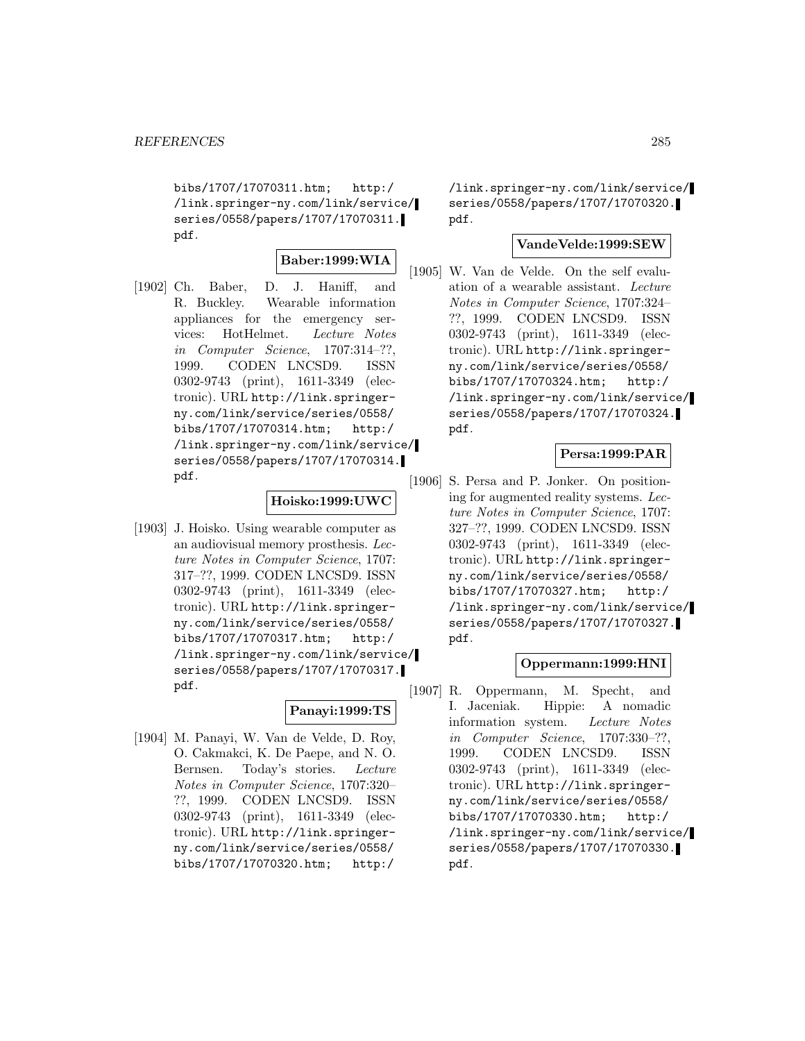bibs/1707/17070311.htm; http://link.springer-ny.com/link/service/series/0558/papers/1707/17070311.pdf.

**Baber:1999:WIA**

[1902] Ch. Baber, D. J. Haniff, and R. Buckley. Wearable information appliances for the emergency services: HotHelmet. *Lecture Notes in Computer Science*, 1707:314–??, 1999. CODEN LNCSD9. ISSN 0302-9743 (print), 1611-3349 (electronic). URL http://link.springer-ny.com/link/service/series/0558/bibs/1707/17070314.htm; http://link.springer-ny.com/link/service/series/0558/papers/1707/17070314.pdf.

**Hoisko:1999:UWC**

[1903] J. Hoisko. Using wearable computer as an audiovisual memory prosthesis. *Lecture Notes in Computer Science*, 1707: 317–??, 1999. CODEN LNCSD9. ISSN 0302-9743 (print), 1611-3349 (electronic). URL http://link.springer-ny.com/link/service/series/0558/bibs/1707/17070317.htm; http://link.springer-ny.com/link/service/series/0558/papers/1707/17070317.pdf.

**Panayi:1999:TS**

[1904] M. Panayi, W. Van de Velde, D. Roy, O. Cakmakci, K. De Paepe, and N. O. Bernsen. Today's stories. *Lecture Notes in Computer Science*, 1707:320–??, 1999. CODEN LNCSD9. ISSN 0302-9743 (print), 1611-3349 (electronic). URL http://link.springer-ny.com/link/service/series/0558/bibs/1707/17070320.htm; http://link.springer-ny.com/link/service/series/0558/papers/1707/17070320.pdf.

**VandeVelde:1999:SEW**

[1905] W. Van de Velde. On the self evaluation of a wearable assistant. *Lecture Notes in Computer Science*, 1707:324–??, 1999. CODEN LNCSD9. ISSN 0302-9743 (print), 1611-3349 (electronic). URL http://link.springer-ny.com/link/service/series/0558/bibs/1707/17070324.htm; http://link.springer-ny.com/link/service/series/0558/papers/1707/17070324.pdf.

**Persa:1999:PAR**

[1906] S. Persa and P. Jonker. On positioning for augmented reality systems. *Lecture Notes in Computer Science*, 1707: 327–??, 1999. CODEN LNCSD9. ISSN 0302-9743 (print), 1611-3349 (electronic). URL http://link.springer-ny.com/link/service/series/0558/bibs/1707/17070327.htm; http://link.springer-ny.com/link/service/series/0558/papers/1707/17070327.pdf.

**Oppermann:1999:HNI**

[1907] R. Oppermann, M. Specht, and I. Jaceniak. Hippie: A nomadic information system. *Lecture Notes in Computer Science*, 1707:330–??, 1999. CODEN LNCSD9. ISSN 0302-9743 (print), 1611-3349 (electronic). URL http://link.springer-ny.com/link/service/series/0558/bibs/1707/17070330.htm; http://link.springer-ny.com/link/service/series/0558/papers/1707/17070330.pdf.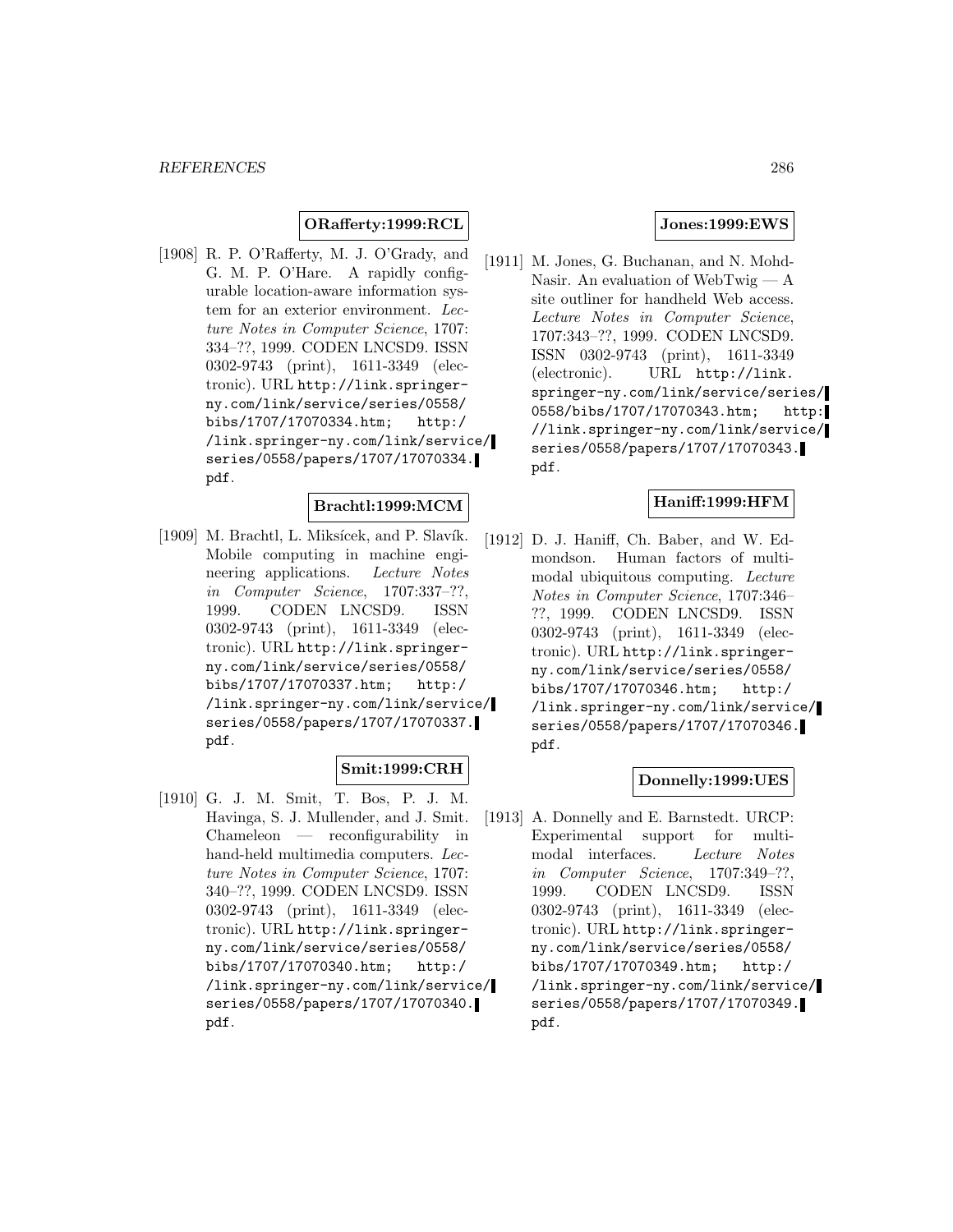**ORafferty:1999:RCL**

[1908] R. P. O'Rafferty, M. J. O'Grady, and G. M. P. O'Hare. A rapidly configurable location-aware information system for an exterior environment. *Lecture Notes in Computer Science*, 1707: 334–??, 1999. CODEN LNCSD9. ISSN 0302-9743 (print), 1611-3349 (electronic). URL `http://link.springer-ny.com/link/service/series/0558/bibs/1707/17070334.htm; http://link.springer-ny.com/link/service/series/0558/papers/1707/17070334.pdf`.

**Brachtl:1999:MCM**

[1909] M. Brachtl, L. Miksícek, and P. Slavík. Mobile computing in machine engineering applications. *Lecture Notes in Computer Science*, 1707:337–??, 1999. CODEN LNCSD9. ISSN 0302-9743 (print), 1611-3349 (electronic). URL `http://link.springer-ny.com/link/service/series/0558/bibs/1707/17070337.htm; http://link.springer-ny.com/link/service/series/0558/papers/1707/17070337.pdf`.

**Smit:1999:CRH**

[1910] G. J. M. Smit, T. Bos, P. J. M. Havinga, S. J. Mullender, and J. Smit. Chameleon — reconfigurability in hand-held multimedia computers. *Lecture Notes in Computer Science*, 1707: 340–??, 1999. CODEN LNCSD9. ISSN 0302-9743 (print), 1611-3349 (electronic). URL `http://link.springer-ny.com/link/service/series/0558/bibs/1707/17070340.htm; http://link.springer-ny.com/link/service/series/0558/papers/1707/17070340.pdf`.

**Jones:1999:EWS**

[1911] M. Jones, G. Buchanan, and N. Mohd-Nasir. An evaluation of WebTwig — A site outliner for handheld Web access. *Lecture Notes in Computer Science*, 1707:343–??, 1999. CODEN LNCSD9. ISSN 0302-9743 (print), 1611-3349 (electronic). URL `http://link.springer-ny.com/link/service/series/0558/bibs/1707/17070343.htm; http://link.springer-ny.com/link/service/series/0558/papers/1707/17070343.pdf`.

**Haniff:1999:HFM**

[1912] D. J. Haniff, Ch. Baber, and W. Edmondson. Human factors of multimodal ubiquitous computing. *Lecture Notes in Computer Science*, 1707:346–??, 1999. CODEN LNCSD9. ISSN 0302-9743 (print), 1611-3349 (electronic). URL `http://link.springer-ny.com/link/service/series/0558/bibs/1707/17070346.htm; http://link.springer-ny.com/link/service/series/0558/papers/1707/17070346.pdf`.

**Donnelly:1999:UES**

[1913] A. Donnelly and E. Barnstedt. URCP: Experimental support for multimodal interfaces. *Lecture Notes in Computer Science*, 1707:349–??, 1999. CODEN LNCSD9. ISSN 0302-9743 (print), 1611-3349 (electronic). URL `http://link.springer-ny.com/link/service/series/0558/bibs/1707/17070349.htm; http://link.springer-ny.com/link/service/series/0558/papers/1707/17070349.pdf`.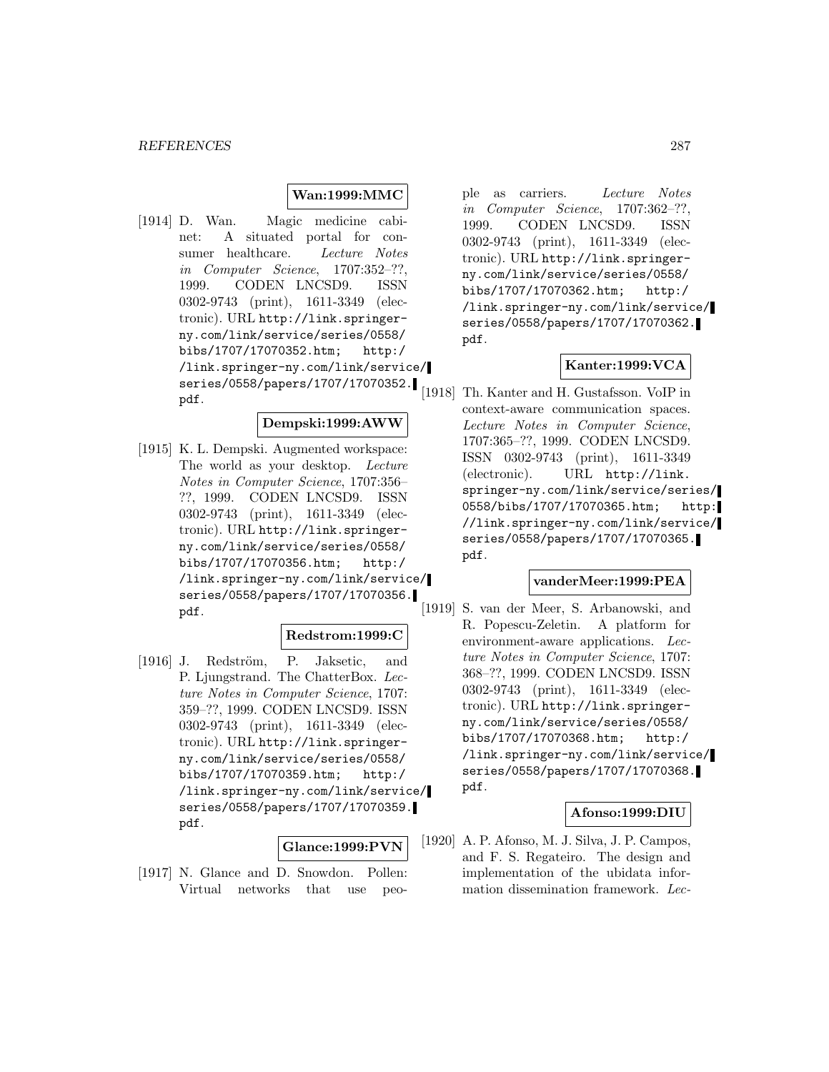**Wan:1999:MMC**

[1914] D. Wan. Magic medicine cabinet: A situated portal for consumer healthcare. *Lecture Notes in Computer Science*, 1707:352–??, 1999. CODEN LNCSD9. ISSN 0302-9743 (print), 1611-3349 (electronic). URL http://link.springer-ny.com/link/service/series/0558/bibs/1707/17070352.htm; http://link.springer-ny.com/link/service/series/0558/papers/1707/17070352.pdf.

**Dempski:1999:AWW**

[1915] K. L. Dempski. Augmented workspace: The world as your desktop. *Lecture Notes in Computer Science*, 1707:356–??, 1999. CODEN LNCSD9. ISSN 0302-9743 (print), 1611-3349 (electronic). URL http://link.springer-ny.com/link/service/series/0558/bibs/1707/17070356.htm; http://link.springer-ny.com/link/service/series/0558/papers/1707/17070356.pdf.

**Redstrom:1999:C**

[1916] J. Redström, P. Jaksetic, and P. Ljungstrand. The ChatterBox. *Lecture Notes in Computer Science*, 1707:359–??, 1999. CODEN LNCSD9. ISSN 0302-9743 (print), 1611-3349 (electronic). URL http://link.springer-ny.com/link/service/series/0558/bibs/1707/17070359.htm; http://link.springer-ny.com/link/service/series/0558/papers/1707/17070359.pdf.

**Glance:1999:PVN**

[1917] N. Glance and D. Snowdon. Pollen: Virtual networks that use people as carriers. *Lecture Notes in Computer Science*, 1707:362–??, 1999. CODEN LNCSD9. ISSN 0302-9743 (print), 1611-3349 (electronic). URL http://link.springer-ny.com/link/service/series/0558/bibs/1707/17070362.htm; http://link.springer-ny.com/link/service/series/0558/papers/1707/17070362.pdf.

**Kanter:1999:VCA**

[1918] Th. Kanter and H. Gustafsson. VoIP in context-aware communication spaces. *Lecture Notes in Computer Science*, 1707:365–??, 1999. CODEN LNCSD9. ISSN 0302-9743 (print), 1611-3349 (electronic). URL http://link.springer-ny.com/link/service/series/0558/bibs/1707/17070365.htm; http://link.springer-ny.com/link/service/series/0558/papers/1707/17070365.pdf.

**vanderMeer:1999:PEA**

[1919] S. van der Meer, S. Arbanowski, and R. Popescu-Zeletin. A platform for environment-aware applications. *Lecture Notes in Computer Science*, 1707:368–??, 1999. CODEN LNCSD9. ISSN 0302-9743 (print), 1611-3349 (electronic). URL http://link.springer-ny.com/link/service/series/0558/bibs/1707/17070368.htm; http://link.springer-ny.com/link/service/series/0558/papers/1707/17070368.pdf.

**Afonso:1999:DIU**

[1920] A. P. Afonso, M. J. Silva, J. P. Campos, and F. S. Regateiro. The design and implementation of the ubidata information dissemination framework. *Lec-*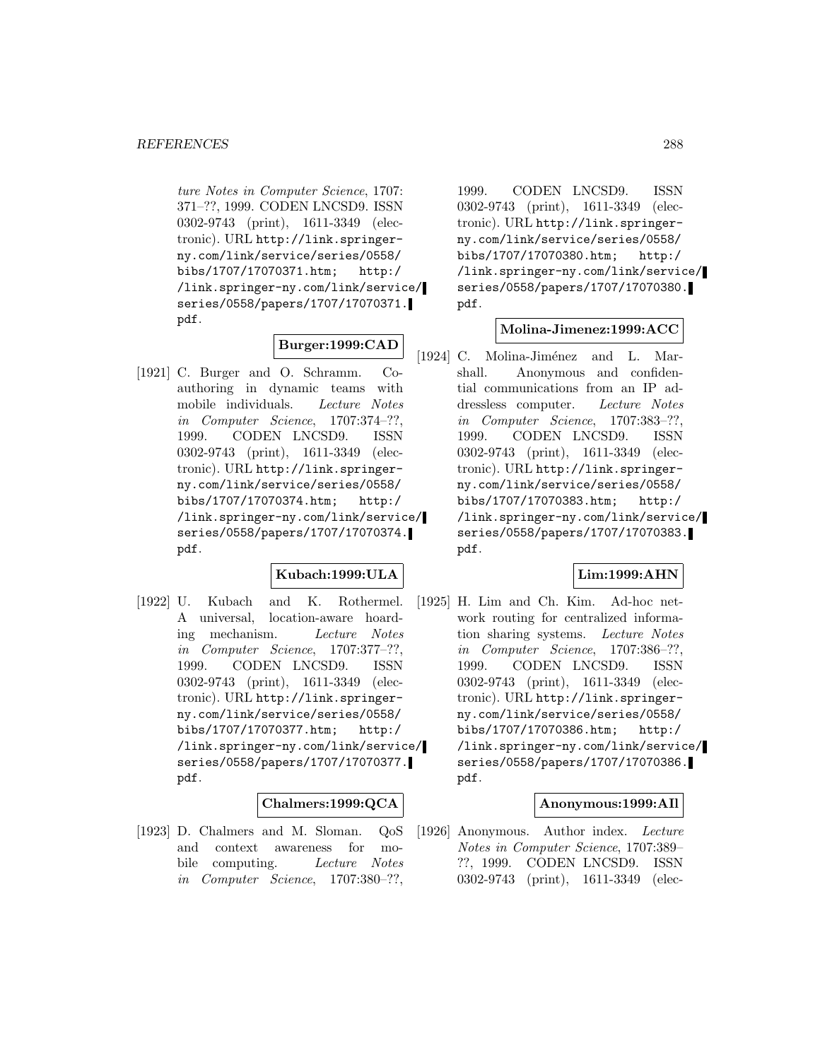ture Notes in Computer Science*, 1707: 371–??, 1999. CODEN LNCSD9. ISSN 0302-9743 (print), 1611-3349 (electronic). URL http://link.springer-ny.com/link/service/series/0558/bibs/1707/17070371.htm; http://link.springer-ny.com/link/service/series/0558/papers/1707/17070371.pdf.

**Burger:1999:CAD**

[1921] C. Burger and O. Schramm. Co-authoring in dynamic teams with mobile individuals. *Lecture Notes in Computer Science*, 1707:374–??, 1999. CODEN LNCSD9. ISSN 0302-9743 (print), 1611-3349 (electronic). URL http://link.springer-ny.com/link/service/series/0558/bibs/1707/17070374.htm; http://link.springer-ny.com/link/service/series/0558/papers/1707/17070374.pdf.

**Kubach:1999:ULA**

[1922] U. Kubach and K. Rothermel. A universal, location-aware hoarding mechanism. *Lecture Notes in Computer Science*, 1707:377–??, 1999. CODEN LNCSD9. ISSN 0302-9743 (print), 1611-3349 (electronic). URL http://link.springer-ny.com/link/service/series/0558/bibs/1707/17070377.htm; http://link.springer-ny.com/link/service/series/0558/papers/1707/17070377.pdf.

**Chalmers:1999:QCA**

[1923] D. Chalmers and M. Sloman. QoS and context awareness for mobile computing. *Lecture Notes in Computer Science*, 1707:380–??, 1999. CODEN LNCSD9. ISSN 0302-9743 (print), 1611-3349 (electronic). URL http://link.springer-ny.com/link/service/series/0558/bibs/1707/17070380.htm; http://link.springer-ny.com/link/service/series/0558/papers/1707/17070380.pdf.

**Molina-Jimenez:1999:ACC**

[1924] C. Molina-Jiménez and L. Marshall. Anonymous and confidential communications from an IP addressless computer. *Lecture Notes in Computer Science*, 1707:383–??, 1999. CODEN LNCSD9. ISSN 0302-9743 (print), 1611-3349 (electronic). URL http://link.springer-ny.com/link/service/series/0558/bibs/1707/17070383.htm; http://link.springer-ny.com/link/service/series/0558/papers/1707/17070383.pdf.

**Lim:1999:AHN**

[1925] H. Lim and Ch. Kim. Ad-hoc network routing for centralized information sharing systems. *Lecture Notes in Computer Science*, 1707:386–??, 1999. CODEN LNCSD9. ISSN 0302-9743 (print), 1611-3349 (electronic). URL http://link.springer-ny.com/link/service/series/0558/bibs/1707/17070386.htm; http://link.springer-ny.com/link/service/series/0558/papers/1707/17070386.pdf.

**Anonymous:1999:AIl**

[1926] Anonymous. Author index. *Lecture Notes in Computer Science*, 1707:389–??, 1999. CODEN LNCSD9. ISSN 0302-9743 (print), 1611-3349 (elec-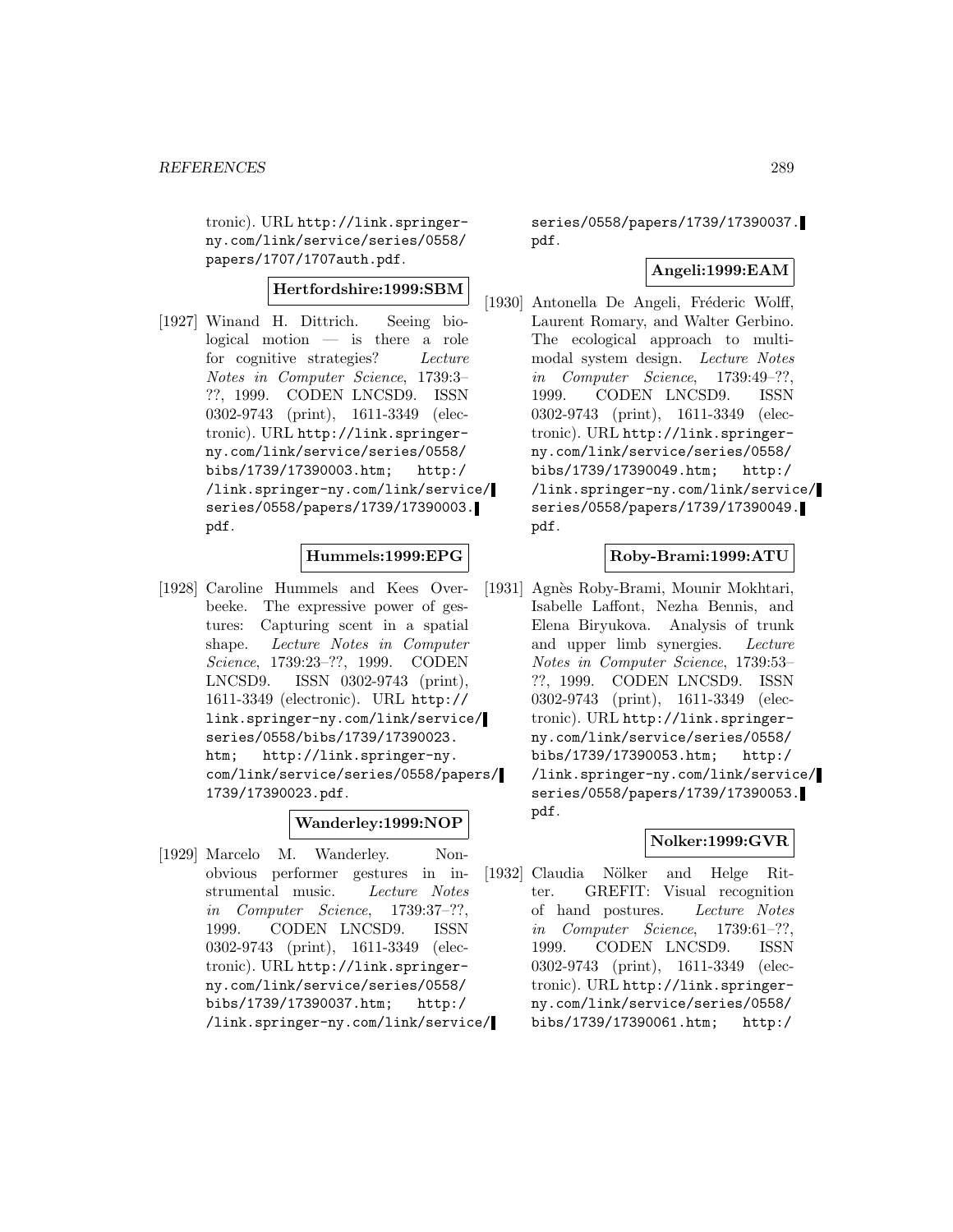tronic). URL http://link.springer-ny.com/link/service/series/0558/papers/1707/1707auth.pdf.

**Hertfordshire:1999:SBM**

[1927] Winand H. Dittrich. Seeing biological motion — is there a role for cognitive strategies? *Lecture Notes in Computer Science*, 1739:3–??, 1999. CODEN LNCSD9. ISSN 0302-9743 (print), 1611-3349 (electronic). URL http://link.springer-ny.com/link/service/series/0558/bibs/1739/17390003.htm; http://link.springer-ny.com/link/service/series/0558/papers/1739/17390003.pdf.

**Hummels:1999:EPG**

[1928] Caroline Hummels and Kees Overbeeke. The expressive power of gestures: Capturing scent in a spatial shape. *Lecture Notes in Computer Science*, 1739:23–??, 1999. CODEN LNCSD9. ISSN 0302-9743 (print), 1611-3349 (electronic). URL http://link.springer-ny.com/link/service/series/0558/bibs/1739/17390023.htm; http://link.springer-ny.com/link/service/series/0558/papers/1739/17390023.pdf.

**Wanderley:1999:NOP**

[1929] Marcelo M. Wanderley. Non-obvious performer gestures in instrumental music. *Lecture Notes in Computer Science*, 1739:37–??, 1999. CODEN LNCSD9. ISSN 0302-9743 (print), 1611-3349 (electronic). URL http://link.springer-ny.com/link/service/series/0558/bibs/1739/17390037.htm; http://link.springer-ny.com/link/service/series/0558/papers/1739/17390037.pdf.

**Angeli:1999:EAM**

[1930] Antonella De Angeli, Fréderic Wolff, Laurent Romary, and Walter Gerbino. The ecological approach to multimodal system design. *Lecture Notes in Computer Science*, 1739:49–??, 1999. CODEN LNCSD9. ISSN 0302-9743 (print), 1611-3349 (electronic). URL http://link.springer-ny.com/link/service/series/0558/bibs/1739/17390049.htm; http://link.springer-ny.com/link/service/series/0558/papers/1739/17390049.pdf.

**Roby-Brami:1999:ATU**

[1931] Agnès Roby-Brami, Mounir Mokhtari, Isabelle Laffont, Nezha Bennis, and Elena Biryukova. Analysis of trunk and upper limb synergies. *Lecture Notes in Computer Science*, 1739:53–??, 1999. CODEN LNCSD9. ISSN 0302-9743 (print), 1611-3349 (electronic). URL http://link.springer-ny.com/link/service/series/0558/bibs/1739/17390053.htm; http://link.springer-ny.com/link/service/series/0558/papers/1739/17390053.pdf.

**Nolker:1999:GVR**

[1932] Claudia Nölker and Helge Ritter. GREFIT: Visual recognition of hand postures. *Lecture Notes in Computer Science*, 1739:61–??, 1999. CODEN LNCSD9. ISSN 0302-9743 (print), 1611-3349 (electronic). URL http://link.springer-ny.com/link/service/series/0558/bibs/1739/17390061.htm; http:/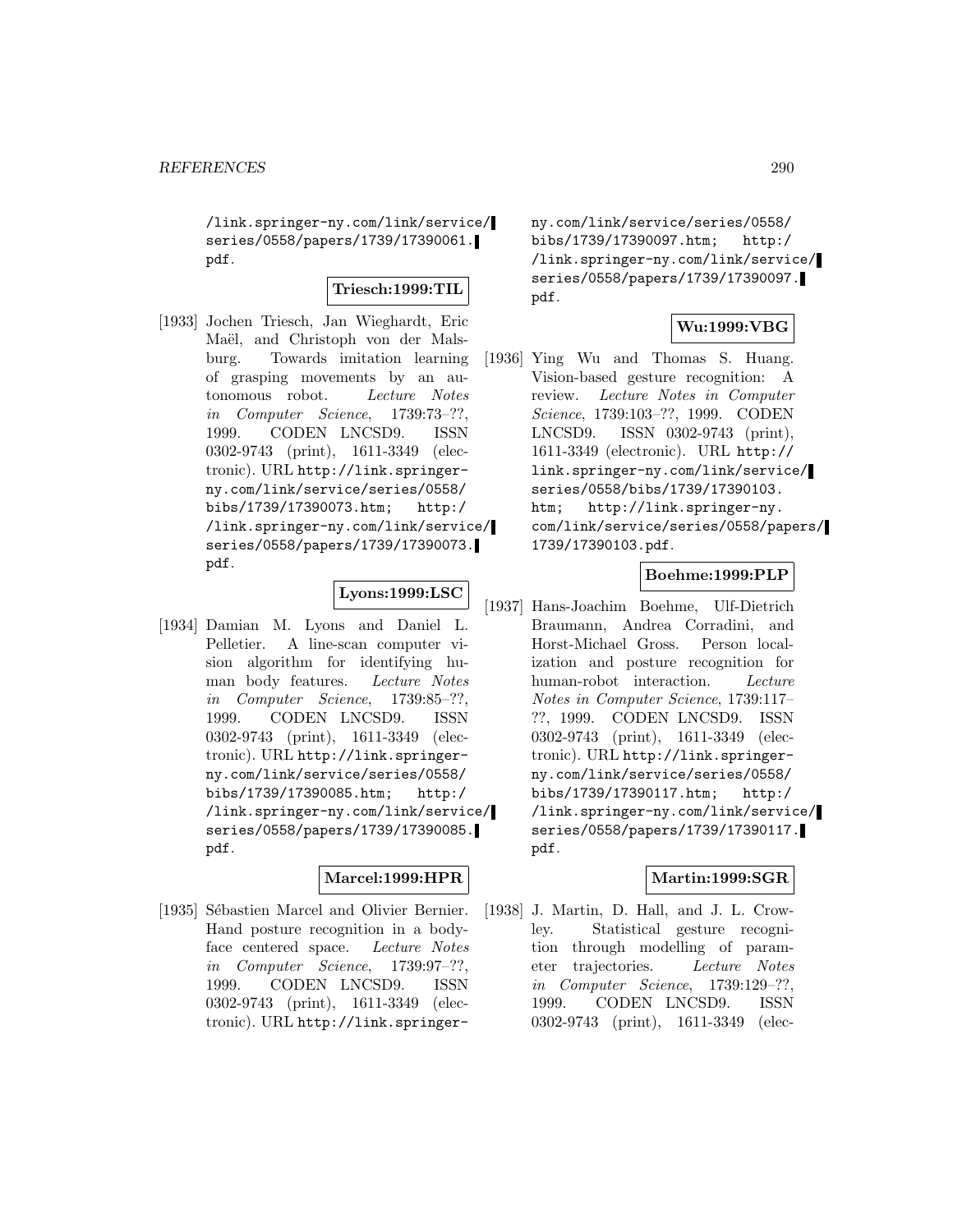/link.springer-ny.com/link/service/series/0558/papers/1739/17390061.pdf.

**Triesch:1999:TIL**

[1933] Jochen Triesch, Jan Wieghardt, Eric Maël, and Christoph von der Malsburg. Towards imitation learning of grasping movements by an autonomous robot. *Lecture Notes in Computer Science*, 1739:73–??, 1999. CODEN LNCSD9. ISSN 0302-9743 (print), 1611-3349 (electronic). URL http://link.springer-ny.com/link/service/series/0558/bibs/1739/17390073.htm; http://link.springer-ny.com/link/service/series/0558/papers/1739/17390073.pdf.

**Lyons:1999:LSC**

[1934] Damian M. Lyons and Daniel L. Pelletier. A line-scan computer vision algorithm for identifying human body features. *Lecture Notes in Computer Science*, 1739:85–??, 1999. CODEN LNCSD9. ISSN 0302-9743 (print), 1611-3349 (electronic). URL http://link.springer-ny.com/link/service/series/0558/bibs/1739/17390085.htm; http://link.springer-ny.com/link/service/series/0558/papers/1739/17390085.pdf.

**Marcel:1999:HPR**

[1935] Sébastien Marcel and Olivier Bernier. Hand posture recognition in a body-face centered space. *Lecture Notes in Computer Science*, 1739:97–??, 1999. CODEN LNCSD9. ISSN 0302-9743 (print), 1611-3349 (electronic). URL http://link.springer-ny.com/link/service/series/0558/bibs/1739/17390097.htm; http://link.springer-ny.com/link/service/series/0558/papers/1739/17390097.pdf.

**Wu:1999:VBG**

[1936] Ying Wu and Thomas S. Huang. Vision-based gesture recognition: A review. *Lecture Notes in Computer Science*, 1739:103–??, 1999. CODEN LNCSD9. ISSN 0302-9743 (print), 1611-3349 (electronic). URL http://link.springer-ny.com/link/service/series/0558/bibs/1739/17390103.htm; http://link.springer-ny.com/link/service/series/0558/papers/1739/17390103.pdf.

**Boehme:1999:PLP**

[1937] Hans-Joachim Boehme, Ulf-Dietrich Braumann, Andrea Corradini, and Horst-Michael Gross. Person localization and posture recognition for human-robot interaction. *Lecture Notes in Computer Science*, 1739:117–??, 1999. CODEN LNCSD9. ISSN 0302-9743 (print), 1611-3349 (electronic). URL http://link.springer-ny.com/link/service/series/0558/bibs/1739/17390117.htm; http://link.springer-ny.com/link/service/series/0558/papers/1739/17390117.pdf.

**Martin:1999:SGR**

[1938] J. Martin, D. Hall, and J. L. Crowley. Statistical gesture recognition through modelling of parameter trajectories. *Lecture Notes in Computer Science*, 1739:129–??, 1999. CODEN LNCSD9. ISSN 0302-9743 (print), 1611-3349 (elec-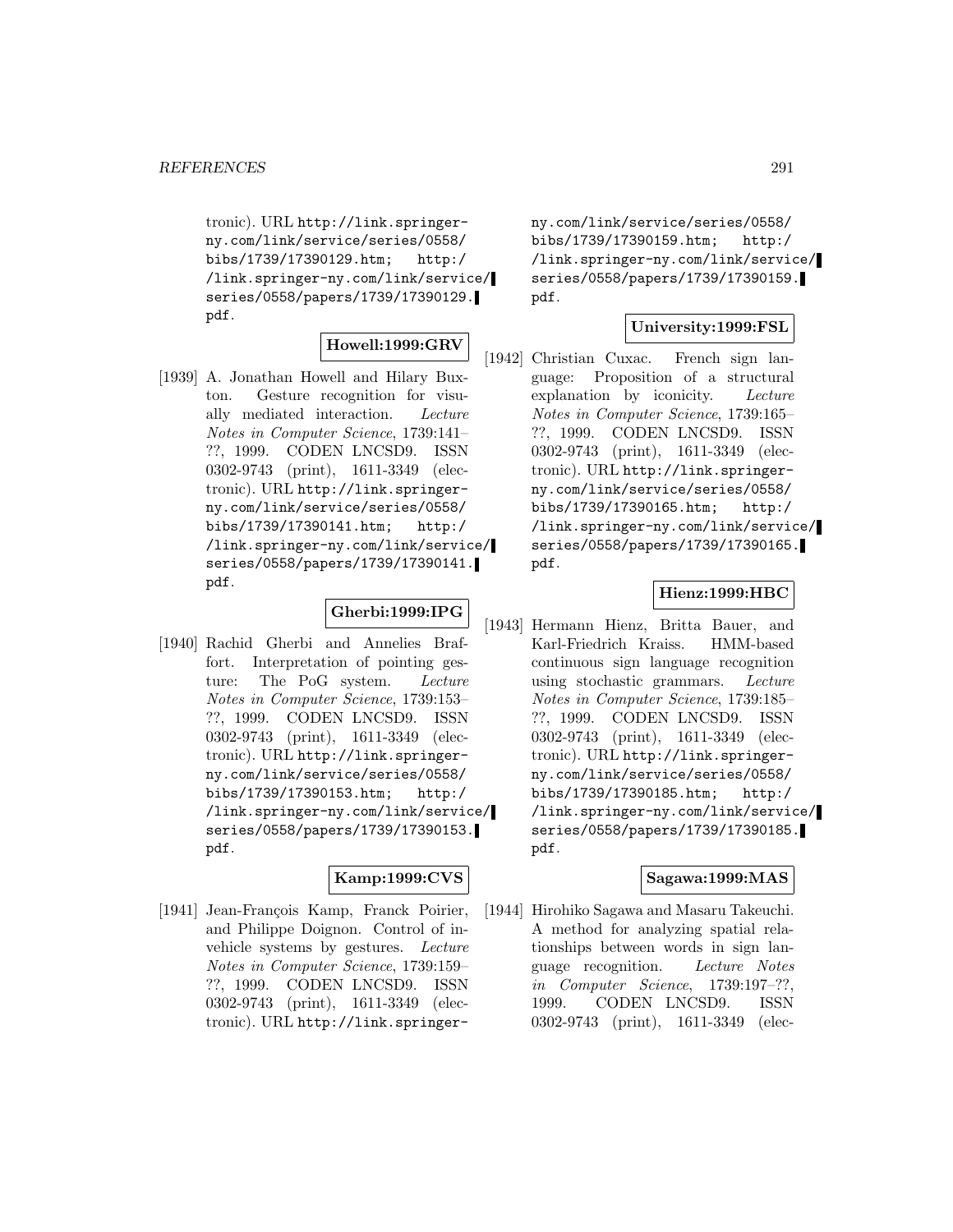tronic). URL http://link.springer-ny.com/link/service/series/0558/bibs/1739/17390129.htm; http://link.springer-ny.com/link/service/series/0558/papers/1739/17390129.pdf.

**Howell:1999:GRV**

[1939] A. Jonathan Howell and Hilary Buxton. Gesture recognition for visually mediated interaction. *Lecture Notes in Computer Science*, 1739:141–??, 1999. CODEN LNCSD9. ISSN 0302-9743 (print), 1611-3349 (electronic). URL http://link.springer-ny.com/link/service/series/0558/bibs/1739/17390141.htm; http://link.springer-ny.com/link/service/series/0558/papers/1739/17390141.pdf.

**Gherbi:1999:IPG**

[1940] Rachid Gherbi and Annelies Braffort. Interpretation of pointing gesture: The PoG system. *Lecture Notes in Computer Science*, 1739:153–??, 1999. CODEN LNCSD9. ISSN 0302-9743 (print), 1611-3349 (electronic). URL http://link.springer-ny.com/link/service/series/0558/bibs/1739/17390153.htm; http://link.springer-ny.com/link/service/series/0558/papers/1739/17390153.pdf.

**Kamp:1999:CVS**

[1941] Jean-François Kamp, Franck Poirier, and Philippe Doignon. Control of in-vehicle systems by gestures. *Lecture Notes in Computer Science*, 1739:159–??, 1999. CODEN LNCSD9. ISSN 0302-9743 (print), 1611-3349 (electronic). URL http://link.springer-ny.com/link/service/series/0558/bibs/1739/17390159.htm; http://link.springer-ny.com/link/service/series/0558/papers/1739/17390159.pdf.

**University:1999:FSL**

[1942] Christian Cuxac. French sign language: Proposition of a structural explanation by iconicity. *Lecture Notes in Computer Science*, 1739:165–??, 1999. CODEN LNCSD9. ISSN 0302-9743 (print), 1611-3349 (electronic). URL http://link.springer-ny.com/link/service/series/0558/bibs/1739/17390165.htm; http://link.springer-ny.com/link/service/series/0558/papers/1739/17390165.pdf.

**Hienz:1999:HBC**

[1943] Hermann Hienz, Britta Bauer, and Karl-Friedrich Kraiss. HMM-based continuous sign language recognition using stochastic grammars. *Lecture Notes in Computer Science*, 1739:185–??, 1999. CODEN LNCSD9. ISSN 0302-9743 (print), 1611-3349 (electronic). URL http://link.springer-ny.com/link/service/series/0558/bibs/1739/17390185.htm; http://link.springer-ny.com/link/service/series/0558/papers/1739/17390185.pdf.

**Sagawa:1999:MAS**

[1944] Hirohiko Sagawa and Masaru Takeuchi. A method for analyzing spatial relationships between words in sign language recognition. *Lecture Notes in Computer Science*, 1739:197–??, 1999. CODEN LNCSD9. ISSN 0302-9743 (print), 1611-3349 (elec-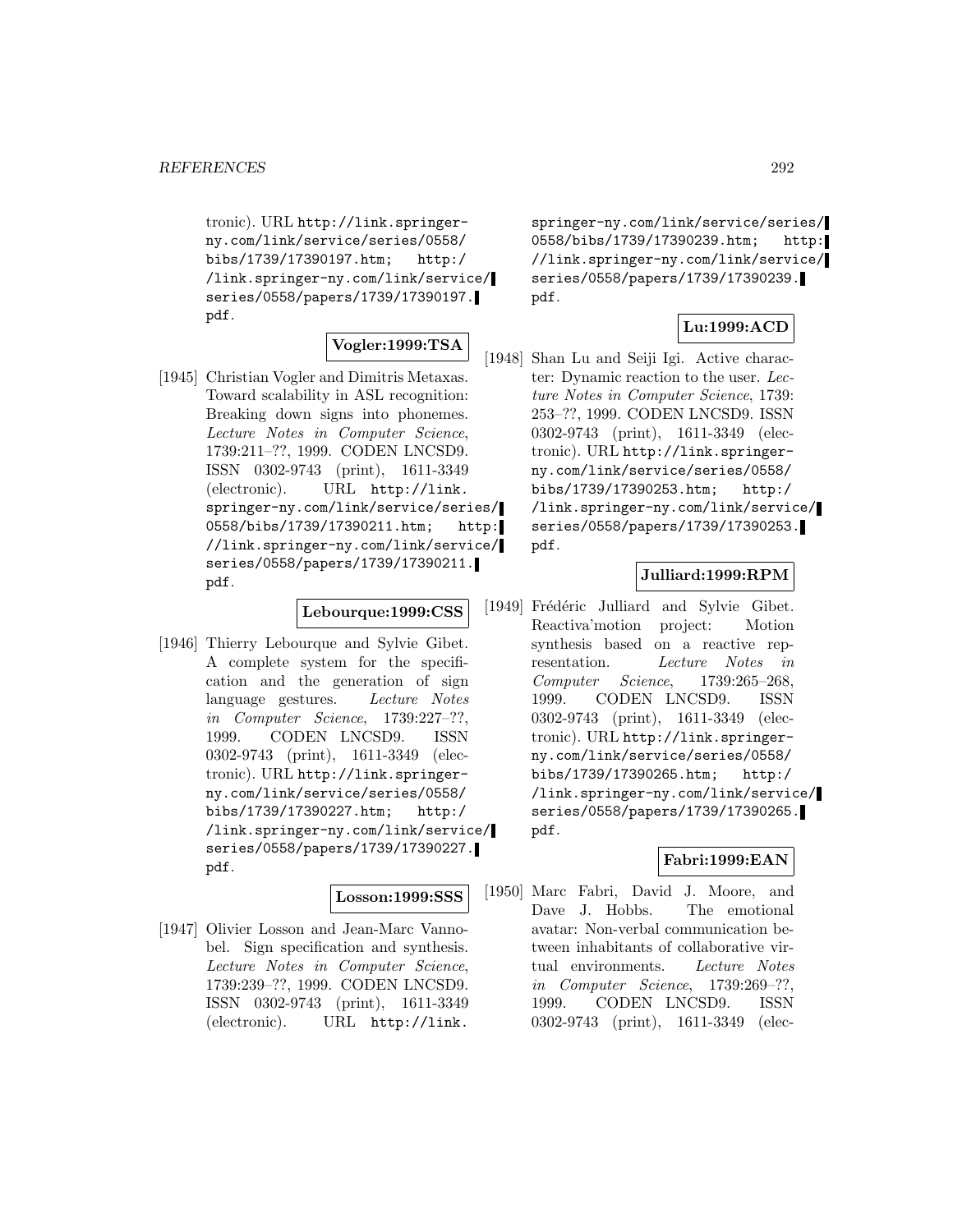tronic). URL http://link.springer-ny.com/link/service/series/0558/bibs/1739/17390197.htm; http://link.springer-ny.com/link/service/series/0558/papers/1739/17390197.pdf.

**Vogler:1999:TSA**

[1945] Christian Vogler and Dimitris Metaxas. Toward scalability in ASL recognition: Breaking down signs into phonemes. *Lecture Notes in Computer Science*, 1739:211–??, 1999. CODEN LNCSD9. ISSN 0302-9743 (print), 1611-3349 (electronic). URL http://link.springer-ny.com/link/service/series/0558/bibs/1739/17390211.htm; http://link.springer-ny.com/link/service/series/0558/papers/1739/17390211.pdf.

**Lebourque:1999:CSS**

[1946] Thierry Lebourque and Sylvie Gibet. A complete system for the specification and the generation of sign language gestures. *Lecture Notes in Computer Science*, 1739:227–??, 1999. CODEN LNCSD9. ISSN 0302-9743 (print), 1611-3349 (electronic). URL http://link.springer-ny.com/link/service/series/0558/bibs/1739/17390227.htm; http://link.springer-ny.com/link/service/series/0558/papers/1739/17390227.pdf.

**Losson:1999:SSS**

[1947] Olivier Losson and Jean-Marc Vannobel. Sign specification and synthesis. *Lecture Notes in Computer Science*, 1739:239–??, 1999. CODEN LNCSD9. ISSN 0302-9743 (print), 1611-3349 (electronic). URL http://link.springer-ny.com/link/service/series/0558/bibs/1739/17390239.htm; http://link.springer-ny.com/link/service/series/0558/papers/1739/17390239.pdf.

**Lu:1999:ACD**

[1948] Shan Lu and Seiji Igi. Active character: Dynamic reaction to the user. *Lecture Notes in Computer Science*, 1739:253–??, 1999. CODEN LNCSD9. ISSN 0302-9743 (print), 1611-3349 (electronic). URL http://link.springer-ny.com/link/service/series/0558/bibs/1739/17390253.htm; http://link.springer-ny.com/link/service/series/0558/papers/1739/17390253.pdf.

**Julliard:1999:RPM**

[1949] Frédéric Julliard and Sylvie Gibet. Reactiva'motion project: Motion synthesis based on a reactive representation. *Lecture Notes in Computer Science*, 1739:265–268, 1999. CODEN LNCSD9. ISSN 0302-9743 (print), 1611-3349 (electronic). URL http://link.springer-ny.com/link/service/series/0558/bibs/1739/17390265.htm; http://link.springer-ny.com/link/service/series/0558/papers/1739/17390265.pdf.

**Fabri:1999:EAN**

[1950] Marc Fabri, David J. Moore, and Dave J. Hobbs. The emotional avatar: Non-verbal communication between inhabitants of collaborative virtual environments. *Lecture Notes in Computer Science*, 1739:269–??, 1999. CODEN LNCSD9. ISSN 0302-9743 (print), 1611-3349 (elec-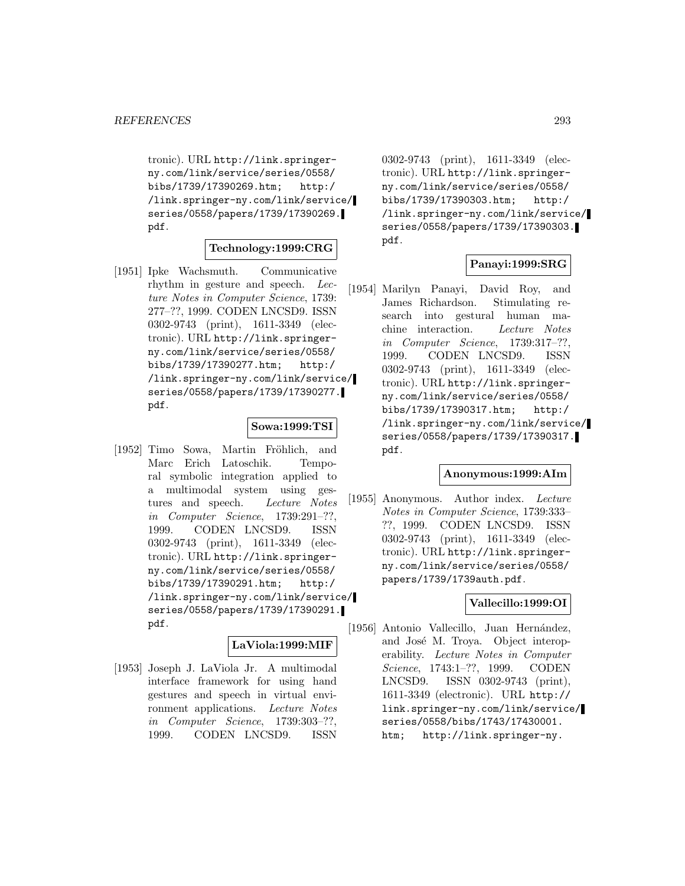tronic). URL http://link.springer-ny.com/link/service/series/0558/bibs/1739/17390269.htm; http://link.springer-ny.com/link/service/series/0558/papers/1739/17390269.pdf.

**Technology:1999:CRG**

[1951] Ipke Wachsmuth. Communicative rhythm in gesture and speech. *Lecture Notes in Computer Science*, 1739: 277–??, 1999. CODEN LNCSD9. ISSN 0302-9743 (print), 1611-3349 (electronic). URL http://link.springer-ny.com/link/service/series/0558/bibs/1739/17390277.htm; http://link.springer-ny.com/link/service/series/0558/papers/1739/17390277.pdf.

**Sowa:1999:TSI**

[1952] Timo Sowa, Martin Fröhlich, and Marc Erich Latoschik. Temporal symbolic integration applied to a multimodal system using gestures and speech. *Lecture Notes in Computer Science*, 1739:291–??, 1999. CODEN LNCSD9. ISSN 0302-9743 (print), 1611-3349 (electronic). URL http://link.springer-ny.com/link/service/series/0558/bibs/1739/17390291.htm; http://link.springer-ny.com/link/service/series/0558/papers/1739/17390291.pdf.

**LaViola:1999:MIF**

[1953] Joseph J. LaViola Jr. A multimodal interface framework for using hand gestures and speech in virtual environment applications. *Lecture Notes in Computer Science*, 1739:303–??, 1999. CODEN LNCSD9. ISSN 0302-9743 (print), 1611-3349 (electronic). URL http://link.springer-ny.com/link/service/series/0558/bibs/1739/17390303.htm; http://link.springer-ny.com/link/service/series/0558/papers/1739/17390303.pdf.

**Panayi:1999:SRG**

[1954] Marilyn Panayi, David Roy, and James Richardson. Stimulating research into gestural human machine interaction. *Lecture Notes in Computer Science*, 1739:317–??, 1999. CODEN LNCSD9. ISSN 0302-9743 (print), 1611-3349 (electronic). URL http://link.springer-ny.com/link/service/series/0558/bibs/1739/17390317.htm; http://link.springer-ny.com/link/service/series/0558/papers/1739/17390317.pdf.

**Anonymous:1999:AIm**

[1955] Anonymous. Author index. *Lecture Notes in Computer Science*, 1739:333–??, 1999. CODEN LNCSD9. ISSN 0302-9743 (print), 1611-3349 (electronic). URL http://link.springer-ny.com/link/service/series/0558/papers/1739/1739auth.pdf.

**Vallecillo:1999:OI**

[1956] Antonio Vallecillo, Juan Hernández, and José M. Troya. Object interoperability. *Lecture Notes in Computer Science*, 1743:1–??, 1999. CODEN LNCSD9. ISSN 0302-9743 (print), 1611-3349 (electronic). URL http://link.springer-ny.com/link/service/series/0558/bibs/1743/17430001.htm; http://link.springer-ny.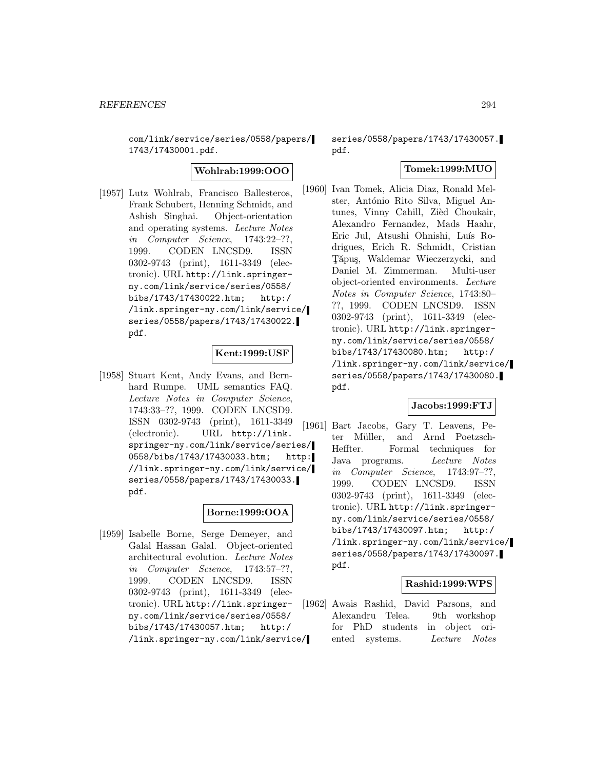com/link/service/series/0558/papers/1743/17430001.pdf.

**Wohlrab:1999:OOO**

[1957] Lutz Wohlrab, Francisco Ballesteros, Frank Schubert, Henning Schmidt, and Ashish Singhai. Object-orientation and operating systems. *Lecture Notes in Computer Science*, 1743:22–??, 1999. CODEN LNCSD9. ISSN 0302-9743 (print), 1611-3349 (electronic). URL http://link.springer-ny.com/link/service/series/0558/bibs/1743/17430022.htm; http://link.springer-ny.com/link/service/series/0558/papers/1743/17430022.pdf.

**Kent:1999:USF**

[1958] Stuart Kent, Andy Evans, and Bernhard Rumpe. UML semantics FAQ. *Lecture Notes in Computer Science*, 1743:33–??, 1999. CODEN LNCSD9. ISSN 0302-9743 (print), 1611-3349 (electronic). URL http://link.springer-ny.com/link/service/series/0558/bibs/1743/17430033.htm; http://link.springer-ny.com/link/service/series/0558/papers/1743/17430033.pdf.

**Borne:1999:OOA**

[1959] Isabelle Borne, Serge Demeyer, and Galal Hassan Galal. Object-oriented architectural evolution. *Lecture Notes in Computer Science*, 1743:57–??, 1999. CODEN LNCSD9. ISSN 0302-9743 (print), 1611-3349 (electronic). URL http://link.springer-ny.com/link/service/series/0558/bibs/1743/17430057.htm; http://link.springer-ny.com/link/service/series/0558/papers/1743/17430057.pdf.

**Tomek:1999:MUO**

[1960] Ivan Tomek, Alicia Diaz, Ronald Melster, António Rito Silva, Miguel Antunes, Vinny Cahill, Zièd Choukair, Alexandro Fernandez, Mads Haahr, Eric Jul, Atsushi Ohnishi, Luís Rodrigues, Erich R. Schmidt, Cristian Ţăpuş, Waldemar Wieczerzycki, and Daniel M. Zimmerman. Multi-user object-oriented environments. *Lecture Notes in Computer Science*, 1743:80–??, 1999. CODEN LNCSD9. ISSN 0302-9743 (print), 1611-3349 (electronic). URL http://link.springer-ny.com/link/service/series/0558/bibs/1743/17430080.htm; http://link.springer-ny.com/link/service/series/0558/papers/1743/17430080.pdf.

**Jacobs:1999:FTJ**

[1961] Bart Jacobs, Gary T. Leavens, Peter Müller, and Arnd Poetzsch-Heffter. Formal techniques for Java programs. *Lecture Notes in Computer Science*, 1743:97–??, 1999. CODEN LNCSD9. ISSN 0302-9743 (print), 1611-3349 (electronic). URL http://link.springer-ny.com/link/service/series/0558/bibs/1743/17430097.htm; http://link.springer-ny.com/link/service/series/0558/papers/1743/17430097.pdf.

**Rashid:1999:WPS**

[1962] Awais Rashid, David Parsons, and Alexandru Telea. 9th workshop for PhD students in object oriented systems. *Lecture Notes*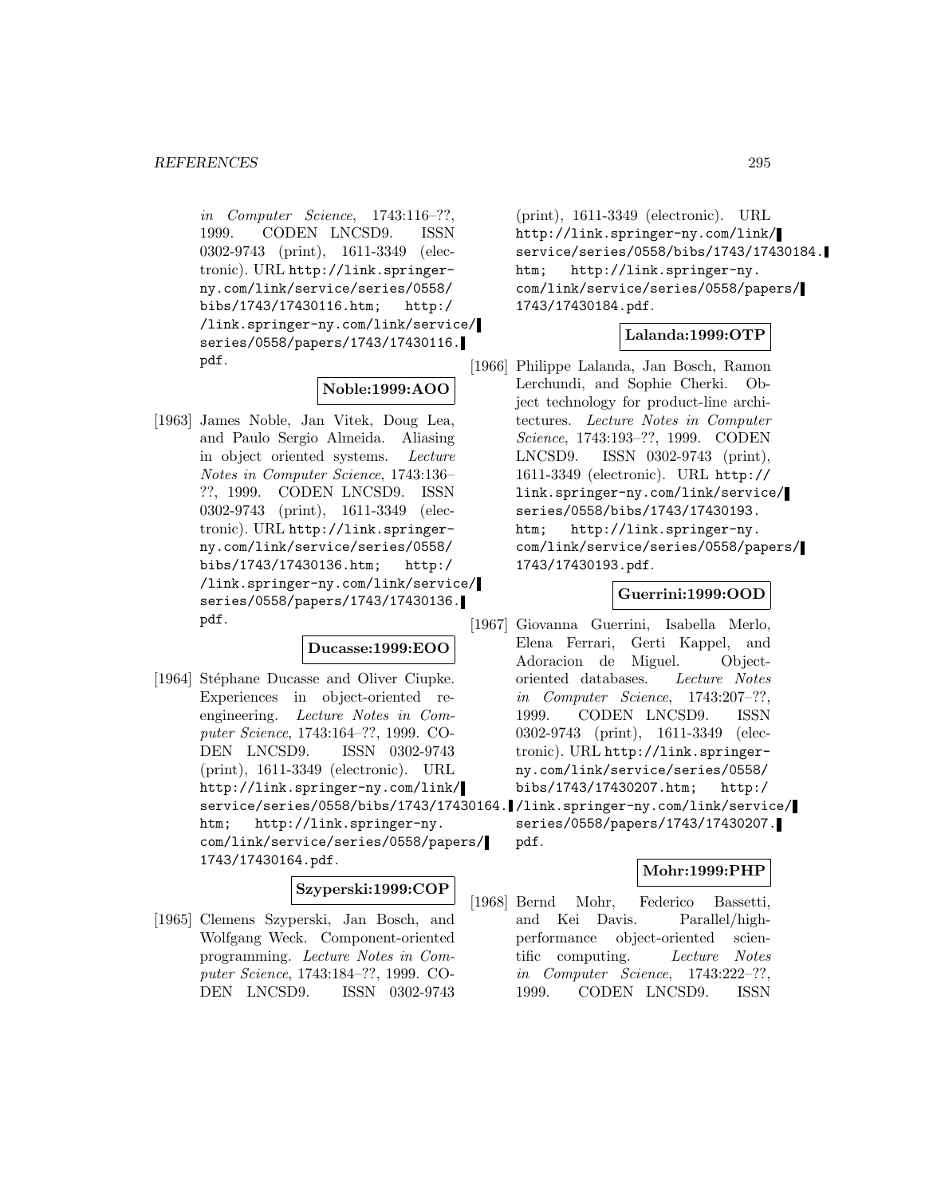*in Computer Science*, 1743:116–??, 1999. CODEN LNCSD9. ISSN 0302-9743 (print), 1611-3349 (electronic). URL http://link.springer-ny.com/link/service/series/0558/bibs/1743/17430116.htm; http://link.springer-ny.com/link/service/series/0558/papers/1743/17430116.pdf.

**Noble:1999:AOO**

[1963] James Noble, Jan Vitek, Doug Lea, and Paulo Sergio Almeida. Aliasing in object oriented systems. *Lecture Notes in Computer Science*, 1743:136–??, 1999. CODEN LNCSD9. ISSN 0302-9743 (print), 1611-3349 (electronic). URL http://link.springer-ny.com/link/service/series/0558/bibs/1743/17430136.htm; http://link.springer-ny.com/link/service/series/0558/papers/1743/17430136.pdf.

**Ducasse:1999:EOO**

[1964] Stéphane Ducasse and Oliver Ciupke. Experiences in object-oriented re-engineering. *Lecture Notes in Computer Science*, 1743:164–??, 1999. CODEN LNCSD9. ISSN 0302-9743 (print), 1611-3349 (electronic). URL http://link.springer-ny.com/link/service/series/0558/bibs/1743/17430164.htm; http://link.springer-ny.com/link/service/series/0558/papers/1743/17430164.pdf.

**Szyperski:1999:COP**

[1965] Clemens Szyperski, Jan Bosch, and Wolfgang Weck. Component-oriented programming. *Lecture Notes in Computer Science*, 1743:184–??, 1999. CODEN LNCSD9. ISSN 0302-9743 (print), 1611-3349 (electronic). URL http://link.springer-ny.com/link/service/series/0558/bibs/1743/17430184.htm; http://link.springer-ny.com/link/service/series/0558/papers/1743/17430184.pdf.

**Lalanda:1999:OTP**

[1966] Philippe Lalanda, Jan Bosch, Ramon Lerchundi, and Sophie Cherki. Object technology for product-line architectures. *Lecture Notes in Computer Science*, 1743:193–??, 1999. CODEN LNCSD9. ISSN 0302-9743 (print), 1611-3349 (electronic). URL http://link.springer-ny.com/link/service/series/0558/bibs/1743/17430193.htm; http://link.springer-ny.com/link/service/series/0558/papers/1743/17430193.pdf.

**Guerrini:1999:OOD**

[1967] Giovanna Guerrini, Isabella Merlo, Elena Ferrari, Gerti Kappel, and Adoracion de Miguel. Object-oriented databases. *Lecture Notes in Computer Science*, 1743:207–??, 1999. CODEN LNCSD9. ISSN 0302-9743 (print), 1611-3349 (electronic). URL http://link.springer-ny.com/link/service/series/0558/bibs/1743/17430207.htm; http://link.springer-ny.com/link/service/series/0558/papers/1743/17430207.pdf.

**Mohr:1999:PHP**

[1968] Bernd Mohr, Federico Bassetti, and Kei Davis. Parallel/high-performance object-oriented scientific computing. *Lecture Notes in Computer Science*, 1743:222–??, 1999. CODEN LNCSD9. ISSN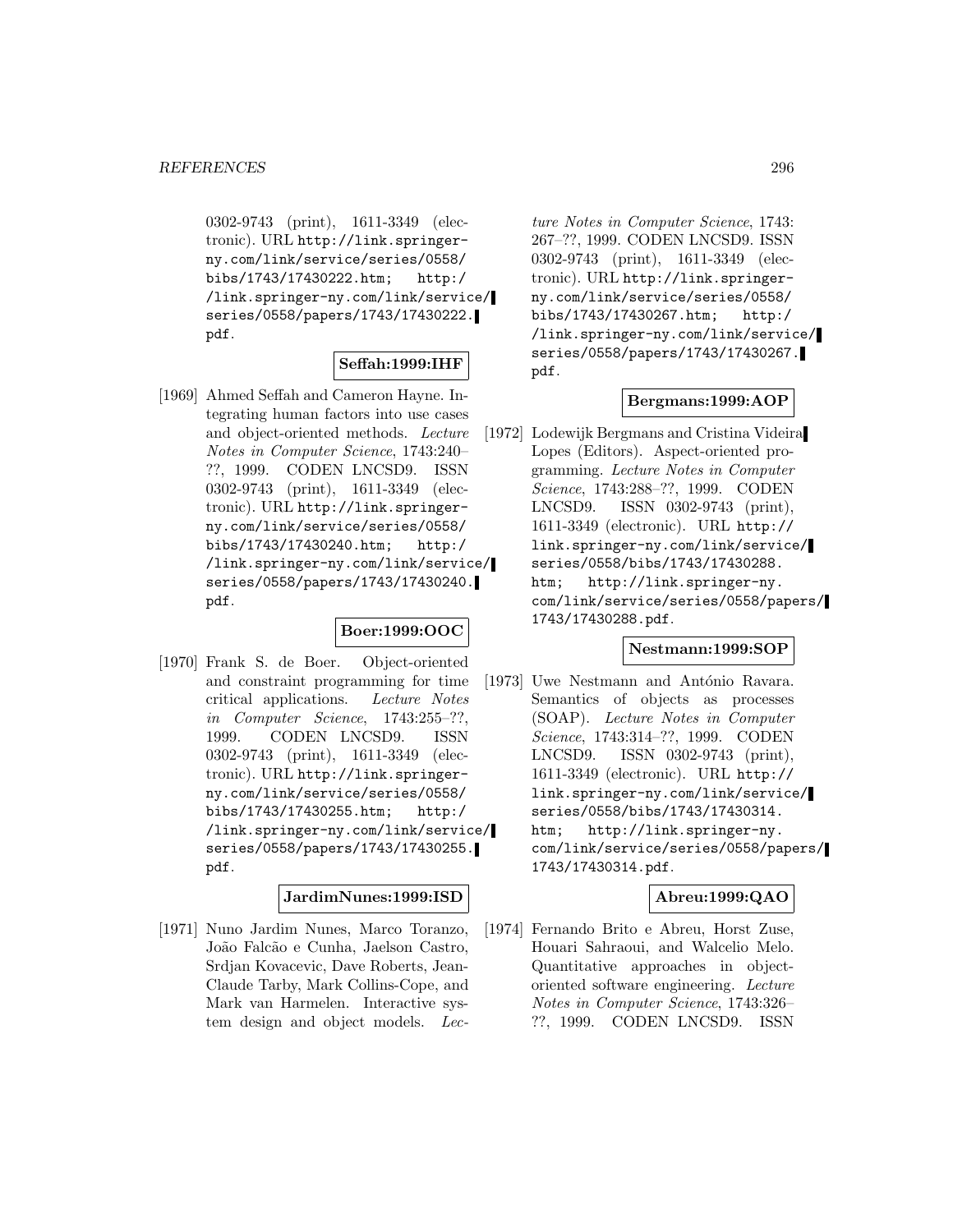0302-9743 (print), 1611-3349 (electronic). URL http://link.springer-ny.com/link/service/series/0558/bibs/1743/17430222.htm; http://link.springer-ny.com/link/service/series/0558/papers/1743/17430222.pdf.

**Seffah:1999:IHF**

[1969] Ahmed Seffah and Cameron Hayne. Integrating human factors into use cases and object-oriented methods. *Lecture Notes in Computer Science*, 1743:240–??, 1999. CODEN LNCSD9. ISSN 0302-9743 (print), 1611-3349 (electronic). URL http://link.springer-ny.com/link/service/series/0558/bibs/1743/17430240.htm; http://link.springer-ny.com/link/service/series/0558/papers/1743/17430240.pdf.

**Boer:1999:OOC**

[1970] Frank S. de Boer. Object-oriented and constraint programming for time critical applications. *Lecture Notes in Computer Science*, 1743:255–??, 1999. CODEN LNCSD9. ISSN 0302-9743 (print), 1611-3349 (electronic). URL http://link.springer-ny.com/link/service/series/0558/bibs/1743/17430255.htm; http://link.springer-ny.com/link/service/series/0558/papers/1743/17430255.pdf.

**JardimNunes:1999:ISD**

[1971] Nuno Jardim Nunes, Marco Toranzo, João Falcão e Cunha, Jaelson Castro, Srdjan Kovacevic, Dave Roberts, Jean-Claude Tarby, Mark Collins-Cope, and Mark van Harmelen. Interactive system design and object models. *Lecture Notes in Computer Science*, 1743:267–??, 1999. CODEN LNCSD9. ISSN 0302-9743 (print), 1611-3349 (electronic). URL http://link.springer-ny.com/link/service/series/0558/bibs/1743/17430267.htm; http://link.springer-ny.com/link/service/series/0558/papers/1743/17430267.pdf.

**Bergmans:1999:AOP**

[1972] Lodewijk Bergmans and Cristina Videira Lopes (Editors). Aspect-oriented programming. *Lecture Notes in Computer Science*, 1743:288–??, 1999. CODEN LNCSD9. ISSN 0302-9743 (print), 1611-3349 (electronic). URL http://link.springer-ny.com/link/service/series/0558/bibs/1743/17430288.htm; http://link.springer-ny.com/link/service/series/0558/papers/1743/17430288.pdf.

**Nestmann:1999:SOP**

[1973] Uwe Nestmann and António Ravara. Semantics of objects as processes (SOAP). *Lecture Notes in Computer Science*, 1743:314–??, 1999. CODEN LNCSD9. ISSN 0302-9743 (print), 1611-3349 (electronic). URL http://link.springer-ny.com/link/service/series/0558/bibs/1743/17430314.htm; http://link.springer-ny.com/link/service/series/0558/papers/1743/17430314.pdf.

**Abreu:1999:QAO**

[1974] Fernando Brito e Abreu, Horst Zuse, Houari Sahraoui, and Walcelio Melo. Quantitative approaches in object-oriented software engineering. *Lecture Notes in Computer Science*, 1743:326–??, 1999. CODEN LNCSD9. ISSN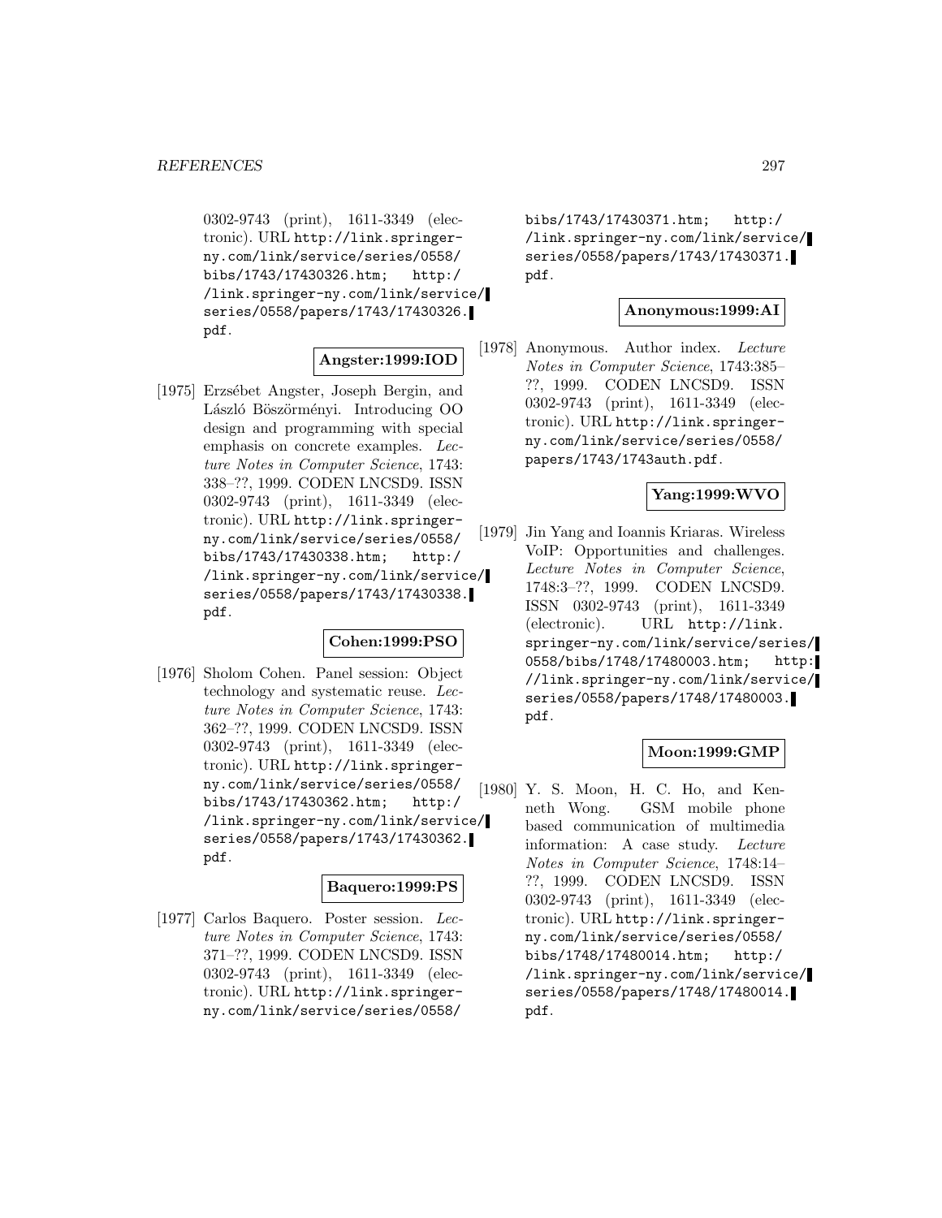0302-9743 (print), 1611-3349 (electronic). URL http://link.springer-ny.com/link/service/series/0558/bibs/1743/17430326.htm; http://link.springer-ny.com/link/service/series/0558/papers/1743/17430326.pdf.

**Angster:1999:IOD**

[1975] Erzsébet Angster, Joseph Bergin, and László Böszörményi. Introducing OO design and programming with special emphasis on concrete examples. *Lecture Notes in Computer Science*, 1743: 338–??, 1999. CODEN LNCSD9. ISSN 0302-9743 (print), 1611-3349 (electronic). URL http://link.springer-ny.com/link/service/series/0558/bibs/1743/17430338.htm; http://link.springer-ny.com/link/service/series/0558/papers/1743/17430338.pdf.

**Cohen:1999:PSO**

[1976] Sholom Cohen. Panel session: Object technology and systematic reuse. *Lecture Notes in Computer Science*, 1743: 362–??, 1999. CODEN LNCSD9. ISSN 0302-9743 (print), 1611-3349 (electronic). URL http://link.springer-ny.com/link/service/series/0558/bibs/1743/17430362.htm; http://link.springer-ny.com/link/service/series/0558/papers/1743/17430362.pdf.

**Baquero:1999:PS**

[1977] Carlos Baquero. Poster session. *Lecture Notes in Computer Science*, 1743: 371–??, 1999. CODEN LNCSD9. ISSN 0302-9743 (print), 1611-3349 (electronic). URL http://link.springer-ny.com/link/service/series/0558/bibs/1743/17430371.htm; http://link.springer-ny.com/link/service/series/0558/papers/1743/17430371.pdf.

**Anonymous:1999:AI**

[1978] Anonymous. Author index. *Lecture Notes in Computer Science*, 1743:385–??, 1999. CODEN LNCSD9. ISSN 0302-9743 (print), 1611-3349 (electronic). URL http://link.springer-ny.com/link/service/series/0558/papers/1743/1743auth.pdf.

**Yang:1999:WVO**

[1979] Jin Yang and Ioannis Kriaras. Wireless VoIP: Opportunities and challenges. *Lecture Notes in Computer Science*, 1748:3–??, 1999. CODEN LNCSD9. ISSN 0302-9743 (print), 1611-3349 (electronic). URL http://link.springer-ny.com/link/service/series/0558/bibs/1748/17480003.htm; http://link.springer-ny.com/link/service/series/0558/papers/1748/17480003.pdf.

**Moon:1999:GMP**

[1980] Y. S. Moon, H. C. Ho, and Kenneth Wong. GSM mobile phone based communication of multimedia information: A case study. *Lecture Notes in Computer Science*, 1748:14–??, 1999. CODEN LNCSD9. ISSN 0302-9743 (print), 1611-3349 (electronic). URL http://link.springer-ny.com/link/service/series/0558/bibs/1748/17480014.htm; http://link.springer-ny.com/link/service/series/0558/papers/1748/17480014.pdf.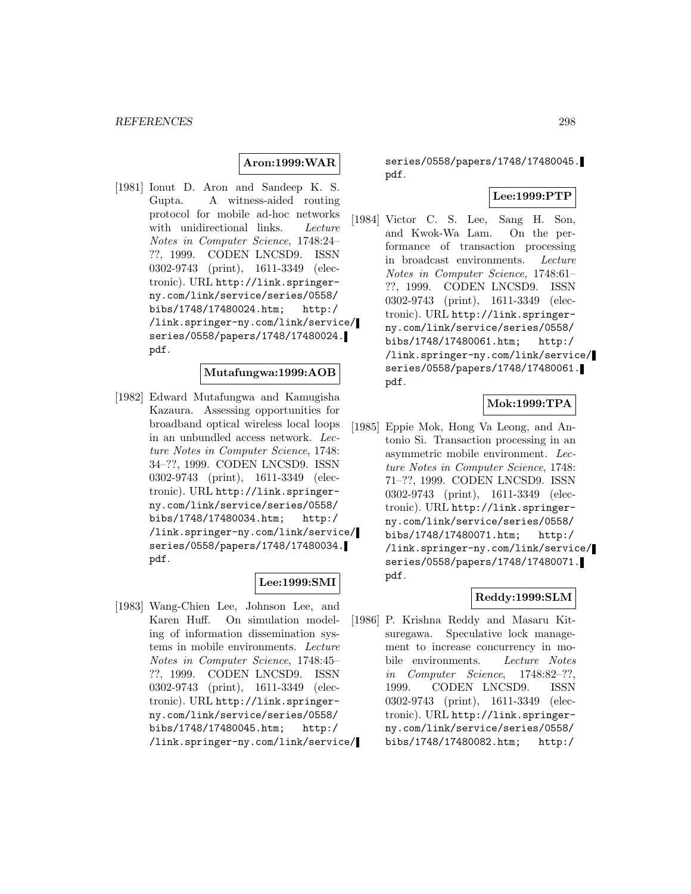**Aron:1999:WAR**

[1981] Ionut D. Aron and Sandeep K. S. Gupta. A witness-aided routing protocol for mobile ad-hoc networks with unidirectional links. *Lecture Notes in Computer Science*, 1748:24–??, 1999. CODEN LNCSD9. ISSN 0302-9743 (print), 1611-3349 (electronic). URL http://link.springer-ny.com/link/service/series/0558/bibs/1748/17480024.htm; http://link.springer-ny.com/link/service/series/0558/papers/1748/17480024.pdf.

**Mutafungwa:1999:AOB**

[1982] Edward Mutafungwa and Kamugisha Kazaura. Assessing opportunities for broadband optical wireless local loops in an unbundled access network. *Lecture Notes in Computer Science*, 1748:34–??, 1999. CODEN LNCSD9. ISSN 0302-9743 (print), 1611-3349 (electronic). URL http://link.springer-ny.com/link/service/series/0558/bibs/1748/17480034.htm; http://link.springer-ny.com/link/service/series/0558/papers/1748/17480034.pdf.

**Lee:1999:SMI**

[1983] Wang-Chien Lee, Johnson Lee, and Karen Huff. On simulation modeling of information dissemination systems in mobile environments. *Lecture Notes in Computer Science*, 1748:45–??, 1999. CODEN LNCSD9. ISSN 0302-9743 (print), 1611-3349 (electronic). URL http://link.springer-ny.com/link/service/series/0558/bibs/1748/17480045.htm; http://link.springer-ny.com/link/service/series/0558/papers/1748/17480045.pdf.

**Lee:1999:PTP**

[1984] Victor C. S. Lee, Sang H. Son, and Kwok-Wa Lam. On the performance of transaction processing in broadcast environments. *Lecture Notes in Computer Science*, 1748:61–??, 1999. CODEN LNCSD9. ISSN 0302-9743 (print), 1611-3349 (electronic). URL http://link.springer-ny.com/link/service/series/0558/bibs/1748/17480061.htm; http://link.springer-ny.com/link/service/series/0558/papers/1748/17480061.pdf.

**Mok:1999:TPA**

[1985] Eppie Mok, Hong Va Leong, and Antonio Si. Transaction processing in an asymmetric mobile environment. *Lecture Notes in Computer Science*, 1748:71–??, 1999. CODEN LNCSD9. ISSN 0302-9743 (print), 1611-3349 (electronic). URL http://link.springer-ny.com/link/service/series/0558/bibs/1748/17480071.htm; http://link.springer-ny.com/link/service/series/0558/papers/1748/17480071.pdf.

**Reddy:1999:SLM**

[1986] P. Krishna Reddy and Masaru Kitsuregawa. Speculative lock management to increase concurrency in mobile environments. *Lecture Notes in Computer Science*, 1748:82–??, 1999. CODEN LNCSD9. ISSN 0302-9743 (print), 1611-3349 (electronic). URL http://link.springer-ny.com/link/service/series/0558/bibs/1748/17480082.htm; http:/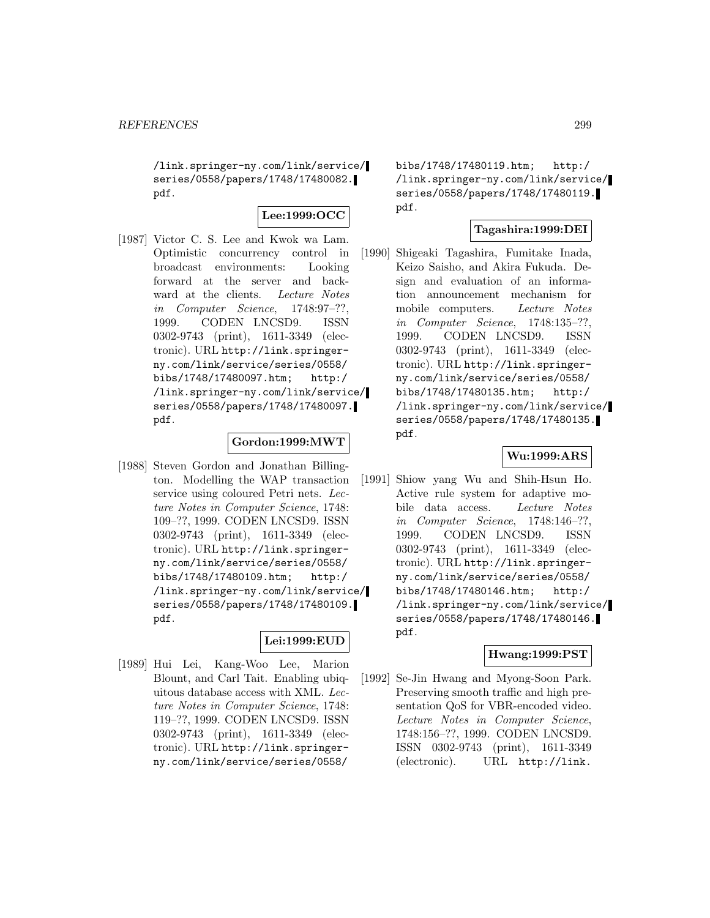/link.springer-ny.com/link/service/series/0558/papers/1748/17480082.pdf.

**Lee:1999:OCC**

[1987] Victor C. S. Lee and Kwok wa Lam. Optimistic concurrency control in broadcast environments: Looking forward at the server and backward at the clients. *Lecture Notes in Computer Science*, 1748:97–??, 1999. CODEN LNCSD9. ISSN 0302-9743 (print), 1611-3349 (electronic). URL http://link.springer-ny.com/link/service/series/0558/bibs/1748/17480097.htm; http://link.springer-ny.com/link/service/series/0558/papers/1748/17480097.pdf.

**Gordon:1999:MWT**

[1988] Steven Gordon and Jonathan Billington. Modelling the WAP transaction service using coloured Petri nets. *Lecture Notes in Computer Science*, 1748:109–??, 1999. CODEN LNCSD9. ISSN 0302-9743 (print), 1611-3349 (electronic). URL http://link.springer-ny.com/link/service/series/0558/bibs/1748/17480109.htm; http://link.springer-ny.com/link/service/series/0558/papers/1748/17480109.pdf.

**Lei:1999:EUD**

[1989] Hui Lei, Kang-Woo Lee, Marion Blount, and Carl Tait. Enabling ubiquitous database access with XML. *Lecture Notes in Computer Science*, 1748:119–??, 1999. CODEN LNCSD9. ISSN 0302-9743 (print), 1611-3349 (electronic). URL http://link.springer-ny.com/link/service/series/0558/bibs/1748/17480119.htm; http://link.springer-ny.com/link/service/series/0558/papers/1748/17480119.pdf.

**Tagashira:1999:DEI**

[1990] Shigeaki Tagashira, Fumitake Inada, Keizo Saisho, and Akira Fukuda. Design and evaluation of an information announcement mechanism for mobile computers. *Lecture Notes in Computer Science*, 1748:135–??, 1999. CODEN LNCSD9. ISSN 0302-9743 (print), 1611-3349 (electronic). URL http://link.springer-ny.com/link/service/series/0558/bibs/1748/17480135.htm; http://link.springer-ny.com/link/service/series/0558/papers/1748/17480135.pdf.

**Wu:1999:ARS**

[1991] Shiow yang Wu and Shih-Hsun Ho. Active rule system for adaptive mobile data access. *Lecture Notes in Computer Science*, 1748:146–??, 1999. CODEN LNCSD9. ISSN 0302-9743 (print), 1611-3349 (electronic). URL http://link.springer-ny.com/link/service/series/0558/bibs/1748/17480146.htm; http://link.springer-ny.com/link/service/series/0558/papers/1748/17480146.pdf.

**Hwang:1999:PST**

[1992] Se-Jin Hwang and Myong-Soon Park. Preserving smooth traffic and high presentation QoS for VBR-encoded video. *Lecture Notes in Computer Science*, 1748:156–??, 1999. CODEN LNCSD9. ISSN 0302-9743 (print), 1611-3349 (electronic). URL http://link.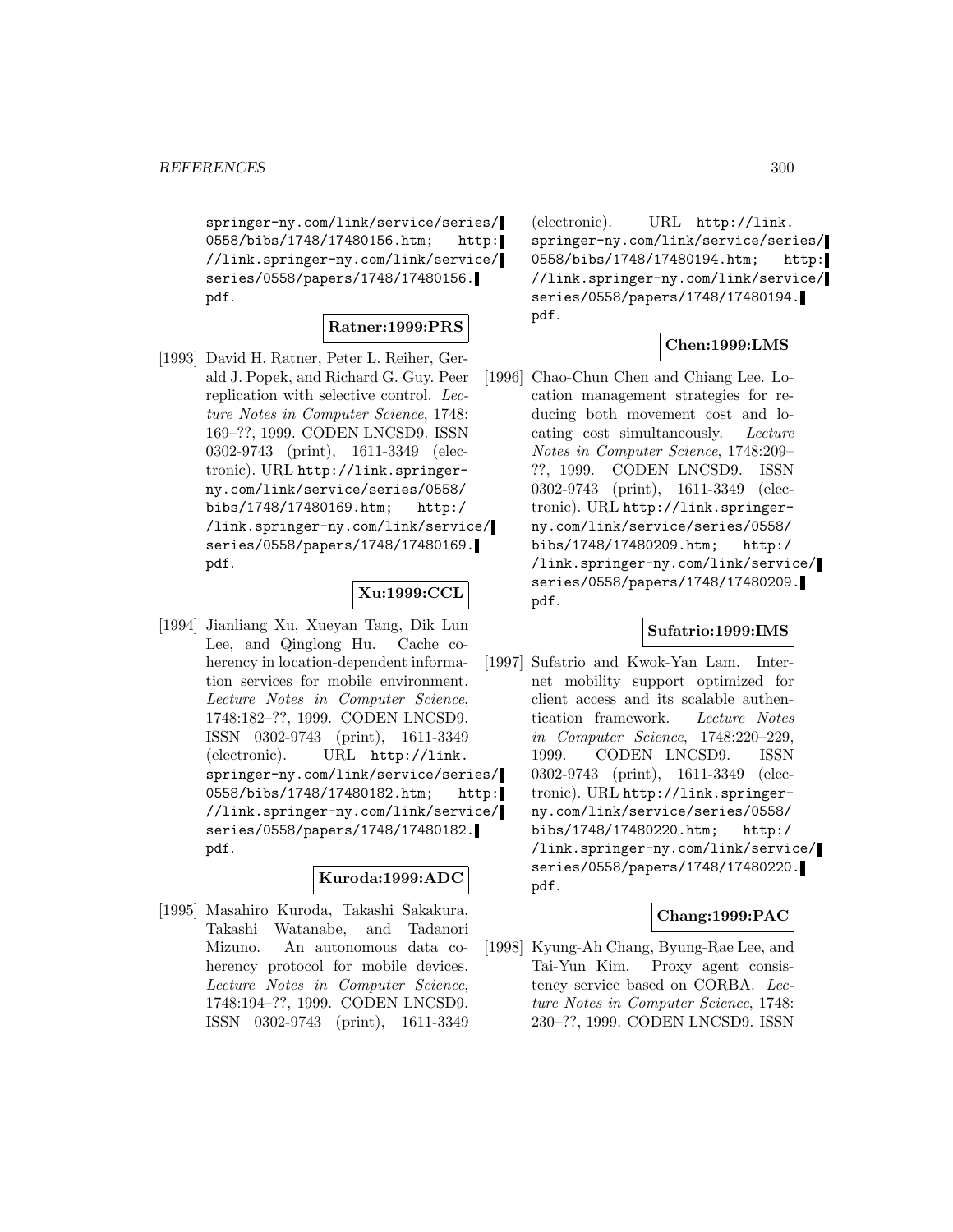springer-ny.com/link/service/series/0558/bibs/1748/17480156.htm; http://link.springer-ny.com/link/service/series/0558/papers/1748/17480156.pdf.

**Ratner:1999:PRS**

[1993] David H. Ratner, Peter L. Reiher, Gerald J. Popek, and Richard G. Guy. Peer replication with selective control. *Lecture Notes in Computer Science*, 1748: 169–??, 1999. CODEN LNCSD9. ISSN 0302-9743 (print), 1611-3349 (electronic). URL http://link.springer-ny.com/link/service/series/0558/bibs/1748/17480169.htm; http://link.springer-ny.com/link/service/series/0558/papers/1748/17480169.pdf.

**Xu:1999:CCL**

[1994] Jianliang Xu, Xueyan Tang, Dik Lun Lee, and Qinglong Hu. Cache coherency in location-dependent information services for mobile environment. *Lecture Notes in Computer Science*, 1748:182–??, 1999. CODEN LNCSD9. ISSN 0302-9743 (print), 1611-3349 (electronic). URL http://link.springer-ny.com/link/service/series/0558/bibs/1748/17480182.htm; http://link.springer-ny.com/link/service/series/0558/papers/1748/17480182.pdf.

**Kuroda:1999:ADC**

[1995] Masahiro Kuroda, Takashi Sakakura, Takashi Watanabe, and Tadanori Mizuno. An autonomous data coherency protocol for mobile devices. *Lecture Notes in Computer Science*, 1748:194–??, 1999. CODEN LNCSD9. ISSN 0302-9743 (print), 1611-3349 (electronic). URL http://link.springer-ny.com/link/service/series/0558/bibs/1748/17480194.htm; http://link.springer-ny.com/link/service/series/0558/papers/1748/17480194.pdf.

**Chen:1999:LMS**

[1996] Chao-Chun Chen and Chiang Lee. Location management strategies for reducing both movement cost and locating cost simultaneously. *Lecture Notes in Computer Science*, 1748:209–??, 1999. CODEN LNCSD9. ISSN 0302-9743 (print), 1611-3349 (electronic). URL http://link.springer-ny.com/link/service/series/0558/bibs/1748/17480209.htm; http://link.springer-ny.com/link/service/series/0558/papers/1748/17480209.pdf.

**Sufatrio:1999:IMS**

[1997] Sufatrio and Kwok-Yan Lam. Internet mobility support optimized for client access and its scalable authentication framework. *Lecture Notes in Computer Science*, 1748:220–229, 1999. CODEN LNCSD9. ISSN 0302-9743 (print), 1611-3349 (electronic). URL http://link.springer-ny.com/link/service/series/0558/bibs/1748/17480220.htm; http://link.springer-ny.com/link/service/series/0558/papers/1748/17480220.pdf.

**Chang:1999:PAC**

[1998] Kyung-Ah Chang, Byung-Rae Lee, and Tai-Yun Kim. Proxy agent consistency service based on CORBA. *Lecture Notes in Computer Science*, 1748: 230–??, 1999. CODEN LNCSD9. ISSN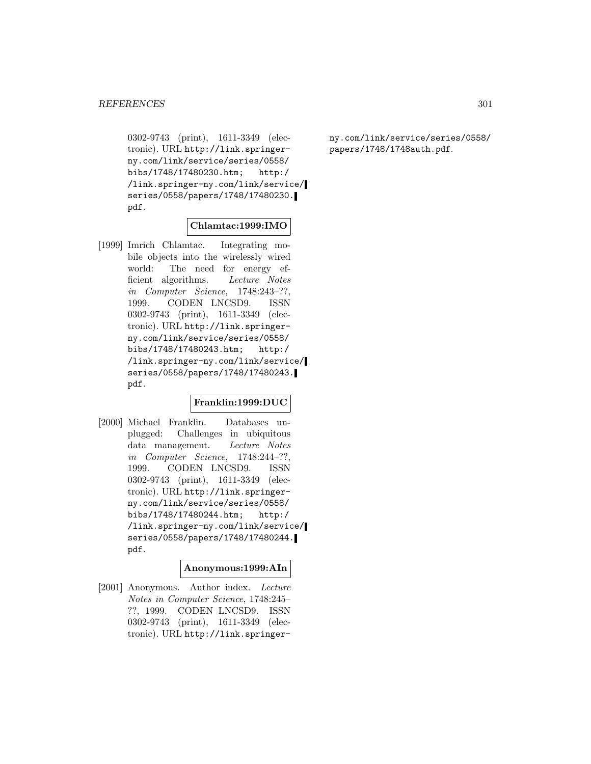0302-9743 (print), 1611-3349 (electronic). URL http://link.springer-ny.com/link/service/series/0558/bibs/1748/17480230.htm; http://link.springer-ny.com/link/service/series/0558/papers/1748/17480230.pdf.

**Chlamtac:1999:IMO**

[1999] Imrich Chlamtac. Integrating mobile objects into the wirelessly wired world: The need for energy efficient algorithms. *Lecture Notes in Computer Science*, 1748:243–??, 1999. CODEN LNCSD9. ISSN 0302-9743 (print), 1611-3349 (electronic). URL http://link.springer-ny.com/link/service/series/0558/bibs/1748/17480243.htm; http://link.springer-ny.com/link/service/series/0558/papers/1748/17480243.pdf.

**Franklin:1999:DUC**

[2000] Michael Franklin. Databases unplugged: Challenges in ubiquitous data management. *Lecture Notes in Computer Science*, 1748:244–??, 1999. CODEN LNCSD9. ISSN 0302-9743 (print), 1611-3349 (electronic). URL http://link.springer-ny.com/link/service/series/0558/bibs/1748/17480244.htm; http://link.springer-ny.com/link/service/series/0558/papers/1748/17480244.pdf.

**Anonymous:1999:AIn**

[2001] Anonymous. Author index. *Lecture Notes in Computer Science*, 1748:245–??, 1999. CODEN LNCSD9. ISSN 0302-9743 (print), 1611-3349 (electronic). URL http://link.springer-ny.com/link/service/series/0558/papers/1748/1748auth.pdf.